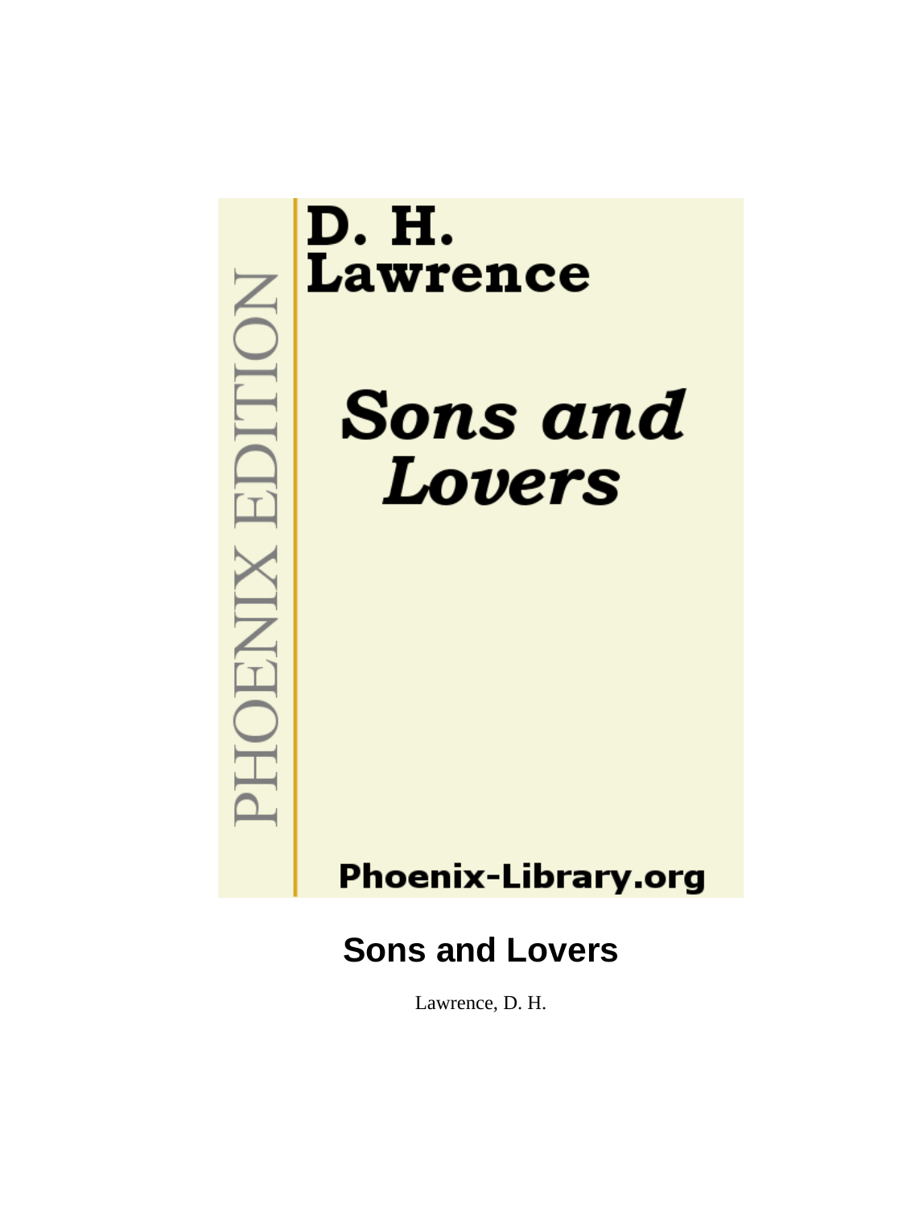PHOENIX EDITION

D. H. Lawrence

*Sons and Lovers*

Phoenix-Library.org

# Sons and Lovers

Lawrence, D. H.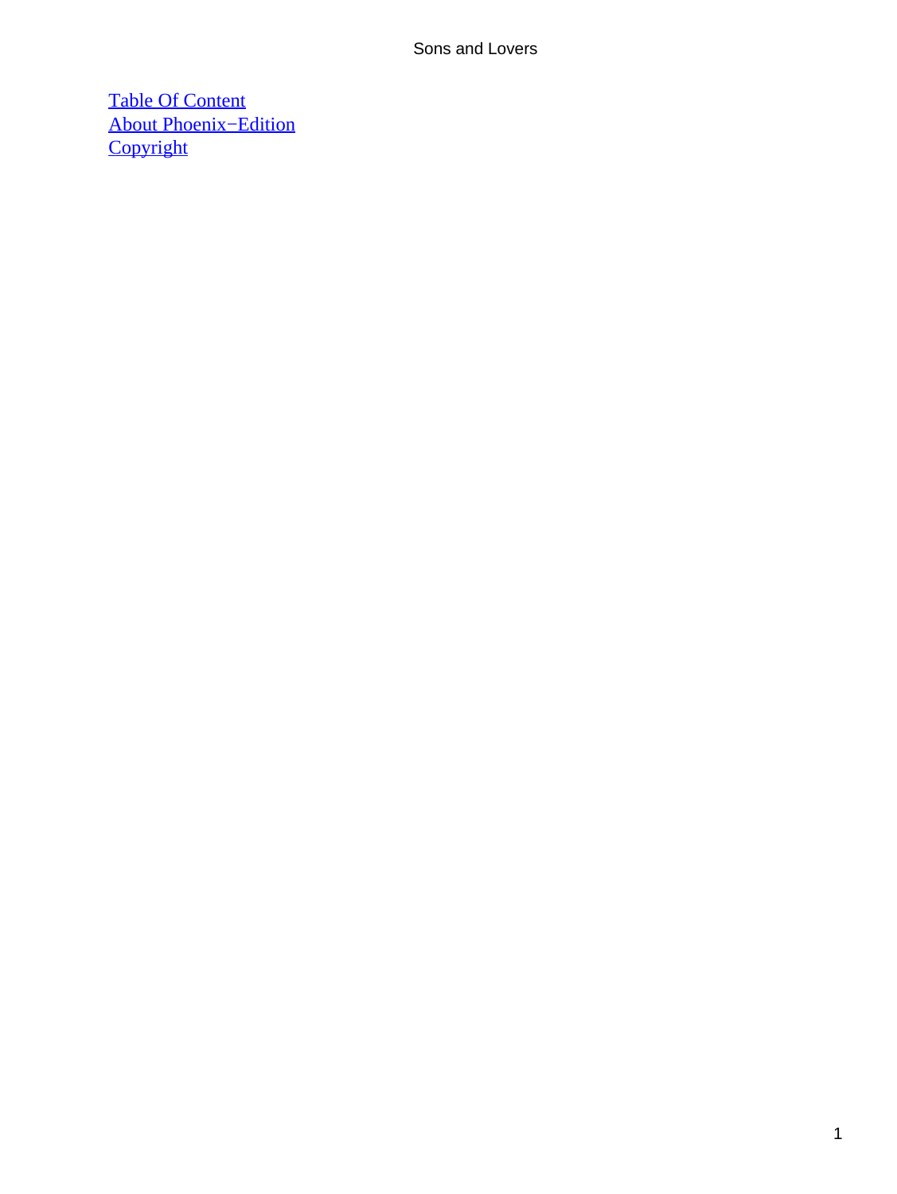Table Of Content
About Phoenix−Edition
Copyright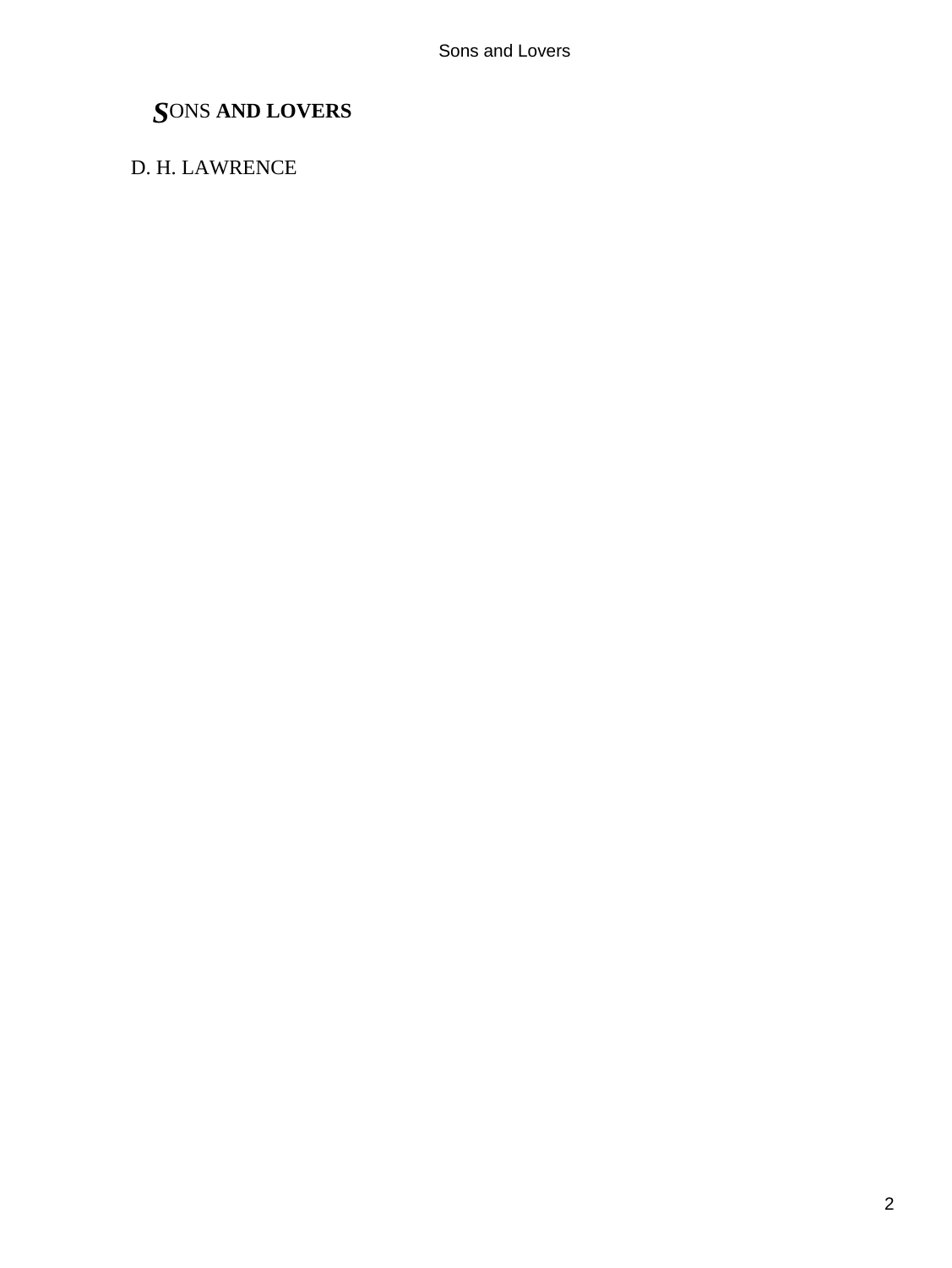# SONS AND LOVERS

D. H. LAWRENCE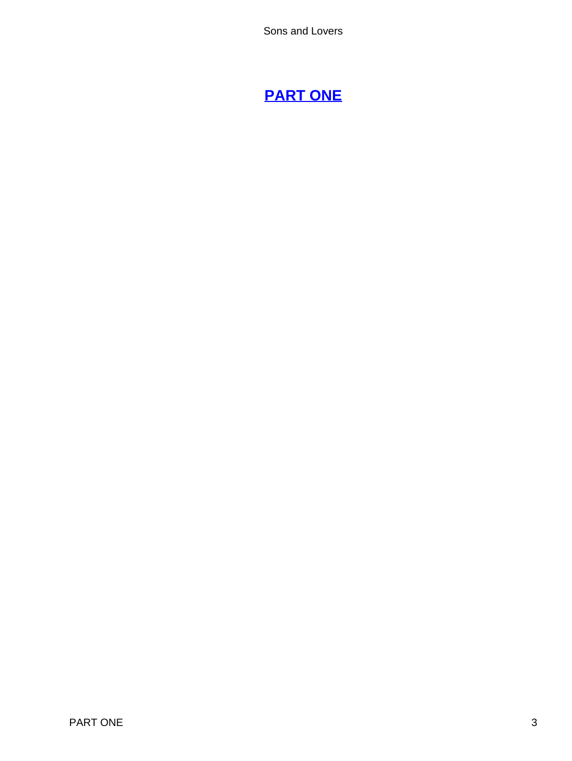# PART ONE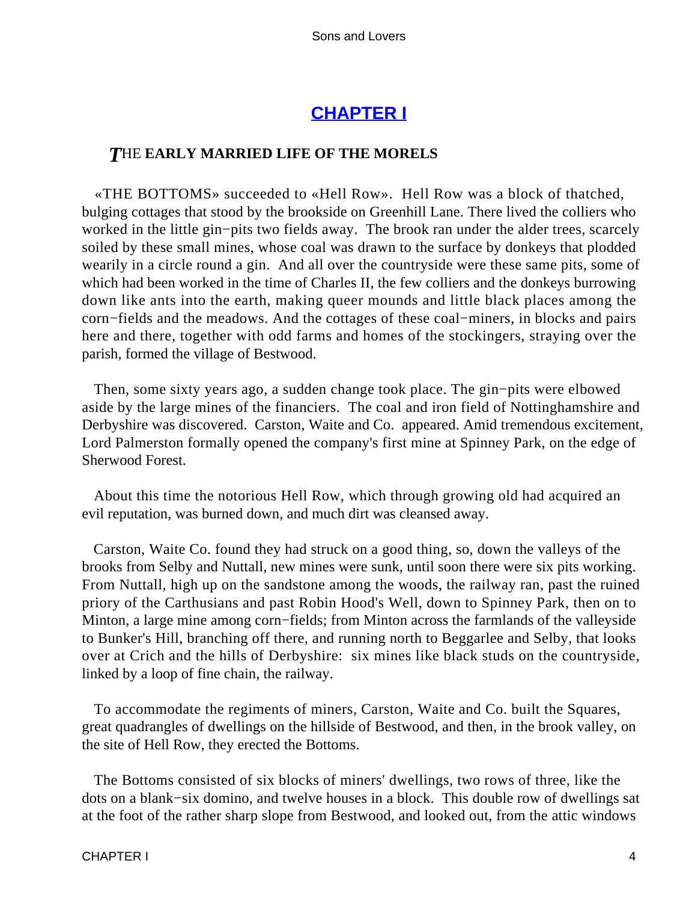## CHAPTER I

### THE EARLY MARRIED LIFE OF THE MORELS

«THE BOTTOMS» succeeded to «Hell Row». Hell Row was a block of thatched, bulging cottages that stood by the brookside on Greenhill Lane. There lived the colliers who worked in the little gin−pits two fields away. The brook ran under the alder trees, scarcely soiled by these small mines, whose coal was drawn to the surface by donkeys that plodded wearily in a circle round a gin. And all over the countryside were these same pits, some of which had been worked in the time of Charles II, the few colliers and the donkeys burrowing down like ants into the earth, making queer mounds and little black places among the corn−fields and the meadows. And the cottages of these coal−miners, in blocks and pairs here and there, together with odd farms and homes of the stockingers, straying over the parish, formed the village of Bestwood.

Then, some sixty years ago, a sudden change took place. The gin−pits were elbowed aside by the large mines of the financiers. The coal and iron field of Nottinghamshire and Derbyshire was discovered. Carston, Waite and Co. appeared. Amid tremendous excitement, Lord Palmerston formally opened the company's first mine at Spinney Park, on the edge of Sherwood Forest.

About this time the notorious Hell Row, which through growing old had acquired an evil reputation, was burned down, and much dirt was cleansed away.

Carston, Waite Co. found they had struck on a good thing, so, down the valleys of the brooks from Selby and Nuttall, new mines were sunk, until soon there were six pits working. From Nuttall, high up on the sandstone among the woods, the railway ran, past the ruined priory of the Carthusians and past Robin Hood's Well, down to Spinney Park, then on to Minton, a large mine among corn−fields; from Minton across the farmlands of the valleyside to Bunker's Hill, branching off there, and running north to Beggarlee and Selby, that looks over at Crich and the hills of Derbyshire: six mines like black studs on the countryside, linked by a loop of fine chain, the railway.

To accommodate the regiments of miners, Carston, Waite and Co. built the Squares, great quadrangles of dwellings on the hillside of Bestwood, and then, in the brook valley, on the site of Hell Row, they erected the Bottoms.

The Bottoms consisted of six blocks of miners' dwellings, two rows of three, like the dots on a blank−six domino, and twelve houses in a block. This double row of dwellings sat at the foot of the rather sharp slope from Bestwood, and looked out, from the attic windows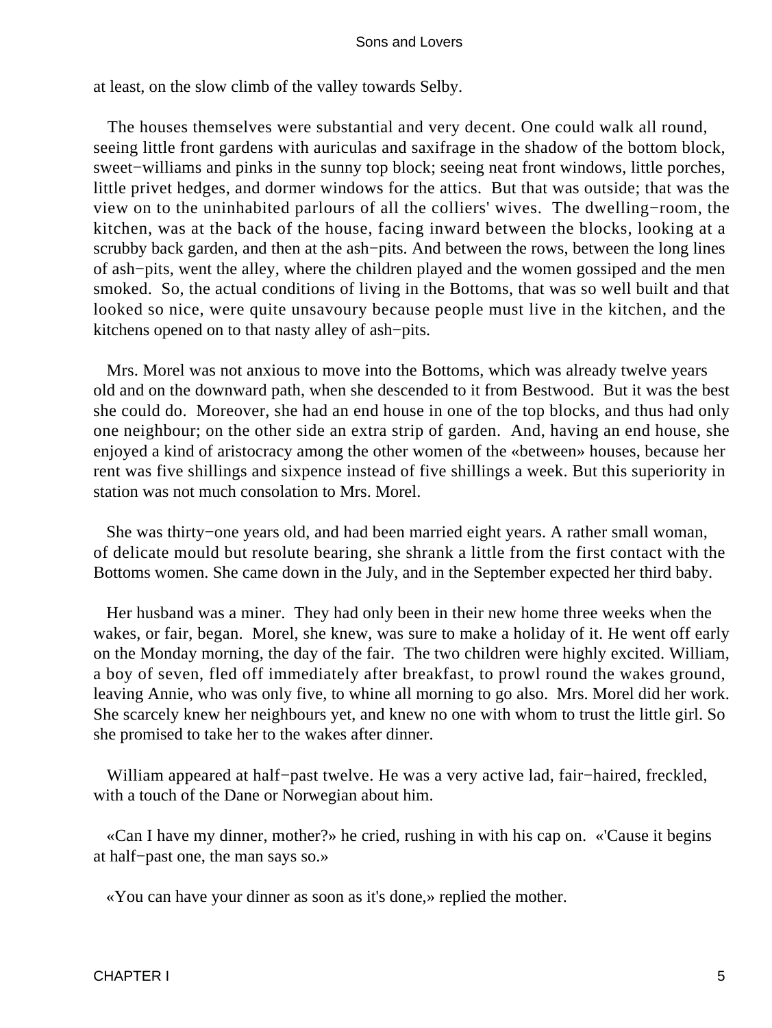at least, on the slow climb of the valley towards Selby.

The houses themselves were substantial and very decent. One could walk all round, seeing little front gardens with auriculas and saxifrage in the shadow of the bottom block, sweet−williams and pinks in the sunny top block; seeing neat front windows, little porches, little privet hedges, and dormer windows for the attics. But that was outside; that was the view on to the uninhabited parlours of all the colliers' wives. The dwelling−room, the kitchen, was at the back of the house, facing inward between the blocks, looking at a scrubby back garden, and then at the ash−pits. And between the rows, between the long lines of ash−pits, went the alley, where the children played and the women gossiped and the men smoked. So, the actual conditions of living in the Bottoms, that was so well built and that looked so nice, were quite unsavoury because people must live in the kitchen, and the kitchens opened on to that nasty alley of ash−pits.

Mrs. Morel was not anxious to move into the Bottoms, which was already twelve years old and on the downward path, when she descended to it from Bestwood. But it was the best she could do. Moreover, she had an end house in one of the top blocks, and thus had only one neighbour; on the other side an extra strip of garden. And, having an end house, she enjoyed a kind of aristocracy among the other women of the «between» houses, because her rent was five shillings and sixpence instead of five shillings a week. But this superiority in station was not much consolation to Mrs. Morel.

She was thirty−one years old, and had been married eight years. A rather small woman, of delicate mould but resolute bearing, she shrank a little from the first contact with the Bottoms women. She came down in the July, and in the September expected her third baby.

Her husband was a miner. They had only been in their new home three weeks when the wakes, or fair, began. Morel, she knew, was sure to make a holiday of it. He went off early on the Monday morning, the day of the fair. The two children were highly excited. William, a boy of seven, fled off immediately after breakfast, to prowl round the wakes ground, leaving Annie, who was only five, to whine all morning to go also. Mrs. Morel did her work. She scarcely knew her neighbours yet, and knew no one with whom to trust the little girl. So she promised to take her to the wakes after dinner.

William appeared at half−past twelve. He was a very active lad, fair−haired, freckled, with a touch of the Dane or Norwegian about him.

«Can I have my dinner, mother?» he cried, rushing in with his cap on. «'Cause it begins at half−past one, the man says so.»

«You can have your dinner as soon as it's done,» replied the mother.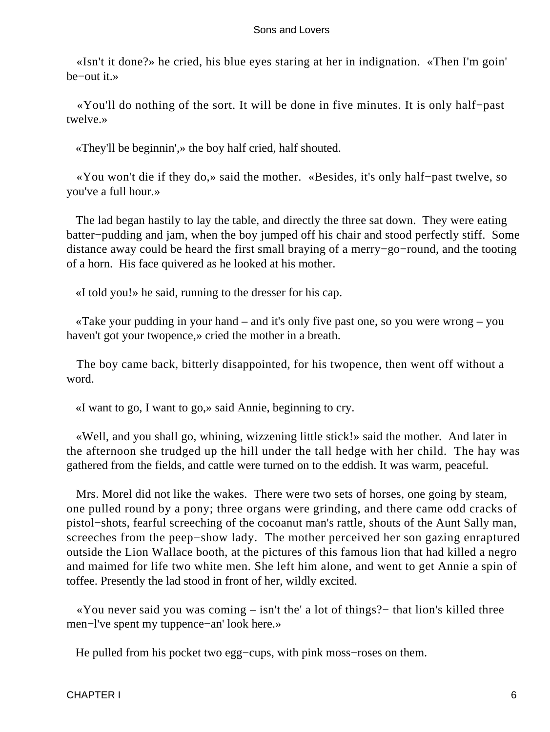«Isn't it done?» he cried, his blue eyes staring at her in indignation. «Then I'm goin' be−out it.»

«You'll do nothing of the sort. It will be done in five minutes. It is only half−past twelve.»

«They'll be beginnin',» the boy half cried, half shouted.

«You won't die if they do,» said the mother. «Besides, it's only half−past twelve, so you've a full hour.»

The lad began hastily to lay the table, and directly the three sat down. They were eating batter−pudding and jam, when the boy jumped off his chair and stood perfectly stiff. Some distance away could be heard the first small braying of a merry−go−round, and the tooting of a horn. His face quivered as he looked at his mother.

«I told you!» he said, running to the dresser for his cap.

«Take your pudding in your hand – and it's only five past one, so you were wrong – you haven't got your twopence,» cried the mother in a breath.

The boy came back, bitterly disappointed, for his twopence, then went off without a word.

«I want to go, I want to go,» said Annie, beginning to cry.

«Well, and you shall go, whining, wizzening little stick!» said the mother. And later in the afternoon she trudged up the hill under the tall hedge with her child. The hay was gathered from the fields, and cattle were turned on to the eddish. It was warm, peaceful.

Mrs. Morel did not like the wakes. There were two sets of horses, one going by steam, one pulled round by a pony; three organs were grinding, and there came odd cracks of pistol−shots, fearful screeching of the cocoanut man's rattle, shouts of the Aunt Sally man, screeches from the peep−show lady. The mother perceived her son gazing enraptured outside the Lion Wallace booth, at the pictures of this famous lion that had killed a negro and maimed for life two white men. She left him alone, and went to get Annie a spin of toffee. Presently the lad stood in front of her, wildly excited.

«You never said you was coming – isn't the' a lot of things?− that lion's killed three men−I've spent my tuppence−an' look here.»

He pulled from his pocket two egg−cups, with pink moss−roses on them.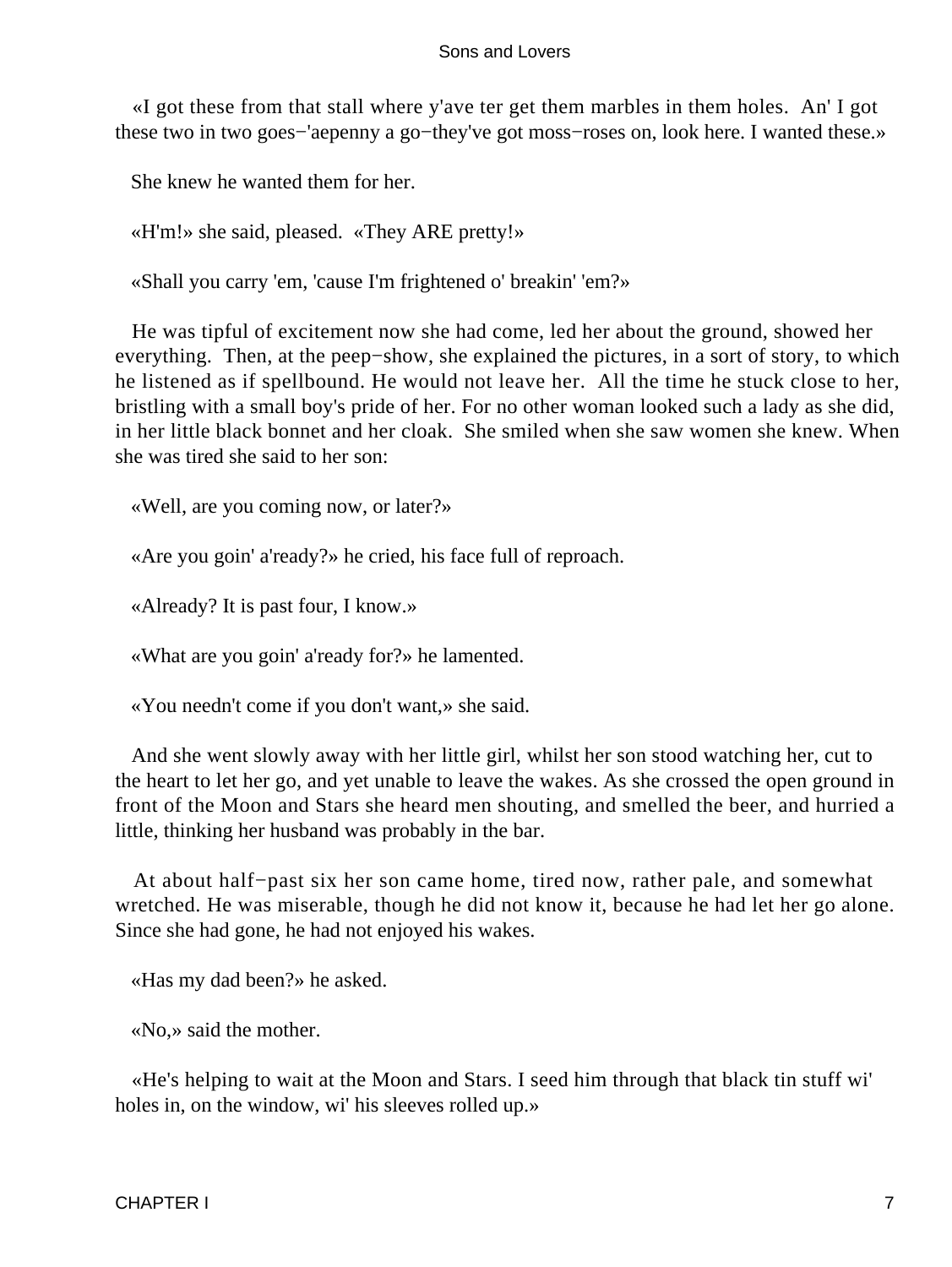«I got these from that stall where y'ave ter get them marbles in them holes. An' I got these two in two goes−'aepenny a go−they've got moss−roses on, look here. I wanted these.»

She knew he wanted them for her.

«H'm!» she said, pleased. «They ARE pretty!»

«Shall you carry 'em, 'cause I'm frightened o' breakin' 'em?»

He was tipful of excitement now she had come, led her about the ground, showed her everything. Then, at the peep−show, she explained the pictures, in a sort of story, to which he listened as if spellbound. He would not leave her. All the time he stuck close to her, bristling with a small boy's pride of her. For no other woman looked such a lady as she did, in her little black bonnet and her cloak. She smiled when she saw women she knew. When she was tired she said to her son:

«Well, are you coming now, or later?»

«Are you goin' a'ready?» he cried, his face full of reproach.

«Already? It is past four, I know.»

«What are you goin' a'ready for?» he lamented.

«You needn't come if you don't want,» she said.

And she went slowly away with her little girl, whilst her son stood watching her, cut to the heart to let her go, and yet unable to leave the wakes. As she crossed the open ground in front of the Moon and Stars she heard men shouting, and smelled the beer, and hurried a little, thinking her husband was probably in the bar.

At about half−past six her son came home, tired now, rather pale, and somewhat wretched. He was miserable, though he did not know it, because he had let her go alone. Since she had gone, he had not enjoyed his wakes.

«Has my dad been?» he asked.

«No,» said the mother.

«He's helping to wait at the Moon and Stars. I seed him through that black tin stuff wi' holes in, on the window, wi' his sleeves rolled up.»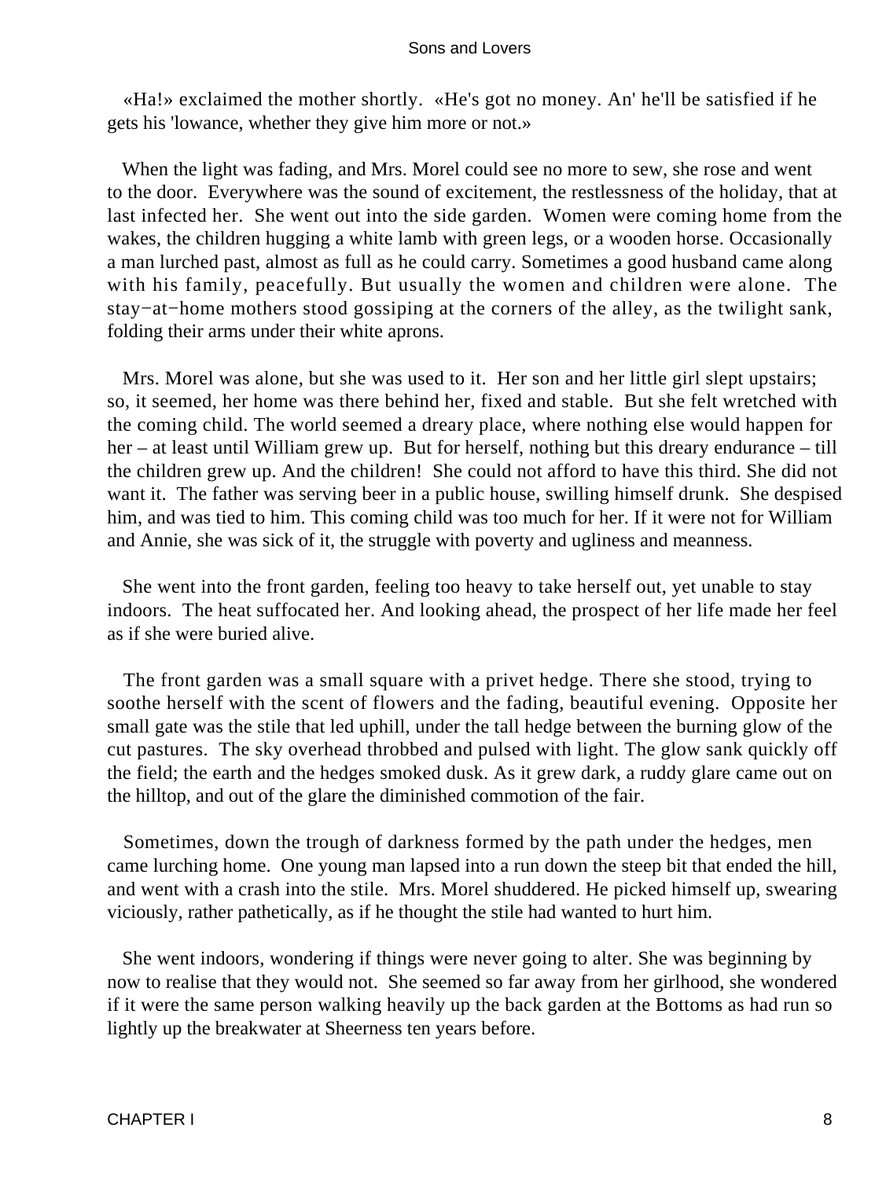«Ha!» exclaimed the mother shortly. «He's got no money. An' he'll be satisfied if he gets his 'lowance, whether they give him more or not.»

When the light was fading, and Mrs. Morel could see no more to sew, she rose and went to the door. Everywhere was the sound of excitement, the restlessness of the holiday, that at last infected her. She went out into the side garden. Women were coming home from the wakes, the children hugging a white lamb with green legs, or a wooden horse. Occasionally a man lurched past, almost as full as he could carry. Sometimes a good husband came along with his family, peacefully. But usually the women and children were alone. The stay−at−home mothers stood gossiping at the corners of the alley, as the twilight sank, folding their arms under their white aprons.

Mrs. Morel was alone, but she was used to it. Her son and her little girl slept upstairs; so, it seemed, her home was there behind her, fixed and stable. But she felt wretched with the coming child. The world seemed a dreary place, where nothing else would happen for her – at least until William grew up. But for herself, nothing but this dreary endurance – till the children grew up. And the children! She could not afford to have this third. She did not want it. The father was serving beer in a public house, swilling himself drunk. She despised him, and was tied to him. This coming child was too much for her. If it were not for William and Annie, she was sick of it, the struggle with poverty and ugliness and meanness.

She went into the front garden, feeling too heavy to take herself out, yet unable to stay indoors. The heat suffocated her. And looking ahead, the prospect of her life made her feel as if she were buried alive.

The front garden was a small square with a privet hedge. There she stood, trying to soothe herself with the scent of flowers and the fading, beautiful evening. Opposite her small gate was the stile that led uphill, under the tall hedge between the burning glow of the cut pastures. The sky overhead throbbed and pulsed with light. The glow sank quickly off the field; the earth and the hedges smoked dusk. As it grew dark, a ruddy glare came out on the hilltop, and out of the glare the diminished commotion of the fair.

Sometimes, down the trough of darkness formed by the path under the hedges, men came lurching home. One young man lapsed into a run down the steep bit that ended the hill, and went with a crash into the stile. Mrs. Morel shuddered. He picked himself up, swearing viciously, rather pathetically, as if he thought the stile had wanted to hurt him.

She went indoors, wondering if things were never going to alter. She was beginning by now to realise that they would not. She seemed so far away from her girlhood, she wondered if it were the same person walking heavily up the back garden at the Bottoms as had run so lightly up the breakwater at Sheerness ten years before.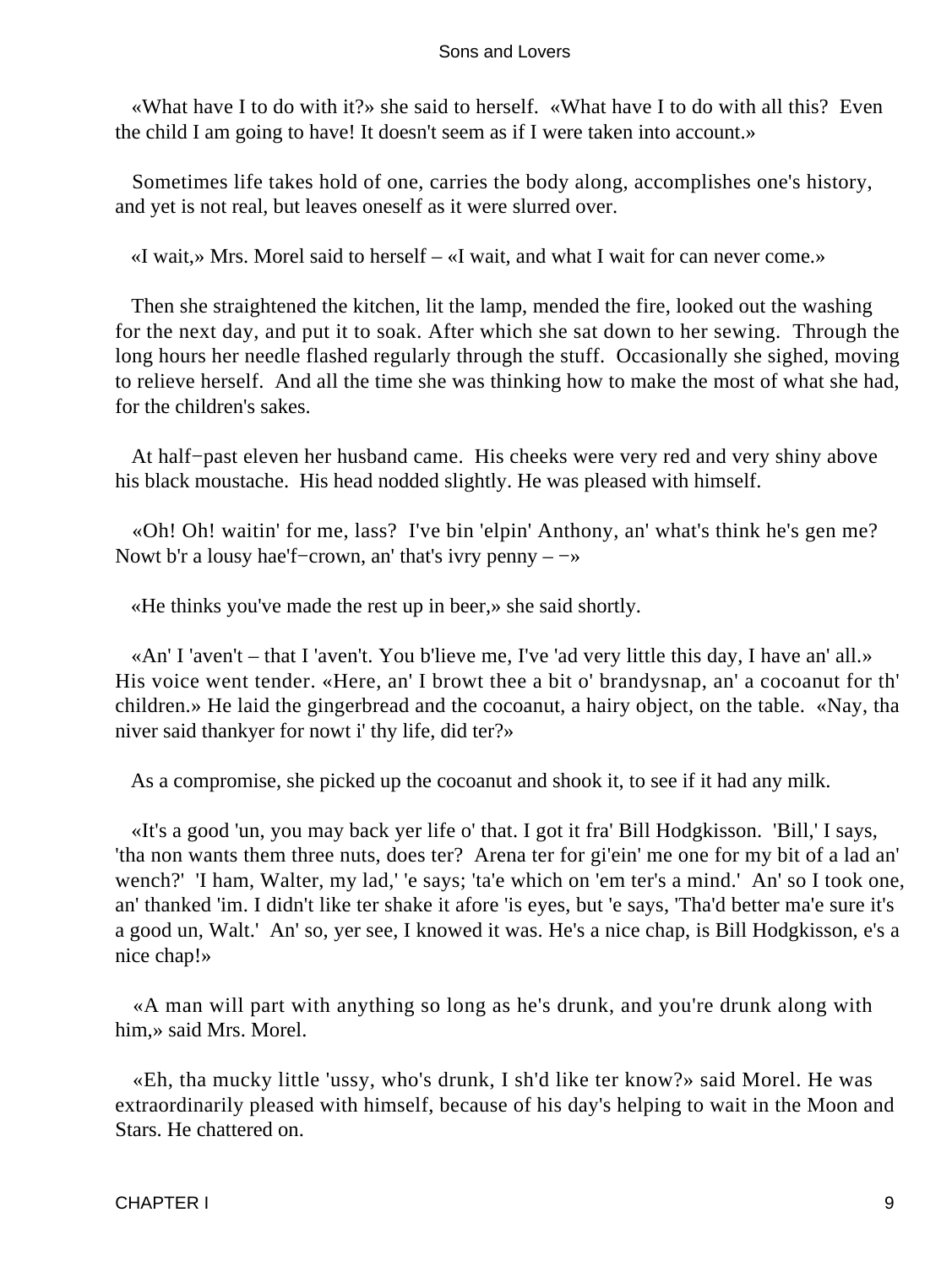«What have I to do with it?» she said to herself. «What have I to do with all this? Even the child I am going to have! It doesn't seem as if I were taken into account.»

Sometimes life takes hold of one, carries the body along, accomplishes one's history, and yet is not real, but leaves oneself as it were slurred over.

«I wait,» Mrs. Morel said to herself – «I wait, and what I wait for can never come.»

Then she straightened the kitchen, lit the lamp, mended the fire, looked out the washing for the next day, and put it to soak. After which she sat down to her sewing. Through the long hours her needle flashed regularly through the stuff. Occasionally she sighed, moving to relieve herself. And all the time she was thinking how to make the most of what she had, for the children's sakes.

At half−past eleven her husband came. His cheeks were very red and very shiny above his black moustache. His head nodded slightly. He was pleased with himself.

«Oh! Oh! waitin' for me, lass? I've bin 'elpin' Anthony, an' what's think he's gen me? Nowt b'r a lousy hae'f−crown, an' that's ivry penny – −»

«He thinks you've made the rest up in beer,» she said shortly.

«An' I 'aven't – that I 'aven't. You b'lieve me, I've 'ad very little this day, I have an' all.» His voice went tender. «Here, an' I browt thee a bit o' brandysnap, an' a cocoanut for th' children.» He laid the gingerbread and the cocoanut, a hairy object, on the table. «Nay, tha niver said thankyer for nowt i' thy life, did ter?»

As a compromise, she picked up the cocoanut and shook it, to see if it had any milk.

«It's a good 'un, you may back yer life o' that. I got it fra' Bill Hodgkisson. 'Bill,' I says, 'tha non wants them three nuts, does ter? Arena ter for gi'ein' me one for my bit of a lad an' wench?' 'I ham, Walter, my lad,' 'e says; 'ta'e which on 'em ter's a mind.' An' so I took one, an' thanked 'im. I didn't like ter shake it afore 'is eyes, but 'e says, 'Tha'd better ma'e sure it's a good un, Walt.' An' so, yer see, I knowed it was. He's a nice chap, is Bill Hodgkisson, e's a nice chap!»

«A man will part with anything so long as he's drunk, and you're drunk along with him,» said Mrs. Morel.

«Eh, tha mucky little 'ussy, who's drunk, I sh'd like ter know?» said Morel. He was extraordinarily pleased with himself, because of his day's helping to wait in the Moon and Stars. He chattered on.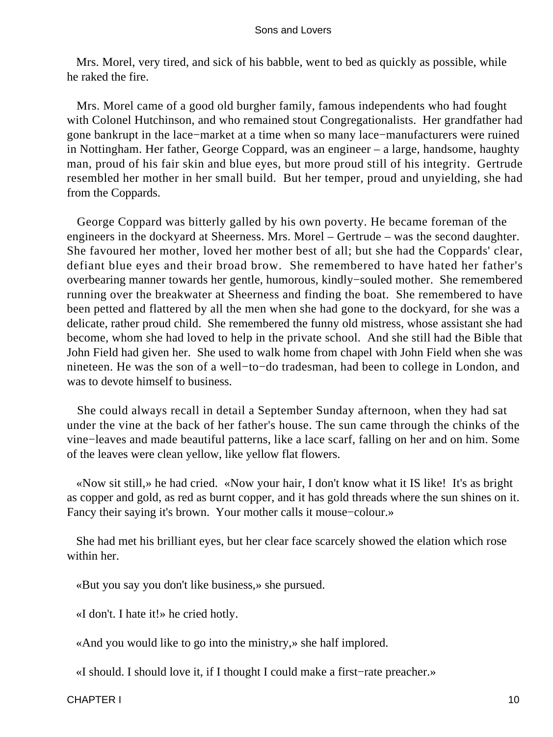Mrs. Morel, very tired, and sick of his babble, went to bed as quickly as possible, while he raked the fire.

Mrs. Morel came of a good old burgher family, famous independents who had fought with Colonel Hutchinson, and who remained stout Congregationalists. Her grandfather had gone bankrupt in the lace−market at a time when so many lace−manufacturers were ruined in Nottingham. Her father, George Coppard, was an engineer – a large, handsome, haughty man, proud of his fair skin and blue eyes, but more proud still of his integrity. Gertrude resembled her mother in her small build. But her temper, proud and unyielding, she had from the Coppards.

George Coppard was bitterly galled by his own poverty. He became foreman of the engineers in the dockyard at Sheerness. Mrs. Morel – Gertrude – was the second daughter. She favoured her mother, loved her mother best of all; but she had the Coppards' clear, defiant blue eyes and their broad brow. She remembered to have hated her father's overbearing manner towards her gentle, humorous, kindly−souled mother. She remembered running over the breakwater at Sheerness and finding the boat. She remembered to have been petted and flattered by all the men when she had gone to the dockyard, for she was a delicate, rather proud child. She remembered the funny old mistress, whose assistant she had become, whom she had loved to help in the private school. And she still had the Bible that John Field had given her. She used to walk home from chapel with John Field when she was nineteen. He was the son of a well−to−do tradesman, had been to college in London, and was to devote himself to business.

She could always recall in detail a September Sunday afternoon, when they had sat under the vine at the back of her father's house. The sun came through the chinks of the vine−leaves and made beautiful patterns, like a lace scarf, falling on her and on him. Some of the leaves were clean yellow, like yellow flat flowers.

«Now sit still,» he had cried. «Now your hair, I don't know what it IS like! It's as bright as copper and gold, as red as burnt copper, and it has gold threads where the sun shines on it. Fancy their saying it's brown. Your mother calls it mouse−colour.»

She had met his brilliant eyes, but her clear face scarcely showed the elation which rose within her.

«But you say you don't like business,» she pursued.

«I don't. I hate it!» he cried hotly.

«And you would like to go into the ministry,» she half implored.

«I should. I should love it, if I thought I could make a first−rate preacher.»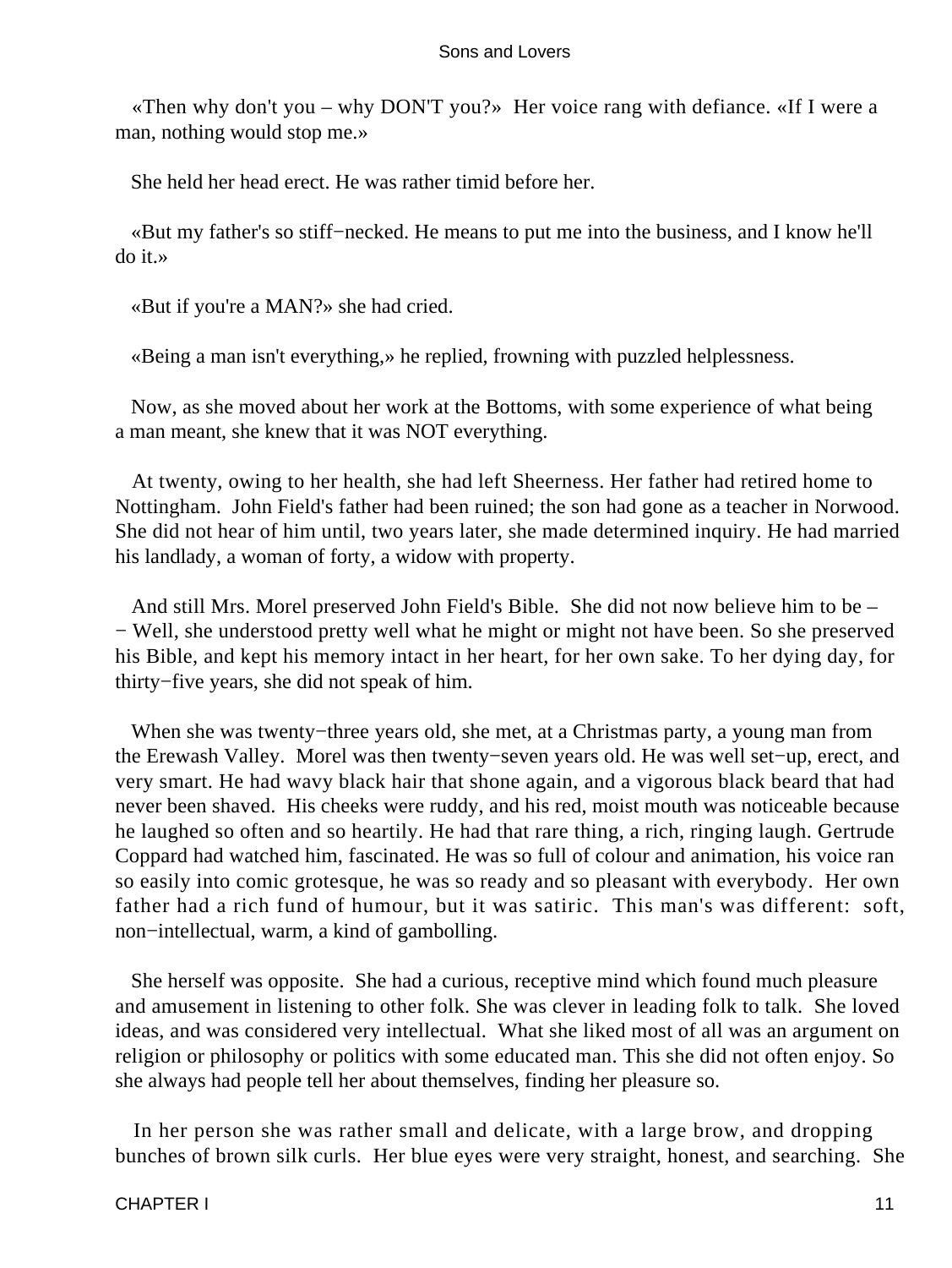«Then why don't you – why DON'T you?» Her voice rang with defiance. «If I were a man, nothing would stop me.»

She held her head erect. He was rather timid before her.

«But my father's so stiff−necked. He means to put me into the business, and I know he'll do it.»

«But if you're a MAN?» she had cried.

«Being a man isn't everything,» he replied, frowning with puzzled helplessness.

Now, as she moved about her work at the Bottoms, with some experience of what being a man meant, she knew that it was NOT everything.

At twenty, owing to her health, she had left Sheerness. Her father had retired home to Nottingham. John Field's father had been ruined; the son had gone as a teacher in Norwood. She did not hear of him until, two years later, she made determined inquiry. He had married his landlady, a woman of forty, a widow with property.

And still Mrs. Morel preserved John Field's Bible. She did not now believe him to be –− Well, she understood pretty well what he might or might not have been. So she preserved his Bible, and kept his memory intact in her heart, for her own sake. To her dying day, for thirty−five years, she did not speak of him.

When she was twenty−three years old, she met, at a Christmas party, a young man from the Erewash Valley. Morel was then twenty−seven years old. He was well set−up, erect, and very smart. He had wavy black hair that shone again, and a vigorous black beard that had never been shaved. His cheeks were ruddy, and his red, moist mouth was noticeable because he laughed so often and so heartily. He had that rare thing, a rich, ringing laugh. Gertrude Coppard had watched him, fascinated. He was so full of colour and animation, his voice ran so easily into comic grotesque, he was so ready and so pleasant with everybody. Her own father had a rich fund of humour, but it was satiric. This man's was different: soft, non−intellectual, warm, a kind of gambolling.

She herself was opposite. She had a curious, receptive mind which found much pleasure and amusement in listening to other folk. She was clever in leading folk to talk. She loved ideas, and was considered very intellectual. What she liked most of all was an argument on religion or philosophy or politics with some educated man. This she did not often enjoy. So she always had people tell her about themselves, finding her pleasure so.

In her person she was rather small and delicate, with a large brow, and dropping bunches of brown silk curls. Her blue eyes were very straight, honest, and searching. She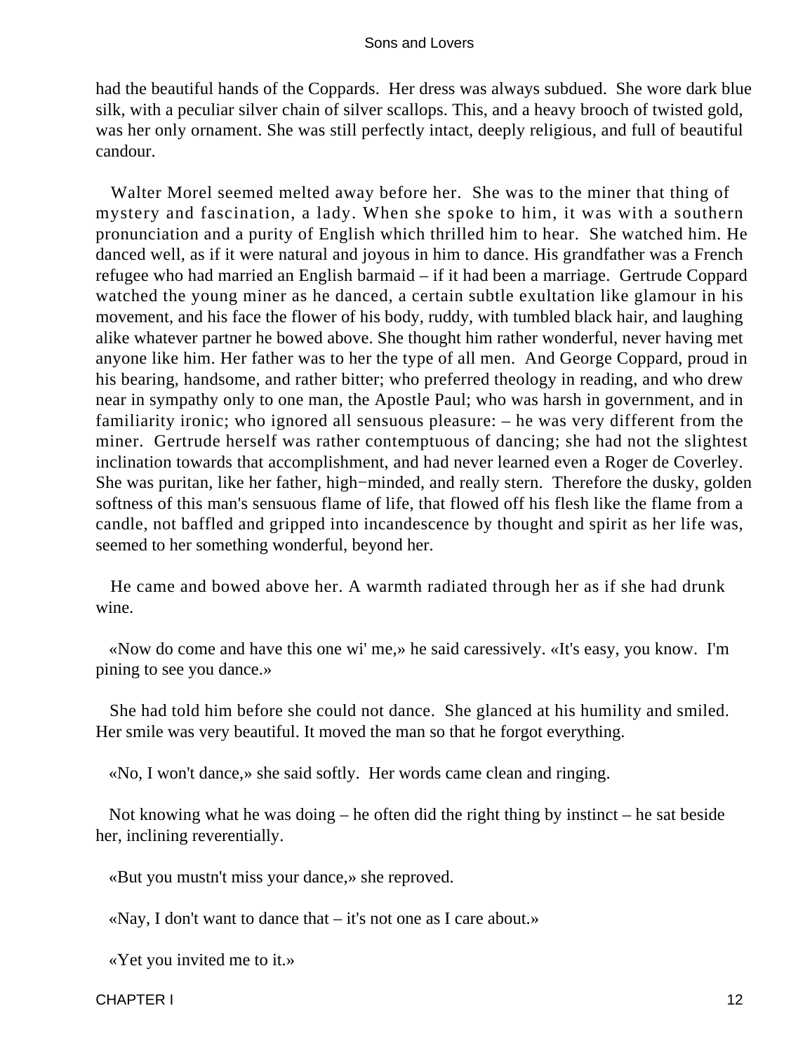had the beautiful hands of the Coppards. Her dress was always subdued. She wore dark blue silk, with a peculiar silver chain of silver scallops. This, and a heavy brooch of twisted gold, was her only ornament. She was still perfectly intact, deeply religious, and full of beautiful candour.

Walter Morel seemed melted away before her. She was to the miner that thing of mystery and fascination, a lady. When she spoke to him, it was with a southern pronunciation and a purity of English which thrilled him to hear. She watched him. He danced well, as if it were natural and joyous in him to dance. His grandfather was a French refugee who had married an English barmaid – if it had been a marriage. Gertrude Coppard watched the young miner as he danced, a certain subtle exultation like glamour in his movement, and his face the flower of his body, ruddy, with tumbled black hair, and laughing alike whatever partner he bowed above. She thought him rather wonderful, never having met anyone like him. Her father was to her the type of all men. And George Coppard, proud in his bearing, handsome, and rather bitter; who preferred theology in reading, and who drew near in sympathy only to one man, the Apostle Paul; who was harsh in government, and in familiarity ironic; who ignored all sensuous pleasure: – he was very different from the miner. Gertrude herself was rather contemptuous of dancing; she had not the slightest inclination towards that accomplishment, and had never learned even a Roger de Coverley. She was puritan, like her father, high−minded, and really stern. Therefore the dusky, golden softness of this man's sensuous flame of life, that flowed off his flesh like the flame from a candle, not baffled and gripped into incandescence by thought and spirit as her life was, seemed to her something wonderful, beyond her.

He came and bowed above her. A warmth radiated through her as if she had drunk wine.

«Now do come and have this one wi' me,» he said caressively. «It's easy, you know. I'm pining to see you dance.»

She had told him before she could not dance. She glanced at his humility and smiled. Her smile was very beautiful. It moved the man so that he forgot everything.

«No, I won't dance,» she said softly. Her words came clean and ringing.

Not knowing what he was doing – he often did the right thing by instinct – he sat beside her, inclining reverentially.

«But you mustn't miss your dance,» she reproved.

«Nay, I don't want to dance that – it's not one as I care about.»

«Yet you invited me to it.»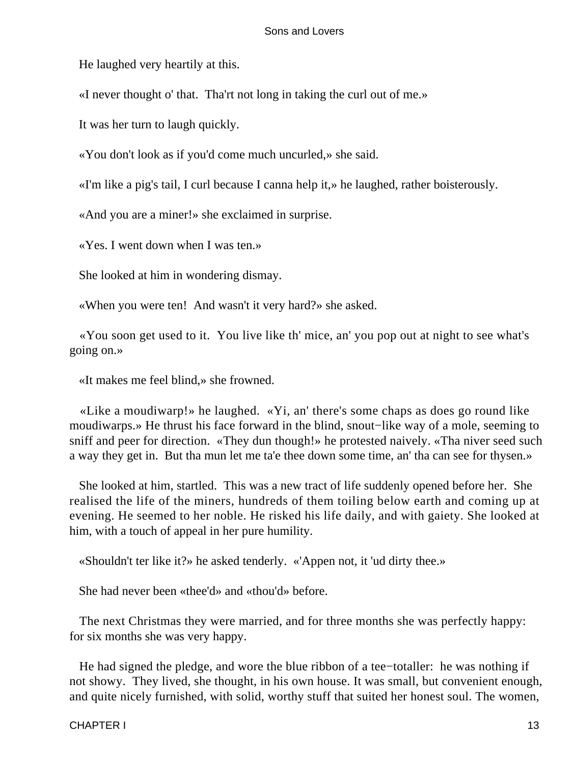He laughed very heartily at this.

«I never thought o' that. Tha'rt not long in taking the curl out of me.»

It was her turn to laugh quickly.

«You don't look as if you'd come much uncurled,» she said.

«I'm like a pig's tail, I curl because I canna help it,» he laughed, rather boisterously.

«And you are a miner!» she exclaimed in surprise.

«Yes. I went down when I was ten.»

She looked at him in wondering dismay.

«When you were ten! And wasn't it very hard?» she asked.

«You soon get used to it. You live like th' mice, an' you pop out at night to see what's going on.»

«It makes me feel blind,» she frowned.

«Like a moudiwarp!» he laughed. «Yi, an' there's some chaps as does go round like moudiwarps.» He thrust his face forward in the blind, snout−like way of a mole, seeming to sniff and peer for direction. «They dun though!» he protested naively. «Tha niver seed such a way they get in. But tha mun let me ta'e thee down some time, an' tha can see for thysen.»

She looked at him, startled. This was a new tract of life suddenly opened before her. She realised the life of the miners, hundreds of them toiling below earth and coming up at evening. He seemed to her noble. He risked his life daily, and with gaiety. She looked at him, with a touch of appeal in her pure humility.

«Shouldn't ter like it?» he asked tenderly. «'Appen not, it 'ud dirty thee.»

She had never been «thee'd» and «thou'd» before.

The next Christmas they were married, and for three months she was perfectly happy: for six months she was very happy.

He had signed the pledge, and wore the blue ribbon of a tee−totaller: he was nothing if not showy. They lived, she thought, in his own house. It was small, but convenient enough, and quite nicely furnished, with solid, worthy stuff that suited her honest soul. The women,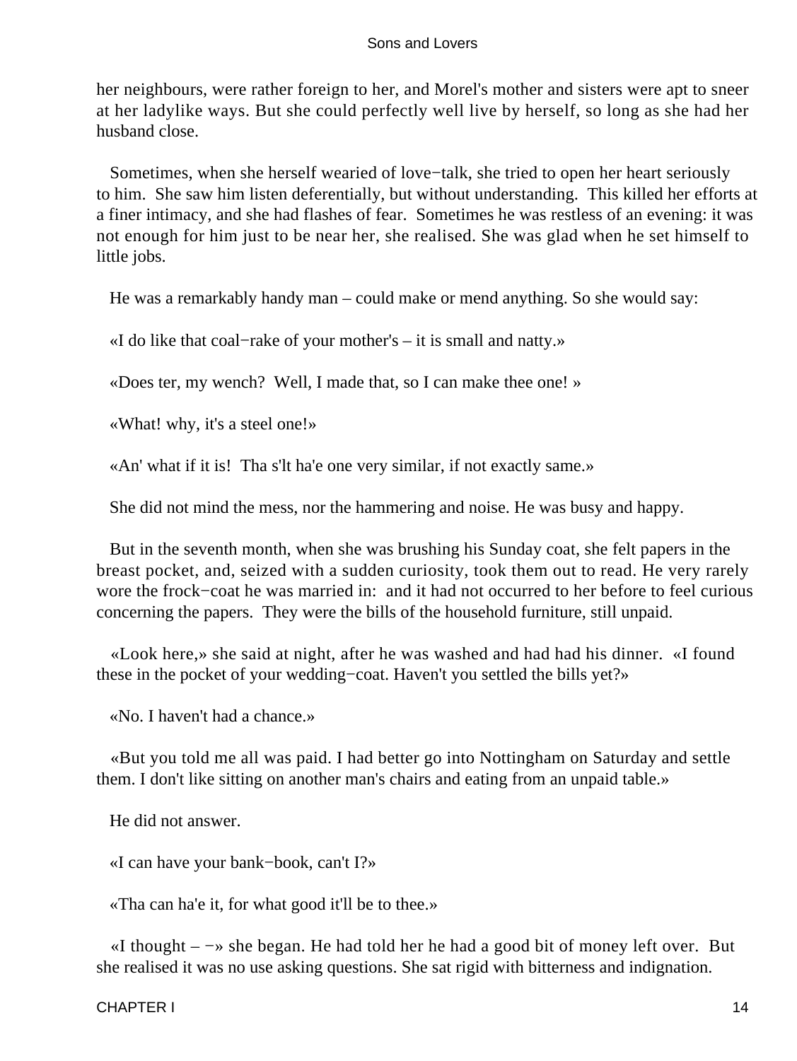her neighbours, were rather foreign to her, and Morel's mother and sisters were apt to sneer at her ladylike ways. But she could perfectly well live by herself, so long as she had her husband close.

Sometimes, when she herself wearied of love−talk, she tried to open her heart seriously to him. She saw him listen deferentially, but without understanding. This killed her efforts at a finer intimacy, and she had flashes of fear. Sometimes he was restless of an evening: it was not enough for him just to be near her, she realised. She was glad when he set himself to little jobs.

He was a remarkably handy man – could make or mend anything. So she would say:

«I do like that coal−rake of your mother's – it is small and natty.»

«Does ter, my wench? Well, I made that, so I can make thee one! »

«What! why, it's a steel one!»

«An' what if it is! Tha s'lt ha'e one very similar, if not exactly same.»

She did not mind the mess, nor the hammering and noise. He was busy and happy.

But in the seventh month, when she was brushing his Sunday coat, she felt papers in the breast pocket, and, seized with a sudden curiosity, took them out to read. He very rarely wore the frock−coat he was married in: and it had not occurred to her before to feel curious concerning the papers. They were the bills of the household furniture, still unpaid.

«Look here,» she said at night, after he was washed and had had his dinner. «I found these in the pocket of your wedding−coat. Haven't you settled the bills yet?»

«No. I haven't had a chance.»

«But you told me all was paid. I had better go into Nottingham on Saturday and settle them. I don't like sitting on another man's chairs and eating from an unpaid table.»

He did not answer.

«I can have your bank−book, can't I?»

«Tha can ha'e it, for what good it'll be to thee.»

«I thought – −» she began. He had told her he had a good bit of money left over. But she realised it was no use asking questions. She sat rigid with bitterness and indignation.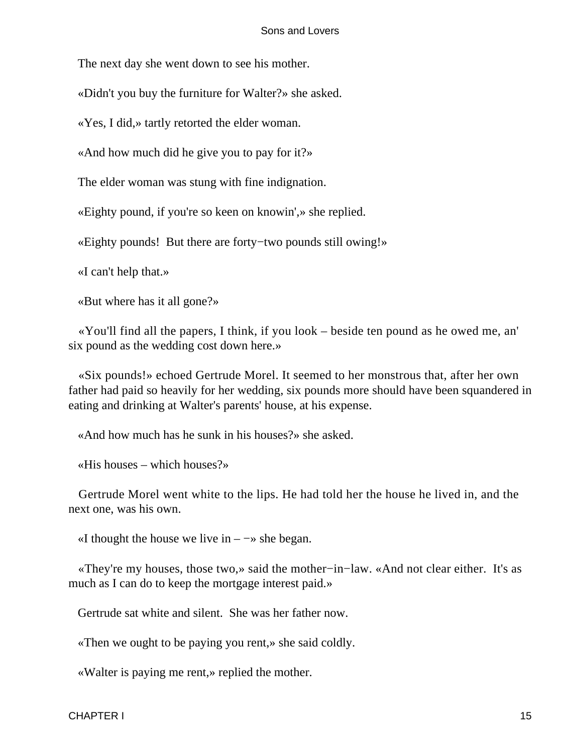The next day she went down to see his mother.

«Didn't you buy the furniture for Walter?» she asked.

«Yes, I did,» tartly retorted the elder woman.

«And how much did he give you to pay for it?»

The elder woman was stung with fine indignation.

«Eighty pound, if you're so keen on knowin',» she replied.

«Eighty pounds!  But there are forty−two pounds still owing!»

«I can't help that.»

«But where has it all gone?»

«You'll find all the papers, I think, if you look – beside ten pound as he owed me, an' six pound as the wedding cost down here.»

«Six pounds!» echoed Gertrude Morel. It seemed to her monstrous that, after her own father had paid so heavily for her wedding, six pounds more should have been squandered in eating and drinking at Walter's parents' house, at his expense.

«And how much has he sunk in his houses?» she asked.

«His houses – which houses?»

Gertrude Morel went white to the lips. He had told her the house he lived in, and the next one, was his own.

«I thought the house we live in – −» she began.

«They're my houses, those two,» said the mother−in−law. «And not clear either.  It's as much as I can do to keep the mortgage interest paid.»

Gertrude sat white and silent.  She was her father now.

«Then we ought to be paying you rent,» she said coldly.

«Walter is paying me rent,» replied the mother.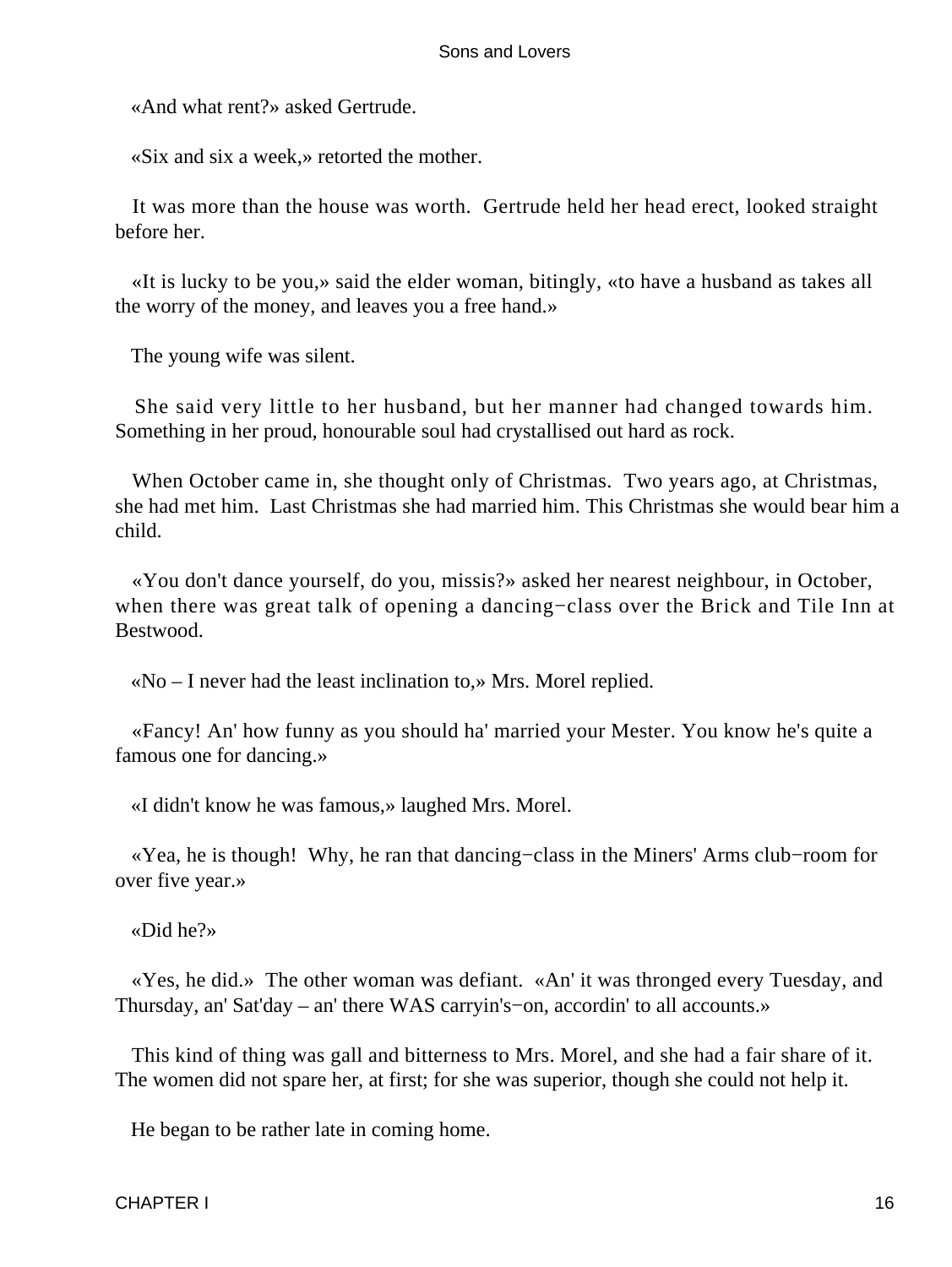«And what rent?» asked Gertrude.

«Six and six a week,» retorted the mother.

It was more than the house was worth. Gertrude held her head erect, looked straight before her.

«It is lucky to be you,» said the elder woman, bitingly, «to have a husband as takes all the worry of the money, and leaves you a free hand.»

The young wife was silent.

She said very little to her husband, but her manner had changed towards him. Something in her proud, honourable soul had crystallised out hard as rock.

When October came in, she thought only of Christmas. Two years ago, at Christmas, she had met him. Last Christmas she had married him. This Christmas she would bear him a child.

«You don't dance yourself, do you, missis?» asked her nearest neighbour, in October, when there was great talk of opening a dancing−class over the Brick and Tile Inn at Bestwood.

«No – I never had the least inclination to,» Mrs. Morel replied.

«Fancy! An' how funny as you should ha' married your Mester. You know he's quite a famous one for dancing.»

«I didn't know he was famous,» laughed Mrs. Morel.

«Yea, he is though! Why, he ran that dancing−class in the Miners' Arms club−room for over five year.»

«Did he?»

«Yes, he did.» The other woman was defiant. «An' it was thronged every Tuesday, and Thursday, an' Sat'day – an' there WAS carryin's−on, accordin' to all accounts.»

This kind of thing was gall and bitterness to Mrs. Morel, and she had a fair share of it. The women did not spare her, at first; for she was superior, though she could not help it.

He began to be rather late in coming home.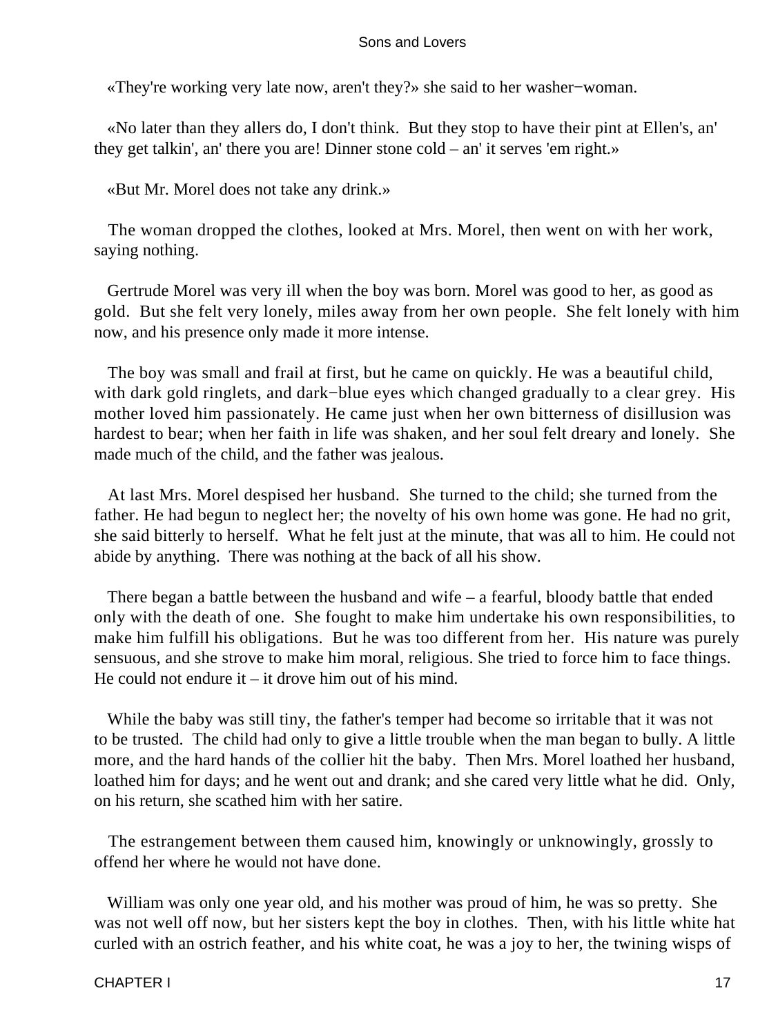«They're working very late now, aren't they?» she said to her washer−woman.

«No later than they allers do, I don't think. But they stop to have their pint at Ellen's, an' they get talkin', an' there you are! Dinner stone cold – an' it serves 'em right.»

«But Mr. Morel does not take any drink.»

The woman dropped the clothes, looked at Mrs. Morel, then went on with her work, saying nothing.

Gertrude Morel was very ill when the boy was born. Morel was good to her, as good as gold. But she felt very lonely, miles away from her own people. She felt lonely with him now, and his presence only made it more intense.

The boy was small and frail at first, but he came on quickly. He was a beautiful child, with dark gold ringlets, and dark−blue eyes which changed gradually to a clear grey. His mother loved him passionately. He came just when her own bitterness of disillusion was hardest to bear; when her faith in life was shaken, and her soul felt dreary and lonely. She made much of the child, and the father was jealous.

At last Mrs. Morel despised her husband. She turned to the child; she turned from the father. He had begun to neglect her; the novelty of his own home was gone. He had no grit, she said bitterly to herself. What he felt just at the minute, that was all to him. He could not abide by anything. There was nothing at the back of all his show.

There began a battle between the husband and wife – a fearful, bloody battle that ended only with the death of one. She fought to make him undertake his own responsibilities, to make him fulfill his obligations. But he was too different from her. His nature was purely sensuous, and she strove to make him moral, religious. She tried to force him to face things. He could not endure it – it drove him out of his mind.

While the baby was still tiny, the father's temper had become so irritable that it was not to be trusted. The child had only to give a little trouble when the man began to bully. A little more, and the hard hands of the collier hit the baby. Then Mrs. Morel loathed her husband, loathed him for days; and he went out and drank; and she cared very little what he did. Only, on his return, she scathed him with her satire.

The estrangement between them caused him, knowingly or unknowingly, grossly to offend her where he would not have done.

William was only one year old, and his mother was proud of him, he was so pretty. She was not well off now, but her sisters kept the boy in clothes. Then, with his little white hat curled with an ostrich feather, and his white coat, he was a joy to her, the twining wisps of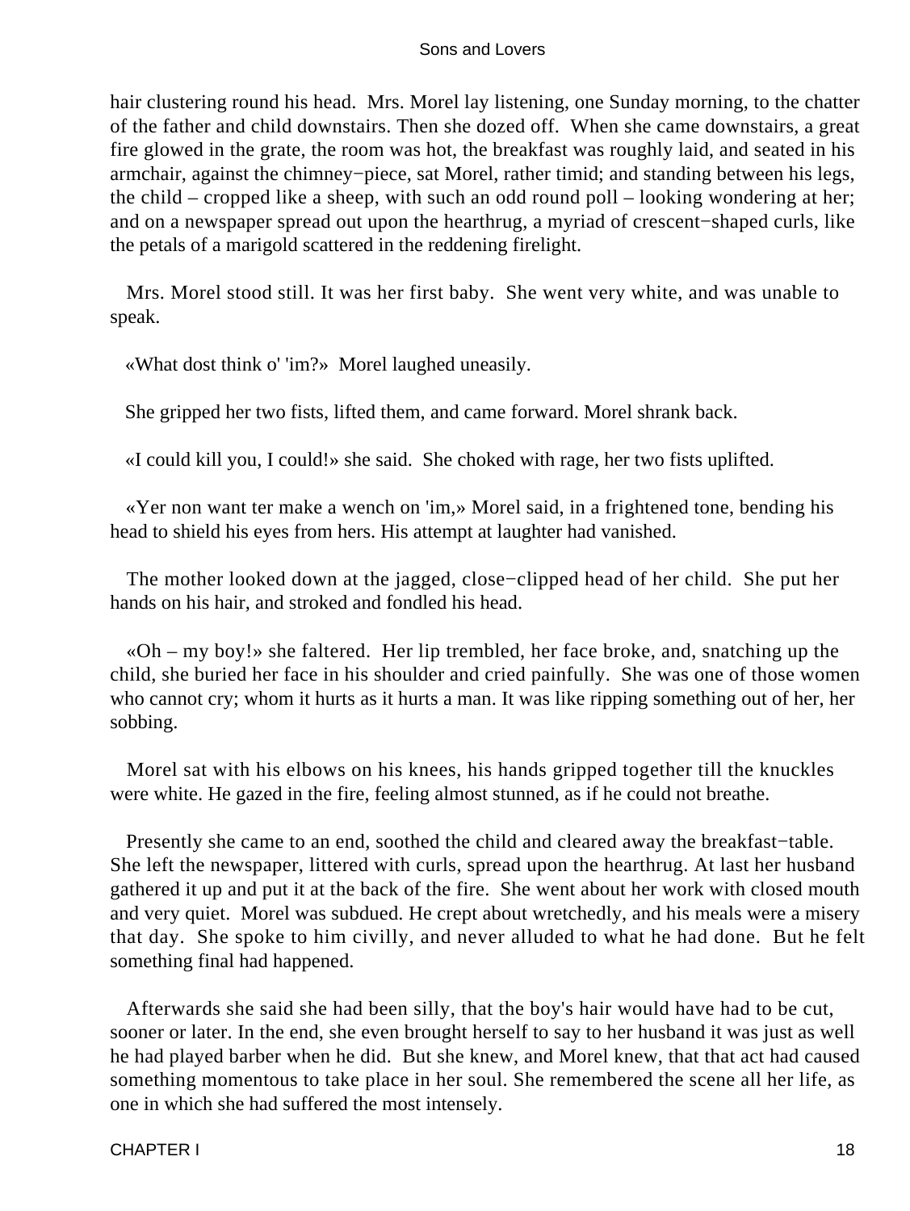hair clustering round his head. Mrs. Morel lay listening, one Sunday morning, to the chatter of the father and child downstairs. Then she dozed off. When she came downstairs, a great fire glowed in the grate, the room was hot, the breakfast was roughly laid, and seated in his armchair, against the chimney−piece, sat Morel, rather timid; and standing between his legs, the child – cropped like a sheep, with such an odd round poll – looking wondering at her; and on a newspaper spread out upon the hearthrug, a myriad of crescent−shaped curls, like the petals of a marigold scattered in the reddening firelight.

Mrs. Morel stood still. It was her first baby. She went very white, and was unable to speak.

«What dost think o' 'im?» Morel laughed uneasily.

She gripped her two fists, lifted them, and came forward. Morel shrank back.

«I could kill you, I could!» she said. She choked with rage, her two fists uplifted.

«Yer non want ter make a wench on 'im,» Morel said, in a frightened tone, bending his head to shield his eyes from hers. His attempt at laughter had vanished.

The mother looked down at the jagged, close−clipped head of her child. She put her hands on his hair, and stroked and fondled his head.

«Oh – my boy!» she faltered. Her lip trembled, her face broke, and, snatching up the child, she buried her face in his shoulder and cried painfully. She was one of those women who cannot cry; whom it hurts as it hurts a man. It was like ripping something out of her, her sobbing.

Morel sat with his elbows on his knees, his hands gripped together till the knuckles were white. He gazed in the fire, feeling almost stunned, as if he could not breathe.

Presently she came to an end, soothed the child and cleared away the breakfast−table. She left the newspaper, littered with curls, spread upon the hearthrug. At last her husband gathered it up and put it at the back of the fire. She went about her work with closed mouth and very quiet. Morel was subdued. He crept about wretchedly, and his meals were a misery that day. She spoke to him civilly, and never alluded to what he had done. But he felt something final had happened.

Afterwards she said she had been silly, that the boy's hair would have had to be cut, sooner or later. In the end, she even brought herself to say to her husband it was just as well he had played barber when he did. But she knew, and Morel knew, that that act had caused something momentous to take place in her soul. She remembered the scene all her life, as one in which she had suffered the most intensely.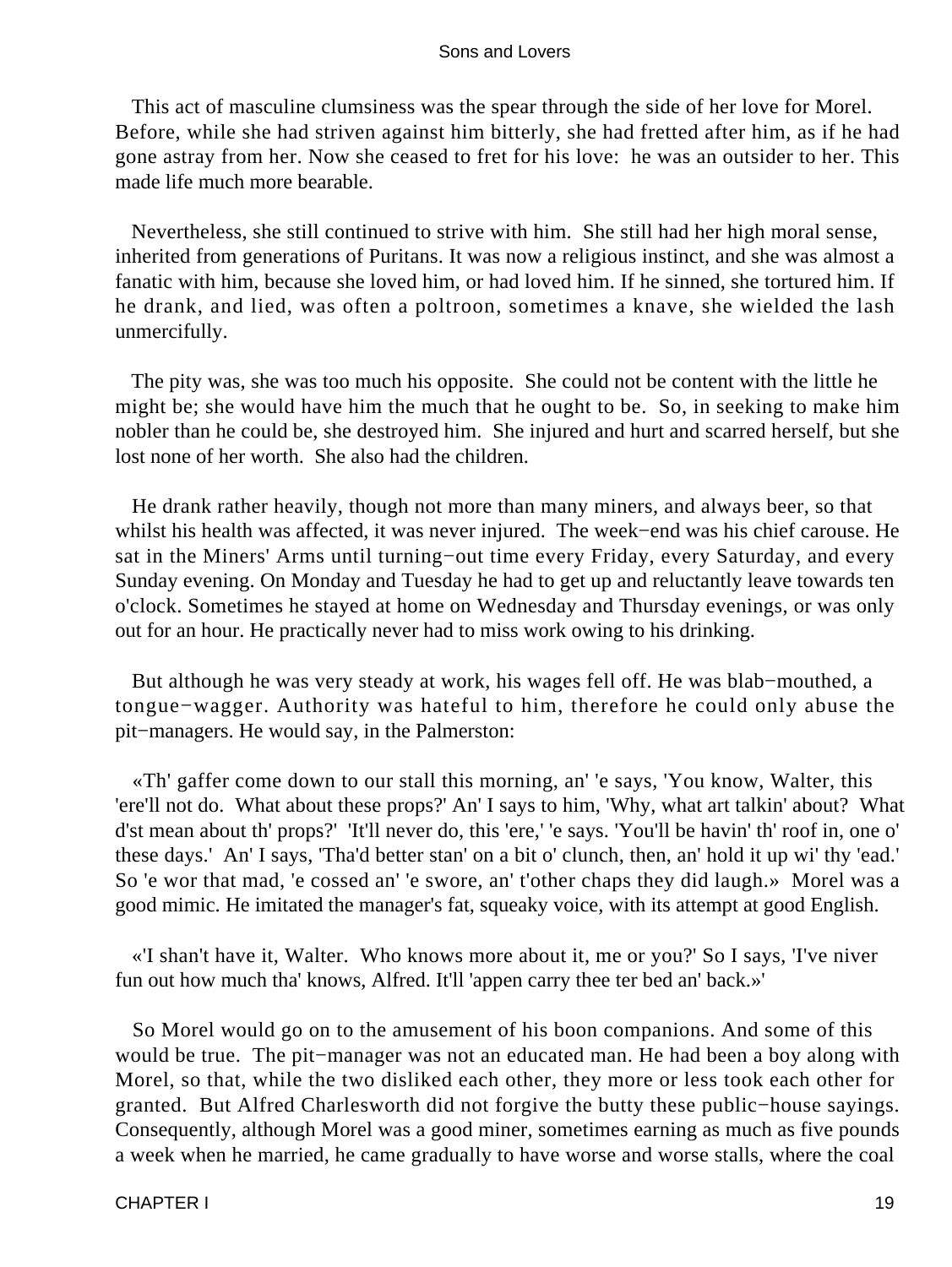This act of masculine clumsiness was the spear through the side of her love for Morel. Before, while she had striven against him bitterly, she had fretted after him, as if he had gone astray from her. Now she ceased to fret for his love: he was an outsider to her. This made life much more bearable.

Nevertheless, she still continued to strive with him. She still had her high moral sense, inherited from generations of Puritans. It was now a religious instinct, and she was almost a fanatic with him, because she loved him, or had loved him. If he sinned, she tortured him. If he drank, and lied, was often a poltroon, sometimes a knave, she wielded the lash unmercifully.

The pity was, she was too much his opposite. She could not be content with the little he might be; she would have him the much that he ought to be. So, in seeking to make him nobler than he could be, she destroyed him. She injured and hurt and scarred herself, but she lost none of her worth. She also had the children.

He drank rather heavily, though not more than many miners, and always beer, so that whilst his health was affected, it was never injured. The week−end was his chief carouse. He sat in the Miners' Arms until turning−out time every Friday, every Saturday, and every Sunday evening. On Monday and Tuesday he had to get up and reluctantly leave towards ten o'clock. Sometimes he stayed at home on Wednesday and Thursday evenings, or was only out for an hour. He practically never had to miss work owing to his drinking.

But although he was very steady at work, his wages fell off. He was blab−mouthed, a tongue−wagger. Authority was hateful to him, therefore he could only abuse the pit−managers. He would say, in the Palmerston:

«Th' gaffer come down to our stall this morning, an' 'e says, 'You know, Walter, this 'ere'll not do. What about these props?' An' I says to him, 'Why, what art talkin' about? What d'st mean about th' props?' 'It'll never do, this 'ere,' 'e says. 'You'll be havin' th' roof in, one o' these days.' An' I says, 'Tha'd better stan' on a bit o' clunch, then, an' hold it up wi' thy 'ead.' So 'e wor that mad, 'e cossed an' 'e swore, an' t'other chaps they did laugh.» Morel was a good mimic. He imitated the manager's fat, squeaky voice, with its attempt at good English.

«'I shan't have it, Walter. Who knows more about it, me or you?' So I says, 'I've niver fun out how much tha' knows, Alfred. It'll 'appen carry thee ter bed an' back.»'

So Morel would go on to the amusement of his boon companions. And some of this would be true. The pit−manager was not an educated man. He had been a boy along with Morel, so that, while the two disliked each other, they more or less took each other for granted. But Alfred Charlesworth did not forgive the butty these public−house sayings. Consequently, although Morel was a good miner, sometimes earning as much as five pounds a week when he married, he came gradually to have worse and worse stalls, where the coal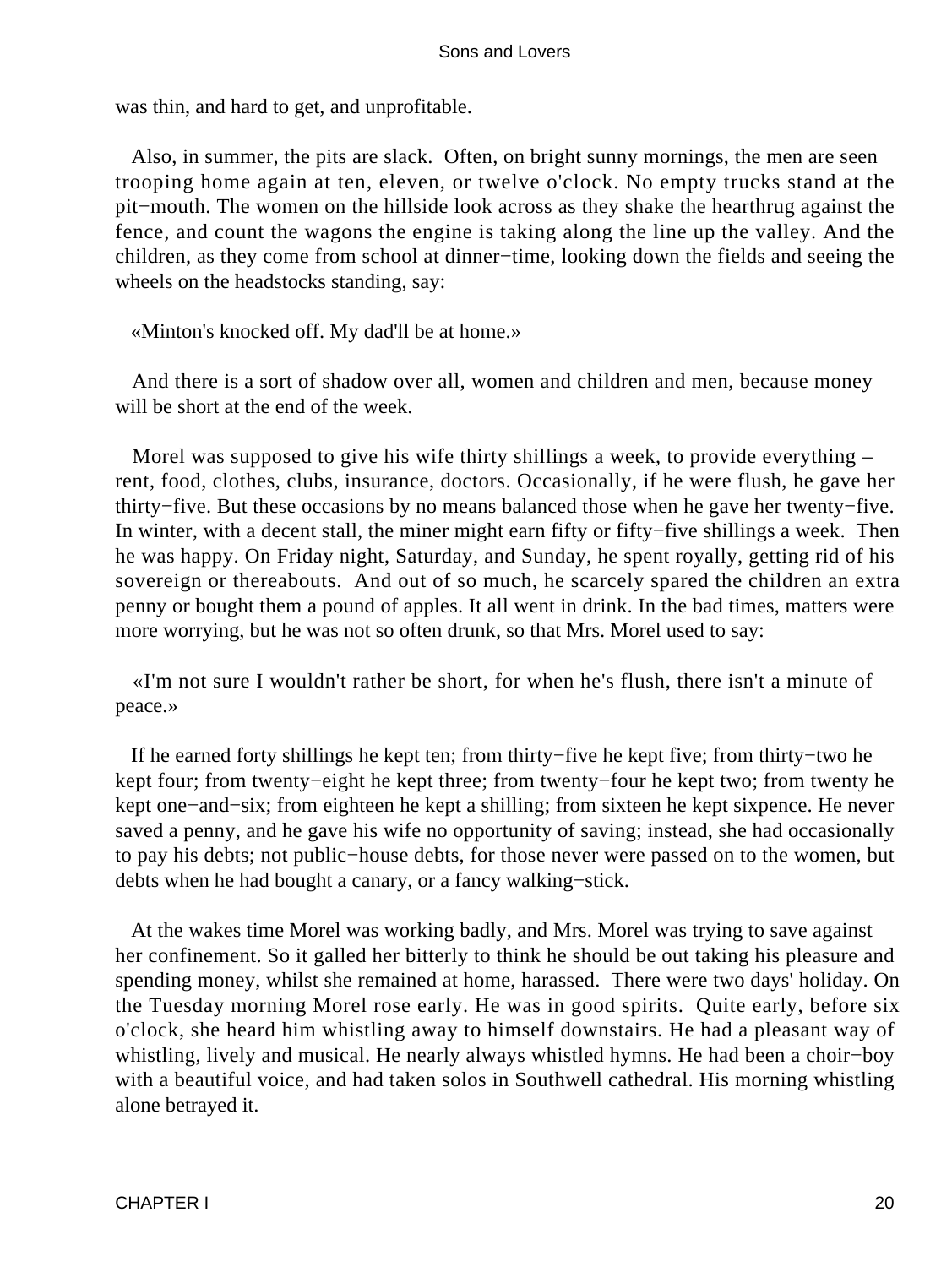was thin, and hard to get, and unprofitable.

Also, in summer, the pits are slack. Often, on bright sunny mornings, the men are seen trooping home again at ten, eleven, or twelve o'clock. No empty trucks stand at the pit−mouth. The women on the hillside look across as they shake the hearthrug against the fence, and count the wagons the engine is taking along the line up the valley. And the children, as they come from school at dinner−time, looking down the fields and seeing the wheels on the headstocks standing, say:

«Minton's knocked off. My dad'll be at home.»

And there is a sort of shadow over all, women and children and men, because money will be short at the end of the week.

Morel was supposed to give his wife thirty shillings a week, to provide everything – rent, food, clothes, clubs, insurance, doctors. Occasionally, if he were flush, he gave her thirty−five. But these occasions by no means balanced those when he gave her twenty−five. In winter, with a decent stall, the miner might earn fifty or fifty−five shillings a week. Then he was happy. On Friday night, Saturday, and Sunday, he spent royally, getting rid of his sovereign or thereabouts. And out of so much, he scarcely spared the children an extra penny or bought them a pound of apples. It all went in drink. In the bad times, matters were more worrying, but he was not so often drunk, so that Mrs. Morel used to say:

«I'm not sure I wouldn't rather be short, for when he's flush, there isn't a minute of peace.»

If he earned forty shillings he kept ten; from thirty−five he kept five; from thirty−two he kept four; from twenty−eight he kept three; from twenty−four he kept two; from twenty he kept one−and−six; from eighteen he kept a shilling; from sixteen he kept sixpence. He never saved a penny, and he gave his wife no opportunity of saving; instead, she had occasionally to pay his debts; not public−house debts, for those never were passed on to the women, but debts when he had bought a canary, or a fancy walking−stick.

At the wakes time Morel was working badly, and Mrs. Morel was trying to save against her confinement. So it galled her bitterly to think he should be out taking his pleasure and spending money, whilst she remained at home, harassed. There were two days' holiday. On the Tuesday morning Morel rose early. He was in good spirits. Quite early, before six o'clock, she heard him whistling away to himself downstairs. He had a pleasant way of whistling, lively and musical. He nearly always whistled hymns. He had been a choir−boy with a beautiful voice, and had taken solos in Southwell cathedral. His morning whistling alone betrayed it.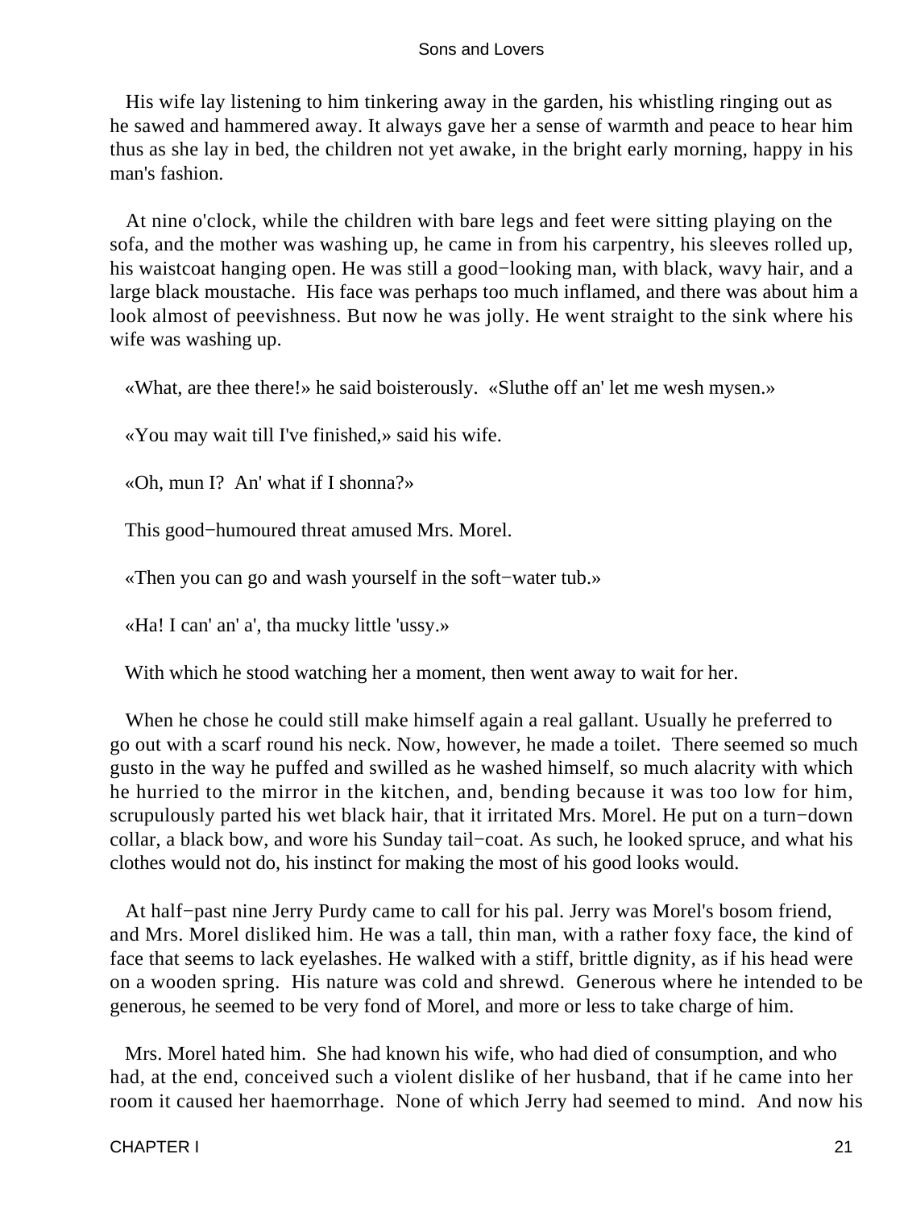His wife lay listening to him tinkering away in the garden, his whistling ringing out as he sawed and hammered away. It always gave her a sense of warmth and peace to hear him thus as she lay in bed, the children not yet awake, in the bright early morning, happy in his man's fashion.

At nine o'clock, while the children with bare legs and feet were sitting playing on the sofa, and the mother was washing up, he came in from his carpentry, his sleeves rolled up, his waistcoat hanging open. He was still a good−looking man, with black, wavy hair, and a large black moustache. His face was perhaps too much inflamed, and there was about him a look almost of peevishness. But now he was jolly. He went straight to the sink where his wife was washing up.

«What, are thee there!» he said boisterously. «Sluthe off an' let me wesh mysen.»

«You may wait till I've finished,» said his wife.

«Oh, mun I? An' what if I shonna?»

This good−humoured threat amused Mrs. Morel.

«Then you can go and wash yourself in the soft−water tub.»

«Ha! I can' an' a', tha mucky little 'ussy.»

With which he stood watching her a moment, then went away to wait for her.

When he chose he could still make himself again a real gallant. Usually he preferred to go out with a scarf round his neck. Now, however, he made a toilet. There seemed so much gusto in the way he puffed and swilled as he washed himself, so much alacrity with which he hurried to the mirror in the kitchen, and, bending because it was too low for him, scrupulously parted his wet black hair, that it irritated Mrs. Morel. He put on a turn−down collar, a black bow, and wore his Sunday tail−coat. As such, he looked spruce, and what his clothes would not do, his instinct for making the most of his good looks would.

At half−past nine Jerry Purdy came to call for his pal. Jerry was Morel's bosom friend, and Mrs. Morel disliked him. He was a tall, thin man, with a rather foxy face, the kind of face that seems to lack eyelashes. He walked with a stiff, brittle dignity, as if his head were on a wooden spring. His nature was cold and shrewd. Generous where he intended to be generous, he seemed to be very fond of Morel, and more or less to take charge of him.

Mrs. Morel hated him. She had known his wife, who had died of consumption, and who had, at the end, conceived such a violent dislike of her husband, that if he came into her room it caused her haemorrhage. None of which Jerry had seemed to mind. And now his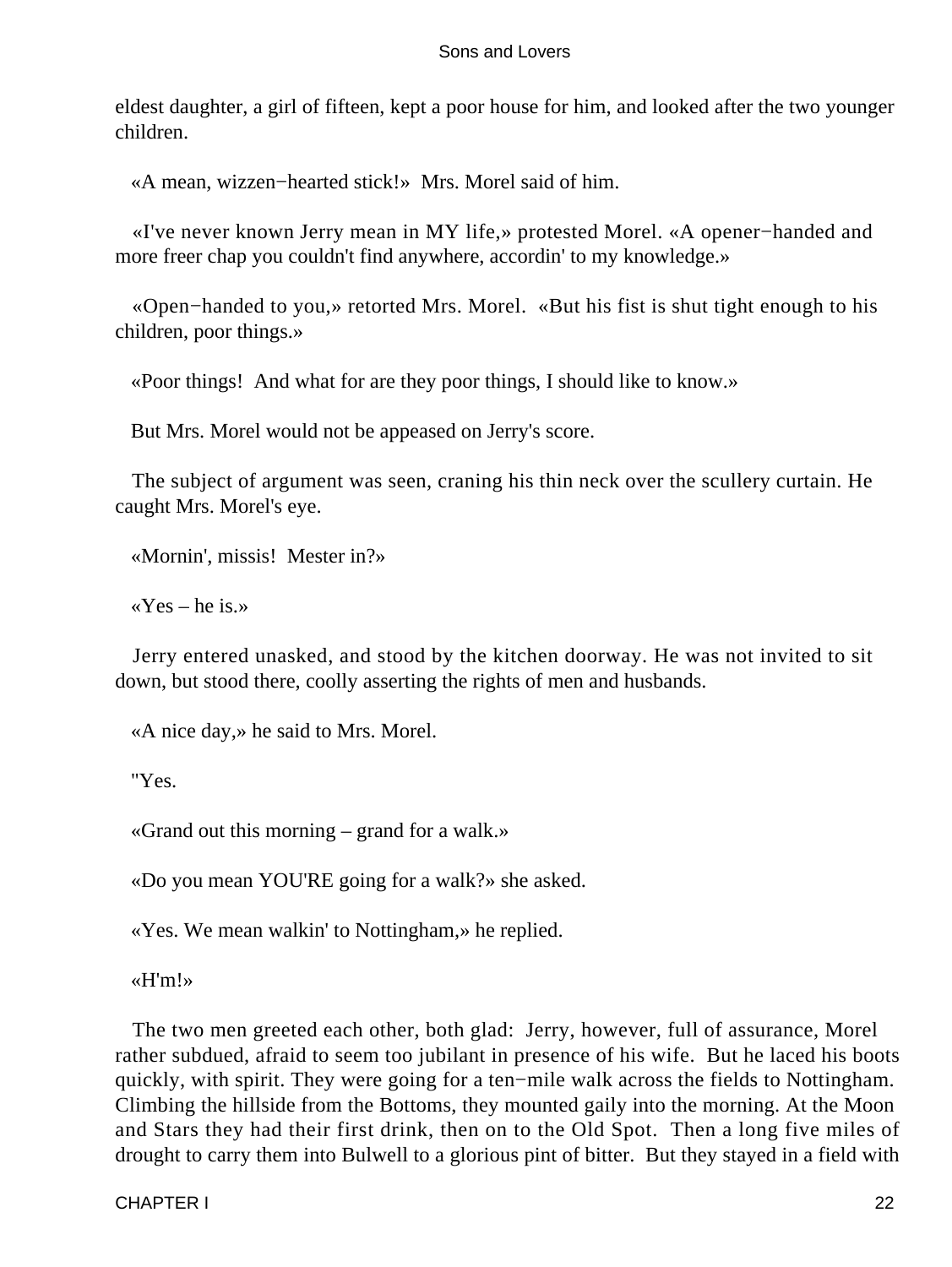eldest daughter, a girl of fifteen, kept a poor house for him, and looked after the two younger children.

«A mean, wizzen−hearted stick!» Mrs. Morel said of him.

«I've never known Jerry mean in MY life,» protested Morel. «A opener−handed and more freer chap you couldn't find anywhere, accordin' to my knowledge.»

«Open−handed to you,» retorted Mrs. Morel. «But his fist is shut tight enough to his children, poor things.»

«Poor things! And what for are they poor things, I should like to know.»

But Mrs. Morel would not be appeased on Jerry's score.

The subject of argument was seen, craning his thin neck over the scullery curtain. He caught Mrs. Morel's eye.

«Mornin', missis! Mester in?»

«Yes – he is.»

Jerry entered unasked, and stood by the kitchen doorway. He was not invited to sit down, but stood there, coolly asserting the rights of men and husbands.

«A nice day,» he said to Mrs. Morel.

"Yes.

«Grand out this morning – grand for a walk.»

«Do you mean YOU'RE going for a walk?» she asked.

«Yes. We mean walkin' to Nottingham,» he replied.

«H'm!»

The two men greeted each other, both glad: Jerry, however, full of assurance, Morel rather subdued, afraid to seem too jubilant in presence of his wife. But he laced his boots quickly, with spirit. They were going for a ten−mile walk across the fields to Nottingham. Climbing the hillside from the Bottoms, they mounted gaily into the morning. At the Moon and Stars they had their first drink, then on to the Old Spot. Then a long five miles of drought to carry them into Bulwell to a glorious pint of bitter. But they stayed in a field with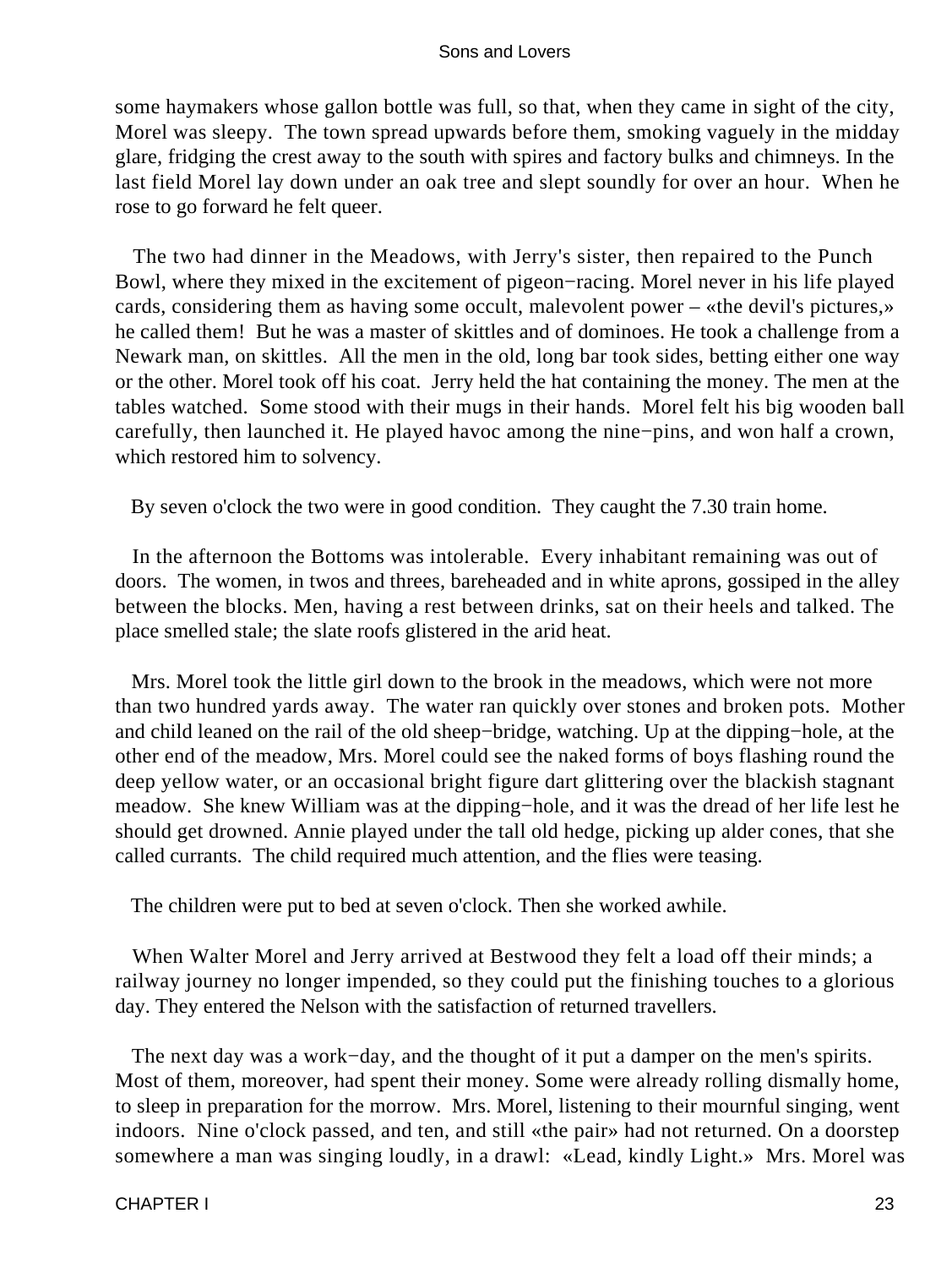some haymakers whose gallon bottle was full, so that, when they came in sight of the city, Morel was sleepy. The town spread upwards before them, smoking vaguely in the midday glare, fridging the crest away to the south with spires and factory bulks and chimneys. In the last field Morel lay down under an oak tree and slept soundly for over an hour. When he rose to go forward he felt queer.

The two had dinner in the Meadows, with Jerry's sister, then repaired to the Punch Bowl, where they mixed in the excitement of pigeon−racing. Morel never in his life played cards, considering them as having some occult, malevolent power – «the devil's pictures,» he called them! But he was a master of skittles and of dominoes. He took a challenge from a Newark man, on skittles. All the men in the old, long bar took sides, betting either one way or the other. Morel took off his coat. Jerry held the hat containing the money. The men at the tables watched. Some stood with their mugs in their hands. Morel felt his big wooden ball carefully, then launched it. He played havoc among the nine−pins, and won half a crown, which restored him to solvency.

By seven o'clock the two were in good condition. They caught the 7.30 train home.

In the afternoon the Bottoms was intolerable. Every inhabitant remaining was out of doors. The women, in twos and threes, bareheaded and in white aprons, gossiped in the alley between the blocks. Men, having a rest between drinks, sat on their heels and talked. The place smelled stale; the slate roofs glistered in the arid heat.

Mrs. Morel took the little girl down to the brook in the meadows, which were not more than two hundred yards away. The water ran quickly over stones and broken pots. Mother and child leaned on the rail of the old sheep−bridge, watching. Up at the dipping−hole, at the other end of the meadow, Mrs. Morel could see the naked forms of boys flashing round the deep yellow water, or an occasional bright figure dart glittering over the blackish stagnant meadow. She knew William was at the dipping−hole, and it was the dread of her life lest he should get drowned. Annie played under the tall old hedge, picking up alder cones, that she called currants. The child required much attention, and the flies were teasing.

The children were put to bed at seven o'clock. Then she worked awhile.

When Walter Morel and Jerry arrived at Bestwood they felt a load off their minds; a railway journey no longer impended, so they could put the finishing touches to a glorious day. They entered the Nelson with the satisfaction of returned travellers.

The next day was a work−day, and the thought of it put a damper on the men's spirits. Most of them, moreover, had spent their money. Some were already rolling dismally home, to sleep in preparation for the morrow. Mrs. Morel, listening to their mournful singing, went indoors. Nine o'clock passed, and ten, and still «the pair» had not returned. On a doorstep somewhere a man was singing loudly, in a drawl: «Lead, kindly Light.» Mrs. Morel was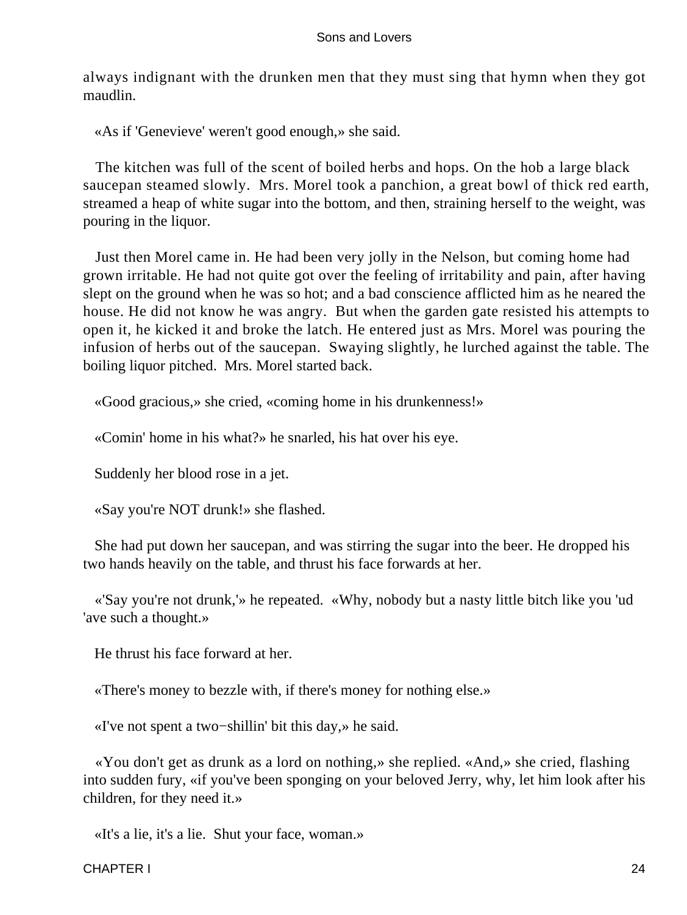always indignant with the drunken men that they must sing that hymn when they got maudlin.

«As if 'Genevieve' weren't good enough,» she said.

The kitchen was full of the scent of boiled herbs and hops. On the hob a large black saucepan steamed slowly. Mrs. Morel took a panchion, a great bowl of thick red earth, streamed a heap of white sugar into the bottom, and then, straining herself to the weight, was pouring in the liquor.

Just then Morel came in. He had been very jolly in the Nelson, but coming home had grown irritable. He had not quite got over the feeling of irritability and pain, after having slept on the ground when he was so hot; and a bad conscience afflicted him as he neared the house. He did not know he was angry. But when the garden gate resisted his attempts to open it, he kicked it and broke the latch. He entered just as Mrs. Morel was pouring the infusion of herbs out of the saucepan. Swaying slightly, he lurched against the table. The boiling liquor pitched. Mrs. Morel started back.

«Good gracious,» she cried, «coming home in his drunkenness!»

«Comin' home in his what?» he snarled, his hat over his eye.

Suddenly her blood rose in a jet.

«Say you're NOT drunk!» she flashed.

She had put down her saucepan, and was stirring the sugar into the beer. He dropped his two hands heavily on the table, and thrust his face forwards at her.

«'Say you're not drunk,'» he repeated. «Why, nobody but a nasty little bitch like you 'ud 'ave such a thought.»

He thrust his face forward at her.

«There's money to bezzle with, if there's money for nothing else.»

«I've not spent a two−shillin' bit this day,» he said.

«You don't get as drunk as a lord on nothing,» she replied. «And,» she cried, flashing into sudden fury, «if you've been sponging on your beloved Jerry, why, let him look after his children, for they need it.»

«It's a lie, it's a lie. Shut your face, woman.»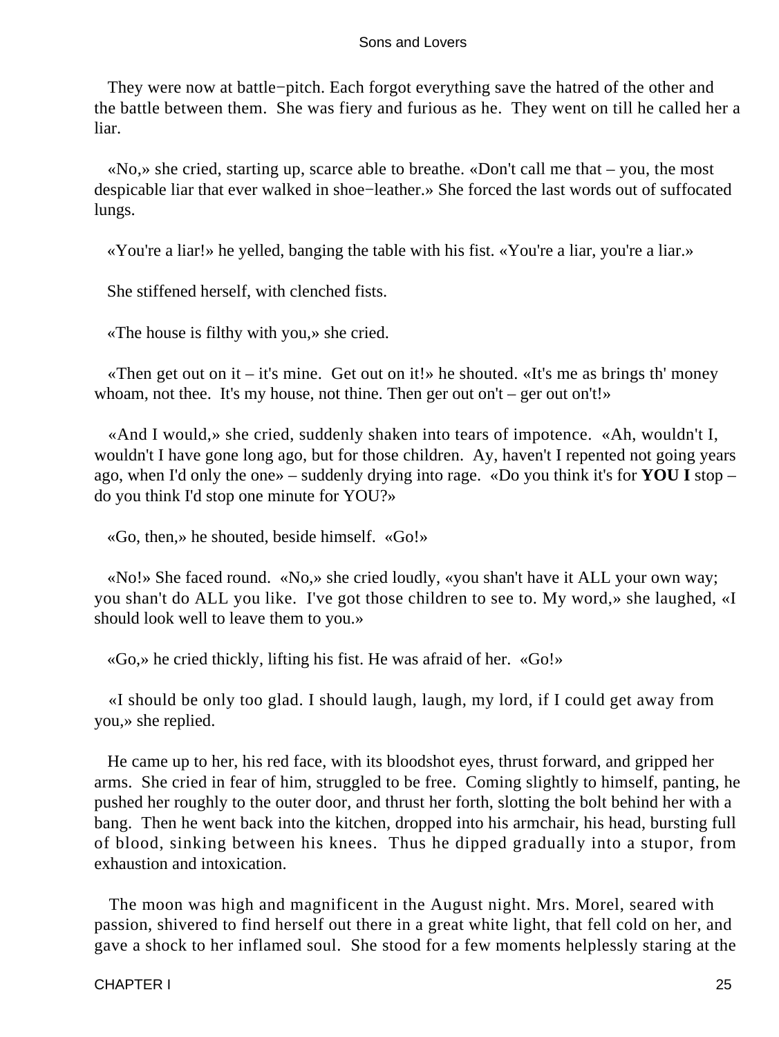They were now at battle−pitch. Each forgot everything save the hatred of the other and the battle between them. She was fiery and furious as he. They went on till he called her a liar.

«No,» she cried, starting up, scarce able to breathe. «Don't call me that – you, the most despicable liar that ever walked in shoe−leather.» She forced the last words out of suffocated lungs.

«You're a liar!» he yelled, banging the table with his fist. «You're a liar, you're a liar.»

She stiffened herself, with clenched fists.

«The house is filthy with you,» she cried.

«Then get out on it – it's mine. Get out on it!» he shouted. «It's me as brings th' money whoam, not thee. It's my house, not thine. Then ger out on't – ger out on't!»

«And I would,» she cried, suddenly shaken into tears of impotence. «Ah, wouldn't I, wouldn't I have gone long ago, but for those children. Ay, haven't I repented not going years ago, when I'd only the one» – suddenly drying into rage. «Do you think it's for **YOU I** stop – do you think I'd stop one minute for YOU?»

«Go, then,» he shouted, beside himself. «Go!»

«No!» She faced round. «No,» she cried loudly, «you shan't have it ALL your own way; you shan't do ALL you like. I've got those children to see to. My word,» she laughed, «I should look well to leave them to you.»

«Go,» he cried thickly, lifting his fist. He was afraid of her. «Go!»

«I should be only too glad. I should laugh, laugh, my lord, if I could get away from you,» she replied.

He came up to her, his red face, with its bloodshot eyes, thrust forward, and gripped her arms. She cried in fear of him, struggled to be free. Coming slightly to himself, panting, he pushed her roughly to the outer door, and thrust her forth, slotting the bolt behind her with a bang. Then he went back into the kitchen, dropped into his armchair, his head, bursting full of blood, sinking between his knees. Thus he dipped gradually into a stupor, from exhaustion and intoxication.

The moon was high and magnificent in the August night. Mrs. Morel, seared with passion, shivered to find herself out there in a great white light, that fell cold on her, and gave a shock to her inflamed soul. She stood for a few moments helplessly staring at the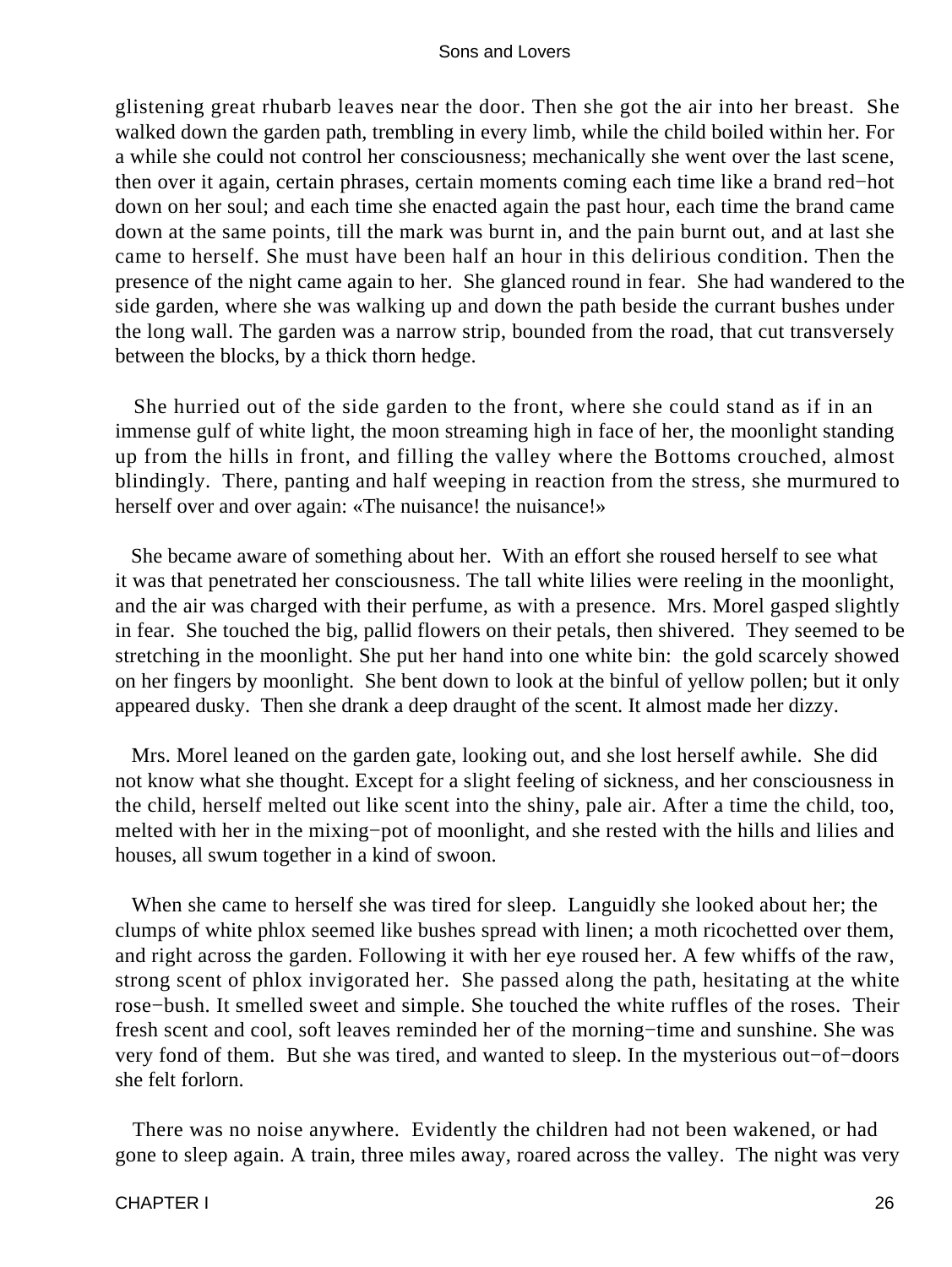glistening great rhubarb leaves near the door. Then she got the air into her breast. She walked down the garden path, trembling in every limb, while the child boiled within her. For a while she could not control her consciousness; mechanically she went over the last scene, then over it again, certain phrases, certain moments coming each time like a brand red−hot down on her soul; and each time she enacted again the past hour, each time the brand came down at the same points, till the mark was burnt in, and the pain burnt out, and at last she came to herself. She must have been half an hour in this delirious condition. Then the presence of the night came again to her. She glanced round in fear. She had wandered to the side garden, where she was walking up and down the path beside the currant bushes under the long wall. The garden was a narrow strip, bounded from the road, that cut transversely between the blocks, by a thick thorn hedge.

She hurried out of the side garden to the front, where she could stand as if in an immense gulf of white light, the moon streaming high in face of her, the moonlight standing up from the hills in front, and filling the valley where the Bottoms crouched, almost blindingly. There, panting and half weeping in reaction from the stress, she murmured to herself over and over again: «The nuisance! the nuisance!»

She became aware of something about her. With an effort she roused herself to see what it was that penetrated her consciousness. The tall white lilies were reeling in the moonlight, and the air was charged with their perfume, as with a presence. Mrs. Morel gasped slightly in fear. She touched the big, pallid flowers on their petals, then shivered. They seemed to be stretching in the moonlight. She put her hand into one white bin: the gold scarcely showed on her fingers by moonlight. She bent down to look at the binful of yellow pollen; but it only appeared dusky. Then she drank a deep draught of the scent. It almost made her dizzy.

Mrs. Morel leaned on the garden gate, looking out, and she lost herself awhile. She did not know what she thought. Except for a slight feeling of sickness, and her consciousness in the child, herself melted out like scent into the shiny, pale air. After a time the child, too, melted with her in the mixing−pot of moonlight, and she rested with the hills and lilies and houses, all swum together in a kind of swoon.

When she came to herself she was tired for sleep. Languidly she looked about her; the clumps of white phlox seemed like bushes spread with linen; a moth ricochetted over them, and right across the garden. Following it with her eye roused her. A few whiffs of the raw, strong scent of phlox invigorated her. She passed along the path, hesitating at the white rose−bush. It smelled sweet and simple. She touched the white ruffles of the roses. Their fresh scent and cool, soft leaves reminded her of the morning−time and sunshine. She was very fond of them. But she was tired, and wanted to sleep. In the mysterious out−of−doors she felt forlorn.

There was no noise anywhere. Evidently the children had not been wakened, or had gone to sleep again. A train, three miles away, roared across the valley. The night was very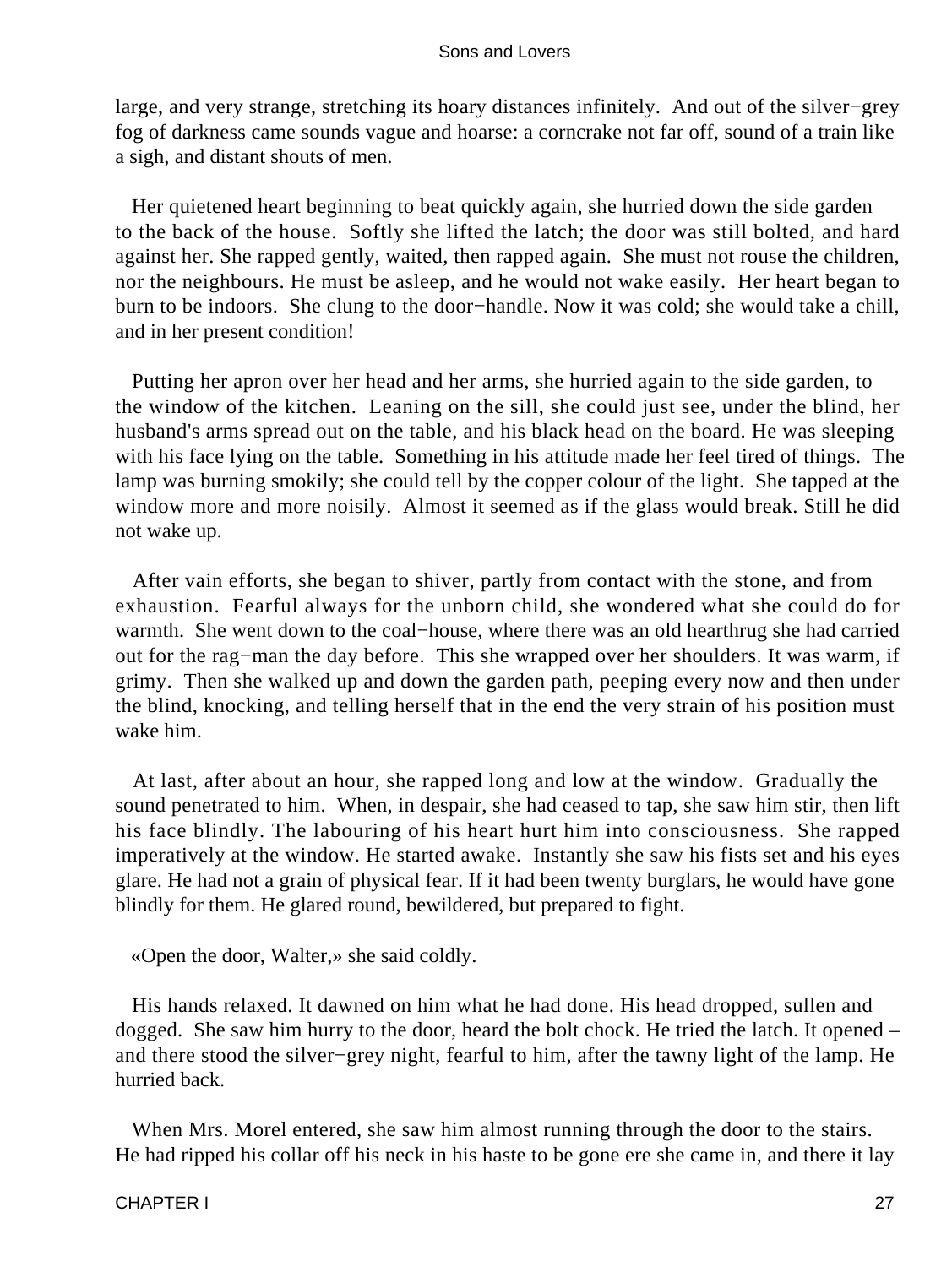large, and very strange, stretching its hoary distances infinitely. And out of the silver−grey fog of darkness came sounds vague and hoarse: a corncrake not far off, sound of a train like a sigh, and distant shouts of men.

Her quietened heart beginning to beat quickly again, she hurried down the side garden to the back of the house. Softly she lifted the latch; the door was still bolted, and hard against her. She rapped gently, waited, then rapped again. She must not rouse the children, nor the neighbours. He must be asleep, and he would not wake easily. Her heart began to burn to be indoors. She clung to the door−handle. Now it was cold; she would take a chill, and in her present condition!

Putting her apron over her head and her arms, she hurried again to the side garden, to the window of the kitchen. Leaning on the sill, she could just see, under the blind, her husband's arms spread out on the table, and his black head on the board. He was sleeping with his face lying on the table. Something in his attitude made her feel tired of things. The lamp was burning smokily; she could tell by the copper colour of the light. She tapped at the window more and more noisily. Almost it seemed as if the glass would break. Still he did not wake up.

After vain efforts, she began to shiver, partly from contact with the stone, and from exhaustion. Fearful always for the unborn child, she wondered what she could do for warmth. She went down to the coal−house, where there was an old hearthrug she had carried out for the rag−man the day before. This she wrapped over her shoulders. It was warm, if grimy. Then she walked up and down the garden path, peeping every now and then under the blind, knocking, and telling herself that in the end the very strain of his position must wake him.

At last, after about an hour, she rapped long and low at the window. Gradually the sound penetrated to him. When, in despair, she had ceased to tap, she saw him stir, then lift his face blindly. The labouring of his heart hurt him into consciousness. She rapped imperatively at the window. He started awake. Instantly she saw his fists set and his eyes glare. He had not a grain of physical fear. If it had been twenty burglars, he would have gone blindly for them. He glared round, bewildered, but prepared to fight.

«Open the door, Walter,» she said coldly.

His hands relaxed. It dawned on him what he had done. His head dropped, sullen and dogged. She saw him hurry to the door, heard the bolt chock. He tried the latch. It opened – and there stood the silver−grey night, fearful to him, after the tawny light of the lamp. He hurried back.

When Mrs. Morel entered, she saw him almost running through the door to the stairs. He had ripped his collar off his neck in his haste to be gone ere she came in, and there it lay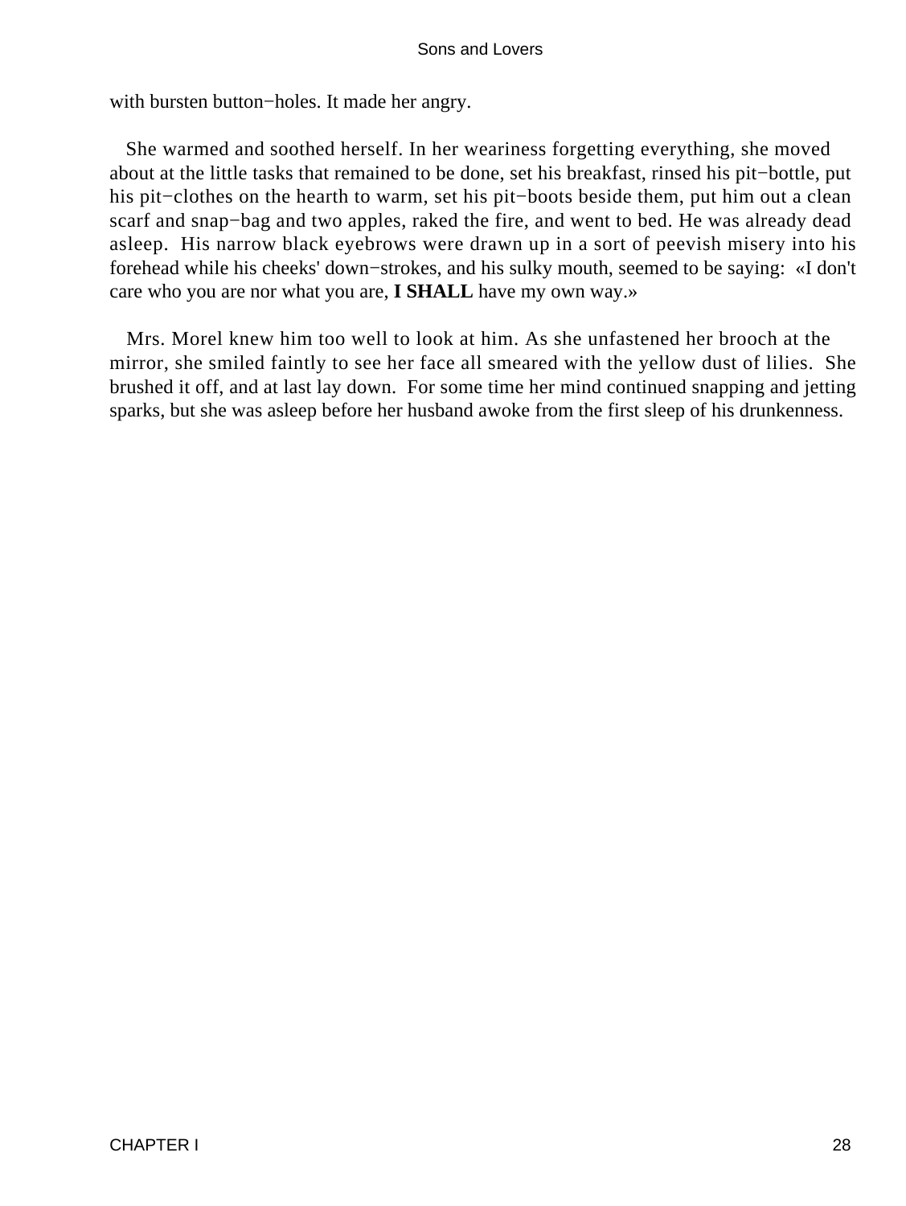with bursten button−holes. It made her angry.

She warmed and soothed herself. In her weariness forgetting everything, she moved about at the little tasks that remained to be done, set his breakfast, rinsed his pit−bottle, put his pit−clothes on the hearth to warm, set his pit−boots beside them, put him out a clean scarf and snap−bag and two apples, raked the fire, and went to bed. He was already dead asleep. His narrow black eyebrows were drawn up in a sort of peevish misery into his forehead while his cheeks' down−strokes, and his sulky mouth, seemed to be saying: «I don't care who you are nor what you are, **I SHALL** have my own way.»

Mrs. Morel knew him too well to look at him. As she unfastened her brooch at the mirror, she smiled faintly to see her face all smeared with the yellow dust of lilies. She brushed it off, and at last lay down. For some time her mind continued snapping and jetting sparks, but she was asleep before her husband awoke from the first sleep of his drunkenness.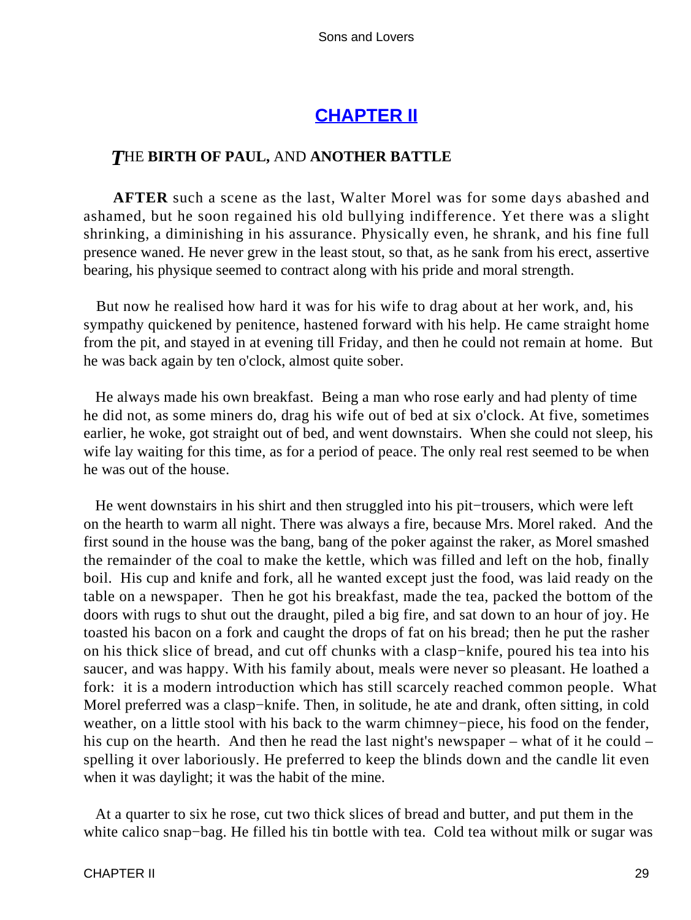## CHAPTER II

### *T*HE **BIRTH OF PAUL,** AND **ANOTHER BATTLE**

**AFTER** such a scene as the last, Walter Morel was for some days abashed and ashamed, but he soon regained his old bullying indifference. Yet there was a slight shrinking, a diminishing in his assurance. Physically even, he shrank, and his fine full presence waned. He never grew in the least stout, so that, as he sank from his erect, assertive bearing, his physique seemed to contract along with his pride and moral strength.

But now he realised how hard it was for his wife to drag about at her work, and, his sympathy quickened by penitence, hastened forward with his help. He came straight home from the pit, and stayed in at evening till Friday, and then he could not remain at home. But he was back again by ten o'clock, almost quite sober.

He always made his own breakfast. Being a man who rose early and had plenty of time he did not, as some miners do, drag his wife out of bed at six o'clock. At five, sometimes earlier, he woke, got straight out of bed, and went downstairs. When she could not sleep, his wife lay waiting for this time, as for a period of peace. The only real rest seemed to be when he was out of the house.

He went downstairs in his shirt and then struggled into his pit−trousers, which were left on the hearth to warm all night. There was always a fire, because Mrs. Morel raked. And the first sound in the house was the bang, bang of the poker against the raker, as Morel smashed the remainder of the coal to make the kettle, which was filled and left on the hob, finally boil. His cup and knife and fork, all he wanted except just the food, was laid ready on the table on a newspaper. Then he got his breakfast, made the tea, packed the bottom of the doors with rugs to shut out the draught, piled a big fire, and sat down to an hour of joy. He toasted his bacon on a fork and caught the drops of fat on his bread; then he put the rasher on his thick slice of bread, and cut off chunks with a clasp−knife, poured his tea into his saucer, and was happy. With his family about, meals were never so pleasant. He loathed a fork: it is a modern introduction which has still scarcely reached common people. What Morel preferred was a clasp−knife. Then, in solitude, he ate and drank, often sitting, in cold weather, on a little stool with his back to the warm chimney−piece, his food on the fender, his cup on the hearth. And then he read the last night's newspaper – what of it he could – spelling it over laboriously. He preferred to keep the blinds down and the candle lit even when it was daylight; it was the habit of the mine.

At a quarter to six he rose, cut two thick slices of bread and butter, and put them in the white calico snap−bag. He filled his tin bottle with tea. Cold tea without milk or sugar was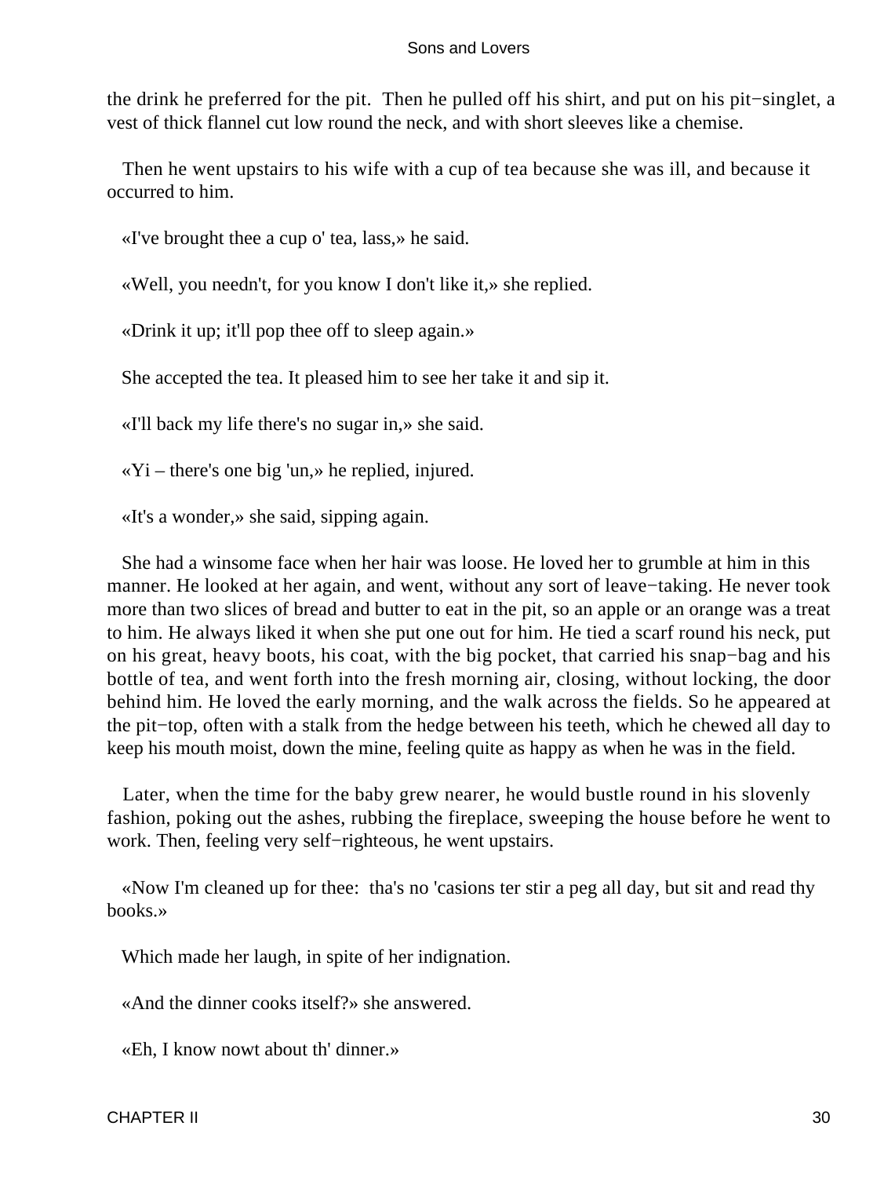the drink he preferred for the pit. Then he pulled off his shirt, and put on his pit−singlet, a vest of thick flannel cut low round the neck, and with short sleeves like a chemise.

Then he went upstairs to his wife with a cup of tea because she was ill, and because it occurred to him.

«I've brought thee a cup o' tea, lass,» he said.

«Well, you needn't, for you know I don't like it,» she replied.

«Drink it up; it'll pop thee off to sleep again.»

She accepted the tea. It pleased him to see her take it and sip it.

«I'll back my life there's no sugar in,» she said.

«Yi – there's one big 'un,» he replied, injured.

«It's a wonder,» she said, sipping again.

She had a winsome face when her hair was loose. He loved her to grumble at him in this manner. He looked at her again, and went, without any sort of leave−taking. He never took more than two slices of bread and butter to eat in the pit, so an apple or an orange was a treat to him. He always liked it when she put one out for him. He tied a scarf round his neck, put on his great, heavy boots, his coat, with the big pocket, that carried his snap−bag and his bottle of tea, and went forth into the fresh morning air, closing, without locking, the door behind him. He loved the early morning, and the walk across the fields. So he appeared at the pit−top, often with a stalk from the hedge between his teeth, which he chewed all day to keep his mouth moist, down the mine, feeling quite as happy as when he was in the field.

Later, when the time for the baby grew nearer, he would bustle round in his slovenly fashion, poking out the ashes, rubbing the fireplace, sweeping the house before he went to work. Then, feeling very self−righteous, he went upstairs.

«Now I'm cleaned up for thee: tha's no 'casions ter stir a peg all day, but sit and read thy books.»

Which made her laugh, in spite of her indignation.

«And the dinner cooks itself?» she answered.

«Eh, I know nowt about th' dinner.»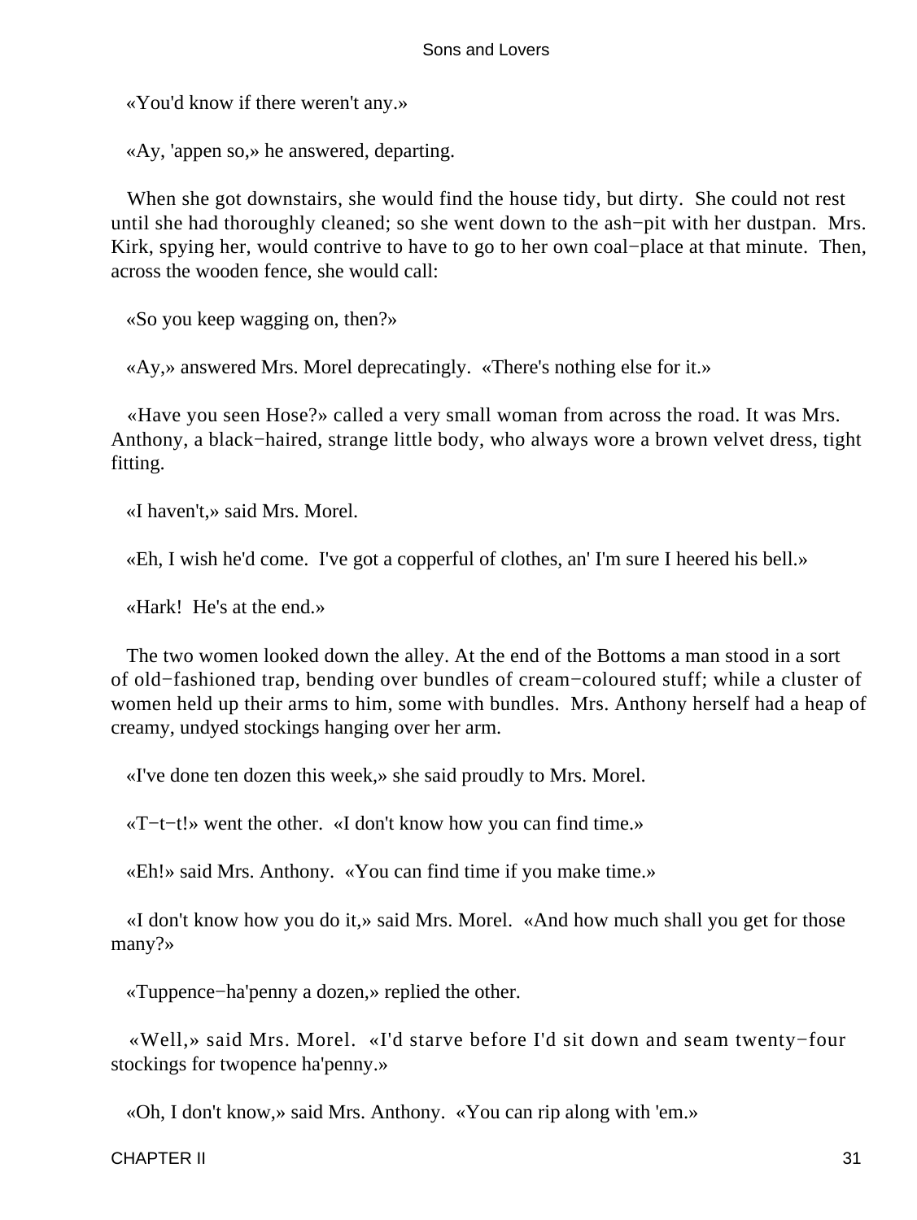«You'd know if there weren't any.»

«Ay, 'appen so,» he answered, departing.

When she got downstairs, she would find the house tidy, but dirty. She could not rest until she had thoroughly cleaned; so she went down to the ash−pit with her dustpan. Mrs. Kirk, spying her, would contrive to have to go to her own coal−place at that minute. Then, across the wooden fence, she would call:

«So you keep wagging on, then?»

«Ay,» answered Mrs. Morel deprecatingly. «There's nothing else for it.»

«Have you seen Hose?» called a very small woman from across the road. It was Mrs. Anthony, a black−haired, strange little body, who always wore a brown velvet dress, tight fitting.

«I haven't,» said Mrs. Morel.

«Eh, I wish he'd come. I've got a copperful of clothes, an' I'm sure I heered his bell.»

«Hark! He's at the end.»

The two women looked down the alley. At the end of the Bottoms a man stood in a sort of old−fashioned trap, bending over bundles of cream−coloured stuff; while a cluster of women held up their arms to him, some with bundles. Mrs. Anthony herself had a heap of creamy, undyed stockings hanging over her arm.

«I've done ten dozen this week,» she said proudly to Mrs. Morel.

«T−t−t!» went the other. «I don't know how you can find time.»

«Eh!» said Mrs. Anthony. «You can find time if you make time.»

«I don't know how you do it,» said Mrs. Morel. «And how much shall you get for those many?»

«Tuppence−ha'penny a dozen,» replied the other.

«Well,» said Mrs. Morel. «I'd starve before I'd sit down and seam twenty−four stockings for twopence ha'penny.»

«Oh, I don't know,» said Mrs. Anthony. «You can rip along with 'em.»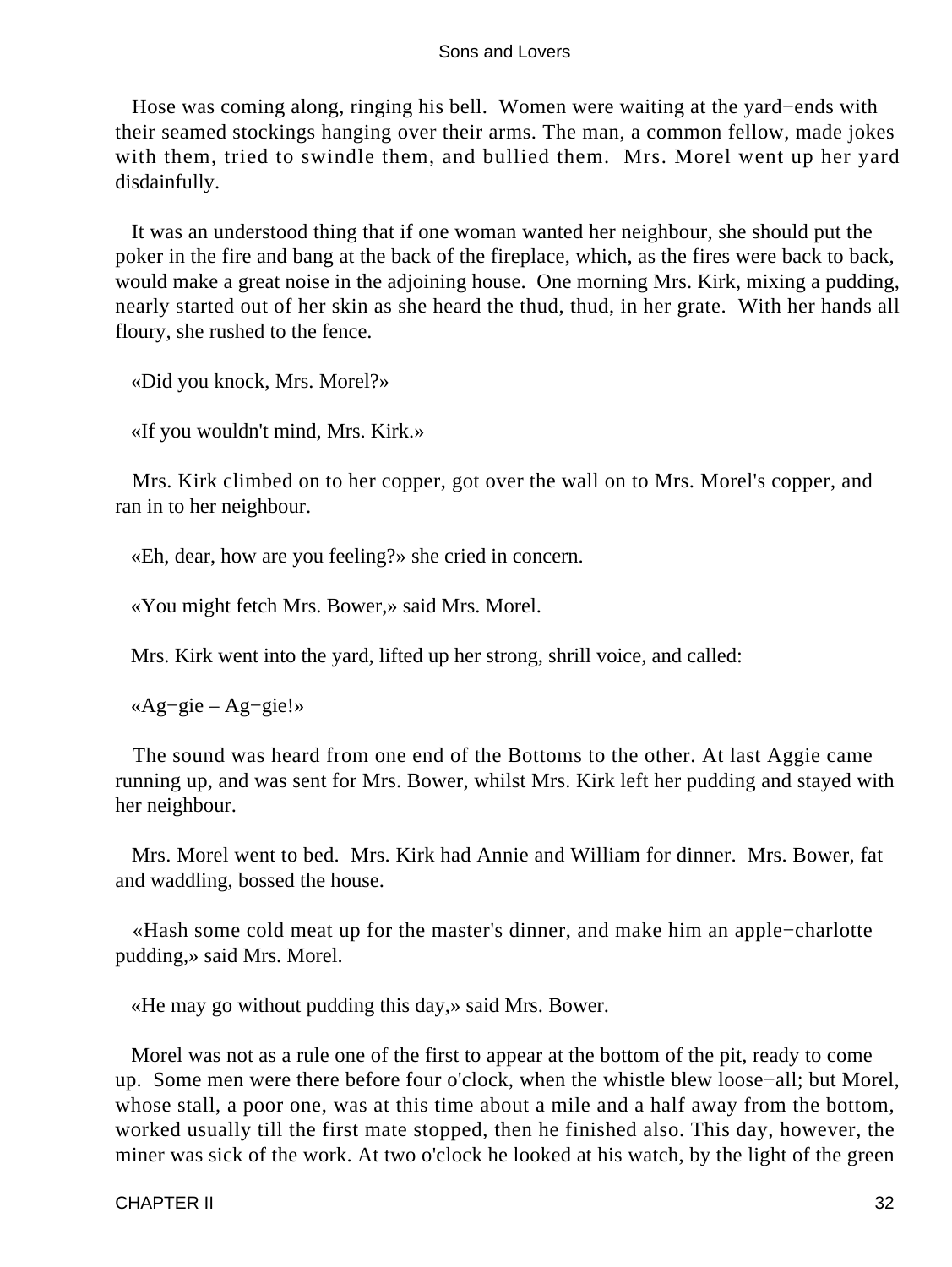Hose was coming along, ringing his bell. Women were waiting at the yard−ends with their seamed stockings hanging over their arms. The man, a common fellow, made jokes with them, tried to swindle them, and bullied them. Mrs. Morel went up her yard disdainfully.

It was an understood thing that if one woman wanted her neighbour, she should put the poker in the fire and bang at the back of the fireplace, which, as the fires were back to back, would make a great noise in the adjoining house. One morning Mrs. Kirk, mixing a pudding, nearly started out of her skin as she heard the thud, thud, in her grate. With her hands all floury, she rushed to the fence.

«Did you knock, Mrs. Morel?»

«If you wouldn't mind, Mrs. Kirk.»

Mrs. Kirk climbed on to her copper, got over the wall on to Mrs. Morel's copper, and ran in to her neighbour.

«Eh, dear, how are you feeling?» she cried in concern.

«You might fetch Mrs. Bower,» said Mrs. Morel.

Mrs. Kirk went into the yard, lifted up her strong, shrill voice, and called:

«Ag−gie – Ag−gie!»

The sound was heard from one end of the Bottoms to the other. At last Aggie came running up, and was sent for Mrs. Bower, whilst Mrs. Kirk left her pudding and stayed with her neighbour.

Mrs. Morel went to bed. Mrs. Kirk had Annie and William for dinner. Mrs. Bower, fat and waddling, bossed the house.

«Hash some cold meat up for the master's dinner, and make him an apple−charlotte pudding,» said Mrs. Morel.

«He may go without pudding this day,» said Mrs. Bower.

Morel was not as a rule one of the first to appear at the bottom of the pit, ready to come up. Some men were there before four o'clock, when the whistle blew loose−all; but Morel, whose stall, a poor one, was at this time about a mile and a half away from the bottom, worked usually till the first mate stopped, then he finished also. This day, however, the miner was sick of the work. At two o'clock he looked at his watch, by the light of the green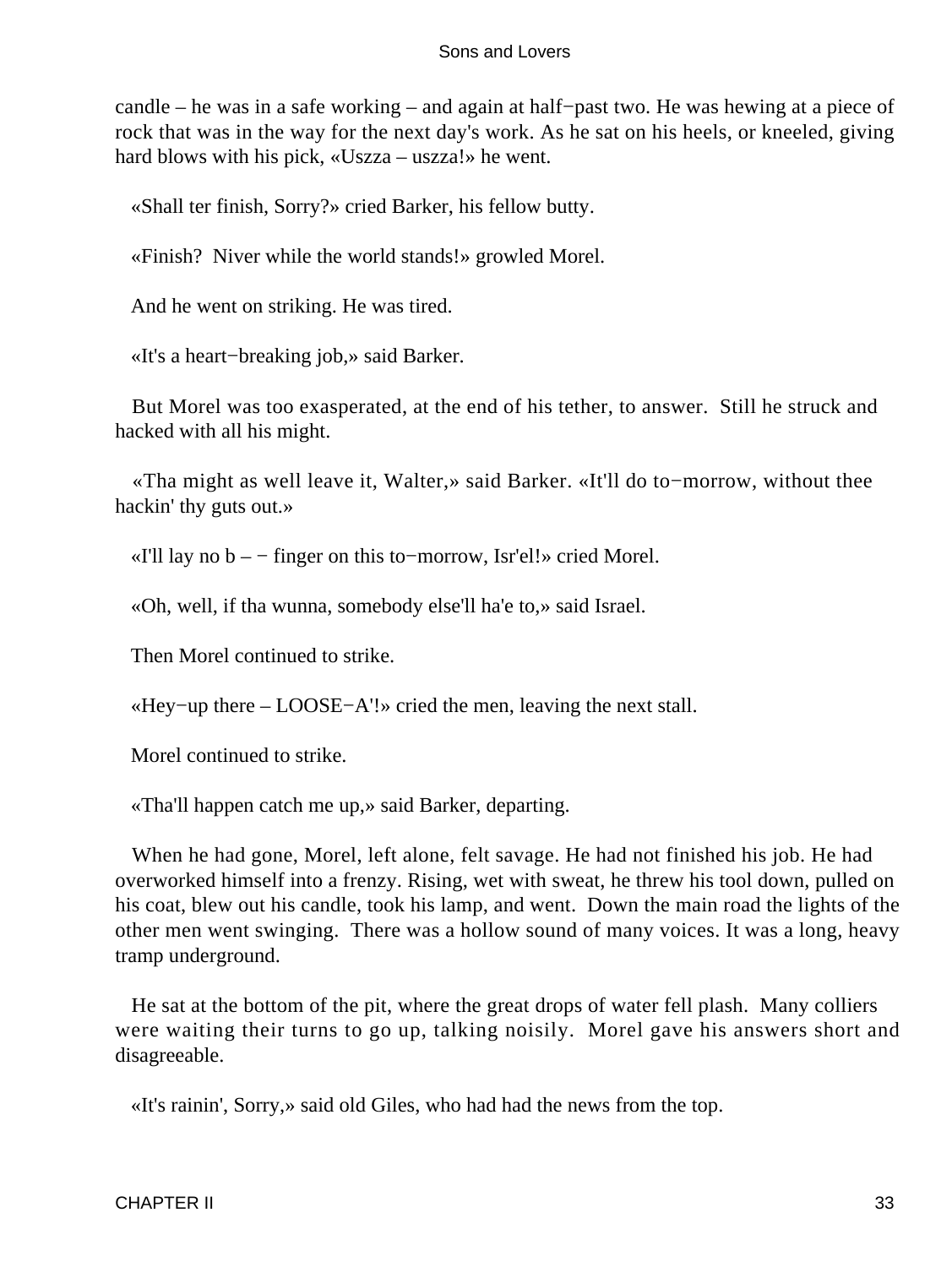candle – he was in a safe working – and again at half−past two. He was hewing at a piece of rock that was in the way for the next day's work. As he sat on his heels, or kneeled, giving hard blows with his pick, «Uszza – uszza!» he went.

«Shall ter finish, Sorry?» cried Barker, his fellow butty.

«Finish? Niver while the world stands!» growled Morel.

And he went on striking. He was tired.

«It's a heart−breaking job,» said Barker.

But Morel was too exasperated, at the end of his tether, to answer. Still he struck and hacked with all his might.

«Tha might as well leave it, Walter,» said Barker. «It'll do to−morrow, without thee hackin' thy guts out.»

«I'll lay no b – − finger on this to−morrow, Isr'el!» cried Morel.

«Oh, well, if tha wunna, somebody else'll ha'e to,» said Israel.

Then Morel continued to strike.

«Hey−up there – LOOSE−A'!» cried the men, leaving the next stall.

Morel continued to strike.

«Tha'll happen catch me up,» said Barker, departing.

When he had gone, Morel, left alone, felt savage. He had not finished his job. He had overworked himself into a frenzy. Rising, wet with sweat, he threw his tool down, pulled on his coat, blew out his candle, took his lamp, and went. Down the main road the lights of the other men went swinging. There was a hollow sound of many voices. It was a long, heavy tramp underground.

He sat at the bottom of the pit, where the great drops of water fell plash. Many colliers were waiting their turns to go up, talking noisily. Morel gave his answers short and disagreeable.

«It's rainin', Sorry,» said old Giles, who had had the news from the top.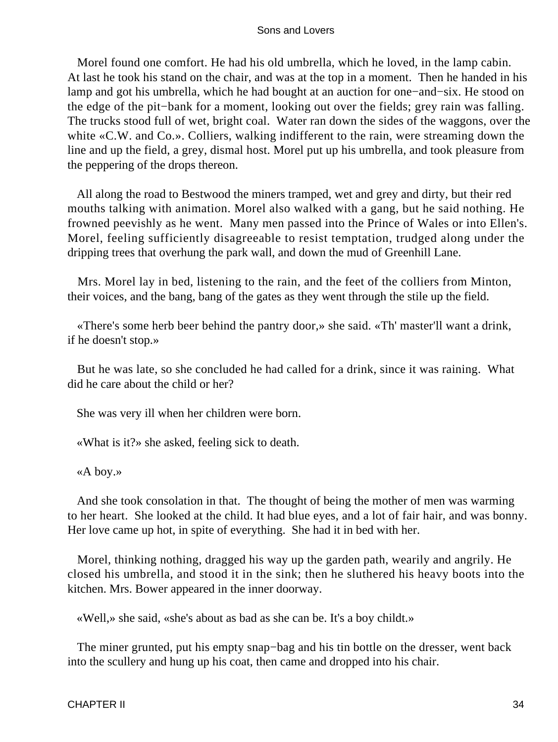Morel found one comfort. He had his old umbrella, which he loved, in the lamp cabin. At last he took his stand on the chair, and was at the top in a moment. Then he handed in his lamp and got his umbrella, which he had bought at an auction for one−and−six. He stood on the edge of the pit−bank for a moment, looking out over the fields; grey rain was falling. The trucks stood full of wet, bright coal. Water ran down the sides of the waggons, over the white «C.W. and Co.». Colliers, walking indifferent to the rain, were streaming down the line and up the field, a grey, dismal host. Morel put up his umbrella, and took pleasure from the peppering of the drops thereon.

All along the road to Bestwood the miners tramped, wet and grey and dirty, but their red mouths talking with animation. Morel also walked with a gang, but he said nothing. He frowned peevishly as he went. Many men passed into the Prince of Wales or into Ellen's. Morel, feeling sufficiently disagreeable to resist temptation, trudged along under the dripping trees that overhung the park wall, and down the mud of Greenhill Lane.

Mrs. Morel lay in bed, listening to the rain, and the feet of the colliers from Minton, their voices, and the bang, bang of the gates as they went through the stile up the field.

«There's some herb beer behind the pantry door,» she said. «Th' master'll want a drink, if he doesn't stop.»

But he was late, so she concluded he had called for a drink, since it was raining. What did he care about the child or her?

She was very ill when her children were born.

«What is it?» she asked, feeling sick to death.

«A boy.»

And she took consolation in that. The thought of being the mother of men was warming to her heart. She looked at the child. It had blue eyes, and a lot of fair hair, and was bonny. Her love came up hot, in spite of everything. She had it in bed with her.

Morel, thinking nothing, dragged his way up the garden path, wearily and angrily. He closed his umbrella, and stood it in the sink; then he sluthered his heavy boots into the kitchen. Mrs. Bower appeared in the inner doorway.

«Well,» she said, «she's about as bad as she can be. It's a boy childt.»

The miner grunted, put his empty snap−bag and his tin bottle on the dresser, went back into the scullery and hung up his coat, then came and dropped into his chair.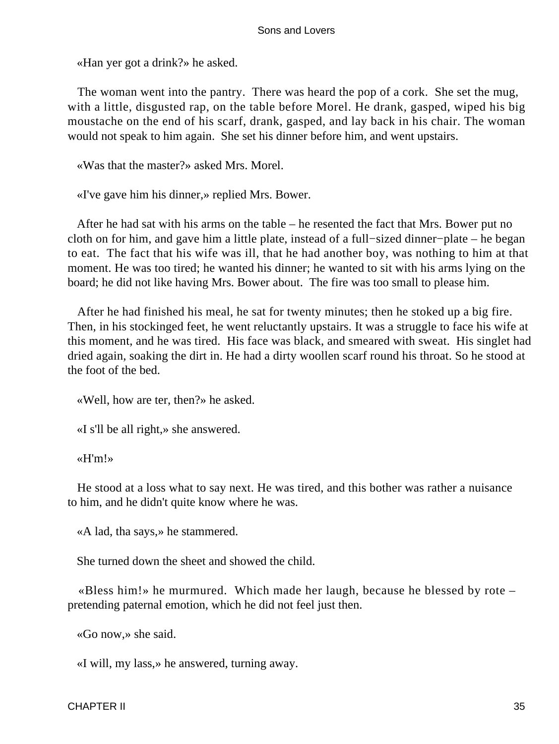«Han yer got a drink?» he asked.

The woman went into the pantry. There was heard the pop of a cork. She set the mug, with a little, disgusted rap, on the table before Morel. He drank, gasped, wiped his big moustache on the end of his scarf, drank, gasped, and lay back in his chair. The woman would not speak to him again. She set his dinner before him, and went upstairs.

«Was that the master?» asked Mrs. Morel.

«I've gave him his dinner,» replied Mrs. Bower.

After he had sat with his arms on the table – he resented the fact that Mrs. Bower put no cloth on for him, and gave him a little plate, instead of a full−sized dinner−plate – he began to eat. The fact that his wife was ill, that he had another boy, was nothing to him at that moment. He was too tired; he wanted his dinner; he wanted to sit with his arms lying on the board; he did not like having Mrs. Bower about. The fire was too small to please him.

After he had finished his meal, he sat for twenty minutes; then he stoked up a big fire. Then, in his stockinged feet, he went reluctantly upstairs. It was a struggle to face his wife at this moment, and he was tired. His face was black, and smeared with sweat. His singlet had dried again, soaking the dirt in. He had a dirty woollen scarf round his throat. So he stood at the foot of the bed.

«Well, how are ter, then?» he asked.

«I s'll be all right,» she answered.

«H'm!»

He stood at a loss what to say next. He was tired, and this bother was rather a nuisance to him, and he didn't quite know where he was.

«A lad, tha says,» he stammered.

She turned down the sheet and showed the child.

«Bless him!» he murmured. Which made her laugh, because he blessed by rote – pretending paternal emotion, which he did not feel just then.

«Go now,» she said.

«I will, my lass,» he answered, turning away.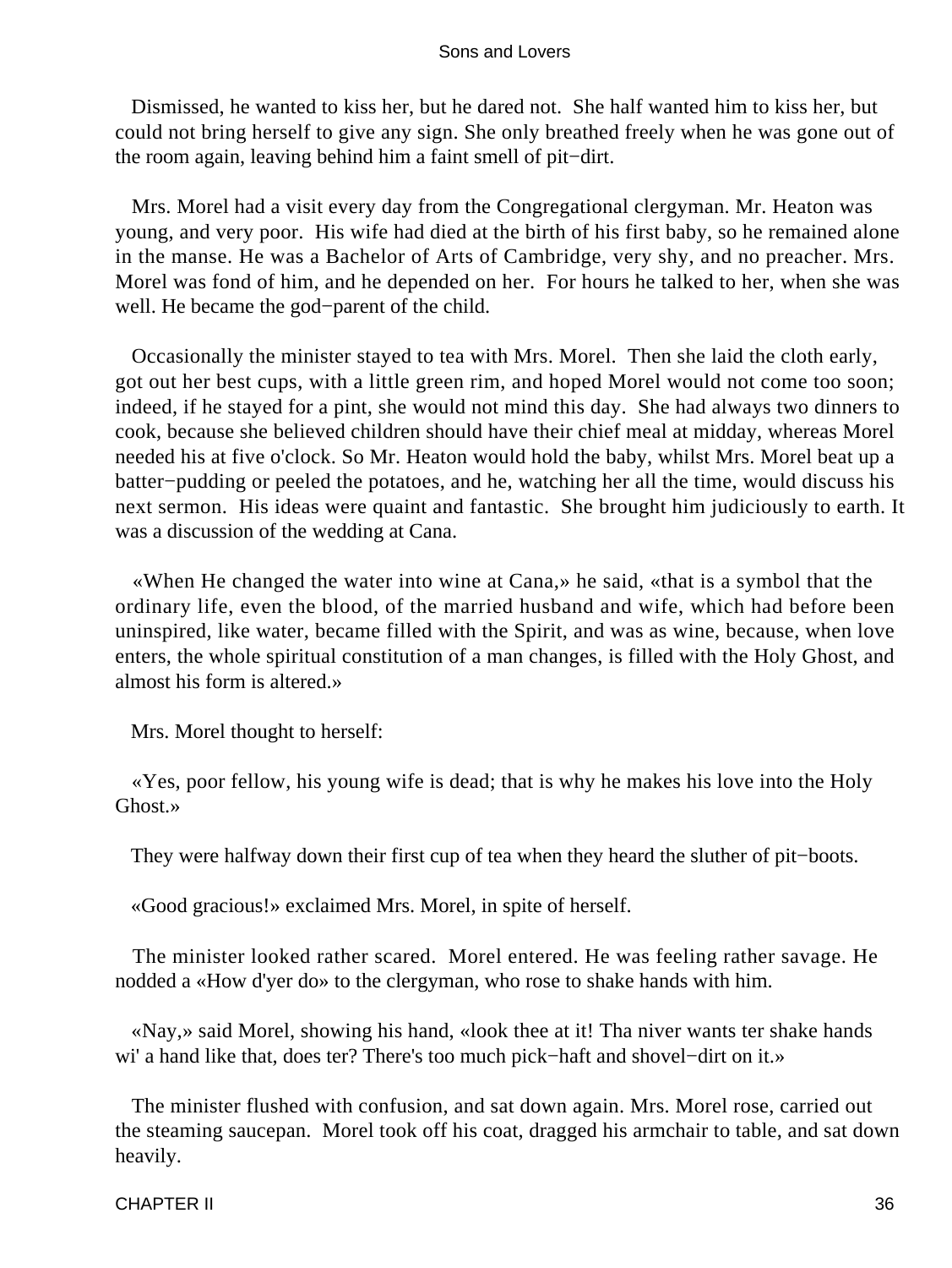Dismissed, he wanted to kiss her, but he dared not. She half wanted him to kiss her, but could not bring herself to give any sign. She only breathed freely when he was gone out of the room again, leaving behind him a faint smell of pit−dirt.

Mrs. Morel had a visit every day from the Congregational clergyman. Mr. Heaton was young, and very poor. His wife had died at the birth of his first baby, so he remained alone in the manse. He was a Bachelor of Arts of Cambridge, very shy, and no preacher. Mrs. Morel was fond of him, and he depended on her. For hours he talked to her, when she was well. He became the god−parent of the child.

Occasionally the minister stayed to tea with Mrs. Morel. Then she laid the cloth early, got out her best cups, with a little green rim, and hoped Morel would not come too soon; indeed, if he stayed for a pint, she would not mind this day. She had always two dinners to cook, because she believed children should have their chief meal at midday, whereas Morel needed his at five o'clock. So Mr. Heaton would hold the baby, whilst Mrs. Morel beat up a batter−pudding or peeled the potatoes, and he, watching her all the time, would discuss his next sermon. His ideas were quaint and fantastic. She brought him judiciously to earth. It was a discussion of the wedding at Cana.

«When He changed the water into wine at Cana,» he said, «that is a symbol that the ordinary life, even the blood, of the married husband and wife, which had before been uninspired, like water, became filled with the Spirit, and was as wine, because, when love enters, the whole spiritual constitution of a man changes, is filled with the Holy Ghost, and almost his form is altered.»

Mrs. Morel thought to herself:

«Yes, poor fellow, his young wife is dead; that is why he makes his love into the Holy Ghost.»

They were halfway down their first cup of tea when they heard the sluther of pit−boots.

«Good gracious!» exclaimed Mrs. Morel, in spite of herself.

The minister looked rather scared. Morel entered. He was feeling rather savage. He nodded a «How d'yer do» to the clergyman, who rose to shake hands with him.

«Nay,» said Morel, showing his hand, «look thee at it! Tha niver wants ter shake hands wi' a hand like that, does ter? There's too much pick−haft and shovel−dirt on it.»

The minister flushed with confusion, and sat down again. Mrs. Morel rose, carried out the steaming saucepan. Morel took off his coat, dragged his armchair to table, and sat down heavily.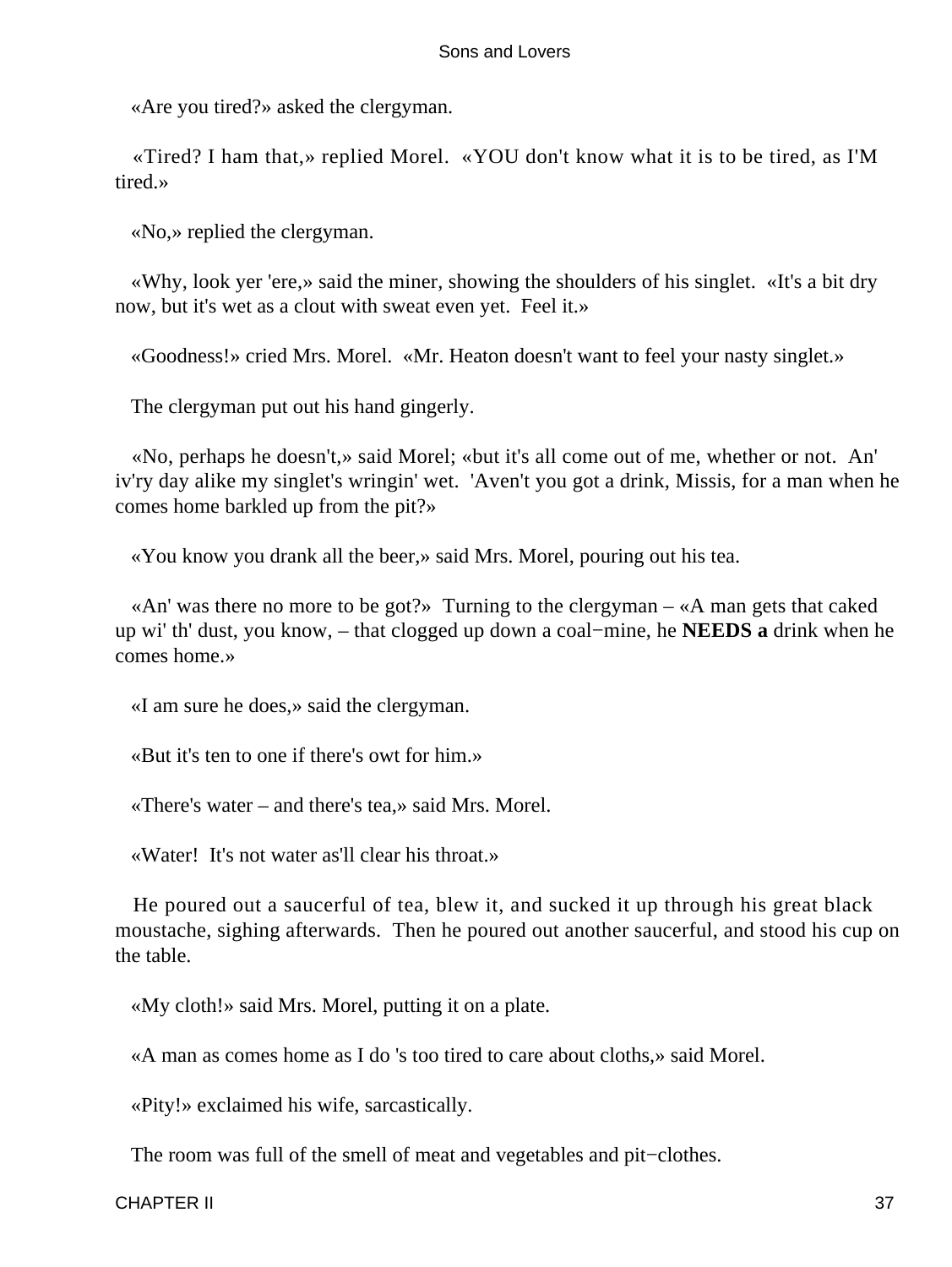«Are you tired?» asked the clergyman.

«Tired? I ham that,» replied Morel. «YOU don't know what it is to be tired, as I'M tired.»

«No,» replied the clergyman.

«Why, look yer 'ere,» said the miner, showing the shoulders of his singlet. «It's a bit dry now, but it's wet as a clout with sweat even yet. Feel it.»

«Goodness!» cried Mrs. Morel. «Mr. Heaton doesn't want to feel your nasty singlet.»

The clergyman put out his hand gingerly.

«No, perhaps he doesn't,» said Morel; «but it's all come out of me, whether or not. An' iv'ry day alike my singlet's wringin' wet. 'Aven't you got a drink, Missis, for a man when he comes home barkled up from the pit?»

«You know you drank all the beer,» said Mrs. Morel, pouring out his tea.

«An' was there no more to be got?» Turning to the clergyman – «A man gets that caked up wi' th' dust, you know, – that clogged up down a coal−mine, he **NEEDS a** drink when he comes home.»

«I am sure he does,» said the clergyman.

«But it's ten to one if there's owt for him.»

«There's water – and there's tea,» said Mrs. Morel.

«Water! It's not water as'll clear his throat.»

He poured out a saucerful of tea, blew it, and sucked it up through his great black moustache, sighing afterwards. Then he poured out another saucerful, and stood his cup on the table.

«My cloth!» said Mrs. Morel, putting it on a plate.

«A man as comes home as I do 's too tired to care about cloths,» said Morel.

«Pity!» exclaimed his wife, sarcastically.

The room was full of the smell of meat and vegetables and pit−clothes.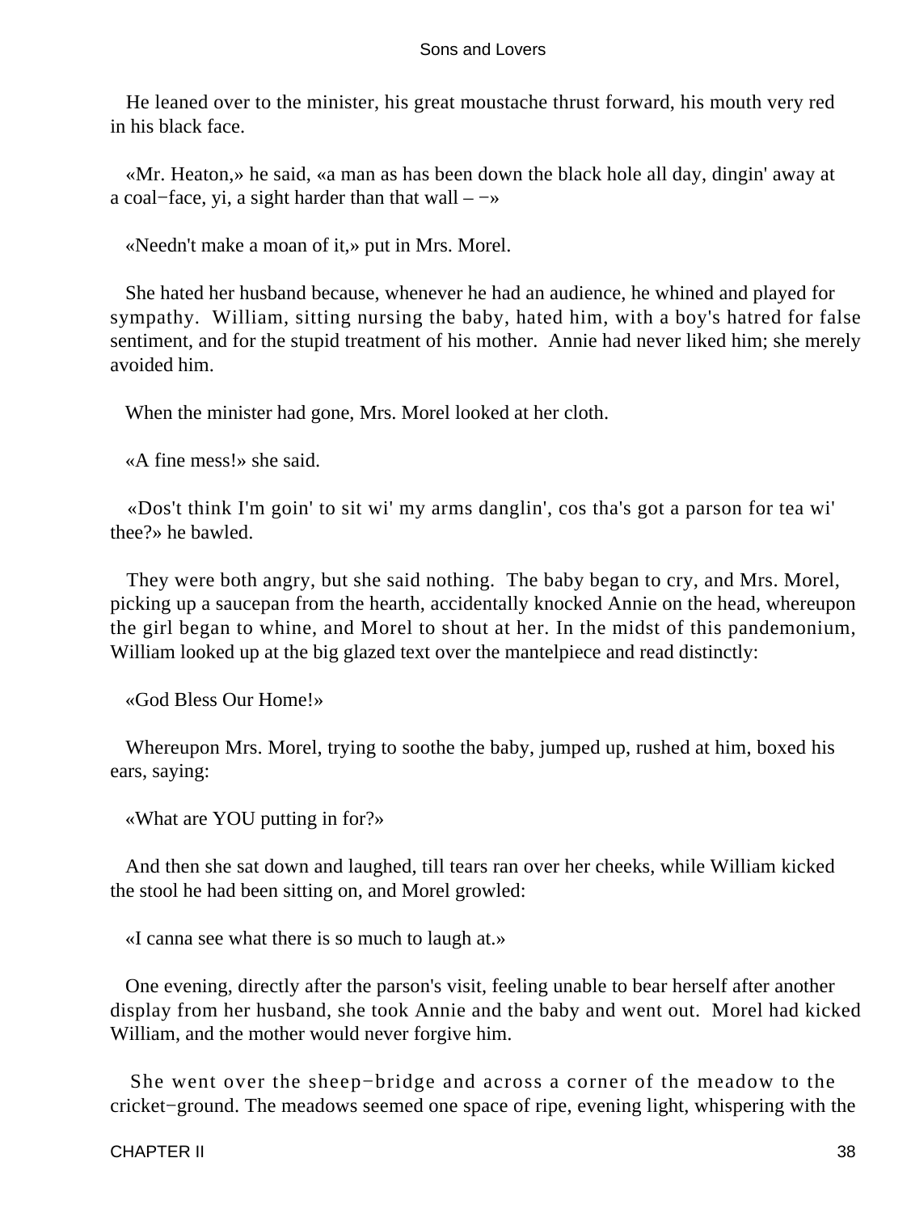He leaned over to the minister, his great moustache thrust forward, his mouth very red in his black face.

«Mr. Heaton,» he said, «a man as has been down the black hole all day, dingin' away at a coal−face, yi, a sight harder than that wall – −»

«Needn't make a moan of it,» put in Mrs. Morel.

She hated her husband because, whenever he had an audience, he whined and played for sympathy. William, sitting nursing the baby, hated him, with a boy's hatred for false sentiment, and for the stupid treatment of his mother. Annie had never liked him; she merely avoided him.

When the minister had gone, Mrs. Morel looked at her cloth.

«A fine mess!» she said.

«Dos't think I'm goin' to sit wi' my arms danglin', cos tha's got a parson for tea wi' thee?» he bawled.

They were both angry, but she said nothing. The baby began to cry, and Mrs. Morel, picking up a saucepan from the hearth, accidentally knocked Annie on the head, whereupon the girl began to whine, and Morel to shout at her. In the midst of this pandemonium, William looked up at the big glazed text over the mantelpiece and read distinctly:

«God Bless Our Home!»

Whereupon Mrs. Morel, trying to soothe the baby, jumped up, rushed at him, boxed his ears, saying:

«What are YOU putting in for?»

And then she sat down and laughed, till tears ran over her cheeks, while William kicked the stool he had been sitting on, and Morel growled:

«I canna see what there is so much to laugh at.»

One evening, directly after the parson's visit, feeling unable to bear herself after another display from her husband, she took Annie and the baby and went out. Morel had kicked William, and the mother would never forgive him.

She went over the sheep−bridge and across a corner of the meadow to the cricket−ground. The meadows seemed one space of ripe, evening light, whispering with the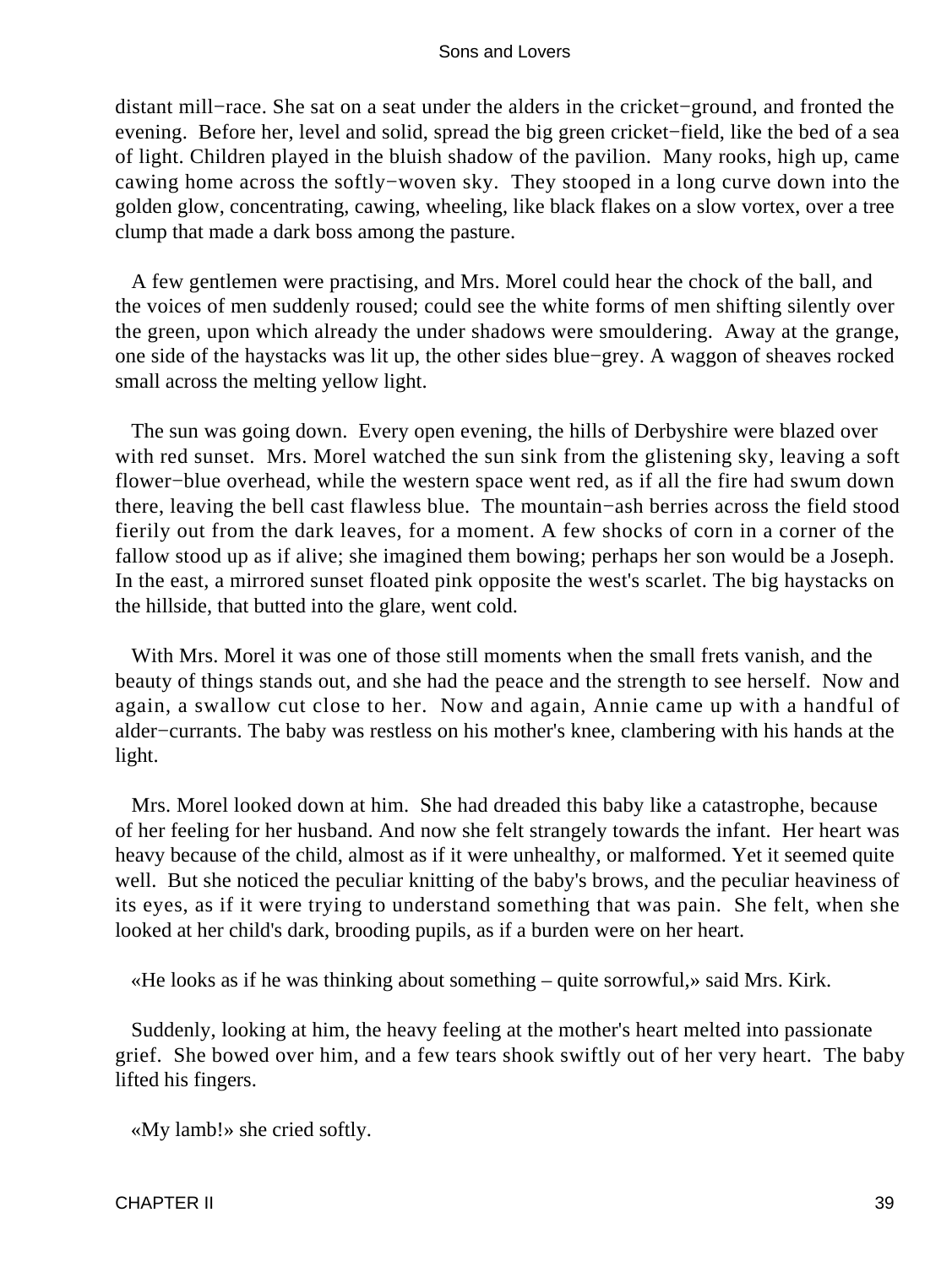distant mill−race. She sat on a seat under the alders in the cricket−ground, and fronted the evening. Before her, level and solid, spread the big green cricket−field, like the bed of a sea of light. Children played in the bluish shadow of the pavilion. Many rooks, high up, came cawing home across the softly−woven sky. They stooped in a long curve down into the golden glow, concentrating, cawing, wheeling, like black flakes on a slow vortex, over a tree clump that made a dark boss among the pasture.

A few gentlemen were practising, and Mrs. Morel could hear the chock of the ball, and the voices of men suddenly roused; could see the white forms of men shifting silently over the green, upon which already the under shadows were smouldering. Away at the grange, one side of the haystacks was lit up, the other sides blue−grey. A waggon of sheaves rocked small across the melting yellow light.

The sun was going down. Every open evening, the hills of Derbyshire were blazed over with red sunset. Mrs. Morel watched the sun sink from the glistening sky, leaving a soft flower−blue overhead, while the western space went red, as if all the fire had swum down there, leaving the bell cast flawless blue. The mountain−ash berries across the field stood fierily out from the dark leaves, for a moment. A few shocks of corn in a corner of the fallow stood up as if alive; she imagined them bowing; perhaps her son would be a Joseph. In the east, a mirrored sunset floated pink opposite the west's scarlet. The big haystacks on the hillside, that butted into the glare, went cold.

With Mrs. Morel it was one of those still moments when the small frets vanish, and the beauty of things stands out, and she had the peace and the strength to see herself. Now and again, a swallow cut close to her. Now and again, Annie came up with a handful of alder−currants. The baby was restless on his mother's knee, clambering with his hands at the light.

Mrs. Morel looked down at him. She had dreaded this baby like a catastrophe, because of her feeling for her husband. And now she felt strangely towards the infant. Her heart was heavy because of the child, almost as if it were unhealthy, or malformed. Yet it seemed quite well. But she noticed the peculiar knitting of the baby's brows, and the peculiar heaviness of its eyes, as if it were trying to understand something that was pain. She felt, when she looked at her child's dark, brooding pupils, as if a burden were on her heart.

«He looks as if he was thinking about something – quite sorrowful,» said Mrs. Kirk.

Suddenly, looking at him, the heavy feeling at the mother's heart melted into passionate grief. She bowed over him, and a few tears shook swiftly out of her very heart. The baby lifted his fingers.

«My lamb!» she cried softly.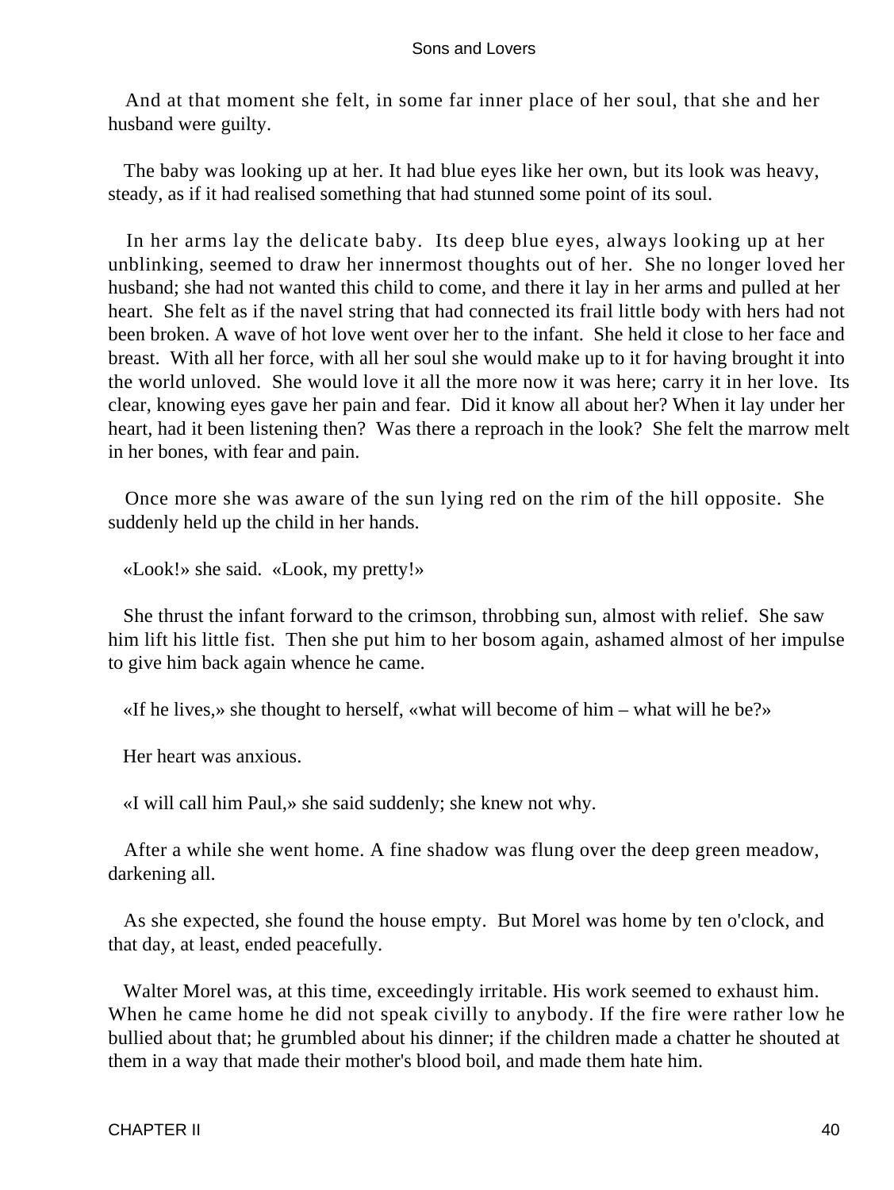And at that moment she felt, in some far inner place of her soul, that she and her husband were guilty.

The baby was looking up at her. It had blue eyes like her own, but its look was heavy, steady, as if it had realised something that had stunned some point of its soul.

In her arms lay the delicate baby. Its deep blue eyes, always looking up at her unblinking, seemed to draw her innermost thoughts out of her. She no longer loved her husband; she had not wanted this child to come, and there it lay in her arms and pulled at her heart. She felt as if the navel string that had connected its frail little body with hers had not been broken. A wave of hot love went over her to the infant. She held it close to her face and breast. With all her force, with all her soul she would make up to it for having brought it into the world unloved. She would love it all the more now it was here; carry it in her love. Its clear, knowing eyes gave her pain and fear. Did it know all about her? When it lay under her heart, had it been listening then? Was there a reproach in the look? She felt the marrow melt in her bones, with fear and pain.

Once more she was aware of the sun lying red on the rim of the hill opposite. She suddenly held up the child in her hands.

«Look!» she said. «Look, my pretty!»

She thrust the infant forward to the crimson, throbbing sun, almost with relief. She saw him lift his little fist. Then she put him to her bosom again, ashamed almost of her impulse to give him back again whence he came.

«If he lives,» she thought to herself, «what will become of him – what will he be?»

Her heart was anxious.

«I will call him Paul,» she said suddenly; she knew not why.

After a while she went home. A fine shadow was flung over the deep green meadow, darkening all.

As she expected, she found the house empty. But Morel was home by ten o'clock, and that day, at least, ended peacefully.

Walter Morel was, at this time, exceedingly irritable. His work seemed to exhaust him. When he came home he did not speak civilly to anybody. If the fire were rather low he bullied about that; he grumbled about his dinner; if the children made a chatter he shouted at them in a way that made their mother's blood boil, and made them hate him.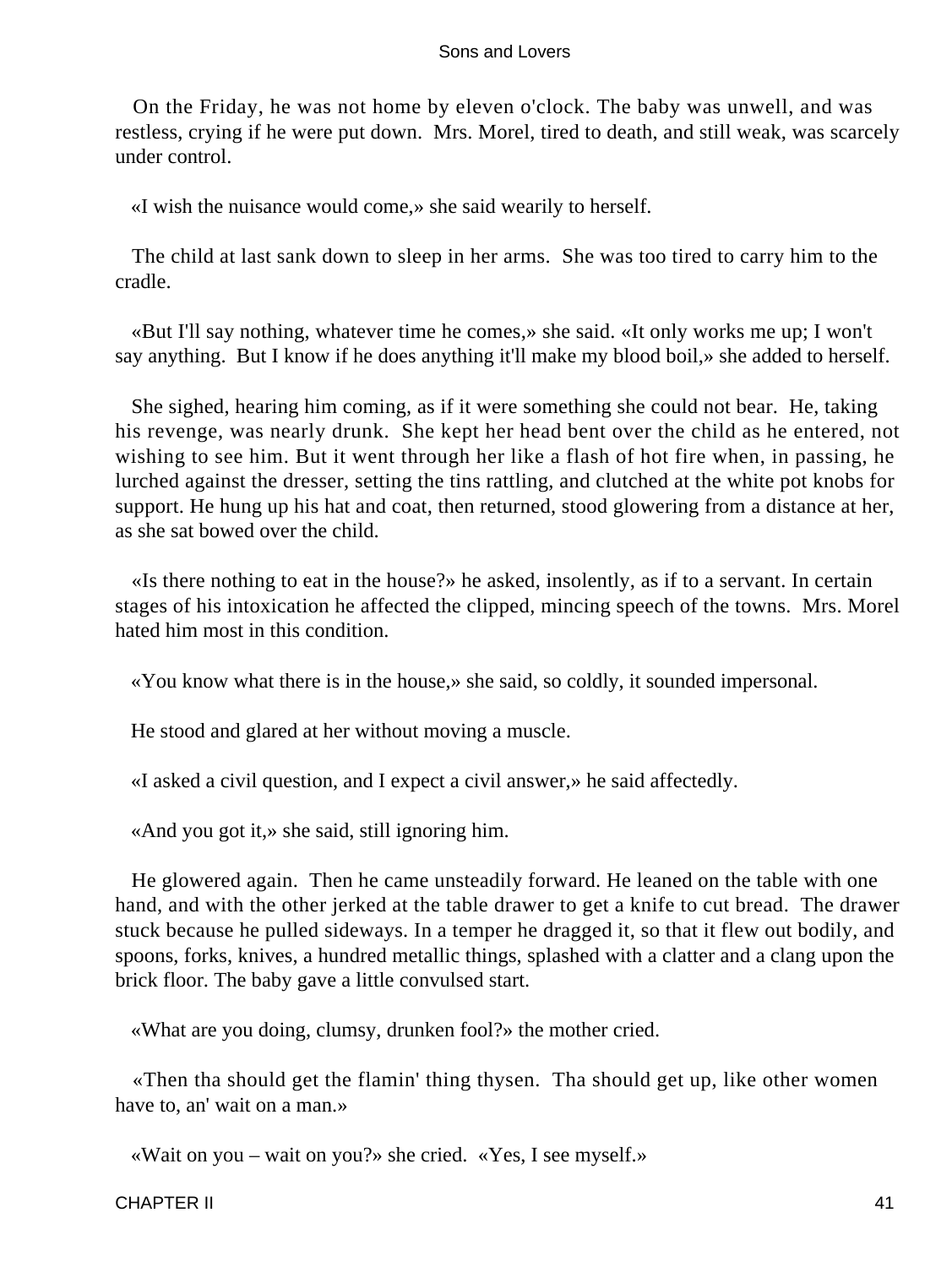On the Friday, he was not home by eleven o'clock. The baby was unwell, and was restless, crying if he were put down. Mrs. Morel, tired to death, and still weak, was scarcely under control.

«I wish the nuisance would come,» she said wearily to herself.

The child at last sank down to sleep in her arms. She was too tired to carry him to the cradle.

«But I'll say nothing, whatever time he comes,» she said. «It only works me up; I won't say anything. But I know if he does anything it'll make my blood boil,» she added to herself.

She sighed, hearing him coming, as if it were something she could not bear. He, taking his revenge, was nearly drunk. She kept her head bent over the child as he entered, not wishing to see him. But it went through her like a flash of hot fire when, in passing, he lurched against the dresser, setting the tins rattling, and clutched at the white pot knobs for support. He hung up his hat and coat, then returned, stood glowering from a distance at her, as she sat bowed over the child.

«Is there nothing to eat in the house?» he asked, insolently, as if to a servant. In certain stages of his intoxication he affected the clipped, mincing speech of the towns. Mrs. Morel hated him most in this condition.

«You know what there is in the house,» she said, so coldly, it sounded impersonal.

He stood and glared at her without moving a muscle.

«I asked a civil question, and I expect a civil answer,» he said affectedly.

«And you got it,» she said, still ignoring him.

He glowered again. Then he came unsteadily forward. He leaned on the table with one hand, and with the other jerked at the table drawer to get a knife to cut bread. The drawer stuck because he pulled sideways. In a temper he dragged it, so that it flew out bodily, and spoons, forks, knives, a hundred metallic things, splashed with a clatter and a clang upon the brick floor. The baby gave a little convulsed start.

«What are you doing, clumsy, drunken fool?» the mother cried.

«Then tha should get the flamin' thing thysen. Tha should get up, like other women have to, an' wait on a man.»

«Wait on you – wait on you?» she cried. «Yes, I see myself.»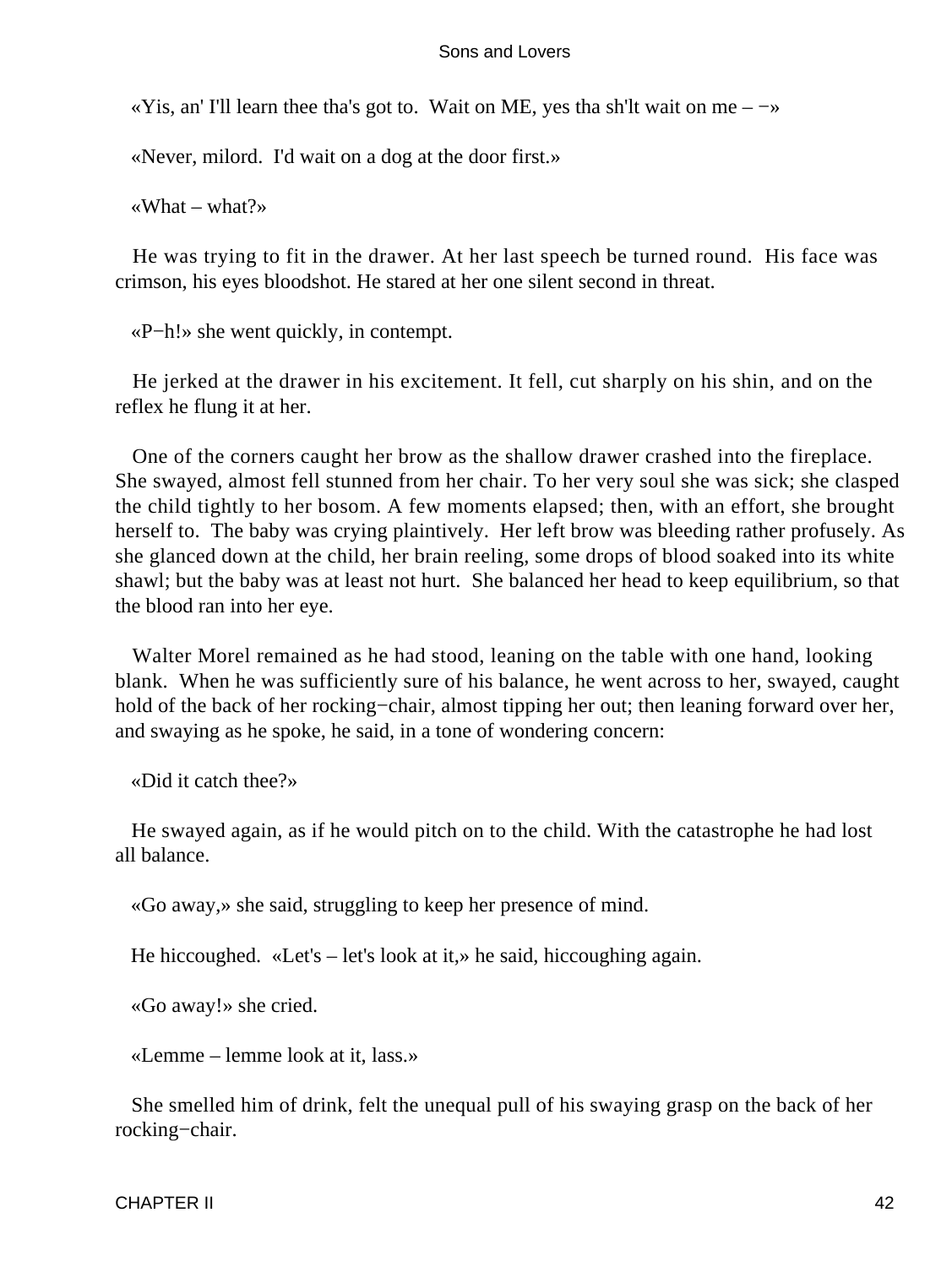«Yis, an' I'll learn thee tha's got to.  Wait on ME, yes tha sh'lt wait on me – −»

«Never, milord.  I'd wait on a dog at the door first.»

«What – what?»

He was trying to fit in the drawer. At her last speech be turned round.  His face was crimson, his eyes bloodshot. He stared at her one silent second in threat.

«P−h!» she went quickly, in contempt.

He jerked at the drawer in his excitement. It fell, cut sharply on his shin, and on the reflex he flung it at her.

One of the corners caught her brow as the shallow drawer crashed into the fireplace. She swayed, almost fell stunned from her chair. To her very soul she was sick; she clasped the child tightly to her bosom. A few moments elapsed; then, with an effort, she brought herself to.  The baby was crying plaintively.  Her left brow was bleeding rather profusely. As she glanced down at the child, her brain reeling, some drops of blood soaked into its white shawl; but the baby was at least not hurt.  She balanced her head to keep equilibrium, so that the blood ran into her eye.

Walter Morel remained as he had stood, leaning on the table with one hand, looking blank.  When he was sufficiently sure of his balance, he went across to her, swayed, caught hold of the back of her rocking−chair, almost tipping her out; then leaning forward over her, and swaying as he spoke, he said, in a tone of wondering concern:

«Did it catch thee?»

He swayed again, as if he would pitch on to the child. With the catastrophe he had lost all balance.

«Go away,» she said, struggling to keep her presence of mind.

He hiccoughed.  «Let's – let's look at it,» he said, hiccoughing again.

«Go away!» she cried.

«Lemme – lemme look at it, lass.»

She smelled him of drink, felt the unequal pull of his swaying grasp on the back of her rocking−chair.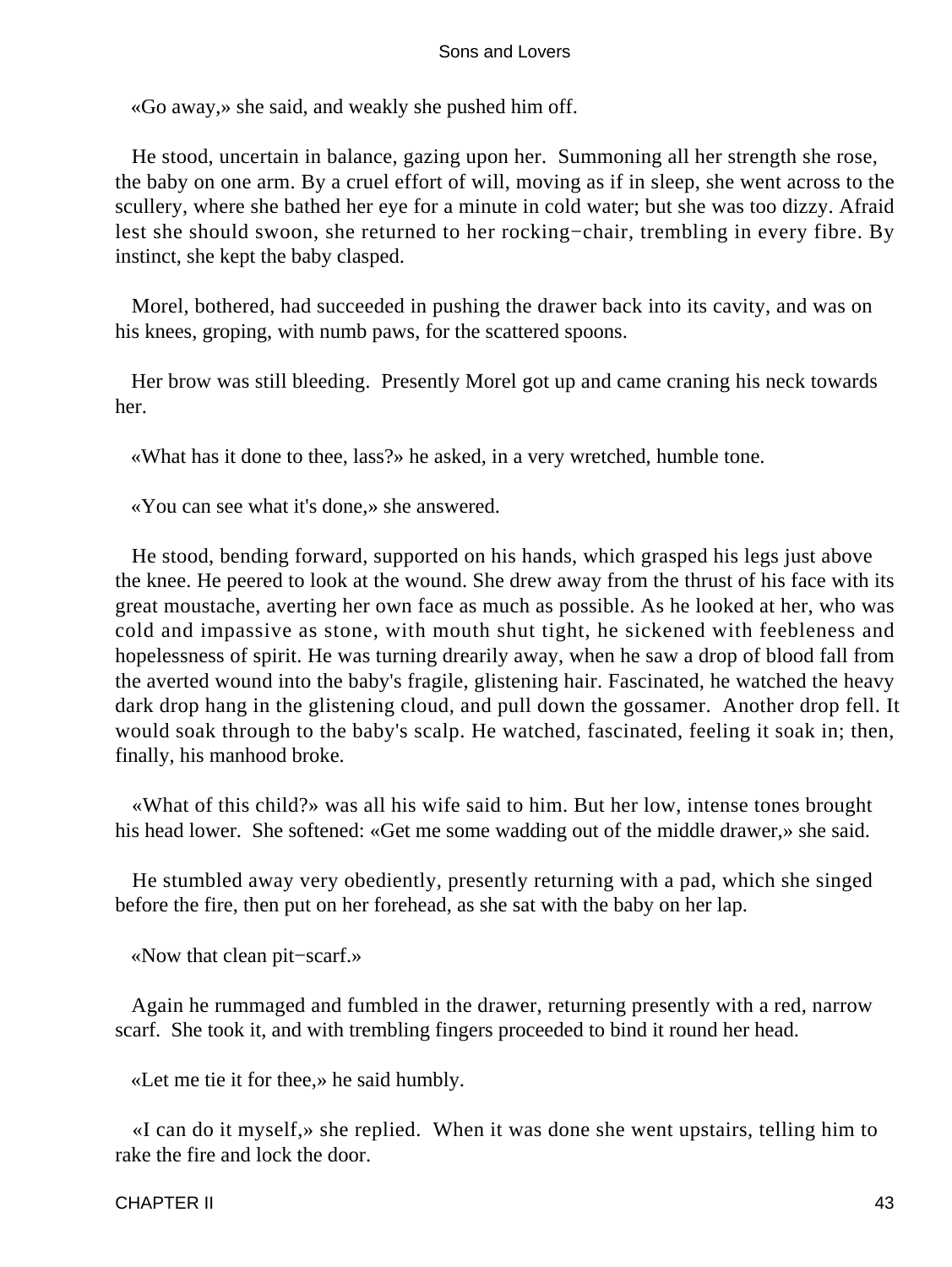«Go away,» she said, and weakly she pushed him off.

He stood, uncertain in balance, gazing upon her. Summoning all her strength she rose, the baby on one arm. By a cruel effort of will, moving as if in sleep, she went across to the scullery, where she bathed her eye for a minute in cold water; but she was too dizzy. Afraid lest she should swoon, she returned to her rocking−chair, trembling in every fibre. By instinct, she kept the baby clasped.

Morel, bothered, had succeeded in pushing the drawer back into its cavity, and was on his knees, groping, with numb paws, for the scattered spoons.

Her brow was still bleeding. Presently Morel got up and came craning his neck towards her.

«What has it done to thee, lass?» he asked, in a very wretched, humble tone.

«You can see what it's done,» she answered.

He stood, bending forward, supported on his hands, which grasped his legs just above the knee. He peered to look at the wound. She drew away from the thrust of his face with its great moustache, averting her own face as much as possible. As he looked at her, who was cold and impassive as stone, with mouth shut tight, he sickened with feebleness and hopelessness of spirit. He was turning drearily away, when he saw a drop of blood fall from the averted wound into the baby's fragile, glistening hair. Fascinated, he watched the heavy dark drop hang in the glistening cloud, and pull down the gossamer. Another drop fell. It would soak through to the baby's scalp. He watched, fascinated, feeling it soak in; then, finally, his manhood broke.

«What of this child?» was all his wife said to him. But her low, intense tones brought his head lower. She softened: «Get me some wadding out of the middle drawer,» she said.

He stumbled away very obediently, presently returning with a pad, which she singed before the fire, then put on her forehead, as she sat with the baby on her lap.

«Now that clean pit−scarf.»

Again he rummaged and fumbled in the drawer, returning presently with a red, narrow scarf. She took it, and with trembling fingers proceeded to bind it round her head.

«Let me tie it for thee,» he said humbly.

«I can do it myself,» she replied. When it was done she went upstairs, telling him to rake the fire and lock the door.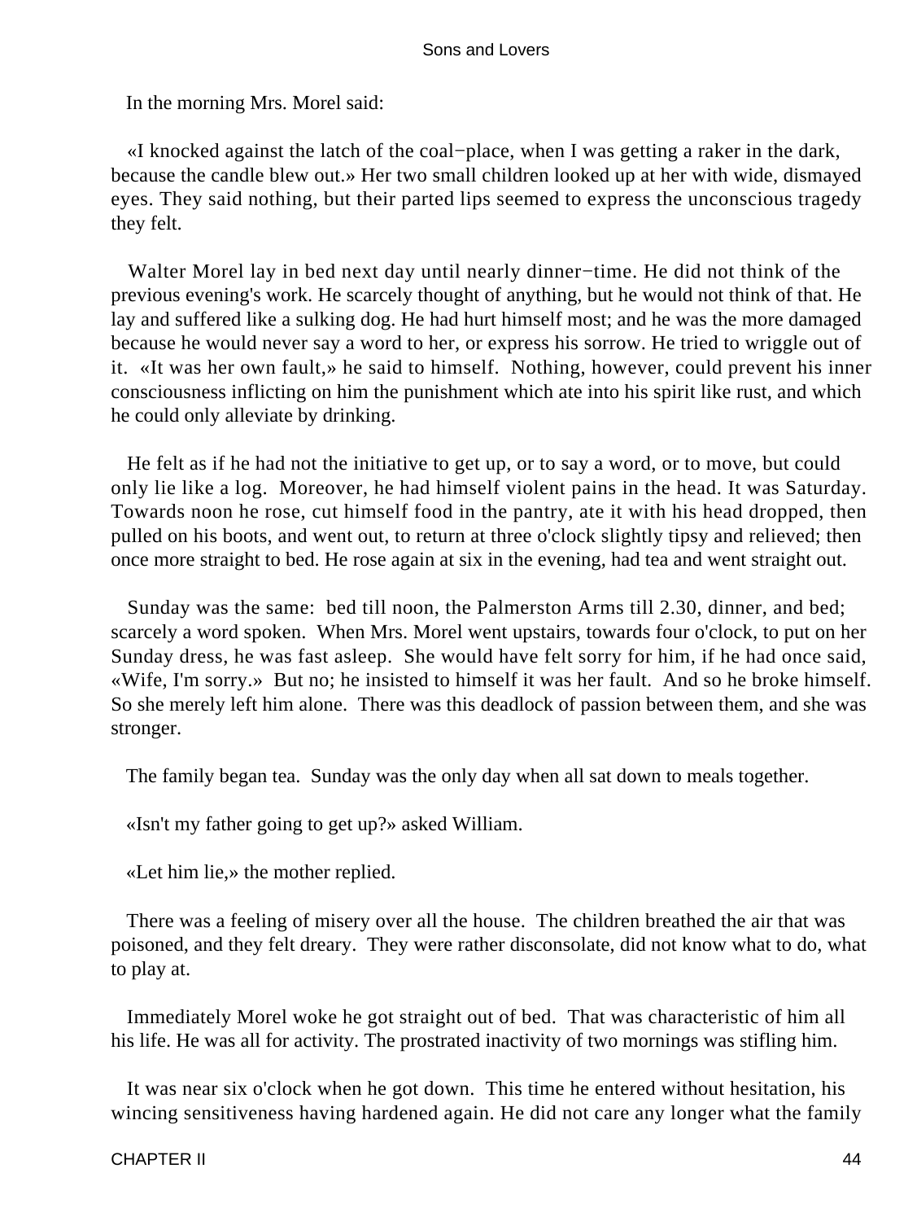In the morning Mrs. Morel said:

«I knocked against the latch of the coal−place, when I was getting a raker in the dark, because the candle blew out.» Her two small children looked up at her with wide, dismayed eyes. They said nothing, but their parted lips seemed to express the unconscious tragedy they felt.

Walter Morel lay in bed next day until nearly dinner−time. He did not think of the previous evening's work. He scarcely thought of anything, but he would not think of that. He lay and suffered like a sulking dog. He had hurt himself most; and he was the more damaged because he would never say a word to her, or express his sorrow. He tried to wriggle out of it. «It was her own fault,» he said to himself. Nothing, however, could prevent his inner consciousness inflicting on him the punishment which ate into his spirit like rust, and which he could only alleviate by drinking.

He felt as if he had not the initiative to get up, or to say a word, or to move, but could only lie like a log. Moreover, he had himself violent pains in the head. It was Saturday. Towards noon he rose, cut himself food in the pantry, ate it with his head dropped, then pulled on his boots, and went out, to return at three o'clock slightly tipsy and relieved; then once more straight to bed. He rose again at six in the evening, had tea and went straight out.

Sunday was the same: bed till noon, the Palmerston Arms till 2.30, dinner, and bed; scarcely a word spoken. When Mrs. Morel went upstairs, towards four o'clock, to put on her Sunday dress, he was fast asleep. She would have felt sorry for him, if he had once said, «Wife, I'm sorry.» But no; he insisted to himself it was her fault. And so he broke himself. So she merely left him alone. There was this deadlock of passion between them, and she was stronger.

The family began tea. Sunday was the only day when all sat down to meals together.

«Isn't my father going to get up?» asked William.

«Let him lie,» the mother replied.

There was a feeling of misery over all the house. The children breathed the air that was poisoned, and they felt dreary. They were rather disconsolate, did not know what to do, what to play at.

Immediately Morel woke he got straight out of bed. That was characteristic of him all his life. He was all for activity. The prostrated inactivity of two mornings was stifling him.

It was near six o'clock when he got down. This time he entered without hesitation, his wincing sensitiveness having hardened again. He did not care any longer what the family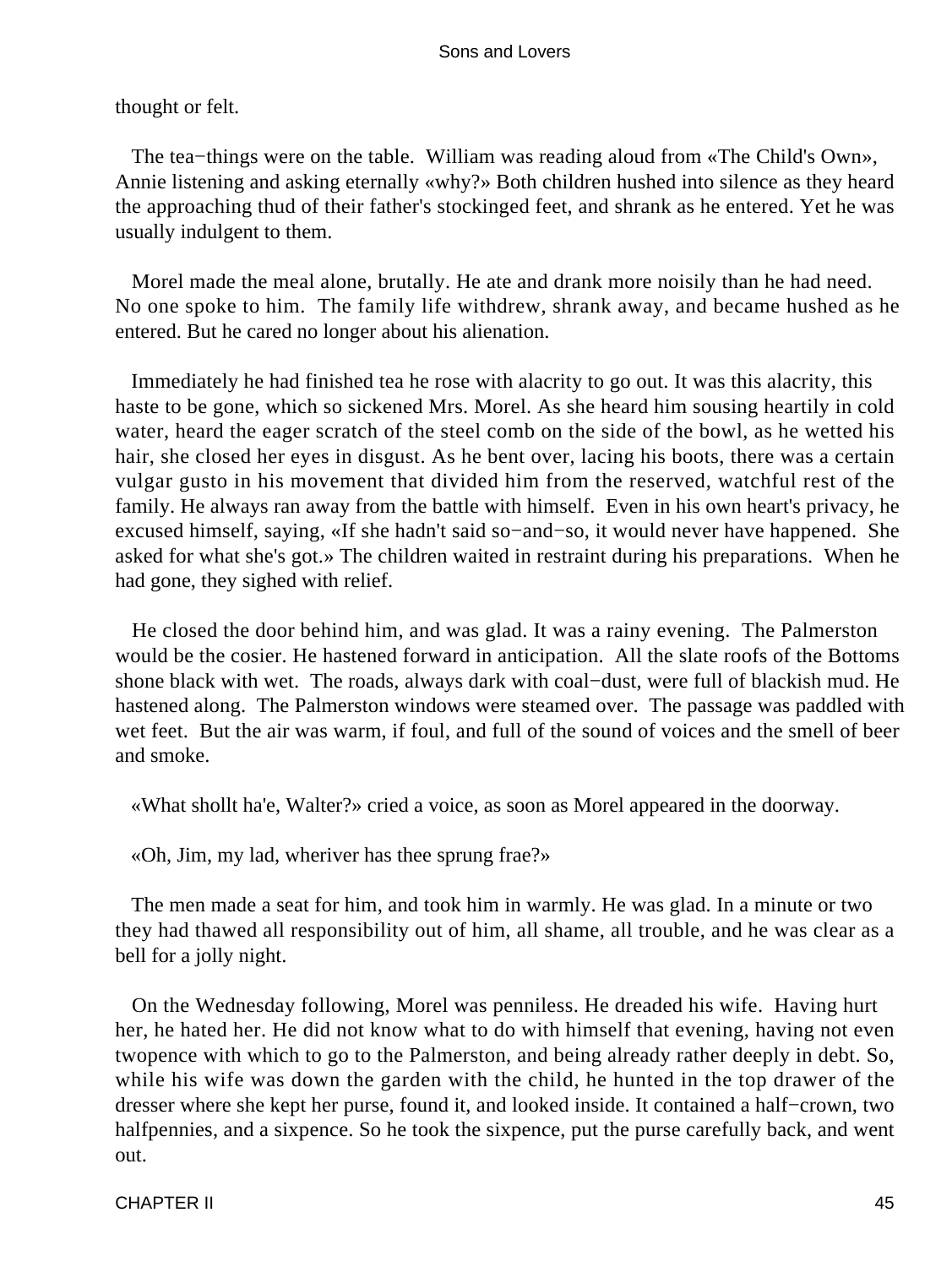thought or felt.

The tea−things were on the table. William was reading aloud from «The Child's Own», Annie listening and asking eternally «why?» Both children hushed into silence as they heard the approaching thud of their father's stockinged feet, and shrank as he entered. Yet he was usually indulgent to them.

Morel made the meal alone, brutally. He ate and drank more noisily than he had need. No one spoke to him. The family life withdrew, shrank away, and became hushed as he entered. But he cared no longer about his alienation.

Immediately he had finished tea he rose with alacrity to go out. It was this alacrity, this haste to be gone, which so sickened Mrs. Morel. As she heard him sousing heartily in cold water, heard the eager scratch of the steel comb on the side of the bowl, as he wetted his hair, she closed her eyes in disgust. As he bent over, lacing his boots, there was a certain vulgar gusto in his movement that divided him from the reserved, watchful rest of the family. He always ran away from the battle with himself. Even in his own heart's privacy, he excused himself, saying, «If she hadn't said so−and−so, it would never have happened. She asked for what she's got.» The children waited in restraint during his preparations. When he had gone, they sighed with relief.

He closed the door behind him, and was glad. It was a rainy evening. The Palmerston would be the cosier. He hastened forward in anticipation. All the slate roofs of the Bottoms shone black with wet. The roads, always dark with coal−dust, were full of blackish mud. He hastened along. The Palmerston windows were steamed over. The passage was paddled with wet feet. But the air was warm, if foul, and full of the sound of voices and the smell of beer and smoke.

«What shollt ha'e, Walter?» cried a voice, as soon as Morel appeared in the doorway.

«Oh, Jim, my lad, wheriver has thee sprung frae?»

The men made a seat for him, and took him in warmly. He was glad. In a minute or two they had thawed all responsibility out of him, all shame, all trouble, and he was clear as a bell for a jolly night.

On the Wednesday following, Morel was penniless. He dreaded his wife. Having hurt her, he hated her. He did not know what to do with himself that evening, having not even twopence with which to go to the Palmerston, and being already rather deeply in debt. So, while his wife was down the garden with the child, he hunted in the top drawer of the dresser where she kept her purse, found it, and looked inside. It contained a half−crown, two halfpennies, and a sixpence. So he took the sixpence, put the purse carefully back, and went out.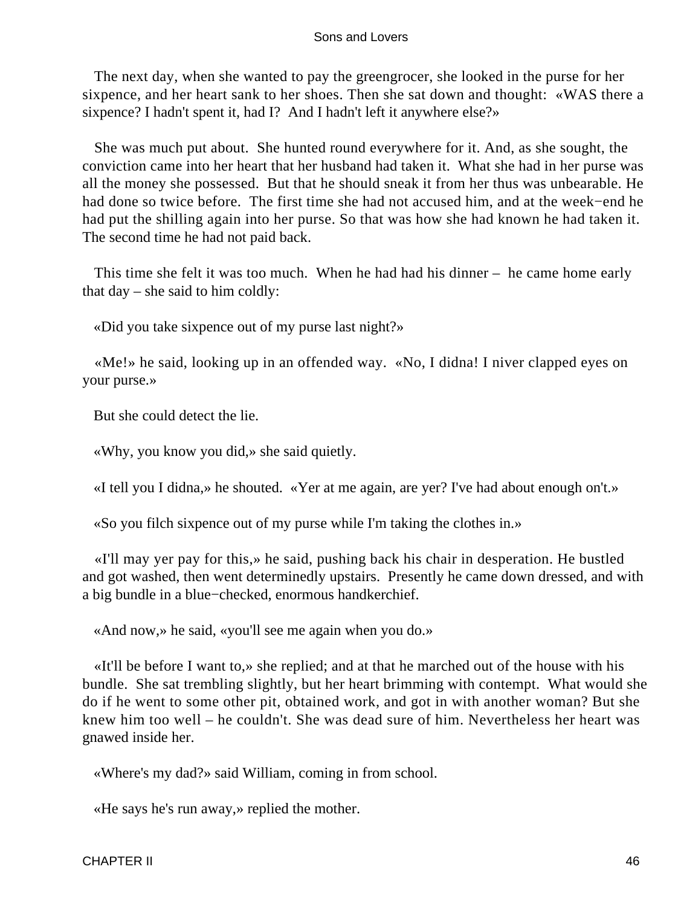The next day, when she wanted to pay the greengrocer, she looked in the purse for her sixpence, and her heart sank to her shoes. Then she sat down and thought: «WAS there a sixpence? I hadn't spent it, had I? And I hadn't left it anywhere else?»

She was much put about. She hunted round everywhere for it. And, as she sought, the conviction came into her heart that her husband had taken it. What she had in her purse was all the money she possessed. But that he should sneak it from her thus was unbearable. He had done so twice before. The first time she had not accused him, and at the week−end he had put the shilling again into her purse. So that was how she had known he had taken it. The second time he had not paid back.

This time she felt it was too much. When he had had his dinner – he came home early that day – she said to him coldly:

«Did you take sixpence out of my purse last night?»

«Me!» he said, looking up in an offended way. «No, I didna! I niver clapped eyes on your purse.»

But she could detect the lie.

«Why, you know you did,» she said quietly.

«I tell you I didna,» he shouted. «Yer at me again, are yer? I've had about enough on't.»

«So you filch sixpence out of my purse while I'm taking the clothes in.»

«I'll may yer pay for this,» he said, pushing back his chair in desperation. He bustled and got washed, then went determinedly upstairs. Presently he came down dressed, and with a big bundle in a blue−checked, enormous handkerchief.

«And now,» he said, «you'll see me again when you do.»

«It'll be before I want to,» she replied; and at that he marched out of the house with his bundle. She sat trembling slightly, but her heart brimming with contempt. What would she do if he went to some other pit, obtained work, and got in with another woman? But she knew him too well – he couldn't. She was dead sure of him. Nevertheless her heart was gnawed inside her.

«Where's my dad?» said William, coming in from school.

«He says he's run away,» replied the mother.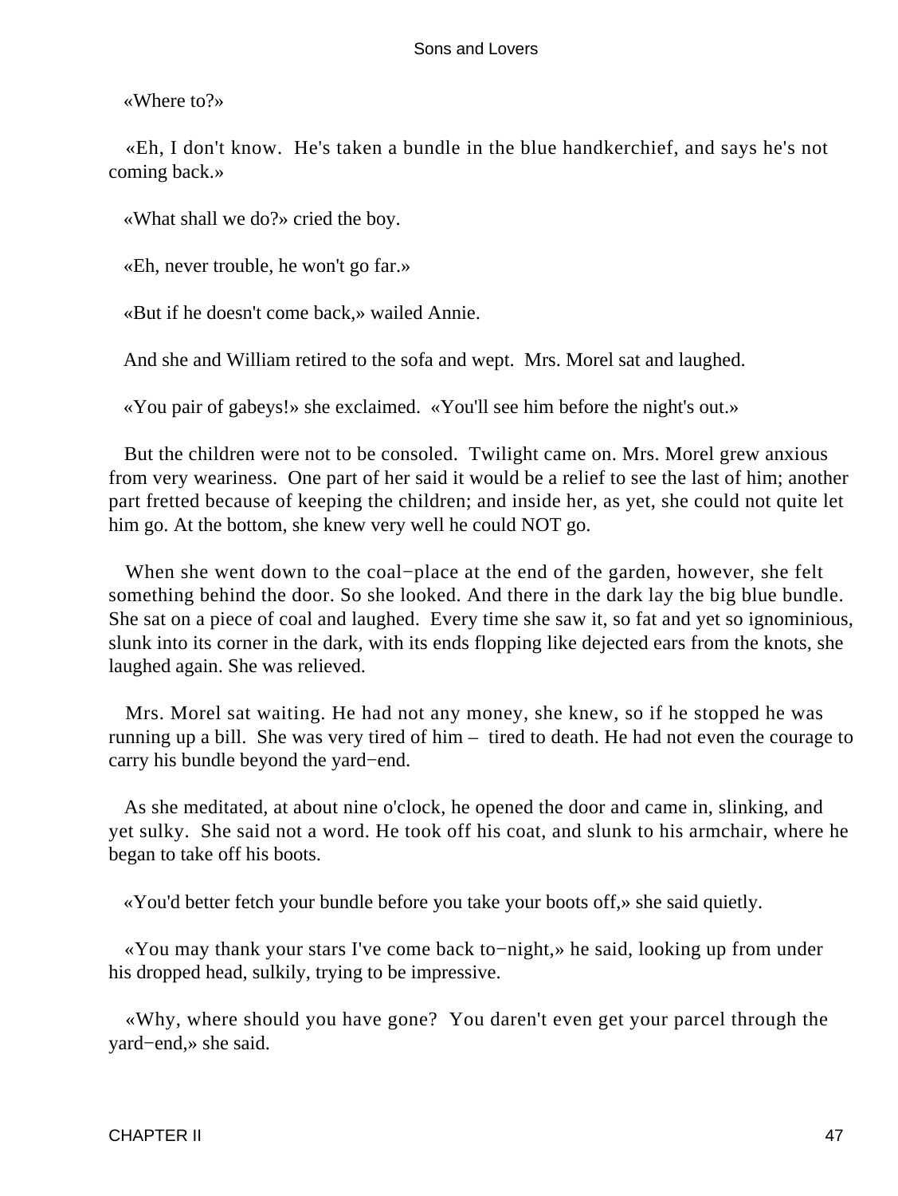«Where to?»

«Eh, I don't know. He's taken a bundle in the blue handkerchief, and says he's not coming back.»

«What shall we do?» cried the boy.

«Eh, never trouble, he won't go far.»

«But if he doesn't come back,» wailed Annie.

And she and William retired to the sofa and wept. Mrs. Morel sat and laughed.

«You pair of gabeys!» she exclaimed. «You'll see him before the night's out.»

But the children were not to be consoled. Twilight came on. Mrs. Morel grew anxious from very weariness. One part of her said it would be a relief to see the last of him; another part fretted because of keeping the children; and inside her, as yet, she could not quite let him go. At the bottom, she knew very well he could NOT go.

When she went down to the coal−place at the end of the garden, however, she felt something behind the door. So she looked. And there in the dark lay the big blue bundle. She sat on a piece of coal and laughed. Every time she saw it, so fat and yet so ignominious, slunk into its corner in the dark, with its ends flopping like dejected ears from the knots, she laughed again. She was relieved.

Mrs. Morel sat waiting. He had not any money, she knew, so if he stopped he was running up a bill. She was very tired of him – tired to death. He had not even the courage to carry his bundle beyond the yard−end.

As she meditated, at about nine o'clock, he opened the door and came in, slinking, and yet sulky. She said not a word. He took off his coat, and slunk to his armchair, where he began to take off his boots.

«You'd better fetch your bundle before you take your boots off,» she said quietly.

«You may thank your stars I've come back to−night,» he said, looking up from under his dropped head, sulkily, trying to be impressive.

«Why, where should you have gone? You daren't even get your parcel through the yard−end,» she said.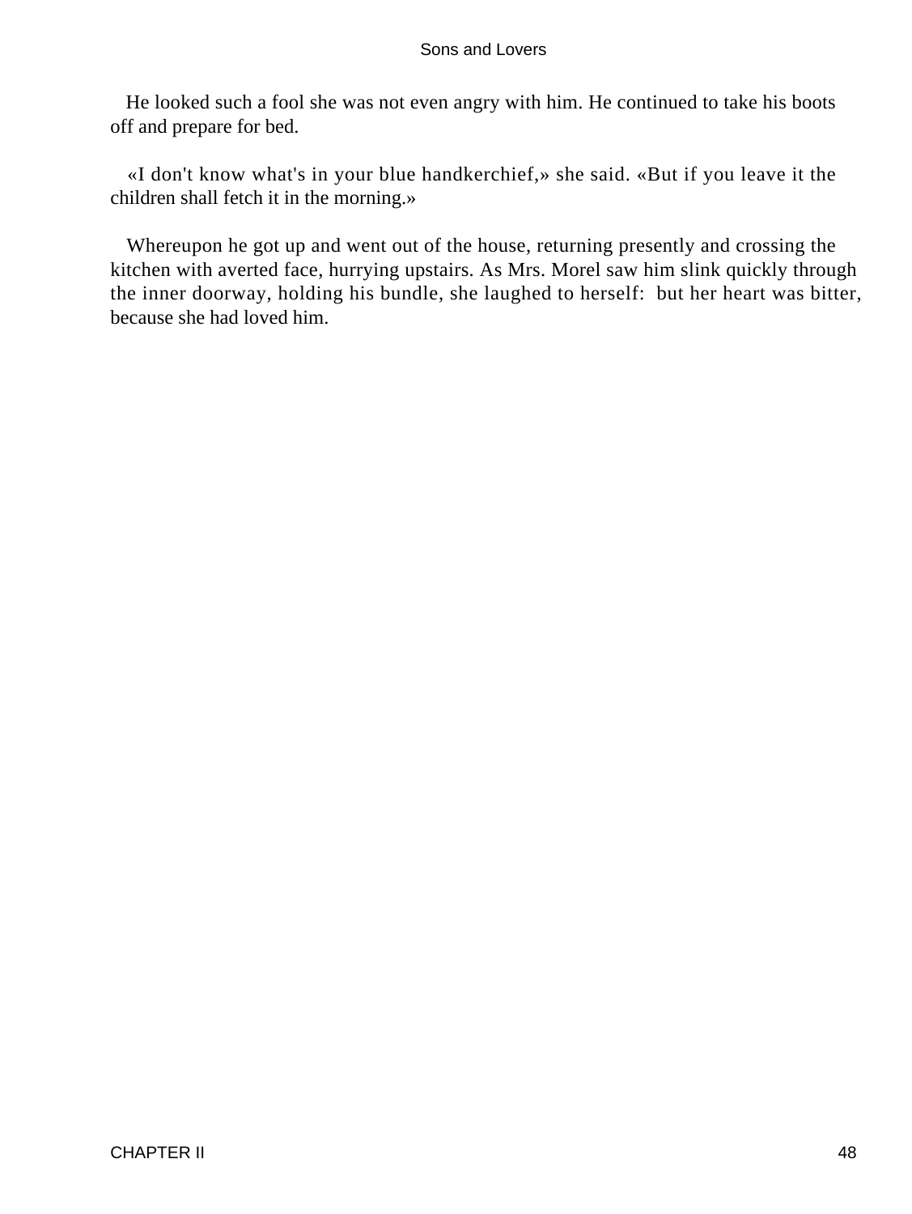He looked such a fool she was not even angry with him. He continued to take his boots off and prepare for bed.

«I don't know what's in your blue handkerchief,» she said. «But if you leave it the children shall fetch it in the morning.»

Whereupon he got up and went out of the house, returning presently and crossing the kitchen with averted face, hurrying upstairs. As Mrs. Morel saw him slink quickly through the inner doorway, holding his bundle, she laughed to herself: but her heart was bitter, because she had loved him.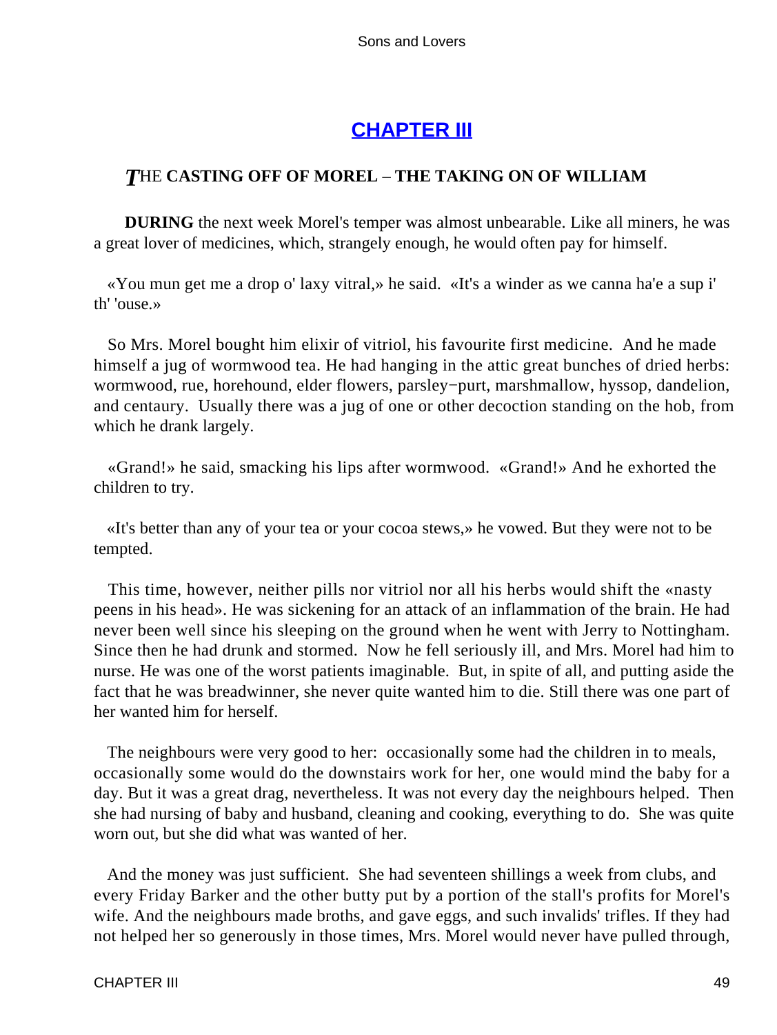# CHAPTER III

## THE CASTING OFF OF MOREL – THE TAKING ON OF WILLIAM

**DURING** the next week Morel's temper was almost unbearable. Like all miners, he was a great lover of medicines, which, strangely enough, he would often pay for himself.

«You mun get me a drop o' laxy vitral,» he said. «It's a winder as we canna ha'e a sup i' th' 'ouse.»

So Mrs. Morel bought him elixir of vitriol, his favourite first medicine. And he made himself a jug of wormwood tea. He had hanging in the attic great bunches of dried herbs: wormwood, rue, horehound, elder flowers, parsley−purt, marshmallow, hyssop, dandelion, and centaury. Usually there was a jug of one or other decoction standing on the hob, from which he drank largely.

«Grand!» he said, smacking his lips after wormwood. «Grand!» And he exhorted the children to try.

«It's better than any of your tea or your cocoa stews,» he vowed. But they were not to be tempted.

This time, however, neither pills nor vitriol nor all his herbs would shift the «nasty peens in his head». He was sickening for an attack of an inflammation of the brain. He had never been well since his sleeping on the ground when he went with Jerry to Nottingham. Since then he had drunk and stormed. Now he fell seriously ill, and Mrs. Morel had him to nurse. He was one of the worst patients imaginable. But, in spite of all, and putting aside the fact that he was breadwinner, she never quite wanted him to die. Still there was one part of her wanted him for herself.

The neighbours were very good to her: occasionally some had the children in to meals, occasionally some would do the downstairs work for her, one would mind the baby for a day. But it was a great drag, nevertheless. It was not every day the neighbours helped. Then she had nursing of baby and husband, cleaning and cooking, everything to do. She was quite worn out, but she did what was wanted of her.

And the money was just sufficient. She had seventeen shillings a week from clubs, and every Friday Barker and the other butty put by a portion of the stall's profits for Morel's wife. And the neighbours made broths, and gave eggs, and such invalids' trifles. If they had not helped her so generously in those times, Mrs. Morel would never have pulled through,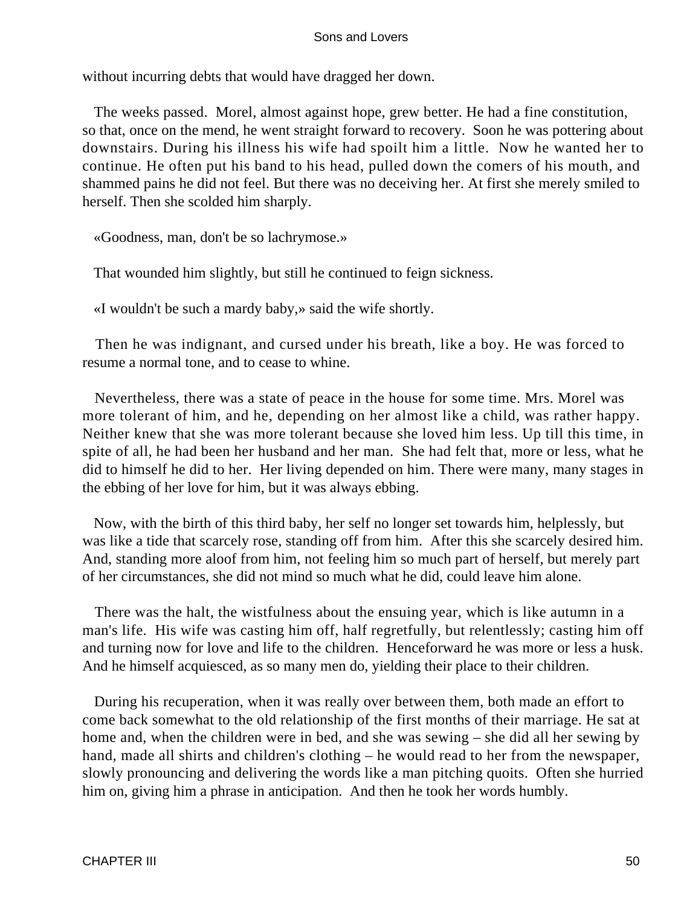without incurring debts that would have dragged her down.

The weeks passed. Morel, almost against hope, grew better. He had a fine constitution, so that, once on the mend, he went straight forward to recovery. Soon he was pottering about downstairs. During his illness his wife had spoilt him a little. Now he wanted her to continue. He often put his band to his head, pulled down the comers of his mouth, and shammed pains he did not feel. But there was no deceiving her. At first she merely smiled to herself. Then she scolded him sharply.

«Goodness, man, don't be so lachrymose.»

That wounded him slightly, but still he continued to feign sickness.

«I wouldn't be such a mardy baby,» said the wife shortly.

Then he was indignant, and cursed under his breath, like a boy. He was forced to resume a normal tone, and to cease to whine.

Nevertheless, there was a state of peace in the house for some time. Mrs. Morel was more tolerant of him, and he, depending on her almost like a child, was rather happy. Neither knew that she was more tolerant because she loved him less. Up till this time, in spite of all, he had been her husband and her man. She had felt that, more or less, what he did to himself he did to her. Her living depended on him. There were many, many stages in the ebbing of her love for him, but it was always ebbing.

Now, with the birth of this third baby, her self no longer set towards him, helplessly, but was like a tide that scarcely rose, standing off from him. After this she scarcely desired him. And, standing more aloof from him, not feeling him so much part of herself, but merely part of her circumstances, she did not mind so much what he did, could leave him alone.

There was the halt, the wistfulness about the ensuing year, which is like autumn in a man's life. His wife was casting him off, half regretfully, but relentlessly; casting him off and turning now for love and life to the children. Henceforward he was more or less a husk. And he himself acquiesced, as so many men do, yielding their place to their children.

During his recuperation, when it was really over between them, both made an effort to come back somewhat to the old relationship of the first months of their marriage. He sat at home and, when the children were in bed, and she was sewing – she did all her sewing by hand, made all shirts and children's clothing – he would read to her from the newspaper, slowly pronouncing and delivering the words like a man pitching quoits. Often she hurried him on, giving him a phrase in anticipation. And then he took her words humbly.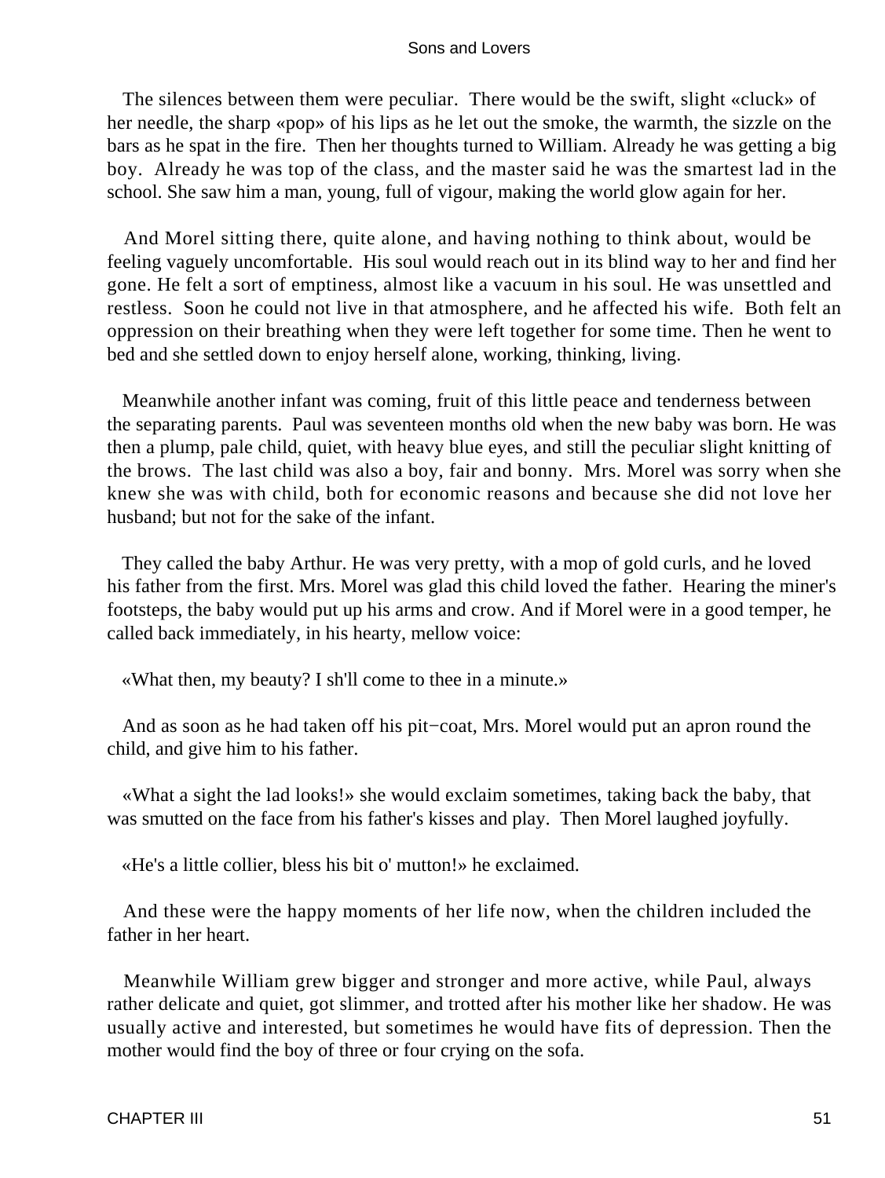The silences between them were peculiar. There would be the swift, slight «cluck» of her needle, the sharp «pop» of his lips as he let out the smoke, the warmth, the sizzle on the bars as he spat in the fire. Then her thoughts turned to William. Already he was getting a big boy. Already he was top of the class, and the master said he was the smartest lad in the school. She saw him a man, young, full of vigour, making the world glow again for her.

And Morel sitting there, quite alone, and having nothing to think about, would be feeling vaguely uncomfortable. His soul would reach out in its blind way to her and find her gone. He felt a sort of emptiness, almost like a vacuum in his soul. He was unsettled and restless. Soon he could not live in that atmosphere, and he affected his wife. Both felt an oppression on their breathing when they were left together for some time. Then he went to bed and she settled down to enjoy herself alone, working, thinking, living.

Meanwhile another infant was coming, fruit of this little peace and tenderness between the separating parents. Paul was seventeen months old when the new baby was born. He was then a plump, pale child, quiet, with heavy blue eyes, and still the peculiar slight knitting of the brows. The last child was also a boy, fair and bonny. Mrs. Morel was sorry when she knew she was with child, both for economic reasons and because she did not love her husband; but not for the sake of the infant.

They called the baby Arthur. He was very pretty, with a mop of gold curls, and he loved his father from the first. Mrs. Morel was glad this child loved the father. Hearing the miner's footsteps, the baby would put up his arms and crow. And if Morel were in a good temper, he called back immediately, in his hearty, mellow voice:

«What then, my beauty? I sh'll come to thee in a minute.»

And as soon as he had taken off his pit−coat, Mrs. Morel would put an apron round the child, and give him to his father.

«What a sight the lad looks!» she would exclaim sometimes, taking back the baby, that was smutted on the face from his father's kisses and play. Then Morel laughed joyfully.

«He's a little collier, bless his bit o' mutton!» he exclaimed.

And these were the happy moments of her life now, when the children included the father in her heart.

Meanwhile William grew bigger and stronger and more active, while Paul, always rather delicate and quiet, got slimmer, and trotted after his mother like her shadow. He was usually active and interested, but sometimes he would have fits of depression. Then the mother would find the boy of three or four crying on the sofa.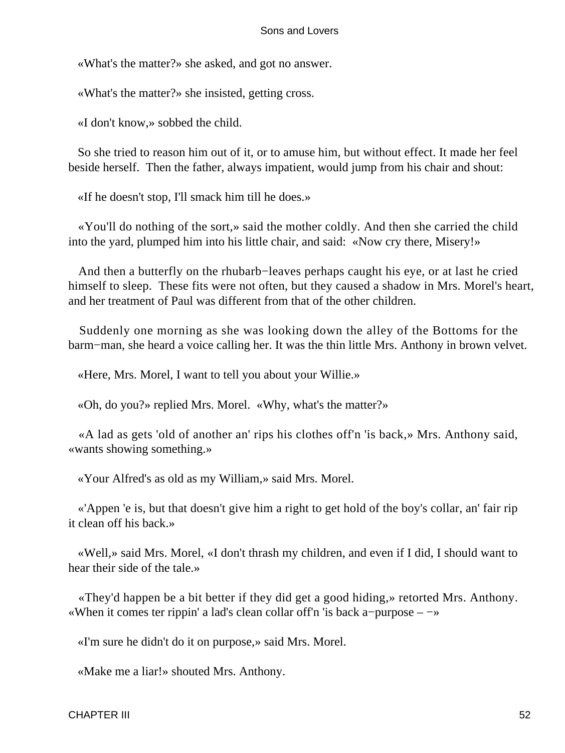«What's the matter?» she asked, and got no answer.

«What's the matter?» she insisted, getting cross.

«I don't know,» sobbed the child.

So she tried to reason him out of it, or to amuse him, but without effect. It made her feel beside herself. Then the father, always impatient, would jump from his chair and shout:

«If he doesn't stop, I'll smack him till he does.»

«You'll do nothing of the sort,» said the mother coldly. And then she carried the child into the yard, plumped him into his little chair, and said: «Now cry there, Misery!»

And then a butterfly on the rhubarb−leaves perhaps caught his eye, or at last he cried himself to sleep. These fits were not often, but they caused a shadow in Mrs. Morel's heart, and her treatment of Paul was different from that of the other children.

Suddenly one morning as she was looking down the alley of the Bottoms for the barm−man, she heard a voice calling her. It was the thin little Mrs. Anthony in brown velvet.

«Here, Mrs. Morel, I want to tell you about your Willie.»

«Oh, do you?» replied Mrs. Morel. «Why, what's the matter?»

«A lad as gets 'old of another an' rips his clothes off'n 'is back,» Mrs. Anthony said, «wants showing something.»

«Your Alfred's as old as my William,» said Mrs. Morel.

«'Appen 'e is, but that doesn't give him a right to get hold of the boy's collar, an' fair rip it clean off his back.»

«Well,» said Mrs. Morel, «I don't thrash my children, and even if I did, I should want to hear their side of the tale.»

«They'd happen be a bit better if they did get a good hiding,» retorted Mrs. Anthony. «When it comes ter rippin' a lad's clean collar off'n 'is back a−purpose – −»

«I'm sure he didn't do it on purpose,» said Mrs. Morel.

«Make me a liar!» shouted Mrs. Anthony.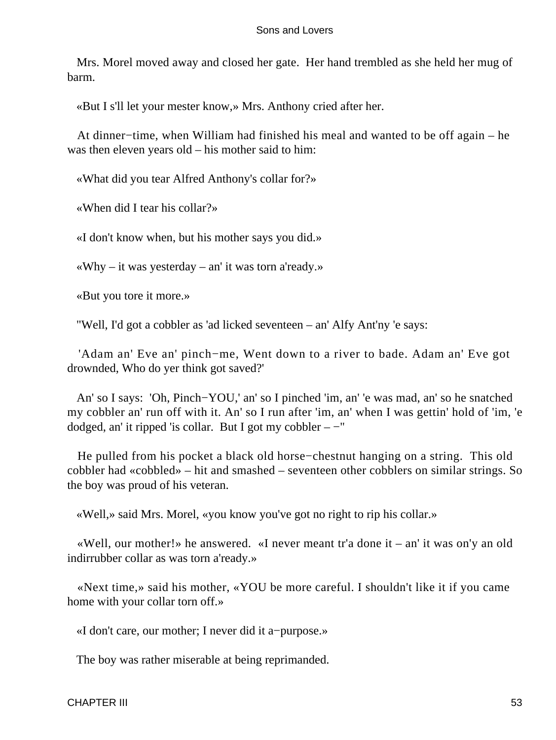Mrs. Morel moved away and closed her gate. Her hand trembled as she held her mug of barm.

«But I s'll let your mester know,» Mrs. Anthony cried after her.

At dinner−time, when William had finished his meal and wanted to be off again – he was then eleven years old – his mother said to him:

«What did you tear Alfred Anthony's collar for?»

«When did I tear his collar?»

«I don't know when, but his mother says you did.»

«Why – it was yesterday – an' it was torn a'ready.»

«But you tore it more.»

"Well, I'd got a cobbler as 'ad licked seventeen – an' Alfy Ant'ny 'e says:

'Adam an' Eve an' pinch−me, Went down to a river to bade. Adam an' Eve got drownded, Who do yer think got saved?'

An' so I says: 'Oh, Pinch−YOU,' an' so I pinched 'im, an' 'e was mad, an' so he snatched my cobbler an' run off with it. An' so I run after 'im, an' when I was gettin' hold of 'im, 'e dodged, an' it ripped 'is collar. But I got my cobbler – −"

He pulled from his pocket a black old horse−chestnut hanging on a string. This old cobbler had «cobbled» – hit and smashed – seventeen other cobblers on similar strings. So the boy was proud of his veteran.

«Well,» said Mrs. Morel, «you know you've got no right to rip his collar.»

«Well, our mother!» he answered. «I never meant tr'a done it – an' it was on'y an old indirrubber collar as was torn a'ready.»

«Next time,» said his mother, «YOU be more careful. I shouldn't like it if you came home with your collar torn off.»

«I don't care, our mother; I never did it a−purpose.»

The boy was rather miserable at being reprimanded.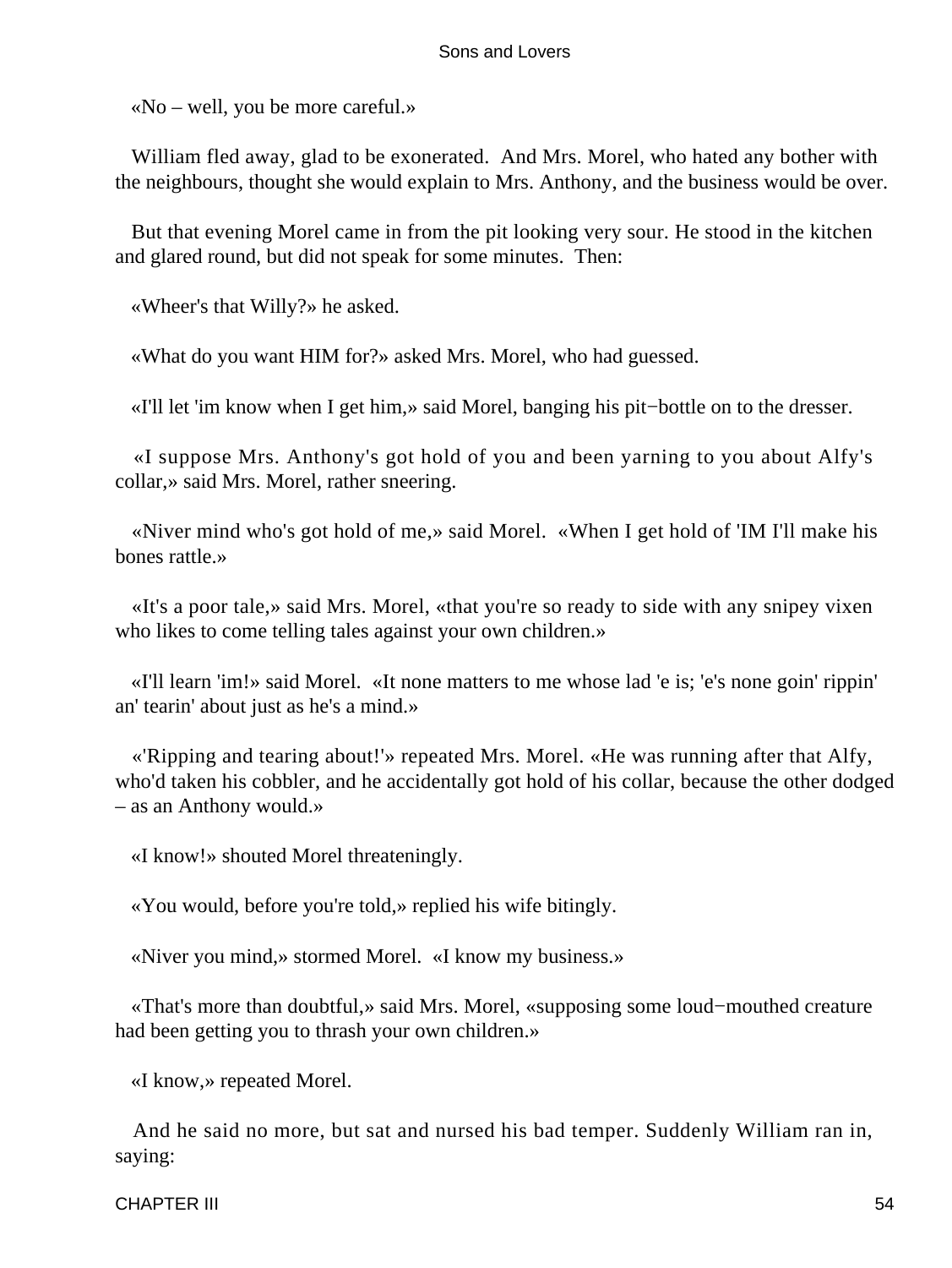«No – well, you be more careful.»

William fled away, glad to be exonerated. And Mrs. Morel, who hated any bother with the neighbours, thought she would explain to Mrs. Anthony, and the business would be over.

But that evening Morel came in from the pit looking very sour. He stood in the kitchen and glared round, but did not speak for some minutes. Then:

«Wheer's that Willy?» he asked.

«What do you want HIM for?» asked Mrs. Morel, who had guessed.

«I'll let 'im know when I get him,» said Morel, banging his pit−bottle on to the dresser.

«I suppose Mrs. Anthony's got hold of you and been yarning to you about Alfy's collar,» said Mrs. Morel, rather sneering.

«Niver mind who's got hold of me,» said Morel. «When I get hold of 'IM I'll make his bones rattle.»

«It's a poor tale,» said Mrs. Morel, «that you're so ready to side with any snipey vixen who likes to come telling tales against your own children.»

«I'll learn 'im!» said Morel. «It none matters to me whose lad 'e is; 'e's none goin' rippin' an' tearin' about just as he's a mind.»

«'Ripping and tearing about!'» repeated Mrs. Morel. «He was running after that Alfy, who'd taken his cobbler, and he accidentally got hold of his collar, because the other dodged – as an Anthony would.»

«I know!» shouted Morel threateningly.

«You would, before you're told,» replied his wife bitingly.

«Niver you mind,» stormed Morel. «I know my business.»

«That's more than doubtful,» said Mrs. Morel, «supposing some loud−mouthed creature had been getting you to thrash your own children.»

«I know,» repeated Morel.

And he said no more, but sat and nursed his bad temper. Suddenly William ran in, saying: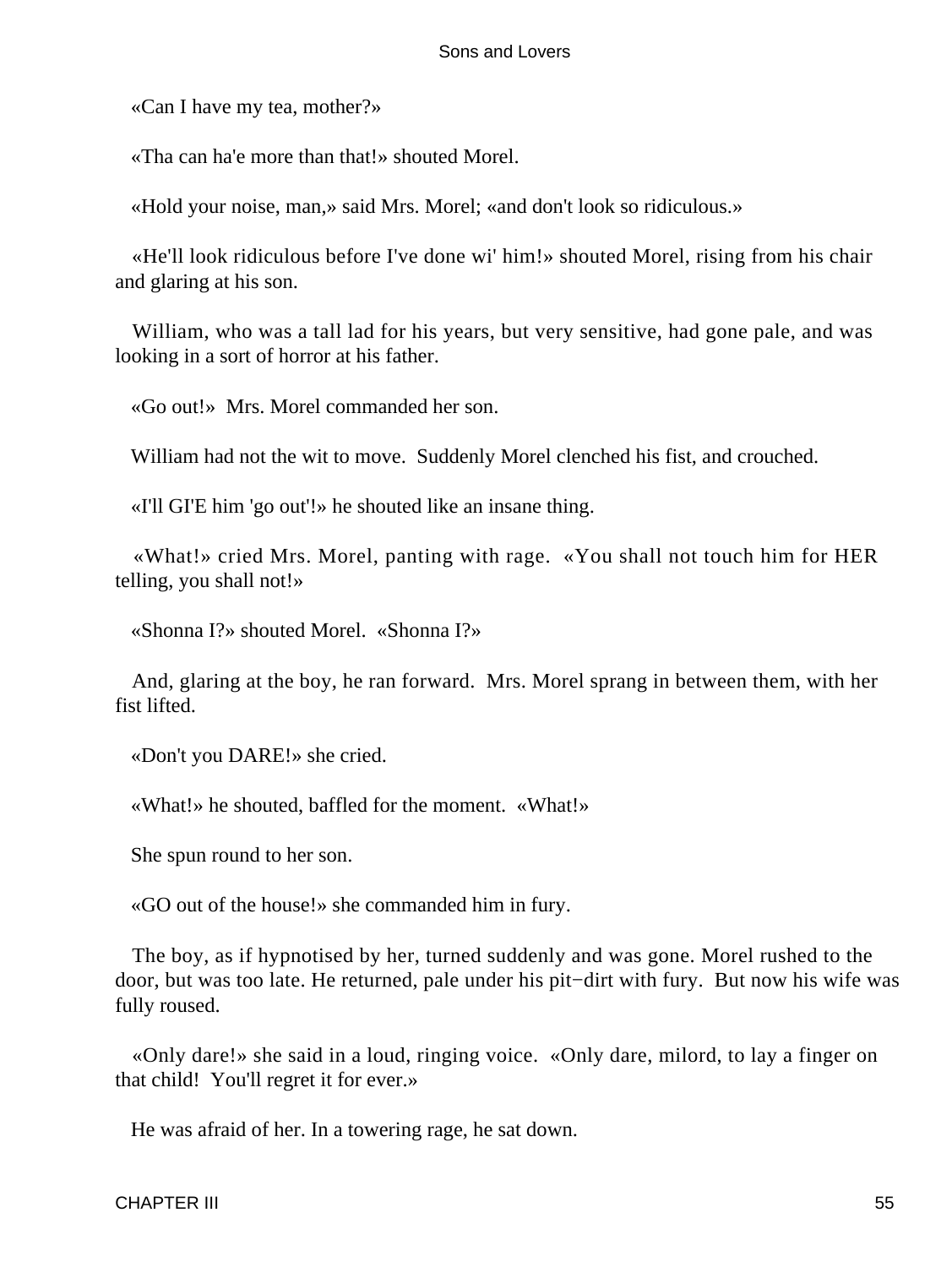«Can I have my tea, mother?»

«Tha can ha'e more than that!» shouted Morel.

«Hold your noise, man,» said Mrs. Morel; «and don't look so ridiculous.»

«He'll look ridiculous before I've done wi' him!» shouted Morel, rising from his chair and glaring at his son.

William, who was a tall lad for his years, but very sensitive, had gone pale, and was looking in a sort of horror at his father.

«Go out!» Mrs. Morel commanded her son.

William had not the wit to move. Suddenly Morel clenched his fist, and crouched.

«I'll GI'E him 'go out'!» he shouted like an insane thing.

«What!» cried Mrs. Morel, panting with rage. «You shall not touch him for HER telling, you shall not!»

«Shonna I?» shouted Morel. «Shonna I?»

And, glaring at the boy, he ran forward. Mrs. Morel sprang in between them, with her fist lifted.

«Don't you DARE!» she cried.

«What!» he shouted, baffled for the moment. «What!»

She spun round to her son.

«GO out of the house!» she commanded him in fury.

The boy, as if hypnotised by her, turned suddenly and was gone. Morel rushed to the door, but was too late. He returned, pale under his pit−dirt with fury. But now his wife was fully roused.

«Only dare!» she said in a loud, ringing voice. «Only dare, milord, to lay a finger on that child! You'll regret it for ever.»

He was afraid of her. In a towering rage, he sat down.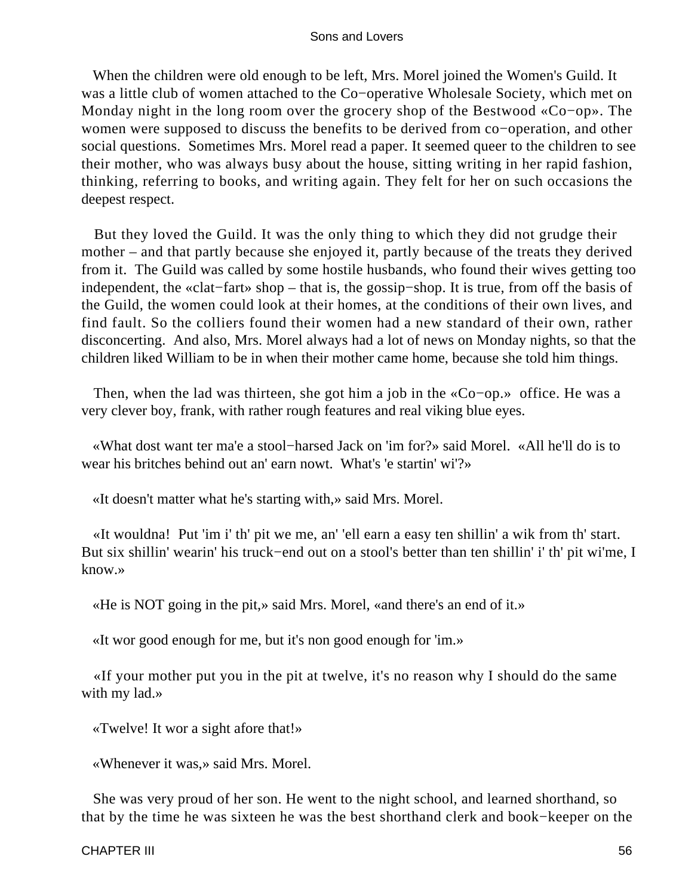When the children were old enough to be left, Mrs. Morel joined the Women's Guild. It was a little club of women attached to the Co−operative Wholesale Society, which met on Monday night in the long room over the grocery shop of the Bestwood «Co−op». The women were supposed to discuss the benefits to be derived from co−operation, and other social questions. Sometimes Mrs. Morel read a paper. It seemed queer to the children to see their mother, who was always busy about the house, sitting writing in her rapid fashion, thinking, referring to books, and writing again. They felt for her on such occasions the deepest respect.

But they loved the Guild. It was the only thing to which they did not grudge their mother – and that partly because she enjoyed it, partly because of the treats they derived from it. The Guild was called by some hostile husbands, who found their wives getting too independent, the «clat−fart» shop – that is, the gossip−shop. It is true, from off the basis of the Guild, the women could look at their homes, at the conditions of their own lives, and find fault. So the colliers found their women had a new standard of their own, rather disconcerting. And also, Mrs. Morel always had a lot of news on Monday nights, so that the children liked William to be in when their mother came home, because she told him things.

Then, when the lad was thirteen, she got him a job in the «Co−op.» office. He was a very clever boy, frank, with rather rough features and real viking blue eyes.

«What dost want ter ma'e a stool−harsed Jack on 'im for?» said Morel. «All he'll do is to wear his britches behind out an' earn nowt. What's 'e startin' wi'?»

«It doesn't matter what he's starting with,» said Mrs. Morel.

«It wouldna! Put 'im i' th' pit we me, an' 'ell earn a easy ten shillin' a wik from th' start. But six shillin' wearin' his truck−end out on a stool's better than ten shillin' i' th' pit wi'me, I know.»

«He is NOT going in the pit,» said Mrs. Morel, «and there's an end of it.»

«It wor good enough for me, but it's non good enough for 'im.»

«If your mother put you in the pit at twelve, it's no reason why I should do the same with my lad.»

«Twelve! It wor a sight afore that!»

«Whenever it was,» said Mrs. Morel.

She was very proud of her son. He went to the night school, and learned shorthand, so that by the time he was sixteen he was the best shorthand clerk and book−keeper on the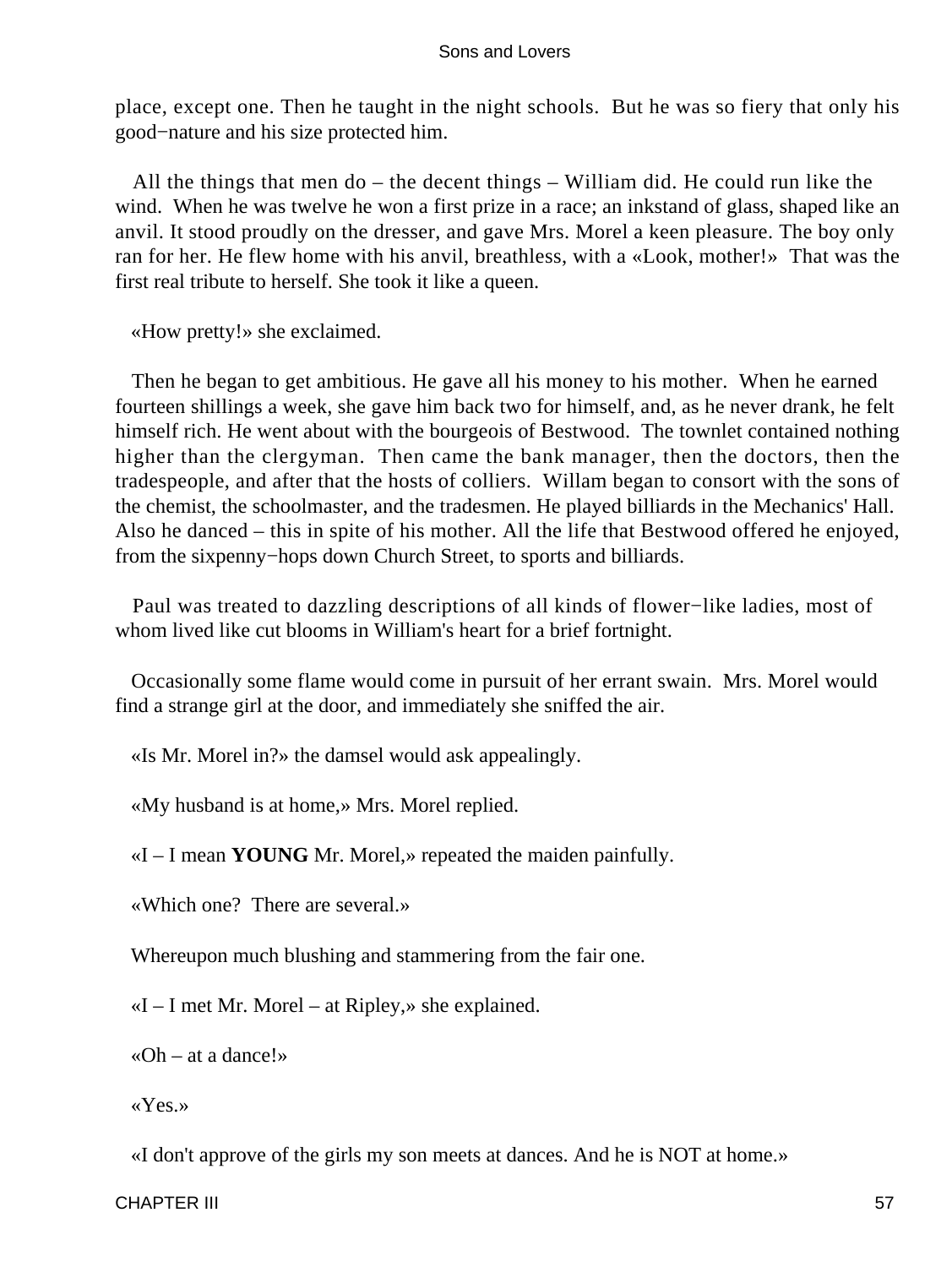place, except one. Then he taught in the night schools. But he was so fiery that only his good−nature and his size protected him.

All the things that men do – the decent things – William did. He could run like the wind. When he was twelve he won a first prize in a race; an inkstand of glass, shaped like an anvil. It stood proudly on the dresser, and gave Mrs. Morel a keen pleasure. The boy only ran for her. He flew home with his anvil, breathless, with a «Look, mother!» That was the first real tribute to herself. She took it like a queen.

«How pretty!» she exclaimed.

Then he began to get ambitious. He gave all his money to his mother. When he earned fourteen shillings a week, she gave him back two for himself, and, as he never drank, he felt himself rich. He went about with the bourgeois of Bestwood. The townlet contained nothing higher than the clergyman. Then came the bank manager, then the doctors, then the tradespeople, and after that the hosts of colliers. Willam began to consort with the sons of the chemist, the schoolmaster, and the tradesmen. He played billiards in the Mechanics' Hall. Also he danced – this in spite of his mother. All the life that Bestwood offered he enjoyed, from the sixpenny−hops down Church Street, to sports and billiards.

Paul was treated to dazzling descriptions of all kinds of flower−like ladies, most of whom lived like cut blooms in William's heart for a brief fortnight.

Occasionally some flame would come in pursuit of her errant swain. Mrs. Morel would find a strange girl at the door, and immediately she sniffed the air.

«Is Mr. Morel in?» the damsel would ask appealingly.

«My husband is at home,» Mrs. Morel replied.

«I – I mean **YOUNG** Mr. Morel,» repeated the maiden painfully.

«Which one? There are several.»

Whereupon much blushing and stammering from the fair one.

«I – I met Mr. Morel – at Ripley,» she explained.

«Oh – at a dance!»

«Yes.»

«I don't approve of the girls my son meets at dances. And he is NOT at home.»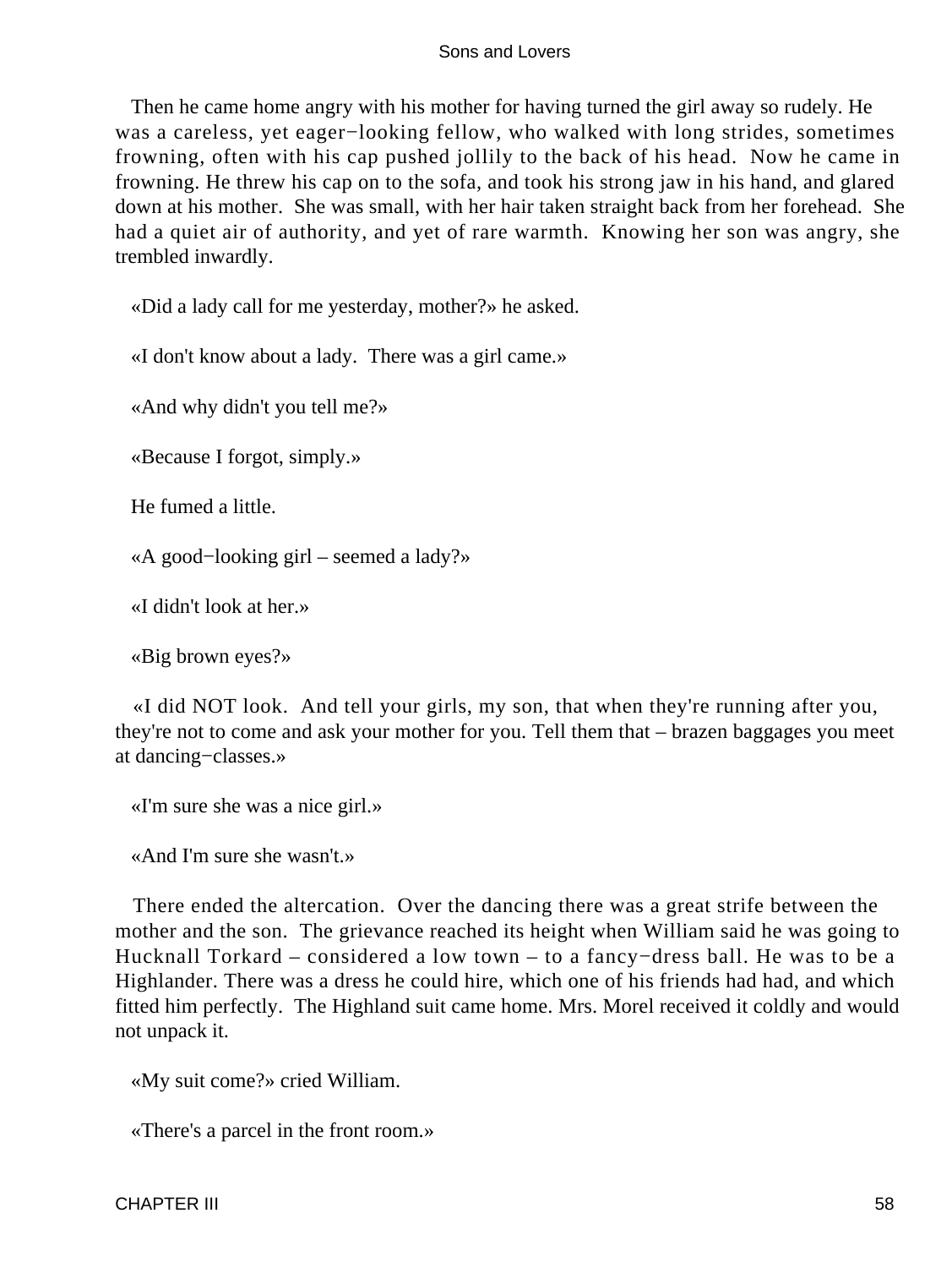Then he came home angry with his mother for having turned the girl away so rudely. He was a careless, yet eager−looking fellow, who walked with long strides, sometimes frowning, often with his cap pushed jollily to the back of his head. Now he came in frowning. He threw his cap on to the sofa, and took his strong jaw in his hand, and glared down at his mother. She was small, with her hair taken straight back from her forehead. She had a quiet air of authority, and yet of rare warmth. Knowing her son was angry, she trembled inwardly.

«Did a lady call for me yesterday, mother?» he asked.

«I don't know about a lady. There was a girl came.»

«And why didn't you tell me?»

«Because I forgot, simply.»

He fumed a little.

«A good−looking girl – seemed a lady?»

«I didn't look at her.»

«Big brown eyes?»

«I did NOT look. And tell your girls, my son, that when they're running after you, they're not to come and ask your mother for you. Tell them that – brazen baggages you meet at dancing−classes.»

«I'm sure she was a nice girl.»

«And I'm sure she wasn't.»

There ended the altercation. Over the dancing there was a great strife between the mother and the son. The grievance reached its height when William said he was going to Hucknall Torkard – considered a low town – to a fancy−dress ball. He was to be a Highlander. There was a dress he could hire, which one of his friends had had, and which fitted him perfectly. The Highland suit came home. Mrs. Morel received it coldly and would not unpack it.

«My suit come?» cried William.

«There's a parcel in the front room.»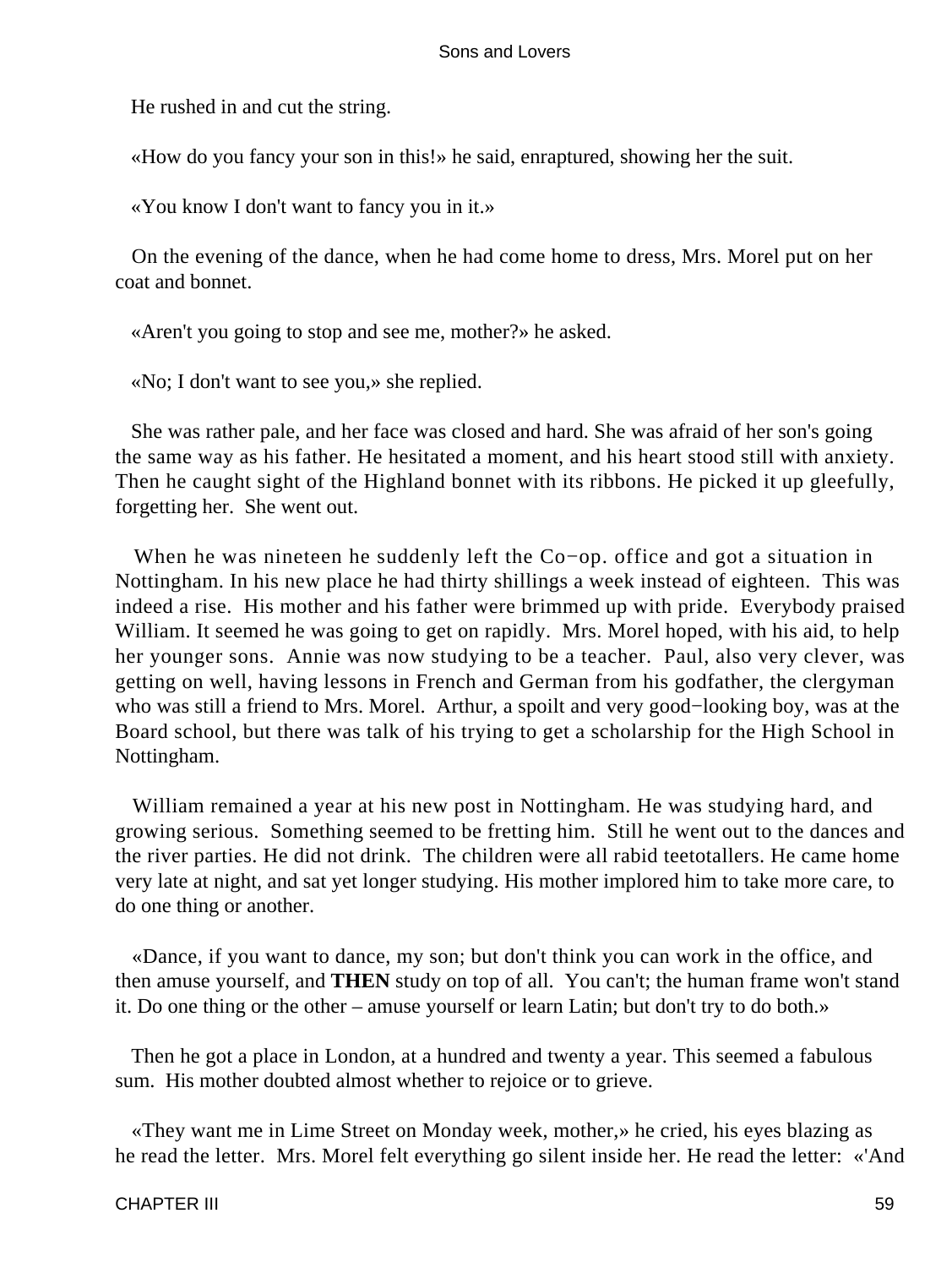He rushed in and cut the string.

«How do you fancy your son in this!» he said, enraptured, showing her the suit.

«You know I don't want to fancy you in it.»

On the evening of the dance, when he had come home to dress, Mrs. Morel put on her coat and bonnet.

«Aren't you going to stop and see me, mother?» he asked.

«No; I don't want to see you,» she replied.

She was rather pale, and her face was closed and hard. She was afraid of her son's going the same way as his father. He hesitated a moment, and his heart stood still with anxiety. Then he caught sight of the Highland bonnet with its ribbons. He picked it up gleefully, forgetting her. She went out.

When he was nineteen he suddenly left the Co−op. office and got a situation in Nottingham. In his new place he had thirty shillings a week instead of eighteen. This was indeed a rise. His mother and his father were brimmed up with pride. Everybody praised William. It seemed he was going to get on rapidly. Mrs. Morel hoped, with his aid, to help her younger sons. Annie was now studying to be a teacher. Paul, also very clever, was getting on well, having lessons in French and German from his godfather, the clergyman who was still a friend to Mrs. Morel. Arthur, a spoilt and very good−looking boy, was at the Board school, but there was talk of his trying to get a scholarship for the High School in Nottingham.

William remained a year at his new post in Nottingham. He was studying hard, and growing serious. Something seemed to be fretting him. Still he went out to the dances and the river parties. He did not drink. The children were all rabid teetotallers. He came home very late at night, and sat yet longer studying. His mother implored him to take more care, to do one thing or another.

«Dance, if you want to dance, my son; but don't think you can work in the office, and then amuse yourself, and **THEN** study on top of all. You can't; the human frame won't stand it. Do one thing or the other – amuse yourself or learn Latin; but don't try to do both.»

Then he got a place in London, at a hundred and twenty a year. This seemed a fabulous sum. His mother doubted almost whether to rejoice or to grieve.

«They want me in Lime Street on Monday week, mother,» he cried, his eyes blazing as he read the letter. Mrs. Morel felt everything go silent inside her. He read the letter: «'And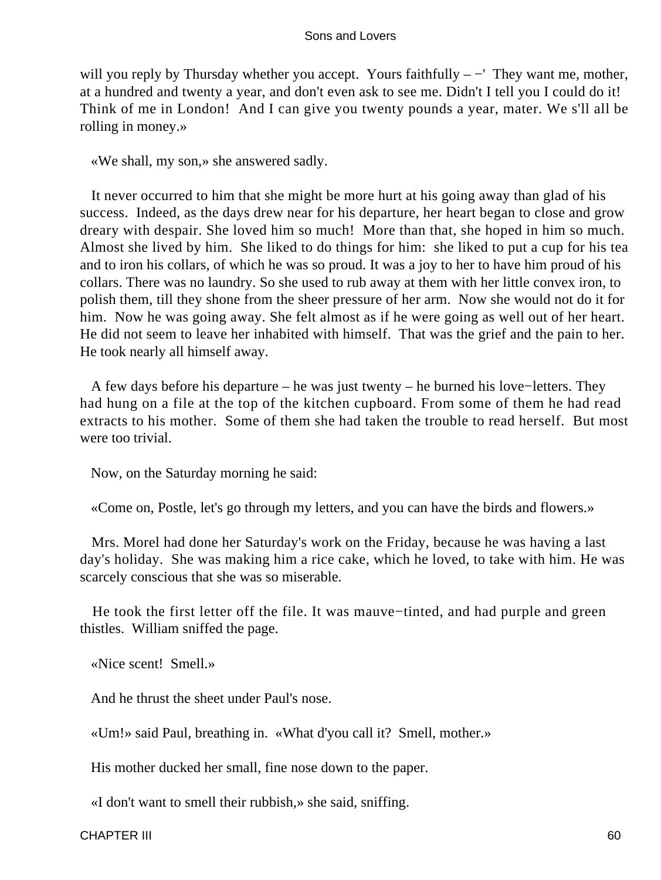will you reply by Thursday whether you accept. Yours faithfully – −' They want me, mother, at a hundred and twenty a year, and don't even ask to see me. Didn't I tell you I could do it! Think of me in London! And I can give you twenty pounds a year, mater. We s'll all be rolling in money.»

«We shall, my son,» she answered sadly.

It never occurred to him that she might be more hurt at his going away than glad of his success. Indeed, as the days drew near for his departure, her heart began to close and grow dreary with despair. She loved him so much! More than that, she hoped in him so much. Almost she lived by him. She liked to do things for him: she liked to put a cup for his tea and to iron his collars, of which he was so proud. It was a joy to her to have him proud of his collars. There was no laundry. So she used to rub away at them with her little convex iron, to polish them, till they shone from the sheer pressure of her arm. Now she would not do it for him. Now he was going away. She felt almost as if he were going as well out of her heart. He did not seem to leave her inhabited with himself. That was the grief and the pain to her. He took nearly all himself away.

A few days before his departure – he was just twenty – he burned his love−letters. They had hung on a file at the top of the kitchen cupboard. From some of them he had read extracts to his mother. Some of them she had taken the trouble to read herself. But most were too trivial.

Now, on the Saturday morning he said:

«Come on, Postle, let's go through my letters, and you can have the birds and flowers.»

Mrs. Morel had done her Saturday's work on the Friday, because he was having a last day's holiday. She was making him a rice cake, which he loved, to take with him. He was scarcely conscious that she was so miserable.

He took the first letter off the file. It was mauve−tinted, and had purple and green thistles. William sniffed the page.

«Nice scent! Smell.»

And he thrust the sheet under Paul's nose.

«Um!» said Paul, breathing in. «What d'you call it? Smell, mother.»

His mother ducked her small, fine nose down to the paper.

«I don't want to smell their rubbish,» she said, sniffing.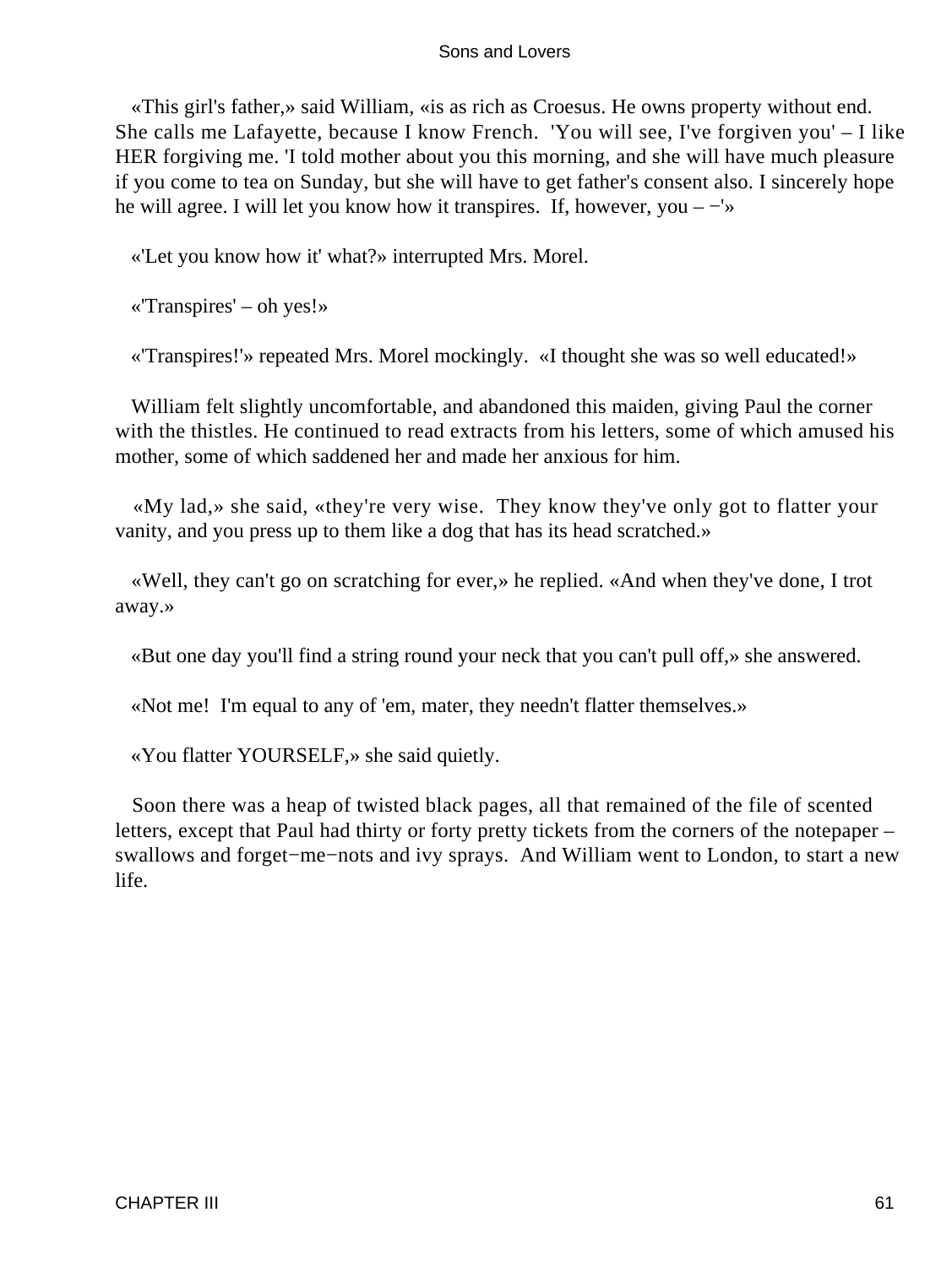«This girl's father,» said William, «is as rich as Croesus. He owns property without end. She calls me Lafayette, because I know French. 'You will see, I've forgiven you' – I like HER forgiving me. 'I told mother about you this morning, and she will have much pleasure if you come to tea on Sunday, but she will have to get father's consent also. I sincerely hope he will agree. I will let you know how it transpires. If, however, you – −'»

«'Let you know how it' what?» interrupted Mrs. Morel.

«'Transpires' – oh yes!»

«'Transpires!'» repeated Mrs. Morel mockingly. «I thought she was so well educated!»

William felt slightly uncomfortable, and abandoned this maiden, giving Paul the corner with the thistles. He continued to read extracts from his letters, some of which amused his mother, some of which saddened her and made her anxious for him.

«My lad,» she said, «they're very wise. They know they've only got to flatter your vanity, and you press up to them like a dog that has its head scratched.»

«Well, they can't go on scratching for ever,» he replied. «And when they've done, I trot away.»

«But one day you'll find a string round your neck that you can't pull off,» she answered.

«Not me! I'm equal to any of 'em, mater, they needn't flatter themselves.»

«You flatter YOURSELF,» she said quietly.

Soon there was a heap of twisted black pages, all that remained of the file of scented letters, except that Paul had thirty or forty pretty tickets from the corners of the notepaper – swallows and forget−me−nots and ivy sprays. And William went to London, to start a new life.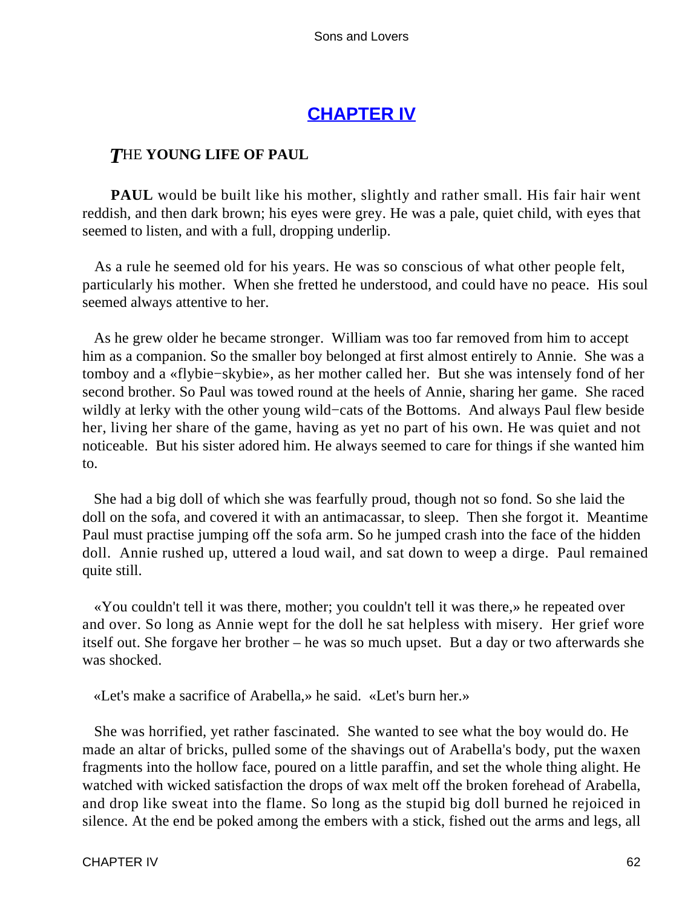## [CHAPTER IV](#)

### *T*HE **YOUNG LIFE OF PAUL**

**PAUL** would be built like his mother, slightly and rather small. His fair hair went reddish, and then dark brown; his eyes were grey. He was a pale, quiet child, with eyes that seemed to listen, and with a full, dropping underlip.

As a rule he seemed old for his years. He was so conscious of what other people felt, particularly his mother. When she fretted he understood, and could have no peace. His soul seemed always attentive to her.

As he grew older he became stronger. William was too far removed from him to accept him as a companion. So the smaller boy belonged at first almost entirely to Annie. She was a tomboy and a «flybie−skybie», as her mother called her. But she was intensely fond of her second brother. So Paul was towed round at the heels of Annie, sharing her game. She raced wildly at lerky with the other young wild−cats of the Bottoms. And always Paul flew beside her, living her share of the game, having as yet no part of his own. He was quiet and not noticeable. But his sister adored him. He always seemed to care for things if she wanted him to.

She had a big doll of which she was fearfully proud, though not so fond. So she laid the doll on the sofa, and covered it with an antimacassar, to sleep. Then she forgot it. Meantime Paul must practise jumping off the sofa arm. So he jumped crash into the face of the hidden doll. Annie rushed up, uttered a loud wail, and sat down to weep a dirge. Paul remained quite still.

«You couldn't tell it was there, mother; you couldn't tell it was there,» he repeated over and over. So long as Annie wept for the doll he sat helpless with misery. Her grief wore itself out. She forgave her brother – he was so much upset. But a day or two afterwards she was shocked.

«Let's make a sacrifice of Arabella,» he said. «Let's burn her.»

She was horrified, yet rather fascinated. She wanted to see what the boy would do. He made an altar of bricks, pulled some of the shavings out of Arabella's body, put the waxen fragments into the hollow face, poured on a little paraffin, and set the whole thing alight. He watched with wicked satisfaction the drops of wax melt off the broken forehead of Arabella, and drop like sweat into the flame. So long as the stupid big doll burned he rejoiced in silence. At the end be poked among the embers with a stick, fished out the arms and legs, all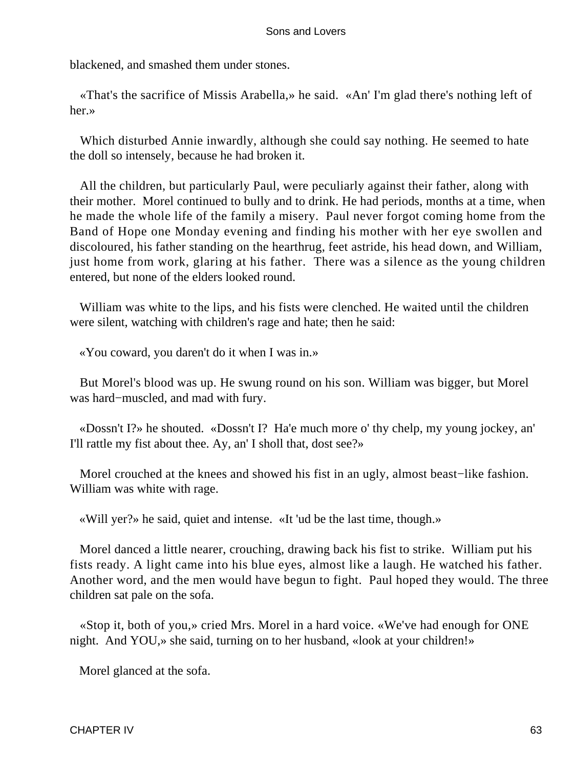blackened, and smashed them under stones.

«That's the sacrifice of Missis Arabella,» he said. «An' I'm glad there's nothing left of her.»

Which disturbed Annie inwardly, although she could say nothing. He seemed to hate the doll so intensely, because he had broken it.

All the children, but particularly Paul, were peculiarly against their father, along with their mother. Morel continued to bully and to drink. He had periods, months at a time, when he made the whole life of the family a misery. Paul never forgot coming home from the Band of Hope one Monday evening and finding his mother with her eye swollen and discoloured, his father standing on the hearthrug, feet astride, his head down, and William, just home from work, glaring at his father. There was a silence as the young children entered, but none of the elders looked round.

William was white to the lips, and his fists were clenched. He waited until the children were silent, watching with children's rage and hate; then he said:

«You coward, you daren't do it when I was in.»

But Morel's blood was up. He swung round on his son. William was bigger, but Morel was hard−muscled, and mad with fury.

«Dossn't I?» he shouted. «Dossn't I? Ha'e much more o' thy chelp, my young jockey, an' I'll rattle my fist about thee. Ay, an' I sholl that, dost see?»

Morel crouched at the knees and showed his fist in an ugly, almost beast−like fashion. William was white with rage.

«Will yer?» he said, quiet and intense. «It 'ud be the last time, though.»

Morel danced a little nearer, crouching, drawing back his fist to strike. William put his fists ready. A light came into his blue eyes, almost like a laugh. He watched his father. Another word, and the men would have begun to fight. Paul hoped they would. The three children sat pale on the sofa.

«Stop it, both of you,» cried Mrs. Morel in a hard voice. «We've had enough for ONE night. And YOU,» she said, turning on to her husband, «look at your children!»

Morel glanced at the sofa.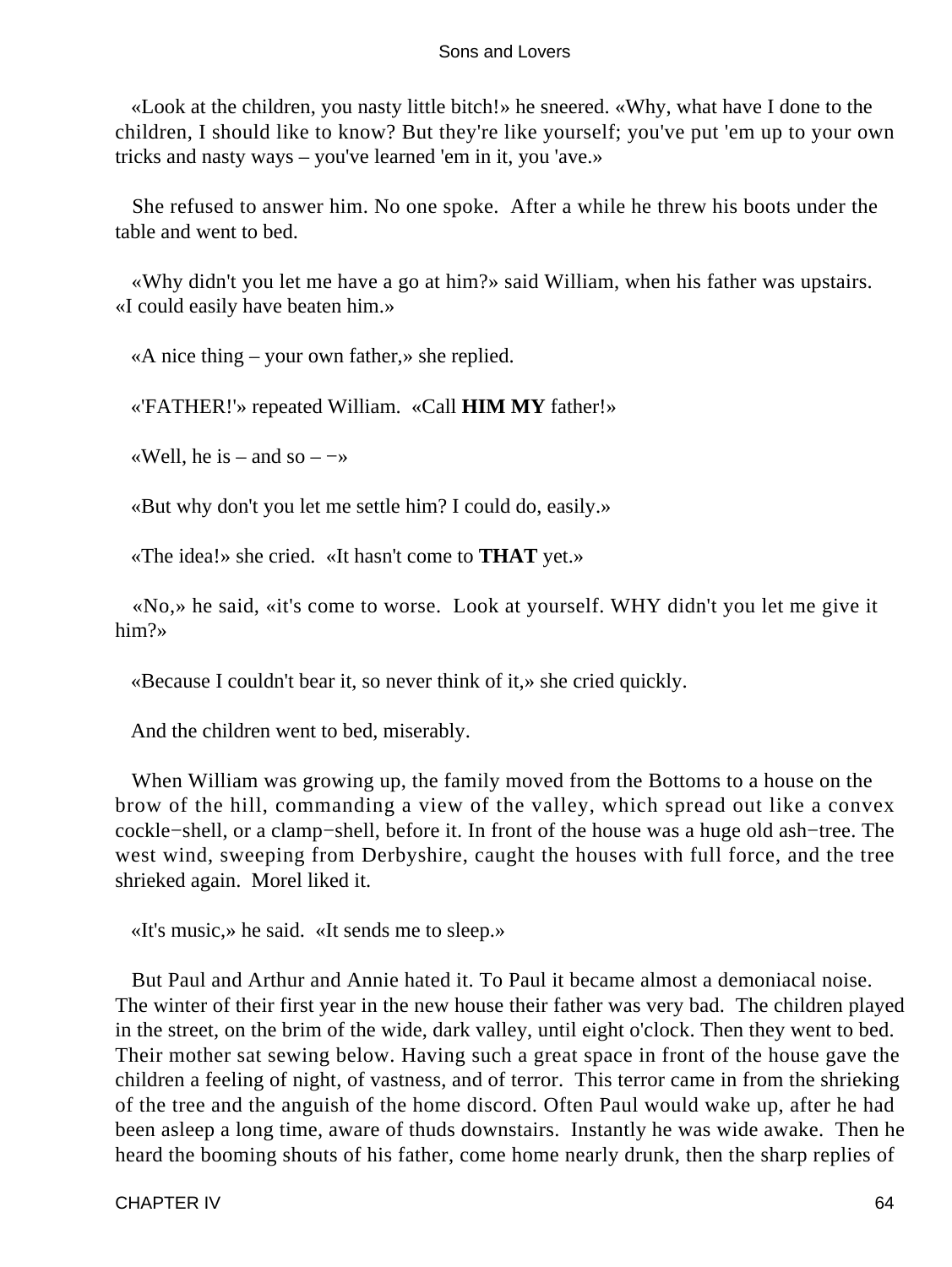«Look at the children, you nasty little bitch!» he sneered. «Why, what have I done to the children, I should like to know? But they're like yourself; you've put 'em up to your own tricks and nasty ways – you've learned 'em in it, you 'ave.»

She refused to answer him. No one spoke. After a while he threw his boots under the table and went to bed.

«Why didn't you let me have a go at him?» said William, when his father was upstairs. «I could easily have beaten him.»

«A nice thing – your own father,» she replied.

«'FATHER!'» repeated William. «Call **HIM MY** father!»

«Well, he is – and so – −»

«But why don't you let me settle him? I could do, easily.»

«The idea!» she cried. «It hasn't come to **THAT** yet.»

«No,» he said, «it's come to worse. Look at yourself. WHY didn't you let me give it him?»

«Because I couldn't bear it, so never think of it,» she cried quickly.

And the children went to bed, miserably.

When William was growing up, the family moved from the Bottoms to a house on the brow of the hill, commanding a view of the valley, which spread out like a convex cockle−shell, or a clamp−shell, before it. In front of the house was a huge old ash−tree. The west wind, sweeping from Derbyshire, caught the houses with full force, and the tree shrieked again. Morel liked it.

«It's music,» he said. «It sends me to sleep.»

But Paul and Arthur and Annie hated it. To Paul it became almost a demoniacal noise. The winter of their first year in the new house their father was very bad. The children played in the street, on the brim of the wide, dark valley, until eight o'clock. Then they went to bed. Their mother sat sewing below. Having such a great space in front of the house gave the children a feeling of night, of vastness, and of terror. This terror came in from the shrieking of the tree and the anguish of the home discord. Often Paul would wake up, after he had been asleep a long time, aware of thuds downstairs. Instantly he was wide awake. Then he heard the booming shouts of his father, come home nearly drunk, then the sharp replies of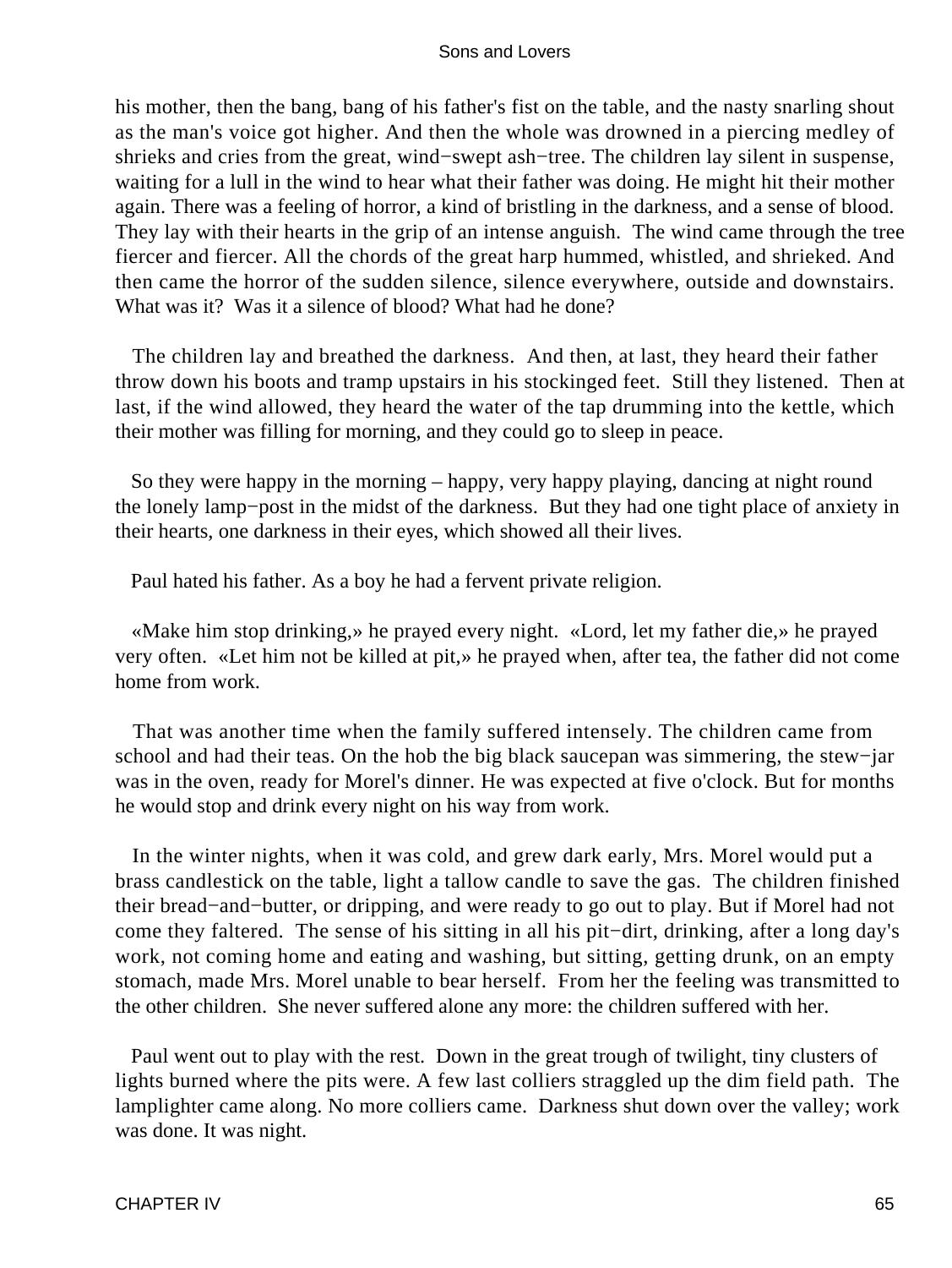his mother, then the bang, bang of his father's fist on the table, and the nasty snarling shout as the man's voice got higher. And then the whole was drowned in a piercing medley of shrieks and cries from the great, wind−swept ash−tree. The children lay silent in suspense, waiting for a lull in the wind to hear what their father was doing. He might hit their mother again. There was a feeling of horror, a kind of bristling in the darkness, and a sense of blood. They lay with their hearts in the grip of an intense anguish. The wind came through the tree fiercer and fiercer. All the chords of the great harp hummed, whistled, and shrieked. And then came the horror of the sudden silence, silence everywhere, outside and downstairs. What was it? Was it a silence of blood? What had he done?

The children lay and breathed the darkness. And then, at last, they heard their father throw down his boots and tramp upstairs in his stockinged feet. Still they listened. Then at last, if the wind allowed, they heard the water of the tap drumming into the kettle, which their mother was filling for morning, and they could go to sleep in peace.

So they were happy in the morning – happy, very happy playing, dancing at night round the lonely lamp−post in the midst of the darkness. But they had one tight place of anxiety in their hearts, one darkness in their eyes, which showed all their lives.

Paul hated his father. As a boy he had a fervent private religion.

«Make him stop drinking,» he prayed every night. «Lord, let my father die,» he prayed very often. «Let him not be killed at pit,» he prayed when, after tea, the father did not come home from work.

That was another time when the family suffered intensely. The children came from school and had their teas. On the hob the big black saucepan was simmering, the stew−jar was in the oven, ready for Morel's dinner. He was expected at five o'clock. But for months he would stop and drink every night on his way from work.

In the winter nights, when it was cold, and grew dark early, Mrs. Morel would put a brass candlestick on the table, light a tallow candle to save the gas. The children finished their bread−and−butter, or dripping, and were ready to go out to play. But if Morel had not come they faltered. The sense of his sitting in all his pit−dirt, drinking, after a long day's work, not coming home and eating and washing, but sitting, getting drunk, on an empty stomach, made Mrs. Morel unable to bear herself. From her the feeling was transmitted to the other children. She never suffered alone any more: the children suffered with her.

Paul went out to play with the rest. Down in the great trough of twilight, tiny clusters of lights burned where the pits were. A few last colliers straggled up the dim field path. The lamplighter came along. No more colliers came. Darkness shut down over the valley; work was done. It was night.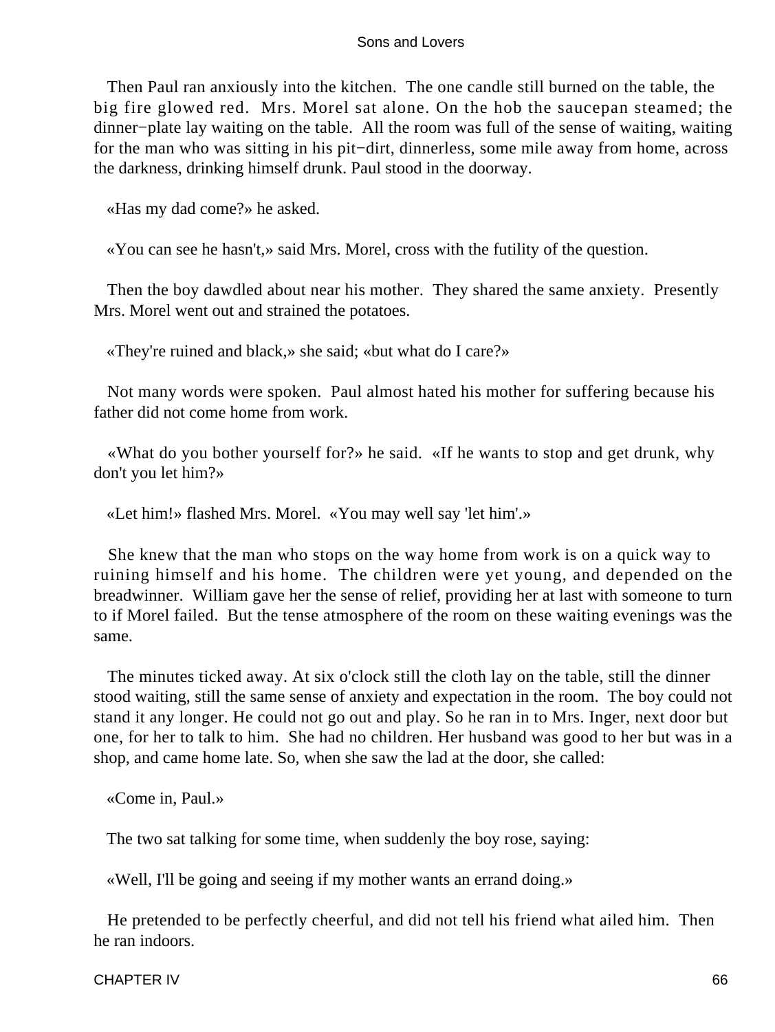Then Paul ran anxiously into the kitchen. The one candle still burned on the table, the big fire glowed red. Mrs. Morel sat alone. On the hob the saucepan steamed; the dinner−plate lay waiting on the table. All the room was full of the sense of waiting, waiting for the man who was sitting in his pit−dirt, dinnerless, some mile away from home, across the darkness, drinking himself drunk. Paul stood in the doorway.

«Has my dad come?» he asked.

«You can see he hasn't,» said Mrs. Morel, cross with the futility of the question.

Then the boy dawdled about near his mother. They shared the same anxiety. Presently Mrs. Morel went out and strained the potatoes.

«They're ruined and black,» she said; «but what do I care?»

Not many words were spoken. Paul almost hated his mother for suffering because his father did not come home from work.

«What do you bother yourself for?» he said. «If he wants to stop and get drunk, why don't you let him?»

«Let him!» flashed Mrs. Morel. «You may well say 'let him'.»

She knew that the man who stops on the way home from work is on a quick way to ruining himself and his home. The children were yet young, and depended on the breadwinner. William gave her the sense of relief, providing her at last with someone to turn to if Morel failed. But the tense atmosphere of the room on these waiting evenings was the same.

The minutes ticked away. At six o'clock still the cloth lay on the table, still the dinner stood waiting, still the same sense of anxiety and expectation in the room. The boy could not stand it any longer. He could not go out and play. So he ran in to Mrs. Inger, next door but one, for her to talk to him. She had no children. Her husband was good to her but was in a shop, and came home late. So, when she saw the lad at the door, she called:

«Come in, Paul.»

The two sat talking for some time, when suddenly the boy rose, saying:

«Well, I'll be going and seeing if my mother wants an errand doing.»

He pretended to be perfectly cheerful, and did not tell his friend what ailed him. Then he ran indoors.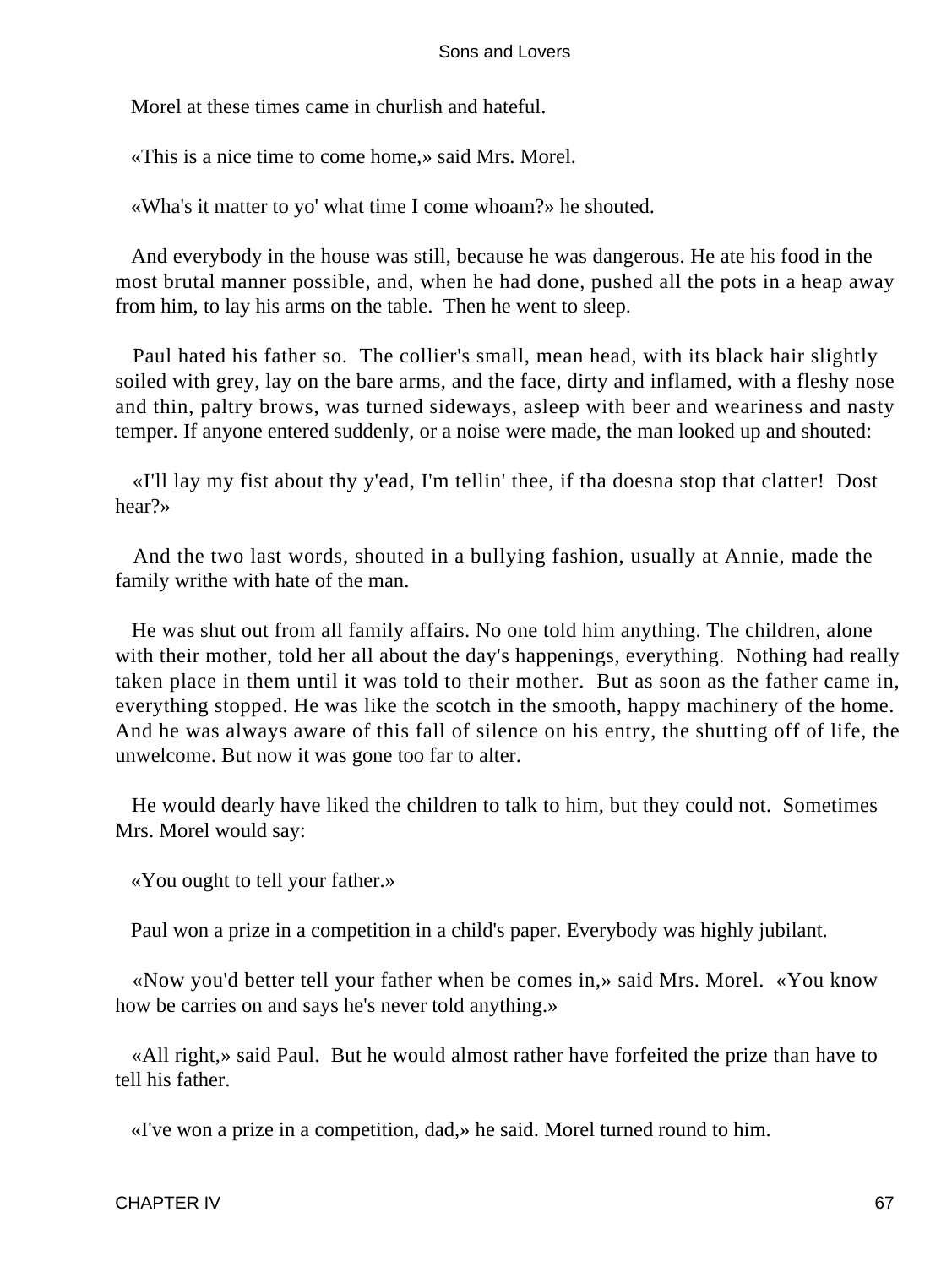Morel at these times came in churlish and hateful.

«This is a nice time to come home,» said Mrs. Morel.

«Wha's it matter to yo' what time I come whoam?» he shouted.

And everybody in the house was still, because he was dangerous. He ate his food in the most brutal manner possible, and, when he had done, pushed all the pots in a heap away from him, to lay his arms on the table. Then he went to sleep.

Paul hated his father so. The collier's small, mean head, with its black hair slightly soiled with grey, lay on the bare arms, and the face, dirty and inflamed, with a fleshy nose and thin, paltry brows, was turned sideways, asleep with beer and weariness and nasty temper. If anyone entered suddenly, or a noise were made, the man looked up and shouted:

«I'll lay my fist about thy y'ead, I'm tellin' thee, if tha doesna stop that clatter! Dost hear?»

And the two last words, shouted in a bullying fashion, usually at Annie, made the family writhe with hate of the man.

He was shut out from all family affairs. No one told him anything. The children, alone with their mother, told her all about the day's happenings, everything. Nothing had really taken place in them until it was told to their mother. But as soon as the father came in, everything stopped. He was like the scotch in the smooth, happy machinery of the home. And he was always aware of this fall of silence on his entry, the shutting off of life, the unwelcome. But now it was gone too far to alter.

He would dearly have liked the children to talk to him, but they could not. Sometimes Mrs. Morel would say:

«You ought to tell your father.»

Paul won a prize in a competition in a child's paper. Everybody was highly jubilant.

«Now you'd better tell your father when be comes in,» said Mrs. Morel. «You know how be carries on and says he's never told anything.»

«All right,» said Paul. But he would almost rather have forfeited the prize than have to tell his father.

«I've won a prize in a competition, dad,» he said. Morel turned round to him.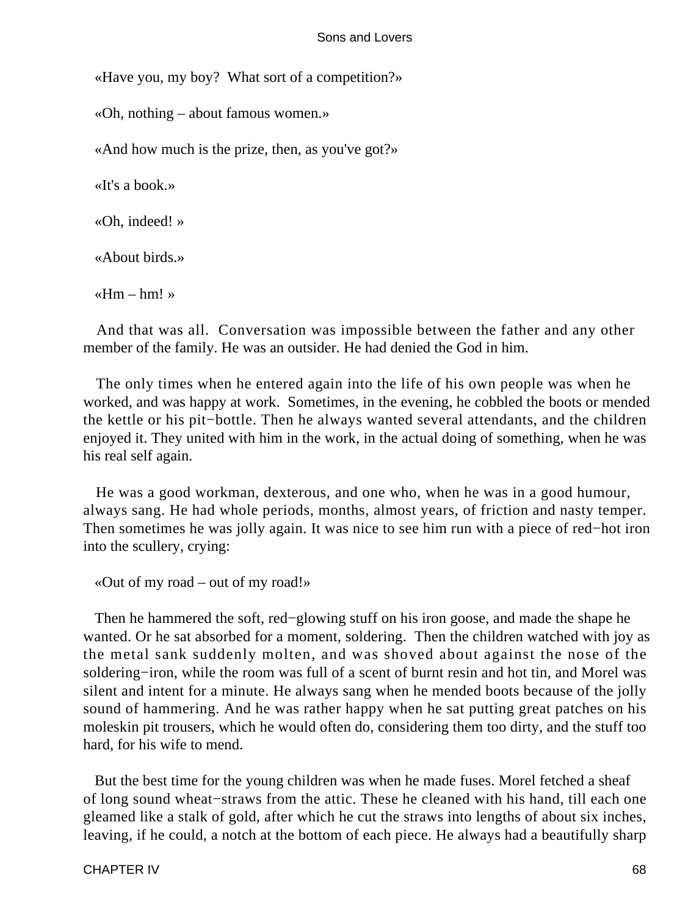«Have you, my boy?  What sort of a competition?»

«Oh, nothing – about famous women.»

«And how much is the prize, then, as you've got?»

«It's a book.»

«Oh, indeed! »

«About birds.»

«Hm – hm! »

And that was all.  Conversation was impossible between the father and any other member of the family. He was an outsider. He had denied the God in him.

The only times when he entered again into the life of his own people was when he worked, and was happy at work.  Sometimes, in the evening, he cobbled the boots or mended the kettle or his pit−bottle. Then he always wanted several attendants, and the children enjoyed it. They united with him in the work, in the actual doing of something, when he was his real self again.

He was a good workman, dexterous, and one who, when he was in a good humour, always sang. He had whole periods, months, almost years, of friction and nasty temper. Then sometimes he was jolly again. It was nice to see him run with a piece of red−hot iron into the scullery, crying:

«Out of my road – out of my road!»

Then he hammered the soft, red−glowing stuff on his iron goose, and made the shape he wanted. Or he sat absorbed for a moment, soldering.  Then the children watched with joy as the metal sank suddenly molten, and was shoved about against the nose of the soldering−iron, while the room was full of a scent of burnt resin and hot tin, and Morel was silent and intent for a minute. He always sang when he mended boots because of the jolly sound of hammering. And he was rather happy when he sat putting great patches on his moleskin pit trousers, which he would often do, considering them too dirty, and the stuff too hard, for his wife to mend.

But the best time for the young children was when he made fuses. Morel fetched a sheaf of long sound wheat−straws from the attic. These he cleaned with his hand, till each one gleamed like a stalk of gold, after which he cut the straws into lengths of about six inches, leaving, if he could, a notch at the bottom of each piece. He always had a beautifully sharp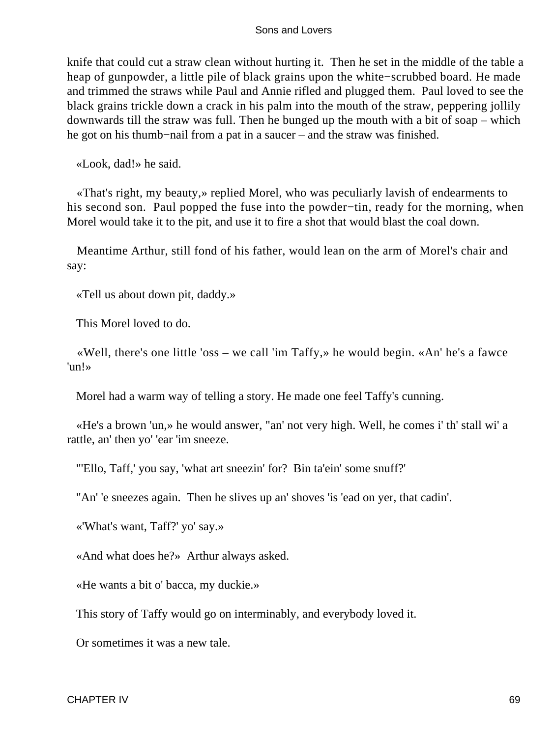knife that could cut a straw clean without hurting it. Then he set in the middle of the table a heap of gunpowder, a little pile of black grains upon the white−scrubbed board. He made and trimmed the straws while Paul and Annie rifled and plugged them. Paul loved to see the black grains trickle down a crack in his palm into the mouth of the straw, peppering jollily downwards till the straw was full. Then he bunged up the mouth with a bit of soap – which he got on his thumb−nail from a pat in a saucer – and the straw was finished.

«Look, dad!» he said.

«That's right, my beauty,» replied Morel, who was peculiarly lavish of endearments to his second son. Paul popped the fuse into the powder−tin, ready for the morning, when Morel would take it to the pit, and use it to fire a shot that would blast the coal down.

Meantime Arthur, still fond of his father, would lean on the arm of Morel's chair and say:

«Tell us about down pit, daddy.»

This Morel loved to do.

«Well, there's one little 'oss – we call 'im Taffy,» he would begin. «An' he's a fawce 'un!»

Morel had a warm way of telling a story. He made one feel Taffy's cunning.

«He's a brown 'un,» he would answer, "an' not very high. Well, he comes i' th' stall wi' a rattle, an' then yo' 'ear 'im sneeze.

"'Ello, Taff,' you say, 'what art sneezin' for? Bin ta'ein' some snuff?'

"An' 'e sneezes again. Then he slives up an' shoves 'is 'ead on yer, that cadin'.

«'What's want, Taff?' yo' say.»

«And what does he?» Arthur always asked.

«He wants a bit o' bacca, my duckie.»

This story of Taffy would go on interminably, and everybody loved it.

Or sometimes it was a new tale.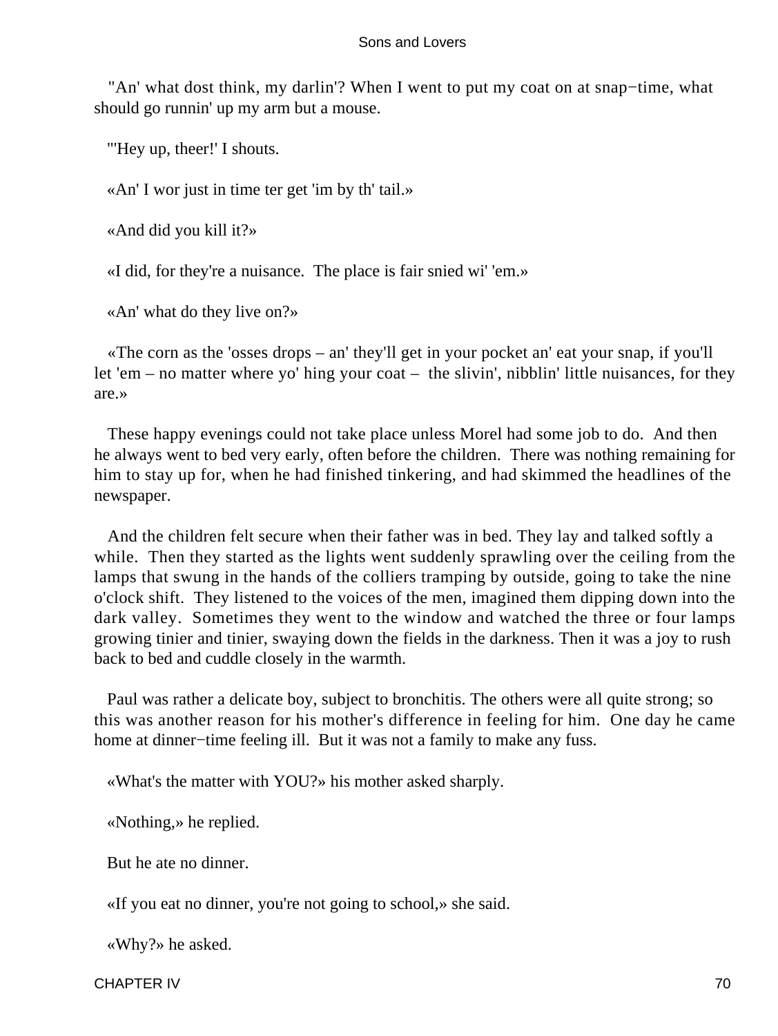"An' what dost think, my darlin'? When I went to put my coat on at snap−time, what should go runnin' up my arm but a mouse.

"'Hey up, theer!' I shouts.

«An' I wor just in time ter get 'im by th' tail.»

«And did you kill it?»

«I did, for they're a nuisance. The place is fair snied wi' 'em.»

«An' what do they live on?»

«The corn as the 'osses drops – an' they'll get in your pocket an' eat your snap, if you'll let 'em – no matter where yo' hing your coat – the slivin', nibblin' little nuisances, for they are.»

These happy evenings could not take place unless Morel had some job to do. And then he always went to bed very early, often before the children. There was nothing remaining for him to stay up for, when he had finished tinkering, and had skimmed the headlines of the newspaper.

And the children felt secure when their father was in bed. They lay and talked softly a while. Then they started as the lights went suddenly sprawling over the ceiling from the lamps that swung in the hands of the colliers tramping by outside, going to take the nine o'clock shift. They listened to the voices of the men, imagined them dipping down into the dark valley. Sometimes they went to the window and watched the three or four lamps growing tinier and tinier, swaying down the fields in the darkness. Then it was a joy to rush back to bed and cuddle closely in the warmth.

Paul was rather a delicate boy, subject to bronchitis. The others were all quite strong; so this was another reason for his mother's difference in feeling for him. One day he came home at dinner−time feeling ill. But it was not a family to make any fuss.

«What's the matter with YOU?» his mother asked sharply.

«Nothing,» he replied.

But he ate no dinner.

«If you eat no dinner, you're not going to school,» she said.

«Why?» he asked.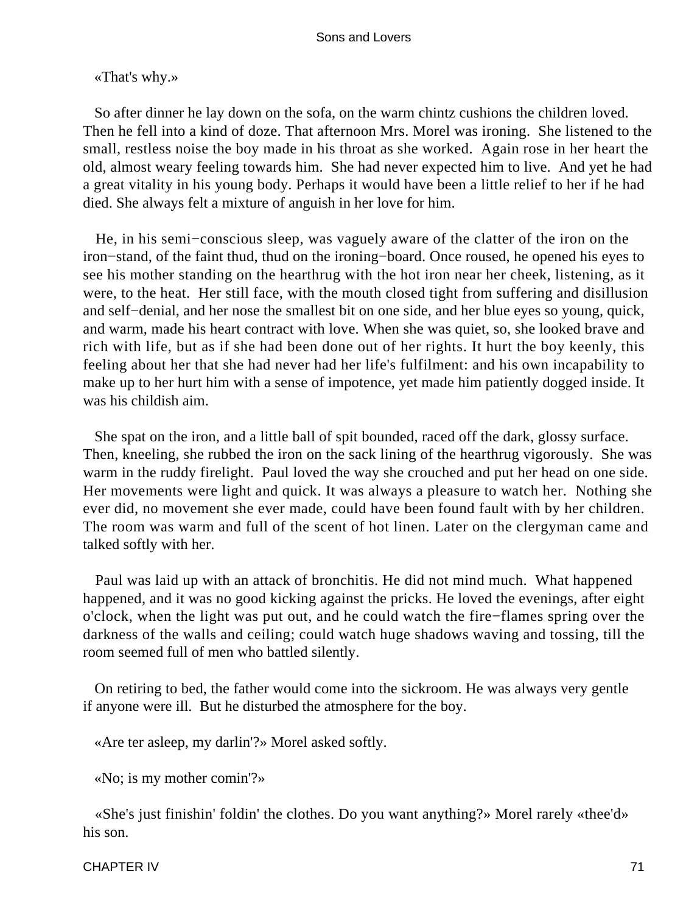«That's why.»

So after dinner he lay down on the sofa, on the warm chintz cushions the children loved. Then he fell into a kind of doze. That afternoon Mrs. Morel was ironing. She listened to the small, restless noise the boy made in his throat as she worked. Again rose in her heart the old, almost weary feeling towards him. She had never expected him to live. And yet he had a great vitality in his young body. Perhaps it would have been a little relief to her if he had died. She always felt a mixture of anguish in her love for him.

He, in his semi−conscious sleep, was vaguely aware of the clatter of the iron on the iron−stand, of the faint thud, thud on the ironing−board. Once roused, he opened his eyes to see his mother standing on the hearthrug with the hot iron near her cheek, listening, as it were, to the heat. Her still face, with the mouth closed tight from suffering and disillusion and self−denial, and her nose the smallest bit on one side, and her blue eyes so young, quick, and warm, made his heart contract with love. When she was quiet, so, she looked brave and rich with life, but as if she had been done out of her rights. It hurt the boy keenly, this feeling about her that she had never had her life's fulfilment: and his own incapability to make up to her hurt him with a sense of impotence, yet made him patiently dogged inside. It was his childish aim.

She spat on the iron, and a little ball of spit bounded, raced off the dark, glossy surface. Then, kneeling, she rubbed the iron on the sack lining of the hearthrug vigorously. She was warm in the ruddy firelight. Paul loved the way she crouched and put her head on one side. Her movements were light and quick. It was always a pleasure to watch her. Nothing she ever did, no movement she ever made, could have been found fault with by her children. The room was warm and full of the scent of hot linen. Later on the clergyman came and talked softly with her.

Paul was laid up with an attack of bronchitis. He did not mind much. What happened happened, and it was no good kicking against the pricks. He loved the evenings, after eight o'clock, when the light was put out, and he could watch the fire−flames spring over the darkness of the walls and ceiling; could watch huge shadows waving and tossing, till the room seemed full of men who battled silently.

On retiring to bed, the father would come into the sickroom. He was always very gentle if anyone were ill. But he disturbed the atmosphere for the boy.

«Are ter asleep, my darlin'?» Morel asked softly.

«No; is my mother comin'?»

«She's just finishin' foldin' the clothes. Do you want anything?» Morel rarely «thee'd» his son.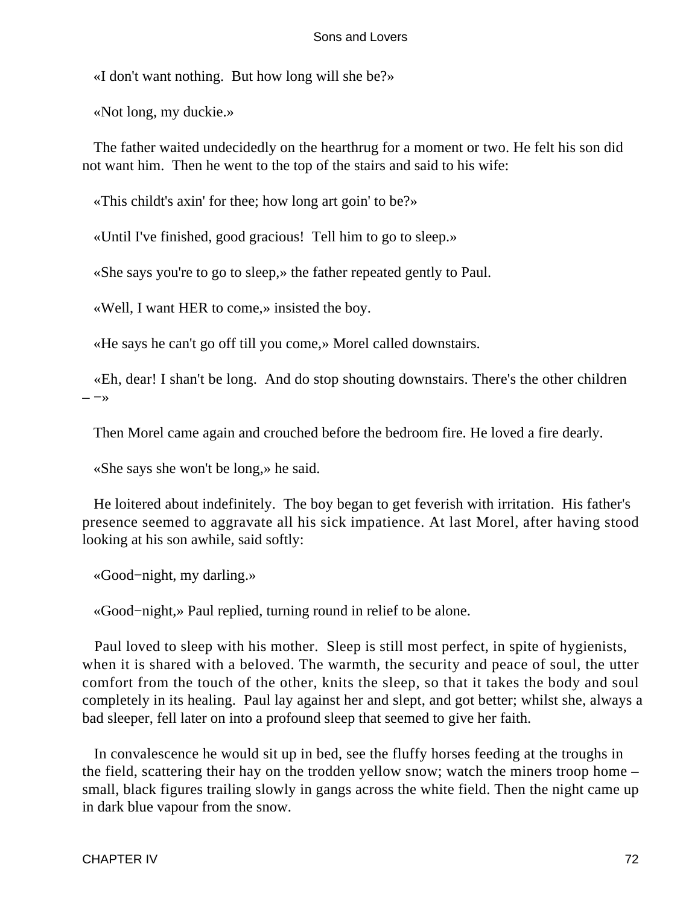«I don't want nothing.  But how long will she be?»

«Not long, my duckie.»

The father waited undecidedly on the hearthrug for a moment or two. He felt his son did not want him.  Then he went to the top of the stairs and said to his wife:

«This childt's axin' for thee; how long art goin' to be?»

«Until I've finished, good gracious!  Tell him to go to sleep.»

«She says you're to go to sleep,» the father repeated gently to Paul.

«Well, I want HER to come,» insisted the boy.

«He says he can't go off till you come,» Morel called downstairs.

«Eh, dear! I shan't be long.  And do stop shouting downstairs. There's the other children – −»

Then Morel came again and crouched before the bedroom fire. He loved a fire dearly.

«She says she won't be long,» he said.

He loitered about indefinitely.  The boy began to get feverish with irritation.  His father's presence seemed to aggravate all his sick impatience. At last Morel, after having stood looking at his son awhile, said softly:

«Good−night, my darling.»

«Good−night,» Paul replied, turning round in relief to be alone.

Paul loved to sleep with his mother.  Sleep is still most perfect, in spite of hygienists, when it is shared with a beloved. The warmth, the security and peace of soul, the utter comfort from the touch of the other, knits the sleep, so that it takes the body and soul completely in its healing.  Paul lay against her and slept, and got better; whilst she, always a bad sleeper, fell later on into a profound sleep that seemed to give her faith.

In convalescence he would sit up in bed, see the fluffy horses feeding at the troughs in the field, scattering their hay on the trodden yellow snow; watch the miners troop home – small, black figures trailing slowly in gangs across the white field. Then the night came up in dark blue vapour from the snow.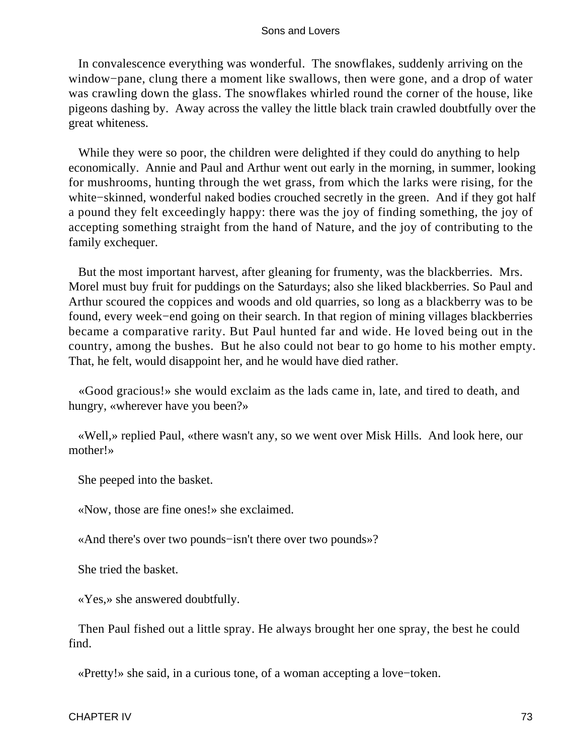In convalescence everything was wonderful. The snowflakes, suddenly arriving on the window−pane, clung there a moment like swallows, then were gone, and a drop of water was crawling down the glass. The snowflakes whirled round the corner of the house, like pigeons dashing by. Away across the valley the little black train crawled doubtfully over the great whiteness.

While they were so poor, the children were delighted if they could do anything to help economically. Annie and Paul and Arthur went out early in the morning, in summer, looking for mushrooms, hunting through the wet grass, from which the larks were rising, for the white−skinned, wonderful naked bodies crouched secretly in the green. And if they got half a pound they felt exceedingly happy: there was the joy of finding something, the joy of accepting something straight from the hand of Nature, and the joy of contributing to the family exchequer.

But the most important harvest, after gleaning for frumenty, was the blackberries. Mrs. Morel must buy fruit for puddings on the Saturdays; also she liked blackberries. So Paul and Arthur scoured the coppices and woods and old quarries, so long as a blackberry was to be found, every week−end going on their search. In that region of mining villages blackberries became a comparative rarity. But Paul hunted far and wide. He loved being out in the country, among the bushes. But he also could not bear to go home to his mother empty. That, he felt, would disappoint her, and he would have died rather.

«Good gracious!» she would exclaim as the lads came in, late, and tired to death, and hungry, «wherever have you been?»

«Well,» replied Paul, «there wasn't any, so we went over Misk Hills. And look here, our mother!»

She peeped into the basket.

«Now, those are fine ones!» she exclaimed.

«And there's over two pounds−isn't there over two pounds»?

She tried the basket.

«Yes,» she answered doubtfully.

Then Paul fished out a little spray. He always brought her one spray, the best he could find.

«Pretty!» she said, in a curious tone, of a woman accepting a love−token.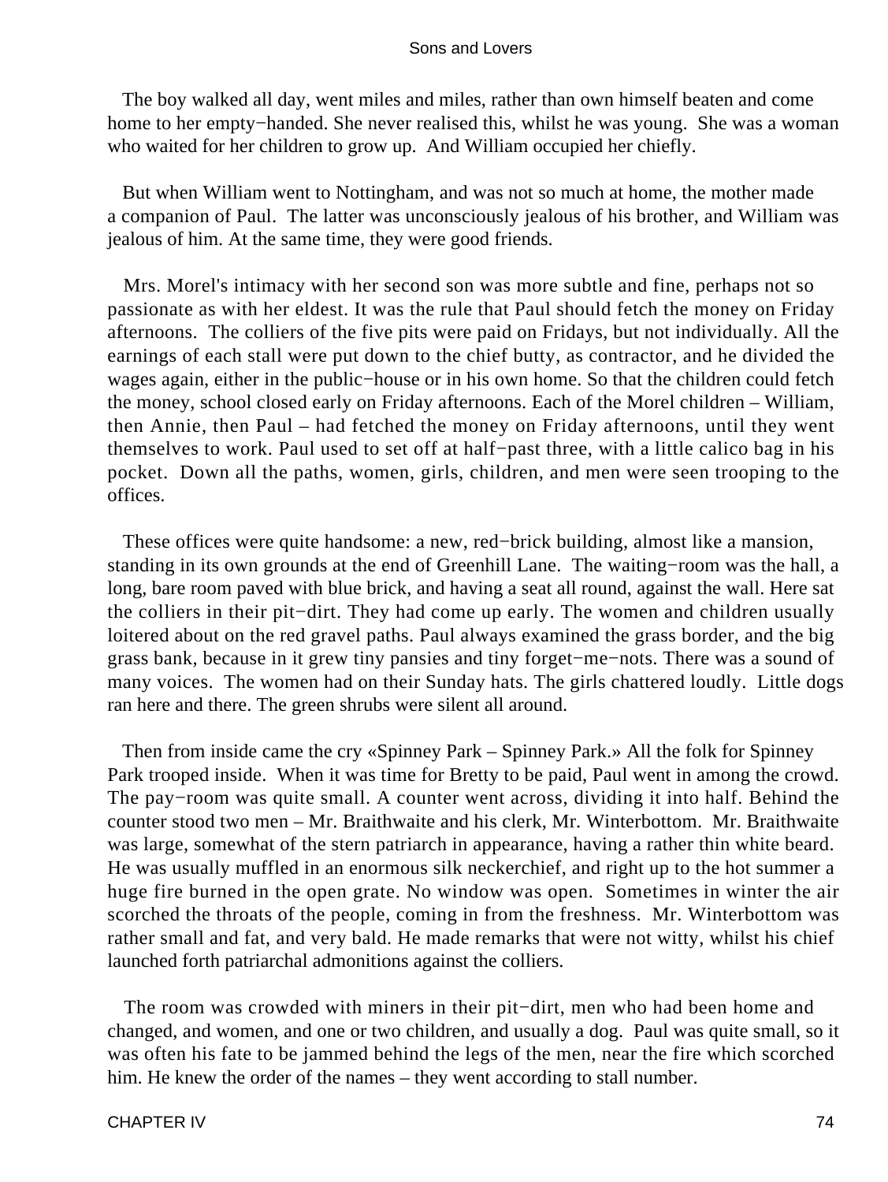The boy walked all day, went miles and miles, rather than own himself beaten and come home to her empty−handed. She never realised this, whilst he was young. She was a woman who waited for her children to grow up. And William occupied her chiefly.

But when William went to Nottingham, and was not so much at home, the mother made a companion of Paul. The latter was unconsciously jealous of his brother, and William was jealous of him. At the same time, they were good friends.

Mrs. Morel's intimacy with her second son was more subtle and fine, perhaps not so passionate as with her eldest. It was the rule that Paul should fetch the money on Friday afternoons. The colliers of the five pits were paid on Fridays, but not individually. All the earnings of each stall were put down to the chief butty, as contractor, and he divided the wages again, either in the public−house or in his own home. So that the children could fetch the money, school closed early on Friday afternoons. Each of the Morel children – William, then Annie, then Paul – had fetched the money on Friday afternoons, until they went themselves to work. Paul used to set off at half−past three, with a little calico bag in his pocket. Down all the paths, women, girls, children, and men were seen trooping to the offices.

These offices were quite handsome: a new, red−brick building, almost like a mansion, standing in its own grounds at the end of Greenhill Lane. The waiting−room was the hall, a long, bare room paved with blue brick, and having a seat all round, against the wall. Here sat the colliers in their pit−dirt. They had come up early. The women and children usually loitered about on the red gravel paths. Paul always examined the grass border, and the big grass bank, because in it grew tiny pansies and tiny forget−me−nots. There was a sound of many voices. The women had on their Sunday hats. The girls chattered loudly. Little dogs ran here and there. The green shrubs were silent all around.

Then from inside came the cry «Spinney Park – Spinney Park.» All the folk for Spinney Park trooped inside. When it was time for Bretty to be paid, Paul went in among the crowd. The pay−room was quite small. A counter went across, dividing it into half. Behind the counter stood two men – Mr. Braithwaite and his clerk, Mr. Winterbottom. Mr. Braithwaite was large, somewhat of the stern patriarch in appearance, having a rather thin white beard. He was usually muffled in an enormous silk neckerchief, and right up to the hot summer a huge fire burned in the open grate. No window was open. Sometimes in winter the air scorched the throats of the people, coming in from the freshness. Mr. Winterbottom was rather small and fat, and very bald. He made remarks that were not witty, whilst his chief launched forth patriarchal admonitions against the colliers.

The room was crowded with miners in their pit−dirt, men who had been home and changed, and women, and one or two children, and usually a dog. Paul was quite small, so it was often his fate to be jammed behind the legs of the men, near the fire which scorched him. He knew the order of the names – they went according to stall number.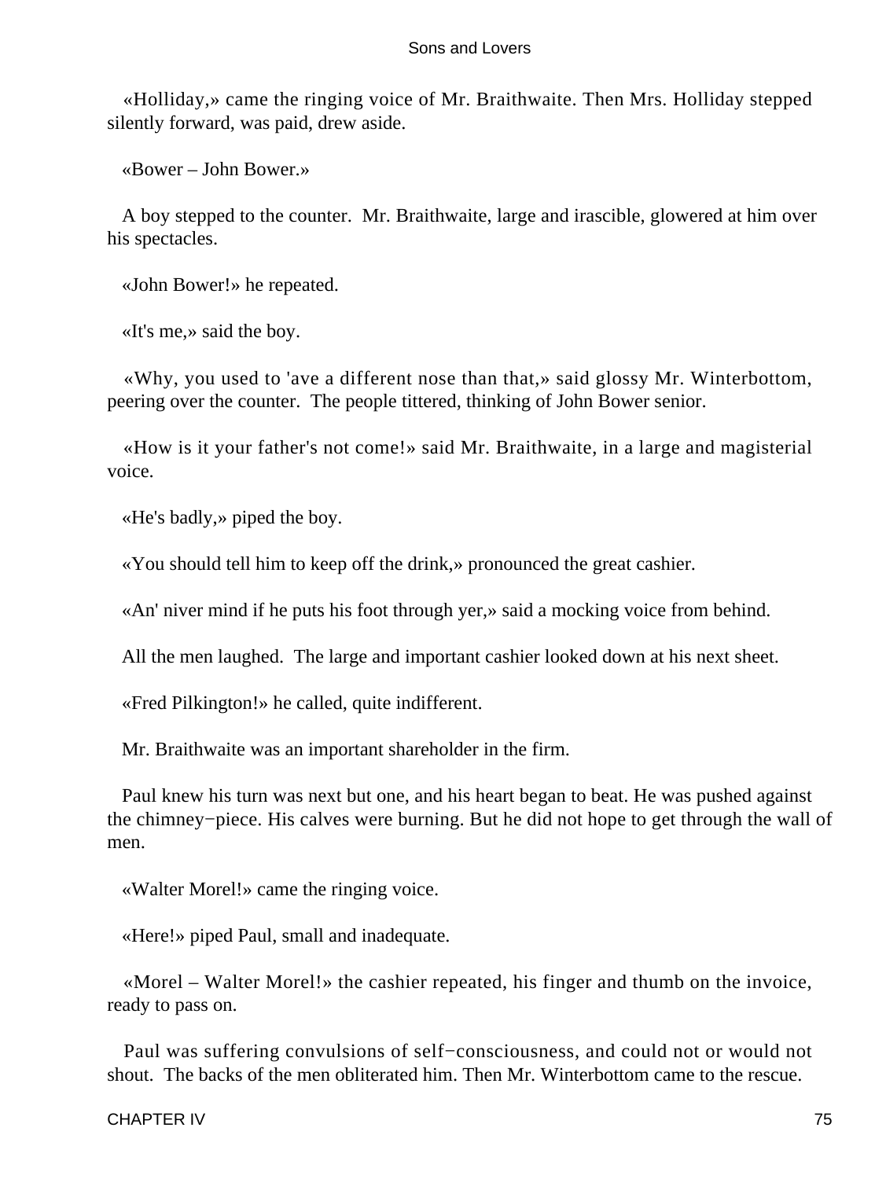«Holliday,» came the ringing voice of Mr. Braithwaite. Then Mrs. Holliday stepped silently forward, was paid, drew aside.

«Bower – John Bower.»

A boy stepped to the counter. Mr. Braithwaite, large and irascible, glowered at him over his spectacles.

«John Bower!» he repeated.

«It's me,» said the boy.

«Why, you used to 'ave a different nose than that,» said glossy Mr. Winterbottom, peering over the counter. The people tittered, thinking of John Bower senior.

«How is it your father's not come!» said Mr. Braithwaite, in a large and magisterial voice.

«He's badly,» piped the boy.

«You should tell him to keep off the drink,» pronounced the great cashier.

«An' niver mind if he puts his foot through yer,» said a mocking voice from behind.

All the men laughed. The large and important cashier looked down at his next sheet.

«Fred Pilkington!» he called, quite indifferent.

Mr. Braithwaite was an important shareholder in the firm.

Paul knew his turn was next but one, and his heart began to beat. He was pushed against the chimney−piece. His calves were burning. But he did not hope to get through the wall of men.

«Walter Morel!» came the ringing voice.

«Here!» piped Paul, small and inadequate.

«Morel – Walter Morel!» the cashier repeated, his finger and thumb on the invoice, ready to pass on.

Paul was suffering convulsions of self−consciousness, and could not or would not shout. The backs of the men obliterated him. Then Mr. Winterbottom came to the rescue.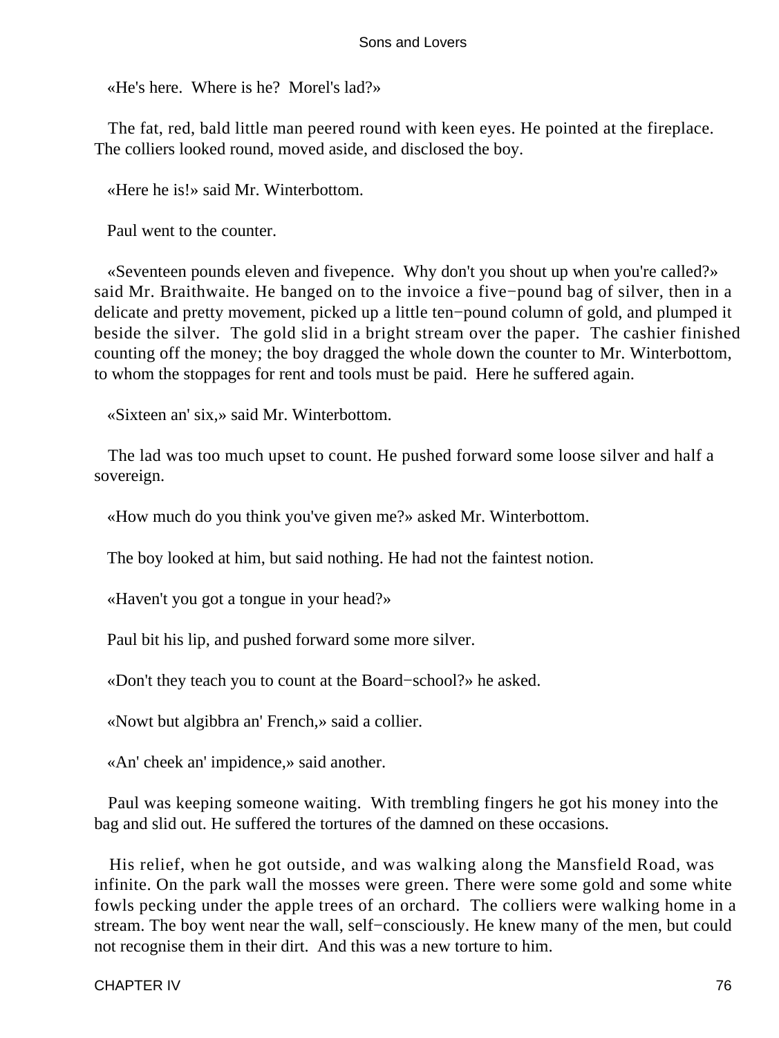«He's here.  Where is he?  Morel's lad?»

The fat, red, bald little man peered round with keen eyes. He pointed at the fireplace. The colliers looked round, moved aside, and disclosed the boy.

«Here he is!» said Mr. Winterbottom.

Paul went to the counter.

«Seventeen pounds eleven and fivepence.  Why don't you shout up when you're called?» said Mr. Braithwaite. He banged on to the invoice a five−pound bag of silver, then in a delicate and pretty movement, picked up a little ten−pound column of gold, and plumped it beside the silver.  The gold slid in a bright stream over the paper.  The cashier finished counting off the money; the boy dragged the whole down the counter to Mr. Winterbottom, to whom the stoppages for rent and tools must be paid.  Here he suffered again.

«Sixteen an' six,» said Mr. Winterbottom.

The lad was too much upset to count. He pushed forward some loose silver and half a sovereign.

«How much do you think you've given me?» asked Mr. Winterbottom.

The boy looked at him, but said nothing. He had not the faintest notion.

«Haven't you got a tongue in your head?»

Paul bit his lip, and pushed forward some more silver.

«Don't they teach you to count at the Board−school?» he asked.

«Nowt but algibbra an' French,» said a collier.

«An' cheek an' impidence,» said another.

Paul was keeping someone waiting.  With trembling fingers he got his money into the bag and slid out. He suffered the tortures of the damned on these occasions.

His relief, when he got outside, and was walking along the Mansfield Road, was infinite. On the park wall the mosses were green. There were some gold and some white fowls pecking under the apple trees of an orchard.  The colliers were walking home in a stream. The boy went near the wall, self−consciously. He knew many of the men, but could not recognise them in their dirt.  And this was a new torture to him.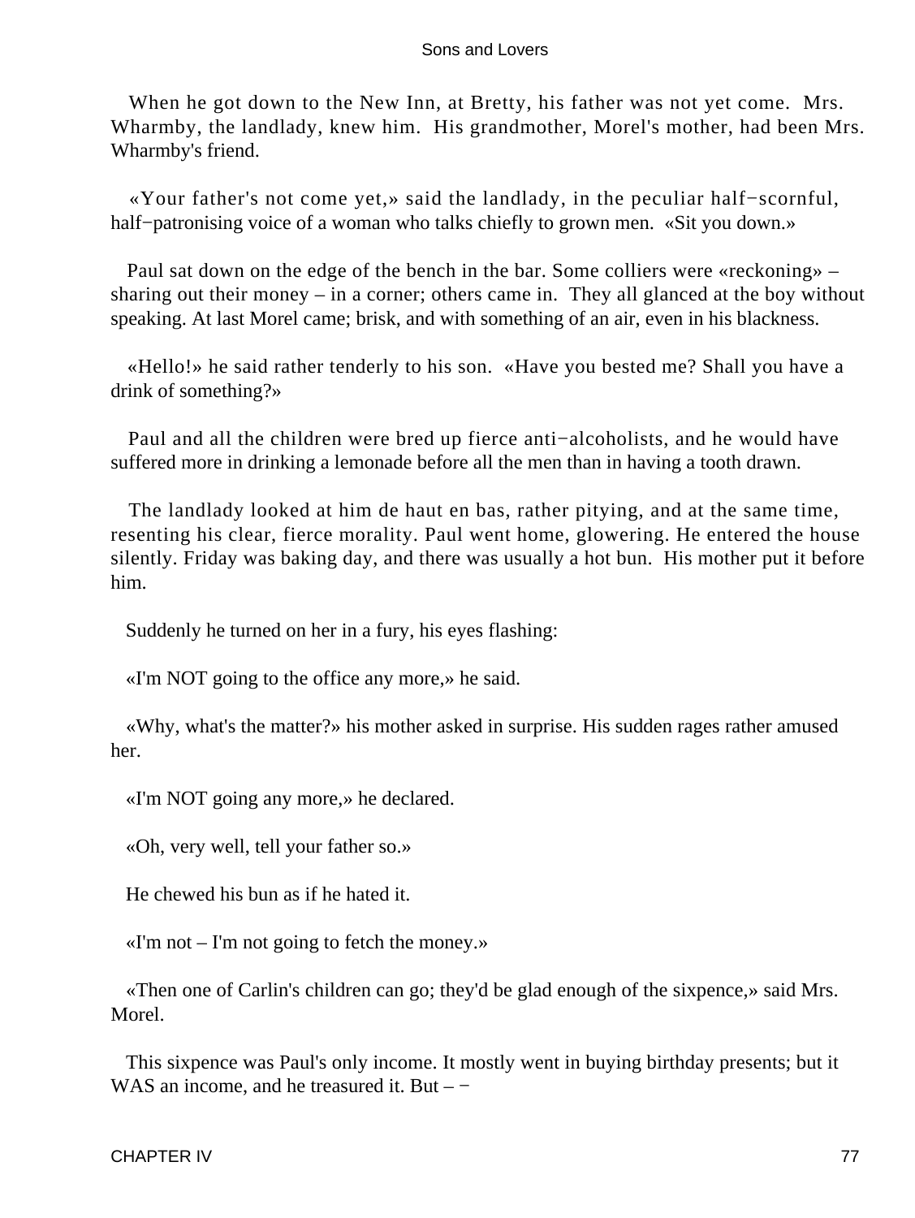When he got down to the New Inn, at Bretty, his father was not yet come. Mrs. Wharmby, the landlady, knew him. His grandmother, Morel's mother, had been Mrs. Wharmby's friend.

«Your father's not come yet,» said the landlady, in the peculiar half−scornful, half−patronising voice of a woman who talks chiefly to grown men. «Sit you down.»

Paul sat down on the edge of the bench in the bar. Some colliers were «reckoning» – sharing out their money – in a corner; others came in. They all glanced at the boy without speaking. At last Morel came; brisk, and with something of an air, even in his blackness.

«Hello!» he said rather tenderly to his son. «Have you bested me? Shall you have a drink of something?»

Paul and all the children were bred up fierce anti−alcoholists, and he would have suffered more in drinking a lemonade before all the men than in having a tooth drawn.

The landlady looked at him de haut en bas, rather pitying, and at the same time, resenting his clear, fierce morality. Paul went home, glowering. He entered the house silently. Friday was baking day, and there was usually a hot bun. His mother put it before him.

Suddenly he turned on her in a fury, his eyes flashing:

«I'm NOT going to the office any more,» he said.

«Why, what's the matter?» his mother asked in surprise. His sudden rages rather amused her.

«I'm NOT going any more,» he declared.

«Oh, very well, tell your father so.»

He chewed his bun as if he hated it.

«I'm not – I'm not going to fetch the money.»

«Then one of Carlin's children can go; they'd be glad enough of the sixpence,» said Mrs. Morel.

This sixpence was Paul's only income. It mostly went in buying birthday presents; but it WAS an income, and he treasured it. But – −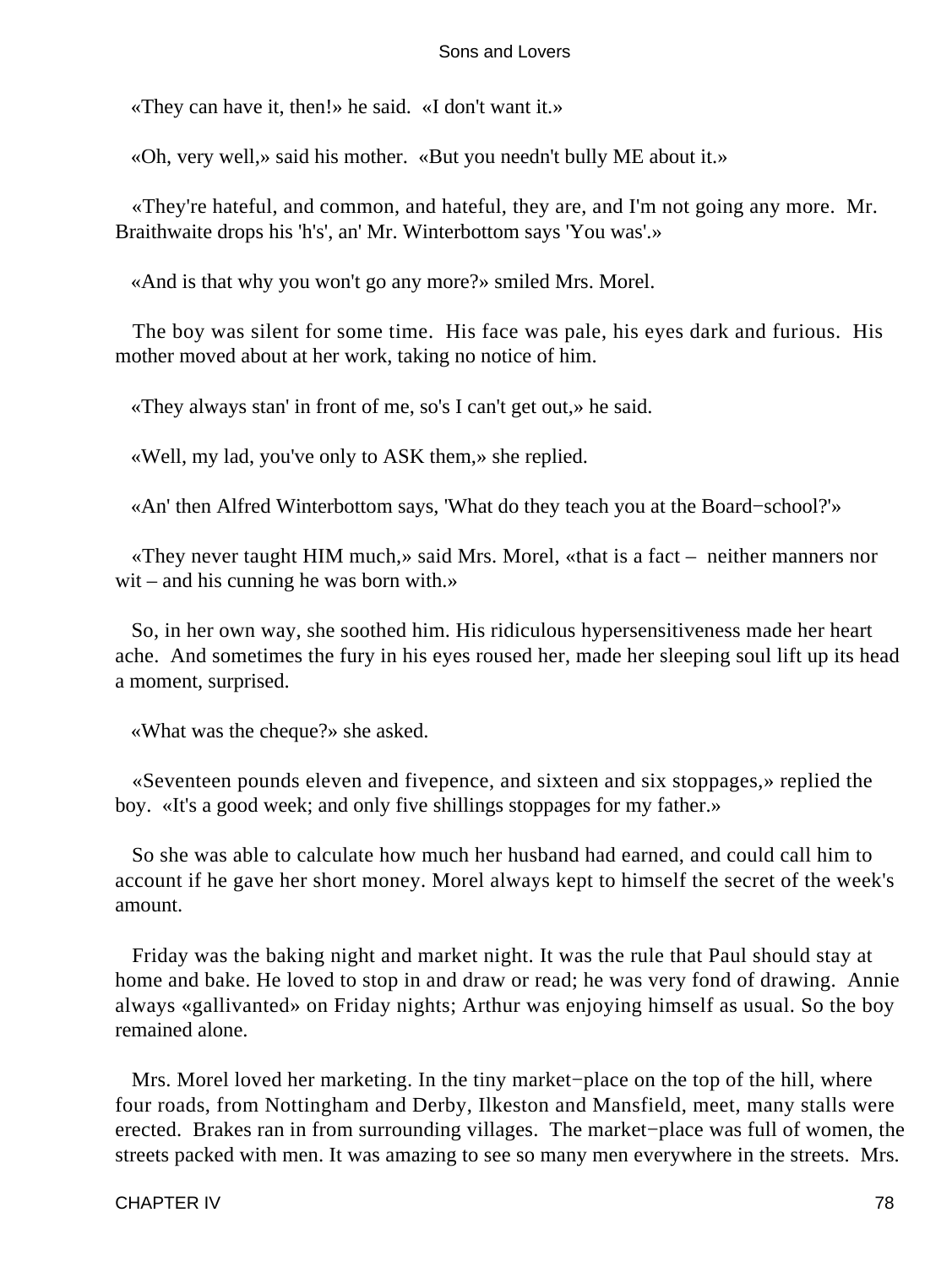«They can have it, then!» he said. «I don't want it.»

«Oh, very well,» said his mother. «But you needn't bully ME about it.»

«They're hateful, and common, and hateful, they are, and I'm not going any more. Mr. Braithwaite drops his 'h's', an' Mr. Winterbottom says 'You was'.»

«And is that why you won't go any more?» smiled Mrs. Morel.

The boy was silent for some time. His face was pale, his eyes dark and furious. His mother moved about at her work, taking no notice of him.

«They always stan' in front of me, so's I can't get out,» he said.

«Well, my lad, you've only to ASK them,» she replied.

«An' then Alfred Winterbottom says, 'What do they teach you at the Board−school?'»

«They never taught HIM much,» said Mrs. Morel, «that is a fact – neither manners nor wit – and his cunning he was born with.»

So, in her own way, she soothed him. His ridiculous hypersensitiveness made her heart ache. And sometimes the fury in his eyes roused her, made her sleeping soul lift up its head a moment, surprised.

«What was the cheque?» she asked.

«Seventeen pounds eleven and fivepence, and sixteen and six stoppages,» replied the boy. «It's a good week; and only five shillings stoppages for my father.»

So she was able to calculate how much her husband had earned, and could call him to account if he gave her short money. Morel always kept to himself the secret of the week's amount.

Friday was the baking night and market night. It was the rule that Paul should stay at home and bake. He loved to stop in and draw or read; he was very fond of drawing. Annie always «gallivanted» on Friday nights; Arthur was enjoying himself as usual. So the boy remained alone.

Mrs. Morel loved her marketing. In the tiny market−place on the top of the hill, where four roads, from Nottingham and Derby, Ilkeston and Mansfield, meet, many stalls were erected. Brakes ran in from surrounding villages. The market−place was full of women, the streets packed with men. It was amazing to see so many men everywhere in the streets. Mrs.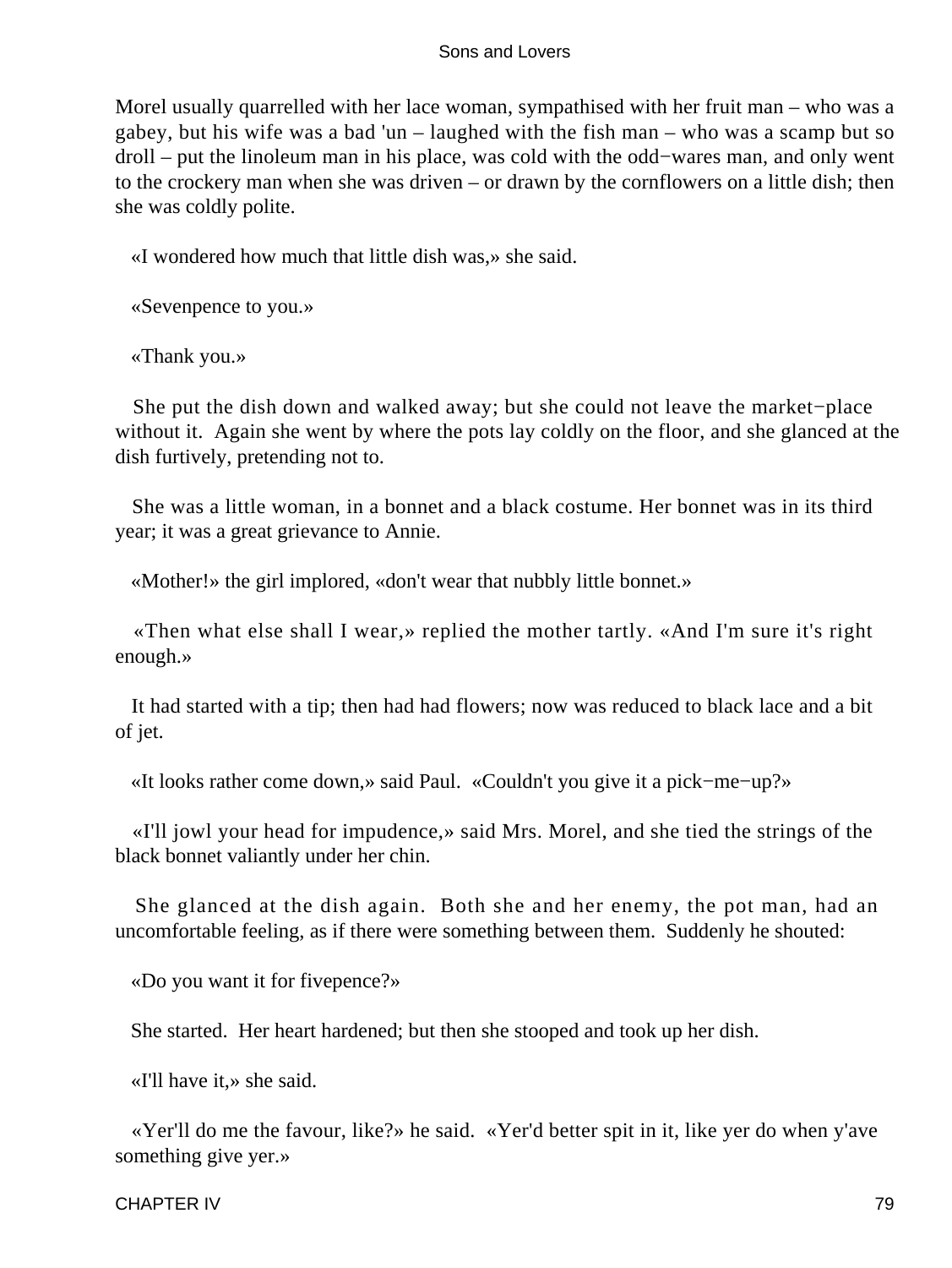Morel usually quarrelled with her lace woman, sympathised with her fruit man – who was a gabey, but his wife was a bad 'un – laughed with the fish man – who was a scamp but so droll – put the linoleum man in his place, was cold with the odd−wares man, and only went to the crockery man when she was driven – or drawn by the cornflowers on a little dish; then she was coldly polite.

«I wondered how much that little dish was,» she said.

«Sevenpence to you.»

«Thank you.»

She put the dish down and walked away; but she could not leave the market−place without it. Again she went by where the pots lay coldly on the floor, and she glanced at the dish furtively, pretending not to.

She was a little woman, in a bonnet and a black costume. Her bonnet was in its third year; it was a great grievance to Annie.

«Mother!» the girl implored, «don't wear that nubbly little bonnet.»

«Then what else shall I wear,» replied the mother tartly. «And I'm sure it's right enough.»

It had started with a tip; then had had flowers; now was reduced to black lace and a bit of jet.

«It looks rather come down,» said Paul. «Couldn't you give it a pick−me−up?»

«I'll jowl your head for impudence,» said Mrs. Morel, and she tied the strings of the black bonnet valiantly under her chin.

She glanced at the dish again. Both she and her enemy, the pot man, had an uncomfortable feeling, as if there were something between them. Suddenly he shouted:

«Do you want it for fivepence?»

She started. Her heart hardened; but then she stooped and took up her dish.

«I'll have it,» she said.

«Yer'll do me the favour, like?» he said. «Yer'd better spit in it, like yer do when y'ave something give yer.»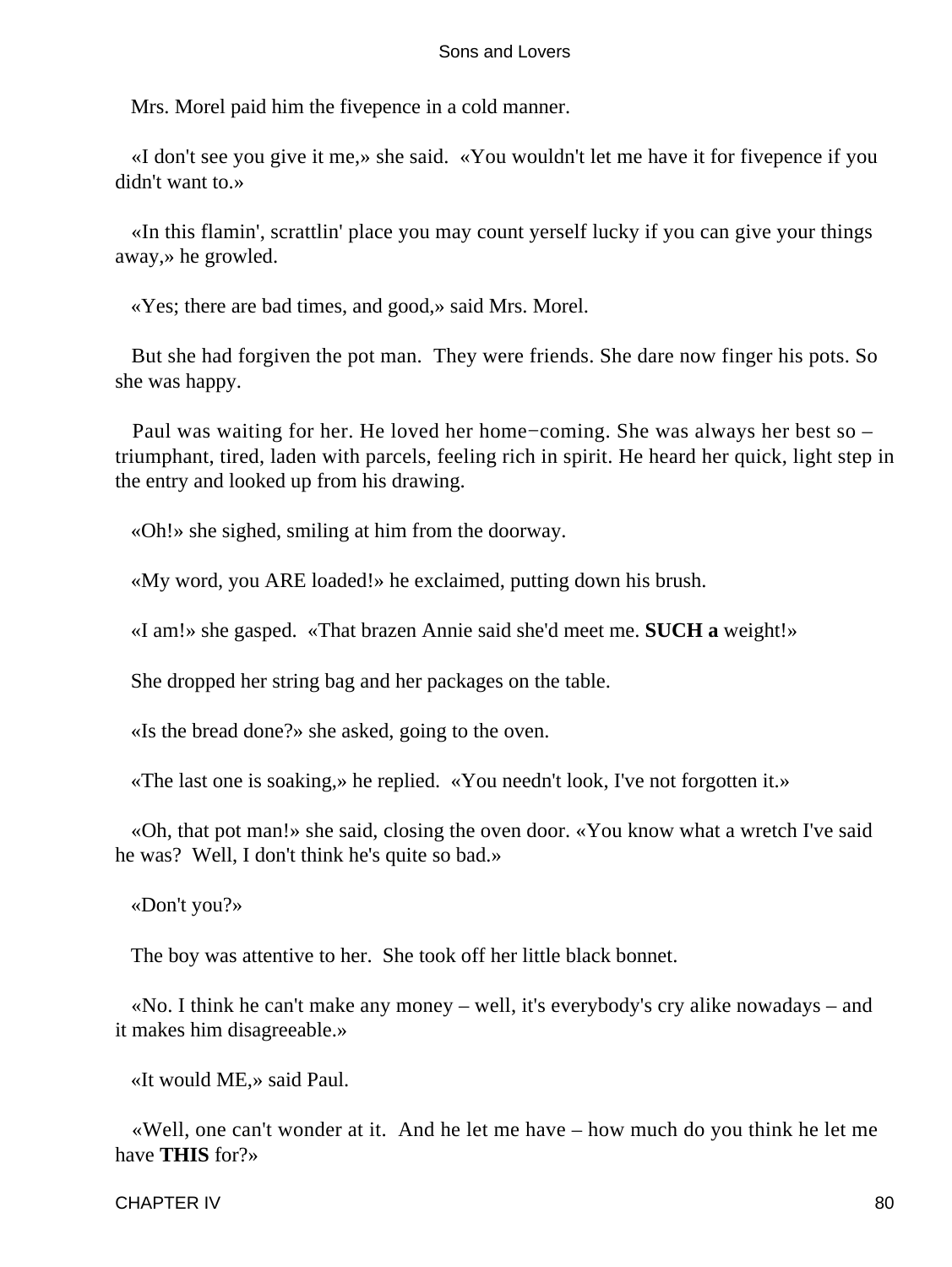Mrs. Morel paid him the fivepence in a cold manner.

«I don't see you give it me,» she said. «You wouldn't let me have it for fivepence if you didn't want to.»

«In this flamin', scrattlin' place you may count yerself lucky if you can give your things away,» he growled.

«Yes; there are bad times, and good,» said Mrs. Morel.

But she had forgiven the pot man. They were friends. She dare now finger his pots. So she was happy.

Paul was waiting for her. He loved her home−coming. She was always her best so – triumphant, tired, laden with parcels, feeling rich in spirit. He heard her quick, light step in the entry and looked up from his drawing.

«Oh!» she sighed, smiling at him from the doorway.

«My word, you ARE loaded!» he exclaimed, putting down his brush.

«I am!» she gasped. «That brazen Annie said she'd meet me. **SUCH a** weight!»

She dropped her string bag and her packages on the table.

«Is the bread done?» she asked, going to the oven.

«The last one is soaking,» he replied. «You needn't look, I've not forgotten it.»

«Oh, that pot man!» she said, closing the oven door. «You know what a wretch I've said he was? Well, I don't think he's quite so bad.»

«Don't you?»

The boy was attentive to her. She took off her little black bonnet.

«No. I think he can't make any money – well, it's everybody's cry alike nowadays – and it makes him disagreeable.»

«It would ME,» said Paul.

«Well, one can't wonder at it. And he let me have – how much do you think he let me have **THIS** for?»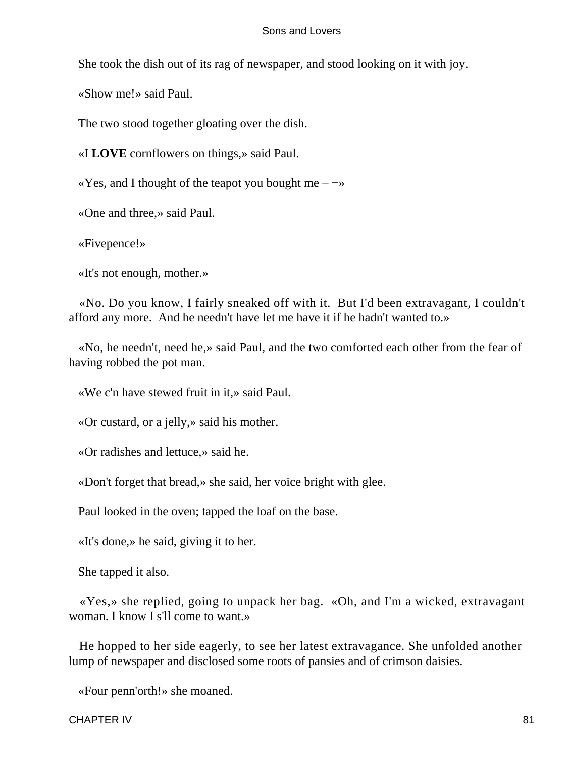She took the dish out of its rag of newspaper, and stood looking on it with joy.

«Show me!» said Paul.

The two stood together gloating over the dish.

«I **LOVE** cornflowers on things,» said Paul.

«Yes, and I thought of the teapot you bought me – −»

«One and three,» said Paul.

«Fivepence!»

«It's not enough, mother.»

«No. Do you know, I fairly sneaked off with it. But I'd been extravagant, I couldn't afford any more. And he needn't have let me have it if he hadn't wanted to.»

«No, he needn't, need he,» said Paul, and the two comforted each other from the fear of having robbed the pot man.

«We c'n have stewed fruit in it,» said Paul.

«Or custard, or a jelly,» said his mother.

«Or radishes and lettuce,» said he.

«Don't forget that bread,» she said, her voice bright with glee.

Paul looked in the oven; tapped the loaf on the base.

«It's done,» he said, giving it to her.

She tapped it also.

«Yes,» she replied, going to unpack her bag. «Oh, and I'm a wicked, extravagant woman. I know I s'll come to want.»

He hopped to her side eagerly, to see her latest extravagance. She unfolded another lump of newspaper and disclosed some roots of pansies and of crimson daisies.

«Four penn'orth!» she moaned.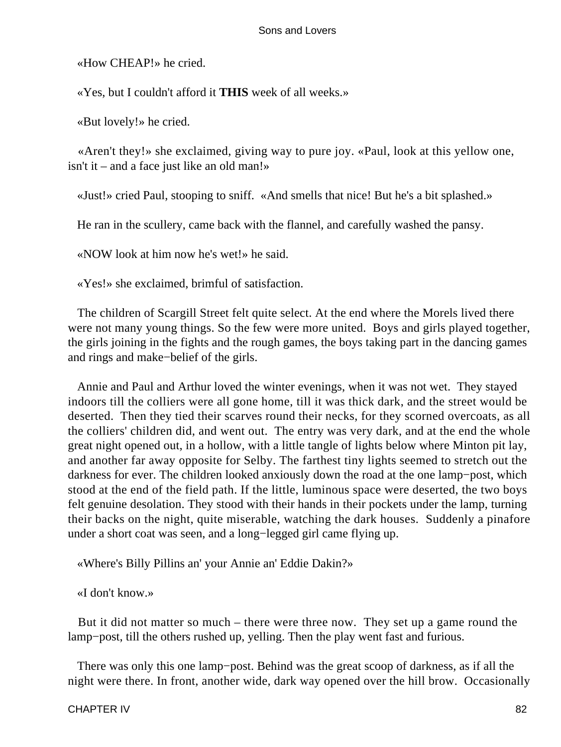«How CHEAP!» he cried.

«Yes, but I couldn't afford it **THIS** week of all weeks.»

«But lovely!» he cried.

«Aren't they!» she exclaimed, giving way to pure joy. «Paul, look at this yellow one, isn't it – and a face just like an old man!»

«Just!» cried Paul, stooping to sniff. «And smells that nice! But he's a bit splashed.»

He ran in the scullery, came back with the flannel, and carefully washed the pansy.

«NOW look at him now he's wet!» he said.

«Yes!» she exclaimed, brimful of satisfaction.

The children of Scargill Street felt quite select. At the end where the Morels lived there were not many young things. So the few were more united. Boys and girls played together, the girls joining in the fights and the rough games, the boys taking part in the dancing games and rings and make−belief of the girls.

Annie and Paul and Arthur loved the winter evenings, when it was not wet. They stayed indoors till the colliers were all gone home, till it was thick dark, and the street would be deserted. Then they tied their scarves round their necks, for they scorned overcoats, as all the colliers' children did, and went out. The entry was very dark, and at the end the whole great night opened out, in a hollow, with a little tangle of lights below where Minton pit lay, and another far away opposite for Selby. The farthest tiny lights seemed to stretch out the darkness for ever. The children looked anxiously down the road at the one lamp−post, which stood at the end of the field path. If the little, luminous space were deserted, the two boys felt genuine desolation. They stood with their hands in their pockets under the lamp, turning their backs on the night, quite miserable, watching the dark houses. Suddenly a pinafore under a short coat was seen, and a long−legged girl came flying up.

«Where's Billy Pillins an' your Annie an' Eddie Dakin?»

«I don't know.»

But it did not matter so much – there were three now. They set up a game round the lamp−post, till the others rushed up, yelling. Then the play went fast and furious.

There was only this one lamp−post. Behind was the great scoop of darkness, as if all the night were there. In front, another wide, dark way opened over the hill brow. Occasionally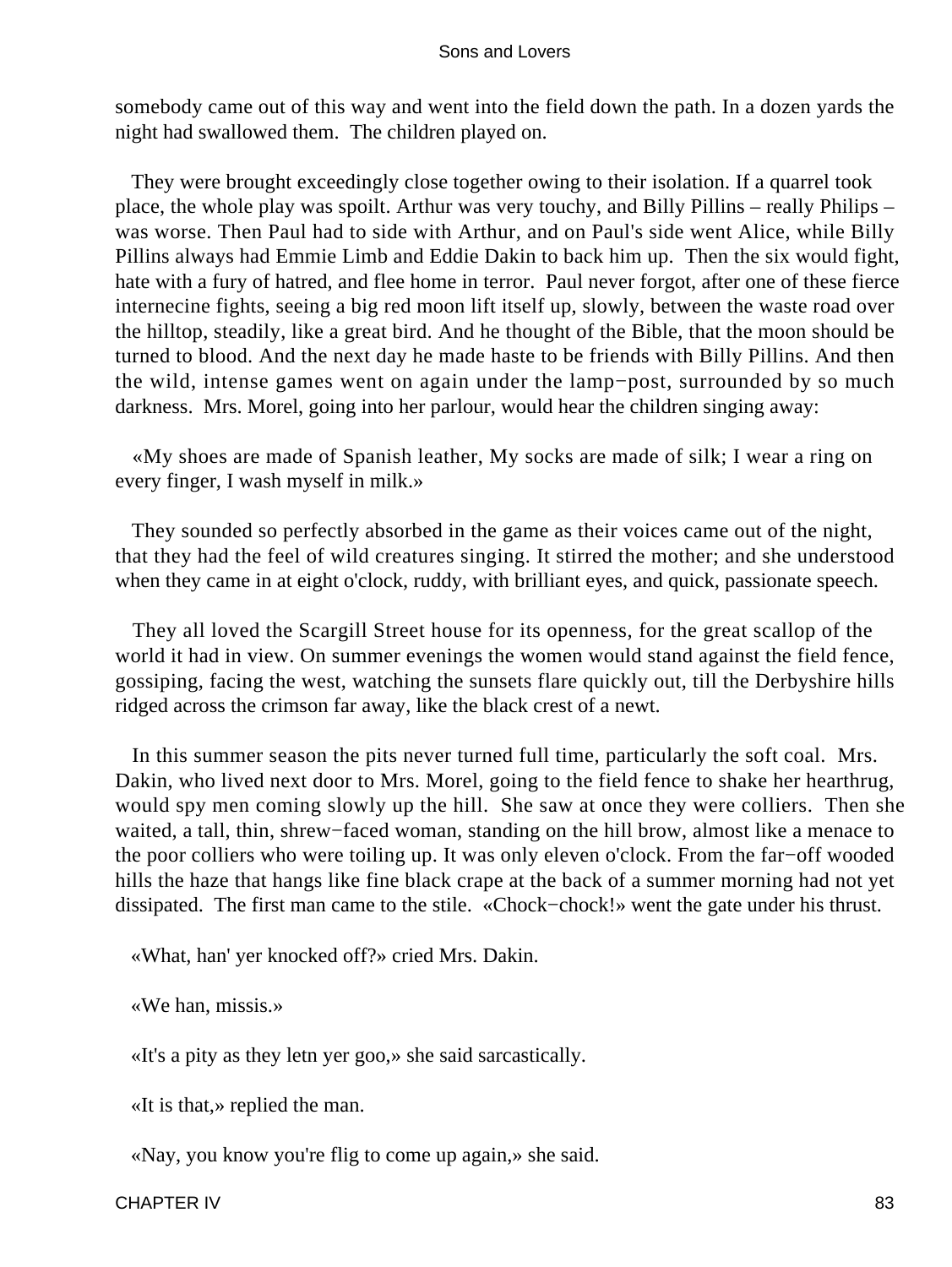somebody came out of this way and went into the field down the path. In a dozen yards the night had swallowed them. The children played on.

They were brought exceedingly close together owing to their isolation. If a quarrel took place, the whole play was spoilt. Arthur was very touchy, and Billy Pillins – really Philips – was worse. Then Paul had to side with Arthur, and on Paul's side went Alice, while Billy Pillins always had Emmie Limb and Eddie Dakin to back him up. Then the six would fight, hate with a fury of hatred, and flee home in terror. Paul never forgot, after one of these fierce internecine fights, seeing a big red moon lift itself up, slowly, between the waste road over the hilltop, steadily, like a great bird. And he thought of the Bible, that the moon should be turned to blood. And the next day he made haste to be friends with Billy Pillins. And then the wild, intense games went on again under the lamp−post, surrounded by so much darkness. Mrs. Morel, going into her parlour, would hear the children singing away:

«My shoes are made of Spanish leather, My socks are made of silk; I wear a ring on every finger, I wash myself in milk.»

They sounded so perfectly absorbed in the game as their voices came out of the night, that they had the feel of wild creatures singing. It stirred the mother; and she understood when they came in at eight o'clock, ruddy, with brilliant eyes, and quick, passionate speech.

They all loved the Scargill Street house for its openness, for the great scallop of the world it had in view. On summer evenings the women would stand against the field fence, gossiping, facing the west, watching the sunsets flare quickly out, till the Derbyshire hills ridged across the crimson far away, like the black crest of a newt.

In this summer season the pits never turned full time, particularly the soft coal. Mrs. Dakin, who lived next door to Mrs. Morel, going to the field fence to shake her hearthrug, would spy men coming slowly up the hill. She saw at once they were colliers. Then she waited, a tall, thin, shrew−faced woman, standing on the hill brow, almost like a menace to the poor colliers who were toiling up. It was only eleven o'clock. From the far−off wooded hills the haze that hangs like fine black crape at the back of a summer morning had not yet dissipated. The first man came to the stile. «Chock−chock!» went the gate under his thrust.

«What, han' yer knocked off?» cried Mrs. Dakin.

«We han, missis.»

«It's a pity as they letn yer goo,» she said sarcastically.

«It is that,» replied the man.

«Nay, you know you're flig to come up again,» she said.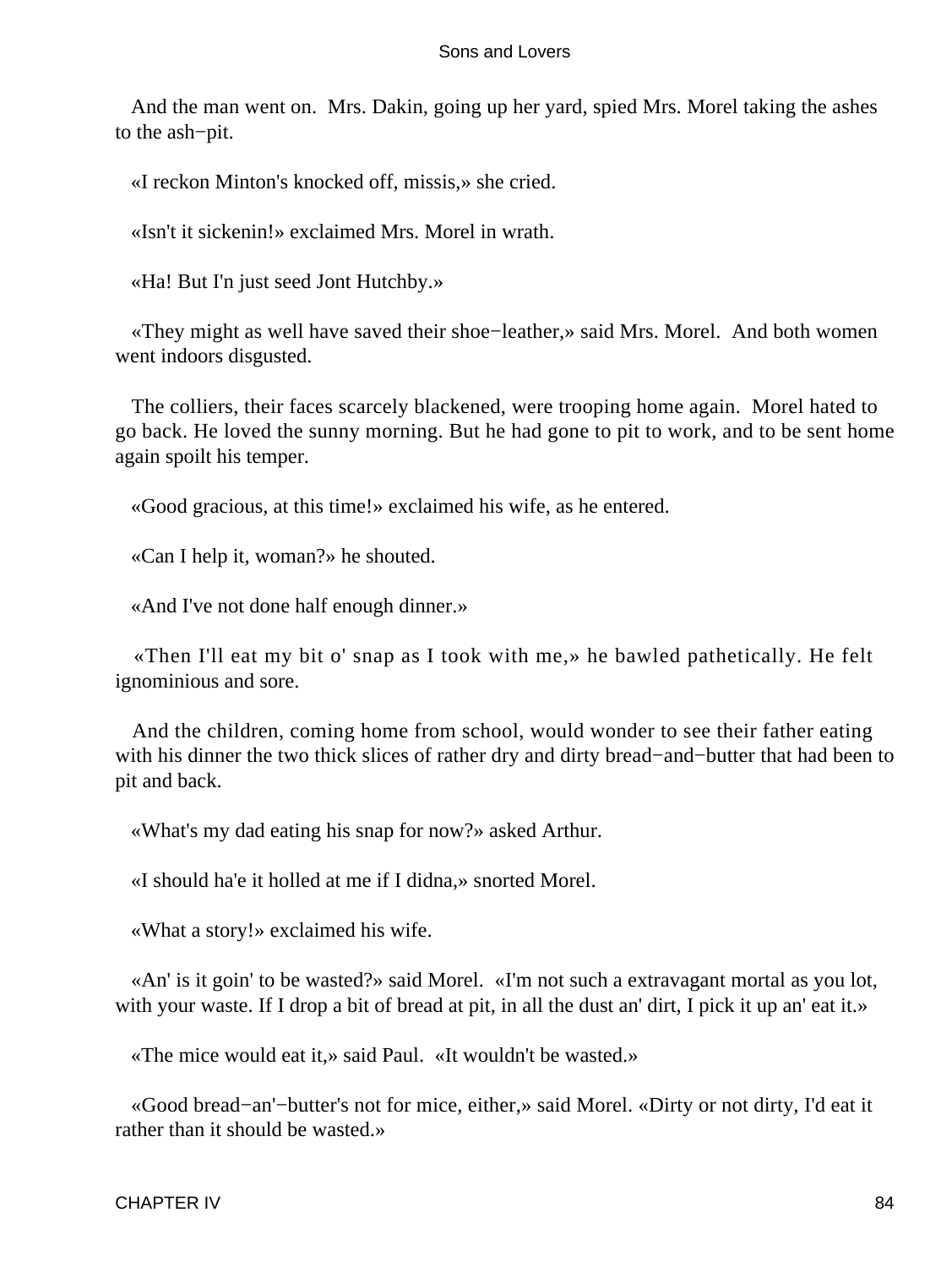And the man went on. Mrs. Dakin, going up her yard, spied Mrs. Morel taking the ashes to the ash−pit.

«I reckon Minton's knocked off, missis,» she cried.

«Isn't it sickenin!» exclaimed Mrs. Morel in wrath.

«Ha! But I'n just seed Jont Hutchby.»

«They might as well have saved their shoe−leather,» said Mrs. Morel. And both women went indoors disgusted.

The colliers, their faces scarcely blackened, were trooping home again. Morel hated to go back. He loved the sunny morning. But he had gone to pit to work, and to be sent home again spoilt his temper.

«Good gracious, at this time!» exclaimed his wife, as he entered.

«Can I help it, woman?» he shouted.

«And I've not done half enough dinner.»

«Then I'll eat my bit o' snap as I took with me,» he bawled pathetically. He felt ignominious and sore.

And the children, coming home from school, would wonder to see their father eating with his dinner the two thick slices of rather dry and dirty bread−and−butter that had been to pit and back.

«What's my dad eating his snap for now?» asked Arthur.

«I should ha'e it holled at me if I didna,» snorted Morel.

«What a story!» exclaimed his wife.

«An' is it goin' to be wasted?» said Morel. «I'm not such a extravagant mortal as you lot, with your waste. If I drop a bit of bread at pit, in all the dust an' dirt, I pick it up an' eat it.»

«The mice would eat it,» said Paul. «It wouldn't be wasted.»

«Good bread−an'−butter's not for mice, either,» said Morel. «Dirty or not dirty, I'd eat it rather than it should be wasted.»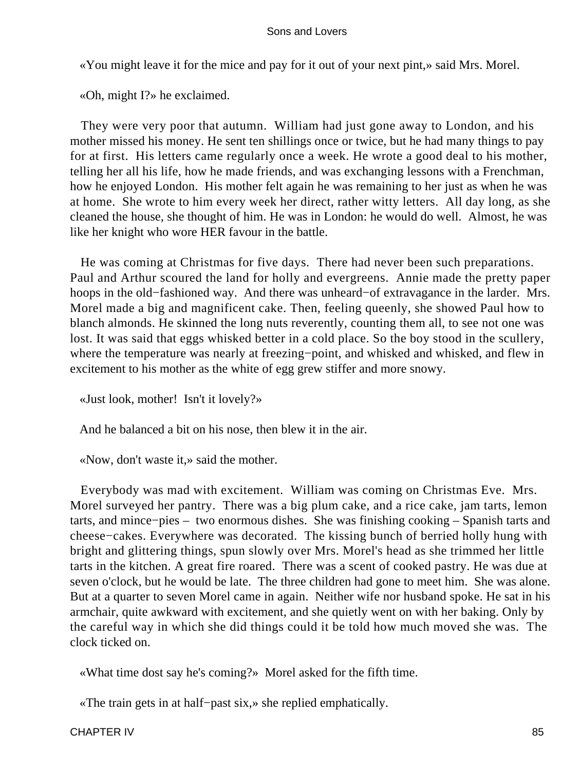«You might leave it for the mice and pay for it out of your next pint,» said Mrs. Morel.

«Oh, might I?» he exclaimed.

They were very poor that autumn. William had just gone away to London, and his mother missed his money. He sent ten shillings once or twice, but he had many things to pay for at first. His letters came regularly once a week. He wrote a good deal to his mother, telling her all his life, how he made friends, and was exchanging lessons with a Frenchman, how he enjoyed London. His mother felt again he was remaining to her just as when he was at home. She wrote to him every week her direct, rather witty letters. All day long, as she cleaned the house, she thought of him. He was in London: he would do well. Almost, he was like her knight who wore HER favour in the battle.

He was coming at Christmas for five days. There had never been such preparations. Paul and Arthur scoured the land for holly and evergreens. Annie made the pretty paper hoops in the old−fashioned way. And there was unheard−of extravagance in the larder. Mrs. Morel made a big and magnificent cake. Then, feeling queenly, she showed Paul how to blanch almonds. He skinned the long nuts reverently, counting them all, to see not one was lost. It was said that eggs whisked better in a cold place. So the boy stood in the scullery, where the temperature was nearly at freezing−point, and whisked and whisked, and flew in excitement to his mother as the white of egg grew stiffer and more snowy.

«Just look, mother! Isn't it lovely?»

And he balanced a bit on his nose, then blew it in the air.

«Now, don't waste it,» said the mother.

Everybody was mad with excitement. William was coming on Christmas Eve. Mrs. Morel surveyed her pantry. There was a big plum cake, and a rice cake, jam tarts, lemon tarts, and mince−pies – two enormous dishes. She was finishing cooking – Spanish tarts and cheese−cakes. Everywhere was decorated. The kissing bunch of berried holly hung with bright and glittering things, spun slowly over Mrs. Morel's head as she trimmed her little tarts in the kitchen. A great fire roared. There was a scent of cooked pastry. He was due at seven o'clock, but he would be late. The three children had gone to meet him. She was alone. But at a quarter to seven Morel came in again. Neither wife nor husband spoke. He sat in his armchair, quite awkward with excitement, and she quietly went on with her baking. Only by the careful way in which she did things could it be told how much moved she was. The clock ticked on.

«What time dost say he's coming?» Morel asked for the fifth time.

«The train gets in at half−past six,» she replied emphatically.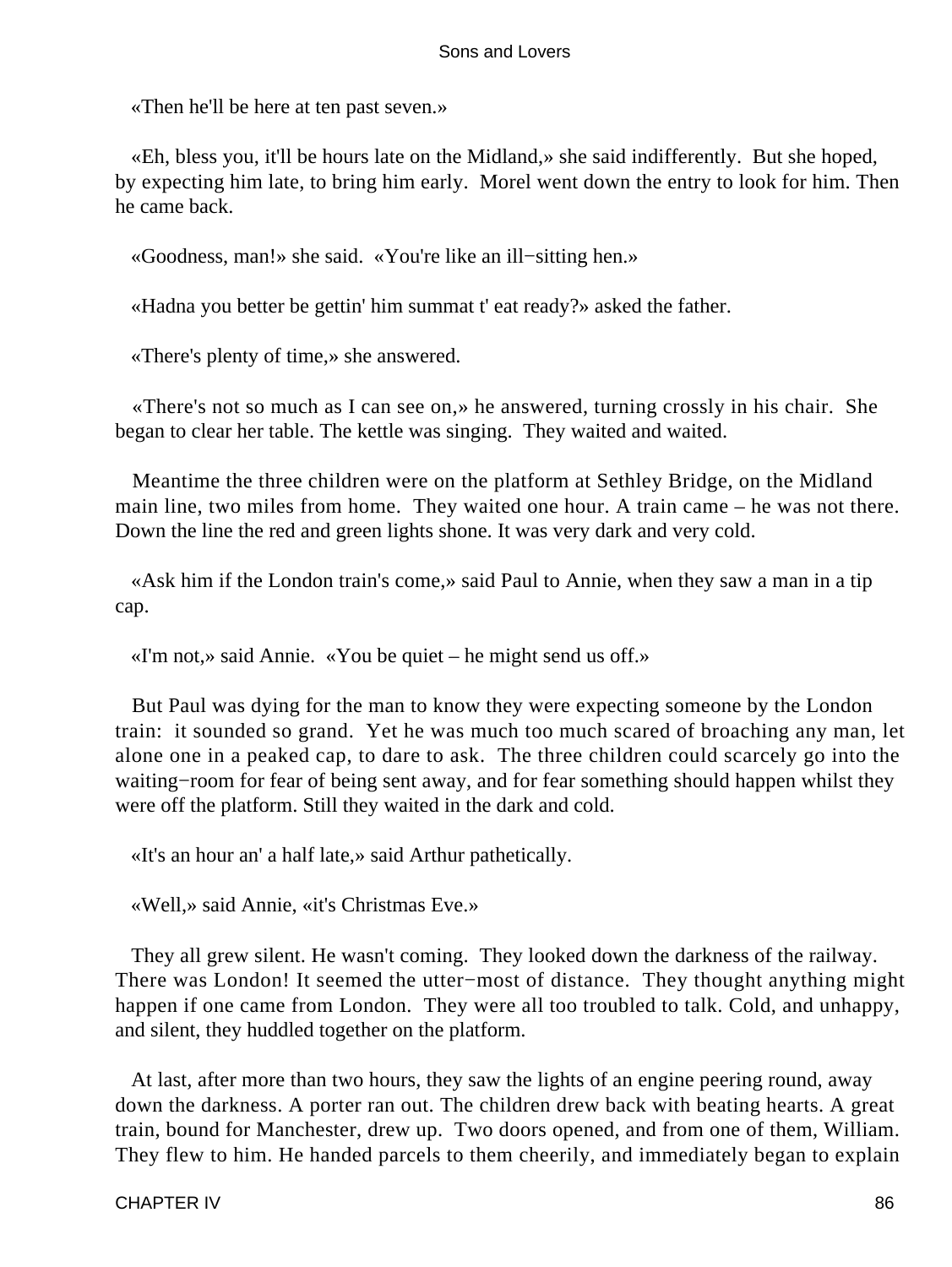«Then he'll be here at ten past seven.»

«Eh, bless you, it'll be hours late on the Midland,» she said indifferently. But she hoped, by expecting him late, to bring him early. Morel went down the entry to look for him. Then he came back.

«Goodness, man!» she said. «You're like an ill−sitting hen.»

«Hadna you better be gettin' him summat t' eat ready?» asked the father.

«There's plenty of time,» she answered.

«There's not so much as I can see on,» he answered, turning crossly in his chair. She began to clear her table. The kettle was singing. They waited and waited.

Meantime the three children were on the platform at Sethley Bridge, on the Midland main line, two miles from home. They waited one hour. A train came – he was not there. Down the line the red and green lights shone. It was very dark and very cold.

«Ask him if the London train's come,» said Paul to Annie, when they saw a man in a tip cap.

«I'm not,» said Annie. «You be quiet – he might send us off.»

But Paul was dying for the man to know they were expecting someone by the London train: it sounded so grand. Yet he was much too much scared of broaching any man, let alone one in a peaked cap, to dare to ask. The three children could scarcely go into the waiting−room for fear of being sent away, and for fear something should happen whilst they were off the platform. Still they waited in the dark and cold.

«It's an hour an' a half late,» said Arthur pathetically.

«Well,» said Annie, «it's Christmas Eve.»

They all grew silent. He wasn't coming. They looked down the darkness of the railway. There was London! It seemed the utter−most of distance. They thought anything might happen if one came from London. They were all too troubled to talk. Cold, and unhappy, and silent, they huddled together on the platform.

At last, after more than two hours, they saw the lights of an engine peering round, away down the darkness. A porter ran out. The children drew back with beating hearts. A great train, bound for Manchester, drew up. Two doors opened, and from one of them, William. They flew to him. He handed parcels to them cheerily, and immediately began to explain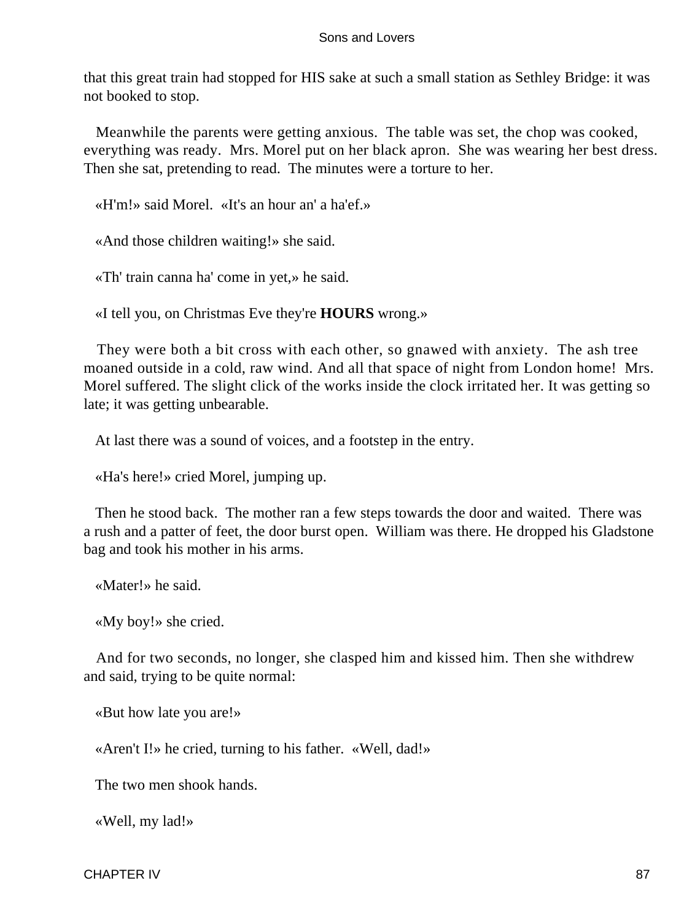that this great train had stopped for HIS sake at such a small station as Sethley Bridge: it was not booked to stop.

Meanwhile the parents were getting anxious. The table was set, the chop was cooked, everything was ready. Mrs. Morel put on her black apron. She was wearing her best dress. Then she sat, pretending to read. The minutes were a torture to her.

«H'm!» said Morel. «It's an hour an' a ha'ef.»

«And those children waiting!» she said.

«Th' train canna ha' come in yet,» he said.

«I tell you, on Christmas Eve they're **HOURS** wrong.»

They were both a bit cross with each other, so gnawed with anxiety. The ash tree moaned outside in a cold, raw wind. And all that space of night from London home! Mrs. Morel suffered. The slight click of the works inside the clock irritated her. It was getting so late; it was getting unbearable.

At last there was a sound of voices, and a footstep in the entry.

«Ha's here!» cried Morel, jumping up.

Then he stood back. The mother ran a few steps towards the door and waited. There was a rush and a patter of feet, the door burst open. William was there. He dropped his Gladstone bag and took his mother in his arms.

«Mater!» he said.

«My boy!» she cried.

And for two seconds, no longer, she clasped him and kissed him. Then she withdrew and said, trying to be quite normal:

«But how late you are!»

«Aren't I!» he cried, turning to his father. «Well, dad!»

The two men shook hands.

«Well, my lad!»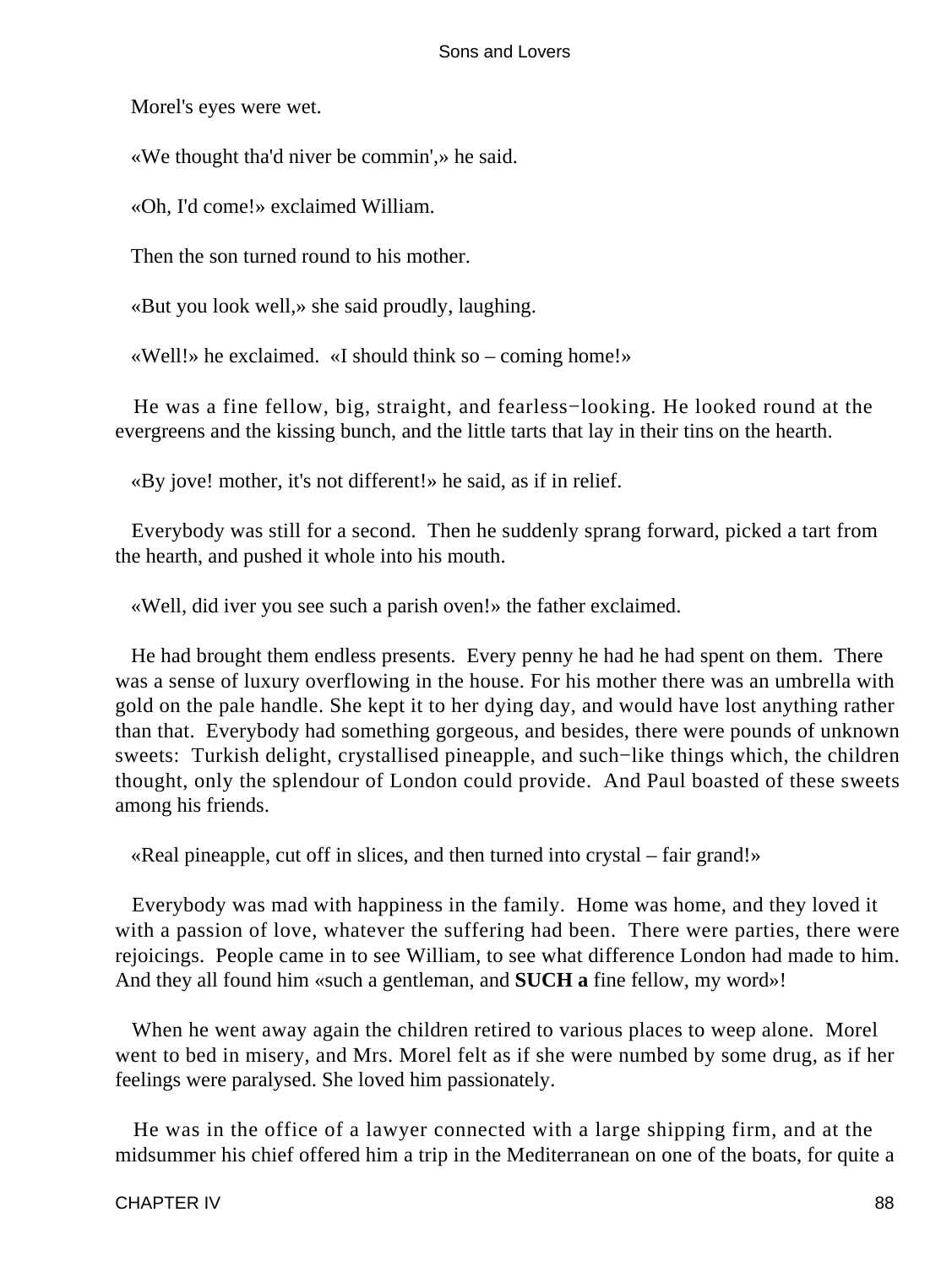Morel's eyes were wet.

«We thought tha'd niver be commin',» he said.

«Oh, I'd come!» exclaimed William.

Then the son turned round to his mother.

«But you look well,» she said proudly, laughing.

«Well!» he exclaimed. «I should think so – coming home!»

He was a fine fellow, big, straight, and fearless−looking. He looked round at the evergreens and the kissing bunch, and the little tarts that lay in their tins on the hearth.

«By jove! mother, it's not different!» he said, as if in relief.

Everybody was still for a second. Then he suddenly sprang forward, picked a tart from the hearth, and pushed it whole into his mouth.

«Well, did iver you see such a parish oven!» the father exclaimed.

He had brought them endless presents. Every penny he had he had spent on them. There was a sense of luxury overflowing in the house. For his mother there was an umbrella with gold on the pale handle. She kept it to her dying day, and would have lost anything rather than that. Everybody had something gorgeous, and besides, there were pounds of unknown sweets: Turkish delight, crystallised pineapple, and such−like things which, the children thought, only the splendour of London could provide. And Paul boasted of these sweets among his friends.

«Real pineapple, cut off in slices, and then turned into crystal – fair grand!»

Everybody was mad with happiness in the family. Home was home, and they loved it with a passion of love, whatever the suffering had been. There were parties, there were rejoicings. People came in to see William, to see what difference London had made to him. And they all found him «such a gentleman, and **SUCH a** fine fellow, my word»!

When he went away again the children retired to various places to weep alone. Morel went to bed in misery, and Mrs. Morel felt as if she were numbed by some drug, as if her feelings were paralysed. She loved him passionately.

He was in the office of a lawyer connected with a large shipping firm, and at the midsummer his chief offered him a trip in the Mediterranean on one of the boats, for quite a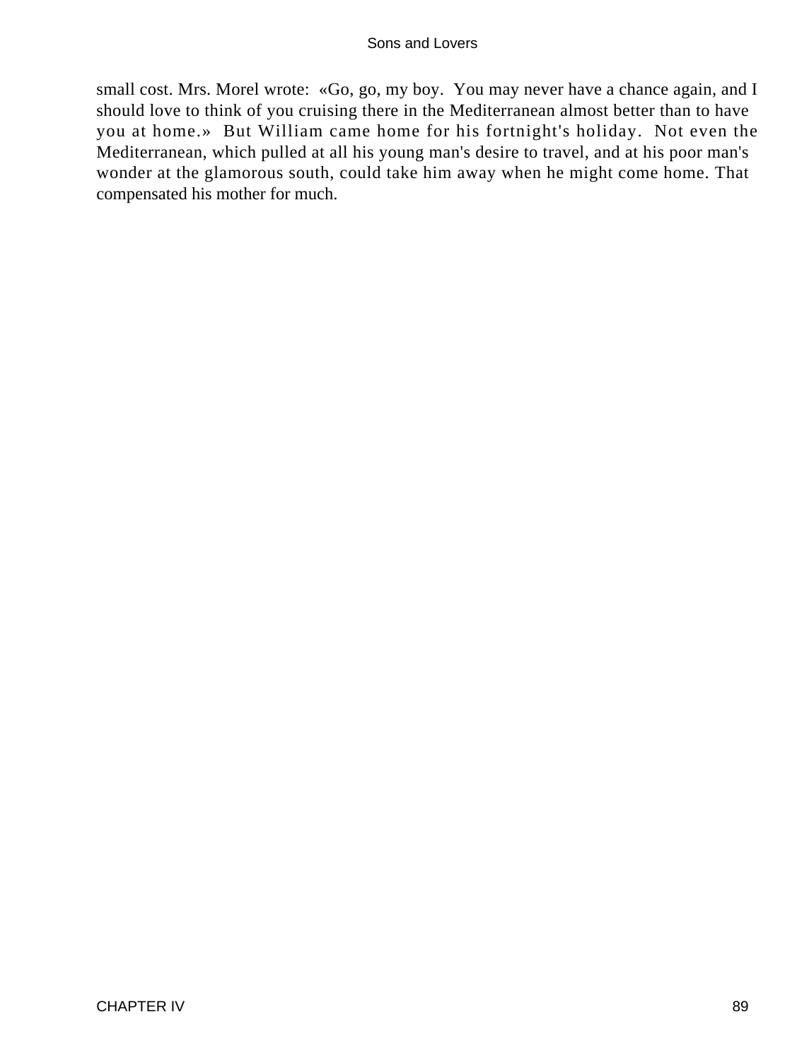small cost. Mrs. Morel wrote: «Go, go, my boy. You may never have a chance again, and I should love to think of you cruising there in the Mediterranean almost better than to have you at home.» But William came home for his fortnight's holiday. Not even the Mediterranean, which pulled at all his young man's desire to travel, and at his poor man's wonder at the glamorous south, could take him away when he might come home. That compensated his mother for much.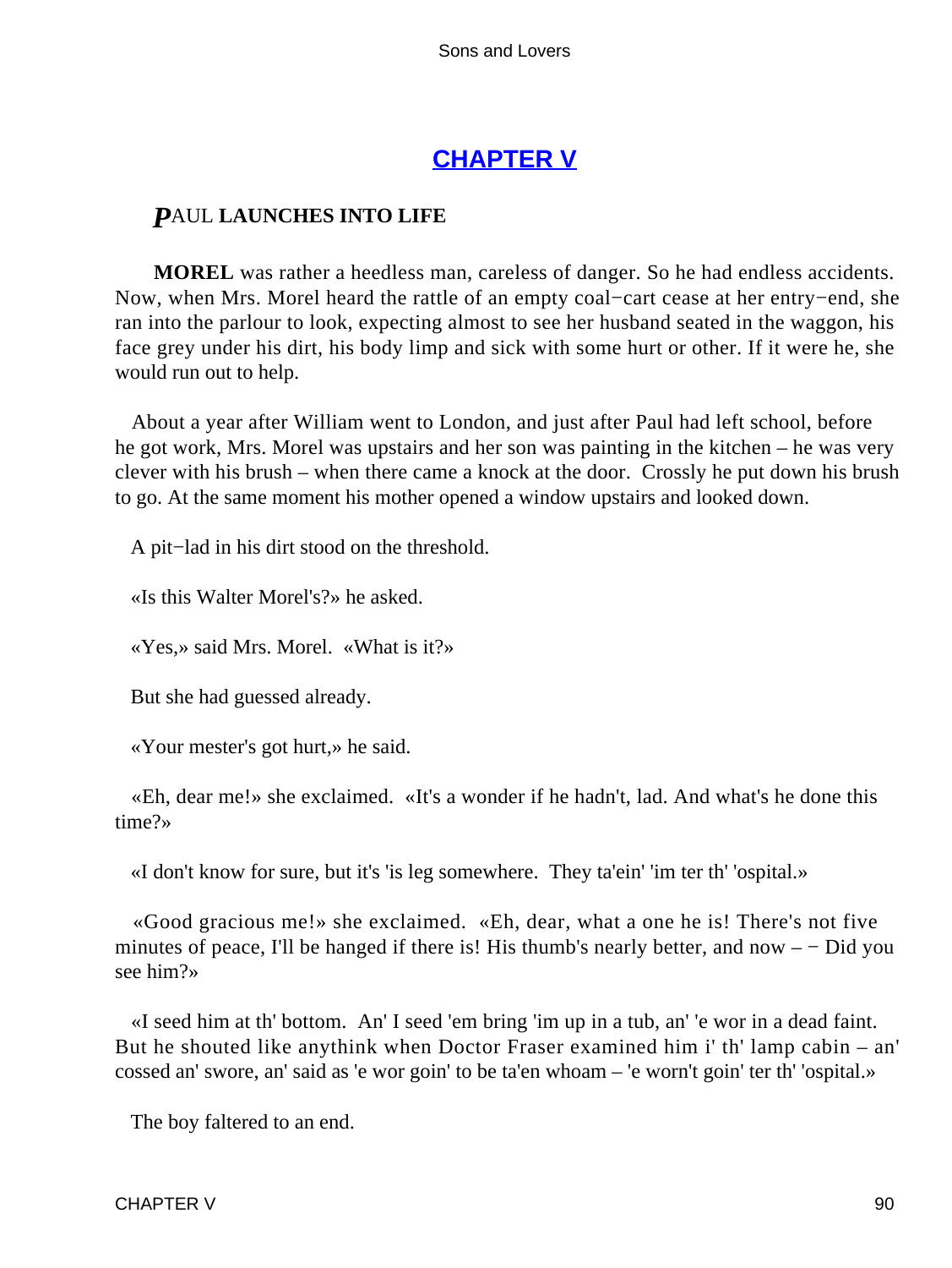## CHAPTER V

### *P*AUL **LAUNCHES INTO LIFE**

**MOREL** was rather a heedless man, careless of danger. So he had endless accidents. Now, when Mrs. Morel heard the rattle of an empty coal−cart cease at her entry−end, she ran into the parlour to look, expecting almost to see her husband seated in the waggon, his face grey under his dirt, his body limp and sick with some hurt or other. If it were he, she would run out to help.

About a year after William went to London, and just after Paul had left school, before he got work, Mrs. Morel was upstairs and her son was painting in the kitchen – he was very clever with his brush – when there came a knock at the door. Crossly he put down his brush to go. At the same moment his mother opened a window upstairs and looked down.

A pit−lad in his dirt stood on the threshold.

«Is this Walter Morel's?» he asked.

«Yes,» said Mrs. Morel. «What is it?»

But she had guessed already.

«Your mester's got hurt,» he said.

«Eh, dear me!» she exclaimed. «It's a wonder if he hadn't, lad. And what's he done this time?»

«I don't know for sure, but it's 'is leg somewhere. They ta'ein' 'im ter th' 'ospital.»

«Good gracious me!» she exclaimed. «Eh, dear, what a one he is! There's not five minutes of peace, I'll be hanged if there is! His thumb's nearly better, and now – − Did you see him?»

«I seed him at th' bottom. An' I seed 'em bring 'im up in a tub, an' 'e wor in a dead faint. But he shouted like anythink when Doctor Fraser examined him i' th' lamp cabin – an' cossed an' swore, an' said as 'e wor goin' to be ta'en whoam – 'e worn't goin' ter th' 'ospital.»

The boy faltered to an end.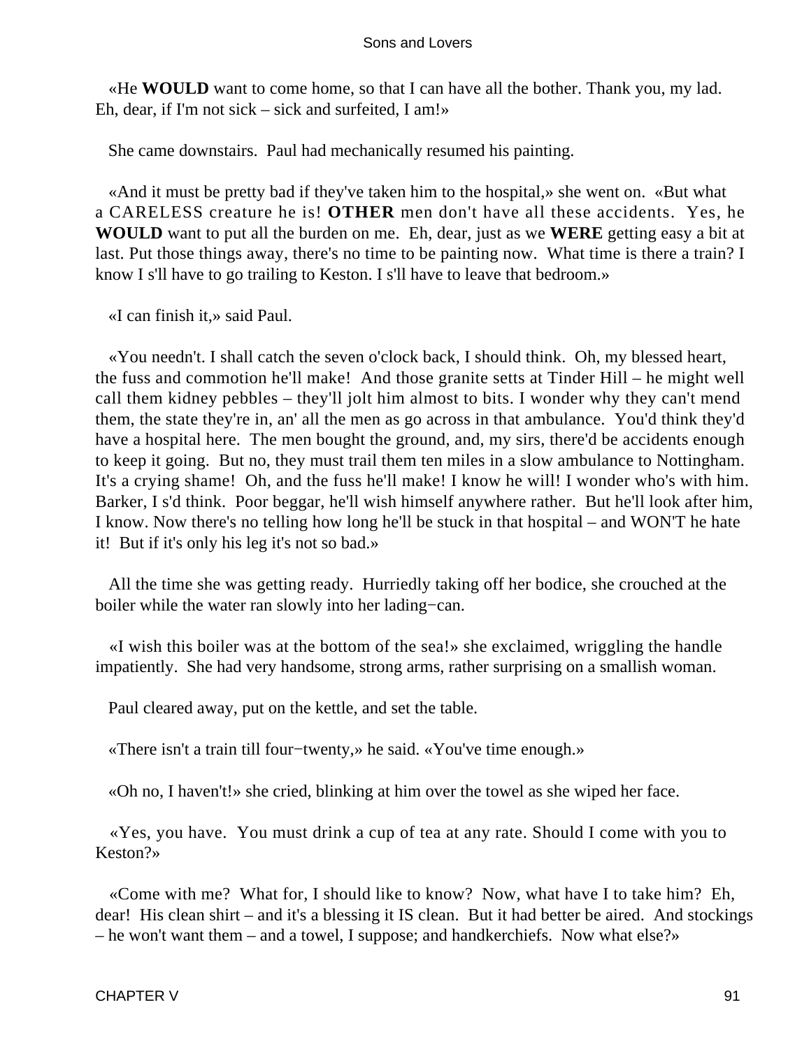«He **WOULD** want to come home, so that I can have all the bother. Thank you, my lad. Eh, dear, if I'm not sick – sick and surfeited, I am!»

She came downstairs. Paul had mechanically resumed his painting.

«And it must be pretty bad if they've taken him to the hospital,» she went on. «But what a CARELESS creature he is! **OTHER** men don't have all these accidents. Yes, he **WOULD** want to put all the burden on me. Eh, dear, just as we **WERE** getting easy a bit at last. Put those things away, there's no time to be painting now. What time is there a train? I know I s'll have to go trailing to Keston. I s'll have to leave that bedroom.»

«I can finish it,» said Paul.

«You needn't. I shall catch the seven o'clock back, I should think. Oh, my blessed heart, the fuss and commotion he'll make! And those granite setts at Tinder Hill – he might well call them kidney pebbles – they'll jolt him almost to bits. I wonder why they can't mend them, the state they're in, an' all the men as go across in that ambulance. You'd think they'd have a hospital here. The men bought the ground, and, my sirs, there'd be accidents enough to keep it going. But no, they must trail them ten miles in a slow ambulance to Nottingham. It's a crying shame! Oh, and the fuss he'll make! I know he will! I wonder who's with him. Barker, I s'd think. Poor beggar, he'll wish himself anywhere rather. But he'll look after him, I know. Now there's no telling how long he'll be stuck in that hospital – and WON'T he hate it! But if it's only his leg it's not so bad.»

All the time she was getting ready. Hurriedly taking off her bodice, she crouched at the boiler while the water ran slowly into her lading−can.

«I wish this boiler was at the bottom of the sea!» she exclaimed, wriggling the handle impatiently. She had very handsome, strong arms, rather surprising on a smallish woman.

Paul cleared away, put on the kettle, and set the table.

«There isn't a train till four−twenty,» he said. «You've time enough.»

«Oh no, I haven't!» she cried, blinking at him over the towel as she wiped her face.

«Yes, you have. You must drink a cup of tea at any rate. Should I come with you to Keston?»

«Come with me? What for, I should like to know? Now, what have I to take him? Eh, dear! His clean shirt – and it's a blessing it IS clean. But it had better be aired. And stockings – he won't want them – and a towel, I suppose; and handkerchiefs. Now what else?»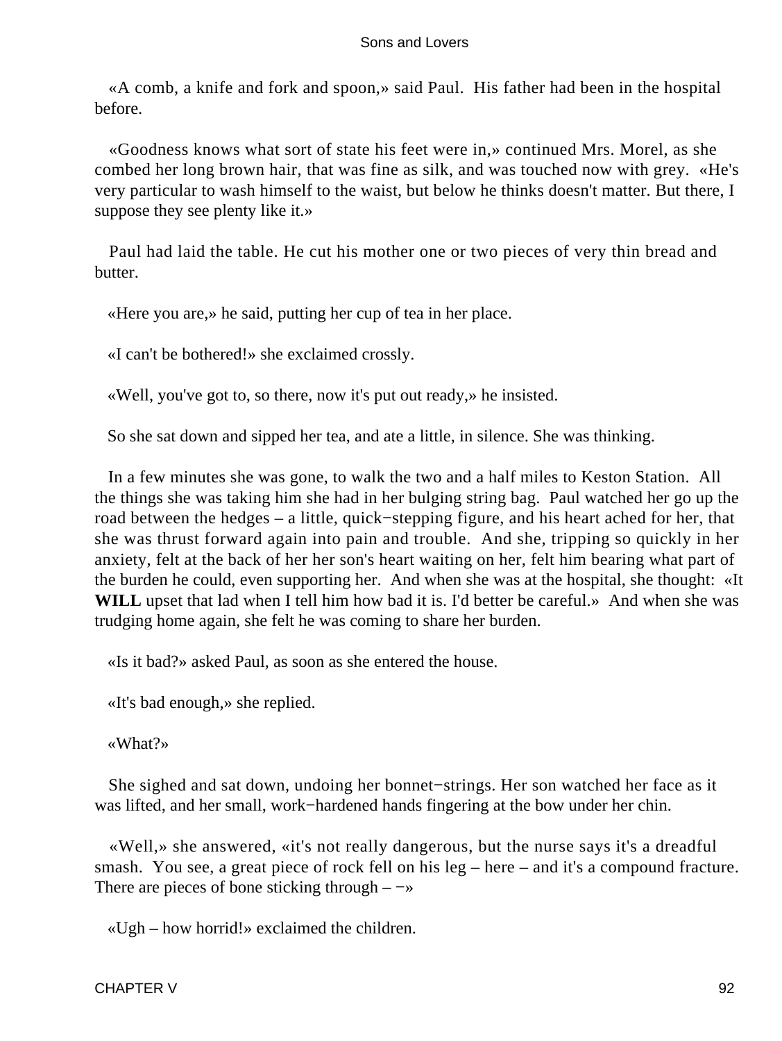«A comb, a knife and fork and spoon,» said Paul. His father had been in the hospital before.

«Goodness knows what sort of state his feet were in,» continued Mrs. Morel, as she combed her long brown hair, that was fine as silk, and was touched now with grey. «He's very particular to wash himself to the waist, but below he thinks doesn't matter. But there, I suppose they see plenty like it.»

Paul had laid the table. He cut his mother one or two pieces of very thin bread and butter.

«Here you are,» he said, putting her cup of tea in her place.

«I can't be bothered!» she exclaimed crossly.

«Well, you've got to, so there, now it's put out ready,» he insisted.

So she sat down and sipped her tea, and ate a little, in silence. She was thinking.

In a few minutes she was gone, to walk the two and a half miles to Keston Station. All the things she was taking him she had in her bulging string bag. Paul watched her go up the road between the hedges – a little, quick−stepping figure, and his heart ached for her, that she was thrust forward again into pain and trouble. And she, tripping so quickly in her anxiety, felt at the back of her her son's heart waiting on her, felt him bearing what part of the burden he could, even supporting her. And when she was at the hospital, she thought: «It **WILL** upset that lad when I tell him how bad it is. I'd better be careful.» And when she was trudging home again, she felt he was coming to share her burden.

«Is it bad?» asked Paul, as soon as she entered the house.

«It's bad enough,» she replied.

«What?»

She sighed and sat down, undoing her bonnet−strings. Her son watched her face as it was lifted, and her small, work−hardened hands fingering at the bow under her chin.

«Well,» she answered, «it's not really dangerous, but the nurse says it's a dreadful smash. You see, a great piece of rock fell on his leg – here – and it's a compound fracture. There are pieces of bone sticking through – −»

«Ugh – how horrid!» exclaimed the children.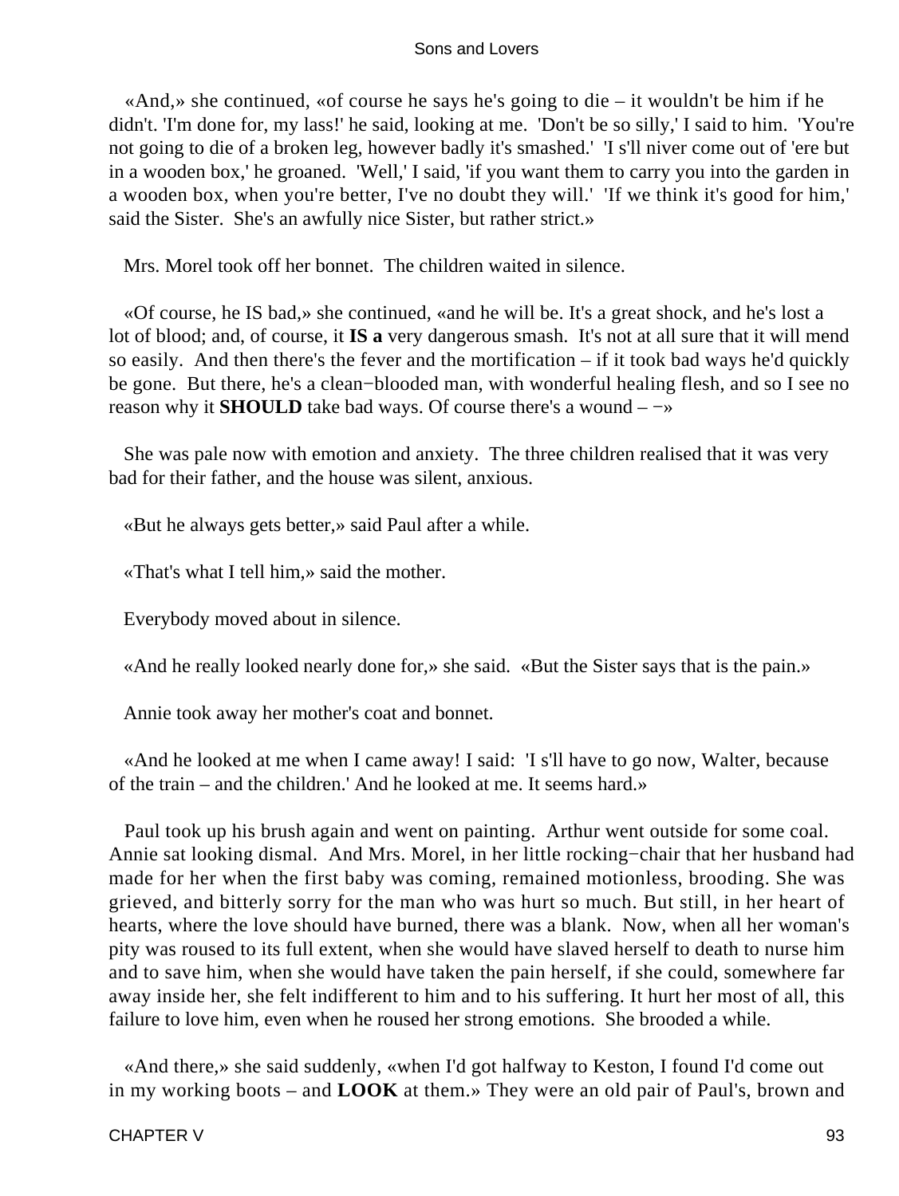«And,» she continued, «of course he says he's going to die – it wouldn't be him if he didn't. 'I'm done for, my lass!' he said, looking at me. 'Don't be so silly,' I said to him. 'You're not going to die of a broken leg, however badly it's smashed.' 'I s'll niver come out of 'ere but in a wooden box,' he groaned. 'Well,' I said, 'if you want them to carry you into the garden in a wooden box, when you're better, I've no doubt they will.' 'If we think it's good for him,' said the Sister. She's an awfully nice Sister, but rather strict.»

Mrs. Morel took off her bonnet. The children waited in silence.

«Of course, he IS bad,» she continued, «and he will be. It's a great shock, and he's lost a lot of blood; and, of course, it **IS a** very dangerous smash. It's not at all sure that it will mend so easily. And then there's the fever and the mortification – if it took bad ways he'd quickly be gone. But there, he's a clean−blooded man, with wonderful healing flesh, and so I see no reason why it **SHOULD** take bad ways. Of course there's a wound – −»

She was pale now with emotion and anxiety. The three children realised that it was very bad for their father, and the house was silent, anxious.

«But he always gets better,» said Paul after a while.

«That's what I tell him,» said the mother.

Everybody moved about in silence.

«And he really looked nearly done for,» she said. «But the Sister says that is the pain.»

Annie took away her mother's coat and bonnet.

«And he looked at me when I came away! I said: 'I s'll have to go now, Walter, because of the train – and the children.' And he looked at me. It seems hard.»

Paul took up his brush again and went on painting. Arthur went outside for some coal. Annie sat looking dismal. And Mrs. Morel, in her little rocking−chair that her husband had made for her when the first baby was coming, remained motionless, brooding. She was grieved, and bitterly sorry for the man who was hurt so much. But still, in her heart of hearts, where the love should have burned, there was a blank. Now, when all her woman's pity was roused to its full extent, when she would have slaved herself to death to nurse him and to save him, when she would have taken the pain herself, if she could, somewhere far away inside her, she felt indifferent to him and to his suffering. It hurt her most of all, this failure to love him, even when he roused her strong emotions. She brooded a while.

«And there,» she said suddenly, «when I'd got halfway to Keston, I found I'd come out in my working boots – and **LOOK** at them.» They were an old pair of Paul's, brown and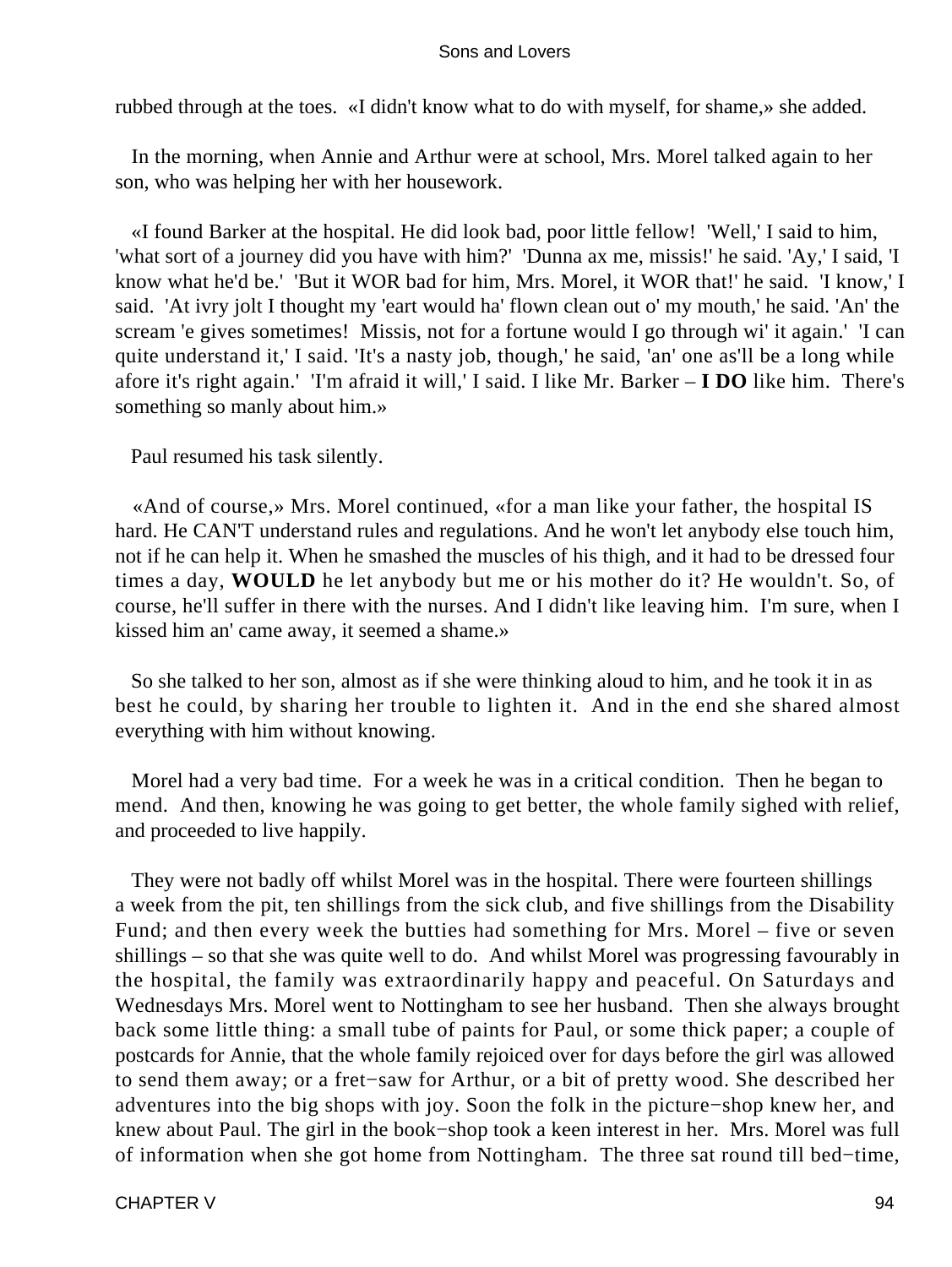rubbed through at the toes. «I didn't know what to do with myself, for shame,» she added.

In the morning, when Annie and Arthur were at school, Mrs. Morel talked again to her son, who was helping her with her housework.

«I found Barker at the hospital. He did look bad, poor little fellow! 'Well,' I said to him, 'what sort of a journey did you have with him?' 'Dunna ax me, missis!' he said. 'Ay,' I said, 'I know what he'd be.' 'But it WOR bad for him, Mrs. Morel, it WOR that!' he said. 'I know,' I said. 'At ivry jolt I thought my 'eart would ha' flown clean out o' my mouth,' he said. 'An' the scream 'e gives sometimes! Missis, not for a fortune would I go through wi' it again.' 'I can quite understand it,' I said. 'It's a nasty job, though,' he said, 'an' one as'll be a long while afore it's right again.' 'I'm afraid it will,' I said. I like Mr. Barker – **I DO** like him. There's something so manly about him.»

Paul resumed his task silently.

«And of course,» Mrs. Morel continued, «for a man like your father, the hospital IS hard. He CAN'T understand rules and regulations. And he won't let anybody else touch him, not if he can help it. When he smashed the muscles of his thigh, and it had to be dressed four times a day, **WOULD** he let anybody but me or his mother do it? He wouldn't. So, of course, he'll suffer in there with the nurses. And I didn't like leaving him. I'm sure, when I kissed him an' came away, it seemed a shame.»

So she talked to her son, almost as if she were thinking aloud to him, and he took it in as best he could, by sharing her trouble to lighten it. And in the end she shared almost everything with him without knowing.

Morel had a very bad time. For a week he was in a critical condition. Then he began to mend. And then, knowing he was going to get better, the whole family sighed with relief, and proceeded to live happily.

They were not badly off whilst Morel was in the hospital. There were fourteen shillings a week from the pit, ten shillings from the sick club, and five shillings from the Disability Fund; and then every week the butties had something for Mrs. Morel – five or seven shillings – so that she was quite well to do. And whilst Morel was progressing favourably in the hospital, the family was extraordinarily happy and peaceful. On Saturdays and Wednesdays Mrs. Morel went to Nottingham to see her husband. Then she always brought back some little thing: a small tube of paints for Paul, or some thick paper; a couple of postcards for Annie, that the whole family rejoiced over for days before the girl was allowed to send them away; or a fret−saw for Arthur, or a bit of pretty wood. She described her adventures into the big shops with joy. Soon the folk in the picture−shop knew her, and knew about Paul. The girl in the book−shop took a keen interest in her. Mrs. Morel was full of information when she got home from Nottingham. The three sat round till bed−time,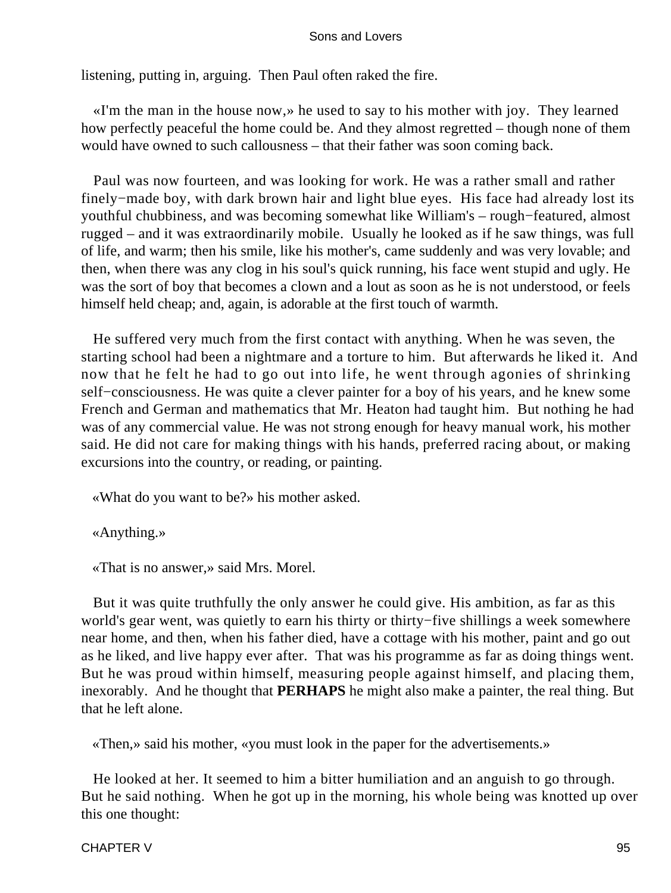listening, putting in, arguing. Then Paul often raked the fire.

«I'm the man in the house now,» he used to say to his mother with joy. They learned how perfectly peaceful the home could be. And they almost regretted – though none of them would have owned to such callousness – that their father was soon coming back.

Paul was now fourteen, and was looking for work. He was a rather small and rather finely−made boy, with dark brown hair and light blue eyes. His face had already lost its youthful chubbiness, and was becoming somewhat like William's – rough−featured, almost rugged – and it was extraordinarily mobile. Usually he looked as if he saw things, was full of life, and warm; then his smile, like his mother's, came suddenly and was very lovable; and then, when there was any clog in his soul's quick running, his face went stupid and ugly. He was the sort of boy that becomes a clown and a lout as soon as he is not understood, or feels himself held cheap; and, again, is adorable at the first touch of warmth.

He suffered very much from the first contact with anything. When he was seven, the starting school had been a nightmare and a torture to him. But afterwards he liked it. And now that he felt he had to go out into life, he went through agonies of shrinking self−consciousness. He was quite a clever painter for a boy of his years, and he knew some French and German and mathematics that Mr. Heaton had taught him. But nothing he had was of any commercial value. He was not strong enough for heavy manual work, his mother said. He did not care for making things with his hands, preferred racing about, or making excursions into the country, or reading, or painting.

«What do you want to be?» his mother asked.

«Anything.»

«That is no answer,» said Mrs. Morel.

But it was quite truthfully the only answer he could give. His ambition, as far as this world's gear went, was quietly to earn his thirty or thirty−five shillings a week somewhere near home, and then, when his father died, have a cottage with his mother, paint and go out as he liked, and live happy ever after. That was his programme as far as doing things went. But he was proud within himself, measuring people against himself, and placing them, inexorably. And he thought that **PERHAPS** he might also make a painter, the real thing. But that he left alone.

«Then,» said his mother, «you must look in the paper for the advertisements.»

He looked at her. It seemed to him a bitter humiliation and an anguish to go through. But he said nothing. When he got up in the morning, his whole being was knotted up over this one thought: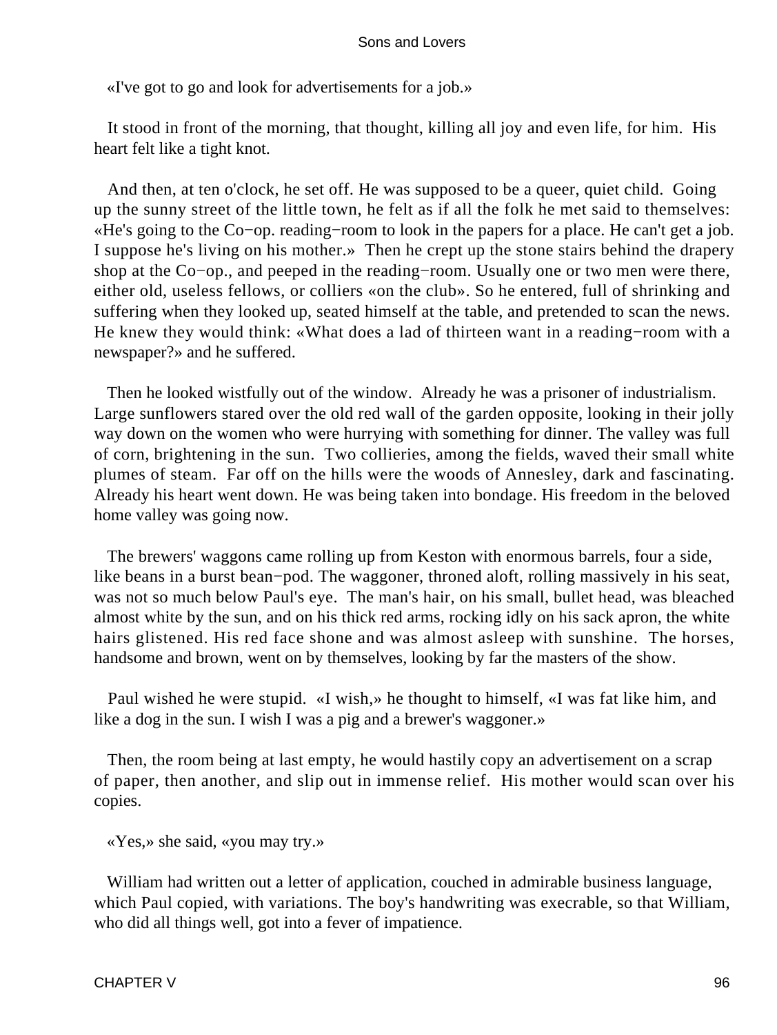«I've got to go and look for advertisements for a job.»

It stood in front of the morning, that thought, killing all joy and even life, for him. His heart felt like a tight knot.

And then, at ten o'clock, he set off. He was supposed to be a queer, quiet child. Going up the sunny street of the little town, he felt as if all the folk he met said to themselves: «He's going to the Co−op. reading−room to look in the papers for a place. He can't get a job. I suppose he's living on his mother.» Then he crept up the stone stairs behind the drapery shop at the Co−op., and peeped in the reading−room. Usually one or two men were there, either old, useless fellows, or colliers «on the club». So he entered, full of shrinking and suffering when they looked up, seated himself at the table, and pretended to scan the news. He knew they would think: «What does a lad of thirteen want in a reading−room with a newspaper?» and he suffered.

Then he looked wistfully out of the window. Already he was a prisoner of industrialism. Large sunflowers stared over the old red wall of the garden opposite, looking in their jolly way down on the women who were hurrying with something for dinner. The valley was full of corn, brightening in the sun. Two collieries, among the fields, waved their small white plumes of steam. Far off on the hills were the woods of Annesley, dark and fascinating. Already his heart went down. He was being taken into bondage. His freedom in the beloved home valley was going now.

The brewers' waggons came rolling up from Keston with enormous barrels, four a side, like beans in a burst bean−pod. The waggoner, throned aloft, rolling massively in his seat, was not so much below Paul's eye. The man's hair, on his small, bullet head, was bleached almost white by the sun, and on his thick red arms, rocking idly on his sack apron, the white hairs glistened. His red face shone and was almost asleep with sunshine. The horses, handsome and brown, went on by themselves, looking by far the masters of the show.

Paul wished he were stupid. «I wish,» he thought to himself, «I was fat like him, and like a dog in the sun. I wish I was a pig and a brewer's waggoner.»

Then, the room being at last empty, he would hastily copy an advertisement on a scrap of paper, then another, and slip out in immense relief. His mother would scan over his copies.

«Yes,» she said, «you may try.»

William had written out a letter of application, couched in admirable business language, which Paul copied, with variations. The boy's handwriting was execrable, so that William, who did all things well, got into a fever of impatience.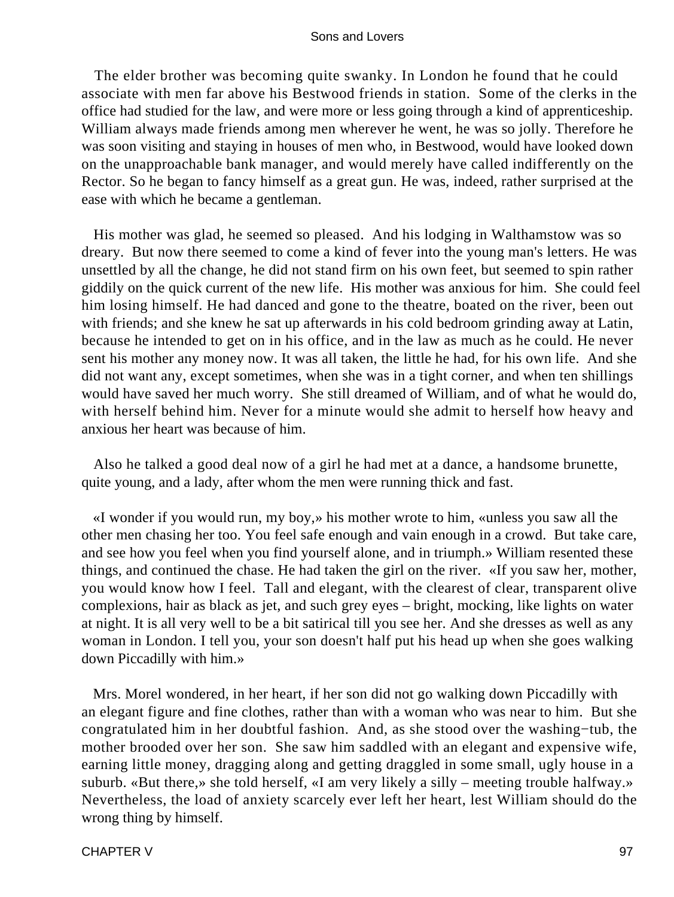The elder brother was becoming quite swanky. In London he found that he could associate with men far above his Bestwood friends in station. Some of the clerks in the office had studied for the law, and were more or less going through a kind of apprenticeship. William always made friends among men wherever he went, he was so jolly. Therefore he was soon visiting and staying in houses of men who, in Bestwood, would have looked down on the unapproachable bank manager, and would merely have called indifferently on the Rector. So he began to fancy himself as a great gun. He was, indeed, rather surprised at the ease with which he became a gentleman.

His mother was glad, he seemed so pleased. And his lodging in Walthamstow was so dreary. But now there seemed to come a kind of fever into the young man's letters. He was unsettled by all the change, he did not stand firm on his own feet, but seemed to spin rather giddily on the quick current of the new life. His mother was anxious for him. She could feel him losing himself. He had danced and gone to the theatre, boated on the river, been out with friends; and she knew he sat up afterwards in his cold bedroom grinding away at Latin, because he intended to get on in his office, and in the law as much as he could. He never sent his mother any money now. It was all taken, the little he had, for his own life. And she did not want any, except sometimes, when she was in a tight corner, and when ten shillings would have saved her much worry. She still dreamed of William, and of what he would do, with herself behind him. Never for a minute would she admit to herself how heavy and anxious her heart was because of him.

Also he talked a good deal now of a girl he had met at a dance, a handsome brunette, quite young, and a lady, after whom the men were running thick and fast.

«I wonder if you would run, my boy,» his mother wrote to him, «unless you saw all the other men chasing her too. You feel safe enough and vain enough in a crowd. But take care, and see how you feel when you find yourself alone, and in triumph.» William resented these things, and continued the chase. He had taken the girl on the river. «If you saw her, mother, you would know how I feel. Tall and elegant, with the clearest of clear, transparent olive complexions, hair as black as jet, and such grey eyes – bright, mocking, like lights on water at night. It is all very well to be a bit satirical till you see her. And she dresses as well as any woman in London. I tell you, your son doesn't half put his head up when she goes walking down Piccadilly with him.»

Mrs. Morel wondered, in her heart, if her son did not go walking down Piccadilly with an elegant figure and fine clothes, rather than with a woman who was near to him. But she congratulated him in her doubtful fashion. And, as she stood over the washing−tub, the mother brooded over her son. She saw him saddled with an elegant and expensive wife, earning little money, dragging along and getting draggled in some small, ugly house in a suburb. «But there,» she told herself, «I am very likely a silly – meeting trouble halfway.» Nevertheless, the load of anxiety scarcely ever left her heart, lest William should do the wrong thing by himself.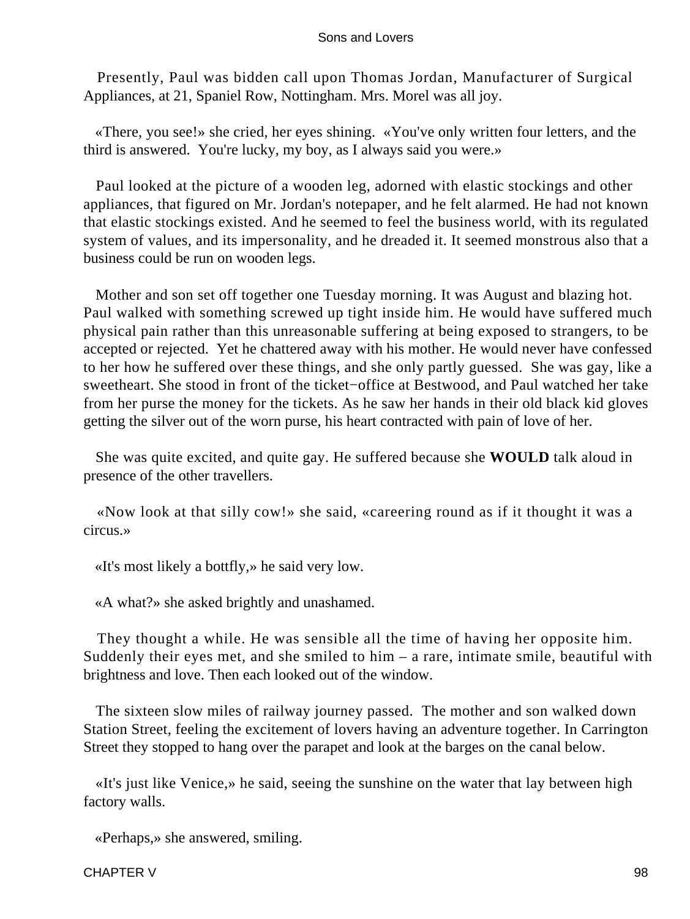Presently, Paul was bidden call upon Thomas Jordan, Manufacturer of Surgical Appliances, at 21, Spaniel Row, Nottingham. Mrs. Morel was all joy.

«There, you see!» she cried, her eyes shining. «You've only written four letters, and the third is answered. You're lucky, my boy, as I always said you were.»

Paul looked at the picture of a wooden leg, adorned with elastic stockings and other appliances, that figured on Mr. Jordan's notepaper, and he felt alarmed. He had not known that elastic stockings existed. And he seemed to feel the business world, with its regulated system of values, and its impersonality, and he dreaded it. It seemed monstrous also that a business could be run on wooden legs.

Mother and son set off together one Tuesday morning. It was August and blazing hot. Paul walked with something screwed up tight inside him. He would have suffered much physical pain rather than this unreasonable suffering at being exposed to strangers, to be accepted or rejected. Yet he chattered away with his mother. He would never have confessed to her how he suffered over these things, and she only partly guessed. She was gay, like a sweetheart. She stood in front of the ticket−office at Bestwood, and Paul watched her take from her purse the money for the tickets. As he saw her hands in their old black kid gloves getting the silver out of the worn purse, his heart contracted with pain of love of her.

She was quite excited, and quite gay. He suffered because she **WOULD** talk aloud in presence of the other travellers.

«Now look at that silly cow!» she said, «careering round as if it thought it was a circus.»

«It's most likely a bottfly,» he said very low.

«A what?» she asked brightly and unashamed.

They thought a while. He was sensible all the time of having her opposite him. Suddenly their eyes met, and she smiled to him – a rare, intimate smile, beautiful with brightness and love. Then each looked out of the window.

The sixteen slow miles of railway journey passed. The mother and son walked down Station Street, feeling the excitement of lovers having an adventure together. In Carrington Street they stopped to hang over the parapet and look at the barges on the canal below.

«It's just like Venice,» he said, seeing the sunshine on the water that lay between high factory walls.

«Perhaps,» she answered, smiling.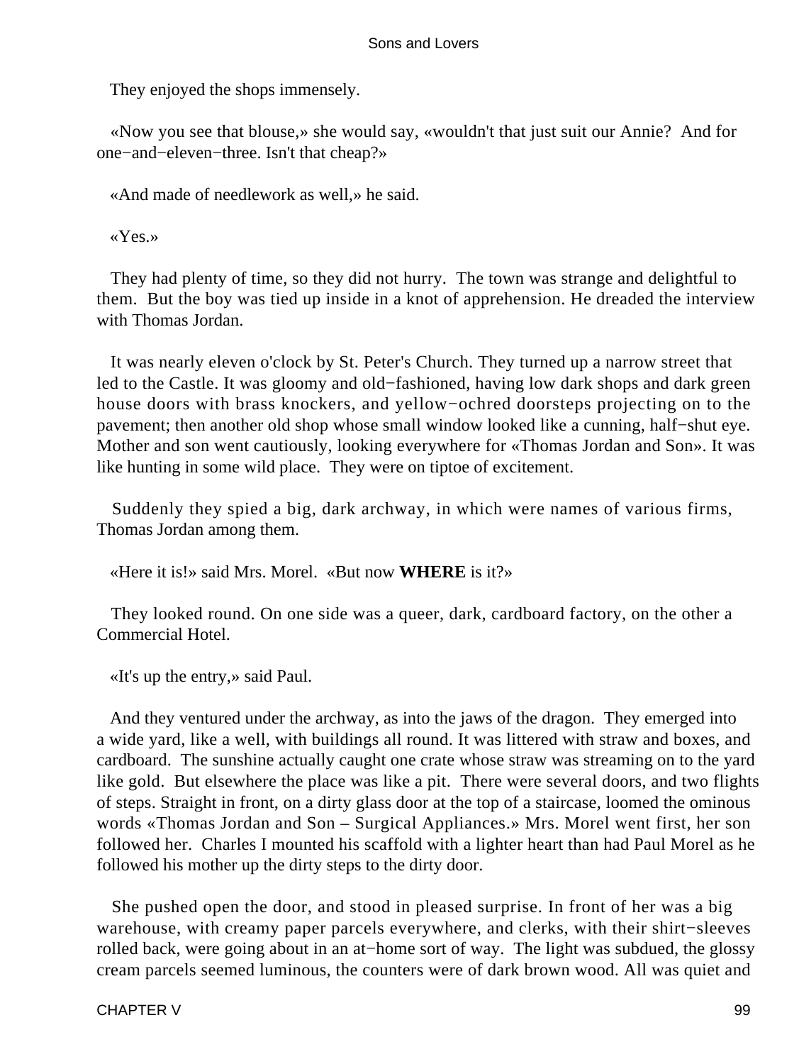They enjoyed the shops immensely.

«Now you see that blouse,» she would say, «wouldn't that just suit our Annie? And for one−and−eleven−three. Isn't that cheap?»

«And made of needlework as well,» he said.

«Yes.»

They had plenty of time, so they did not hurry. The town was strange and delightful to them. But the boy was tied up inside in a knot of apprehension. He dreaded the interview with Thomas Jordan.

It was nearly eleven o'clock by St. Peter's Church. They turned up a narrow street that led to the Castle. It was gloomy and old−fashioned, having low dark shops and dark green house doors with brass knockers, and yellow−ochred doorsteps projecting on to the pavement; then another old shop whose small window looked like a cunning, half−shut eye. Mother and son went cautiously, looking everywhere for «Thomas Jordan and Son». It was like hunting in some wild place. They were on tiptoe of excitement.

Suddenly they spied a big, dark archway, in which were names of various firms, Thomas Jordan among them.

«Here it is!» said Mrs. Morel. «But now **WHERE** is it?»

They looked round. On one side was a queer, dark, cardboard factory, on the other a Commercial Hotel.

«It's up the entry,» said Paul.

And they ventured under the archway, as into the jaws of the dragon. They emerged into a wide yard, like a well, with buildings all round. It was littered with straw and boxes, and cardboard. The sunshine actually caught one crate whose straw was streaming on to the yard like gold. But elsewhere the place was like a pit. There were several doors, and two flights of steps. Straight in front, on a dirty glass door at the top of a staircase, loomed the ominous words «Thomas Jordan and Son – Surgical Appliances.» Mrs. Morel went first, her son followed her. Charles I mounted his scaffold with a lighter heart than had Paul Morel as he followed his mother up the dirty steps to the dirty door.

She pushed open the door, and stood in pleased surprise. In front of her was a big warehouse, with creamy paper parcels everywhere, and clerks, with their shirt−sleeves rolled back, were going about in an at−home sort of way. The light was subdued, the glossy cream parcels seemed luminous, the counters were of dark brown wood. All was quiet and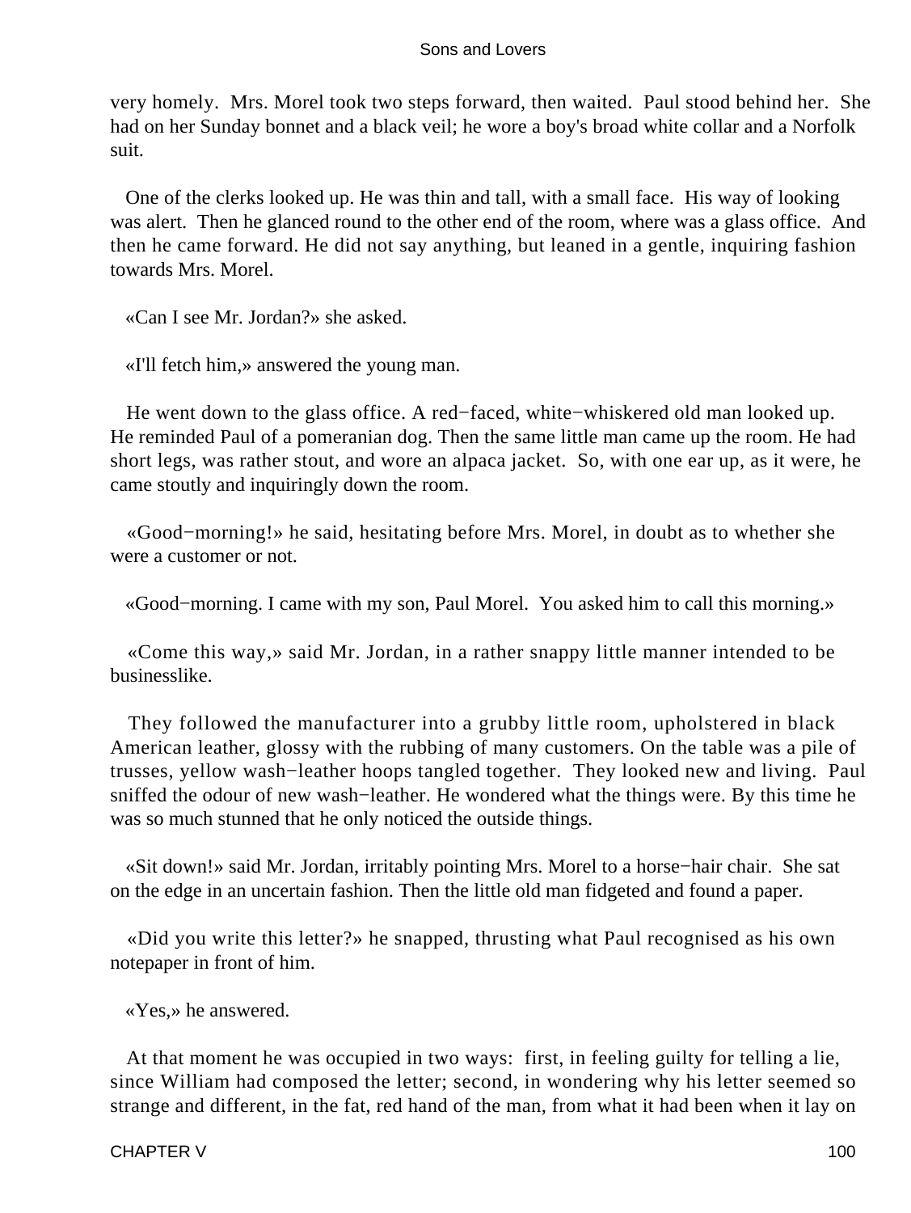very homely. Mrs. Morel took two steps forward, then waited. Paul stood behind her. She had on her Sunday bonnet and a black veil; he wore a boy's broad white collar and a Norfolk suit.

One of the clerks looked up. He was thin and tall, with a small face. His way of looking was alert. Then he glanced round to the other end of the room, where was a glass office. And then he came forward. He did not say anything, but leaned in a gentle, inquiring fashion towards Mrs. Morel.

«Can I see Mr. Jordan?» she asked.

«I'll fetch him,» answered the young man.

He went down to the glass office. A red−faced, white−whiskered old man looked up. He reminded Paul of a pomeranian dog. Then the same little man came up the room. He had short legs, was rather stout, and wore an alpaca jacket. So, with one ear up, as it were, he came stoutly and inquiringly down the room.

«Good−morning!» he said, hesitating before Mrs. Morel, in doubt as to whether she were a customer or not.

«Good−morning. I came with my son, Paul Morel. You asked him to call this morning.»

«Come this way,» said Mr. Jordan, in a rather snappy little manner intended to be businesslike.

They followed the manufacturer into a grubby little room, upholstered in black American leather, glossy with the rubbing of many customers. On the table was a pile of trusses, yellow wash−leather hoops tangled together. They looked new and living. Paul sniffed the odour of new wash−leather. He wondered what the things were. By this time he was so much stunned that he only noticed the outside things.

«Sit down!» said Mr. Jordan, irritably pointing Mrs. Morel to a horse−hair chair. She sat on the edge in an uncertain fashion. Then the little old man fidgeted and found a paper.

«Did you write this letter?» he snapped, thrusting what Paul recognised as his own notepaper in front of him.

«Yes,» he answered.

At that moment he was occupied in two ways: first, in feeling guilty for telling a lie, since William had composed the letter; second, in wondering why his letter seemed so strange and different, in the fat, red hand of the man, from what it had been when it lay on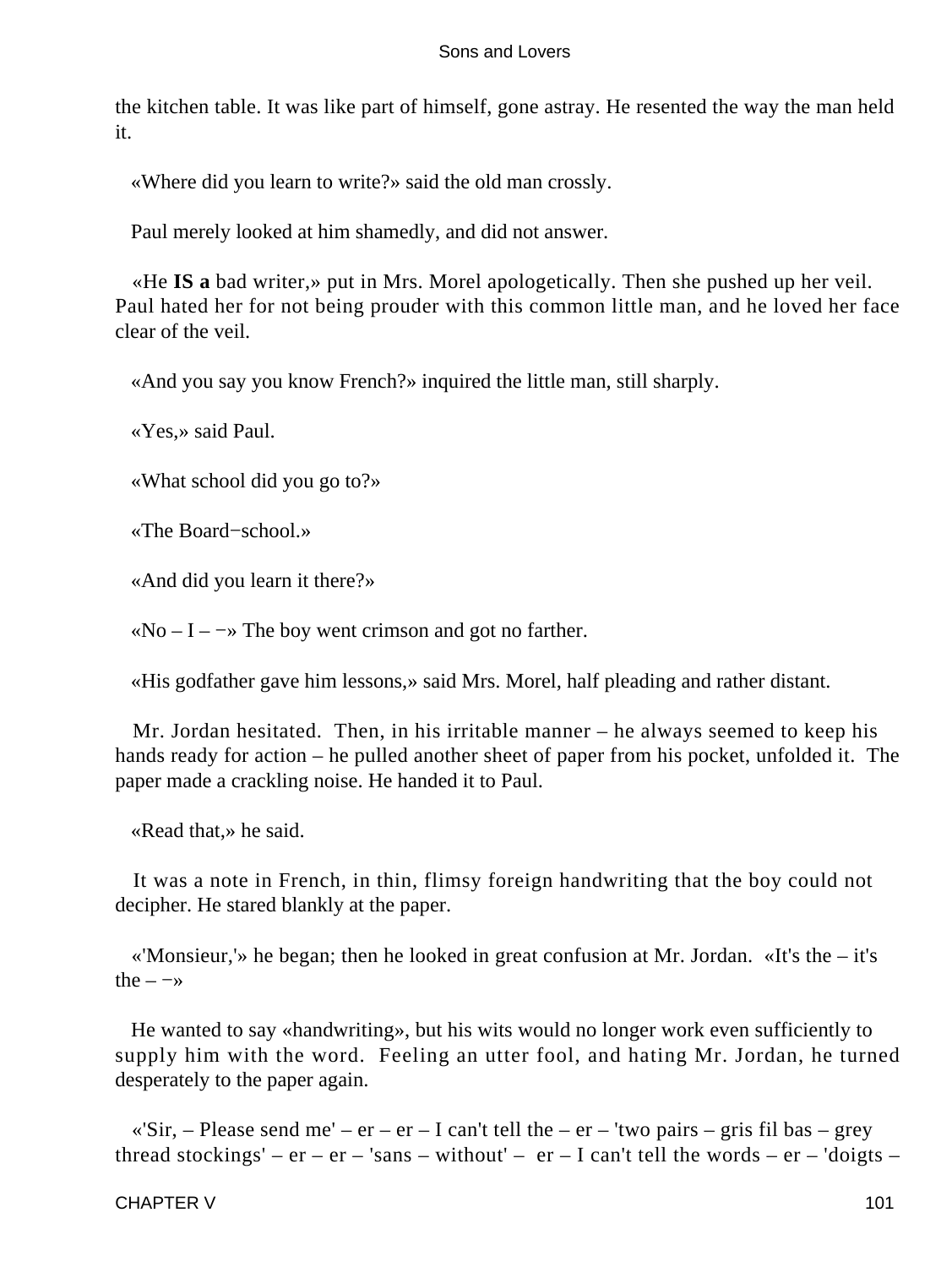the kitchen table. It was like part of himself, gone astray. He resented the way the man held it.

«Where did you learn to write?» said the old man crossly.

Paul merely looked at him shamedly, and did not answer.

«He **IS a** bad writer,» put in Mrs. Morel apologetically. Then she pushed up her veil. Paul hated her for not being prouder with this common little man, and he loved her face clear of the veil.

«And you say you know French?» inquired the little man, still sharply.

«Yes,» said Paul.

«What school did you go to?»

«The Board−school.»

«And did you learn it there?»

«No – I – −» The boy went crimson and got no farther.

«His godfather gave him lessons,» said Mrs. Morel, half pleading and rather distant.

Mr. Jordan hesitated. Then, in his irritable manner – he always seemed to keep his hands ready for action – he pulled another sheet of paper from his pocket, unfolded it. The paper made a crackling noise. He handed it to Paul.

«Read that,» he said.

It was a note in French, in thin, flimsy foreign handwriting that the boy could not decipher. He stared blankly at the paper.

«'Monsieur,'» he began; then he looked in great confusion at Mr. Jordan. «It's the – it's the – −»

He wanted to say «handwriting», but his wits would no longer work even sufficiently to supply him with the word. Feeling an utter fool, and hating Mr. Jordan, he turned desperately to the paper again.

«'Sir, – Please send me' – er – er – I can't tell the – er – 'two pairs – gris fil bas – grey thread stockings' – er – er – 'sans – without' – er – I can't tell the words – er – 'doigts –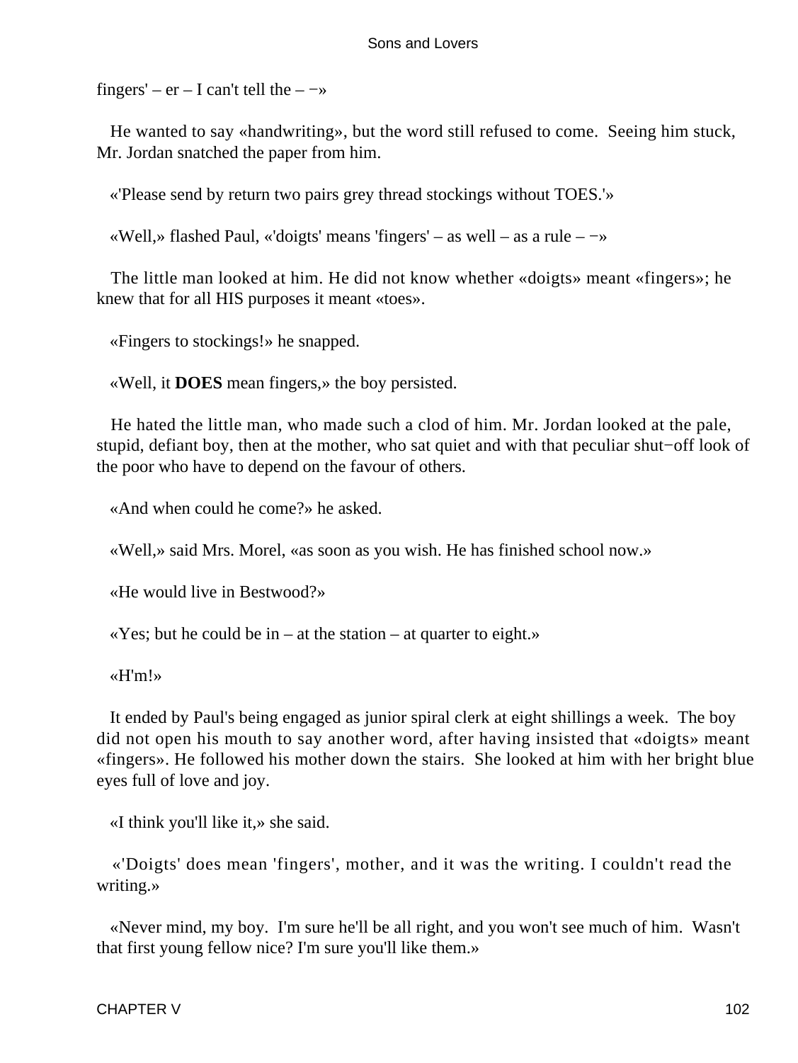fingers' – er – I can't tell the – −»

He wanted to say «handwriting», but the word still refused to come. Seeing him stuck, Mr. Jordan snatched the paper from him.

«'Please send by return two pairs grey thread stockings without TOES.'»

«Well,» flashed Paul, «'doigts' means 'fingers' – as well – as a rule – −»

The little man looked at him. He did not know whether «doigts» meant «fingers»; he knew that for all HIS purposes it meant «toes».

«Fingers to stockings!» he snapped.

«Well, it **DOES** mean fingers,» the boy persisted.

He hated the little man, who made such a clod of him. Mr. Jordan looked at the pale, stupid, defiant boy, then at the mother, who sat quiet and with that peculiar shut−off look of the poor who have to depend on the favour of others.

«And when could he come?» he asked.

«Well,» said Mrs. Morel, «as soon as you wish. He has finished school now.»

«He would live in Bestwood?»

«Yes; but he could be in – at the station – at quarter to eight.»

«H'm!»

It ended by Paul's being engaged as junior spiral clerk at eight shillings a week. The boy did not open his mouth to say another word, after having insisted that «doigts» meant «fingers». He followed his mother down the stairs. She looked at him with her bright blue eyes full of love and joy.

«I think you'll like it,» she said.

«'Doigts' does mean 'fingers', mother, and it was the writing. I couldn't read the writing.»

«Never mind, my boy. I'm sure he'll be all right, and you won't see much of him. Wasn't that first young fellow nice? I'm sure you'll like them.»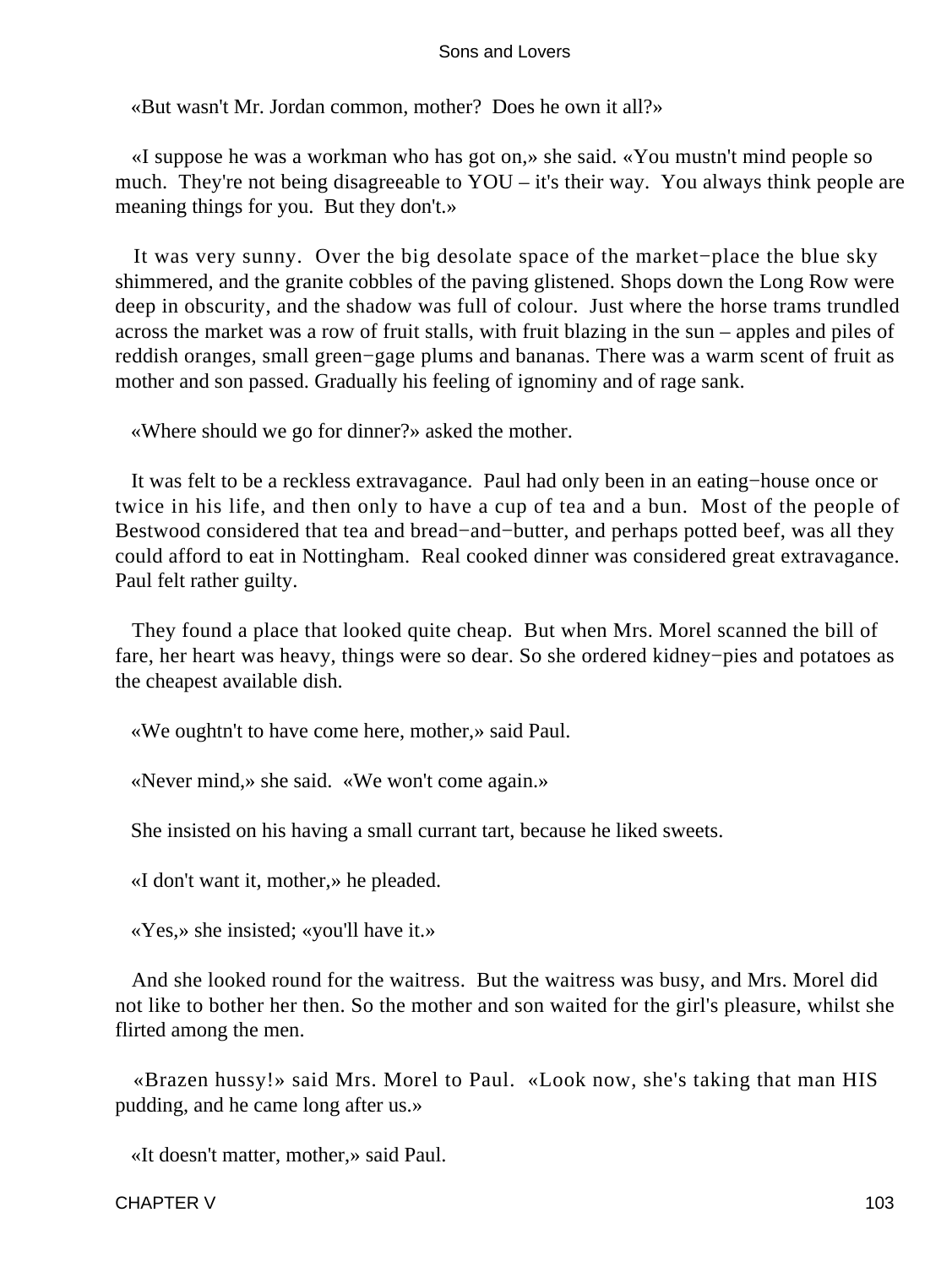«But wasn't Mr. Jordan common, mother? Does he own it all?»

«I suppose he was a workman who has got on,» she said. «You mustn't mind people so much. They're not being disagreeable to YOU – it's their way. You always think people are meaning things for you. But they don't.»

It was very sunny. Over the big desolate space of the market−place the blue sky shimmered, and the granite cobbles of the paving glistened. Shops down the Long Row were deep in obscurity, and the shadow was full of colour. Just where the horse trams trundled across the market was a row of fruit stalls, with fruit blazing in the sun – apples and piles of reddish oranges, small green−gage plums and bananas. There was a warm scent of fruit as mother and son passed. Gradually his feeling of ignominy and of rage sank.

«Where should we go for dinner?» asked the mother.

It was felt to be a reckless extravagance. Paul had only been in an eating−house once or twice in his life, and then only to have a cup of tea and a bun. Most of the people of Bestwood considered that tea and bread−and−butter, and perhaps potted beef, was all they could afford to eat in Nottingham. Real cooked dinner was considered great extravagance. Paul felt rather guilty.

They found a place that looked quite cheap. But when Mrs. Morel scanned the bill of fare, her heart was heavy, things were so dear. So she ordered kidney−pies and potatoes as the cheapest available dish.

«We oughtn't to have come here, mother,» said Paul.

«Never mind,» she said. «We won't come again.»

She insisted on his having a small currant tart, because he liked sweets.

«I don't want it, mother,» he pleaded.

«Yes,» she insisted; «you'll have it.»

And she looked round for the waitress. But the waitress was busy, and Mrs. Morel did not like to bother her then. So the mother and son waited for the girl's pleasure, whilst she flirted among the men.

«Brazen hussy!» said Mrs. Morel to Paul. «Look now, she's taking that man HIS pudding, and he came long after us.»

«It doesn't matter, mother,» said Paul.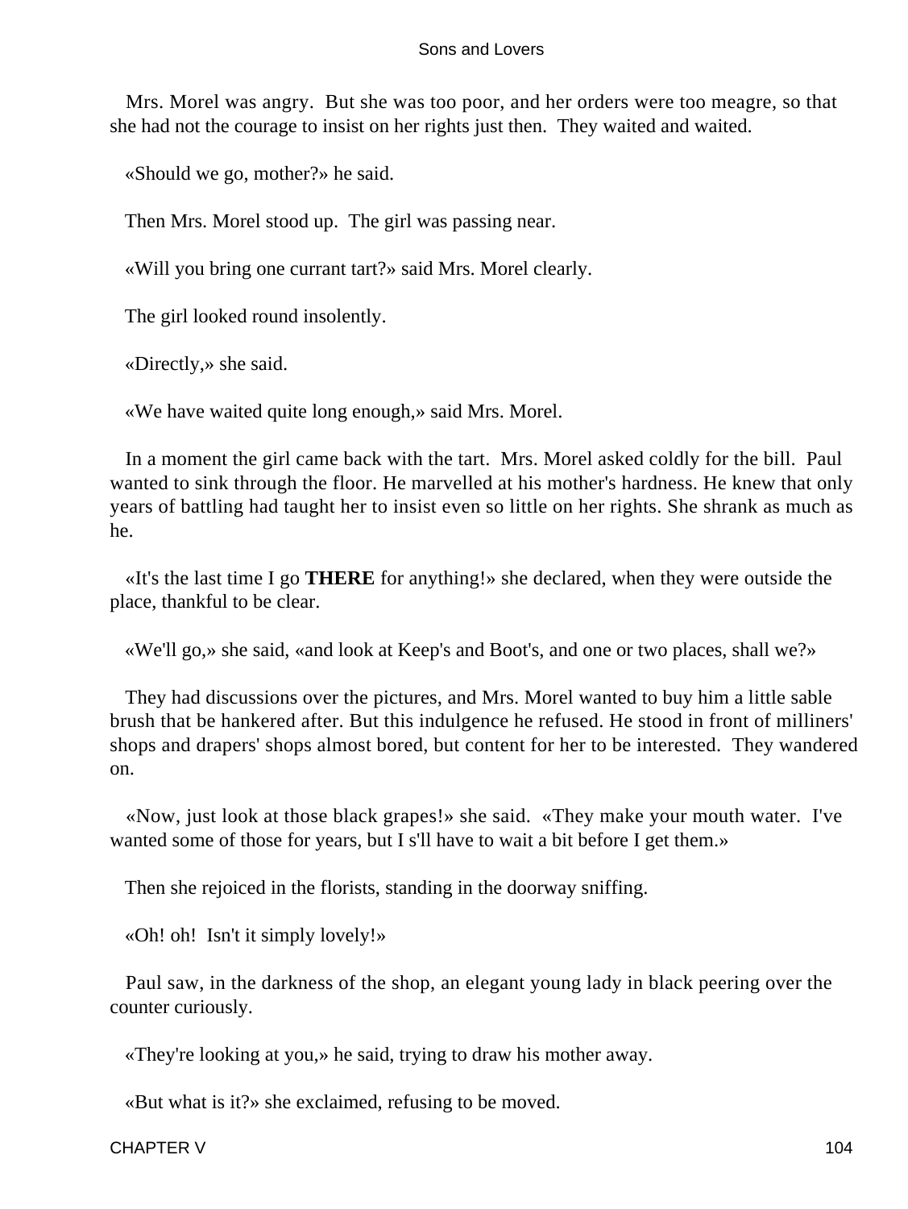Mrs. Morel was angry. But she was too poor, and her orders were too meagre, so that she had not the courage to insist on her rights just then. They waited and waited.

«Should we go, mother?» he said.

Then Mrs. Morel stood up. The girl was passing near.

«Will you bring one currant tart?» said Mrs. Morel clearly.

The girl looked round insolently.

«Directly,» she said.

«We have waited quite long enough,» said Mrs. Morel.

In a moment the girl came back with the tart. Mrs. Morel asked coldly for the bill. Paul wanted to sink through the floor. He marvelled at his mother's hardness. He knew that only years of battling had taught her to insist even so little on her rights. She shrank as much as he.

«It's the last time I go **THERE** for anything!» she declared, when they were outside the place, thankful to be clear.

«We'll go,» she said, «and look at Keep's and Boot's, and one or two places, shall we?»

They had discussions over the pictures, and Mrs. Morel wanted to buy him a little sable brush that be hankered after. But this indulgence he refused. He stood in front of milliners' shops and drapers' shops almost bored, but content for her to be interested. They wandered on.

«Now, just look at those black grapes!» she said. «They make your mouth water. I've wanted some of those for years, but I s'll have to wait a bit before I get them.»

Then she rejoiced in the florists, standing in the doorway sniffing.

«Oh! oh! Isn't it simply lovely!»

Paul saw, in the darkness of the shop, an elegant young lady in black peering over the counter curiously.

«They're looking at you,» he said, trying to draw his mother away.

«But what is it?» she exclaimed, refusing to be moved.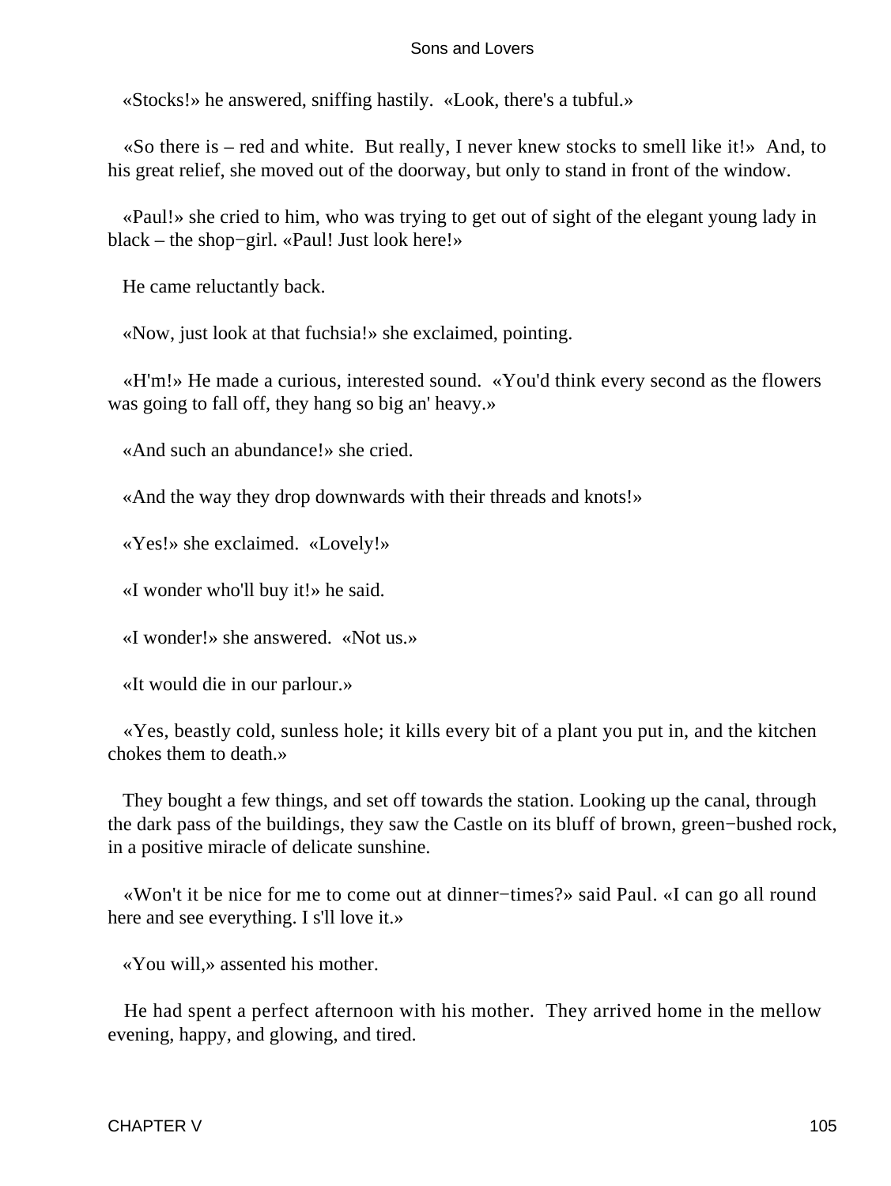«Stocks!» he answered, sniffing hastily. «Look, there's a tubful.»

«So there is – red and white. But really, I never knew stocks to smell like it!» And, to his great relief, she moved out of the doorway, but only to stand in front of the window.

«Paul!» she cried to him, who was trying to get out of sight of the elegant young lady in black – the shop−girl. «Paul! Just look here!»

He came reluctantly back.

«Now, just look at that fuchsia!» she exclaimed, pointing.

«H'm!» He made a curious, interested sound. «You'd think every second as the flowers was going to fall off, they hang so big an' heavy.»

«And such an abundance!» she cried.

«And the way they drop downwards with their threads and knots!»

«Yes!» she exclaimed. «Lovely!»

«I wonder who'll buy it!» he said.

«I wonder!» she answered. «Not us.»

«It would die in our parlour.»

«Yes, beastly cold, sunless hole; it kills every bit of a plant you put in, and the kitchen chokes them to death.»

They bought a few things, and set off towards the station. Looking up the canal, through the dark pass of the buildings, they saw the Castle on its bluff of brown, green−bushed rock, in a positive miracle of delicate sunshine.

«Won't it be nice for me to come out at dinner−times?» said Paul. «I can go all round here and see everything. I s'll love it.»

«You will,» assented his mother.

He had spent a perfect afternoon with his mother. They arrived home in the mellow evening, happy, and glowing, and tired.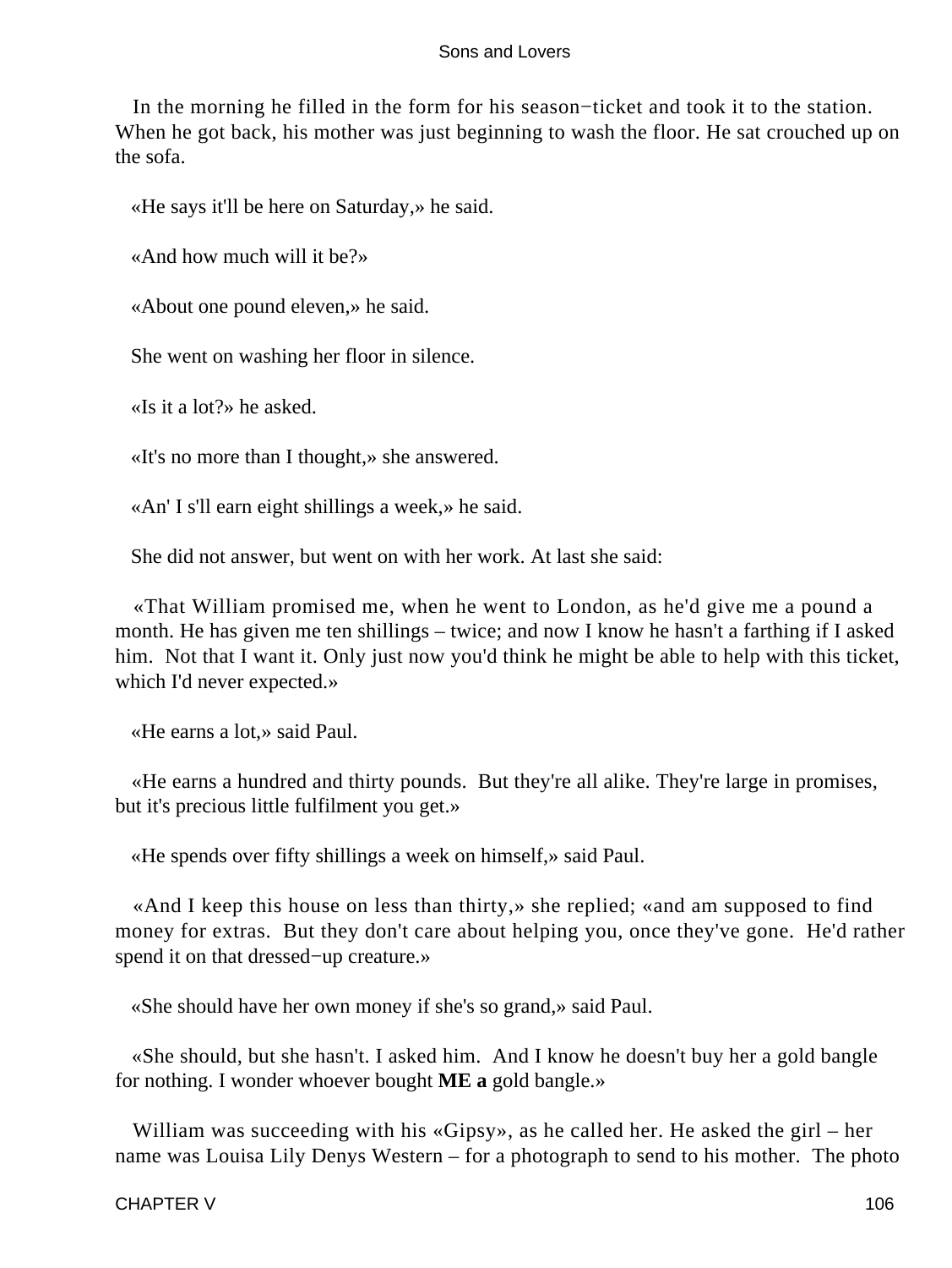In the morning he filled in the form for his season−ticket and took it to the station. When he got back, his mother was just beginning to wash the floor. He sat crouched up on the sofa.

«He says it'll be here on Saturday,» he said.

«And how much will it be?»

«About one pound eleven,» he said.

She went on washing her floor in silence.

«Is it a lot?» he asked.

«It's no more than I thought,» she answered.

«An' I s'll earn eight shillings a week,» he said.

She did not answer, but went on with her work. At last she said:

«That William promised me, when he went to London, as he'd give me a pound a month. He has given me ten shillings – twice; and now I know he hasn't a farthing if I asked him. Not that I want it. Only just now you'd think he might be able to help with this ticket, which I'd never expected.»

«He earns a lot,» said Paul.

«He earns a hundred and thirty pounds. But they're all alike. They're large in promises, but it's precious little fulfilment you get.»

«He spends over fifty shillings a week on himself,» said Paul.

«And I keep this house on less than thirty,» she replied; «and am supposed to find money for extras. But they don't care about helping you, once they've gone. He'd rather spend it on that dressed−up creature.»

«She should have her own money if she's so grand,» said Paul.

«She should, but she hasn't. I asked him. And I know he doesn't buy her a gold bangle for nothing. I wonder whoever bought **ME a** gold bangle.»

William was succeeding with his «Gipsy», as he called her. He asked the girl – her name was Louisa Lily Denys Western – for a photograph to send to his mother. The photo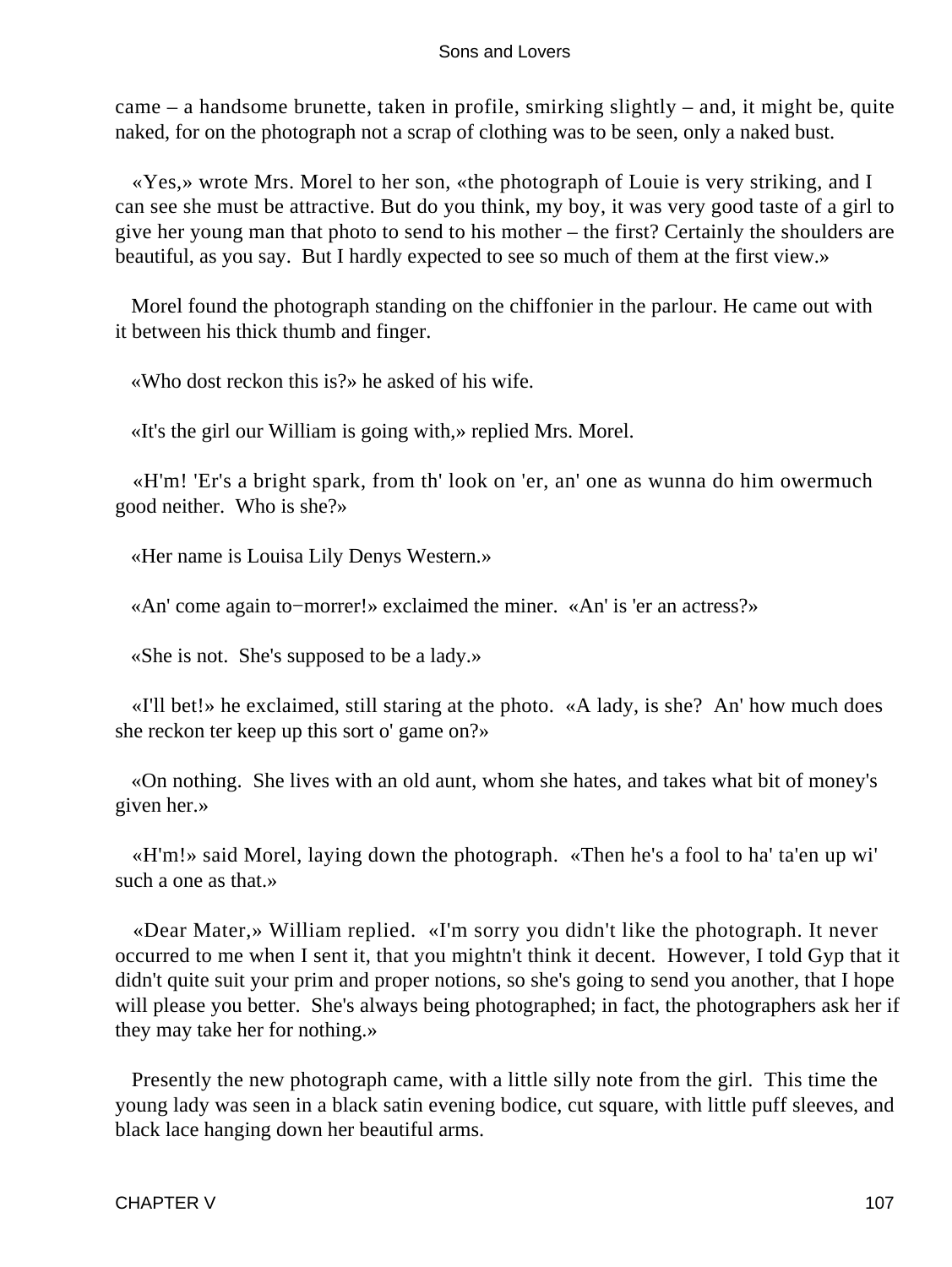came – a handsome brunette, taken in profile, smirking slightly – and, it might be, quite naked, for on the photograph not a scrap of clothing was to be seen, only a naked bust.

«Yes,» wrote Mrs. Morel to her son, «the photograph of Louie is very striking, and I can see she must be attractive. But do you think, my boy, it was very good taste of a girl to give her young man that photo to send to his mother – the first? Certainly the shoulders are beautiful, as you say. But I hardly expected to see so much of them at the first view.»

Morel found the photograph standing on the chiffonier in the parlour. He came out with it between his thick thumb and finger.

«Who dost reckon this is?» he asked of his wife.

«It's the girl our William is going with,» replied Mrs. Morel.

«H'm! 'Er's a bright spark, from th' look on 'er, an' one as wunna do him owermuch good neither. Who is she?»

«Her name is Louisa Lily Denys Western.»

«An' come again to−morrer!» exclaimed the miner. «An' is 'er an actress?»

«She is not. She's supposed to be a lady.»

«I'll bet!» he exclaimed, still staring at the photo. «A lady, is she? An' how much does she reckon ter keep up this sort o' game on?»

«On nothing. She lives with an old aunt, whom she hates, and takes what bit of money's given her.»

«H'm!» said Morel, laying down the photograph. «Then he's a fool to ha' ta'en up wi' such a one as that.»

«Dear Mater,» William replied. «I'm sorry you didn't like the photograph. It never occurred to me when I sent it, that you mightn't think it decent. However, I told Gyp that it didn't quite suit your prim and proper notions, so she's going to send you another, that I hope will please you better. She's always being photographed; in fact, the photographers ask her if they may take her for nothing.»

Presently the new photograph came, with a little silly note from the girl. This time the young lady was seen in a black satin evening bodice, cut square, with little puff sleeves, and black lace hanging down her beautiful arms.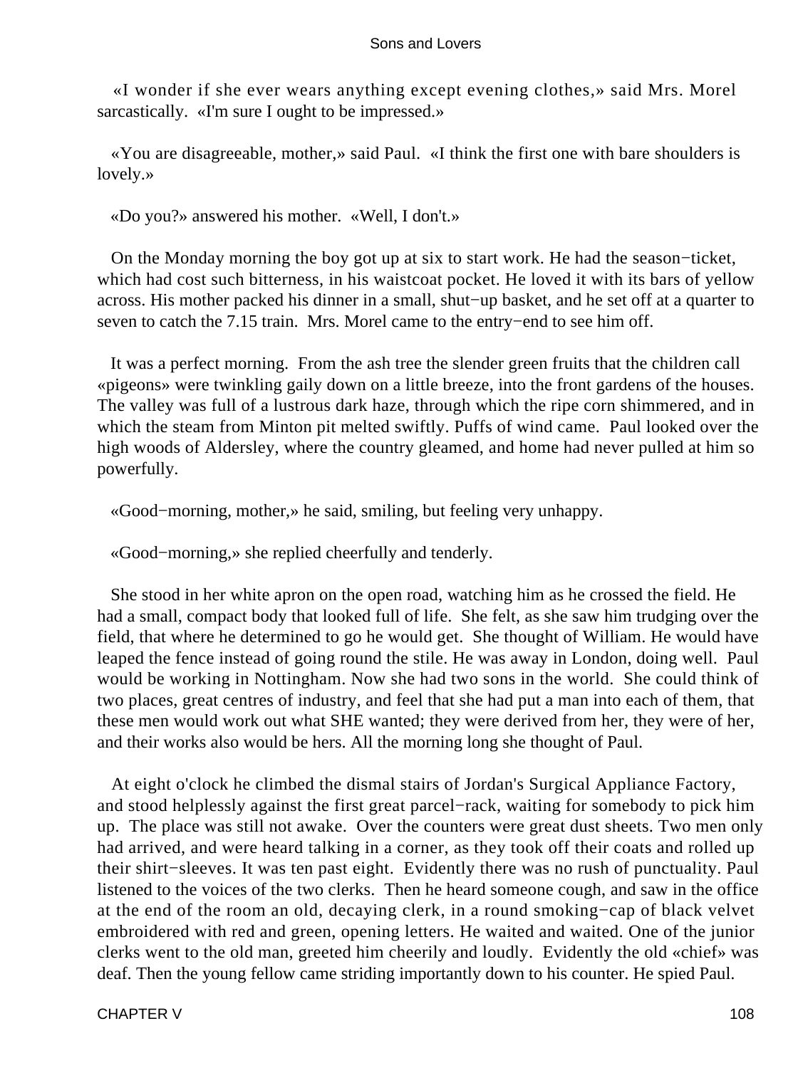«I wonder if she ever wears anything except evening clothes,» said Mrs. Morel sarcastically. «I'm sure I ought to be impressed.»

«You are disagreeable, mother,» said Paul. «I think the first one with bare shoulders is lovely.»

«Do you?» answered his mother. «Well, I don't.»

On the Monday morning the boy got up at six to start work. He had the season−ticket, which had cost such bitterness, in his waistcoat pocket. He loved it with its bars of yellow across. His mother packed his dinner in a small, shut−up basket, and he set off at a quarter to seven to catch the 7.15 train. Mrs. Morel came to the entry−end to see him off.

It was a perfect morning. From the ash tree the slender green fruits that the children call «pigeons» were twinkling gaily down on a little breeze, into the front gardens of the houses. The valley was full of a lustrous dark haze, through which the ripe corn shimmered, and in which the steam from Minton pit melted swiftly. Puffs of wind came. Paul looked over the high woods of Aldersley, where the country gleamed, and home had never pulled at him so powerfully.

«Good−morning, mother,» he said, smiling, but feeling very unhappy.

«Good−morning,» she replied cheerfully and tenderly.

She stood in her white apron on the open road, watching him as he crossed the field. He had a small, compact body that looked full of life. She felt, as she saw him trudging over the field, that where he determined to go he would get. She thought of William. He would have leaped the fence instead of going round the stile. He was away in London, doing well. Paul would be working in Nottingham. Now she had two sons in the world. She could think of two places, great centres of industry, and feel that she had put a man into each of them, that these men would work out what SHE wanted; they were derived from her, they were of her, and their works also would be hers. All the morning long she thought of Paul.

At eight o'clock he climbed the dismal stairs of Jordan's Surgical Appliance Factory, and stood helplessly against the first great parcel−rack, waiting for somebody to pick him up. The place was still not awake. Over the counters were great dust sheets. Two men only had arrived, and were heard talking in a corner, as they took off their coats and rolled up their shirt−sleeves. It was ten past eight. Evidently there was no rush of punctuality. Paul listened to the voices of the two clerks. Then he heard someone cough, and saw in the office at the end of the room an old, decaying clerk, in a round smoking−cap of black velvet embroidered with red and green, opening letters. He waited and waited. One of the junior clerks went to the old man, greeted him cheerily and loudly. Evidently the old «chief» was deaf. Then the young fellow came striding importantly down to his counter. He spied Paul.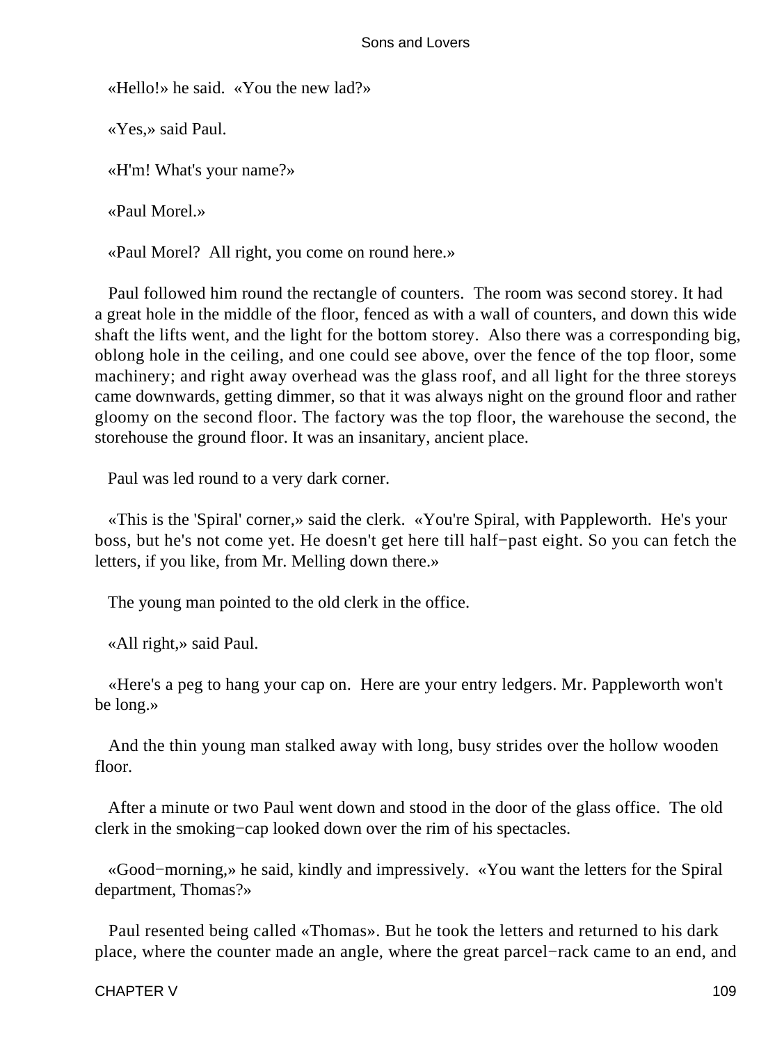«Hello!» he said. «You the new lad?»

«Yes,» said Paul.

«H'm! What's your name?»

«Paul Morel.»

«Paul Morel? All right, you come on round here.»

Paul followed him round the rectangle of counters. The room was second storey. It had a great hole in the middle of the floor, fenced as with a wall of counters, and down this wide shaft the lifts went, and the light for the bottom storey. Also there was a corresponding big, oblong hole in the ceiling, and one could see above, over the fence of the top floor, some machinery; and right away overhead was the glass roof, and all light for the three storeys came downwards, getting dimmer, so that it was always night on the ground floor and rather gloomy on the second floor. The factory was the top floor, the warehouse the second, the storehouse the ground floor. It was an insanitary, ancient place.

Paul was led round to a very dark corner.

«This is the 'Spiral' corner,» said the clerk. «You're Spiral, with Pappleworth. He's your boss, but he's not come yet. He doesn't get here till half−past eight. So you can fetch the letters, if you like, from Mr. Melling down there.»

The young man pointed to the old clerk in the office.

«All right,» said Paul.

«Here's a peg to hang your cap on. Here are your entry ledgers. Mr. Pappleworth won't be long.»

And the thin young man stalked away with long, busy strides over the hollow wooden floor.

After a minute or two Paul went down and stood in the door of the glass office. The old clerk in the smoking−cap looked down over the rim of his spectacles.

«Good−morning,» he said, kindly and impressively. «You want the letters for the Spiral department, Thomas?»

Paul resented being called «Thomas». But he took the letters and returned to his dark place, where the counter made an angle, where the great parcel−rack came to an end, and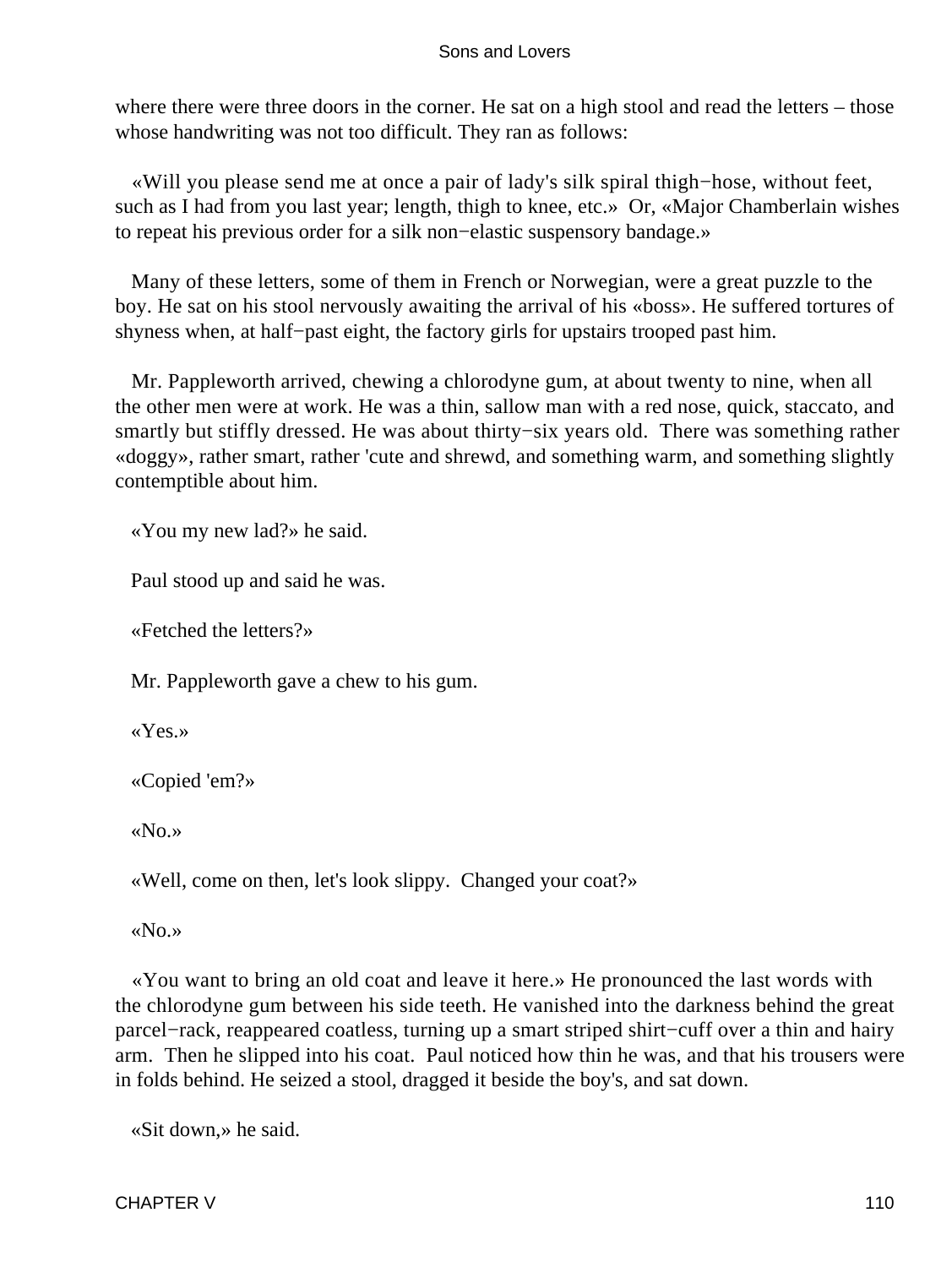where there were three doors in the corner. He sat on a high stool and read the letters – those whose handwriting was not too difficult. They ran as follows:

«Will you please send me at once a pair of lady's silk spiral thigh−hose, without feet, such as I had from you last year; length, thigh to knee, etc.» Or, «Major Chamberlain wishes to repeat his previous order for a silk non−elastic suspensory bandage.»

Many of these letters, some of them in French or Norwegian, were a great puzzle to the boy. He sat on his stool nervously awaiting the arrival of his «boss». He suffered tortures of shyness when, at half−past eight, the factory girls for upstairs trooped past him.

Mr. Pappleworth arrived, chewing a chlorodyne gum, at about twenty to nine, when all the other men were at work. He was a thin, sallow man with a red nose, quick, staccato, and smartly but stiffly dressed. He was about thirty−six years old. There was something rather «doggy», rather smart, rather 'cute and shrewd, and something warm, and something slightly contemptible about him.

«You my new lad?» he said.

Paul stood up and said he was.

«Fetched the letters?»

Mr. Pappleworth gave a chew to his gum.

«Yes.»

«Copied 'em?»

«No.»

«Well, come on then, let's look slippy. Changed your coat?»

«No.»

«You want to bring an old coat and leave it here.» He pronounced the last words with the chlorodyne gum between his side teeth. He vanished into the darkness behind the great parcel−rack, reappeared coatless, turning up a smart striped shirt−cuff over a thin and hairy arm. Then he slipped into his coat. Paul noticed how thin he was, and that his trousers were in folds behind. He seized a stool, dragged it beside the boy's, and sat down.

«Sit down,» he said.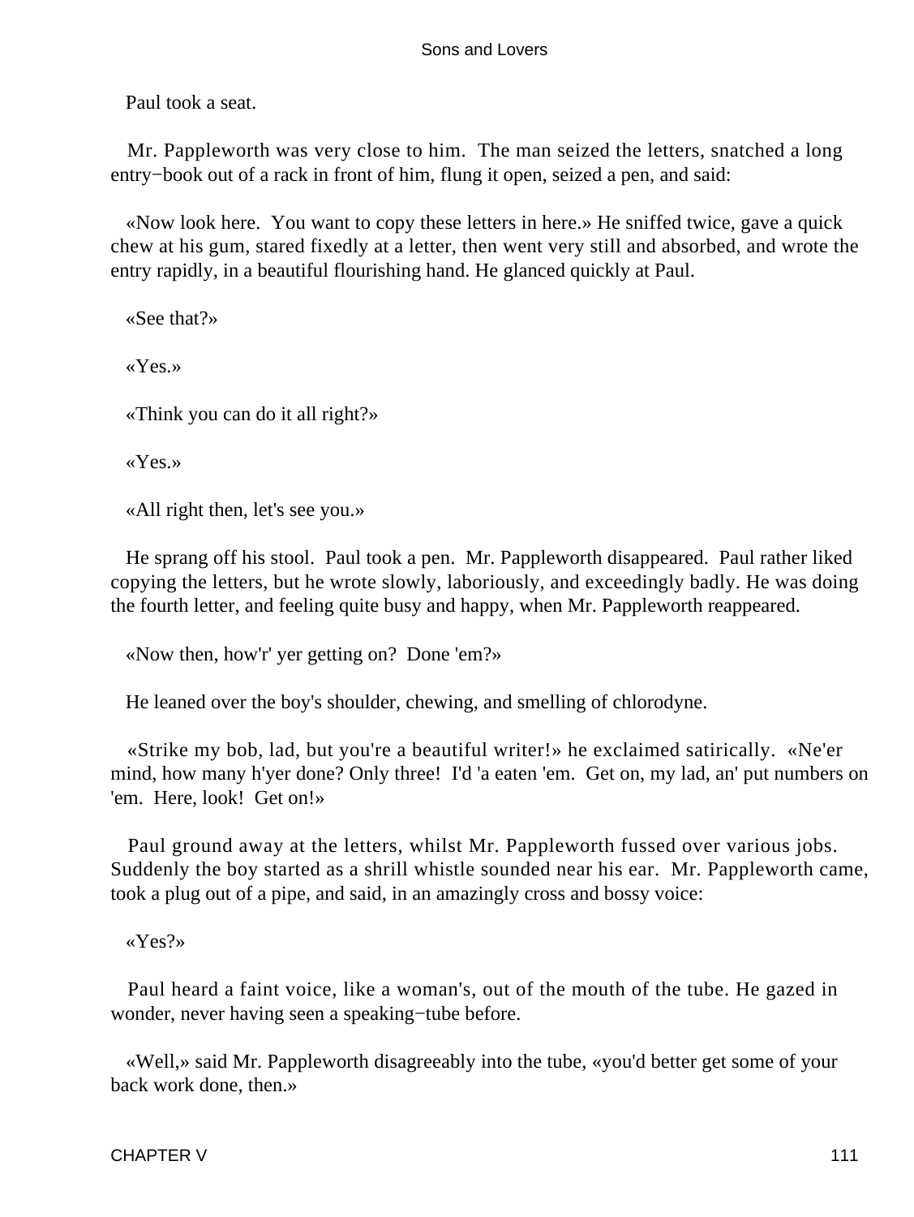Paul took a seat.

Mr. Pappleworth was very close to him. The man seized the letters, snatched a long entry−book out of a rack in front of him, flung it open, seized a pen, and said:

«Now look here. You want to copy these letters in here.» He sniffed twice, gave a quick chew at his gum, stared fixedly at a letter, then went very still and absorbed, and wrote the entry rapidly, in a beautiful flourishing hand. He glanced quickly at Paul.

«See that?»

«Yes.»

«Think you can do it all right?»

«Yes.»

«All right then, let's see you.»

He sprang off his stool. Paul took a pen. Mr. Pappleworth disappeared. Paul rather liked copying the letters, but he wrote slowly, laboriously, and exceedingly badly. He was doing the fourth letter, and feeling quite busy and happy, when Mr. Pappleworth reappeared.

«Now then, how'r' yer getting on? Done 'em?»

He leaned over the boy's shoulder, chewing, and smelling of chlorodyne.

«Strike my bob, lad, but you're a beautiful writer!» he exclaimed satirically. «Ne'er mind, how many h'yer done? Only three! I'd 'a eaten 'em. Get on, my lad, an' put numbers on 'em. Here, look! Get on!»

Paul ground away at the letters, whilst Mr. Pappleworth fussed over various jobs. Suddenly the boy started as a shrill whistle sounded near his ear. Mr. Pappleworth came, took a plug out of a pipe, and said, in an amazingly cross and bossy voice:

«Yes?»

Paul heard a faint voice, like a woman's, out of the mouth of the tube. He gazed in wonder, never having seen a speaking−tube before.

«Well,» said Mr. Pappleworth disagreeably into the tube, «you'd better get some of your back work done, then.»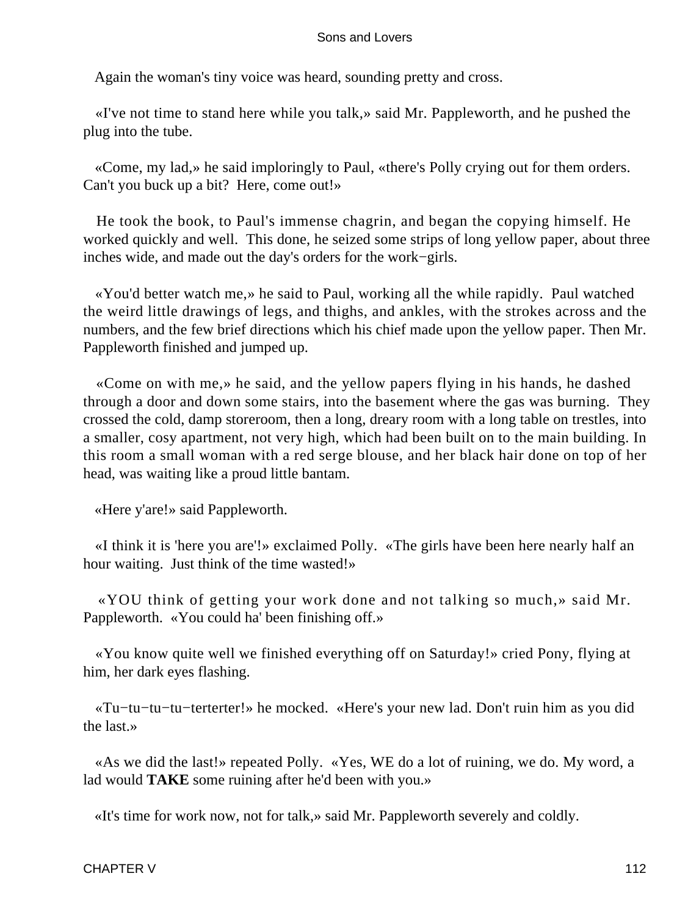Again the woman's tiny voice was heard, sounding pretty and cross.

«I've not time to stand here while you talk,» said Mr. Pappleworth, and he pushed the plug into the tube.

«Come, my lad,» he said imploringly to Paul, «there's Polly crying out for them orders. Can't you buck up a bit? Here, come out!»

He took the book, to Paul's immense chagrin, and began the copying himself. He worked quickly and well. This done, he seized some strips of long yellow paper, about three inches wide, and made out the day's orders for the work−girls.

«You'd better watch me,» he said to Paul, working all the while rapidly. Paul watched the weird little drawings of legs, and thighs, and ankles, with the strokes across and the numbers, and the few brief directions which his chief made upon the yellow paper. Then Mr. Pappleworth finished and jumped up.

«Come on with me,» he said, and the yellow papers flying in his hands, he dashed through a door and down some stairs, into the basement where the gas was burning. They crossed the cold, damp storeroom, then a long, dreary room with a long table on trestles, into a smaller, cosy apartment, not very high, which had been built on to the main building. In this room a small woman with a red serge blouse, and her black hair done on top of her head, was waiting like a proud little bantam.

«Here y'are!» said Pappleworth.

«I think it is 'here you are'!» exclaimed Polly. «The girls have been here nearly half an hour waiting. Just think of the time wasted!»

«YOU think of getting your work done and not talking so much,» said Mr. Pappleworth. «You could ha' been finishing off.»

«You know quite well we finished everything off on Saturday!» cried Pony, flying at him, her dark eyes flashing.

«Tu−tu−tu−tu−terterter!» he mocked. «Here's your new lad. Don't ruin him as you did the last.»

«As we did the last!» repeated Polly. «Yes, WE do a lot of ruining, we do. My word, a lad would **TAKE** some ruining after he'd been with you.»

«It's time for work now, not for talk,» said Mr. Pappleworth severely and coldly.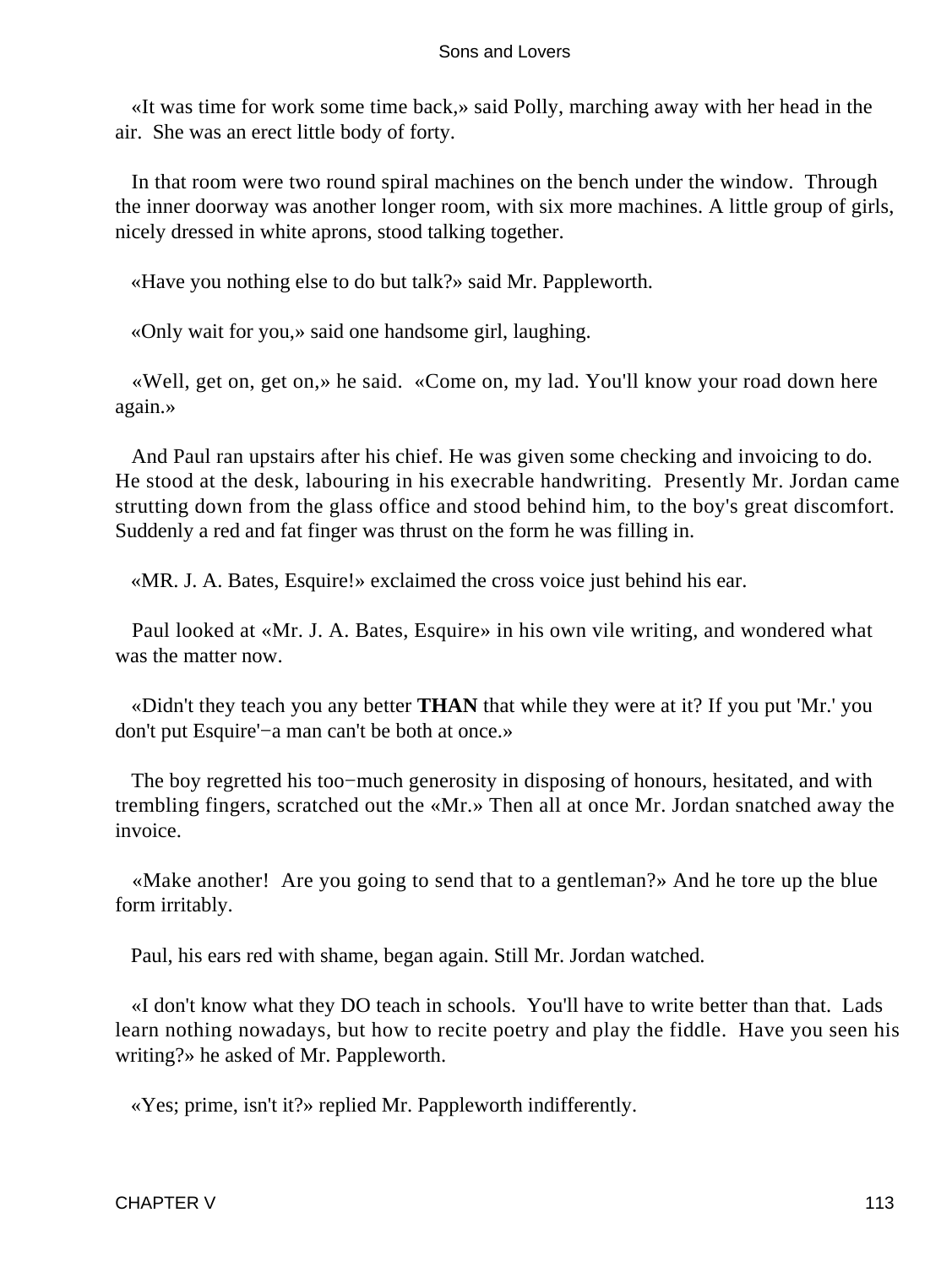«It was time for work some time back,» said Polly, marching away with her head in the air.  She was an erect little body of forty.

In that room were two round spiral machines on the bench under the window.  Through the inner doorway was another longer room, with six more machines. A little group of girls, nicely dressed in white aprons, stood talking together.

«Have you nothing else to do but talk?» said Mr. Pappleworth.

«Only wait for you,» said one handsome girl, laughing.

«Well, get on, get on,» he said.  «Come on, my lad. You'll know your road down here again.»

And Paul ran upstairs after his chief. He was given some checking and invoicing to do. He stood at the desk, labouring in his execrable handwriting.  Presently Mr. Jordan came strutting down from the glass office and stood behind him, to the boy's great discomfort. Suddenly a red and fat finger was thrust on the form he was filling in.

«MR. J. A. Bates, Esquire!» exclaimed the cross voice just behind his ear.

Paul looked at «Mr. J. A. Bates, Esquire» in his own vile writing, and wondered what was the matter now.

«Didn't they teach you any better **THAN** that while they were at it? If you put 'Mr.' you don't put Esquire'−a man can't be both at once.»

The boy regretted his too−much generosity in disposing of honours, hesitated, and with trembling fingers, scratched out the «Mr.» Then all at once Mr. Jordan snatched away the invoice.

«Make another!  Are you going to send that to a gentleman?» And he tore up the blue form irritably.

Paul, his ears red with shame, began again. Still Mr. Jordan watched.

«I don't know what they DO teach in schools.  You'll have to write better than that.  Lads learn nothing nowadays, but how to recite poetry and play the fiddle.  Have you seen his writing?» he asked of Mr. Pappleworth.

«Yes; prime, isn't it?» replied Mr. Pappleworth indifferently.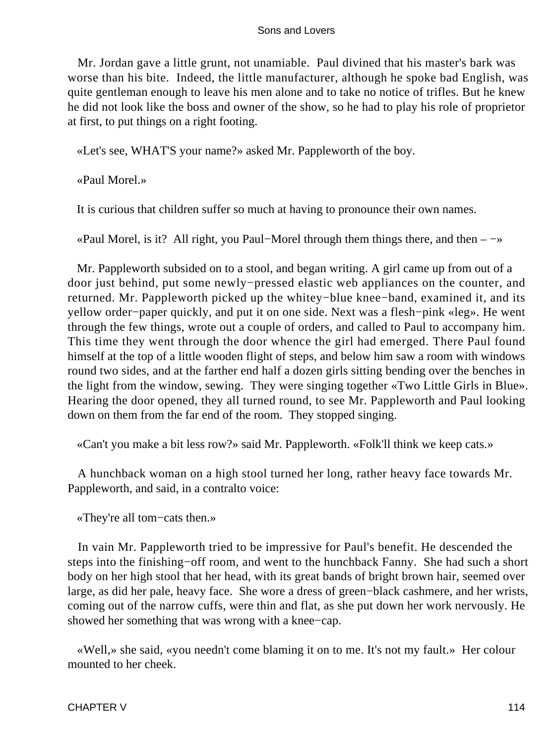Mr. Jordan gave a little grunt, not unamiable. Paul divined that his master's bark was worse than his bite. Indeed, the little manufacturer, although he spoke bad English, was quite gentleman enough to leave his men alone and to take no notice of trifles. But he knew he did not look like the boss and owner of the show, so he had to play his role of proprietor at first, to put things on a right footing.

«Let's see, WHAT'S your name?» asked Mr. Pappleworth of the boy.

«Paul Morel.»

It is curious that children suffer so much at having to pronounce their own names.

«Paul Morel, is it? All right, you Paul−Morel through them things there, and then – −»

Mr. Pappleworth subsided on to a stool, and began writing. A girl came up from out of a door just behind, put some newly−pressed elastic web appliances on the counter, and returned. Mr. Pappleworth picked up the whitey−blue knee−band, examined it, and its yellow order−paper quickly, and put it on one side. Next was a flesh−pink «leg». He went through the few things, wrote out a couple of orders, and called to Paul to accompany him. This time they went through the door whence the girl had emerged. There Paul found himself at the top of a little wooden flight of steps, and below him saw a room with windows round two sides, and at the farther end half a dozen girls sitting bending over the benches in the light from the window, sewing. They were singing together «Two Little Girls in Blue». Hearing the door opened, they all turned round, to see Mr. Pappleworth and Paul looking down on them from the far end of the room. They stopped singing.

«Can't you make a bit less row?» said Mr. Pappleworth. «Folk'll think we keep cats.»

A hunchback woman on a high stool turned her long, rather heavy face towards Mr. Pappleworth, and said, in a contralto voice:

«They're all tom−cats then.»

In vain Mr. Pappleworth tried to be impressive for Paul's benefit. He descended the steps into the finishing−off room, and went to the hunchback Fanny. She had such a short body on her high stool that her head, with its great bands of bright brown hair, seemed over large, as did her pale, heavy face. She wore a dress of green−black cashmere, and her wrists, coming out of the narrow cuffs, were thin and flat, as she put down her work nervously. He showed her something that was wrong with a knee−cap.

«Well,» she said, «you needn't come blaming it on to me. It's not my fault.» Her colour mounted to her cheek.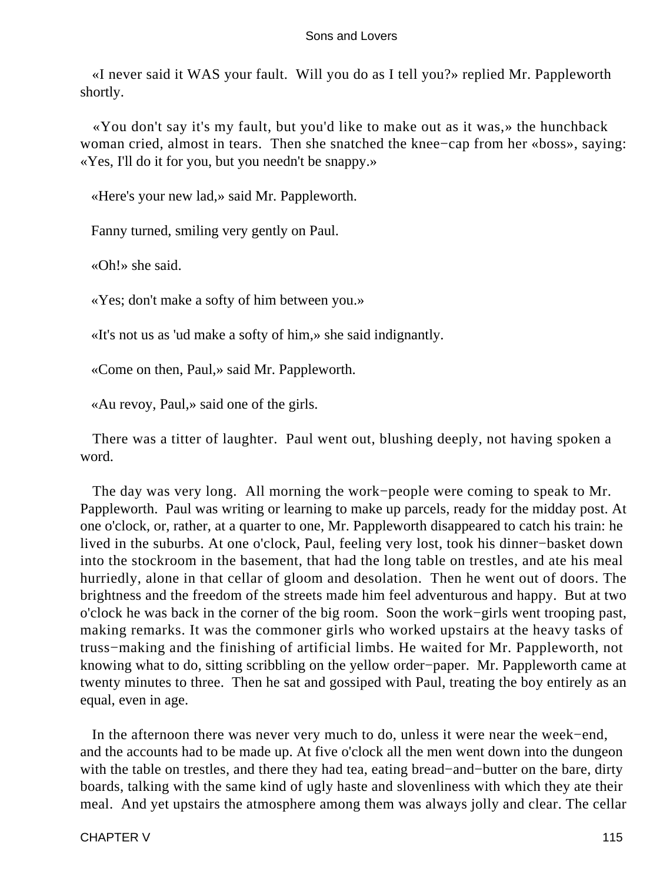«I never said it WAS your fault.  Will you do as I tell you?» replied Mr. Pappleworth shortly.

«You don't say it's my fault, but you'd like to make out as it was,» the hunchback woman cried, almost in tears.  Then she snatched the knee−cap from her «boss», saying: «Yes, I'll do it for you, but you needn't be snappy.»

«Here's your new lad,» said Mr. Pappleworth.

Fanny turned, smiling very gently on Paul.

«Oh!» she said.

«Yes; don't make a softy of him between you.»

«It's not us as 'ud make a softy of him,» she said indignantly.

«Come on then, Paul,» said Mr. Pappleworth.

«Au revoy, Paul,» said one of the girls.

There was a titter of laughter.  Paul went out, blushing deeply, not having spoken a word.

The day was very long.  All morning the work−people were coming to speak to Mr. Pappleworth.  Paul was writing or learning to make up parcels, ready for the midday post. At one o'clock, or, rather, at a quarter to one, Mr. Pappleworth disappeared to catch his train: he lived in the suburbs. At one o'clock, Paul, feeling very lost, took his dinner−basket down into the stockroom in the basement, that had the long table on trestles, and ate his meal hurriedly, alone in that cellar of gloom and desolation.  Then he went out of doors. The brightness and the freedom of the streets made him feel adventurous and happy.  But at two o'clock he was back in the corner of the big room.  Soon the work−girls went trooping past, making remarks. It was the commoner girls who worked upstairs at the heavy tasks of truss−making and the finishing of artificial limbs. He waited for Mr. Pappleworth, not knowing what to do, sitting scribbling on the yellow order−paper.  Mr. Pappleworth came at twenty minutes to three.  Then he sat and gossiped with Paul, treating the boy entirely as an equal, even in age.

In the afternoon there was never very much to do, unless it were near the week−end, and the accounts had to be made up. At five o'clock all the men went down into the dungeon with the table on trestles, and there they had tea, eating bread−and−butter on the bare, dirty boards, talking with the same kind of ugly haste and slovenliness with which they ate their meal.  And yet upstairs the atmosphere among them was always jolly and clear. The cellar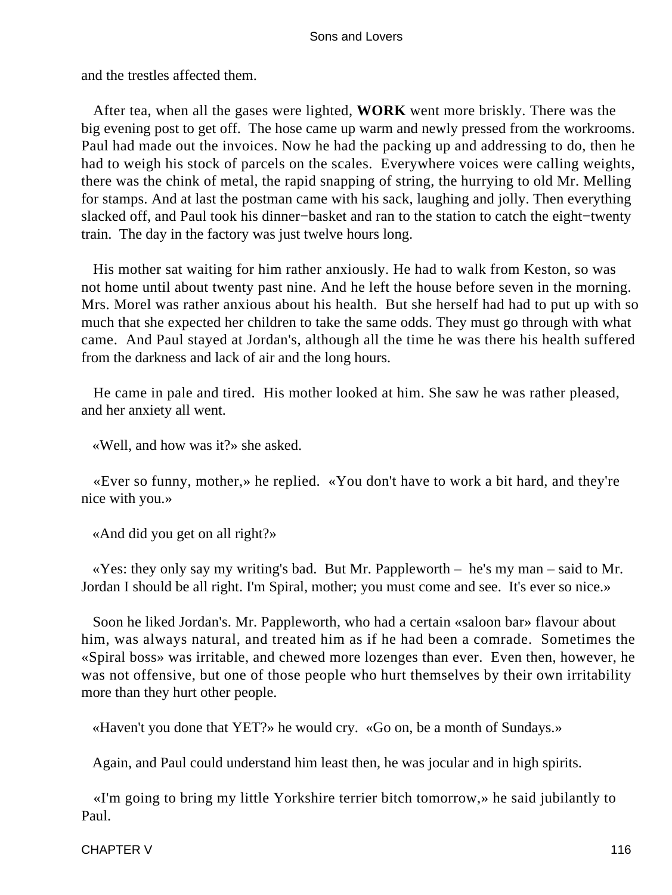and the trestles affected them.

After tea, when all the gases were lighted, **WORK** went more briskly. There was the big evening post to get off. The hose came up warm and newly pressed from the workrooms. Paul had made out the invoices. Now he had the packing up and addressing to do, then he had to weigh his stock of parcels on the scales. Everywhere voices were calling weights, there was the chink of metal, the rapid snapping of string, the hurrying to old Mr. Melling for stamps. And at last the postman came with his sack, laughing and jolly. Then everything slacked off, and Paul took his dinner−basket and ran to the station to catch the eight−twenty train. The day in the factory was just twelve hours long.

His mother sat waiting for him rather anxiously. He had to walk from Keston, so was not home until about twenty past nine. And he left the house before seven in the morning. Mrs. Morel was rather anxious about his health. But she herself had had to put up with so much that she expected her children to take the same odds. They must go through with what came. And Paul stayed at Jordan's, although all the time he was there his health suffered from the darkness and lack of air and the long hours.

He came in pale and tired. His mother looked at him. She saw he was rather pleased, and her anxiety all went.

«Well, and how was it?» she asked.

«Ever so funny, mother,» he replied. «You don't have to work a bit hard, and they're nice with you.»

«And did you get on all right?»

«Yes: they only say my writing's bad. But Mr. Pappleworth – he's my man – said to Mr. Jordan I should be all right. I'm Spiral, mother; you must come and see. It's ever so nice.»

Soon he liked Jordan's. Mr. Pappleworth, who had a certain «saloon bar» flavour about him, was always natural, and treated him as if he had been a comrade. Sometimes the «Spiral boss» was irritable, and chewed more lozenges than ever. Even then, however, he was not offensive, but one of those people who hurt themselves by their own irritability more than they hurt other people.

«Haven't you done that YET?» he would cry. «Go on, be a month of Sundays.»

Again, and Paul could understand him least then, he was jocular and in high spirits.

«I'm going to bring my little Yorkshire terrier bitch tomorrow,» he said jubilantly to Paul.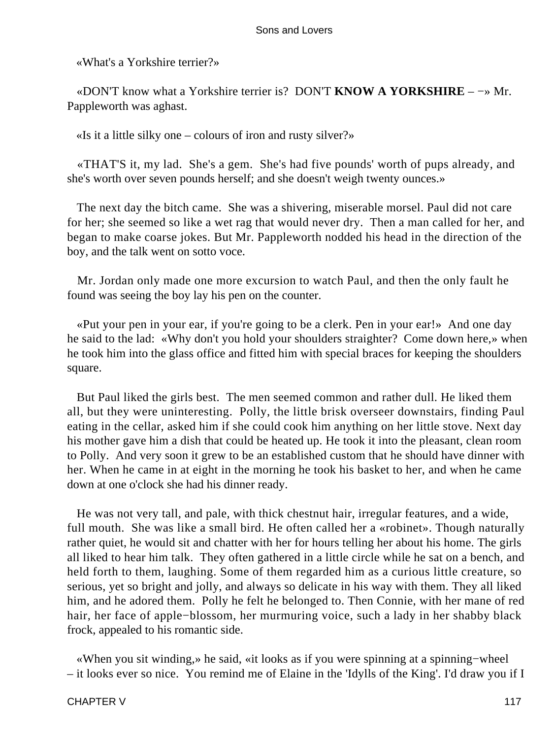«What's a Yorkshire terrier?»

«DON'T know what a Yorkshire terrier is?  DON'T **KNOW A YORKSHIRE** – −» Mr. Pappleworth was aghast.

«Is it a little silky one – colours of iron and rusty silver?»

«THAT'S it, my lad.  She's a gem.  She's had five pounds' worth of pups already, and she's worth over seven pounds herself; and she doesn't weigh twenty ounces.»

The next day the bitch came.  She was a shivering, miserable morsel. Paul did not care for her; she seemed so like a wet rag that would never dry.  Then a man called for her, and began to make coarse jokes. But Mr. Pappleworth nodded his head in the direction of the boy, and the talk went on sotto voce.

Mr. Jordan only made one more excursion to watch Paul, and then the only fault he found was seeing the boy lay his pen on the counter.

«Put your pen in your ear, if you're going to be a clerk. Pen in your ear!»  And one day he said to the lad:  «Why don't you hold your shoulders straighter?  Come down here,» when he took him into the glass office and fitted him with special braces for keeping the shoulders square.

But Paul liked the girls best.  The men seemed common and rather dull. He liked them all, but they were uninteresting.  Polly, the little brisk overseer downstairs, finding Paul eating in the cellar, asked him if she could cook him anything on her little stove. Next day his mother gave him a dish that could be heated up. He took it into the pleasant, clean room to Polly.  And very soon it grew to be an established custom that he should have dinner with her. When he came in at eight in the morning he took his basket to her, and when he came down at one o'clock she had his dinner ready.

He was not very tall, and pale, with thick chestnut hair, irregular features, and a wide, full mouth.  She was like a small bird. He often called her a «robinet». Though naturally rather quiet, he would sit and chatter with her for hours telling her about his home. The girls all liked to hear him talk.  They often gathered in a little circle while he sat on a bench, and held forth to them, laughing. Some of them regarded him as a curious little creature, so serious, yet so bright and jolly, and always so delicate in his way with them. They all liked him, and he adored them.  Polly he felt he belonged to. Then Connie, with her mane of red hair, her face of apple−blossom, her murmuring voice, such a lady in her shabby black frock, appealed to his romantic side.

«When you sit winding,» he said, «it looks as if you were spinning at a spinning−wheel – it looks ever so nice.  You remind me of Elaine in the 'Idylls of the King'. I'd draw you if I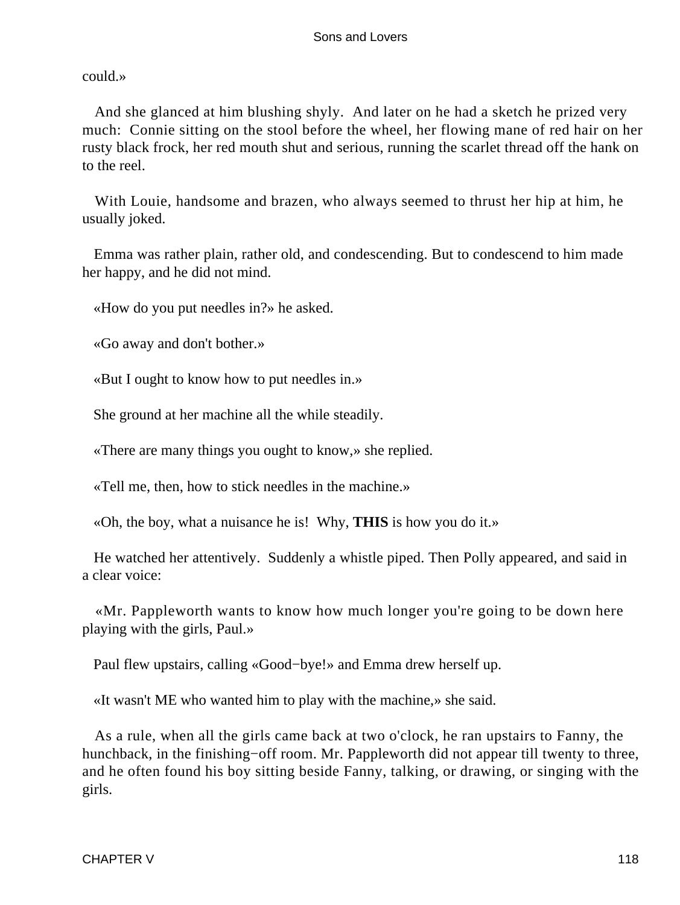could.»

And she glanced at him blushing shyly. And later on he had a sketch he prized very much: Connie sitting on the stool before the wheel, her flowing mane of red hair on her rusty black frock, her red mouth shut and serious, running the scarlet thread off the hank on to the reel.

With Louie, handsome and brazen, who always seemed to thrust her hip at him, he usually joked.

Emma was rather plain, rather old, and condescending. But to condescend to him made her happy, and he did not mind.

«How do you put needles in?» he asked.

«Go away and don't bother.»

«But I ought to know how to put needles in.»

She ground at her machine all the while steadily.

«There are many things you ought to know,» she replied.

«Tell me, then, how to stick needles in the machine.»

«Oh, the boy, what a nuisance he is! Why, **THIS** is how you do it.»

He watched her attentively. Suddenly a whistle piped. Then Polly appeared, and said in a clear voice:

«Mr. Pappleworth wants to know how much longer you're going to be down here playing with the girls, Paul.»

Paul flew upstairs, calling «Good−bye!» and Emma drew herself up.

«It wasn't ME who wanted him to play with the machine,» she said.

As a rule, when all the girls came back at two o'clock, he ran upstairs to Fanny, the hunchback, in the finishing−off room. Mr. Pappleworth did not appear till twenty to three, and he often found his boy sitting beside Fanny, talking, or drawing, or singing with the girls.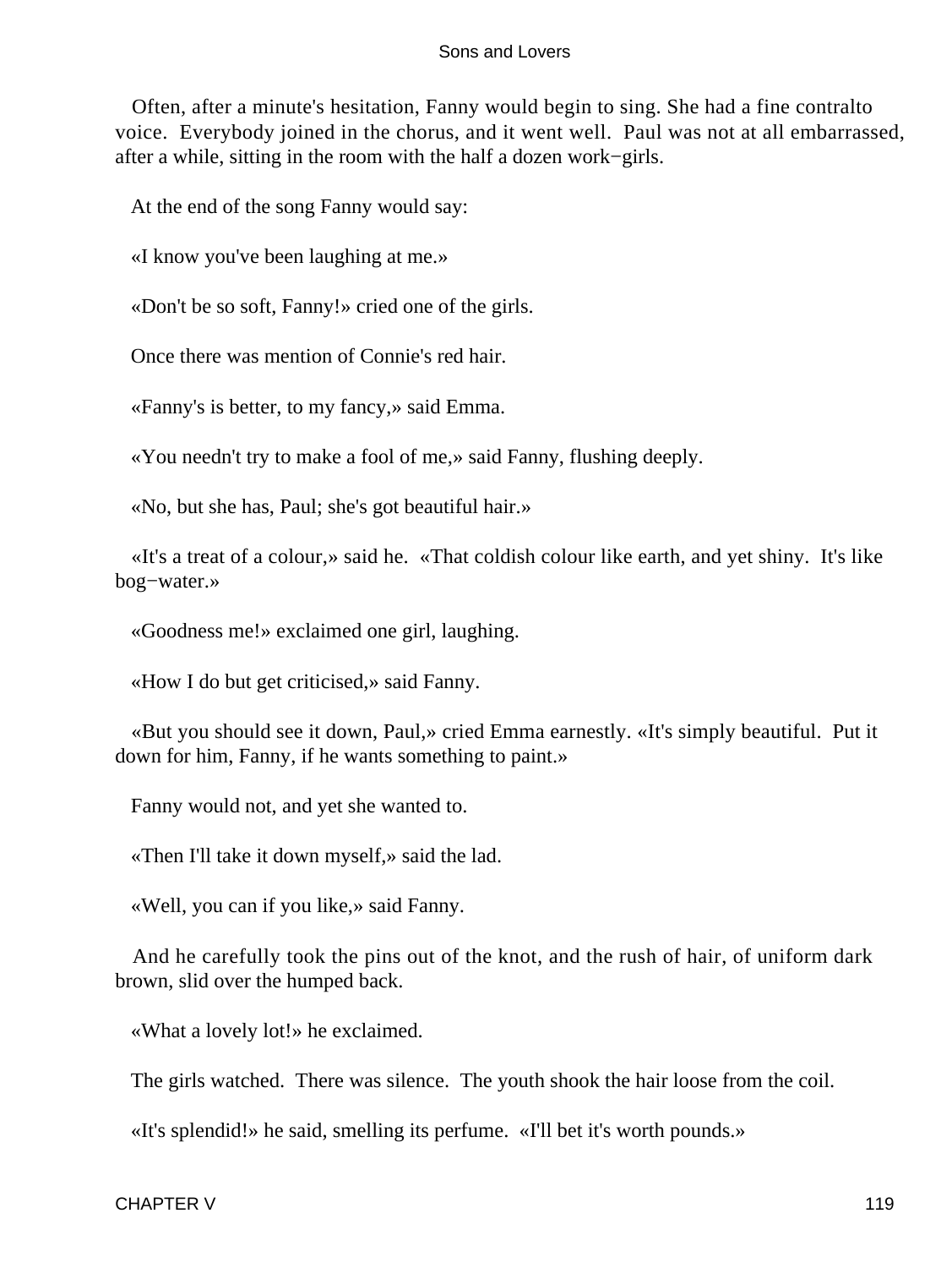Often, after a minute's hesitation, Fanny would begin to sing. She had a fine contralto voice. Everybody joined in the chorus, and it went well. Paul was not at all embarrassed, after a while, sitting in the room with the half a dozen work−girls.

At the end of the song Fanny would say:

«I know you've been laughing at me.»

«Don't be so soft, Fanny!» cried one of the girls.

Once there was mention of Connie's red hair.

«Fanny's is better, to my fancy,» said Emma.

«You needn't try to make a fool of me,» said Fanny, flushing deeply.

«No, but she has, Paul; she's got beautiful hair.»

«It's a treat of a colour,» said he. «That coldish colour like earth, and yet shiny. It's like bog−water.»

«Goodness me!» exclaimed one girl, laughing.

«How I do but get criticised,» said Fanny.

«But you should see it down, Paul,» cried Emma earnestly. «It's simply beautiful. Put it down for him, Fanny, if he wants something to paint.»

Fanny would not, and yet she wanted to.

«Then I'll take it down myself,» said the lad.

«Well, you can if you like,» said Fanny.

And he carefully took the pins out of the knot, and the rush of hair, of uniform dark brown, slid over the humped back.

«What a lovely lot!» he exclaimed.

The girls watched. There was silence. The youth shook the hair loose from the coil.

«It's splendid!» he said, smelling its perfume. «I'll bet it's worth pounds.»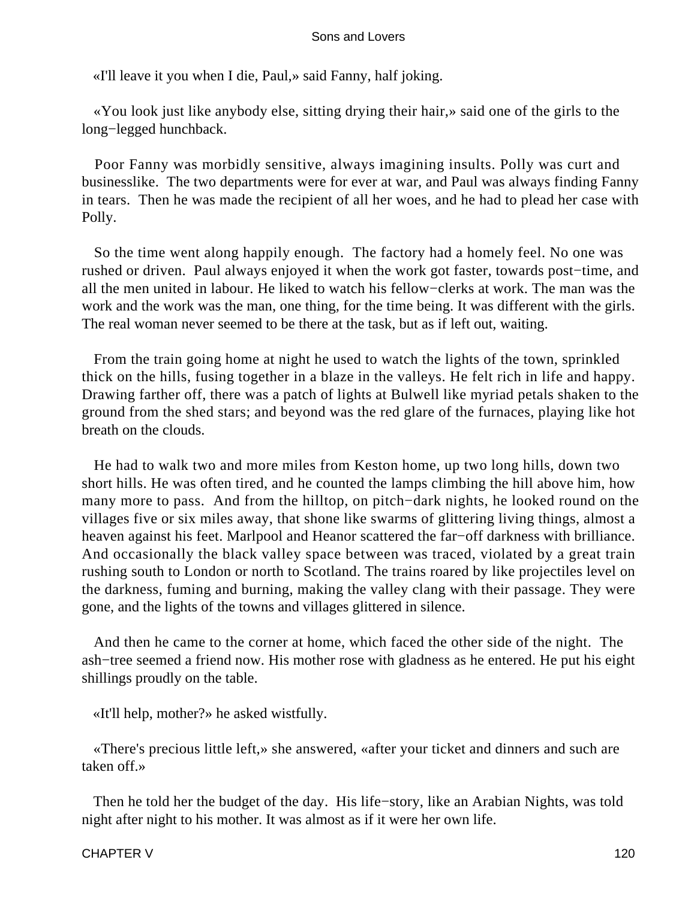«I'll leave it you when I die, Paul,» said Fanny, half joking.

«You look just like anybody else, sitting drying their hair,» said one of the girls to the long−legged hunchback.

Poor Fanny was morbidly sensitive, always imagining insults. Polly was curt and businesslike. The two departments were for ever at war, and Paul was always finding Fanny in tears. Then he was made the recipient of all her woes, and he had to plead her case with Polly.

So the time went along happily enough. The factory had a homely feel. No one was rushed or driven. Paul always enjoyed it when the work got faster, towards post−time, and all the men united in labour. He liked to watch his fellow−clerks at work. The man was the work and the work was the man, one thing, for the time being. It was different with the girls. The real woman never seemed to be there at the task, but as if left out, waiting.

From the train going home at night he used to watch the lights of the town, sprinkled thick on the hills, fusing together in a blaze in the valleys. He felt rich in life and happy. Drawing farther off, there was a patch of lights at Bulwell like myriad petals shaken to the ground from the shed stars; and beyond was the red glare of the furnaces, playing like hot breath on the clouds.

He had to walk two and more miles from Keston home, up two long hills, down two short hills. He was often tired, and he counted the lamps climbing the hill above him, how many more to pass. And from the hilltop, on pitch−dark nights, he looked round on the villages five or six miles away, that shone like swarms of glittering living things, almost a heaven against his feet. Marlpool and Heanor scattered the far−off darkness with brilliance. And occasionally the black valley space between was traced, violated by a great train rushing south to London or north to Scotland. The trains roared by like projectiles level on the darkness, fuming and burning, making the valley clang with their passage. They were gone, and the lights of the towns and villages glittered in silence.

And then he came to the corner at home, which faced the other side of the night. The ash−tree seemed a friend now. His mother rose with gladness as he entered. He put his eight shillings proudly on the table.

«It'll help, mother?» he asked wistfully.

«There's precious little left,» she answered, «after your ticket and dinners and such are taken off.»

Then he told her the budget of the day. His life−story, like an Arabian Nights, was told night after night to his mother. It was almost as if it were her own life.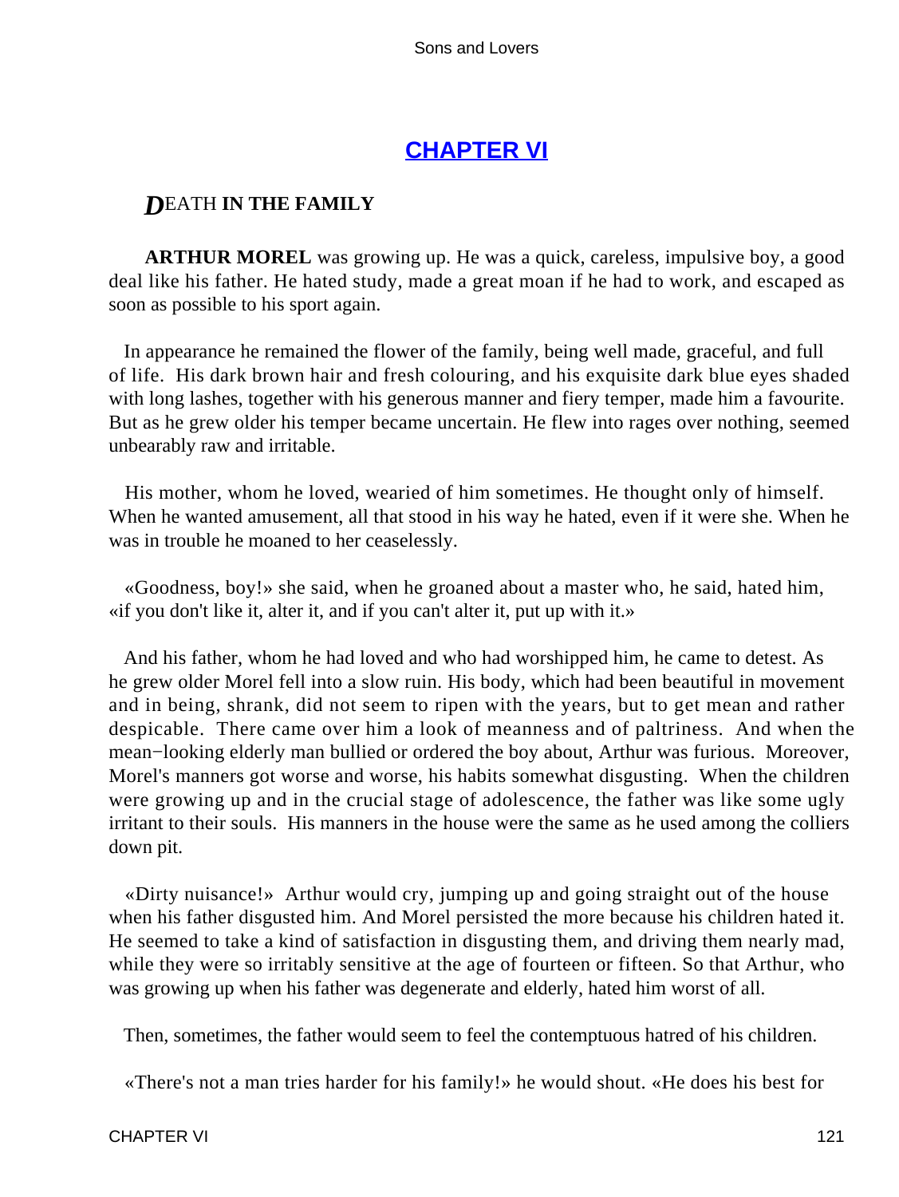# CHAPTER VI

## DEATH IN THE FAMILY

**ARTHUR MOREL** was growing up. He was a quick, careless, impulsive boy, a good deal like his father. He hated study, made a great moan if he had to work, and escaped as soon as possible to his sport again.

In appearance he remained the flower of the family, being well made, graceful, and full of life. His dark brown hair and fresh colouring, and his exquisite dark blue eyes shaded with long lashes, together with his generous manner and fiery temper, made him a favourite. But as he grew older his temper became uncertain. He flew into rages over nothing, seemed unbearably raw and irritable.

His mother, whom he loved, wearied of him sometimes. He thought only of himself. When he wanted amusement, all that stood in his way he hated, even if it were she. When he was in trouble he moaned to her ceaselessly.

«Goodness, boy!» she said, when he groaned about a master who, he said, hated him, «if you don't like it, alter it, and if you can't alter it, put up with it.»

And his father, whom he had loved and who had worshipped him, he came to detest. As he grew older Morel fell into a slow ruin. His body, which had been beautiful in movement and in being, shrank, did not seem to ripen with the years, but to get mean and rather despicable. There came over him a look of meanness and of paltriness. And when the mean−looking elderly man bullied or ordered the boy about, Arthur was furious. Moreover, Morel's manners got worse and worse, his habits somewhat disgusting. When the children were growing up and in the crucial stage of adolescence, the father was like some ugly irritant to their souls. His manners in the house were the same as he used among the colliers down pit.

«Dirty nuisance!» Arthur would cry, jumping up and going straight out of the house when his father disgusted him. And Morel persisted the more because his children hated it. He seemed to take a kind of satisfaction in disgusting them, and driving them nearly mad, while they were so irritably sensitive at the age of fourteen or fifteen. So that Arthur, who was growing up when his father was degenerate and elderly, hated him worst of all.

Then, sometimes, the father would seem to feel the contemptuous hatred of his children.

«There's not a man tries harder for his family!» he would shout. «He does his best for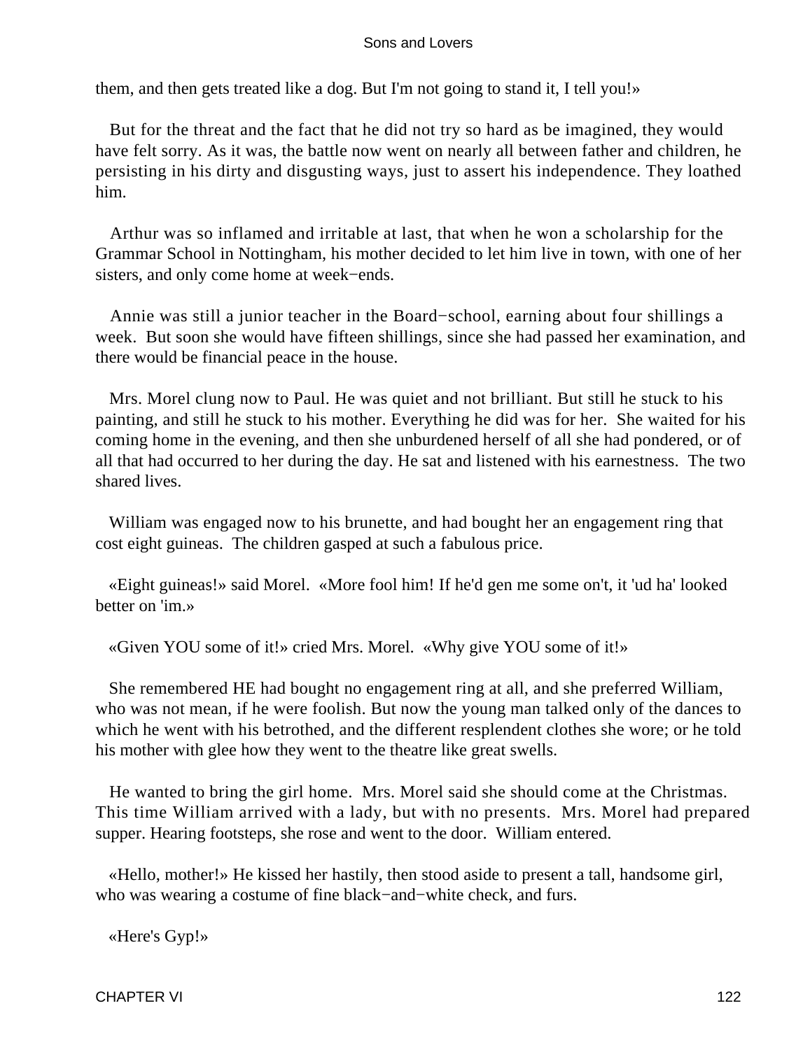them, and then gets treated like a dog. But I'm not going to stand it, I tell you!»

But for the threat and the fact that he did not try so hard as be imagined, they would have felt sorry. As it was, the battle now went on nearly all between father and children, he persisting in his dirty and disgusting ways, just to assert his independence. They loathed him.

Arthur was so inflamed and irritable at last, that when he won a scholarship for the Grammar School in Nottingham, his mother decided to let him live in town, with one of her sisters, and only come home at week−ends.

Annie was still a junior teacher in the Board−school, earning about four shillings a week. But soon she would have fifteen shillings, since she had passed her examination, and there would be financial peace in the house.

Mrs. Morel clung now to Paul. He was quiet and not brilliant. But still he stuck to his painting, and still he stuck to his mother. Everything he did was for her. She waited for his coming home in the evening, and then she unburdened herself of all she had pondered, or of all that had occurred to her during the day. He sat and listened with his earnestness. The two shared lives.

William was engaged now to his brunette, and had bought her an engagement ring that cost eight guineas. The children gasped at such a fabulous price.

«Eight guineas!» said Morel. «More fool him! If he'd gen me some on't, it 'ud ha' looked better on 'im.»

«Given YOU some of it!» cried Mrs. Morel. «Why give YOU some of it!»

She remembered HE had bought no engagement ring at all, and she preferred William, who was not mean, if he were foolish. But now the young man talked only of the dances to which he went with his betrothed, and the different resplendent clothes she wore; or he told his mother with glee how they went to the theatre like great swells.

He wanted to bring the girl home. Mrs. Morel said she should come at the Christmas. This time William arrived with a lady, but with no presents. Mrs. Morel had prepared supper. Hearing footsteps, she rose and went to the door. William entered.

«Hello, mother!» He kissed her hastily, then stood aside to present a tall, handsome girl, who was wearing a costume of fine black−and−white check, and furs.

«Here's Gyp!»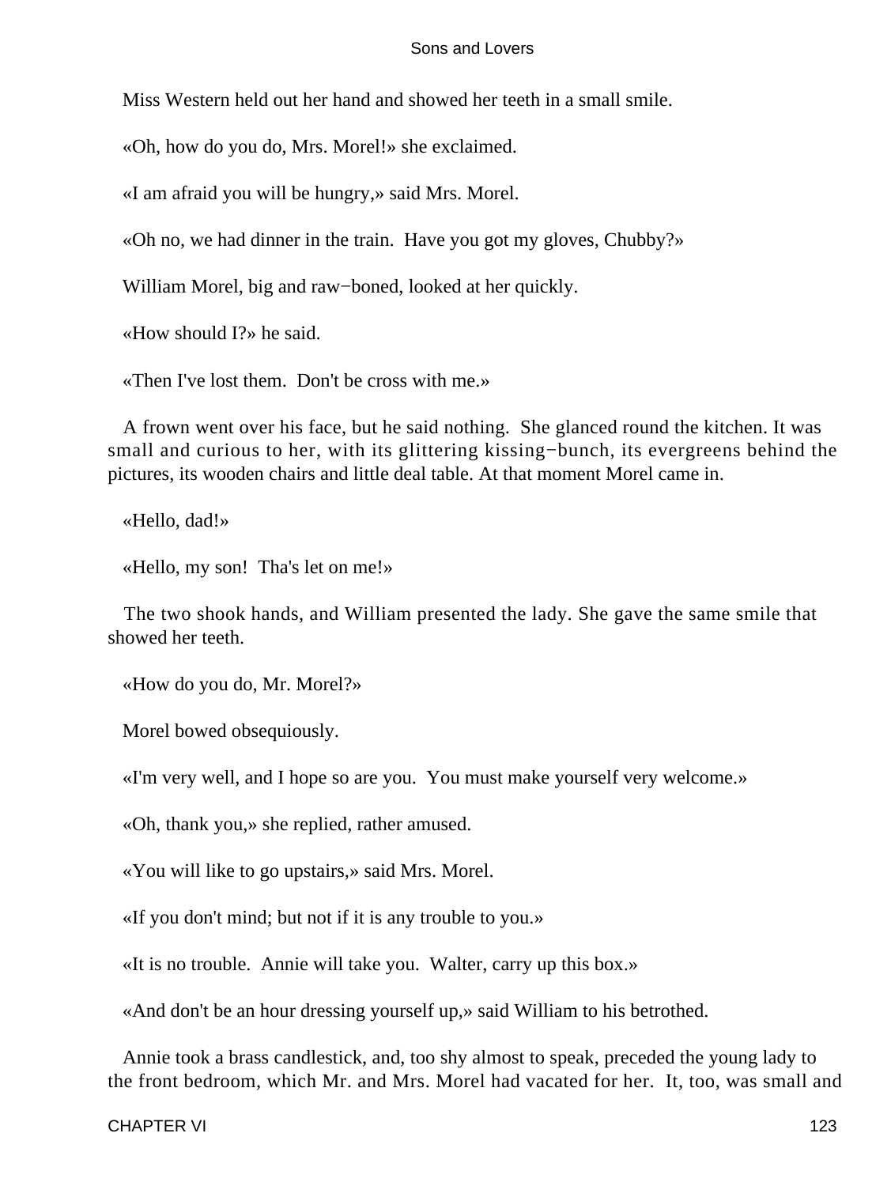Miss Western held out her hand and showed her teeth in a small smile.

«Oh, how do you do, Mrs. Morel!» she exclaimed.

«I am afraid you will be hungry,» said Mrs. Morel.

«Oh no, we had dinner in the train. Have you got my gloves, Chubby?»

William Morel, big and raw−boned, looked at her quickly.

«How should I?» he said.

«Then I've lost them. Don't be cross with me.»

A frown went over his face, but he said nothing. She glanced round the kitchen. It was small and curious to her, with its glittering kissing−bunch, its evergreens behind the pictures, its wooden chairs and little deal table. At that moment Morel came in.

«Hello, dad!»

«Hello, my son! Tha's let on me!»

The two shook hands, and William presented the lady. She gave the same smile that showed her teeth.

«How do you do, Mr. Morel?»

Morel bowed obsequiously.

«I'm very well, and I hope so are you. You must make yourself very welcome.»

«Oh, thank you,» she replied, rather amused.

«You will like to go upstairs,» said Mrs. Morel.

«If you don't mind; but not if it is any trouble to you.»

«It is no trouble. Annie will take you. Walter, carry up this box.»

«And don't be an hour dressing yourself up,» said William to his betrothed.

Annie took a brass candlestick, and, too shy almost to speak, preceded the young lady to the front bedroom, which Mr. and Mrs. Morel had vacated for her. It, too, was small and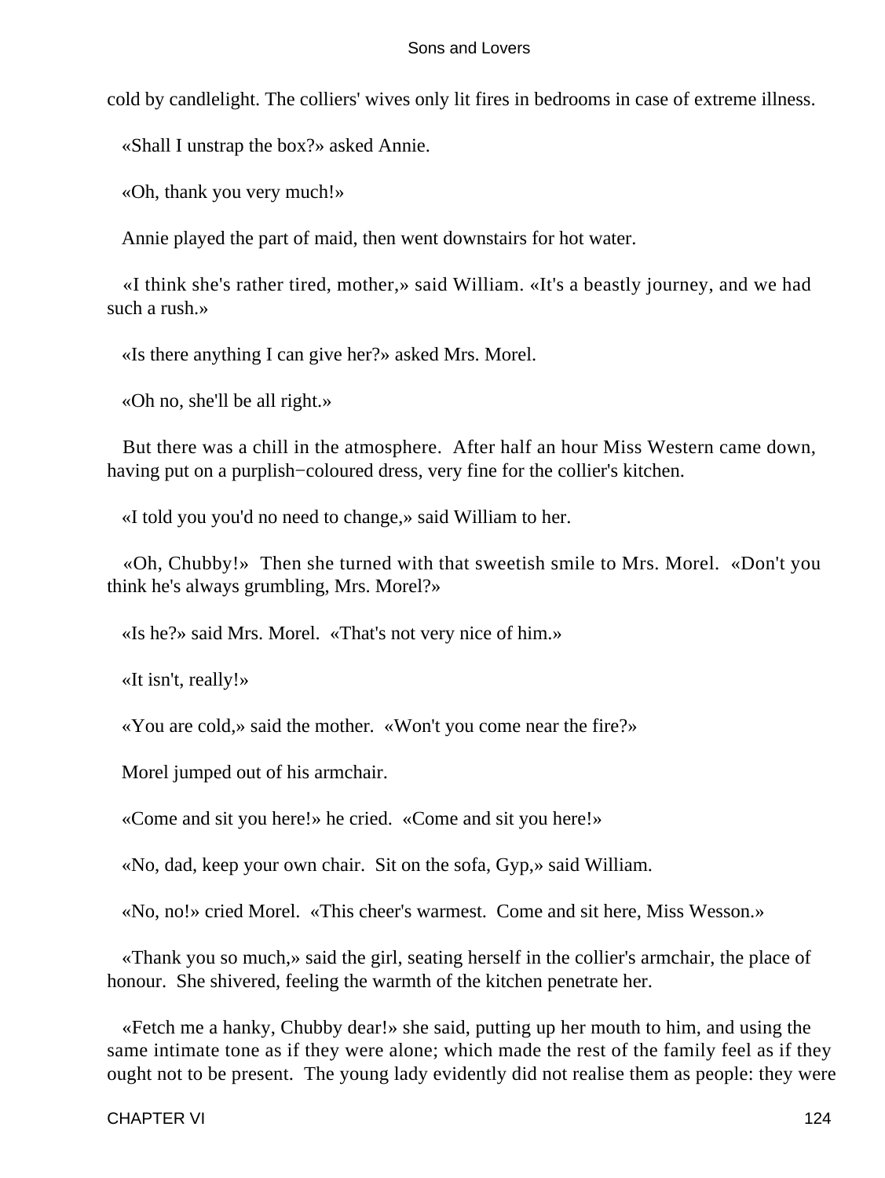cold by candlelight. The colliers' wives only lit fires in bedrooms in case of extreme illness.

«Shall I unstrap the box?» asked Annie.

«Oh, thank you very much!»

Annie played the part of maid, then went downstairs for hot water.

«I think she's rather tired, mother,» said William. «It's a beastly journey, and we had such a rush.»

«Is there anything I can give her?» asked Mrs. Morel.

«Oh no, she'll be all right.»

But there was a chill in the atmosphere. After half an hour Miss Western came down, having put on a purplish−coloured dress, very fine for the collier's kitchen.

«I told you you'd no need to change,» said William to her.

«Oh, Chubby!» Then she turned with that sweetish smile to Mrs. Morel. «Don't you think he's always grumbling, Mrs. Morel?»

«Is he?» said Mrs. Morel. «That's not very nice of him.»

«It isn't, really!»

«You are cold,» said the mother. «Won't you come near the fire?»

Morel jumped out of his armchair.

«Come and sit you here!» he cried. «Come and sit you here!»

«No, dad, keep your own chair. Sit on the sofa, Gyp,» said William.

«No, no!» cried Morel. «This cheer's warmest. Come and sit here, Miss Wesson.»

«Thank you so much,» said the girl, seating herself in the collier's armchair, the place of honour. She shivered, feeling the warmth of the kitchen penetrate her.

«Fetch me a hanky, Chubby dear!» she said, putting up her mouth to him, and using the same intimate tone as if they were alone; which made the rest of the family feel as if they ought not to be present. The young lady evidently did not realise them as people: they were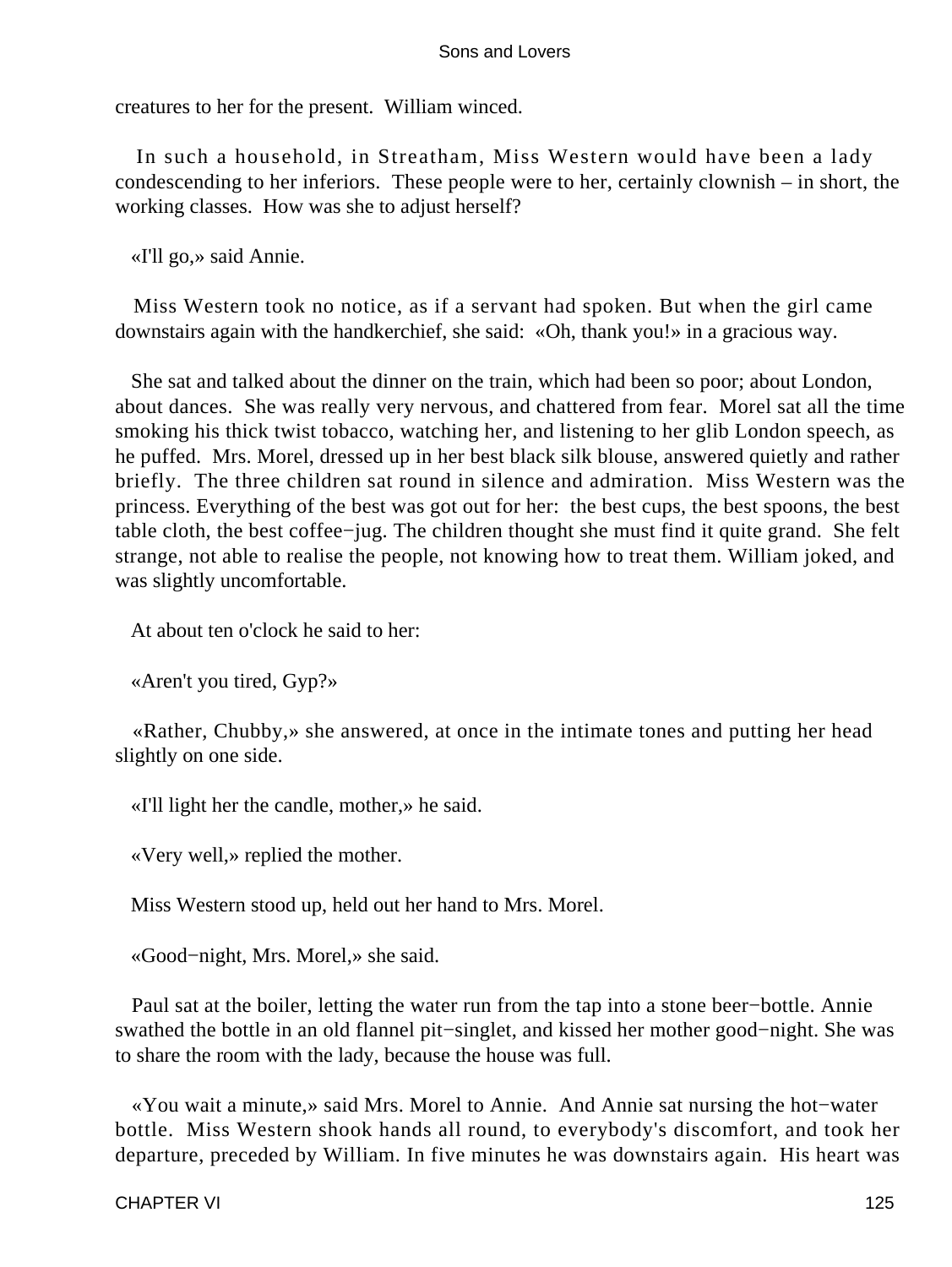creatures to her for the present. William winced.

In such a household, in Streatham, Miss Western would have been a lady condescending to her inferiors. These people were to her, certainly clownish – in short, the working classes. How was she to adjust herself?

«I'll go,» said Annie.

Miss Western took no notice, as if a servant had spoken. But when the girl came downstairs again with the handkerchief, she said: «Oh, thank you!» in a gracious way.

She sat and talked about the dinner on the train, which had been so poor; about London, about dances. She was really very nervous, and chattered from fear. Morel sat all the time smoking his thick twist tobacco, watching her, and listening to her glib London speech, as he puffed. Mrs. Morel, dressed up in her best black silk blouse, answered quietly and rather briefly. The three children sat round in silence and admiration. Miss Western was the princess. Everything of the best was got out for her: the best cups, the best spoons, the best table cloth, the best coffee−jug. The children thought she must find it quite grand. She felt strange, not able to realise the people, not knowing how to treat them. William joked, and was slightly uncomfortable.

At about ten o'clock he said to her:

«Aren't you tired, Gyp?»

«Rather, Chubby,» she answered, at once in the intimate tones and putting her head slightly on one side.

«I'll light her the candle, mother,» he said.

«Very well,» replied the mother.

Miss Western stood up, held out her hand to Mrs. Morel.

«Good−night, Mrs. Morel,» she said.

Paul sat at the boiler, letting the water run from the tap into a stone beer−bottle. Annie swathed the bottle in an old flannel pit−singlet, and kissed her mother good−night. She was to share the room with the lady, because the house was full.

«You wait a minute,» said Mrs. Morel to Annie. And Annie sat nursing the hot−water bottle. Miss Western shook hands all round, to everybody's discomfort, and took her departure, preceded by William. In five minutes he was downstairs again. His heart was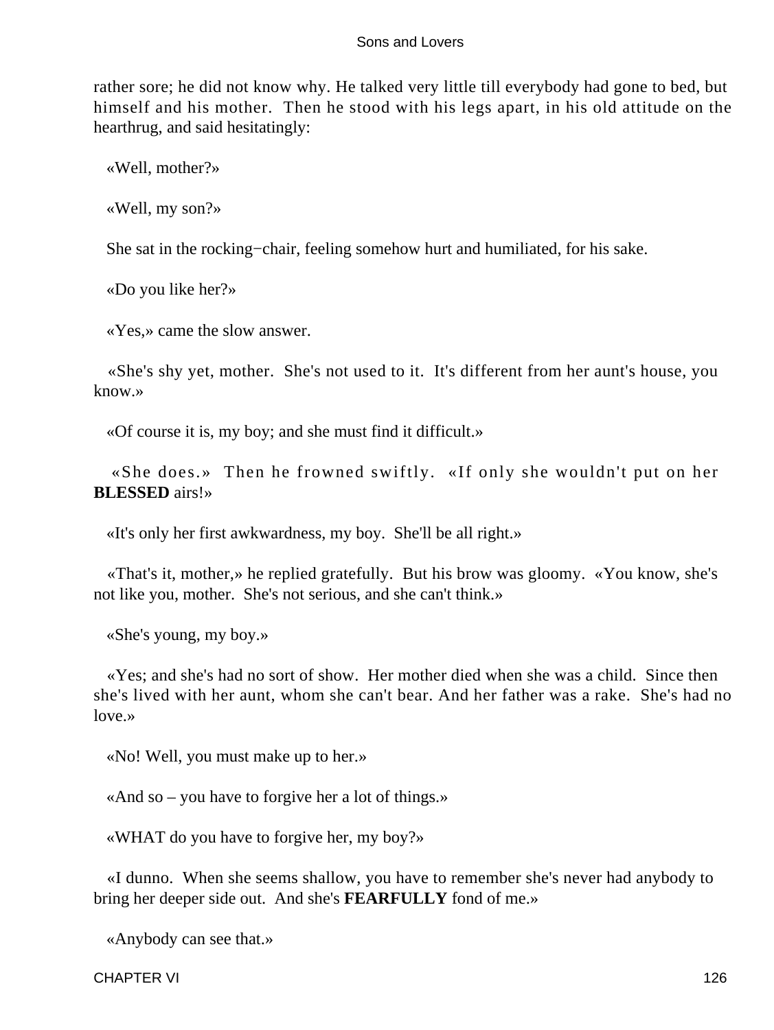rather sore; he did not know why. He talked very little till everybody had gone to bed, but himself and his mother. Then he stood with his legs apart, in his old attitude on the hearthrug, and said hesitatingly:

«Well, mother?»

«Well, my son?»

She sat in the rocking−chair, feeling somehow hurt and humiliated, for his sake.

«Do you like her?»

«Yes,» came the slow answer.

«She's shy yet, mother. She's not used to it. It's different from her aunt's house, you know.»

«Of course it is, my boy; and she must find it difficult.»

«She does.» Then he frowned swiftly. «If only she wouldn't put on her **BLESSED** airs!»

«It's only her first awkwardness, my boy. She'll be all right.»

«That's it, mother,» he replied gratefully. But his brow was gloomy. «You know, she's not like you, mother. She's not serious, and she can't think.»

«She's young, my boy.»

«Yes; and she's had no sort of show. Her mother died when she was a child. Since then she's lived with her aunt, whom she can't bear. And her father was a rake. She's had no love.»

«No! Well, you must make up to her.»

«And so – you have to forgive her a lot of things.»

«WHAT do you have to forgive her, my boy?»

«I dunno. When she seems shallow, you have to remember she's never had anybody to bring her deeper side out. And she's **FEARFULLY** fond of me.»

«Anybody can see that.»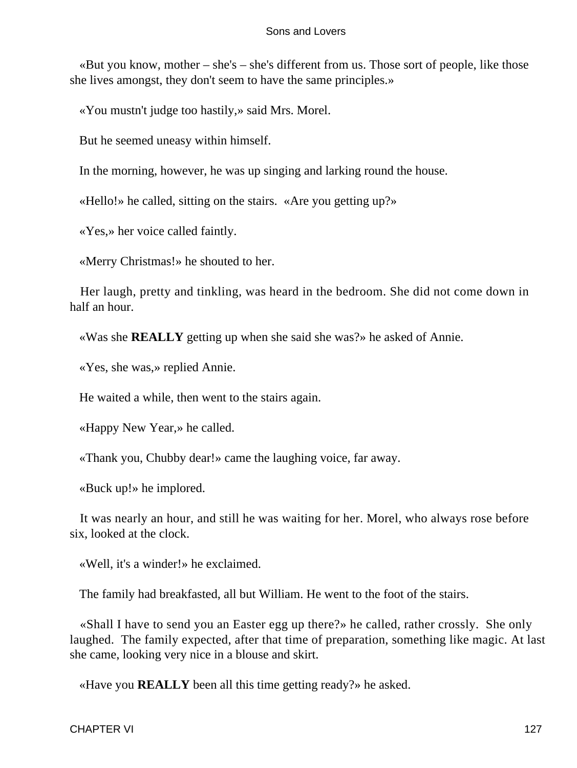«But you know, mother – she's – she's different from us. Those sort of people, like those she lives amongst, they don't seem to have the same principles.»

«You mustn't judge too hastily,» said Mrs. Morel.

But he seemed uneasy within himself.

In the morning, however, he was up singing and larking round the house.

«Hello!» he called, sitting on the stairs. «Are you getting up?»

«Yes,» her voice called faintly.

«Merry Christmas!» he shouted to her.

Her laugh, pretty and tinkling, was heard in the bedroom. She did not come down in half an hour.

«Was she **REALLY** getting up when she said she was?» he asked of Annie.

«Yes, she was,» replied Annie.

He waited a while, then went to the stairs again.

«Happy New Year,» he called.

«Thank you, Chubby dear!» came the laughing voice, far away.

«Buck up!» he implored.

It was nearly an hour, and still he was waiting for her. Morel, who always rose before six, looked at the clock.

«Well, it's a winder!» he exclaimed.

The family had breakfasted, all but William. He went to the foot of the stairs.

«Shall I have to send you an Easter egg up there?» he called, rather crossly. She only laughed. The family expected, after that time of preparation, something like magic. At last she came, looking very nice in a blouse and skirt.

«Have you **REALLY** been all this time getting ready?» he asked.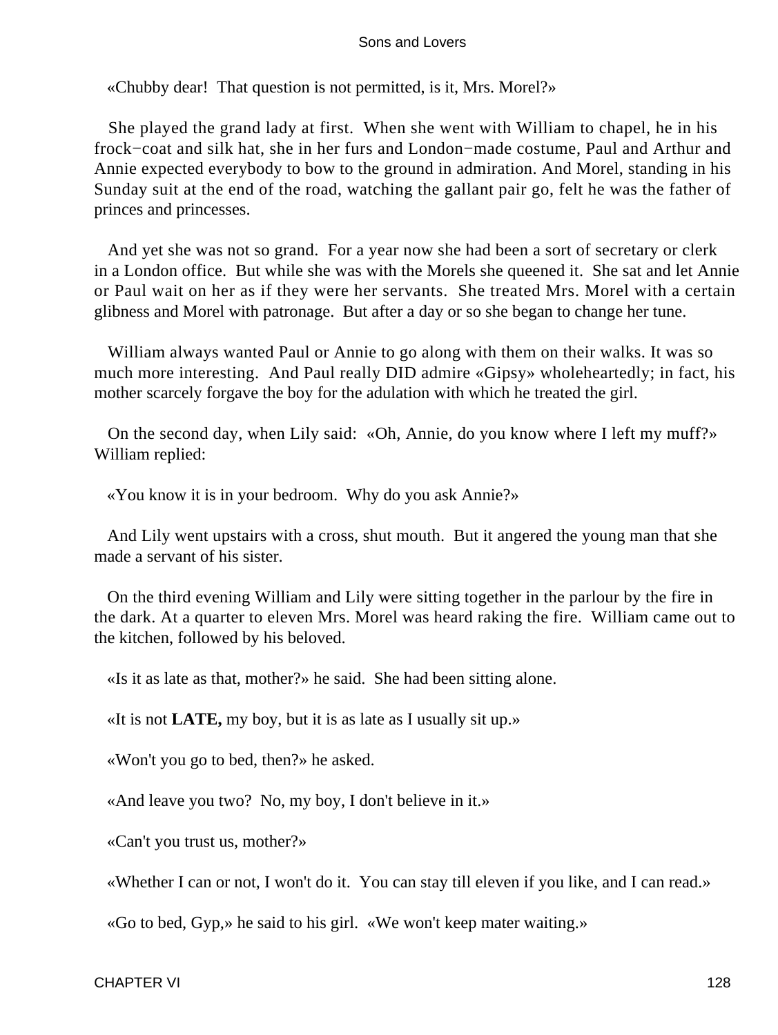«Chubby dear!  That question is not permitted, is it, Mrs. Morel?»

She played the grand lady at first.  When she went with William to chapel, he in his frock−coat and silk hat, she in her furs and London−made costume, Paul and Arthur and Annie expected everybody to bow to the ground in admiration. And Morel, standing in his Sunday suit at the end of the road, watching the gallant pair go, felt he was the father of princes and princesses.

And yet she was not so grand.  For a year now she had been a sort of secretary or clerk in a London office.  But while she was with the Morels she queened it.  She sat and let Annie or Paul wait on her as if they were her servants.  She treated Mrs. Morel with a certain glibness and Morel with patronage.  But after a day or so she began to change her tune.

William always wanted Paul or Annie to go along with them on their walks. It was so much more interesting.  And Paul really DID admire «Gipsy» wholeheartedly; in fact, his mother scarcely forgave the boy for the adulation with which he treated the girl.

On the second day, when Lily said:  «Oh, Annie, do you know where I left my muff?» William replied:

«You know it is in your bedroom.  Why do you ask Annie?»

And Lily went upstairs with a cross, shut mouth.  But it angered the young man that she made a servant of his sister.

On the third evening William and Lily were sitting together in the parlour by the fire in the dark. At a quarter to eleven Mrs. Morel was heard raking the fire.  William came out to the kitchen, followed by his beloved.

«Is it as late as that, mother?» he said.  She had been sitting alone.

«It is not **LATE,** my boy, but it is as late as I usually sit up.»

«Won't you go to bed, then?» he asked.

«And leave you two?  No, my boy, I don't believe in it.»

«Can't you trust us, mother?»

«Whether I can or not, I won't do it.  You can stay till eleven if you like, and I can read.»

«Go to bed, Gyp,» he said to his girl.  «We won't keep mater waiting.»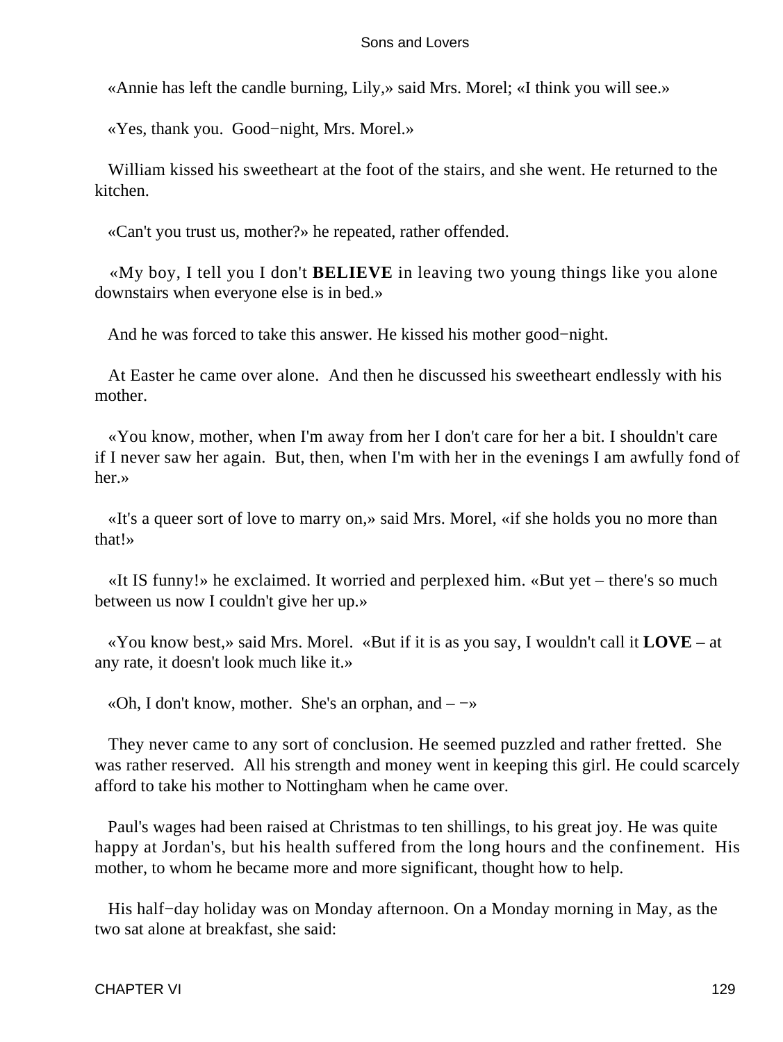«Annie has left the candle burning, Lily,» said Mrs. Morel; «I think you will see.»

«Yes, thank you. Good−night, Mrs. Morel.»

William kissed his sweetheart at the foot of the stairs, and she went. He returned to the kitchen.

«Can't you trust us, mother?» he repeated, rather offended.

«My boy, I tell you I don't **BELIEVE** in leaving two young things like you alone downstairs when everyone else is in bed.»

And he was forced to take this answer. He kissed his mother good−night.

At Easter he came over alone. And then he discussed his sweetheart endlessly with his mother.

«You know, mother, when I'm away from her I don't care for her a bit. I shouldn't care if I never saw her again. But, then, when I'm with her in the evenings I am awfully fond of her.»

«It's a queer sort of love to marry on,» said Mrs. Morel, «if she holds you no more than that!»

«It IS funny!» he exclaimed. It worried and perplexed him. «But yet – there's so much between us now I couldn't give her up.»

«You know best,» said Mrs. Morel. «But if it is as you say, I wouldn't call it **LOVE** – at any rate, it doesn't look much like it.»

«Oh, I don't know, mother. She's an orphan, and – −»

They never came to any sort of conclusion. He seemed puzzled and rather fretted. She was rather reserved. All his strength and money went in keeping this girl. He could scarcely afford to take his mother to Nottingham when he came over.

Paul's wages had been raised at Christmas to ten shillings, to his great joy. He was quite happy at Jordan's, but his health suffered from the long hours and the confinement. His mother, to whom he became more and more significant, thought how to help.

His half−day holiday was on Monday afternoon. On a Monday morning in May, as the two sat alone at breakfast, she said: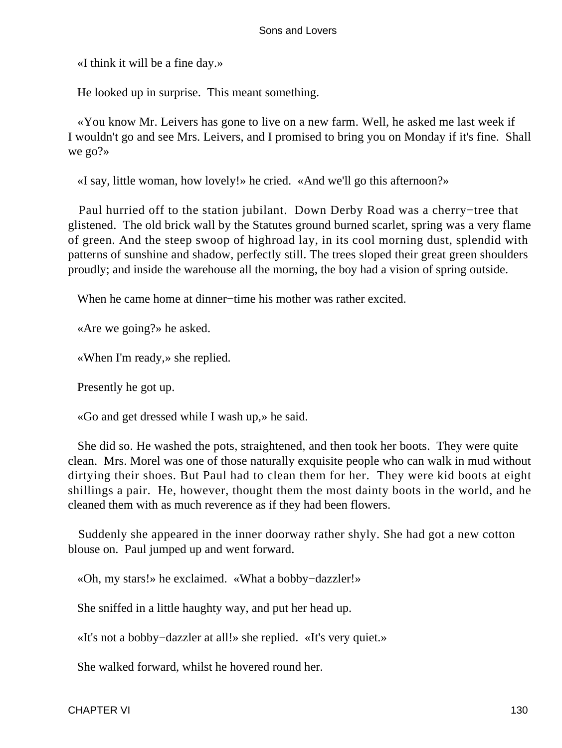«I think it will be a fine day.»

He looked up in surprise. This meant something.

«You know Mr. Leivers has gone to live on a new farm. Well, he asked me last week if I wouldn't go and see Mrs. Leivers, and I promised to bring you on Monday if it's fine. Shall we go?»

«I say, little woman, how lovely!» he cried. «And we'll go this afternoon?»

Paul hurried off to the station jubilant. Down Derby Road was a cherry−tree that glistened. The old brick wall by the Statutes ground burned scarlet, spring was a very flame of green. And the steep swoop of highroad lay, in its cool morning dust, splendid with patterns of sunshine and shadow, perfectly still. The trees sloped their great green shoulders proudly; and inside the warehouse all the morning, the boy had a vision of spring outside.

When he came home at dinner−time his mother was rather excited.

«Are we going?» he asked.

«When I'm ready,» she replied.

Presently he got up.

«Go and get dressed while I wash up,» he said.

She did so. He washed the pots, straightened, and then took her boots. They were quite clean. Mrs. Morel was one of those naturally exquisite people who can walk in mud without dirtying their shoes. But Paul had to clean them for her. They were kid boots at eight shillings a pair. He, however, thought them the most dainty boots in the world, and he cleaned them with as much reverence as if they had been flowers.

Suddenly she appeared in the inner doorway rather shyly. She had got a new cotton blouse on. Paul jumped up and went forward.

«Oh, my stars!» he exclaimed. «What a bobby−dazzler!»

She sniffed in a little haughty way, and put her head up.

«It's not a bobby−dazzler at all!» she replied. «It's very quiet.»

She walked forward, whilst he hovered round her.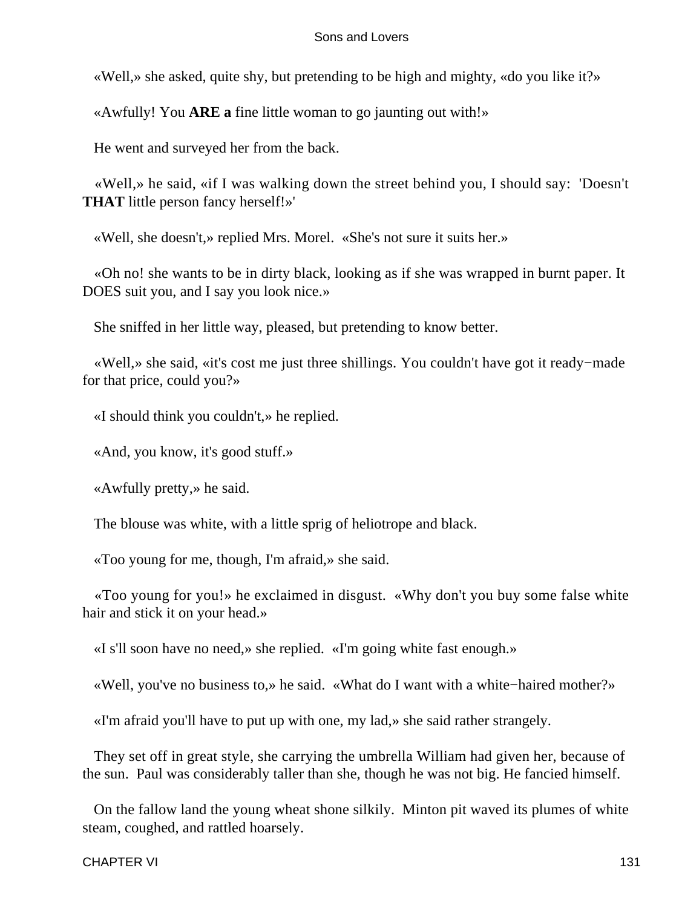«Well,» she asked, quite shy, but pretending to be high and mighty, «do you like it?»

«Awfully! You **ARE a** fine little woman to go jaunting out with!»

He went and surveyed her from the back.

«Well,» he said, «if I was walking down the street behind you, I should say: 'Doesn't **THAT** little person fancy herself!»'

«Well, she doesn't,» replied Mrs. Morel. «She's not sure it suits her.»

«Oh no! she wants to be in dirty black, looking as if she was wrapped in burnt paper. It DOES suit you, and I say you look nice.»

She sniffed in her little way, pleased, but pretending to know better.

«Well,» she said, «it's cost me just three shillings. You couldn't have got it ready−made for that price, could you?»

«I should think you couldn't,» he replied.

«And, you know, it's good stuff.»

«Awfully pretty,» he said.

The blouse was white, with a little sprig of heliotrope and black.

«Too young for me, though, I'm afraid,» she said.

«Too young for you!» he exclaimed in disgust. «Why don't you buy some false white hair and stick it on your head.»

«I s'll soon have no need,» she replied. «I'm going white fast enough.»

«Well, you've no business to,» he said. «What do I want with a white−haired mother?»

«I'm afraid you'll have to put up with one, my lad,» she said rather strangely.

They set off in great style, she carrying the umbrella William had given her, because of the sun. Paul was considerably taller than she, though he was not big. He fancied himself.

On the fallow land the young wheat shone silkily. Minton pit waved its plumes of white steam, coughed, and rattled hoarsely.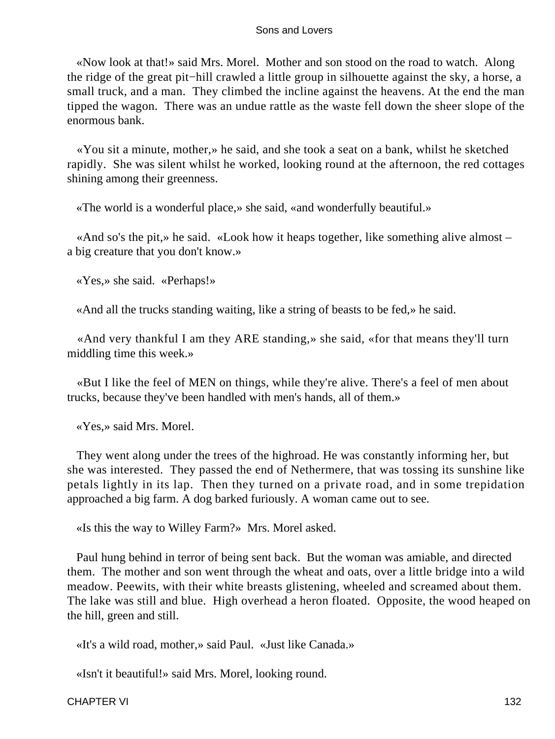«Now look at that!» said Mrs. Morel. Mother and son stood on the road to watch. Along the ridge of the great pit−hill crawled a little group in silhouette against the sky, a horse, a small truck, and a man. They climbed the incline against the heavens. At the end the man tipped the wagon. There was an undue rattle as the waste fell down the sheer slope of the enormous bank.

«You sit a minute, mother,» he said, and she took a seat on a bank, whilst he sketched rapidly. She was silent whilst he worked, looking round at the afternoon, the red cottages shining among their greenness.

«The world is a wonderful place,» she said, «and wonderfully beautiful.»

«And so's the pit,» he said. «Look how it heaps together, like something alive almost – a big creature that you don't know.»

«Yes,» she said. «Perhaps!»

«And all the trucks standing waiting, like a string of beasts to be fed,» he said.

«And very thankful I am they ARE standing,» she said, «for that means they'll turn middling time this week.»

«But I like the feel of MEN on things, while they're alive. There's a feel of men about trucks, because they've been handled with men's hands, all of them.»

«Yes,» said Mrs. Morel.

They went along under the trees of the highroad. He was constantly informing her, but she was interested. They passed the end of Nethermere, that was tossing its sunshine like petals lightly in its lap. Then they turned on a private road, and in some trepidation approached a big farm. A dog barked furiously. A woman came out to see.

«Is this the way to Willey Farm?» Mrs. Morel asked.

Paul hung behind in terror of being sent back. But the woman was amiable, and directed them. The mother and son went through the wheat and oats, over a little bridge into a wild meadow. Peewits, with their white breasts glistening, wheeled and screamed about them. The lake was still and blue. High overhead a heron floated. Opposite, the wood heaped on the hill, green and still.

«It's a wild road, mother,» said Paul. «Just like Canada.»

«Isn't it beautiful!» said Mrs. Morel, looking round.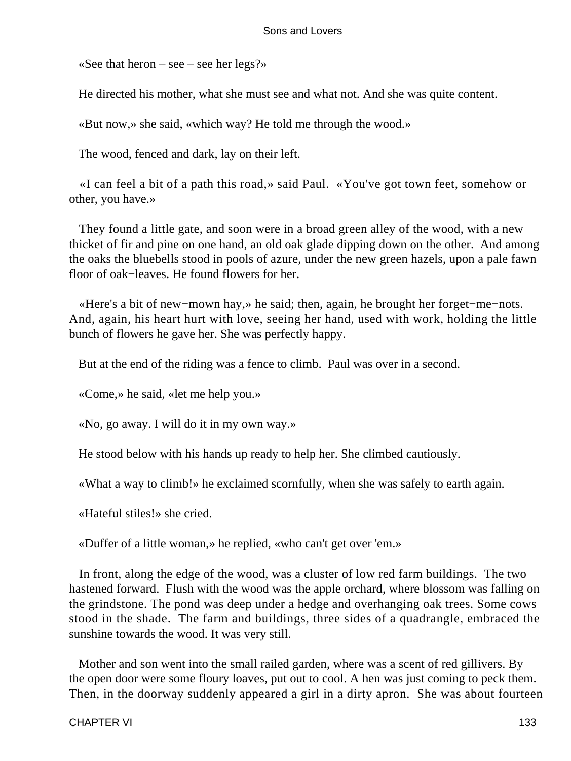«See that heron – see – see her legs?»

He directed his mother, what she must see and what not. And she was quite content.

«But now,» she said, «which way? He told me through the wood.»

The wood, fenced and dark, lay on their left.

«I can feel a bit of a path this road,» said Paul. «You've got town feet, somehow or other, you have.»

They found a little gate, and soon were in a broad green alley of the wood, with a new thicket of fir and pine on one hand, an old oak glade dipping down on the other. And among the oaks the bluebells stood in pools of azure, under the new green hazels, upon a pale fawn floor of oak−leaves. He found flowers for her.

«Here's a bit of new−mown hay,» he said; then, again, he brought her forget−me−nots. And, again, his heart hurt with love, seeing her hand, used with work, holding the little bunch of flowers he gave her. She was perfectly happy.

But at the end of the riding was a fence to climb. Paul was over in a second.

«Come,» he said, «let me help you.»

«No, go away. I will do it in my own way.»

He stood below with his hands up ready to help her. She climbed cautiously.

«What a way to climb!» he exclaimed scornfully, when she was safely to earth again.

«Hateful stiles!» she cried.

«Duffer of a little woman,» he replied, «who can't get over 'em.»

In front, along the edge of the wood, was a cluster of low red farm buildings. The two hastened forward. Flush with the wood was the apple orchard, where blossom was falling on the grindstone. The pond was deep under a hedge and overhanging oak trees. Some cows stood in the shade. The farm and buildings, three sides of a quadrangle, embraced the sunshine towards the wood. It was very still.

Mother and son went into the small railed garden, where was a scent of red gillivers. By the open door were some floury loaves, put out to cool. A hen was just coming to peck them. Then, in the doorway suddenly appeared a girl in a dirty apron. She was about fourteen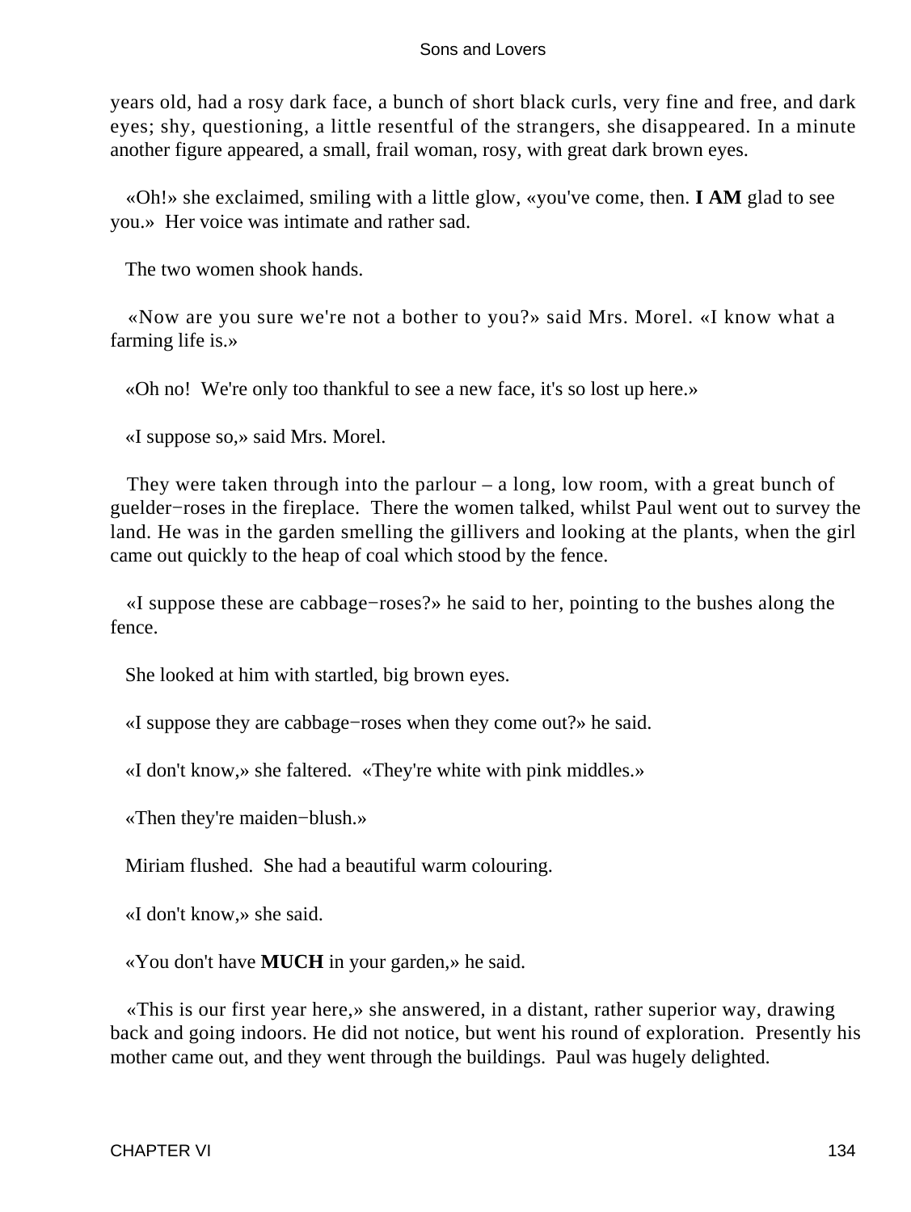years old, had a rosy dark face, a bunch of short black curls, very fine and free, and dark eyes; shy, questioning, a little resentful of the strangers, she disappeared. In a minute another figure appeared, a small, frail woman, rosy, with great dark brown eyes.

«Oh!» she exclaimed, smiling with a little glow, «you've come, then. **I AM** glad to see you.» Her voice was intimate and rather sad.

The two women shook hands.

«Now are you sure we're not a bother to you?» said Mrs. Morel. «I know what a farming life is.»

«Oh no! We're only too thankful to see a new face, it's so lost up here.»

«I suppose so,» said Mrs. Morel.

They were taken through into the parlour – a long, low room, with a great bunch of guelder−roses in the fireplace. There the women talked, whilst Paul went out to survey the land. He was in the garden smelling the gillivers and looking at the plants, when the girl came out quickly to the heap of coal which stood by the fence.

«I suppose these are cabbage−roses?» he said to her, pointing to the bushes along the fence.

She looked at him with startled, big brown eyes.

«I suppose they are cabbage−roses when they come out?» he said.

«I don't know,» she faltered. «They're white with pink middles.»

«Then they're maiden−blush.»

Miriam flushed. She had a beautiful warm colouring.

«I don't know,» she said.

«You don't have **MUCH** in your garden,» he said.

«This is our first year here,» she answered, in a distant, rather superior way, drawing back and going indoors. He did not notice, but went his round of exploration. Presently his mother came out, and they went through the buildings. Paul was hugely delighted.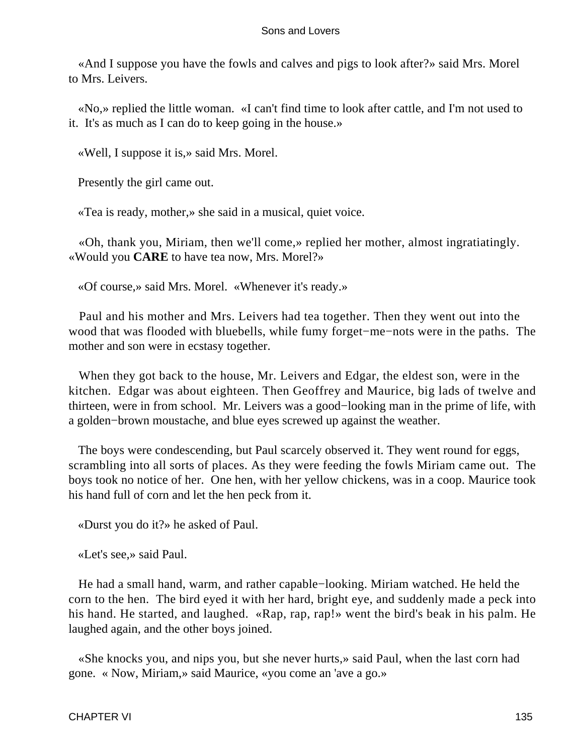«And I suppose you have the fowls and calves and pigs to look after?» said Mrs. Morel to Mrs. Leivers.

«No,» replied the little woman. «I can't find time to look after cattle, and I'm not used to it. It's as much as I can do to keep going in the house.»

«Well, I suppose it is,» said Mrs. Morel.

Presently the girl came out.

«Tea is ready, mother,» she said in a musical, quiet voice.

«Oh, thank you, Miriam, then we'll come,» replied her mother, almost ingratiatingly. «Would you **CARE** to have tea now, Mrs. Morel?»

«Of course,» said Mrs. Morel. «Whenever it's ready.»

Paul and his mother and Mrs. Leivers had tea together. Then they went out into the wood that was flooded with bluebells, while fumy forget−me−nots were in the paths. The mother and son were in ecstasy together.

When they got back to the house, Mr. Leivers and Edgar, the eldest son, were in the kitchen. Edgar was about eighteen. Then Geoffrey and Maurice, big lads of twelve and thirteen, were in from school. Mr. Leivers was a good−looking man in the prime of life, with a golden−brown moustache, and blue eyes screwed up against the weather.

The boys were condescending, but Paul scarcely observed it. They went round for eggs, scrambling into all sorts of places. As they were feeding the fowls Miriam came out. The boys took no notice of her. One hen, with her yellow chickens, was in a coop. Maurice took his hand full of corn and let the hen peck from it.

«Durst you do it?» he asked of Paul.

«Let's see,» said Paul.

He had a small hand, warm, and rather capable−looking. Miriam watched. He held the corn to the hen. The bird eyed it with her hard, bright eye, and suddenly made a peck into his hand. He started, and laughed. «Rap, rap, rap!» went the bird's beak in his palm. He laughed again, and the other boys joined.

«She knocks you, and nips you, but she never hurts,» said Paul, when the last corn had gone. « Now, Miriam,» said Maurice, «you come an 'ave a go.»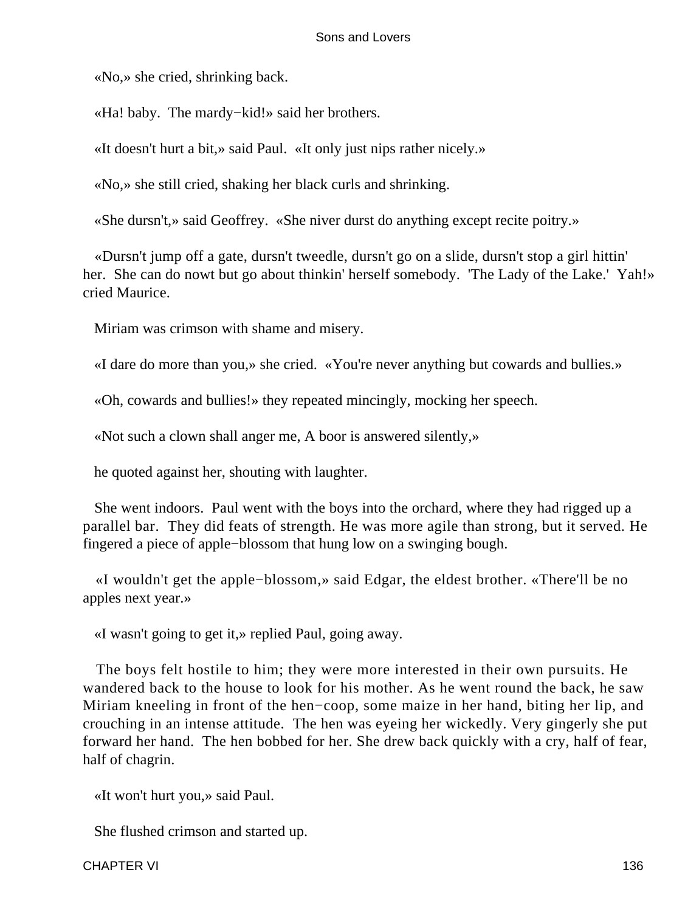«No,» she cried, shrinking back.

«Ha! baby. The mardy−kid!» said her brothers.

«It doesn't hurt a bit,» said Paul. «It only just nips rather nicely.»

«No,» she still cried, shaking her black curls and shrinking.

«She dursn't,» said Geoffrey. «She niver durst do anything except recite poitry.»

«Dursn't jump off a gate, dursn't tweedle, dursn't go on a slide, dursn't stop a girl hittin' her. She can do nowt but go about thinkin' herself somebody. 'The Lady of the Lake.' Yah!» cried Maurice.

Miriam was crimson with shame and misery.

«I dare do more than you,» she cried. «You're never anything but cowards and bullies.»

«Oh, cowards and bullies!» they repeated mincingly, mocking her speech.

«Not such a clown shall anger me, A boor is answered silently,»

he quoted against her, shouting with laughter.

She went indoors. Paul went with the boys into the orchard, where they had rigged up a parallel bar. They did feats of strength. He was more agile than strong, but it served. He fingered a piece of apple−blossom that hung low on a swinging bough.

«I wouldn't get the apple−blossom,» said Edgar, the eldest brother. «There'll be no apples next year.»

«I wasn't going to get it,» replied Paul, going away.

The boys felt hostile to him; they were more interested in their own pursuits. He wandered back to the house to look for his mother. As he went round the back, he saw Miriam kneeling in front of the hen−coop, some maize in her hand, biting her lip, and crouching in an intense attitude. The hen was eyeing her wickedly. Very gingerly she put forward her hand. The hen bobbed for her. She drew back quickly with a cry, half of fear, half of chagrin.

«It won't hurt you,» said Paul.

She flushed crimson and started up.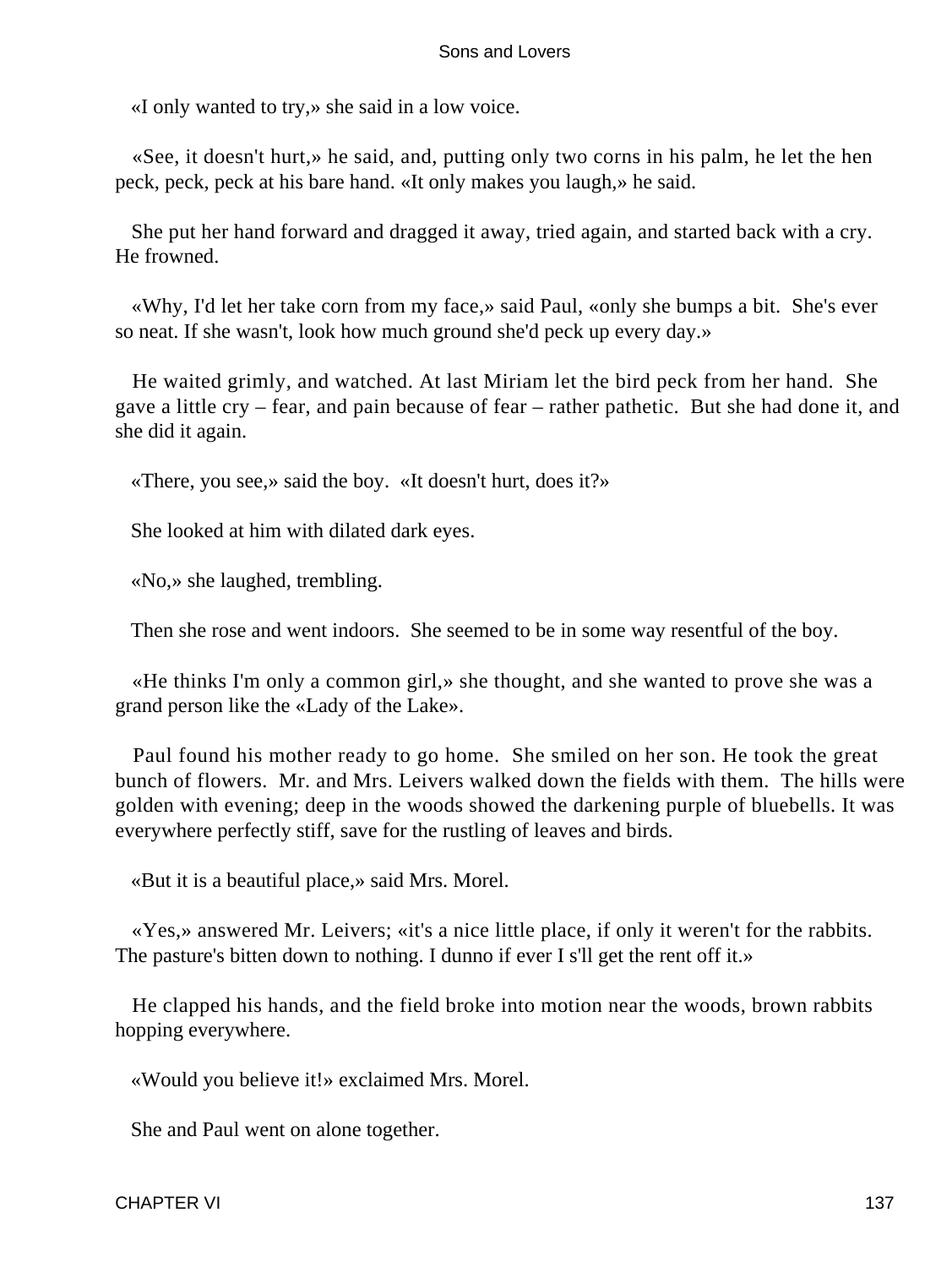«I only wanted to try,» she said in a low voice.

«See, it doesn't hurt,» he said, and, putting only two corns in his palm, he let the hen peck, peck, peck at his bare hand. «It only makes you laugh,» he said.

She put her hand forward and dragged it away, tried again, and started back with a cry. He frowned.

«Why, I'd let her take corn from my face,» said Paul, «only she bumps a bit. She's ever so neat. If she wasn't, look how much ground she'd peck up every day.»

He waited grimly, and watched. At last Miriam let the bird peck from her hand. She gave a little cry – fear, and pain because of fear – rather pathetic. But she had done it, and she did it again.

«There, you see,» said the boy. «It doesn't hurt, does it?»

She looked at him with dilated dark eyes.

«No,» she laughed, trembling.

Then she rose and went indoors. She seemed to be in some way resentful of the boy.

«He thinks I'm only a common girl,» she thought, and she wanted to prove she was a grand person like the «Lady of the Lake».

Paul found his mother ready to go home. She smiled on her son. He took the great bunch of flowers. Mr. and Mrs. Leivers walked down the fields with them. The hills were golden with evening; deep in the woods showed the darkening purple of bluebells. It was everywhere perfectly stiff, save for the rustling of leaves and birds.

«But it is a beautiful place,» said Mrs. Morel.

«Yes,» answered Mr. Leivers; «it's a nice little place, if only it weren't for the rabbits. The pasture's bitten down to nothing. I dunno if ever I s'll get the rent off it.»

He clapped his hands, and the field broke into motion near the woods, brown rabbits hopping everywhere.

«Would you believe it!» exclaimed Mrs. Morel.

She and Paul went on alone together.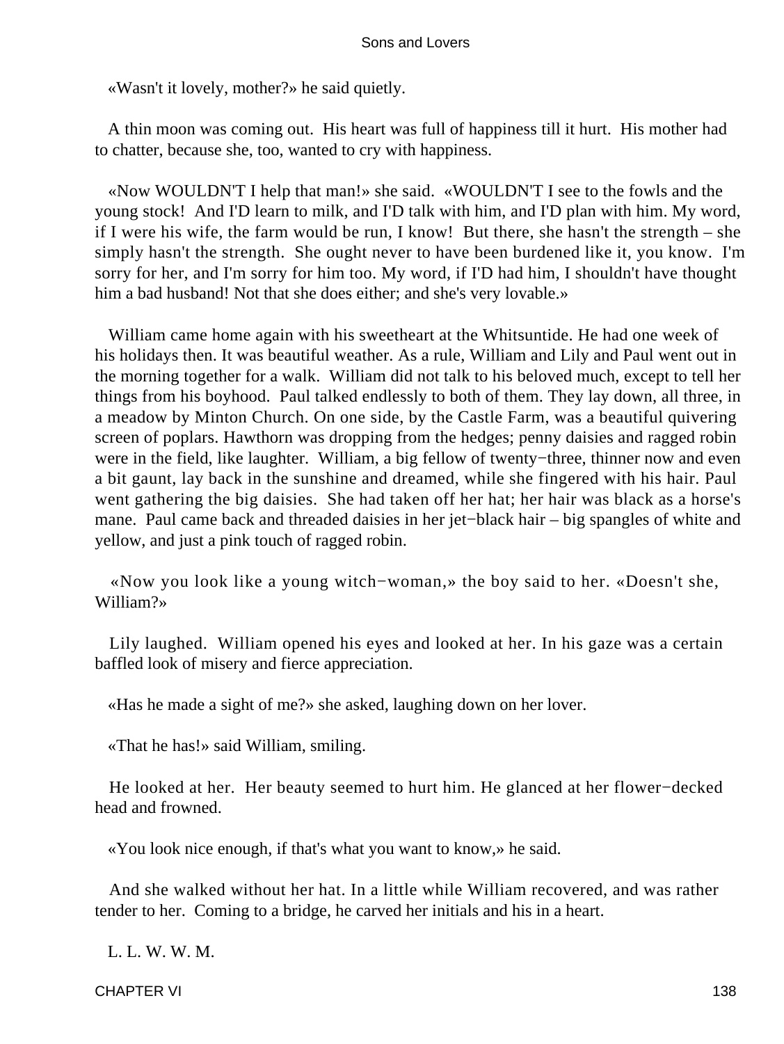«Wasn't it lovely, mother?» he said quietly.

A thin moon was coming out. His heart was full of happiness till it hurt. His mother had to chatter, because she, too, wanted to cry with happiness.

«Now WOULDN'T I help that man!» she said. «WOULDN'T I see to the fowls and the young stock! And I'D learn to milk, and I'D talk with him, and I'D plan with him. My word, if I were his wife, the farm would be run, I know! But there, she hasn't the strength – she simply hasn't the strength. She ought never to have been burdened like it, you know. I'm sorry for her, and I'm sorry for him too. My word, if I'D had him, I shouldn't have thought him a bad husband! Not that she does either; and she's very lovable.»

William came home again with his sweetheart at the Whitsuntide. He had one week of his holidays then. It was beautiful weather. As a rule, William and Lily and Paul went out in the morning together for a walk. William did not talk to his beloved much, except to tell her things from his boyhood. Paul talked endlessly to both of them. They lay down, all three, in a meadow by Minton Church. On one side, by the Castle Farm, was a beautiful quivering screen of poplars. Hawthorn was dropping from the hedges; penny daisies and ragged robin were in the field, like laughter. William, a big fellow of twenty−three, thinner now and even a bit gaunt, lay back in the sunshine and dreamed, while she fingered with his hair. Paul went gathering the big daisies. She had taken off her hat; her hair was black as a horse's mane. Paul came back and threaded daisies in her jet−black hair – big spangles of white and yellow, and just a pink touch of ragged robin.

«Now you look like a young witch−woman,» the boy said to her. «Doesn't she, William?»

Lily laughed. William opened his eyes and looked at her. In his gaze was a certain baffled look of misery and fierce appreciation.

«Has he made a sight of me?» she asked, laughing down on her lover.

«That he has!» said William, smiling.

He looked at her. Her beauty seemed to hurt him. He glanced at her flower−decked head and frowned.

«You look nice enough, if that's what you want to know,» he said.

And she walked without her hat. In a little while William recovered, and was rather tender to her. Coming to a bridge, he carved her initials and his in a heart.

L. L. W. W. M.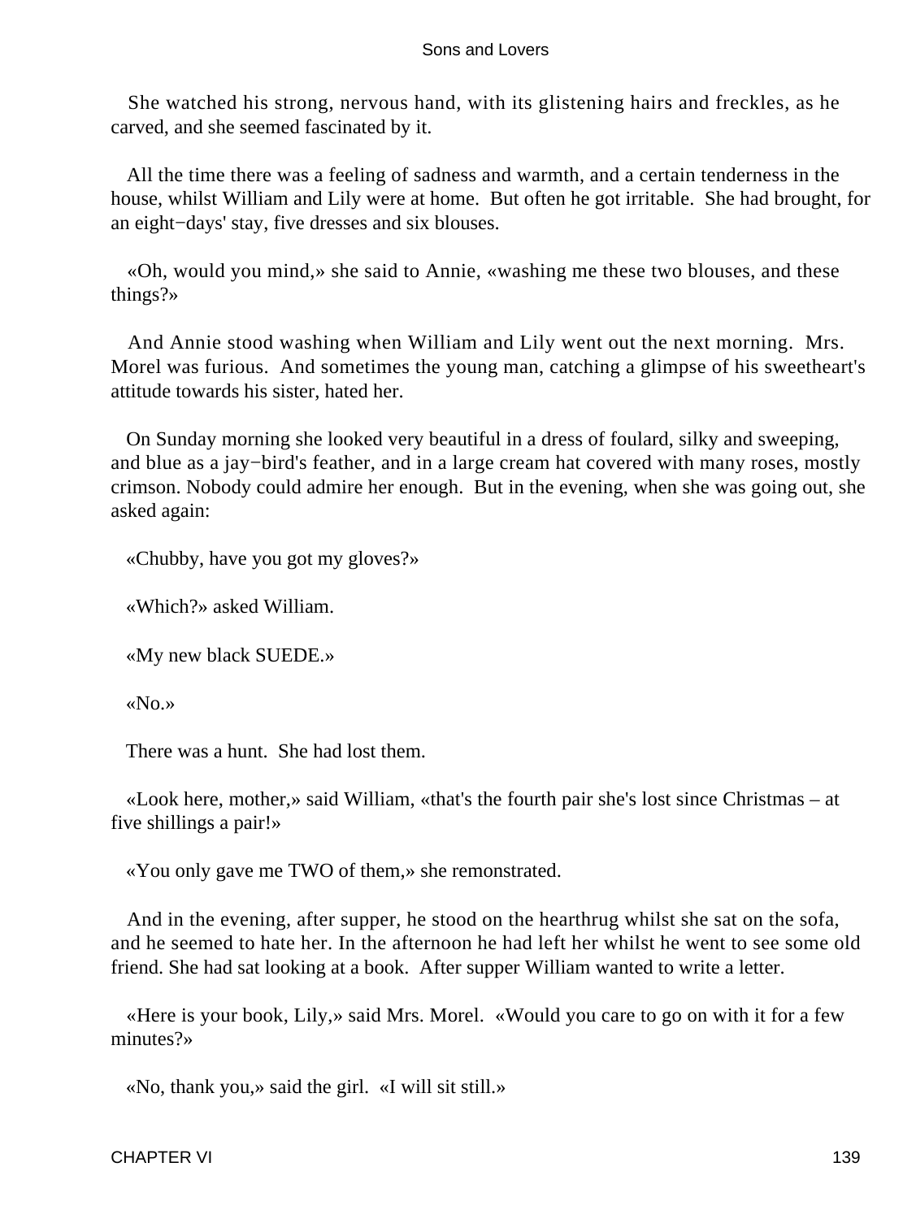She watched his strong, nervous hand, with its glistening hairs and freckles, as he carved, and she seemed fascinated by it.

All the time there was a feeling of sadness and warmth, and a certain tenderness in the house, whilst William and Lily were at home. But often he got irritable. She had brought, for an eight−days' stay, five dresses and six blouses.

«Oh, would you mind,» she said to Annie, «washing me these two blouses, and these things?»

And Annie stood washing when William and Lily went out the next morning. Mrs. Morel was furious. And sometimes the young man, catching a glimpse of his sweetheart's attitude towards his sister, hated her.

On Sunday morning she looked very beautiful in a dress of foulard, silky and sweeping, and blue as a jay−bird's feather, and in a large cream hat covered with many roses, mostly crimson. Nobody could admire her enough. But in the evening, when she was going out, she asked again:

«Chubby, have you got my gloves?»

«Which?» asked William.

«My new black SUEDE.»

«No.»

There was a hunt. She had lost them.

«Look here, mother,» said William, «that's the fourth pair she's lost since Christmas – at five shillings a pair!»

«You only gave me TWO of them,» she remonstrated.

And in the evening, after supper, he stood on the hearthrug whilst she sat on the sofa, and he seemed to hate her. In the afternoon he had left her whilst he went to see some old friend. She had sat looking at a book. After supper William wanted to write a letter.

«Here is your book, Lily,» said Mrs. Morel. «Would you care to go on with it for a few minutes?»

«No, thank you,» said the girl. «I will sit still.»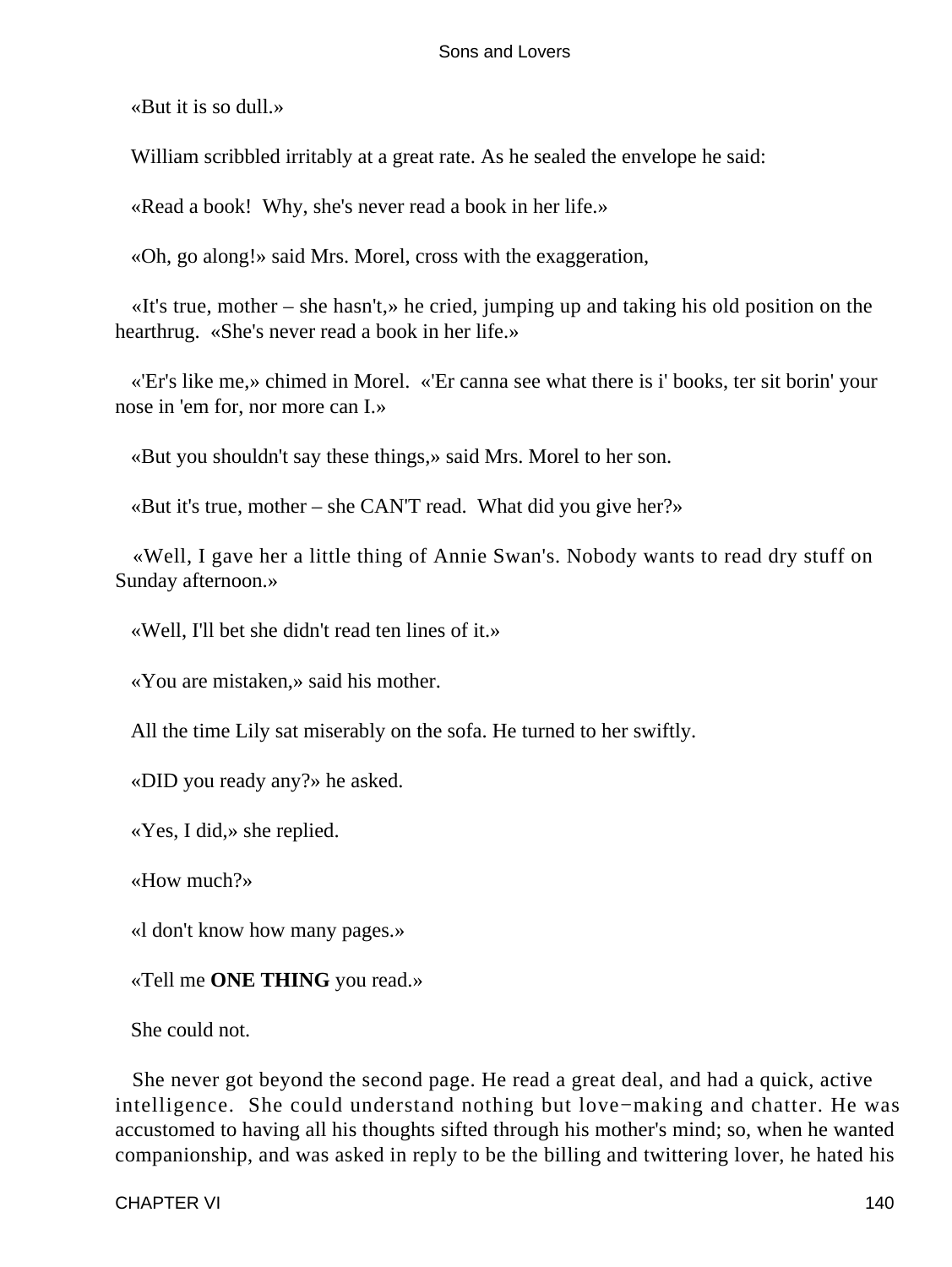«But it is so dull.»

William scribbled irritably at a great rate. As he sealed the envelope he said:

«Read a book!  Why, she's never read a book in her life.»

«Oh, go along!» said Mrs. Morel, cross with the exaggeration,

«It's true, mother – she hasn't,» he cried, jumping up and taking his old position on the hearthrug.  «She's never read a book in her life.»

«'Er's like me,» chimed in Morel.  «'Er canna see what there is i' books, ter sit borin' your nose in 'em for, nor more can I.»

«But you shouldn't say these things,» said Mrs. Morel to her son.

«But it's true, mother – she CAN'T read.  What did you give her?»

«Well, I gave her a little thing of Annie Swan's. Nobody wants to read dry stuff on Sunday afternoon.»

«Well, I'll bet she didn't read ten lines of it.»

«You are mistaken,» said his mother.

All the time Lily sat miserably on the sofa. He turned to her swiftly.

«DID you ready any?» he asked.

«Yes, I did,» she replied.

«How much?»

«l don't know how many pages.»

«Tell me **ONE THING** you read.»

She could not.

She never got beyond the second page. He read a great deal, and had a quick, active intelligence.  She could understand nothing but love−making and chatter. He was accustomed to having all his thoughts sifted through his mother's mind; so, when he wanted companionship, and was asked in reply to be the billing and twittering lover, he hated his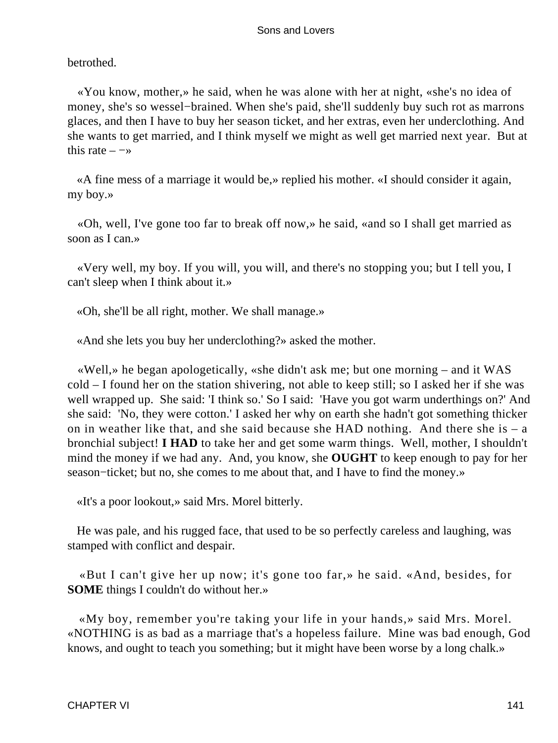betrothed.

«You know, mother,» he said, when he was alone with her at night, «she's no idea of money, she's so wessel−brained. When she's paid, she'll suddenly buy such rot as marrons glaces, and then I have to buy her season ticket, and her extras, even her underclothing. And she wants to get married, and I think myself we might as well get married next year. But at this rate – −»

«A fine mess of a marriage it would be,» replied his mother. «I should consider it again, my boy.»

«Oh, well, I've gone too far to break off now,» he said, «and so I shall get married as soon as I can.»

«Very well, my boy. If you will, you will, and there's no stopping you; but I tell you, I can't sleep when I think about it.»

«Oh, she'll be all right, mother. We shall manage.»

«And she lets you buy her underclothing?» asked the mother.

«Well,» he began apologetically, «she didn't ask me; but one morning – and it WAS cold – I found her on the station shivering, not able to keep still; so I asked her if she was well wrapped up. She said: 'I think so.' So I said: 'Have you got warm underthings on?' And she said: 'No, they were cotton.' I asked her why on earth she hadn't got something thicker on in weather like that, and she said because she HAD nothing. And there she is – a bronchial subject! **I HAD** to take her and get some warm things. Well, mother, I shouldn't mind the money if we had any. And, you know, she **OUGHT** to keep enough to pay for her season−ticket; but no, she comes to me about that, and I have to find the money.»

«It's a poor lookout,» said Mrs. Morel bitterly.

He was pale, and his rugged face, that used to be so perfectly careless and laughing, was stamped with conflict and despair.

«But I can't give her up now; it's gone too far,» he said. «And, besides, for **SOME** things I couldn't do without her.»

«My boy, remember you're taking your life in your hands,» said Mrs. Morel. «NOTHING is as bad as a marriage that's a hopeless failure. Mine was bad enough, God knows, and ought to teach you something; but it might have been worse by a long chalk.»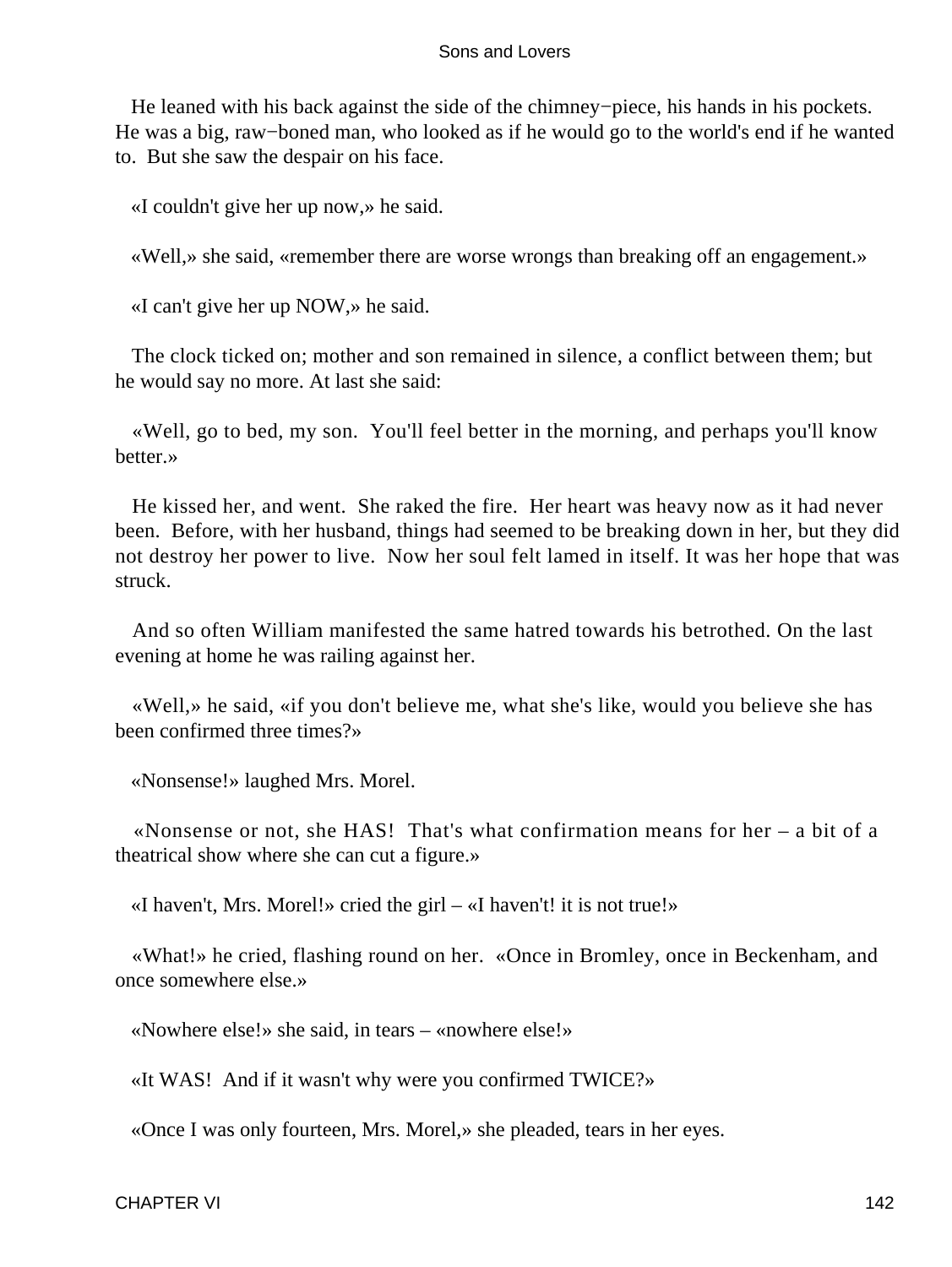He leaned with his back against the side of the chimney−piece, his hands in his pockets. He was a big, raw−boned man, who looked as if he would go to the world's end if he wanted to. But she saw the despair on his face.

«I couldn't give her up now,» he said.

«Well,» she said, «remember there are worse wrongs than breaking off an engagement.»

«I can't give her up NOW,» he said.

The clock ticked on; mother and son remained in silence, a conflict between them; but he would say no more. At last she said:

«Well, go to bed, my son. You'll feel better in the morning, and perhaps you'll know better.»

He kissed her, and went. She raked the fire. Her heart was heavy now as it had never been. Before, with her husband, things had seemed to be breaking down in her, but they did not destroy her power to live. Now her soul felt lamed in itself. It was her hope that was struck.

And so often William manifested the same hatred towards his betrothed. On the last evening at home he was railing against her.

«Well,» he said, «if you don't believe me, what she's like, would you believe she has been confirmed three times?»

«Nonsense!» laughed Mrs. Morel.

«Nonsense or not, she HAS! That's what confirmation means for her – a bit of a theatrical show where she can cut a figure.»

«I haven't, Mrs. Morel!» cried the girl – «I haven't! it is not true!»

«What!» he cried, flashing round on her. «Once in Bromley, once in Beckenham, and once somewhere else.»

«Nowhere else!» she said, in tears – «nowhere else!»

«It WAS! And if it wasn't why were you confirmed TWICE?»

«Once I was only fourteen, Mrs. Morel,» she pleaded, tears in her eyes.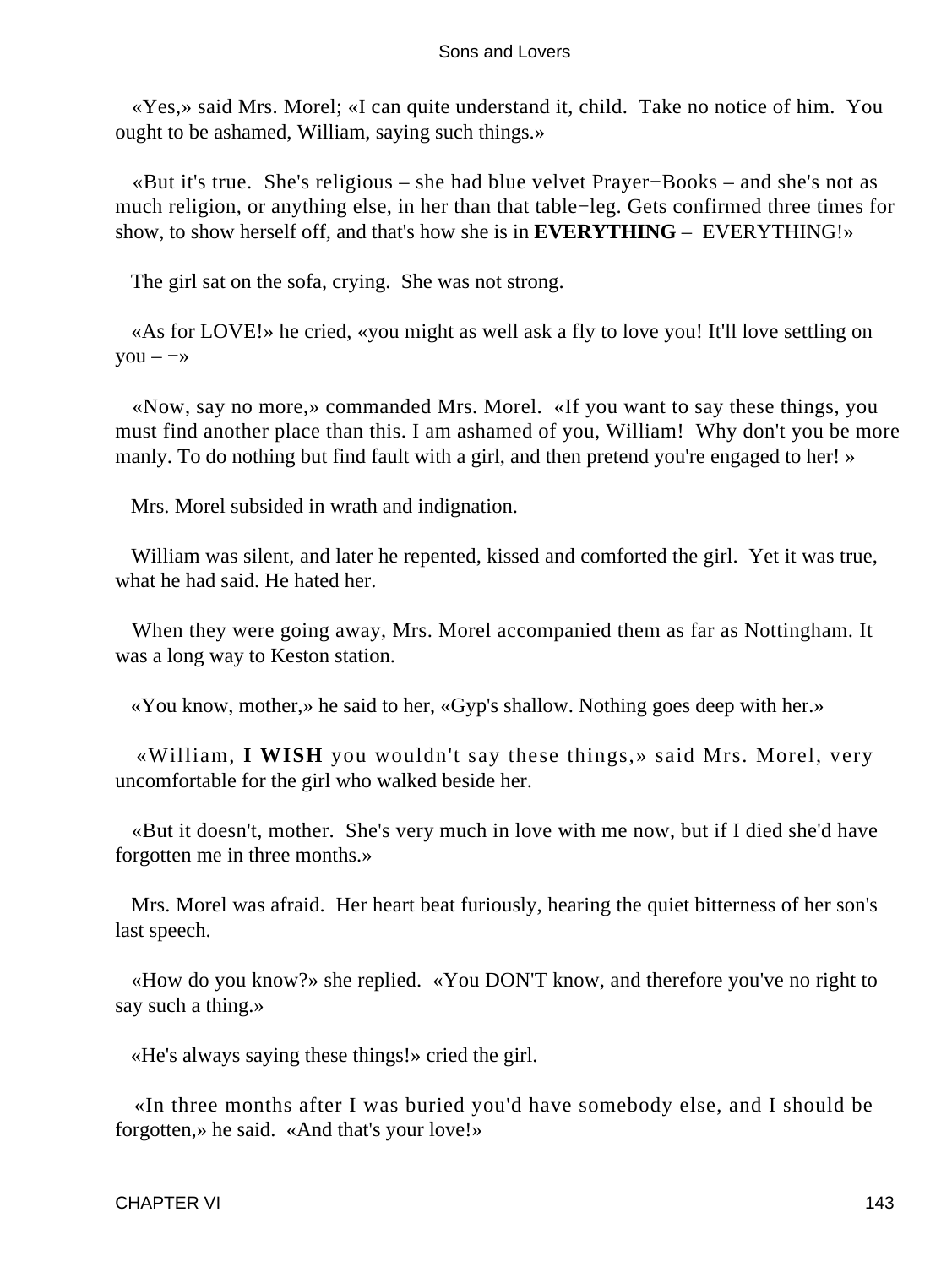«Yes,» said Mrs. Morel; «I can quite understand it, child. Take no notice of him. You ought to be ashamed, William, saying such things.»

«But it's true. She's religious – she had blue velvet Prayer−Books – and she's not as much religion, or anything else, in her than that table−leg. Gets confirmed three times for show, to show herself off, and that's how she is in **EVERYTHING** – EVERYTHING!»

The girl sat on the sofa, crying. She was not strong.

«As for LOVE!» he cried, «you might as well ask a fly to love you! It'll love settling on you – −»

«Now, say no more,» commanded Mrs. Morel. «If you want to say these things, you must find another place than this. I am ashamed of you, William! Why don't you be more manly. To do nothing but find fault with a girl, and then pretend you're engaged to her! »

Mrs. Morel subsided in wrath and indignation.

William was silent, and later he repented, kissed and comforted the girl. Yet it was true, what he had said. He hated her.

When they were going away, Mrs. Morel accompanied them as far as Nottingham. It was a long way to Keston station.

«You know, mother,» he said to her, «Gyp's shallow. Nothing goes deep with her.»

«William, **I WISH** you wouldn't say these things,» said Mrs. Morel, very uncomfortable for the girl who walked beside her.

«But it doesn't, mother. She's very much in love with me now, but if I died she'd have forgotten me in three months.»

Mrs. Morel was afraid. Her heart beat furiously, hearing the quiet bitterness of her son's last speech.

«How do you know?» she replied. «You DON'T know, and therefore you've no right to say such a thing.»

«He's always saying these things!» cried the girl.

«In three months after I was buried you'd have somebody else, and I should be forgotten,» he said. «And that's your love!»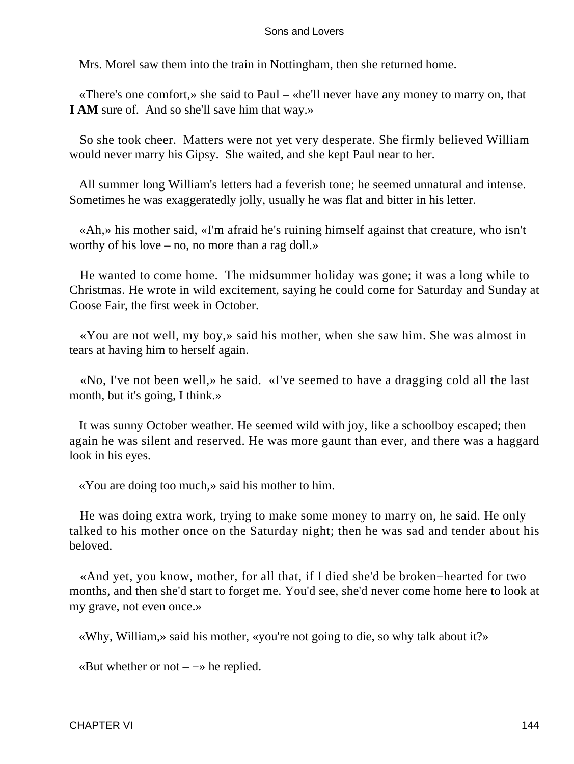Mrs. Morel saw them into the train in Nottingham, then she returned home.

«There's one comfort,» she said to Paul – «he'll never have any money to marry on, that **I AM** sure of.  And so she'll save him that way.»

So she took cheer.  Matters were not yet very desperate. She firmly believed William would never marry his Gipsy.  She waited, and she kept Paul near to her.

All summer long William's letters had a feverish tone; he seemed unnatural and intense. Sometimes he was exaggeratedly jolly, usually he was flat and bitter in his letter.

«Ah,» his mother said, «I'm afraid he's ruining himself against that creature, who isn't worthy of his love – no, no more than a rag doll.»

He wanted to come home.  The midsummer holiday was gone; it was a long while to Christmas. He wrote in wild excitement, saying he could come for Saturday and Sunday at Goose Fair, the first week in October.

«You are not well, my boy,» said his mother, when she saw him. She was almost in tears at having him to herself again.

«No, I've not been well,» he said.  «I've seemed to have a dragging cold all the last month, but it's going, I think.»

It was sunny October weather. He seemed wild with joy, like a schoolboy escaped; then again he was silent and reserved. He was more gaunt than ever, and there was a haggard look in his eyes.

«You are doing too much,» said his mother to him.

He was doing extra work, trying to make some money to marry on, he said. He only talked to his mother once on the Saturday night; then he was sad and tender about his beloved.

«And yet, you know, mother, for all that, if I died she'd be broken−hearted for two months, and then she'd start to forget me. You'd see, she'd never come home here to look at my grave, not even once.»

«Why, William,» said his mother, «you're not going to die, so why talk about it?»

«But whether or not – −» he replied.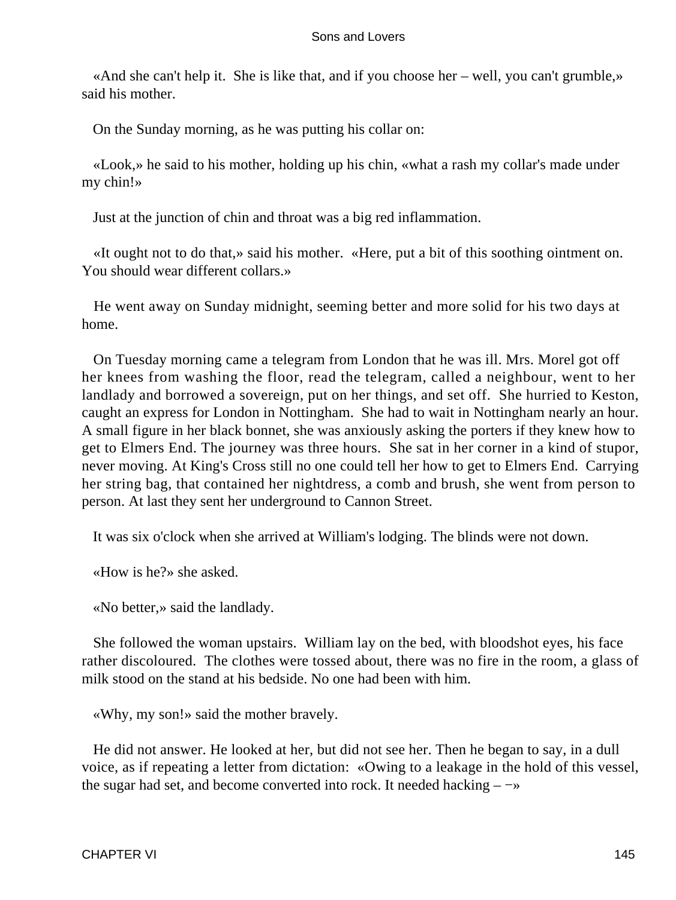«And she can't help it. She is like that, and if you choose her – well, you can't grumble,» said his mother.

On the Sunday morning, as he was putting his collar on:

«Look,» he said to his mother, holding up his chin, «what a rash my collar's made under my chin!»

Just at the junction of chin and throat was a big red inflammation.

«It ought not to do that,» said his mother. «Here, put a bit of this soothing ointment on. You should wear different collars.»

He went away on Sunday midnight, seeming better and more solid for his two days at home.

On Tuesday morning came a telegram from London that he was ill. Mrs. Morel got off her knees from washing the floor, read the telegram, called a neighbour, went to her landlady and borrowed a sovereign, put on her things, and set off. She hurried to Keston, caught an express for London in Nottingham. She had to wait in Nottingham nearly an hour. A small figure in her black bonnet, she was anxiously asking the porters if they knew how to get to Elmers End. The journey was three hours. She sat in her corner in a kind of stupor, never moving. At King's Cross still no one could tell her how to get to Elmers End. Carrying her string bag, that contained her nightdress, a comb and brush, she went from person to person. At last they sent her underground to Cannon Street.

It was six o'clock when she arrived at William's lodging. The blinds were not down.

«How is he?» she asked.

«No better,» said the landlady.

She followed the woman upstairs. William lay on the bed, with bloodshot eyes, his face rather discoloured. The clothes were tossed about, there was no fire in the room, a glass of milk stood on the stand at his bedside. No one had been with him.

«Why, my son!» said the mother bravely.

He did not answer. He looked at her, but did not see her. Then he began to say, in a dull voice, as if repeating a letter from dictation: «Owing to a leakage in the hold of this vessel, the sugar had set, and become converted into rock. It needed hacking – −»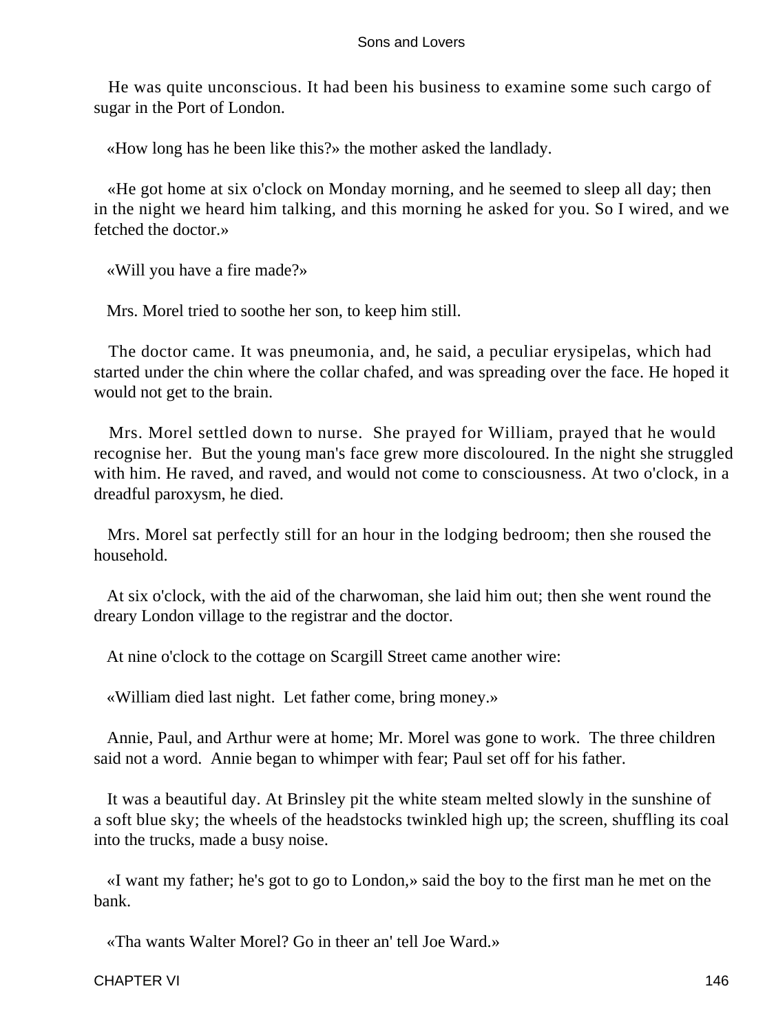He was quite unconscious. It had been his business to examine some such cargo of sugar in the Port of London.

«How long has he been like this?» the mother asked the landlady.

«He got home at six o'clock on Monday morning, and he seemed to sleep all day; then in the night we heard him talking, and this morning he asked for you. So I wired, and we fetched the doctor.»

«Will you have a fire made?»

Mrs. Morel tried to soothe her son, to keep him still.

The doctor came. It was pneumonia, and, he said, a peculiar erysipelas, which had started under the chin where the collar chafed, and was spreading over the face. He hoped it would not get to the brain.

Mrs. Morel settled down to nurse. She prayed for William, prayed that he would recognise her. But the young man's face grew more discoloured. In the night she struggled with him. He raved, and raved, and would not come to consciousness. At two o'clock, in a dreadful paroxysm, he died.

Mrs. Morel sat perfectly still for an hour in the lodging bedroom; then she roused the household.

At six o'clock, with the aid of the charwoman, she laid him out; then she went round the dreary London village to the registrar and the doctor.

At nine o'clock to the cottage on Scargill Street came another wire:

«William died last night. Let father come, bring money.»

Annie, Paul, and Arthur were at home; Mr. Morel was gone to work. The three children said not a word. Annie began to whimper with fear; Paul set off for his father.

It was a beautiful day. At Brinsley pit the white steam melted slowly in the sunshine of a soft blue sky; the wheels of the headstocks twinkled high up; the screen, shuffling its coal into the trucks, made a busy noise.

«I want my father; he's got to go to London,» said the boy to the first man he met on the bank.

«Tha wants Walter Morel? Go in theer an' tell Joe Ward.»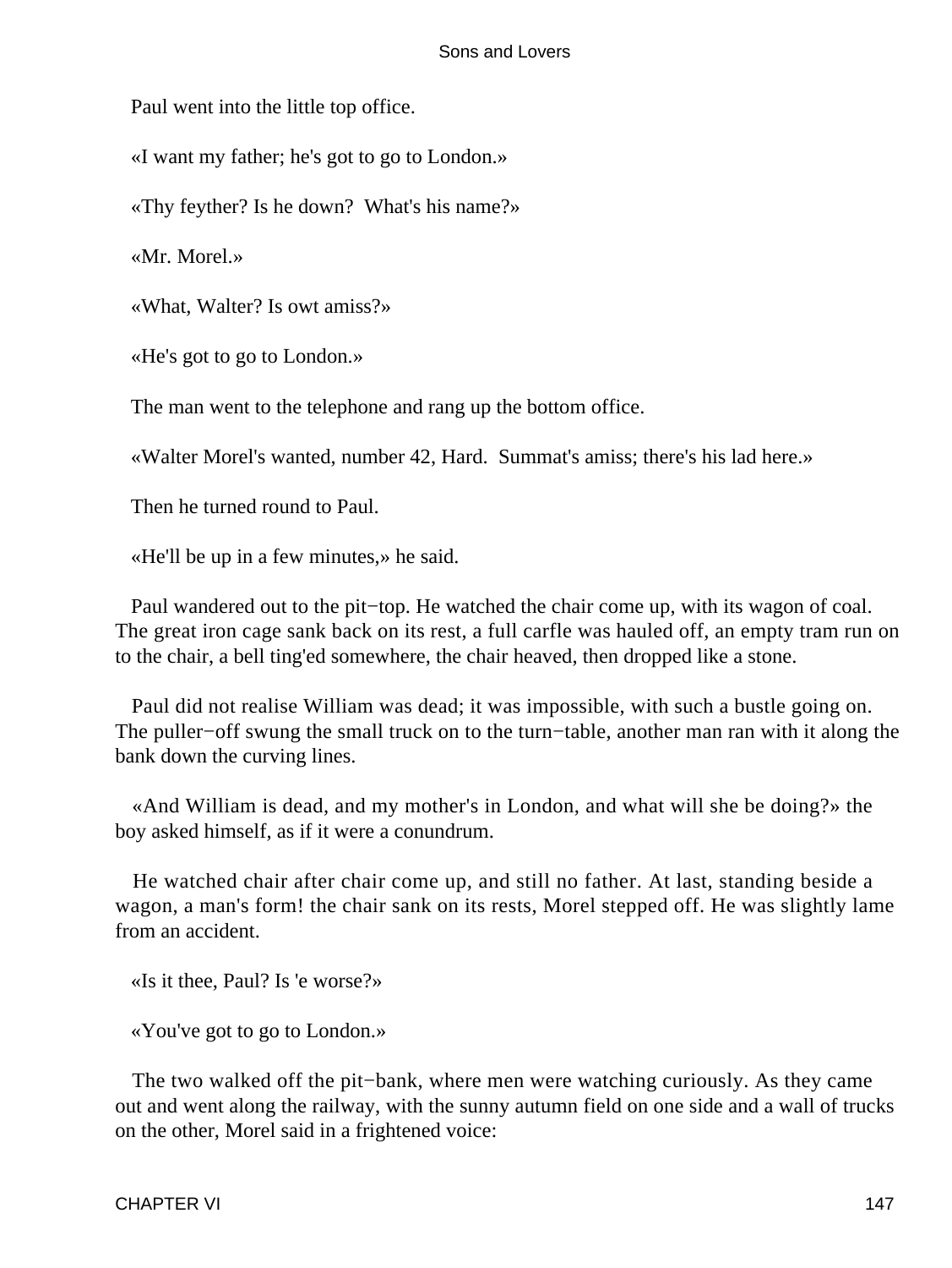Paul went into the little top office.

«I want my father; he's got to go to London.»

«Thy feyther? Is he down?  What's his name?»

«Mr. Morel.»

«What, Walter? Is owt amiss?»

«He's got to go to London.»

The man went to the telephone and rang up the bottom office.

«Walter Morel's wanted, number 42, Hard.  Summat's amiss; there's his lad here.»

Then he turned round to Paul.

«He'll be up in a few minutes,» he said.

Paul wandered out to the pit−top. He watched the chair come up, with its wagon of coal. The great iron cage sank back on its rest, a full carfle was hauled off, an empty tram run on to the chair, a bell ting'ed somewhere, the chair heaved, then dropped like a stone.

Paul did not realise William was dead; it was impossible, with such a bustle going on. The puller−off swung the small truck on to the turn−table, another man ran with it along the bank down the curving lines.

«And William is dead, and my mother's in London, and what will she be doing?» the boy asked himself, as if it were a conundrum.

He watched chair after chair come up, and still no father. At last, standing beside a wagon, a man's form! the chair sank on its rests, Morel stepped off. He was slightly lame from an accident.

«Is it thee, Paul? Is 'e worse?»

«You've got to go to London.»

The two walked off the pit−bank, where men were watching curiously. As they came out and went along the railway, with the sunny autumn field on one side and a wall of trucks on the other, Morel said in a frightened voice: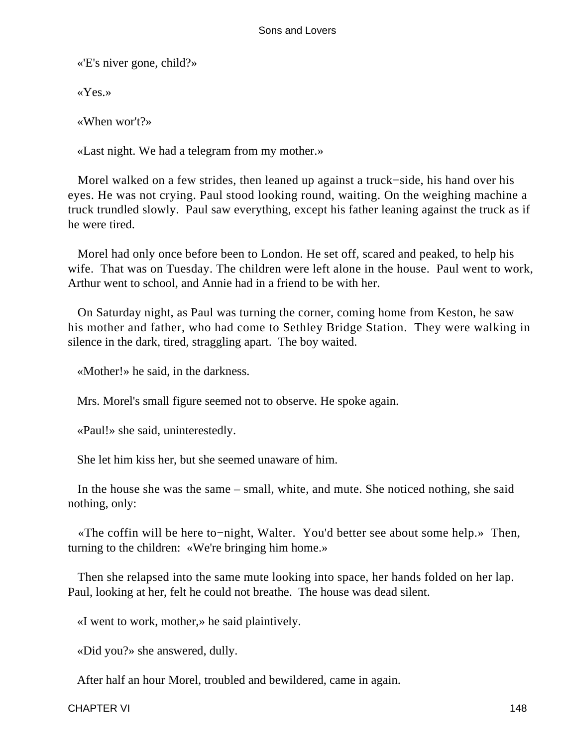«'E's niver gone, child?»

«Yes.»

«When wor't?»

«Last night. We had a telegram from my mother.»

Morel walked on a few strides, then leaned up against a truck−side, his hand over his eyes. He was not crying. Paul stood looking round, waiting. On the weighing machine a truck trundled slowly. Paul saw everything, except his father leaning against the truck as if he were tired.

Morel had only once before been to London. He set off, scared and peaked, to help his wife. That was on Tuesday. The children were left alone in the house. Paul went to work, Arthur went to school, and Annie had in a friend to be with her.

On Saturday night, as Paul was turning the corner, coming home from Keston, he saw his mother and father, who had come to Sethley Bridge Station. They were walking in silence in the dark, tired, straggling apart. The boy waited.

«Mother!» he said, in the darkness.

Mrs. Morel's small figure seemed not to observe. He spoke again.

«Paul!» she said, uninterestedly.

She let him kiss her, but she seemed unaware of him.

In the house she was the same – small, white, and mute. She noticed nothing, she said nothing, only:

«The coffin will be here to−night, Walter. You'd better see about some help.» Then, turning to the children: «We're bringing him home.»

Then she relapsed into the same mute looking into space, her hands folded on her lap. Paul, looking at her, felt he could not breathe. The house was dead silent.

«I went to work, mother,» he said plaintively.

«Did you?» she answered, dully.

After half an hour Morel, troubled and bewildered, came in again.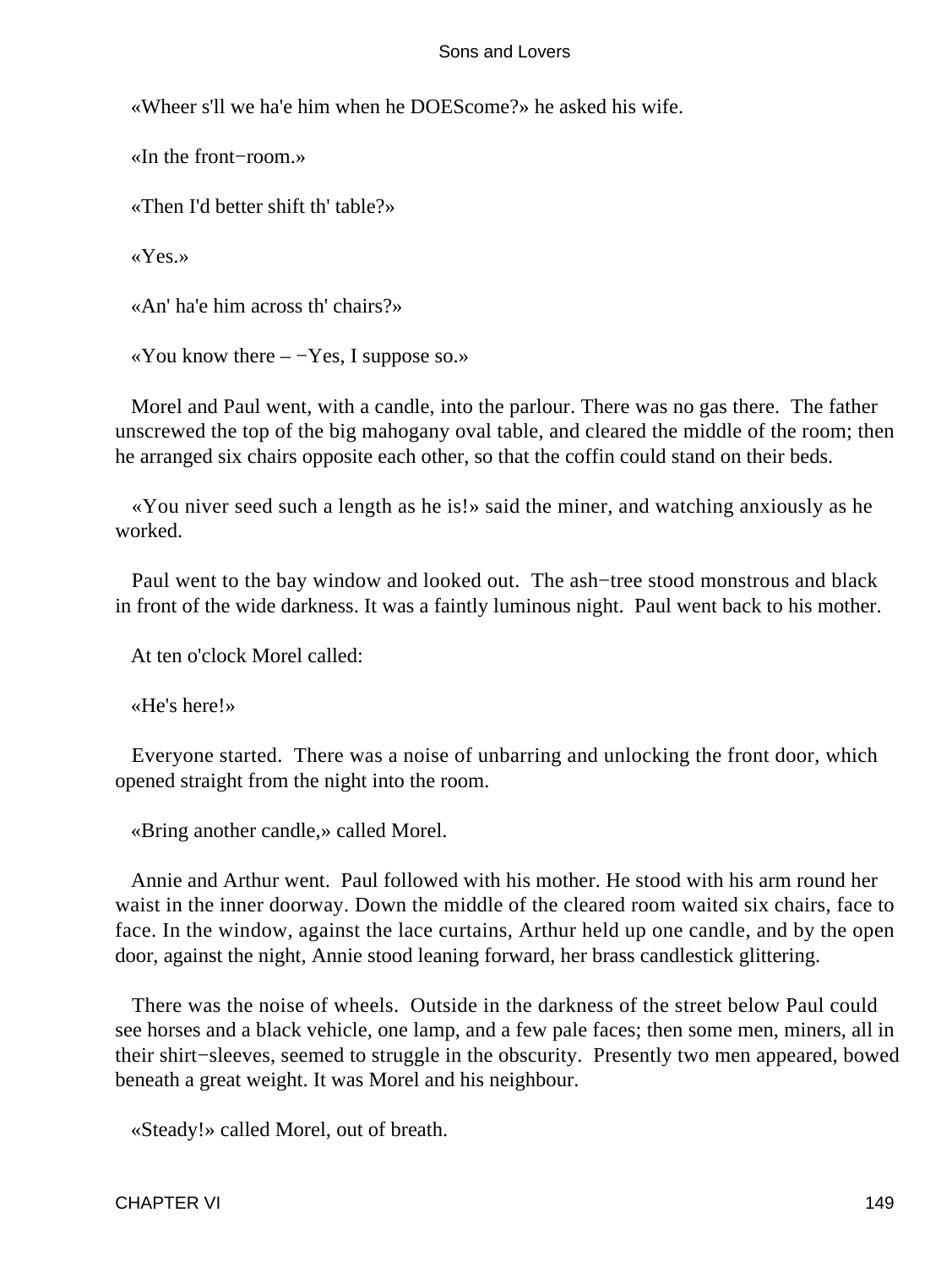«Wheer s'll we ha'e him when he DOEScome?» he asked his wife.

«In the front−room.»

«Then I'd better shift th' table?»

«Yes.»

«An' ha'e him across th' chairs?»

«You know there – −Yes, I suppose so.»

Morel and Paul went, with a candle, into the parlour. There was no gas there. The father unscrewed the top of the big mahogany oval table, and cleared the middle of the room; then he arranged six chairs opposite each other, so that the coffin could stand on their beds.

«You niver seed such a length as he is!» said the miner, and watching anxiously as he worked.

Paul went to the bay window and looked out. The ash−tree stood monstrous and black in front of the wide darkness. It was a faintly luminous night. Paul went back to his mother.

At ten o'clock Morel called:

«He's here!»

Everyone started. There was a noise of unbarring and unlocking the front door, which opened straight from the night into the room.

«Bring another candle,» called Morel.

Annie and Arthur went. Paul followed with his mother. He stood with his arm round her waist in the inner doorway. Down the middle of the cleared room waited six chairs, face to face. In the window, against the lace curtains, Arthur held up one candle, and by the open door, against the night, Annie stood leaning forward, her brass candlestick glittering.

There was the noise of wheels. Outside in the darkness of the street below Paul could see horses and a black vehicle, one lamp, and a few pale faces; then some men, miners, all in their shirt−sleeves, seemed to struggle in the obscurity. Presently two men appeared, bowed beneath a great weight. It was Morel and his neighbour.

«Steady!» called Morel, out of breath.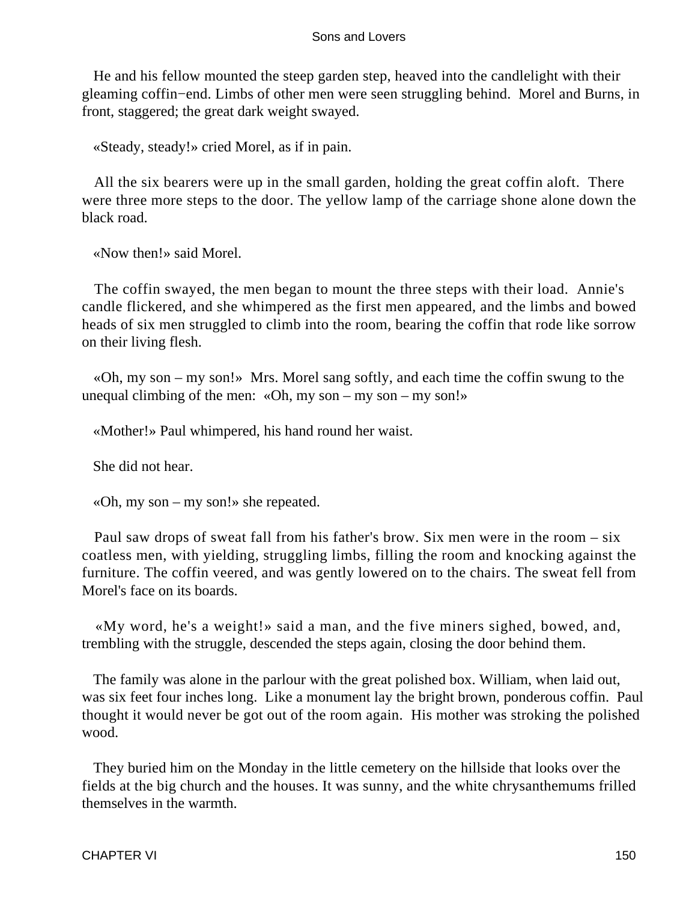He and his fellow mounted the steep garden step, heaved into the candlelight with their gleaming coffin−end. Limbs of other men were seen struggling behind. Morel and Burns, in front, staggered; the great dark weight swayed.

«Steady, steady!» cried Morel, as if in pain.

All the six bearers were up in the small garden, holding the great coffin aloft. There were three more steps to the door. The yellow lamp of the carriage shone alone down the black road.

«Now then!» said Morel.

The coffin swayed, the men began to mount the three steps with their load. Annie's candle flickered, and she whimpered as the first men appeared, and the limbs and bowed heads of six men struggled to climb into the room, bearing the coffin that rode like sorrow on their living flesh.

«Oh, my son – my son!» Mrs. Morel sang softly, and each time the coffin swung to the unequal climbing of the men: «Oh, my son – my son – my son!»

«Mother!» Paul whimpered, his hand round her waist.

She did not hear.

«Oh, my son – my son!» she repeated.

Paul saw drops of sweat fall from his father's brow. Six men were in the room – six coatless men, with yielding, struggling limbs, filling the room and knocking against the furniture. The coffin veered, and was gently lowered on to the chairs. The sweat fell from Morel's face on its boards.

«My word, he's a weight!» said a man, and the five miners sighed, bowed, and, trembling with the struggle, descended the steps again, closing the door behind them.

The family was alone in the parlour with the great polished box. William, when laid out, was six feet four inches long. Like a monument lay the bright brown, ponderous coffin. Paul thought it would never be got out of the room again. His mother was stroking the polished wood.

They buried him on the Monday in the little cemetery on the hillside that looks over the fields at the big church and the houses. It was sunny, and the white chrysanthemums frilled themselves in the warmth.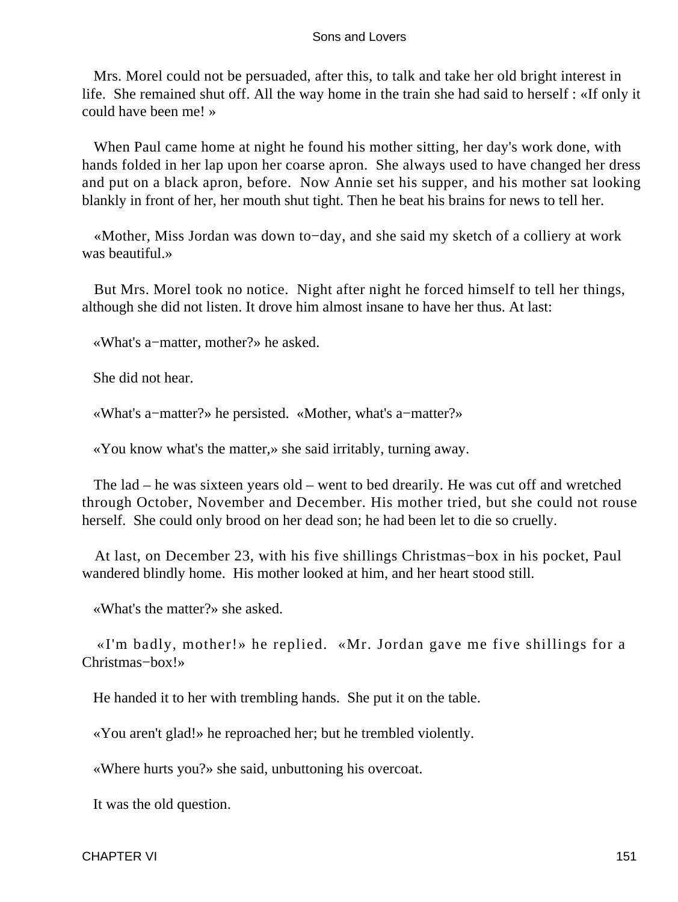Mrs. Morel could not be persuaded, after this, to talk and take her old bright interest in life. She remained shut off. All the way home in the train she had said to herself : «If only it could have been me! »

When Paul came home at night he found his mother sitting, her day's work done, with hands folded in her lap upon her coarse apron. She always used to have changed her dress and put on a black apron, before. Now Annie set his supper, and his mother sat looking blankly in front of her, her mouth shut tight. Then he beat his brains for news to tell her.

«Mother, Miss Jordan was down to−day, and she said my sketch of a colliery at work was beautiful.»

But Mrs. Morel took no notice. Night after night he forced himself to tell her things, although she did not listen. It drove him almost insane to have her thus. At last:

«What's a−matter, mother?» he asked.

She did not hear.

«What's a−matter?» he persisted. «Mother, what's a−matter?»

«You know what's the matter,» she said irritably, turning away.

The lad – he was sixteen years old – went to bed drearily. He was cut off and wretched through October, November and December. His mother tried, but she could not rouse herself. She could only brood on her dead son; he had been let to die so cruelly.

At last, on December 23, with his five shillings Christmas−box in his pocket, Paul wandered blindly home. His mother looked at him, and her heart stood still.

«What's the matter?» she asked.

«I'm badly, mother!» he replied. «Mr. Jordan gave me five shillings for a Christmas−box!»

He handed it to her with trembling hands. She put it on the table.

«You aren't glad!» he reproached her; but he trembled violently.

«Where hurts you?» she said, unbuttoning his overcoat.

It was the old question.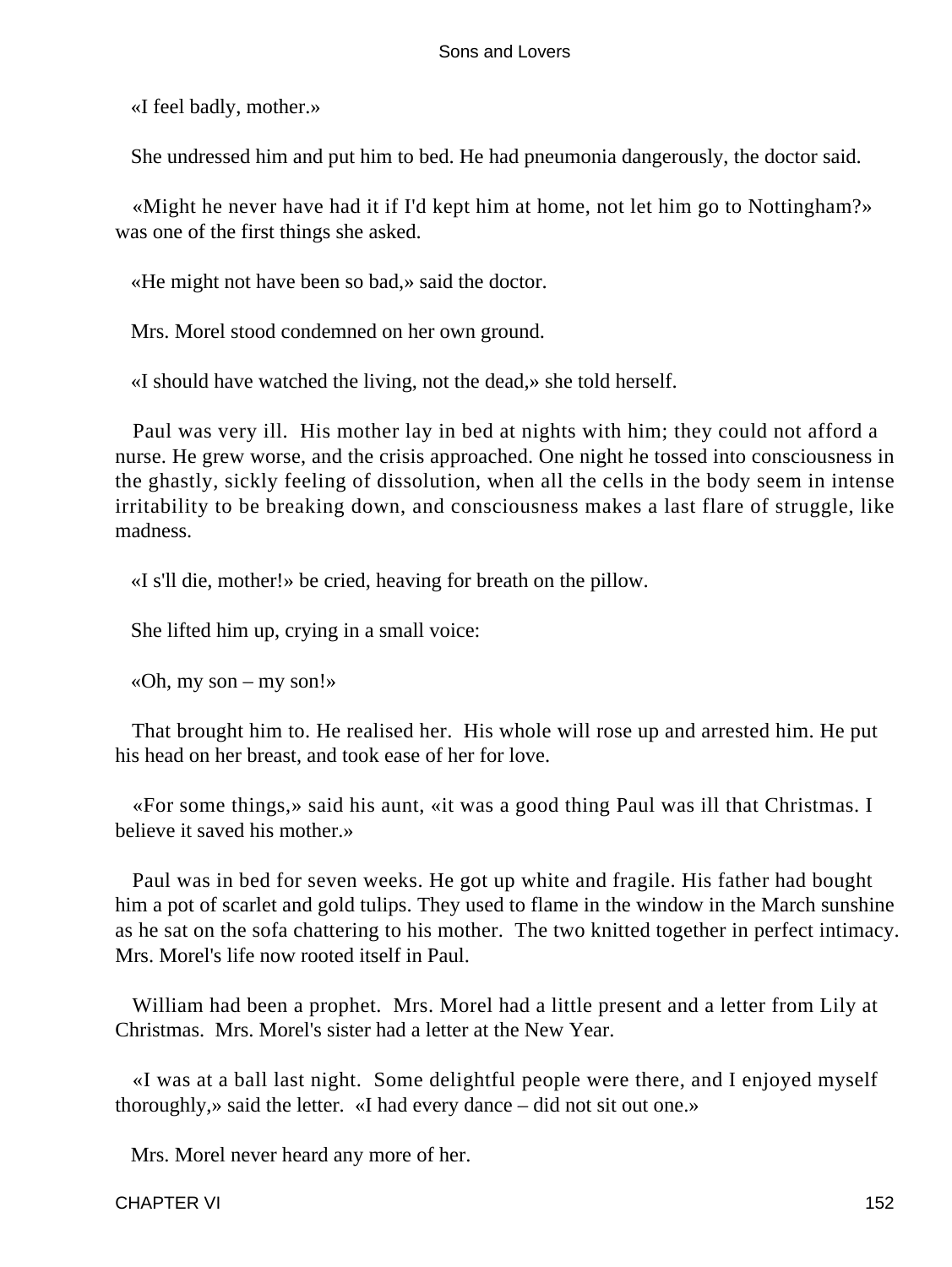«I feel badly, mother.»

She undressed him and put him to bed. He had pneumonia dangerously, the doctor said.

«Might he never have had it if I'd kept him at home, not let him go to Nottingham?» was one of the first things she asked.

«He might not have been so bad,» said the doctor.

Mrs. Morel stood condemned on her own ground.

«I should have watched the living, not the dead,» she told herself.

Paul was very ill. His mother lay in bed at nights with him; they could not afford a nurse. He grew worse, and the crisis approached. One night he tossed into consciousness in the ghastly, sickly feeling of dissolution, when all the cells in the body seem in intense irritability to be breaking down, and consciousness makes a last flare of struggle, like madness.

«I s'll die, mother!» be cried, heaving for breath on the pillow.

She lifted him up, crying in a small voice:

«Oh, my son – my son!»

That brought him to. He realised her. His whole will rose up and arrested him. He put his head on her breast, and took ease of her for love.

«For some things,» said his aunt, «it was a good thing Paul was ill that Christmas. I believe it saved his mother.»

Paul was in bed for seven weeks. He got up white and fragile. His father had bought him a pot of scarlet and gold tulips. They used to flame in the window in the March sunshine as he sat on the sofa chattering to his mother. The two knitted together in perfect intimacy. Mrs. Morel's life now rooted itself in Paul.

William had been a prophet. Mrs. Morel had a little present and a letter from Lily at Christmas. Mrs. Morel's sister had a letter at the New Year.

«I was at a ball last night. Some delightful people were there, and I enjoyed myself thoroughly,» said the letter. «I had every dance – did not sit out one.»

Mrs. Morel never heard any more of her.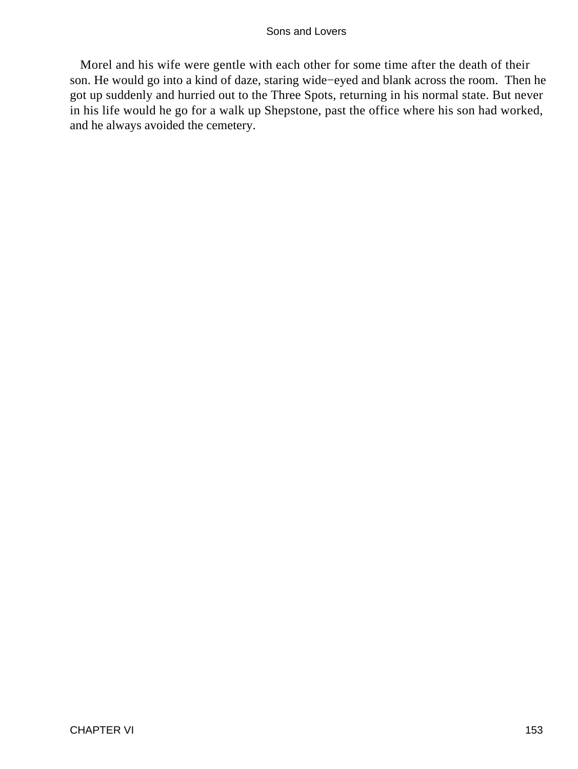Morel and his wife were gentle with each other for some time after the death of their son. He would go into a kind of daze, staring wide−eyed and blank across the room. Then he got up suddenly and hurried out to the Three Spots, returning in his normal state. But never in his life would he go for a walk up Shepstone, past the office where his son had worked, and he always avoided the cemetery.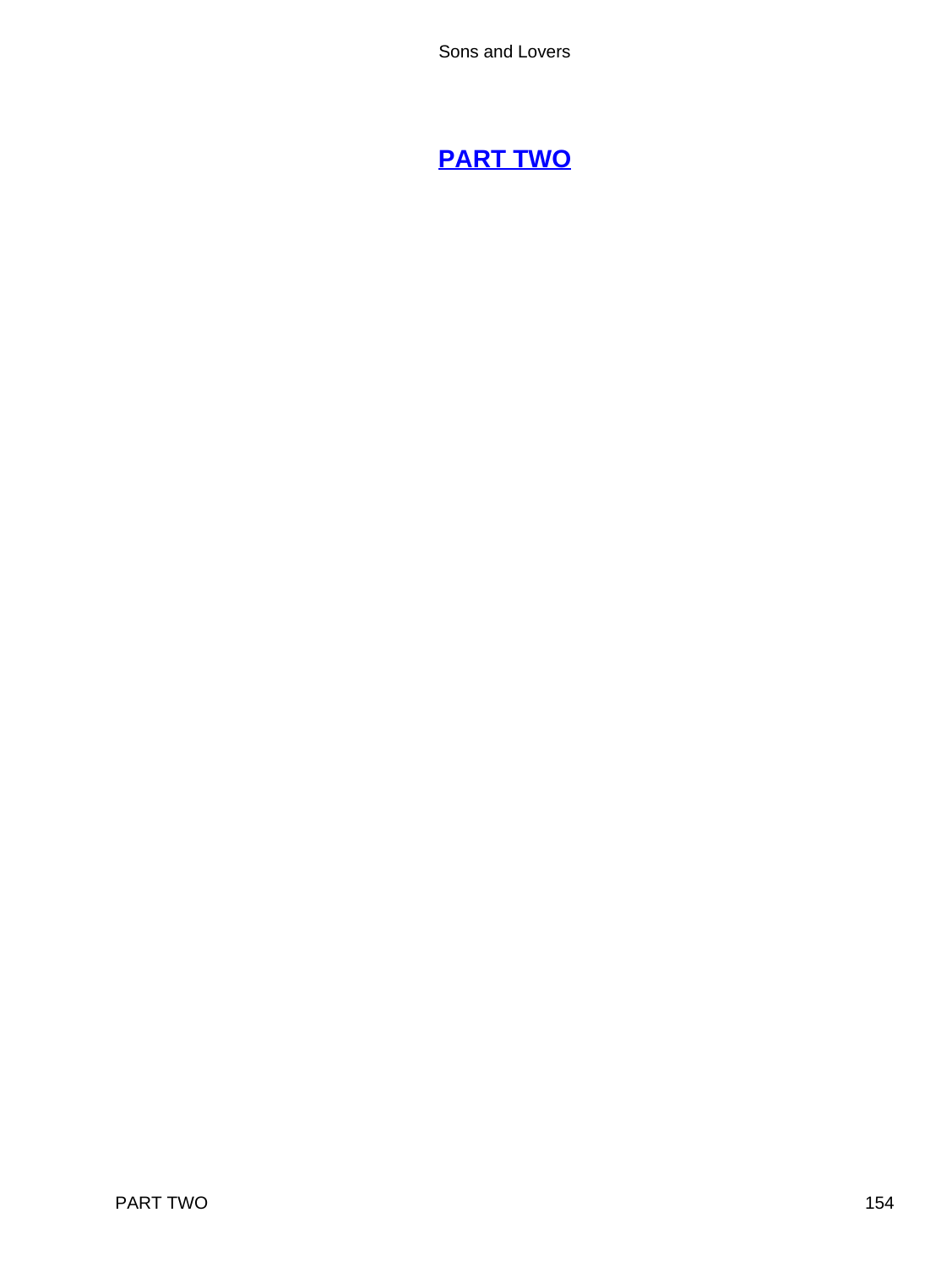# PART TWO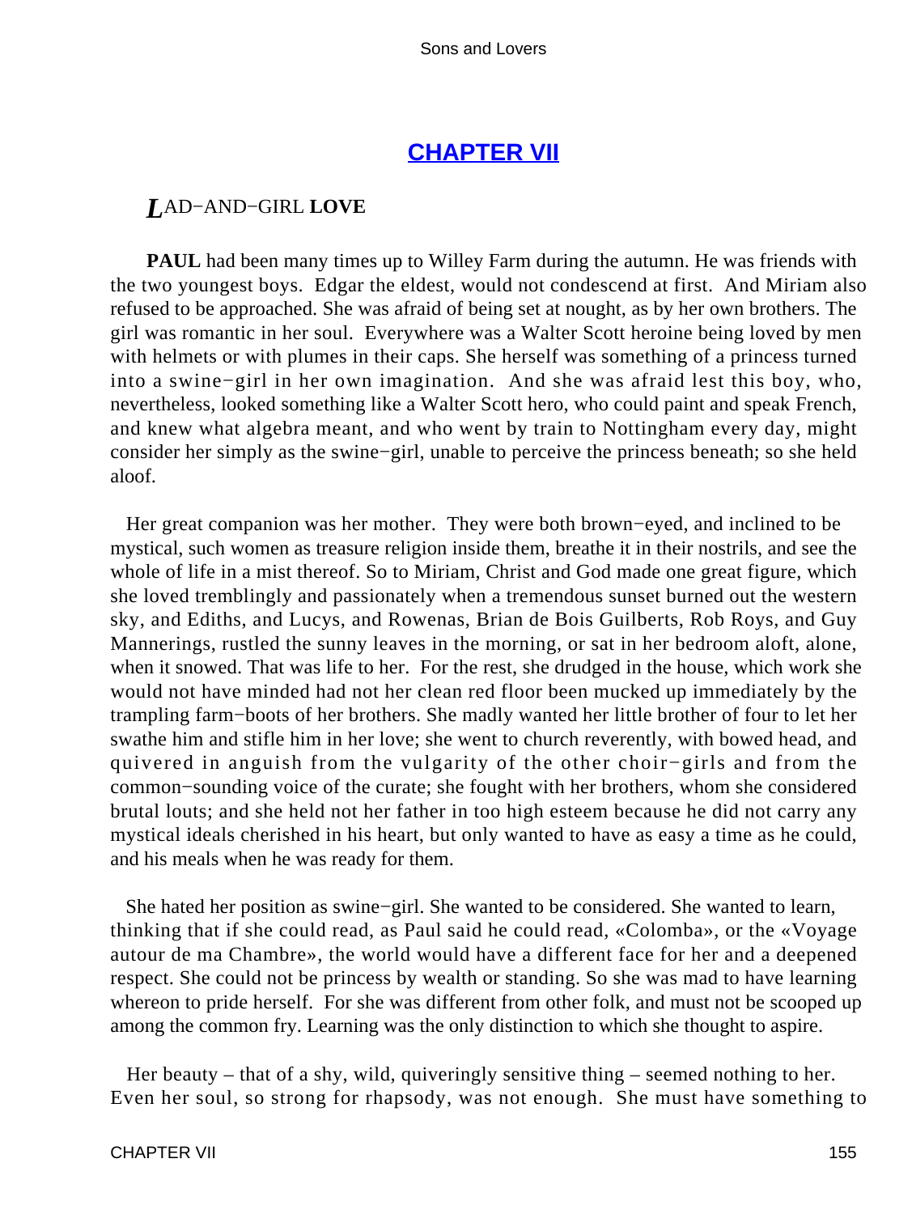## CHAPTER VII

### LAD−AND−GIRL LOVE

**PAUL** had been many times up to Willey Farm during the autumn. He was friends with the two youngest boys. Edgar the eldest, would not condescend at first. And Miriam also refused to be approached. She was afraid of being set at nought, as by her own brothers. The girl was romantic in her soul. Everywhere was a Walter Scott heroine being loved by men with helmets or with plumes in their caps. She herself was something of a princess turned into a swine−girl in her own imagination. And she was afraid lest this boy, who, nevertheless, looked something like a Walter Scott hero, who could paint and speak French, and knew what algebra meant, and who went by train to Nottingham every day, might consider her simply as the swine−girl, unable to perceive the princess beneath; so she held aloof.

Her great companion was her mother. They were both brown−eyed, and inclined to be mystical, such women as treasure religion inside them, breathe it in their nostrils, and see the whole of life in a mist thereof. So to Miriam, Christ and God made one great figure, which she loved tremblingly and passionately when a tremendous sunset burned out the western sky, and Ediths, and Lucys, and Rowenas, Brian de Bois Guilberts, Rob Roys, and Guy Mannerings, rustled the sunny leaves in the morning, or sat in her bedroom aloft, alone, when it snowed. That was life to her. For the rest, she drudged in the house, which work she would not have minded had not her clean red floor been mucked up immediately by the trampling farm−boots of her brothers. She madly wanted her little brother of four to let her swathe him and stifle him in her love; she went to church reverently, with bowed head, and quivered in anguish from the vulgarity of the other choir−girls and from the common−sounding voice of the curate; she fought with her brothers, whom she considered brutal louts; and she held not her father in too high esteem because he did not carry any mystical ideals cherished in his heart, but only wanted to have as easy a time as he could, and his meals when he was ready for them.

She hated her position as swine−girl. She wanted to be considered. She wanted to learn, thinking that if she could read, as Paul said he could read, «Colomba», or the «Voyage autour de ma Chambre», the world would have a different face for her and a deepened respect. She could not be princess by wealth or standing. So she was mad to have learning whereon to pride herself. For she was different from other folk, and must not be scooped up among the common fry. Learning was the only distinction to which she thought to aspire.

Her beauty – that of a shy, wild, quiveringly sensitive thing – seemed nothing to her. Even her soul, so strong for rhapsody, was not enough. She must have something to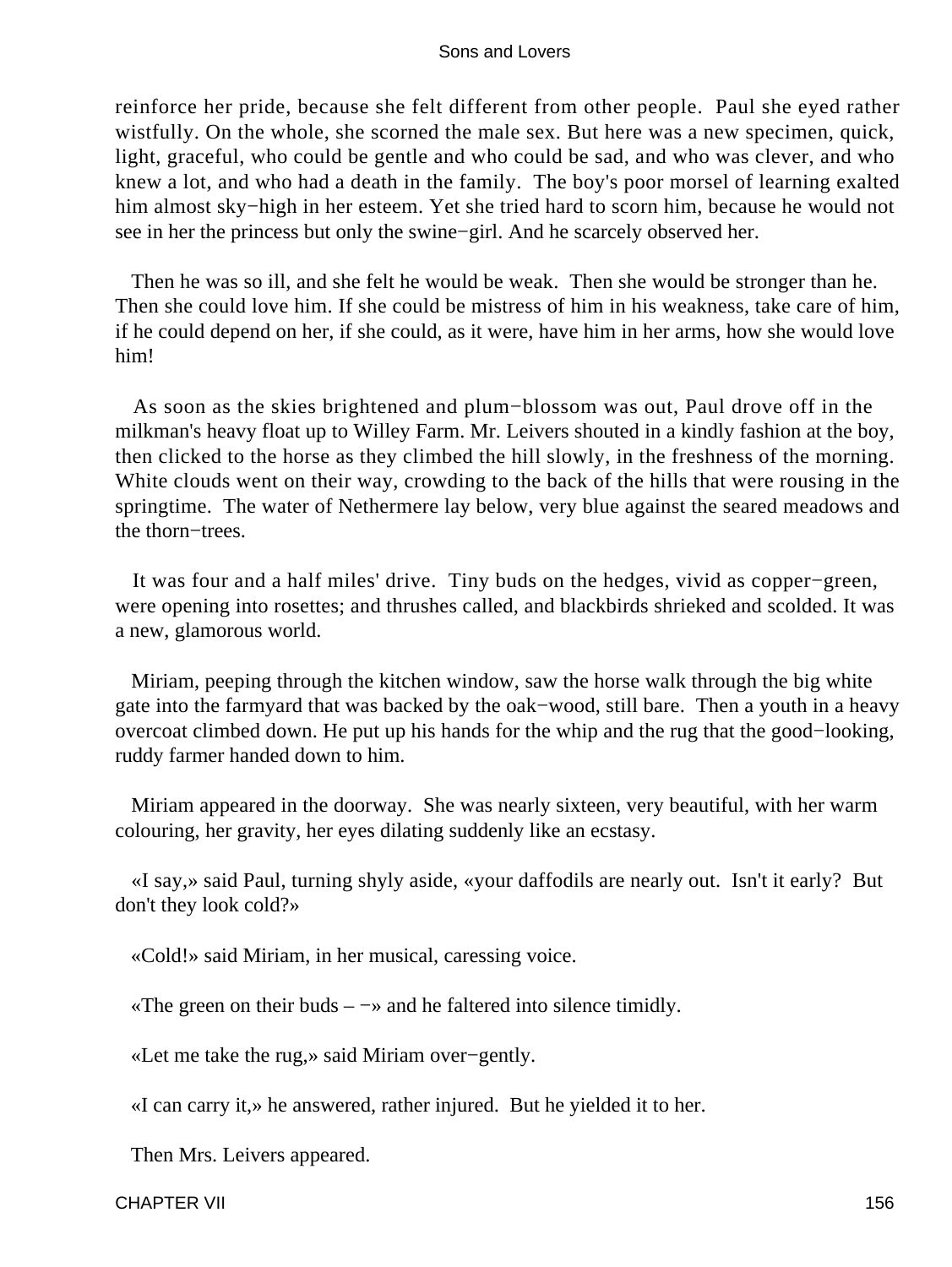reinforce her pride, because she felt different from other people. Paul she eyed rather wistfully. On the whole, she scorned the male sex. But here was a new specimen, quick, light, graceful, who could be gentle and who could be sad, and who was clever, and who knew a lot, and who had a death in the family. The boy's poor morsel of learning exalted him almost sky−high in her esteem. Yet she tried hard to scorn him, because he would not see in her the princess but only the swine−girl. And he scarcely observed her.

Then he was so ill, and she felt he would be weak. Then she would be stronger than he. Then she could love him. If she could be mistress of him in his weakness, take care of him, if he could depend on her, if she could, as it were, have him in her arms, how she would love him!

As soon as the skies brightened and plum−blossom was out, Paul drove off in the milkman's heavy float up to Willey Farm. Mr. Leivers shouted in a kindly fashion at the boy, then clicked to the horse as they climbed the hill slowly, in the freshness of the morning. White clouds went on their way, crowding to the back of the hills that were rousing in the springtime. The water of Nethermere lay below, very blue against the seared meadows and the thorn−trees.

It was four and a half miles' drive. Tiny buds on the hedges, vivid as copper−green, were opening into rosettes; and thrushes called, and blackbirds shrieked and scolded. It was a new, glamorous world.

Miriam, peeping through the kitchen window, saw the horse walk through the big white gate into the farmyard that was backed by the oak−wood, still bare. Then a youth in a heavy overcoat climbed down. He put up his hands for the whip and the rug that the good−looking, ruddy farmer handed down to him.

Miriam appeared in the doorway. She was nearly sixteen, very beautiful, with her warm colouring, her gravity, her eyes dilating suddenly like an ecstasy.

«I say,» said Paul, turning shyly aside, «your daffodils are nearly out. Isn't it early? But don't they look cold?»

«Cold!» said Miriam, in her musical, caressing voice.

«The green on their buds – −» and he faltered into silence timidly.

«Let me take the rug,» said Miriam over−gently.

«I can carry it,» he answered, rather injured. But he yielded it to her.

Then Mrs. Leivers appeared.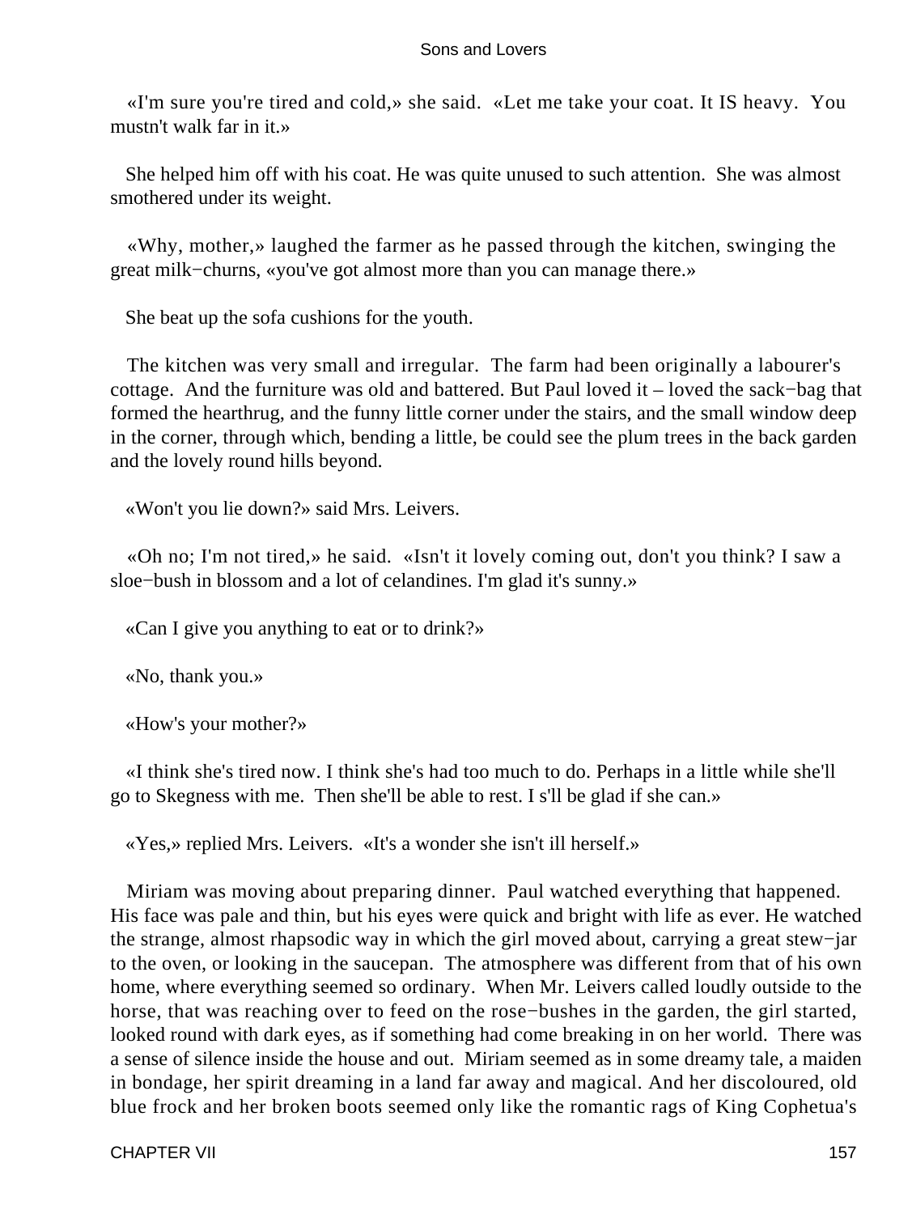«I'm sure you're tired and cold,» she said. «Let me take your coat. It IS heavy. You mustn't walk far in it.»

She helped him off with his coat. He was quite unused to such attention. She was almost smothered under its weight.

«Why, mother,» laughed the farmer as he passed through the kitchen, swinging the great milk−churns, «you've got almost more than you can manage there.»

She beat up the sofa cushions for the youth.

The kitchen was very small and irregular. The farm had been originally a labourer's cottage. And the furniture was old and battered. But Paul loved it – loved the sack−bag that formed the hearthrug, and the funny little corner under the stairs, and the small window deep in the corner, through which, bending a little, be could see the plum trees in the back garden and the lovely round hills beyond.

«Won't you lie down?» said Mrs. Leivers.

«Oh no; I'm not tired,» he said. «Isn't it lovely coming out, don't you think? I saw a sloe−bush in blossom and a lot of celandines. I'm glad it's sunny.»

«Can I give you anything to eat or to drink?»

«No, thank you.»

«How's your mother?»

«I think she's tired now. I think she's had too much to do. Perhaps in a little while she'll go to Skegness with me. Then she'll be able to rest. I s'll be glad if she can.»

«Yes,» replied Mrs. Leivers. «It's a wonder she isn't ill herself.»

Miriam was moving about preparing dinner. Paul watched everything that happened. His face was pale and thin, but his eyes were quick and bright with life as ever. He watched the strange, almost rhapsodic way in which the girl moved about, carrying a great stew−jar to the oven, or looking in the saucepan. The atmosphere was different from that of his own home, where everything seemed so ordinary. When Mr. Leivers called loudly outside to the horse, that was reaching over to feed on the rose−bushes in the garden, the girl started, looked round with dark eyes, as if something had come breaking in on her world. There was a sense of silence inside the house and out. Miriam seemed as in some dreamy tale, a maiden in bondage, her spirit dreaming in a land far away and magical. And her discoloured, old blue frock and her broken boots seemed only like the romantic rags of King Cophetua's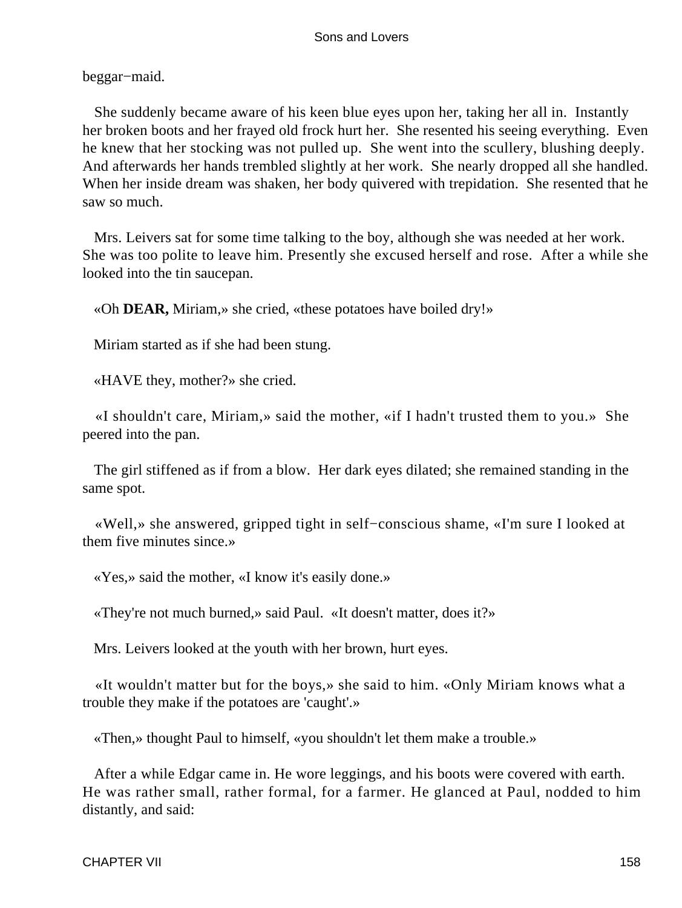beggar−maid.

She suddenly became aware of his keen blue eyes upon her, taking her all in. Instantly her broken boots and her frayed old frock hurt her. She resented his seeing everything. Even he knew that her stocking was not pulled up. She went into the scullery, blushing deeply. And afterwards her hands trembled slightly at her work. She nearly dropped all she handled. When her inside dream was shaken, her body quivered with trepidation. She resented that he saw so much.

Mrs. Leivers sat for some time talking to the boy, although she was needed at her work. She was too polite to leave him. Presently she excused herself and rose. After a while she looked into the tin saucepan.

«Oh **DEAR,** Miriam,» she cried, «these potatoes have boiled dry!»

Miriam started as if she had been stung.

«HAVE they, mother?» she cried.

«I shouldn't care, Miriam,» said the mother, «if I hadn't trusted them to you.» She peered into the pan.

The girl stiffened as if from a blow. Her dark eyes dilated; she remained standing in the same spot.

«Well,» she answered, gripped tight in self−conscious shame, «I'm sure I looked at them five minutes since.»

«Yes,» said the mother, «I know it's easily done.»

«They're not much burned,» said Paul. «It doesn't matter, does it?»

Mrs. Leivers looked at the youth with her brown, hurt eyes.

«It wouldn't matter but for the boys,» she said to him. «Only Miriam knows what a trouble they make if the potatoes are 'caught'.»

«Then,» thought Paul to himself, «you shouldn't let them make a trouble.»

After a while Edgar came in. He wore leggings, and his boots were covered with earth. He was rather small, rather formal, for a farmer. He glanced at Paul, nodded to him distantly, and said: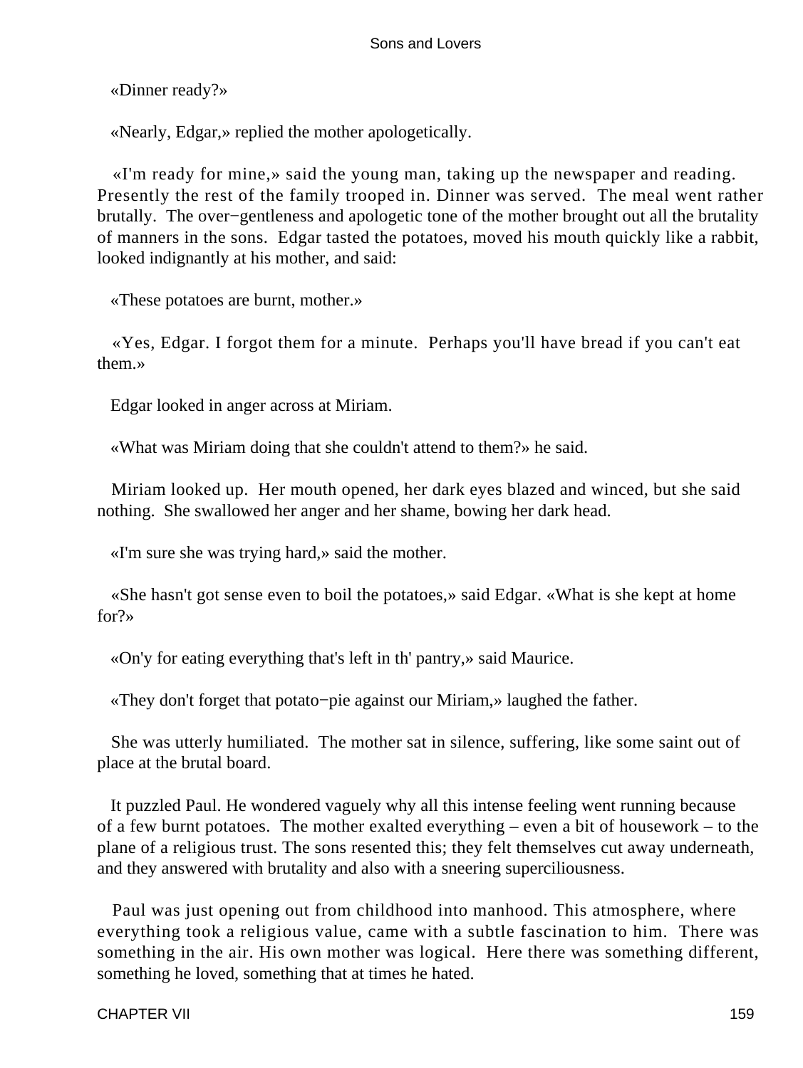«Dinner ready?»

«Nearly, Edgar,» replied the mother apologetically.

«I'm ready for mine,» said the young man, taking up the newspaper and reading. Presently the rest of the family trooped in. Dinner was served. The meal went rather brutally. The over−gentleness and apologetic tone of the mother brought out all the brutality of manners in the sons. Edgar tasted the potatoes, moved his mouth quickly like a rabbit, looked indignantly at his mother, and said:

«These potatoes are burnt, mother.»

«Yes, Edgar. I forgot them for a minute. Perhaps you'll have bread if you can't eat them.»

Edgar looked in anger across at Miriam.

«What was Miriam doing that she couldn't attend to them?» he said.

Miriam looked up. Her mouth opened, her dark eyes blazed and winced, but she said nothing. She swallowed her anger and her shame, bowing her dark head.

«I'm sure she was trying hard,» said the mother.

«She hasn't got sense even to boil the potatoes,» said Edgar. «What is she kept at home for?»

«On'y for eating everything that's left in th' pantry,» said Maurice.

«They don't forget that potato−pie against our Miriam,» laughed the father.

She was utterly humiliated. The mother sat in silence, suffering, like some saint out of place at the brutal board.

It puzzled Paul. He wondered vaguely why all this intense feeling went running because of a few burnt potatoes. The mother exalted everything – even a bit of housework – to the plane of a religious trust. The sons resented this; they felt themselves cut away underneath, and they answered with brutality and also with a sneering superciliousness.

Paul was just opening out from childhood into manhood. This atmosphere, where everything took a religious value, came with a subtle fascination to him. There was something in the air. His own mother was logical. Here there was something different, something he loved, something that at times he hated.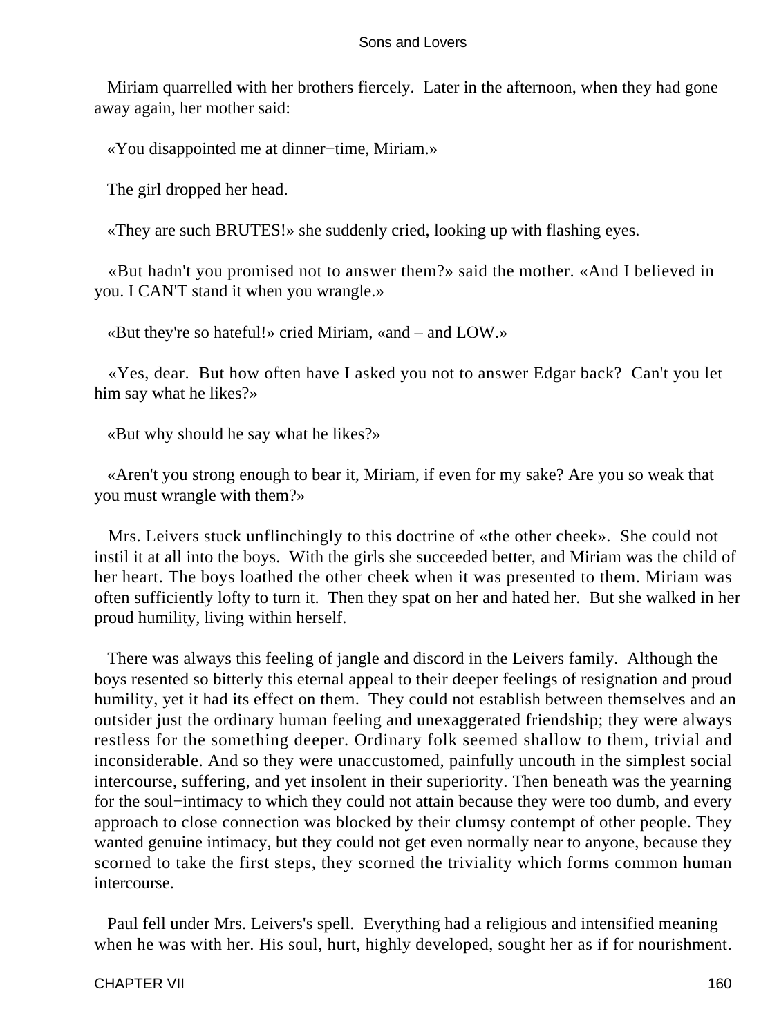Miriam quarrelled with her brothers fiercely. Later in the afternoon, when they had gone away again, her mother said:

«You disappointed me at dinner−time, Miriam.»

The girl dropped her head.

«They are such BRUTES!» she suddenly cried, looking up with flashing eyes.

«But hadn't you promised not to answer them?» said the mother. «And I believed in you. I CAN'T stand it when you wrangle.»

«But they're so hateful!» cried Miriam, «and – and LOW.»

«Yes, dear. But how often have I asked you not to answer Edgar back? Can't you let him say what he likes?»

«But why should he say what he likes?»

«Aren't you strong enough to bear it, Miriam, if even for my sake? Are you so weak that you must wrangle with them?»

Mrs. Leivers stuck unflinchingly to this doctrine of «the other cheek». She could not instil it at all into the boys. With the girls she succeeded better, and Miriam was the child of her heart. The boys loathed the other cheek when it was presented to them. Miriam was often sufficiently lofty to turn it. Then they spat on her and hated her. But she walked in her proud humility, living within herself.

There was always this feeling of jangle and discord in the Leivers family. Although the boys resented so bitterly this eternal appeal to their deeper feelings of resignation and proud humility, yet it had its effect on them. They could not establish between themselves and an outsider just the ordinary human feeling and unexaggerated friendship; they were always restless for the something deeper. Ordinary folk seemed shallow to them, trivial and inconsiderable. And so they were unaccustomed, painfully uncouth in the simplest social intercourse, suffering, and yet insolent in their superiority. Then beneath was the yearning for the soul−intimacy to which they could not attain because they were too dumb, and every approach to close connection was blocked by their clumsy contempt of other people. They wanted genuine intimacy, but they could not get even normally near to anyone, because they scorned to take the first steps, they scorned the triviality which forms common human intercourse.

Paul fell under Mrs. Leivers's spell. Everything had a religious and intensified meaning when he was with her. His soul, hurt, highly developed, sought her as if for nourishment.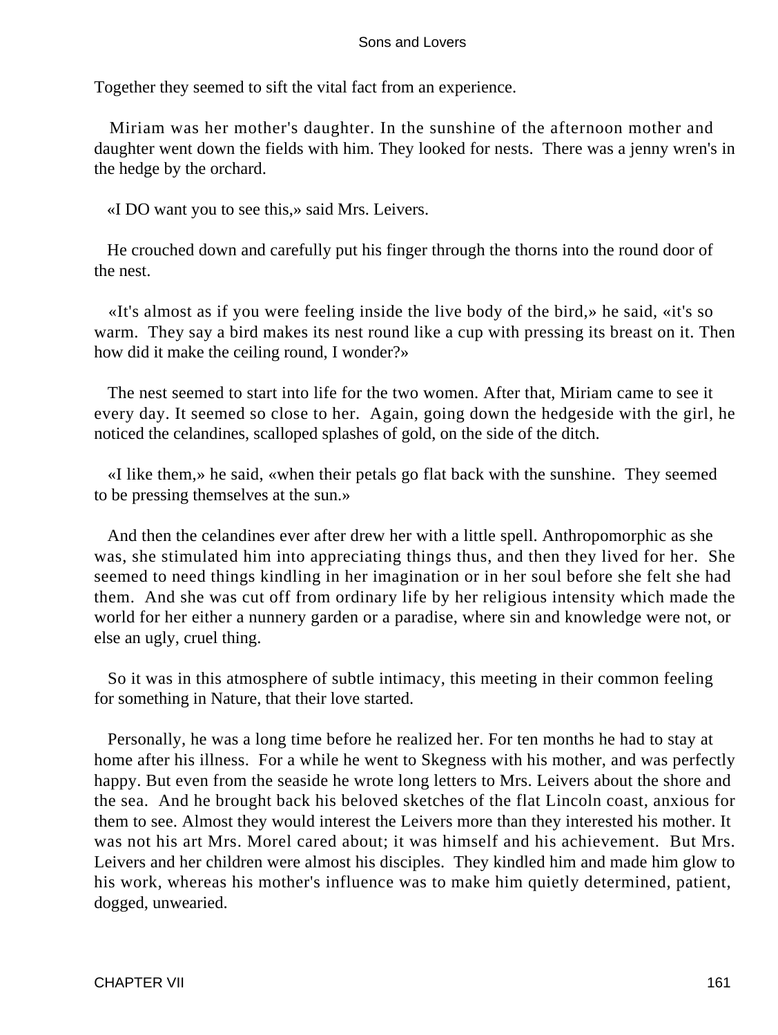Together they seemed to sift the vital fact from an experience.

Miriam was her mother's daughter. In the sunshine of the afternoon mother and daughter went down the fields with him. They looked for nests. There was a jenny wren's in the hedge by the orchard.

«I DO want you to see this,» said Mrs. Leivers.

He crouched down and carefully put his finger through the thorns into the round door of the nest.

«It's almost as if you were feeling inside the live body of the bird,» he said, «it's so warm. They say a bird makes its nest round like a cup with pressing its breast on it. Then how did it make the ceiling round, I wonder?»

The nest seemed to start into life for the two women. After that, Miriam came to see it every day. It seemed so close to her. Again, going down the hedgeside with the girl, he noticed the celandines, scalloped splashes of gold, on the side of the ditch.

«I like them,» he said, «when their petals go flat back with the sunshine. They seemed to be pressing themselves at the sun.»

And then the celandines ever after drew her with a little spell. Anthropomorphic as she was, she stimulated him into appreciating things thus, and then they lived for her. She seemed to need things kindling in her imagination or in her soul before she felt she had them. And she was cut off from ordinary life by her religious intensity which made the world for her either a nunnery garden or a paradise, where sin and knowledge were not, or else an ugly, cruel thing.

So it was in this atmosphere of subtle intimacy, this meeting in their common feeling for something in Nature, that their love started.

Personally, he was a long time before he realized her. For ten months he had to stay at home after his illness. For a while he went to Skegness with his mother, and was perfectly happy. But even from the seaside he wrote long letters to Mrs. Leivers about the shore and the sea. And he brought back his beloved sketches of the flat Lincoln coast, anxious for them to see. Almost they would interest the Leivers more than they interested his mother. It was not his art Mrs. Morel cared about; it was himself and his achievement. But Mrs. Leivers and her children were almost his disciples. They kindled him and made him glow to his work, whereas his mother's influence was to make him quietly determined, patient, dogged, unwearied.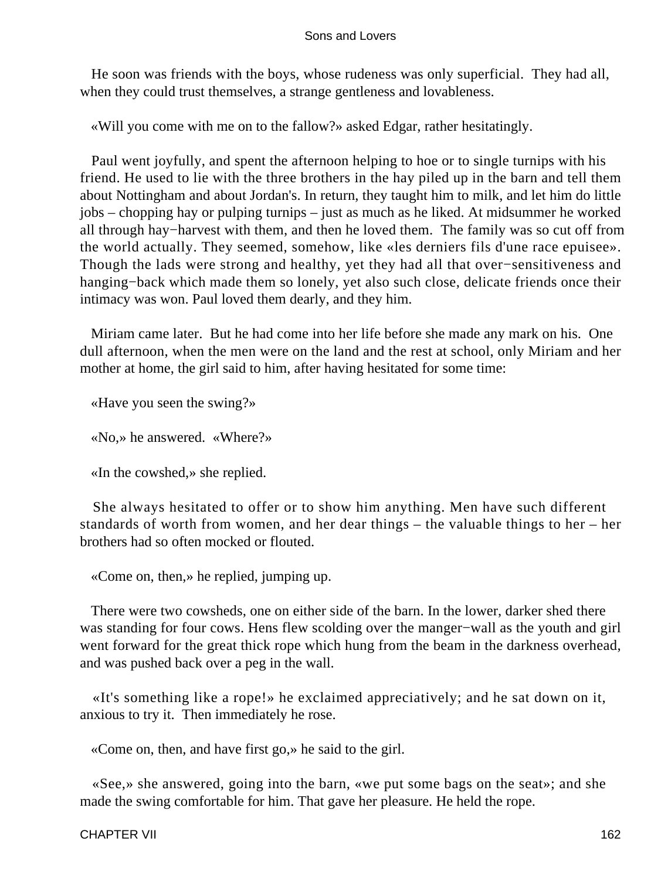He soon was friends with the boys, whose rudeness was only superficial. They had all, when they could trust themselves, a strange gentleness and lovableness.

«Will you come with me on to the fallow?» asked Edgar, rather hesitatingly.

Paul went joyfully, and spent the afternoon helping to hoe or to single turnips with his friend. He used to lie with the three brothers in the hay piled up in the barn and tell them about Nottingham and about Jordan's. In return, they taught him to milk, and let him do little jobs – chopping hay or pulping turnips – just as much as he liked. At midsummer he worked all through hay−harvest with them, and then he loved them. The family was so cut off from the world actually. They seemed, somehow, like «les derniers fils d'une race epuisee». Though the lads were strong and healthy, yet they had all that over−sensitiveness and hanging−back which made them so lonely, yet also such close, delicate friends once their intimacy was won. Paul loved them dearly, and they him.

Miriam came later. But he had come into her life before she made any mark on his. One dull afternoon, when the men were on the land and the rest at school, only Miriam and her mother at home, the girl said to him, after having hesitated for some time:

«Have you seen the swing?»

«No,» he answered. «Where?»

«In the cowshed,» she replied.

She always hesitated to offer or to show him anything. Men have such different standards of worth from women, and her dear things – the valuable things to her – her brothers had so often mocked or flouted.

«Come on, then,» he replied, jumping up.

There were two cowsheds, one on either side of the barn. In the lower, darker shed there was standing for four cows. Hens flew scolding over the manger−wall as the youth and girl went forward for the great thick rope which hung from the beam in the darkness overhead, and was pushed back over a peg in the wall.

«It's something like a rope!» he exclaimed appreciatively; and he sat down on it, anxious to try it. Then immediately he rose.

«Come on, then, and have first go,» he said to the girl.

«See,» she answered, going into the barn, «we put some bags on the seat»; and she made the swing comfortable for him. That gave her pleasure. He held the rope.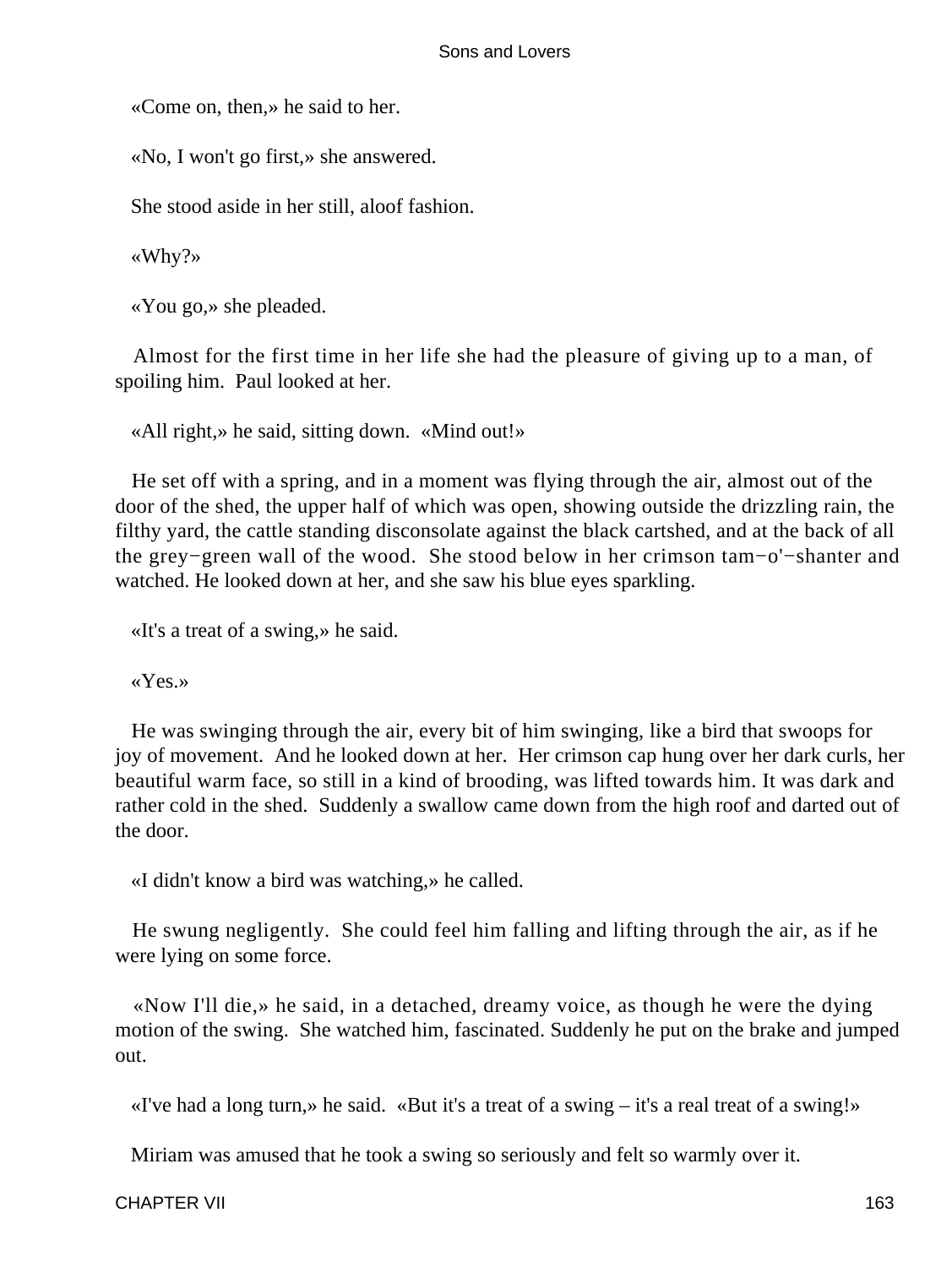«Come on, then,» he said to her.

«No, I won't go first,» she answered.

She stood aside in her still, aloof fashion.

«Why?»

«You go,» she pleaded.

Almost for the first time in her life she had the pleasure of giving up to a man, of spoiling him. Paul looked at her.

«All right,» he said, sitting down. «Mind out!»

He set off with a spring, and in a moment was flying through the air, almost out of the door of the shed, the upper half of which was open, showing outside the drizzling rain, the filthy yard, the cattle standing disconsolate against the black cartshed, and at the back of all the grey−green wall of the wood. She stood below in her crimson tam−o'−shanter and watched. He looked down at her, and she saw his blue eyes sparkling.

«It's a treat of a swing,» he said.

«Yes.»

He was swinging through the air, every bit of him swinging, like a bird that swoops for joy of movement. And he looked down at her. Her crimson cap hung over her dark curls, her beautiful warm face, so still in a kind of brooding, was lifted towards him. It was dark and rather cold in the shed. Suddenly a swallow came down from the high roof and darted out of the door.

«I didn't know a bird was watching,» he called.

He swung negligently. She could feel him falling and lifting through the air, as if he were lying on some force.

«Now I'll die,» he said, in a detached, dreamy voice, as though he were the dying motion of the swing. She watched him, fascinated. Suddenly he put on the brake and jumped out.

«I've had a long turn,» he said. «But it's a treat of a swing – it's a real treat of a swing!»

Miriam was amused that he took a swing so seriously and felt so warmly over it.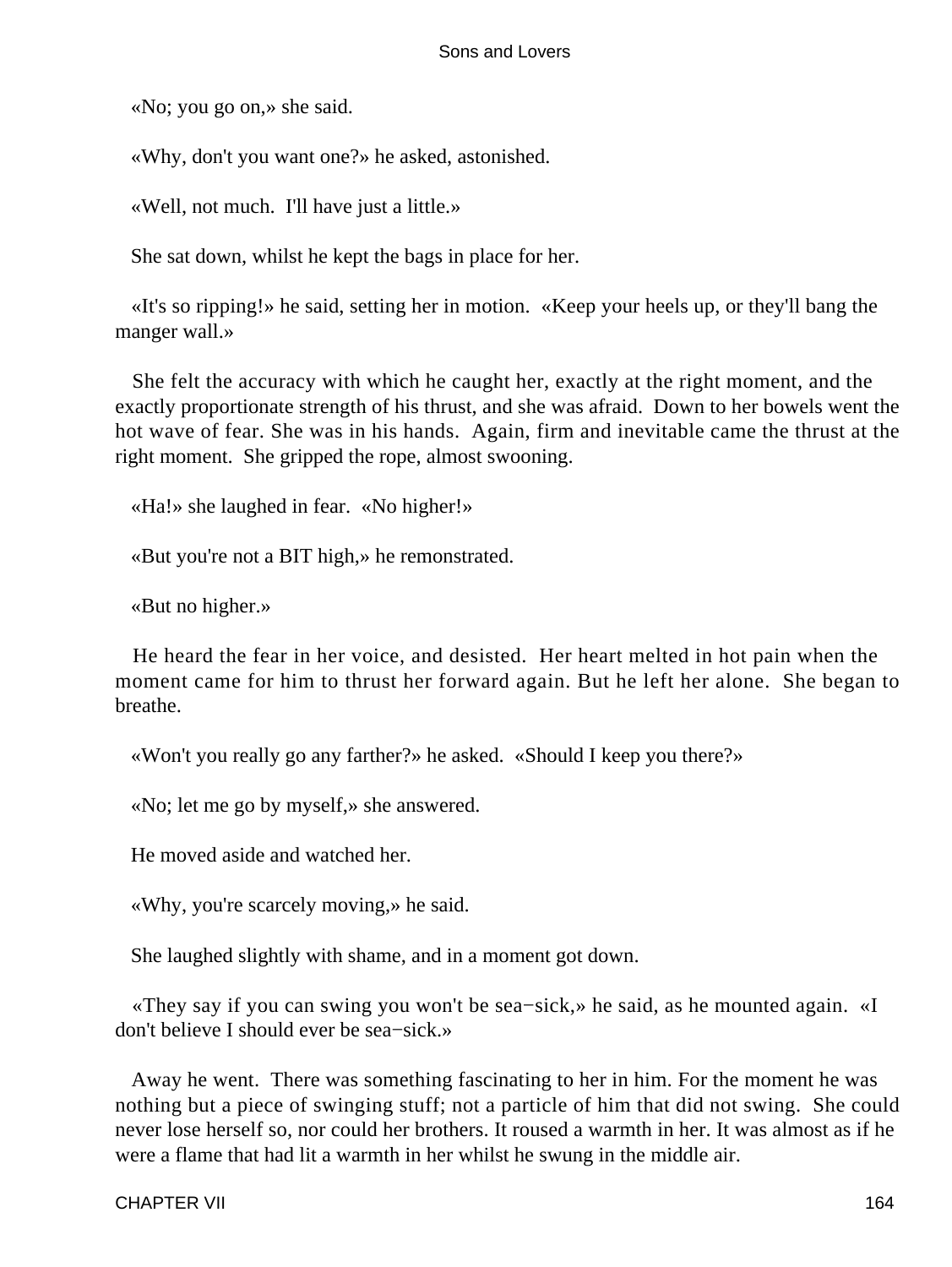«No; you go on,» she said.

«Why, don't you want one?» he asked, astonished.

«Well, not much. I'll have just a little.»

She sat down, whilst he kept the bags in place for her.

«It's so ripping!» he said, setting her in motion. «Keep your heels up, or they'll bang the manger wall.»

She felt the accuracy with which he caught her, exactly at the right moment, and the exactly proportionate strength of his thrust, and she was afraid. Down to her bowels went the hot wave of fear. She was in his hands. Again, firm and inevitable came the thrust at the right moment. She gripped the rope, almost swooning.

«Ha!» she laughed in fear. «No higher!»

«But you're not a BIT high,» he remonstrated.

«But no higher.»

He heard the fear in her voice, and desisted. Her heart melted in hot pain when the moment came for him to thrust her forward again. But he left her alone. She began to breathe.

«Won't you really go any farther?» he asked. «Should I keep you there?»

«No; let me go by myself,» she answered.

He moved aside and watched her.

«Why, you're scarcely moving,» he said.

She laughed slightly with shame, and in a moment got down.

«They say if you can swing you won't be sea−sick,» he said, as he mounted again. «I don't believe I should ever be sea−sick.»

Away he went. There was something fascinating to her in him. For the moment he was nothing but a piece of swinging stuff; not a particle of him that did not swing. She could never lose herself so, nor could her brothers. It roused a warmth in her. It was almost as if he were a flame that had lit a warmth in her whilst he swung in the middle air.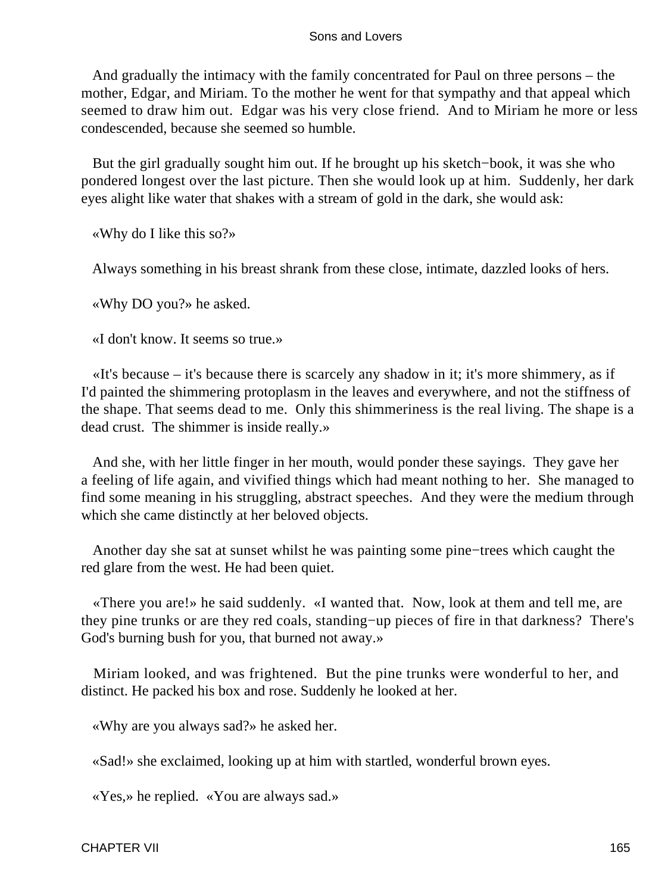And gradually the intimacy with the family concentrated for Paul on three persons – the mother, Edgar, and Miriam. To the mother he went for that sympathy and that appeal which seemed to draw him out. Edgar was his very close friend. And to Miriam he more or less condescended, because she seemed so humble.

But the girl gradually sought him out. If he brought up his sketch−book, it was she who pondered longest over the last picture. Then she would look up at him. Suddenly, her dark eyes alight like water that shakes with a stream of gold in the dark, she would ask:

«Why do I like this so?»

Always something in his breast shrank from these close, intimate, dazzled looks of hers.

«Why DO you?» he asked.

«I don't know. It seems so true.»

«It's because – it's because there is scarcely any shadow in it; it's more shimmery, as if I'd painted the shimmering protoplasm in the leaves and everywhere, and not the stiffness of the shape. That seems dead to me. Only this shimmeriness is the real living. The shape is a dead crust. The shimmer is inside really.»

And she, with her little finger in her mouth, would ponder these sayings. They gave her a feeling of life again, and vivified things which had meant nothing to her. She managed to find some meaning in his struggling, abstract speeches. And they were the medium through which she came distinctly at her beloved objects.

Another day she sat at sunset whilst he was painting some pine−trees which caught the red glare from the west. He had been quiet.

«There you are!» he said suddenly. «I wanted that. Now, look at them and tell me, are they pine trunks or are they red coals, standing−up pieces of fire in that darkness? There's God's burning bush for you, that burned not away.»

Miriam looked, and was frightened. But the pine trunks were wonderful to her, and distinct. He packed his box and rose. Suddenly he looked at her.

«Why are you always sad?» he asked her.

«Sad!» she exclaimed, looking up at him with startled, wonderful brown eyes.

«Yes,» he replied. «You are always sad.»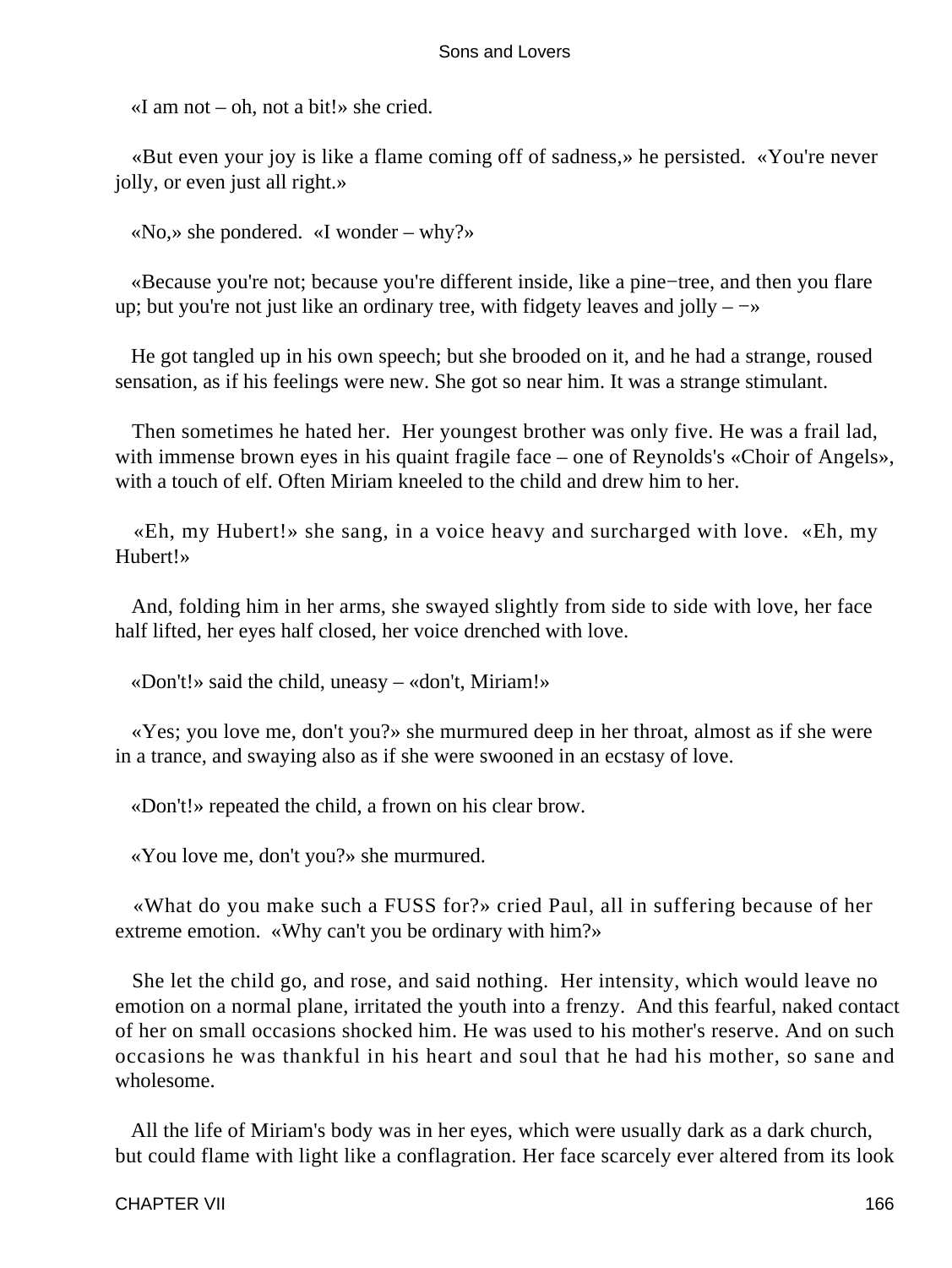«I am not – oh, not a bit!» she cried.

«But even your joy is like a flame coming off of sadness,» he persisted. «You're never jolly, or even just all right.»

«No,» she pondered. «I wonder – why?»

«Because you're not; because you're different inside, like a pine−tree, and then you flare up; but you're not just like an ordinary tree, with fidgety leaves and jolly – −»

He got tangled up in his own speech; but she brooded on it, and he had a strange, roused sensation, as if his feelings were new. She got so near him. It was a strange stimulant.

Then sometimes he hated her. Her youngest brother was only five. He was a frail lad, with immense brown eyes in his quaint fragile face – one of Reynolds's «Choir of Angels», with a touch of elf. Often Miriam kneeled to the child and drew him to her.

«Eh, my Hubert!» she sang, in a voice heavy and surcharged with love. «Eh, my Hubert!»

And, folding him in her arms, she swayed slightly from side to side with love, her face half lifted, her eyes half closed, her voice drenched with love.

«Don't!» said the child, uneasy – «don't, Miriam!»

«Yes; you love me, don't you?» she murmured deep in her throat, almost as if she were in a trance, and swaying also as if she were swooned in an ecstasy of love.

«Don't!» repeated the child, a frown on his clear brow.

«You love me, don't you?» she murmured.

«What do you make such a FUSS for?» cried Paul, all in suffering because of her extreme emotion. «Why can't you be ordinary with him?»

She let the child go, and rose, and said nothing. Her intensity, which would leave no emotion on a normal plane, irritated the youth into a frenzy. And this fearful, naked contact of her on small occasions shocked him. He was used to his mother's reserve. And on such occasions he was thankful in his heart and soul that he had his mother, so sane and wholesome.

All the life of Miriam's body was in her eyes, which were usually dark as a dark church, but could flame with light like a conflagration. Her face scarcely ever altered from its look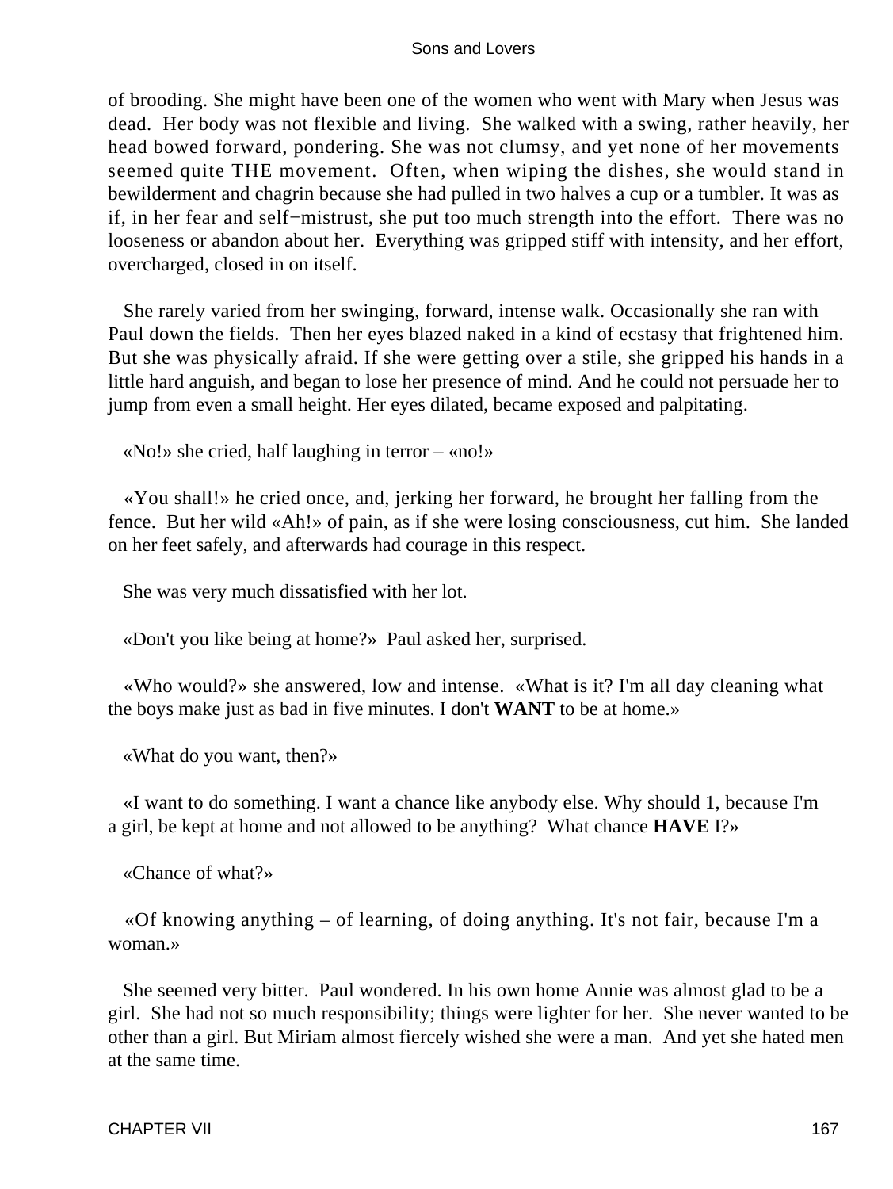of brooding. She might have been one of the women who went with Mary when Jesus was dead. Her body was not flexible and living. She walked with a swing, rather heavily, her head bowed forward, pondering. She was not clumsy, and yet none of her movements seemed quite THE movement. Often, when wiping the dishes, she would stand in bewilderment and chagrin because she had pulled in two halves a cup or a tumbler. It was as if, in her fear and self−mistrust, she put too much strength into the effort. There was no looseness or abandon about her. Everything was gripped stiff with intensity, and her effort, overcharged, closed in on itself.

She rarely varied from her swinging, forward, intense walk. Occasionally she ran with Paul down the fields. Then her eyes blazed naked in a kind of ecstasy that frightened him. But she was physically afraid. If she were getting over a stile, she gripped his hands in a little hard anguish, and began to lose her presence of mind. And he could not persuade her to jump from even a small height. Her eyes dilated, became exposed and palpitating.

«No!» she cried, half laughing in terror – «no!»

«You shall!» he cried once, and, jerking her forward, he brought her falling from the fence. But her wild «Ah!» of pain, as if she were losing consciousness, cut him. She landed on her feet safely, and afterwards had courage in this respect.

She was very much dissatisfied with her lot.

«Don't you like being at home?» Paul asked her, surprised.

«Who would?» she answered, low and intense. «What is it? I'm all day cleaning what the boys make just as bad in five minutes. I don't **WANT** to be at home.»

«What do you want, then?»

«I want to do something. I want a chance like anybody else. Why should 1, because I'm a girl, be kept at home and not allowed to be anything? What chance **HAVE** I?»

«Chance of what?»

«Of knowing anything – of learning, of doing anything. It's not fair, because I'm a woman.»

She seemed very bitter. Paul wondered. In his own home Annie was almost glad to be a girl. She had not so much responsibility; things were lighter for her. She never wanted to be other than a girl. But Miriam almost fiercely wished she were a man. And yet she hated men at the same time.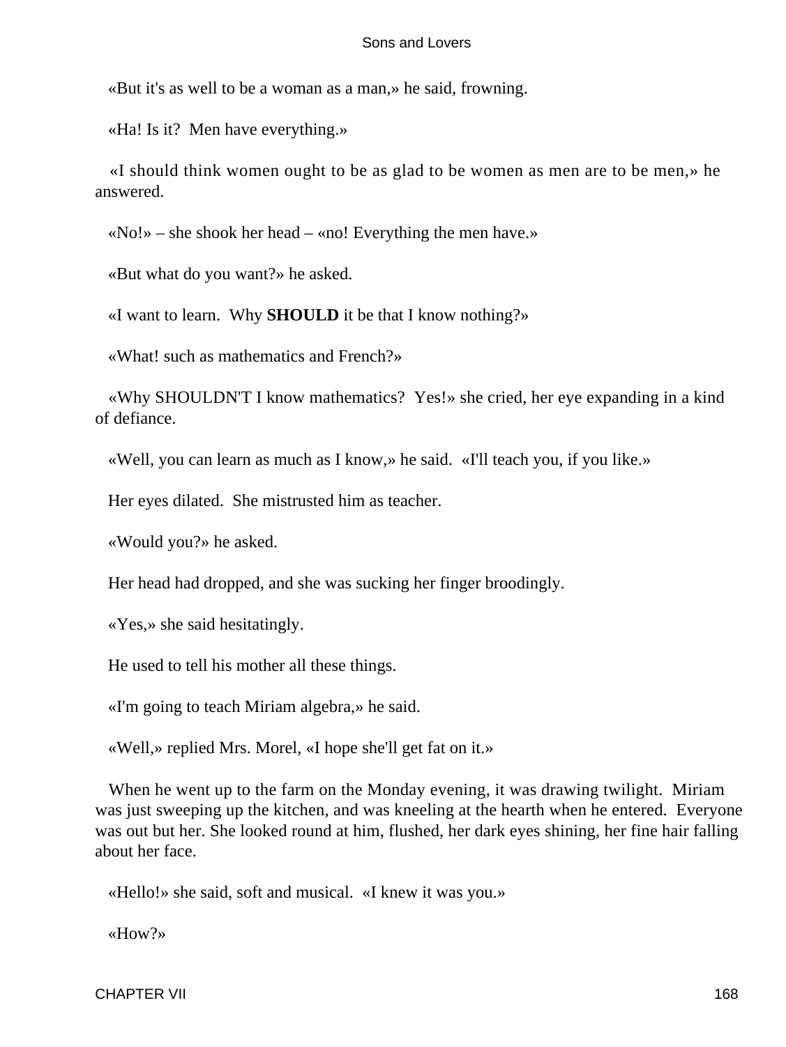«But it's as well to be a woman as a man,» he said, frowning.

«Ha! Is it?  Men have everything.»

«I should think women ought to be as glad to be women as men are to be men,» he answered.

«No!» – she shook her head – «no! Everything the men have.»

«But what do you want?» he asked.

«I want to learn.  Why **SHOULD** it be that I know nothing?»

«What! such as mathematics and French?»

«Why SHOULDN'T I know mathematics?  Yes!» she cried, her eye expanding in a kind of defiance.

«Well, you can learn as much as I know,» he said.  «I'll teach you, if you like.»

Her eyes dilated.  She mistrusted him as teacher.

«Would you?» he asked.

Her head had dropped, and she was sucking her finger broodingly.

«Yes,» she said hesitatingly.

He used to tell his mother all these things.

«I'm going to teach Miriam algebra,» he said.

«Well,» replied Mrs. Morel, «I hope she'll get fat on it.»

When he went up to the farm on the Monday evening, it was drawing twilight.  Miriam was just sweeping up the kitchen, and was kneeling at the hearth when he entered.  Everyone was out but her. She looked round at him, flushed, her dark eyes shining, her fine hair falling about her face.

«Hello!» she said, soft and musical.  «I knew it was you.»

«How?»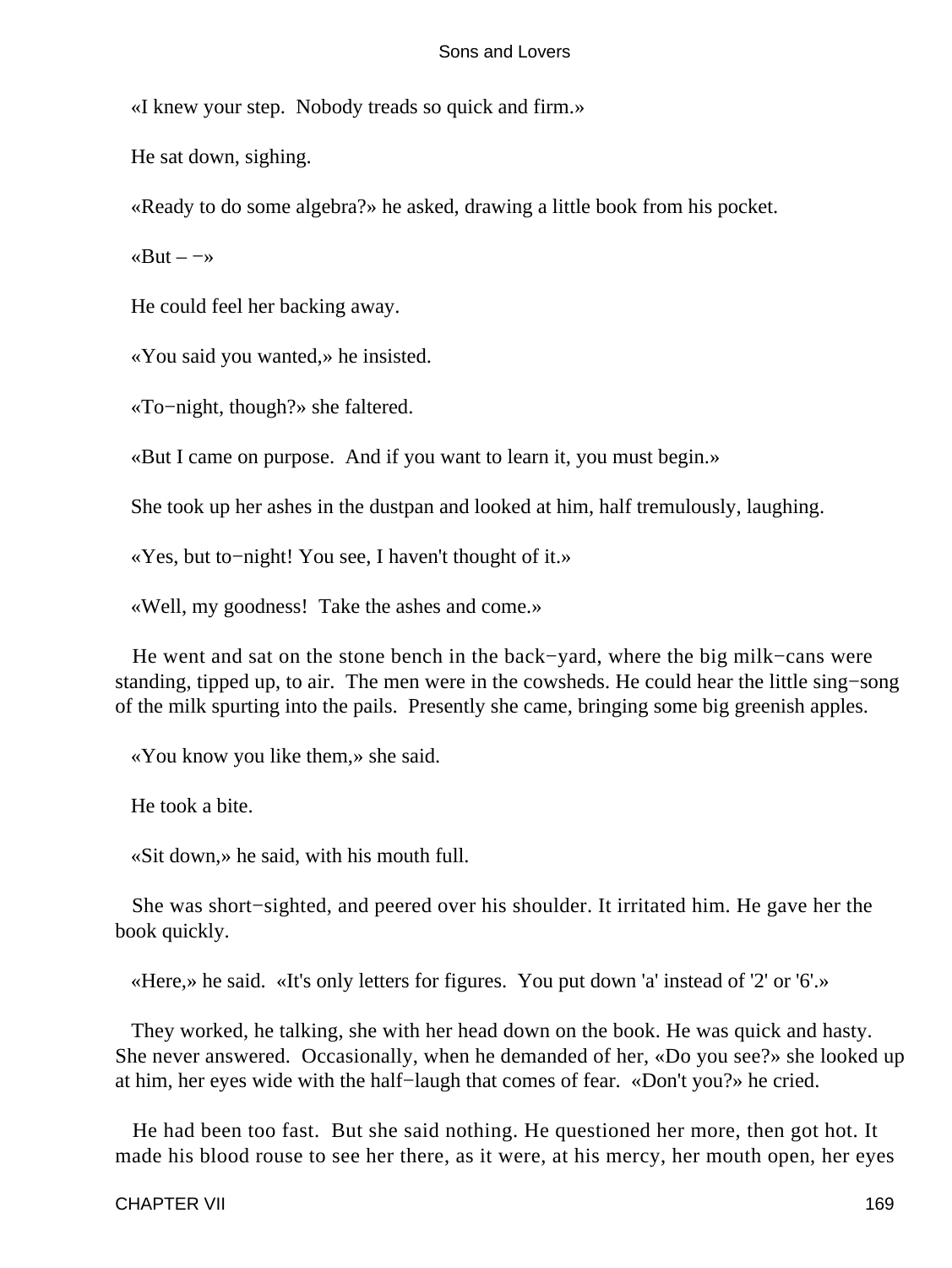«I knew your step.  Nobody treads so quick and firm.»

He sat down, sighing.

«Ready to do some algebra?» he asked, drawing a little book from his pocket.

«But – −»

He could feel her backing away.

«You said you wanted,» he insisted.

«To−night, though?» she faltered.

«But I came on purpose.  And if you want to learn it, you must begin.»

She took up her ashes in the dustpan and looked at him, half tremulously, laughing.

«Yes, but to−night! You see, I haven't thought of it.»

«Well, my goodness!  Take the ashes and come.»

He went and sat on the stone bench in the back−yard, where the big milk−cans were standing, tipped up, to air.  The men were in the cowsheds. He could hear the little sing−song of the milk spurting into the pails.  Presently she came, bringing some big greenish apples.

«You know you like them,» she said.

He took a bite.

«Sit down,» he said, with his mouth full.

She was short−sighted, and peered over his shoulder. It irritated him. He gave her the book quickly.

«Here,» he said.  «It's only letters for figures.  You put down 'a' instead of '2' or '6'.»

They worked, he talking, she with her head down on the book. He was quick and hasty. She never answered.  Occasionally, when he demanded of her, «Do you see?» she looked up at him, her eyes wide with the half−laugh that comes of fear.  «Don't you?» he cried.

He had been too fast.  But she said nothing. He questioned her more, then got hot. It made his blood rouse to see her there, as it were, at his mercy, her mouth open, her eyes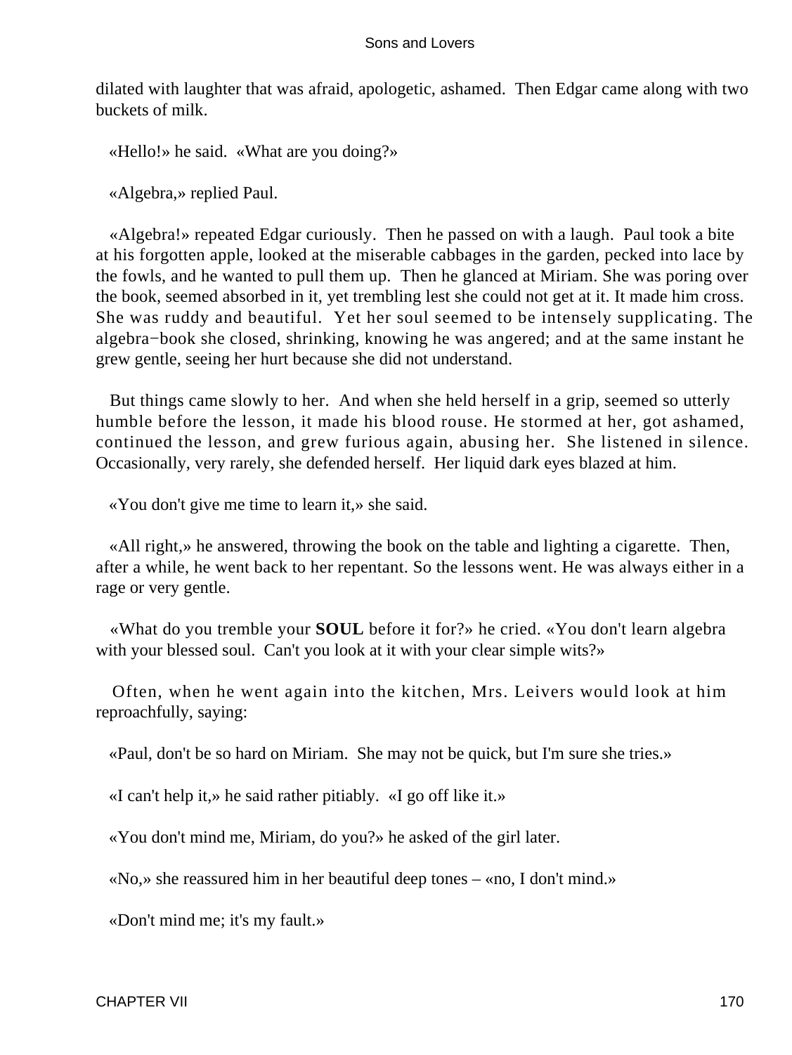dilated with laughter that was afraid, apologetic, ashamed. Then Edgar came along with two buckets of milk.

«Hello!» he said. «What are you doing?»

«Algebra,» replied Paul.

«Algebra!» repeated Edgar curiously. Then he passed on with a laugh. Paul took a bite at his forgotten apple, looked at the miserable cabbages in the garden, pecked into lace by the fowls, and he wanted to pull them up. Then he glanced at Miriam. She was poring over the book, seemed absorbed in it, yet trembling lest she could not get at it. It made him cross. She was ruddy and beautiful. Yet her soul seemed to be intensely supplicating. The algebra−book she closed, shrinking, knowing he was angered; and at the same instant he grew gentle, seeing her hurt because she did not understand.

But things came slowly to her. And when she held herself in a grip, seemed so utterly humble before the lesson, it made his blood rouse. He stormed at her, got ashamed, continued the lesson, and grew furious again, abusing her. She listened in silence. Occasionally, very rarely, she defended herself. Her liquid dark eyes blazed at him.

«You don't give me time to learn it,» she said.

«All right,» he answered, throwing the book on the table and lighting a cigarette. Then, after a while, he went back to her repentant. So the lessons went. He was always either in a rage or very gentle.

«What do you tremble your **SOUL** before it for?» he cried. «You don't learn algebra with your blessed soul. Can't you look at it with your clear simple wits?»

Often, when he went again into the kitchen, Mrs. Leivers would look at him reproachfully, saying:

«Paul, don't be so hard on Miriam. She may not be quick, but I'm sure she tries.»

«I can't help it,» he said rather pitiably. «I go off like it.»

«You don't mind me, Miriam, do you?» he asked of the girl later.

«No,» she reassured him in her beautiful deep tones – «no, I don't mind.»

«Don't mind me; it's my fault.»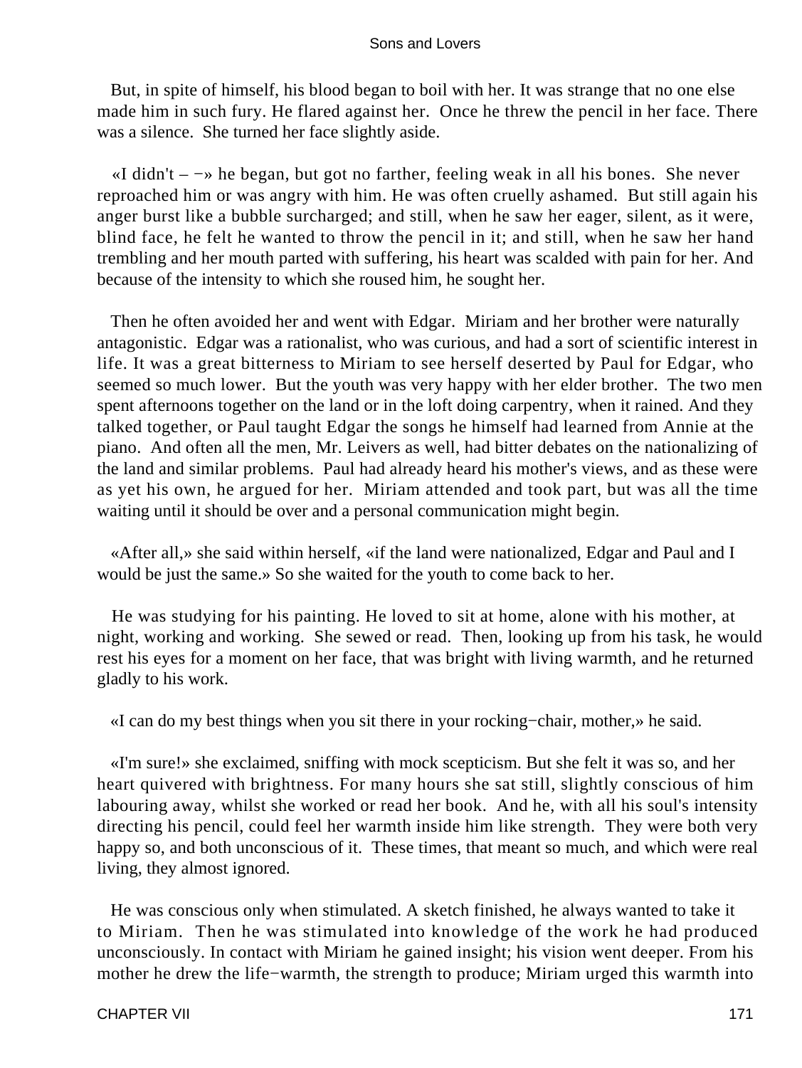But, in spite of himself, his blood began to boil with her. It was strange that no one else made him in such fury. He flared against her. Once he threw the pencil in her face. There was a silence. She turned her face slightly aside.

«I didn't – −» he began, but got no farther, feeling weak in all his bones. She never reproached him or was angry with him. He was often cruelly ashamed. But still again his anger burst like a bubble surcharged; and still, when he saw her eager, silent, as it were, blind face, he felt he wanted to throw the pencil in it; and still, when he saw her hand trembling and her mouth parted with suffering, his heart was scalded with pain for her. And because of the intensity to which she roused him, he sought her.

Then he often avoided her and went with Edgar. Miriam and her brother were naturally antagonistic. Edgar was a rationalist, who was curious, and had a sort of scientific interest in life. It was a great bitterness to Miriam to see herself deserted by Paul for Edgar, who seemed so much lower. But the youth was very happy with her elder brother. The two men spent afternoons together on the land or in the loft doing carpentry, when it rained. And they talked together, or Paul taught Edgar the songs he himself had learned from Annie at the piano. And often all the men, Mr. Leivers as well, had bitter debates on the nationalizing of the land and similar problems. Paul had already heard his mother's views, and as these were as yet his own, he argued for her. Miriam attended and took part, but was all the time waiting until it should be over and a personal communication might begin.

«After all,» she said within herself, «if the land were nationalized, Edgar and Paul and I would be just the same.» So she waited for the youth to come back to her.

He was studying for his painting. He loved to sit at home, alone with his mother, at night, working and working. She sewed or read. Then, looking up from his task, he would rest his eyes for a moment on her face, that was bright with living warmth, and he returned gladly to his work.

«I can do my best things when you sit there in your rocking−chair, mother,» he said.

«I'm sure!» she exclaimed, sniffing with mock scepticism. But she felt it was so, and her heart quivered with brightness. For many hours she sat still, slightly conscious of him labouring away, whilst she worked or read her book. And he, with all his soul's intensity directing his pencil, could feel her warmth inside him like strength. They were both very happy so, and both unconscious of it. These times, that meant so much, and which were real living, they almost ignored.

He was conscious only when stimulated. A sketch finished, he always wanted to take it to Miriam. Then he was stimulated into knowledge of the work he had produced unconsciously. In contact with Miriam he gained insight; his vision went deeper. From his mother he drew the life−warmth, the strength to produce; Miriam urged this warmth into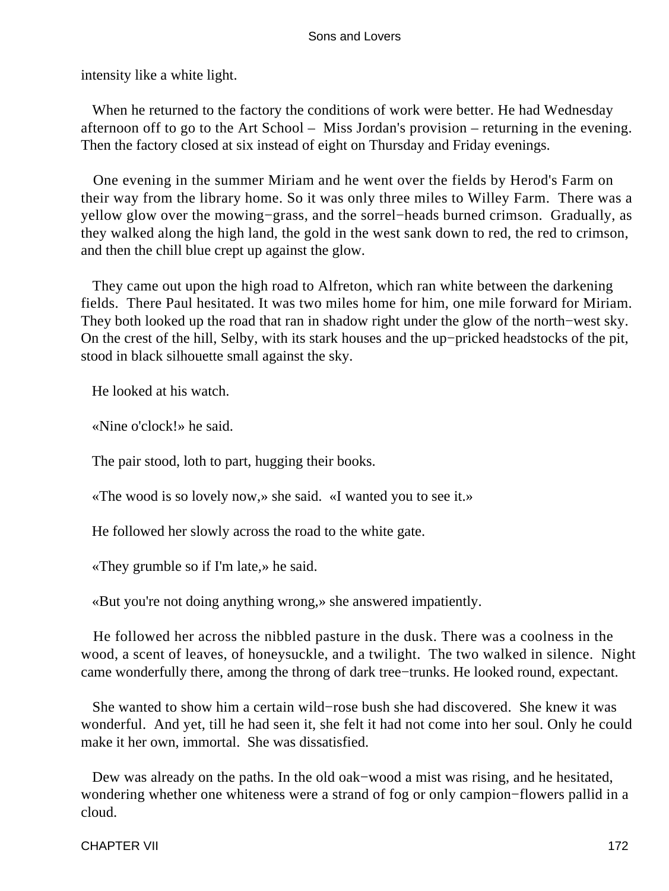intensity like a white light.

When he returned to the factory the conditions of work were better. He had Wednesday afternoon off to go to the Art School – Miss Jordan's provision – returning in the evening. Then the factory closed at six instead of eight on Thursday and Friday evenings.

One evening in the summer Miriam and he went over the fields by Herod's Farm on their way from the library home. So it was only three miles to Willey Farm. There was a yellow glow over the mowing−grass, and the sorrel−heads burned crimson. Gradually, as they walked along the high land, the gold in the west sank down to red, the red to crimson, and then the chill blue crept up against the glow.

They came out upon the high road to Alfreton, which ran white between the darkening fields. There Paul hesitated. It was two miles home for him, one mile forward for Miriam. They both looked up the road that ran in shadow right under the glow of the north−west sky. On the crest of the hill, Selby, with its stark houses and the up−pricked headstocks of the pit, stood in black silhouette small against the sky.

He looked at his watch.

«Nine o'clock!» he said.

The pair stood, loth to part, hugging their books.

«The wood is so lovely now,» she said. «I wanted you to see it.»

He followed her slowly across the road to the white gate.

«They grumble so if I'm late,» he said.

«But you're not doing anything wrong,» she answered impatiently.

He followed her across the nibbled pasture in the dusk. There was a coolness in the wood, a scent of leaves, of honeysuckle, and a twilight. The two walked in silence. Night came wonderfully there, among the throng of dark tree−trunks. He looked round, expectant.

She wanted to show him a certain wild−rose bush she had discovered. She knew it was wonderful. And yet, till he had seen it, she felt it had not come into her soul. Only he could make it her own, immortal. She was dissatisfied.

Dew was already on the paths. In the old oak−wood a mist was rising, and he hesitated, wondering whether one whiteness were a strand of fog or only campion−flowers pallid in a cloud.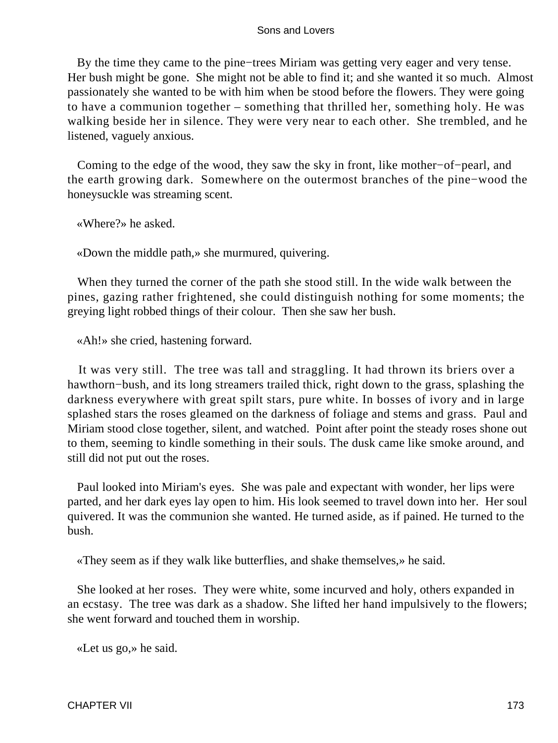By the time they came to the pine−trees Miriam was getting very eager and very tense. Her bush might be gone. She might not be able to find it; and she wanted it so much. Almost passionately she wanted to be with him when be stood before the flowers. They were going to have a communion together – something that thrilled her, something holy. He was walking beside her in silence. They were very near to each other. She trembled, and he listened, vaguely anxious.

Coming to the edge of the wood, they saw the sky in front, like mother−of−pearl, and the earth growing dark. Somewhere on the outermost branches of the pine−wood the honeysuckle was streaming scent.

«Where?» he asked.

«Down the middle path,» she murmured, quivering.

When they turned the corner of the path she stood still. In the wide walk between the pines, gazing rather frightened, she could distinguish nothing for some moments; the greying light robbed things of their colour. Then she saw her bush.

«Ah!» she cried, hastening forward.

It was very still. The tree was tall and straggling. It had thrown its briers over a hawthorn−bush, and its long streamers trailed thick, right down to the grass, splashing the darkness everywhere with great spilt stars, pure white. In bosses of ivory and in large splashed stars the roses gleamed on the darkness of foliage and stems and grass. Paul and Miriam stood close together, silent, and watched. Point after point the steady roses shone out to them, seeming to kindle something in their souls. The dusk came like smoke around, and still did not put out the roses.

Paul looked into Miriam's eyes. She was pale and expectant with wonder, her lips were parted, and her dark eyes lay open to him. His look seemed to travel down into her. Her soul quivered. It was the communion she wanted. He turned aside, as if pained. He turned to the bush.

«They seem as if they walk like butterflies, and shake themselves,» he said.

She looked at her roses. They were white, some incurved and holy, others expanded in an ecstasy. The tree was dark as a shadow. She lifted her hand impulsively to the flowers; she went forward and touched them in worship.

«Let us go,» he said.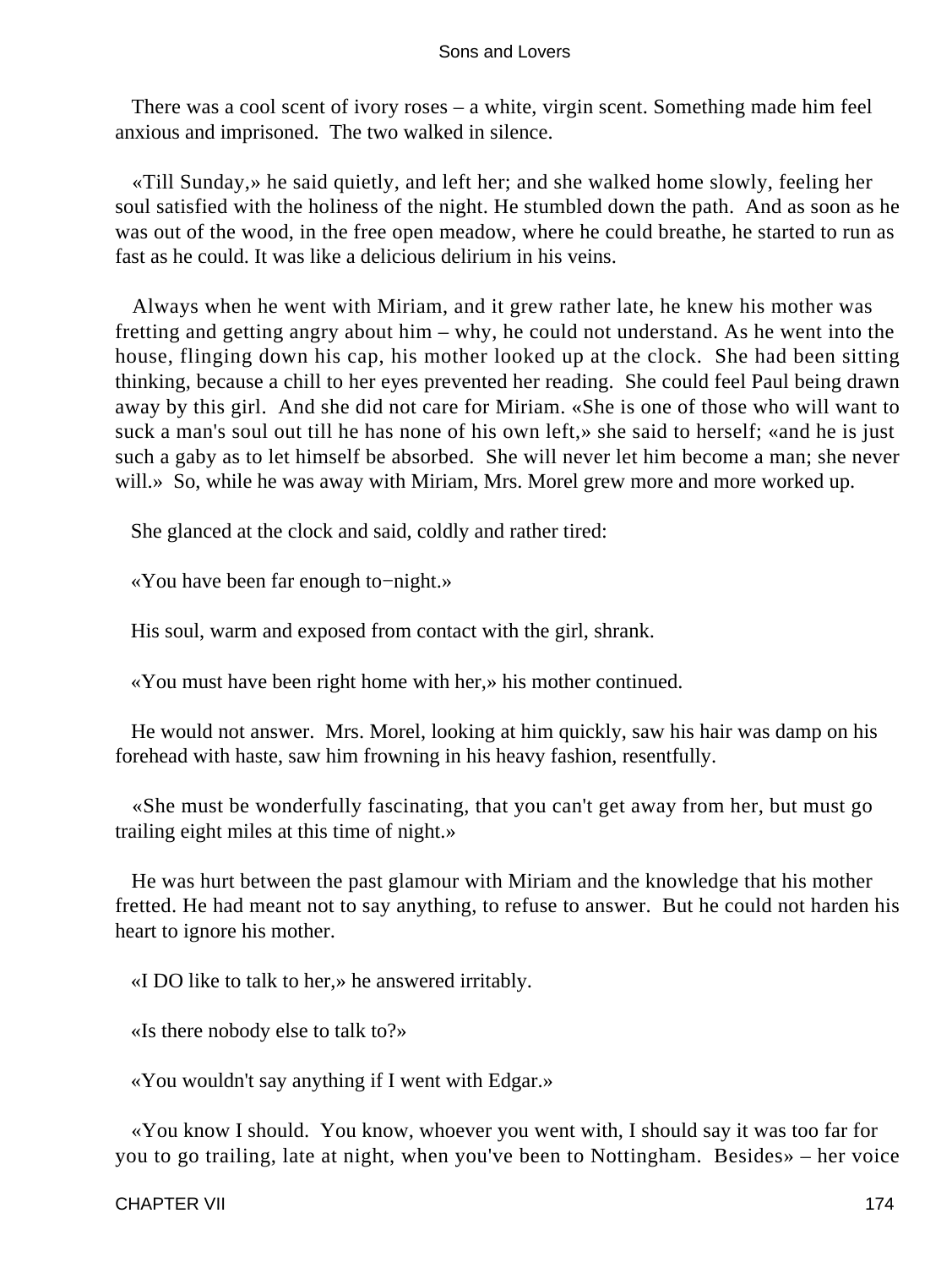There was a cool scent of ivory roses – a white, virgin scent. Something made him feel anxious and imprisoned. The two walked in silence.

«Till Sunday,» he said quietly, and left her; and she walked home slowly, feeling her soul satisfied with the holiness of the night. He stumbled down the path. And as soon as he was out of the wood, in the free open meadow, where he could breathe, he started to run as fast as he could. It was like a delicious delirium in his veins.

Always when he went with Miriam, and it grew rather late, he knew his mother was fretting and getting angry about him – why, he could not understand. As he went into the house, flinging down his cap, his mother looked up at the clock. She had been sitting thinking, because a chill to her eyes prevented her reading. She could feel Paul being drawn away by this girl. And she did not care for Miriam. «She is one of those who will want to suck a man's soul out till he has none of his own left,» she said to herself; «and he is just such a gaby as to let himself be absorbed. She will never let him become a man; she never will.» So, while he was away with Miriam, Mrs. Morel grew more and more worked up.

She glanced at the clock and said, coldly and rather tired:

«You have been far enough to−night.»

His soul, warm and exposed from contact with the girl, shrank.

«You must have been right home with her,» his mother continued.

He would not answer. Mrs. Morel, looking at him quickly, saw his hair was damp on his forehead with haste, saw him frowning in his heavy fashion, resentfully.

«She must be wonderfully fascinating, that you can't get away from her, but must go trailing eight miles at this time of night.»

He was hurt between the past glamour with Miriam and the knowledge that his mother fretted. He had meant not to say anything, to refuse to answer. But he could not harden his heart to ignore his mother.

«I DO like to talk to her,» he answered irritably.

«Is there nobody else to talk to?»

«You wouldn't say anything if I went with Edgar.»

«You know I should. You know, whoever you went with, I should say it was too far for you to go trailing, late at night, when you've been to Nottingham. Besides» – her voice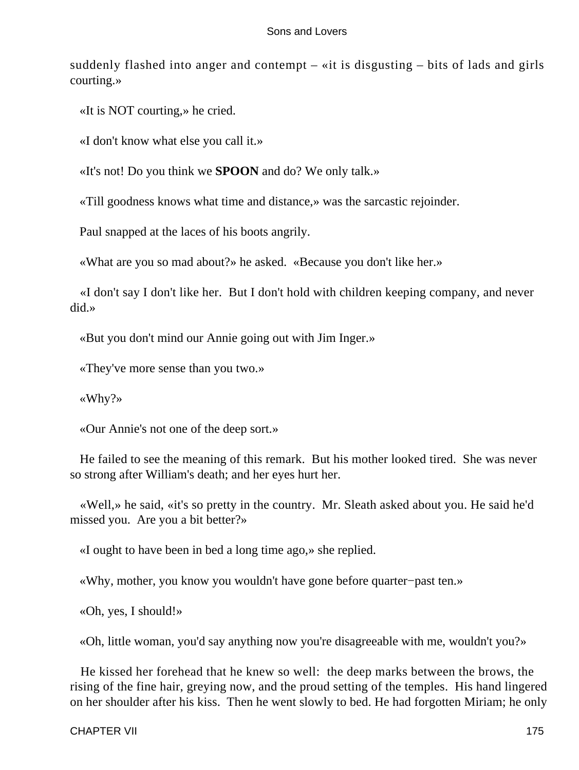suddenly flashed into anger and contempt – «it is disgusting – bits of lads and girls courting.»

«It is NOT courting,» he cried.

«I don't know what else you call it.»

«It's not! Do you think we **SPOON** and do? We only talk.»

«Till goodness knows what time and distance,» was the sarcastic rejoinder.

Paul snapped at the laces of his boots angrily.

«What are you so mad about?» he asked. «Because you don't like her.»

«I don't say I don't like her. But I don't hold with children keeping company, and never did.»

«But you don't mind our Annie going out with Jim Inger.»

«They've more sense than you two.»

«Why?»

«Our Annie's not one of the deep sort.»

He failed to see the meaning of this remark. But his mother looked tired. She was never so strong after William's death; and her eyes hurt her.

«Well,» he said, «it's so pretty in the country. Mr. Sleath asked about you. He said he'd missed you. Are you a bit better?»

«I ought to have been in bed a long time ago,» she replied.

«Why, mother, you know you wouldn't have gone before quarter−past ten.»

«Oh, yes, I should!»

«Oh, little woman, you'd say anything now you're disagreeable with me, wouldn't you?»

He kissed her forehead that he knew so well: the deep marks between the brows, the rising of the fine hair, greying now, and the proud setting of the temples. His hand lingered on her shoulder after his kiss. Then he went slowly to bed. He had forgotten Miriam; he only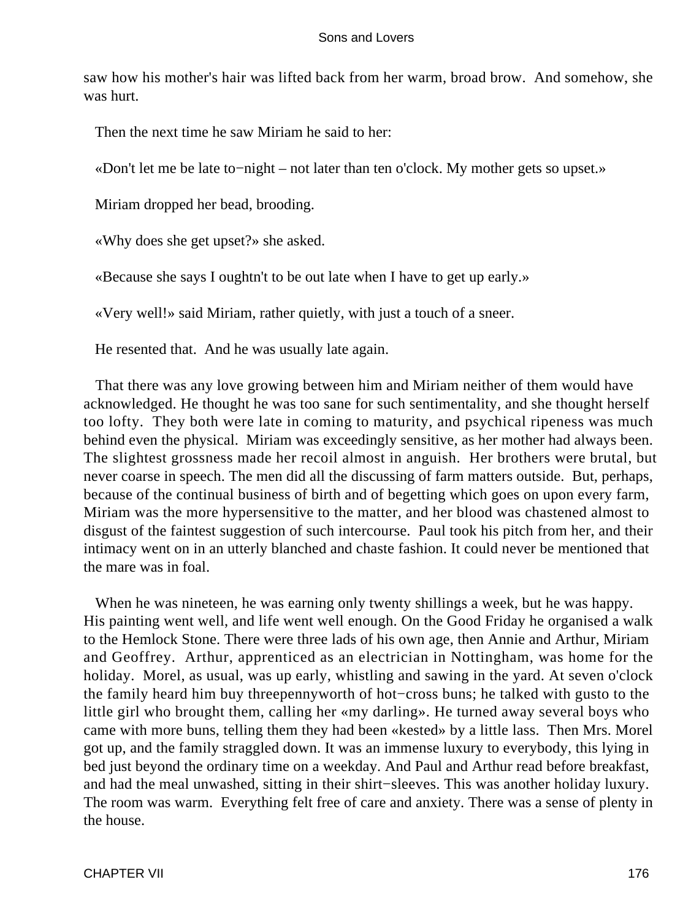saw how his mother's hair was lifted back from her warm, broad brow. And somehow, she was hurt.

Then the next time he saw Miriam he said to her:

«Don't let me be late to−night – not later than ten o'clock. My mother gets so upset.»

Miriam dropped her bead, brooding.

«Why does she get upset?» she asked.

«Because she says I oughtn't to be out late when I have to get up early.»

«Very well!» said Miriam, rather quietly, with just a touch of a sneer.

He resented that. And he was usually late again.

That there was any love growing between him and Miriam neither of them would have acknowledged. He thought he was too sane for such sentimentality, and she thought herself too lofty. They both were late in coming to maturity, and psychical ripeness was much behind even the physical. Miriam was exceedingly sensitive, as her mother had always been. The slightest grossness made her recoil almost in anguish. Her brothers were brutal, but never coarse in speech. The men did all the discussing of farm matters outside. But, perhaps, because of the continual business of birth and of begetting which goes on upon every farm, Miriam was the more hypersensitive to the matter, and her blood was chastened almost to disgust of the faintest suggestion of such intercourse. Paul took his pitch from her, and their intimacy went on in an utterly blanched and chaste fashion. It could never be mentioned that the mare was in foal.

When he was nineteen, he was earning only twenty shillings a week, but he was happy. His painting went well, and life went well enough. On the Good Friday he organised a walk to the Hemlock Stone. There were three lads of his own age, then Annie and Arthur, Miriam and Geoffrey. Arthur, apprenticed as an electrician in Nottingham, was home for the holiday. Morel, as usual, was up early, whistling and sawing in the yard. At seven o'clock the family heard him buy threepennyworth of hot−cross buns; he talked with gusto to the little girl who brought them, calling her «my darling». He turned away several boys who came with more buns, telling them they had been «kested» by a little lass. Then Mrs. Morel got up, and the family straggled down. It was an immense luxury to everybody, this lying in bed just beyond the ordinary time on a weekday. And Paul and Arthur read before breakfast, and had the meal unwashed, sitting in their shirt−sleeves. This was another holiday luxury. The room was warm. Everything felt free of care and anxiety. There was a sense of plenty in the house.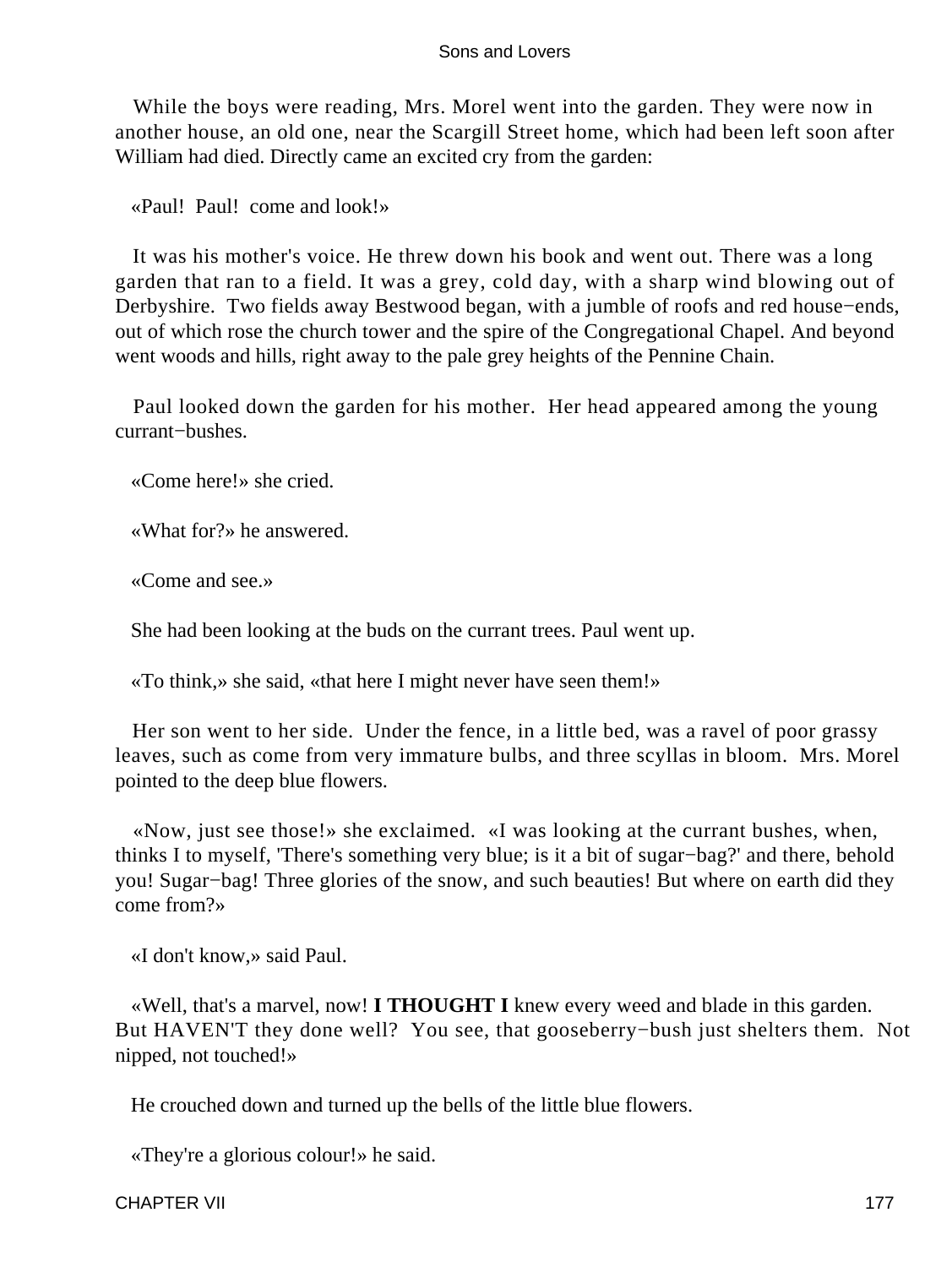While the boys were reading, Mrs. Morel went into the garden. They were now in another house, an old one, near the Scargill Street home, which had been left soon after William had died. Directly came an excited cry from the garden:

«Paul! Paul! come and look!»

It was his mother's voice. He threw down his book and went out. There was a long garden that ran to a field. It was a grey, cold day, with a sharp wind blowing out of Derbyshire. Two fields away Bestwood began, with a jumble of roofs and red house−ends, out of which rose the church tower and the spire of the Congregational Chapel. And beyond went woods and hills, right away to the pale grey heights of the Pennine Chain.

Paul looked down the garden for his mother. Her head appeared among the young currant−bushes.

«Come here!» she cried.

«What for?» he answered.

«Come and see.»

She had been looking at the buds on the currant trees. Paul went up.

«To think,» she said, «that here I might never have seen them!»

Her son went to her side. Under the fence, in a little bed, was a ravel of poor grassy leaves, such as come from very immature bulbs, and three scyllas in bloom. Mrs. Morel pointed to the deep blue flowers.

«Now, just see those!» she exclaimed. «I was looking at the currant bushes, when, thinks I to myself, 'There's something very blue; is it a bit of sugar−bag?' and there, behold you! Sugar−bag! Three glories of the snow, and such beauties! But where on earth did they come from?»

«I don't know,» said Paul.

«Well, that's a marvel, now! **I THOUGHT I** knew every weed and blade in this garden. But HAVEN'T they done well? You see, that gooseberry−bush just shelters them. Not nipped, not touched!»

He crouched down and turned up the bells of the little blue flowers.

«They're a glorious colour!» he said.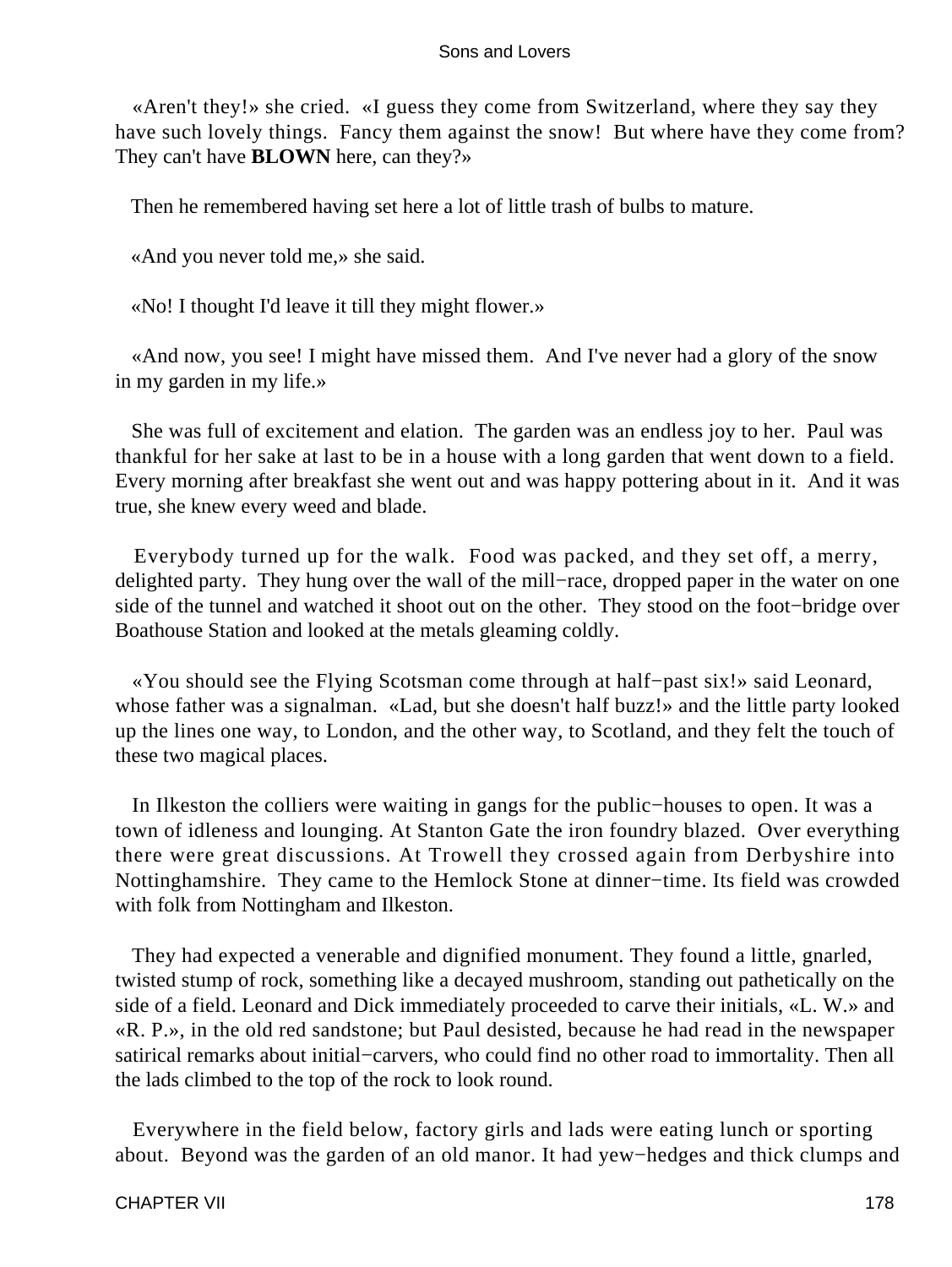«Aren't they!» she cried. «I guess they come from Switzerland, where they say they have such lovely things. Fancy them against the snow! But where have they come from? They can't have **BLOWN** here, can they?»

Then he remembered having set here a lot of little trash of bulbs to mature.

«And you never told me,» she said.

«No! I thought I'd leave it till they might flower.»

«And now, you see! I might have missed them. And I've never had a glory of the snow in my garden in my life.»

She was full of excitement and elation. The garden was an endless joy to her. Paul was thankful for her sake at last to be in a house with a long garden that went down to a field. Every morning after breakfast she went out and was happy pottering about in it. And it was true, she knew every weed and blade.

Everybody turned up for the walk. Food was packed, and they set off, a merry, delighted party. They hung over the wall of the mill−race, dropped paper in the water on one side of the tunnel and watched it shoot out on the other. They stood on the foot−bridge over Boathouse Station and looked at the metals gleaming coldly.

«You should see the Flying Scotsman come through at half−past six!» said Leonard, whose father was a signalman. «Lad, but she doesn't half buzz!» and the little party looked up the lines one way, to London, and the other way, to Scotland, and they felt the touch of these two magical places.

In Ilkeston the colliers were waiting in gangs for the public−houses to open. It was a town of idleness and lounging. At Stanton Gate the iron foundry blazed. Over everything there were great discussions. At Trowell they crossed again from Derbyshire into Nottinghamshire. They came to the Hemlock Stone at dinner−time. Its field was crowded with folk from Nottingham and Ilkeston.

They had expected a venerable and dignified monument. They found a little, gnarled, twisted stump of rock, something like a decayed mushroom, standing out pathetically on the side of a field. Leonard and Dick immediately proceeded to carve their initials, «L. W.» and «R. P.», in the old red sandstone; but Paul desisted, because he had read in the newspaper satirical remarks about initial−carvers, who could find no other road to immortality. Then all the lads climbed to the top of the rock to look round.

Everywhere in the field below, factory girls and lads were eating lunch or sporting about. Beyond was the garden of an old manor. It had yew−hedges and thick clumps and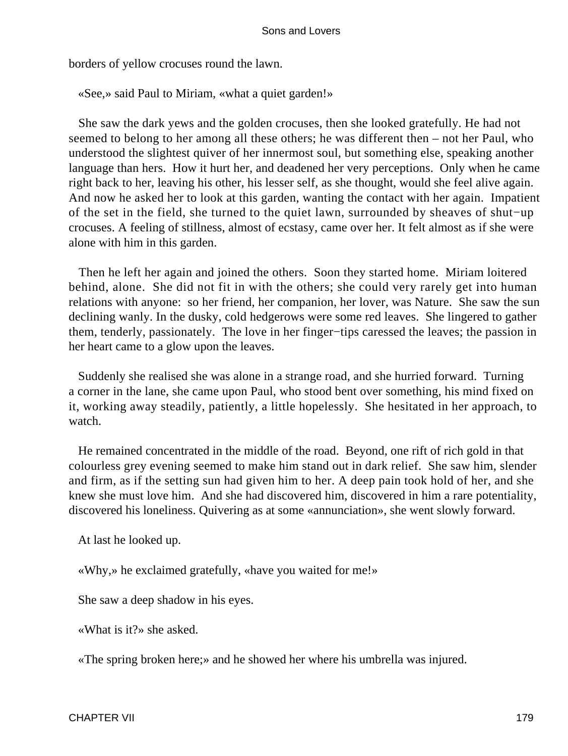borders of yellow crocuses round the lawn.

«See,» said Paul to Miriam, «what a quiet garden!»

She saw the dark yews and the golden crocuses, then she looked gratefully. He had not seemed to belong to her among all these others; he was different then – not her Paul, who understood the slightest quiver of her innermost soul, but something else, speaking another language than hers. How it hurt her, and deadened her very perceptions. Only when he came right back to her, leaving his other, his lesser self, as she thought, would she feel alive again. And now he asked her to look at this garden, wanting the contact with her again. Impatient of the set in the field, she turned to the quiet lawn, surrounded by sheaves of shut−up crocuses. A feeling of stillness, almost of ecstasy, came over her. It felt almost as if she were alone with him in this garden.

Then he left her again and joined the others. Soon they started home. Miriam loitered behind, alone. She did not fit in with the others; she could very rarely get into human relations with anyone: so her friend, her companion, her lover, was Nature. She saw the sun declining wanly. In the dusky, cold hedgerows were some red leaves. She lingered to gather them, tenderly, passionately. The love in her finger−tips caressed the leaves; the passion in her heart came to a glow upon the leaves.

Suddenly she realised she was alone in a strange road, and she hurried forward. Turning a corner in the lane, she came upon Paul, who stood bent over something, his mind fixed on it, working away steadily, patiently, a little hopelessly. She hesitated in her approach, to watch.

He remained concentrated in the middle of the road. Beyond, one rift of rich gold in that colourless grey evening seemed to make him stand out in dark relief. She saw him, slender and firm, as if the setting sun had given him to her. A deep pain took hold of her, and she knew she must love him. And she had discovered him, discovered in him a rare potentiality, discovered his loneliness. Quivering as at some «annunciation», she went slowly forward.

At last he looked up.

«Why,» he exclaimed gratefully, «have you waited for me!»

She saw a deep shadow in his eyes.

«What is it?» she asked.

«The spring broken here;» and he showed her where his umbrella was injured.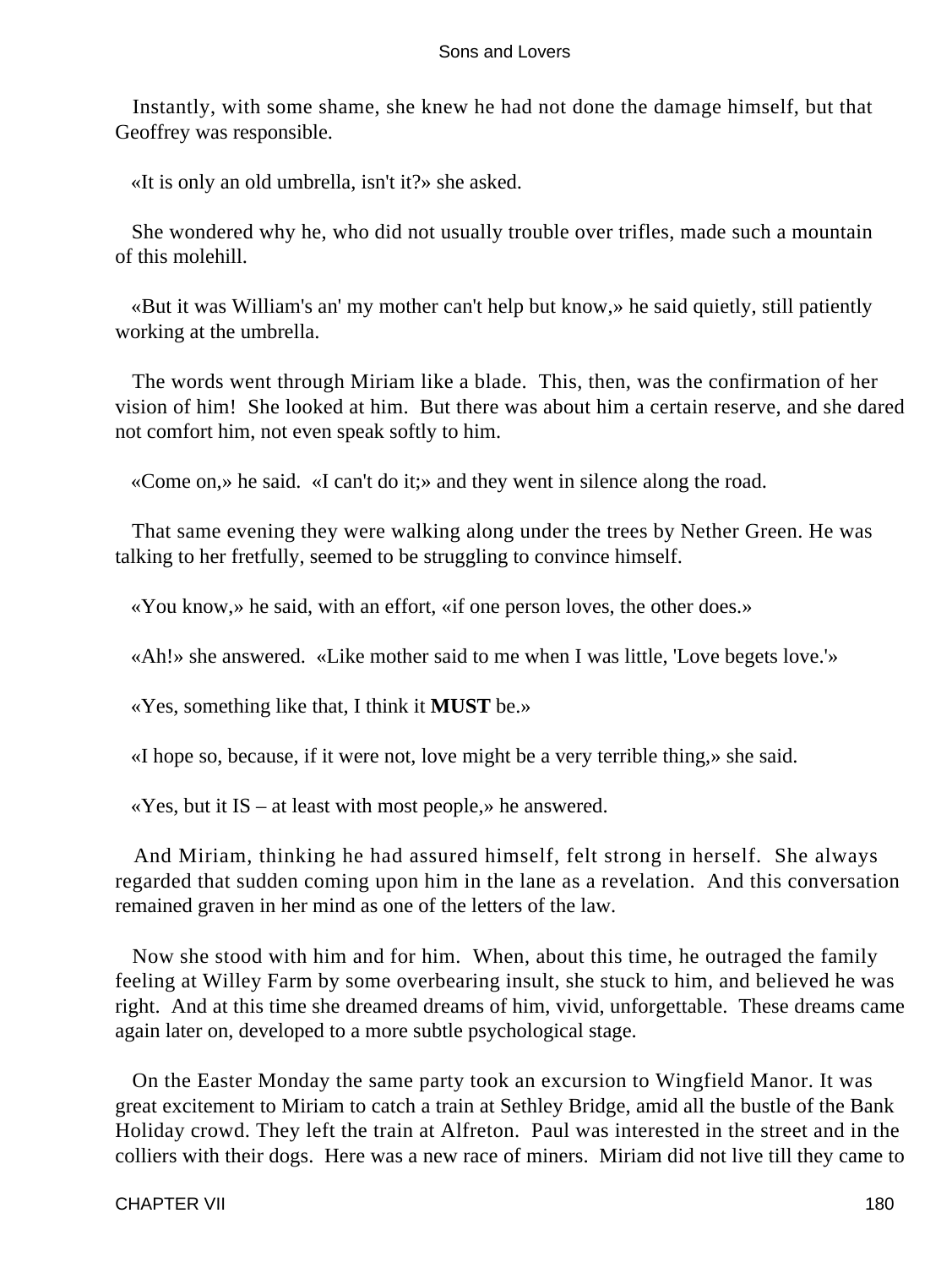Instantly, with some shame, she knew he had not done the damage himself, but that Geoffrey was responsible.

«It is only an old umbrella, isn't it?» she asked.

She wondered why he, who did not usually trouble over trifles, made such a mountain of this molehill.

«But it was William's an' my mother can't help but know,» he said quietly, still patiently working at the umbrella.

The words went through Miriam like a blade. This, then, was the confirmation of her vision of him! She looked at him. But there was about him a certain reserve, and she dared not comfort him, not even speak softly to him.

«Come on,» he said. «I can't do it;» and they went in silence along the road.

That same evening they were walking along under the trees by Nether Green. He was talking to her fretfully, seemed to be struggling to convince himself.

«You know,» he said, with an effort, «if one person loves, the other does.»

«Ah!» she answered. «Like mother said to me when I was little, 'Love begets love.'»

«Yes, something like that, I think it **MUST** be.»

«I hope so, because, if it were not, love might be a very terrible thing,» she said.

«Yes, but it IS – at least with most people,» he answered.

And Miriam, thinking he had assured himself, felt strong in herself. She always regarded that sudden coming upon him in the lane as a revelation. And this conversation remained graven in her mind as one of the letters of the law.

Now she stood with him and for him. When, about this time, he outraged the family feeling at Willey Farm by some overbearing insult, she stuck to him, and believed he was right. And at this time she dreamed dreams of him, vivid, unforgettable. These dreams came again later on, developed to a more subtle psychological stage.

On the Easter Monday the same party took an excursion to Wingfield Manor. It was great excitement to Miriam to catch a train at Sethley Bridge, amid all the bustle of the Bank Holiday crowd. They left the train at Alfreton. Paul was interested in the street and in the colliers with their dogs. Here was a new race of miners. Miriam did not live till they came to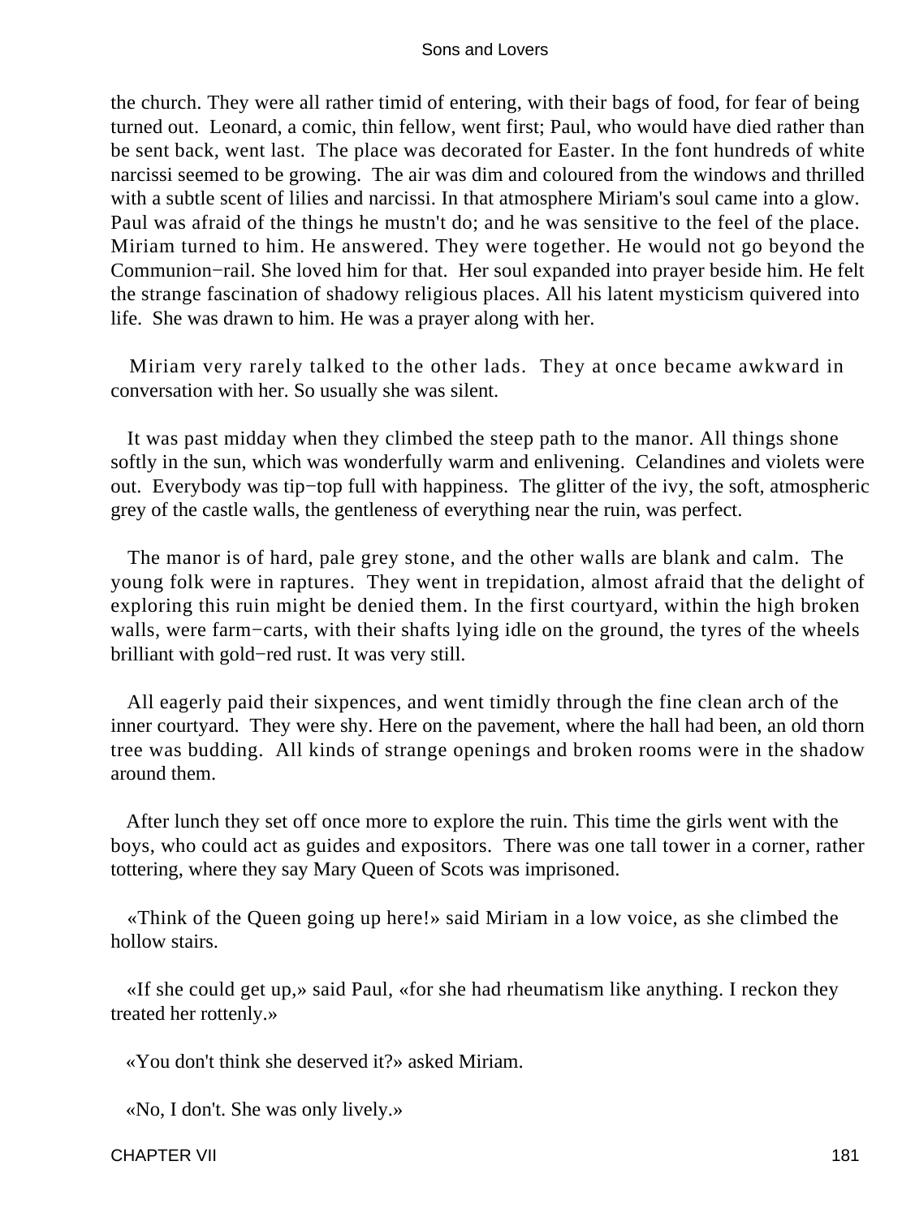the church. They were all rather timid of entering, with their bags of food, for fear of being turned out. Leonard, a comic, thin fellow, went first; Paul, who would have died rather than be sent back, went last. The place was decorated for Easter. In the font hundreds of white narcissi seemed to be growing. The air was dim and coloured from the windows and thrilled with a subtle scent of lilies and narcissi. In that atmosphere Miriam's soul came into a glow. Paul was afraid of the things he mustn't do; and he was sensitive to the feel of the place. Miriam turned to him. He answered. They were together. He would not go beyond the Communion−rail. She loved him for that. Her soul expanded into prayer beside him. He felt the strange fascination of shadowy religious places. All his latent mysticism quivered into life. She was drawn to him. He was a prayer along with her.

Miriam very rarely talked to the other lads. They at once became awkward in conversation with her. So usually she was silent.

It was past midday when they climbed the steep path to the manor. All things shone softly in the sun, which was wonderfully warm and enlivening. Celandines and violets were out. Everybody was tip−top full with happiness. The glitter of the ivy, the soft, atmospheric grey of the castle walls, the gentleness of everything near the ruin, was perfect.

The manor is of hard, pale grey stone, and the other walls are blank and calm. The young folk were in raptures. They went in trepidation, almost afraid that the delight of exploring this ruin might be denied them. In the first courtyard, within the high broken walls, were farm−carts, with their shafts lying idle on the ground, the tyres of the wheels brilliant with gold−red rust. It was very still.

All eagerly paid their sixpences, and went timidly through the fine clean arch of the inner courtyard. They were shy. Here on the pavement, where the hall had been, an old thorn tree was budding. All kinds of strange openings and broken rooms were in the shadow around them.

After lunch they set off once more to explore the ruin. This time the girls went with the boys, who could act as guides and expositors. There was one tall tower in a corner, rather tottering, where they say Mary Queen of Scots was imprisoned.

«Think of the Queen going up here!» said Miriam in a low voice, as she climbed the hollow stairs.

«If she could get up,» said Paul, «for she had rheumatism like anything. I reckon they treated her rottenly.»

«You don't think she deserved it?» asked Miriam.

«No, I don't. She was only lively.»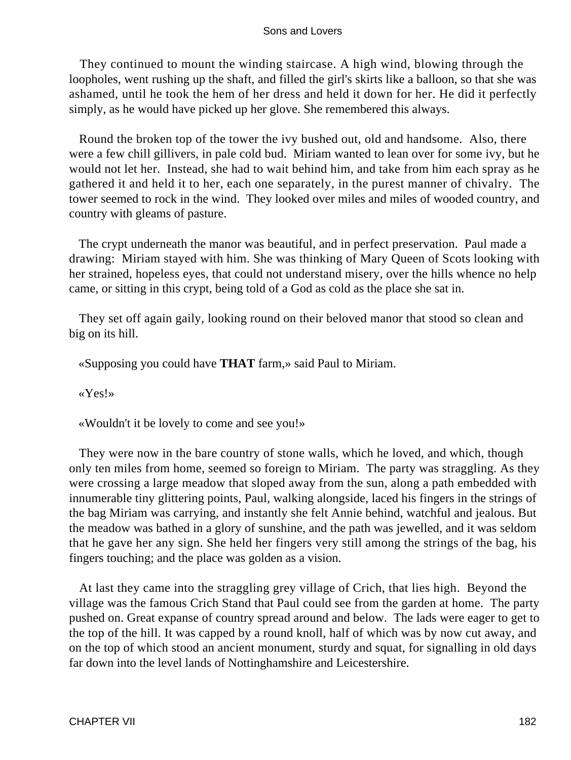They continued to mount the winding staircase. A high wind, blowing through the loopholes, went rushing up the shaft, and filled the girl's skirts like a balloon, so that she was ashamed, until he took the hem of her dress and held it down for her. He did it perfectly simply, as he would have picked up her glove. She remembered this always.

Round the broken top of the tower the ivy bushed out, old and handsome. Also, there were a few chill gillivers, in pale cold bud. Miriam wanted to lean over for some ivy, but he would not let her. Instead, she had to wait behind him, and take from him each spray as he gathered it and held it to her, each one separately, in the purest manner of chivalry. The tower seemed to rock in the wind. They looked over miles and miles of wooded country, and country with gleams of pasture.

The crypt underneath the manor was beautiful, and in perfect preservation. Paul made a drawing: Miriam stayed with him. She was thinking of Mary Queen of Scots looking with her strained, hopeless eyes, that could not understand misery, over the hills whence no help came, or sitting in this crypt, being told of a God as cold as the place she sat in.

They set off again gaily, looking round on their beloved manor that stood so clean and big on its hill.

«Supposing you could have **THAT** farm,» said Paul to Miriam.

«Yes!»

«Wouldn't it be lovely to come and see you!»

They were now in the bare country of stone walls, which he loved, and which, though only ten miles from home, seemed so foreign to Miriam. The party was straggling. As they were crossing a large meadow that sloped away from the sun, along a path embedded with innumerable tiny glittering points, Paul, walking alongside, laced his fingers in the strings of the bag Miriam was carrying, and instantly she felt Annie behind, watchful and jealous. But the meadow was bathed in a glory of sunshine, and the path was jewelled, and it was seldom that he gave her any sign. She held her fingers very still among the strings of the bag, his fingers touching; and the place was golden as a vision.

At last they came into the straggling grey village of Crich, that lies high. Beyond the village was the famous Crich Stand that Paul could see from the garden at home. The party pushed on. Great expanse of country spread around and below. The lads were eager to get to the top of the hill. It was capped by a round knoll, half of which was by now cut away, and on the top of which stood an ancient monument, sturdy and squat, for signalling in old days far down into the level lands of Nottinghamshire and Leicestershire.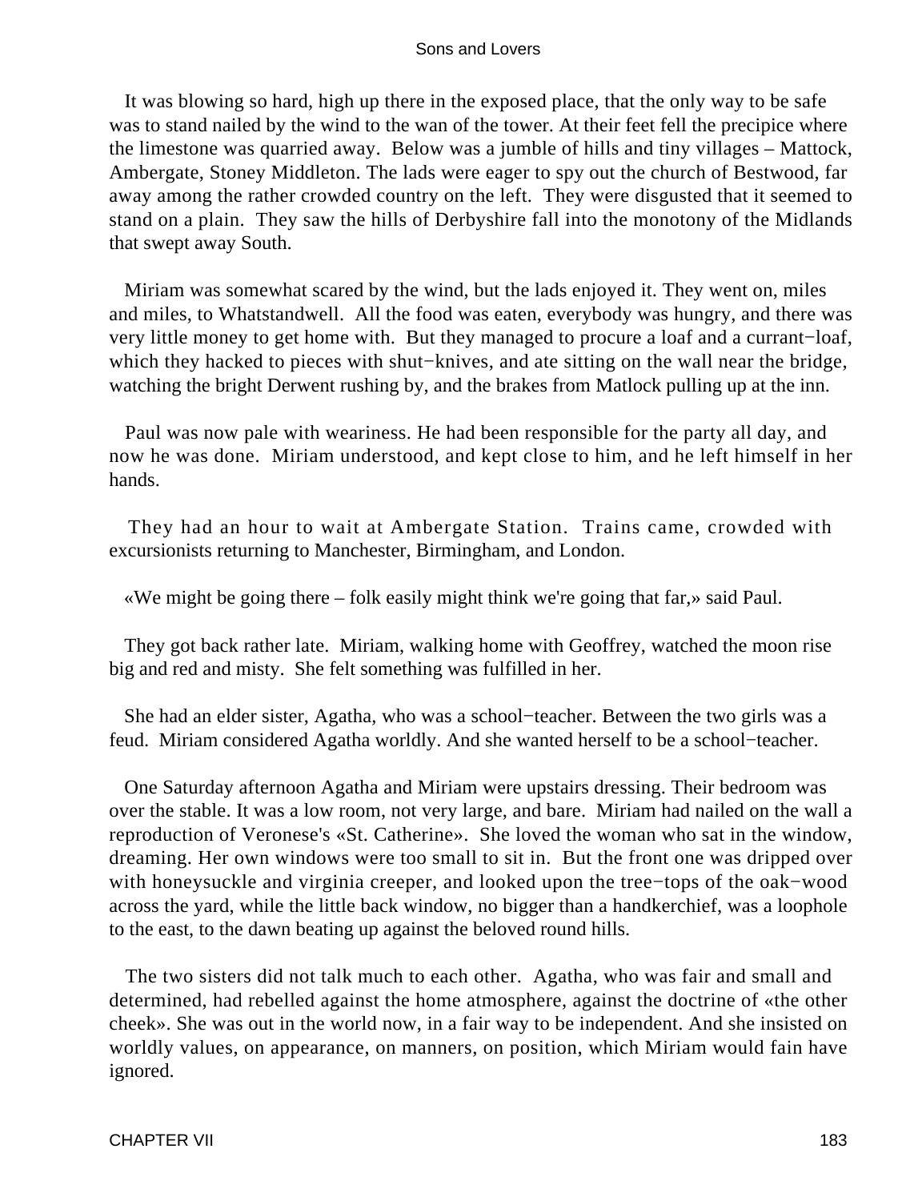It was blowing so hard, high up there in the exposed place, that the only way to be safe was to stand nailed by the wind to the wan of the tower. At their feet fell the precipice where the limestone was quarried away. Below was a jumble of hills and tiny villages – Mattock, Ambergate, Stoney Middleton. The lads were eager to spy out the church of Bestwood, far away among the rather crowded country on the left. They were disgusted that it seemed to stand on a plain. They saw the hills of Derbyshire fall into the monotony of the Midlands that swept away South.

Miriam was somewhat scared by the wind, but the lads enjoyed it. They went on, miles and miles, to Whatstandwell. All the food was eaten, everybody was hungry, and there was very little money to get home with. But they managed to procure a loaf and a currant−loaf, which they hacked to pieces with shut−knives, and ate sitting on the wall near the bridge, watching the bright Derwent rushing by, and the brakes from Matlock pulling up at the inn.

Paul was now pale with weariness. He had been responsible for the party all day, and now he was done. Miriam understood, and kept close to him, and he left himself in her hands.

They had an hour to wait at Ambergate Station. Trains came, crowded with excursionists returning to Manchester, Birmingham, and London.

«We might be going there – folk easily might think we're going that far,» said Paul.

They got back rather late. Miriam, walking home with Geoffrey, watched the moon rise big and red and misty. She felt something was fulfilled in her.

She had an elder sister, Agatha, who was a school−teacher. Between the two girls was a feud. Miriam considered Agatha worldly. And she wanted herself to be a school−teacher.

One Saturday afternoon Agatha and Miriam were upstairs dressing. Their bedroom was over the stable. It was a low room, not very large, and bare. Miriam had nailed on the wall a reproduction of Veronese's «St. Catherine». She loved the woman who sat in the window, dreaming. Her own windows were too small to sit in. But the front one was dripped over with honeysuckle and virginia creeper, and looked upon the tree−tops of the oak−wood across the yard, while the little back window, no bigger than a handkerchief, was a loophole to the east, to the dawn beating up against the beloved round hills.

The two sisters did not talk much to each other. Agatha, who was fair and small and determined, had rebelled against the home atmosphere, against the doctrine of «the other cheek». She was out in the world now, in a fair way to be independent. And she insisted on worldly values, on appearance, on manners, on position, which Miriam would fain have ignored.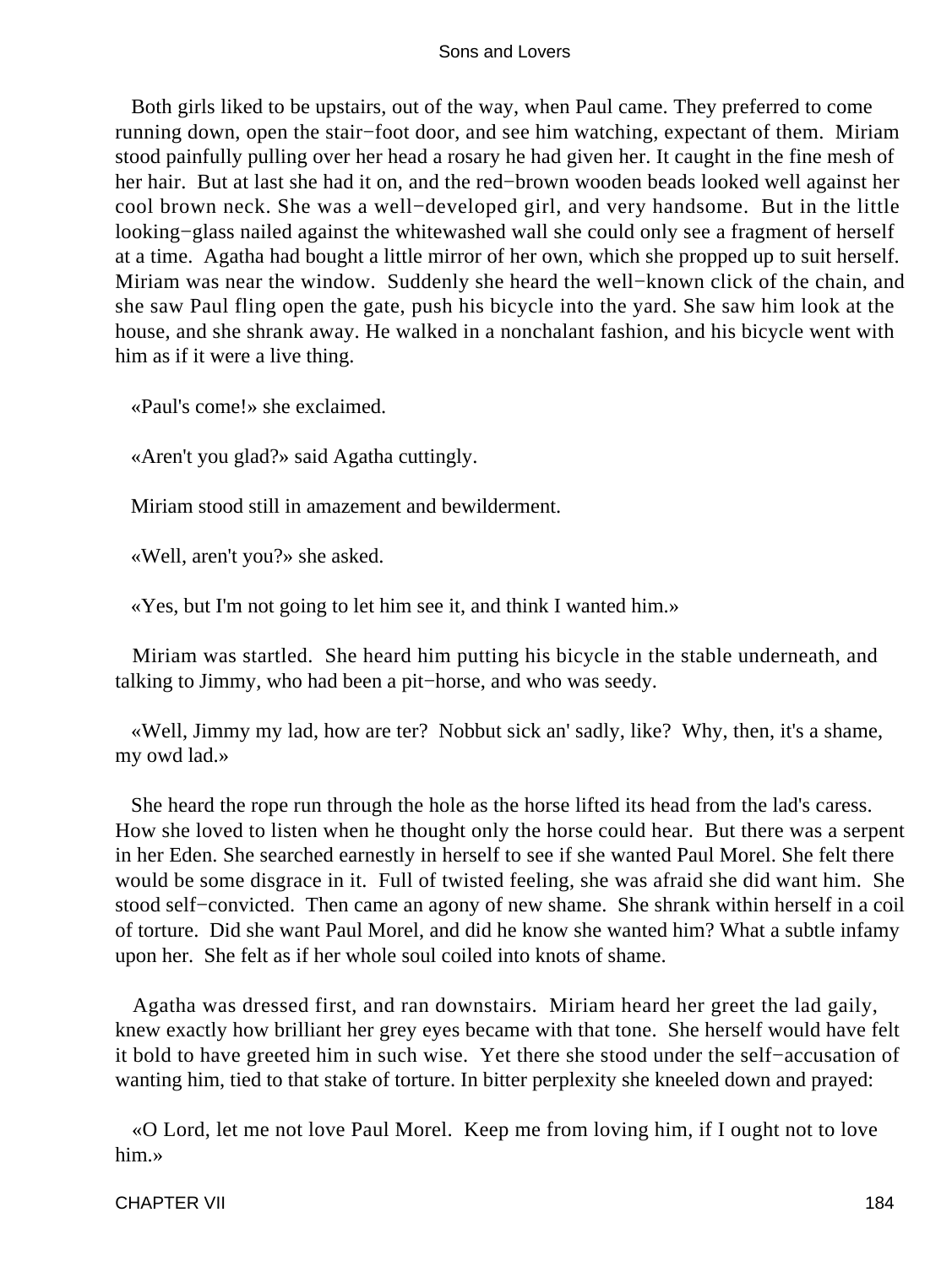Both girls liked to be upstairs, out of the way, when Paul came. They preferred to come running down, open the stair−foot door, and see him watching, expectant of them. Miriam stood painfully pulling over her head a rosary he had given her. It caught in the fine mesh of her hair. But at last she had it on, and the red−brown wooden beads looked well against her cool brown neck. She was a well−developed girl, and very handsome. But in the little looking−glass nailed against the whitewashed wall she could only see a fragment of herself at a time. Agatha had bought a little mirror of her own, which she propped up to suit herself. Miriam was near the window. Suddenly she heard the well−known click of the chain, and she saw Paul fling open the gate, push his bicycle into the yard. She saw him look at the house, and she shrank away. He walked in a nonchalant fashion, and his bicycle went with him as if it were a live thing.

«Paul's come!» she exclaimed.

«Aren't you glad?» said Agatha cuttingly.

Miriam stood still in amazement and bewilderment.

«Well, aren't you?» she asked.

«Yes, but I'm not going to let him see it, and think I wanted him.»

Miriam was startled. She heard him putting his bicycle in the stable underneath, and talking to Jimmy, who had been a pit−horse, and who was seedy.

«Well, Jimmy my lad, how are ter? Nobbut sick an' sadly, like? Why, then, it's a shame, my owd lad.»

She heard the rope run through the hole as the horse lifted its head from the lad's caress. How she loved to listen when he thought only the horse could hear. But there was a serpent in her Eden. She searched earnestly in herself to see if she wanted Paul Morel. She felt there would be some disgrace in it. Full of twisted feeling, she was afraid she did want him. She stood self−convicted. Then came an agony of new shame. She shrank within herself in a coil of torture. Did she want Paul Morel, and did he know she wanted him? What a subtle infamy upon her. She felt as if her whole soul coiled into knots of shame.

Agatha was dressed first, and ran downstairs. Miriam heard her greet the lad gaily, knew exactly how brilliant her grey eyes became with that tone. She herself would have felt it bold to have greeted him in such wise. Yet there she stood under the self−accusation of wanting him, tied to that stake of torture. In bitter perplexity she kneeled down and prayed:

«O Lord, let me not love Paul Morel. Keep me from loving him, if I ought not to love him.»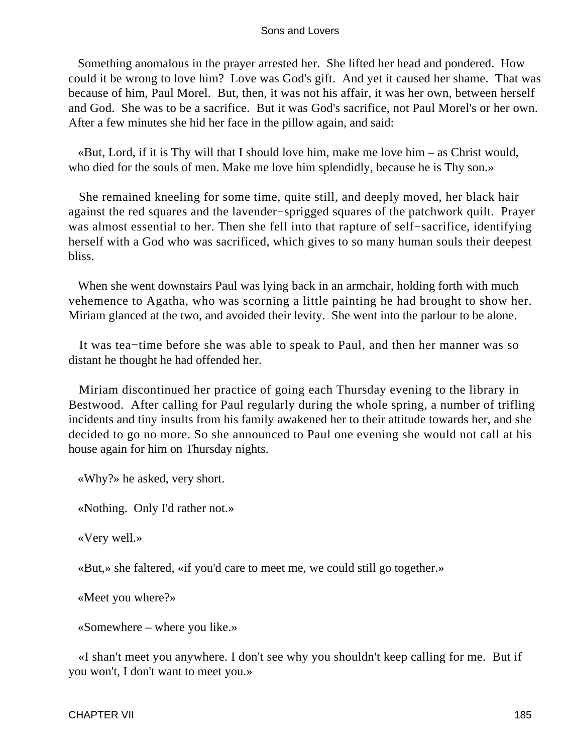Something anomalous in the prayer arrested her. She lifted her head and pondered. How could it be wrong to love him? Love was God's gift. And yet it caused her shame. That was because of him, Paul Morel. But, then, it was not his affair, it was her own, between herself and God. She was to be a sacrifice. But it was God's sacrifice, not Paul Morel's or her own. After a few minutes she hid her face in the pillow again, and said:

«But, Lord, if it is Thy will that I should love him, make me love him – as Christ would, who died for the souls of men. Make me love him splendidly, because he is Thy son.»

She remained kneeling for some time, quite still, and deeply moved, her black hair against the red squares and the lavender−sprigged squares of the patchwork quilt. Prayer was almost essential to her. Then she fell into that rapture of self−sacrifice, identifying herself with a God who was sacrificed, which gives to so many human souls their deepest bliss.

When she went downstairs Paul was lying back in an armchair, holding forth with much vehemence to Agatha, who was scorning a little painting he had brought to show her. Miriam glanced at the two, and avoided their levity. She went into the parlour to be alone.

It was tea−time before she was able to speak to Paul, and then her manner was so distant he thought he had offended her.

Miriam discontinued her practice of going each Thursday evening to the library in Bestwood. After calling for Paul regularly during the whole spring, a number of trifling incidents and tiny insults from his family awakened her to their attitude towards her, and she decided to go no more. So she announced to Paul one evening she would not call at his house again for him on Thursday nights.

«Why?» he asked, very short.

«Nothing. Only I'd rather not.»

«Very well.»

«But,» she faltered, «if you'd care to meet me, we could still go together.»

«Meet you where?»

«Somewhere – where you like.»

«I shan't meet you anywhere. I don't see why you shouldn't keep calling for me. But if you won't, I don't want to meet you.»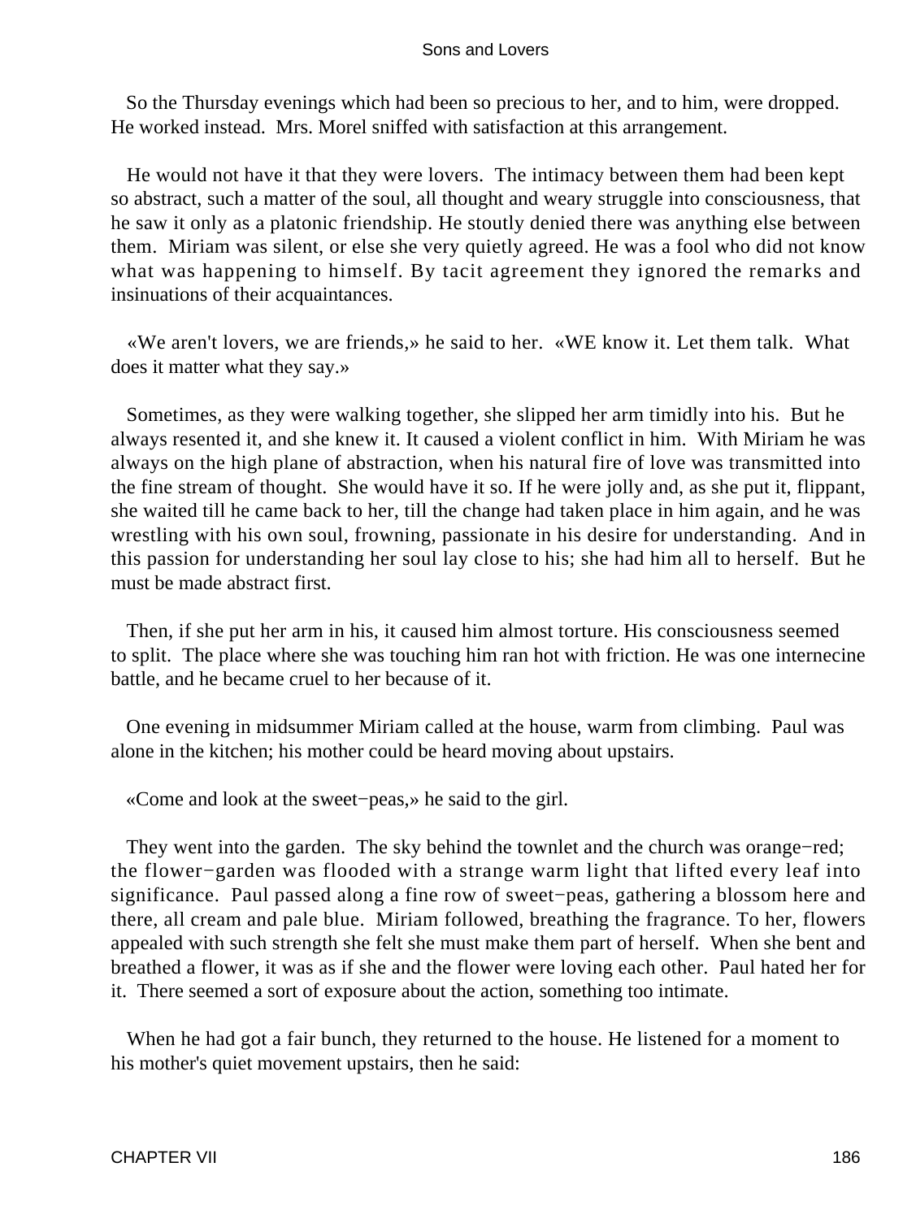So the Thursday evenings which had been so precious to her, and to him, were dropped. He worked instead. Mrs. Morel sniffed with satisfaction at this arrangement.

He would not have it that they were lovers. The intimacy between them had been kept so abstract, such a matter of the soul, all thought and weary struggle into consciousness, that he saw it only as a platonic friendship. He stoutly denied there was anything else between them. Miriam was silent, or else she very quietly agreed. He was a fool who did not know what was happening to himself. By tacit agreement they ignored the remarks and insinuations of their acquaintances.

«We aren't lovers, we are friends,» he said to her. «WE know it. Let them talk. What does it matter what they say.»

Sometimes, as they were walking together, she slipped her arm timidly into his. But he always resented it, and she knew it. It caused a violent conflict in him. With Miriam he was always on the high plane of abstraction, when his natural fire of love was transmitted into the fine stream of thought. She would have it so. If he were jolly and, as she put it, flippant, she waited till he came back to her, till the change had taken place in him again, and he was wrestling with his own soul, frowning, passionate in his desire for understanding. And in this passion for understanding her soul lay close to his; she had him all to herself. But he must be made abstract first.

Then, if she put her arm in his, it caused him almost torture. His consciousness seemed to split. The place where she was touching him ran hot with friction. He was one internecine battle, and he became cruel to her because of it.

One evening in midsummer Miriam called at the house, warm from climbing. Paul was alone in the kitchen; his mother could be heard moving about upstairs.

«Come and look at the sweet−peas,» he said to the girl.

They went into the garden. The sky behind the townlet and the church was orange−red; the flower−garden was flooded with a strange warm light that lifted every leaf into significance. Paul passed along a fine row of sweet−peas, gathering a blossom here and there, all cream and pale blue. Miriam followed, breathing the fragrance. To her, flowers appealed with such strength she felt she must make them part of herself. When she bent and breathed a flower, it was as if she and the flower were loving each other. Paul hated her for it. There seemed a sort of exposure about the action, something too intimate.

When he had got a fair bunch, they returned to the house. He listened for a moment to his mother's quiet movement upstairs, then he said: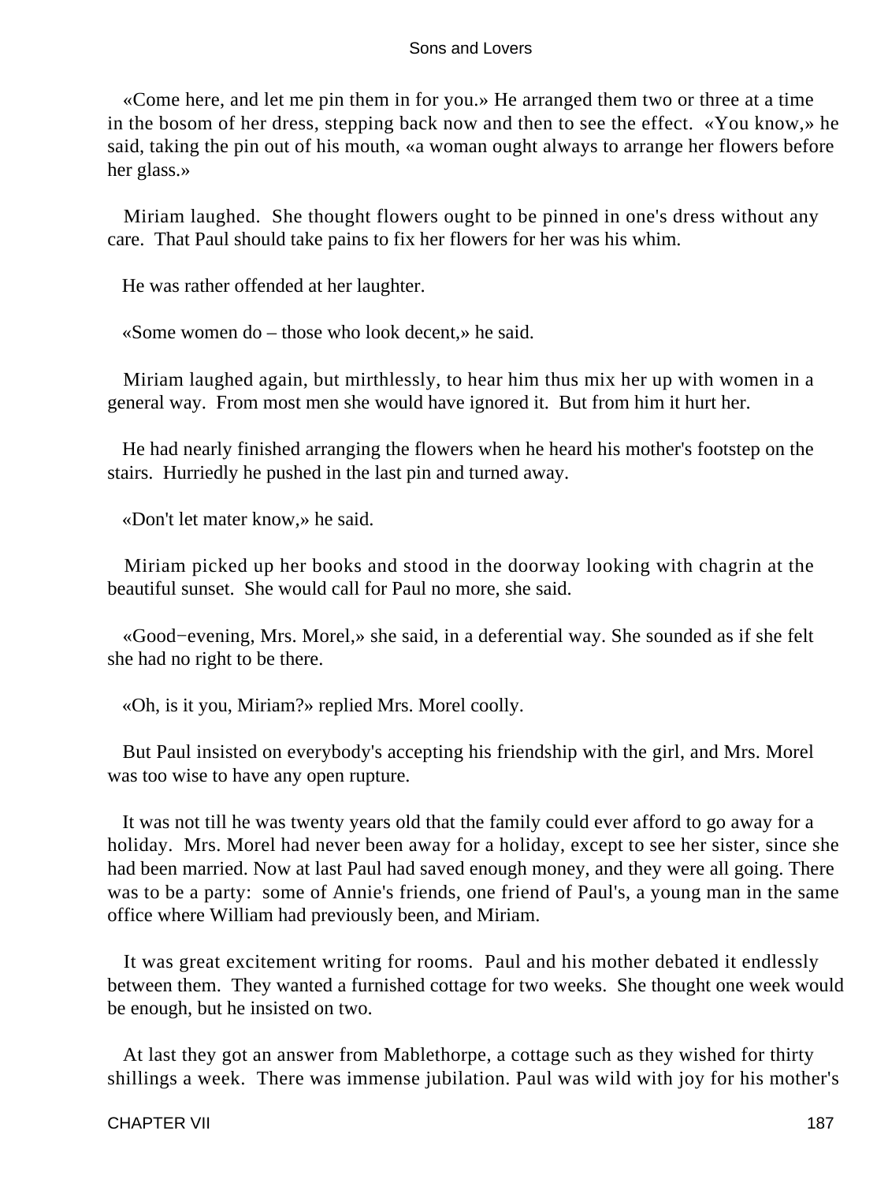«Come here, and let me pin them in for you.» He arranged them two or three at a time in the bosom of her dress, stepping back now and then to see the effect. «You know,» he said, taking the pin out of his mouth, «a woman ought always to arrange her flowers before her glass.»

Miriam laughed. She thought flowers ought to be pinned in one's dress without any care. That Paul should take pains to fix her flowers for her was his whim.

He was rather offended at her laughter.

«Some women do – those who look decent,» he said.

Miriam laughed again, but mirthlessly, to hear him thus mix her up with women in a general way. From most men she would have ignored it. But from him it hurt her.

He had nearly finished arranging the flowers when he heard his mother's footstep on the stairs. Hurriedly he pushed in the last pin and turned away.

«Don't let mater know,» he said.

Miriam picked up her books and stood in the doorway looking with chagrin at the beautiful sunset. She would call for Paul no more, she said.

«Good−evening, Mrs. Morel,» she said, in a deferential way. She sounded as if she felt she had no right to be there.

«Oh, is it you, Miriam?» replied Mrs. Morel coolly.

But Paul insisted on everybody's accepting his friendship with the girl, and Mrs. Morel was too wise to have any open rupture.

It was not till he was twenty years old that the family could ever afford to go away for a holiday. Mrs. Morel had never been away for a holiday, except to see her sister, since she had been married. Now at last Paul had saved enough money, and they were all going. There was to be a party: some of Annie's friends, one friend of Paul's, a young man in the same office where William had previously been, and Miriam.

It was great excitement writing for rooms. Paul and his mother debated it endlessly between them. They wanted a furnished cottage for two weeks. She thought one week would be enough, but he insisted on two.

At last they got an answer from Mablethorpe, a cottage such as they wished for thirty shillings a week. There was immense jubilation. Paul was wild with joy for his mother's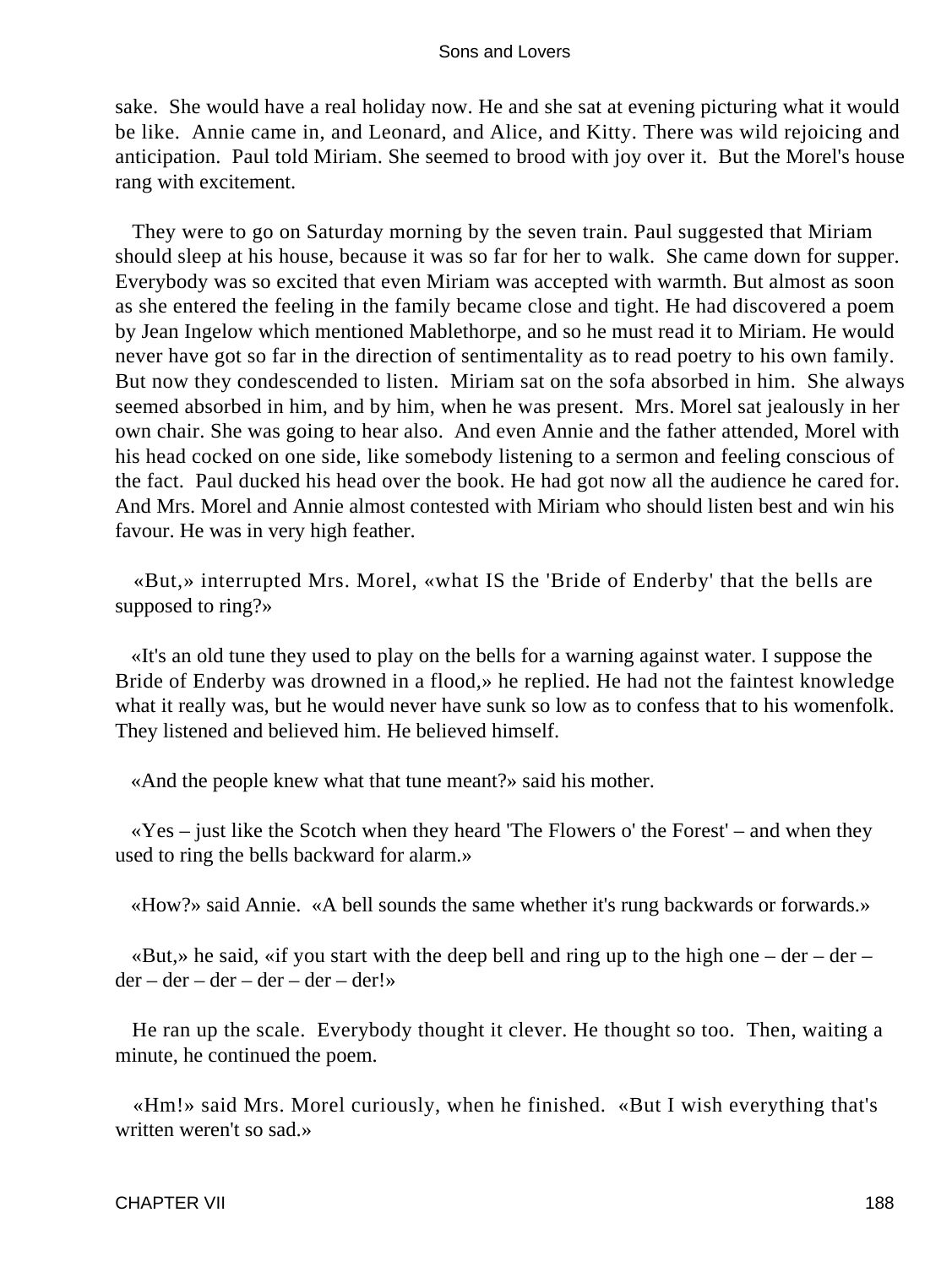sake. She would have a real holiday now. He and she sat at evening picturing what it would be like. Annie came in, and Leonard, and Alice, and Kitty. There was wild rejoicing and anticipation. Paul told Miriam. She seemed to brood with joy over it. But the Morel's house rang with excitement.

They were to go on Saturday morning by the seven train. Paul suggested that Miriam should sleep at his house, because it was so far for her to walk. She came down for supper. Everybody was so excited that even Miriam was accepted with warmth. But almost as soon as she entered the feeling in the family became close and tight. He had discovered a poem by Jean Ingelow which mentioned Mablethorpe, and so he must read it to Miriam. He would never have got so far in the direction of sentimentality as to read poetry to his own family. But now they condescended to listen. Miriam sat on the sofa absorbed in him. She always seemed absorbed in him, and by him, when he was present. Mrs. Morel sat jealously in her own chair. She was going to hear also. And even Annie and the father attended, Morel with his head cocked on one side, like somebody listening to a sermon and feeling conscious of the fact. Paul ducked his head over the book. He had got now all the audience he cared for. And Mrs. Morel and Annie almost contested with Miriam who should listen best and win his favour. He was in very high feather.

«But,» interrupted Mrs. Morel, «what IS the 'Bride of Enderby' that the bells are supposed to ring?»

«It's an old tune they used to play on the bells for a warning against water. I suppose the Bride of Enderby was drowned in a flood,» he replied. He had not the faintest knowledge what it really was, but he would never have sunk so low as to confess that to his womenfolk. They listened and believed him. He believed himself.

«And the people knew what that tune meant?» said his mother.

«Yes – just like the Scotch when they heard 'The Flowers o' the Forest' – and when they used to ring the bells backward for alarm.»

«How?» said Annie. «A bell sounds the same whether it's rung backwards or forwards.»

«But,» he said, «if you start with the deep bell and ring up to the high one – der – der – der – der – der – der – der – der!»

He ran up the scale. Everybody thought it clever. He thought so too. Then, waiting a minute, he continued the poem.

«Hm!» said Mrs. Morel curiously, when he finished. «But I wish everything that's written weren't so sad.»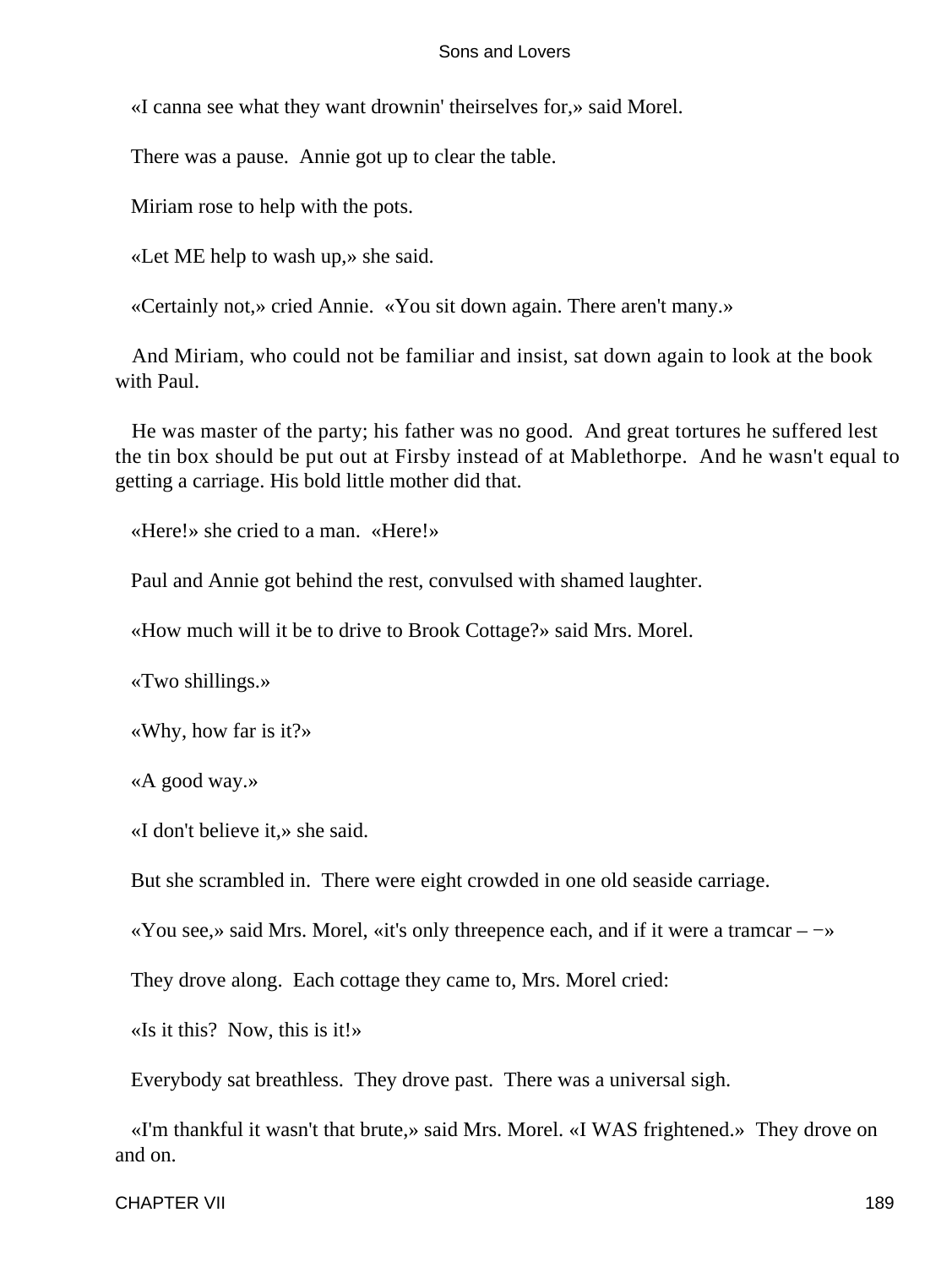«I canna see what they want drownin' theirselves for,» said Morel.

There was a pause. Annie got up to clear the table.

Miriam rose to help with the pots.

«Let ME help to wash up,» she said.

«Certainly not,» cried Annie. «You sit down again. There aren't many.»

And Miriam, who could not be familiar and insist, sat down again to look at the book with Paul.

He was master of the party; his father was no good. And great tortures he suffered lest the tin box should be put out at Firsby instead of at Mablethorpe. And he wasn't equal to getting a carriage. His bold little mother did that.

«Here!» she cried to a man. «Here!»

Paul and Annie got behind the rest, convulsed with shamed laughter.

«How much will it be to drive to Brook Cottage?» said Mrs. Morel.

«Two shillings.»

«Why, how far is it?»

«A good way.»

«I don't believe it,» she said.

But she scrambled in. There were eight crowded in one old seaside carriage.

«You see,» said Mrs. Morel, «it's only threepence each, and if it were a tramcar – −»

They drove along. Each cottage they came to, Mrs. Morel cried:

«Is it this? Now, this is it!»

Everybody sat breathless. They drove past. There was a universal sigh.

«I'm thankful it wasn't that brute,» said Mrs. Morel. «I WAS frightened.» They drove on and on.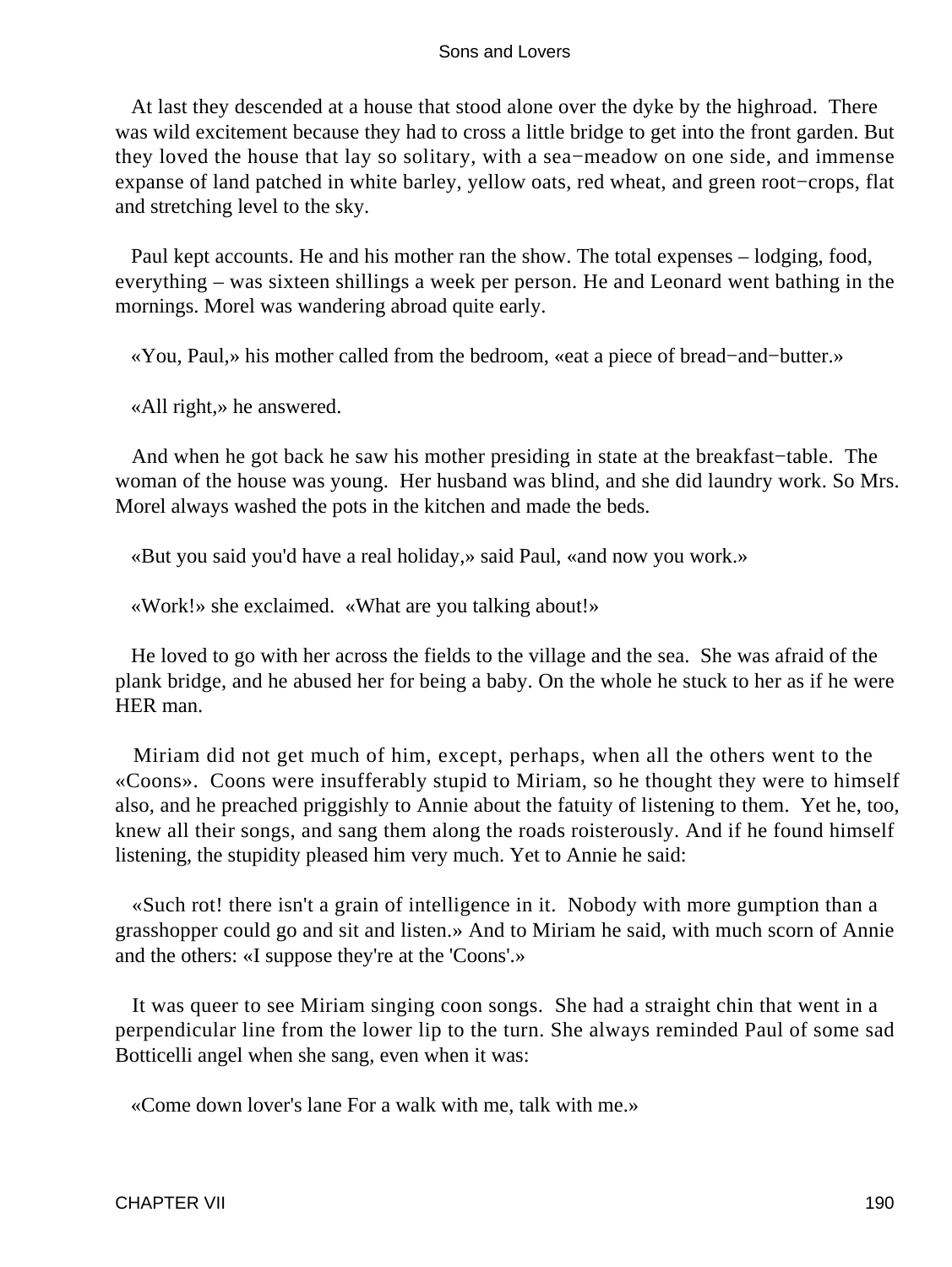At last they descended at a house that stood alone over the dyke by the highroad. There was wild excitement because they had to cross a little bridge to get into the front garden. But they loved the house that lay so solitary, with a sea−meadow on one side, and immense expanse of land patched in white barley, yellow oats, red wheat, and green root−crops, flat and stretching level to the sky.

Paul kept accounts. He and his mother ran the show. The total expenses – lodging, food, everything – was sixteen shillings a week per person. He and Leonard went bathing in the mornings. Morel was wandering abroad quite early.

«You, Paul,» his mother called from the bedroom, «eat a piece of bread−and−butter.»

«All right,» he answered.

And when he got back he saw his mother presiding in state at the breakfast−table. The woman of the house was young. Her husband was blind, and she did laundry work. So Mrs. Morel always washed the pots in the kitchen and made the beds.

«But you said you'd have a real holiday,» said Paul, «and now you work.»

«Work!» she exclaimed. «What are you talking about!»

He loved to go with her across the fields to the village and the sea. She was afraid of the plank bridge, and he abused her for being a baby. On the whole he stuck to her as if he were HER man.

Miriam did not get much of him, except, perhaps, when all the others went to the «Coons». Coons were insufferably stupid to Miriam, so he thought they were to himself also, and he preached priggishly to Annie about the fatuity of listening to them. Yet he, too, knew all their songs, and sang them along the roads roisterously. And if he found himself listening, the stupidity pleased him very much. Yet to Annie he said:

«Such rot! there isn't a grain of intelligence in it. Nobody with more gumption than a grasshopper could go and sit and listen.» And to Miriam he said, with much scorn of Annie and the others: «I suppose they're at the 'Coons'.»

It was queer to see Miriam singing coon songs. She had a straight chin that went in a perpendicular line from the lower lip to the turn. She always reminded Paul of some sad Botticelli angel when she sang, even when it was:

«Come down lover's lane For a walk with me, talk with me.»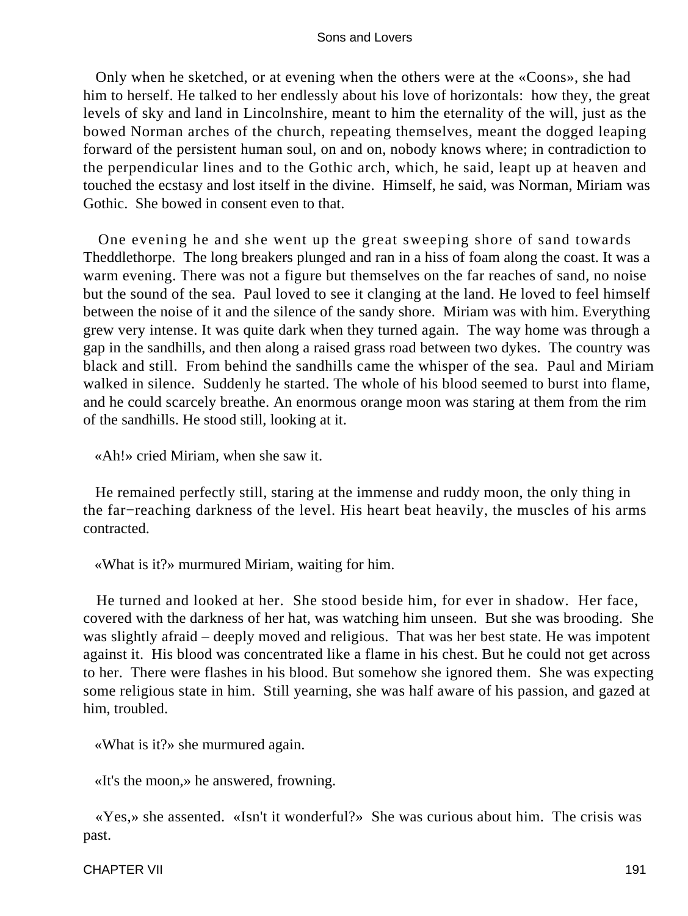Only when he sketched, or at evening when the others were at the «Coons», she had him to herself. He talked to her endlessly about his love of horizontals: how they, the great levels of sky and land in Lincolnshire, meant to him the eternality of the will, just as the bowed Norman arches of the church, repeating themselves, meant the dogged leaping forward of the persistent human soul, on and on, nobody knows where; in contradiction to the perpendicular lines and to the Gothic arch, which, he said, leapt up at heaven and touched the ecstasy and lost itself in the divine. Himself, he said, was Norman, Miriam was Gothic. She bowed in consent even to that.

One evening he and she went up the great sweeping shore of sand towards Theddlethorpe. The long breakers plunged and ran in a hiss of foam along the coast. It was a warm evening. There was not a figure but themselves on the far reaches of sand, no noise but the sound of the sea. Paul loved to see it clanging at the land. He loved to feel himself between the noise of it and the silence of the sandy shore. Miriam was with him. Everything grew very intense. It was quite dark when they turned again. The way home was through a gap in the sandhills, and then along a raised grass road between two dykes. The country was black and still. From behind the sandhills came the whisper of the sea. Paul and Miriam walked in silence. Suddenly he started. The whole of his blood seemed to burst into flame, and he could scarcely breathe. An enormous orange moon was staring at them from the rim of the sandhills. He stood still, looking at it.

«Ah!» cried Miriam, when she saw it.

He remained perfectly still, staring at the immense and ruddy moon, the only thing in the far−reaching darkness of the level. His heart beat heavily, the muscles of his arms contracted.

«What is it?» murmured Miriam, waiting for him.

He turned and looked at her. She stood beside him, for ever in shadow. Her face, covered with the darkness of her hat, was watching him unseen. But she was brooding. She was slightly afraid – deeply moved and religious. That was her best state. He was impotent against it. His blood was concentrated like a flame in his chest. But he could not get across to her. There were flashes in his blood. But somehow she ignored them. She was expecting some religious state in him. Still yearning, she was half aware of his passion, and gazed at him, troubled.

«What is it?» she murmured again.

«It's the moon,» he answered, frowning.

«Yes,» she assented. «Isn't it wonderful?» She was curious about him. The crisis was past.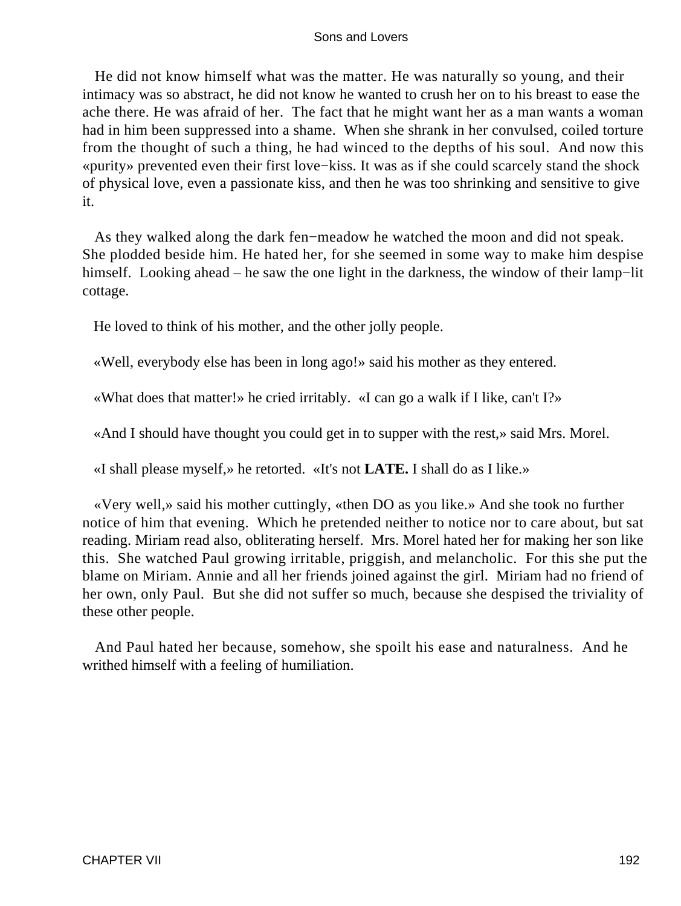He did not know himself what was the matter. He was naturally so young, and their intimacy was so abstract, he did not know he wanted to crush her on to his breast to ease the ache there. He was afraid of her. The fact that he might want her as a man wants a woman had in him been suppressed into a shame. When she shrank in her convulsed, coiled torture from the thought of such a thing, he had winced to the depths of his soul. And now this «purity» prevented even their first love−kiss. It was as if she could scarcely stand the shock of physical love, even a passionate kiss, and then he was too shrinking and sensitive to give it.

As they walked along the dark fen−meadow he watched the moon and did not speak. She plodded beside him. He hated her, for she seemed in some way to make him despise himself. Looking ahead – he saw the one light in the darkness, the window of their lamp−lit cottage.

He loved to think of his mother, and the other jolly people.

«Well, everybody else has been in long ago!» said his mother as they entered.

«What does that matter!» he cried irritably. «I can go a walk if I like, can't I?»

«And I should have thought you could get in to supper with the rest,» said Mrs. Morel.

«I shall please myself,» he retorted. «It's not **LATE.** I shall do as I like.»

«Very well,» said his mother cuttingly, «then DO as you like.» And she took no further notice of him that evening. Which he pretended neither to notice nor to care about, but sat reading. Miriam read also, obliterating herself. Mrs. Morel hated her for making her son like this. She watched Paul growing irritable, priggish, and melancholic. For this she put the blame on Miriam. Annie and all her friends joined against the girl. Miriam had no friend of her own, only Paul. But she did not suffer so much, because she despised the triviality of these other people.

And Paul hated her because, somehow, she spoilt his ease and naturalness. And he writhed himself with a feeling of humiliation.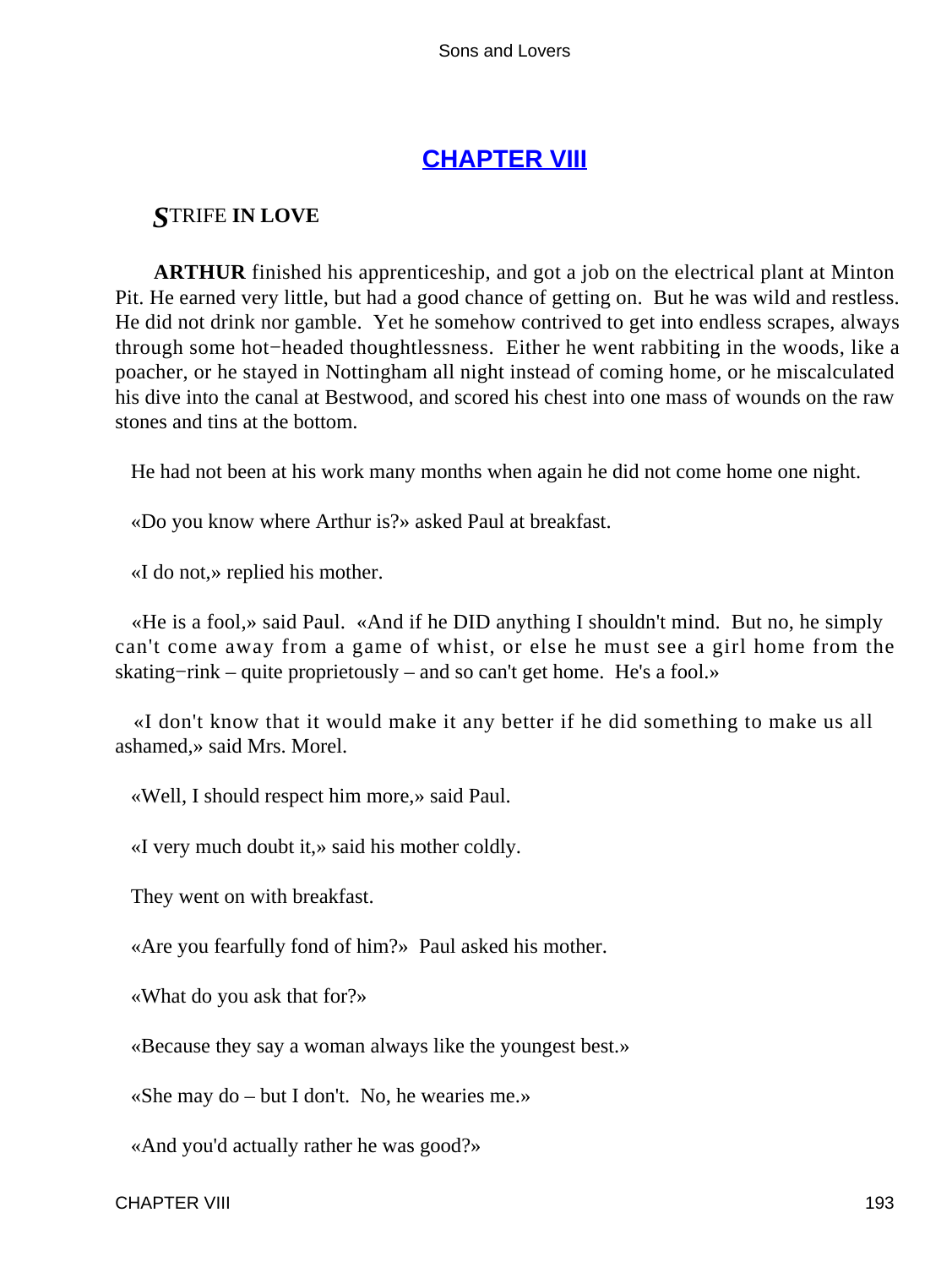## CHAPTER VIII

### *S*TRIFE **IN LOVE**

**ARTHUR** finished his apprenticeship, and got a job on the electrical plant at Minton Pit. He earned very little, but had a good chance of getting on. But he was wild and restless. He did not drink nor gamble. Yet he somehow contrived to get into endless scrapes, always through some hot−headed thoughtlessness. Either he went rabbiting in the woods, like a poacher, or he stayed in Nottingham all night instead of coming home, or he miscalculated his dive into the canal at Bestwood, and scored his chest into one mass of wounds on the raw stones and tins at the bottom.

He had not been at his work many months when again he did not come home one night.

«Do you know where Arthur is?» asked Paul at breakfast.

«I do not,» replied his mother.

«He is a fool,» said Paul. «And if he DID anything I shouldn't mind. But no, he simply can't come away from a game of whist, or else he must see a girl home from the skating−rink – quite proprietously – and so can't get home. He's a fool.»

«I don't know that it would make it any better if he did something to make us all ashamed,» said Mrs. Morel.

«Well, I should respect him more,» said Paul.

«I very much doubt it,» said his mother coldly.

They went on with breakfast.

«Are you fearfully fond of him?» Paul asked his mother.

«What do you ask that for?»

«Because they say a woman always like the youngest best.»

«She may do – but I don't. No, he wearies me.»

«And you'd actually rather he was good?»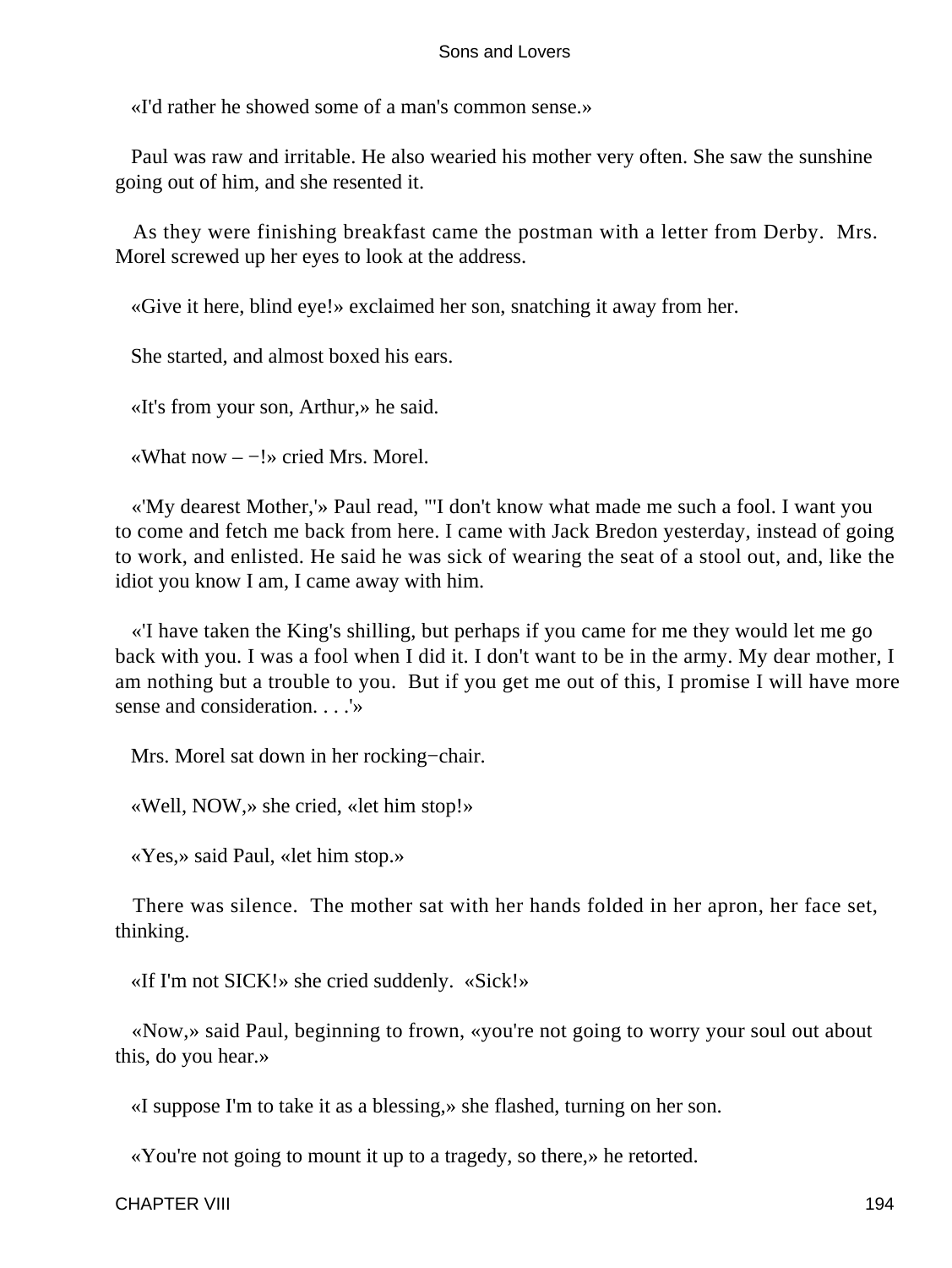«I'd rather he showed some of a man's common sense.»

Paul was raw and irritable. He also wearied his mother very often. She saw the sunshine going out of him, and she resented it.

As they were finishing breakfast came the postman with a letter from Derby. Mrs. Morel screwed up her eyes to look at the address.

«Give it here, blind eye!» exclaimed her son, snatching it away from her.

She started, and almost boxed his ears.

«It's from your son, Arthur,» he said.

«What now – −!» cried Mrs. Morel.

«'My dearest Mother,'» Paul read, "'I don't know what made me such a fool. I want you to come and fetch me back from here. I came with Jack Bredon yesterday, instead of going to work, and enlisted. He said he was sick of wearing the seat of a stool out, and, like the idiot you know I am, I came away with him.

«'I have taken the King's shilling, but perhaps if you came for me they would let me go back with you. I was a fool when I did it. I don't want to be in the army. My dear mother, I am nothing but a trouble to you. But if you get me out of this, I promise I will have more sense and consideration. . . .'»

Mrs. Morel sat down in her rocking−chair.

«Well, NOW,» she cried, «let him stop!»

«Yes,» said Paul, «let him stop.»

There was silence. The mother sat with her hands folded in her apron, her face set, thinking.

«If I'm not SICK!» she cried suddenly. «Sick!»

«Now,» said Paul, beginning to frown, «you're not going to worry your soul out about this, do you hear.»

«I suppose I'm to take it as a blessing,» she flashed, turning on her son.

«You're not going to mount it up to a tragedy, so there,» he retorted.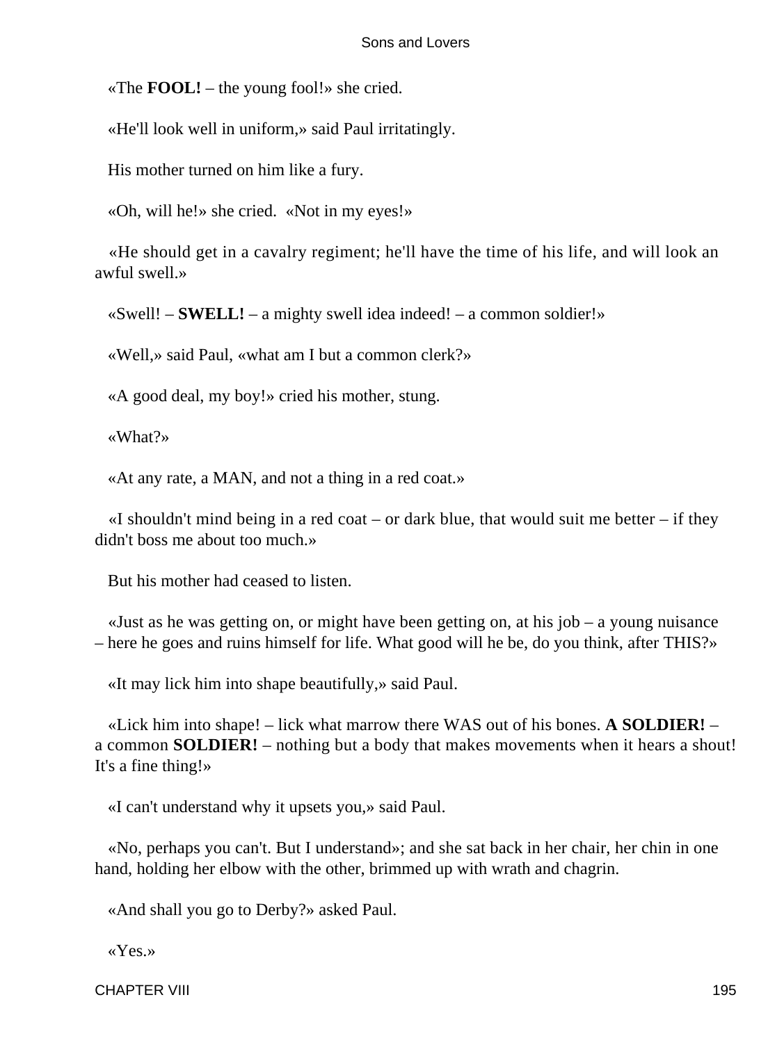«The **FOOL!** – the young fool!» she cried.

«He'll look well in uniform,» said Paul irritatingly.

His mother turned on him like a fury.

«Oh, will he!» she cried. «Not in my eyes!»

«He should get in a cavalry regiment; he'll have the time of his life, and will look an awful swell.»

«Swell! – **SWELL!** – a mighty swell idea indeed! – a common soldier!»

«Well,» said Paul, «what am I but a common clerk?»

«A good deal, my boy!» cried his mother, stung.

«What?»

«At any rate, a MAN, and not a thing in a red coat.»

«I shouldn't mind being in a red coat – or dark blue, that would suit me better – if they didn't boss me about too much.»

But his mother had ceased to listen.

«Just as he was getting on, or might have been getting on, at his job – a young nuisance – here he goes and ruins himself for life. What good will he be, do you think, after THIS?»

«It may lick him into shape beautifully,» said Paul.

«Lick him into shape! – lick what marrow there WAS out of his bones. **A SOLDIER!** – a common **SOLDIER!** – nothing but a body that makes movements when it hears a shout! It's a fine thing!»

«I can't understand why it upsets you,» said Paul.

«No, perhaps you can't. But I understand»; and she sat back in her chair, her chin in one hand, holding her elbow with the other, brimmed up with wrath and chagrin.

«And shall you go to Derby?» asked Paul.

«Yes.»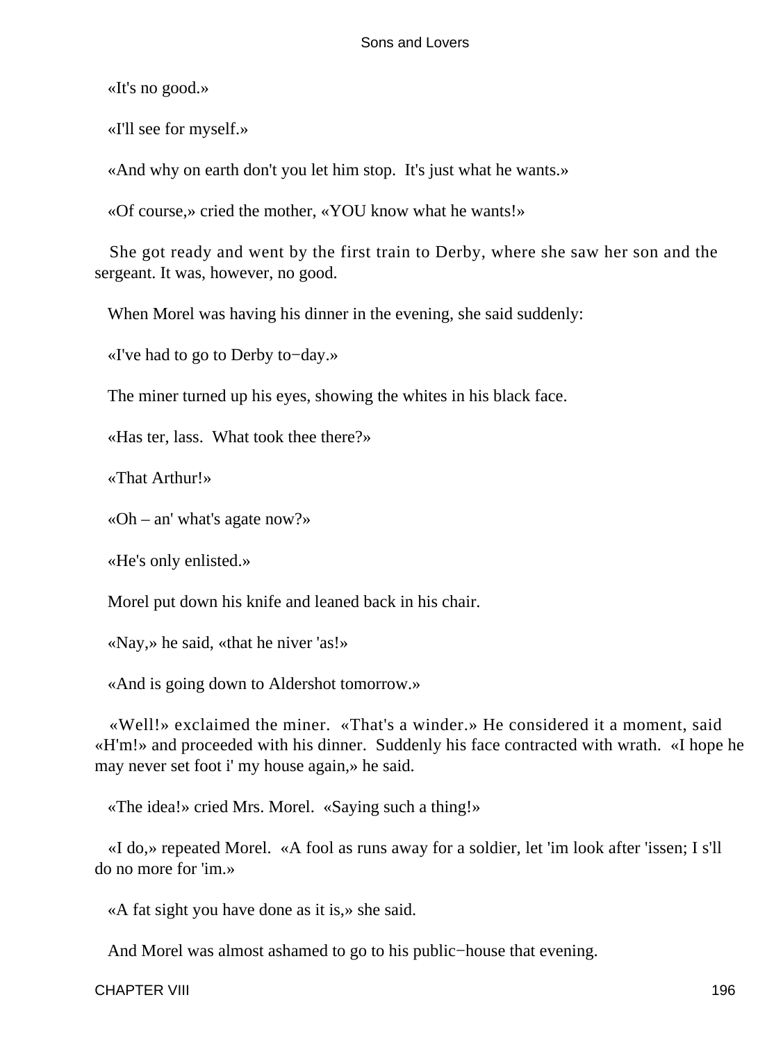«It's no good.»

«I'll see for myself.»

«And why on earth don't you let him stop. It's just what he wants.»

«Of course,» cried the mother, «YOU know what he wants!»

She got ready and went by the first train to Derby, where she saw her son and the sergeant. It was, however, no good.

When Morel was having his dinner in the evening, she said suddenly:

«I've had to go to Derby to−day.»

The miner turned up his eyes, showing the whites in his black face.

«Has ter, lass. What took thee there?»

«That Arthur!»

«Oh – an' what's agate now?»

«He's only enlisted.»

Morel put down his knife and leaned back in his chair.

«Nay,» he said, «that he niver 'as!»

«And is going down to Aldershot tomorrow.»

«Well!» exclaimed the miner. «That's a winder.» He considered it a moment, said «H'm!» and proceeded with his dinner. Suddenly his face contracted with wrath. «I hope he may never set foot i' my house again,» he said.

«The idea!» cried Mrs. Morel. «Saying such a thing!»

«I do,» repeated Morel. «A fool as runs away for a soldier, let 'im look after 'issen; I s'll do no more for 'im.»

«A fat sight you have done as it is,» she said.

And Morel was almost ashamed to go to his public−house that evening.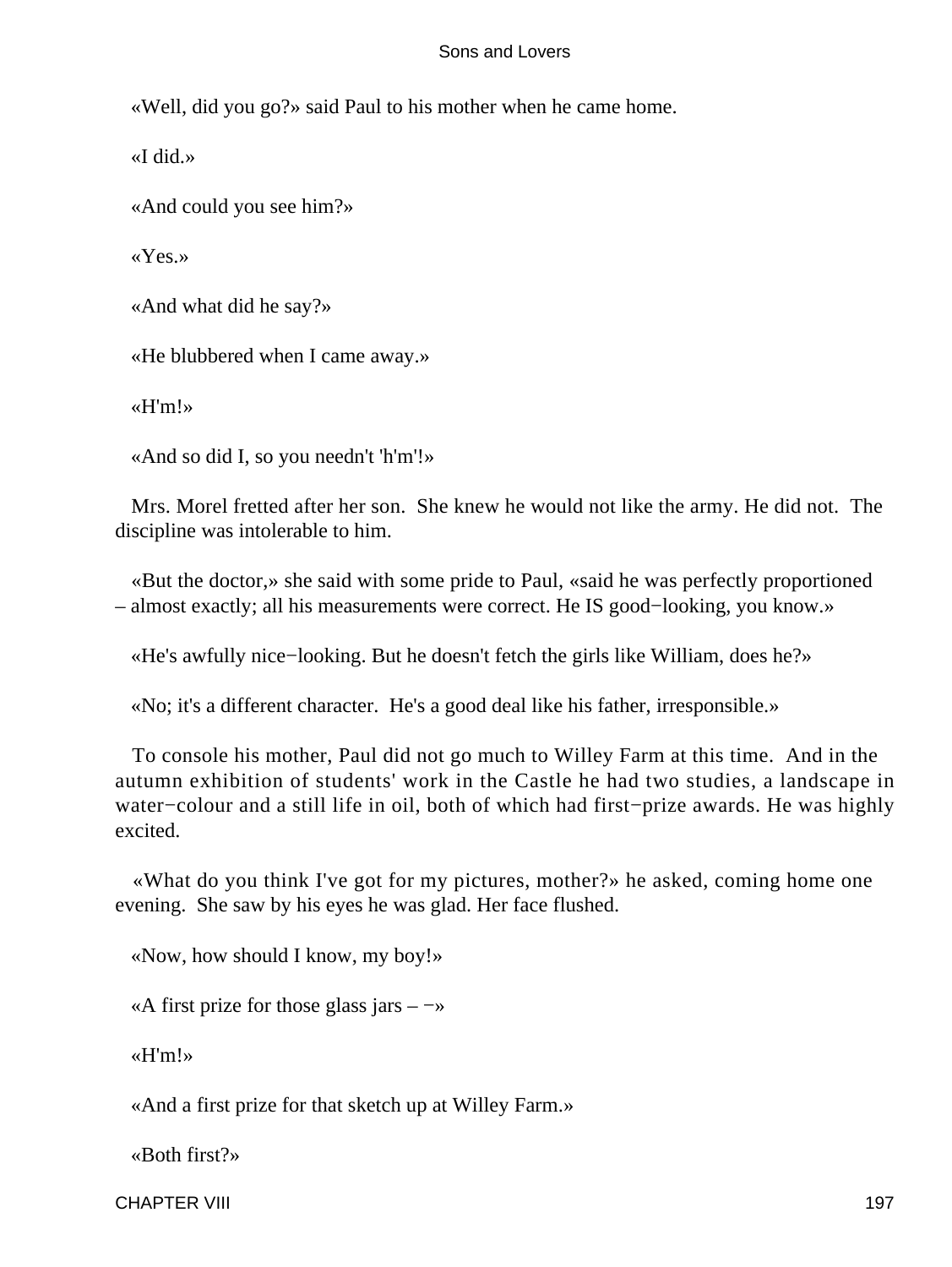«Well, did you go?» said Paul to his mother when he came home.

«I did.»

«And could you see him?»

«Yes.»

«And what did he say?»

«He blubbered when I came away.»

«H'm!»

«And so did I, so you needn't 'h'm'!»

Mrs. Morel fretted after her son. She knew he would not like the army. He did not. The discipline was intolerable to him.

«But the doctor,» she said with some pride to Paul, «said he was perfectly proportioned – almost exactly; all his measurements were correct. He IS good−looking, you know.»

«He's awfully nice−looking. But he doesn't fetch the girls like William, does he?»

«No; it's a different character. He's a good deal like his father, irresponsible.»

To console his mother, Paul did not go much to Willey Farm at this time. And in the autumn exhibition of students' work in the Castle he had two studies, a landscape in water−colour and a still life in oil, both of which had first−prize awards. He was highly excited.

«What do you think I've got for my pictures, mother?» he asked, coming home one evening. She saw by his eyes he was glad. Her face flushed.

«Now, how should I know, my boy!»

«A first prize for those glass jars – −»

«H'm!»

«And a first prize for that sketch up at Willey Farm.»

«Both first?»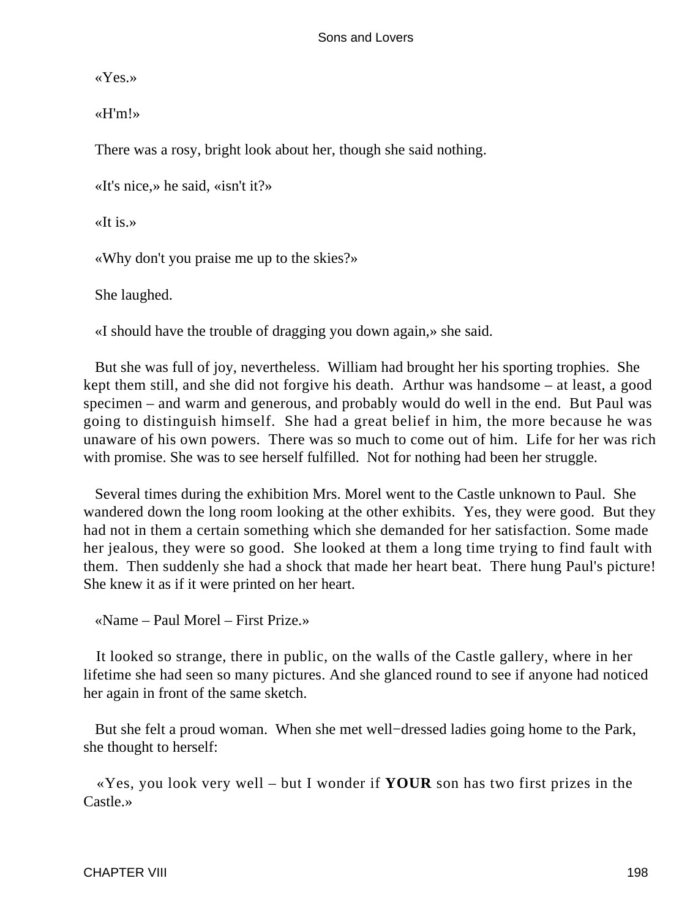«Yes.»

«H'm!»

There was a rosy, bright look about her, though she said nothing.

«It's nice,» he said, «isn't it?»

«It is.»

«Why don't you praise me up to the skies?»

She laughed.

«I should have the trouble of dragging you down again,» she said.

But she was full of joy, nevertheless. William had brought her his sporting trophies. She kept them still, and she did not forgive his death. Arthur was handsome – at least, a good specimen – and warm and generous, and probably would do well in the end. But Paul was going to distinguish himself. She had a great belief in him, the more because he was unaware of his own powers. There was so much to come out of him. Life for her was rich with promise. She was to see herself fulfilled. Not for nothing had been her struggle.

Several times during the exhibition Mrs. Morel went to the Castle unknown to Paul. She wandered down the long room looking at the other exhibits. Yes, they were good. But they had not in them a certain something which she demanded for her satisfaction. Some made her jealous, they were so good. She looked at them a long time trying to find fault with them. Then suddenly she had a shock that made her heart beat. There hung Paul's picture! She knew it as if it were printed on her heart.

«Name – Paul Morel – First Prize.»

It looked so strange, there in public, on the walls of the Castle gallery, where in her lifetime she had seen so many pictures. And she glanced round to see if anyone had noticed her again in front of the same sketch.

But she felt a proud woman. When she met well−dressed ladies going home to the Park, she thought to herself:

«Yes, you look very well – but I wonder if **YOUR** son has two first prizes in the Castle.»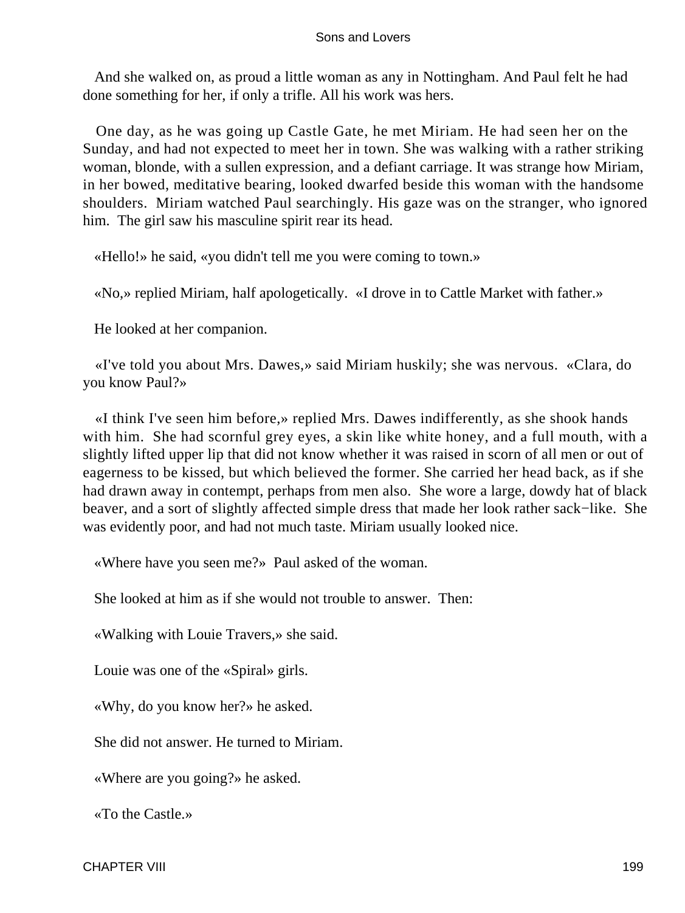And she walked on, as proud a little woman as any in Nottingham. And Paul felt he had done something for her, if only a trifle. All his work was hers.

One day, as he was going up Castle Gate, he met Miriam. He had seen her on the Sunday, and had not expected to meet her in town. She was walking with a rather striking woman, blonde, with a sullen expression, and a defiant carriage. It was strange how Miriam, in her bowed, meditative bearing, looked dwarfed beside this woman with the handsome shoulders. Miriam watched Paul searchingly. His gaze was on the stranger, who ignored him. The girl saw his masculine spirit rear its head.

«Hello!» he said, «you didn't tell me you were coming to town.»

«No,» replied Miriam, half apologetically. «I drove in to Cattle Market with father.»

He looked at her companion.

«I've told you about Mrs. Dawes,» said Miriam huskily; she was nervous. «Clara, do you know Paul?»

«I think I've seen him before,» replied Mrs. Dawes indifferently, as she shook hands with him. She had scornful grey eyes, a skin like white honey, and a full mouth, with a slightly lifted upper lip that did not know whether it was raised in scorn of all men or out of eagerness to be kissed, but which believed the former. She carried her head back, as if she had drawn away in contempt, perhaps from men also. She wore a large, dowdy hat of black beaver, and a sort of slightly affected simple dress that made her look rather sack−like. She was evidently poor, and had not much taste. Miriam usually looked nice.

«Where have you seen me?» Paul asked of the woman.

She looked at him as if she would not trouble to answer. Then:

«Walking with Louie Travers,» she said.

Louie was one of the «Spiral» girls.

«Why, do you know her?» he asked.

She did not answer. He turned to Miriam.

«Where are you going?» he asked.

«To the Castle.»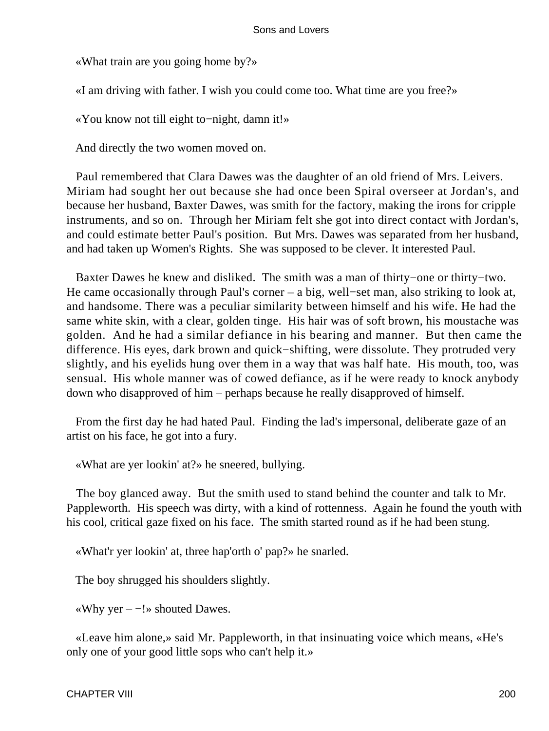«What train are you going home by?»

«I am driving with father. I wish you could come too. What time are you free?»

«You know not till eight to−night, damn it!»

And directly the two women moved on.

Paul remembered that Clara Dawes was the daughter of an old friend of Mrs. Leivers. Miriam had sought her out because she had once been Spiral overseer at Jordan's, and because her husband, Baxter Dawes, was smith for the factory, making the irons for cripple instruments, and so on. Through her Miriam felt she got into direct contact with Jordan's, and could estimate better Paul's position. But Mrs. Dawes was separated from her husband, and had taken up Women's Rights. She was supposed to be clever. It interested Paul.

Baxter Dawes he knew and disliked. The smith was a man of thirty−one or thirty−two. He came occasionally through Paul's corner – a big, well−set man, also striking to look at, and handsome. There was a peculiar similarity between himself and his wife. He had the same white skin, with a clear, golden tinge. His hair was of soft brown, his moustache was golden. And he had a similar defiance in his bearing and manner. But then came the difference. His eyes, dark brown and quick−shifting, were dissolute. They protruded very slightly, and his eyelids hung over them in a way that was half hate. His mouth, too, was sensual. His whole manner was of cowed defiance, as if he were ready to knock anybody down who disapproved of him – perhaps because he really disapproved of himself.

From the first day he had hated Paul. Finding the lad's impersonal, deliberate gaze of an artist on his face, he got into a fury.

«What are yer lookin' at?» he sneered, bullying.

The boy glanced away. But the smith used to stand behind the counter and talk to Mr. Pappleworth. His speech was dirty, with a kind of rottenness. Again he found the youth with his cool, critical gaze fixed on his face. The smith started round as if he had been stung.

«What'r yer lookin' at, three hap'orth o' pap?» he snarled.

The boy shrugged his shoulders slightly.

«Why yer – −!» shouted Dawes.

«Leave him alone,» said Mr. Pappleworth, in that insinuating voice which means, «He's only one of your good little sops who can't help it.»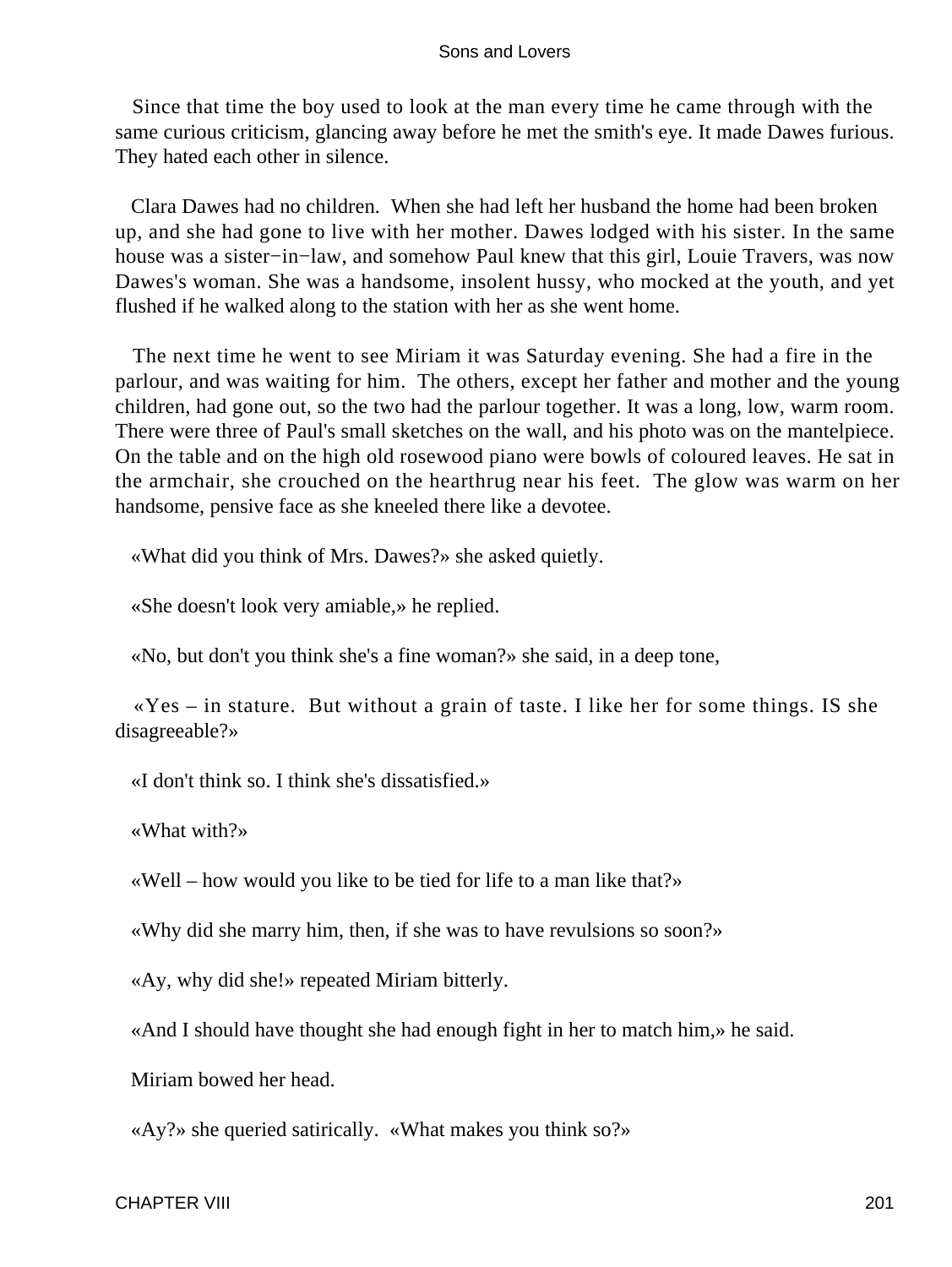Since that time the boy used to look at the man every time he came through with the same curious criticism, glancing away before he met the smith's eye. It made Dawes furious. They hated each other in silence.

Clara Dawes had no children. When she had left her husband the home had been broken up, and she had gone to live with her mother. Dawes lodged with his sister. In the same house was a sister−in−law, and somehow Paul knew that this girl, Louie Travers, was now Dawes's woman. She was a handsome, insolent hussy, who mocked at the youth, and yet flushed if he walked along to the station with her as she went home.

The next time he went to see Miriam it was Saturday evening. She had a fire in the parlour, and was waiting for him. The others, except her father and mother and the young children, had gone out, so the two had the parlour together. It was a long, low, warm room. There were three of Paul's small sketches on the wall, and his photo was on the mantelpiece. On the table and on the high old rosewood piano were bowls of coloured leaves. He sat in the armchair, she crouched on the hearthrug near his feet. The glow was warm on her handsome, pensive face as she kneeled there like a devotee.

«What did you think of Mrs. Dawes?» she asked quietly.

«She doesn't look very amiable,» he replied.

«No, but don't you think she's a fine woman?» she said, in a deep tone,

«Yes – in stature. But without a grain of taste. I like her for some things. IS she disagreeable?»

«I don't think so. I think she's dissatisfied.»

«What with?»

«Well – how would you like to be tied for life to a man like that?»

«Why did she marry him, then, if she was to have revulsions so soon?»

«Ay, why did she!» repeated Miriam bitterly.

«And I should have thought she had enough fight in her to match him,» he said.

Miriam bowed her head.

«Ay?» she queried satirically. «What makes you think so?»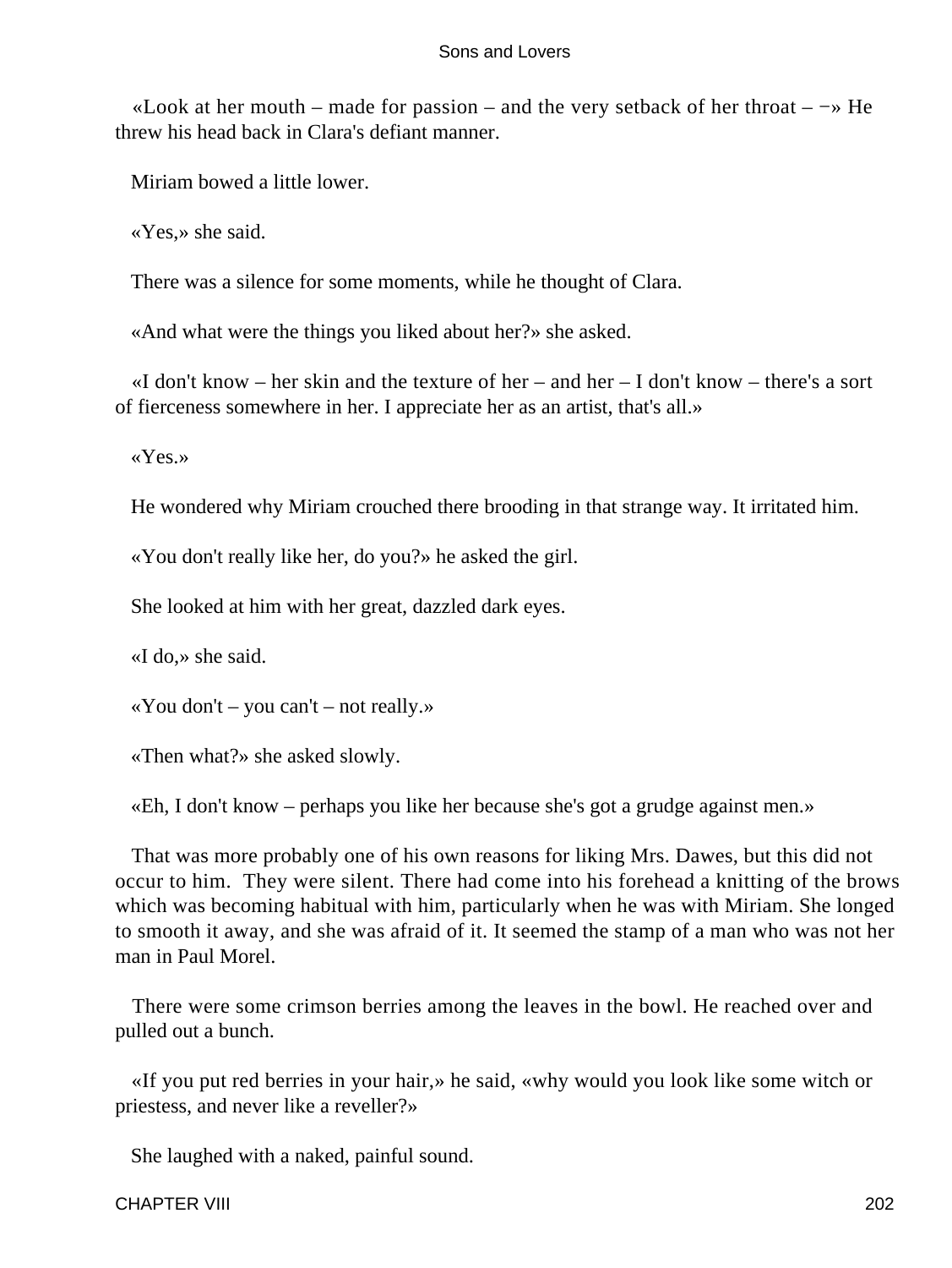«Look at her mouth – made for passion – and the very setback of her throat – −» He threw his head back in Clara's defiant manner.

Miriam bowed a little lower.

«Yes,» she said.

There was a silence for some moments, while he thought of Clara.

«And what were the things you liked about her?» she asked.

«I don't know – her skin and the texture of her – and her – I don't know – there's a sort of fierceness somewhere in her. I appreciate her as an artist, that's all.»

«Yes.»

He wondered why Miriam crouched there brooding in that strange way. It irritated him.

«You don't really like her, do you?» he asked the girl.

She looked at him with her great, dazzled dark eyes.

«I do,» she said.

«You don't – you can't – not really.»

«Then what?» she asked slowly.

«Eh, I don't know – perhaps you like her because she's got a grudge against men.»

That was more probably one of his own reasons for liking Mrs. Dawes, but this did not occur to him. They were silent. There had come into his forehead a knitting of the brows which was becoming habitual with him, particularly when he was with Miriam. She longed to smooth it away, and she was afraid of it. It seemed the stamp of a man who was not her man in Paul Morel.

There were some crimson berries among the leaves in the bowl. He reached over and pulled out a bunch.

«If you put red berries in your hair,» he said, «why would you look like some witch or priestess, and never like a reveller?»

She laughed with a naked, painful sound.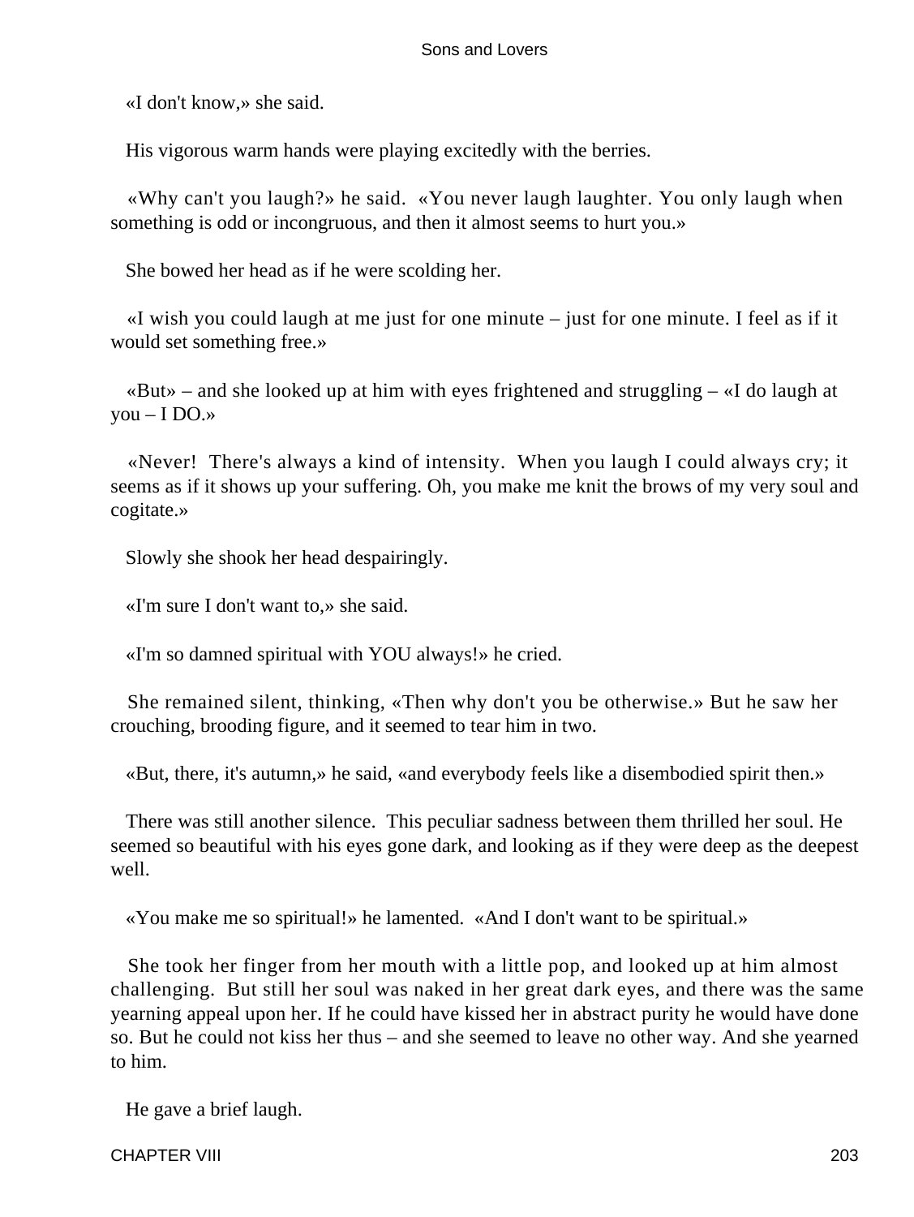«I don't know,» she said.

His vigorous warm hands were playing excitedly with the berries.

«Why can't you laugh?» he said. «You never laugh laughter. You only laugh when something is odd or incongruous, and then it almost seems to hurt you.»

She bowed her head as if he were scolding her.

«I wish you could laugh at me just for one minute – just for one minute. I feel as if it would set something free.»

«But» – and she looked up at him with eyes frightened and struggling – «I do laugh at you – I DO.»

«Never! There's always a kind of intensity. When you laugh I could always cry; it seems as if it shows up your suffering. Oh, you make me knit the brows of my very soul and cogitate.»

Slowly she shook her head despairingly.

«I'm sure I don't want to,» she said.

«I'm so damned spiritual with YOU always!» he cried.

She remained silent, thinking, «Then why don't you be otherwise.» But he saw her crouching, brooding figure, and it seemed to tear him in two.

«But, there, it's autumn,» he said, «and everybody feels like a disembodied spirit then.»

There was still another silence. This peculiar sadness between them thrilled her soul. He seemed so beautiful with his eyes gone dark, and looking as if they were deep as the deepest well.

«You make me so spiritual!» he lamented. «And I don't want to be spiritual.»

She took her finger from her mouth with a little pop, and looked up at him almost challenging. But still her soul was naked in her great dark eyes, and there was the same yearning appeal upon her. If he could have kissed her in abstract purity he would have done so. But he could not kiss her thus – and she seemed to leave no other way. And she yearned to him.

He gave a brief laugh.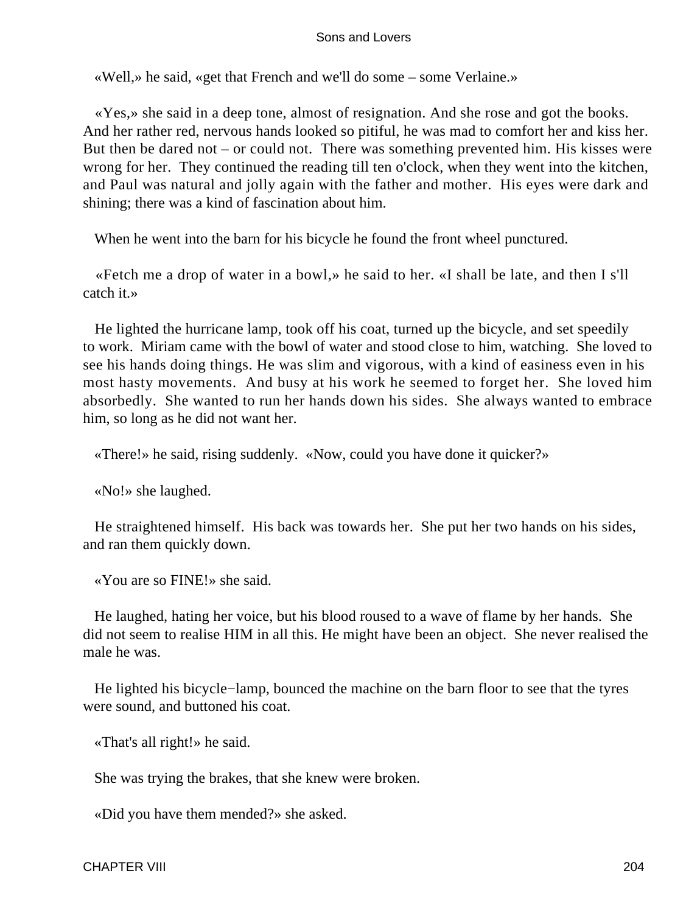«Well,» he said, «get that French and we'll do some – some Verlaine.»

«Yes,» she said in a deep tone, almost of resignation. And she rose and got the books. And her rather red, nervous hands looked so pitiful, he was mad to comfort her and kiss her. But then be dared not – or could not. There was something prevented him. His kisses were wrong for her. They continued the reading till ten o'clock, when they went into the kitchen, and Paul was natural and jolly again with the father and mother. His eyes were dark and shining; there was a kind of fascination about him.

When he went into the barn for his bicycle he found the front wheel punctured.

«Fetch me a drop of water in a bowl,» he said to her. «I shall be late, and then I s'll catch it.»

He lighted the hurricane lamp, took off his coat, turned up the bicycle, and set speedily to work. Miriam came with the bowl of water and stood close to him, watching. She loved to see his hands doing things. He was slim and vigorous, with a kind of easiness even in his most hasty movements. And busy at his work he seemed to forget her. She loved him absorbedly. She wanted to run her hands down his sides. She always wanted to embrace him, so long as he did not want her.

«There!» he said, rising suddenly. «Now, could you have done it quicker?»

«No!» she laughed.

He straightened himself. His back was towards her. She put her two hands on his sides, and ran them quickly down.

«You are so FINE!» she said.

He laughed, hating her voice, but his blood roused to a wave of flame by her hands. She did not seem to realise HIM in all this. He might have been an object. She never realised the male he was.

He lighted his bicycle−lamp, bounced the machine on the barn floor to see that the tyres were sound, and buttoned his coat.

«That's all right!» he said.

She was trying the brakes, that she knew were broken.

«Did you have them mended?» she asked.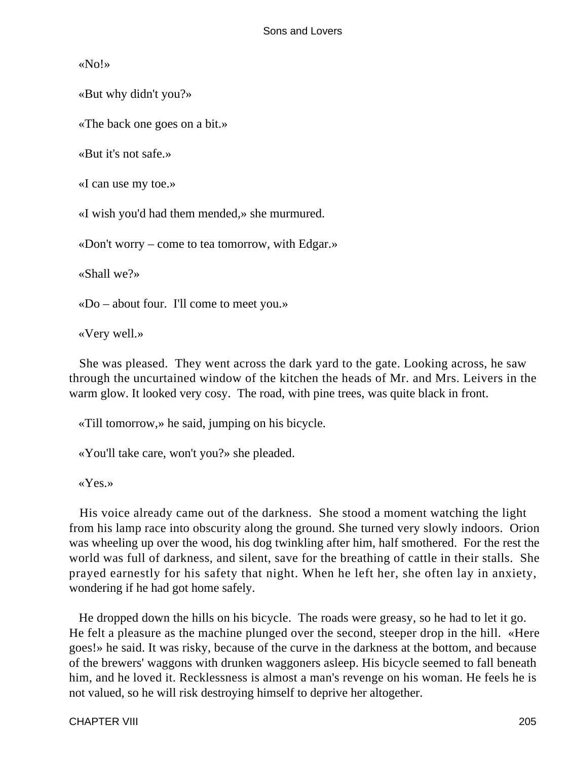«No!»

«But why didn't you?»

«The back one goes on a bit.»

«But it's not safe.»

«I can use my toe.»

«I wish you'd had them mended,» she murmured.

«Don't worry – come to tea tomorrow, with Edgar.»

«Shall we?»

«Do – about four. I'll come to meet you.»

«Very well.»

She was pleased. They went across the dark yard to the gate. Looking across, he saw through the uncurtained window of the kitchen the heads of Mr. and Mrs. Leivers in the warm glow. It looked very cosy. The road, with pine trees, was quite black in front.

«Till tomorrow,» he said, jumping on his bicycle.

«You'll take care, won't you?» she pleaded.

«Yes.»

His voice already came out of the darkness. She stood a moment watching the light from his lamp race into obscurity along the ground. She turned very slowly indoors. Orion was wheeling up over the wood, his dog twinkling after him, half smothered. For the rest the world was full of darkness, and silent, save for the breathing of cattle in their stalls. She prayed earnestly for his safety that night. When he left her, she often lay in anxiety, wondering if he had got home safely.

He dropped down the hills on his bicycle. The roads were greasy, so he had to let it go. He felt a pleasure as the machine plunged over the second, steeper drop in the hill. «Here goes!» he said. It was risky, because of the curve in the darkness at the bottom, and because of the brewers' waggons with drunken waggoners asleep. His bicycle seemed to fall beneath him, and he loved it. Recklessness is almost a man's revenge on his woman. He feels he is not valued, so he will risk destroying himself to deprive her altogether.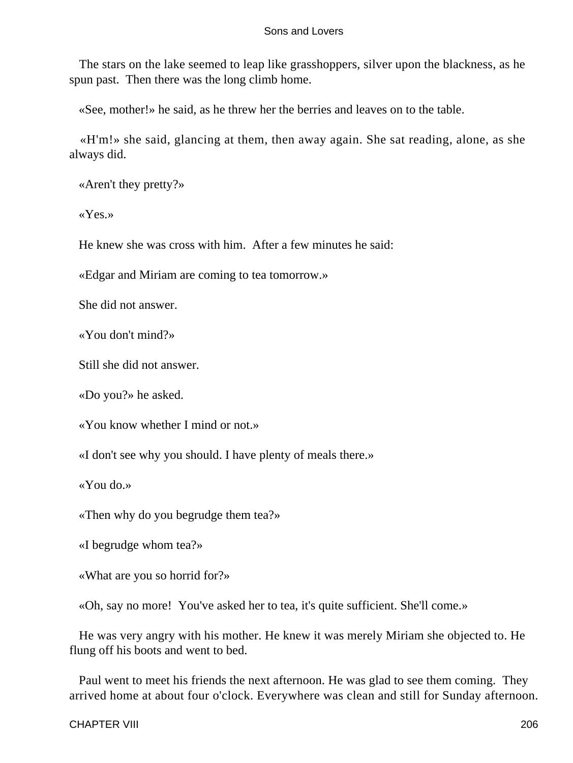The stars on the lake seemed to leap like grasshoppers, silver upon the blackness, as he spun past. Then there was the long climb home.

«See, mother!» he said, as he threw her the berries and leaves on to the table.

«H'm!» she said, glancing at them, then away again. She sat reading, alone, as she always did.

«Aren't they pretty?»

«Yes.»

He knew she was cross with him. After a few minutes he said:

«Edgar and Miriam are coming to tea tomorrow.»

She did not answer.

«You don't mind?»

Still she did not answer.

«Do you?» he asked.

«You know whether I mind or not.»

«I don't see why you should. I have plenty of meals there.»

«You do.»

«Then why do you begrudge them tea?»

«I begrudge whom tea?»

«What are you so horrid for?»

«Oh, say no more! You've asked her to tea, it's quite sufficient. She'll come.»

He was very angry with his mother. He knew it was merely Miriam she objected to. He flung off his boots and went to bed.

Paul went to meet his friends the next afternoon. He was glad to see them coming. They arrived home at about four o'clock. Everywhere was clean and still for Sunday afternoon.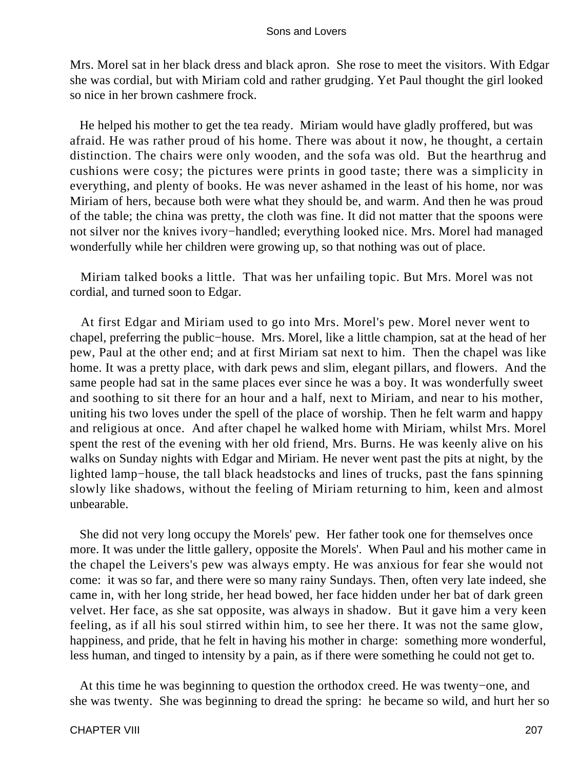Mrs. Morel sat in her black dress and black apron. She rose to meet the visitors. With Edgar she was cordial, but with Miriam cold and rather grudging. Yet Paul thought the girl looked so nice in her brown cashmere frock.

He helped his mother to get the tea ready. Miriam would have gladly proffered, but was afraid. He was rather proud of his home. There was about it now, he thought, a certain distinction. The chairs were only wooden, and the sofa was old. But the hearthrug and cushions were cosy; the pictures were prints in good taste; there was a simplicity in everything, and plenty of books. He was never ashamed in the least of his home, nor was Miriam of hers, because both were what they should be, and warm. And then he was proud of the table; the china was pretty, the cloth was fine. It did not matter that the spoons were not silver nor the knives ivory−handled; everything looked nice. Mrs. Morel had managed wonderfully while her children were growing up, so that nothing was out of place.

Miriam talked books a little. That was her unfailing topic. But Mrs. Morel was not cordial, and turned soon to Edgar.

At first Edgar and Miriam used to go into Mrs. Morel's pew. Morel never went to chapel, preferring the public−house. Mrs. Morel, like a little champion, sat at the head of her pew, Paul at the other end; and at first Miriam sat next to him. Then the chapel was like home. It was a pretty place, with dark pews and slim, elegant pillars, and flowers. And the same people had sat in the same places ever since he was a boy. It was wonderfully sweet and soothing to sit there for an hour and a half, next to Miriam, and near to his mother, uniting his two loves under the spell of the place of worship. Then he felt warm and happy and religious at once. And after chapel he walked home with Miriam, whilst Mrs. Morel spent the rest of the evening with her old friend, Mrs. Burns. He was keenly alive on his walks on Sunday nights with Edgar and Miriam. He never went past the pits at night, by the lighted lamp−house, the tall black headstocks and lines of trucks, past the fans spinning slowly like shadows, without the feeling of Miriam returning to him, keen and almost unbearable.

She did not very long occupy the Morels' pew. Her father took one for themselves once more. It was under the little gallery, opposite the Morels'. When Paul and his mother came in the chapel the Leivers's pew was always empty. He was anxious for fear she would not come: it was so far, and there were so many rainy Sundays. Then, often very late indeed, she came in, with her long stride, her head bowed, her face hidden under her bat of dark green velvet. Her face, as she sat opposite, was always in shadow. But it gave him a very keen feeling, as if all his soul stirred within him, to see her there. It was not the same glow, happiness, and pride, that he felt in having his mother in charge: something more wonderful, less human, and tinged to intensity by a pain, as if there were something he could not get to.

At this time he was beginning to question the orthodox creed. He was twenty−one, and she was twenty. She was beginning to dread the spring: he became so wild, and hurt her so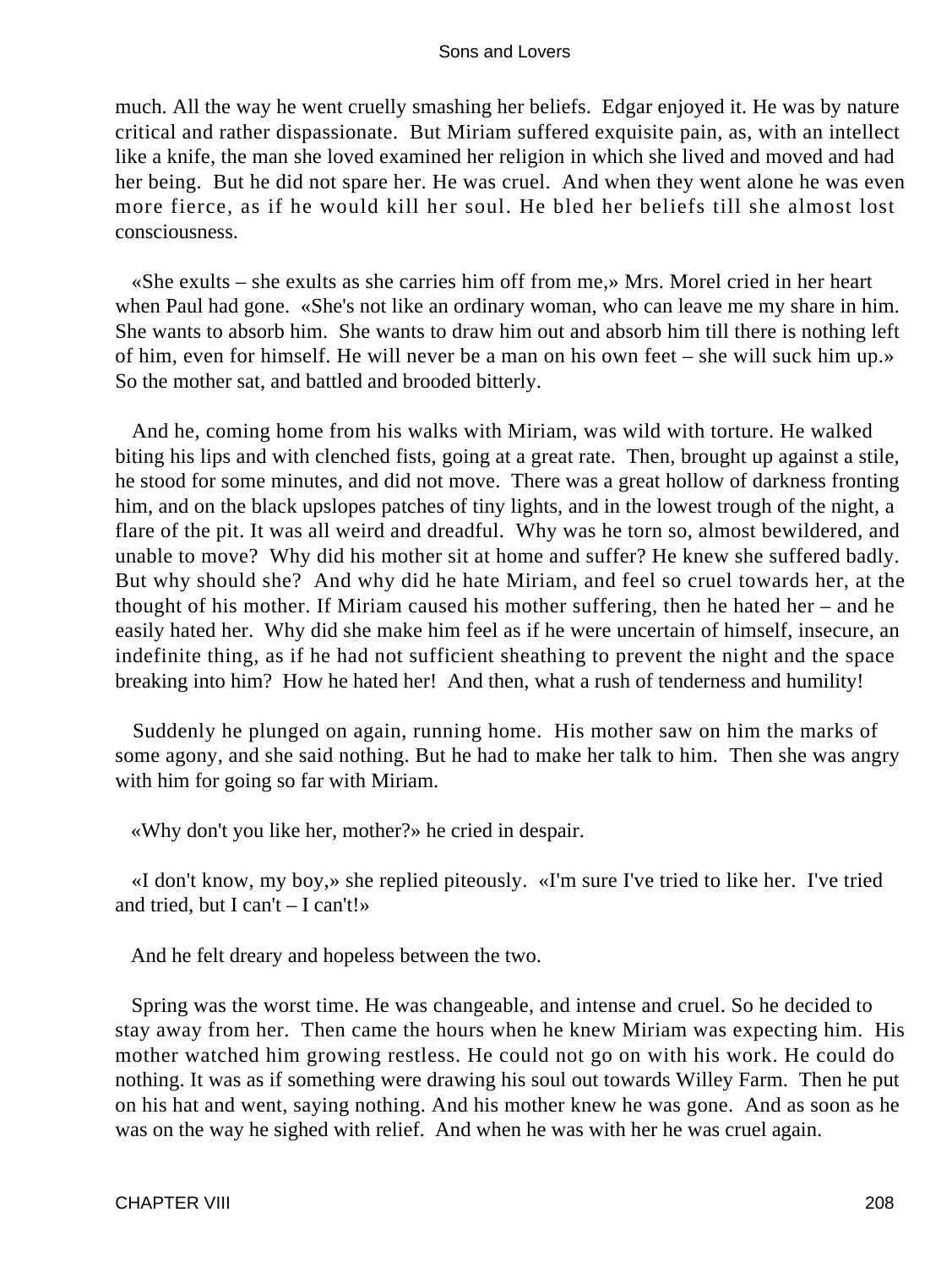much. All the way he went cruelly smashing her beliefs. Edgar enjoyed it. He was by nature critical and rather dispassionate. But Miriam suffered exquisite pain, as, with an intellect like a knife, the man she loved examined her religion in which she lived and moved and had her being. But he did not spare her. He was cruel. And when they went alone he was even more fierce, as if he would kill her soul. He bled her beliefs till she almost lost consciousness.

«She exults – she exults as she carries him off from me,» Mrs. Morel cried in her heart when Paul had gone. «She's not like an ordinary woman, who can leave me my share in him. She wants to absorb him. She wants to draw him out and absorb him till there is nothing left of him, even for himself. He will never be a man on his own feet – she will suck him up.» So the mother sat, and battled and brooded bitterly.

And he, coming home from his walks with Miriam, was wild with torture. He walked biting his lips and with clenched fists, going at a great rate. Then, brought up against a stile, he stood for some minutes, and did not move. There was a great hollow of darkness fronting him, and on the black upslopes patches of tiny lights, and in the lowest trough of the night, a flare of the pit. It was all weird and dreadful. Why was he torn so, almost bewildered, and unable to move? Why did his mother sit at home and suffer? He knew she suffered badly. But why should she? And why did he hate Miriam, and feel so cruel towards her, at the thought of his mother. If Miriam caused his mother suffering, then he hated her – and he easily hated her. Why did she make him feel as if he were uncertain of himself, insecure, an indefinite thing, as if he had not sufficient sheathing to prevent the night and the space breaking into him? How he hated her! And then, what a rush of tenderness and humility!

Suddenly he plunged on again, running home. His mother saw on him the marks of some agony, and she said nothing. But he had to make her talk to him. Then she was angry with him for going so far with Miriam.

«Why don't you like her, mother?» he cried in despair.

«I don't know, my boy,» she replied piteously. «I'm sure I've tried to like her. I've tried and tried, but I can't – I can't!»

And he felt dreary and hopeless between the two.

Spring was the worst time. He was changeable, and intense and cruel. So he decided to stay away from her. Then came the hours when he knew Miriam was expecting him. His mother watched him growing restless. He could not go on with his work. He could do nothing. It was as if something were drawing his soul out towards Willey Farm. Then he put on his hat and went, saying nothing. And his mother knew he was gone. And as soon as he was on the way he sighed with relief. And when he was with her he was cruel again.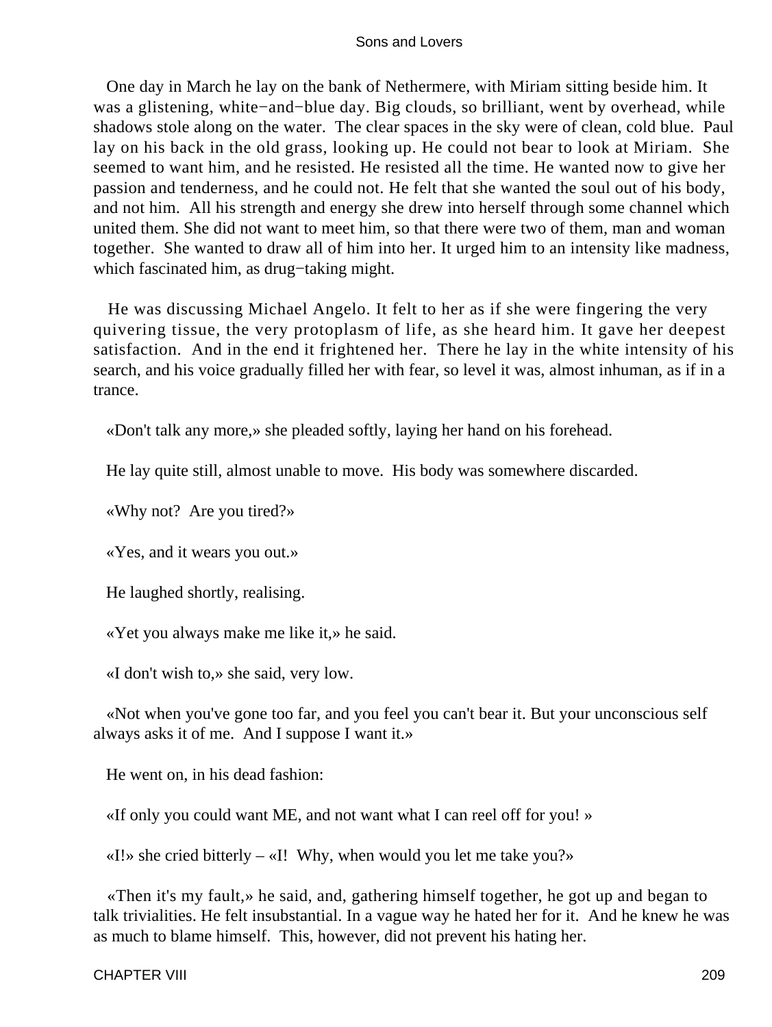One day in March he lay on the bank of Nethermere, with Miriam sitting beside him. It was a glistening, white−and−blue day. Big clouds, so brilliant, went by overhead, while shadows stole along on the water. The clear spaces in the sky were of clean, cold blue. Paul lay on his back in the old grass, looking up. He could not bear to look at Miriam. She seemed to want him, and he resisted. He resisted all the time. He wanted now to give her passion and tenderness, and he could not. He felt that she wanted the soul out of his body, and not him. All his strength and energy she drew into herself through some channel which united them. She did not want to meet him, so that there were two of them, man and woman together. She wanted to draw all of him into her. It urged him to an intensity like madness, which fascinated him, as drug−taking might.

He was discussing Michael Angelo. It felt to her as if she were fingering the very quivering tissue, the very protoplasm of life, as she heard him. It gave her deepest satisfaction. And in the end it frightened her. There he lay in the white intensity of his search, and his voice gradually filled her with fear, so level it was, almost inhuman, as if in a trance.

«Don't talk any more,» she pleaded softly, laying her hand on his forehead.

He lay quite still, almost unable to move. His body was somewhere discarded.

«Why not? Are you tired?»

«Yes, and it wears you out.»

He laughed shortly, realising.

«Yet you always make me like it,» he said.

«I don't wish to,» she said, very low.

«Not when you've gone too far, and you feel you can't bear it. But your unconscious self always asks it of me. And I suppose I want it.»

He went on, in his dead fashion:

«If only you could want ME, and not want what I can reel off for you! »

«I!» she cried bitterly – «I! Why, when would you let me take you?»

«Then it's my fault,» he said, and, gathering himself together, he got up and began to talk trivialities. He felt insubstantial. In a vague way he hated her for it. And he knew he was as much to blame himself. This, however, did not prevent his hating her.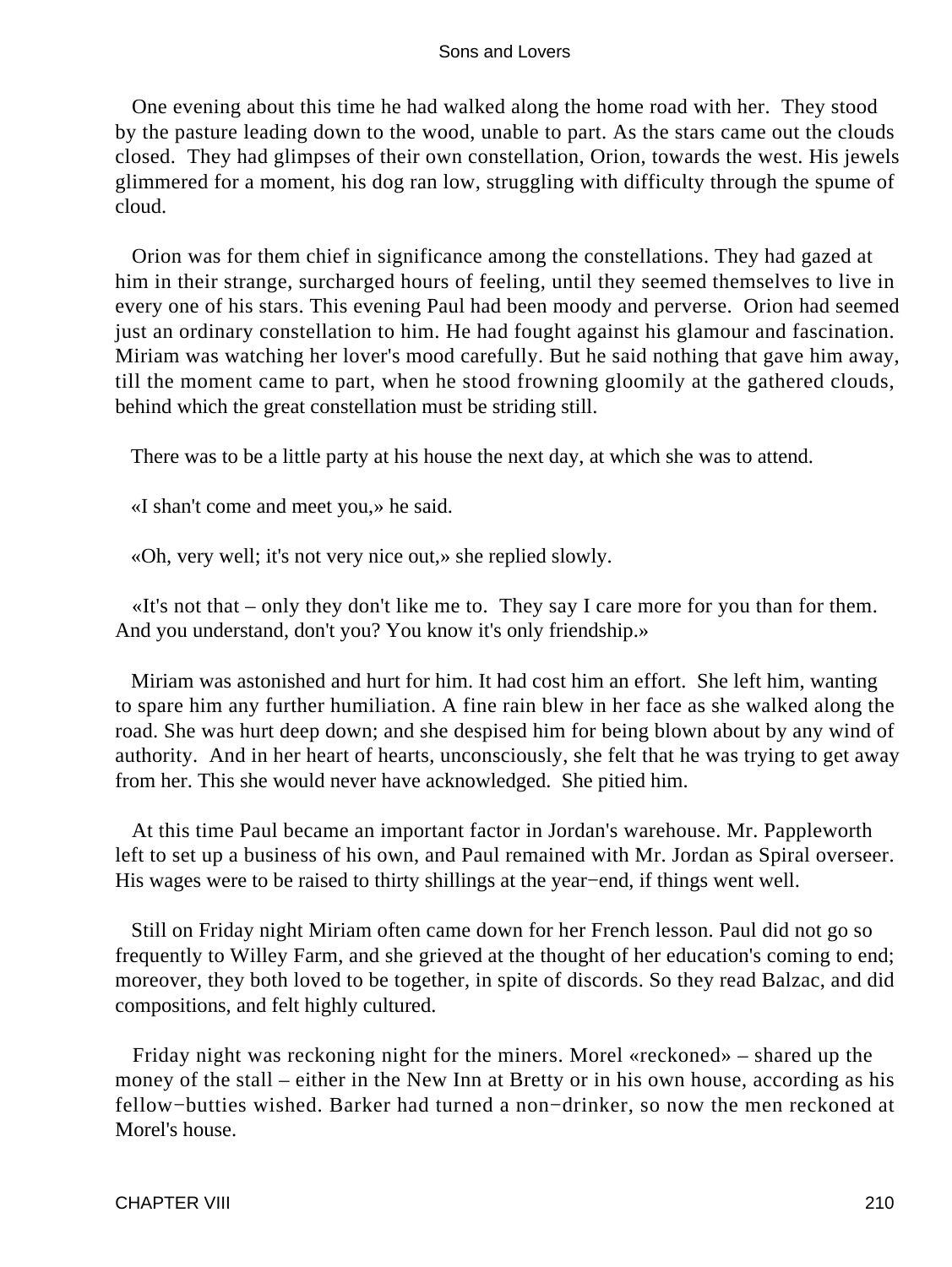One evening about this time he had walked along the home road with her. They stood by the pasture leading down to the wood, unable to part. As the stars came out the clouds closed. They had glimpses of their own constellation, Orion, towards the west. His jewels glimmered for a moment, his dog ran low, struggling with difficulty through the spume of cloud.

Orion was for them chief in significance among the constellations. They had gazed at him in their strange, surcharged hours of feeling, until they seemed themselves to live in every one of his stars. This evening Paul had been moody and perverse. Orion had seemed just an ordinary constellation to him. He had fought against his glamour and fascination. Miriam was watching her lover's mood carefully. But he said nothing that gave him away, till the moment came to part, when he stood frowning gloomily at the gathered clouds, behind which the great constellation must be striding still.

There was to be a little party at his house the next day, at which she was to attend.

«I shan't come and meet you,» he said.

«Oh, very well; it's not very nice out,» she replied slowly.

«It's not that – only they don't like me to. They say I care more for you than for them. And you understand, don't you? You know it's only friendship.»

Miriam was astonished and hurt for him. It had cost him an effort. She left him, wanting to spare him any further humiliation. A fine rain blew in her face as she walked along the road. She was hurt deep down; and she despised him for being blown about by any wind of authority. And in her heart of hearts, unconsciously, she felt that he was trying to get away from her. This she would never have acknowledged. She pitied him.

At this time Paul became an important factor in Jordan's warehouse. Mr. Pappleworth left to set up a business of his own, and Paul remained with Mr. Jordan as Spiral overseer. His wages were to be raised to thirty shillings at the year−end, if things went well.

Still on Friday night Miriam often came down for her French lesson. Paul did not go so frequently to Willey Farm, and she grieved at the thought of her education's coming to end; moreover, they both loved to be together, in spite of discords. So they read Balzac, and did compositions, and felt highly cultured.

Friday night was reckoning night for the miners. Morel «reckoned» – shared up the money of the stall – either in the New Inn at Bretty or in his own house, according as his fellow−butties wished. Barker had turned a non−drinker, so now the men reckoned at Morel's house.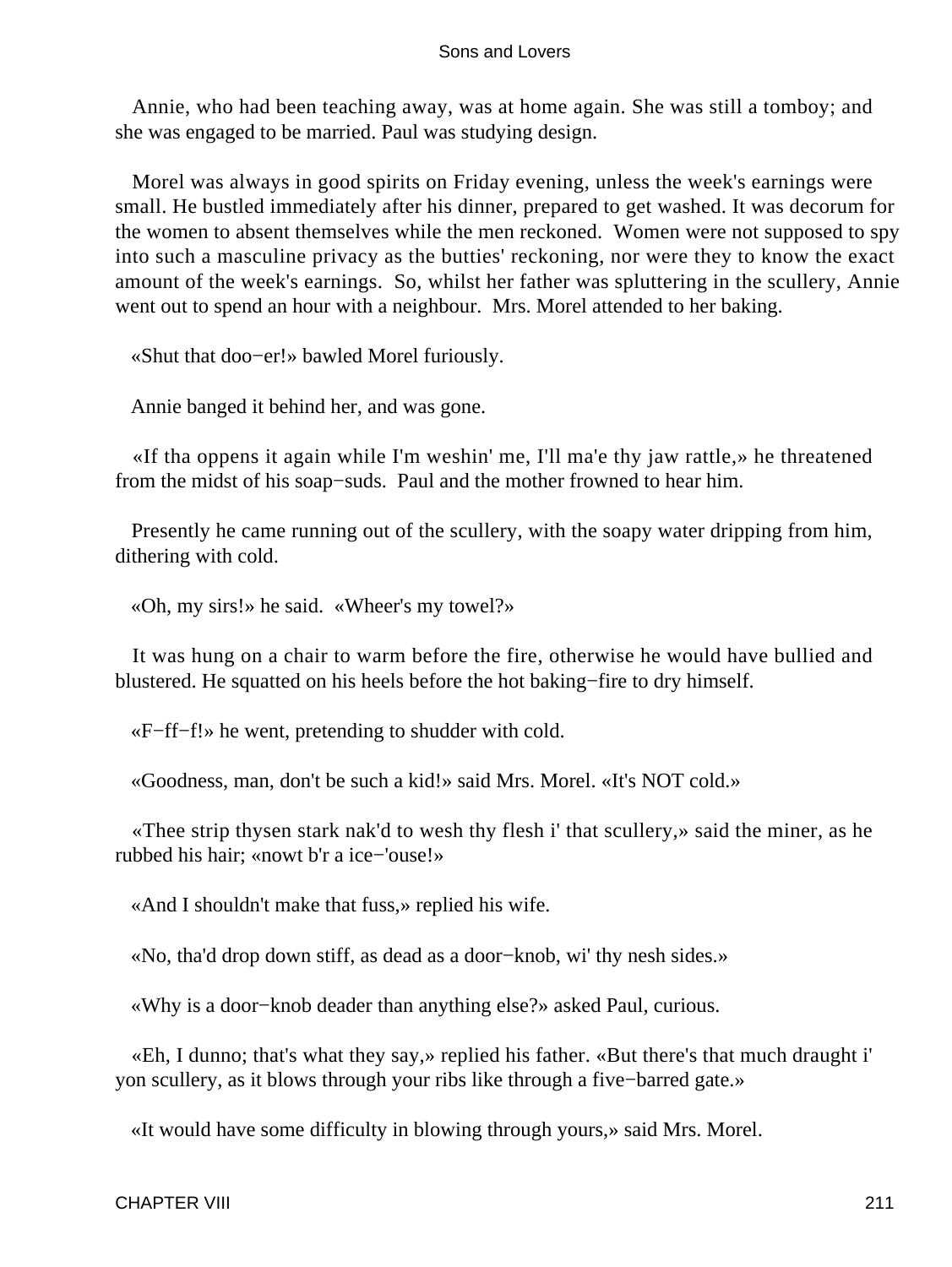Annie, who had been teaching away, was at home again. She was still a tomboy; and she was engaged to be married. Paul was studying design.

Morel was always in good spirits on Friday evening, unless the week's earnings were small. He bustled immediately after his dinner, prepared to get washed. It was decorum for the women to absent themselves while the men reckoned. Women were not supposed to spy into such a masculine privacy as the butties' reckoning, nor were they to know the exact amount of the week's earnings. So, whilst her father was spluttering in the scullery, Annie went out to spend an hour with a neighbour. Mrs. Morel attended to her baking.

«Shut that doo−er!» bawled Morel furiously.

Annie banged it behind her, and was gone.

«If tha oppens it again while I'm weshin' me, I'll ma'e thy jaw rattle,» he threatened from the midst of his soap−suds. Paul and the mother frowned to hear him.

Presently he came running out of the scullery, with the soapy water dripping from him, dithering with cold.

«Oh, my sirs!» he said. «Wheer's my towel?»

It was hung on a chair to warm before the fire, otherwise he would have bullied and blustered. He squatted on his heels before the hot baking−fire to dry himself.

«F−ff−f!» he went, pretending to shudder with cold.

«Goodness, man, don't be such a kid!» said Mrs. Morel. «It's NOT cold.»

«Thee strip thysen stark nak'd to wesh thy flesh i' that scullery,» said the miner, as he rubbed his hair; «nowt b'r a ice−'ouse!»

«And I shouldn't make that fuss,» replied his wife.

«No, tha'd drop down stiff, as dead as a door−knob, wi' thy nesh sides.»

«Why is a door−knob deader than anything else?» asked Paul, curious.

«Eh, I dunno; that's what they say,» replied his father. «But there's that much draught i' yon scullery, as it blows through your ribs like through a five−barred gate.»

«It would have some difficulty in blowing through yours,» said Mrs. Morel.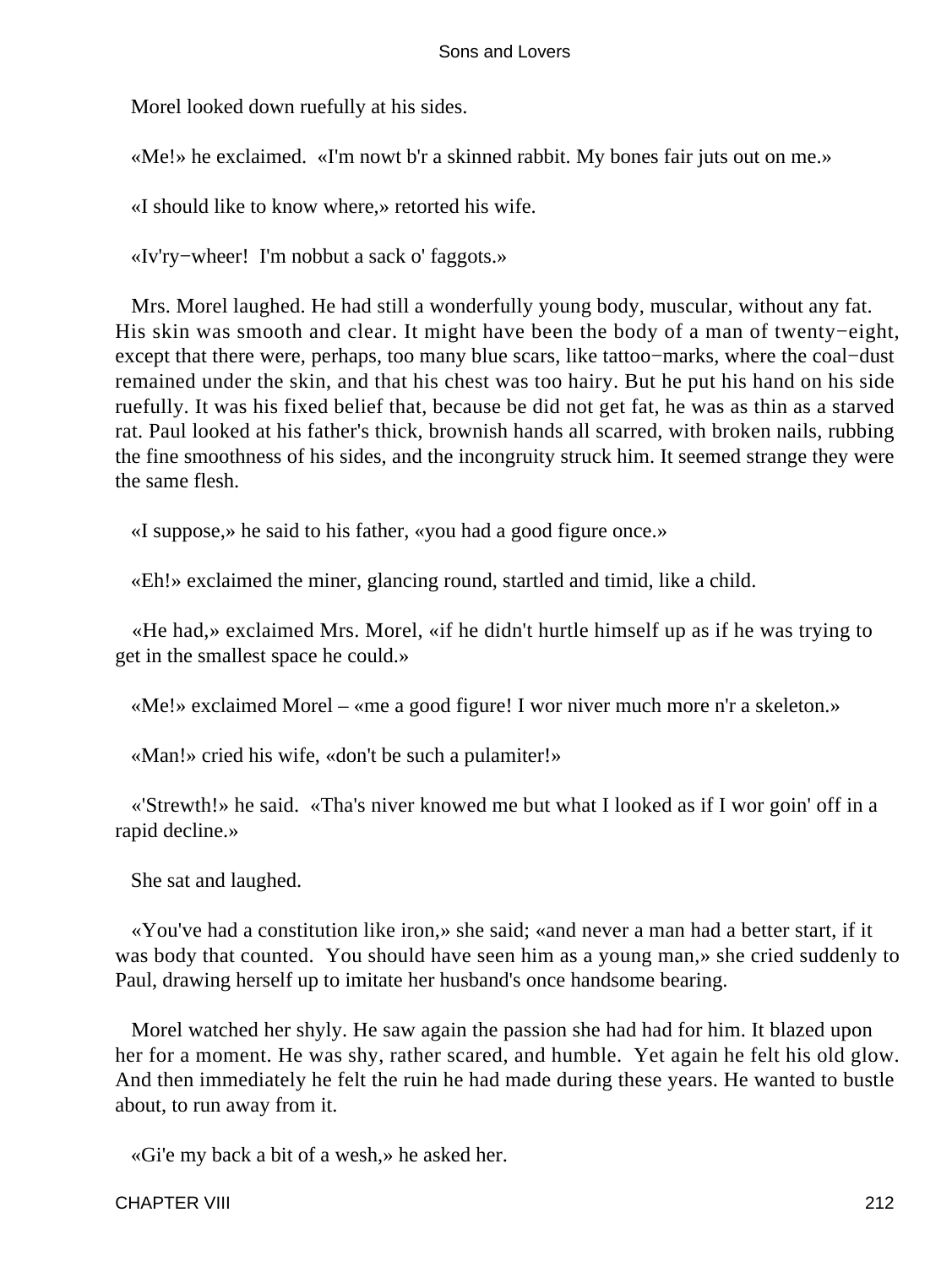Morel looked down ruefully at his sides.

«Me!» he exclaimed. «I'm nowt b'r a skinned rabbit. My bones fair juts out on me.»

«I should like to know where,» retorted his wife.

«Iv'ry−wheer! I'm nobbut a sack o' faggots.»

Mrs. Morel laughed. He had still a wonderfully young body, muscular, without any fat. His skin was smooth and clear. It might have been the body of a man of twenty−eight, except that there were, perhaps, too many blue scars, like tattoo−marks, where the coal−dust remained under the skin, and that his chest was too hairy. But he put his hand on his side ruefully. It was his fixed belief that, because be did not get fat, he was as thin as a starved rat. Paul looked at his father's thick, brownish hands all scarred, with broken nails, rubbing the fine smoothness of his sides, and the incongruity struck him. It seemed strange they were the same flesh.

«I suppose,» he said to his father, «you had a good figure once.»

«Eh!» exclaimed the miner, glancing round, startled and timid, like a child.

«He had,» exclaimed Mrs. Morel, «if he didn't hurtle himself up as if he was trying to get in the smallest space he could.»

«Me!» exclaimed Morel – «me a good figure! I wor niver much more n'r a skeleton.»

«Man!» cried his wife, «don't be such a pulamiter!»

«'Strewth!» he said. «Tha's niver knowed me but what I looked as if I wor goin' off in a rapid decline.»

She sat and laughed.

«You've had a constitution like iron,» she said; «and never a man had a better start, if it was body that counted. You should have seen him as a young man,» she cried suddenly to Paul, drawing herself up to imitate her husband's once handsome bearing.

Morel watched her shyly. He saw again the passion she had had for him. It blazed upon her for a moment. He was shy, rather scared, and humble. Yet again he felt his old glow. And then immediately he felt the ruin he had made during these years. He wanted to bustle about, to run away from it.

«Gi'e my back a bit of a wesh,» he asked her.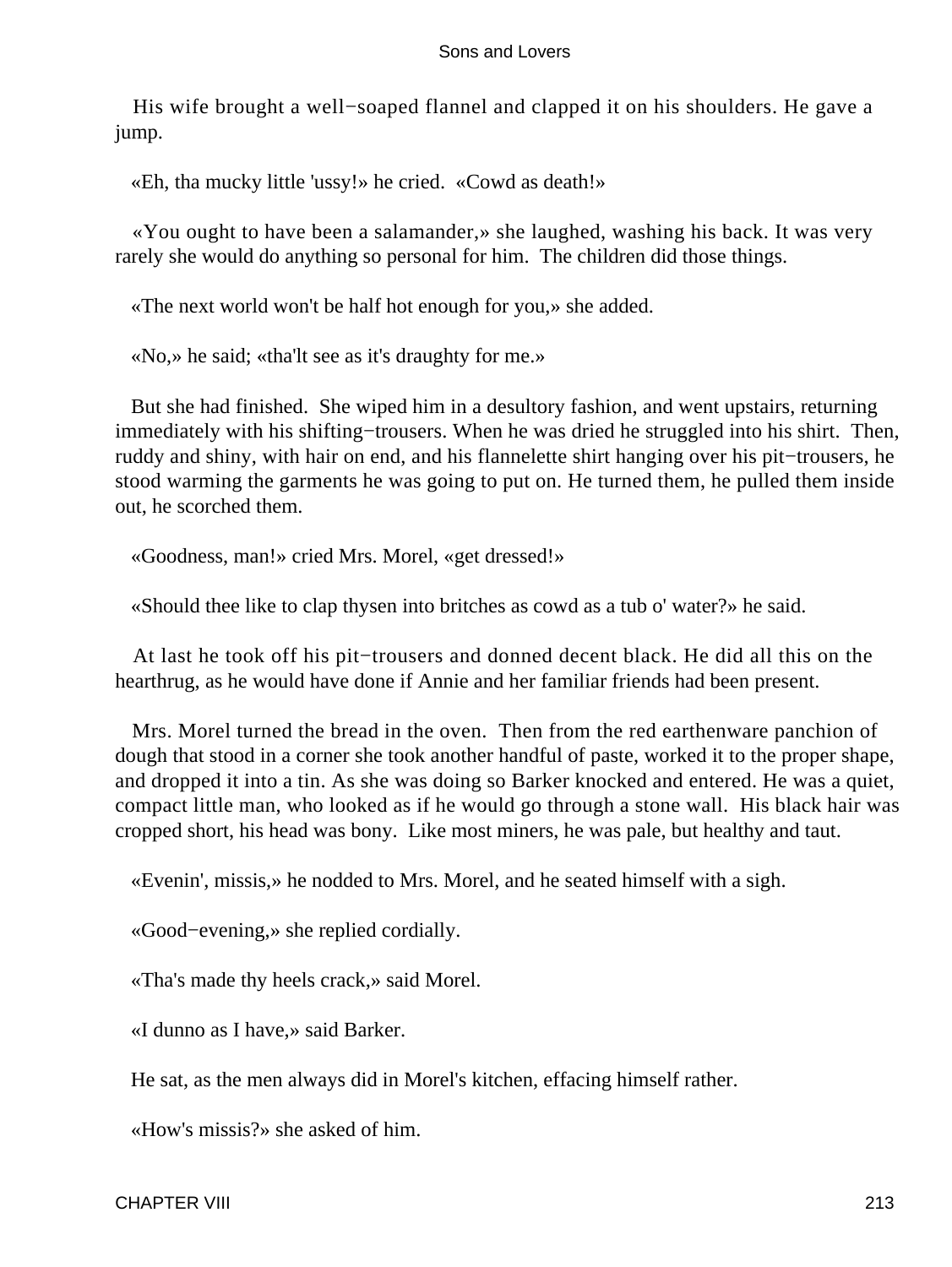His wife brought a well−soaped flannel and clapped it on his shoulders. He gave a jump.

«Eh, tha mucky little 'ussy!» he cried. «Cowd as death!»

«You ought to have been a salamander,» she laughed, washing his back. It was very rarely she would do anything so personal for him. The children did those things.

«The next world won't be half hot enough for you,» she added.

«No,» he said; «tha'lt see as it's draughty for me.»

But she had finished. She wiped him in a desultory fashion, and went upstairs, returning immediately with his shifting−trousers. When he was dried he struggled into his shirt. Then, ruddy and shiny, with hair on end, and his flannelette shirt hanging over his pit−trousers, he stood warming the garments he was going to put on. He turned them, he pulled them inside out, he scorched them.

«Goodness, man!» cried Mrs. Morel, «get dressed!»

«Should thee like to clap thysen into britches as cowd as a tub o' water?» he said.

At last he took off his pit−trousers and donned decent black. He did all this on the hearthrug, as he would have done if Annie and her familiar friends had been present.

Mrs. Morel turned the bread in the oven. Then from the red earthenware panchion of dough that stood in a corner she took another handful of paste, worked it to the proper shape, and dropped it into a tin. As she was doing so Barker knocked and entered. He was a quiet, compact little man, who looked as if he would go through a stone wall. His black hair was cropped short, his head was bony. Like most miners, he was pale, but healthy and taut.

«Evenin', missis,» he nodded to Mrs. Morel, and he seated himself with a sigh.

«Good−evening,» she replied cordially.

«Tha's made thy heels crack,» said Morel.

«I dunno as I have,» said Barker.

He sat, as the men always did in Morel's kitchen, effacing himself rather.

«How's missis?» she asked of him.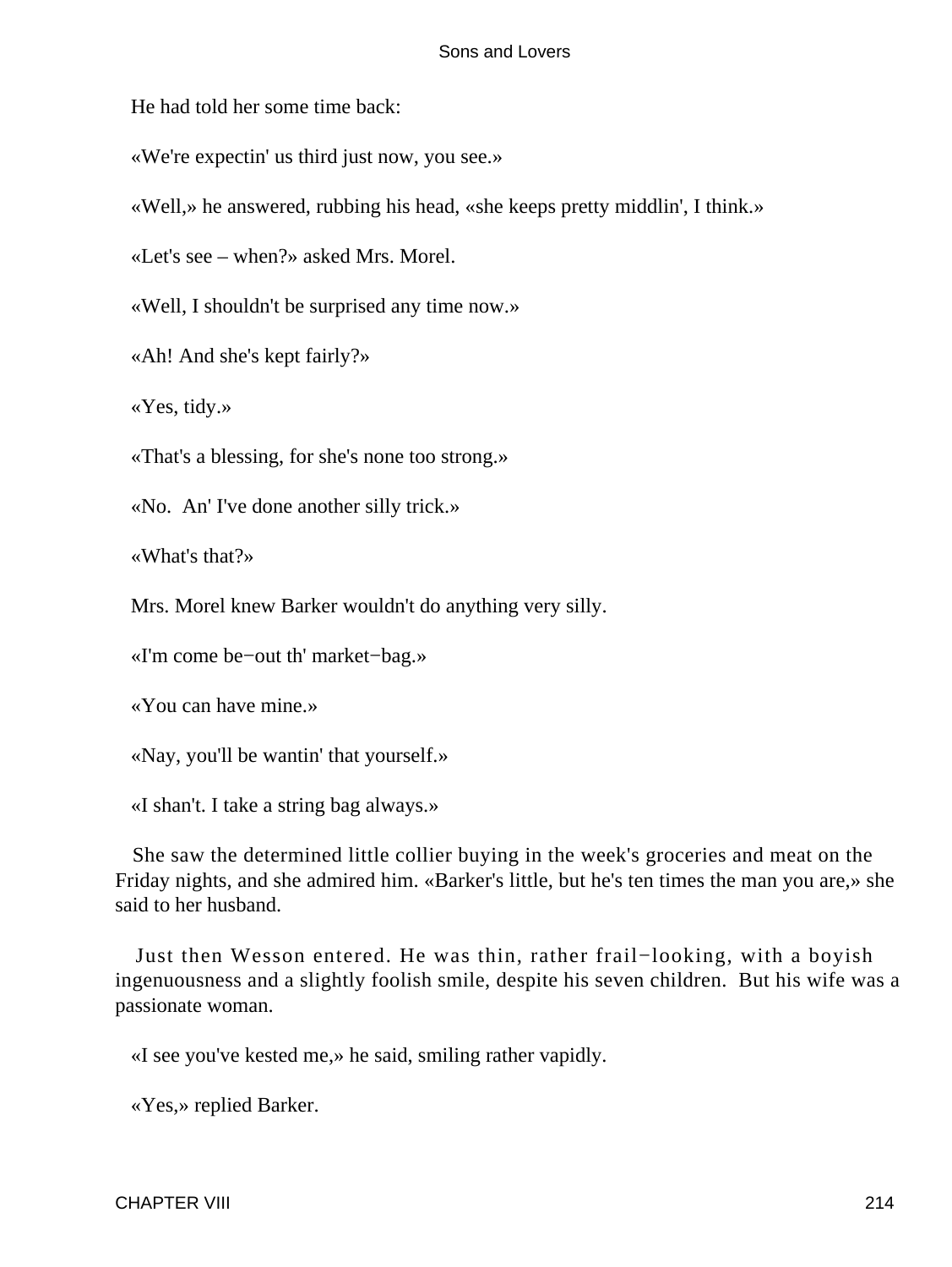He had told her some time back:

«We're expectin' us third just now, you see.»

«Well,» he answered, rubbing his head, «she keeps pretty middlin', I think.»

«Let's see – when?» asked Mrs. Morel.

«Well, I shouldn't be surprised any time now.»

«Ah! And she's kept fairly?»

«Yes, tidy.»

«That's a blessing, for she's none too strong.»

«No. An' I've done another silly trick.»

«What's that?»

Mrs. Morel knew Barker wouldn't do anything very silly.

«I'm come be−out th' market−bag.»

«You can have mine.»

«Nay, you'll be wantin' that yourself.»

«I shan't. I take a string bag always.»

She saw the determined little collier buying in the week's groceries and meat on the Friday nights, and she admired him. «Barker's little, but he's ten times the man you are,» she said to her husband.

Just then Wesson entered. He was thin, rather frail−looking, with a boyish ingenuousness and a slightly foolish smile, despite his seven children. But his wife was a passionate woman.

«I see you've kested me,» he said, smiling rather vapidly.

«Yes,» replied Barker.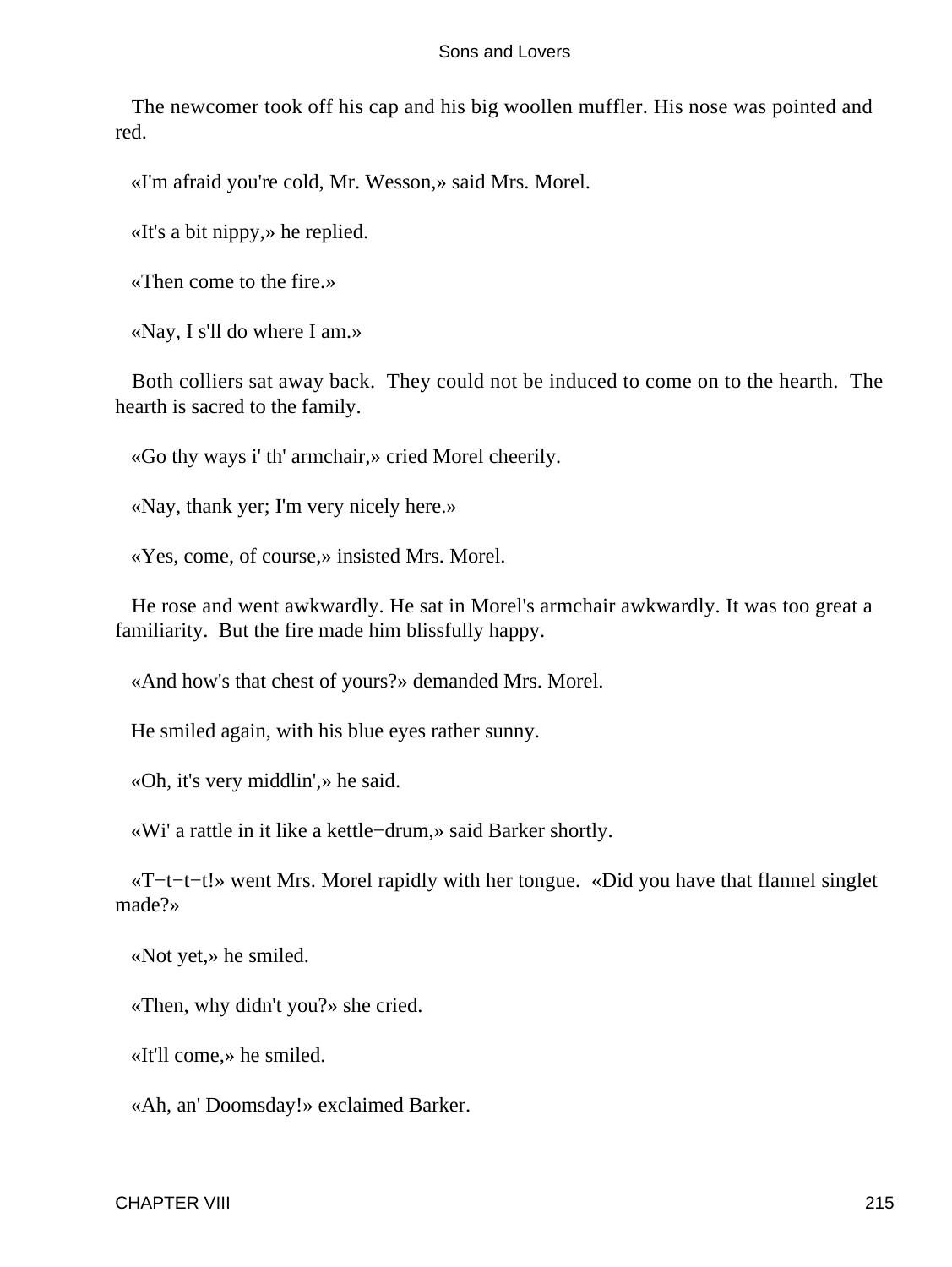The newcomer took off his cap and his big woollen muffler. His nose was pointed and red.

«I'm afraid you're cold, Mr. Wesson,» said Mrs. Morel.

«It's a bit nippy,» he replied.

«Then come to the fire.»

«Nay, I s'll do where I am.»

Both colliers sat away back. They could not be induced to come on to the hearth. The hearth is sacred to the family.

«Go thy ways i' th' armchair,» cried Morel cheerily.

«Nay, thank yer; I'm very nicely here.»

«Yes, come, of course,» insisted Mrs. Morel.

He rose and went awkwardly. He sat in Morel's armchair awkwardly. It was too great a familiarity. But the fire made him blissfully happy.

«And how's that chest of yours?» demanded Mrs. Morel.

He smiled again, with his blue eyes rather sunny.

«Oh, it's very middlin',» he said.

«Wi' a rattle in it like a kettle−drum,» said Barker shortly.

«T−t−t−t!» went Mrs. Morel rapidly with her tongue. «Did you have that flannel singlet made?»

«Not yet,» he smiled.

«Then, why didn't you?» she cried.

«It'll come,» he smiled.

«Ah, an' Doomsday!» exclaimed Barker.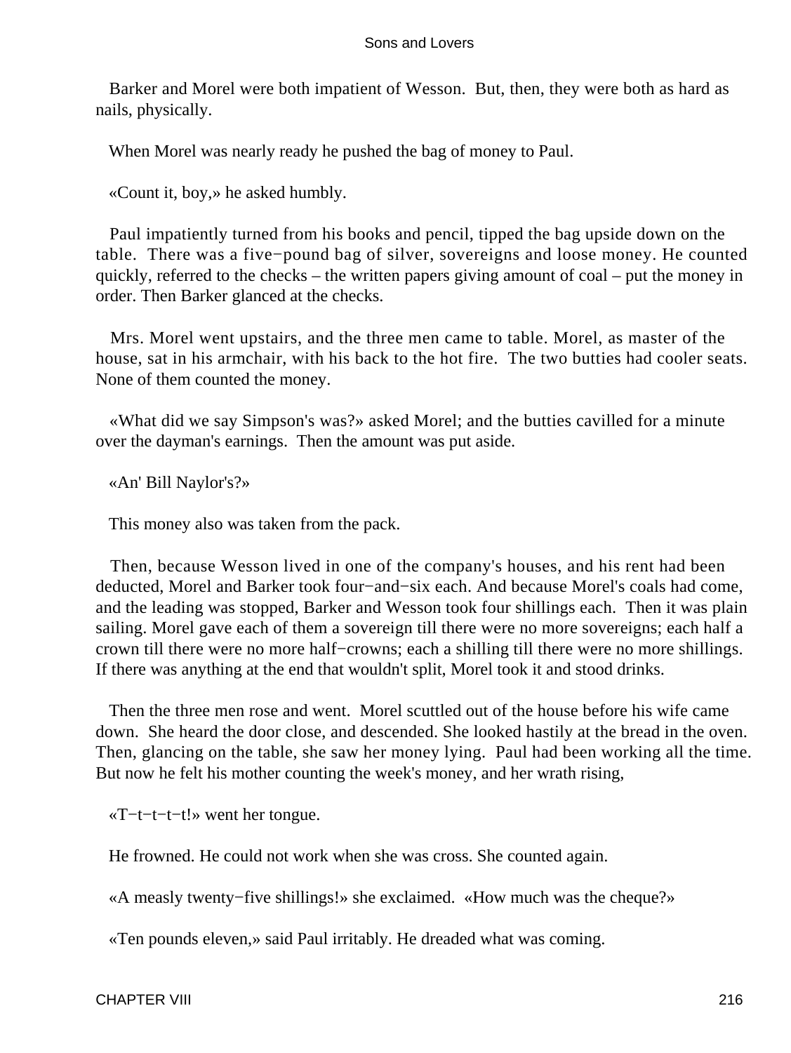Barker and Morel were both impatient of Wesson. But, then, they were both as hard as nails, physically.

When Morel was nearly ready he pushed the bag of money to Paul.

«Count it, boy,» he asked humbly.

Paul impatiently turned from his books and pencil, tipped the bag upside down on the table. There was a five−pound bag of silver, sovereigns and loose money. He counted quickly, referred to the checks – the written papers giving amount of coal – put the money in order. Then Barker glanced at the checks.

Mrs. Morel went upstairs, and the three men came to table. Morel, as master of the house, sat in his armchair, with his back to the hot fire. The two butties had cooler seats. None of them counted the money.

«What did we say Simpson's was?» asked Morel; and the butties cavilled for a minute over the dayman's earnings. Then the amount was put aside.

«An' Bill Naylor's?»

This money also was taken from the pack.

Then, because Wesson lived in one of the company's houses, and his rent had been deducted, Morel and Barker took four−and−six each. And because Morel's coals had come, and the leading was stopped, Barker and Wesson took four shillings each. Then it was plain sailing. Morel gave each of them a sovereign till there were no more sovereigns; each half a crown till there were no more half−crowns; each a shilling till there were no more shillings. If there was anything at the end that wouldn't split, Morel took it and stood drinks.

Then the three men rose and went. Morel scuttled out of the house before his wife came down. She heard the door close, and descended. She looked hastily at the bread in the oven. Then, glancing on the table, she saw her money lying. Paul had been working all the time. But now he felt his mother counting the week's money, and her wrath rising,

«T−t−t−t−t!» went her tongue.

He frowned. He could not work when she was cross. She counted again.

«A measly twenty−five shillings!» she exclaimed. «How much was the cheque?»

«Ten pounds eleven,» said Paul irritably. He dreaded what was coming.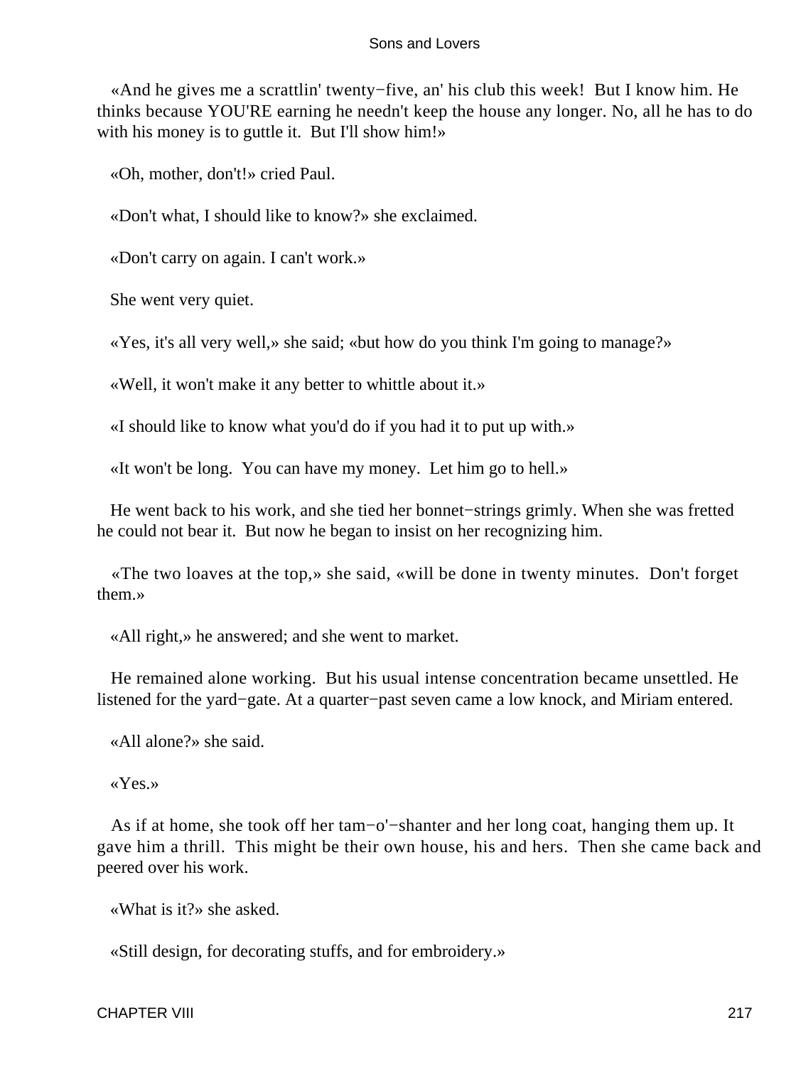«And he gives me a scrattlin' twenty−five, an' his club this week!  But I know him. He thinks because YOU'RE earning he needn't keep the house any longer. No, all he has to do with his money is to guttle it.  But I'll show him!»

«Oh, mother, don't!» cried Paul.

«Don't what, I should like to know?» she exclaimed.

«Don't carry on again. I can't work.»

She went very quiet.

«Yes, it's all very well,» she said; «but how do you think I'm going to manage?»

«Well, it won't make it any better to whittle about it.»

«I should like to know what you'd do if you had it to put up with.»

«It won't be long.  You can have my money.  Let him go to hell.»

He went back to his work, and she tied her bonnet−strings grimly. When she was fretted he could not bear it.  But now he began to insist on her recognizing him.

«The two loaves at the top,» she said, «will be done in twenty minutes.  Don't forget them.»

«All right,» he answered; and she went to market.

He remained alone working.  But his usual intense concentration became unsettled. He listened for the yard−gate. At a quarter−past seven came a low knock, and Miriam entered.

«All alone?» she said.

«Yes.»

As if at home, she took off her tam−o'−shanter and her long coat, hanging them up. It gave him a thrill.  This might be their own house, his and hers.  Then she came back and peered over his work.

«What is it?» she asked.

«Still design, for decorating stuffs, and for embroidery.»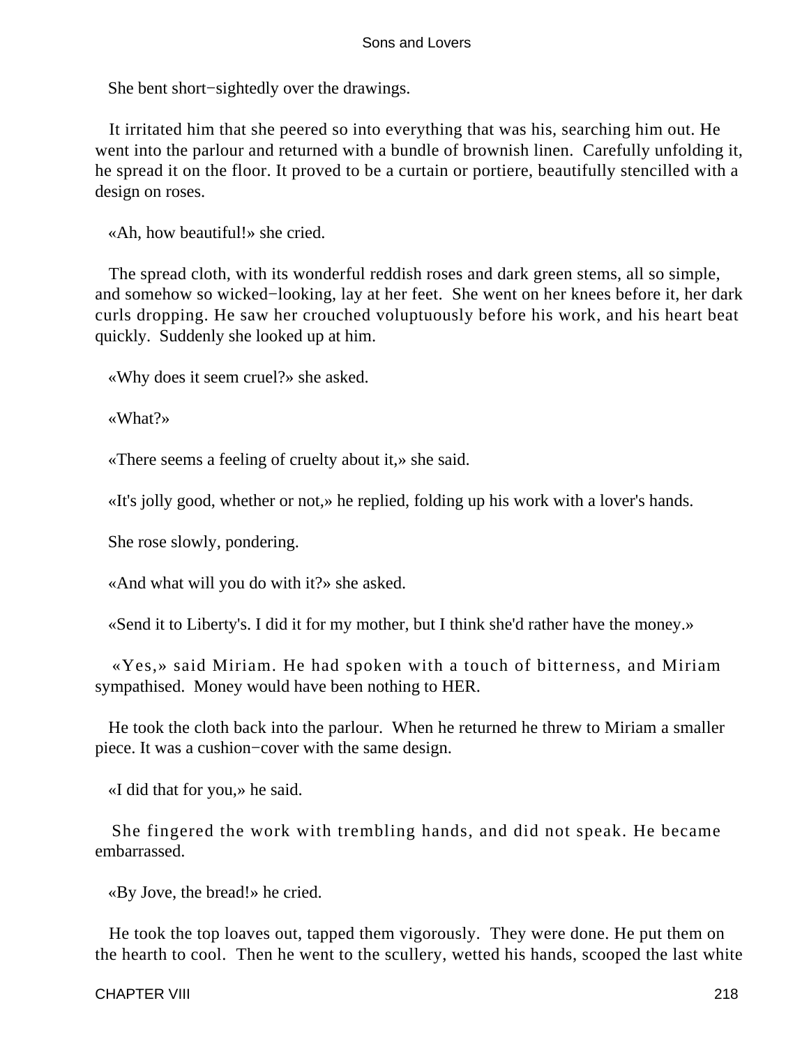She bent short−sightedly over the drawings.

It irritated him that she peered so into everything that was his, searching him out. He went into the parlour and returned with a bundle of brownish linen. Carefully unfolding it, he spread it on the floor. It proved to be a curtain or portiere, beautifully stencilled with a design on roses.

«Ah, how beautiful!» she cried.

The spread cloth, with its wonderful reddish roses and dark green stems, all so simple, and somehow so wicked−looking, lay at her feet. She went on her knees before it, her dark curls dropping. He saw her crouched voluptuously before his work, and his heart beat quickly. Suddenly she looked up at him.

«Why does it seem cruel?» she asked.

«What?»

«There seems a feeling of cruelty about it,» she said.

«It's jolly good, whether or not,» he replied, folding up his work with a lover's hands.

She rose slowly, pondering.

«And what will you do with it?» she asked.

«Send it to Liberty's. I did it for my mother, but I think she'd rather have the money.»

«Yes,» said Miriam. He had spoken with a touch of bitterness, and Miriam sympathised. Money would have been nothing to HER.

He took the cloth back into the parlour. When he returned he threw to Miriam a smaller piece. It was a cushion−cover with the same design.

«I did that for you,» he said.

She fingered the work with trembling hands, and did not speak. He became embarrassed.

«By Jove, the bread!» he cried.

He took the top loaves out, tapped them vigorously. They were done. He put them on the hearth to cool. Then he went to the scullery, wetted his hands, scooped the last white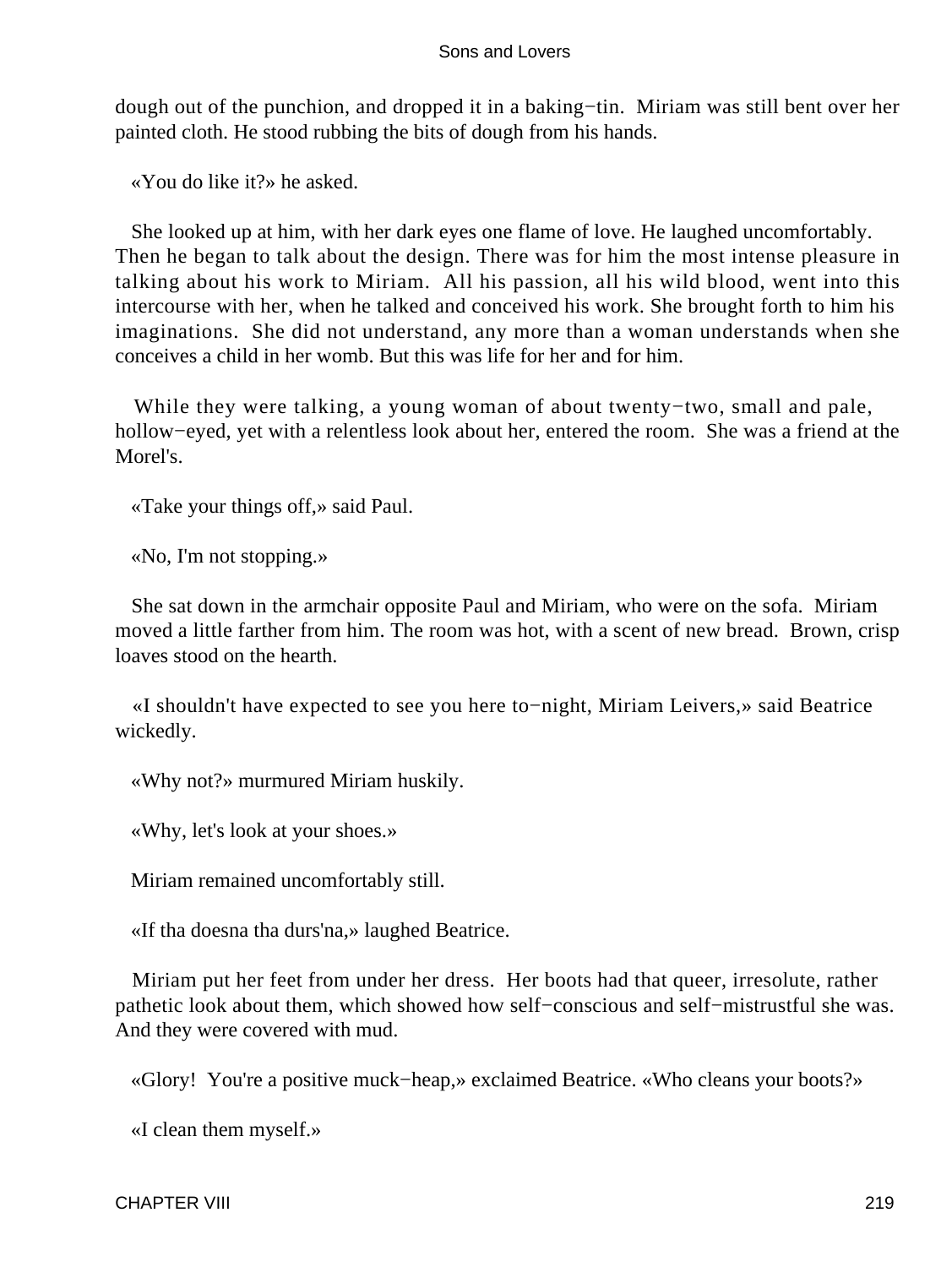dough out of the punchion, and dropped it in a baking−tin. Miriam was still bent over her painted cloth. He stood rubbing the bits of dough from his hands.

«You do like it?» he asked.

She looked up at him, with her dark eyes one flame of love. He laughed uncomfortably. Then he began to talk about the design. There was for him the most intense pleasure in talking about his work to Miriam. All his passion, all his wild blood, went into this intercourse with her, when he talked and conceived his work. She brought forth to him his imaginations. She did not understand, any more than a woman understands when she conceives a child in her womb. But this was life for her and for him.

While they were talking, a young woman of about twenty−two, small and pale, hollow−eyed, yet with a relentless look about her, entered the room. She was a friend at the Morel's.

«Take your things off,» said Paul.

«No, I'm not stopping.»

She sat down in the armchair opposite Paul and Miriam, who were on the sofa. Miriam moved a little farther from him. The room was hot, with a scent of new bread. Brown, crisp loaves stood on the hearth.

«I shouldn't have expected to see you here to−night, Miriam Leivers,» said Beatrice wickedly.

«Why not?» murmured Miriam huskily.

«Why, let's look at your shoes.»

Miriam remained uncomfortably still.

«If tha doesna tha durs'na,» laughed Beatrice.

Miriam put her feet from under her dress. Her boots had that queer, irresolute, rather pathetic look about them, which showed how self−conscious and self−mistrustful she was. And they were covered with mud.

«Glory! You're a positive muck−heap,» exclaimed Beatrice. «Who cleans your boots?»

«I clean them myself.»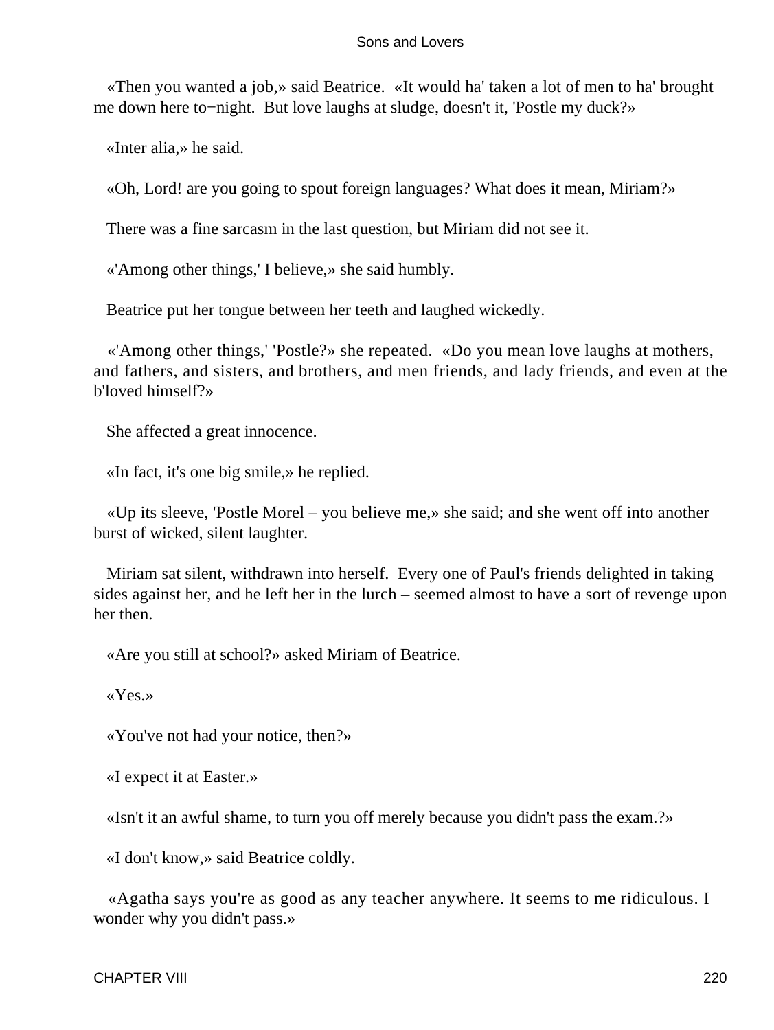«Then you wanted a job,» said Beatrice. «It would ha' taken a lot of men to ha' brought me down here to−night. But love laughs at sludge, doesn't it, 'Postle my duck?»

«Inter alia,» he said.

«Oh, Lord! are you going to spout foreign languages? What does it mean, Miriam?»

There was a fine sarcasm in the last question, but Miriam did not see it.

«'Among other things,' I believe,» she said humbly.

Beatrice put her tongue between her teeth and laughed wickedly.

«'Among other things,' 'Postle?» she repeated. «Do you mean love laughs at mothers, and fathers, and sisters, and brothers, and men friends, and lady friends, and even at the b'loved himself?»

She affected a great innocence.

«In fact, it's one big smile,» he replied.

«Up its sleeve, 'Postle Morel – you believe me,» she said; and she went off into another burst of wicked, silent laughter.

Miriam sat silent, withdrawn into herself. Every one of Paul's friends delighted in taking sides against her, and he left her in the lurch – seemed almost to have a sort of revenge upon her then.

«Are you still at school?» asked Miriam of Beatrice.

«Yes.»

«You've not had your notice, then?»

«I expect it at Easter.»

«Isn't it an awful shame, to turn you off merely because you didn't pass the exam.?»

«I don't know,» said Beatrice coldly.

«Agatha says you're as good as any teacher anywhere. It seems to me ridiculous. I wonder why you didn't pass.»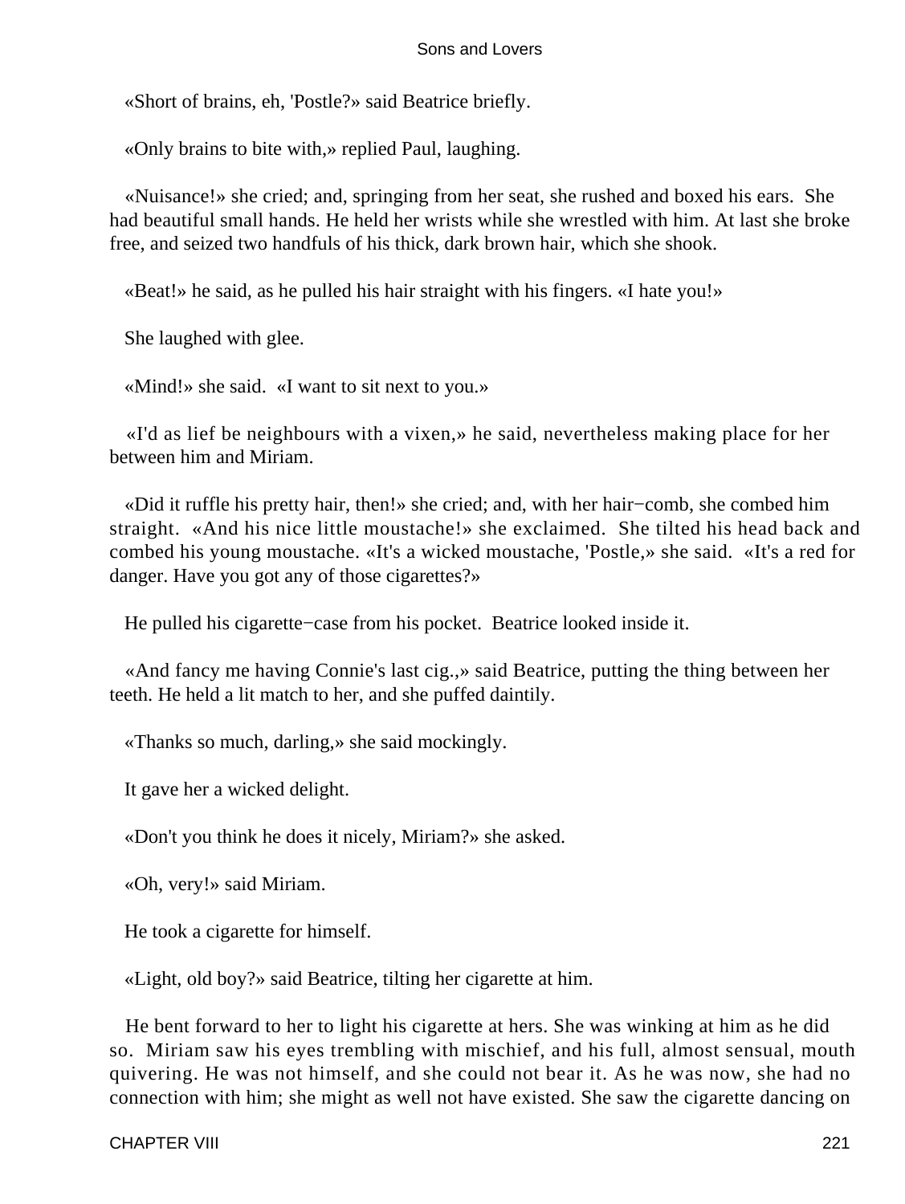«Short of brains, eh, 'Postle?» said Beatrice briefly.

«Only brains to bite with,» replied Paul, laughing.

«Nuisance!» she cried; and, springing from her seat, she rushed and boxed his ears. She had beautiful small hands. He held her wrists while she wrestled with him. At last she broke free, and seized two handfuls of his thick, dark brown hair, which she shook.

«Beat!» he said, as he pulled his hair straight with his fingers. «I hate you!»

She laughed with glee.

«Mind!» she said. «I want to sit next to you.»

«I'd as lief be neighbours with a vixen,» he said, nevertheless making place for her between him and Miriam.

«Did it ruffle his pretty hair, then!» she cried; and, with her hair−comb, she combed him straight. «And his nice little moustache!» she exclaimed. She tilted his head back and combed his young moustache. «It's a wicked moustache, 'Postle,» she said. «It's a red for danger. Have you got any of those cigarettes?»

He pulled his cigarette−case from his pocket. Beatrice looked inside it.

«And fancy me having Connie's last cig.,» said Beatrice, putting the thing between her teeth. He held a lit match to her, and she puffed daintily.

«Thanks so much, darling,» she said mockingly.

It gave her a wicked delight.

«Don't you think he does it nicely, Miriam?» she asked.

«Oh, very!» said Miriam.

He took a cigarette for himself.

«Light, old boy?» said Beatrice, tilting her cigarette at him.

He bent forward to her to light his cigarette at hers. She was winking at him as he did so. Miriam saw his eyes trembling with mischief, and his full, almost sensual, mouth quivering. He was not himself, and she could not bear it. As he was now, she had no connection with him; she might as well not have existed. She saw the cigarette dancing on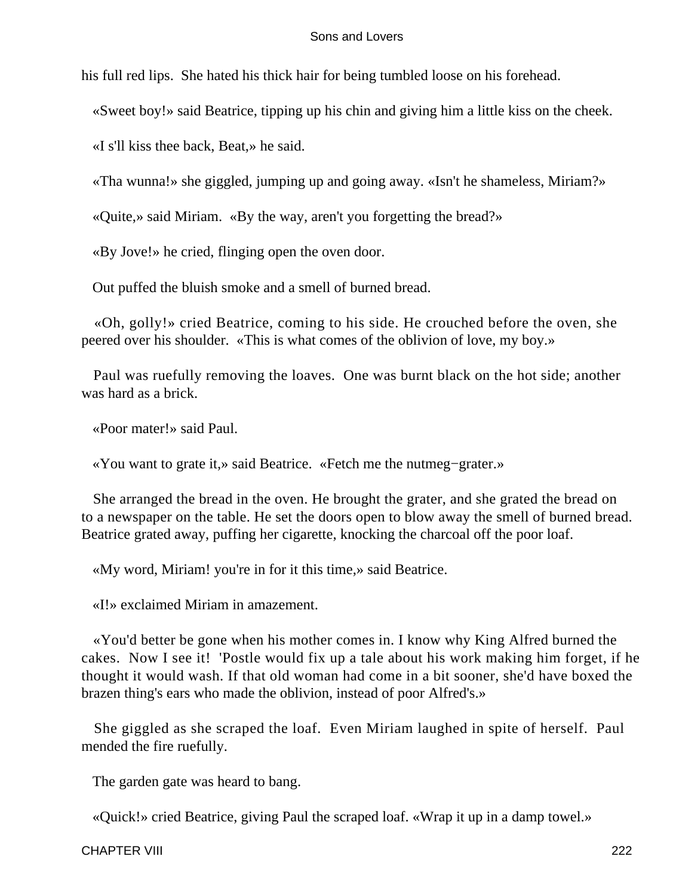his full red lips. She hated his thick hair for being tumbled loose on his forehead.

«Sweet boy!» said Beatrice, tipping up his chin and giving him a little kiss on the cheek.

«I s'll kiss thee back, Beat,» he said.

«Tha wunna!» she giggled, jumping up and going away. «Isn't he shameless, Miriam?»

«Quite,» said Miriam. «By the way, aren't you forgetting the bread?»

«By Jove!» he cried, flinging open the oven door.

Out puffed the bluish smoke and a smell of burned bread.

«Oh, golly!» cried Beatrice, coming to his side. He crouched before the oven, she peered over his shoulder. «This is what comes of the oblivion of love, my boy.»

Paul was ruefully removing the loaves. One was burnt black on the hot side; another was hard as a brick.

«Poor mater!» said Paul.

«You want to grate it,» said Beatrice. «Fetch me the nutmeg−grater.»

She arranged the bread in the oven. He brought the grater, and she grated the bread on to a newspaper on the table. He set the doors open to blow away the smell of burned bread. Beatrice grated away, puffing her cigarette, knocking the charcoal off the poor loaf.

«My word, Miriam! you're in for it this time,» said Beatrice.

«I!» exclaimed Miriam in amazement.

«You'd better be gone when his mother comes in. I know why King Alfred burned the cakes. Now I see it! 'Postle would fix up a tale about his work making him forget, if he thought it would wash. If that old woman had come in a bit sooner, she'd have boxed the brazen thing's ears who made the oblivion, instead of poor Alfred's.»

She giggled as she scraped the loaf. Even Miriam laughed in spite of herself. Paul mended the fire ruefully.

The garden gate was heard to bang.

«Quick!» cried Beatrice, giving Paul the scraped loaf. «Wrap it up in a damp towel.»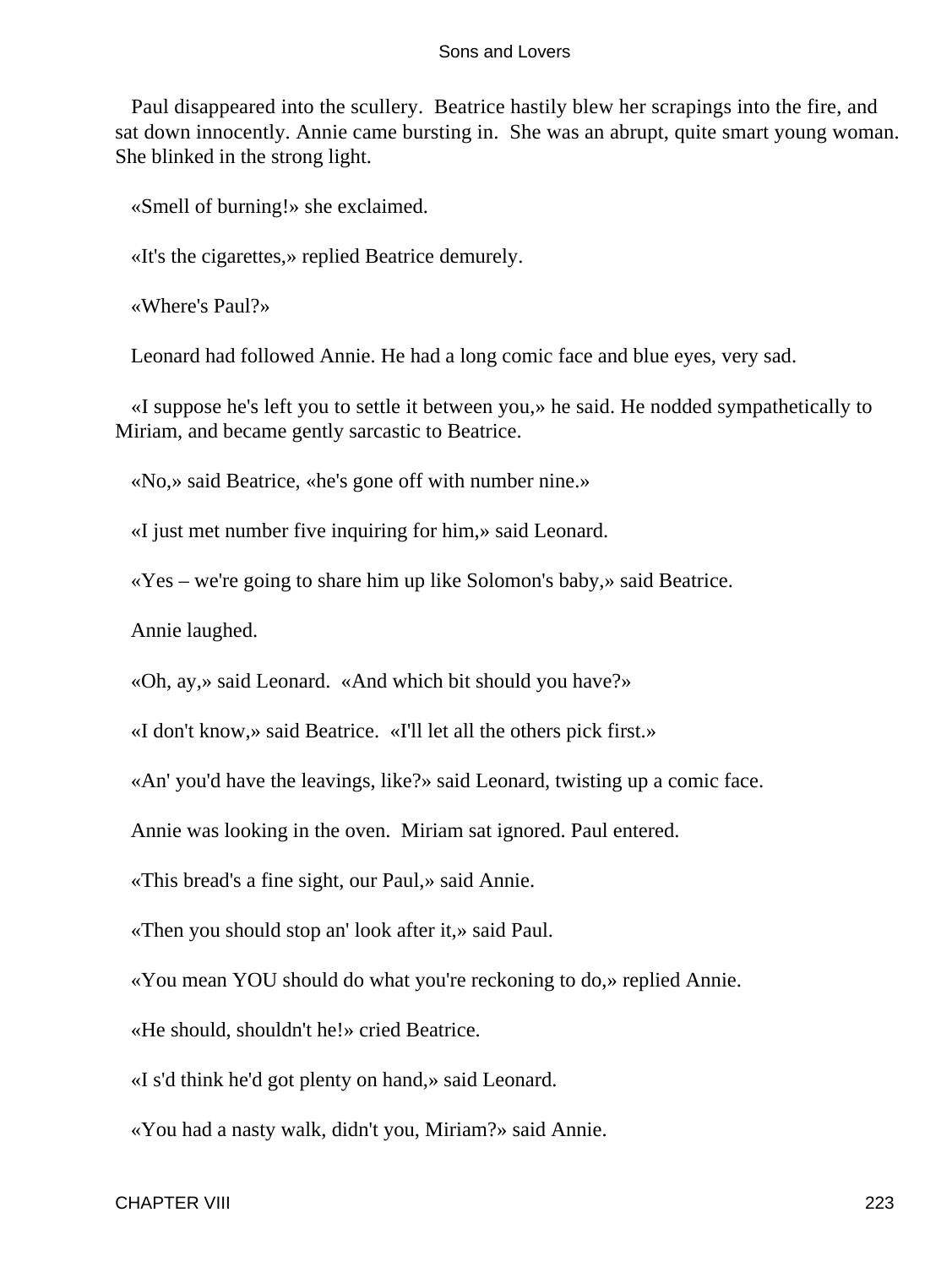Paul disappeared into the scullery. Beatrice hastily blew her scrapings into the fire, and sat down innocently. Annie came bursting in. She was an abrupt, quite smart young woman. She blinked in the strong light.

«Smell of burning!» she exclaimed.

«It's the cigarettes,» replied Beatrice demurely.

«Where's Paul?»

Leonard had followed Annie. He had a long comic face and blue eyes, very sad.

«I suppose he's left you to settle it between you,» he said. He nodded sympathetically to Miriam, and became gently sarcastic to Beatrice.

«No,» said Beatrice, «he's gone off with number nine.»

«I just met number five inquiring for him,» said Leonard.

«Yes – we're going to share him up like Solomon's baby,» said Beatrice.

Annie laughed.

«Oh, ay,» said Leonard. «And which bit should you have?»

«I don't know,» said Beatrice. «I'll let all the others pick first.»

«An' you'd have the leavings, like?» said Leonard, twisting up a comic face.

Annie was looking in the oven. Miriam sat ignored. Paul entered.

«This bread's a fine sight, our Paul,» said Annie.

«Then you should stop an' look after it,» said Paul.

«You mean YOU should do what you're reckoning to do,» replied Annie.

«He should, shouldn't he!» cried Beatrice.

«I s'd think he'd got plenty on hand,» said Leonard.

«You had a nasty walk, didn't you, Miriam?» said Annie.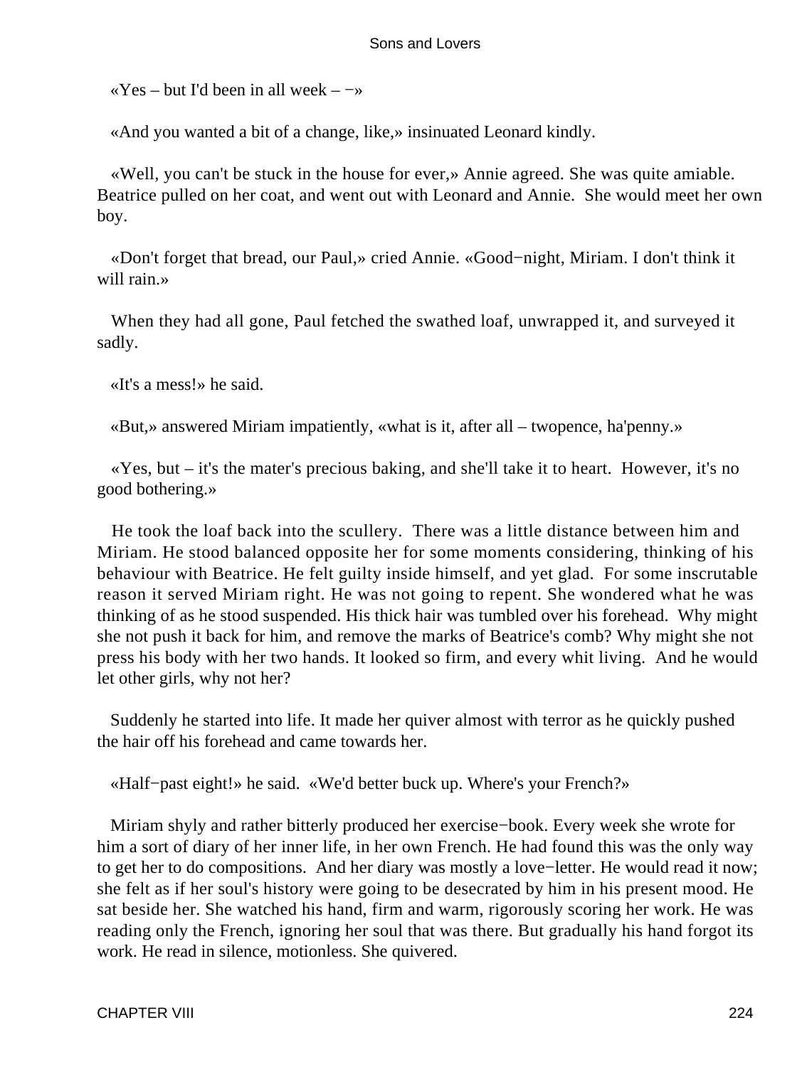«Yes – but I'd been in all week – −»

«And you wanted a bit of a change, like,» insinuated Leonard kindly.

«Well, you can't be stuck in the house for ever,» Annie agreed. She was quite amiable. Beatrice pulled on her coat, and went out with Leonard and Annie. She would meet her own boy.

«Don't forget that bread, our Paul,» cried Annie. «Good−night, Miriam. I don't think it will rain.»

When they had all gone, Paul fetched the swathed loaf, unwrapped it, and surveyed it sadly.

«It's a mess!» he said.

«But,» answered Miriam impatiently, «what is it, after all – twopence, ha'penny.»

«Yes, but – it's the mater's precious baking, and she'll take it to heart. However, it's no good bothering.»

He took the loaf back into the scullery. There was a little distance between him and Miriam. He stood balanced opposite her for some moments considering, thinking of his behaviour with Beatrice. He felt guilty inside himself, and yet glad. For some inscrutable reason it served Miriam right. He was not going to repent. She wondered what he was thinking of as he stood suspended. His thick hair was tumbled over his forehead. Why might she not push it back for him, and remove the marks of Beatrice's comb? Why might she not press his body with her two hands. It looked so firm, and every whit living. And he would let other girls, why not her?

Suddenly he started into life. It made her quiver almost with terror as he quickly pushed the hair off his forehead and came towards her.

«Half−past eight!» he said. «We'd better buck up. Where's your French?»

Miriam shyly and rather bitterly produced her exercise−book. Every week she wrote for him a sort of diary of her inner life, in her own French. He had found this was the only way to get her to do compositions. And her diary was mostly a love−letter. He would read it now; she felt as if her soul's history were going to be desecrated by him in his present mood. He sat beside her. She watched his hand, firm and warm, rigorously scoring her work. He was reading only the French, ignoring her soul that was there. But gradually his hand forgot its work. He read in silence, motionless. She quivered.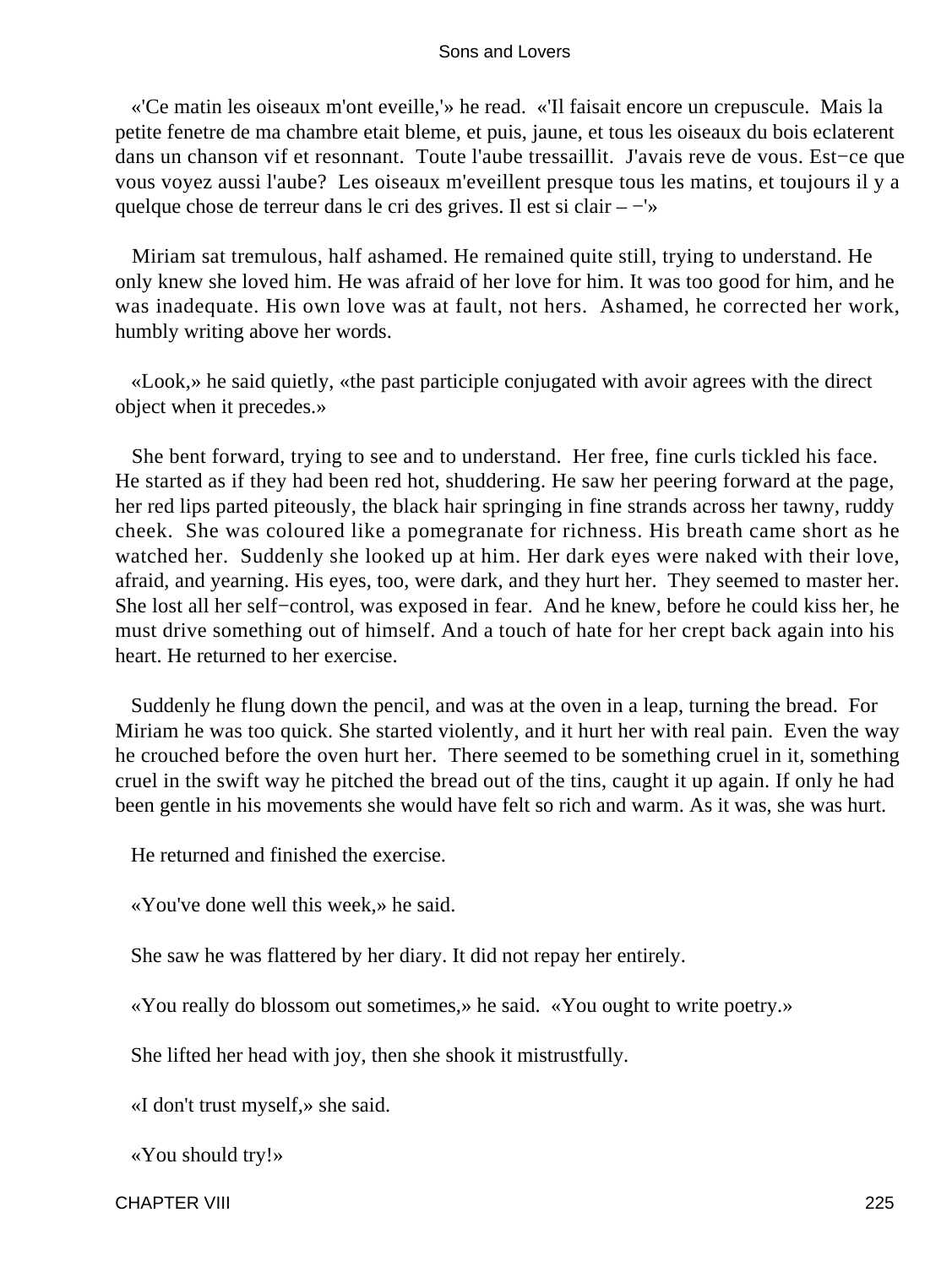«'Ce matin les oiseaux m'ont eveille,'» he read. «'Il faisait encore un crepuscule. Mais la petite fenetre de ma chambre etait bleme, et puis, jaune, et tous les oiseaux du bois eclaterent dans un chanson vif et resonnant. Toute l'aube tressaillit. J'avais reve de vous. Est−ce que vous voyez aussi l'aube? Les oiseaux m'eveillent presque tous les matins, et toujours il y a quelque chose de terreur dans le cri des grives. Il est si clair – −'»

Miriam sat tremulous, half ashamed. He remained quite still, trying to understand. He only knew she loved him. He was afraid of her love for him. It was too good for him, and he was inadequate. His own love was at fault, not hers. Ashamed, he corrected her work, humbly writing above her words.

«Look,» he said quietly, «the past participle conjugated with avoir agrees with the direct object when it precedes.»

She bent forward, trying to see and to understand. Her free, fine curls tickled his face. He started as if they had been red hot, shuddering. He saw her peering forward at the page, her red lips parted piteously, the black hair springing in fine strands across her tawny, ruddy cheek. She was coloured like a pomegranate for richness. His breath came short as he watched her. Suddenly she looked up at him. Her dark eyes were naked with their love, afraid, and yearning. His eyes, too, were dark, and they hurt her. They seemed to master her. She lost all her self−control, was exposed in fear. And he knew, before he could kiss her, he must drive something out of himself. And a touch of hate for her crept back again into his heart. He returned to her exercise.

Suddenly he flung down the pencil, and was at the oven in a leap, turning the bread. For Miriam he was too quick. She started violently, and it hurt her with real pain. Even the way he crouched before the oven hurt her. There seemed to be something cruel in it, something cruel in the swift way he pitched the bread out of the tins, caught it up again. If only he had been gentle in his movements she would have felt so rich and warm. As it was, she was hurt.

He returned and finished the exercise.

«You've done well this week,» he said.

She saw he was flattered by her diary. It did not repay her entirely.

«You really do blossom out sometimes,» he said. «You ought to write poetry.»

She lifted her head with joy, then she shook it mistrustfully.

«I don't trust myself,» she said.

«You should try!»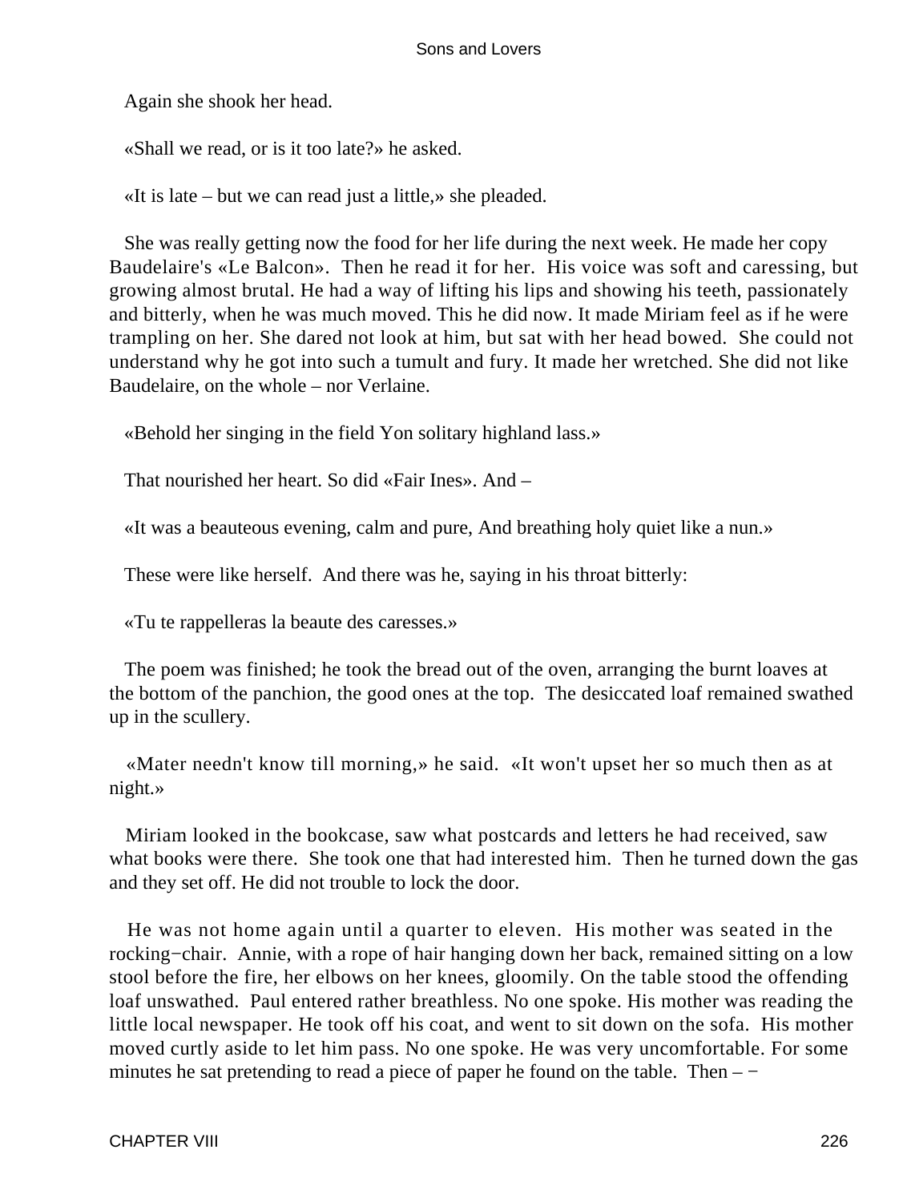Again she shook her head.

«Shall we read, or is it too late?» he asked.

«It is late – but we can read just a little,» she pleaded.

She was really getting now the food for her life during the next week. He made her copy Baudelaire's «Le Balcon». Then he read it for her. His voice was soft and caressing, but growing almost brutal. He had a way of lifting his lips and showing his teeth, passionately and bitterly, when he was much moved. This he did now. It made Miriam feel as if he were trampling on her. She dared not look at him, but sat with her head bowed. She could not understand why he got into such a tumult and fury. It made her wretched. She did not like Baudelaire, on the whole – nor Verlaine.

«Behold her singing in the field Yon solitary highland lass.»

That nourished her heart. So did «Fair Ines». And –

«It was a beauteous evening, calm and pure, And breathing holy quiet like a nun.»

These were like herself. And there was he, saying in his throat bitterly:

«Tu te rappelleras la beaute des caresses.»

The poem was finished; he took the bread out of the oven, arranging the burnt loaves at the bottom of the panchion, the good ones at the top. The desiccated loaf remained swathed up in the scullery.

«Mater needn't know till morning,» he said. «It won't upset her so much then as at night.»

Miriam looked in the bookcase, saw what postcards and letters he had received, saw what books were there. She took one that had interested him. Then he turned down the gas and they set off. He did not trouble to lock the door.

He was not home again until a quarter to eleven. His mother was seated in the rocking−chair. Annie, with a rope of hair hanging down her back, remained sitting on a low stool before the fire, her elbows on her knees, gloomily. On the table stood the offending loaf unswathed. Paul entered rather breathless. No one spoke. His mother was reading the little local newspaper. He took off his coat, and went to sit down on the sofa. His mother moved curtly aside to let him pass. No one spoke. He was very uncomfortable. For some minutes he sat pretending to read a piece of paper he found on the table. Then – −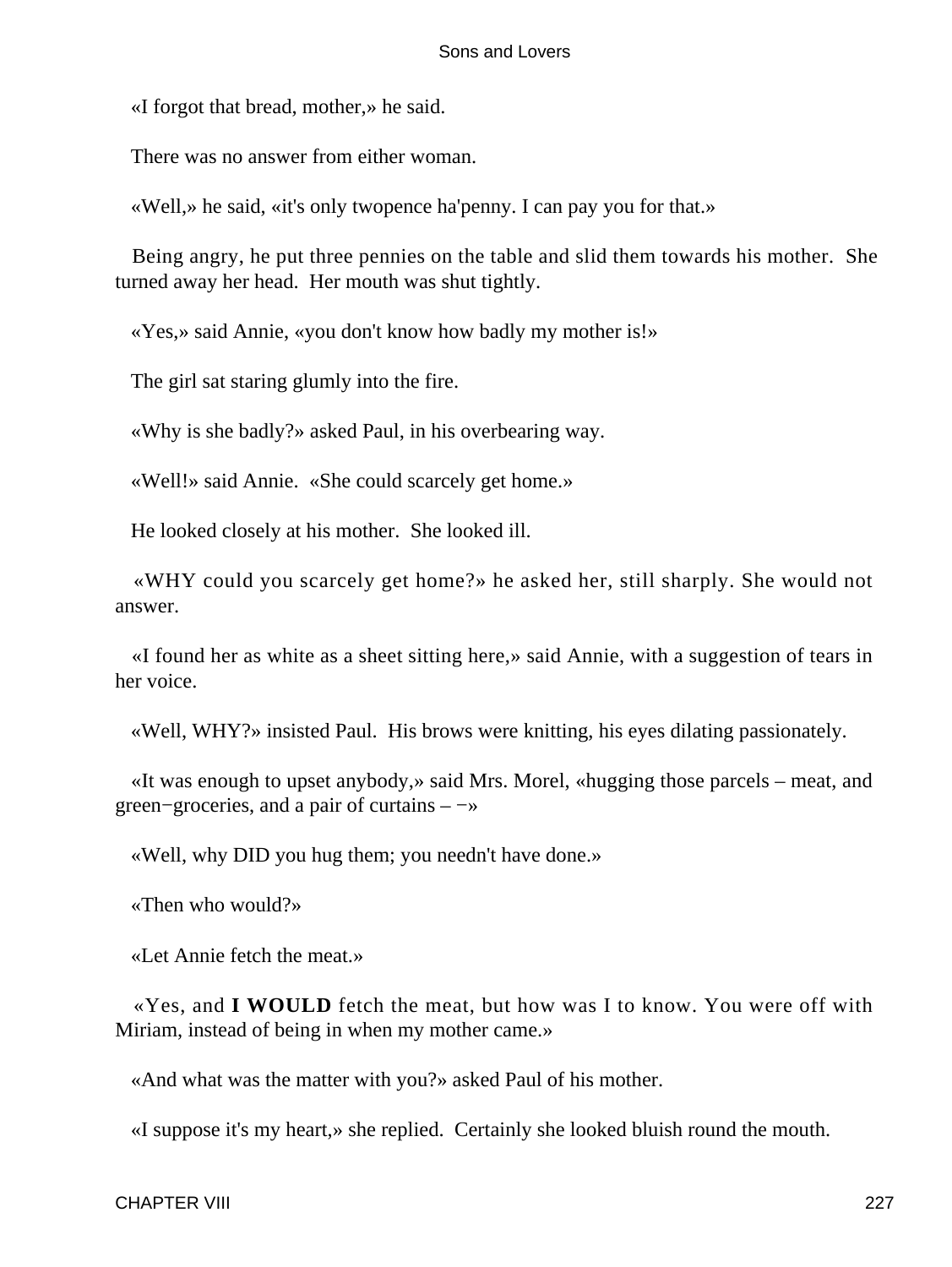«I forgot that bread, mother,» he said.

There was no answer from either woman.

«Well,» he said, «it's only twopence ha'penny. I can pay you for that.»

Being angry, he put three pennies on the table and slid them towards his mother. She turned away her head. Her mouth was shut tightly.

«Yes,» said Annie, «you don't know how badly my mother is!»

The girl sat staring glumly into the fire.

«Why is she badly?» asked Paul, in his overbearing way.

«Well!» said Annie. «She could scarcely get home.»

He looked closely at his mother. She looked ill.

«WHY could you scarcely get home?» he asked her, still sharply. She would not answer.

«I found her as white as a sheet sitting here,» said Annie, with a suggestion of tears in her voice.

«Well, WHY?» insisted Paul. His brows were knitting, his eyes dilating passionately.

«It was enough to upset anybody,» said Mrs. Morel, «hugging those parcels – meat, and green−groceries, and a pair of curtains – −»

«Well, why DID you hug them; you needn't have done.»

«Then who would?»

«Let Annie fetch the meat.»

«Yes, and **I WOULD** fetch the meat, but how was I to know. You were off with Miriam, instead of being in when my mother came.»

«And what was the matter with you?» asked Paul of his mother.

«I suppose it's my heart,» she replied. Certainly she looked bluish round the mouth.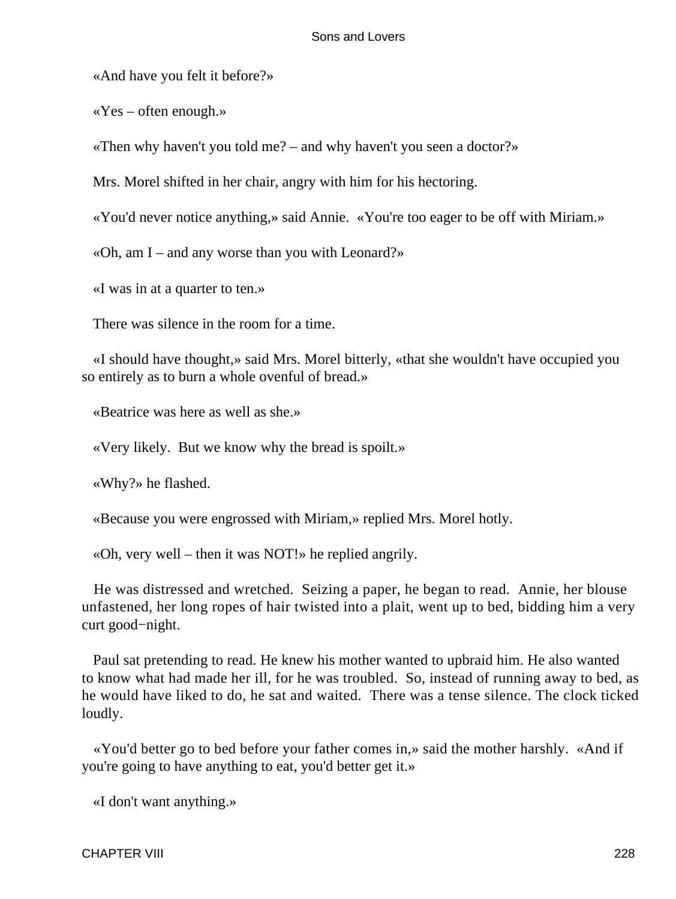«And have you felt it before?»

«Yes – often enough.»

«Then why haven't you told me? – and why haven't you seen a doctor?»

Mrs. Morel shifted in her chair, angry with him for his hectoring.

«You'd never notice anything,» said Annie. «You're too eager to be off with Miriam.»

«Oh, am I – and any worse than you with Leonard?»

«I was in at a quarter to ten.»

There was silence in the room for a time.

«I should have thought,» said Mrs. Morel bitterly, «that she wouldn't have occupied you so entirely as to burn a whole ovenful of bread.»

«Beatrice was here as well as she.»

«Very likely. But we know why the bread is spoilt.»

«Why?» he flashed.

«Because you were engrossed with Miriam,» replied Mrs. Morel hotly.

«Oh, very well – then it was NOT!» he replied angrily.

He was distressed and wretched. Seizing a paper, he began to read. Annie, her blouse unfastened, her long ropes of hair twisted into a plait, went up to bed, bidding him a very curt good−night.

Paul sat pretending to read. He knew his mother wanted to upbraid him. He also wanted to know what had made her ill, for he was troubled. So, instead of running away to bed, as he would have liked to do, he sat and waited. There was a tense silence. The clock ticked loudly.

«You'd better go to bed before your father comes in,» said the mother harshly. «And if you're going to have anything to eat, you'd better get it.»

«I don't want anything.»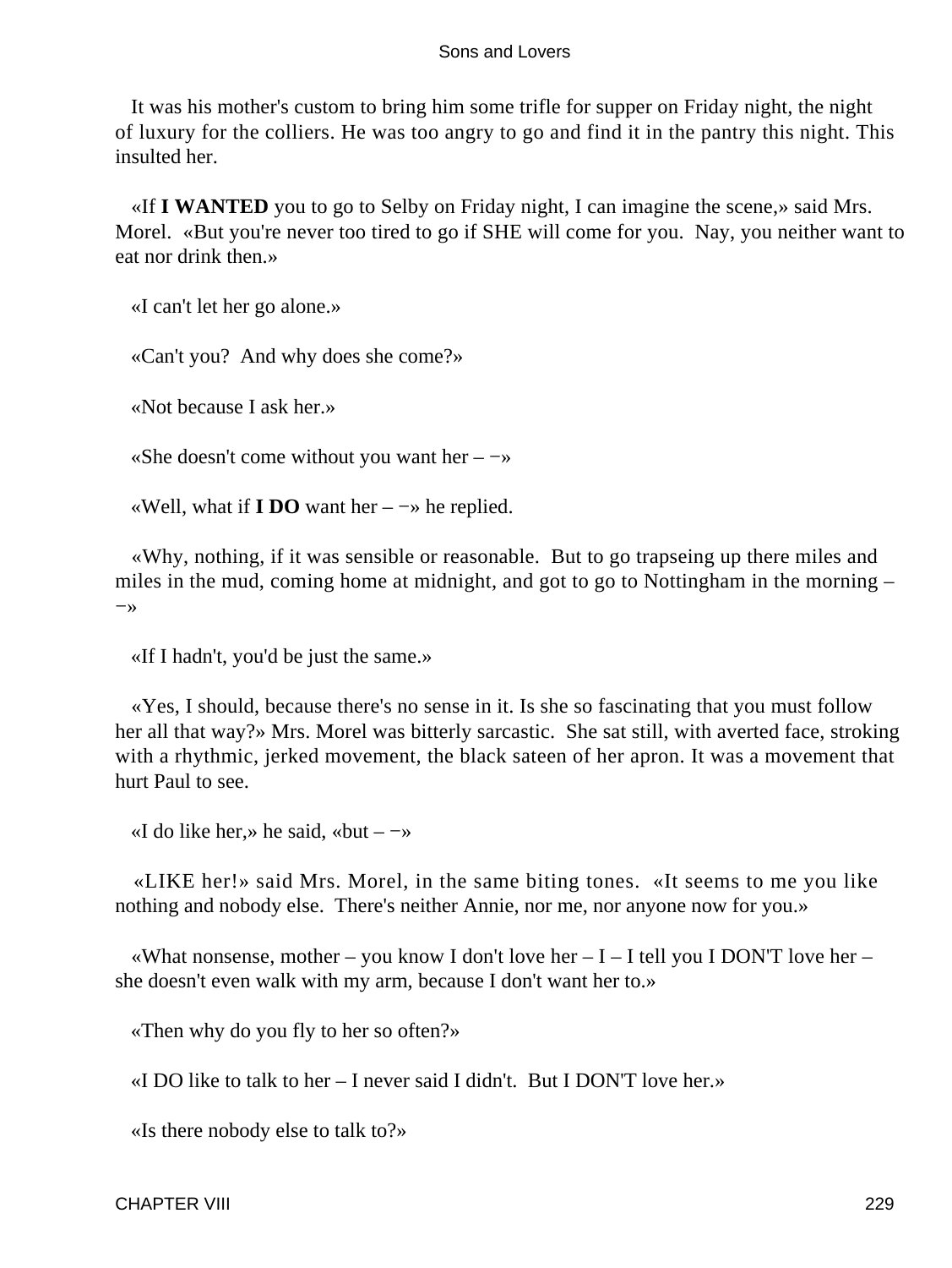It was his mother's custom to bring him some trifle for supper on Friday night, the night of luxury for the colliers. He was too angry to go and find it in the pantry this night. This insulted her.

«If **I WANTED** you to go to Selby on Friday night, I can imagine the scene,» said Mrs. Morel. «But you're never too tired to go if SHE will come for you. Nay, you neither want to eat nor drink then.»

«I can't let her go alone.»

«Can't you? And why does she come?»

«Not because I ask her.»

«She doesn't come without you want her – −»

«Well, what if **I DO** want her – −» he replied.

«Why, nothing, if it was sensible or reasonable. But to go trapseing up there miles and miles in the mud, coming home at midnight, and got to go to Nottingham in the morning – −»

«If I hadn't, you'd be just the same.»

«Yes, I should, because there's no sense in it. Is she so fascinating that you must follow her all that way?» Mrs. Morel was bitterly sarcastic. She sat still, with averted face, stroking with a rhythmic, jerked movement, the black sateen of her apron. It was a movement that hurt Paul to see.

«I do like her,» he said, «but – −»

«LIKE her!» said Mrs. Morel, in the same biting tones. «It seems to me you like nothing and nobody else. There's neither Annie, nor me, nor anyone now for you.»

«What nonsense, mother – you know I don't love her – I – I tell you I DON'T love her – she doesn't even walk with my arm, because I don't want her to.»

«Then why do you fly to her so often?»

«I DO like to talk to her – I never said I didn't. But I DON'T love her.»

«Is there nobody else to talk to?»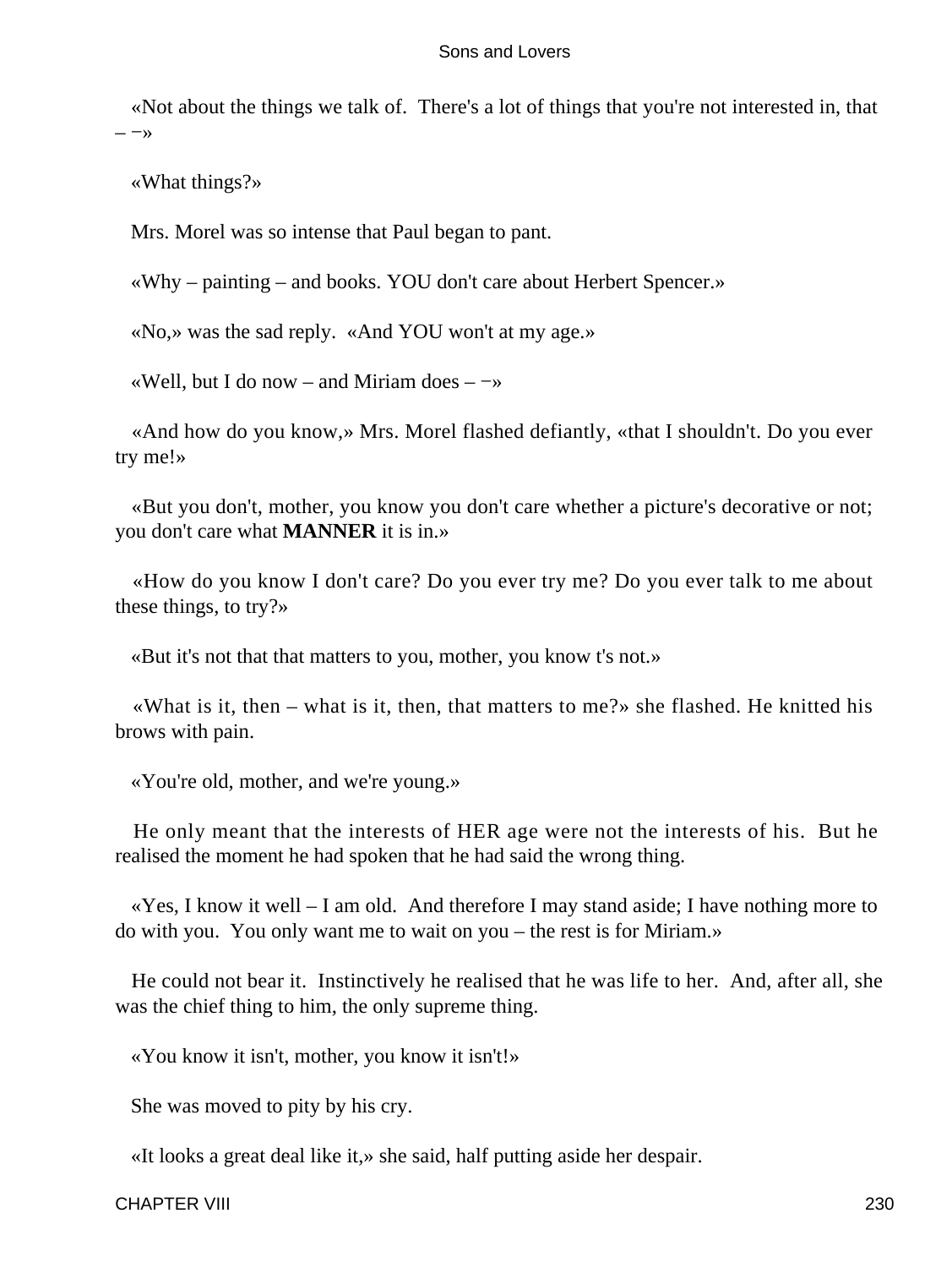«Not about the things we talk of.  There's a lot of things that you're not interested in, that – −»

«What things?»

Mrs. Morel was so intense that Paul began to pant.

«Why – painting – and books. YOU don't care about Herbert Spencer.»

«No,» was the sad reply.  «And YOU won't at my age.»

«Well, but I do now – and Miriam does – −»

«And how do you know,» Mrs. Morel flashed defiantly, «that I shouldn't. Do you ever try me!»

«But you don't, mother, you know you don't care whether a picture's decorative or not; you don't care what **MANNER** it is in.»

«How do you know I don't care? Do you ever try me? Do you ever talk to me about these things, to try?»

«But it's not that that matters to you, mother, you know t's not.»

«What is it, then – what is it, then, that matters to me?» she flashed. He knitted his brows with pain.

«You're old, mother, and we're young.»

He only meant that the interests of HER age were not the interests of his.  But he realised the moment he had spoken that he had said the wrong thing.

«Yes, I know it well – I am old.  And therefore I may stand aside; I have nothing more to do with you.  You only want me to wait on you – the rest is for Miriam.»

He could not bear it.  Instinctively he realised that he was life to her.  And, after all, she was the chief thing to him, the only supreme thing.

«You know it isn't, mother, you know it isn't!»

She was moved to pity by his cry.

«It looks a great deal like it,» she said, half putting aside her despair.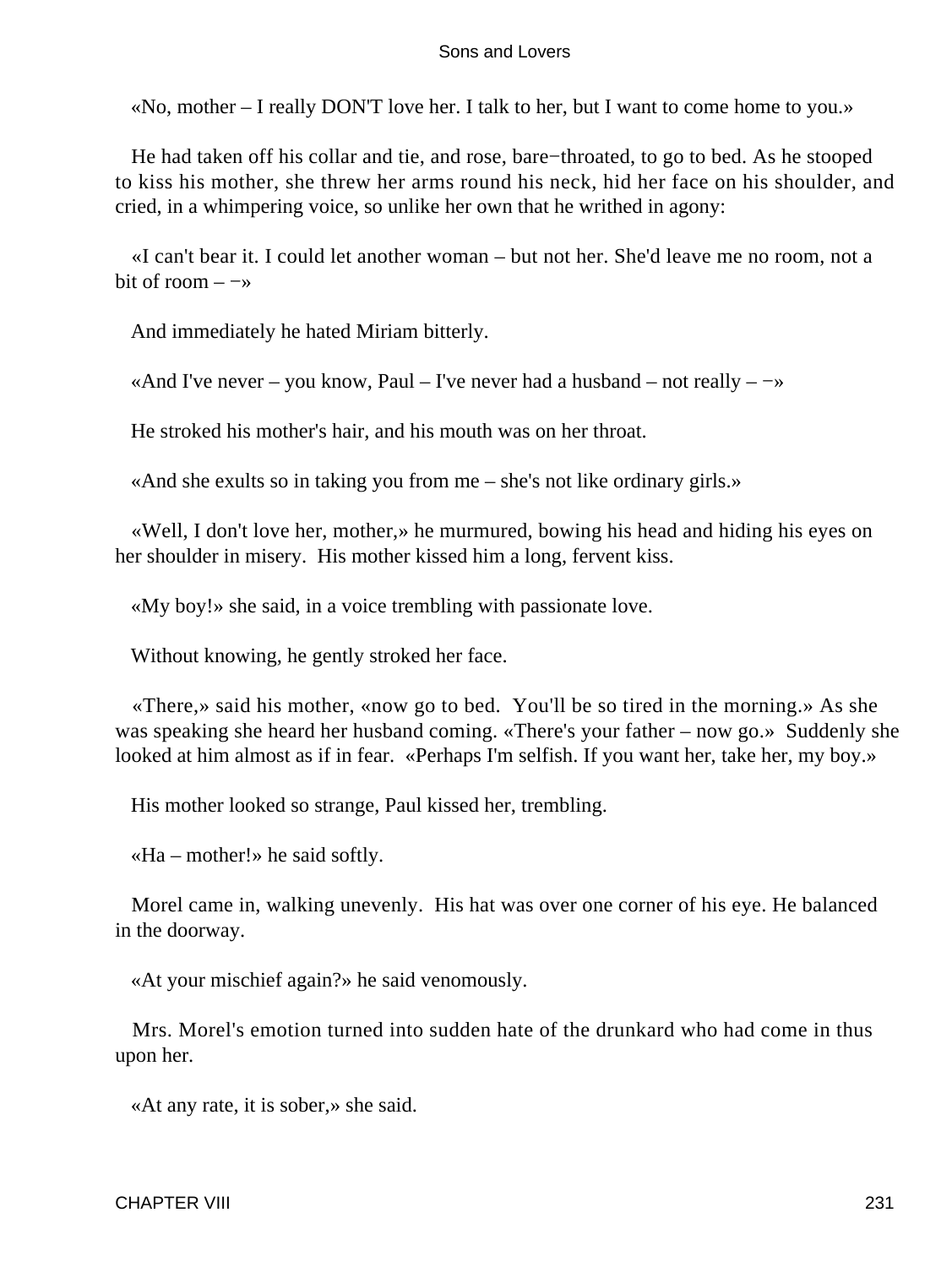«No, mother – I really DON'T love her. I talk to her, but I want to come home to you.»

He had taken off his collar and tie, and rose, bare−throated, to go to bed. As he stooped to kiss his mother, she threw her arms round his neck, hid her face on his shoulder, and cried, in a whimpering voice, so unlike her own that he writhed in agony:

«I can't bear it. I could let another woman – but not her. She'd leave me no room, not a bit of room – −»

And immediately he hated Miriam bitterly.

«And I've never – you know, Paul – I've never had a husband – not really – −»

He stroked his mother's hair, and his mouth was on her throat.

«And she exults so in taking you from me – she's not like ordinary girls.»

«Well, I don't love her, mother,» he murmured, bowing his head and hiding his eyes on her shoulder in misery. His mother kissed him a long, fervent kiss.

«My boy!» she said, in a voice trembling with passionate love.

Without knowing, he gently stroked her face.

«There,» said his mother, «now go to bed. You'll be so tired in the morning.» As she was speaking she heard her husband coming. «There's your father – now go.» Suddenly she looked at him almost as if in fear. «Perhaps I'm selfish. If you want her, take her, my boy.»

His mother looked so strange, Paul kissed her, trembling.

«Ha – mother!» he said softly.

Morel came in, walking unevenly. His hat was over one corner of his eye. He balanced in the doorway.

«At your mischief again?» he said venomously.

Mrs. Morel's emotion turned into sudden hate of the drunkard who had come in thus upon her.

«At any rate, it is sober,» she said.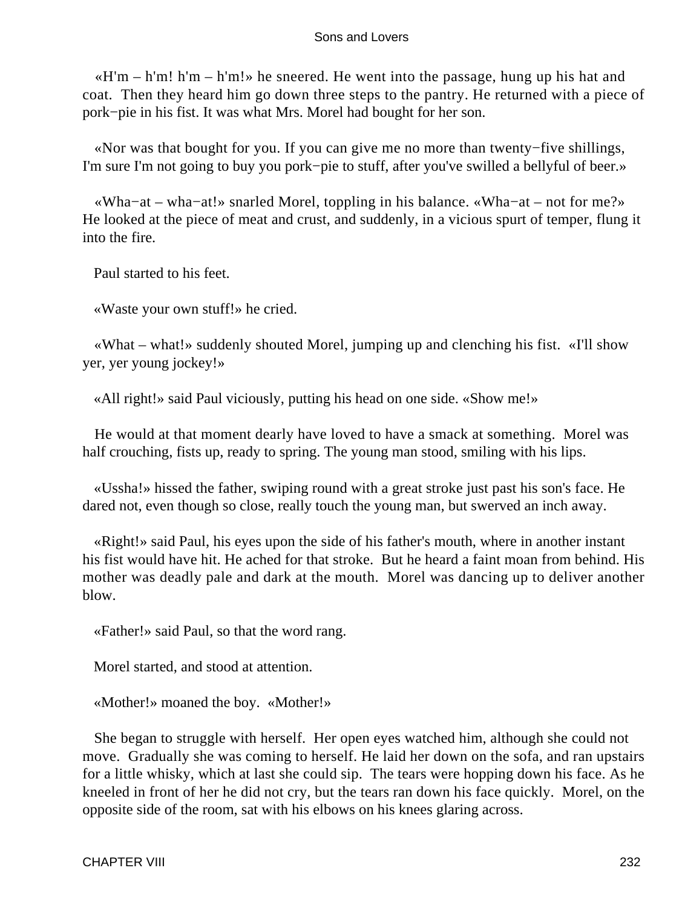«H'm – h'm! h'm – h'm!» he sneered. He went into the passage, hung up his hat and coat. Then they heard him go down three steps to the pantry. He returned with a piece of pork−pie in his fist. It was what Mrs. Morel had bought for her son.

«Nor was that bought for you. If you can give me no more than twenty−five shillings, I'm sure I'm not going to buy you pork−pie to stuff, after you've swilled a bellyful of beer.»

«Wha−at – wha−at!» snarled Morel, toppling in his balance. «Wha−at – not for me?» He looked at the piece of meat and crust, and suddenly, in a vicious spurt of temper, flung it into the fire.

Paul started to his feet.

«Waste your own stuff!» he cried.

«What – what!» suddenly shouted Morel, jumping up and clenching his fist. «I'll show yer, yer young jockey!»

«All right!» said Paul viciously, putting his head on one side. «Show me!»

He would at that moment dearly have loved to have a smack at something. Morel was half crouching, fists up, ready to spring. The young man stood, smiling with his lips.

«Ussha!» hissed the father, swiping round with a great stroke just past his son's face. He dared not, even though so close, really touch the young man, but swerved an inch away.

«Right!» said Paul, his eyes upon the side of his father's mouth, where in another instant his fist would have hit. He ached for that stroke. But he heard a faint moan from behind. His mother was deadly pale and dark at the mouth. Morel was dancing up to deliver another blow.

«Father!» said Paul, so that the word rang.

Morel started, and stood at attention.

«Mother!» moaned the boy. «Mother!»

She began to struggle with herself. Her open eyes watched him, although she could not move. Gradually she was coming to herself. He laid her down on the sofa, and ran upstairs for a little whisky, which at last she could sip. The tears were hopping down his face. As he kneeled in front of her he did not cry, but the tears ran down his face quickly. Morel, on the opposite side of the room, sat with his elbows on his knees glaring across.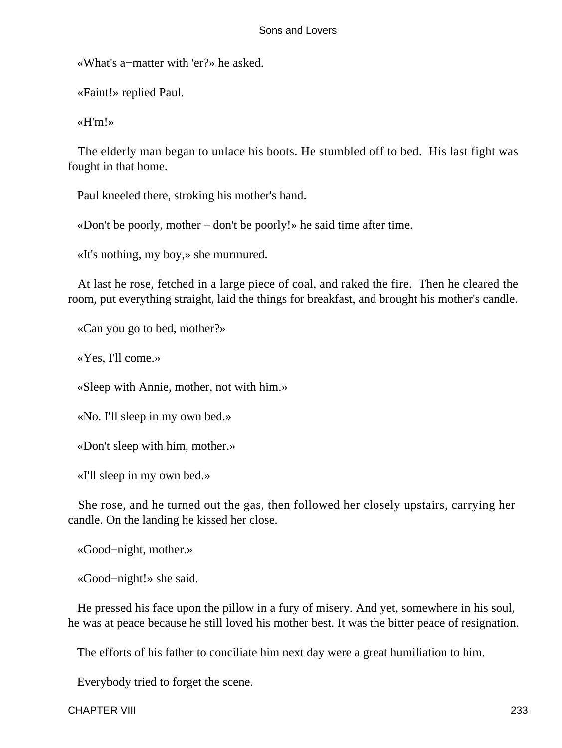«What's a−matter with 'er?» he asked.

«Faint!» replied Paul.

«H'm!»

The elderly man began to unlace his boots. He stumbled off to bed. His last fight was fought in that home.

Paul kneeled there, stroking his mother's hand.

«Don't be poorly, mother – don't be poorly!» he said time after time.

«It's nothing, my boy,» she murmured.

At last he rose, fetched in a large piece of coal, and raked the fire. Then he cleared the room, put everything straight, laid the things for breakfast, and brought his mother's candle.

«Can you go to bed, mother?»

«Yes, I'll come.»

«Sleep with Annie, mother, not with him.»

«No. I'll sleep in my own bed.»

«Don't sleep with him, mother.»

«I'll sleep in my own bed.»

She rose, and he turned out the gas, then followed her closely upstairs, carrying her candle. On the landing he kissed her close.

«Good−night, mother.»

«Good−night!» she said.

He pressed his face upon the pillow in a fury of misery. And yet, somewhere in his soul, he was at peace because he still loved his mother best. It was the bitter peace of resignation.

The efforts of his father to conciliate him next day were a great humiliation to him.

Everybody tried to forget the scene.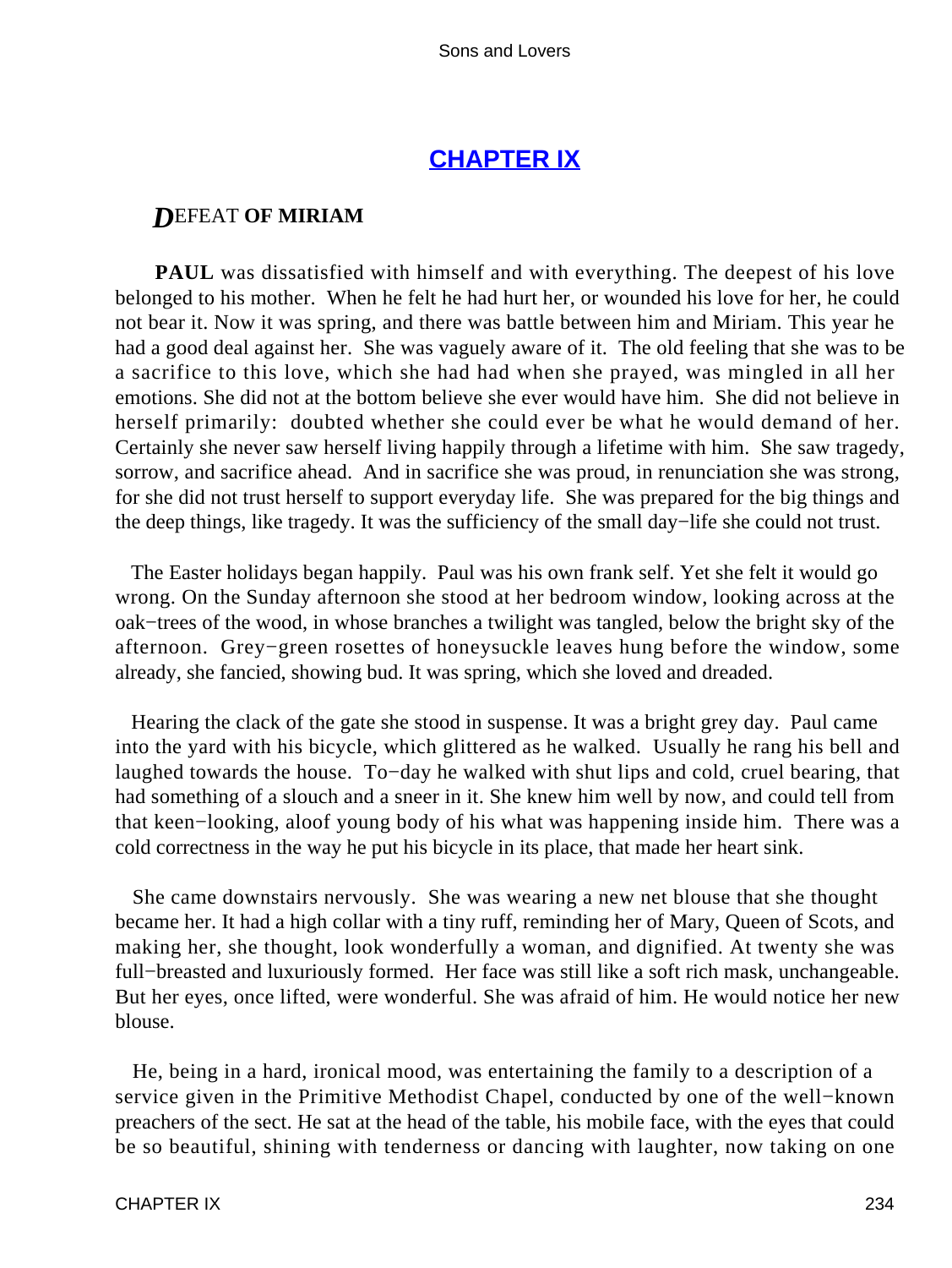## CHAPTER IX

### DEFEAT OF MIRIAM

**PAUL** was dissatisfied with himself and with everything. The deepest of his love belonged to his mother. When he felt he had hurt her, or wounded his love for her, he could not bear it. Now it was spring, and there was battle between him and Miriam. This year he had a good deal against her. She was vaguely aware of it. The old feeling that she was to be a sacrifice to this love, which she had had when she prayed, was mingled in all her emotions. She did not at the bottom believe she ever would have him. She did not believe in herself primarily: doubted whether she could ever be what he would demand of her. Certainly she never saw herself living happily through a lifetime with him. She saw tragedy, sorrow, and sacrifice ahead. And in sacrifice she was proud, in renunciation she was strong, for she did not trust herself to support everyday life. She was prepared for the big things and the deep things, like tragedy. It was the sufficiency of the small day−life she could not trust.

The Easter holidays began happily. Paul was his own frank self. Yet she felt it would go wrong. On the Sunday afternoon she stood at her bedroom window, looking across at the oak−trees of the wood, in whose branches a twilight was tangled, below the bright sky of the afternoon. Grey−green rosettes of honeysuckle leaves hung before the window, some already, she fancied, showing bud. It was spring, which she loved and dreaded.

Hearing the clack of the gate she stood in suspense. It was a bright grey day. Paul came into the yard with his bicycle, which glittered as he walked. Usually he rang his bell and laughed towards the house. To−day he walked with shut lips and cold, cruel bearing, that had something of a slouch and a sneer in it. She knew him well by now, and could tell from that keen−looking, aloof young body of his what was happening inside him. There was a cold correctness in the way he put his bicycle in its place, that made her heart sink.

She came downstairs nervously. She was wearing a new net blouse that she thought became her. It had a high collar with a tiny ruff, reminding her of Mary, Queen of Scots, and making her, she thought, look wonderfully a woman, and dignified. At twenty she was full−breasted and luxuriously formed. Her face was still like a soft rich mask, unchangeable. But her eyes, once lifted, were wonderful. She was afraid of him. He would notice her new blouse.

He, being in a hard, ironical mood, was entertaining the family to a description of a service given in the Primitive Methodist Chapel, conducted by one of the well−known preachers of the sect. He sat at the head of the table, his mobile face, with the eyes that could be so beautiful, shining with tenderness or dancing with laughter, now taking on one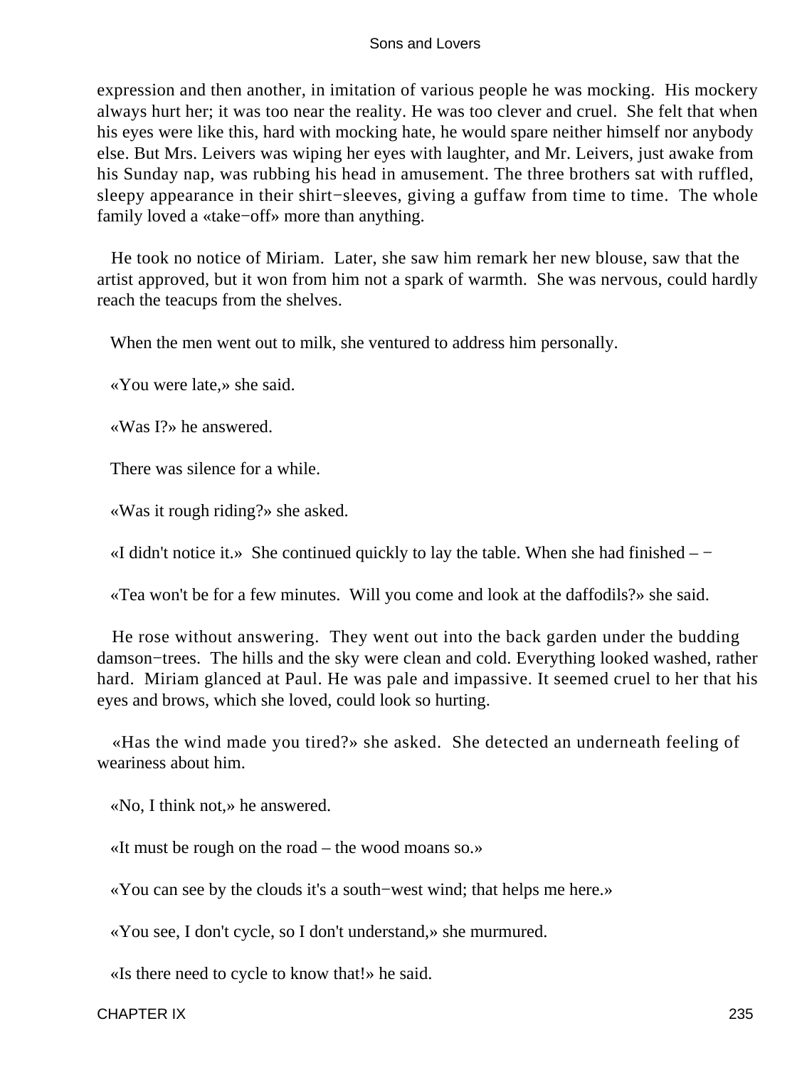expression and then another, in imitation of various people he was mocking. His mockery always hurt her; it was too near the reality. He was too clever and cruel. She felt that when his eyes were like this, hard with mocking hate, he would spare neither himself nor anybody else. But Mrs. Leivers was wiping her eyes with laughter, and Mr. Leivers, just awake from his Sunday nap, was rubbing his head in amusement. The three brothers sat with ruffled, sleepy appearance in their shirt−sleeves, giving a guffaw from time to time. The whole family loved a «take−off» more than anything.

He took no notice of Miriam. Later, she saw him remark her new blouse, saw that the artist approved, but it won from him not a spark of warmth. She was nervous, could hardly reach the teacups from the shelves.

When the men went out to milk, she ventured to address him personally.

«You were late,» she said.

«Was I?» he answered.

There was silence for a while.

«Was it rough riding?» she asked.

«I didn't notice it.» She continued quickly to lay the table. When she had finished – −

«Tea won't be for a few minutes. Will you come and look at the daffodils?» she said.

He rose without answering. They went out into the back garden under the budding damson−trees. The hills and the sky were clean and cold. Everything looked washed, rather hard. Miriam glanced at Paul. He was pale and impassive. It seemed cruel to her that his eyes and brows, which she loved, could look so hurting.

«Has the wind made you tired?» she asked. She detected an underneath feeling of weariness about him.

«No, I think not,» he answered.

«It must be rough on the road – the wood moans so.»

«You can see by the clouds it's a south−west wind; that helps me here.»

«You see, I don't cycle, so I don't understand,» she murmured.

«Is there need to cycle to know that!» he said.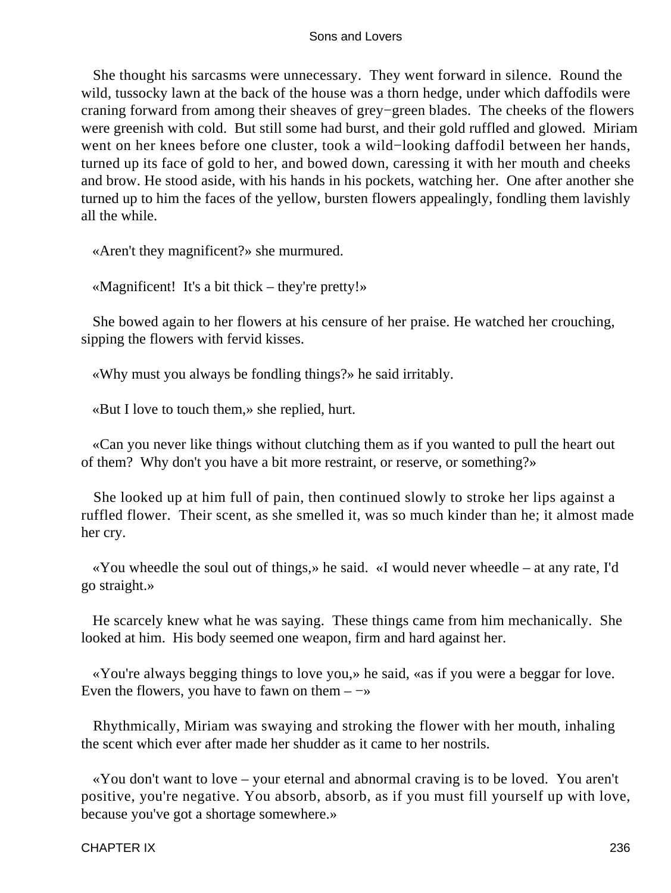She thought his sarcasms were unnecessary. They went forward in silence. Round the wild, tussocky lawn at the back of the house was a thorn hedge, under which daffodils were craning forward from among their sheaves of grey−green blades. The cheeks of the flowers were greenish with cold. But still some had burst, and their gold ruffled and glowed. Miriam went on her knees before one cluster, took a wild−looking daffodil between her hands, turned up its face of gold to her, and bowed down, caressing it with her mouth and cheeks and brow. He stood aside, with his hands in his pockets, watching her. One after another she turned up to him the faces of the yellow, bursten flowers appealingly, fondling them lavishly all the while.

«Aren't they magnificent?» she murmured.

«Magnificent! It's a bit thick – they're pretty!»

She bowed again to her flowers at his censure of her praise. He watched her crouching, sipping the flowers with fervid kisses.

«Why must you always be fondling things?» he said irritably.

«But I love to touch them,» she replied, hurt.

«Can you never like things without clutching them as if you wanted to pull the heart out of them? Why don't you have a bit more restraint, or reserve, or something?»

She looked up at him full of pain, then continued slowly to stroke her lips against a ruffled flower. Their scent, as she smelled it, was so much kinder than he; it almost made her cry.

«You wheedle the soul out of things,» he said. «I would never wheedle – at any rate, I'd go straight.»

He scarcely knew what he was saying. These things came from him mechanically. She looked at him. His body seemed one weapon, firm and hard against her.

«You're always begging things to love you,» he said, «as if you were a beggar for love. Even the flowers, you have to fawn on them – −»

Rhythmically, Miriam was swaying and stroking the flower with her mouth, inhaling the scent which ever after made her shudder as it came to her nostrils.

«You don't want to love – your eternal and abnormal craving is to be loved. You aren't positive, you're negative. You absorb, absorb, as if you must fill yourself up with love, because you've got a shortage somewhere.»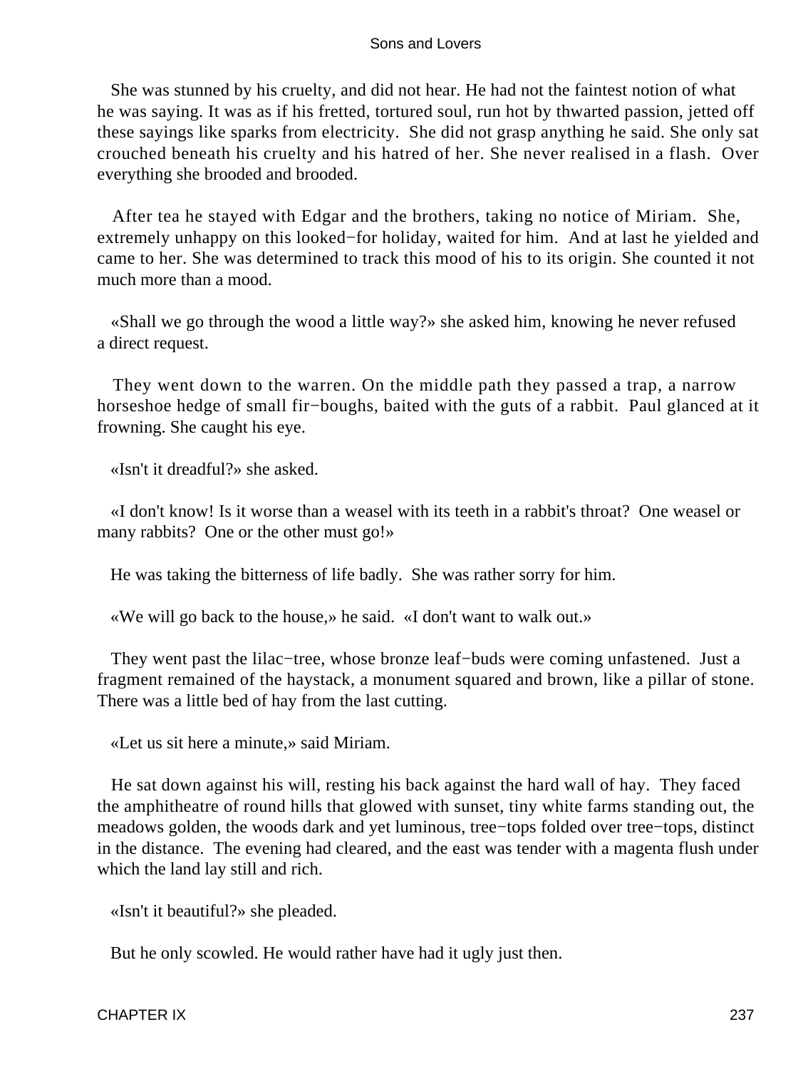She was stunned by his cruelty, and did not hear. He had not the faintest notion of what he was saying. It was as if his fretted, tortured soul, run hot by thwarted passion, jetted off these sayings like sparks from electricity. She did not grasp anything he said. She only sat crouched beneath his cruelty and his hatred of her. She never realised in a flash. Over everything she brooded and brooded.

After tea he stayed with Edgar and the brothers, taking no notice of Miriam. She, extremely unhappy on this looked−for holiday, waited for him. And at last he yielded and came to her. She was determined to track this mood of his to its origin. She counted it not much more than a mood.

«Shall we go through the wood a little way?» she asked him, knowing he never refused a direct request.

They went down to the warren. On the middle path they passed a trap, a narrow horseshoe hedge of small fir−boughs, baited with the guts of a rabbit. Paul glanced at it frowning. She caught his eye.

«Isn't it dreadful?» she asked.

«I don't know! Is it worse than a weasel with its teeth in a rabbit's throat? One weasel or many rabbits? One or the other must go!»

He was taking the bitterness of life badly. She was rather sorry for him.

«We will go back to the house,» he said. «I don't want to walk out.»

They went past the lilac−tree, whose bronze leaf−buds were coming unfastened. Just a fragment remained of the haystack, a monument squared and brown, like a pillar of stone. There was a little bed of hay from the last cutting.

«Let us sit here a minute,» said Miriam.

He sat down against his will, resting his back against the hard wall of hay. They faced the amphitheatre of round hills that glowed with sunset, tiny white farms standing out, the meadows golden, the woods dark and yet luminous, tree−tops folded over tree−tops, distinct in the distance. The evening had cleared, and the east was tender with a magenta flush under which the land lay still and rich.

«Isn't it beautiful?» she pleaded.

But he only scowled. He would rather have had it ugly just then.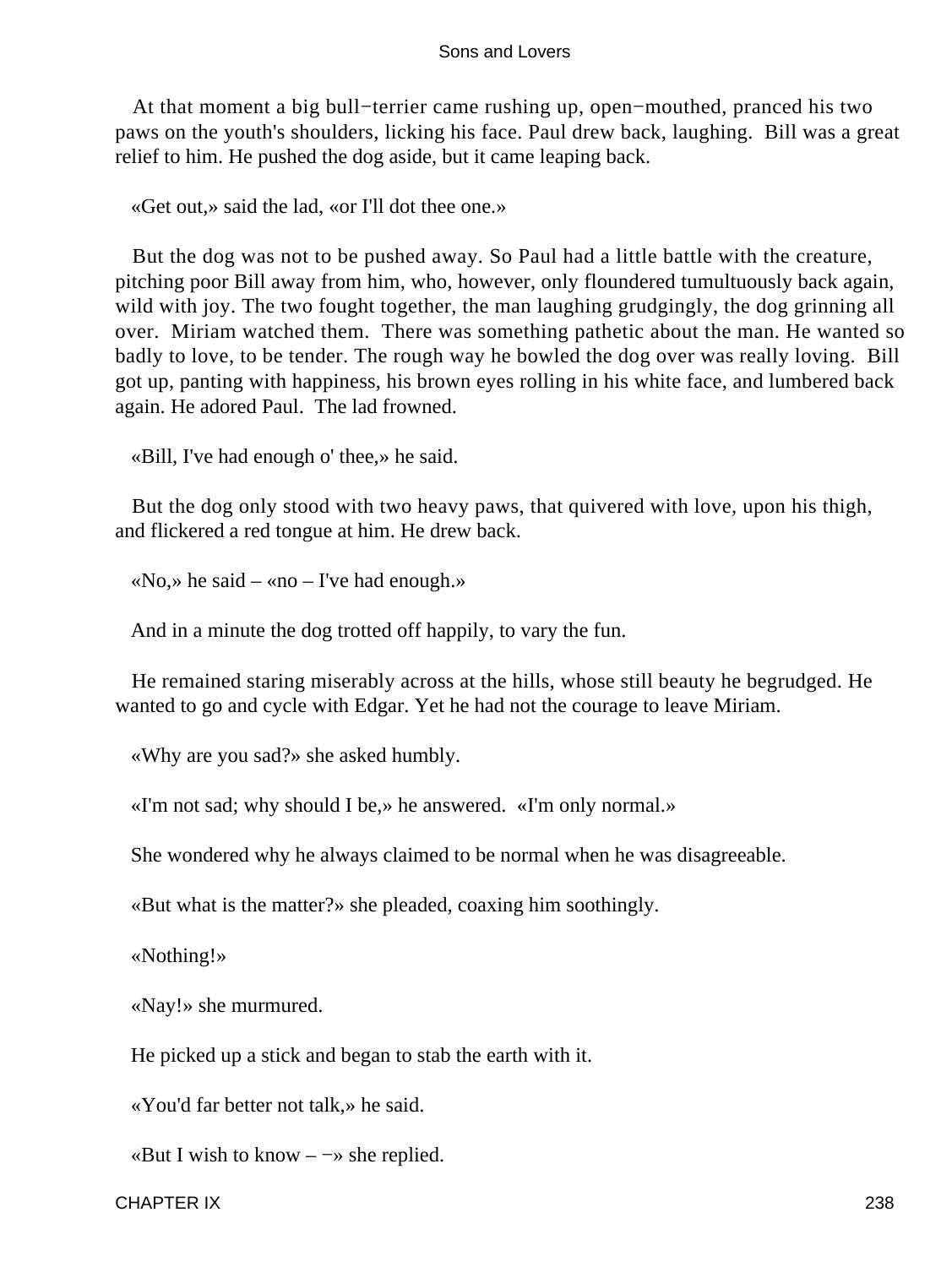At that moment a big bull−terrier came rushing up, open−mouthed, pranced his two paws on the youth's shoulders, licking his face. Paul drew back, laughing. Bill was a great relief to him. He pushed the dog aside, but it came leaping back.

«Get out,» said the lad, «or I'll dot thee one.»

But the dog was not to be pushed away. So Paul had a little battle with the creature, pitching poor Bill away from him, who, however, only floundered tumultuously back again, wild with joy. The two fought together, the man laughing grudgingly, the dog grinning all over. Miriam watched them. There was something pathetic about the man. He wanted so badly to love, to be tender. The rough way he bowled the dog over was really loving. Bill got up, panting with happiness, his brown eyes rolling in his white face, and lumbered back again. He adored Paul. The lad frowned.

«Bill, I've had enough o' thee,» he said.

But the dog only stood with two heavy paws, that quivered with love, upon his thigh, and flickered a red tongue at him. He drew back.

«No,» he said – «no – I've had enough.»

And in a minute the dog trotted off happily, to vary the fun.

He remained staring miserably across at the hills, whose still beauty he begrudged. He wanted to go and cycle with Edgar. Yet he had not the courage to leave Miriam.

«Why are you sad?» she asked humbly.

«I'm not sad; why should I be,» he answered. «I'm only normal.»

She wondered why he always claimed to be normal when he was disagreeable.

«But what is the matter?» she pleaded, coaxing him soothingly.

«Nothing!»

«Nay!» she murmured.

He picked up a stick and began to stab the earth with it.

«You'd far better not talk,» he said.

«But I wish to know – −» she replied.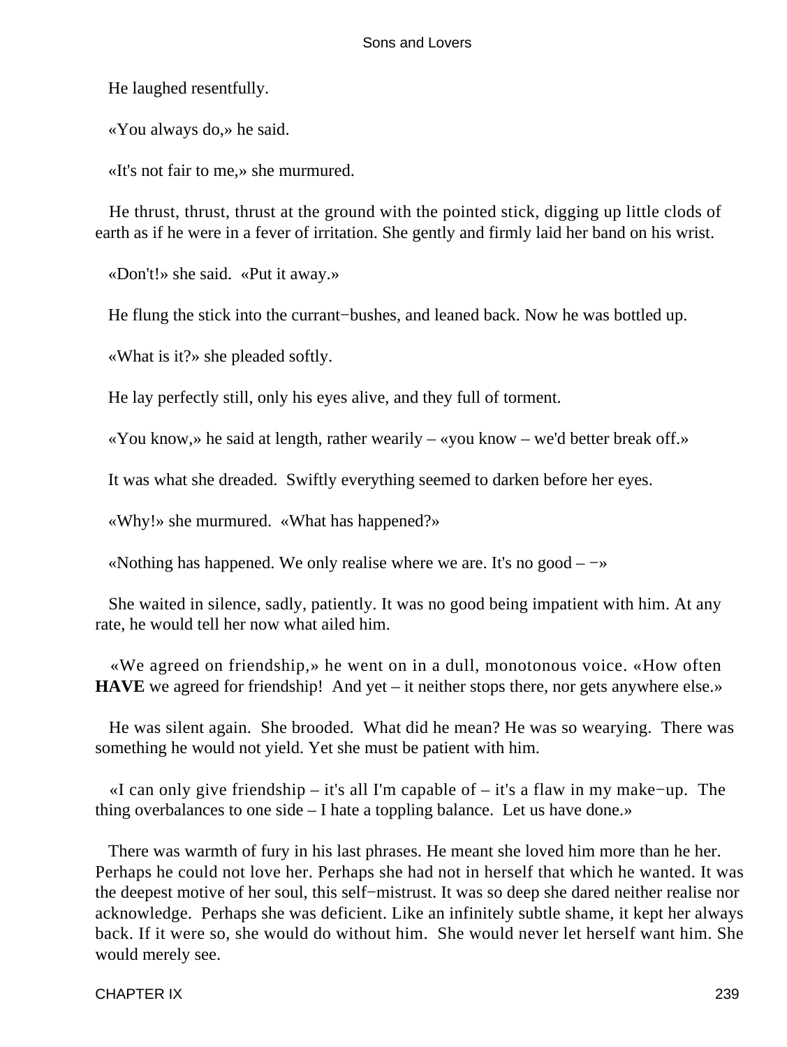He laughed resentfully.

«You always do,» he said.

«It's not fair to me,» she murmured.

He thrust, thrust, thrust at the ground with the pointed stick, digging up little clods of earth as if he were in a fever of irritation. She gently and firmly laid her band on his wrist.

«Don't!» she said. «Put it away.»

He flung the stick into the currant−bushes, and leaned back. Now he was bottled up.

«What is it?» she pleaded softly.

He lay perfectly still, only his eyes alive, and they full of torment.

«You know,» he said at length, rather wearily – «you know – we'd better break off.»

It was what she dreaded. Swiftly everything seemed to darken before her eyes.

«Why!» she murmured. «What has happened?»

«Nothing has happened. We only realise where we are. It's no good – −»

She waited in silence, sadly, patiently. It was no good being impatient with him. At any rate, he would tell her now what ailed him.

«We agreed on friendship,» he went on in a dull, monotonous voice. «How often **HAVE** we agreed for friendship! And yet – it neither stops there, nor gets anywhere else.»

He was silent again. She brooded. What did he mean? He was so wearying. There was something he would not yield. Yet she must be patient with him.

«I can only give friendship – it's all I'm capable of – it's a flaw in my make−up. The thing overbalances to one side – I hate a toppling balance. Let us have done.»

There was warmth of fury in his last phrases. He meant she loved him more than he her. Perhaps he could not love her. Perhaps she had not in herself that which he wanted. It was the deepest motive of her soul, this self−mistrust. It was so deep she dared neither realise nor acknowledge. Perhaps she was deficient. Like an infinitely subtle shame, it kept her always back. If it were so, she would do without him. She would never let herself want him. She would merely see.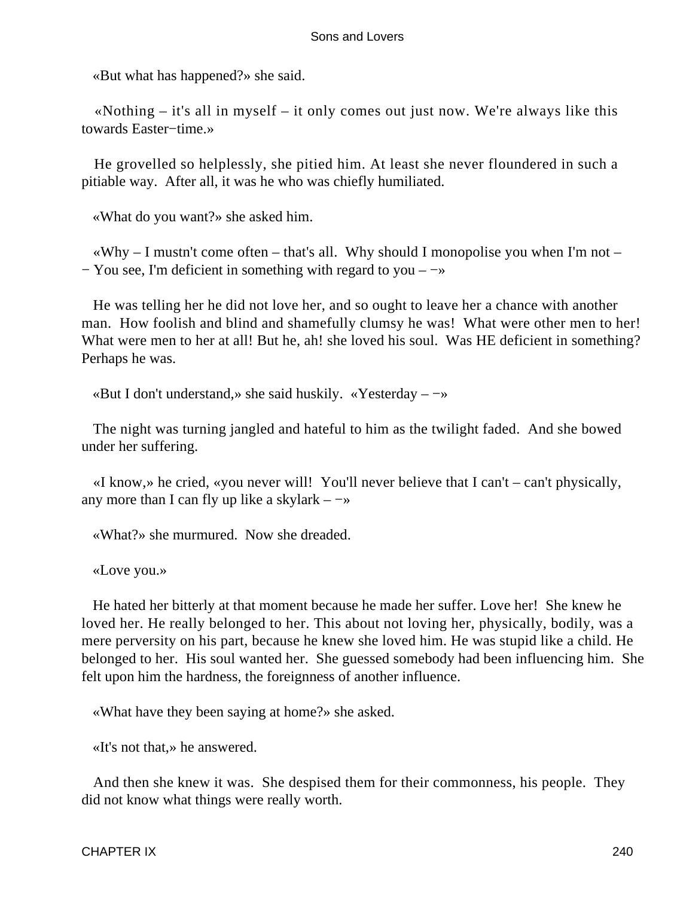«But what has happened?» she said.

«Nothing – it's all in myself – it only comes out just now. We're always like this towards Easter−time.»

He grovelled so helplessly, she pitied him. At least she never floundered in such a pitiable way. After all, it was he who was chiefly humiliated.

«What do you want?» she asked him.

«Why – I mustn't come often – that's all. Why should I monopolise you when I'm not – − You see, I'm deficient in something with regard to you – −»

He was telling her he did not love her, and so ought to leave her a chance with another man. How foolish and blind and shamefully clumsy he was! What were other men to her! What were men to her at all! But he, ah! she loved his soul. Was HE deficient in something? Perhaps he was.

«But I don't understand,» she said huskily. «Yesterday – −»

The night was turning jangled and hateful to him as the twilight faded. And she bowed under her suffering.

«I know,» he cried, «you never will! You'll never believe that I can't – can't physically, any more than I can fly up like a skylark – −»

«What?» she murmured. Now she dreaded.

«Love you.»

He hated her bitterly at that moment because he made her suffer. Love her! She knew he loved her. He really belonged to her. This about not loving her, physically, bodily, was a mere perversity on his part, because he knew she loved him. He was stupid like a child. He belonged to her. His soul wanted her. She guessed somebody had been influencing him. She felt upon him the hardness, the foreignness of another influence.

«What have they been saying at home?» she asked.

«It's not that,» he answered.

And then she knew it was. She despised them for their commonness, his people. They did not know what things were really worth.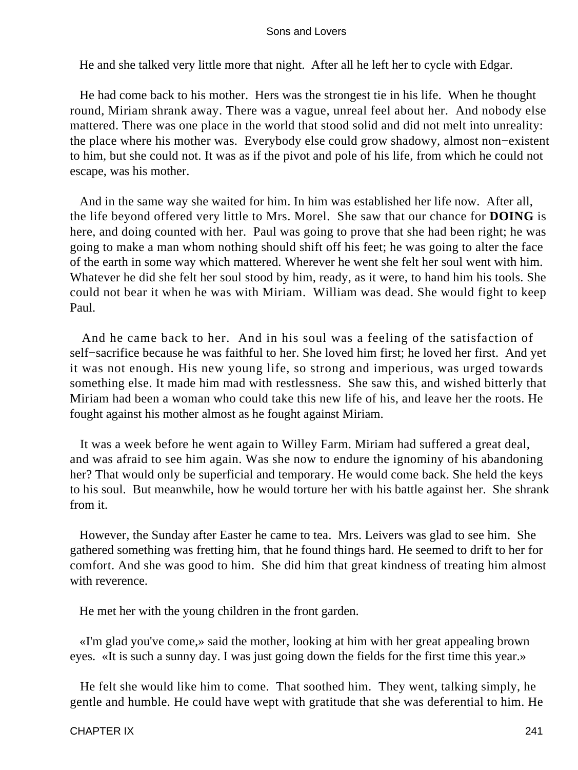He and she talked very little more that night. After all he left her to cycle with Edgar.

He had come back to his mother. Hers was the strongest tie in his life. When he thought round, Miriam shrank away. There was a vague, unreal feel about her. And nobody else mattered. There was one place in the world that stood solid and did not melt into unreality: the place where his mother was. Everybody else could grow shadowy, almost non−existent to him, but she could not. It was as if the pivot and pole of his life, from which he could not escape, was his mother.

And in the same way she waited for him. In him was established her life now. After all, the life beyond offered very little to Mrs. Morel. She saw that our chance for **DOING** is here, and doing counted with her. Paul was going to prove that she had been right; he was going to make a man whom nothing should shift off his feet; he was going to alter the face of the earth in some way which mattered. Wherever he went she felt her soul went with him. Whatever he did she felt her soul stood by him, ready, as it were, to hand him his tools. She could not bear it when he was with Miriam. William was dead. She would fight to keep Paul.

And he came back to her. And in his soul was a feeling of the satisfaction of self−sacrifice because he was faithful to her. She loved him first; he loved her first. And yet it was not enough. His new young life, so strong and imperious, was urged towards something else. It made him mad with restlessness. She saw this, and wished bitterly that Miriam had been a woman who could take this new life of his, and leave her the roots. He fought against his mother almost as he fought against Miriam.

It was a week before he went again to Willey Farm. Miriam had suffered a great deal, and was afraid to see him again. Was she now to endure the ignominy of his abandoning her? That would only be superficial and temporary. He would come back. She held the keys to his soul. But meanwhile, how he would torture her with his battle against her. She shrank from it.

However, the Sunday after Easter he came to tea. Mrs. Leivers was glad to see him. She gathered something was fretting him, that he found things hard. He seemed to drift to her for comfort. And she was good to him. She did him that great kindness of treating him almost with reverence.

He met her with the young children in the front garden.

«I'm glad you've come,» said the mother, looking at him with her great appealing brown eyes. «It is such a sunny day. I was just going down the fields for the first time this year.»

He felt she would like him to come. That soothed him. They went, talking simply, he gentle and humble. He could have wept with gratitude that she was deferential to him. He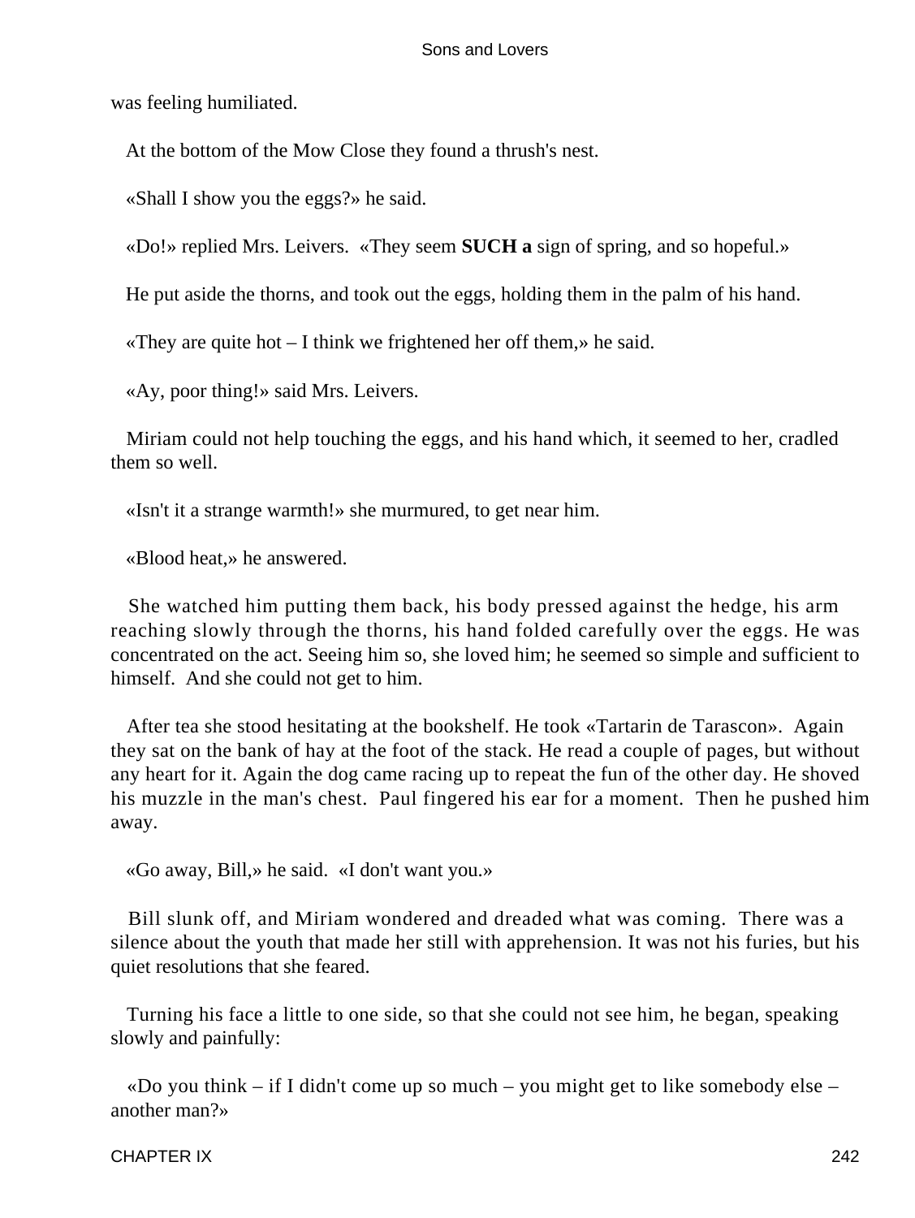was feeling humiliated.

At the bottom of the Mow Close they found a thrush's nest.

«Shall I show you the eggs?» he said.

«Do!» replied Mrs. Leivers. «They seem **SUCH a** sign of spring, and so hopeful.»

He put aside the thorns, and took out the eggs, holding them in the palm of his hand.

«They are quite hot – I think we frightened her off them,» he said.

«Ay, poor thing!» said Mrs. Leivers.

Miriam could not help touching the eggs, and his hand which, it seemed to her, cradled them so well.

«Isn't it a strange warmth!» she murmured, to get near him.

«Blood heat,» he answered.

She watched him putting them back, his body pressed against the hedge, his arm reaching slowly through the thorns, his hand folded carefully over the eggs. He was concentrated on the act. Seeing him so, she loved him; he seemed so simple and sufficient to himself. And she could not get to him.

After tea she stood hesitating at the bookshelf. He took «Tartarin de Tarascon». Again they sat on the bank of hay at the foot of the stack. He read a couple of pages, but without any heart for it. Again the dog came racing up to repeat the fun of the other day. He shoved his muzzle in the man's chest. Paul fingered his ear for a moment. Then he pushed him away.

«Go away, Bill,» he said. «I don't want you.»

Bill slunk off, and Miriam wondered and dreaded what was coming. There was a silence about the youth that made her still with apprehension. It was not his furies, but his quiet resolutions that she feared.

Turning his face a little to one side, so that she could not see him, he began, speaking slowly and painfully:

«Do you think – if I didn't come up so much – you might get to like somebody else – another man?»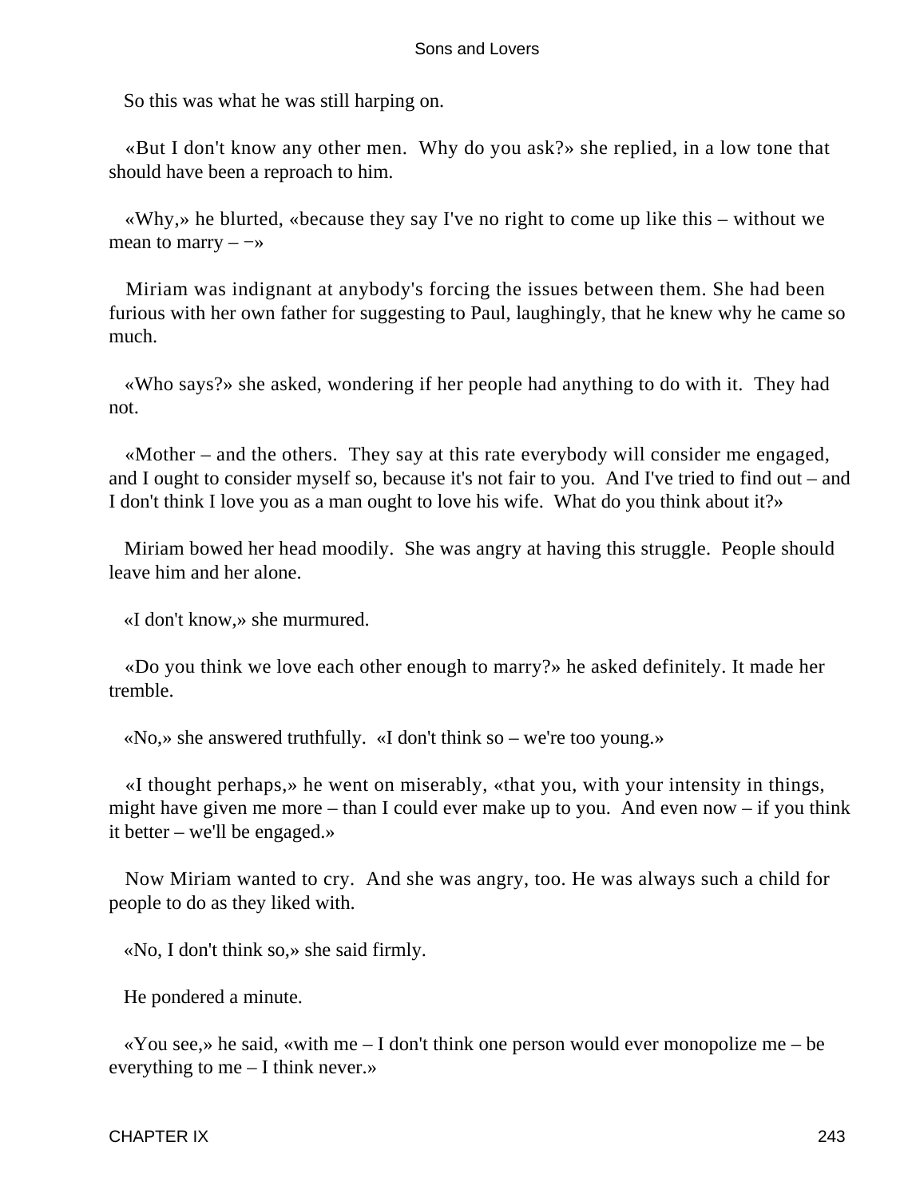So this was what he was still harping on.

«But I don't know any other men. Why do you ask?» she replied, in a low tone that should have been a reproach to him.

«Why,» he blurted, «because they say I've no right to come up like this – without we mean to marry – −»

Miriam was indignant at anybody's forcing the issues between them. She had been furious with her own father for suggesting to Paul, laughingly, that he knew why he came so much.

«Who says?» she asked, wondering if her people had anything to do with it. They had not.

«Mother – and the others. They say at this rate everybody will consider me engaged, and I ought to consider myself so, because it's not fair to you. And I've tried to find out – and I don't think I love you as a man ought to love his wife. What do you think about it?»

Miriam bowed her head moodily. She was angry at having this struggle. People should leave him and her alone.

«I don't know,» she murmured.

«Do you think we love each other enough to marry?» he asked definitely. It made her tremble.

«No,» she answered truthfully. «I don't think so – we're too young.»

«I thought perhaps,» he went on miserably, «that you, with your intensity in things, might have given me more – than I could ever make up to you. And even now – if you think it better – we'll be engaged.»

Now Miriam wanted to cry. And she was angry, too. He was always such a child for people to do as they liked with.

«No, I don't think so,» she said firmly.

He pondered a minute.

«You see,» he said, «with me – I don't think one person would ever monopolize me – be everything to me – I think never.»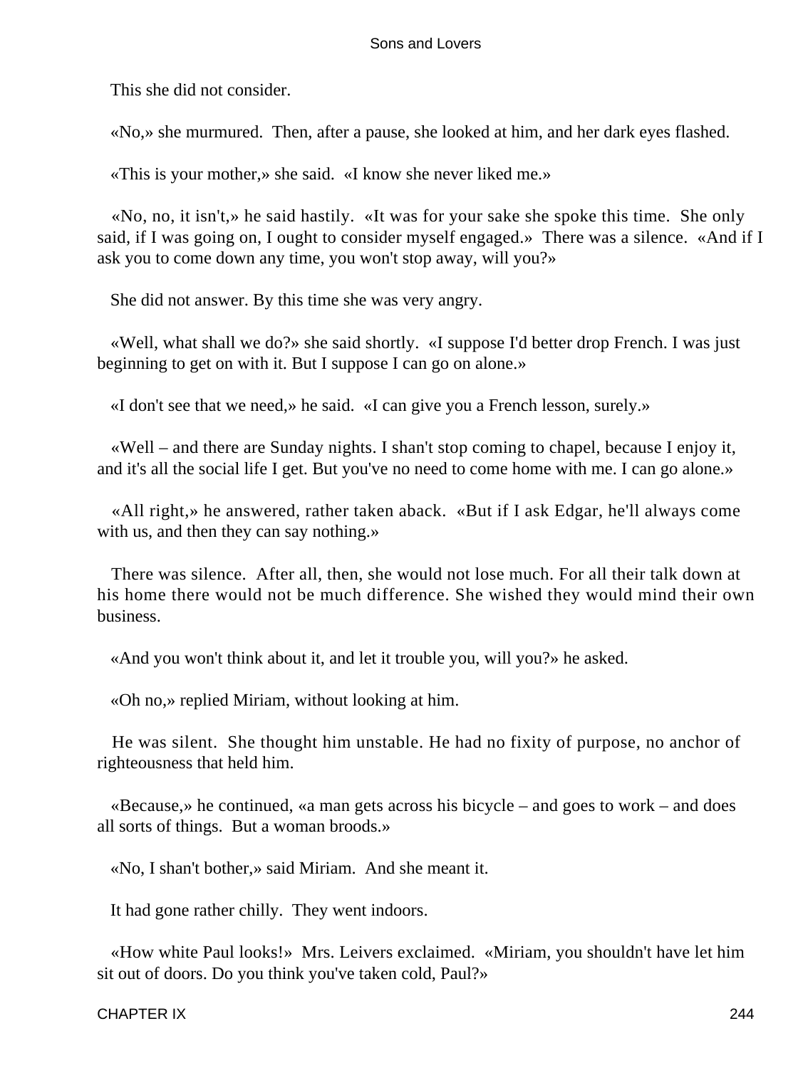This she did not consider.

«No,» she murmured. Then, after a pause, she looked at him, and her dark eyes flashed.

«This is your mother,» she said. «I know she never liked me.»

«No, no, it isn't,» he said hastily. «It was for your sake she spoke this time. She only said, if I was going on, I ought to consider myself engaged.» There was a silence. «And if I ask you to come down any time, you won't stop away, will you?»

She did not answer. By this time she was very angry.

«Well, what shall we do?» she said shortly. «I suppose I'd better drop French. I was just beginning to get on with it. But I suppose I can go on alone.»

«I don't see that we need,» he said. «I can give you a French lesson, surely.»

«Well – and there are Sunday nights. I shan't stop coming to chapel, because I enjoy it, and it's all the social life I get. But you've no need to come home with me. I can go alone.»

«All right,» he answered, rather taken aback. «But if I ask Edgar, he'll always come with us, and then they can say nothing.»

There was silence. After all, then, she would not lose much. For all their talk down at his home there would not be much difference. She wished they would mind their own business.

«And you won't think about it, and let it trouble you, will you?» he asked.

«Oh no,» replied Miriam, without looking at him.

He was silent. She thought him unstable. He had no fixity of purpose, no anchor of righteousness that held him.

«Because,» he continued, «a man gets across his bicycle – and goes to work – and does all sorts of things. But a woman broods.»

«No, I shan't bother,» said Miriam. And she meant it.

It had gone rather chilly. They went indoors.

«How white Paul looks!» Mrs. Leivers exclaimed. «Miriam, you shouldn't have let him sit out of doors. Do you think you've taken cold, Paul?»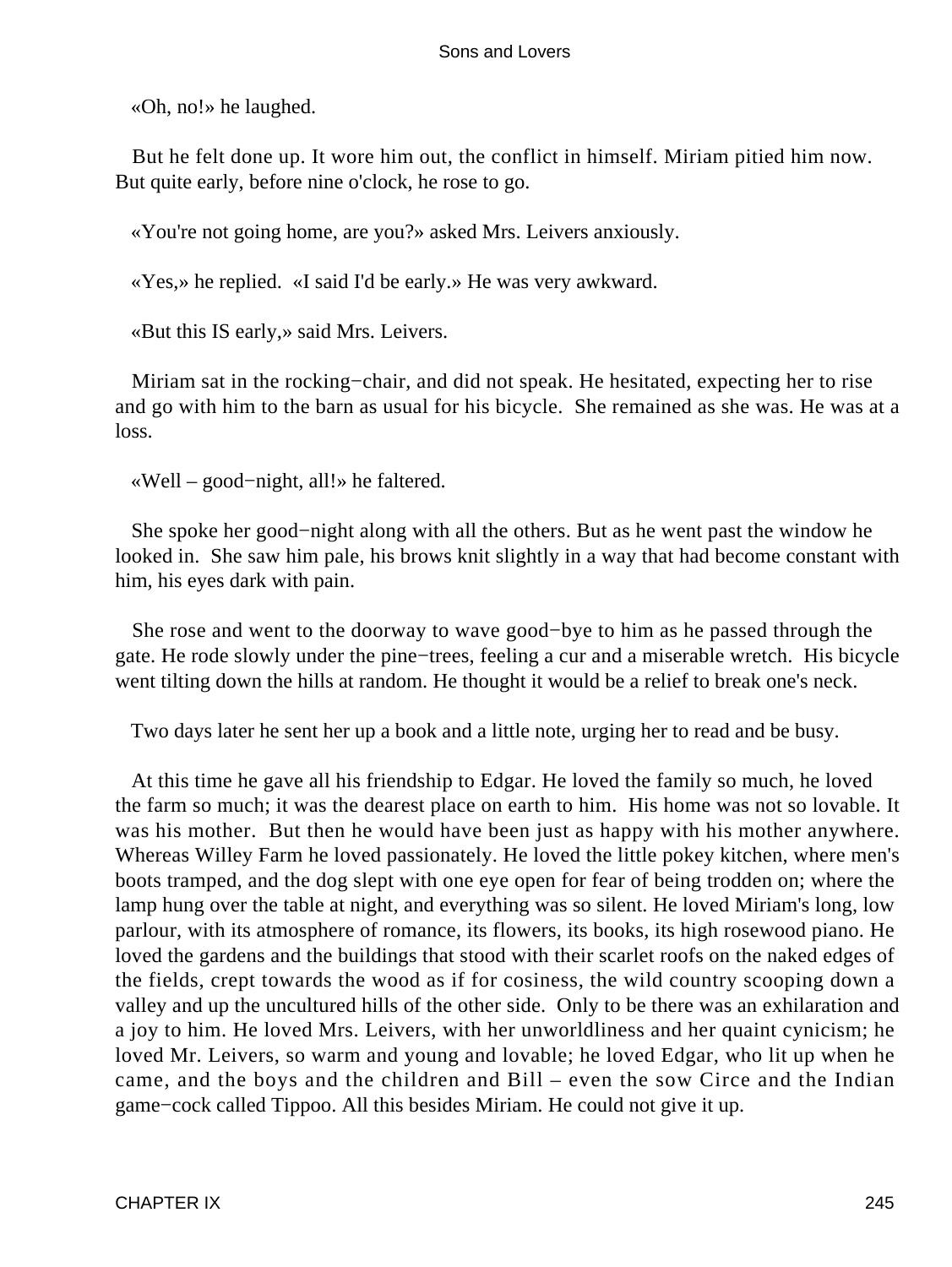«Oh, no!» he laughed.

But he felt done up. It wore him out, the conflict in himself. Miriam pitied him now. But quite early, before nine o'clock, he rose to go.

«You're not going home, are you?» asked Mrs. Leivers anxiously.

«Yes,» he replied. «I said I'd be early.» He was very awkward.

«But this IS early,» said Mrs. Leivers.

Miriam sat in the rocking−chair, and did not speak. He hesitated, expecting her to rise and go with him to the barn as usual for his bicycle. She remained as she was. He was at a loss.

«Well – good−night, all!» he faltered.

She spoke her good−night along with all the others. But as he went past the window he looked in. She saw him pale, his brows knit slightly in a way that had become constant with him, his eyes dark with pain.

She rose and went to the doorway to wave good−bye to him as he passed through the gate. He rode slowly under the pine−trees, feeling a cur and a miserable wretch. His bicycle went tilting down the hills at random. He thought it would be a relief to break one's neck.

Two days later he sent her up a book and a little note, urging her to read and be busy.

At this time he gave all his friendship to Edgar. He loved the family so much, he loved the farm so much; it was the dearest place on earth to him. His home was not so lovable. It was his mother. But then he would have been just as happy with his mother anywhere. Whereas Willey Farm he loved passionately. He loved the little pokey kitchen, where men's boots tramped, and the dog slept with one eye open for fear of being trodden on; where the lamp hung over the table at night, and everything was so silent. He loved Miriam's long, low parlour, with its atmosphere of romance, its flowers, its books, its high rosewood piano. He loved the gardens and the buildings that stood with their scarlet roofs on the naked edges of the fields, crept towards the wood as if for cosiness, the wild country scooping down a valley and up the uncultured hills of the other side. Only to be there was an exhilaration and a joy to him. He loved Mrs. Leivers, with her unworldliness and her quaint cynicism; he loved Mr. Leivers, so warm and young and lovable; he loved Edgar, who lit up when he came, and the boys and the children and Bill – even the sow Circe and the Indian game−cock called Tippoo. All this besides Miriam. He could not give it up.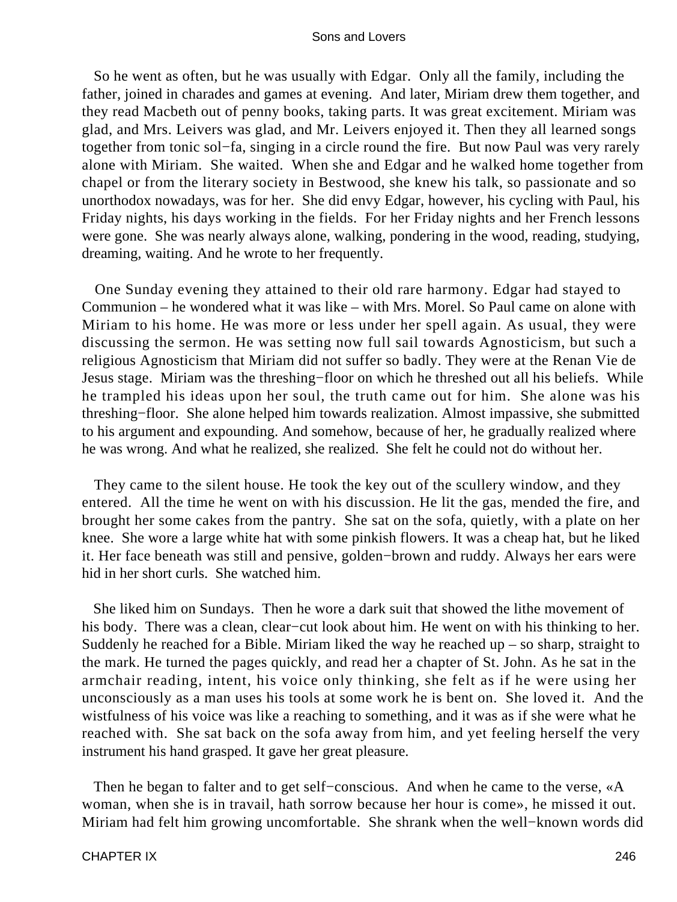So he went as often, but he was usually with Edgar. Only all the family, including the father, joined in charades and games at evening. And later, Miriam drew them together, and they read Macbeth out of penny books, taking parts. It was great excitement. Miriam was glad, and Mrs. Leivers was glad, and Mr. Leivers enjoyed it. Then they all learned songs together from tonic sol−fa, singing in a circle round the fire. But now Paul was very rarely alone with Miriam. She waited. When she and Edgar and he walked home together from chapel or from the literary society in Bestwood, she knew his talk, so passionate and so unorthodox nowadays, was for her. She did envy Edgar, however, his cycling with Paul, his Friday nights, his days working in the fields. For her Friday nights and her French lessons were gone. She was nearly always alone, walking, pondering in the wood, reading, studying, dreaming, waiting. And he wrote to her frequently.

One Sunday evening they attained to their old rare harmony. Edgar had stayed to Communion – he wondered what it was like – with Mrs. Morel. So Paul came on alone with Miriam to his home. He was more or less under her spell again. As usual, they were discussing the sermon. He was setting now full sail towards Agnosticism, but such a religious Agnosticism that Miriam did not suffer so badly. They were at the Renan Vie de Jesus stage. Miriam was the threshing−floor on which he threshed out all his beliefs. While he trampled his ideas upon her soul, the truth came out for him. She alone was his threshing−floor. She alone helped him towards realization. Almost impassive, she submitted to his argument and expounding. And somehow, because of her, he gradually realized where he was wrong. And what he realized, she realized. She felt he could not do without her.

They came to the silent house. He took the key out of the scullery window, and they entered. All the time he went on with his discussion. He lit the gas, mended the fire, and brought her some cakes from the pantry. She sat on the sofa, quietly, with a plate on her knee. She wore a large white hat with some pinkish flowers. It was a cheap hat, but he liked it. Her face beneath was still and pensive, golden−brown and ruddy. Always her ears were hid in her short curls. She watched him.

She liked him on Sundays. Then he wore a dark suit that showed the lithe movement of his body. There was a clean, clear−cut look about him. He went on with his thinking to her. Suddenly he reached for a Bible. Miriam liked the way he reached up – so sharp, straight to the mark. He turned the pages quickly, and read her a chapter of St. John. As he sat in the armchair reading, intent, his voice only thinking, she felt as if he were using her unconsciously as a man uses his tools at some work he is bent on. She loved it. And the wistfulness of his voice was like a reaching to something, and it was as if she were what he reached with. She sat back on the sofa away from him, and yet feeling herself the very instrument his hand grasped. It gave her great pleasure.

Then he began to falter and to get self−conscious. And when he came to the verse, «A woman, when she is in travail, hath sorrow because her hour is come», he missed it out. Miriam had felt him growing uncomfortable. She shrank when the well−known words did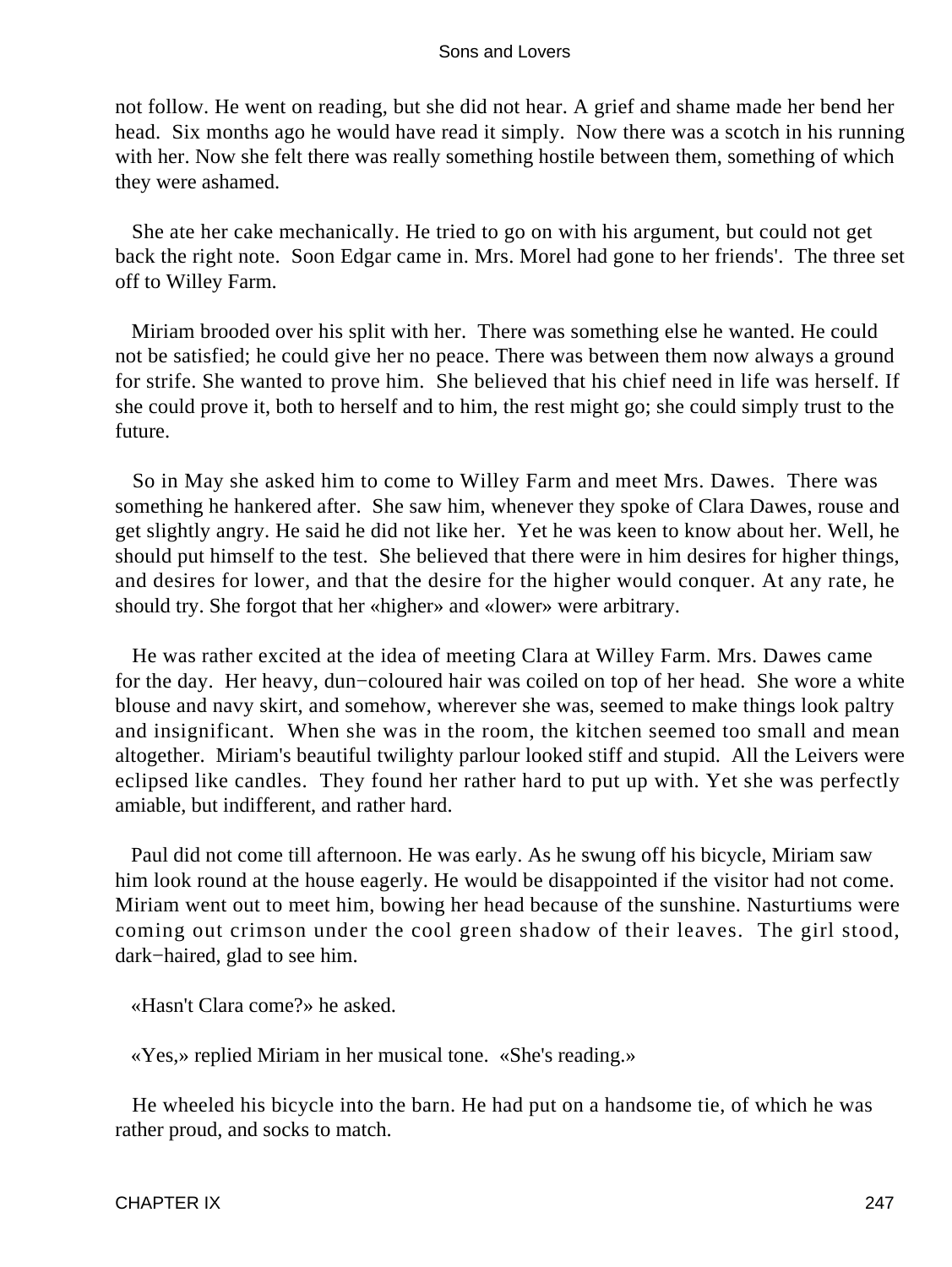not follow. He went on reading, but she did not hear. A grief and shame made her bend her head. Six months ago he would have read it simply. Now there was a scotch in his running with her. Now she felt there was really something hostile between them, something of which they were ashamed.

She ate her cake mechanically. He tried to go on with his argument, but could not get back the right note. Soon Edgar came in. Mrs. Morel had gone to her friends'. The three set off to Willey Farm.

Miriam brooded over his split with her. There was something else he wanted. He could not be satisfied; he could give her no peace. There was between them now always a ground for strife. She wanted to prove him. She believed that his chief need in life was herself. If she could prove it, both to herself and to him, the rest might go; she could simply trust to the future.

So in May she asked him to come to Willey Farm and meet Mrs. Dawes. There was something he hankered after. She saw him, whenever they spoke of Clara Dawes, rouse and get slightly angry. He said he did not like her. Yet he was keen to know about her. Well, he should put himself to the test. She believed that there were in him desires for higher things, and desires for lower, and that the desire for the higher would conquer. At any rate, he should try. She forgot that her «higher» and «lower» were arbitrary.

He was rather excited at the idea of meeting Clara at Willey Farm. Mrs. Dawes came for the day. Her heavy, dun−coloured hair was coiled on top of her head. She wore a white blouse and navy skirt, and somehow, wherever she was, seemed to make things look paltry and insignificant. When she was in the room, the kitchen seemed too small and mean altogether. Miriam's beautiful twilighty parlour looked stiff and stupid. All the Leivers were eclipsed like candles. They found her rather hard to put up with. Yet she was perfectly amiable, but indifferent, and rather hard.

Paul did not come till afternoon. He was early. As he swung off his bicycle, Miriam saw him look round at the house eagerly. He would be disappointed if the visitor had not come. Miriam went out to meet him, bowing her head because of the sunshine. Nasturtiums were coming out crimson under the cool green shadow of their leaves. The girl stood, dark−haired, glad to see him.

«Hasn't Clara come?» he asked.

«Yes,» replied Miriam in her musical tone. «She's reading.»

He wheeled his bicycle into the barn. He had put on a handsome tie, of which he was rather proud, and socks to match.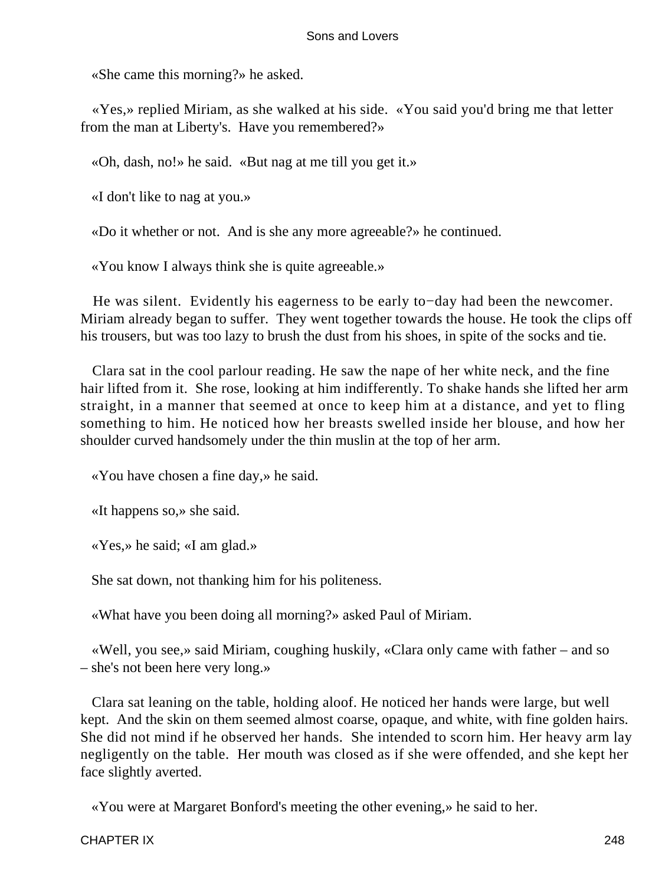«She came this morning?» he asked.

«Yes,» replied Miriam, as she walked at his side. «You said you'd bring me that letter from the man at Liberty's. Have you remembered?»

«Oh, dash, no!» he said. «But nag at me till you get it.»

«I don't like to nag at you.»

«Do it whether or not. And is she any more agreeable?» he continued.

«You know I always think she is quite agreeable.»

He was silent. Evidently his eagerness to be early to−day had been the newcomer. Miriam already began to suffer. They went together towards the house. He took the clips off his trousers, but was too lazy to brush the dust from his shoes, in spite of the socks and tie.

Clara sat in the cool parlour reading. He saw the nape of her white neck, and the fine hair lifted from it. She rose, looking at him indifferently. To shake hands she lifted her arm straight, in a manner that seemed at once to keep him at a distance, and yet to fling something to him. He noticed how her breasts swelled inside her blouse, and how her shoulder curved handsomely under the thin muslin at the top of her arm.

«You have chosen a fine day,» he said.

«It happens so,» she said.

«Yes,» he said; «I am glad.»

She sat down, not thanking him for his politeness.

«What have you been doing all morning?» asked Paul of Miriam.

«Well, you see,» said Miriam, coughing huskily, «Clara only came with father – and so – she's not been here very long.»

Clara sat leaning on the table, holding aloof. He noticed her hands were large, but well kept. And the skin on them seemed almost coarse, opaque, and white, with fine golden hairs. She did not mind if he observed her hands. She intended to scorn him. Her heavy arm lay negligently on the table. Her mouth was closed as if she were offended, and she kept her face slightly averted.

«You were at Margaret Bonford's meeting the other evening,» he said to her.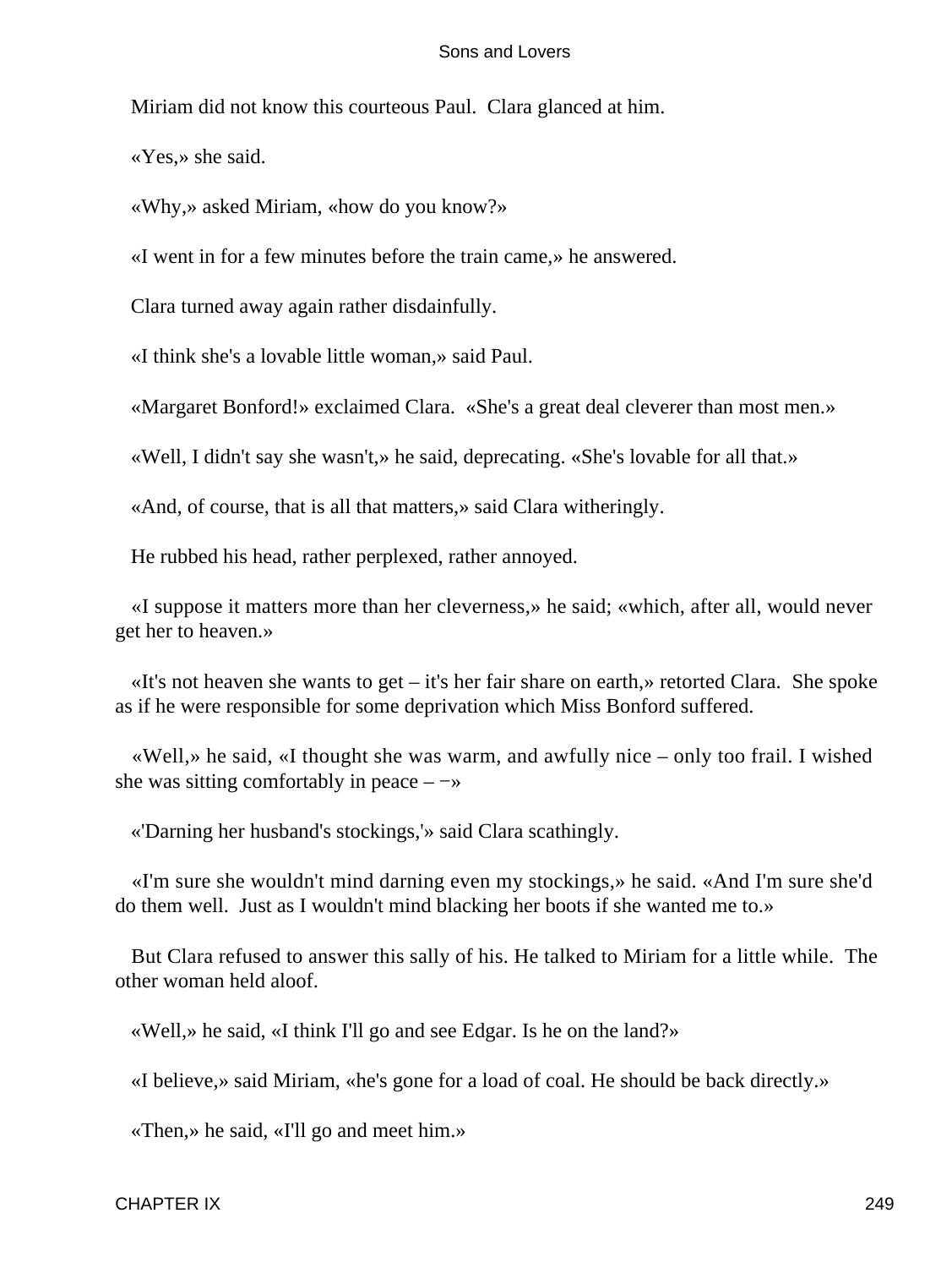Miriam did not know this courteous Paul.  Clara glanced at him.

«Yes,» she said.

«Why,» asked Miriam, «how do you know?»

«I went in for a few minutes before the train came,» he answered.

Clara turned away again rather disdainfully.

«I think she's a lovable little woman,» said Paul.

«Margaret Bonford!» exclaimed Clara.  «She's a great deal cleverer than most men.»

«Well, I didn't say she wasn't,» he said, deprecating. «She's lovable for all that.»

«And, of course, that is all that matters,» said Clara witheringly.

He rubbed his head, rather perplexed, rather annoyed.

«I suppose it matters more than her cleverness,» he said; «which, after all, would never get her to heaven.»

«It's not heaven she wants to get – it's her fair share on earth,» retorted Clara.  She spoke as if he were responsible for some deprivation which Miss Bonford suffered.

«Well,» he said, «I thought she was warm, and awfully nice – only too frail. I wished she was sitting comfortably in peace – −»

«'Darning her husband's stockings,'» said Clara scathingly.

«I'm sure she wouldn't mind darning even my stockings,» he said. «And I'm sure she'd do them well.  Just as I wouldn't mind blacking her boots if she wanted me to.»

But Clara refused to answer this sally of his. He talked to Miriam for a little while.  The other woman held aloof.

«Well,» he said, «I think I'll go and see Edgar. Is he on the land?»

«I believe,» said Miriam, «he's gone for a load of coal. He should be back directly.»

«Then,» he said, «I'll go and meet him.»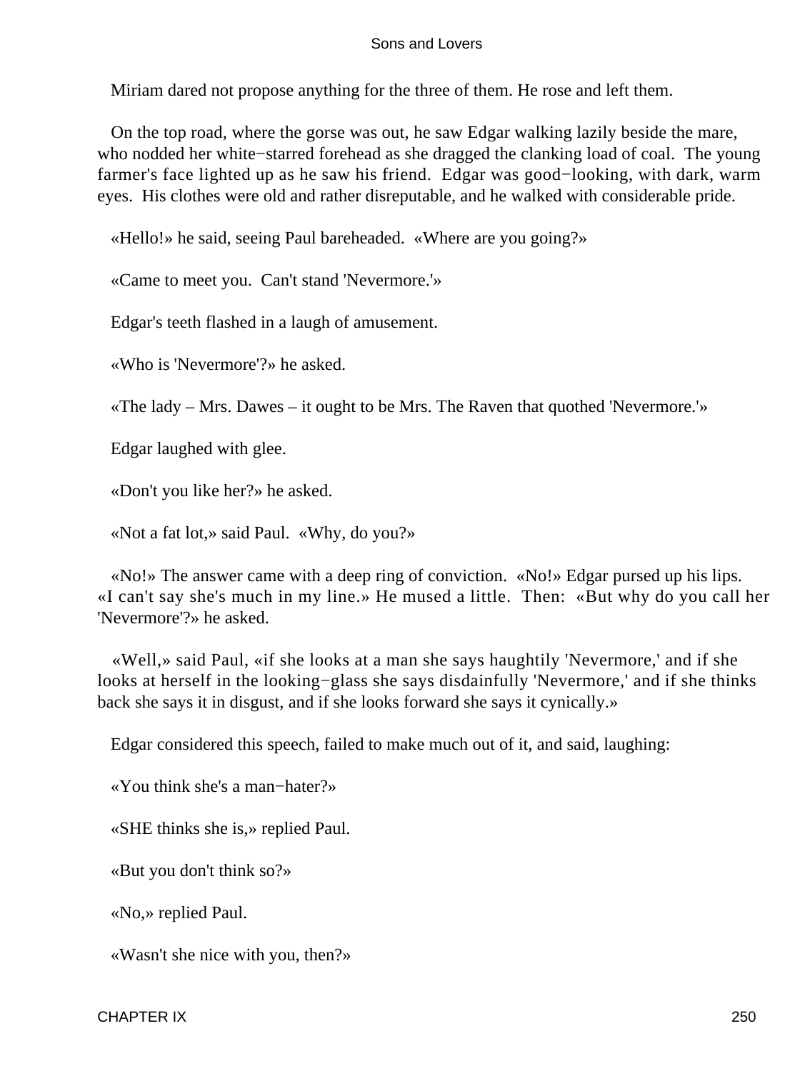Miriam dared not propose anything for the three of them. He rose and left them.

On the top road, where the gorse was out, he saw Edgar walking lazily beside the mare, who nodded her white−starred forehead as she dragged the clanking load of coal. The young farmer's face lighted up as he saw his friend. Edgar was good−looking, with dark, warm eyes. His clothes were old and rather disreputable, and he walked with considerable pride.

«Hello!» he said, seeing Paul bareheaded. «Where are you going?»

«Came to meet you. Can't stand 'Nevermore.'»

Edgar's teeth flashed in a laugh of amusement.

«Who is 'Nevermore'?» he asked.

«The lady – Mrs. Dawes – it ought to be Mrs. The Raven that quothed 'Nevermore.'»

Edgar laughed with glee.

«Don't you like her?» he asked.

«Not a fat lot,» said Paul. «Why, do you?»

«No!» The answer came with a deep ring of conviction. «No!» Edgar pursed up his lips. «I can't say she's much in my line.» He mused a little. Then: «But why do you call her 'Nevermore'?» he asked.

«Well,» said Paul, «if she looks at a man she says haughtily 'Nevermore,' and if she looks at herself in the looking−glass she says disdainfully 'Nevermore,' and if she thinks back she says it in disgust, and if she looks forward she says it cynically.»

Edgar considered this speech, failed to make much out of it, and said, laughing:

«You think she's a man−hater?»

«SHE thinks she is,» replied Paul.

«But you don't think so?»

«No,» replied Paul.

«Wasn't she nice with you, then?»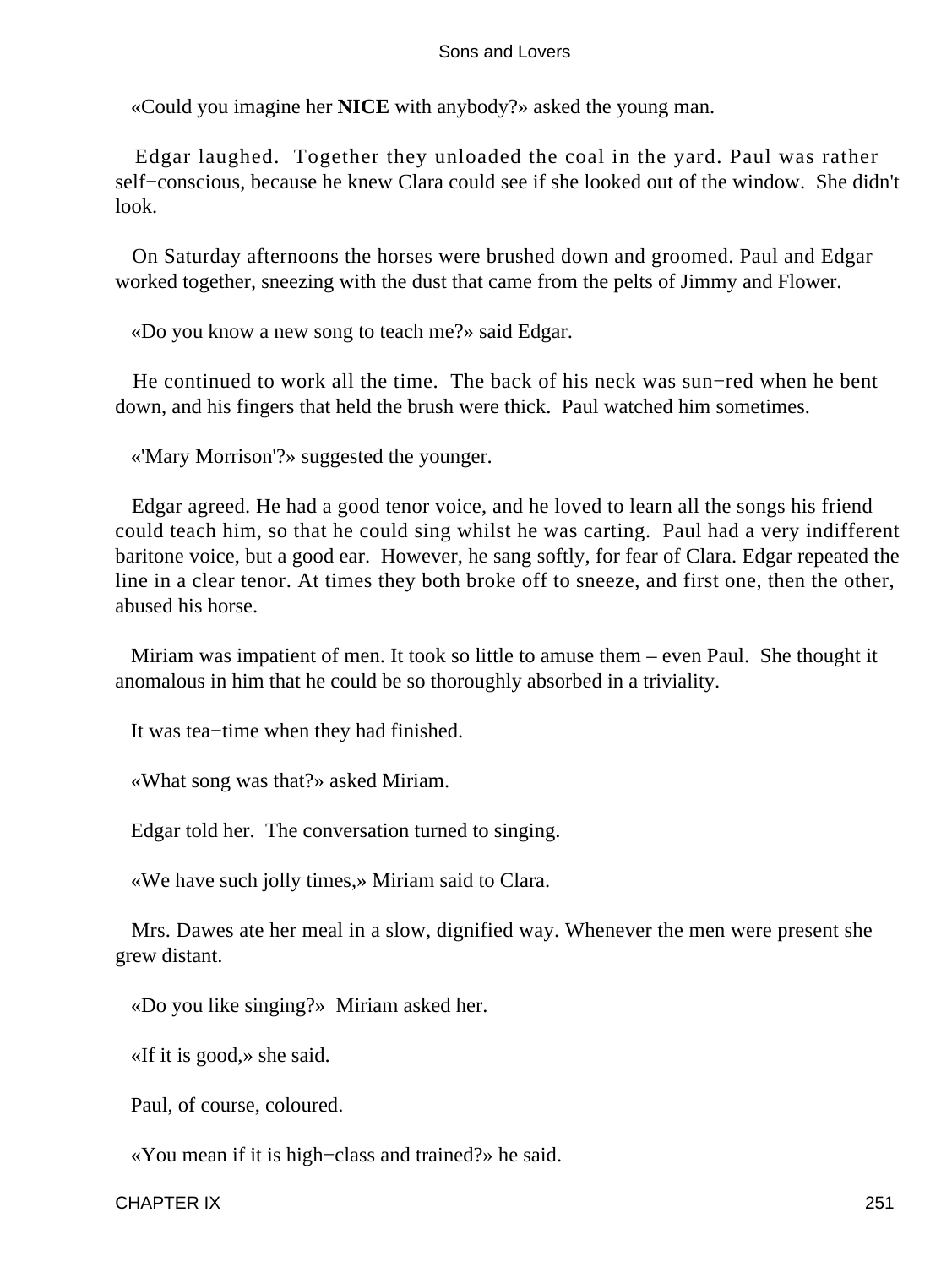«Could you imagine her **NICE** with anybody?» asked the young man.

Edgar laughed. Together they unloaded the coal in the yard. Paul was rather self−conscious, because he knew Clara could see if she looked out of the window. She didn't look.

On Saturday afternoons the horses were brushed down and groomed. Paul and Edgar worked together, sneezing with the dust that came from the pelts of Jimmy and Flower.

«Do you know a new song to teach me?» said Edgar.

He continued to work all the time. The back of his neck was sun−red when he bent down, and his fingers that held the brush were thick. Paul watched him sometimes.

«'Mary Morrison'?» suggested the younger.

Edgar agreed. He had a good tenor voice, and he loved to learn all the songs his friend could teach him, so that he could sing whilst he was carting. Paul had a very indifferent baritone voice, but a good ear. However, he sang softly, for fear of Clara. Edgar repeated the line in a clear tenor. At times they both broke off to sneeze, and first one, then the other, abused his horse.

Miriam was impatient of men. It took so little to amuse them – even Paul. She thought it anomalous in him that he could be so thoroughly absorbed in a triviality.

It was tea−time when they had finished.

«What song was that?» asked Miriam.

Edgar told her. The conversation turned to singing.

«We have such jolly times,» Miriam said to Clara.

Mrs. Dawes ate her meal in a slow, dignified way. Whenever the men were present she grew distant.

«Do you like singing?» Miriam asked her.

«If it is good,» she said.

Paul, of course, coloured.

«You mean if it is high−class and trained?» he said.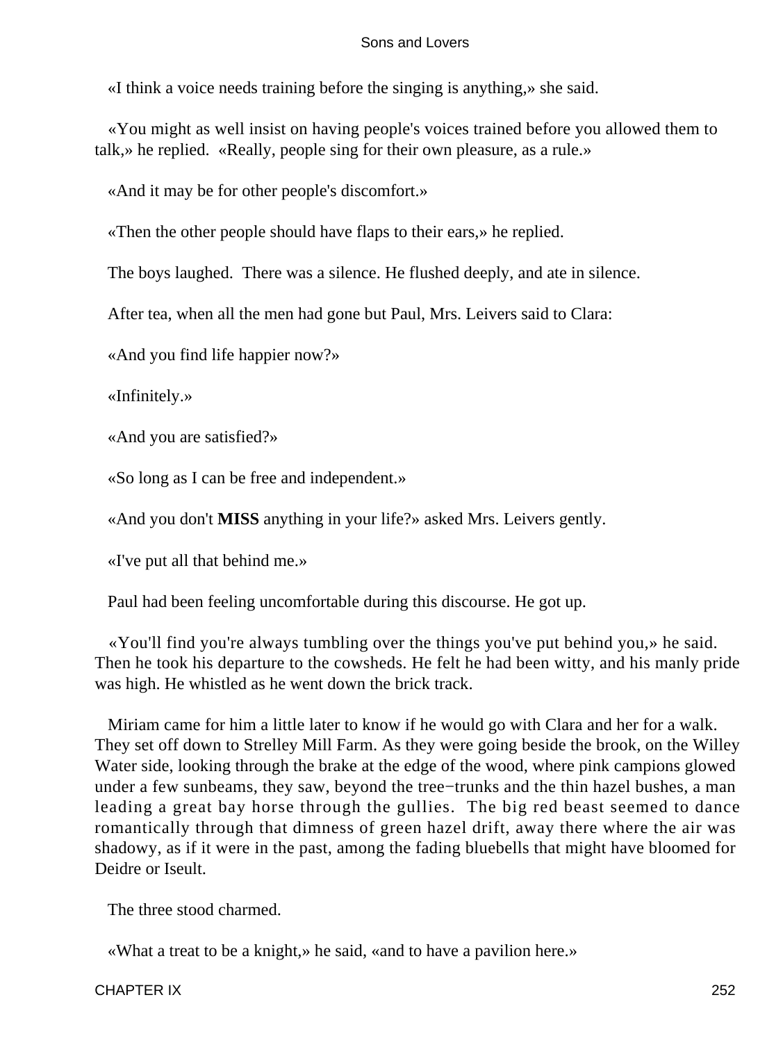«I think a voice needs training before the singing is anything,» she said.

«You might as well insist on having people's voices trained before you allowed them to talk,» he replied. «Really, people sing for their own pleasure, as a rule.»

«And it may be for other people's discomfort.»

«Then the other people should have flaps to their ears,» he replied.

The boys laughed. There was a silence. He flushed deeply, and ate in silence.

After tea, when all the men had gone but Paul, Mrs. Leivers said to Clara:

«And you find life happier now?»

«Infinitely.»

«And you are satisfied?»

«So long as I can be free and independent.»

«And you don't **MISS** anything in your life?» asked Mrs. Leivers gently.

«I've put all that behind me.»

Paul had been feeling uncomfortable during this discourse. He got up.

«You'll find you're always tumbling over the things you've put behind you,» he said. Then he took his departure to the cowsheds. He felt he had been witty, and his manly pride was high. He whistled as he went down the brick track.

Miriam came for him a little later to know if he would go with Clara and her for a walk. They set off down to Strelley Mill Farm. As they were going beside the brook, on the Willey Water side, looking through the brake at the edge of the wood, where pink campions glowed under a few sunbeams, they saw, beyond the tree−trunks and the thin hazel bushes, a man leading a great bay horse through the gullies. The big red beast seemed to dance romantically through that dimness of green hazel drift, away there where the air was shadowy, as if it were in the past, among the fading bluebells that might have bloomed for Deidre or Iseult.

The three stood charmed.

«What a treat to be a knight,» he said, «and to have a pavilion here.»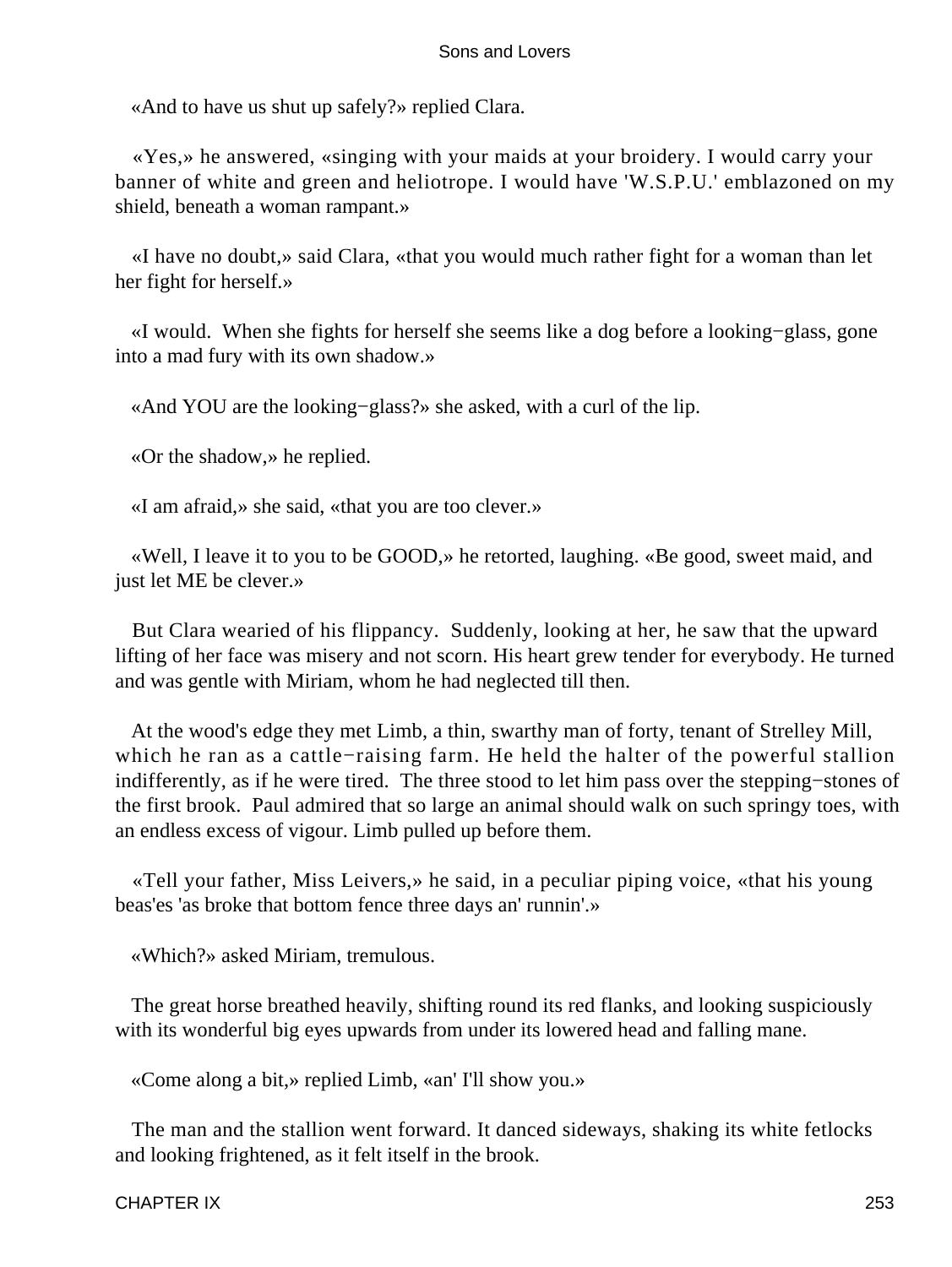«And to have us shut up safely?» replied Clara.

«Yes,» he answered, «singing with your maids at your broidery. I would carry your banner of white and green and heliotrope. I would have 'W.S.P.U.' emblazoned on my shield, beneath a woman rampant.»

«I have no doubt,» said Clara, «that you would much rather fight for a woman than let her fight for herself.»

«I would. When she fights for herself she seems like a dog before a looking−glass, gone into a mad fury with its own shadow.»

«And YOU are the looking−glass?» she asked, with a curl of the lip.

«Or the shadow,» he replied.

«I am afraid,» she said, «that you are too clever.»

«Well, I leave it to you to be GOOD,» he retorted, laughing. «Be good, sweet maid, and just let ME be clever.»

But Clara wearied of his flippancy. Suddenly, looking at her, he saw that the upward lifting of her face was misery and not scorn. His heart grew tender for everybody. He turned and was gentle with Miriam, whom he had neglected till then.

At the wood's edge they met Limb, a thin, swarthy man of forty, tenant of Strelley Mill, which he ran as a cattle−raising farm. He held the halter of the powerful stallion indifferently, as if he were tired. The three stood to let him pass over the stepping−stones of the first brook. Paul admired that so large an animal should walk on such springy toes, with an endless excess of vigour. Limb pulled up before them.

«Tell your father, Miss Leivers,» he said, in a peculiar piping voice, «that his young beas'es 'as broke that bottom fence three days an' runnin'.»

«Which?» asked Miriam, tremulous.

The great horse breathed heavily, shifting round its red flanks, and looking suspiciously with its wonderful big eyes upwards from under its lowered head and falling mane.

«Come along a bit,» replied Limb, «an' I'll show you.»

The man and the stallion went forward. It danced sideways, shaking its white fetlocks and looking frightened, as it felt itself in the brook.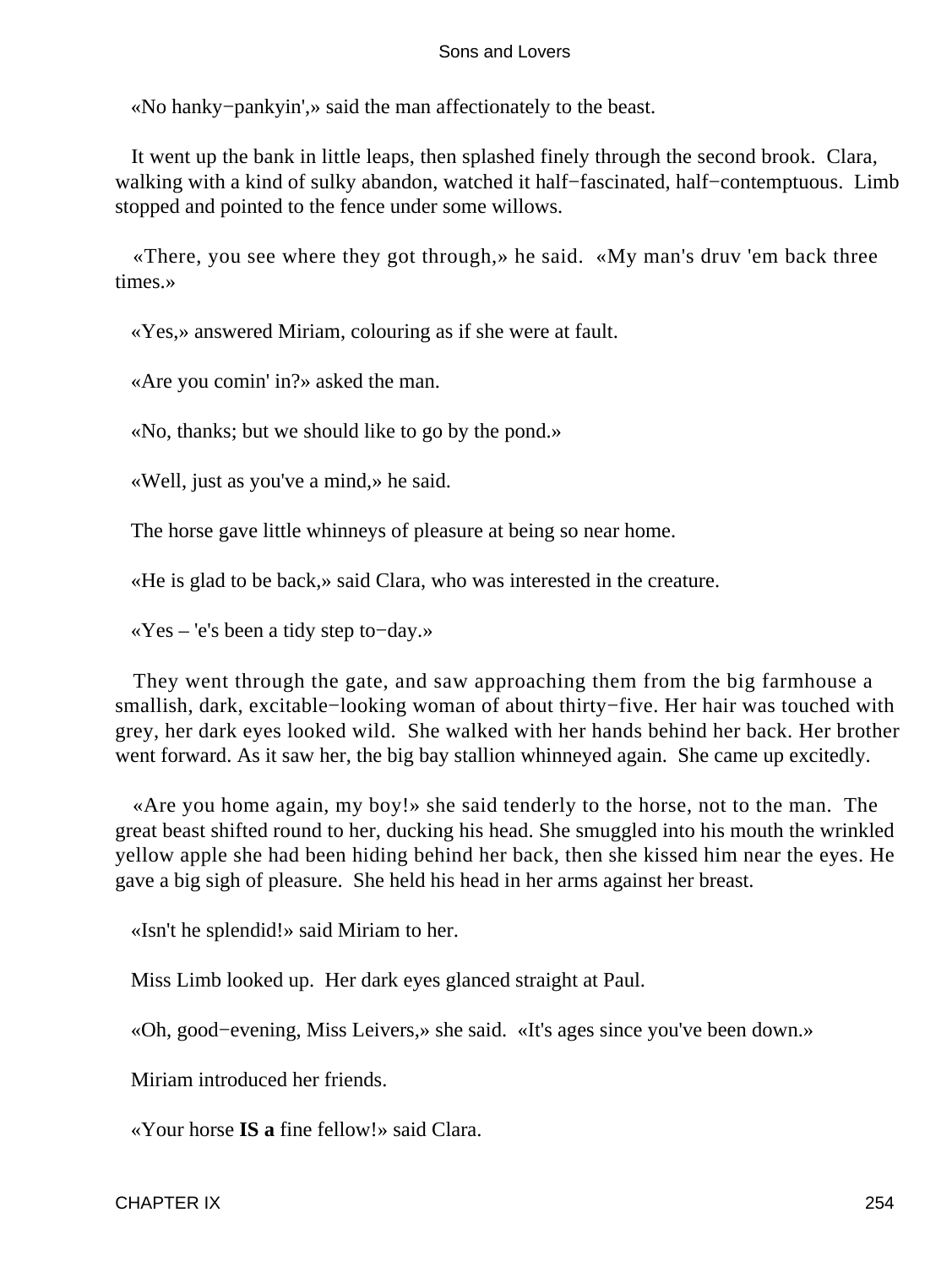«No hanky−pankyin',» said the man affectionately to the beast.

It went up the bank in little leaps, then splashed finely through the second brook. Clara, walking with a kind of sulky abandon, watched it half−fascinated, half−contemptuous. Limb stopped and pointed to the fence under some willows.

«There, you see where they got through,» he said. «My man's druv 'em back three times.»

«Yes,» answered Miriam, colouring as if she were at fault.

«Are you comin' in?» asked the man.

«No, thanks; but we should like to go by the pond.»

«Well, just as you've a mind,» he said.

The horse gave little whinneys of pleasure at being so near home.

«He is glad to be back,» said Clara, who was interested in the creature.

«Yes – 'e's been a tidy step to−day.»

They went through the gate, and saw approaching them from the big farmhouse a smallish, dark, excitable−looking woman of about thirty−five. Her hair was touched with grey, her dark eyes looked wild. She walked with her hands behind her back. Her brother went forward. As it saw her, the big bay stallion whinneyed again. She came up excitedly.

«Are you home again, my boy!» she said tenderly to the horse, not to the man. The great beast shifted round to her, ducking his head. She smuggled into his mouth the wrinkled yellow apple she had been hiding behind her back, then she kissed him near the eyes. He gave a big sigh of pleasure. She held his head in her arms against her breast.

«Isn't he splendid!» said Miriam to her.

Miss Limb looked up. Her dark eyes glanced straight at Paul.

«Oh, good−evening, Miss Leivers,» she said. «It's ages since you've been down.»

Miriam introduced her friends.

«Your horse **IS a** fine fellow!» said Clara.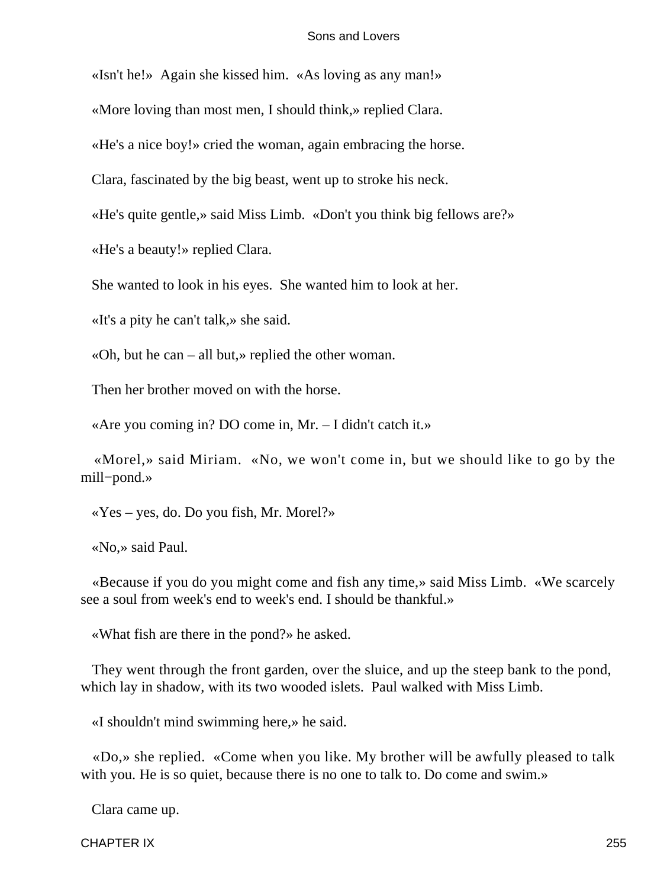«Isn't he!» Again she kissed him. «As loving as any man!»

«More loving than most men, I should think,» replied Clara.

«He's a nice boy!» cried the woman, again embracing the horse.

Clara, fascinated by the big beast, went up to stroke his neck.

«He's quite gentle,» said Miss Limb. «Don't you think big fellows are?»

«He's a beauty!» replied Clara.

She wanted to look in his eyes. She wanted him to look at her.

«It's a pity he can't talk,» she said.

«Oh, but he can – all but,» replied the other woman.

Then her brother moved on with the horse.

«Are you coming in? DO come in, Mr. – I didn't catch it.»

«Morel,» said Miriam. «No, we won't come in, but we should like to go by the mill−pond.»

«Yes – yes, do. Do you fish, Mr. Morel?»

«No,» said Paul.

«Because if you do you might come and fish any time,» said Miss Limb. «We scarcely see a soul from week's end to week's end. I should be thankful.»

«What fish are there in the pond?» he asked.

They went through the front garden, over the sluice, and up the steep bank to the pond, which lay in shadow, with its two wooded islets. Paul walked with Miss Limb.

«I shouldn't mind swimming here,» he said.

«Do,» she replied. «Come when you like. My brother will be awfully pleased to talk with you. He is so quiet, because there is no one to talk to. Do come and swim.»

Clara came up.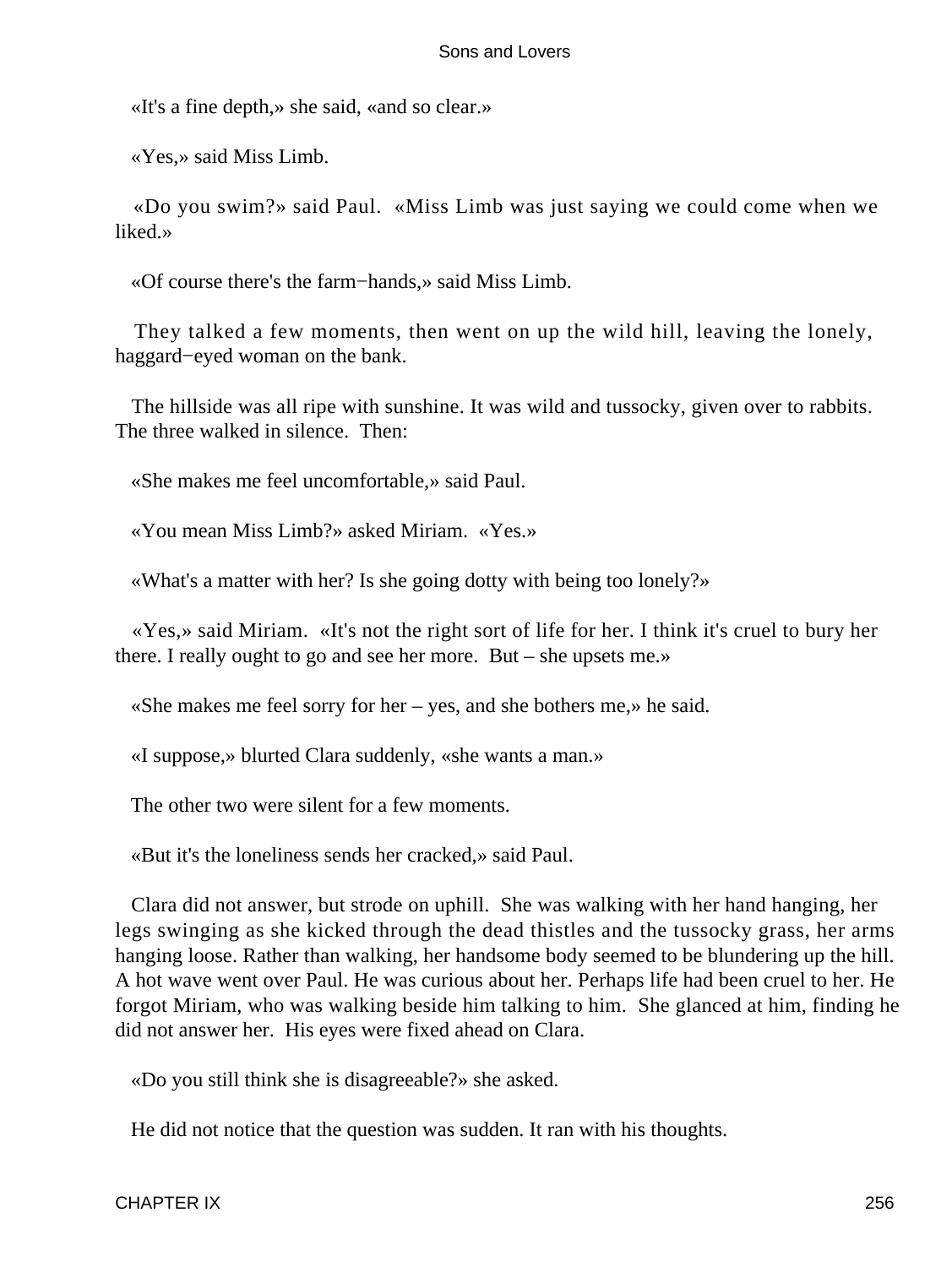«It's a fine depth,» she said, «and so clear.»

«Yes,» said Miss Limb.

«Do you swim?» said Paul. «Miss Limb was just saying we could come when we liked.»

«Of course there's the farm−hands,» said Miss Limb.

They talked a few moments, then went on up the wild hill, leaving the lonely, haggard−eyed woman on the bank.

The hillside was all ripe with sunshine. It was wild and tussocky, given over to rabbits. The three walked in silence. Then:

«She makes me feel uncomfortable,» said Paul.

«You mean Miss Limb?» asked Miriam. «Yes.»

«What's a matter with her? Is she going dotty with being too lonely?»

«Yes,» said Miriam. «It's not the right sort of life for her. I think it's cruel to bury her there. I really ought to go and see her more. But – she upsets me.»

«She makes me feel sorry for her – yes, and she bothers me,» he said.

«I suppose,» blurted Clara suddenly, «she wants a man.»

The other two were silent for a few moments.

«But it's the loneliness sends her cracked,» said Paul.

Clara did not answer, but strode on uphill. She was walking with her hand hanging, her legs swinging as she kicked through the dead thistles and the tussocky grass, her arms hanging loose. Rather than walking, her handsome body seemed to be blundering up the hill. A hot wave went over Paul. He was curious about her. Perhaps life had been cruel to her. He forgot Miriam, who was walking beside him talking to him. She glanced at him, finding he did not answer her. His eyes were fixed ahead on Clara.

«Do you still think she is disagreeable?» she asked.

He did not notice that the question was sudden. It ran with his thoughts.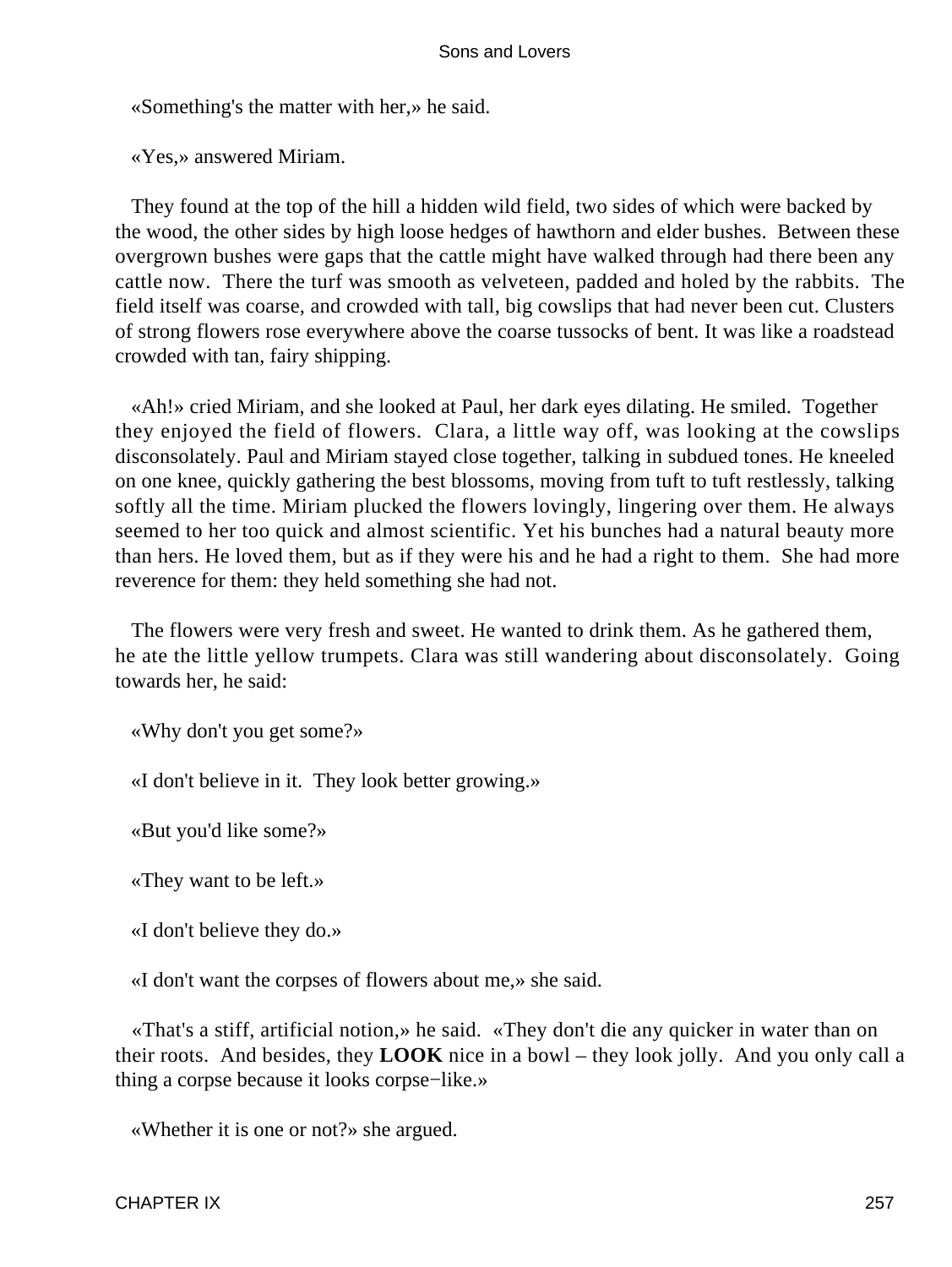«Something's the matter with her,» he said.

«Yes,» answered Miriam.

They found at the top of the hill a hidden wild field, two sides of which were backed by the wood, the other sides by high loose hedges of hawthorn and elder bushes. Between these overgrown bushes were gaps that the cattle might have walked through had there been any cattle now. There the turf was smooth as velveteen, padded and holed by the rabbits. The field itself was coarse, and crowded with tall, big cowslips that had never been cut. Clusters of strong flowers rose everywhere above the coarse tussocks of bent. It was like a roadstead crowded with tan, fairy shipping.

«Ah!» cried Miriam, and she looked at Paul, her dark eyes dilating. He smiled. Together they enjoyed the field of flowers. Clara, a little way off, was looking at the cowslips disconsolately. Paul and Miriam stayed close together, talking in subdued tones. He kneeled on one knee, quickly gathering the best blossoms, moving from tuft to tuft restlessly, talking softly all the time. Miriam plucked the flowers lovingly, lingering over them. He always seemed to her too quick and almost scientific. Yet his bunches had a natural beauty more than hers. He loved them, but as if they were his and he had a right to them. She had more reverence for them: they held something she had not.

The flowers were very fresh and sweet. He wanted to drink them. As he gathered them, he ate the little yellow trumpets. Clara was still wandering about disconsolately. Going towards her, he said:

«Why don't you get some?»

«I don't believe in it. They look better growing.»

«But you'd like some?»

«They want to be left.»

«I don't believe they do.»

«I don't want the corpses of flowers about me,» she said.

«That's a stiff, artificial notion,» he said. «They don't die any quicker in water than on their roots. And besides, they **LOOK** nice in a bowl – they look jolly. And you only call a thing a corpse because it looks corpse−like.»

«Whether it is one or not?» she argued.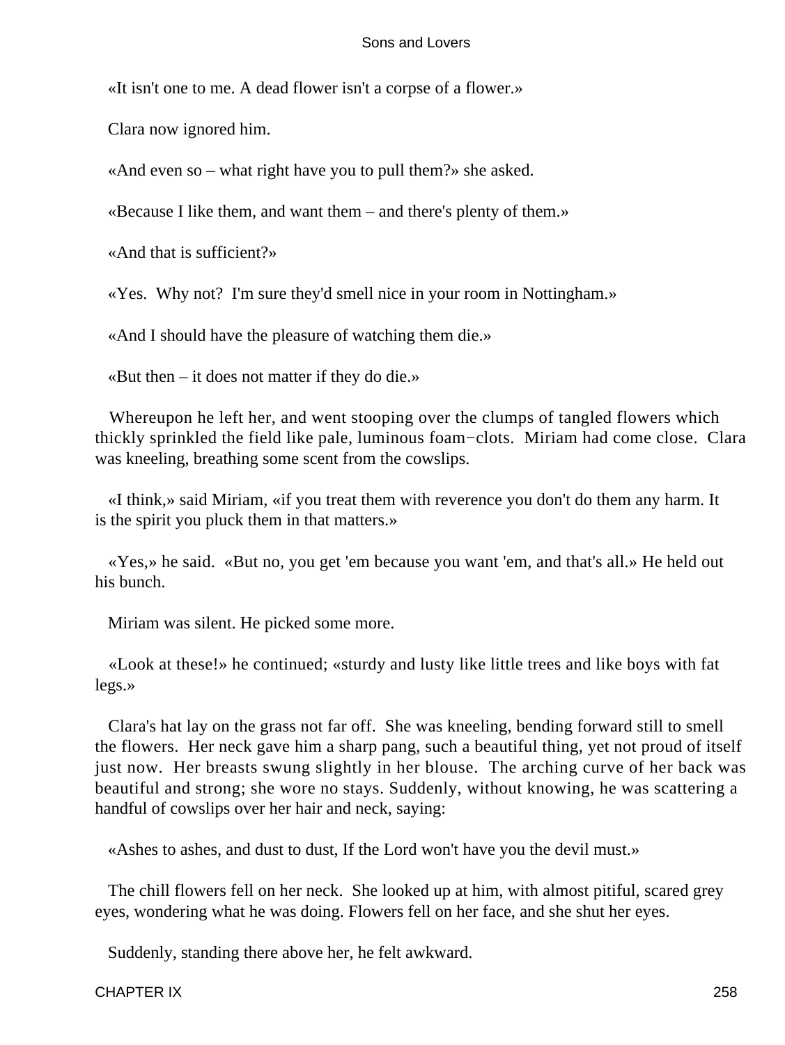«It isn't one to me. A dead flower isn't a corpse of a flower.»

Clara now ignored him.

«And even so – what right have you to pull them?» she asked.

«Because I like them, and want them – and there's plenty of them.»

«And that is sufficient?»

«Yes. Why not? I'm sure they'd smell nice in your room in Nottingham.»

«And I should have the pleasure of watching them die.»

«But then – it does not matter if they do die.»

Whereupon he left her, and went stooping over the clumps of tangled flowers which thickly sprinkled the field like pale, luminous foam−clots. Miriam had come close. Clara was kneeling, breathing some scent from the cowslips.

«I think,» said Miriam, «if you treat them with reverence you don't do them any harm. It is the spirit you pluck them in that matters.»

«Yes,» he said. «But no, you get 'em because you want 'em, and that's all.» He held out his bunch.

Miriam was silent. He picked some more.

«Look at these!» he continued; «sturdy and lusty like little trees and like boys with fat legs.»

Clara's hat lay on the grass not far off. She was kneeling, bending forward still to smell the flowers. Her neck gave him a sharp pang, such a beautiful thing, yet not proud of itself just now. Her breasts swung slightly in her blouse. The arching curve of her back was beautiful and strong; she wore no stays. Suddenly, without knowing, he was scattering a handful of cowslips over her hair and neck, saying:

«Ashes to ashes, and dust to dust, If the Lord won't have you the devil must.»

The chill flowers fell on her neck. She looked up at him, with almost pitiful, scared grey eyes, wondering what he was doing. Flowers fell on her face, and she shut her eyes.

Suddenly, standing there above her, he felt awkward.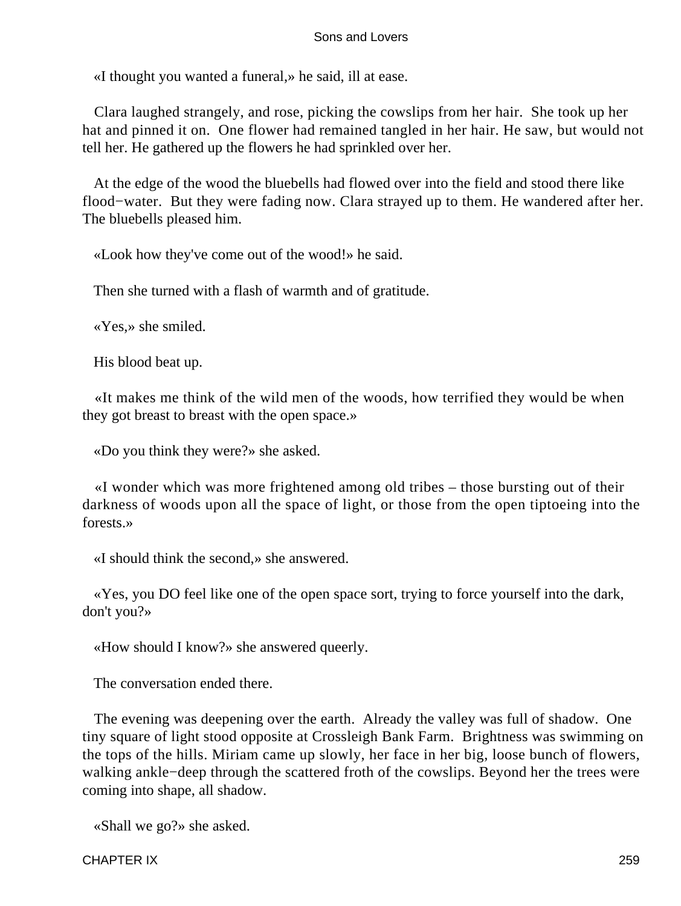«I thought you wanted a funeral,» he said, ill at ease.

Clara laughed strangely, and rose, picking the cowslips from her hair. She took up her hat and pinned it on. One flower had remained tangled in her hair. He saw, but would not tell her. He gathered up the flowers he had sprinkled over her.

At the edge of the wood the bluebells had flowed over into the field and stood there like flood−water. But they were fading now. Clara strayed up to them. He wandered after her. The bluebells pleased him.

«Look how they've come out of the wood!» he said.

Then she turned with a flash of warmth and of gratitude.

«Yes,» she smiled.

His blood beat up.

«It makes me think of the wild men of the woods, how terrified they would be when they got breast to breast with the open space.»

«Do you think they were?» she asked.

«I wonder which was more frightened among old tribes – those bursting out of their darkness of woods upon all the space of light, or those from the open tiptoeing into the forests.»

«I should think the second,» she answered.

«Yes, you DO feel like one of the open space sort, trying to force yourself into the dark, don't you?»

«How should I know?» she answered queerly.

The conversation ended there.

The evening was deepening over the earth. Already the valley was full of shadow. One tiny square of light stood opposite at Crossleigh Bank Farm. Brightness was swimming on the tops of the hills. Miriam came up slowly, her face in her big, loose bunch of flowers, walking ankle−deep through the scattered froth of the cowslips. Beyond her the trees were coming into shape, all shadow.

«Shall we go?» she asked.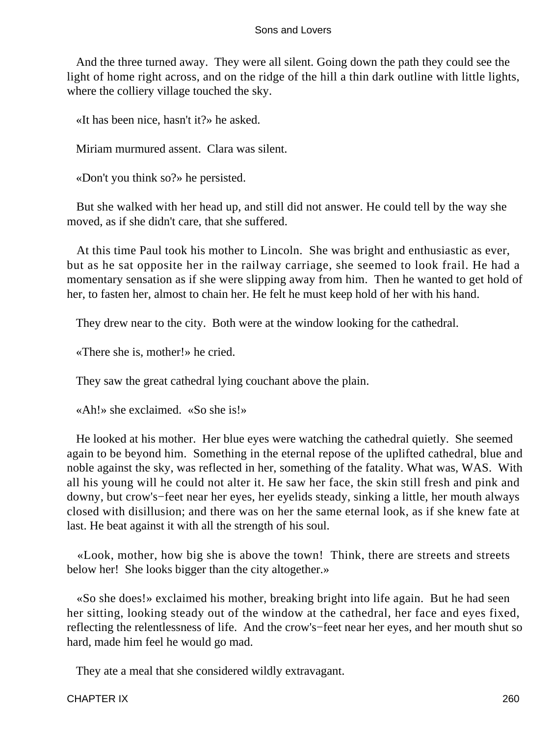And the three turned away. They were all silent. Going down the path they could see the light of home right across, and on the ridge of the hill a thin dark outline with little lights, where the colliery village touched the sky.

«It has been nice, hasn't it?» he asked.

Miriam murmured assent. Clara was silent.

«Don't you think so?» he persisted.

But she walked with her head up, and still did not answer. He could tell by the way she moved, as if she didn't care, that she suffered.

At this time Paul took his mother to Lincoln. She was bright and enthusiastic as ever, but as he sat opposite her in the railway carriage, she seemed to look frail. He had a momentary sensation as if she were slipping away from him. Then he wanted to get hold of her, to fasten her, almost to chain her. He felt he must keep hold of her with his hand.

They drew near to the city. Both were at the window looking for the cathedral.

«There she is, mother!» he cried.

They saw the great cathedral lying couchant above the plain.

«Ah!» she exclaimed. «So she is!»

He looked at his mother. Her blue eyes were watching the cathedral quietly. She seemed again to be beyond him. Something in the eternal repose of the uplifted cathedral, blue and noble against the sky, was reflected in her, something of the fatality. What was, WAS. With all his young will he could not alter it. He saw her face, the skin still fresh and pink and downy, but crow's−feet near her eyes, her eyelids steady, sinking a little, her mouth always closed with disillusion; and there was on her the same eternal look, as if she knew fate at last. He beat against it with all the strength of his soul.

«Look, mother, how big she is above the town! Think, there are streets and streets below her! She looks bigger than the city altogether.»

«So she does!» exclaimed his mother, breaking bright into life again. But he had seen her sitting, looking steady out of the window at the cathedral, her face and eyes fixed, reflecting the relentlessness of life. And the crow's−feet near her eyes, and her mouth shut so hard, made him feel he would go mad.

They ate a meal that she considered wildly extravagant.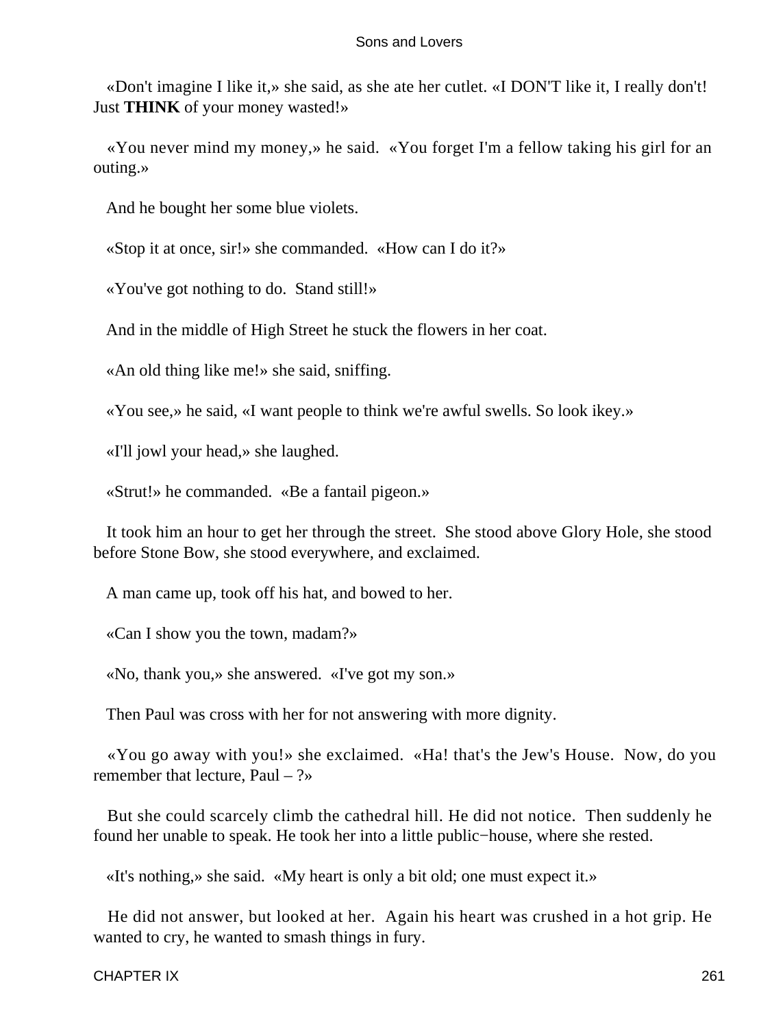«Don't imagine I like it,» she said, as she ate her cutlet. «I DON'T like it, I really don't! Just **THINK** of your money wasted!»

«You never mind my money,» he said. «You forget I'm a fellow taking his girl for an outing.»

And he bought her some blue violets.

«Stop it at once, sir!» she commanded. «How can I do it?»

«You've got nothing to do. Stand still!»

And in the middle of High Street he stuck the flowers in her coat.

«An old thing like me!» she said, sniffing.

«You see,» he said, «I want people to think we're awful swells. So look ikey.»

«I'll jowl your head,» she laughed.

«Strut!» he commanded. «Be a fantail pigeon.»

It took him an hour to get her through the street. She stood above Glory Hole, she stood before Stone Bow, she stood everywhere, and exclaimed.

A man came up, took off his hat, and bowed to her.

«Can I show you the town, madam?»

«No, thank you,» she answered. «I've got my son.»

Then Paul was cross with her for not answering with more dignity.

«You go away with you!» she exclaimed. «Ha! that's the Jew's House. Now, do you remember that lecture, Paul – ?»

But she could scarcely climb the cathedral hill. He did not notice. Then suddenly he found her unable to speak. He took her into a little public−house, where she rested.

«It's nothing,» she said. «My heart is only a bit old; one must expect it.»

He did not answer, but looked at her. Again his heart was crushed in a hot grip. He wanted to cry, he wanted to smash things in fury.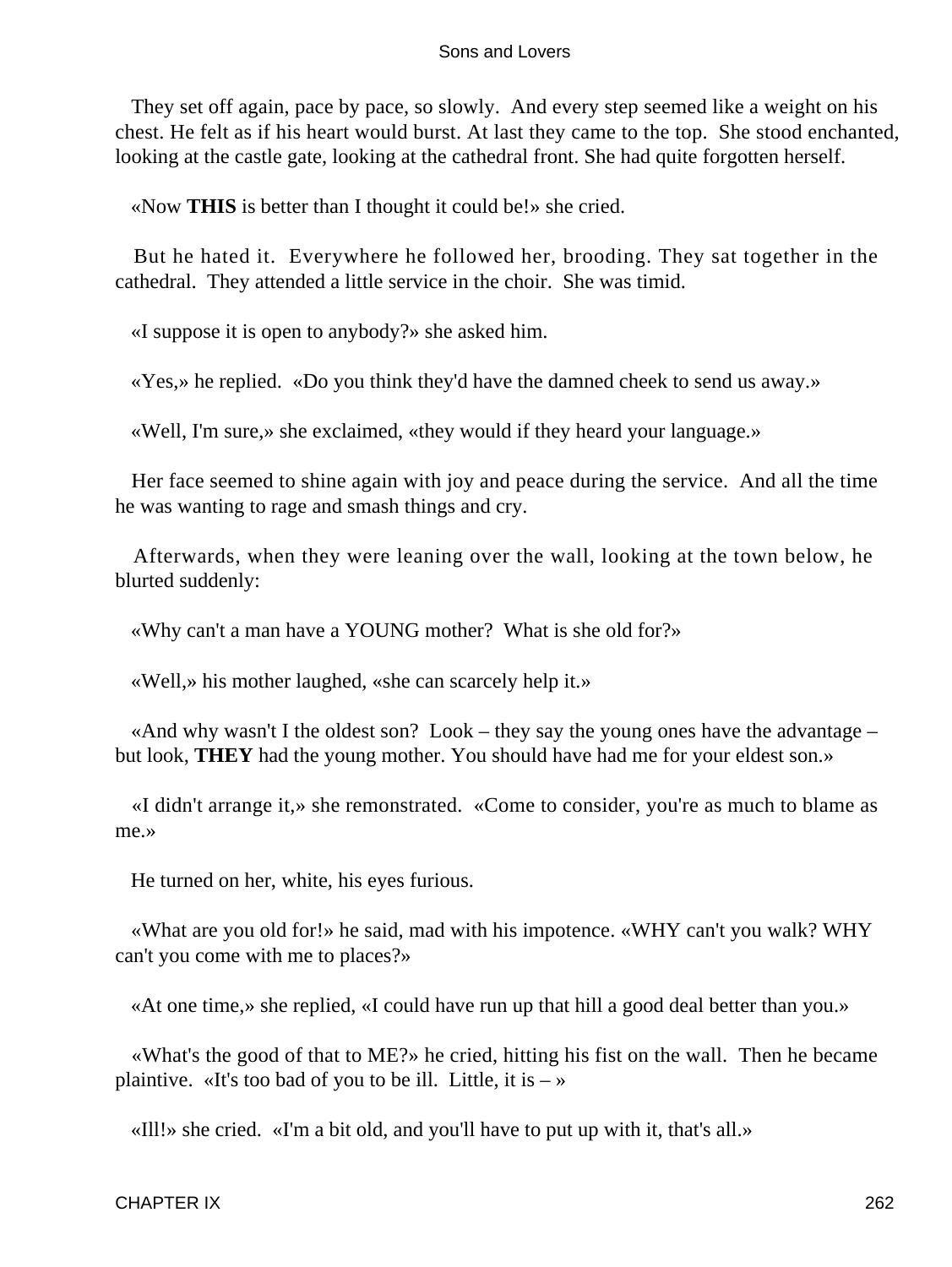They set off again, pace by pace, so slowly. And every step seemed like a weight on his chest. He felt as if his heart would burst. At last they came to the top. She stood enchanted, looking at the castle gate, looking at the cathedral front. She had quite forgotten herself.

«Now **THIS** is better than I thought it could be!» she cried.

But he hated it. Everywhere he followed her, brooding. They sat together in the cathedral. They attended a little service in the choir. She was timid.

«I suppose it is open to anybody?» she asked him.

«Yes,» he replied. «Do you think they'd have the damned cheek to send us away.»

«Well, I'm sure,» she exclaimed, «they would if they heard your language.»

Her face seemed to shine again with joy and peace during the service. And all the time he was wanting to rage and smash things and cry.

Afterwards, when they were leaning over the wall, looking at the town below, he blurted suddenly:

«Why can't a man have a YOUNG mother? What is she old for?»

«Well,» his mother laughed, «she can scarcely help it.»

«And why wasn't I the oldest son? Look – they say the young ones have the advantage – but look, **THEY** had the young mother. You should have had me for your eldest son.»

«I didn't arrange it,» she remonstrated. «Come to consider, you're as much to blame as me.»

He turned on her, white, his eyes furious.

«What are you old for!» he said, mad with his impotence. «WHY can't you walk? WHY can't you come with me to places?»

«At one time,» she replied, «I could have run up that hill a good deal better than you.»

«What's the good of that to ME?» he cried, hitting his fist on the wall. Then he became plaintive. «It's too bad of you to be ill. Little, it is – »

«Ill!» she cried. «I'm a bit old, and you'll have to put up with it, that's all.»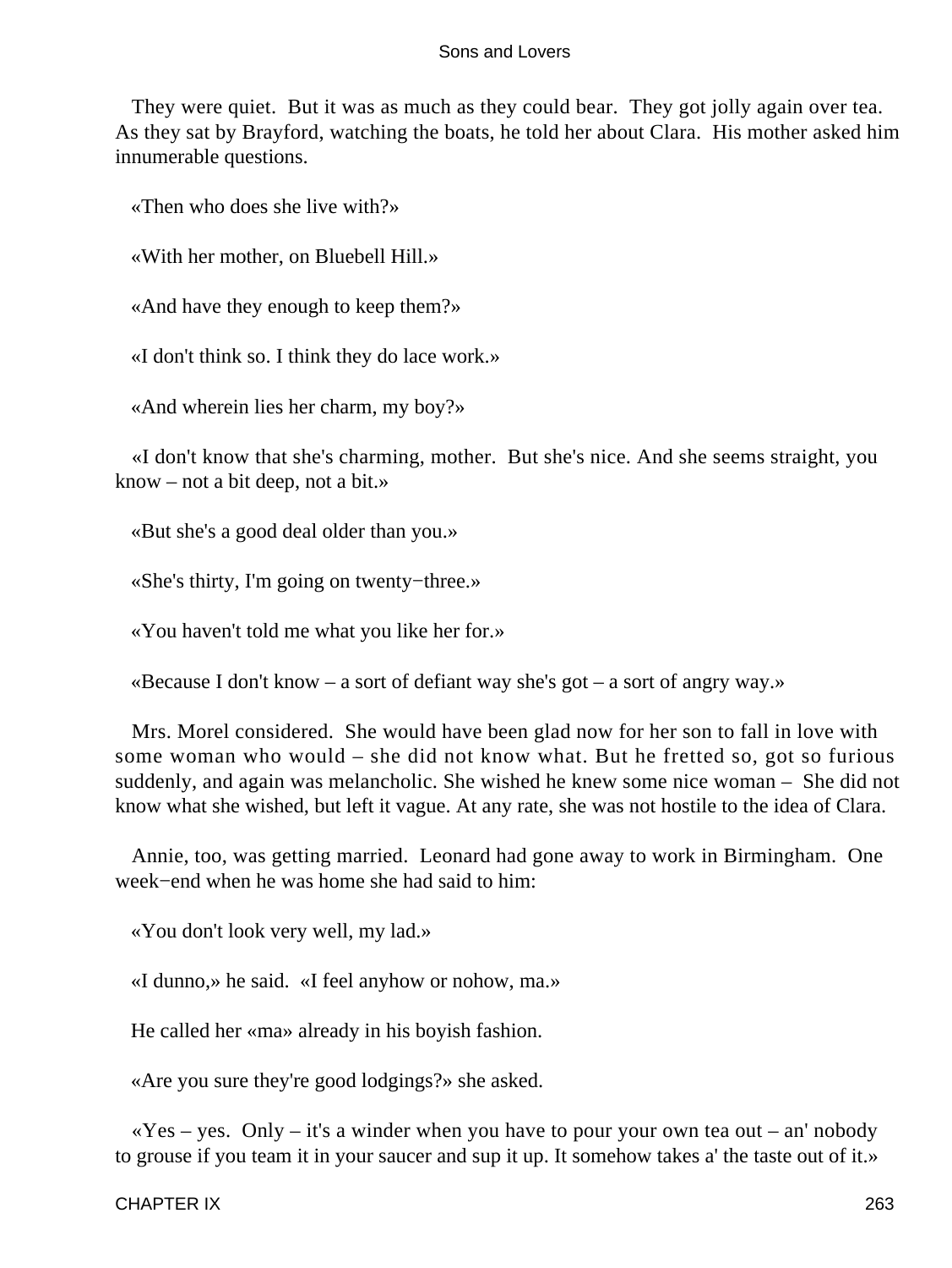They were quiet. But it was as much as they could bear. They got jolly again over tea. As they sat by Brayford, watching the boats, he told her about Clara. His mother asked him innumerable questions.

«Then who does she live with?»

«With her mother, on Bluebell Hill.»

«And have they enough to keep them?»

«I don't think so. I think they do lace work.»

«And wherein lies her charm, my boy?»

«I don't know that she's charming, mother. But she's nice. And she seems straight, you know – not a bit deep, not a bit.»

«But she's a good deal older than you.»

«She's thirty, I'm going on twenty−three.»

«You haven't told me what you like her for.»

«Because I don't know – a sort of defiant way she's got – a sort of angry way.»

Mrs. Morel considered. She would have been glad now for her son to fall in love with some woman who would – she did not know what. But he fretted so, got so furious suddenly, and again was melancholic. She wished he knew some nice woman – She did not know what she wished, but left it vague. At any rate, she was not hostile to the idea of Clara.

Annie, too, was getting married. Leonard had gone away to work in Birmingham. One week−end when he was home she had said to him:

«You don't look very well, my lad.»

«I dunno,» he said. «I feel anyhow or nohow, ma.»

He called her «ma» already in his boyish fashion.

«Are you sure they're good lodgings?» she asked.

«Yes – yes. Only – it's a winder when you have to pour your own tea out – an' nobody to grouse if you team it in your saucer and sup it up. It somehow takes a' the taste out of it.»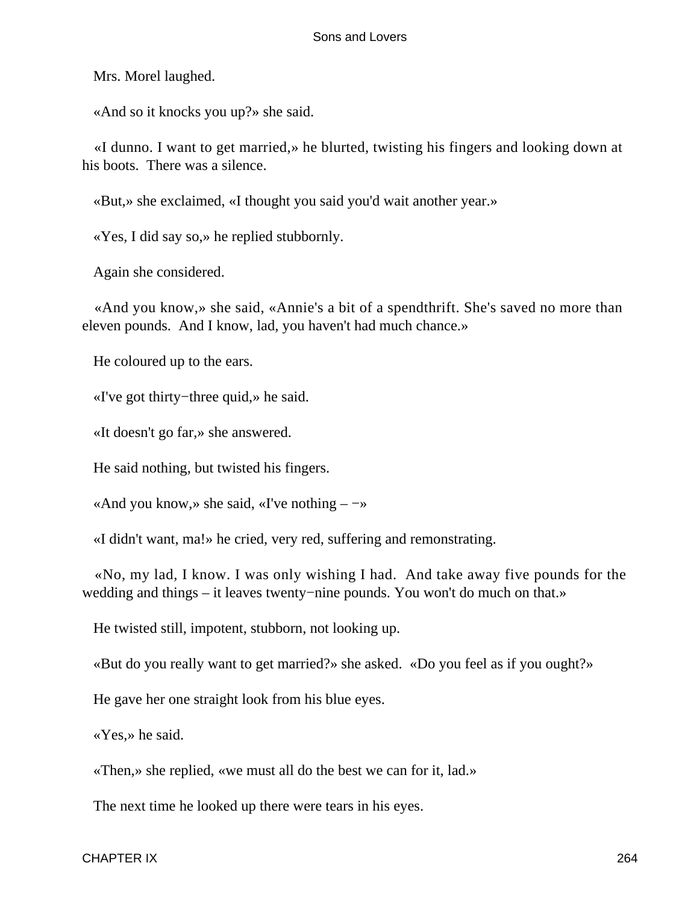Mrs. Morel laughed.

«And so it knocks you up?» she said.

«I dunno. I want to get married,» he blurted, twisting his fingers and looking down at his boots. There was a silence.

«But,» she exclaimed, «I thought you said you'd wait another year.»

«Yes, I did say so,» he replied stubbornly.

Again she considered.

«And you know,» she said, «Annie's a bit of a spendthrift. She's saved no more than eleven pounds. And I know, lad, you haven't had much chance.»

He coloured up to the ears.

«I've got thirty−three quid,» he said.

«It doesn't go far,» she answered.

He said nothing, but twisted his fingers.

«And you know,» she said, «I've nothing – −»

«I didn't want, ma!» he cried, very red, suffering and remonstrating.

«No, my lad, I know. I was only wishing I had. And take away five pounds for the wedding and things – it leaves twenty−nine pounds. You won't do much on that.»

He twisted still, impotent, stubborn, not looking up.

«But do you really want to get married?» she asked. «Do you feel as if you ought?»

He gave her one straight look from his blue eyes.

«Yes,» he said.

«Then,» she replied, «we must all do the best we can for it, lad.»

The next time he looked up there were tears in his eyes.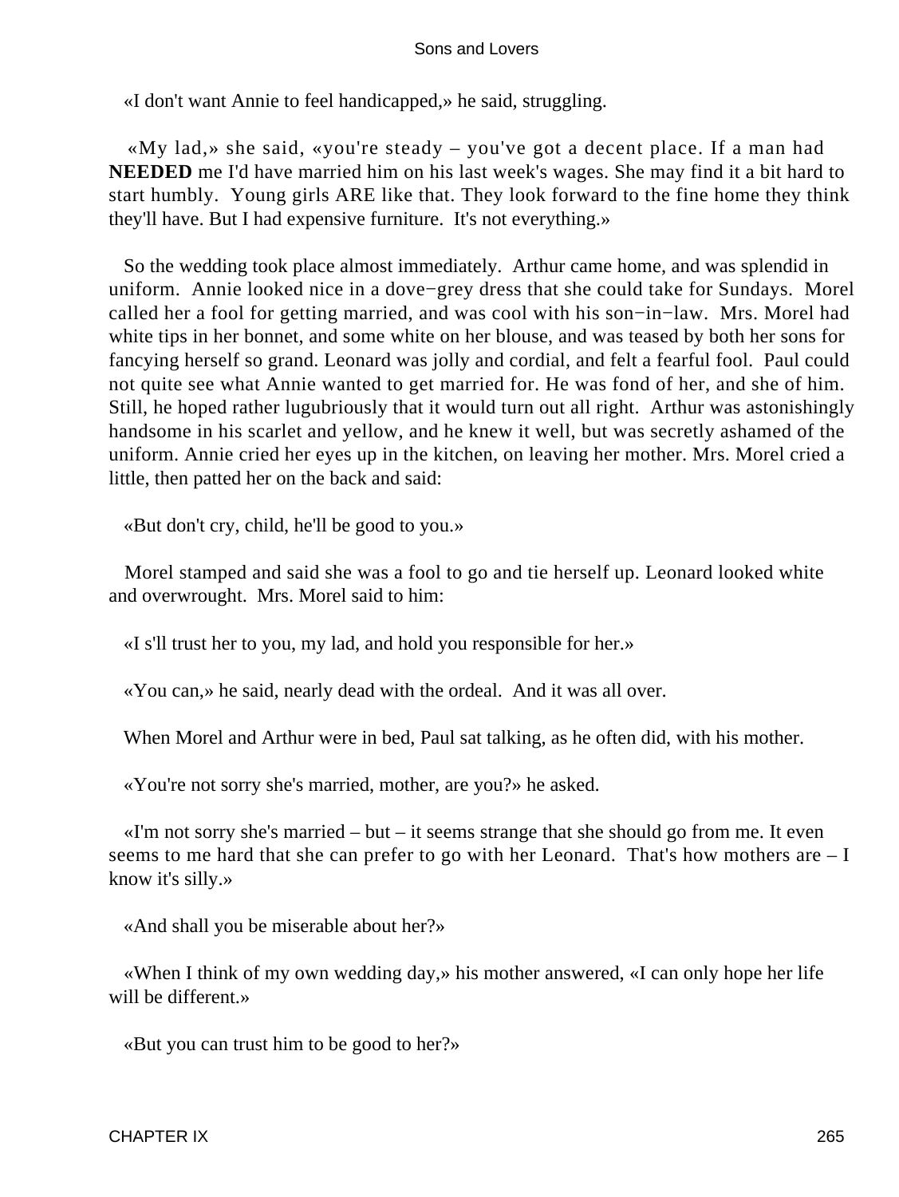«I don't want Annie to feel handicapped,» he said, struggling.

«My lad,» she said, «you're steady – you've got a decent place. If a man had **NEEDED** me I'd have married him on his last week's wages. She may find it a bit hard to start humbly. Young girls ARE like that. They look forward to the fine home they think they'll have. But I had expensive furniture. It's not everything.»

So the wedding took place almost immediately. Arthur came home, and was splendid in uniform. Annie looked nice in a dove−grey dress that she could take for Sundays. Morel called her a fool for getting married, and was cool with his son−in−law. Mrs. Morel had white tips in her bonnet, and some white on her blouse, and was teased by both her sons for fancying herself so grand. Leonard was jolly and cordial, and felt a fearful fool. Paul could not quite see what Annie wanted to get married for. He was fond of her, and she of him. Still, he hoped rather lugubriously that it would turn out all right. Arthur was astonishingly handsome in his scarlet and yellow, and he knew it well, but was secretly ashamed of the uniform. Annie cried her eyes up in the kitchen, on leaving her mother. Mrs. Morel cried a little, then patted her on the back and said:

«But don't cry, child, he'll be good to you.»

Morel stamped and said she was a fool to go and tie herself up. Leonard looked white and overwrought. Mrs. Morel said to him:

«I s'll trust her to you, my lad, and hold you responsible for her.»

«You can,» he said, nearly dead with the ordeal. And it was all over.

When Morel and Arthur were in bed, Paul sat talking, as he often did, with his mother.

«You're not sorry she's married, mother, are you?» he asked.

«I'm not sorry she's married – but – it seems strange that she should go from me. It even seems to me hard that she can prefer to go with her Leonard. That's how mothers are – I know it's silly.»

«And shall you be miserable about her?»

«When I think of my own wedding day,» his mother answered, «I can only hope her life will be different.»

«But you can trust him to be good to her?»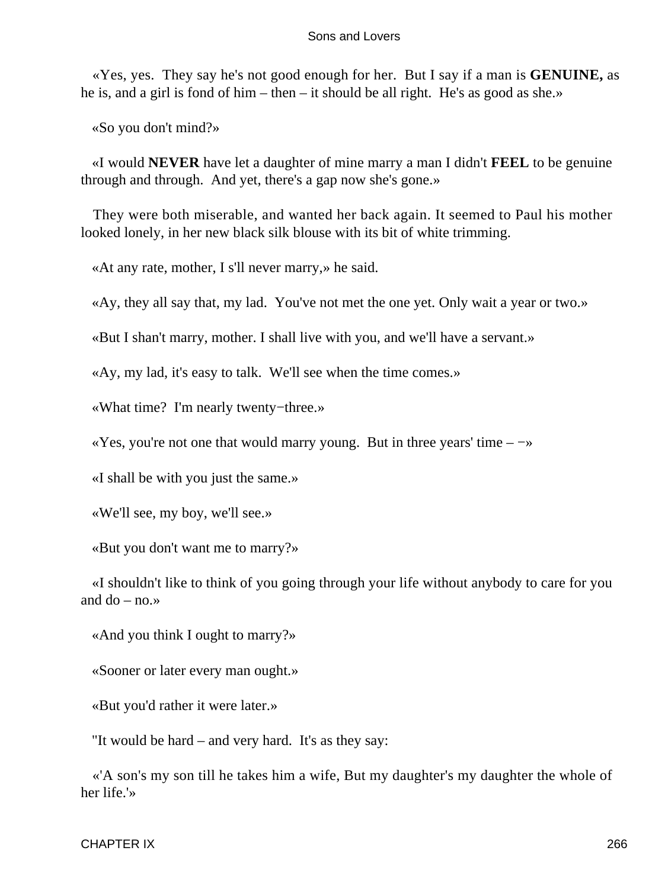«Yes, yes. They say he's not good enough for her. But I say if a man is **GENUINE,** as he is, and a girl is fond of him – then – it should be all right. He's as good as she.»

«So you don't mind?»

«I would **NEVER** have let a daughter of mine marry a man I didn't **FEEL** to be genuine through and through. And yet, there's a gap now she's gone.»

They were both miserable, and wanted her back again. It seemed to Paul his mother looked lonely, in her new black silk blouse with its bit of white trimming.

«At any rate, mother, I s'll never marry,» he said.

«Ay, they all say that, my lad. You've not met the one yet. Only wait a year or two.»

«But I shan't marry, mother. I shall live with you, and we'll have a servant.»

«Ay, my lad, it's easy to talk. We'll see when the time comes.»

«What time? I'm nearly twenty−three.»

«Yes, you're not one that would marry young. But in three years' time – −»

«I shall be with you just the same.»

«We'll see, my boy, we'll see.»

«But you don't want me to marry?»

«I shouldn't like to think of you going through your life without anybody to care for you and do – no.»

«And you think I ought to marry?»

«Sooner or later every man ought.»

«But you'd rather it were later.»

"It would be hard – and very hard. It's as they say:

«'A son's my son till he takes him a wife, But my daughter's my daughter the whole of her life.'»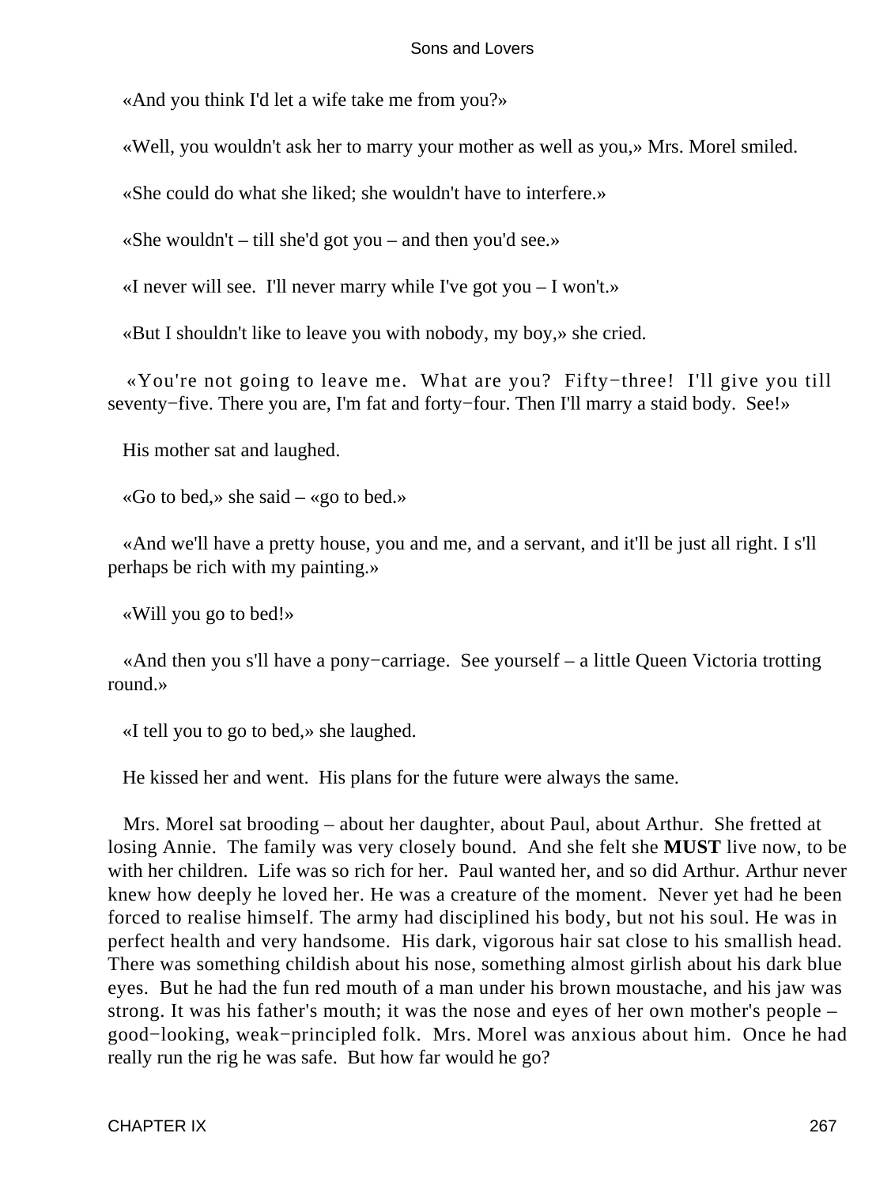«And you think I'd let a wife take me from you?»

«Well, you wouldn't ask her to marry your mother as well as you,» Mrs. Morel smiled.

«She could do what she liked; she wouldn't have to interfere.»

«She wouldn't – till she'd got you – and then you'd see.»

«I never will see. I'll never marry while I've got you – I won't.»

«But I shouldn't like to leave you with nobody, my boy,» she cried.

«You're not going to leave me. What are you? Fifty−three! I'll give you till seventy−five. There you are, I'm fat and forty−four. Then I'll marry a staid body. See!»

His mother sat and laughed.

«Go to bed,» she said – «go to bed.»

«And we'll have a pretty house, you and me, and a servant, and it'll be just all right. I s'll perhaps be rich with my painting.»

«Will you go to bed!»

«And then you s'll have a pony−carriage. See yourself – a little Queen Victoria trotting round.»

«I tell you to go to bed,» she laughed.

He kissed her and went. His plans for the future were always the same.

Mrs. Morel sat brooding – about her daughter, about Paul, about Arthur. She fretted at losing Annie. The family was very closely bound. And she felt she **MUST** live now, to be with her children. Life was so rich for her. Paul wanted her, and so did Arthur. Arthur never knew how deeply he loved her. He was a creature of the moment. Never yet had he been forced to realise himself. The army had disciplined his body, but not his soul. He was in perfect health and very handsome. His dark, vigorous hair sat close to his smallish head. There was something childish about his nose, something almost girlish about his dark blue eyes. But he had the fun red mouth of a man under his brown moustache, and his jaw was strong. It was his father's mouth; it was the nose and eyes of her own mother's people – good−looking, weak−principled folk. Mrs. Morel was anxious about him. Once he had really run the rig he was safe. But how far would he go?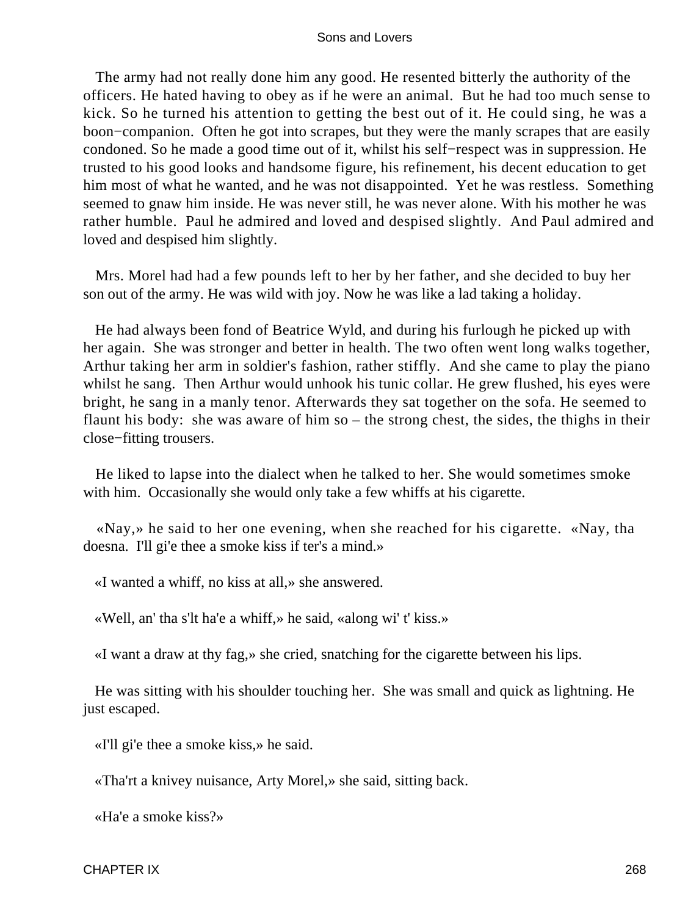The army had not really done him any good. He resented bitterly the authority of the officers. He hated having to obey as if he were an animal. But he had too much sense to kick. So he turned his attention to getting the best out of it. He could sing, he was a boon−companion. Often he got into scrapes, but they were the manly scrapes that are easily condoned. So he made a good time out of it, whilst his self−respect was in suppression. He trusted to his good looks and handsome figure, his refinement, his decent education to get him most of what he wanted, and he was not disappointed. Yet he was restless. Something seemed to gnaw him inside. He was never still, he was never alone. With his mother he was rather humble. Paul he admired and loved and despised slightly. And Paul admired and loved and despised him slightly.

Mrs. Morel had had a few pounds left to her by her father, and she decided to buy her son out of the army. He was wild with joy. Now he was like a lad taking a holiday.

He had always been fond of Beatrice Wyld, and during his furlough he picked up with her again. She was stronger and better in health. The two often went long walks together, Arthur taking her arm in soldier's fashion, rather stiffly. And she came to play the piano whilst he sang. Then Arthur would unhook his tunic collar. He grew flushed, his eyes were bright, he sang in a manly tenor. Afterwards they sat together on the sofa. He seemed to flaunt his body: she was aware of him so – the strong chest, the sides, the thighs in their close−fitting trousers.

He liked to lapse into the dialect when he talked to her. She would sometimes smoke with him. Occasionally she would only take a few whiffs at his cigarette.

«Nay,» he said to her one evening, when she reached for his cigarette. «Nay, tha doesna. I'll gi'e thee a smoke kiss if ter's a mind.»

«I wanted a whiff, no kiss at all,» she answered.

«Well, an' tha s'lt ha'e a whiff,» he said, «along wi' t' kiss.»

«I want a draw at thy fag,» she cried, snatching for the cigarette between his lips.

He was sitting with his shoulder touching her. She was small and quick as lightning. He just escaped.

«I'll gi'e thee a smoke kiss,» he said.

«Tha'rt a knivey nuisance, Arty Morel,» she said, sitting back.

«Ha'e a smoke kiss?»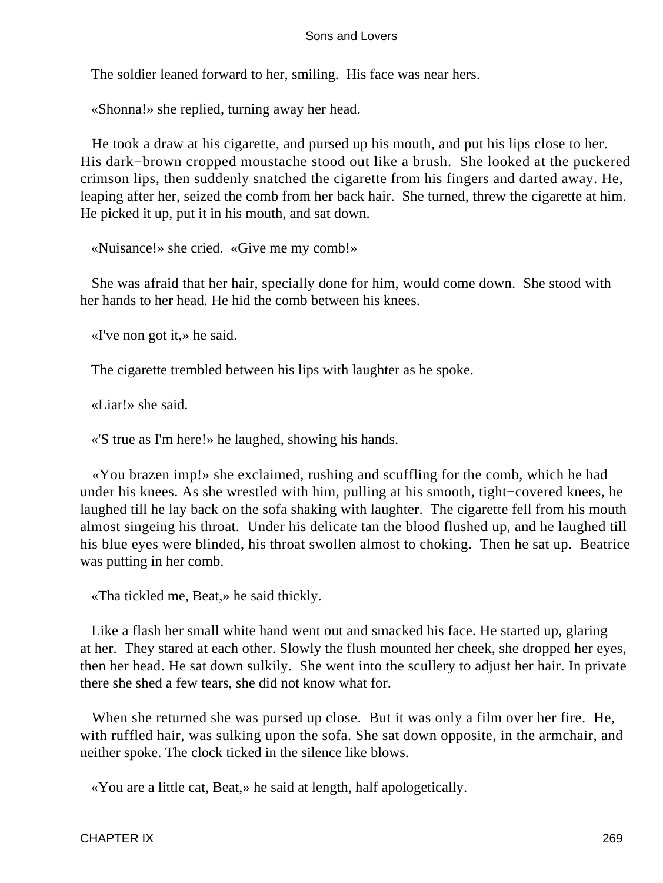The soldier leaned forward to her, smiling. His face was near hers.

«Shonna!» she replied, turning away her head.

He took a draw at his cigarette, and pursed up his mouth, and put his lips close to her. His dark−brown cropped moustache stood out like a brush. She looked at the puckered crimson lips, then suddenly snatched the cigarette from his fingers and darted away. He, leaping after her, seized the comb from her back hair. She turned, threw the cigarette at him. He picked it up, put it in his mouth, and sat down.

«Nuisance!» she cried. «Give me my comb!»

She was afraid that her hair, specially done for him, would come down. She stood with her hands to her head. He hid the comb between his knees.

«I've non got it,» he said.

The cigarette trembled between his lips with laughter as he spoke.

«Liar!» she said.

«'S true as I'm here!» he laughed, showing his hands.

«You brazen imp!» she exclaimed, rushing and scuffling for the comb, which he had under his knees. As she wrestled with him, pulling at his smooth, tight−covered knees, he laughed till he lay back on the sofa shaking with laughter. The cigarette fell from his mouth almost singeing his throat. Under his delicate tan the blood flushed up, and he laughed till his blue eyes were blinded, his throat swollen almost to choking. Then he sat up. Beatrice was putting in her comb.

«Tha tickled me, Beat,» he said thickly.

Like a flash her small white hand went out and smacked his face. He started up, glaring at her. They stared at each other. Slowly the flush mounted her cheek, she dropped her eyes, then her head. He sat down sulkily. She went into the scullery to adjust her hair. In private there she shed a few tears, she did not know what for.

When she returned she was pursed up close. But it was only a film over her fire. He, with ruffled hair, was sulking upon the sofa. She sat down opposite, in the armchair, and neither spoke. The clock ticked in the silence like blows.

«You are a little cat, Beat,» he said at length, half apologetically.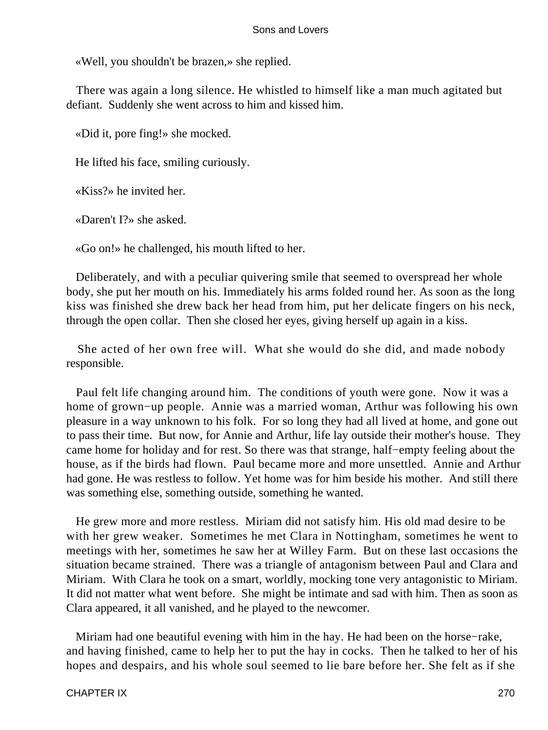«Well, you shouldn't be brazen,» she replied.

There was again a long silence. He whistled to himself like a man much agitated but defiant. Suddenly she went across to him and kissed him.

«Did it, pore fing!» she mocked.

He lifted his face, smiling curiously.

«Kiss?» he invited her.

«Daren't I?» she asked.

«Go on!» he challenged, his mouth lifted to her.

Deliberately, and with a peculiar quivering smile that seemed to overspread her whole body, she put her mouth on his. Immediately his arms folded round her. As soon as the long kiss was finished she drew back her head from him, put her delicate fingers on his neck, through the open collar. Then she closed her eyes, giving herself up again in a kiss.

She acted of her own free will. What she would do she did, and made nobody responsible.

Paul felt life changing around him. The conditions of youth were gone. Now it was a home of grown−up people. Annie was a married woman, Arthur was following his own pleasure in a way unknown to his folk. For so long they had all lived at home, and gone out to pass their time. But now, for Annie and Arthur, life lay outside their mother's house. They came home for holiday and for rest. So there was that strange, half−empty feeling about the house, as if the birds had flown. Paul became more and more unsettled. Annie and Arthur had gone. He was restless to follow. Yet home was for him beside his mother. And still there was something else, something outside, something he wanted.

He grew more and more restless. Miriam did not satisfy him. His old mad desire to be with her grew weaker. Sometimes he met Clara in Nottingham, sometimes he went to meetings with her, sometimes he saw her at Willey Farm. But on these last occasions the situation became strained. There was a triangle of antagonism between Paul and Clara and Miriam. With Clara he took on a smart, worldly, mocking tone very antagonistic to Miriam. It did not matter what went before. She might be intimate and sad with him. Then as soon as Clara appeared, it all vanished, and he played to the newcomer.

Miriam had one beautiful evening with him in the hay. He had been on the horse−rake, and having finished, came to help her to put the hay in cocks. Then he talked to her of his hopes and despairs, and his whole soul seemed to lie bare before her. She felt as if she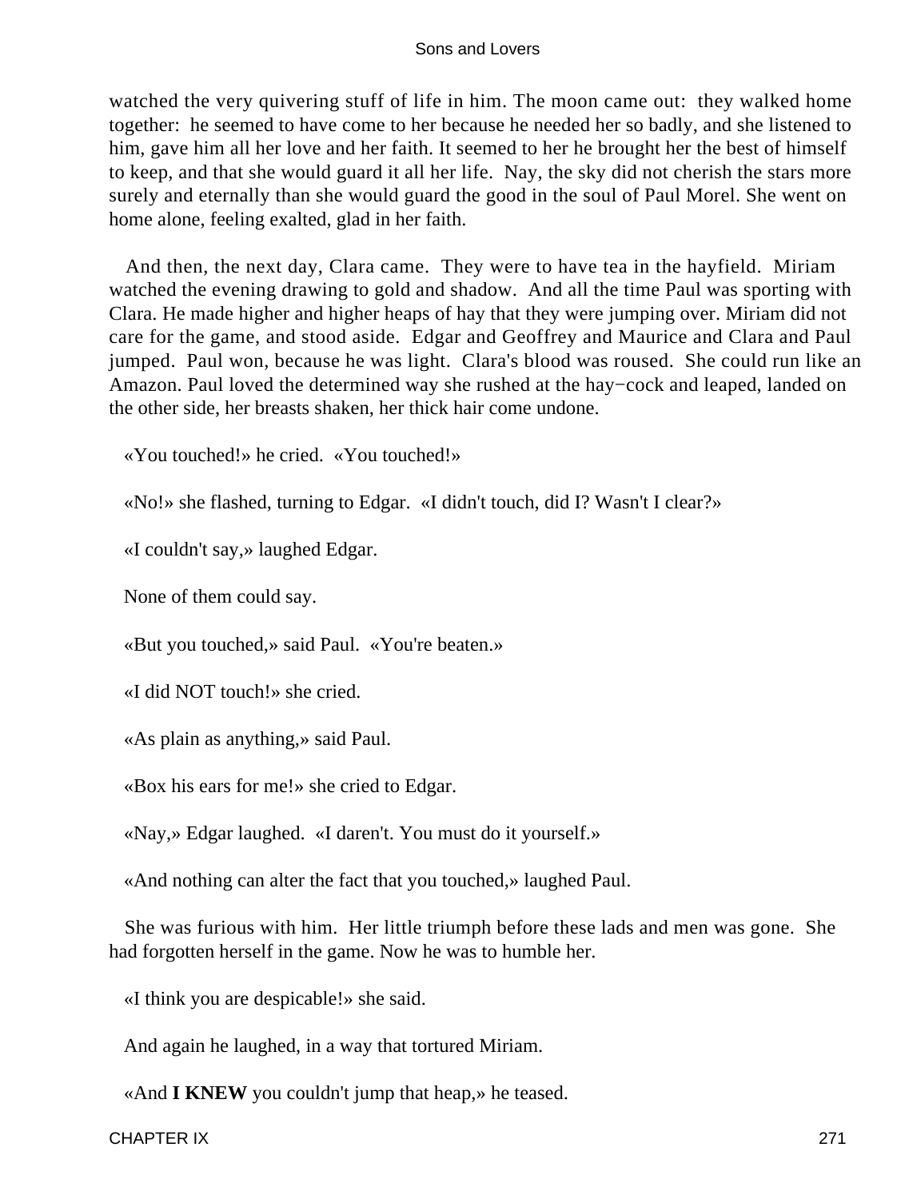watched the very quivering stuff of life in him. The moon came out: they walked home together: he seemed to have come to her because he needed her so badly, and she listened to him, gave him all her love and her faith. It seemed to her he brought her the best of himself to keep, and that she would guard it all her life. Nay, the sky did not cherish the stars more surely and eternally than she would guard the good in the soul of Paul Morel. She went on home alone, feeling exalted, glad in her faith.

And then, the next day, Clara came. They were to have tea in the hayfield. Miriam watched the evening drawing to gold and shadow. And all the time Paul was sporting with Clara. He made higher and higher heaps of hay that they were jumping over. Miriam did not care for the game, and stood aside. Edgar and Geoffrey and Maurice and Clara and Paul jumped. Paul won, because he was light. Clara's blood was roused. She could run like an Amazon. Paul loved the determined way she rushed at the hay−cock and leaped, landed on the other side, her breasts shaken, her thick hair come undone.

«You touched!» he cried. «You touched!»

«No!» she flashed, turning to Edgar. «I didn't touch, did I? Wasn't I clear?»

«I couldn't say,» laughed Edgar.

None of them could say.

«But you touched,» said Paul. «You're beaten.»

«I did NOT touch!» she cried.

«As plain as anything,» said Paul.

«Box his ears for me!» she cried to Edgar.

«Nay,» Edgar laughed. «I daren't. You must do it yourself.»

«And nothing can alter the fact that you touched,» laughed Paul.

She was furious with him. Her little triumph before these lads and men was gone. She had forgotten herself in the game. Now he was to humble her.

«I think you are despicable!» she said.

And again he laughed, in a way that tortured Miriam.

«And **I KNEW** you couldn't jump that heap,» he teased.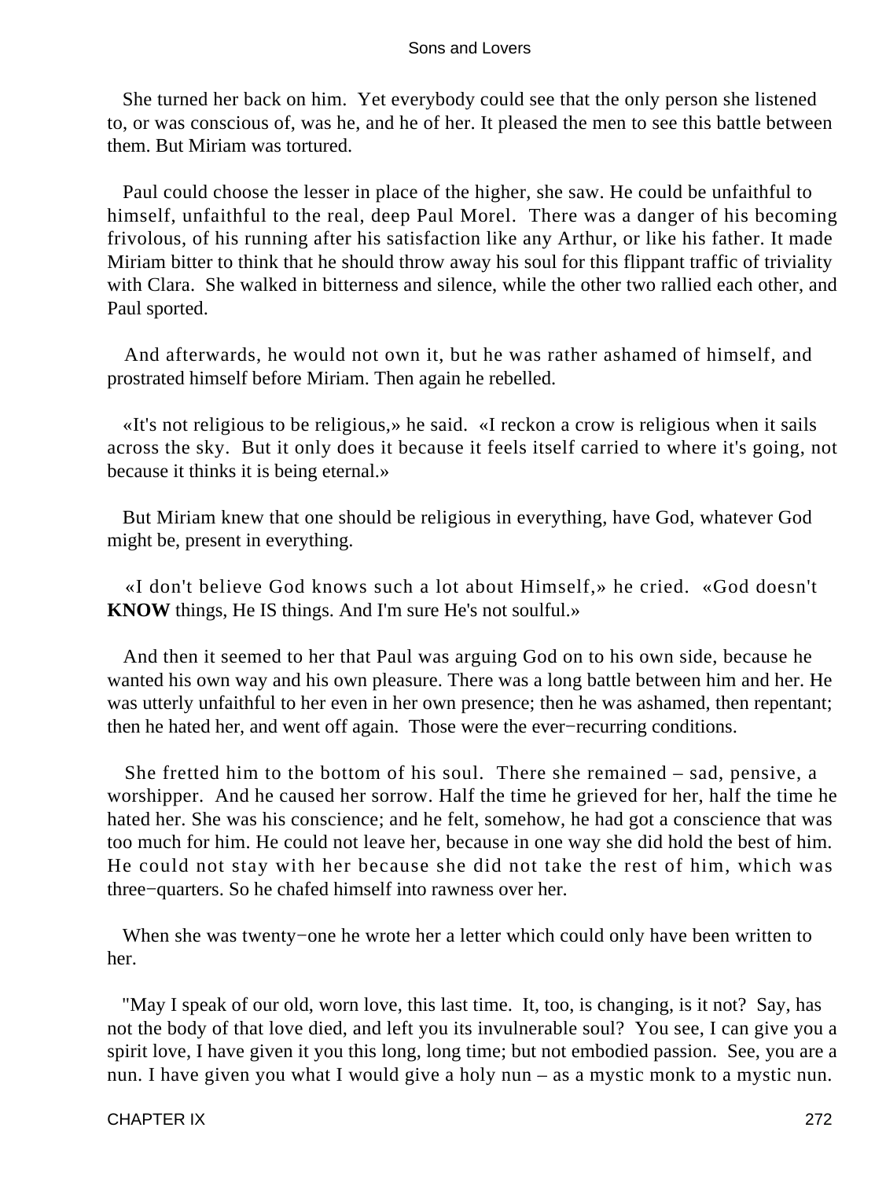She turned her back on him. Yet everybody could see that the only person she listened to, or was conscious of, was he, and he of her. It pleased the men to see this battle between them. But Miriam was tortured.

Paul could choose the lesser in place of the higher, she saw. He could be unfaithful to himself, unfaithful to the real, deep Paul Morel. There was a danger of his becoming frivolous, of his running after his satisfaction like any Arthur, or like his father. It made Miriam bitter to think that he should throw away his soul for this flippant traffic of triviality with Clara. She walked in bitterness and silence, while the other two rallied each other, and Paul sported.

And afterwards, he would not own it, but he was rather ashamed of himself, and prostrated himself before Miriam. Then again he rebelled.

«It's not religious to be religious,» he said. «I reckon a crow is religious when it sails across the sky. But it only does it because it feels itself carried to where it's going, not because it thinks it is being eternal.»

But Miriam knew that one should be religious in everything, have God, whatever God might be, present in everything.

«I don't believe God knows such a lot about Himself,» he cried. «God doesn't **KNOW** things, He IS things. And I'm sure He's not soulful.»

And then it seemed to her that Paul was arguing God on to his own side, because he wanted his own way and his own pleasure. There was a long battle between him and her. He was utterly unfaithful to her even in her own presence; then he was ashamed, then repentant; then he hated her, and went off again. Those were the ever−recurring conditions.

She fretted him to the bottom of his soul. There she remained – sad, pensive, a worshipper. And he caused her sorrow. Half the time he grieved for her, half the time he hated her. She was his conscience; and he felt, somehow, he had got a conscience that was too much for him. He could not leave her, because in one way she did hold the best of him. He could not stay with her because she did not take the rest of him, which was three−quarters. So he chafed himself into rawness over her.

When she was twenty−one he wrote her a letter which could only have been written to her.

"May I speak of our old, worn love, this last time. It, too, is changing, is it not? Say, has not the body of that love died, and left you its invulnerable soul? You see, I can give you a spirit love, I have given it you this long, long time; but not embodied passion. See, you are a nun. I have given you what I would give a holy nun – as a mystic monk to a mystic nun.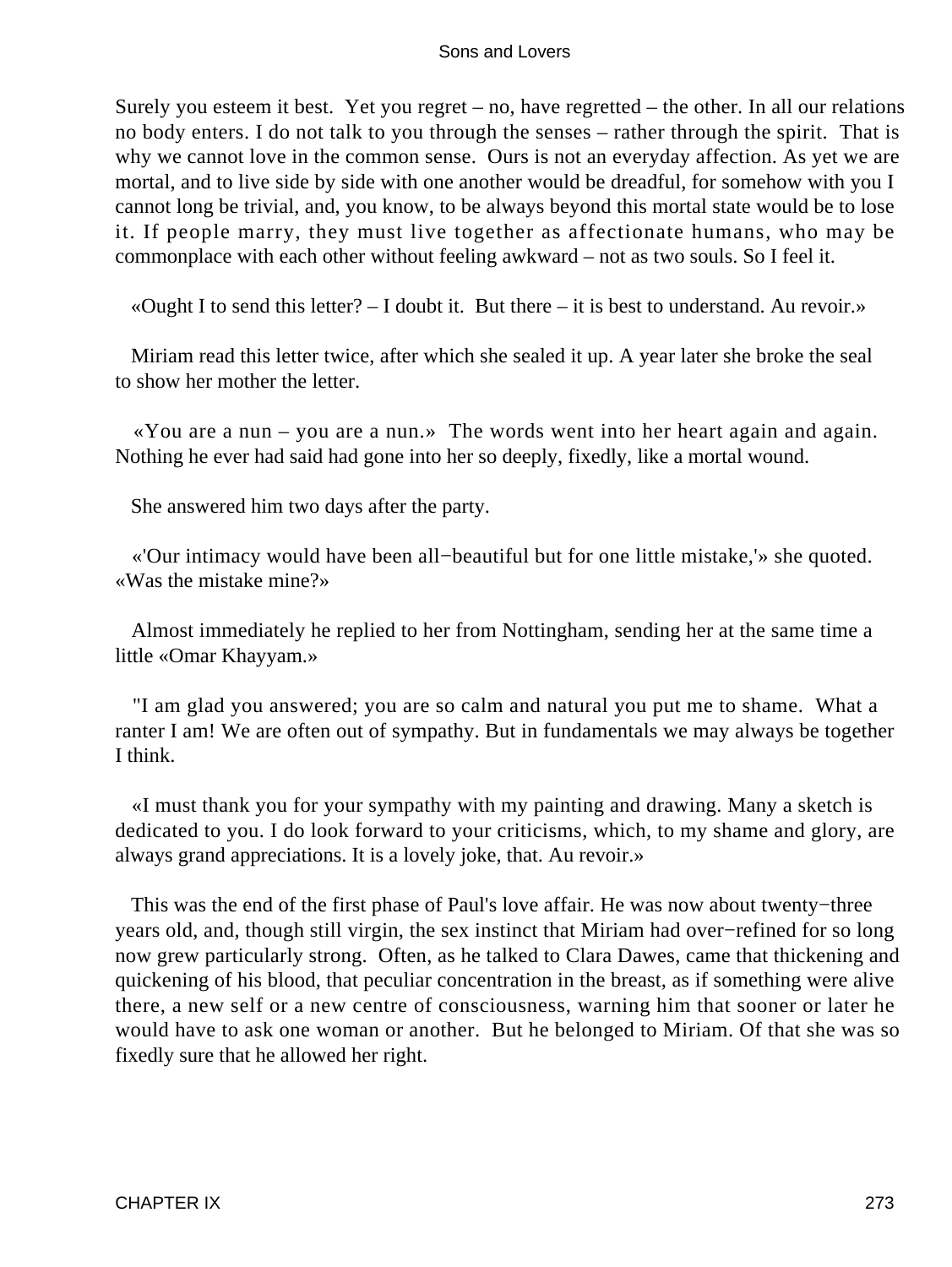Surely you esteem it best. Yet you regret – no, have regretted – the other. In all our relations no body enters. I do not talk to you through the senses – rather through the spirit. That is why we cannot love in the common sense. Ours is not an everyday affection. As yet we are mortal, and to live side by side with one another would be dreadful, for somehow with you I cannot long be trivial, and, you know, to be always beyond this mortal state would be to lose it. If people marry, they must live together as affectionate humans, who may be commonplace with each other without feeling awkward – not as two souls. So I feel it.

«Ought I to send this letter? – I doubt it. But there – it is best to understand. Au revoir.»

Miriam read this letter twice, after which she sealed it up. A year later she broke the seal to show her mother the letter.

«You are a nun – you are a nun.» The words went into her heart again and again. Nothing he ever had said had gone into her so deeply, fixedly, like a mortal wound.

She answered him two days after the party.

«'Our intimacy would have been all−beautiful but for one little mistake,'» she quoted. «Was the mistake mine?»

Almost immediately he replied to her from Nottingham, sending her at the same time a little «Omar Khayyam.»

"I am glad you answered; you are so calm and natural you put me to shame. What a ranter I am! We are often out of sympathy. But in fundamentals we may always be together I think.

«I must thank you for your sympathy with my painting and drawing. Many a sketch is dedicated to you. I do look forward to your criticisms, which, to my shame and glory, are always grand appreciations. It is a lovely joke, that. Au revoir.»

This was the end of the first phase of Paul's love affair. He was now about twenty−three years old, and, though still virgin, the sex instinct that Miriam had over−refined for so long now grew particularly strong. Often, as he talked to Clara Dawes, came that thickening and quickening of his blood, that peculiar concentration in the breast, as if something were alive there, a new self or a new centre of consciousness, warning him that sooner or later he would have to ask one woman or another. But he belonged to Miriam. Of that she was so fixedly sure that he allowed her right.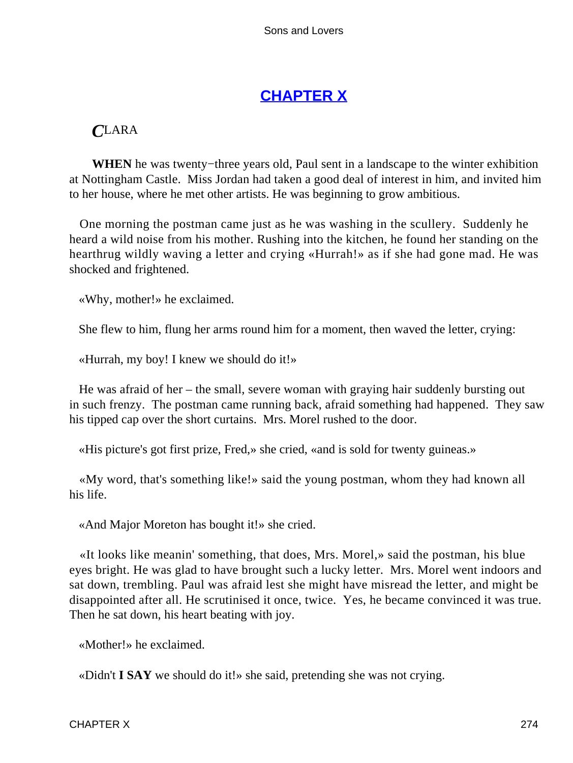## CHAPTER X

*C*LARA

**WHEN** he was twenty−three years old, Paul sent in a landscape to the winter exhibition at Nottingham Castle. Miss Jordan had taken a good deal of interest in him, and invited him to her house, where he met other artists. He was beginning to grow ambitious.

One morning the postman came just as he was washing in the scullery. Suddenly he heard a wild noise from his mother. Rushing into the kitchen, he found her standing on the hearthrug wildly waving a letter and crying «Hurrah!» as if she had gone mad. He was shocked and frightened.

«Why, mother!» he exclaimed.

She flew to him, flung her arms round him for a moment, then waved the letter, crying:

«Hurrah, my boy! I knew we should do it!»

He was afraid of her – the small, severe woman with graying hair suddenly bursting out in such frenzy. The postman came running back, afraid something had happened. They saw his tipped cap over the short curtains. Mrs. Morel rushed to the door.

«His picture's got first prize, Fred,» she cried, «and is sold for twenty guineas.»

«My word, that's something like!» said the young postman, whom they had known all his life.

«And Major Moreton has bought it!» she cried.

«It looks like meanin' something, that does, Mrs. Morel,» said the postman, his blue eyes bright. He was glad to have brought such a lucky letter. Mrs. Morel went indoors and sat down, trembling. Paul was afraid lest she might have misread the letter, and might be disappointed after all. He scrutinised it once, twice. Yes, he became convinced it was true. Then he sat down, his heart beating with joy.

«Mother!» he exclaimed.

«Didn't **I SAY** we should do it!» she said, pretending she was not crying.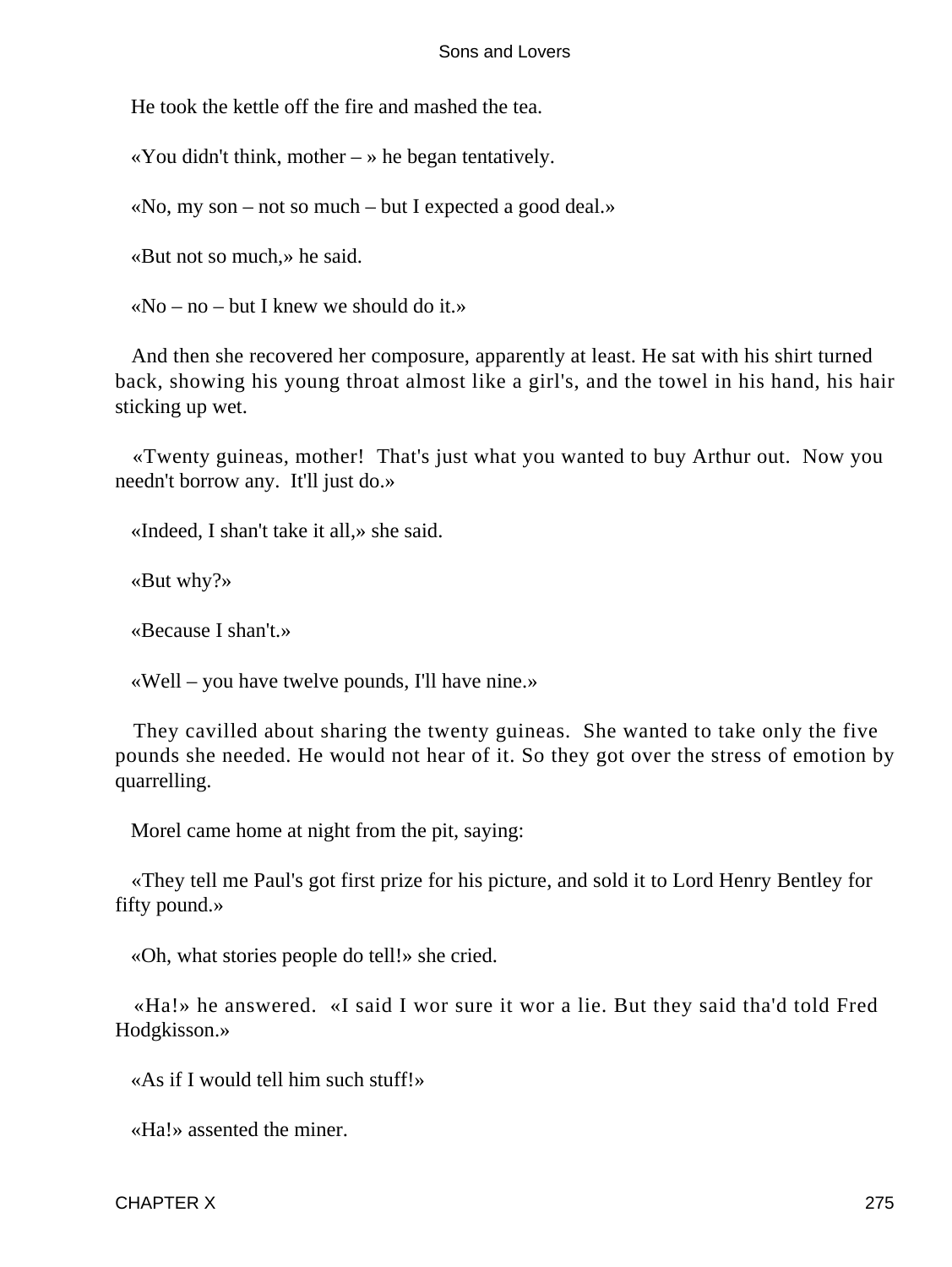He took the kettle off the fire and mashed the tea.

«You didn't think, mother – » he began tentatively.

«No, my son – not so much – but I expected a good deal.»

«But not so much,» he said.

«No – no – but I knew we should do it.»

And then she recovered her composure, apparently at least. He sat with his shirt turned back, showing his young throat almost like a girl's, and the towel in his hand, his hair sticking up wet.

«Twenty guineas, mother! That's just what you wanted to buy Arthur out. Now you needn't borrow any. It'll just do.»

«Indeed, I shan't take it all,» she said.

«But why?»

«Because I shan't.»

«Well – you have twelve pounds, I'll have nine.»

They cavilled about sharing the twenty guineas. She wanted to take only the five pounds she needed. He would not hear of it. So they got over the stress of emotion by quarrelling.

Morel came home at night from the pit, saying:

«They tell me Paul's got first prize for his picture, and sold it to Lord Henry Bentley for fifty pound.»

«Oh, what stories people do tell!» she cried.

«Ha!» he answered. «I said I wor sure it wor a lie. But they said tha'd told Fred Hodgkisson.»

«As if I would tell him such stuff!»

«Ha!» assented the miner.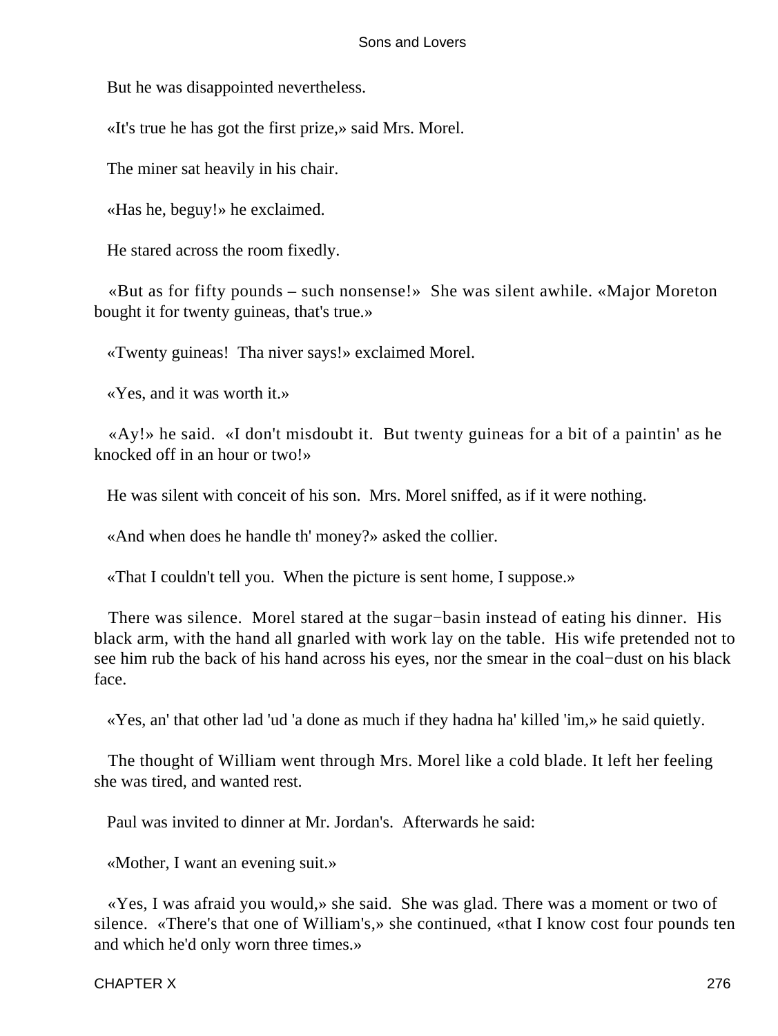But he was disappointed nevertheless.

«It's true he has got the first prize,» said Mrs. Morel.

The miner sat heavily in his chair.

«Has he, beguy!» he exclaimed.

He stared across the room fixedly.

«But as for fifty pounds – such nonsense!» She was silent awhile. «Major Moreton bought it for twenty guineas, that's true.»

«Twenty guineas! Tha niver says!» exclaimed Morel.

«Yes, and it was worth it.»

«Ay!» he said. «I don't misdoubt it. But twenty guineas for a bit of a paintin' as he knocked off in an hour or two!»

He was silent with conceit of his son. Mrs. Morel sniffed, as if it were nothing.

«And when does he handle th' money?» asked the collier.

«That I couldn't tell you. When the picture is sent home, I suppose.»

There was silence. Morel stared at the sugar−basin instead of eating his dinner. His black arm, with the hand all gnarled with work lay on the table. His wife pretended not to see him rub the back of his hand across his eyes, nor the smear in the coal−dust on his black face.

«Yes, an' that other lad 'ud 'a done as much if they hadna ha' killed 'im,» he said quietly.

The thought of William went through Mrs. Morel like a cold blade. It left her feeling she was tired, and wanted rest.

Paul was invited to dinner at Mr. Jordan's. Afterwards he said:

«Mother, I want an evening suit.»

«Yes, I was afraid you would,» she said. She was glad. There was a moment or two of silence. «There's that one of William's,» she continued, «that I know cost four pounds ten and which he'd only worn three times.»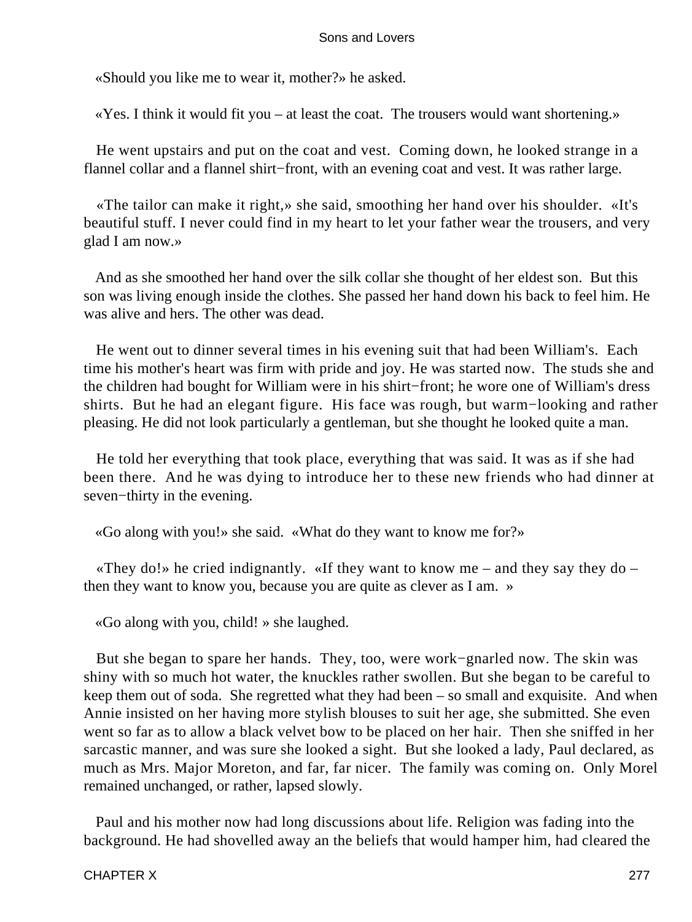«Should you like me to wear it, mother?» he asked.

«Yes. I think it would fit you – at least the coat. The trousers would want shortening.»

He went upstairs and put on the coat and vest. Coming down, he looked strange in a flannel collar and a flannel shirt−front, with an evening coat and vest. It was rather large.

«The tailor can make it right,» she said, smoothing her hand over his shoulder. «It's beautiful stuff. I never could find in my heart to let your father wear the trousers, and very glad I am now.»

And as she smoothed her hand over the silk collar she thought of her eldest son. But this son was living enough inside the clothes. She passed her hand down his back to feel him. He was alive and hers. The other was dead.

He went out to dinner several times in his evening suit that had been William's. Each time his mother's heart was firm with pride and joy. He was started now. The studs she and the children had bought for William were in his shirt−front; he wore one of William's dress shirts. But he had an elegant figure. His face was rough, but warm−looking and rather pleasing. He did not look particularly a gentleman, but she thought he looked quite a man.

He told her everything that took place, everything that was said. It was as if she had been there. And he was dying to introduce her to these new friends who had dinner at seven−thirty in the evening.

«Go along with you!» she said. «What do they want to know me for?»

«They do!» he cried indignantly. «If they want to know me – and they say they do – then they want to know you, because you are quite as clever as I am. »

«Go along with you, child! » she laughed.

But she began to spare her hands. They, too, were work−gnarled now. The skin was shiny with so much hot water, the knuckles rather swollen. But she began to be careful to keep them out of soda. She regretted what they had been – so small and exquisite. And when Annie insisted on her having more stylish blouses to suit her age, she submitted. She even went so far as to allow a black velvet bow to be placed on her hair. Then she sniffed in her sarcastic manner, and was sure she looked a sight. But she looked a lady, Paul declared, as much as Mrs. Major Moreton, and far, far nicer. The family was coming on. Only Morel remained unchanged, or rather, lapsed slowly.

Paul and his mother now had long discussions about life. Religion was fading into the background. He had shovelled away an the beliefs that would hamper him, had cleared the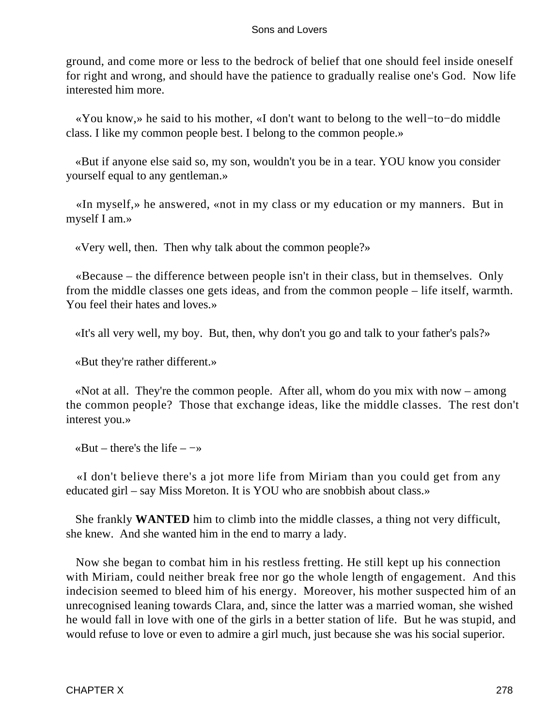ground, and come more or less to the bedrock of belief that one should feel inside oneself for right and wrong, and should have the patience to gradually realise one's God. Now life interested him more.

«You know,» he said to his mother, «I don't want to belong to the well−to−do middle class. I like my common people best. I belong to the common people.»

«But if anyone else said so, my son, wouldn't you be in a tear. YOU know you consider yourself equal to any gentleman.»

«In myself,» he answered, «not in my class or my education or my manners. But in myself I am.»

«Very well, then. Then why talk about the common people?»

«Because – the difference between people isn't in their class, but in themselves. Only from the middle classes one gets ideas, and from the common people – life itself, warmth. You feel their hates and loves.»

«It's all very well, my boy. But, then, why don't you go and talk to your father's pals?»

«But they're rather different.»

«Not at all. They're the common people. After all, whom do you mix with now – among the common people? Those that exchange ideas, like the middle classes. The rest don't interest you.»

«But – there's the life – −»

«I don't believe there's a jot more life from Miriam than you could get from any educated girl – say Miss Moreton. It is YOU who are snobbish about class.»

She frankly **WANTED** him to climb into the middle classes, a thing not very difficult, she knew. And she wanted him in the end to marry a lady.

Now she began to combat him in his restless fretting. He still kept up his connection with Miriam, could neither break free nor go the whole length of engagement. And this indecision seemed to bleed him of his energy. Moreover, his mother suspected him of an unrecognised leaning towards Clara, and, since the latter was a married woman, she wished he would fall in love with one of the girls in a better station of life. But he was stupid, and would refuse to love or even to admire a girl much, just because she was his social superior.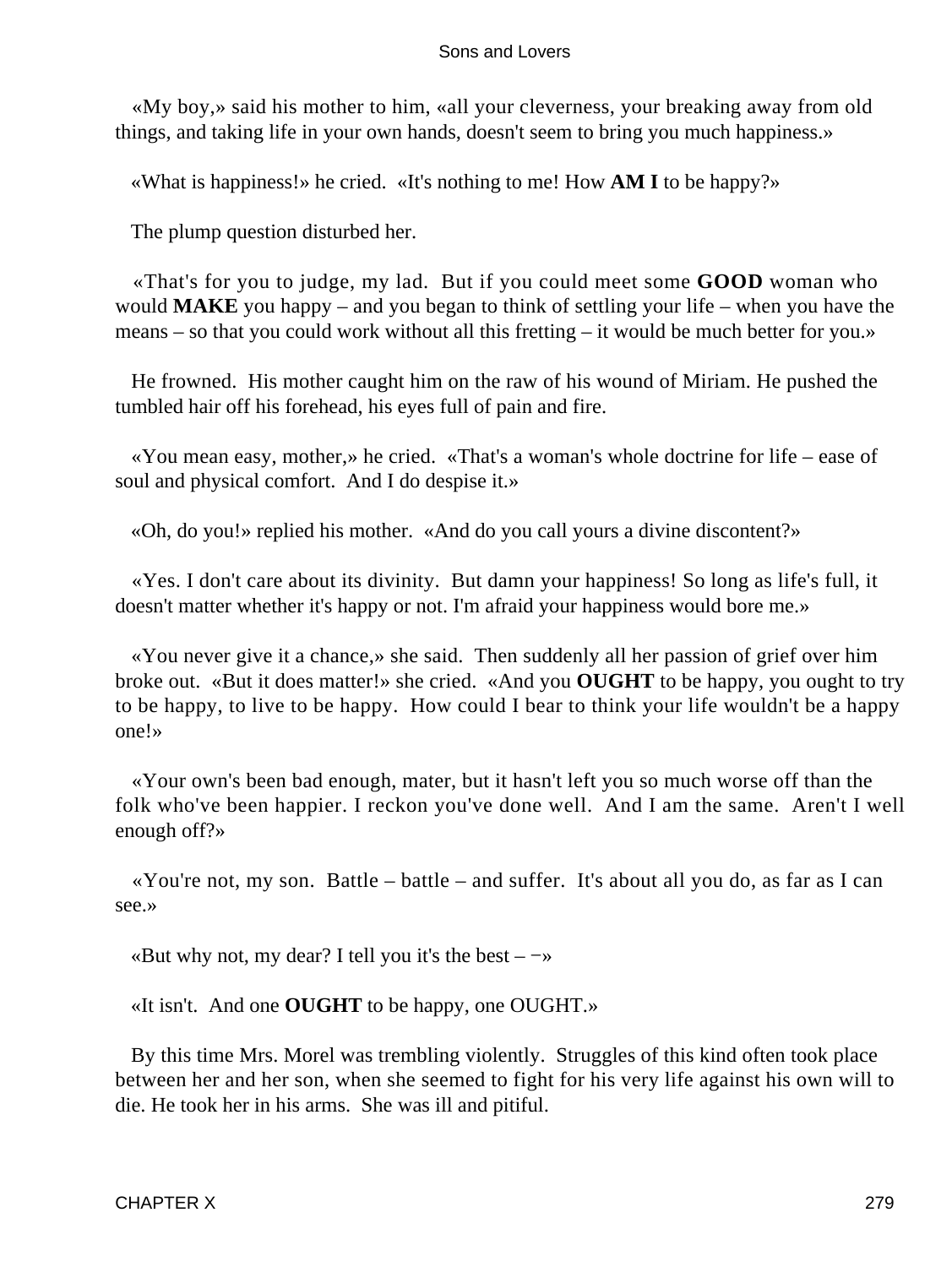«My boy,» said his mother to him, «all your cleverness, your breaking away from old things, and taking life in your own hands, doesn't seem to bring you much happiness.»

«What is happiness!» he cried. «It's nothing to me! How **AM I** to be happy?»

The plump question disturbed her.

«That's for you to judge, my lad. But if you could meet some **GOOD** woman who would **MAKE** you happy – and you began to think of settling your life – when you have the means – so that you could work without all this fretting – it would be much better for you.»

He frowned. His mother caught him on the raw of his wound of Miriam. He pushed the tumbled hair off his forehead, his eyes full of pain and fire.

«You mean easy, mother,» he cried. «That's a woman's whole doctrine for life – ease of soul and physical comfort. And I do despise it.»

«Oh, do you!» replied his mother. «And do you call yours a divine discontent?»

«Yes. I don't care about its divinity. But damn your happiness! So long as life's full, it doesn't matter whether it's happy or not. I'm afraid your happiness would bore me.»

«You never give it a chance,» she said. Then suddenly all her passion of grief over him broke out. «But it does matter!» she cried. «And you **OUGHT** to be happy, you ought to try to be happy, to live to be happy. How could I bear to think your life wouldn't be a happy one!»

«Your own's been bad enough, mater, but it hasn't left you so much worse off than the folk who've been happier. I reckon you've done well. And I am the same. Aren't I well enough off?»

«You're not, my son. Battle – battle – and suffer. It's about all you do, as far as I can see.»

«But why not, my dear? I tell you it's the best – −»

«It isn't. And one **OUGHT** to be happy, one OUGHT.»

By this time Mrs. Morel was trembling violently. Struggles of this kind often took place between her and her son, when she seemed to fight for his very life against his own will to die. He took her in his arms. She was ill and pitiful.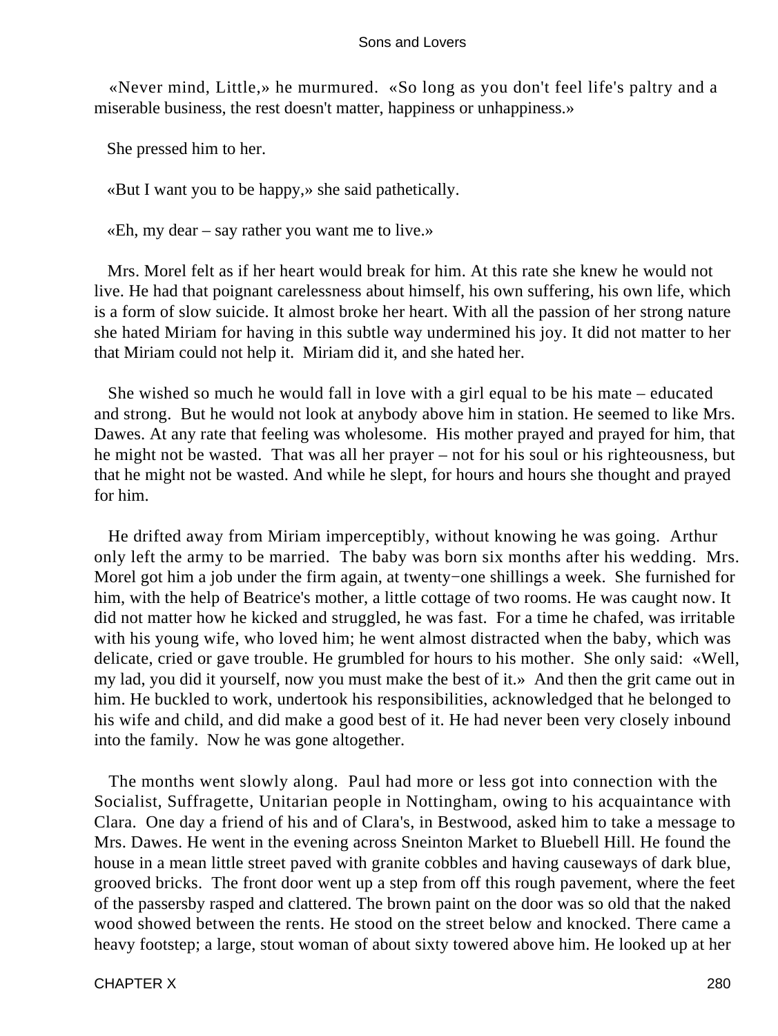«Never mind, Little,» he murmured. «So long as you don't feel life's paltry and a miserable business, the rest doesn't matter, happiness or unhappiness.»

She pressed him to her.

«But I want you to be happy,» she said pathetically.

«Eh, my dear – say rather you want me to live.»

Mrs. Morel felt as if her heart would break for him. At this rate she knew he would not live. He had that poignant carelessness about himself, his own suffering, his own life, which is a form of slow suicide. It almost broke her heart. With all the passion of her strong nature she hated Miriam for having in this subtle way undermined his joy. It did not matter to her that Miriam could not help it. Miriam did it, and she hated her.

She wished so much he would fall in love with a girl equal to be his mate – educated and strong. But he would not look at anybody above him in station. He seemed to like Mrs. Dawes. At any rate that feeling was wholesome. His mother prayed and prayed for him, that he might not be wasted. That was all her prayer – not for his soul or his righteousness, but that he might not be wasted. And while he slept, for hours and hours she thought and prayed for him.

He drifted away from Miriam imperceptibly, without knowing he was going. Arthur only left the army to be married. The baby was born six months after his wedding. Mrs. Morel got him a job under the firm again, at twenty−one shillings a week. She furnished for him, with the help of Beatrice's mother, a little cottage of two rooms. He was caught now. It did not matter how he kicked and struggled, he was fast. For a time he chafed, was irritable with his young wife, who loved him; he went almost distracted when the baby, which was delicate, cried or gave trouble. He grumbled for hours to his mother. She only said: «Well, my lad, you did it yourself, now you must make the best of it.» And then the grit came out in him. He buckled to work, undertook his responsibilities, acknowledged that he belonged to his wife and child, and did make a good best of it. He had never been very closely inbound into the family. Now he was gone altogether.

The months went slowly along. Paul had more or less got into connection with the Socialist, Suffragette, Unitarian people in Nottingham, owing to his acquaintance with Clara. One day a friend of his and of Clara's, in Bestwood, asked him to take a message to Mrs. Dawes. He went in the evening across Sneinton Market to Bluebell Hill. He found the house in a mean little street paved with granite cobbles and having causeways of dark blue, grooved bricks. The front door went up a step from off this rough pavement, where the feet of the passersby rasped and clattered. The brown paint on the door was so old that the naked wood showed between the rents. He stood on the street below and knocked. There came a heavy footstep; a large, stout woman of about sixty towered above him. He looked up at her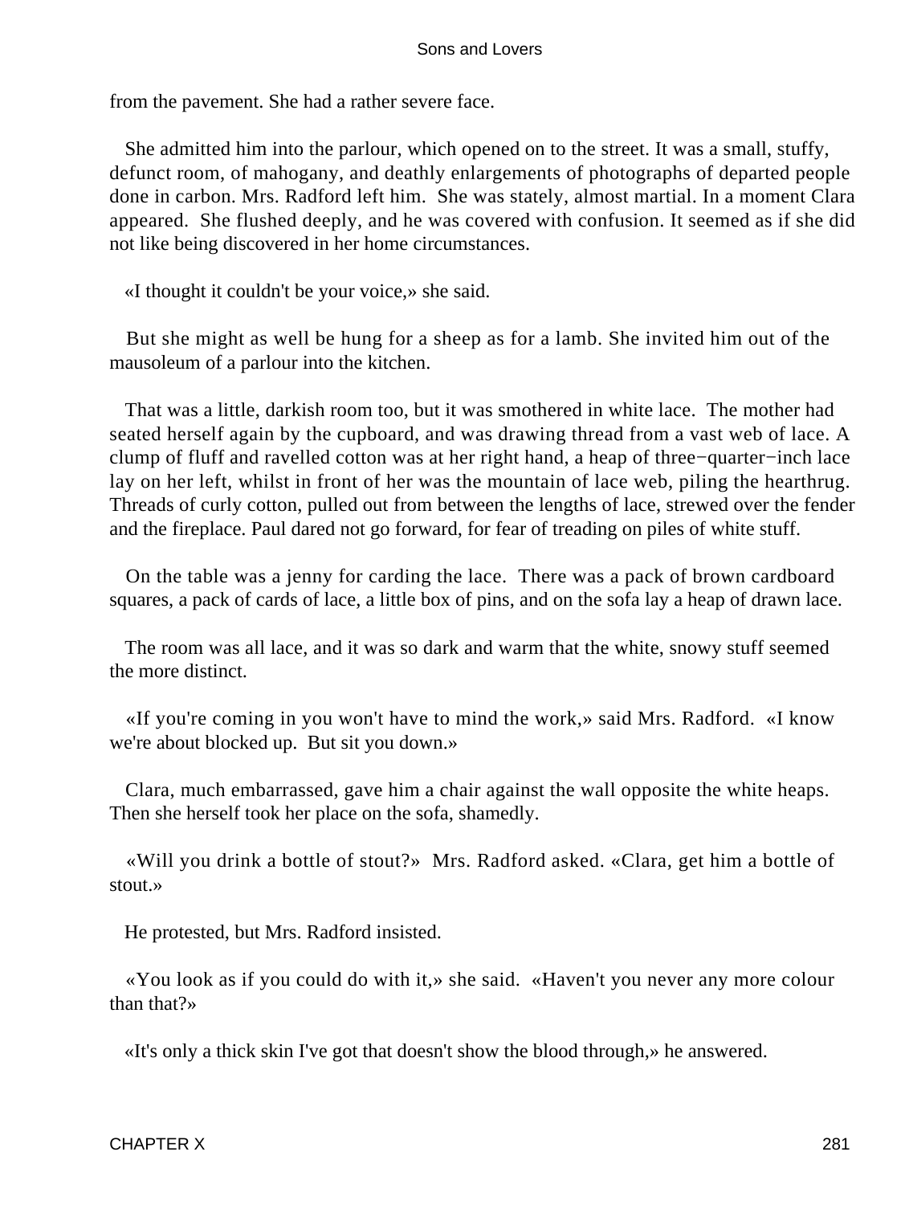from the pavement. She had a rather severe face.

She admitted him into the parlour, which opened on to the street. It was a small, stuffy, defunct room, of mahogany, and deathly enlargements of photographs of departed people done in carbon. Mrs. Radford left him. She was stately, almost martial. In a moment Clara appeared. She flushed deeply, and he was covered with confusion. It seemed as if she did not like being discovered in her home circumstances.

«I thought it couldn't be your voice,» she said.

But she might as well be hung for a sheep as for a lamb. She invited him out of the mausoleum of a parlour into the kitchen.

That was a little, darkish room too, but it was smothered in white lace. The mother had seated herself again by the cupboard, and was drawing thread from a vast web of lace. A clump of fluff and ravelled cotton was at her right hand, a heap of three−quarter−inch lace lay on her left, whilst in front of her was the mountain of lace web, piling the hearthrug. Threads of curly cotton, pulled out from between the lengths of lace, strewed over the fender and the fireplace. Paul dared not go forward, for fear of treading on piles of white stuff.

On the table was a jenny for carding the lace. There was a pack of brown cardboard squares, a pack of cards of lace, a little box of pins, and on the sofa lay a heap of drawn lace.

The room was all lace, and it was so dark and warm that the white, snowy stuff seemed the more distinct.

«If you're coming in you won't have to mind the work,» said Mrs. Radford. «I know we're about blocked up. But sit you down.»

Clara, much embarrassed, gave him a chair against the wall opposite the white heaps. Then she herself took her place on the sofa, shamedly.

«Will you drink a bottle of stout?» Mrs. Radford asked. «Clara, get him a bottle of stout.»

He protested, but Mrs. Radford insisted.

«You look as if you could do with it,» she said. «Haven't you never any more colour than that?»

«It's only a thick skin I've got that doesn't show the blood through,» he answered.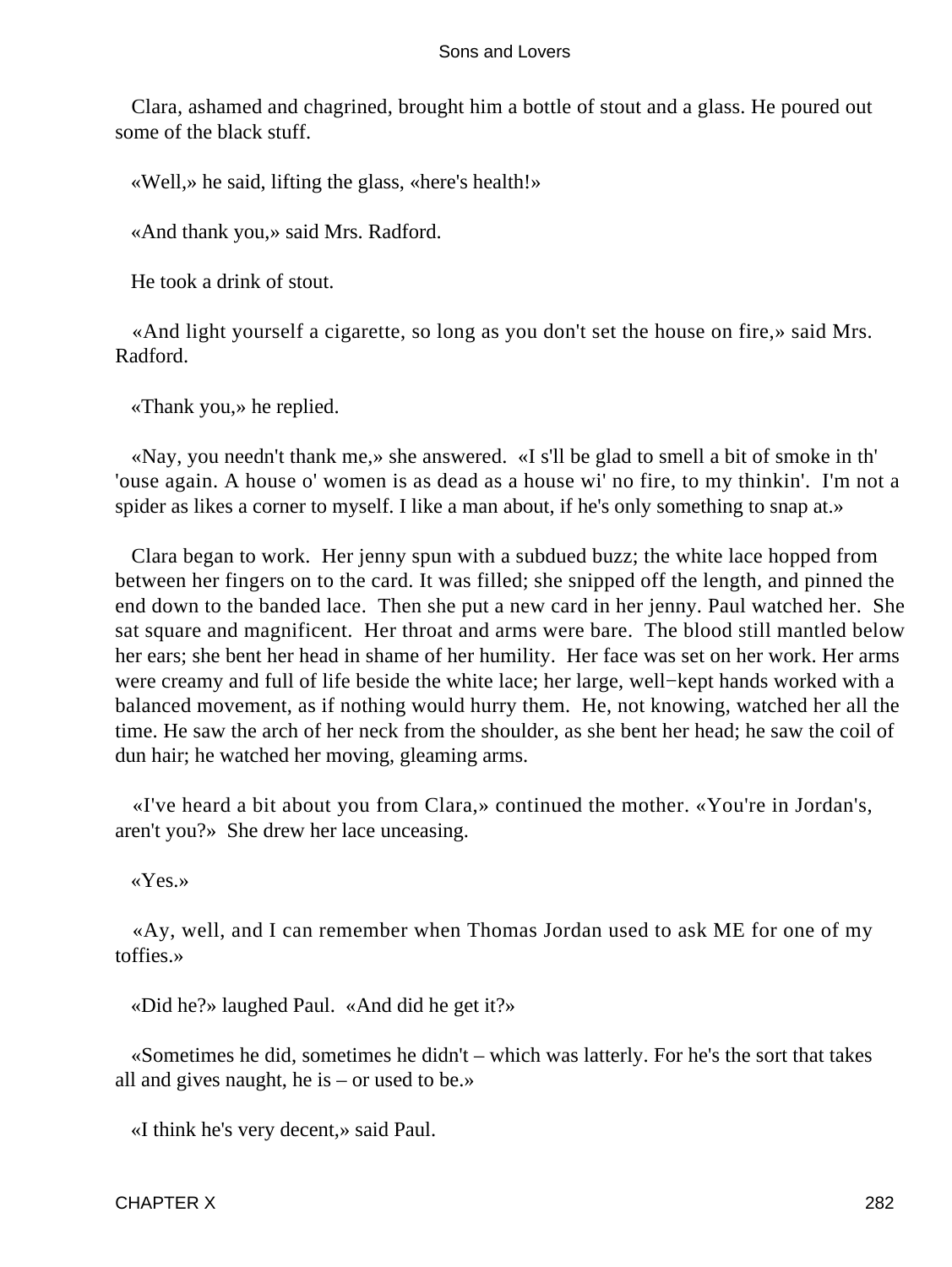Clara, ashamed and chagrined, brought him a bottle of stout and a glass. He poured out some of the black stuff.

«Well,» he said, lifting the glass, «here's health!»

«And thank you,» said Mrs. Radford.

He took a drink of stout.

«And light yourself a cigarette, so long as you don't set the house on fire,» said Mrs. Radford.

«Thank you,» he replied.

«Nay, you needn't thank me,» she answered. «I s'll be glad to smell a bit of smoke in th' 'ouse again. A house o' women is as dead as a house wi' no fire, to my thinkin'. I'm not a spider as likes a corner to myself. I like a man about, if he's only something to snap at.»

Clara began to work. Her jenny spun with a subdued buzz; the white lace hopped from between her fingers on to the card. It was filled; she snipped off the length, and pinned the end down to the banded lace. Then she put a new card in her jenny. Paul watched her. She sat square and magnificent. Her throat and arms were bare. The blood still mantled below her ears; she bent her head in shame of her humility. Her face was set on her work. Her arms were creamy and full of life beside the white lace; her large, well−kept hands worked with a balanced movement, as if nothing would hurry them. He, not knowing, watched her all the time. He saw the arch of her neck from the shoulder, as she bent her head; he saw the coil of dun hair; he watched her moving, gleaming arms.

«I've heard a bit about you from Clara,» continued the mother. «You're in Jordan's, aren't you?» She drew her lace unceasing.

«Yes.»

«Ay, well, and I can remember when Thomas Jordan used to ask ME for one of my toffies.»

«Did he?» laughed Paul. «And did he get it?»

«Sometimes he did, sometimes he didn't – which was latterly. For he's the sort that takes all and gives naught, he is – or used to be.»

«I think he's very decent,» said Paul.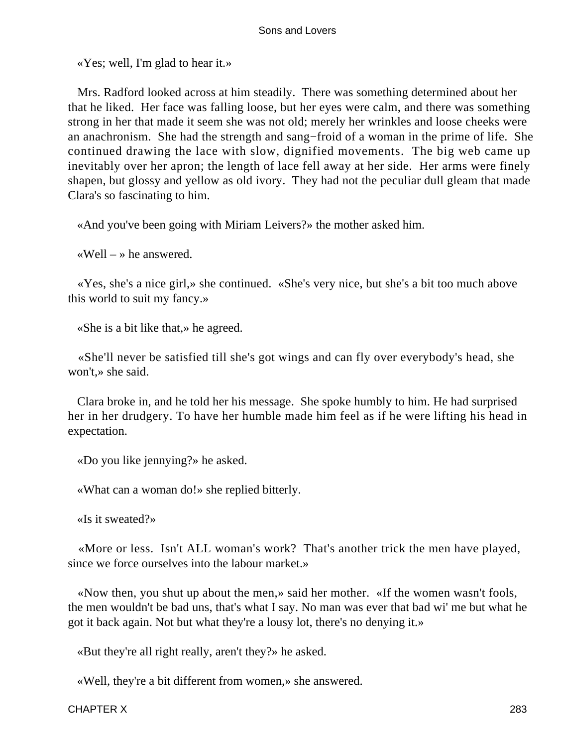«Yes; well, I'm glad to hear it.»

Mrs. Radford looked across at him steadily. There was something determined about her that he liked. Her face was falling loose, but her eyes were calm, and there was something strong in her that made it seem she was not old; merely her wrinkles and loose cheeks were an anachronism. She had the strength and sang−froid of a woman in the prime of life. She continued drawing the lace with slow, dignified movements. The big web came up inevitably over her apron; the length of lace fell away at her side. Her arms were finely shapen, but glossy and yellow as old ivory. They had not the peculiar dull gleam that made Clara's so fascinating to him.

«And you've been going with Miriam Leivers?» the mother asked him.

«Well – » he answered.

«Yes, she's a nice girl,» she continued. «She's very nice, but she's a bit too much above this world to suit my fancy.»

«She is a bit like that,» he agreed.

«She'll never be satisfied till she's got wings and can fly over everybody's head, she won't,» she said.

Clara broke in, and he told her his message. She spoke humbly to him. He had surprised her in her drudgery. To have her humble made him feel as if he were lifting his head in expectation.

«Do you like jennying?» he asked.

«What can a woman do!» she replied bitterly.

«Is it sweated?»

«More or less. Isn't ALL woman's work? That's another trick the men have played, since we force ourselves into the labour market.»

«Now then, you shut up about the men,» said her mother. «If the women wasn't fools, the men wouldn't be bad uns, that's what I say. No man was ever that bad wi' me but what he got it back again. Not but what they're a lousy lot, there's no denying it.»

«But they're all right really, aren't they?» he asked.

«Well, they're a bit different from women,» she answered.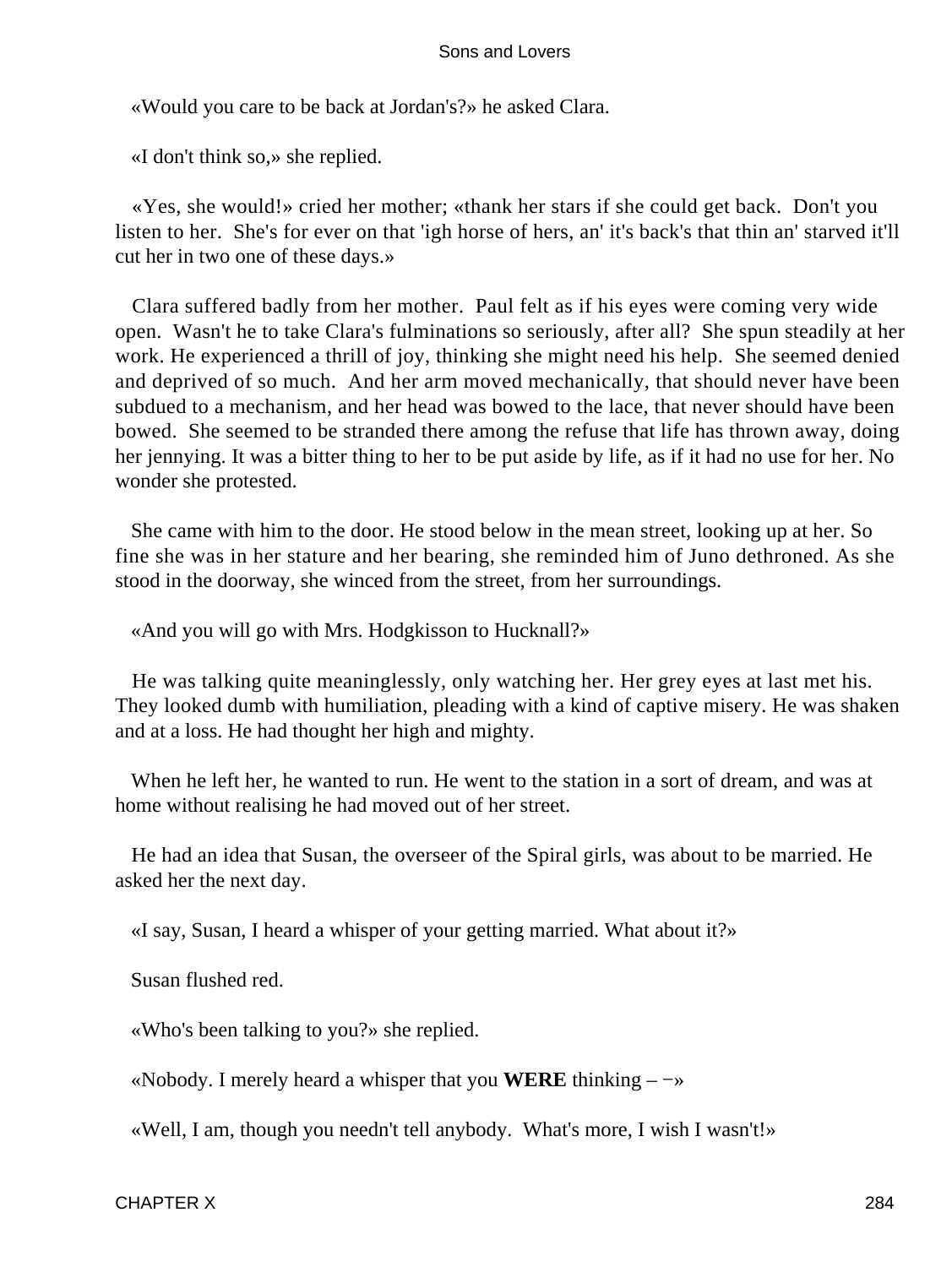«Would you care to be back at Jordan's?» he asked Clara.

«I don't think so,» she replied.

«Yes, she would!» cried her mother; «thank her stars if she could get back. Don't you listen to her. She's for ever on that 'igh horse of hers, an' it's back's that thin an' starved it'll cut her in two one of these days.»

Clara suffered badly from her mother. Paul felt as if his eyes were coming very wide open. Wasn't he to take Clara's fulminations so seriously, after all? She spun steadily at her work. He experienced a thrill of joy, thinking she might need his help. She seemed denied and deprived of so much. And her arm moved mechanically, that should never have been subdued to a mechanism, and her head was bowed to the lace, that never should have been bowed. She seemed to be stranded there among the refuse that life has thrown away, doing her jennying. It was a bitter thing to her to be put aside by life, as if it had no use for her. No wonder she protested.

She came with him to the door. He stood below in the mean street, looking up at her. So fine she was in her stature and her bearing, she reminded him of Juno dethroned. As she stood in the doorway, she winced from the street, from her surroundings.

«And you will go with Mrs. Hodgkisson to Hucknall?»

He was talking quite meaninglessly, only watching her. Her grey eyes at last met his. They looked dumb with humiliation, pleading with a kind of captive misery. He was shaken and at a loss. He had thought her high and mighty.

When he left her, he wanted to run. He went to the station in a sort of dream, and was at home without realising he had moved out of her street.

He had an idea that Susan, the overseer of the Spiral girls, was about to be married. He asked her the next day.

«I say, Susan, I heard a whisper of your getting married. What about it?»

Susan flushed red.

«Who's been talking to you?» she replied.

«Nobody. I merely heard a whisper that you **WERE** thinking – −»

«Well, I am, though you needn't tell anybody. What's more, I wish I wasn't!»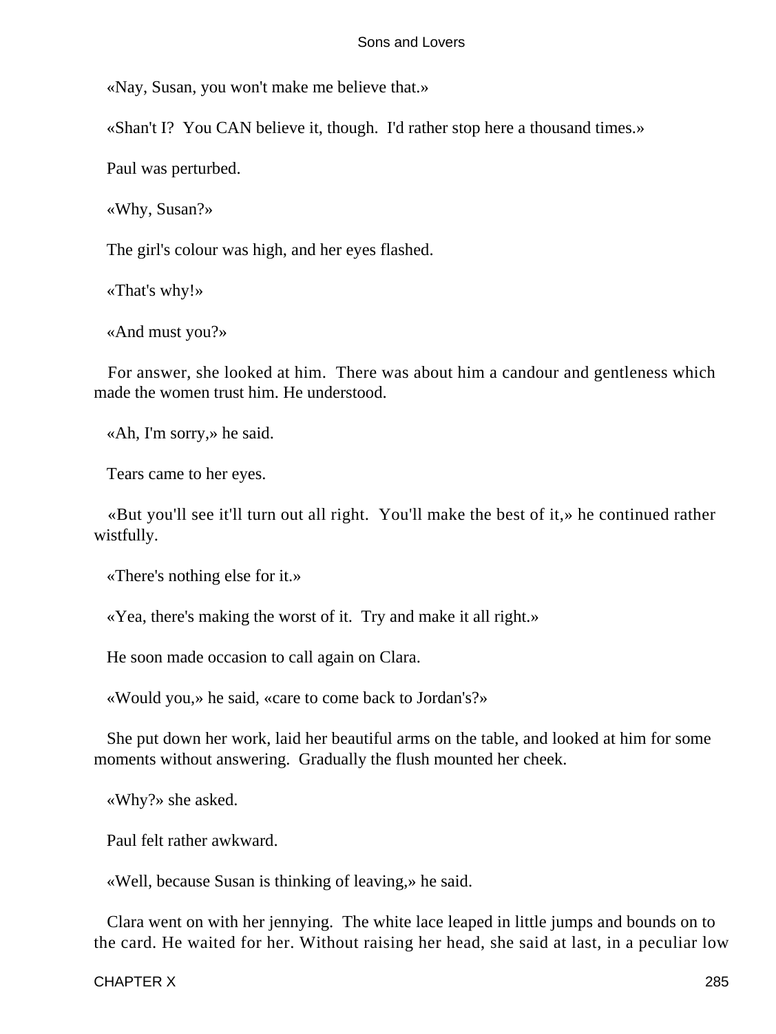«Nay, Susan, you won't make me believe that.»

«Shan't I? You CAN believe it, though. I'd rather stop here a thousand times.»

Paul was perturbed.

«Why, Susan?»

The girl's colour was high, and her eyes flashed.

«That's why!»

«And must you?»

For answer, she looked at him. There was about him a candour and gentleness which made the women trust him. He understood.

«Ah, I'm sorry,» he said.

Tears came to her eyes.

«But you'll see it'll turn out all right. You'll make the best of it,» he continued rather wistfully.

«There's nothing else for it.»

«Yea, there's making the worst of it. Try and make it all right.»

He soon made occasion to call again on Clara.

«Would you,» he said, «care to come back to Jordan's?»

She put down her work, laid her beautiful arms on the table, and looked at him for some moments without answering. Gradually the flush mounted her cheek.

«Why?» she asked.

Paul felt rather awkward.

«Well, because Susan is thinking of leaving,» he said.

Clara went on with her jennying. The white lace leaped in little jumps and bounds on to the card. He waited for her. Without raising her head, she said at last, in a peculiar low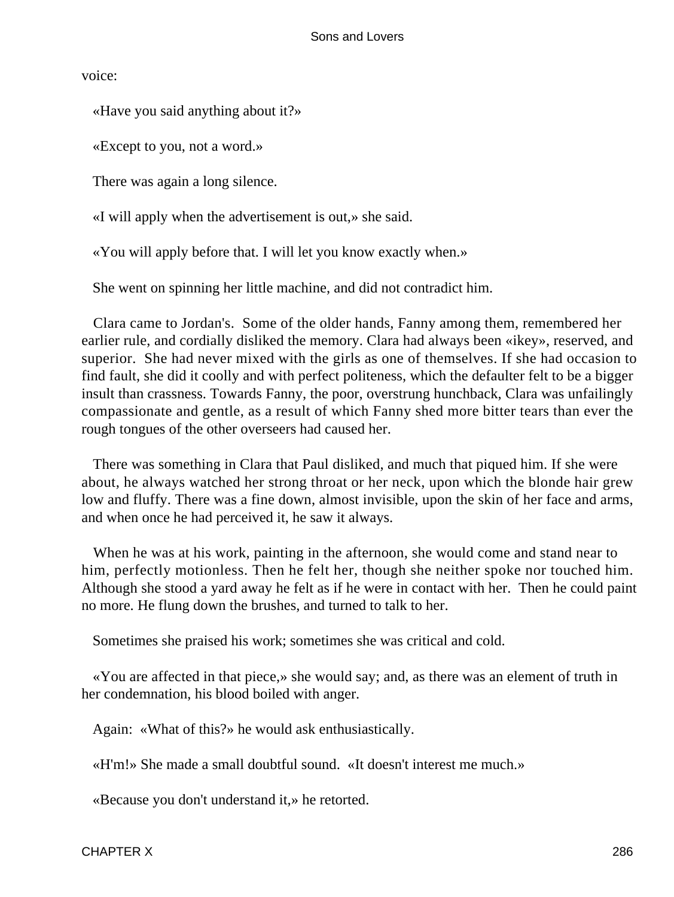voice:

«Have you said anything about it?»

«Except to you, not a word.»

There was again a long silence.

«I will apply when the advertisement is out,» she said.

«You will apply before that. I will let you know exactly when.»

She went on spinning her little machine, and did not contradict him.

Clara came to Jordan's. Some of the older hands, Fanny among them, remembered her earlier rule, and cordially disliked the memory. Clara had always been «ikey», reserved, and superior. She had never mixed with the girls as one of themselves. If she had occasion to find fault, she did it coolly and with perfect politeness, which the defaulter felt to be a bigger insult than crassness. Towards Fanny, the poor, overstrung hunchback, Clara was unfailingly compassionate and gentle, as a result of which Fanny shed more bitter tears than ever the rough tongues of the other overseers had caused her.

There was something in Clara that Paul disliked, and much that piqued him. If she were about, he always watched her strong throat or her neck, upon which the blonde hair grew low and fluffy. There was a fine down, almost invisible, upon the skin of her face and arms, and when once he had perceived it, he saw it always.

When he was at his work, painting in the afternoon, she would come and stand near to him, perfectly motionless. Then he felt her, though she neither spoke nor touched him. Although she stood a yard away he felt as if he were in contact with her. Then he could paint no more. He flung down the brushes, and turned to talk to her.

Sometimes she praised his work; sometimes she was critical and cold.

«You are affected in that piece,» she would say; and, as there was an element of truth in her condemnation, his blood boiled with anger.

Again: «What of this?» he would ask enthusiastically.

«H'm!» She made a small doubtful sound. «It doesn't interest me much.»

«Because you don't understand it,» he retorted.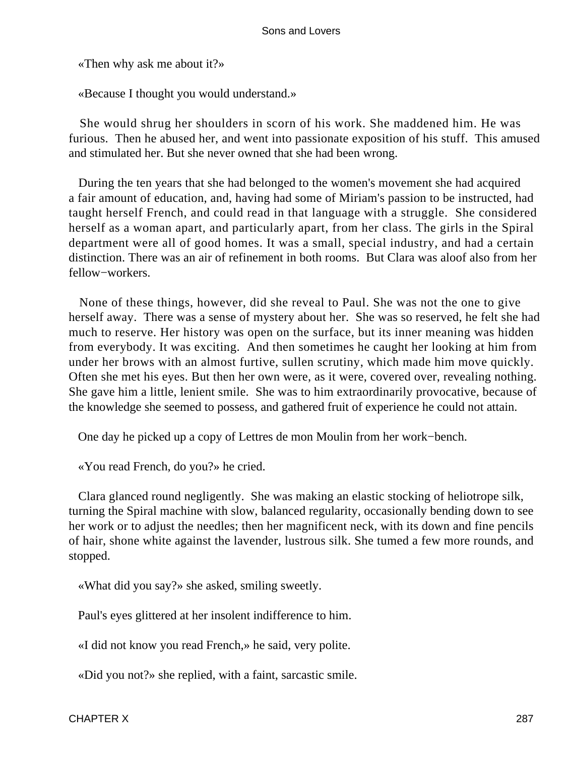«Then why ask me about it?»

«Because I thought you would understand.»

She would shrug her shoulders in scorn of his work. She maddened him. He was furious. Then he abused her, and went into passionate exposition of his stuff. This amused and stimulated her. But she never owned that she had been wrong.

During the ten years that she had belonged to the women's movement she had acquired a fair amount of education, and, having had some of Miriam's passion to be instructed, had taught herself French, and could read in that language with a struggle. She considered herself as a woman apart, and particularly apart, from her class. The girls in the Spiral department were all of good homes. It was a small, special industry, and had a certain distinction. There was an air of refinement in both rooms. But Clara was aloof also from her fellow−workers.

None of these things, however, did she reveal to Paul. She was not the one to give herself away. There was a sense of mystery about her. She was so reserved, he felt she had much to reserve. Her history was open on the surface, but its inner meaning was hidden from everybody. It was exciting. And then sometimes he caught her looking at him from under her brows with an almost furtive, sullen scrutiny, which made him move quickly. Often she met his eyes. But then her own were, as it were, covered over, revealing nothing. She gave him a little, lenient smile. She was to him extraordinarily provocative, because of the knowledge she seemed to possess, and gathered fruit of experience he could not attain.

One day he picked up a copy of Lettres de mon Moulin from her work−bench.

«You read French, do you?» he cried.

Clara glanced round negligently. She was making an elastic stocking of heliotrope silk, turning the Spiral machine with slow, balanced regularity, occasionally bending down to see her work or to adjust the needles; then her magnificent neck, with its down and fine pencils of hair, shone white against the lavender, lustrous silk. She tumed a few more rounds, and stopped.

«What did you say?» she asked, smiling sweetly.

Paul's eyes glittered at her insolent indifference to him.

«I did not know you read French,» he said, very polite.

«Did you not?» she replied, with a faint, sarcastic smile.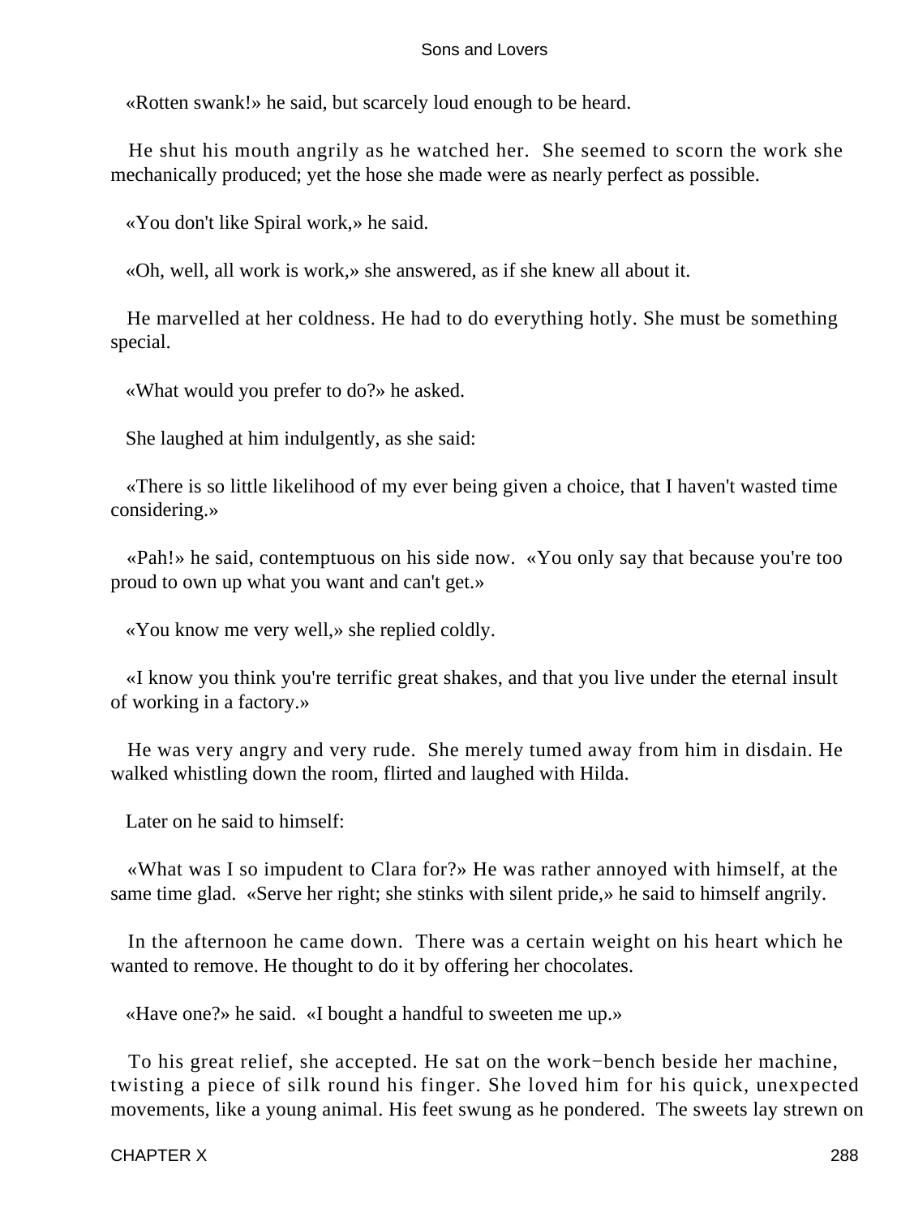«Rotten swank!» he said, but scarcely loud enough to be heard.

He shut his mouth angrily as he watched her. She seemed to scorn the work she mechanically produced; yet the hose she made were as nearly perfect as possible.

«You don't like Spiral work,» he said.

«Oh, well, all work is work,» she answered, as if she knew all about it.

He marvelled at her coldness. He had to do everything hotly. She must be something special.

«What would you prefer to do?» he asked.

She laughed at him indulgently, as she said:

«There is so little likelihood of my ever being given a choice, that I haven't wasted time considering.»

«Pah!» he said, contemptuous on his side now. «You only say that because you're too proud to own up what you want and can't get.»

«You know me very well,» she replied coldly.

«I know you think you're terrific great shakes, and that you live under the eternal insult of working in a factory.»

He was very angry and very rude. She merely tumed away from him in disdain. He walked whistling down the room, flirted and laughed with Hilda.

Later on he said to himself:

«What was I so impudent to Clara for?» He was rather annoyed with himself, at the same time glad. «Serve her right; she stinks with silent pride,» he said to himself angrily.

In the afternoon he came down. There was a certain weight on his heart which he wanted to remove. He thought to do it by offering her chocolates.

«Have one?» he said. «I bought a handful to sweeten me up.»

To his great relief, she accepted. He sat on the work−bench beside her machine, twisting a piece of silk round his finger. She loved him for his quick, unexpected movements, like a young animal. His feet swung as he pondered. The sweets lay strewn on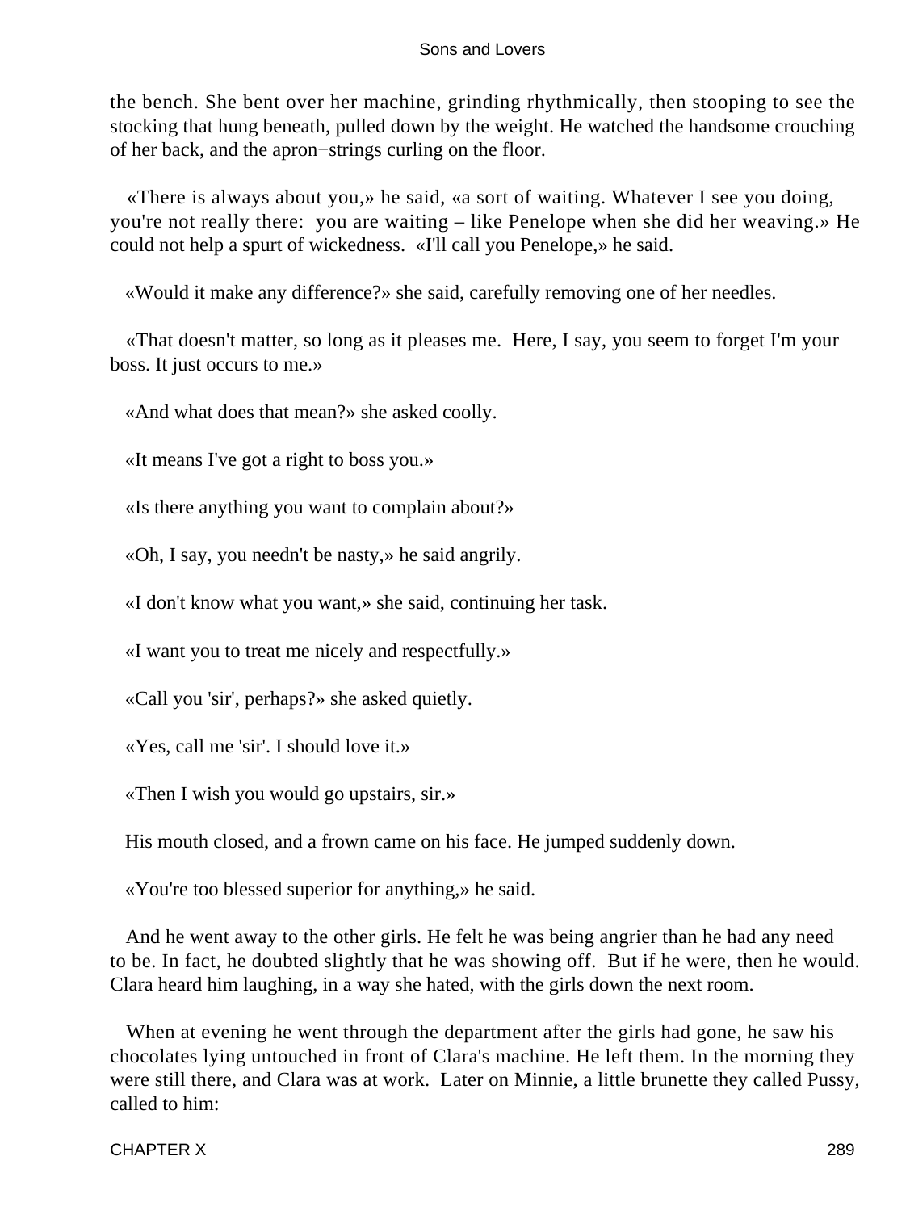the bench. She bent over her machine, grinding rhythmically, then stooping to see the stocking that hung beneath, pulled down by the weight. He watched the handsome crouching of her back, and the apron−strings curling on the floor.

«There is always about you,» he said, «a sort of waiting. Whatever I see you doing, you're not really there: you are waiting – like Penelope when she did her weaving.» He could not help a spurt of wickedness. «I'll call you Penelope,» he said.

«Would it make any difference?» she said, carefully removing one of her needles.

«That doesn't matter, so long as it pleases me. Here, I say, you seem to forget I'm your boss. It just occurs to me.»

«And what does that mean?» she asked coolly.

«It means I've got a right to boss you.»

«Is there anything you want to complain about?»

«Oh, I say, you needn't be nasty,» he said angrily.

«I don't know what you want,» she said, continuing her task.

«I want you to treat me nicely and respectfully.»

«Call you 'sir', perhaps?» she asked quietly.

«Yes, call me 'sir'. I should love it.»

«Then I wish you would go upstairs, sir.»

His mouth closed, and a frown came on his face. He jumped suddenly down.

«You're too blessed superior for anything,» he said.

And he went away to the other girls. He felt he was being angrier than he had any need to be. In fact, he doubted slightly that he was showing off. But if he were, then he would. Clara heard him laughing, in a way she hated, with the girls down the next room.

When at evening he went through the department after the girls had gone, he saw his chocolates lying untouched in front of Clara's machine. He left them. In the morning they were still there, and Clara was at work. Later on Minnie, a little brunette they called Pussy, called to him: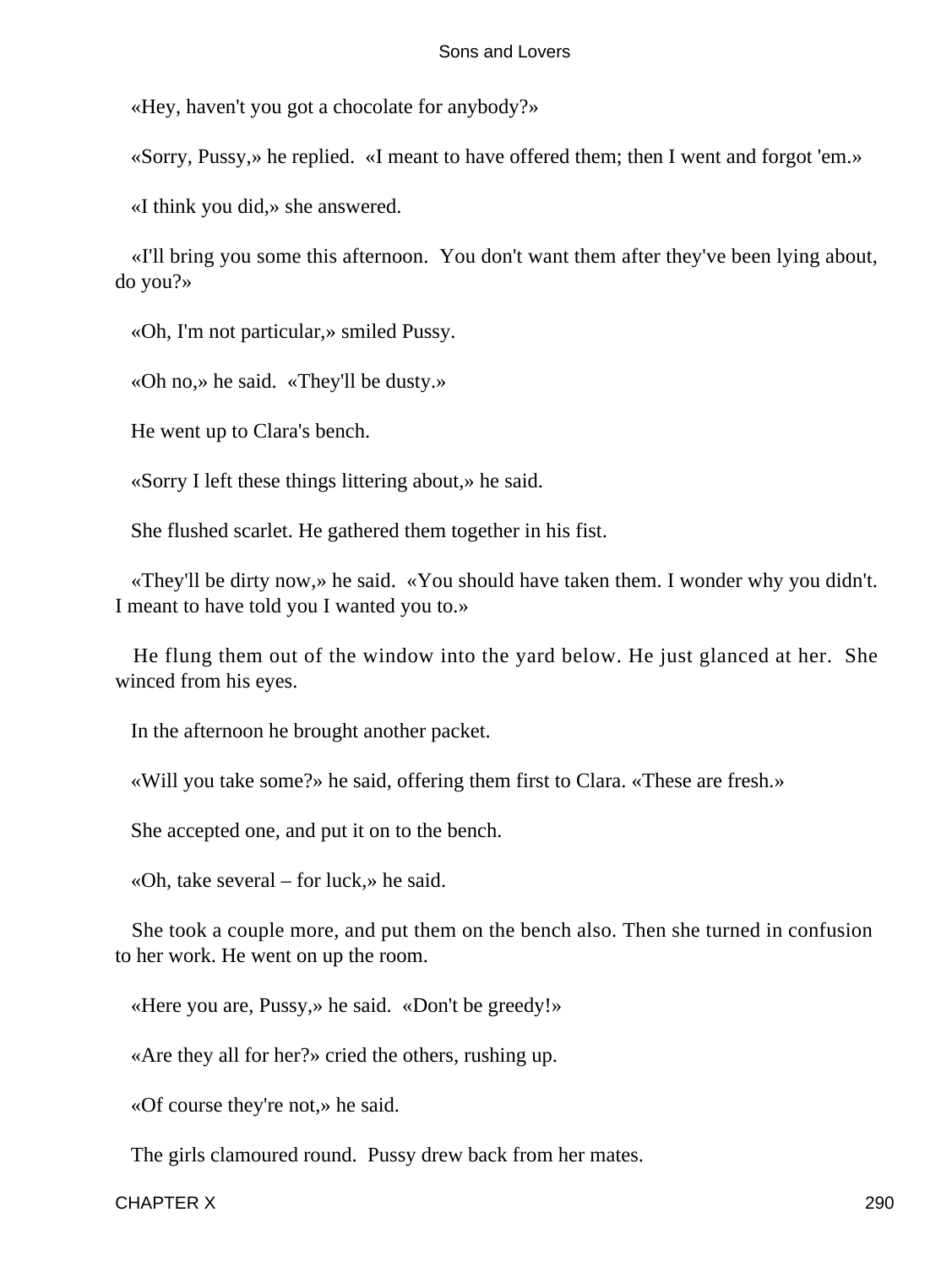«Hey, haven't you got a chocolate for anybody?»

«Sorry, Pussy,» he replied. «I meant to have offered them; then I went and forgot 'em.»

«I think you did,» she answered.

«I'll bring you some this afternoon. You don't want them after they've been lying about, do you?»

«Oh, I'm not particular,» smiled Pussy.

«Oh no,» he said. «They'll be dusty.»

He went up to Clara's bench.

«Sorry I left these things littering about,» he said.

She flushed scarlet. He gathered them together in his fist.

«They'll be dirty now,» he said. «You should have taken them. I wonder why you didn't. I meant to have told you I wanted you to.»

He flung them out of the window into the yard below. He just glanced at her. She winced from his eyes.

In the afternoon he brought another packet.

«Will you take some?» he said, offering them first to Clara. «These are fresh.»

She accepted one, and put it on to the bench.

«Oh, take several – for luck,» he said.

She took a couple more, and put them on the bench also. Then she turned in confusion to her work. He went on up the room.

«Here you are, Pussy,» he said. «Don't be greedy!»

«Are they all for her?» cried the others, rushing up.

«Of course they're not,» he said.

The girls clamoured round. Pussy drew back from her mates.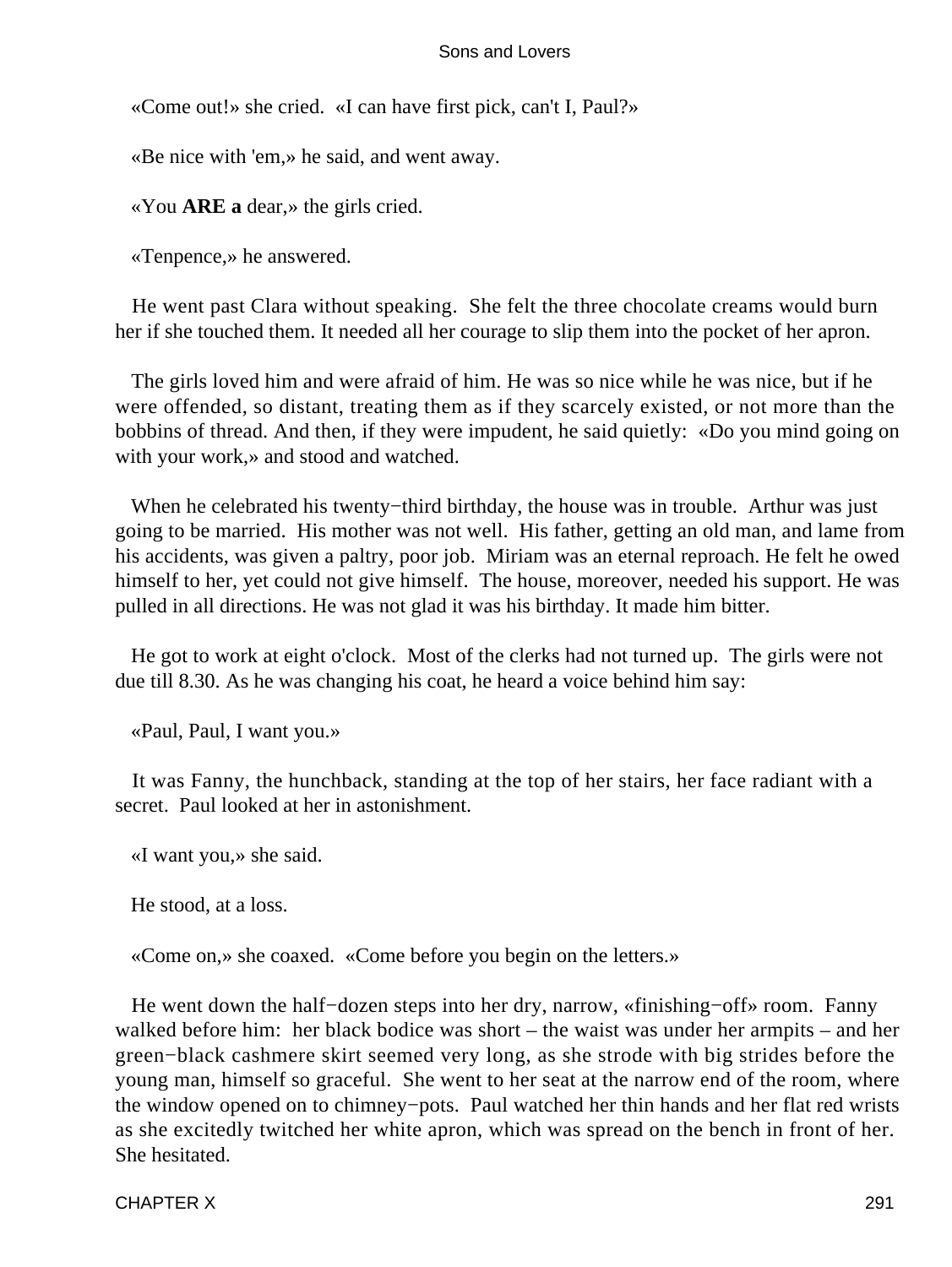«Come out!» she cried. «I can have first pick, can't I, Paul?»

«Be nice with 'em,» he said, and went away.

«You **ARE a** dear,» the girls cried.

«Tenpence,» he answered.

He went past Clara without speaking. She felt the three chocolate creams would burn her if she touched them. It needed all her courage to slip them into the pocket of her apron.

The girls loved him and were afraid of him. He was so nice while he was nice, but if he were offended, so distant, treating them as if they scarcely existed, or not more than the bobbins of thread. And then, if they were impudent, he said quietly: «Do you mind going on with your work,» and stood and watched.

When he celebrated his twenty−third birthday, the house was in trouble. Arthur was just going to be married. His mother was not well. His father, getting an old man, and lame from his accidents, was given a paltry, poor job. Miriam was an eternal reproach. He felt he owed himself to her, yet could not give himself. The house, moreover, needed his support. He was pulled in all directions. He was not glad it was his birthday. It made him bitter.

He got to work at eight o'clock. Most of the clerks had not turned up. The girls were not due till 8.30. As he was changing his coat, he heard a voice behind him say:

«Paul, Paul, I want you.»

It was Fanny, the hunchback, standing at the top of her stairs, her face radiant with a secret. Paul looked at her in astonishment.

«I want you,» she said.

He stood, at a loss.

«Come on,» she coaxed. «Come before you begin on the letters.»

He went down the half−dozen steps into her dry, narrow, «finishing−off» room. Fanny walked before him: her black bodice was short – the waist was under her armpits – and her green−black cashmere skirt seemed very long, as she strode with big strides before the young man, himself so graceful. She went to her seat at the narrow end of the room, where the window opened on to chimney−pots. Paul watched her thin hands and her flat red wrists as she excitedly twitched her white apron, which was spread on the bench in front of her. She hesitated.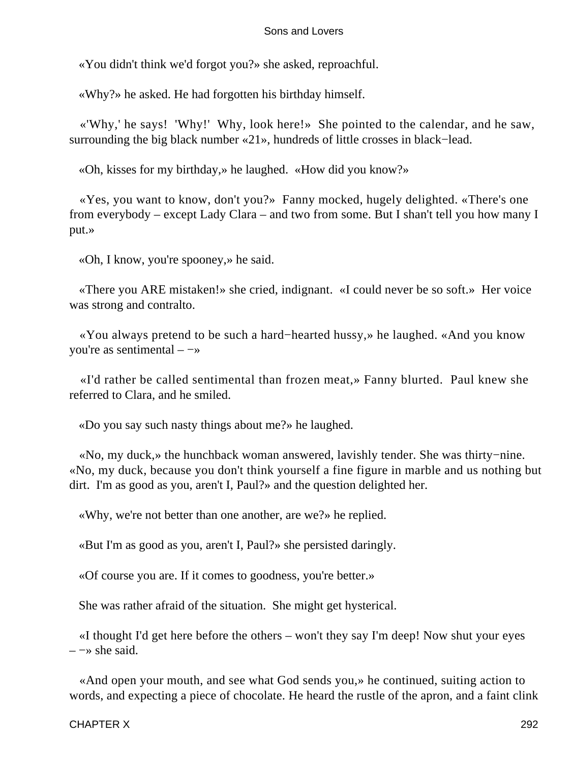«You didn't think we'd forgot you?» she asked, reproachful.

«Why?» he asked. He had forgotten his birthday himself.

«'Why,' he says! 'Why!' Why, look here!» She pointed to the calendar, and he saw, surrounding the big black number «21», hundreds of little crosses in black−lead.

«Oh, kisses for my birthday,» he laughed. «How did you know?»

«Yes, you want to know, don't you?» Fanny mocked, hugely delighted. «There's one from everybody – except Lady Clara – and two from some. But I shan't tell you how many I put.»

«Oh, I know, you're spooney,» he said.

«There you ARE mistaken!» she cried, indignant. «I could never be so soft.» Her voice was strong and contralto.

«You always pretend to be such a hard−hearted hussy,» he laughed. «And you know you're as sentimental – −»

«I'd rather be called sentimental than frozen meat,» Fanny blurted. Paul knew she referred to Clara, and he smiled.

«Do you say such nasty things about me?» he laughed.

«No, my duck,» the hunchback woman answered, lavishly tender. She was thirty−nine. «No, my duck, because you don't think yourself a fine figure in marble and us nothing but dirt. I'm as good as you, aren't I, Paul?» and the question delighted her.

«Why, we're not better than one another, are we?» he replied.

«But I'm as good as you, aren't I, Paul?» she persisted daringly.

«Of course you are. If it comes to goodness, you're better.»

She was rather afraid of the situation. She might get hysterical.

«I thought I'd get here before the others – won't they say I'm deep! Now shut your eyes – −» she said.

«And open your mouth, and see what God sends you,» he continued, suiting action to words, and expecting a piece of chocolate. He heard the rustle of the apron, and a faint clink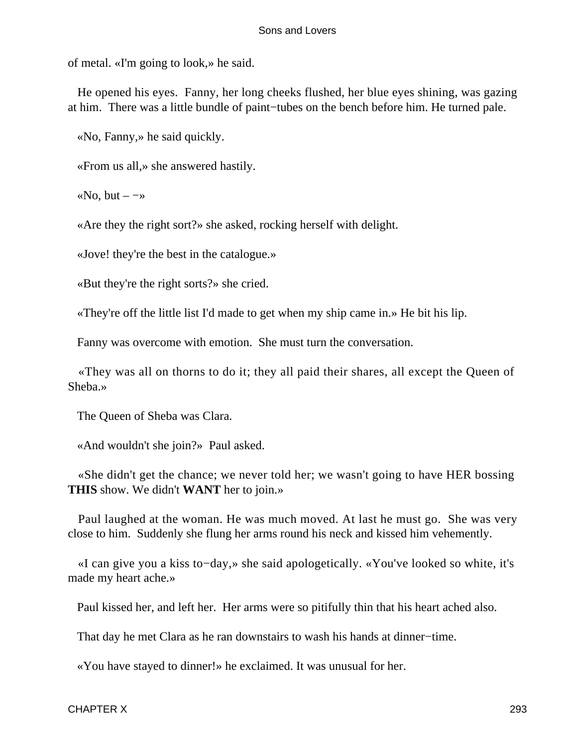of metal. «I'm going to look,» he said.

He opened his eyes. Fanny, her long cheeks flushed, her blue eyes shining, was gazing at him. There was a little bundle of paint−tubes on the bench before him. He turned pale.

«No, Fanny,» he said quickly.

«From us all,» she answered hastily.

«No, but – −»

«Are they the right sort?» she asked, rocking herself with delight.

«Jove! they're the best in the catalogue.»

«But they're the right sorts?» she cried.

«They're off the little list I'd made to get when my ship came in.» He bit his lip.

Fanny was overcome with emotion. She must turn the conversation.

«They was all on thorns to do it; they all paid their shares, all except the Queen of Sheba.»

The Queen of Sheba was Clara.

«And wouldn't she join?» Paul asked.

«She didn't get the chance; we never told her; we wasn't going to have HER bossing **THIS** show. We didn't **WANT** her to join.»

Paul laughed at the woman. He was much moved. At last he must go. She was very close to him. Suddenly she flung her arms round his neck and kissed him vehemently.

«I can give you a kiss to−day,» she said apologetically. «You've looked so white, it's made my heart ache.»

Paul kissed her, and left her. Her arms were so pitifully thin that his heart ached also.

That day he met Clara as he ran downstairs to wash his hands at dinner−time.

«You have stayed to dinner!» he exclaimed. It was unusual for her.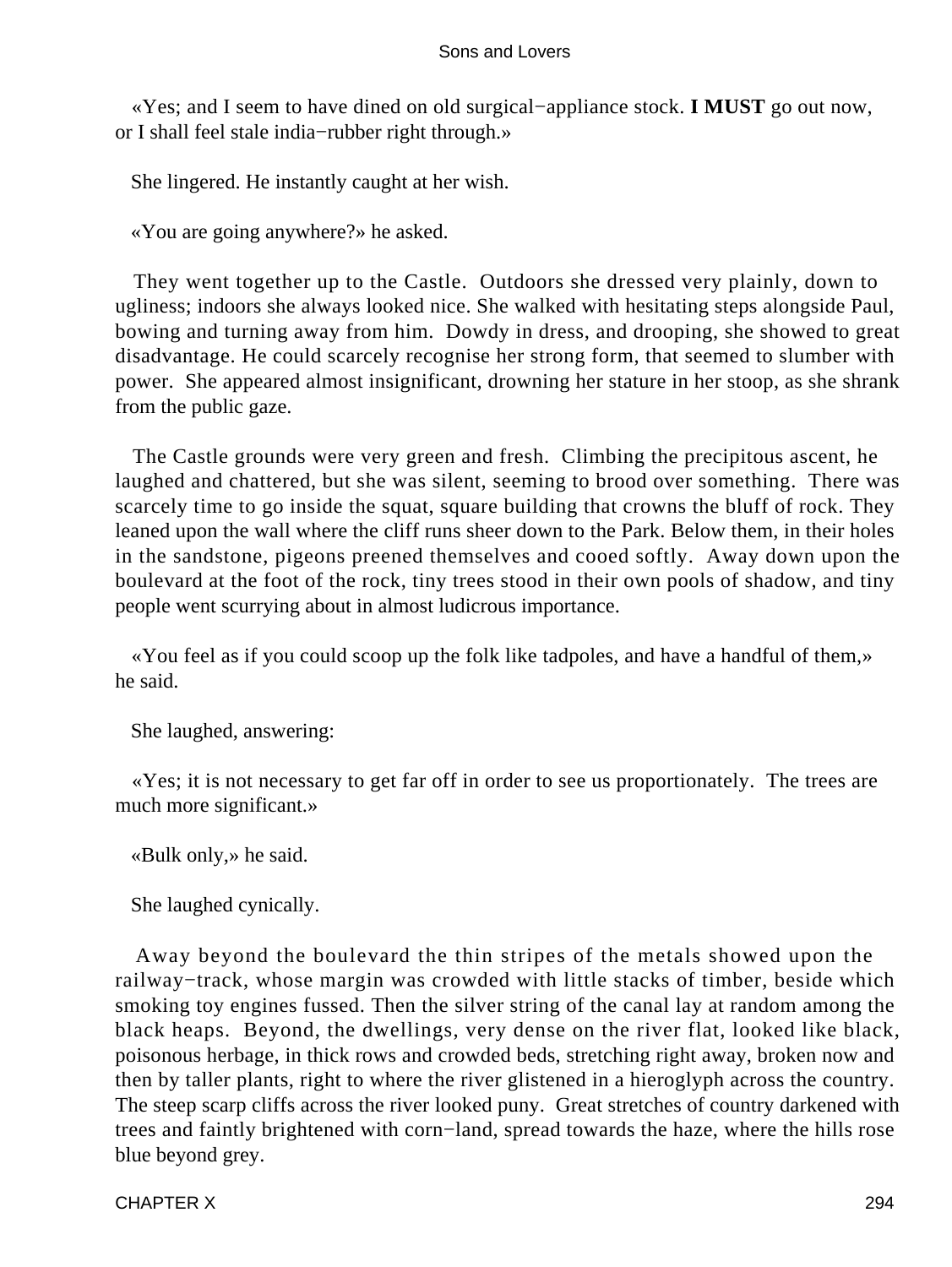«Yes; and I seem to have dined on old surgical−appliance stock. **I MUST** go out now, or I shall feel stale india−rubber right through.»

She lingered. He instantly caught at her wish.

«You are going anywhere?» he asked.

They went together up to the Castle. Outdoors she dressed very plainly, down to ugliness; indoors she always looked nice. She walked with hesitating steps alongside Paul, bowing and turning away from him. Dowdy in dress, and drooping, she showed to great disadvantage. He could scarcely recognise her strong form, that seemed to slumber with power. She appeared almost insignificant, drowning her stature in her stoop, as she shrank from the public gaze.

The Castle grounds were very green and fresh. Climbing the precipitous ascent, he laughed and chattered, but she was silent, seeming to brood over something. There was scarcely time to go inside the squat, square building that crowns the bluff of rock. They leaned upon the wall where the cliff runs sheer down to the Park. Below them, in their holes in the sandstone, pigeons preened themselves and cooed softly. Away down upon the boulevard at the foot of the rock, tiny trees stood in their own pools of shadow, and tiny people went scurrying about in almost ludicrous importance.

«You feel as if you could scoop up the folk like tadpoles, and have a handful of them,» he said.

She laughed, answering:

«Yes; it is not necessary to get far off in order to see us proportionately. The trees are much more significant.»

«Bulk only,» he said.

She laughed cynically.

Away beyond the boulevard the thin stripes of the metals showed upon the railway−track, whose margin was crowded with little stacks of timber, beside which smoking toy engines fussed. Then the silver string of the canal lay at random among the black heaps. Beyond, the dwellings, very dense on the river flat, looked like black, poisonous herbage, in thick rows and crowded beds, stretching right away, broken now and then by taller plants, right to where the river glistened in a hieroglyph across the country. The steep scarp cliffs across the river looked puny. Great stretches of country darkened with trees and faintly brightened with corn−land, spread towards the haze, where the hills rose blue beyond grey.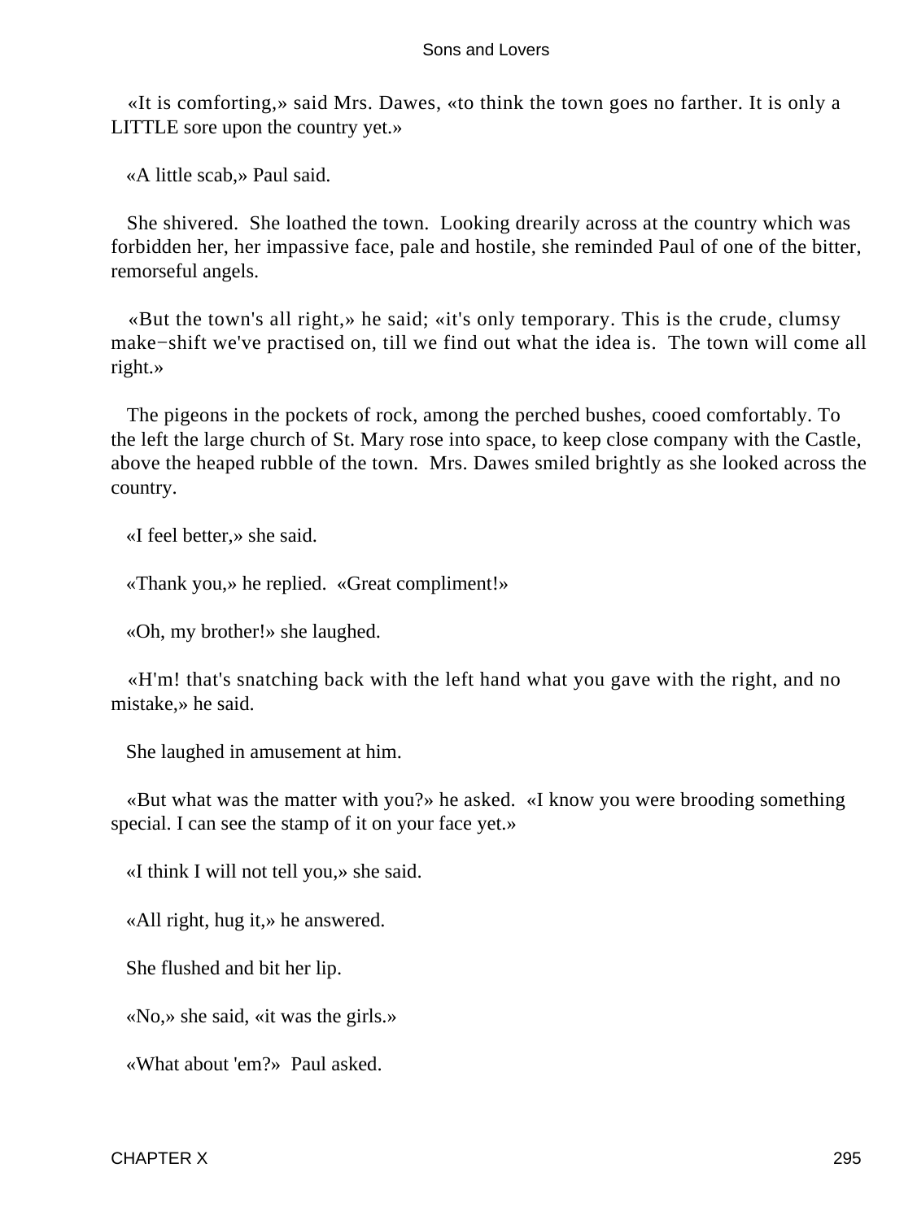«It is comforting,» said Mrs. Dawes, «to think the town goes no farther. It is only a LITTLE sore upon the country yet.»

«A little scab,» Paul said.

She shivered. She loathed the town. Looking drearily across at the country which was forbidden her, her impassive face, pale and hostile, she reminded Paul of one of the bitter, remorseful angels.

«But the town's all right,» he said; «it's only temporary. This is the crude, clumsy make−shift we've practised on, till we find out what the idea is. The town will come all right.»

The pigeons in the pockets of rock, among the perched bushes, cooed comfortably. To the left the large church of St. Mary rose into space, to keep close company with the Castle, above the heaped rubble of the town. Mrs. Dawes smiled brightly as she looked across the country.

«I feel better,» she said.

«Thank you,» he replied. «Great compliment!»

«Oh, my brother!» she laughed.

«H'm! that's snatching back with the left hand what you gave with the right, and no mistake,» he said.

She laughed in amusement at him.

«But what was the matter with you?» he asked. «I know you were brooding something special. I can see the stamp of it on your face yet.»

«I think I will not tell you,» she said.

«All right, hug it,» he answered.

She flushed and bit her lip.

«No,» she said, «it was the girls.»

«What about 'em?» Paul asked.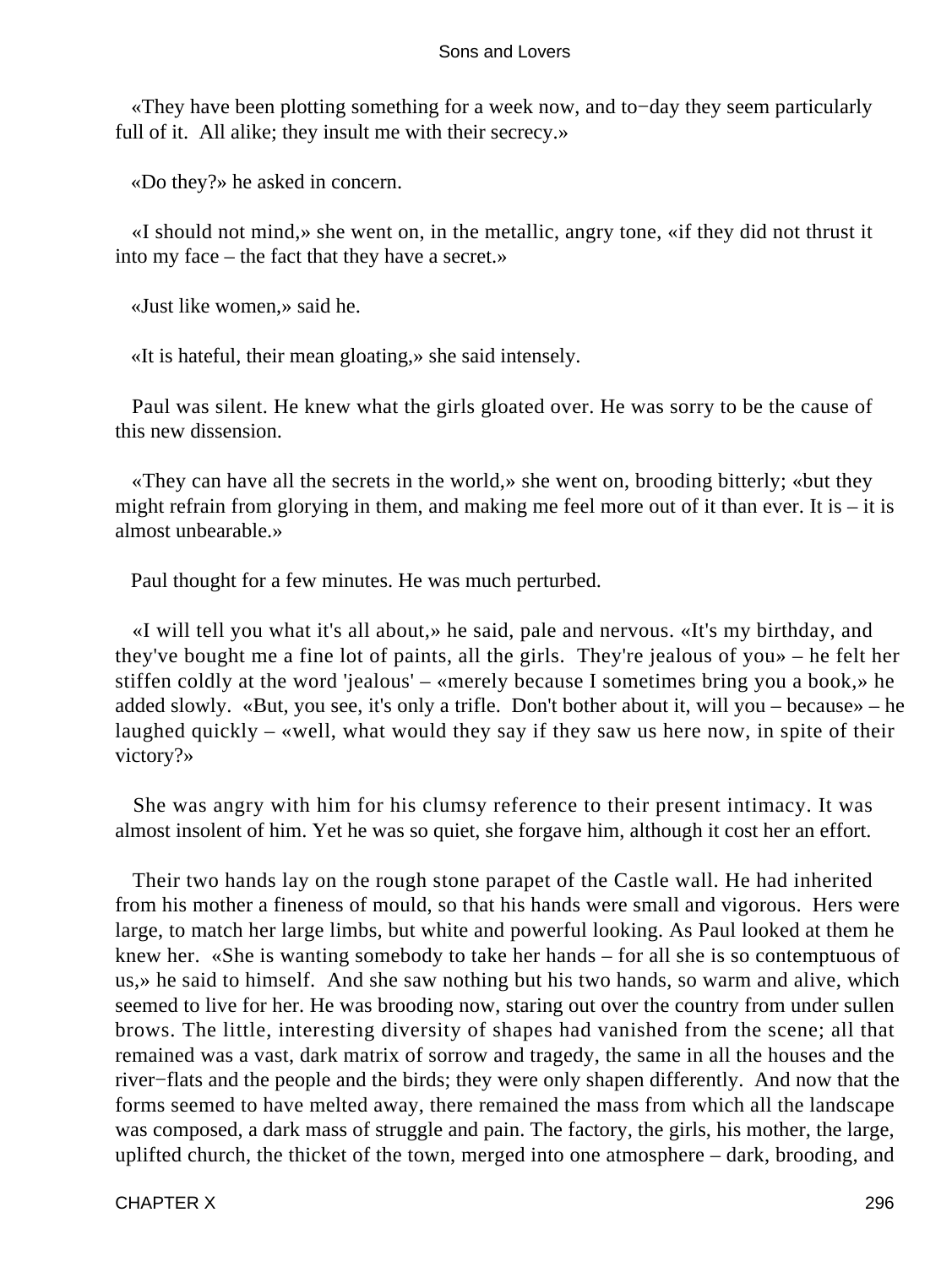«They have been plotting something for a week now, and to−day they seem particularly full of it. All alike; they insult me with their secrecy.»

«Do they?» he asked in concern.

«I should not mind,» she went on, in the metallic, angry tone, «if they did not thrust it into my face – the fact that they have a secret.»

«Just like women,» said he.

«It is hateful, their mean gloating,» she said intensely.

Paul was silent. He knew what the girls gloated over. He was sorry to be the cause of this new dissension.

«They can have all the secrets in the world,» she went on, brooding bitterly; «but they might refrain from glorying in them, and making me feel more out of it than ever. It is – it is almost unbearable.»

Paul thought for a few minutes. He was much perturbed.

«I will tell you what it's all about,» he said, pale and nervous. «It's my birthday, and they've bought me a fine lot of paints, all the girls. They're jealous of you» – he felt her stiffen coldly at the word 'jealous' – «merely because I sometimes bring you a book,» he added slowly. «But, you see, it's only a trifle. Don't bother about it, will you – because» – he laughed quickly – «well, what would they say if they saw us here now, in spite of their victory?»

She was angry with him for his clumsy reference to their present intimacy. It was almost insolent of him. Yet he was so quiet, she forgave him, although it cost her an effort.

Their two hands lay on the rough stone parapet of the Castle wall. He had inherited from his mother a fineness of mould, so that his hands were small and vigorous. Hers were large, to match her large limbs, but white and powerful looking. As Paul looked at them he knew her. «She is wanting somebody to take her hands – for all she is so contemptuous of us,» he said to himself. And she saw nothing but his two hands, so warm and alive, which seemed to live for her. He was brooding now, staring out over the country from under sullen brows. The little, interesting diversity of shapes had vanished from the scene; all that remained was a vast, dark matrix of sorrow and tragedy, the same in all the houses and the river−flats and the people and the birds; they were only shapen differently. And now that the forms seemed to have melted away, there remained the mass from which all the landscape was composed, a dark mass of struggle and pain. The factory, the girls, his mother, the large, uplifted church, the thicket of the town, merged into one atmosphere – dark, brooding, and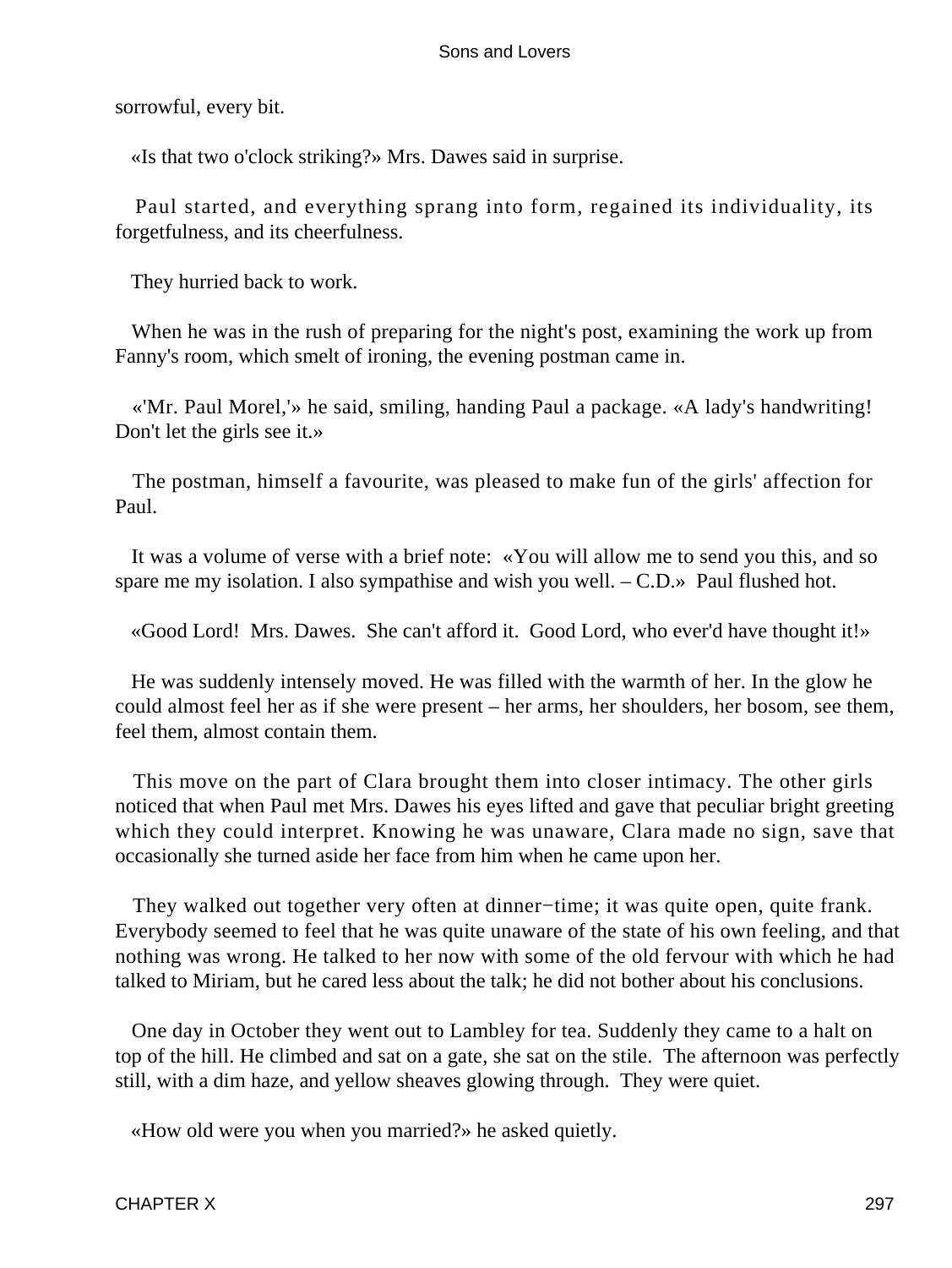sorrowful, every bit.

«Is that two o'clock striking?» Mrs. Dawes said in surprise.

Paul started, and everything sprang into form, regained its individuality, its forgetfulness, and its cheerfulness.

They hurried back to work.

When he was in the rush of preparing for the night's post, examining the work up from Fanny's room, which smelt of ironing, the evening postman came in.

«'Mr. Paul Morel,'» he said, smiling, handing Paul a package. «A lady's handwriting! Don't let the girls see it.»

The postman, himself a favourite, was pleased to make fun of the girls' affection for Paul.

It was a volume of verse with a brief note: «You will allow me to send you this, and so spare me my isolation. I also sympathise and wish you well. – C.D.» Paul flushed hot.

«Good Lord! Mrs. Dawes. She can't afford it. Good Lord, who ever'd have thought it!»

He was suddenly intensely moved. He was filled with the warmth of her. In the glow he could almost feel her as if she were present – her arms, her shoulders, her bosom, see them, feel them, almost contain them.

This move on the part of Clara brought them into closer intimacy. The other girls noticed that when Paul met Mrs. Dawes his eyes lifted and gave that peculiar bright greeting which they could interpret. Knowing he was unaware, Clara made no sign, save that occasionally she turned aside her face from him when he came upon her.

They walked out together very often at dinner−time; it was quite open, quite frank. Everybody seemed to feel that he was quite unaware of the state of his own feeling, and that nothing was wrong. He talked to her now with some of the old fervour with which he had talked to Miriam, but he cared less about the talk; he did not bother about his conclusions.

One day in October they went out to Lambley for tea. Suddenly they came to a halt on top of the hill. He climbed and sat on a gate, she sat on the stile. The afternoon was perfectly still, with a dim haze, and yellow sheaves glowing through. They were quiet.

«How old were you when you married?» he asked quietly.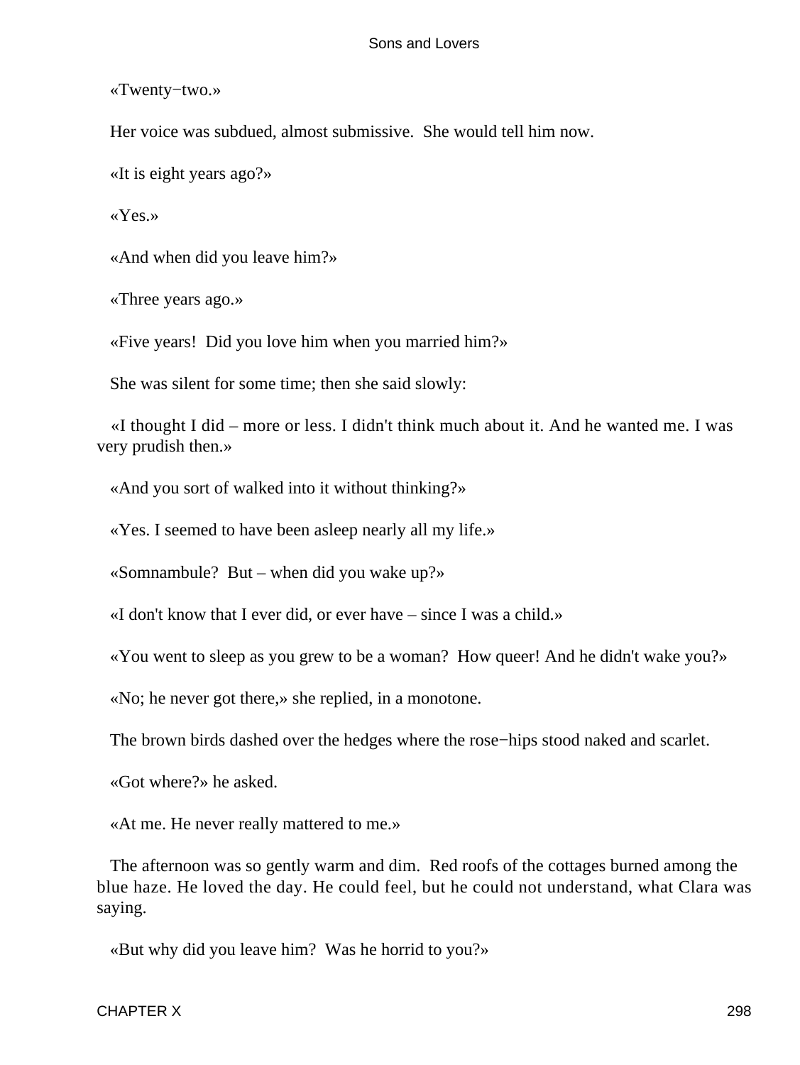«Twenty−two.»

Her voice was subdued, almost submissive. She would tell him now.

«It is eight years ago?»

«Yes.»

«And when did you leave him?»

«Three years ago.»

«Five years! Did you love him when you married him?»

She was silent for some time; then she said slowly:

«I thought I did – more or less. I didn't think much about it. And he wanted me. I was very prudish then.»

«And you sort of walked into it without thinking?»

«Yes. I seemed to have been asleep nearly all my life.»

«Somnambule? But – when did you wake up?»

«I don't know that I ever did, or ever have – since I was a child.»

«You went to sleep as you grew to be a woman? How queer! And he didn't wake you?»

«No; he never got there,» she replied, in a monotone.

The brown birds dashed over the hedges where the rose−hips stood naked and scarlet.

«Got where?» he asked.

«At me. He never really mattered to me.»

The afternoon was so gently warm and dim. Red roofs of the cottages burned among the blue haze. He loved the day. He could feel, but he could not understand, what Clara was saying.

«But why did you leave him? Was he horrid to you?»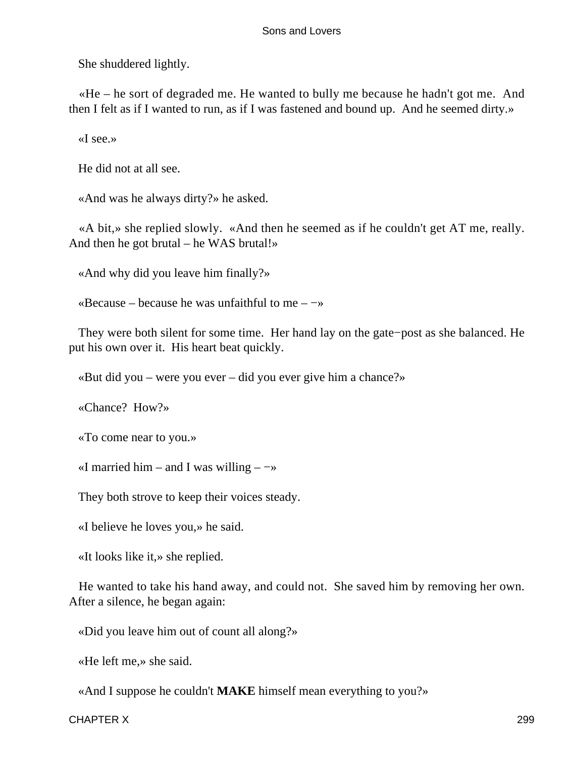She shuddered lightly.

«He – he sort of degraded me. He wanted to bully me because he hadn't got me. And then I felt as if I wanted to run, as if I was fastened and bound up. And he seemed dirty.»

«I see.»

He did not at all see.

«And was he always dirty?» he asked.

«A bit,» she replied slowly. «And then he seemed as if he couldn't get AT me, really. And then he got brutal – he WAS brutal!»

«And why did you leave him finally?»

«Because – because he was unfaithful to me – −»

They were both silent for some time. Her hand lay on the gate−post as she balanced. He put his own over it. His heart beat quickly.

«But did you – were you ever – did you ever give him a chance?»

«Chance? How?»

«To come near to you.»

«I married him – and I was willing – −»

They both strove to keep their voices steady.

«I believe he loves you,» he said.

«It looks like it,» she replied.

He wanted to take his hand away, and could not. She saved him by removing her own. After a silence, he began again:

«Did you leave him out of count all along?»

«He left me,» she said.

«And I suppose he couldn't **MAKE** himself mean everything to you?»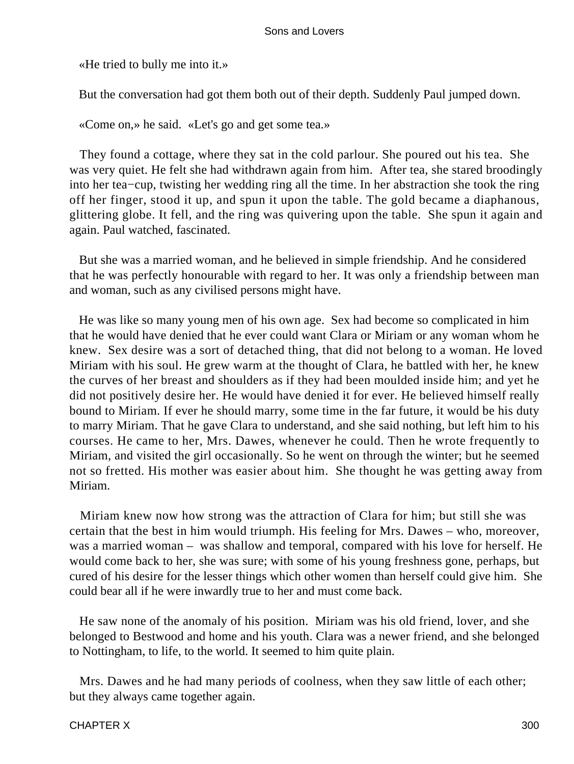«He tried to bully me into it.»

But the conversation had got them both out of their depth. Suddenly Paul jumped down.

«Come on,» he said. «Let's go and get some tea.»

They found a cottage, where they sat in the cold parlour. She poured out his tea. She was very quiet. He felt she had withdrawn again from him. After tea, she stared broodingly into her tea−cup, twisting her wedding ring all the time. In her abstraction she took the ring off her finger, stood it up, and spun it upon the table. The gold became a diaphanous, glittering globe. It fell, and the ring was quivering upon the table. She spun it again and again. Paul watched, fascinated.

But she was a married woman, and he believed in simple friendship. And he considered that he was perfectly honourable with regard to her. It was only a friendship between man and woman, such as any civilised persons might have.

He was like so many young men of his own age. Sex had become so complicated in him that he would have denied that he ever could want Clara or Miriam or any woman whom he knew. Sex desire was a sort of detached thing, that did not belong to a woman. He loved Miriam with his soul. He grew warm at the thought of Clara, he battled with her, he knew the curves of her breast and shoulders as if they had been moulded inside him; and yet he did not positively desire her. He would have denied it for ever. He believed himself really bound to Miriam. If ever he should marry, some time in the far future, it would be his duty to marry Miriam. That he gave Clara to understand, and she said nothing, but left him to his courses. He came to her, Mrs. Dawes, whenever he could. Then he wrote frequently to Miriam, and visited the girl occasionally. So he went on through the winter; but he seemed not so fretted. His mother was easier about him. She thought he was getting away from Miriam.

Miriam knew now how strong was the attraction of Clara for him; but still she was certain that the best in him would triumph. His feeling for Mrs. Dawes – who, moreover, was a married woman – was shallow and temporal, compared with his love for herself. He would come back to her, she was sure; with some of his young freshness gone, perhaps, but cured of his desire for the lesser things which other women than herself could give him. She could bear all if he were inwardly true to her and must come back.

He saw none of the anomaly of his position. Miriam was his old friend, lover, and she belonged to Bestwood and home and his youth. Clara was a newer friend, and she belonged to Nottingham, to life, to the world. It seemed to him quite plain.

Mrs. Dawes and he had many periods of coolness, when they saw little of each other; but they always came together again.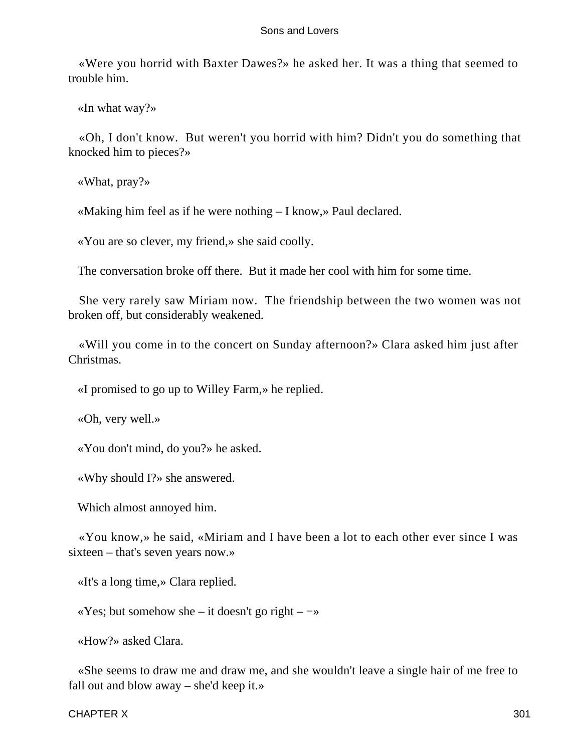«Were you horrid with Baxter Dawes?» he asked her. It was a thing that seemed to trouble him.

«In what way?»

«Oh, I don't know.  But weren't you horrid with him? Didn't you do something that knocked him to pieces?»

«What, pray?»

«Making him feel as if he were nothing – I know,» Paul declared.

«You are so clever, my friend,» she said coolly.

The conversation broke off there.  But it made her cool with him for some time.

She very rarely saw Miriam now.  The friendship between the two women was not broken off, but considerably weakened.

«Will you come in to the concert on Sunday afternoon?» Clara asked him just after Christmas.

«I promised to go up to Willey Farm,» he replied.

«Oh, very well.»

«You don't mind, do you?» he asked.

«Why should I?» she answered.

Which almost annoyed him.

«You know,» he said, «Miriam and I have been a lot to each other ever since I was sixteen – that's seven years now.»

«It's a long time,» Clara replied.

«Yes; but somehow she – it doesn't go right – −»

«How?» asked Clara.

«She seems to draw me and draw me, and she wouldn't leave a single hair of me free to fall out and blow away – she'd keep it.»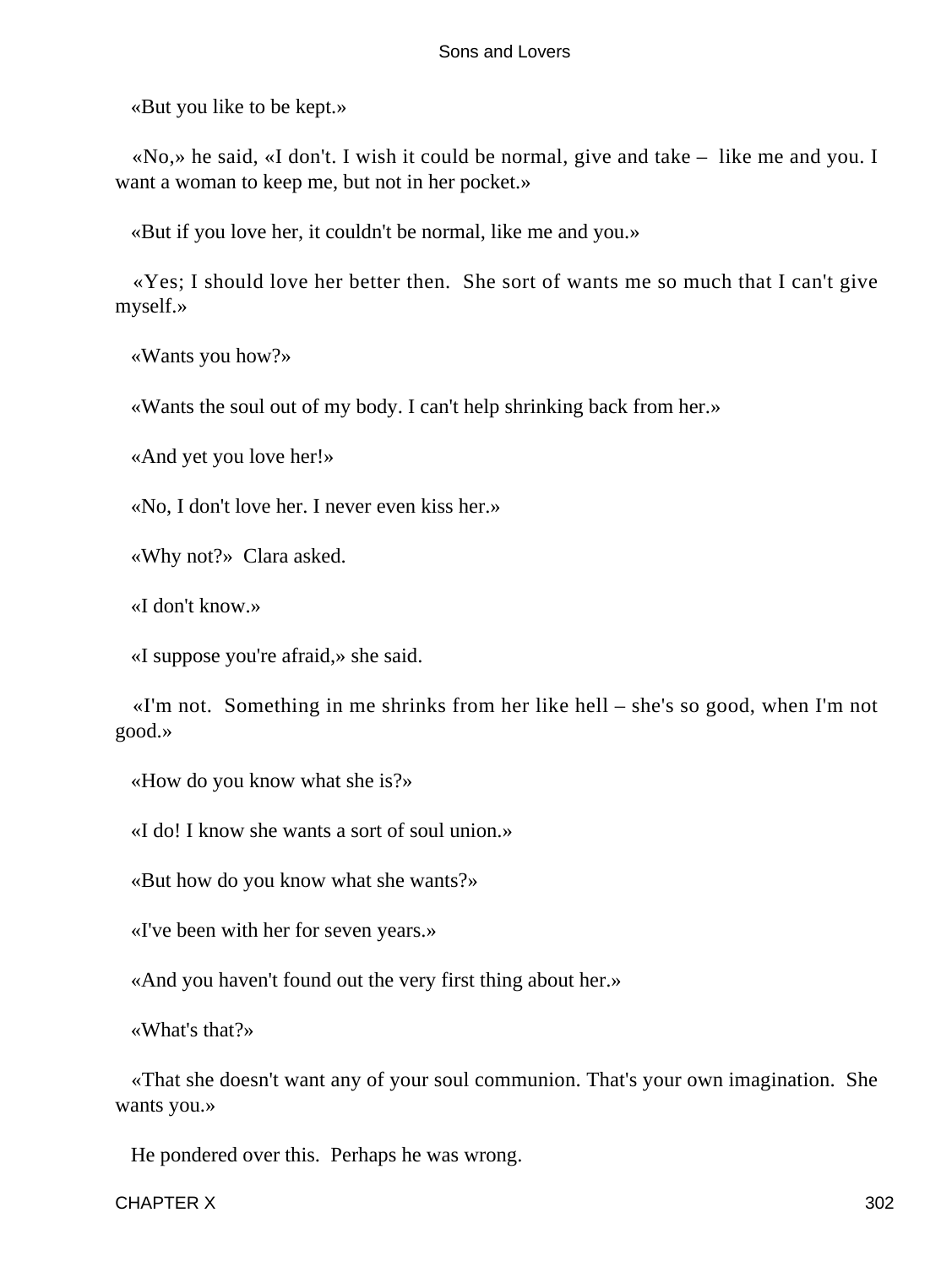«But you like to be kept.»

«No,» he said, «I don't. I wish it could be normal, give and take – like me and you. I want a woman to keep me, but not in her pocket.»

«But if you love her, it couldn't be normal, like me and you.»

«Yes; I should love her better then. She sort of wants me so much that I can't give myself.»

«Wants you how?»

«Wants the soul out of my body. I can't help shrinking back from her.»

«And yet you love her!»

«No, I don't love her. I never even kiss her.»

«Why not?» Clara asked.

«I don't know.»

«I suppose you're afraid,» she said.

«I'm not. Something in me shrinks from her like hell – she's so good, when I'm not good.»

«How do you know what she is?»

«I do! I know she wants a sort of soul union.»

«But how do you know what she wants?»

«I've been with her for seven years.»

«And you haven't found out the very first thing about her.»

«What's that?»

«That she doesn't want any of your soul communion. That's your own imagination. She wants you.»

He pondered over this. Perhaps he was wrong.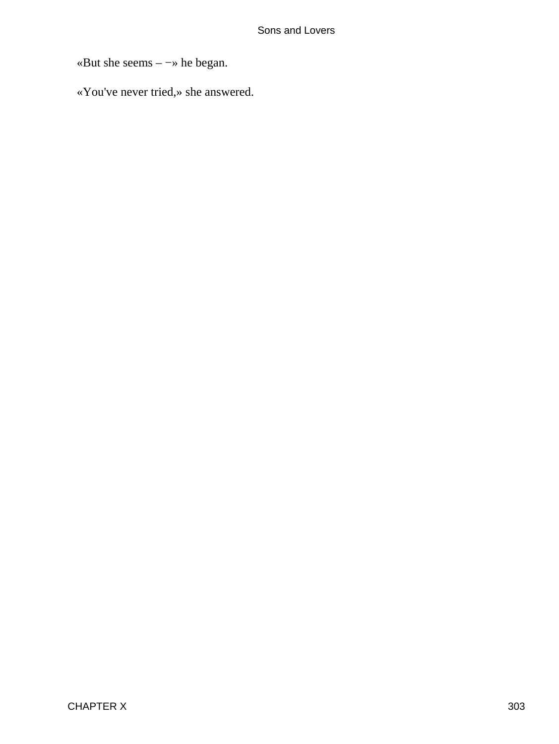«But she seems – −» he began.

«You've never tried,» she answered.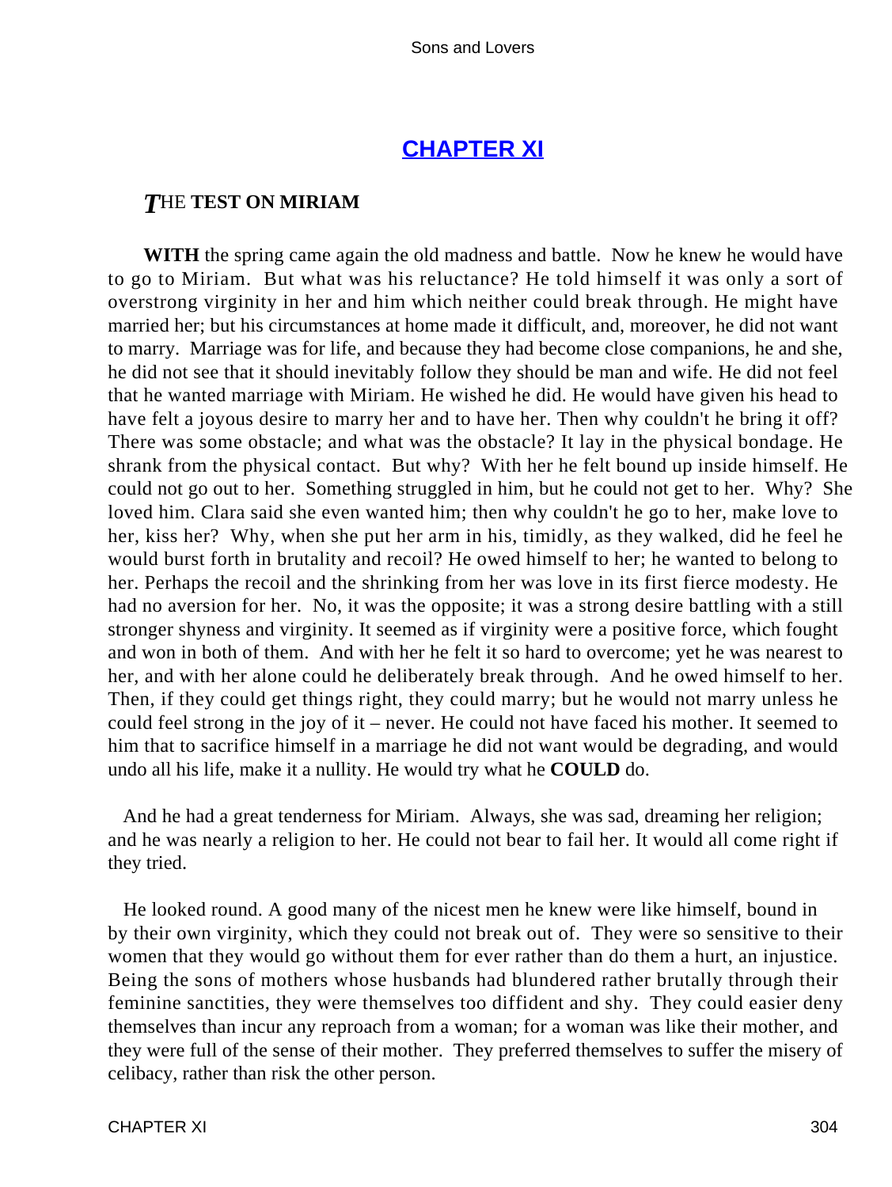## CHAPTER XI

### *T*HE **TEST ON MIRIAM**

**WITH** the spring came again the old madness and battle. Now he knew he would have to go to Miriam. But what was his reluctance? He told himself it was only a sort of overstrong virginity in her and him which neither could break through. He might have married her; but his circumstances at home made it difficult, and, moreover, he did not want to marry. Marriage was for life, and because they had become close companions, he and she, he did not see that it should inevitably follow they should be man and wife. He did not feel that he wanted marriage with Miriam. He wished he did. He would have given his head to have felt a joyous desire to marry her and to have her. Then why couldn't he bring it off? There was some obstacle; and what was the obstacle? It lay in the physical bondage. He shrank from the physical contact. But why? With her he felt bound up inside himself. He could not go out to her. Something struggled in him, but he could not get to her. Why? She loved him. Clara said she even wanted him; then why couldn't he go to her, make love to her, kiss her? Why, when she put her arm in his, timidly, as they walked, did he feel he would burst forth in brutality and recoil? He owed himself to her; he wanted to belong to her. Perhaps the recoil and the shrinking from her was love in its first fierce modesty. He had no aversion for her. No, it was the opposite; it was a strong desire battling with a still stronger shyness and virginity. It seemed as if virginity were a positive force, which fought and won in both of them. And with her he felt it so hard to overcome; yet he was nearest to her, and with her alone could he deliberately break through. And he owed himself to her. Then, if they could get things right, they could marry; but he would not marry unless he could feel strong in the joy of it – never. He could not have faced his mother. It seemed to him that to sacrifice himself in a marriage he did not want would be degrading, and would undo all his life, make it a nullity. He would try what he **COULD** do.

And he had a great tenderness for Miriam. Always, she was sad, dreaming her religion; and he was nearly a religion to her. He could not bear to fail her. It would all come right if they tried.

He looked round. A good many of the nicest men he knew were like himself, bound in by their own virginity, which they could not break out of. They were so sensitive to their women that they would go without them for ever rather than do them a hurt, an injustice. Being the sons of mothers whose husbands had blundered rather brutally through their feminine sanctities, they were themselves too diffident and shy. They could easier deny themselves than incur any reproach from a woman; for a woman was like their mother, and they were full of the sense of their mother. They preferred themselves to suffer the misery of celibacy, rather than risk the other person.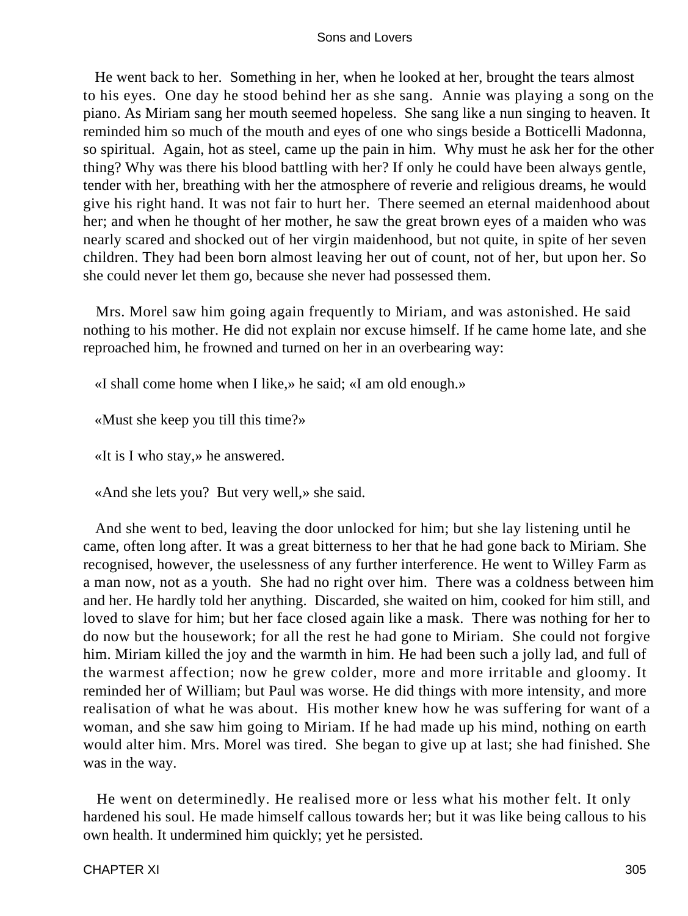He went back to her. Something in her, when he looked at her, brought the tears almost to his eyes. One day he stood behind her as she sang. Annie was playing a song on the piano. As Miriam sang her mouth seemed hopeless. She sang like a nun singing to heaven. It reminded him so much of the mouth and eyes of one who sings beside a Botticelli Madonna, so spiritual. Again, hot as steel, came up the pain in him. Why must he ask her for the other thing? Why was there his blood battling with her? If only he could have been always gentle, tender with her, breathing with her the atmosphere of reverie and religious dreams, he would give his right hand. It was not fair to hurt her. There seemed an eternal maidenhood about her; and when he thought of her mother, he saw the great brown eyes of a maiden who was nearly scared and shocked out of her virgin maidenhood, but not quite, in spite of her seven children. They had been born almost leaving her out of count, not of her, but upon her. So she could never let them go, because she never had possessed them.

Mrs. Morel saw him going again frequently to Miriam, and was astonished. He said nothing to his mother. He did not explain nor excuse himself. If he came home late, and she reproached him, he frowned and turned on her in an overbearing way:

«I shall come home when I like,» he said; «I am old enough.»

«Must she keep you till this time?»

«It is I who stay,» he answered.

«And she lets you? But very well,» she said.

And she went to bed, leaving the door unlocked for him; but she lay listening until he came, often long after. It was a great bitterness to her that he had gone back to Miriam. She recognised, however, the uselessness of any further interference. He went to Willey Farm as a man now, not as a youth. She had no right over him. There was a coldness between him and her. He hardly told her anything. Discarded, she waited on him, cooked for him still, and loved to slave for him; but her face closed again like a mask. There was nothing for her to do now but the housework; for all the rest he had gone to Miriam. She could not forgive him. Miriam killed the joy and the warmth in him. He had been such a jolly lad, and full of the warmest affection; now he grew colder, more and more irritable and gloomy. It reminded her of William; but Paul was worse. He did things with more intensity, and more realisation of what he was about. His mother knew how he was suffering for want of a woman, and she saw him going to Miriam. If he had made up his mind, nothing on earth would alter him. Mrs. Morel was tired. She began to give up at last; she had finished. She was in the way.

He went on determinedly. He realised more or less what his mother felt. It only hardened his soul. He made himself callous towards her; but it was like being callous to his own health. It undermined him quickly; yet he persisted.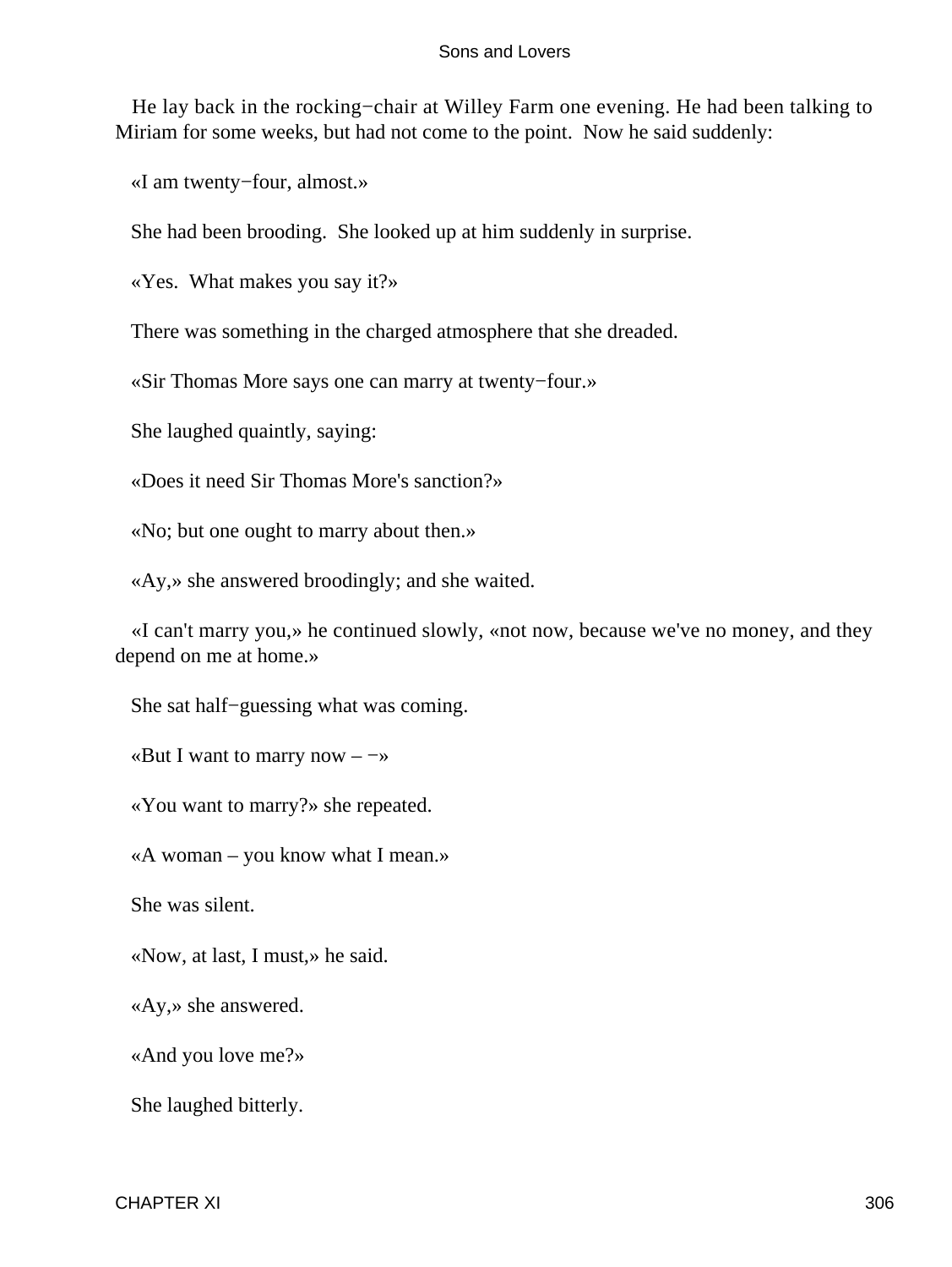He lay back in the rocking−chair at Willey Farm one evening. He had been talking to Miriam for some weeks, but had not come to the point. Now he said suddenly:

«I am twenty−four, almost.»

She had been brooding. She looked up at him suddenly in surprise.

«Yes. What makes you say it?»

There was something in the charged atmosphere that she dreaded.

«Sir Thomas More says one can marry at twenty−four.»

She laughed quaintly, saying:

«Does it need Sir Thomas More's sanction?»

«No; but one ought to marry about then.»

«Ay,» she answered broodingly; and she waited.

«I can't marry you,» he continued slowly, «not now, because we've no money, and they depend on me at home.»

She sat half−guessing what was coming.

«But I want to marry now – −»

«You want to marry?» she repeated.

«A woman – you know what I mean.»

She was silent.

«Now, at last, I must,» he said.

«Ay,» she answered.

«And you love me?»

She laughed bitterly.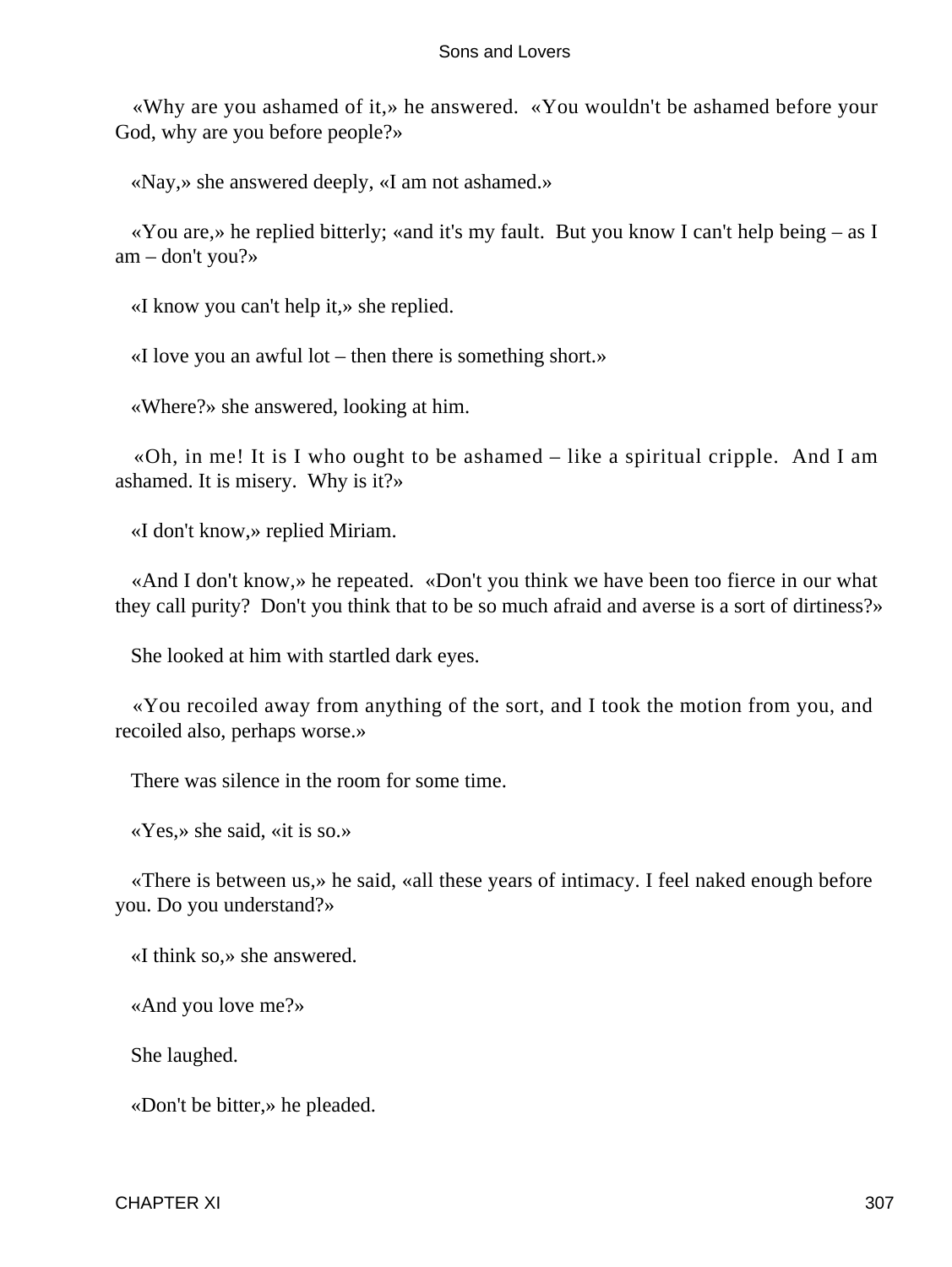«Why are you ashamed of it,» he answered. «You wouldn't be ashamed before your God, why are you before people?»

«Nay,» she answered deeply, «I am not ashamed.»

«You are,» he replied bitterly; «and it's my fault. But you know I can't help being – as I am – don't you?»

«I know you can't help it,» she replied.

«I love you an awful lot – then there is something short.»

«Where?» she answered, looking at him.

«Oh, in me! It is I who ought to be ashamed – like a spiritual cripple. And I am ashamed. It is misery. Why is it?»

«I don't know,» replied Miriam.

«And I don't know,» he repeated. «Don't you think we have been too fierce in our what they call purity? Don't you think that to be so much afraid and averse is a sort of dirtiness?»

She looked at him with startled dark eyes.

«You recoiled away from anything of the sort, and I took the motion from you, and recoiled also, perhaps worse.»

There was silence in the room for some time.

«Yes,» she said, «it is so.»

«There is between us,» he said, «all these years of intimacy. I feel naked enough before you. Do you understand?»

«I think so,» she answered.

«And you love me?»

She laughed.

«Don't be bitter,» he pleaded.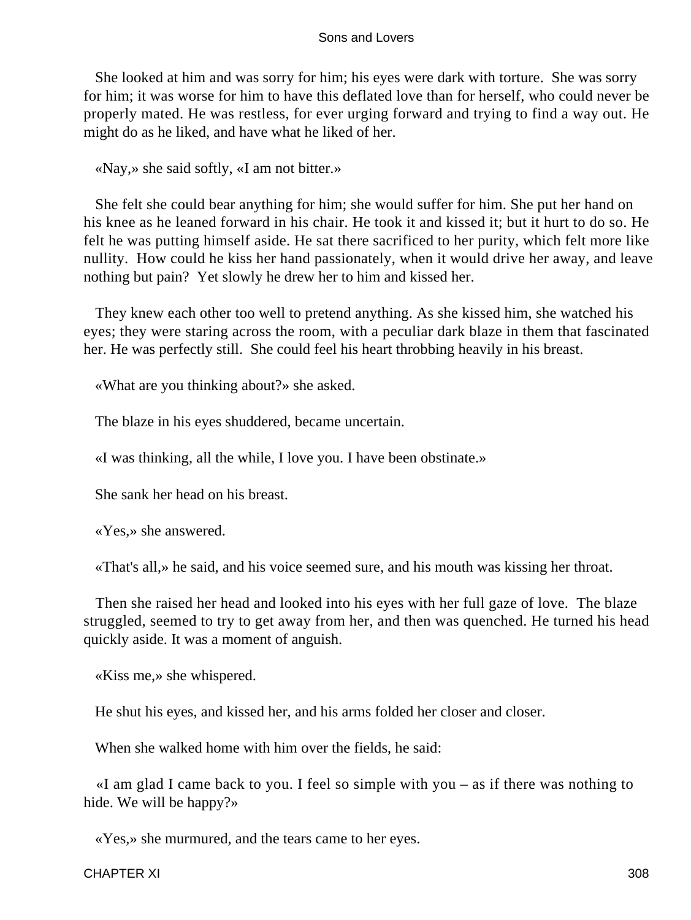She looked at him and was sorry for him; his eyes were dark with torture. She was sorry for him; it was worse for him to have this deflated love than for herself, who could never be properly mated. He was restless, for ever urging forward and trying to find a way out. He might do as he liked, and have what he liked of her.

«Nay,» she said softly, «I am not bitter.»

She felt she could bear anything for him; she would suffer for him. She put her hand on his knee as he leaned forward in his chair. He took it and kissed it; but it hurt to do so. He felt he was putting himself aside. He sat there sacrificed to her purity, which felt more like nullity. How could he kiss her hand passionately, when it would drive her away, and leave nothing but pain? Yet slowly he drew her to him and kissed her.

They knew each other too well to pretend anything. As she kissed him, she watched his eyes; they were staring across the room, with a peculiar dark blaze in them that fascinated her. He was perfectly still. She could feel his heart throbbing heavily in his breast.

«What are you thinking about?» she asked.

The blaze in his eyes shuddered, became uncertain.

«I was thinking, all the while, I love you. I have been obstinate.»

She sank her head on his breast.

«Yes,» she answered.

«That's all,» he said, and his voice seemed sure, and his mouth was kissing her throat.

Then she raised her head and looked into his eyes with her full gaze of love. The blaze struggled, seemed to try to get away from her, and then was quenched. He turned his head quickly aside. It was a moment of anguish.

«Kiss me,» she whispered.

He shut his eyes, and kissed her, and his arms folded her closer and closer.

When she walked home with him over the fields, he said:

«I am glad I came back to you. I feel so simple with you – as if there was nothing to hide. We will be happy?»

«Yes,» she murmured, and the tears came to her eyes.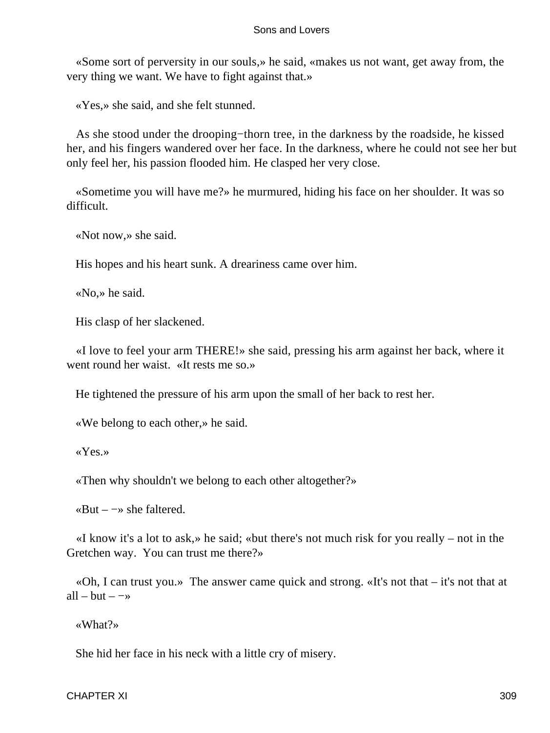«Some sort of perversity in our souls,» he said, «makes us not want, get away from, the very thing we want. We have to fight against that.»

«Yes,» she said, and she felt stunned.

As she stood under the drooping−thorn tree, in the darkness by the roadside, he kissed her, and his fingers wandered over her face. In the darkness, where he could not see her but only feel her, his passion flooded him. He clasped her very close.

«Sometime you will have me?» he murmured, hiding his face on her shoulder. It was so difficult.

«Not now,» she said.

His hopes and his heart sunk. A dreariness came over him.

«No,» he said.

His clasp of her slackened.

«I love to feel your arm THERE!» she said, pressing his arm against her back, where it went round her waist. «It rests me so.»

He tightened the pressure of his arm upon the small of her back to rest her.

«We belong to each other,» he said.

«Yes.»

«Then why shouldn't we belong to each other altogether?»

«But – −» she faltered.

«I know it's a lot to ask,» he said; «but there's not much risk for you really – not in the Gretchen way. You can trust me there?»

«Oh, I can trust you.» The answer came quick and strong. «It's not that – it's not that at all – but – −»

«What?»

She hid her face in his neck with a little cry of misery.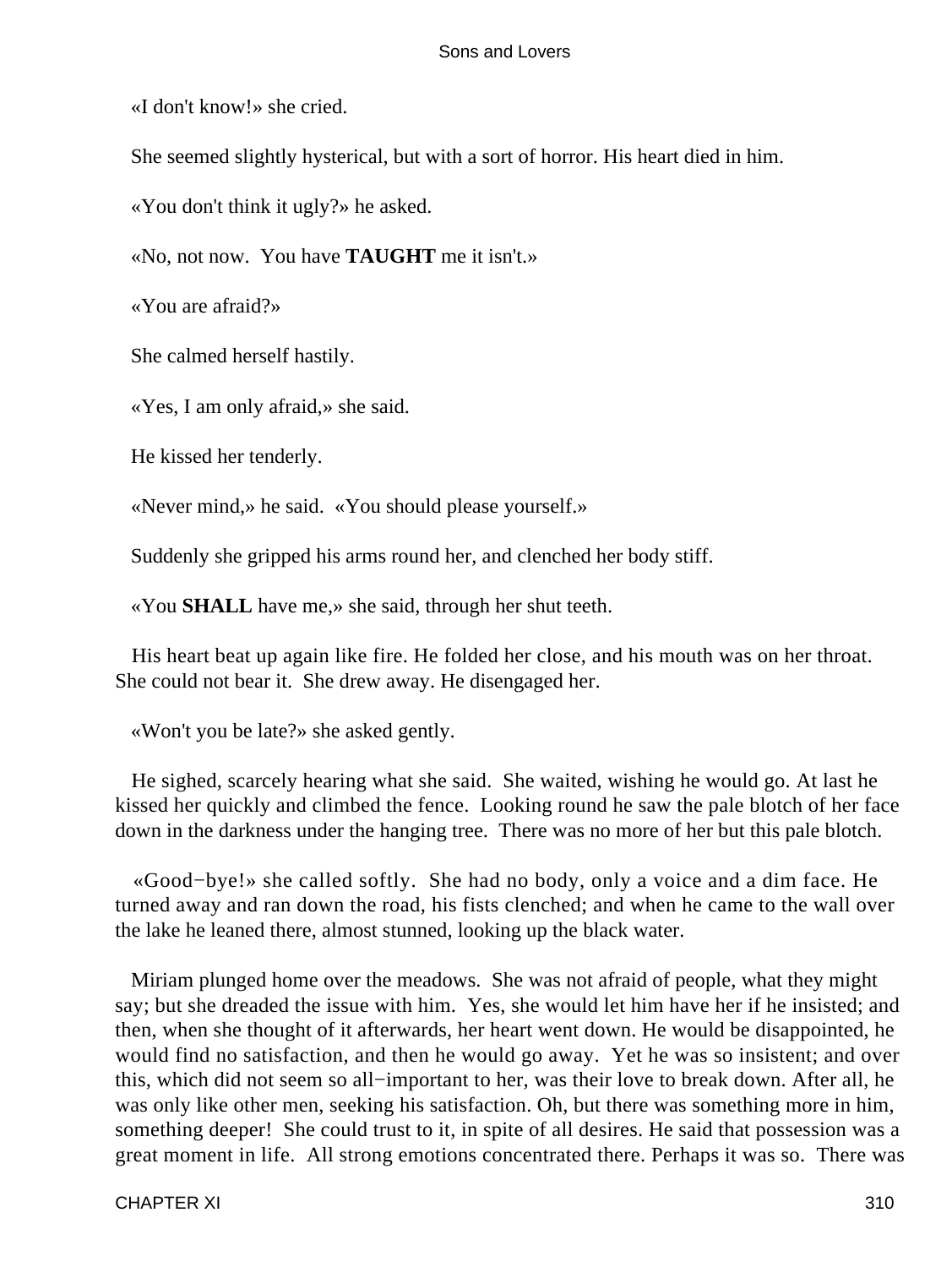«I don't know!» she cried.

She seemed slightly hysterical, but with a sort of horror. His heart died in him.

«You don't think it ugly?» he asked.

«No, not now. You have **TAUGHT** me it isn't.»

«You are afraid?»

She calmed herself hastily.

«Yes, I am only afraid,» she said.

He kissed her tenderly.

«Never mind,» he said. «You should please yourself.»

Suddenly she gripped his arms round her, and clenched her body stiff.

«You **SHALL** have me,» she said, through her shut teeth.

His heart beat up again like fire. He folded her close, and his mouth was on her throat. She could not bear it. She drew away. He disengaged her.

«Won't you be late?» she asked gently.

He sighed, scarcely hearing what she said. She waited, wishing he would go. At last he kissed her quickly and climbed the fence. Looking round he saw the pale blotch of her face down in the darkness under the hanging tree. There was no more of her but this pale blotch.

«Good−bye!» she called softly. She had no body, only a voice and a dim face. He turned away and ran down the road, his fists clenched; and when he came to the wall over the lake he leaned there, almost stunned, looking up the black water.

Miriam plunged home over the meadows. She was not afraid of people, what they might say; but she dreaded the issue with him. Yes, she would let him have her if he insisted; and then, when she thought of it afterwards, her heart went down. He would be disappointed, he would find no satisfaction, and then he would go away. Yet he was so insistent; and over this, which did not seem so all−important to her, was their love to break down. After all, he was only like other men, seeking his satisfaction. Oh, but there was something more in him, something deeper! She could trust to it, in spite of all desires. He said that possession was a great moment in life. All strong emotions concentrated there. Perhaps it was so. There was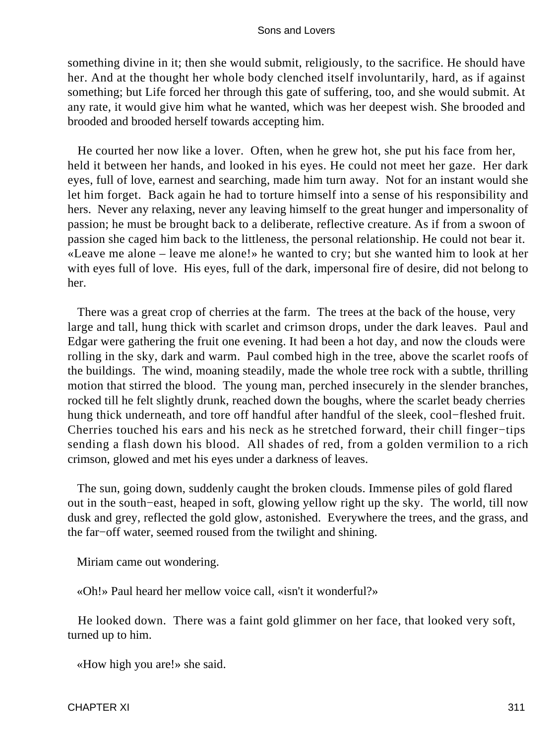something divine in it; then she would submit, religiously, to the sacrifice. He should have her. And at the thought her whole body clenched itself involuntarily, hard, as if against something; but Life forced her through this gate of suffering, too, and she would submit. At any rate, it would give him what he wanted, which was her deepest wish. She brooded and brooded and brooded herself towards accepting him.

He courted her now like a lover. Often, when he grew hot, she put his face from her, held it between her hands, and looked in his eyes. He could not meet her gaze. Her dark eyes, full of love, earnest and searching, made him turn away. Not for an instant would she let him forget. Back again he had to torture himself into a sense of his responsibility and hers. Never any relaxing, never any leaving himself to the great hunger and impersonality of passion; he must be brought back to a deliberate, reflective creature. As if from a swoon of passion she caged him back to the littleness, the personal relationship. He could not bear it. «Leave me alone – leave me alone!» he wanted to cry; but she wanted him to look at her with eyes full of love. His eyes, full of the dark, impersonal fire of desire, did not belong to her.

There was a great crop of cherries at the farm. The trees at the back of the house, very large and tall, hung thick with scarlet and crimson drops, under the dark leaves. Paul and Edgar were gathering the fruit one evening. It had been a hot day, and now the clouds were rolling in the sky, dark and warm. Paul combed high in the tree, above the scarlet roofs of the buildings. The wind, moaning steadily, made the whole tree rock with a subtle, thrilling motion that stirred the blood. The young man, perched insecurely in the slender branches, rocked till he felt slightly drunk, reached down the boughs, where the scarlet beady cherries hung thick underneath, and tore off handful after handful of the sleek, cool−fleshed fruit. Cherries touched his ears and his neck as he stretched forward, their chill finger−tips sending a flash down his blood. All shades of red, from a golden vermilion to a rich crimson, glowed and met his eyes under a darkness of leaves.

The sun, going down, suddenly caught the broken clouds. Immense piles of gold flared out in the south−east, heaped in soft, glowing yellow right up the sky. The world, till now dusk and grey, reflected the gold glow, astonished. Everywhere the trees, and the grass, and the far−off water, seemed roused from the twilight and shining.

Miriam came out wondering.

«Oh!» Paul heard her mellow voice call, «isn't it wonderful?»

He looked down. There was a faint gold glimmer on her face, that looked very soft, turned up to him.

«How high you are!» she said.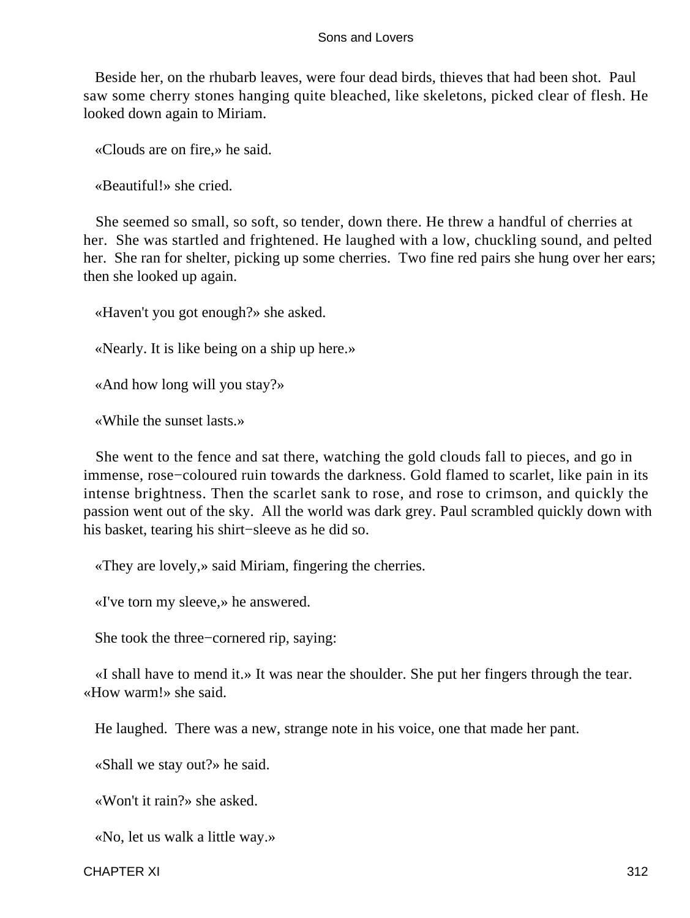Beside her, on the rhubarb leaves, were four dead birds, thieves that had been shot. Paul saw some cherry stones hanging quite bleached, like skeletons, picked clear of flesh. He looked down again to Miriam.

«Clouds are on fire,» he said.

«Beautiful!» she cried.

She seemed so small, so soft, so tender, down there. He threw a handful of cherries at her. She was startled and frightened. He laughed with a low, chuckling sound, and pelted her. She ran for shelter, picking up some cherries. Two fine red pairs she hung over her ears; then she looked up again.

«Haven't you got enough?» she asked.

«Nearly. It is like being on a ship up here.»

«And how long will you stay?»

«While the sunset lasts.»

She went to the fence and sat there, watching the gold clouds fall to pieces, and go in immense, rose−coloured ruin towards the darkness. Gold flamed to scarlet, like pain in its intense brightness. Then the scarlet sank to rose, and rose to crimson, and quickly the passion went out of the sky. All the world was dark grey. Paul scrambled quickly down with his basket, tearing his shirt−sleeve as he did so.

«They are lovely,» said Miriam, fingering the cherries.

«I've torn my sleeve,» he answered.

She took the three−cornered rip, saying:

«I shall have to mend it.» It was near the shoulder. She put her fingers through the tear. «How warm!» she said.

He laughed. There was a new, strange note in his voice, one that made her pant.

«Shall we stay out?» he said.

«Won't it rain?» she asked.

«No, let us walk a little way.»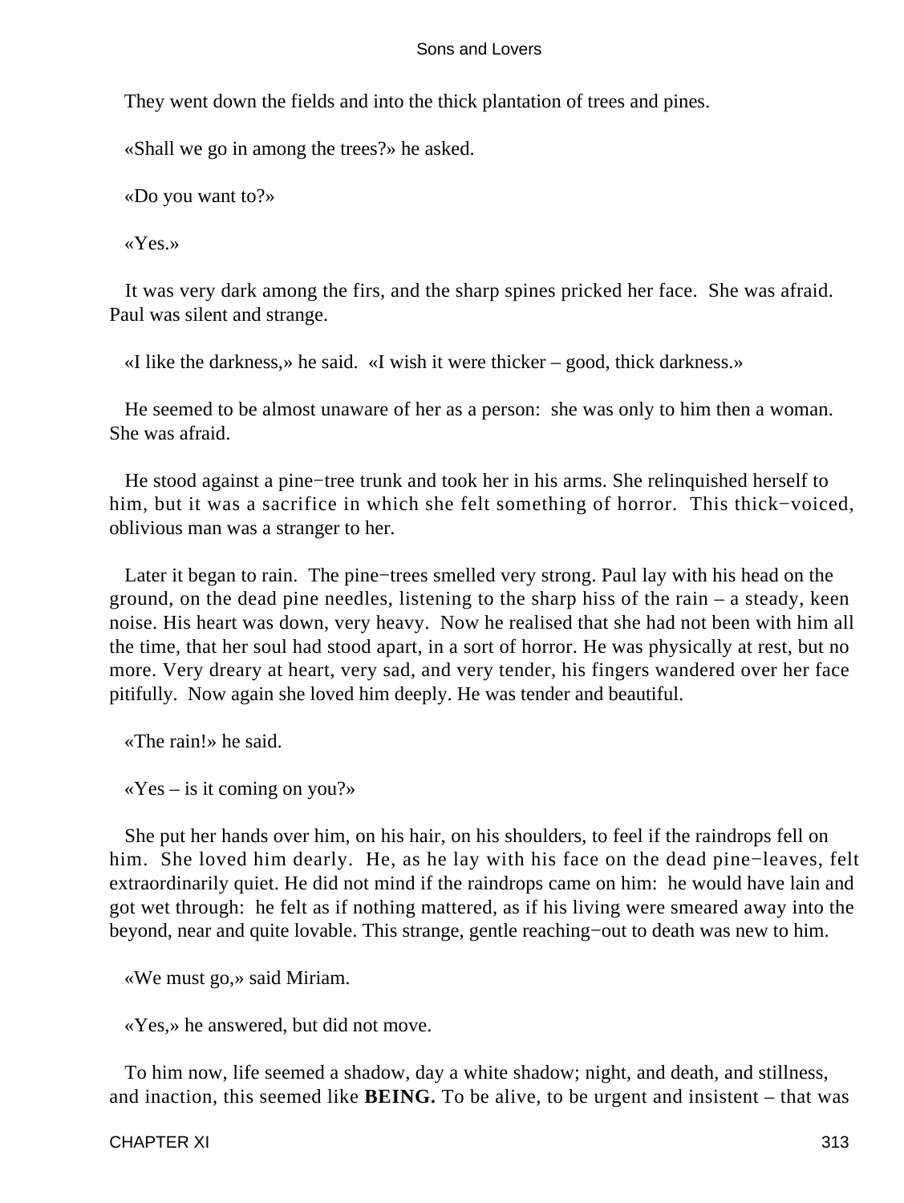They went down the fields and into the thick plantation of trees and pines.

«Shall we go in among the trees?» he asked.

«Do you want to?»

«Yes.»

It was very dark among the firs, and the sharp spines pricked her face. She was afraid. Paul was silent and strange.

«I like the darkness,» he said. «I wish it were thicker – good, thick darkness.»

He seemed to be almost unaware of her as a person: she was only to him then a woman. She was afraid.

He stood against a pine−tree trunk and took her in his arms. She relinquished herself to him, but it was a sacrifice in which she felt something of horror. This thick−voiced, oblivious man was a stranger to her.

Later it began to rain. The pine−trees smelled very strong. Paul lay with his head on the ground, on the dead pine needles, listening to the sharp hiss of the rain – a steady, keen noise. His heart was down, very heavy. Now he realised that she had not been with him all the time, that her soul had stood apart, in a sort of horror. He was physically at rest, but no more. Very dreary at heart, very sad, and very tender, his fingers wandered over her face pitifully. Now again she loved him deeply. He was tender and beautiful.

«The rain!» he said.

«Yes – is it coming on you?»

She put her hands over him, on his hair, on his shoulders, to feel if the raindrops fell on him. She loved him dearly. He, as he lay with his face on the dead pine−leaves, felt extraordinarily quiet. He did not mind if the raindrops came on him: he would have lain and got wet through: he felt as if nothing mattered, as if his living were smeared away into the beyond, near and quite lovable. This strange, gentle reaching−out to death was new to him.

«We must go,» said Miriam.

«Yes,» he answered, but did not move.

To him now, life seemed a shadow, day a white shadow; night, and death, and stillness, and inaction, this seemed like **BEING.** To be alive, to be urgent and insistent – that was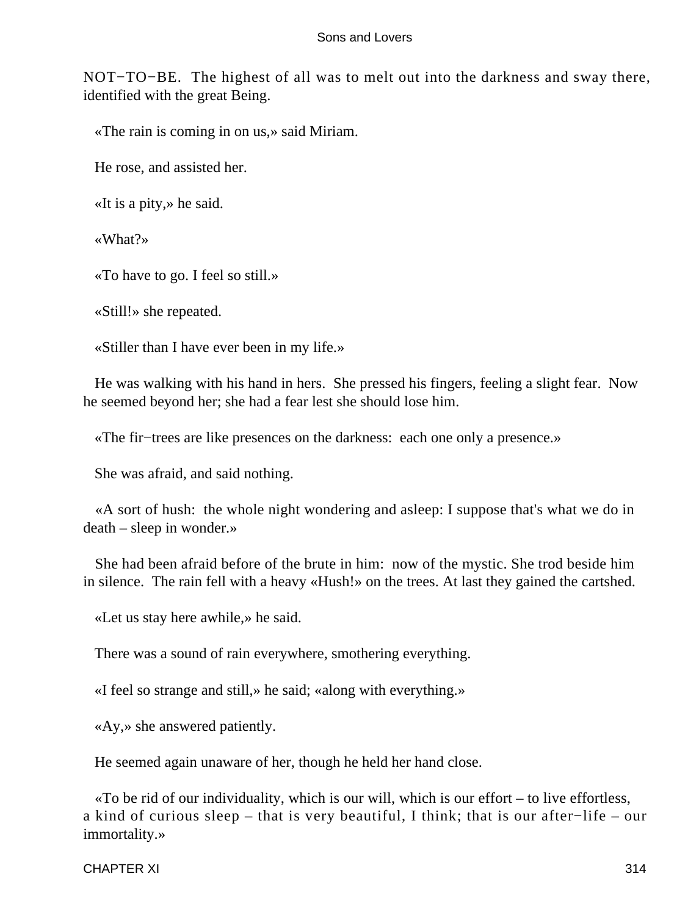NOT−TO−BE. The highest of all was to melt out into the darkness and sway there, identified with the great Being.

«The rain is coming in on us,» said Miriam.

He rose, and assisted her.

«It is a pity,» he said.

«What?»

«To have to go. I feel so still.»

«Still!» she repeated.

«Stiller than I have ever been in my life.»

He was walking with his hand in hers. She pressed his fingers, feeling a slight fear. Now he seemed beyond her; she had a fear lest she should lose him.

«The fir−trees are like presences on the darkness: each one only a presence.»

She was afraid, and said nothing.

«A sort of hush: the whole night wondering and asleep: I suppose that's what we do in death – sleep in wonder.»

She had been afraid before of the brute in him: now of the mystic. She trod beside him in silence. The rain fell with a heavy «Hush!» on the trees. At last they gained the cartshed.

«Let us stay here awhile,» he said.

There was a sound of rain everywhere, smothering everything.

«I feel so strange and still,» he said; «along with everything.»

«Ay,» she answered patiently.

He seemed again unaware of her, though he held her hand close.

«To be rid of our individuality, which is our will, which is our effort – to live effortless, a kind of curious sleep – that is very beautiful, I think; that is our after−life – our immortality.»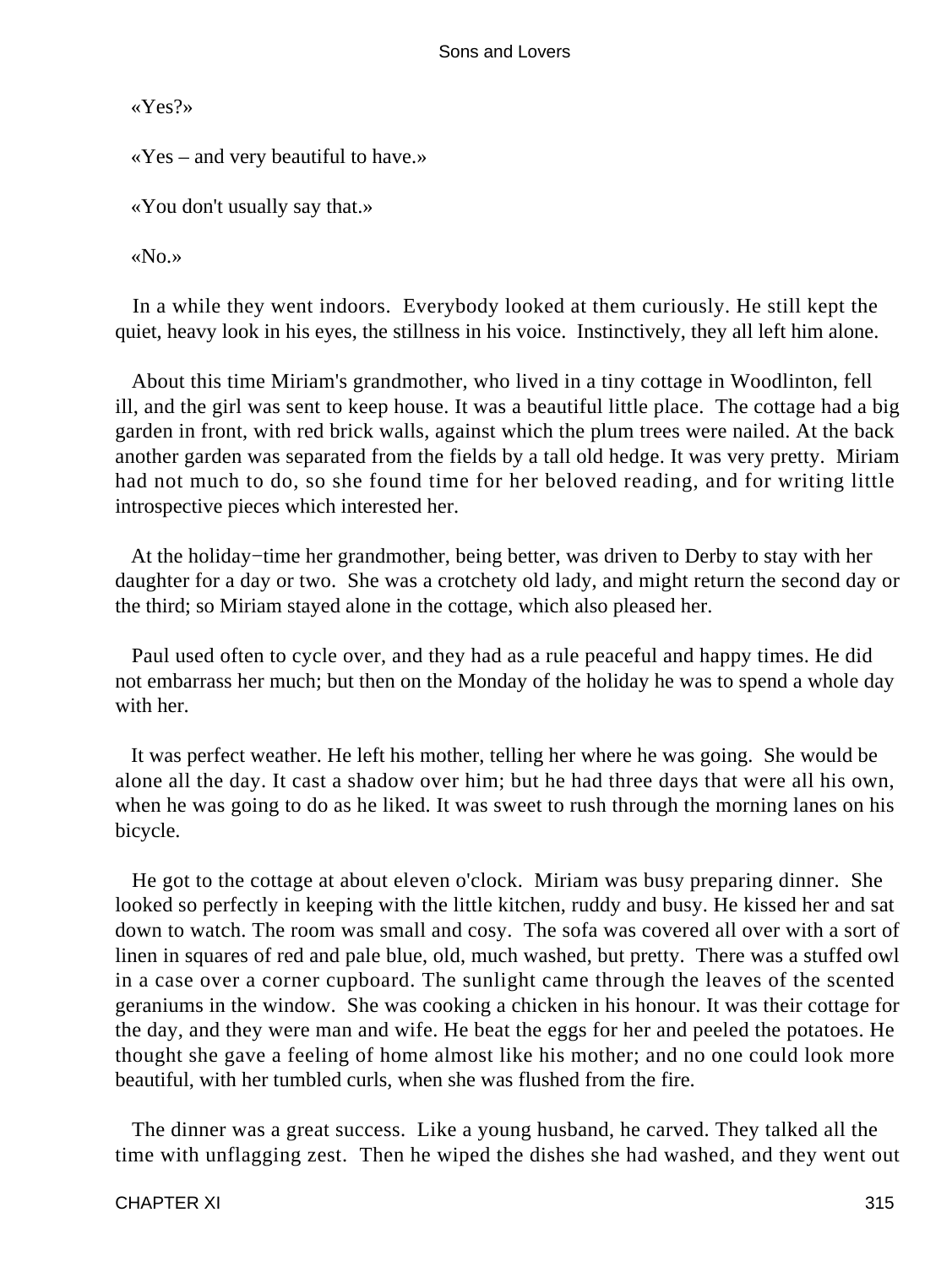«Yes?»

«Yes – and very beautiful to have.»

«You don't usually say that.»

«No.»

In a while they went indoors. Everybody looked at them curiously. He still kept the quiet, heavy look in his eyes, the stillness in his voice. Instinctively, they all left him alone.

About this time Miriam's grandmother, who lived in a tiny cottage in Woodlinton, fell ill, and the girl was sent to keep house. It was a beautiful little place. The cottage had a big garden in front, with red brick walls, against which the plum trees were nailed. At the back another garden was separated from the fields by a tall old hedge. It was very pretty. Miriam had not much to do, so she found time for her beloved reading, and for writing little introspective pieces which interested her.

At the holiday−time her grandmother, being better, was driven to Derby to stay with her daughter for a day or two. She was a crotchety old lady, and might return the second day or the third; so Miriam stayed alone in the cottage, which also pleased her.

Paul used often to cycle over, and they had as a rule peaceful and happy times. He did not embarrass her much; but then on the Monday of the holiday he was to spend a whole day with her.

It was perfect weather. He left his mother, telling her where he was going. She would be alone all the day. It cast a shadow over him; but he had three days that were all his own, when he was going to do as he liked. It was sweet to rush through the morning lanes on his bicycle.

He got to the cottage at about eleven o'clock. Miriam was busy preparing dinner. She looked so perfectly in keeping with the little kitchen, ruddy and busy. He kissed her and sat down to watch. The room was small and cosy. The sofa was covered all over with a sort of linen in squares of red and pale blue, old, much washed, but pretty. There was a stuffed owl in a case over a corner cupboard. The sunlight came through the leaves of the scented geraniums in the window. She was cooking a chicken in his honour. It was their cottage for the day, and they were man and wife. He beat the eggs for her and peeled the potatoes. He thought she gave a feeling of home almost like his mother; and no one could look more beautiful, with her tumbled curls, when she was flushed from the fire.

The dinner was a great success. Like a young husband, he carved. They talked all the time with unflagging zest. Then he wiped the dishes she had washed, and they went out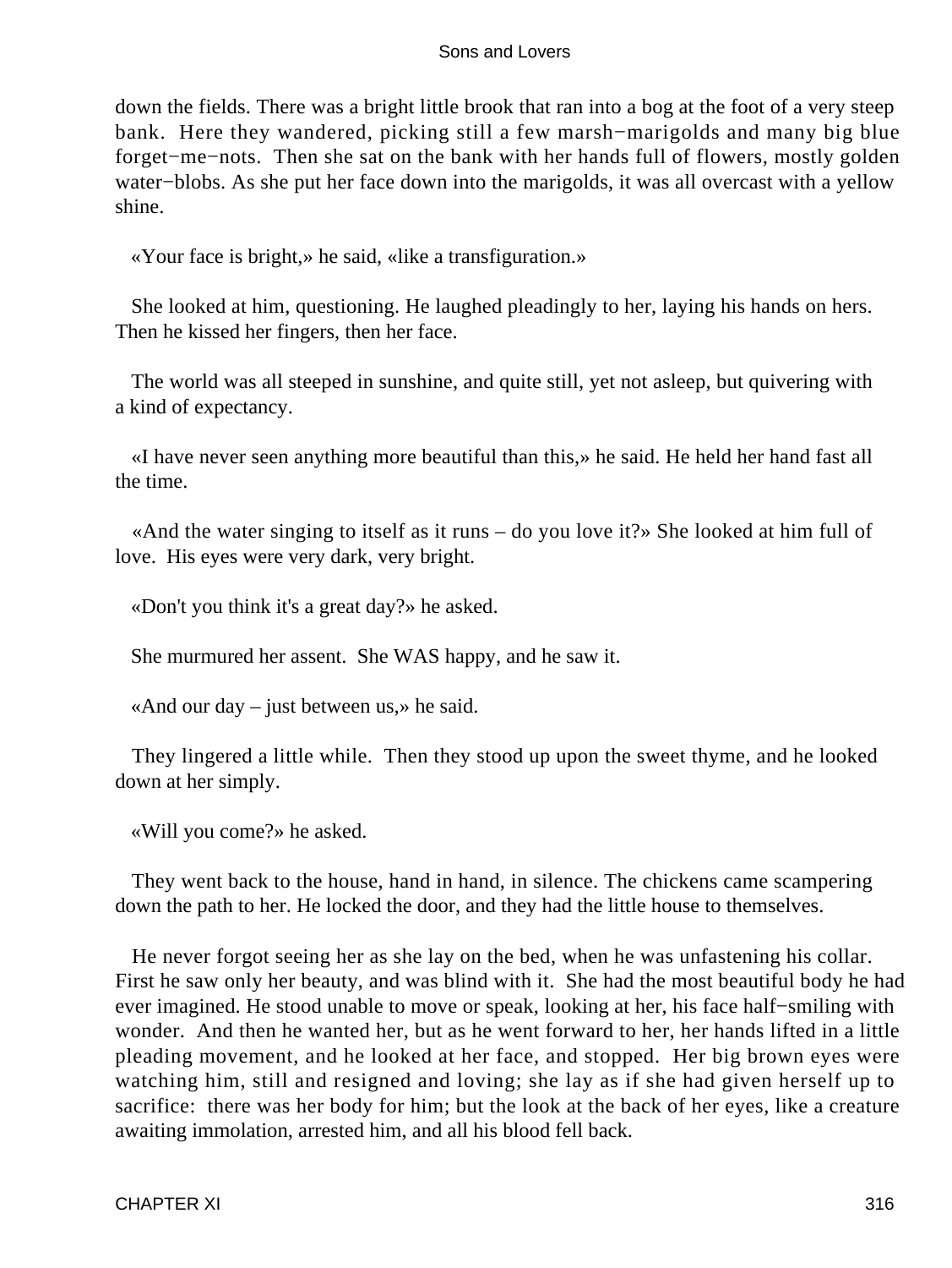down the fields. There was a bright little brook that ran into a bog at the foot of a very steep bank. Here they wandered, picking still a few marsh−marigolds and many big blue forget−me−nots. Then she sat on the bank with her hands full of flowers, mostly golden water−blobs. As she put her face down into the marigolds, it was all overcast with a yellow shine.

«Your face is bright,» he said, «like a transfiguration.»

She looked at him, questioning. He laughed pleadingly to her, laying his hands on hers. Then he kissed her fingers, then her face.

The world was all steeped in sunshine, and quite still, yet not asleep, but quivering with a kind of expectancy.

«I have never seen anything more beautiful than this,» he said. He held her hand fast all the time.

«And the water singing to itself as it runs – do you love it?» She looked at him full of love. His eyes were very dark, very bright.

«Don't you think it's a great day?» he asked.

She murmured her assent. She WAS happy, and he saw it.

«And our day – just between us,» he said.

They lingered a little while. Then they stood up upon the sweet thyme, and he looked down at her simply.

«Will you come?» he asked.

They went back to the house, hand in hand, in silence. The chickens came scampering down the path to her. He locked the door, and they had the little house to themselves.

He never forgot seeing her as she lay on the bed, when he was unfastening his collar. First he saw only her beauty, and was blind with it. She had the most beautiful body he had ever imagined. He stood unable to move or speak, looking at her, his face half−smiling with wonder. And then he wanted her, but as he went forward to her, her hands lifted in a little pleading movement, and he looked at her face, and stopped. Her big brown eyes were watching him, still and resigned and loving; she lay as if she had given herself up to sacrifice: there was her body for him; but the look at the back of her eyes, like a creature awaiting immolation, arrested him, and all his blood fell back.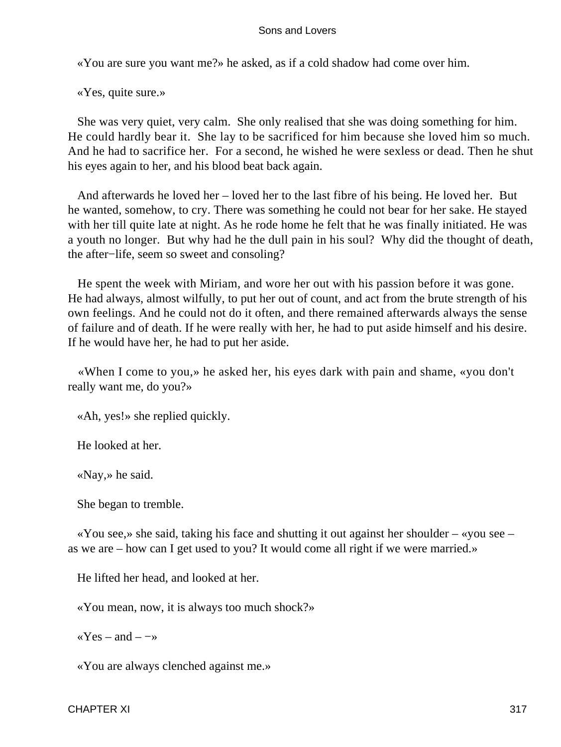«You are sure you want me?» he asked, as if a cold shadow had come over him.

«Yes, quite sure.»

She was very quiet, very calm. She only realised that she was doing something for him. He could hardly bear it. She lay to be sacrificed for him because she loved him so much. And he had to sacrifice her. For a second, he wished he were sexless or dead. Then he shut his eyes again to her, and his blood beat back again.

And afterwards he loved her – loved her to the last fibre of his being. He loved her. But he wanted, somehow, to cry. There was something he could not bear for her sake. He stayed with her till quite late at night. As he rode home he felt that he was finally initiated. He was a youth no longer. But why had he the dull pain in his soul? Why did the thought of death, the after−life, seem so sweet and consoling?

He spent the week with Miriam, and wore her out with his passion before it was gone. He had always, almost wilfully, to put her out of count, and act from the brute strength of his own feelings. And he could not do it often, and there remained afterwards always the sense of failure and of death. If he were really with her, he had to put aside himself and his desire. If he would have her, he had to put her aside.

«When I come to you,» he asked her, his eyes dark with pain and shame, «you don't really want me, do you?»

«Ah, yes!» she replied quickly.

He looked at her.

«Nay,» he said.

She began to tremble.

«You see,» she said, taking his face and shutting it out against her shoulder – «you see – as we are – how can I get used to you? It would come all right if we were married.»

He lifted her head, and looked at her.

«You mean, now, it is always too much shock?»

«Yes – and – −»

«You are always clenched against me.»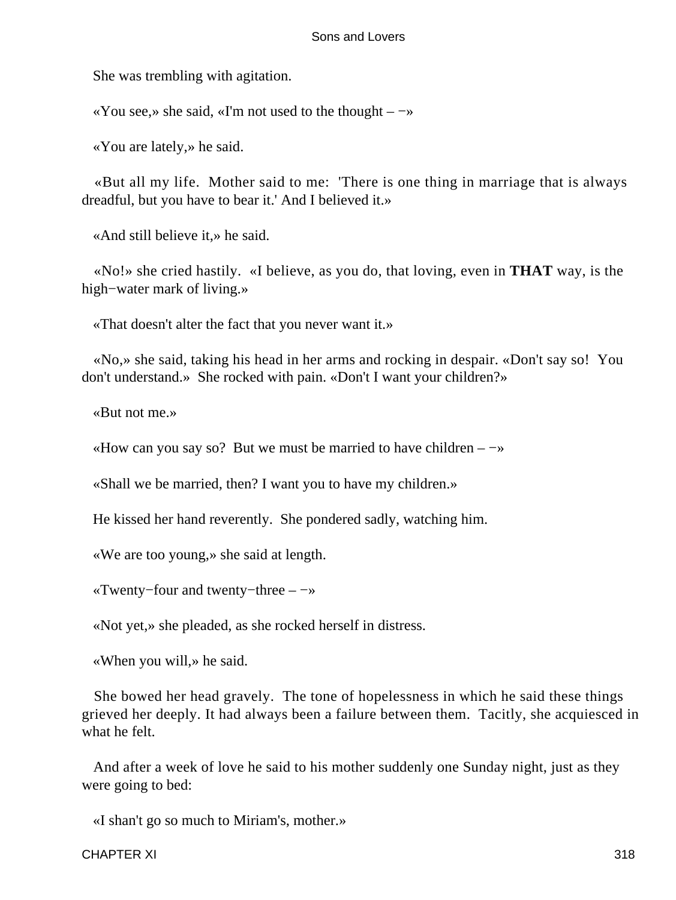She was trembling with agitation.

«You see,» she said, «I'm not used to the thought – −»

«You are lately,» he said.

«But all my life. Mother said to me: 'There is one thing in marriage that is always dreadful, but you have to bear it.' And I believed it.»

«And still believe it,» he said.

«No!» she cried hastily. «I believe, as you do, that loving, even in **THAT** way, is the high−water mark of living.»

«That doesn't alter the fact that you never want it.»

«No,» she said, taking his head in her arms and rocking in despair. «Don't say so! You don't understand.» She rocked with pain. «Don't I want your children?»

«But not me.»

«How can you say so? But we must be married to have children – −»

«Shall we be married, then? I want you to have my children.»

He kissed her hand reverently. She pondered sadly, watching him.

«We are too young,» she said at length.

«Twenty−four and twenty−three – −»

«Not yet,» she pleaded, as she rocked herself in distress.

«When you will,» he said.

She bowed her head gravely. The tone of hopelessness in which he said these things grieved her deeply. It had always been a failure between them. Tacitly, she acquiesced in what he felt.

And after a week of love he said to his mother suddenly one Sunday night, just as they were going to bed:

«I shan't go so much to Miriam's, mother.»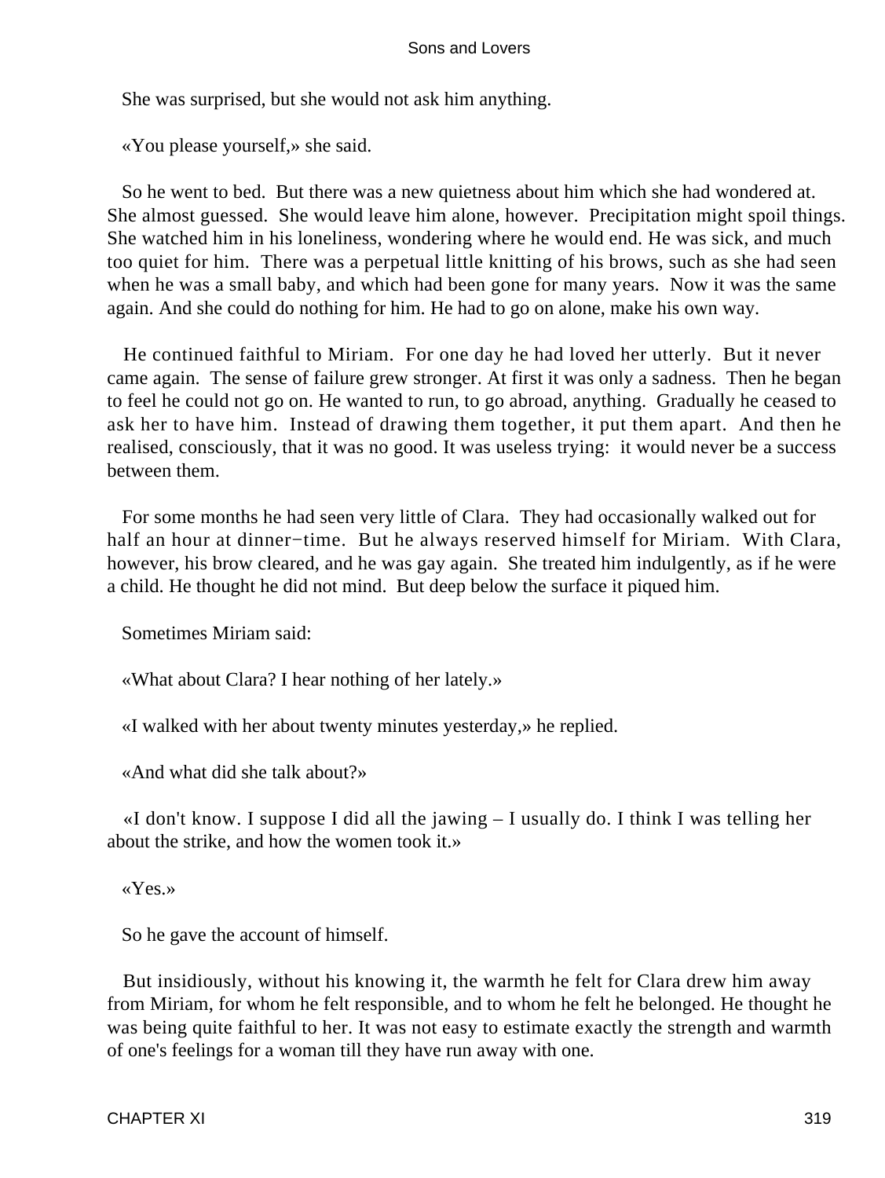She was surprised, but she would not ask him anything.

«You please yourself,» she said.

So he went to bed. But there was a new quietness about him which she had wondered at. She almost guessed. She would leave him alone, however. Precipitation might spoil things. She watched him in his loneliness, wondering where he would end. He was sick, and much too quiet for him. There was a perpetual little knitting of his brows, such as she had seen when he was a small baby, and which had been gone for many years. Now it was the same again. And she could do nothing for him. He had to go on alone, make his own way.

He continued faithful to Miriam. For one day he had loved her utterly. But it never came again. The sense of failure grew stronger. At first it was only a sadness. Then he began to feel he could not go on. He wanted to run, to go abroad, anything. Gradually he ceased to ask her to have him. Instead of drawing them together, it put them apart. And then he realised, consciously, that it was no good. It was useless trying: it would never be a success between them.

For some months he had seen very little of Clara. They had occasionally walked out for half an hour at dinner−time. But he always reserved himself for Miriam. With Clara, however, his brow cleared, and he was gay again. She treated him indulgently, as if he were a child. He thought he did not mind. But deep below the surface it piqued him.

Sometimes Miriam said:

«What about Clara? I hear nothing of her lately.»

«I walked with her about twenty minutes yesterday,» he replied.

«And what did she talk about?»

«I don't know. I suppose I did all the jawing – I usually do. I think I was telling her about the strike, and how the women took it.»

«Yes.»

So he gave the account of himself.

But insidiously, without his knowing it, the warmth he felt for Clara drew him away from Miriam, for whom he felt responsible, and to whom he felt he belonged. He thought he was being quite faithful to her. It was not easy to estimate exactly the strength and warmth of one's feelings for a woman till they have run away with one.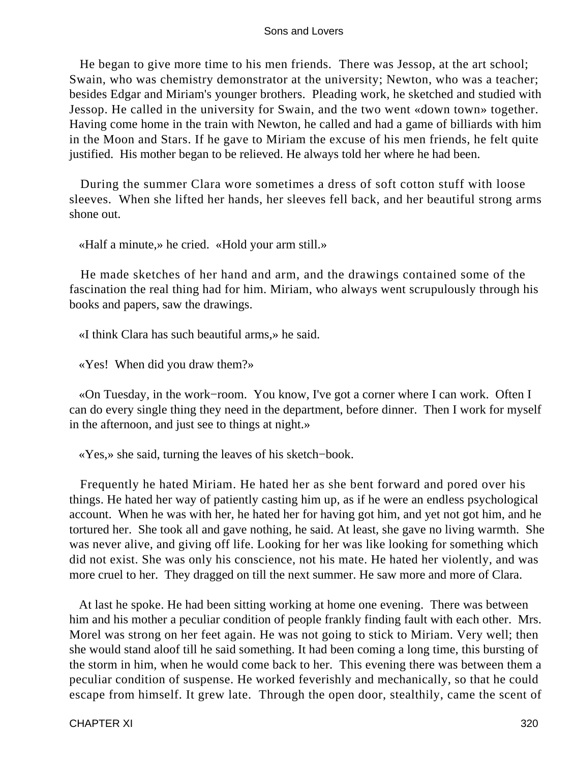He began to give more time to his men friends. There was Jessop, at the art school; Swain, who was chemistry demonstrator at the university; Newton, who was a teacher; besides Edgar and Miriam's younger brothers. Pleading work, he sketched and studied with Jessop. He called in the university for Swain, and the two went «down town» together. Having come home in the train with Newton, he called and had a game of billiards with him in the Moon and Stars. If he gave to Miriam the excuse of his men friends, he felt quite justified. His mother began to be relieved. He always told her where he had been.

During the summer Clara wore sometimes a dress of soft cotton stuff with loose sleeves. When she lifted her hands, her sleeves fell back, and her beautiful strong arms shone out.

«Half a minute,» he cried. «Hold your arm still.»

He made sketches of her hand and arm, and the drawings contained some of the fascination the real thing had for him. Miriam, who always went scrupulously through his books and papers, saw the drawings.

«I think Clara has such beautiful arms,» he said.

«Yes! When did you draw them?»

«On Tuesday, in the work−room. You know, I've got a corner where I can work. Often I can do every single thing they need in the department, before dinner. Then I work for myself in the afternoon, and just see to things at night.»

«Yes,» she said, turning the leaves of his sketch−book.

Frequently he hated Miriam. He hated her as she bent forward and pored over his things. He hated her way of patiently casting him up, as if he were an endless psychological account. When he was with her, he hated her for having got him, and yet not got him, and he tortured her. She took all and gave nothing, he said. At least, she gave no living warmth. She was never alive, and giving off life. Looking for her was like looking for something which did not exist. She was only his conscience, not his mate. He hated her violently, and was more cruel to her. They dragged on till the next summer. He saw more and more of Clara.

At last he spoke. He had been sitting working at home one evening. There was between him and his mother a peculiar condition of people frankly finding fault with each other. Mrs. Morel was strong on her feet again. He was not going to stick to Miriam. Very well; then she would stand aloof till he said something. It had been coming a long time, this bursting of the storm in him, when he would come back to her. This evening there was between them a peculiar condition of suspense. He worked feverishly and mechanically, so that he could escape from himself. It grew late. Through the open door, stealthily, came the scent of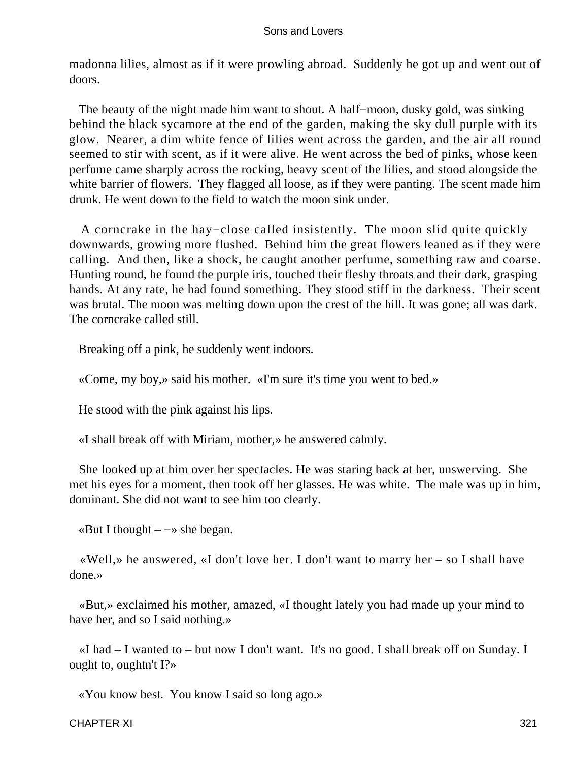madonna lilies, almost as if it were prowling abroad. Suddenly he got up and went out of doors.

The beauty of the night made him want to shout. A half−moon, dusky gold, was sinking behind the black sycamore at the end of the garden, making the sky dull purple with its glow. Nearer, a dim white fence of lilies went across the garden, and the air all round seemed to stir with scent, as if it were alive. He went across the bed of pinks, whose keen perfume came sharply across the rocking, heavy scent of the lilies, and stood alongside the white barrier of flowers. They flagged all loose, as if they were panting. The scent made him drunk. He went down to the field to watch the moon sink under.

A corncrake in the hay−close called insistently. The moon slid quite quickly downwards, growing more flushed. Behind him the great flowers leaned as if they were calling. And then, like a shock, he caught another perfume, something raw and coarse. Hunting round, he found the purple iris, touched their fleshy throats and their dark, grasping hands. At any rate, he had found something. They stood stiff in the darkness. Their scent was brutal. The moon was melting down upon the crest of the hill. It was gone; all was dark. The corncrake called still.

Breaking off a pink, he suddenly went indoors.

«Come, my boy,» said his mother. «I'm sure it's time you went to bed.»

He stood with the pink against his lips.

«I shall break off with Miriam, mother,» he answered calmly.

She looked up at him over her spectacles. He was staring back at her, unswerving. She met his eyes for a moment, then took off her glasses. He was white. The male was up in him, dominant. She did not want to see him too clearly.

«But I thought – −» she began.

«Well,» he answered, «I don't love her. I don't want to marry her – so I shall have done.»

«But,» exclaimed his mother, amazed, «I thought lately you had made up your mind to have her, and so I said nothing.»

«I had – I wanted to – but now I don't want. It's no good. I shall break off on Sunday. I ought to, oughtn't I?»

«You know best. You know I said so long ago.»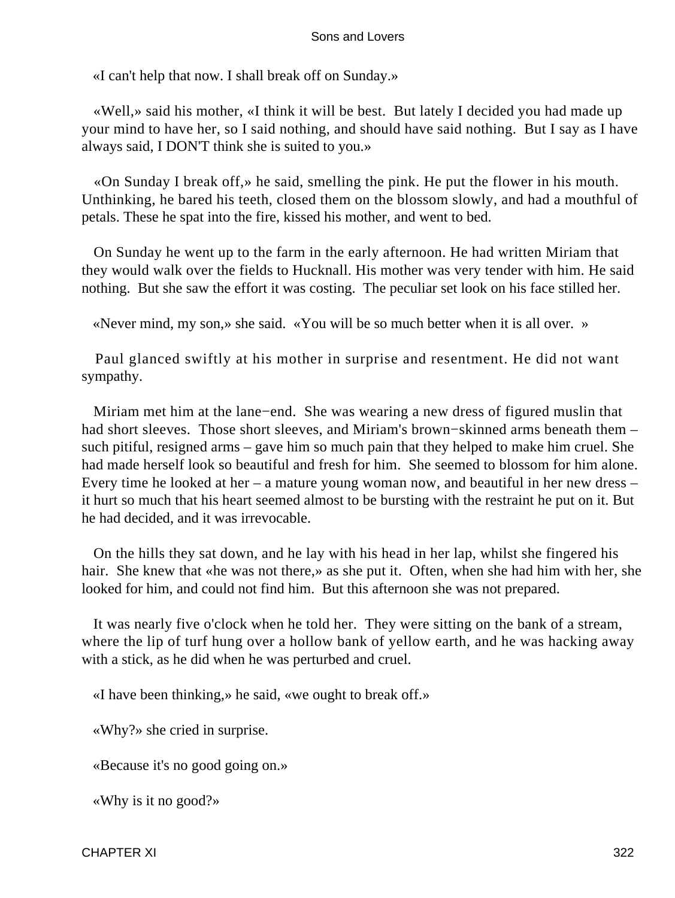«I can't help that now. I shall break off on Sunday.»

«Well,» said his mother, «I think it will be best. But lately I decided you had made up your mind to have her, so I said nothing, and should have said nothing. But I say as I have always said, I DON'T think she is suited to you.»

«On Sunday I break off,» he said, smelling the pink. He put the flower in his mouth. Unthinking, he bared his teeth, closed them on the blossom slowly, and had a mouthful of petals. These he spat into the fire, kissed his mother, and went to bed.

On Sunday he went up to the farm in the early afternoon. He had written Miriam that they would walk over the fields to Hucknall. His mother was very tender with him. He said nothing. But she saw the effort it was costing. The peculiar set look on his face stilled her.

«Never mind, my son,» she said. «You will be so much better when it is all over. »

Paul glanced swiftly at his mother in surprise and resentment. He did not want sympathy.

Miriam met him at the lane−end. She was wearing a new dress of figured muslin that had short sleeves. Those short sleeves, and Miriam's brown−skinned arms beneath them – such pitiful, resigned arms – gave him so much pain that they helped to make him cruel. She had made herself look so beautiful and fresh for him. She seemed to blossom for him alone. Every time he looked at her – a mature young woman now, and beautiful in her new dress – it hurt so much that his heart seemed almost to be bursting with the restraint he put on it. But he had decided, and it was irrevocable.

On the hills they sat down, and he lay with his head in her lap, whilst she fingered his hair. She knew that «he was not there,» as she put it. Often, when she had him with her, she looked for him, and could not find him. But this afternoon she was not prepared.

It was nearly five o'clock when he told her. They were sitting on the bank of a stream, where the lip of turf hung over a hollow bank of yellow earth, and he was hacking away with a stick, as he did when he was perturbed and cruel.

«I have been thinking,» he said, «we ought to break off.»

«Why?» she cried in surprise.

«Because it's no good going on.»

«Why is it no good?»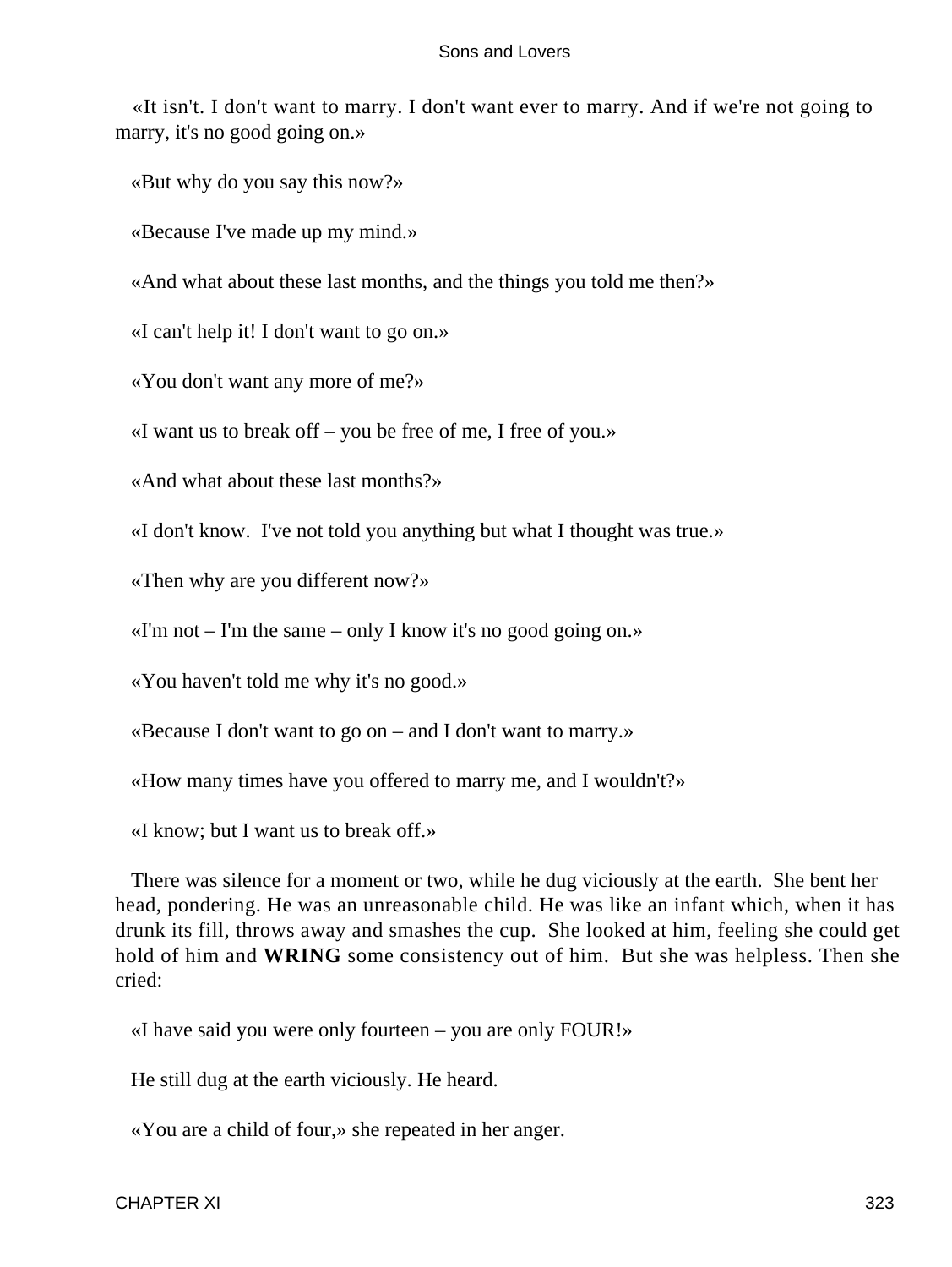«It isn't. I don't want to marry. I don't want ever to marry. And if we're not going to marry, it's no good going on.»

«But why do you say this now?»

«Because I've made up my mind.»

«And what about these last months, and the things you told me then?»

«I can't help it! I don't want to go on.»

«You don't want any more of me?»

«I want us to break off – you be free of me, I free of you.»

«And what about these last months?»

«I don't know. I've not told you anything but what I thought was true.»

«Then why are you different now?»

«I'm not – I'm the same – only I know it's no good going on.»

«You haven't told me why it's no good.»

«Because I don't want to go on – and I don't want to marry.»

«How many times have you offered to marry me, and I wouldn't?»

«I know; but I want us to break off.»

There was silence for a moment or two, while he dug viciously at the earth. She bent her head, pondering. He was an unreasonable child. He was like an infant which, when it has drunk its fill, throws away and smashes the cup. She looked at him, feeling she could get hold of him and **WRING** some consistency out of him. But she was helpless. Then she cried:

«I have said you were only fourteen – you are only FOUR!»

He still dug at the earth viciously. He heard.

«You are a child of four,» she repeated in her anger.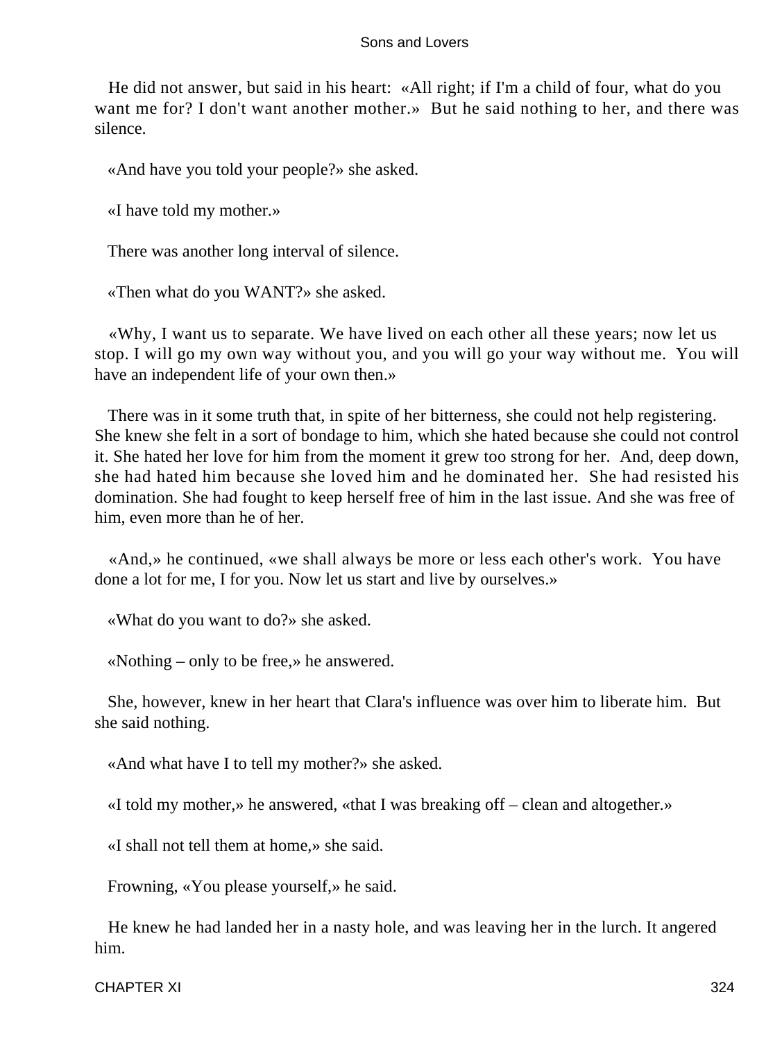He did not answer, but said in his heart: «All right; if I'm a child of four, what do you want me for? I don't want another mother.» But he said nothing to her, and there was silence.

«And have you told your people?» she asked.

«I have told my mother.»

There was another long interval of silence.

«Then what do you WANT?» she asked.

«Why, I want us to separate. We have lived on each other all these years; now let us stop. I will go my own way without you, and you will go your way without me. You will have an independent life of your own then.»

There was in it some truth that, in spite of her bitterness, she could not help registering. She knew she felt in a sort of bondage to him, which she hated because she could not control it. She hated her love for him from the moment it grew too strong for her. And, deep down, she had hated him because she loved him and he dominated her. She had resisted his domination. She had fought to keep herself free of him in the last issue. And she was free of him, even more than he of her.

«And,» he continued, «we shall always be more or less each other's work. You have done a lot for me, I for you. Now let us start and live by ourselves.»

«What do you want to do?» she asked.

«Nothing – only to be free,» he answered.

She, however, knew in her heart that Clara's influence was over him to liberate him. But she said nothing.

«And what have I to tell my mother?» she asked.

«I told my mother,» he answered, «that I was breaking off – clean and altogether.»

«I shall not tell them at home,» she said.

Frowning, «You please yourself,» he said.

He knew he had landed her in a nasty hole, and was leaving her in the lurch. It angered him.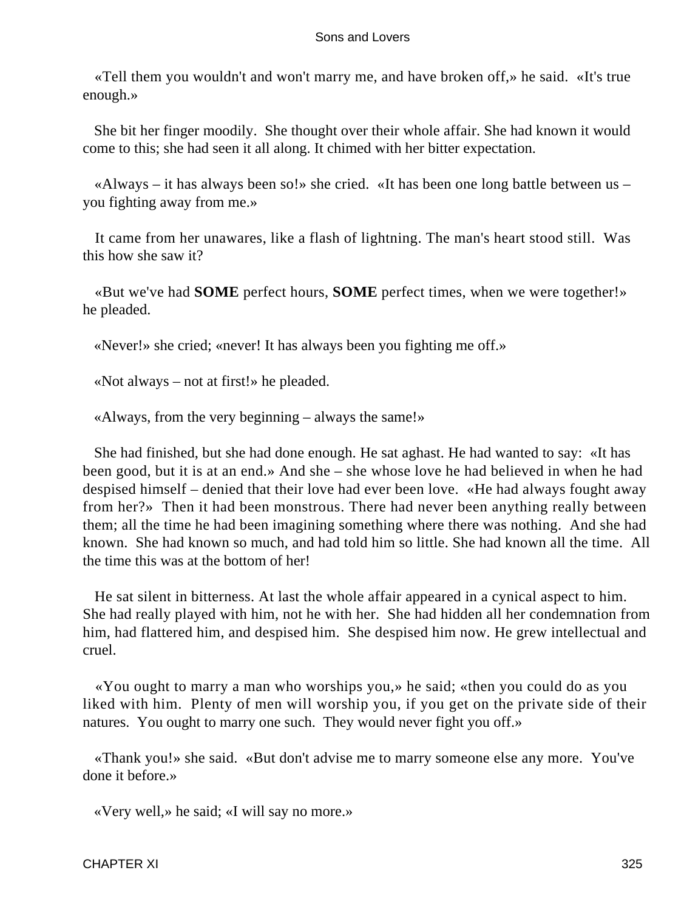«Tell them you wouldn't and won't marry me, and have broken off,» he said. «It's true enough.»

She bit her finger moodily. She thought over their whole affair. She had known it would come to this; she had seen it all along. It chimed with her bitter expectation.

«Always – it has always been so!» she cried. «It has been one long battle between us – you fighting away from me.»

It came from her unawares, like a flash of lightning. The man's heart stood still. Was this how she saw it?

«But we've had **SOME** perfect hours, **SOME** perfect times, when we were together!» he pleaded.

«Never!» she cried; «never! It has always been you fighting me off.»

«Not always – not at first!» he pleaded.

«Always, from the very beginning – always the same!»

She had finished, but she had done enough. He sat aghast. He had wanted to say: «It has been good, but it is at an end.» And she – she whose love he had believed in when he had despised himself – denied that their love had ever been love. «He had always fought away from her?» Then it had been monstrous. There had never been anything really between them; all the time he had been imagining something where there was nothing. And she had known. She had known so much, and had told him so little. She had known all the time. All the time this was at the bottom of her!

He sat silent in bitterness. At last the whole affair appeared in a cynical aspect to him. She had really played with him, not he with her. She had hidden all her condemnation from him, had flattered him, and despised him. She despised him now. He grew intellectual and cruel.

«You ought to marry a man who worships you,» he said; «then you could do as you liked with him. Plenty of men will worship you, if you get on the private side of their natures. You ought to marry one such. They would never fight you off.»

«Thank you!» she said. «But don't advise me to marry someone else any more. You've done it before.»

«Very well,» he said; «I will say no more.»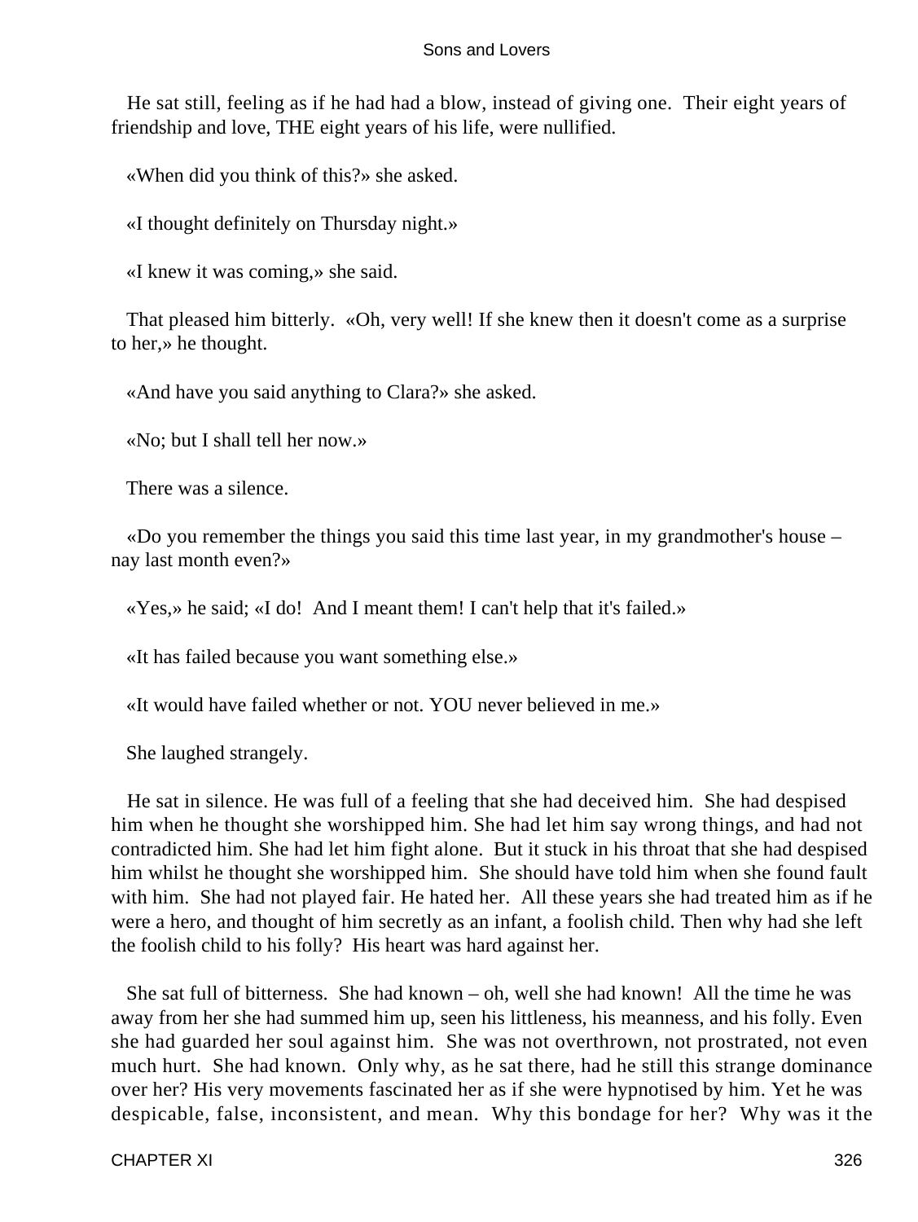He sat still, feeling as if he had had a blow, instead of giving one. Their eight years of friendship and love, THE eight years of his life, were nullified.

«When did you think of this?» she asked.

«I thought definitely on Thursday night.»

«I knew it was coming,» she said.

That pleased him bitterly. «Oh, very well! If she knew then it doesn't come as a surprise to her,» he thought.

«And have you said anything to Clara?» she asked.

«No; but I shall tell her now.»

There was a silence.

«Do you remember the things you said this time last year, in my grandmother's house – nay last month even?»

«Yes,» he said; «I do! And I meant them! I can't help that it's failed.»

«It has failed because you want something else.»

«It would have failed whether or not. YOU never believed in me.»

She laughed strangely.

He sat in silence. He was full of a feeling that she had deceived him. She had despised him when he thought she worshipped him. She had let him say wrong things, and had not contradicted him. She had let him fight alone. But it stuck in his throat that she had despised him whilst he thought she worshipped him. She should have told him when she found fault with him. She had not played fair. He hated her. All these years she had treated him as if he were a hero, and thought of him secretly as an infant, a foolish child. Then why had she left the foolish child to his folly? His heart was hard against her.

She sat full of bitterness. She had known – oh, well she had known! All the time he was away from her she had summed him up, seen his littleness, his meanness, and his folly. Even she had guarded her soul against him. She was not overthrown, not prostrated, not even much hurt. She had known. Only why, as he sat there, had he still this strange dominance over her? His very movements fascinated her as if she were hypnotised by him. Yet he was despicable, false, inconsistent, and mean. Why this bondage for her? Why was it the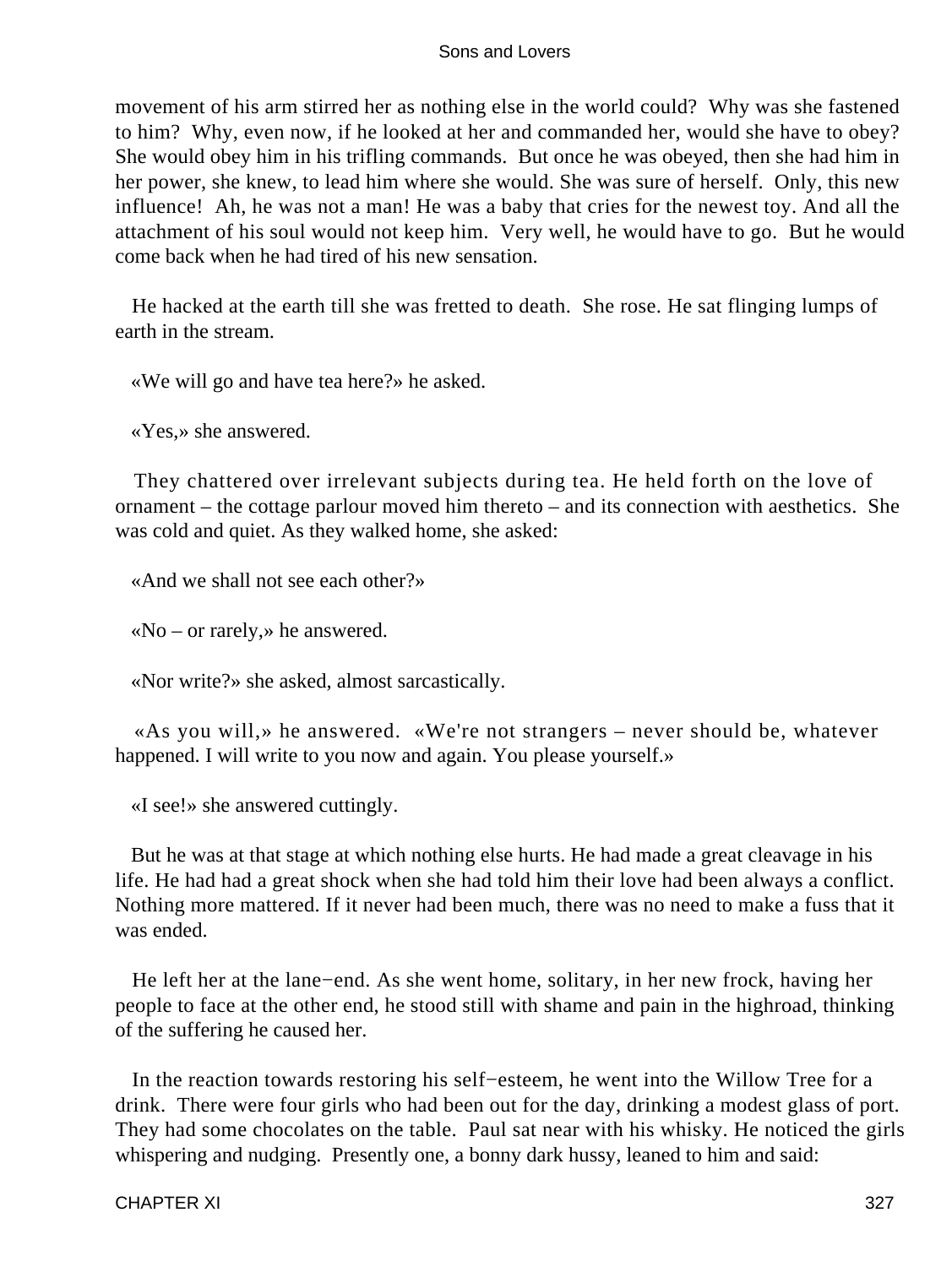movement of his arm stirred her as nothing else in the world could? Why was she fastened to him? Why, even now, if he looked at her and commanded her, would she have to obey? She would obey him in his trifling commands. But once he was obeyed, then she had him in her power, she knew, to lead him where she would. She was sure of herself. Only, this new influence! Ah, he was not a man! He was a baby that cries for the newest toy. And all the attachment of his soul would not keep him. Very well, he would have to go. But he would come back when he had tired of his new sensation.

He hacked at the earth till she was fretted to death. She rose. He sat flinging lumps of earth in the stream.

«We will go and have tea here?» he asked.

«Yes,» she answered.

They chattered over irrelevant subjects during tea. He held forth on the love of ornament – the cottage parlour moved him thereto – and its connection with aesthetics. She was cold and quiet. As they walked home, she asked:

«And we shall not see each other?»

«No – or rarely,» he answered.

«Nor write?» she asked, almost sarcastically.

«As you will,» he answered. «We're not strangers – never should be, whatever happened. I will write to you now and again. You please yourself.»

«I see!» she answered cuttingly.

But he was at that stage at which nothing else hurts. He had made a great cleavage in his life. He had had a great shock when she had told him their love had been always a conflict. Nothing more mattered. If it never had been much, there was no need to make a fuss that it was ended.

He left her at the lane−end. As she went home, solitary, in her new frock, having her people to face at the other end, he stood still with shame and pain in the highroad, thinking of the suffering he caused her.

In the reaction towards restoring his self−esteem, he went into the Willow Tree for a drink. There were four girls who had been out for the day, drinking a modest glass of port. They had some chocolates on the table. Paul sat near with his whisky. He noticed the girls whispering and nudging. Presently one, a bonny dark hussy, leaned to him and said: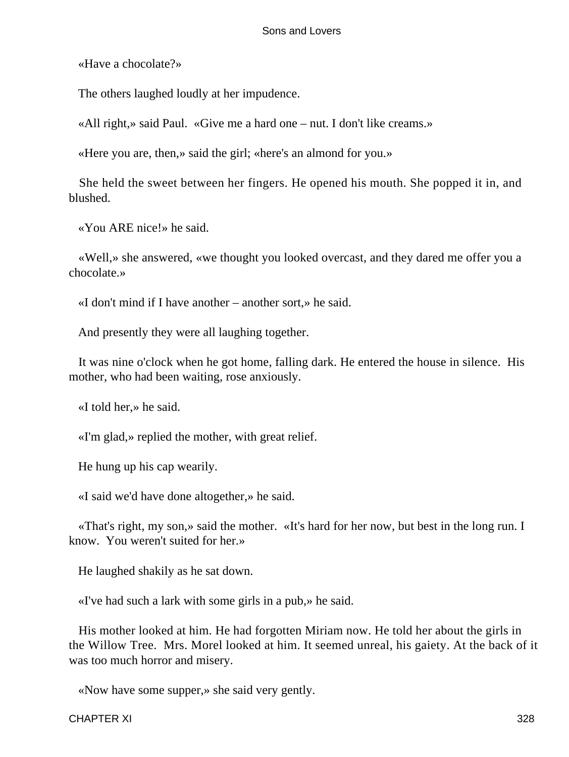«Have a chocolate?»

The others laughed loudly at her impudence.

«All right,» said Paul. «Give me a hard one – nut. I don't like creams.»

«Here you are, then,» said the girl; «here's an almond for you.»

She held the sweet between her fingers. He opened his mouth. She popped it in, and blushed.

«You ARE nice!» he said.

«Well,» she answered, «we thought you looked overcast, and they dared me offer you a chocolate.»

«I don't mind if I have another – another sort,» he said.

And presently they were all laughing together.

It was nine o'clock when he got home, falling dark. He entered the house in silence. His mother, who had been waiting, rose anxiously.

«I told her,» he said.

«I'm glad,» replied the mother, with great relief.

He hung up his cap wearily.

«I said we'd have done altogether,» he said.

«That's right, my son,» said the mother. «It's hard for her now, but best in the long run. I know. You weren't suited for her.»

He laughed shakily as he sat down.

«I've had such a lark with some girls in a pub,» he said.

His mother looked at him. He had forgotten Miriam now. He told her about the girls in the Willow Tree. Mrs. Morel looked at him. It seemed unreal, his gaiety. At the back of it was too much horror and misery.

«Now have some supper,» she said very gently.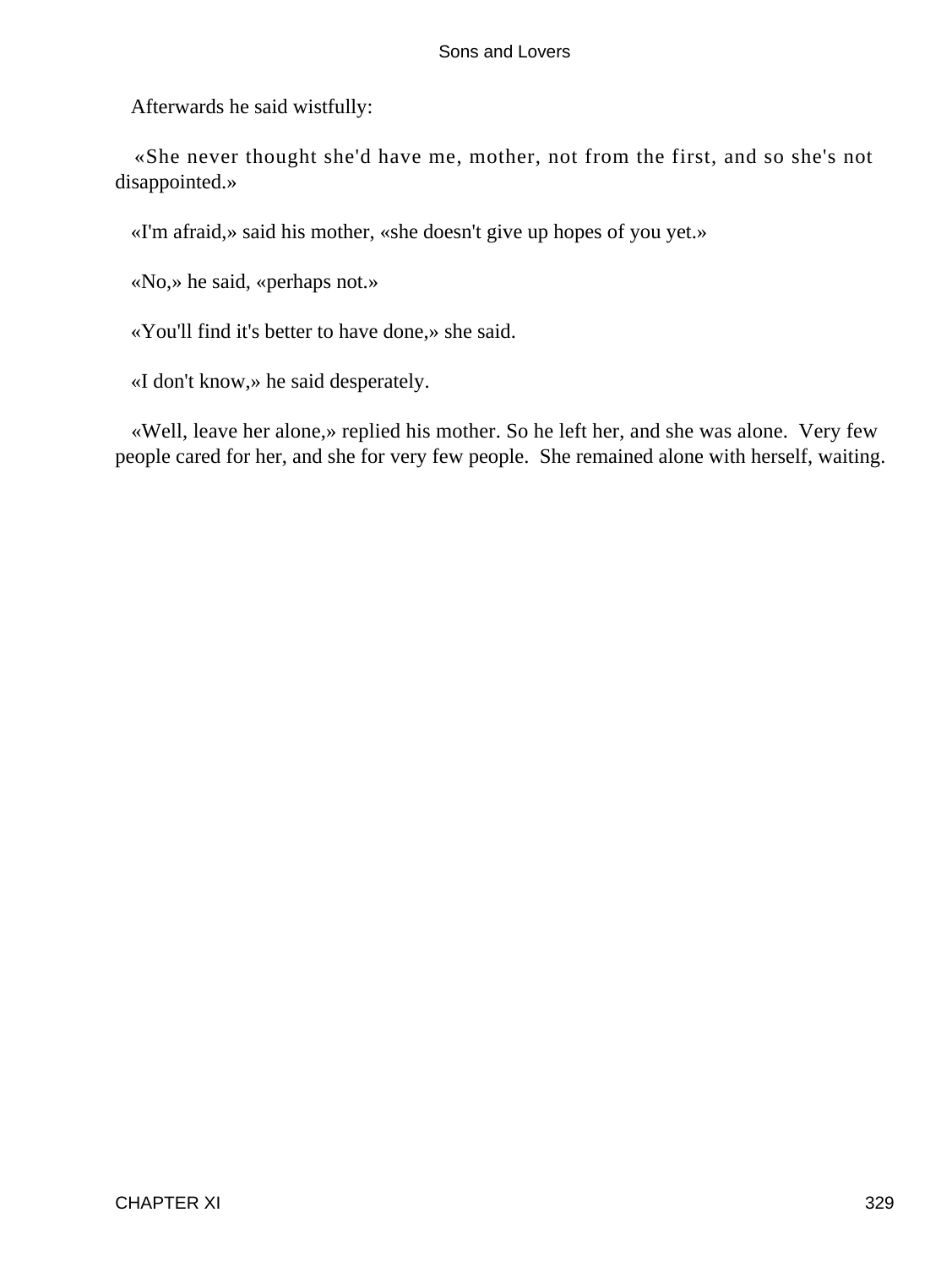Afterwards he said wistfully:

«She never thought she'd have me, mother, not from the first, and so she's not disappointed.»

«I'm afraid,» said his mother, «she doesn't give up hopes of you yet.»

«No,» he said, «perhaps not.»

«You'll find it's better to have done,» she said.

«I don't know,» he said desperately.

«Well, leave her alone,» replied his mother. So he left her, and she was alone. Very few people cared for her, and she for very few people. She remained alone with herself, waiting.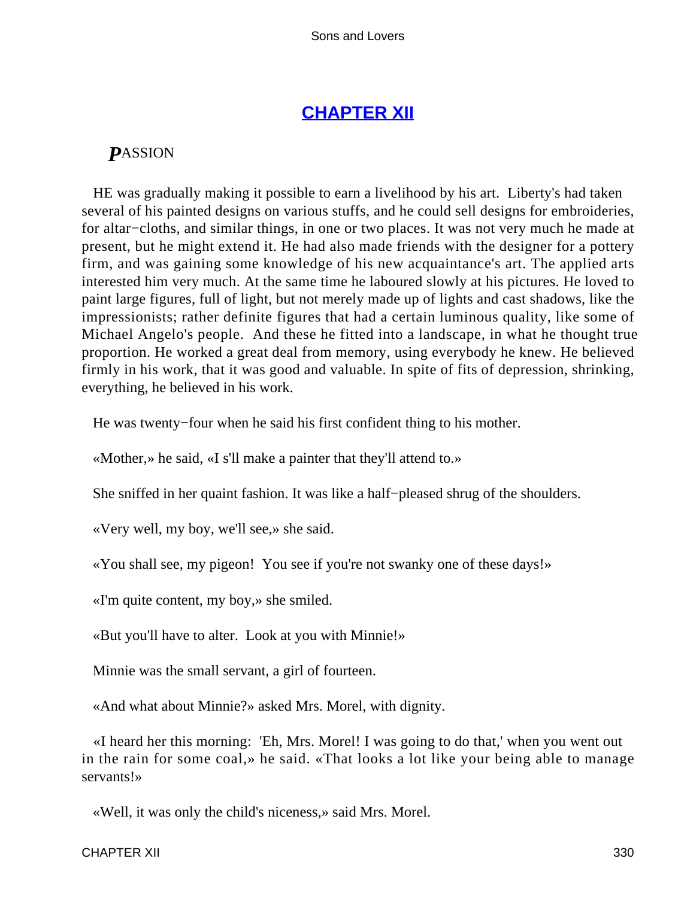# CHAPTER XII

## PASSION

HE was gradually making it possible to earn a livelihood by his art. Liberty's had taken several of his painted designs on various stuffs, and he could sell designs for embroideries, for altar−cloths, and similar things, in one or two places. It was not very much he made at present, but he might extend it. He had also made friends with the designer for a pottery firm, and was gaining some knowledge of his new acquaintance's art. The applied arts interested him very much. At the same time he laboured slowly at his pictures. He loved to paint large figures, full of light, but not merely made up of lights and cast shadows, like the impressionists; rather definite figures that had a certain luminous quality, like some of Michael Angelo's people. And these he fitted into a landscape, in what he thought true proportion. He worked a great deal from memory, using everybody he knew. He believed firmly in his work, that it was good and valuable. In spite of fits of depression, shrinking, everything, he believed in his work.

He was twenty−four when he said his first confident thing to his mother.

«Mother,» he said, «I s'll make a painter that they'll attend to.»

She sniffed in her quaint fashion. It was like a half−pleased shrug of the shoulders.

«Very well, my boy, we'll see,» she said.

«You shall see, my pigeon! You see if you're not swanky one of these days!»

«I'm quite content, my boy,» she smiled.

«But you'll have to alter. Look at you with Minnie!»

Minnie was the small servant, a girl of fourteen.

«And what about Minnie?» asked Mrs. Morel, with dignity.

«I heard her this morning: 'Eh, Mrs. Morel! I was going to do that,' when you went out in the rain for some coal,» he said. «That looks a lot like your being able to manage servants!»

«Well, it was only the child's niceness,» said Mrs. Morel.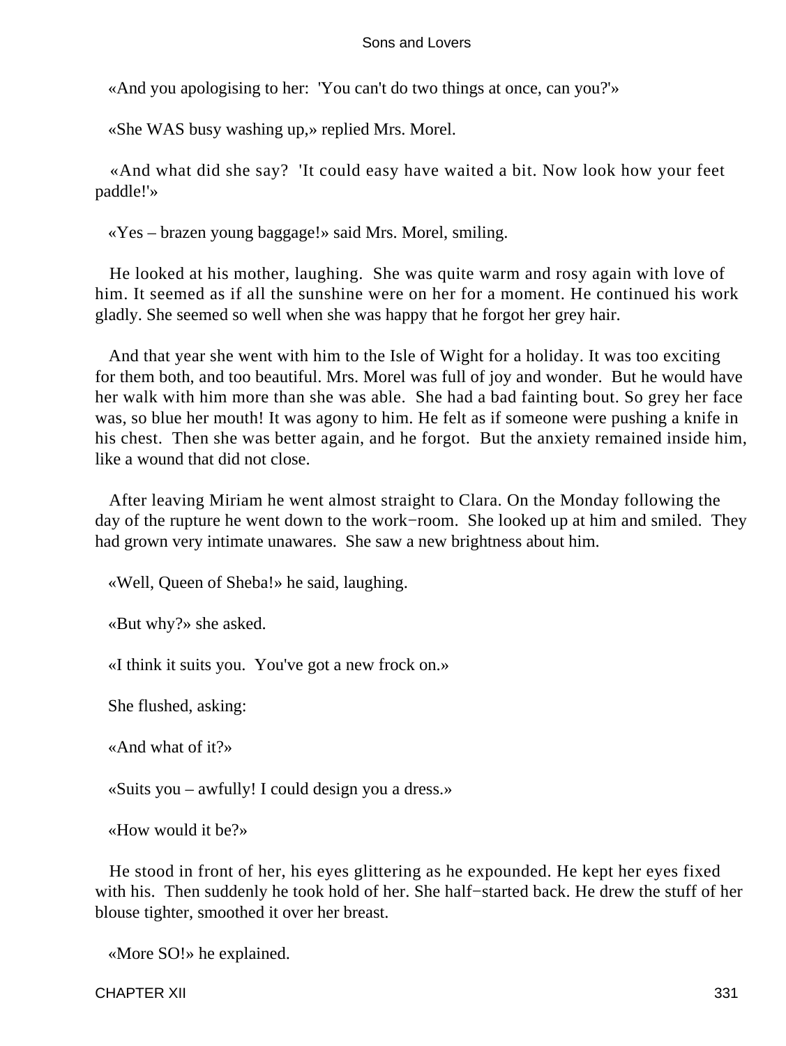«And you apologising to her: 'You can't do two things at once, can you?'»

«She WAS busy washing up,» replied Mrs. Morel.

«And what did she say? 'It could easy have waited a bit. Now look how your feet paddle!'»

«Yes – brazen young baggage!» said Mrs. Morel, smiling.

He looked at his mother, laughing. She was quite warm and rosy again with love of him. It seemed as if all the sunshine were on her for a moment. He continued his work gladly. She seemed so well when she was happy that he forgot her grey hair.

And that year she went with him to the Isle of Wight for a holiday. It was too exciting for them both, and too beautiful. Mrs. Morel was full of joy and wonder. But he would have her walk with him more than she was able. She had a bad fainting bout. So grey her face was, so blue her mouth! It was agony to him. He felt as if someone were pushing a knife in his chest. Then she was better again, and he forgot. But the anxiety remained inside him, like a wound that did not close.

After leaving Miriam he went almost straight to Clara. On the Monday following the day of the rupture he went down to the work−room. She looked up at him and smiled. They had grown very intimate unawares. She saw a new brightness about him.

«Well, Queen of Sheba!» he said, laughing.

«But why?» she asked.

«I think it suits you. You've got a new frock on.»

She flushed, asking:

«And what of it?»

«Suits you – awfully! I could design you a dress.»

«How would it be?»

He stood in front of her, his eyes glittering as he expounded. He kept her eyes fixed with his. Then suddenly he took hold of her. She half−started back. He drew the stuff of her blouse tighter, smoothed it over her breast.

«More SO!» he explained.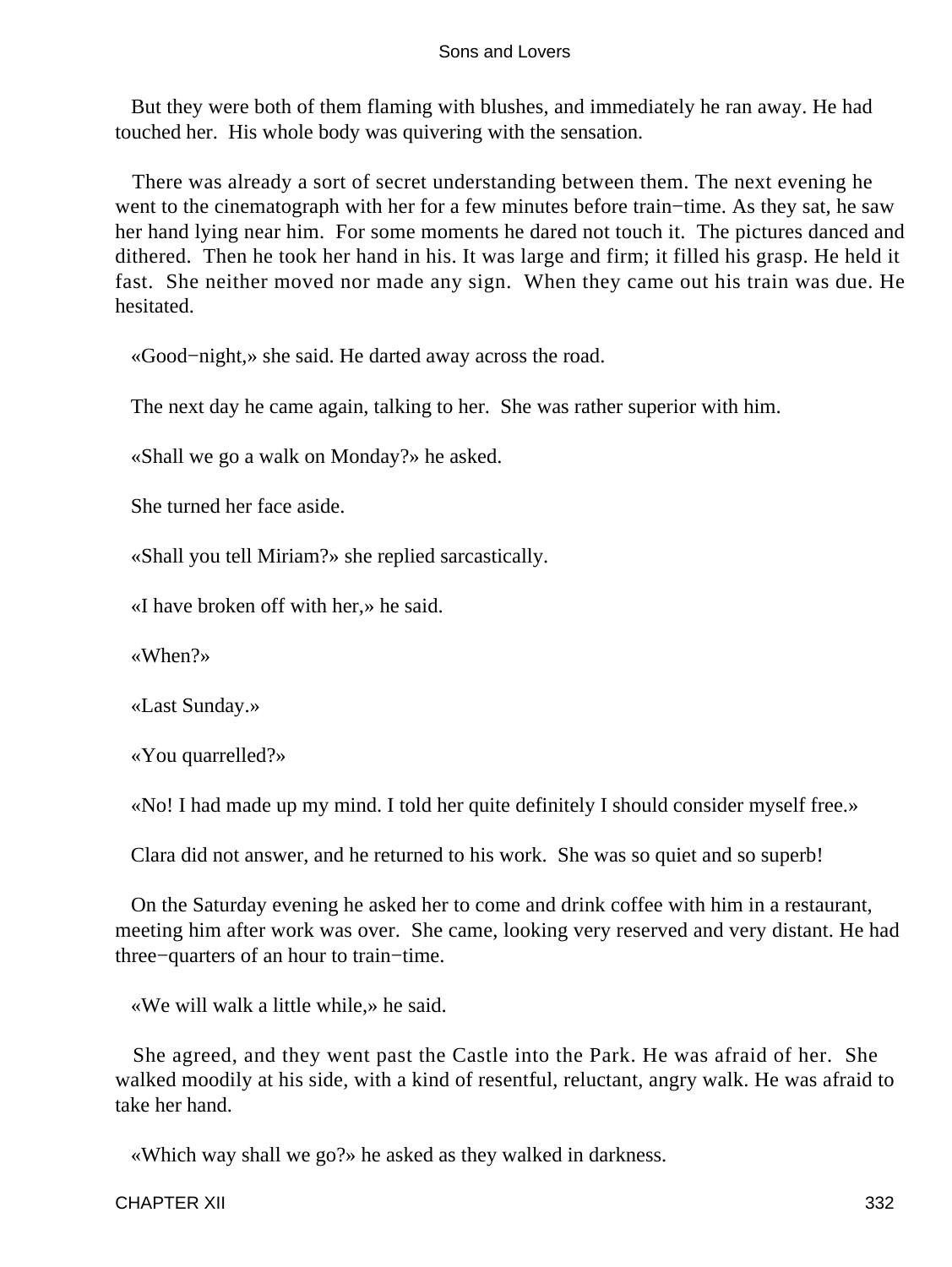But they were both of them flaming with blushes, and immediately he ran away. He had touched her. His whole body was quivering with the sensation.

There was already a sort of secret understanding between them. The next evening he went to the cinematograph with her for a few minutes before train−time. As they sat, he saw her hand lying near him. For some moments he dared not touch it. The pictures danced and dithered. Then he took her hand in his. It was large and firm; it filled his grasp. He held it fast. She neither moved nor made any sign. When they came out his train was due. He hesitated.

«Good−night,» she said. He darted away across the road.

The next day he came again, talking to her. She was rather superior with him.

«Shall we go a walk on Monday?» he asked.

She turned her face aside.

«Shall you tell Miriam?» she replied sarcastically.

«I have broken off with her,» he said.

«When?»

«Last Sunday.»

«You quarrelled?»

«No! I had made up my mind. I told her quite definitely I should consider myself free.»

Clara did not answer, and he returned to his work. She was so quiet and so superb!

On the Saturday evening he asked her to come and drink coffee with him in a restaurant, meeting him after work was over. She came, looking very reserved and very distant. He had three−quarters of an hour to train−time.

«We will walk a little while,» he said.

She agreed, and they went past the Castle into the Park. He was afraid of her. She walked moodily at his side, with a kind of resentful, reluctant, angry walk. He was afraid to take her hand.

«Which way shall we go?» he asked as they walked in darkness.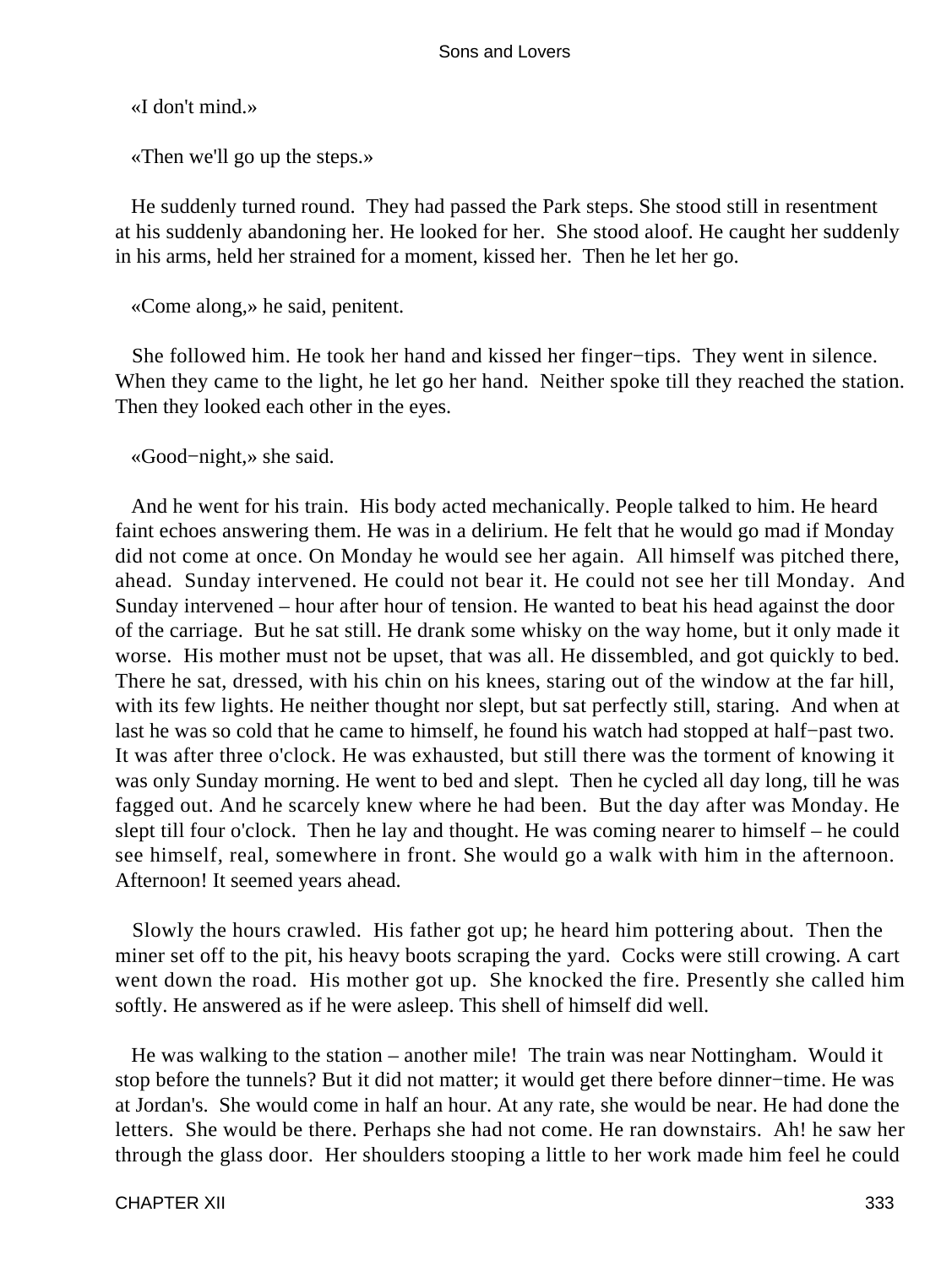«I don't mind.»

«Then we'll go up the steps.»

He suddenly turned round. They had passed the Park steps. She stood still in resentment at his suddenly abandoning her. He looked for her. She stood aloof. He caught her suddenly in his arms, held her strained for a moment, kissed her. Then he let her go.

«Come along,» he said, penitent.

She followed him. He took her hand and kissed her finger−tips. They went in silence. When they came to the light, he let go her hand. Neither spoke till they reached the station. Then they looked each other in the eyes.

«Good−night,» she said.

And he went for his train. His body acted mechanically. People talked to him. He heard faint echoes answering them. He was in a delirium. He felt that he would go mad if Monday did not come at once. On Monday he would see her again. All himself was pitched there, ahead. Sunday intervened. He could not bear it. He could not see her till Monday. And Sunday intervened – hour after hour of tension. He wanted to beat his head against the door of the carriage. But he sat still. He drank some whisky on the way home, but it only made it worse. His mother must not be upset, that was all. He dissembled, and got quickly to bed. There he sat, dressed, with his chin on his knees, staring out of the window at the far hill, with its few lights. He neither thought nor slept, but sat perfectly still, staring. And when at last he was so cold that he came to himself, he found his watch had stopped at half−past two. It was after three o'clock. He was exhausted, but still there was the torment of knowing it was only Sunday morning. He went to bed and slept. Then he cycled all day long, till he was fagged out. And he scarcely knew where he had been. But the day after was Monday. He slept till four o'clock. Then he lay and thought. He was coming nearer to himself – he could see himself, real, somewhere in front. She would go a walk with him in the afternoon. Afternoon! It seemed years ahead.

Slowly the hours crawled. His father got up; he heard him pottering about. Then the miner set off to the pit, his heavy boots scraping the yard. Cocks were still crowing. A cart went down the road. His mother got up. She knocked the fire. Presently she called him softly. He answered as if he were asleep. This shell of himself did well.

He was walking to the station – another mile! The train was near Nottingham. Would it stop before the tunnels? But it did not matter; it would get there before dinner−time. He was at Jordan's. She would come in half an hour. At any rate, she would be near. He had done the letters. She would be there. Perhaps she had not come. He ran downstairs. Ah! he saw her through the glass door. Her shoulders stooping a little to her work made him feel he could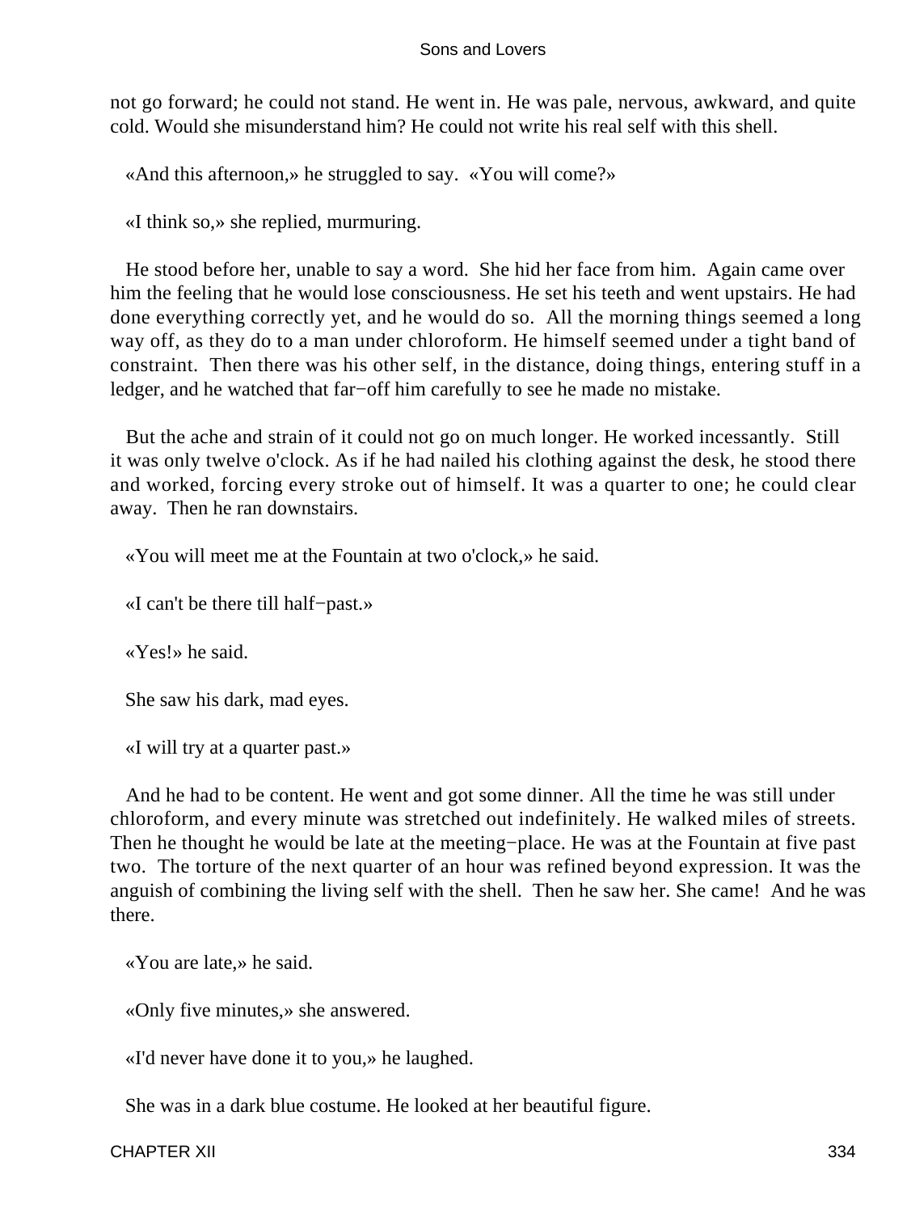not go forward; he could not stand. He went in. He was pale, nervous, awkward, and quite cold. Would she misunderstand him? He could not write his real self with this shell.

«And this afternoon,» he struggled to say. «You will come?»

«I think so,» she replied, murmuring.

He stood before her, unable to say a word. She hid her face from him. Again came over him the feeling that he would lose consciousness. He set his teeth and went upstairs. He had done everything correctly yet, and he would do so. All the morning things seemed a long way off, as they do to a man under chloroform. He himself seemed under a tight band of constraint. Then there was his other self, in the distance, doing things, entering stuff in a ledger, and he watched that far−off him carefully to see he made no mistake.

But the ache and strain of it could not go on much longer. He worked incessantly. Still it was only twelve o'clock. As if he had nailed his clothing against the desk, he stood there and worked, forcing every stroke out of himself. It was a quarter to one; he could clear away. Then he ran downstairs.

«You will meet me at the Fountain at two o'clock,» he said.

«I can't be there till half−past.»

«Yes!» he said.

She saw his dark, mad eyes.

«I will try at a quarter past.»

And he had to be content. He went and got some dinner. All the time he was still under chloroform, and every minute was stretched out indefinitely. He walked miles of streets. Then he thought he would be late at the meeting−place. He was at the Fountain at five past two. The torture of the next quarter of an hour was refined beyond expression. It was the anguish of combining the living self with the shell. Then he saw her. She came! And he was there.

«You are late,» he said.

«Only five minutes,» she answered.

«I'd never have done it to you,» he laughed.

She was in a dark blue costume. He looked at her beautiful figure.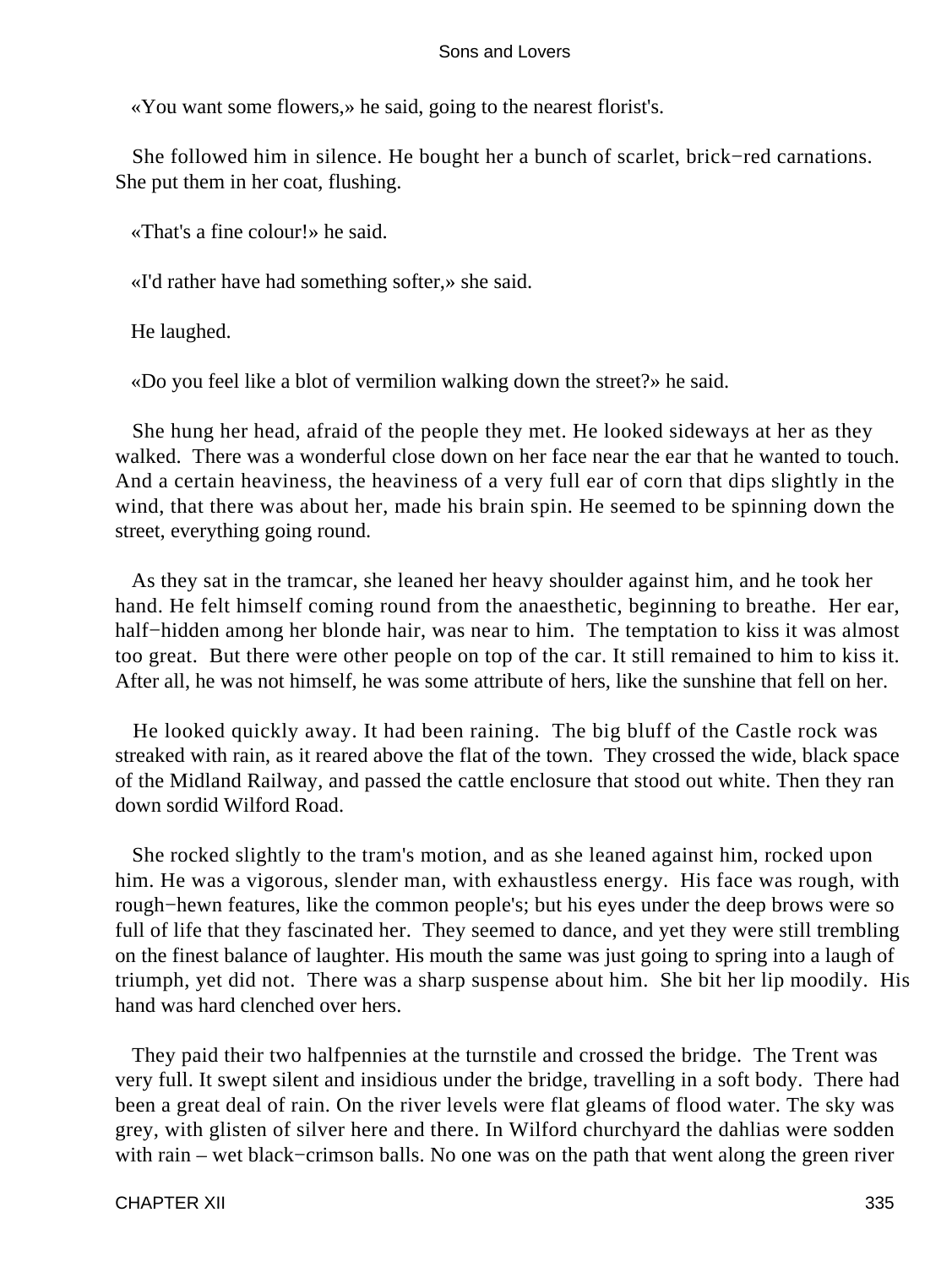«You want some flowers,» he said, going to the nearest florist's.

She followed him in silence. He bought her a bunch of scarlet, brick−red carnations. She put them in her coat, flushing.

«That's a fine colour!» he said.

«I'd rather have had something softer,» she said.

He laughed.

«Do you feel like a blot of vermilion walking down the street?» he said.

She hung her head, afraid of the people they met. He looked sideways at her as they walked. There was a wonderful close down on her face near the ear that he wanted to touch. And a certain heaviness, the heaviness of a very full ear of corn that dips slightly in the wind, that there was about her, made his brain spin. He seemed to be spinning down the street, everything going round.

As they sat in the tramcar, she leaned her heavy shoulder against him, and he took her hand. He felt himself coming round from the anaesthetic, beginning to breathe. Her ear, half−hidden among her blonde hair, was near to him. The temptation to kiss it was almost too great. But there were other people on top of the car. It still remained to him to kiss it. After all, he was not himself, he was some attribute of hers, like the sunshine that fell on her.

He looked quickly away. It had been raining. The big bluff of the Castle rock was streaked with rain, as it reared above the flat of the town. They crossed the wide, black space of the Midland Railway, and passed the cattle enclosure that stood out white. Then they ran down sordid Wilford Road.

She rocked slightly to the tram's motion, and as she leaned against him, rocked upon him. He was a vigorous, slender man, with exhaustless energy. His face was rough, with rough−hewn features, like the common people's; but his eyes under the deep brows were so full of life that they fascinated her. They seemed to dance, and yet they were still trembling on the finest balance of laughter. His mouth the same was just going to spring into a laugh of triumph, yet did not. There was a sharp suspense about him. She bit her lip moodily. His hand was hard clenched over hers.

They paid their two halfpennies at the turnstile and crossed the bridge. The Trent was very full. It swept silent and insidious under the bridge, travelling in a soft body. There had been a great deal of rain. On the river levels were flat gleams of flood water. The sky was grey, with glisten of silver here and there. In Wilford churchyard the dahlias were sodden with rain – wet black−crimson balls. No one was on the path that went along the green river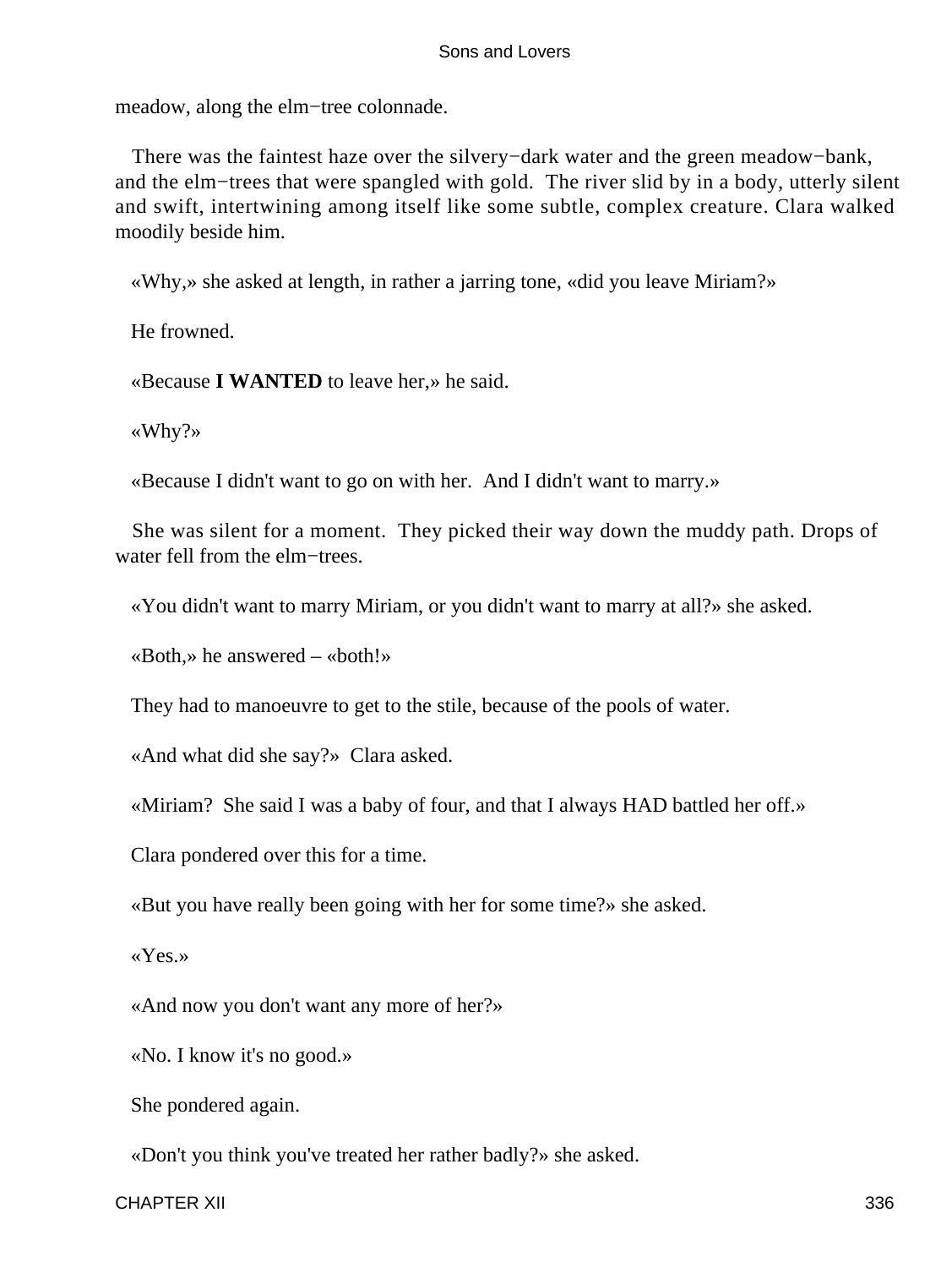meadow, along the elm−tree colonnade.

There was the faintest haze over the silvery−dark water and the green meadow−bank, and the elm−trees that were spangled with gold. The river slid by in a body, utterly silent and swift, intertwining among itself like some subtle, complex creature. Clara walked moodily beside him.

«Why,» she asked at length, in rather a jarring tone, «did you leave Miriam?»

He frowned.

«Because **I WANTED** to leave her,» he said.

«Why?»

«Because I didn't want to go on with her. And I didn't want to marry.»

She was silent for a moment. They picked their way down the muddy path. Drops of water fell from the elm−trees.

«You didn't want to marry Miriam, or you didn't want to marry at all?» she asked.

«Both,» he answered – «both!»

They had to manoeuvre to get to the stile, because of the pools of water.

«And what did she say?» Clara asked.

«Miriam? She said I was a baby of four, and that I always HAD battled her off.»

Clara pondered over this for a time.

«But you have really been going with her for some time?» she asked.

«Yes.»

«And now you don't want any more of her?»

«No. I know it's no good.»

She pondered again.

«Don't you think you've treated her rather badly?» she asked.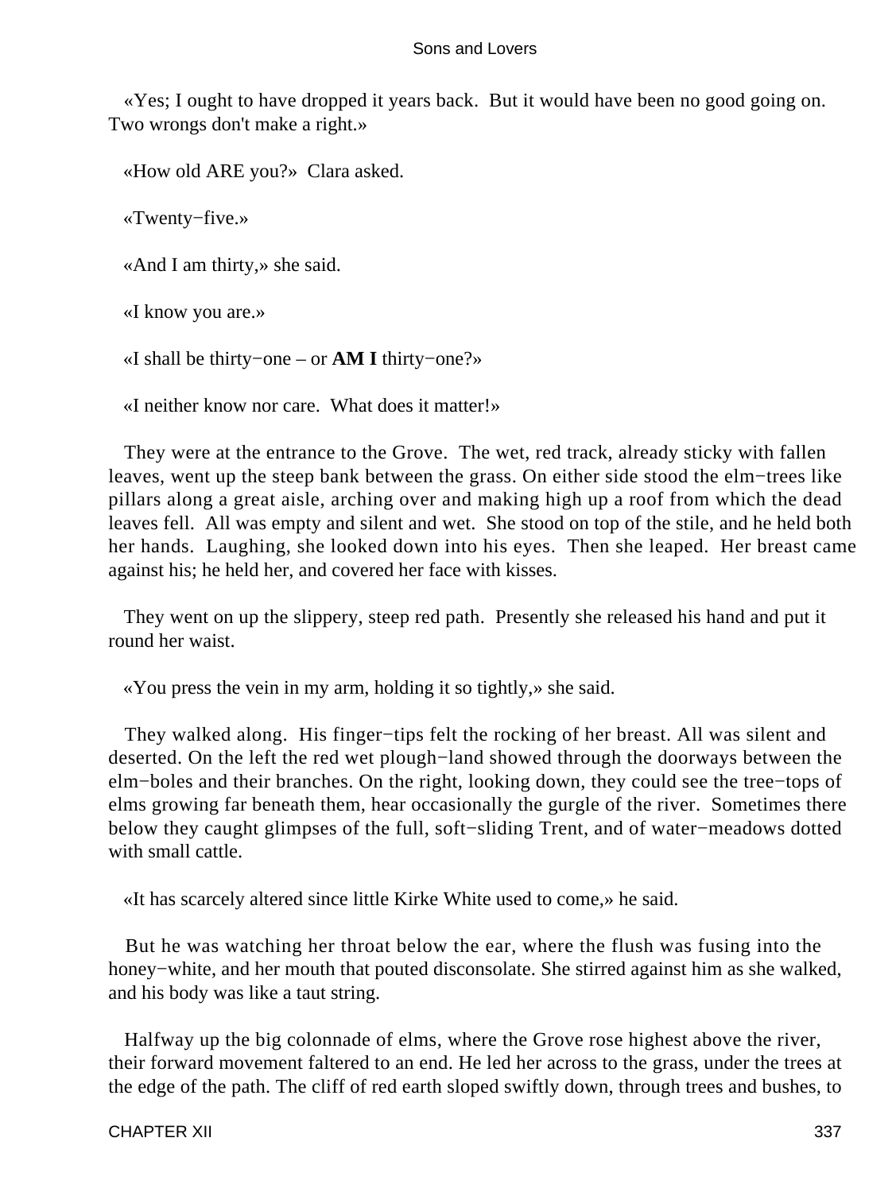«Yes; I ought to have dropped it years back. But it would have been no good going on. Two wrongs don't make a right.»

«How old ARE you?» Clara asked.

«Twenty−five.»

«And I am thirty,» she said.

«I know you are.»

«I shall be thirty−one – or **AM I** thirty−one?»

«I neither know nor care. What does it matter!»

They were at the entrance to the Grove. The wet, red track, already sticky with fallen leaves, went up the steep bank between the grass. On either side stood the elm−trees like pillars along a great aisle, arching over and making high up a roof from which the dead leaves fell. All was empty and silent and wet. She stood on top of the stile, and he held both her hands. Laughing, she looked down into his eyes. Then she leaped. Her breast came against his; he held her, and covered her face with kisses.

They went on up the slippery, steep red path. Presently she released his hand and put it round her waist.

«You press the vein in my arm, holding it so tightly,» she said.

They walked along. His finger−tips felt the rocking of her breast. All was silent and deserted. On the left the red wet plough−land showed through the doorways between the elm−boles and their branches. On the right, looking down, they could see the tree−tops of elms growing far beneath them, hear occasionally the gurgle of the river. Sometimes there below they caught glimpses of the full, soft−sliding Trent, and of water−meadows dotted with small cattle.

«It has scarcely altered since little Kirke White used to come,» he said.

But he was watching her throat below the ear, where the flush was fusing into the honey−white, and her mouth that pouted disconsolate. She stirred against him as she walked, and his body was like a taut string.

Halfway up the big colonnade of elms, where the Grove rose highest above the river, their forward movement faltered to an end. He led her across to the grass, under the trees at the edge of the path. The cliff of red earth sloped swiftly down, through trees and bushes, to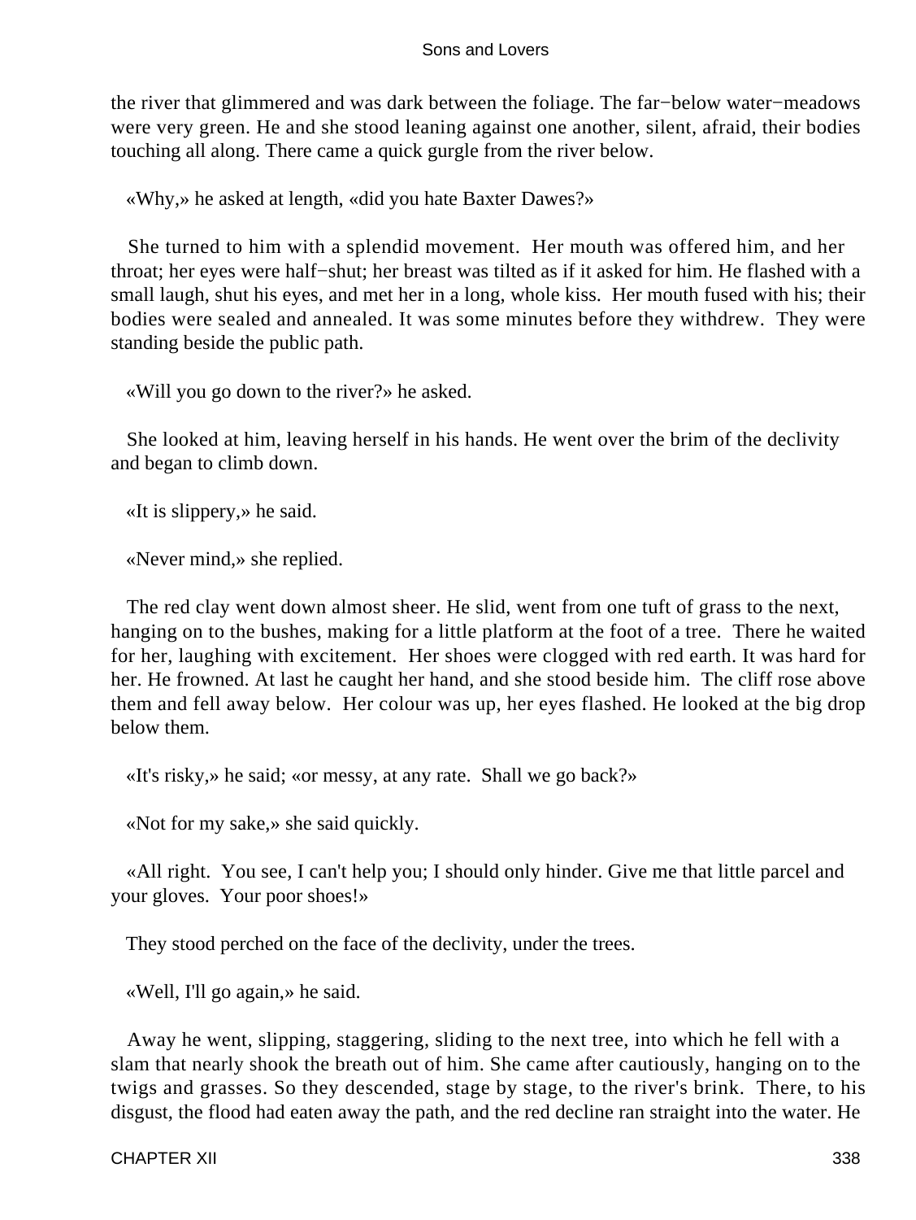the river that glimmered and was dark between the foliage. The far−below water−meadows were very green. He and she stood leaning against one another, silent, afraid, their bodies touching all along. There came a quick gurgle from the river below.

«Why,» he asked at length, «did you hate Baxter Dawes?»

She turned to him with a splendid movement. Her mouth was offered him, and her throat; her eyes were half−shut; her breast was tilted as if it asked for him. He flashed with a small laugh, shut his eyes, and met her in a long, whole kiss. Her mouth fused with his; their bodies were sealed and annealed. It was some minutes before they withdrew. They were standing beside the public path.

«Will you go down to the river?» he asked.

She looked at him, leaving herself in his hands. He went over the brim of the declivity and began to climb down.

«It is slippery,» he said.

«Never mind,» she replied.

The red clay went down almost sheer. He slid, went from one tuft of grass to the next, hanging on to the bushes, making for a little platform at the foot of a tree. There he waited for her, laughing with excitement. Her shoes were clogged with red earth. It was hard for her. He frowned. At last he caught her hand, and she stood beside him. The cliff rose above them and fell away below. Her colour was up, her eyes flashed. He looked at the big drop below them.

«It's risky,» he said; «or messy, at any rate. Shall we go back?»

«Not for my sake,» she said quickly.

«All right. You see, I can't help you; I should only hinder. Give me that little parcel and your gloves. Your poor shoes!»

They stood perched on the face of the declivity, under the trees.

«Well, I'll go again,» he said.

Away he went, slipping, staggering, sliding to the next tree, into which he fell with a slam that nearly shook the breath out of him. She came after cautiously, hanging on to the twigs and grasses. So they descended, stage by stage, to the river's brink. There, to his disgust, the flood had eaten away the path, and the red decline ran straight into the water. He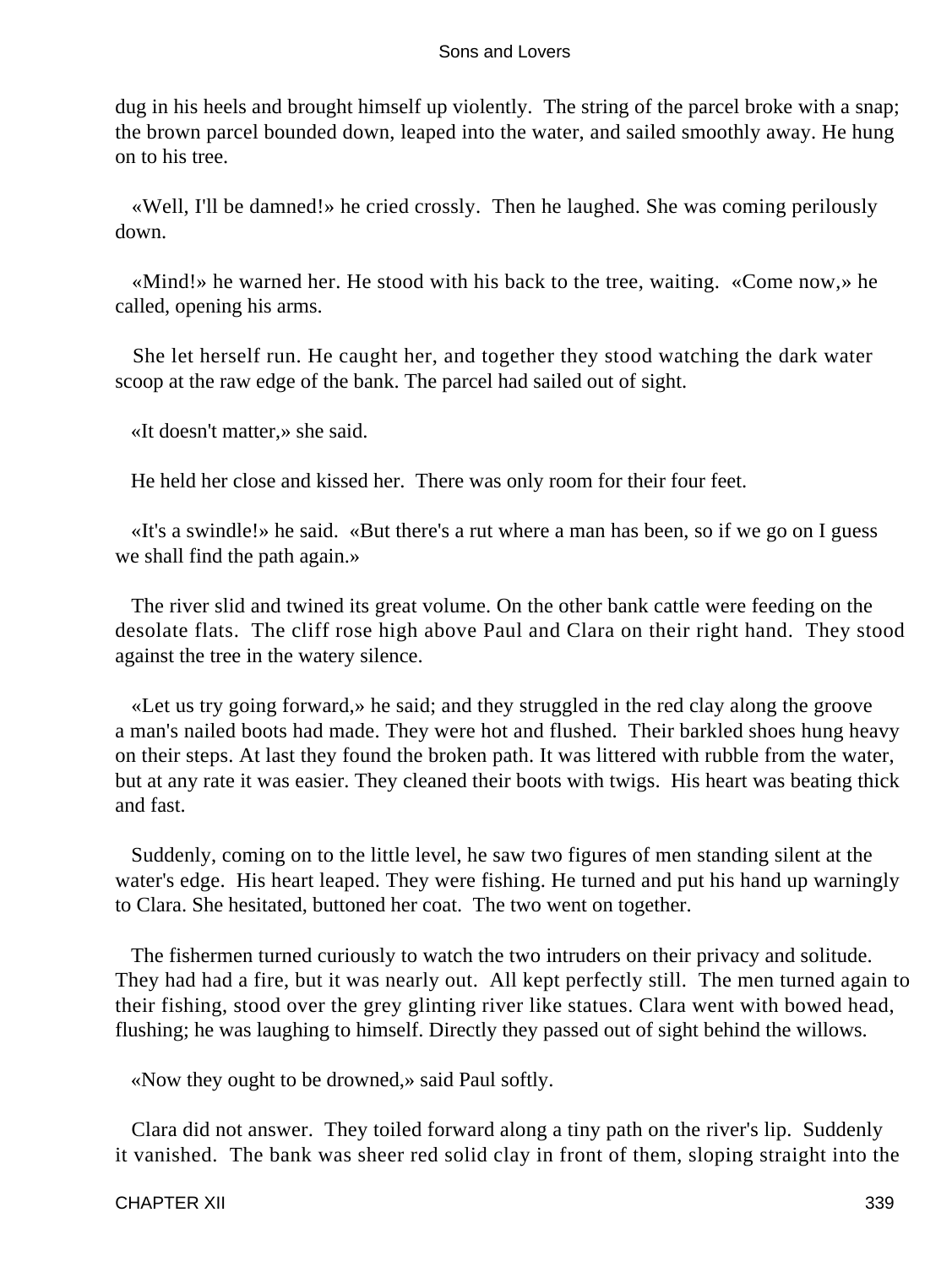dug in his heels and brought himself up violently. The string of the parcel broke with a snap; the brown parcel bounded down, leaped into the water, and sailed smoothly away. He hung on to his tree.

«Well, I'll be damned!» he cried crossly. Then he laughed. She was coming perilously down.

«Mind!» he warned her. He stood with his back to the tree, waiting. «Come now,» he called, opening his arms.

She let herself run. He caught her, and together they stood watching the dark water scoop at the raw edge of the bank. The parcel had sailed out of sight.

«It doesn't matter,» she said.

He held her close and kissed her. There was only room for their four feet.

«It's a swindle!» he said. «But there's a rut where a man has been, so if we go on I guess we shall find the path again.»

The river slid and twined its great volume. On the other bank cattle were feeding on the desolate flats. The cliff rose high above Paul and Clara on their right hand. They stood against the tree in the watery silence.

«Let us try going forward,» he said; and they struggled in the red clay along the groove a man's nailed boots had made. They were hot and flushed. Their barkled shoes hung heavy on their steps. At last they found the broken path. It was littered with rubble from the water, but at any rate it was easier. They cleaned their boots with twigs. His heart was beating thick and fast.

Suddenly, coming on to the little level, he saw two figures of men standing silent at the water's edge. His heart leaped. They were fishing. He turned and put his hand up warningly to Clara. She hesitated, buttoned her coat. The two went on together.

The fishermen turned curiously to watch the two intruders on their privacy and solitude. They had had a fire, but it was nearly out. All kept perfectly still. The men turned again to their fishing, stood over the grey glinting river like statues. Clara went with bowed head, flushing; he was laughing to himself. Directly they passed out of sight behind the willows.

«Now they ought to be drowned,» said Paul softly.

Clara did not answer. They toiled forward along a tiny path on the river's lip. Suddenly it vanished. The bank was sheer red solid clay in front of them, sloping straight into the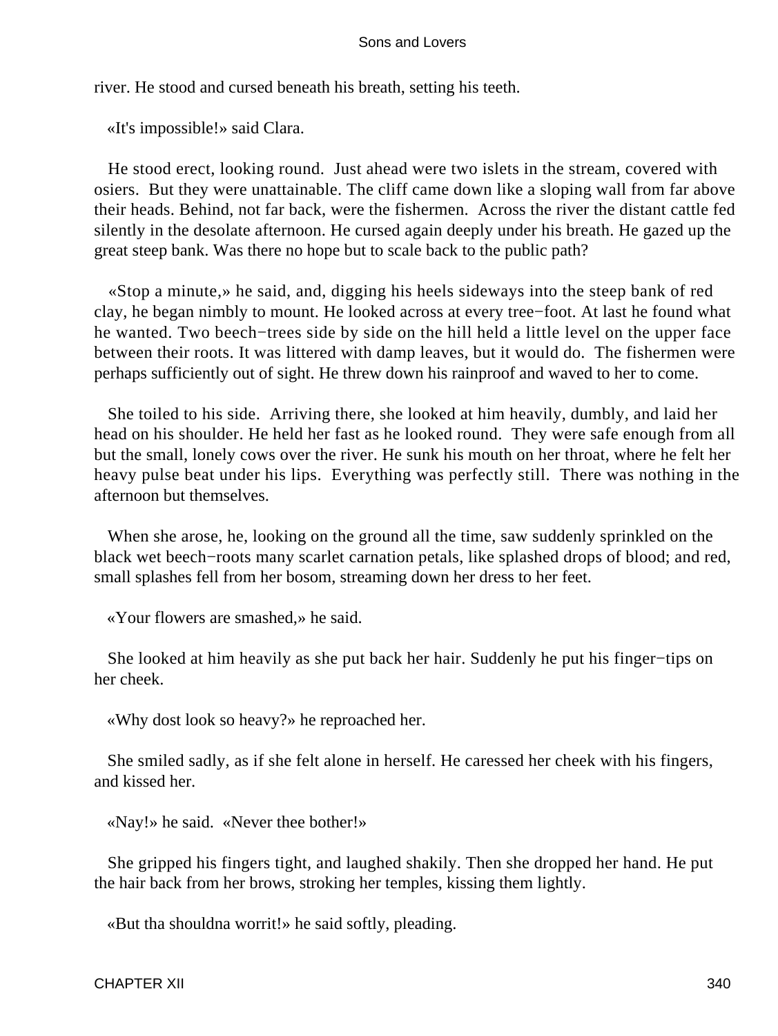river. He stood and cursed beneath his breath, setting his teeth.

«It's impossible!» said Clara.

He stood erect, looking round. Just ahead were two islets in the stream, covered with osiers. But they were unattainable. The cliff came down like a sloping wall from far above their heads. Behind, not far back, were the fishermen. Across the river the distant cattle fed silently in the desolate afternoon. He cursed again deeply under his breath. He gazed up the great steep bank. Was there no hope but to scale back to the public path?

«Stop a minute,» he said, and, digging his heels sideways into the steep bank of red clay, he began nimbly to mount. He looked across at every tree−foot. At last he found what he wanted. Two beech−trees side by side on the hill held a little level on the upper face between their roots. It was littered with damp leaves, but it would do. The fishermen were perhaps sufficiently out of sight. He threw down his rainproof and waved to her to come.

She toiled to his side. Arriving there, she looked at him heavily, dumbly, and laid her head on his shoulder. He held her fast as he looked round. They were safe enough from all but the small, lonely cows over the river. He sunk his mouth on her throat, where he felt her heavy pulse beat under his lips. Everything was perfectly still. There was nothing in the afternoon but themselves.

When she arose, he, looking on the ground all the time, saw suddenly sprinkled on the black wet beech−roots many scarlet carnation petals, like splashed drops of blood; and red, small splashes fell from her bosom, streaming down her dress to her feet.

«Your flowers are smashed,» he said.

She looked at him heavily as she put back her hair. Suddenly he put his finger−tips on her cheek.

«Why dost look so heavy?» he reproached her.

She smiled sadly, as if she felt alone in herself. He caressed her cheek with his fingers, and kissed her.

«Nay!» he said. «Never thee bother!»

She gripped his fingers tight, and laughed shakily. Then she dropped her hand. He put the hair back from her brows, stroking her temples, kissing them lightly.

«But tha shouldna worrit!» he said softly, pleading.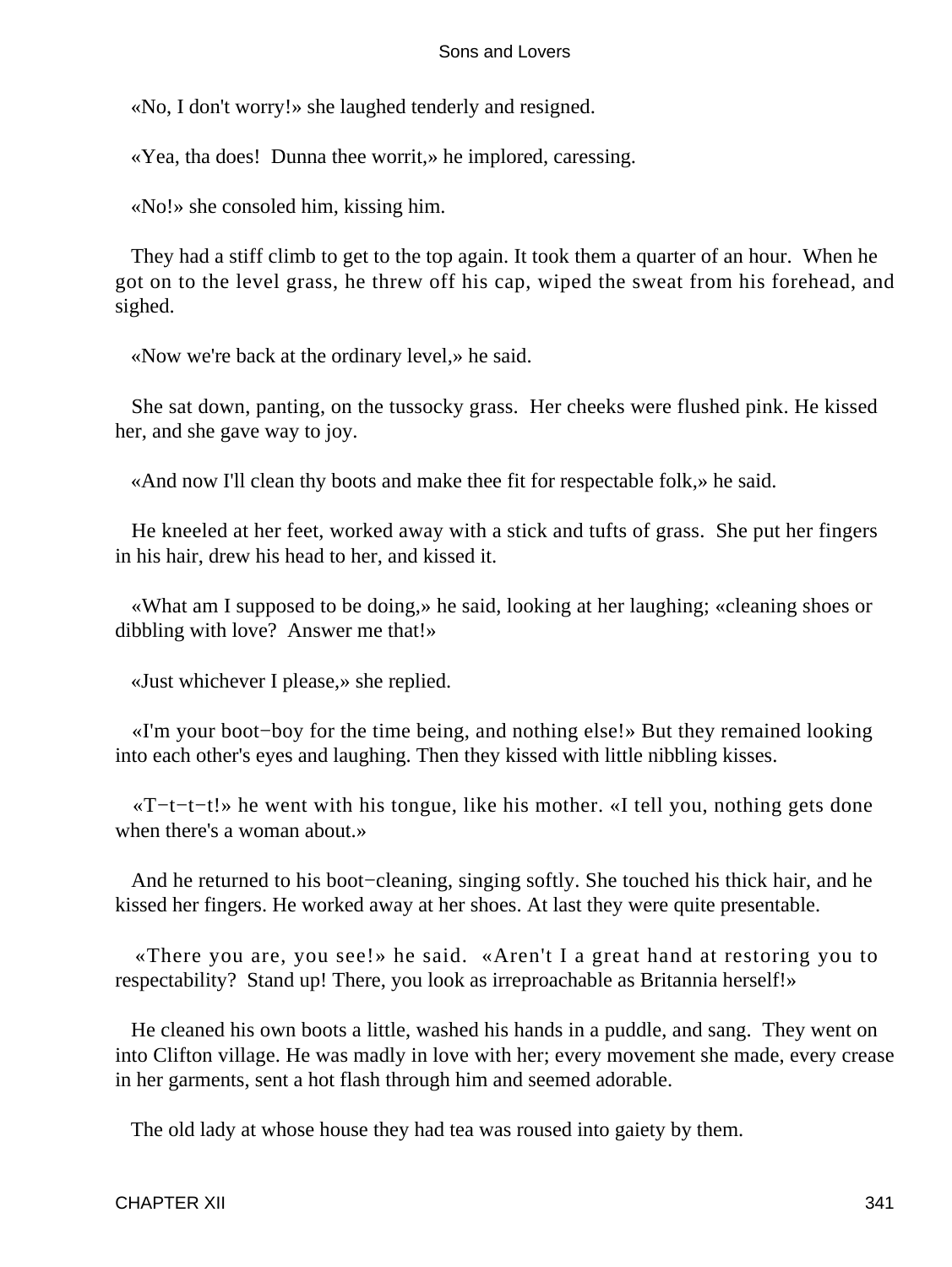«No, I don't worry!» she laughed tenderly and resigned.

«Yea, tha does! Dunna thee worrit,» he implored, caressing.

«No!» she consoled him, kissing him.

They had a stiff climb to get to the top again. It took them a quarter of an hour. When he got on to the level grass, he threw off his cap, wiped the sweat from his forehead, and sighed.

«Now we're back at the ordinary level,» he said.

She sat down, panting, on the tussocky grass. Her cheeks were flushed pink. He kissed her, and she gave way to joy.

«And now I'll clean thy boots and make thee fit for respectable folk,» he said.

He kneeled at her feet, worked away with a stick and tufts of grass. She put her fingers in his hair, drew his head to her, and kissed it.

«What am I supposed to be doing,» he said, looking at her laughing; «cleaning shoes or dibbling with love? Answer me that!»

«Just whichever I please,» she replied.

«I'm your boot−boy for the time being, and nothing else!» But they remained looking into each other's eyes and laughing. Then they kissed with little nibbling kisses.

«T−t−t−t!» he went with his tongue, like his mother. «I tell you, nothing gets done when there's a woman about.»

And he returned to his boot−cleaning, singing softly. She touched his thick hair, and he kissed her fingers. He worked away at her shoes. At last they were quite presentable.

«There you are, you see!» he said. «Aren't I a great hand at restoring you to respectability? Stand up! There, you look as irreproachable as Britannia herself!»

He cleaned his own boots a little, washed his hands in a puddle, and sang. They went on into Clifton village. He was madly in love with her; every movement she made, every crease in her garments, sent a hot flash through him and seemed adorable.

The old lady at whose house they had tea was roused into gaiety by them.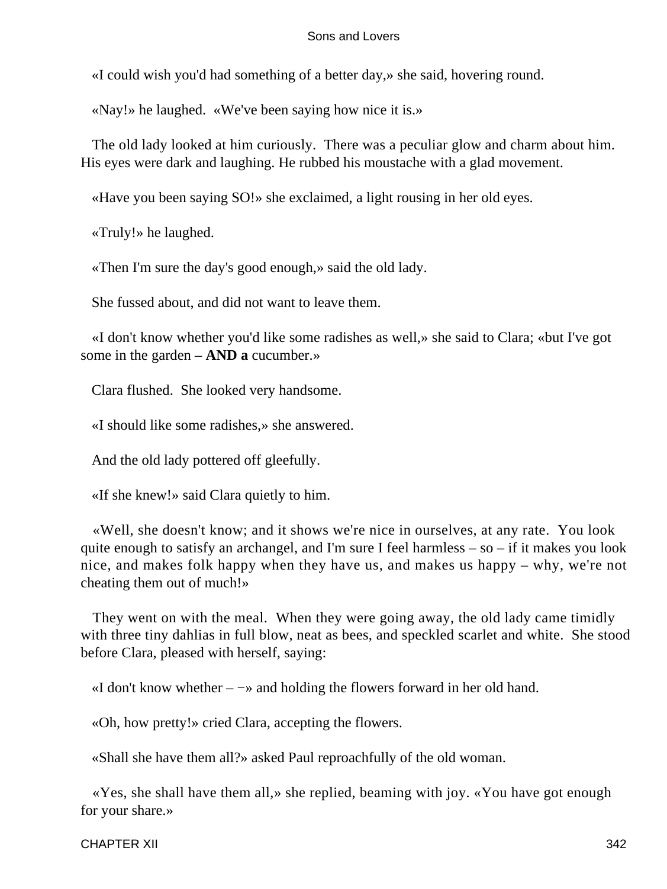«I could wish you'd had something of a better day,» she said, hovering round.

«Nay!» he laughed. «We've been saying how nice it is.»

The old lady looked at him curiously. There was a peculiar glow and charm about him. His eyes were dark and laughing. He rubbed his moustache with a glad movement.

«Have you been saying SO!» she exclaimed, a light rousing in her old eyes.

«Truly!» he laughed.

«Then I'm sure the day's good enough,» said the old lady.

She fussed about, and did not want to leave them.

«I don't know whether you'd like some radishes as well,» she said to Clara; «but I've got some in the garden – **AND a** cucumber.»

Clara flushed. She looked very handsome.

«I should like some radishes,» she answered.

And the old lady pottered off gleefully.

«If she knew!» said Clara quietly to him.

«Well, she doesn't know; and it shows we're nice in ourselves, at any rate. You look quite enough to satisfy an archangel, and I'm sure I feel harmless – so – if it makes you look nice, and makes folk happy when they have us, and makes us happy – why, we're not cheating them out of much!»

They went on with the meal. When they were going away, the old lady came timidly with three tiny dahlias in full blow, neat as bees, and speckled scarlet and white. She stood before Clara, pleased with herself, saying:

«I don't know whether – −» and holding the flowers forward in her old hand.

«Oh, how pretty!» cried Clara, accepting the flowers.

«Shall she have them all?» asked Paul reproachfully of the old woman.

«Yes, she shall have them all,» she replied, beaming with joy. «You have got enough for your share.»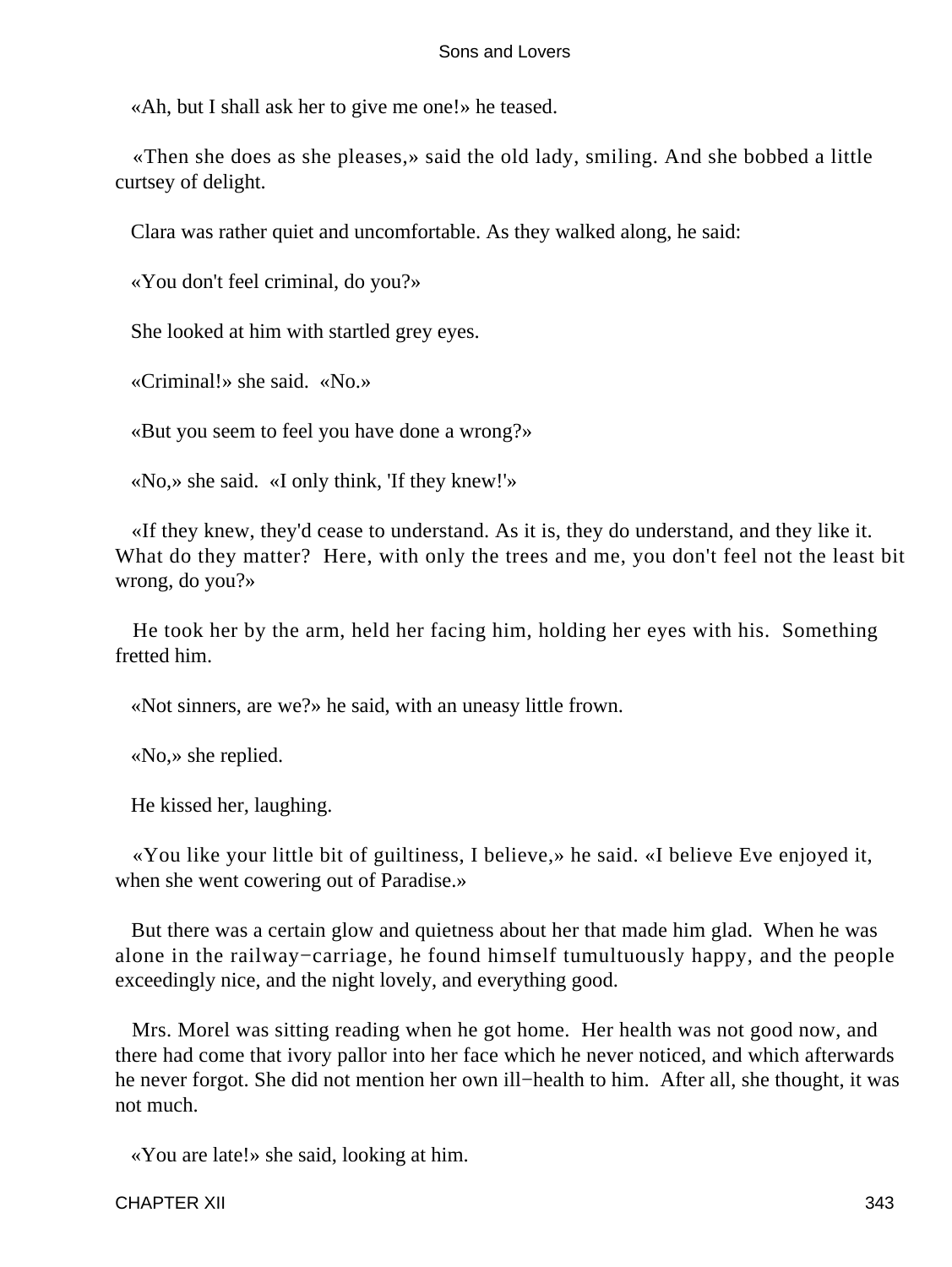«Ah, but I shall ask her to give me one!» he teased.

«Then she does as she pleases,» said the old lady, smiling. And she bobbed a little curtsey of delight.

Clara was rather quiet and uncomfortable. As they walked along, he said:

«You don't feel criminal, do you?»

She looked at him with startled grey eyes.

«Criminal!» she said. «No.»

«But you seem to feel you have done a wrong?»

«No,» she said. «I only think, 'If they knew!'»

«If they knew, they'd cease to understand. As it is, they do understand, and they like it. What do they matter? Here, with only the trees and me, you don't feel not the least bit wrong, do you?»

He took her by the arm, held her facing him, holding her eyes with his. Something fretted him.

«Not sinners, are we?» he said, with an uneasy little frown.

«No,» she replied.

He kissed her, laughing.

«You like your little bit of guiltiness, I believe,» he said. «I believe Eve enjoyed it, when she went cowering out of Paradise.»

But there was a certain glow and quietness about her that made him glad. When he was alone in the railway−carriage, he found himself tumultuously happy, and the people exceedingly nice, and the night lovely, and everything good.

Mrs. Morel was sitting reading when he got home. Her health was not good now, and there had come that ivory pallor into her face which he never noticed, and which afterwards he never forgot. She did not mention her own ill−health to him. After all, she thought, it was not much.

«You are late!» she said, looking at him.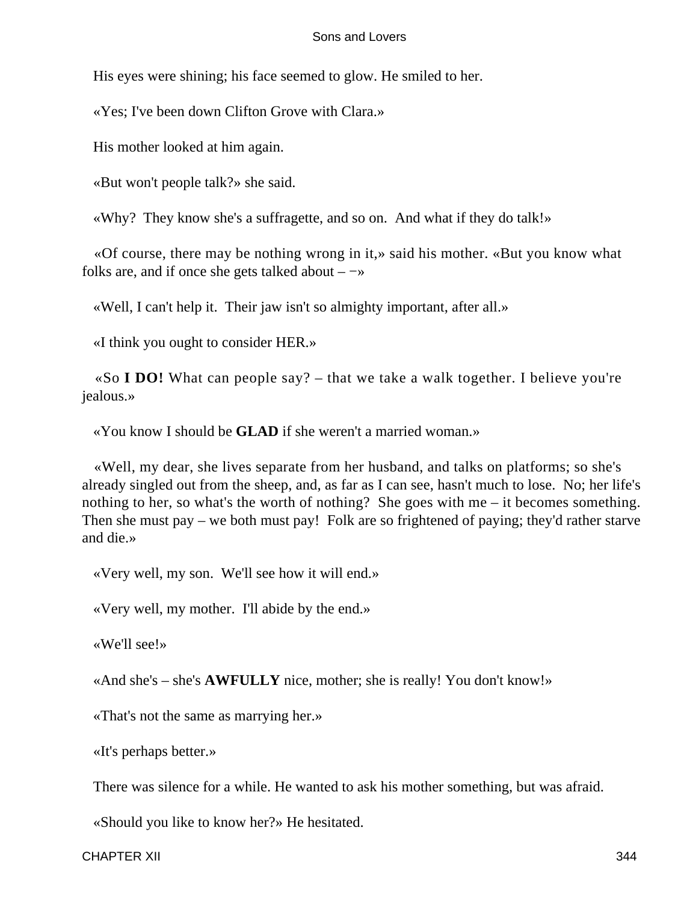His eyes were shining; his face seemed to glow. He smiled to her.

«Yes; I've been down Clifton Grove with Clara.»

His mother looked at him again.

«But won't people talk?» she said.

«Why? They know she's a suffragette, and so on. And what if they do talk!»

«Of course, there may be nothing wrong in it,» said his mother. «But you know what folks are, and if once she gets talked about – −»

«Well, I can't help it. Their jaw isn't so almighty important, after all.»

«I think you ought to consider HER.»

«So **I DO!** What can people say? – that we take a walk together. I believe you're jealous.»

«You know I should be **GLAD** if she weren't a married woman.»

«Well, my dear, she lives separate from her husband, and talks on platforms; so she's already singled out from the sheep, and, as far as I can see, hasn't much to lose. No; her life's nothing to her, so what's the worth of nothing? She goes with me – it becomes something. Then she must pay – we both must pay! Folk are so frightened of paying; they'd rather starve and die.»

«Very well, my son. We'll see how it will end.»

«Very well, my mother. I'll abide by the end.»

«We'll see!»

«And she's – she's **AWFULLY** nice, mother; she is really! You don't know!»

«That's not the same as marrying her.»

«It's perhaps better.»

There was silence for a while. He wanted to ask his mother something, but was afraid.

«Should you like to know her?» He hesitated.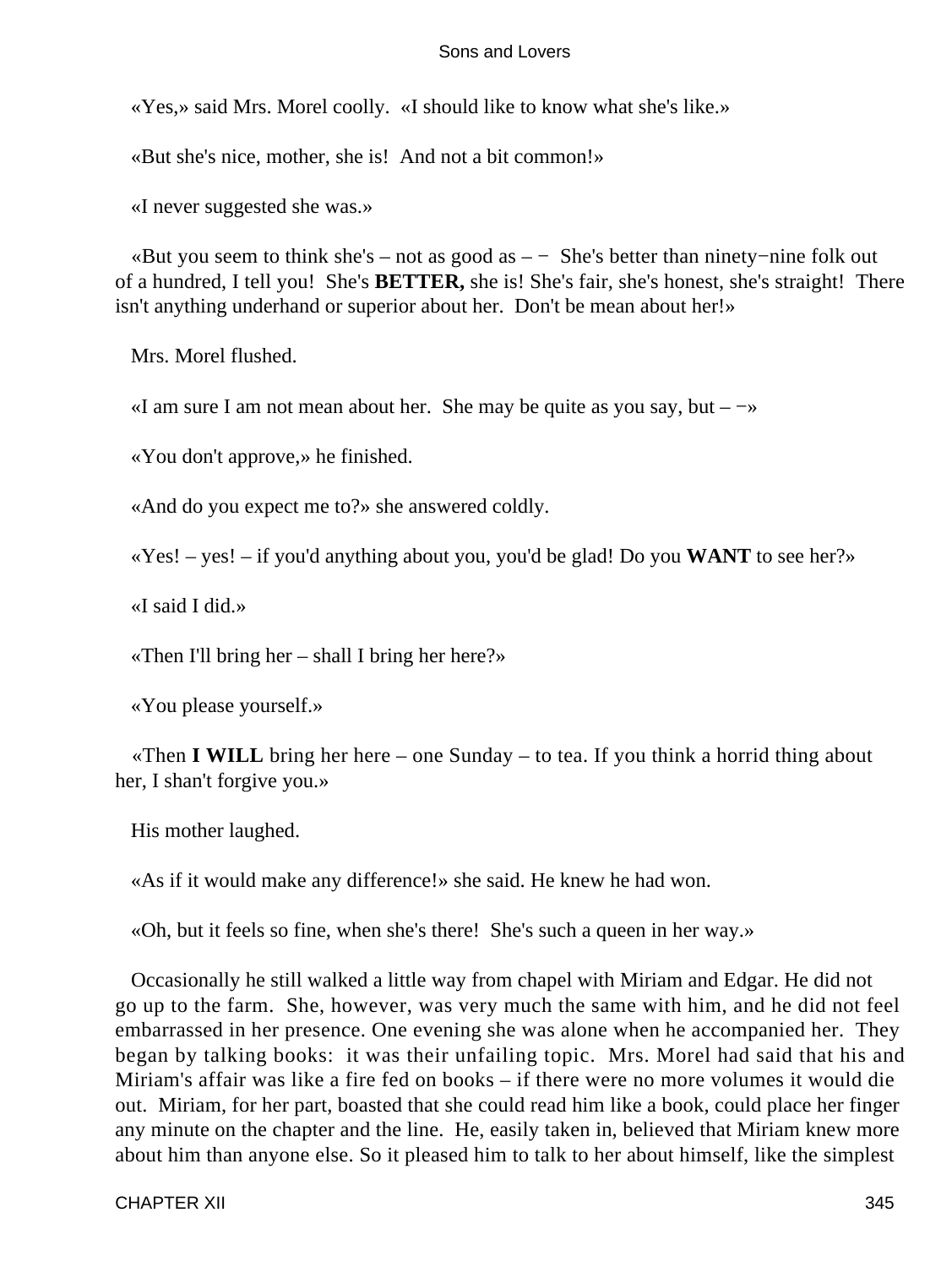«Yes,» said Mrs. Morel coolly. «I should like to know what she's like.»

«But she's nice, mother, she is! And not a bit common!»

«I never suggested she was.»

«But you seem to think she's – not as good as – − She's better than ninety−nine folk out of a hundred, I tell you! She's **BETTER,** she is! She's fair, she's honest, she's straight! There isn't anything underhand or superior about her. Don't be mean about her!»

Mrs. Morel flushed.

«I am sure I am not mean about her. She may be quite as you say, but – −»

«You don't approve,» he finished.

«And do you expect me to?» she answered coldly.

«Yes! – yes! – if you'd anything about you, you'd be glad! Do you **WANT** to see her?»

«I said I did.»

«Then I'll bring her – shall I bring her here?»

«You please yourself.»

«Then **I WILL** bring her here – one Sunday – to tea. If you think a horrid thing about her, I shan't forgive you.»

His mother laughed.

«As if it would make any difference!» she said. He knew he had won.

«Oh, but it feels so fine, when she's there! She's such a queen in her way.»

Occasionally he still walked a little way from chapel with Miriam and Edgar. He did not go up to the farm. She, however, was very much the same with him, and he did not feel embarrassed in her presence. One evening she was alone when he accompanied her. They began by talking books: it was their unfailing topic. Mrs. Morel had said that his and Miriam's affair was like a fire fed on books – if there were no more volumes it would die out. Miriam, for her part, boasted that she could read him like a book, could place her finger any minute on the chapter and the line. He, easily taken in, believed that Miriam knew more about him than anyone else. So it pleased him to talk to her about himself, like the simplest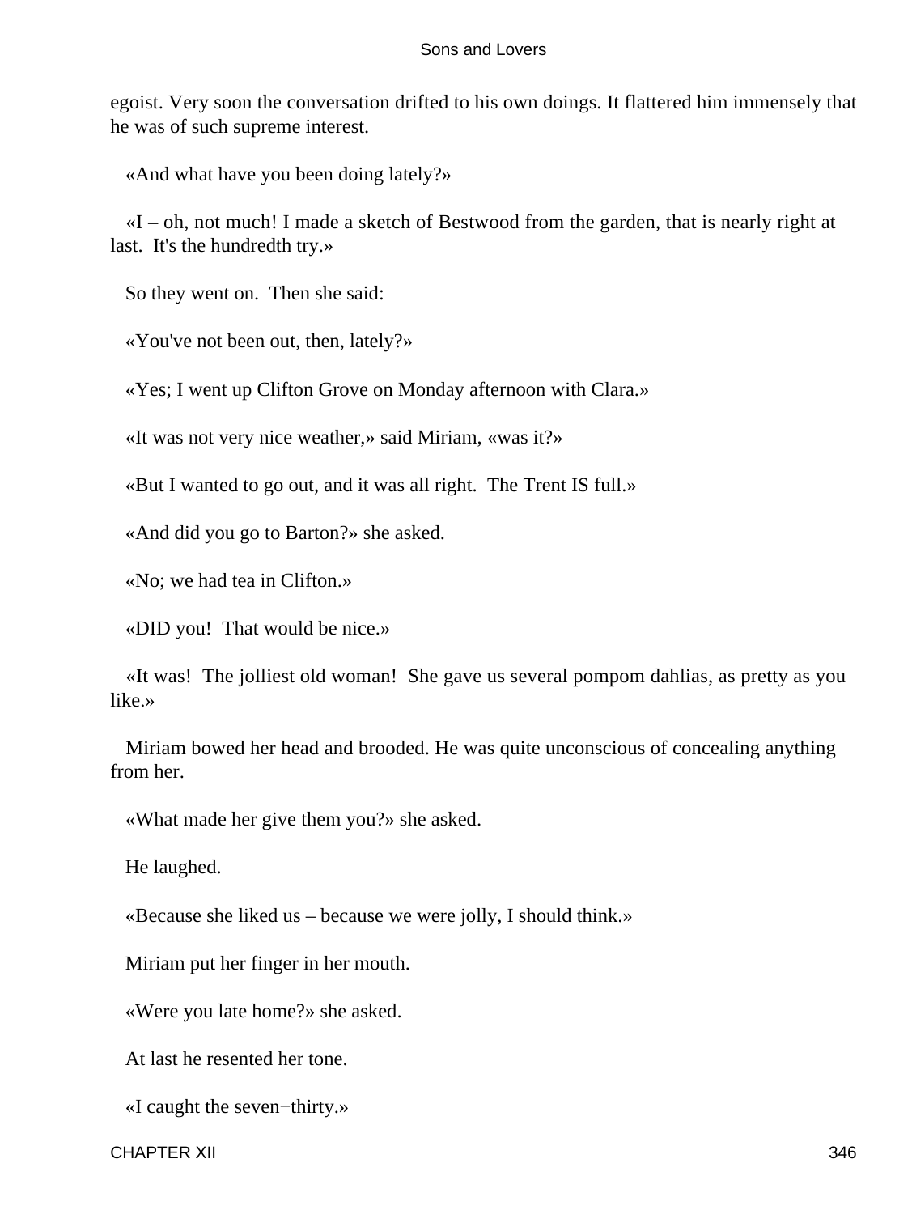egoist. Very soon the conversation drifted to his own doings. It flattered him immensely that he was of such supreme interest.

«And what have you been doing lately?»

«I – oh, not much! I made a sketch of Bestwood from the garden, that is nearly right at last. It's the hundredth try.»

So they went on. Then she said:

«You've not been out, then, lately?»

«Yes; I went up Clifton Grove on Monday afternoon with Clara.»

«It was not very nice weather,» said Miriam, «was it?»

«But I wanted to go out, and it was all right. The Trent IS full.»

«And did you go to Barton?» she asked.

«No; we had tea in Clifton.»

«DID you! That would be nice.»

«It was! The jolliest old woman! She gave us several pompom dahlias, as pretty as you like.»

Miriam bowed her head and brooded. He was quite unconscious of concealing anything from her.

«What made her give them you?» she asked.

He laughed.

«Because she liked us – because we were jolly, I should think.»

Miriam put her finger in her mouth.

«Were you late home?» she asked.

At last he resented her tone.

«I caught the seven−thirty.»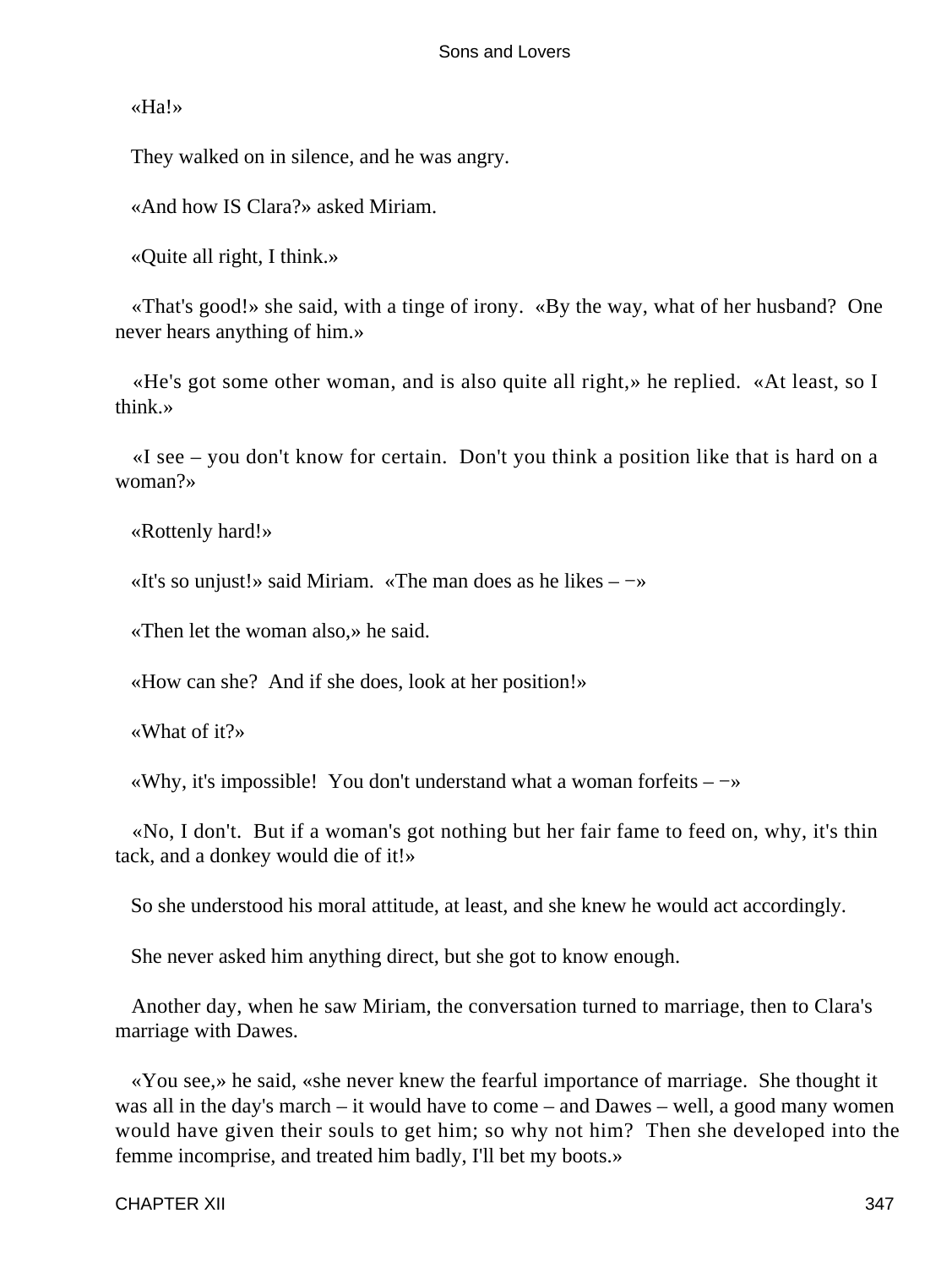«Ha!»

They walked on in silence, and he was angry.

«And how IS Clara?» asked Miriam.

«Quite all right, I think.»

«That's good!» she said, with a tinge of irony. «By the way, what of her husband? One never hears anything of him.»

«He's got some other woman, and is also quite all right,» he replied. «At least, so I think.»

«I see – you don't know for certain. Don't you think a position like that is hard on a woman?»

«Rottenly hard!»

«It's so unjust!» said Miriam. «The man does as he likes – −»

«Then let the woman also,» he said.

«How can she? And if she does, look at her position!»

«What of it?»

«Why, it's impossible! You don't understand what a woman forfeits – −»

«No, I don't. But if a woman's got nothing but her fair fame to feed on, why, it's thin tack, and a donkey would die of it!»

So she understood his moral attitude, at least, and she knew he would act accordingly.

She never asked him anything direct, but she got to know enough.

Another day, when he saw Miriam, the conversation turned to marriage, then to Clara's marriage with Dawes.

«You see,» he said, «she never knew the fearful importance of marriage. She thought it was all in the day's march – it would have to come – and Dawes – well, a good many women would have given their souls to get him; so why not him? Then she developed into the femme incomprise, and treated him badly, I'll bet my boots.»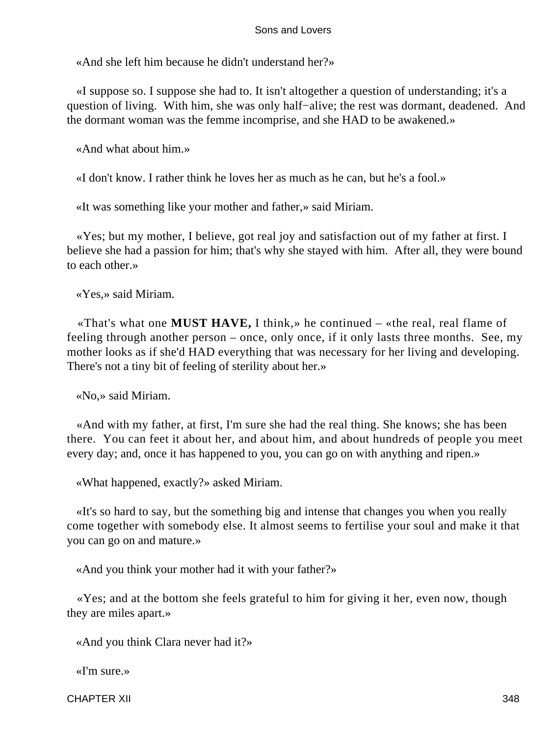«And she left him because he didn't understand her?»

«I suppose so. I suppose she had to. It isn't altogether a question of understanding; it's a question of living. With him, she was only half−alive; the rest was dormant, deadened. And the dormant woman was the femme incomprise, and she HAD to be awakened.»

«And what about him.»

«I don't know. I rather think he loves her as much as he can, but he's a fool.»

«It was something like your mother and father,» said Miriam.

«Yes; but my mother, I believe, got real joy and satisfaction out of my father at first. I believe she had a passion for him; that's why she stayed with him. After all, they were bound to each other.»

«Yes,» said Miriam.

«That's what one **MUST HAVE,** I think,» he continued – «the real, real flame of feeling through another person – once, only once, if it only lasts three months. See, my mother looks as if she'd HAD everything that was necessary for her living and developing. There's not a tiny bit of feeling of sterility about her.»

«No,» said Miriam.

«And with my father, at first, I'm sure she had the real thing. She knows; she has been there. You can feet it about her, and about him, and about hundreds of people you meet every day; and, once it has happened to you, you can go on with anything and ripen.»

«What happened, exactly?» asked Miriam.

«It's so hard to say, but the something big and intense that changes you when you really come together with somebody else. It almost seems to fertilise your soul and make it that you can go on and mature.»

«And you think your mother had it with your father?»

«Yes; and at the bottom she feels grateful to him for giving it her, even now, though they are miles apart.»

«And you think Clara never had it?»

«I'm sure.»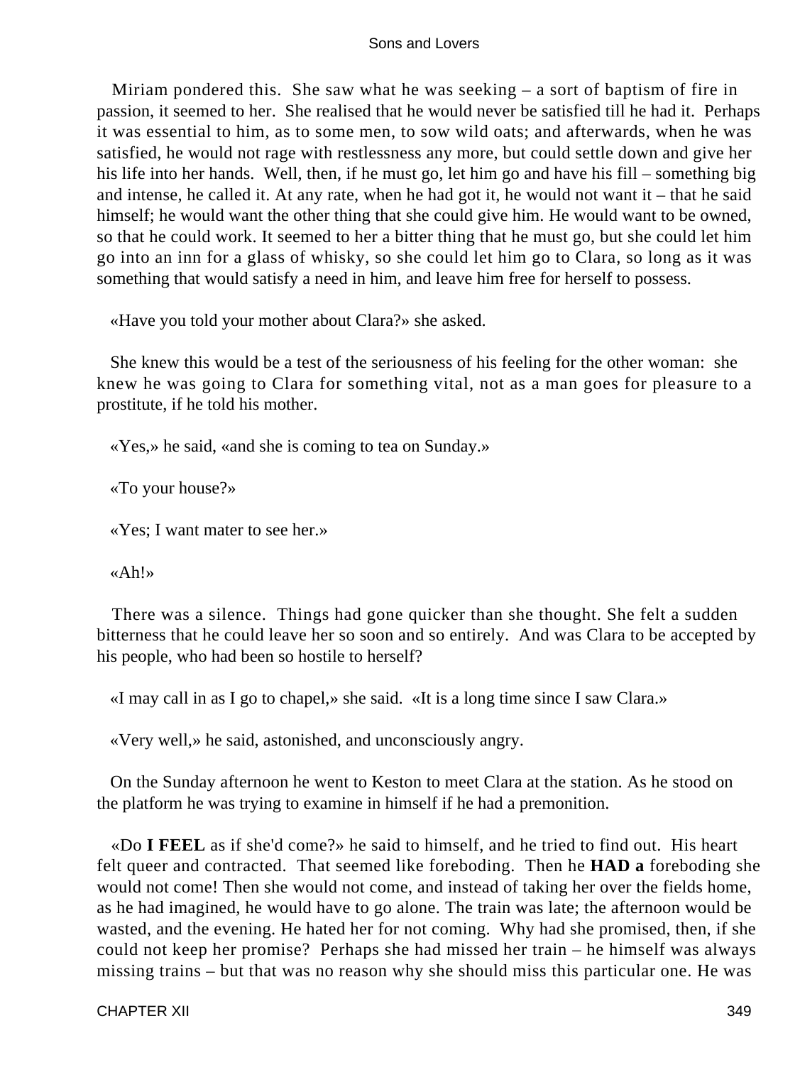Miriam pondered this. She saw what he was seeking – a sort of baptism of fire in passion, it seemed to her. She realised that he would never be satisfied till he had it. Perhaps it was essential to him, as to some men, to sow wild oats; and afterwards, when he was satisfied, he would not rage with restlessness any more, but could settle down and give her his life into her hands. Well, then, if he must go, let him go and have his fill – something big and intense, he called it. At any rate, when he had got it, he would not want it – that he said himself; he would want the other thing that she could give him. He would want to be owned, so that he could work. It seemed to her a bitter thing that he must go, but she could let him go into an inn for a glass of whisky, so she could let him go to Clara, so long as it was something that would satisfy a need in him, and leave him free for herself to possess.

«Have you told your mother about Clara?» she asked.

She knew this would be a test of the seriousness of his feeling for the other woman: she knew he was going to Clara for something vital, not as a man goes for pleasure to a prostitute, if he told his mother.

«Yes,» he said, «and she is coming to tea on Sunday.»

«To your house?»

«Yes; I want mater to see her.»

«Ah!»

There was a silence. Things had gone quicker than she thought. She felt a sudden bitterness that he could leave her so soon and so entirely. And was Clara to be accepted by his people, who had been so hostile to herself?

«I may call in as I go to chapel,» she said. «It is a long time since I saw Clara.»

«Very well,» he said, astonished, and unconsciously angry.

On the Sunday afternoon he went to Keston to meet Clara at the station. As he stood on the platform he was trying to examine in himself if he had a premonition.

«Do **I FEEL** as if she'd come?» he said to himself, and he tried to find out. His heart felt queer and contracted. That seemed like foreboding. Then he **HAD a** foreboding she would not come! Then she would not come, and instead of taking her over the fields home, as he had imagined, he would have to go alone. The train was late; the afternoon would be wasted, and the evening. He hated her for not coming. Why had she promised, then, if she could not keep her promise? Perhaps she had missed her train – he himself was always missing trains – but that was no reason why she should miss this particular one. He was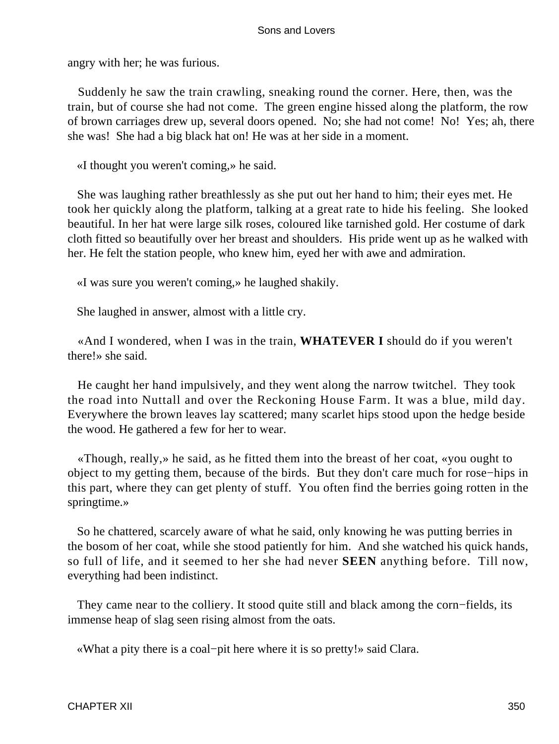angry with her; he was furious.

Suddenly he saw the train crawling, sneaking round the corner. Here, then, was the train, but of course she had not come. The green engine hissed along the platform, the row of brown carriages drew up, several doors opened. No; she had not come! No! Yes; ah, there she was! She had a big black hat on! He was at her side in a moment.

«I thought you weren't coming,» he said.

She was laughing rather breathlessly as she put out her hand to him; their eyes met. He took her quickly along the platform, talking at a great rate to hide his feeling. She looked beautiful. In her hat were large silk roses, coloured like tarnished gold. Her costume of dark cloth fitted so beautifully over her breast and shoulders. His pride went up as he walked with her. He felt the station people, who knew him, eyed her with awe and admiration.

«I was sure you weren't coming,» he laughed shakily.

She laughed in answer, almost with a little cry.

«And I wondered, when I was in the train, **WHATEVER I** should do if you weren't there!» she said.

He caught her hand impulsively, and they went along the narrow twitchel. They took the road into Nuttall and over the Reckoning House Farm. It was a blue, mild day. Everywhere the brown leaves lay scattered; many scarlet hips stood upon the hedge beside the wood. He gathered a few for her to wear.

«Though, really,» he said, as he fitted them into the breast of her coat, «you ought to object to my getting them, because of the birds. But they don't care much for rose−hips in this part, where they can get plenty of stuff. You often find the berries going rotten in the springtime.»

So he chattered, scarcely aware of what he said, only knowing he was putting berries in the bosom of her coat, while she stood patiently for him. And she watched his quick hands, so full of life, and it seemed to her she had never **SEEN** anything before. Till now, everything had been indistinct.

They came near to the colliery. It stood quite still and black among the corn−fields, its immense heap of slag seen rising almost from the oats.

«What a pity there is a coal−pit here where it is so pretty!» said Clara.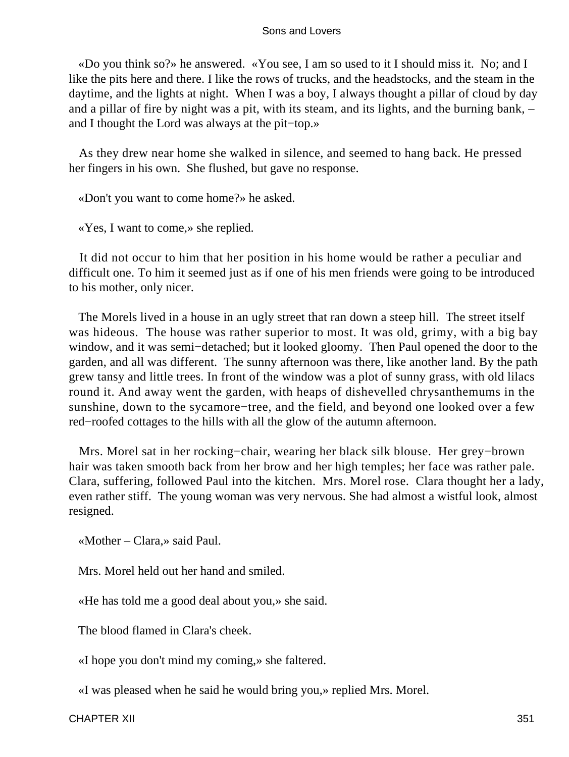«Do you think so?» he answered. «You see, I am so used to it I should miss it. No; and I like the pits here and there. I like the rows of trucks, and the headstocks, and the steam in the daytime, and the lights at night. When I was a boy, I always thought a pillar of cloud by day and a pillar of fire by night was a pit, with its steam, and its lights, and the burning bank, – and I thought the Lord was always at the pit−top.»

As they drew near home she walked in silence, and seemed to hang back. He pressed her fingers in his own. She flushed, but gave no response.

«Don't you want to come home?» he asked.

«Yes, I want to come,» she replied.

It did not occur to him that her position in his home would be rather a peculiar and difficult one. To him it seemed just as if one of his men friends were going to be introduced to his mother, only nicer.

The Morels lived in a house in an ugly street that ran down a steep hill. The street itself was hideous. The house was rather superior to most. It was old, grimy, with a big bay window, and it was semi−detached; but it looked gloomy. Then Paul opened the door to the garden, and all was different. The sunny afternoon was there, like another land. By the path grew tansy and little trees. In front of the window was a plot of sunny grass, with old lilacs round it. And away went the garden, with heaps of dishevelled chrysanthemums in the sunshine, down to the sycamore−tree, and the field, and beyond one looked over a few red−roofed cottages to the hills with all the glow of the autumn afternoon.

Mrs. Morel sat in her rocking−chair, wearing her black silk blouse. Her grey−brown hair was taken smooth back from her brow and her high temples; her face was rather pale. Clara, suffering, followed Paul into the kitchen. Mrs. Morel rose. Clara thought her a lady, even rather stiff. The young woman was very nervous. She had almost a wistful look, almost resigned.

«Mother – Clara,» said Paul.

Mrs. Morel held out her hand and smiled.

«He has told me a good deal about you,» she said.

The blood flamed in Clara's cheek.

«I hope you don't mind my coming,» she faltered.

«I was pleased when he said he would bring you,» replied Mrs. Morel.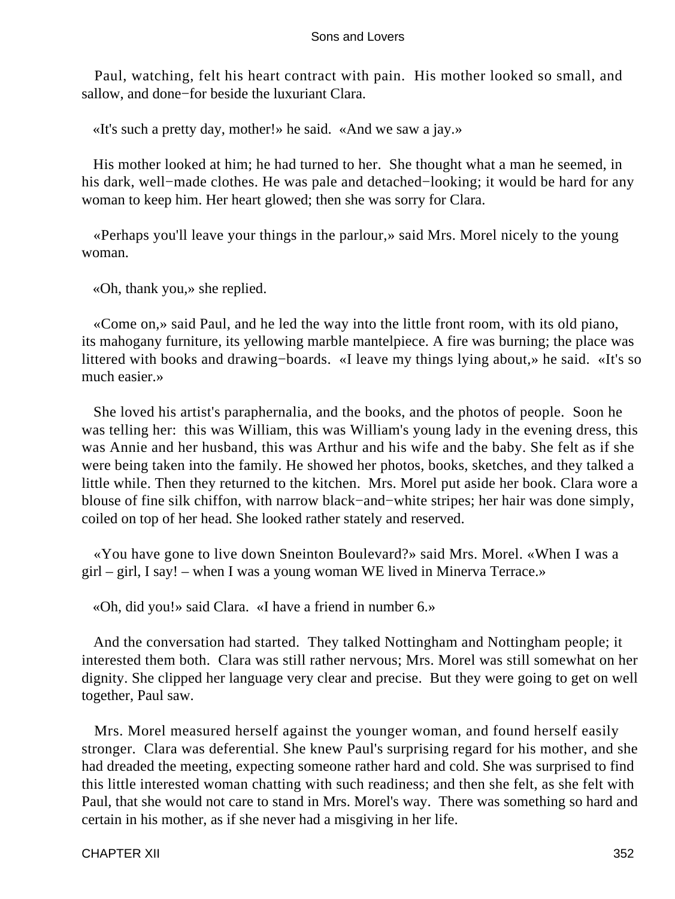Paul, watching, felt his heart contract with pain. His mother looked so small, and sallow, and done−for beside the luxuriant Clara.

«It's such a pretty day, mother!» he said. «And we saw a jay.»

His mother looked at him; he had turned to her. She thought what a man he seemed, in his dark, well−made clothes. He was pale and detached−looking; it would be hard for any woman to keep him. Her heart glowed; then she was sorry for Clara.

«Perhaps you'll leave your things in the parlour,» said Mrs. Morel nicely to the young woman.

«Oh, thank you,» she replied.

«Come on,» said Paul, and he led the way into the little front room, with its old piano, its mahogany furniture, its yellowing marble mantelpiece. A fire was burning; the place was littered with books and drawing−boards. «I leave my things lying about,» he said. «It's so much easier.»

She loved his artist's paraphernalia, and the books, and the photos of people. Soon he was telling her: this was William, this was William's young lady in the evening dress, this was Annie and her husband, this was Arthur and his wife and the baby. She felt as if she were being taken into the family. He showed her photos, books, sketches, and they talked a little while. Then they returned to the kitchen. Mrs. Morel put aside her book. Clara wore a blouse of fine silk chiffon, with narrow black−and−white stripes; her hair was done simply, coiled on top of her head. She looked rather stately and reserved.

«You have gone to live down Sneinton Boulevard?» said Mrs. Morel. «When I was a girl – girl, I say! – when I was a young woman WE lived in Minerva Terrace.»

«Oh, did you!» said Clara. «I have a friend in number 6.»

And the conversation had started. They talked Nottingham and Nottingham people; it interested them both. Clara was still rather nervous; Mrs. Morel was still somewhat on her dignity. She clipped her language very clear and precise. But they were going to get on well together, Paul saw.

Mrs. Morel measured herself against the younger woman, and found herself easily stronger. Clara was deferential. She knew Paul's surprising regard for his mother, and she had dreaded the meeting, expecting someone rather hard and cold. She was surprised to find this little interested woman chatting with such readiness; and then she felt, as she felt with Paul, that she would not care to stand in Mrs. Morel's way. There was something so hard and certain in his mother, as if she never had a misgiving in her life.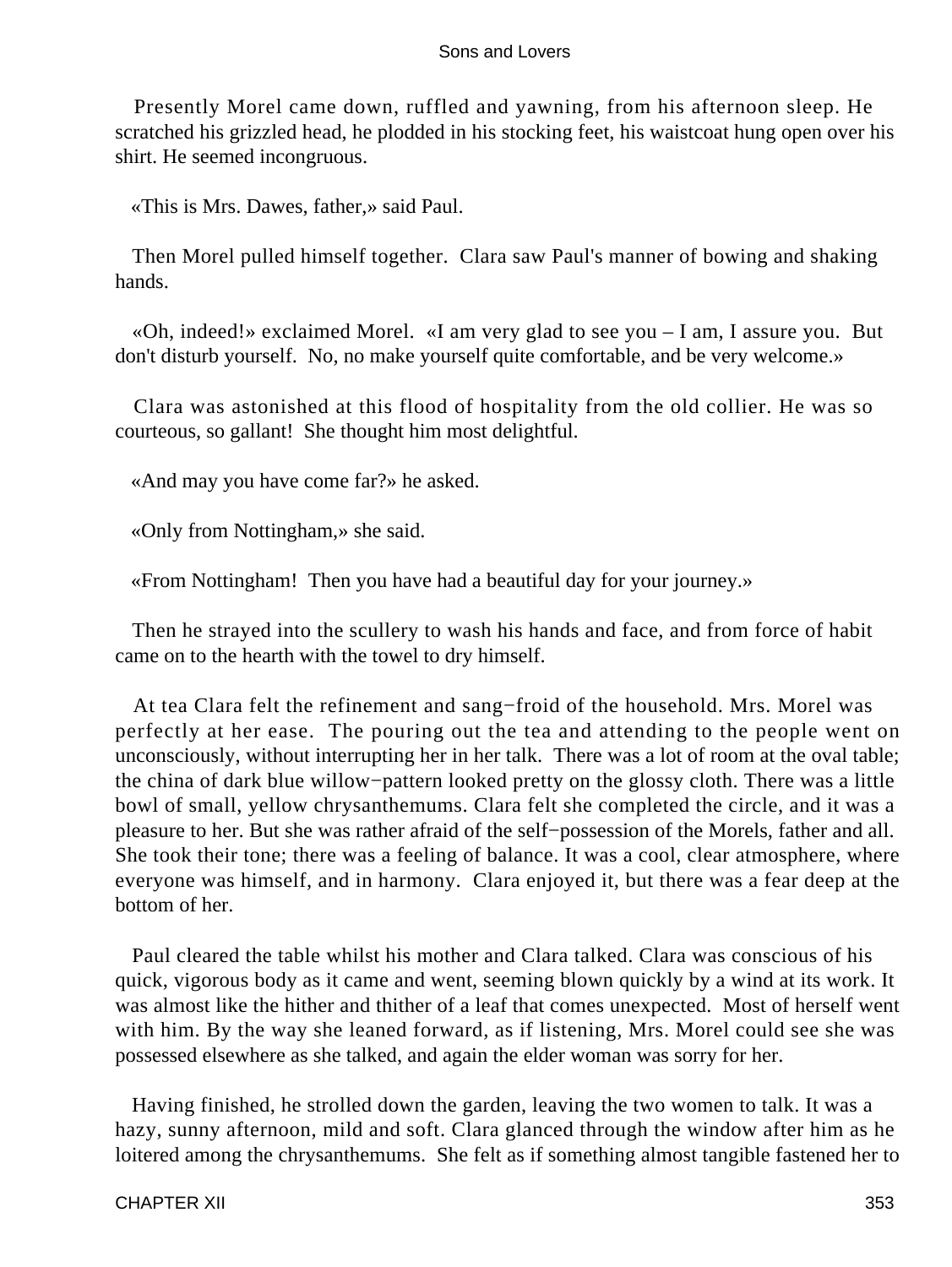Presently Morel came down, ruffled and yawning, from his afternoon sleep. He scratched his grizzled head, he plodded in his stocking feet, his waistcoat hung open over his shirt. He seemed incongruous.

«This is Mrs. Dawes, father,» said Paul.

Then Morel pulled himself together. Clara saw Paul's manner of bowing and shaking hands.

«Oh, indeed!» exclaimed Morel. «I am very glad to see you – I am, I assure you. But don't disturb yourself. No, no make yourself quite comfortable, and be very welcome.»

Clara was astonished at this flood of hospitality from the old collier. He was so courteous, so gallant! She thought him most delightful.

«And may you have come far?» he asked.

«Only from Nottingham,» she said.

«From Nottingham! Then you have had a beautiful day for your journey.»

Then he strayed into the scullery to wash his hands and face, and from force of habit came on to the hearth with the towel to dry himself.

At tea Clara felt the refinement and sang−froid of the household. Mrs. Morel was perfectly at her ease. The pouring out the tea and attending to the people went on unconsciously, without interrupting her in her talk. There was a lot of room at the oval table; the china of dark blue willow−pattern looked pretty on the glossy cloth. There was a little bowl of small, yellow chrysanthemums. Clara felt she completed the circle, and it was a pleasure to her. But she was rather afraid of the self−possession of the Morels, father and all. She took their tone; there was a feeling of balance. It was a cool, clear atmosphere, where everyone was himself, and in harmony. Clara enjoyed it, but there was a fear deep at the bottom of her.

Paul cleared the table whilst his mother and Clara talked. Clara was conscious of his quick, vigorous body as it came and went, seeming blown quickly by a wind at its work. It was almost like the hither and thither of a leaf that comes unexpected. Most of herself went with him. By the way she leaned forward, as if listening, Mrs. Morel could see she was possessed elsewhere as she talked, and again the elder woman was sorry for her.

Having finished, he strolled down the garden, leaving the two women to talk. It was a hazy, sunny afternoon, mild and soft. Clara glanced through the window after him as he loitered among the chrysanthemums. She felt as if something almost tangible fastened her to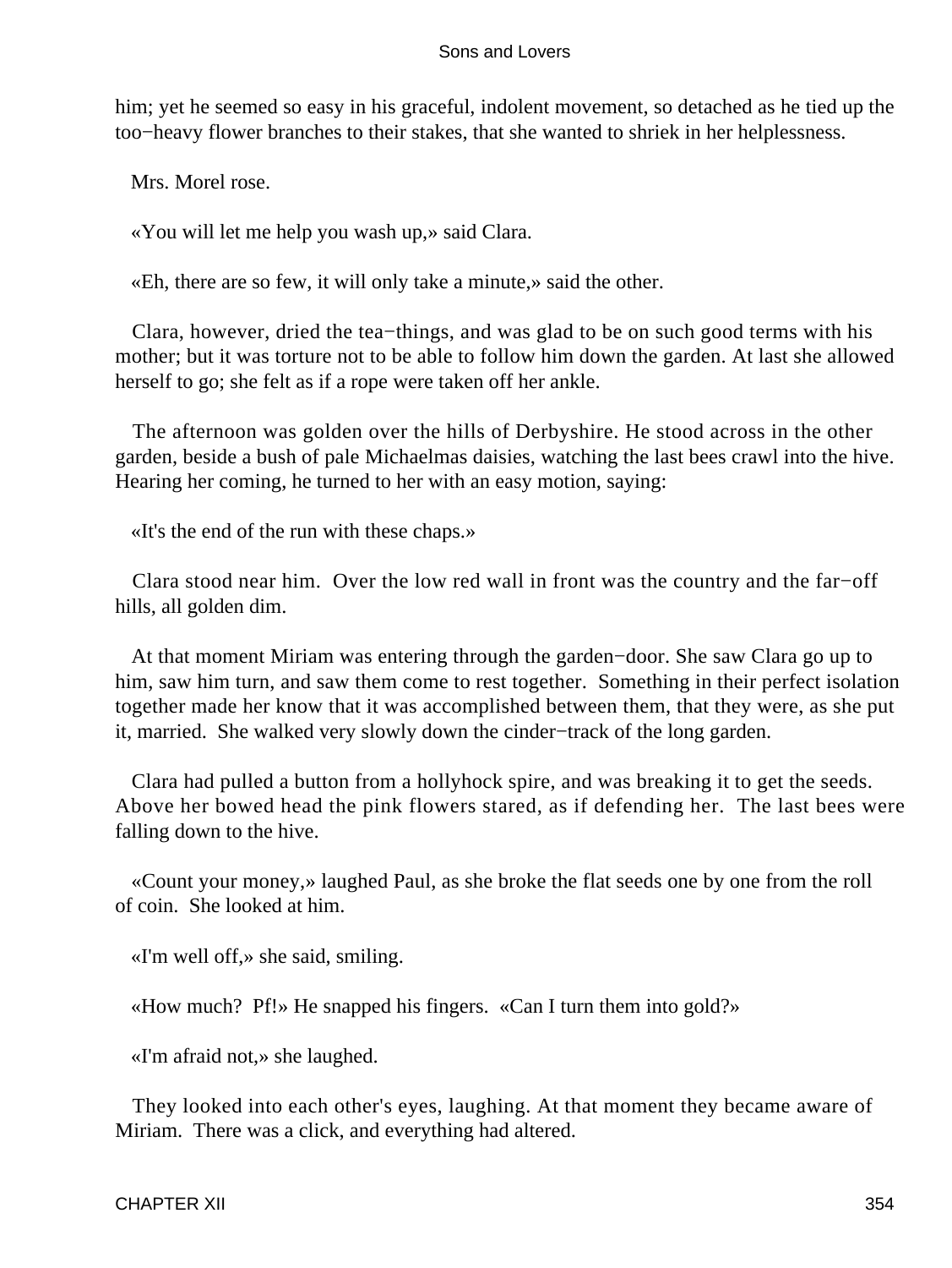him; yet he seemed so easy in his graceful, indolent movement, so detached as he tied up the too−heavy flower branches to their stakes, that she wanted to shriek in her helplessness.

Mrs. Morel rose.

«You will let me help you wash up,» said Clara.

«Eh, there are so few, it will only take a minute,» said the other.

Clara, however, dried the tea−things, and was glad to be on such good terms with his mother; but it was torture not to be able to follow him down the garden. At last she allowed herself to go; she felt as if a rope were taken off her ankle.

The afternoon was golden over the hills of Derbyshire. He stood across in the other garden, beside a bush of pale Michaelmas daisies, watching the last bees crawl into the hive. Hearing her coming, he turned to her with an easy motion, saying:

«It's the end of the run with these chaps.»

Clara stood near him. Over the low red wall in front was the country and the far−off hills, all golden dim.

At that moment Miriam was entering through the garden−door. She saw Clara go up to him, saw him turn, and saw them come to rest together. Something in their perfect isolation together made her know that it was accomplished between them, that they were, as she put it, married. She walked very slowly down the cinder−track of the long garden.

Clara had pulled a button from a hollyhock spire, and was breaking it to get the seeds. Above her bowed head the pink flowers stared, as if defending her. The last bees were falling down to the hive.

«Count your money,» laughed Paul, as she broke the flat seeds one by one from the roll of coin. She looked at him.

«I'm well off,» she said, smiling.

«How much? Pf!» He snapped his fingers. «Can I turn them into gold?»

«I'm afraid not,» she laughed.

They looked into each other's eyes, laughing. At that moment they became aware of Miriam. There was a click, and everything had altered.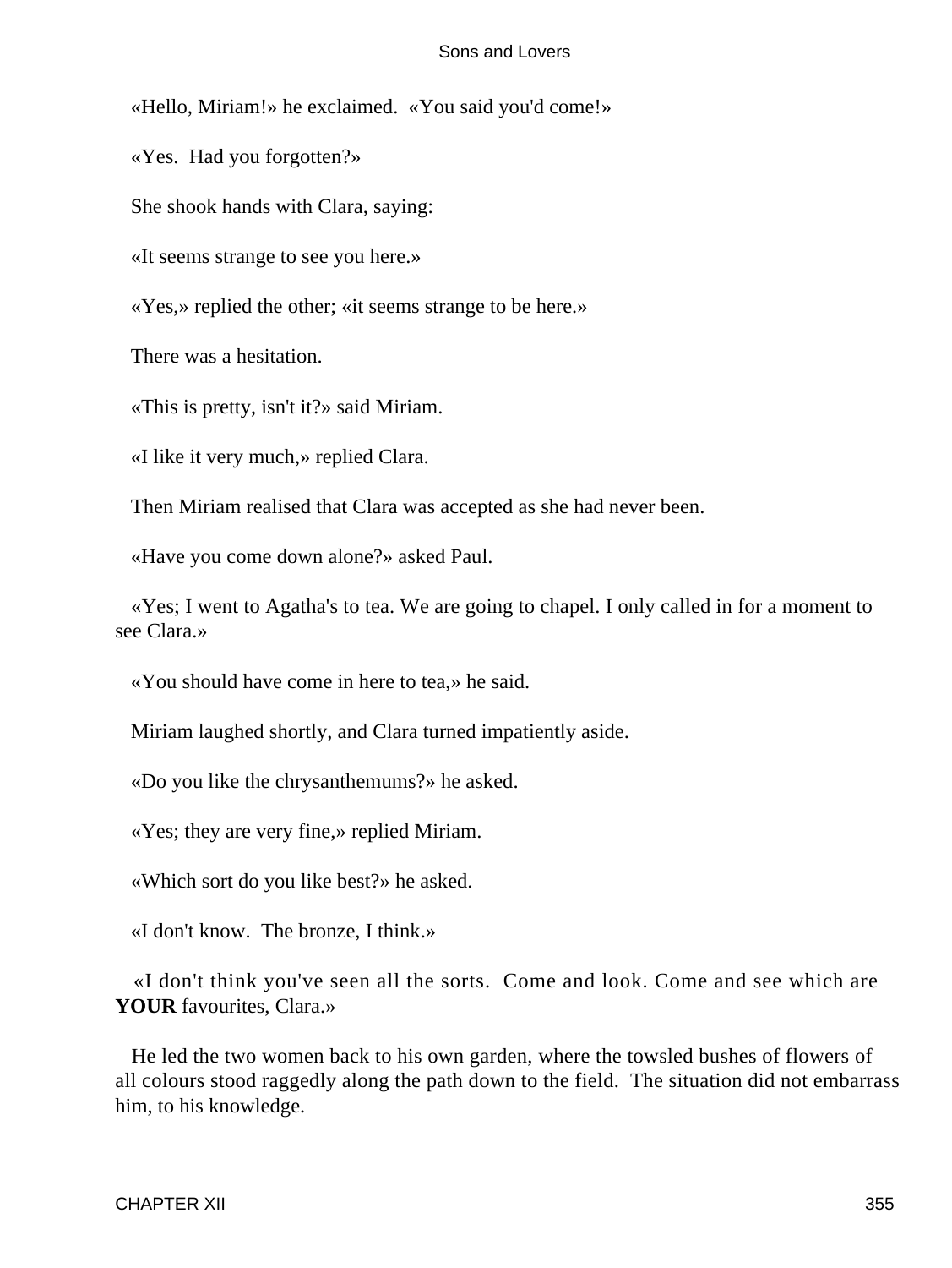«Hello, Miriam!» he exclaimed. «You said you'd come!»

«Yes. Had you forgotten?»

She shook hands with Clara, saying:

«It seems strange to see you here.»

«Yes,» replied the other; «it seems strange to be here.»

There was a hesitation.

«This is pretty, isn't it?» said Miriam.

«I like it very much,» replied Clara.

Then Miriam realised that Clara was accepted as she had never been.

«Have you come down alone?» asked Paul.

«Yes; I went to Agatha's to tea. We are going to chapel. I only called in for a moment to see Clara.»

«You should have come in here to tea,» he said.

Miriam laughed shortly, and Clara turned impatiently aside.

«Do you like the chrysanthemums?» he asked.

«Yes; they are very fine,» replied Miriam.

«Which sort do you like best?» he asked.

«I don't know. The bronze, I think.»

«I don't think you've seen all the sorts. Come and look. Come and see which are **YOUR** favourites, Clara.»

He led the two women back to his own garden, where the towsled bushes of flowers of all colours stood raggedly along the path down to the field. The situation did not embarrass him, to his knowledge.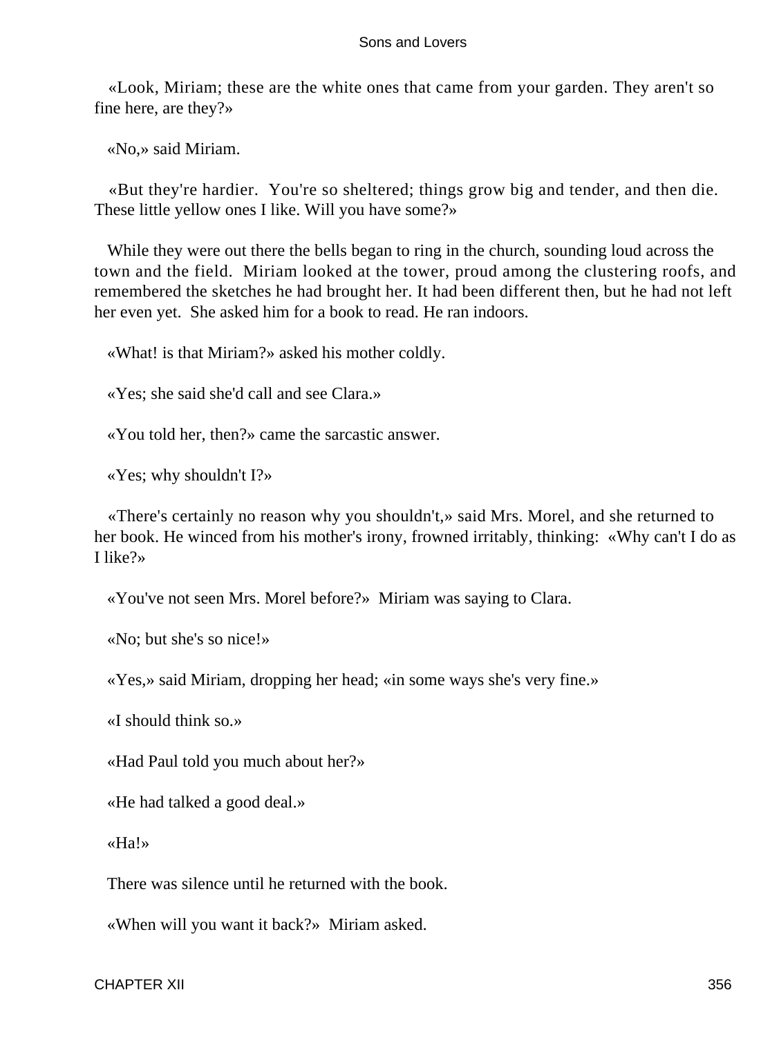«Look, Miriam; these are the white ones that came from your garden. They aren't so fine here, are they?»

«No,» said Miriam.

«But they're hardier. You're so sheltered; things grow big and tender, and then die. These little yellow ones I like. Will you have some?»

While they were out there the bells began to ring in the church, sounding loud across the town and the field. Miriam looked at the tower, proud among the clustering roofs, and remembered the sketches he had brought her. It had been different then, but he had not left her even yet. She asked him for a book to read. He ran indoors.

«What! is that Miriam?» asked his mother coldly.

«Yes; she said she'd call and see Clara.»

«You told her, then?» came the sarcastic answer.

«Yes; why shouldn't I?»

«There's certainly no reason why you shouldn't,» said Mrs. Morel, and she returned to her book. He winced from his mother's irony, frowned irritably, thinking: «Why can't I do as I like?»

«You've not seen Mrs. Morel before?» Miriam was saying to Clara.

«No; but she's so nice!»

«Yes,» said Miriam, dropping her head; «in some ways she's very fine.»

«I should think so.»

«Had Paul told you much about her?»

«He had talked a good deal.»

«Ha!»

There was silence until he returned with the book.

«When will you want it back?» Miriam asked.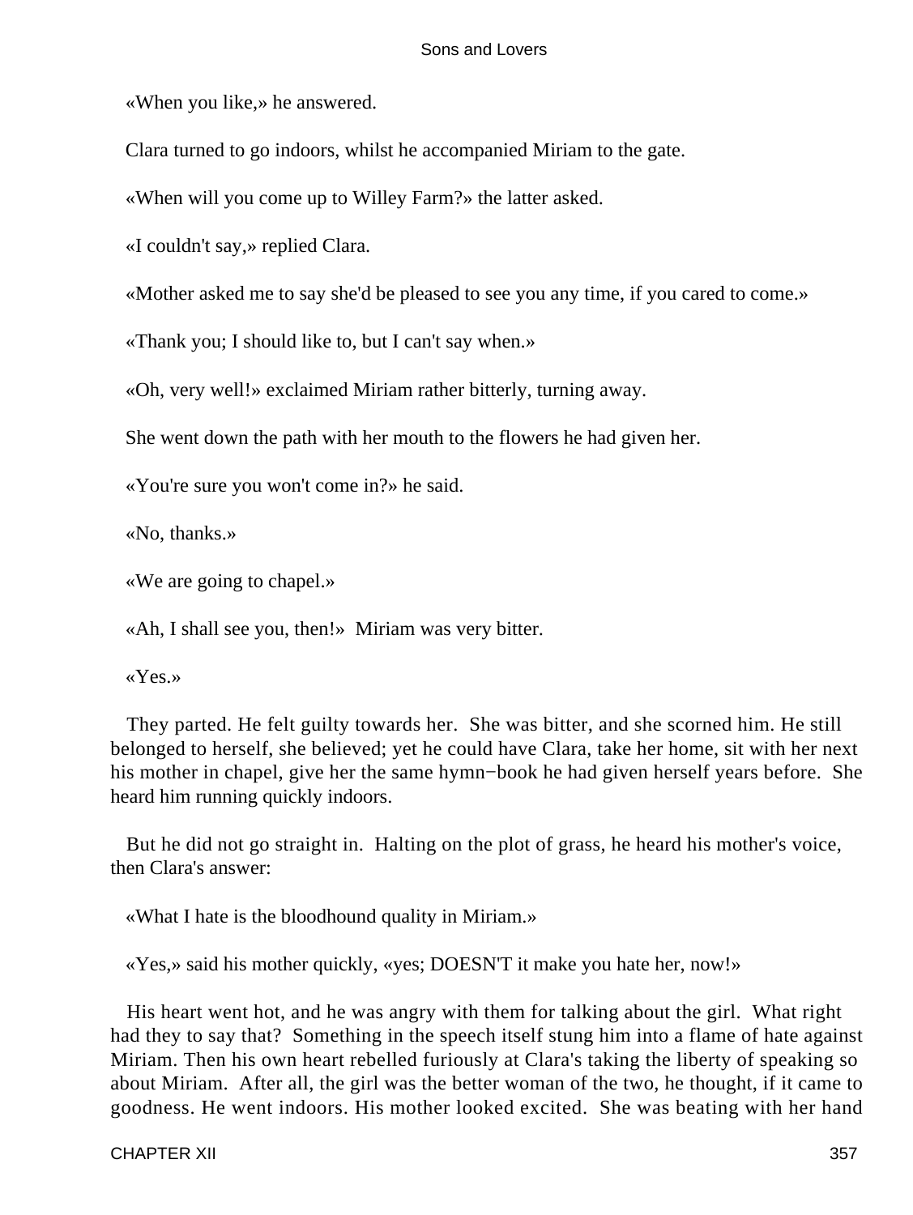«When you like,» he answered.

Clara turned to go indoors, whilst he accompanied Miriam to the gate.

«When will you come up to Willey Farm?» the latter asked.

«I couldn't say,» replied Clara.

«Mother asked me to say she'd be pleased to see you any time, if you cared to come.»

«Thank you; I should like to, but I can't say when.»

«Oh, very well!» exclaimed Miriam rather bitterly, turning away.

She went down the path with her mouth to the flowers he had given her.

«You're sure you won't come in?» he said.

«No, thanks.»

«We are going to chapel.»

«Ah, I shall see you, then!» Miriam was very bitter.

«Yes.»

They parted. He felt guilty towards her. She was bitter, and she scorned him. He still belonged to herself, she believed; yet he could have Clara, take her home, sit with her next his mother in chapel, give her the same hymn−book he had given herself years before. She heard him running quickly indoors.

But he did not go straight in. Halting on the plot of grass, he heard his mother's voice, then Clara's answer:

«What I hate is the bloodhound quality in Miriam.»

«Yes,» said his mother quickly, «yes; DOESN'T it make you hate her, now!»

His heart went hot, and he was angry with them for talking about the girl. What right had they to say that? Something in the speech itself stung him into a flame of hate against Miriam. Then his own heart rebelled furiously at Clara's taking the liberty of speaking so about Miriam. After all, the girl was the better woman of the two, he thought, if it came to goodness. He went indoors. His mother looked excited. She was beating with her hand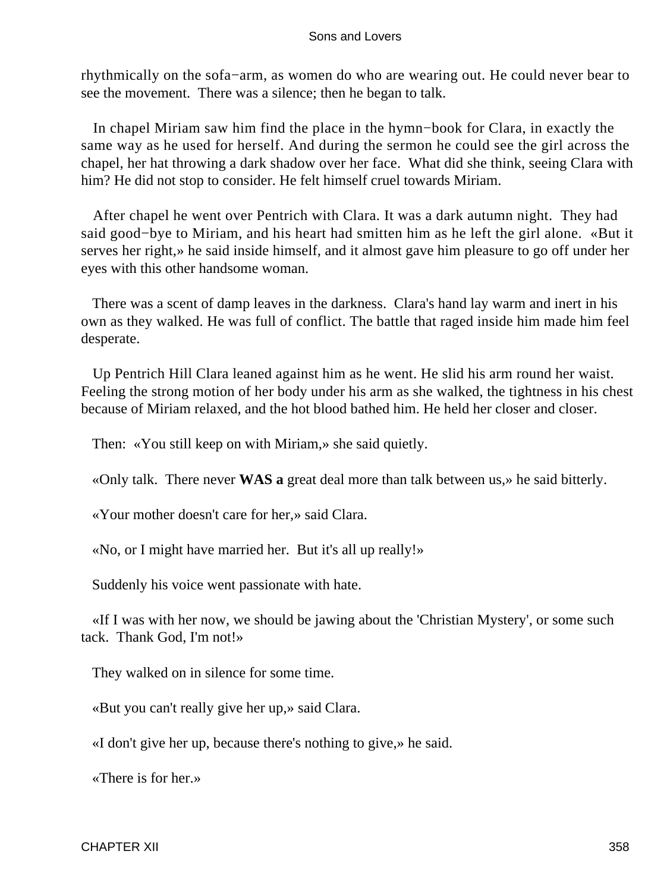rhythmically on the sofa−arm, as women do who are wearing out. He could never bear to see the movement. There was a silence; then he began to talk.

In chapel Miriam saw him find the place in the hymn−book for Clara, in exactly the same way as he used for herself. And during the sermon he could see the girl across the chapel, her hat throwing a dark shadow over her face. What did she think, seeing Clara with him? He did not stop to consider. He felt himself cruel towards Miriam.

After chapel he went over Pentrich with Clara. It was a dark autumn night. They had said good−bye to Miriam, and his heart had smitten him as he left the girl alone. «But it serves her right,» he said inside himself, and it almost gave him pleasure to go off under her eyes with this other handsome woman.

There was a scent of damp leaves in the darkness. Clara's hand lay warm and inert in his own as they walked. He was full of conflict. The battle that raged inside him made him feel desperate.

Up Pentrich Hill Clara leaned against him as he went. He slid his arm round her waist. Feeling the strong motion of her body under his arm as she walked, the tightness in his chest because of Miriam relaxed, and the hot blood bathed him. He held her closer and closer.

Then: «You still keep on with Miriam,» she said quietly.

«Only talk. There never **WAS a** great deal more than talk between us,» he said bitterly.

«Your mother doesn't care for her,» said Clara.

«No, or I might have married her. But it's all up really!»

Suddenly his voice went passionate with hate.

«If I was with her now, we should be jawing about the 'Christian Mystery', or some such tack. Thank God, I'm not!»

They walked on in silence for some time.

«But you can't really give her up,» said Clara.

«I don't give her up, because there's nothing to give,» he said.

«There is for her.»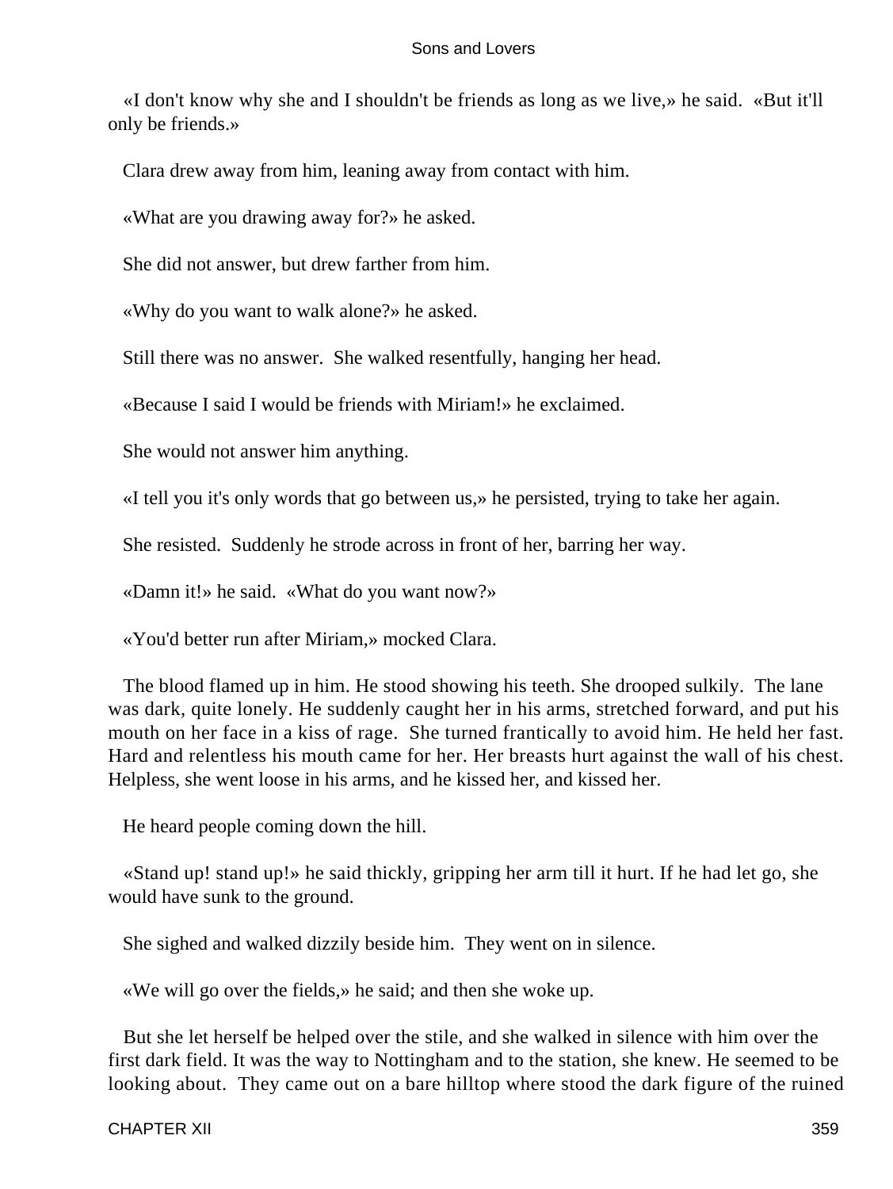«I don't know why she and I shouldn't be friends as long as we live,» he said. «But it'll only be friends.»

Clara drew away from him, leaning away from contact with him.

«What are you drawing away for?» he asked.

She did not answer, but drew farther from him.

«Why do you want to walk alone?» he asked.

Still there was no answer. She walked resentfully, hanging her head.

«Because I said I would be friends with Miriam!» he exclaimed.

She would not answer him anything.

«I tell you it's only words that go between us,» he persisted, trying to take her again.

She resisted. Suddenly he strode across in front of her, barring her way.

«Damn it!» he said. «What do you want now?»

«You'd better run after Miriam,» mocked Clara.

The blood flamed up in him. He stood showing his teeth. She drooped sulkily. The lane was dark, quite lonely. He suddenly caught her in his arms, stretched forward, and put his mouth on her face in a kiss of rage. She turned frantically to avoid him. He held her fast. Hard and relentless his mouth came for her. Her breasts hurt against the wall of his chest. Helpless, she went loose in his arms, and he kissed her, and kissed her.

He heard people coming down the hill.

«Stand up! stand up!» he said thickly, gripping her arm till it hurt. If he had let go, she would have sunk to the ground.

She sighed and walked dizzily beside him. They went on in silence.

«We will go over the fields,» he said; and then she woke up.

But she let herself be helped over the stile, and she walked in silence with him over the first dark field. It was the way to Nottingham and to the station, she knew. He seemed to be looking about. They came out on a bare hilltop where stood the dark figure of the ruined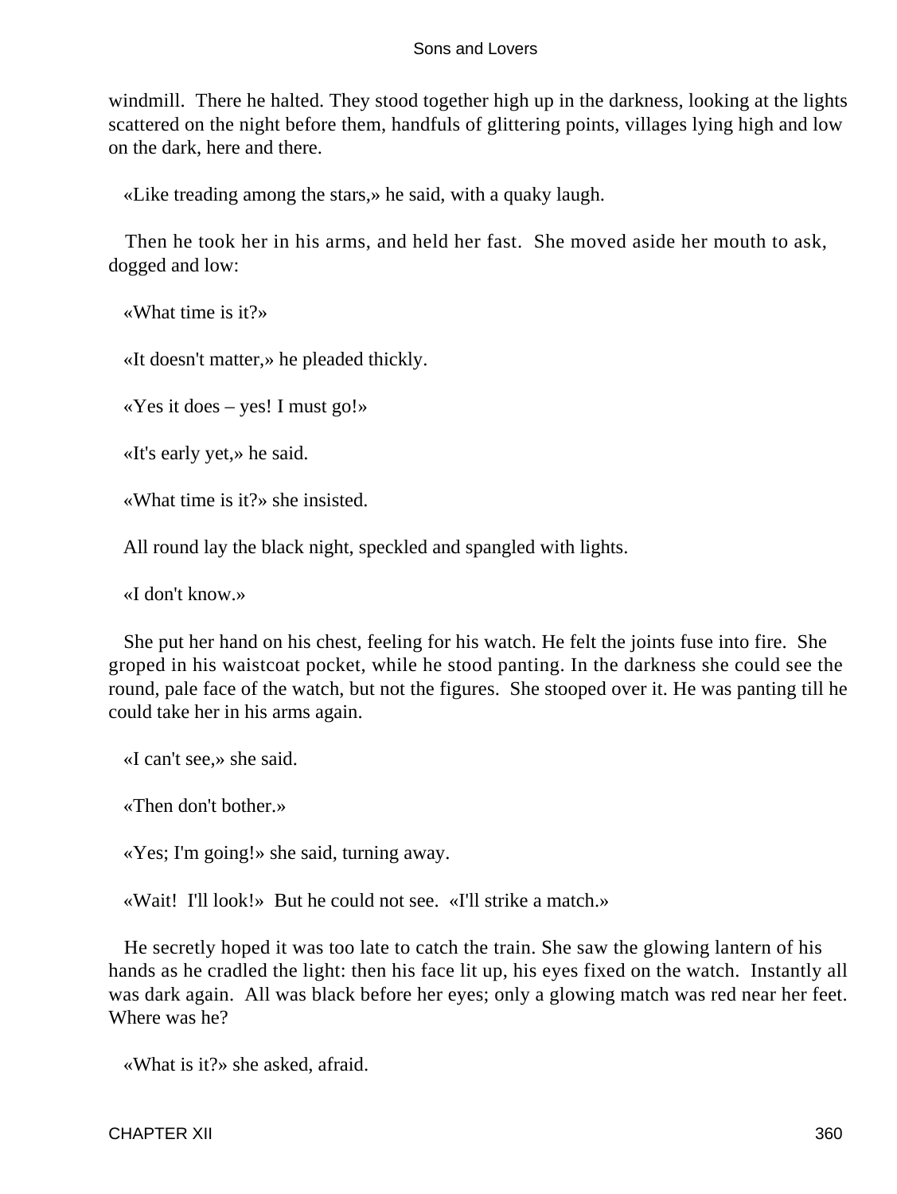windmill.  There he halted. They stood together high up in the darkness, looking at the lights scattered on the night before them, handfuls of glittering points, villages lying high and low on the dark, here and there.

«Like treading among the stars,» he said, with a quaky laugh.

Then he took her in his arms, and held her fast.  She moved aside her mouth to ask, dogged and low:

«What time is it?»

«It doesn't matter,» he pleaded thickly.

«Yes it does – yes! I must go!»

«It's early yet,» he said.

«What time is it?» she insisted.

All round lay the black night, speckled and spangled with lights.

«I don't know.»

She put her hand on his chest, feeling for his watch. He felt the joints fuse into fire.  She groped in his waistcoat pocket, while he stood panting. In the darkness she could see the round, pale face of the watch, but not the figures.  She stooped over it. He was panting till he could take her in his arms again.

«I can't see,» she said.

«Then don't bother.»

«Yes; I'm going!» she said, turning away.

«Wait!  I'll look!»  But he could not see.  «I'll strike a match.»

He secretly hoped it was too late to catch the train. She saw the glowing lantern of his hands as he cradled the light: then his face lit up, his eyes fixed on the watch.  Instantly all was dark again.  All was black before her eyes; only a glowing match was red near her feet. Where was he?

«What is it?» she asked, afraid.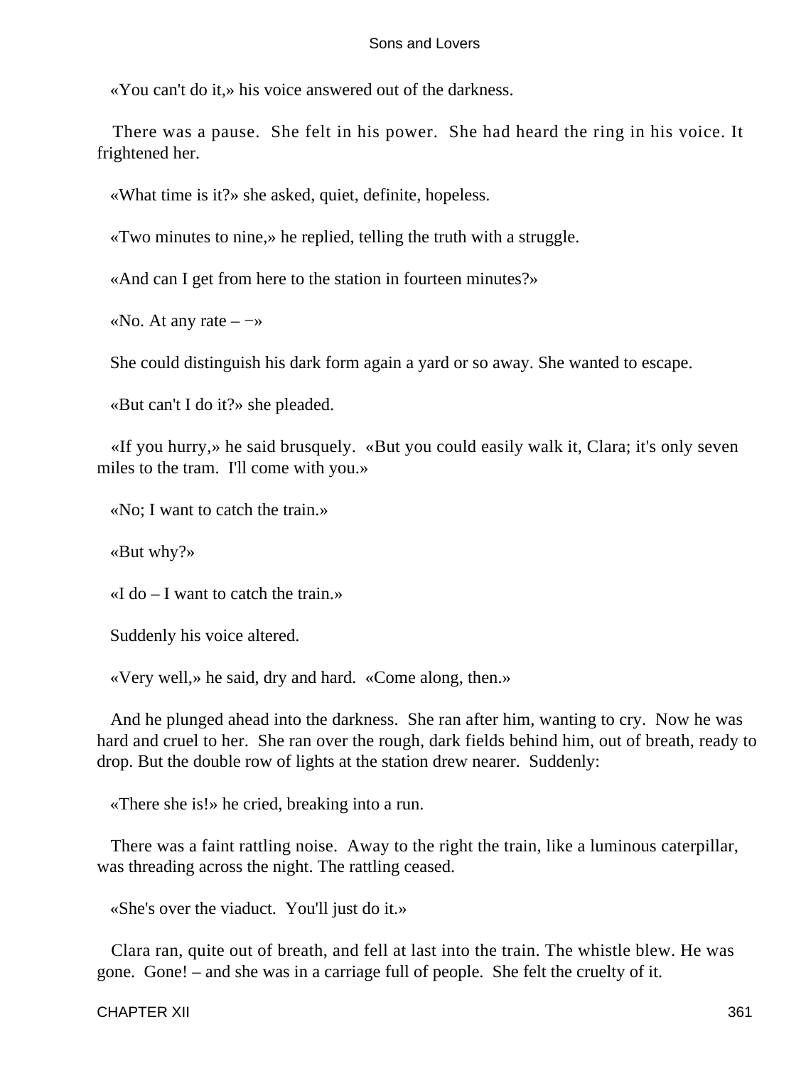«You can't do it,» his voice answered out of the darkness.

There was a pause. She felt in his power. She had heard the ring in his voice. It frightened her.

«What time is it?» she asked, quiet, definite, hopeless.

«Two minutes to nine,» he replied, telling the truth with a struggle.

«And can I get from here to the station in fourteen minutes?»

«No. At any rate – −»

She could distinguish his dark form again a yard or so away. She wanted to escape.

«But can't I do it?» she pleaded.

«If you hurry,» he said brusquely. «But you could easily walk it, Clara; it's only seven miles to the tram. I'll come with you.»

«No; I want to catch the train.»

«But why?»

«I do – I want to catch the train.»

Suddenly his voice altered.

«Very well,» he said, dry and hard. «Come along, then.»

And he plunged ahead into the darkness. She ran after him, wanting to cry. Now he was hard and cruel to her. She ran over the rough, dark fields behind him, out of breath, ready to drop. But the double row of lights at the station drew nearer. Suddenly:

«There she is!» he cried, breaking into a run.

There was a faint rattling noise. Away to the right the train, like a luminous caterpillar, was threading across the night. The rattling ceased.

«She's over the viaduct. You'll just do it.»

Clara ran, quite out of breath, and fell at last into the train. The whistle blew. He was gone. Gone! – and she was in a carriage full of people. She felt the cruelty of it.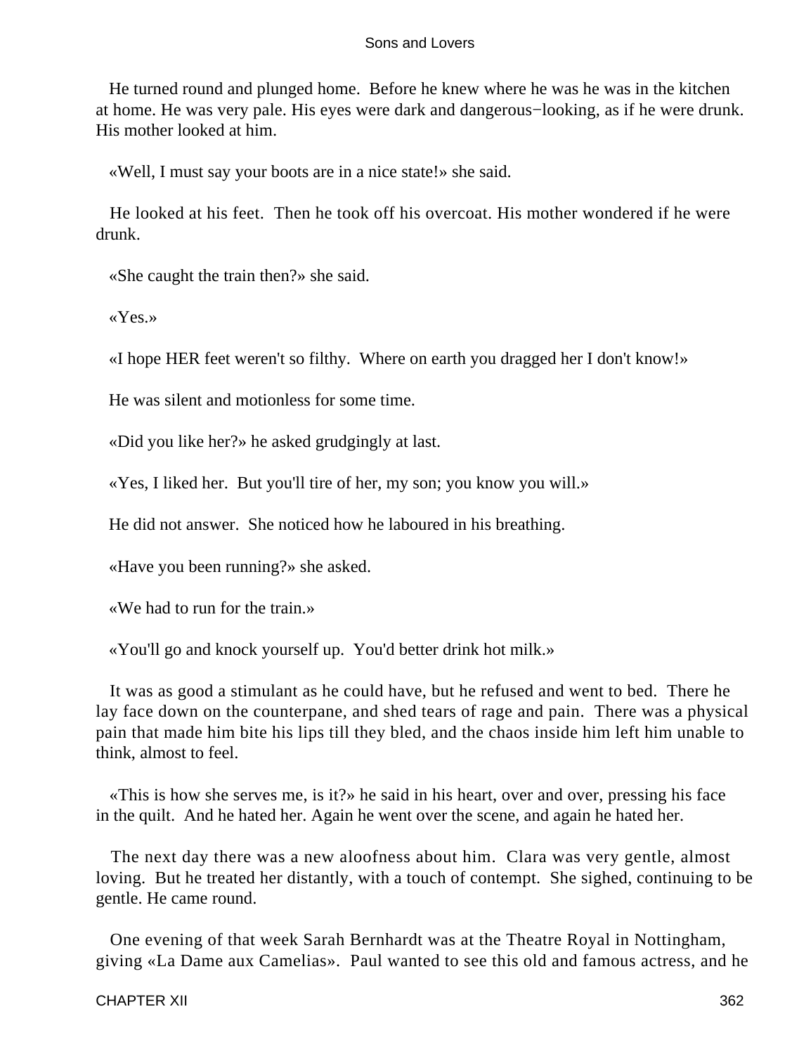He turned round and plunged home. Before he knew where he was he was in the kitchen at home. He was very pale. His eyes were dark and dangerous−looking, as if he were drunk. His mother looked at him.

«Well, I must say your boots are in a nice state!» she said.

He looked at his feet. Then he took off his overcoat. His mother wondered if he were drunk.

«She caught the train then?» she said.

«Yes.»

«I hope HER feet weren't so filthy. Where on earth you dragged her I don't know!»

He was silent and motionless for some time.

«Did you like her?» he asked grudgingly at last.

«Yes, I liked her. But you'll tire of her, my son; you know you will.»

He did not answer. She noticed how he laboured in his breathing.

«Have you been running?» she asked.

«We had to run for the train.»

«You'll go and knock yourself up. You'd better drink hot milk.»

It was as good a stimulant as he could have, but he refused and went to bed. There he lay face down on the counterpane, and shed tears of rage and pain. There was a physical pain that made him bite his lips till they bled, and the chaos inside him left him unable to think, almost to feel.

«This is how she serves me, is it?» he said in his heart, over and over, pressing his face in the quilt. And he hated her. Again he went over the scene, and again he hated her.

The next day there was a new aloofness about him. Clara was very gentle, almost loving. But he treated her distantly, with a touch of contempt. She sighed, continuing to be gentle. He came round.

One evening of that week Sarah Bernhardt was at the Theatre Royal in Nottingham, giving «La Dame aux Camelias». Paul wanted to see this old and famous actress, and he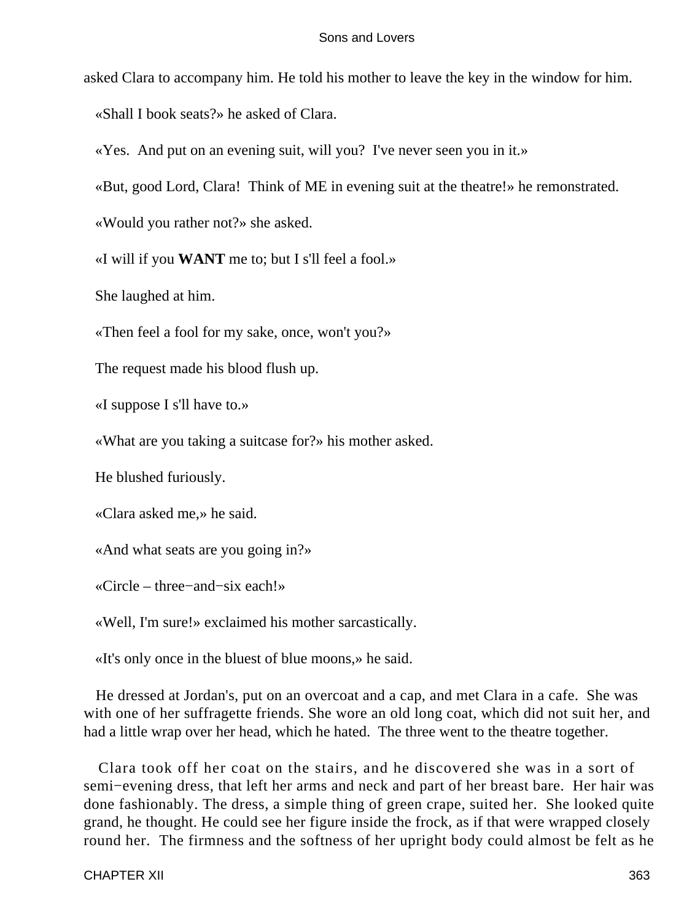asked Clara to accompany him. He told his mother to leave the key in the window for him.

«Shall I book seats?» he asked of Clara.

«Yes.  And put on an evening suit, will you?  I've never seen you in it.»

«But, good Lord, Clara!  Think of ME in evening suit at the theatre!» he remonstrated.

«Would you rather not?» she asked.

«I will if you **WANT** me to; but I s'll feel a fool.»

She laughed at him.

«Then feel a fool for my sake, once, won't you?»

The request made his blood flush up.

«I suppose I s'll have to.»

«What are you taking a suitcase for?» his mother asked.

He blushed furiously.

«Clara asked me,» he said.

«And what seats are you going in?»

«Circle – three−and−six each!»

«Well, I'm sure!» exclaimed his mother sarcastically.

«It's only once in the bluest of blue moons,» he said.

He dressed at Jordan's, put on an overcoat and a cap, and met Clara in a cafe.  She was with one of her suffragette friends. She wore an old long coat, which did not suit her, and had a little wrap over her head, which he hated.  The three went to the theatre together.

Clara took off her coat on the stairs, and he discovered she was in a sort of semi−evening dress, that left her arms and neck and part of her breast bare.  Her hair was done fashionably. The dress, a simple thing of green crape, suited her.  She looked quite grand, he thought. He could see her figure inside the frock, as if that were wrapped closely round her.  The firmness and the softness of her upright body could almost be felt as he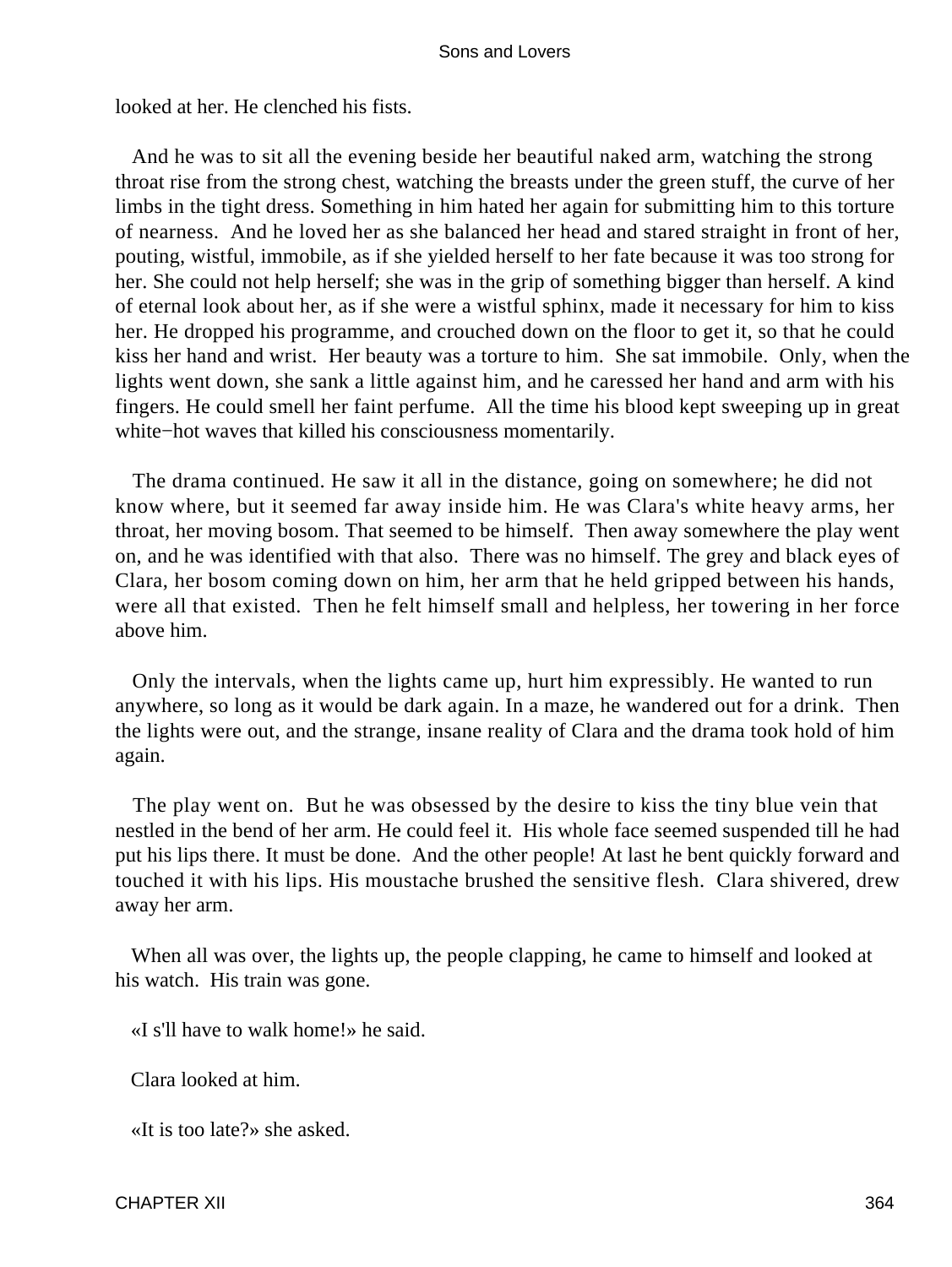looked at her. He clenched his fists.

And he was to sit all the evening beside her beautiful naked arm, watching the strong throat rise from the strong chest, watching the breasts under the green stuff, the curve of her limbs in the tight dress. Something in him hated her again for submitting him to this torture of nearness. And he loved her as she balanced her head and stared straight in front of her, pouting, wistful, immobile, as if she yielded herself to her fate because it was too strong for her. She could not help herself; she was in the grip of something bigger than herself. A kind of eternal look about her, as if she were a wistful sphinx, made it necessary for him to kiss her. He dropped his programme, and crouched down on the floor to get it, so that he could kiss her hand and wrist. Her beauty was a torture to him. She sat immobile. Only, when the lights went down, she sank a little against him, and he caressed her hand and arm with his fingers. He could smell her faint perfume. All the time his blood kept sweeping up in great white−hot waves that killed his consciousness momentarily.

The drama continued. He saw it all in the distance, going on somewhere; he did not know where, but it seemed far away inside him. He was Clara's white heavy arms, her throat, her moving bosom. That seemed to be himself. Then away somewhere the play went on, and he was identified with that also. There was no himself. The grey and black eyes of Clara, her bosom coming down on him, her arm that he held gripped between his hands, were all that existed. Then he felt himself small and helpless, her towering in her force above him.

Only the intervals, when the lights came up, hurt him expressibly. He wanted to run anywhere, so long as it would be dark again. In a maze, he wandered out for a drink. Then the lights were out, and the strange, insane reality of Clara and the drama took hold of him again.

The play went on. But he was obsessed by the desire to kiss the tiny blue vein that nestled in the bend of her arm. He could feel it. His whole face seemed suspended till he had put his lips there. It must be done. And the other people! At last he bent quickly forward and touched it with his lips. His moustache brushed the sensitive flesh. Clara shivered, drew away her arm.

When all was over, the lights up, the people clapping, he came to himself and looked at his watch. His train was gone.

«I s'll have to walk home!» he said.

Clara looked at him.

«It is too late?» she asked.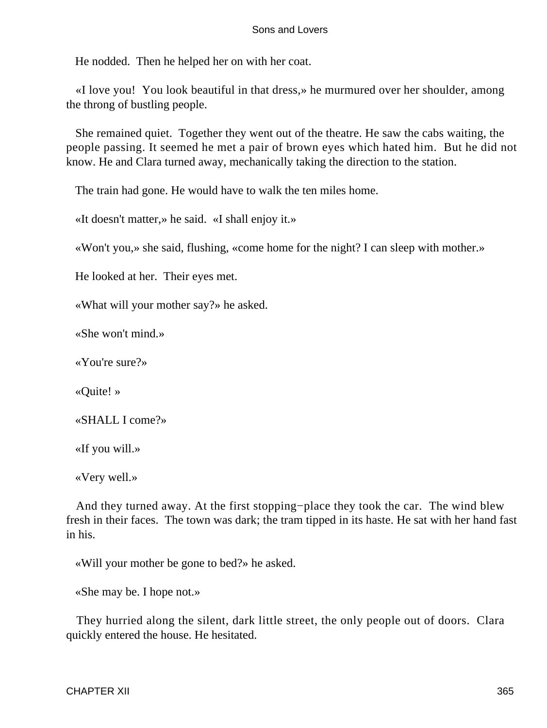He nodded. Then he helped her on with her coat.

«I love you! You look beautiful in that dress,» he murmured over her shoulder, among the throng of bustling people.

She remained quiet. Together they went out of the theatre. He saw the cabs waiting, the people passing. It seemed he met a pair of brown eyes which hated him. But he did not know. He and Clara turned away, mechanically taking the direction to the station.

The train had gone. He would have to walk the ten miles home.

«It doesn't matter,» he said. «I shall enjoy it.»

«Won't you,» she said, flushing, «come home for the night? I can sleep with mother.»

He looked at her. Their eyes met.

«What will your mother say?» he asked.

«She won't mind.»

«You're sure?»

«Quite! »

«SHALL I come?»

«If you will.»

«Very well.»

And they turned away. At the first stopping−place they took the car. The wind blew fresh in their faces. The town was dark; the tram tipped in its haste. He sat with her hand fast in his.

«Will your mother be gone to bed?» he asked.

«She may be. I hope not.»

They hurried along the silent, dark little street, the only people out of doors. Clara quickly entered the house. He hesitated.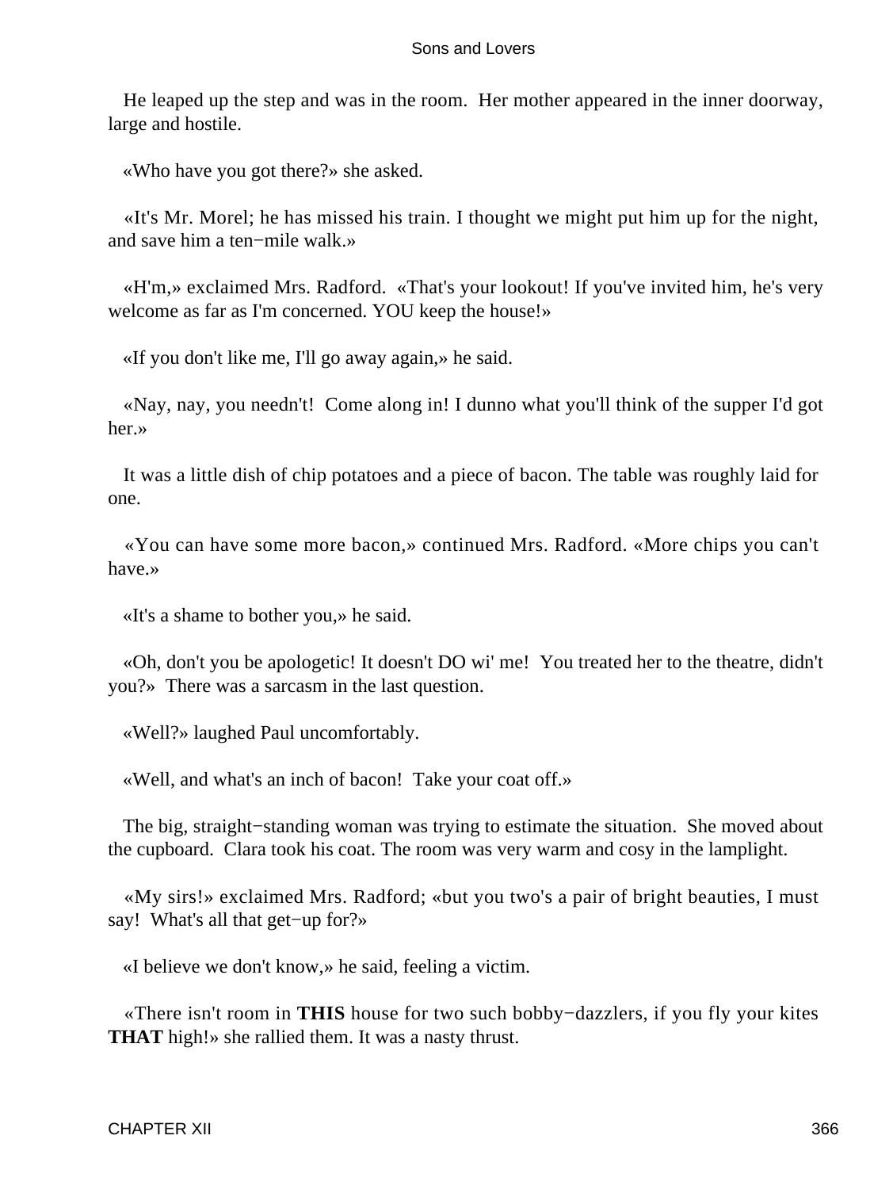He leaped up the step and was in the room. Her mother appeared in the inner doorway, large and hostile.

«Who have you got there?» she asked.

«It's Mr. Morel; he has missed his train. I thought we might put him up for the night, and save him a ten−mile walk.»

«H'm,» exclaimed Mrs. Radford. «That's your lookout! If you've invited him, he's very welcome as far as I'm concerned. YOU keep the house!»

«If you don't like me, I'll go away again,» he said.

«Nay, nay, you needn't! Come along in! I dunno what you'll think of the supper I'd got her.»

It was a little dish of chip potatoes and a piece of bacon. The table was roughly laid for one.

«You can have some more bacon,» continued Mrs. Radford. «More chips you can't have.»

«It's a shame to bother you,» he said.

«Oh, don't you be apologetic! It doesn't DO wi' me! You treated her to the theatre, didn't you?» There was a sarcasm in the last question.

«Well?» laughed Paul uncomfortably.

«Well, and what's an inch of bacon! Take your coat off.»

The big, straight−standing woman was trying to estimate the situation. She moved about the cupboard. Clara took his coat. The room was very warm and cosy in the lamplight.

«My sirs!» exclaimed Mrs. Radford; «but you two's a pair of bright beauties, I must say! What's all that get−up for?»

«I believe we don't know,» he said, feeling a victim.

«There isn't room in **THIS** house for two such bobby−dazzlers, if you fly your kites **THAT** high!» she rallied them. It was a nasty thrust.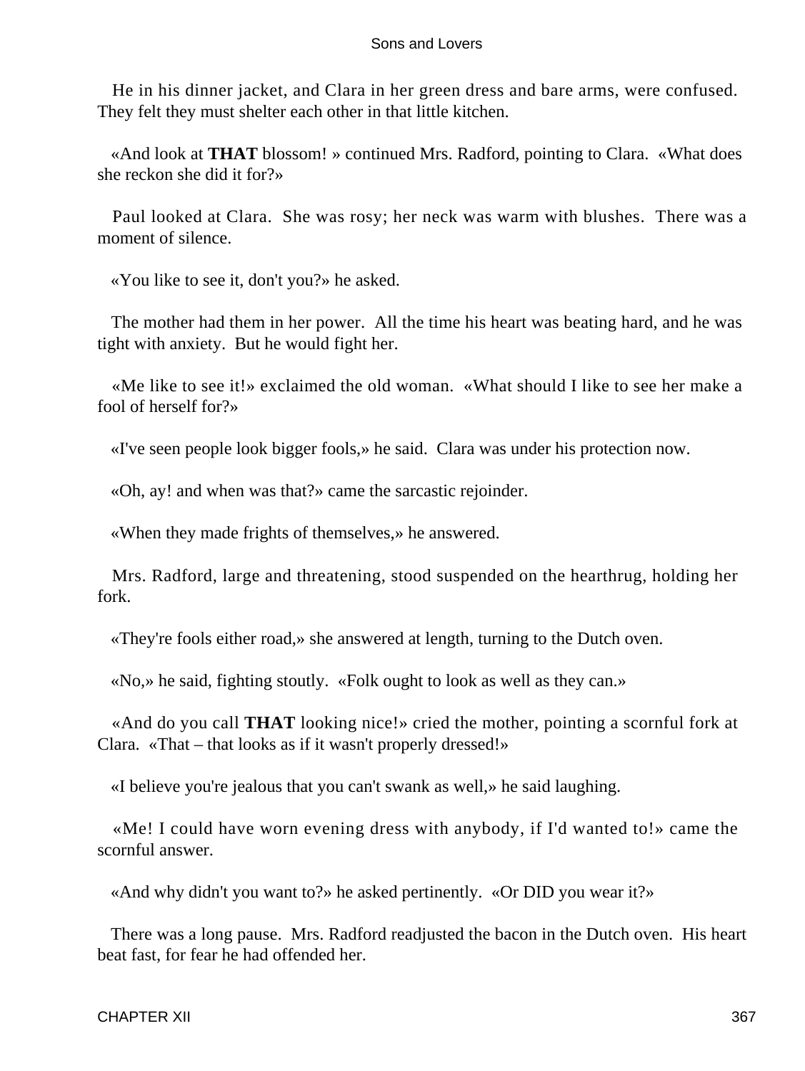He in his dinner jacket, and Clara in her green dress and bare arms, were confused. They felt they must shelter each other in that little kitchen.

«And look at **THAT** blossom! » continued Mrs. Radford, pointing to Clara. «What does she reckon she did it for?»

Paul looked at Clara. She was rosy; her neck was warm with blushes. There was a moment of silence.

«You like to see it, don't you?» he asked.

The mother had them in her power. All the time his heart was beating hard, and he was tight with anxiety. But he would fight her.

«Me like to see it!» exclaimed the old woman. «What should I like to see her make a fool of herself for?»

«I've seen people look bigger fools,» he said. Clara was under his protection now.

«Oh, ay! and when was that?» came the sarcastic rejoinder.

«When they made frights of themselves,» he answered.

Mrs. Radford, large and threatening, stood suspended on the hearthrug, holding her fork.

«They're fools either road,» she answered at length, turning to the Dutch oven.

«No,» he said, fighting stoutly. «Folk ought to look as well as they can.»

«And do you call **THAT** looking nice!» cried the mother, pointing a scornful fork at Clara. «That – that looks as if it wasn't properly dressed!»

«I believe you're jealous that you can't swank as well,» he said laughing.

«Me! I could have worn evening dress with anybody, if I'd wanted to!» came the scornful answer.

«And why didn't you want to?» he asked pertinently. «Or DID you wear it?»

There was a long pause. Mrs. Radford readjusted the bacon in the Dutch oven. His heart beat fast, for fear he had offended her.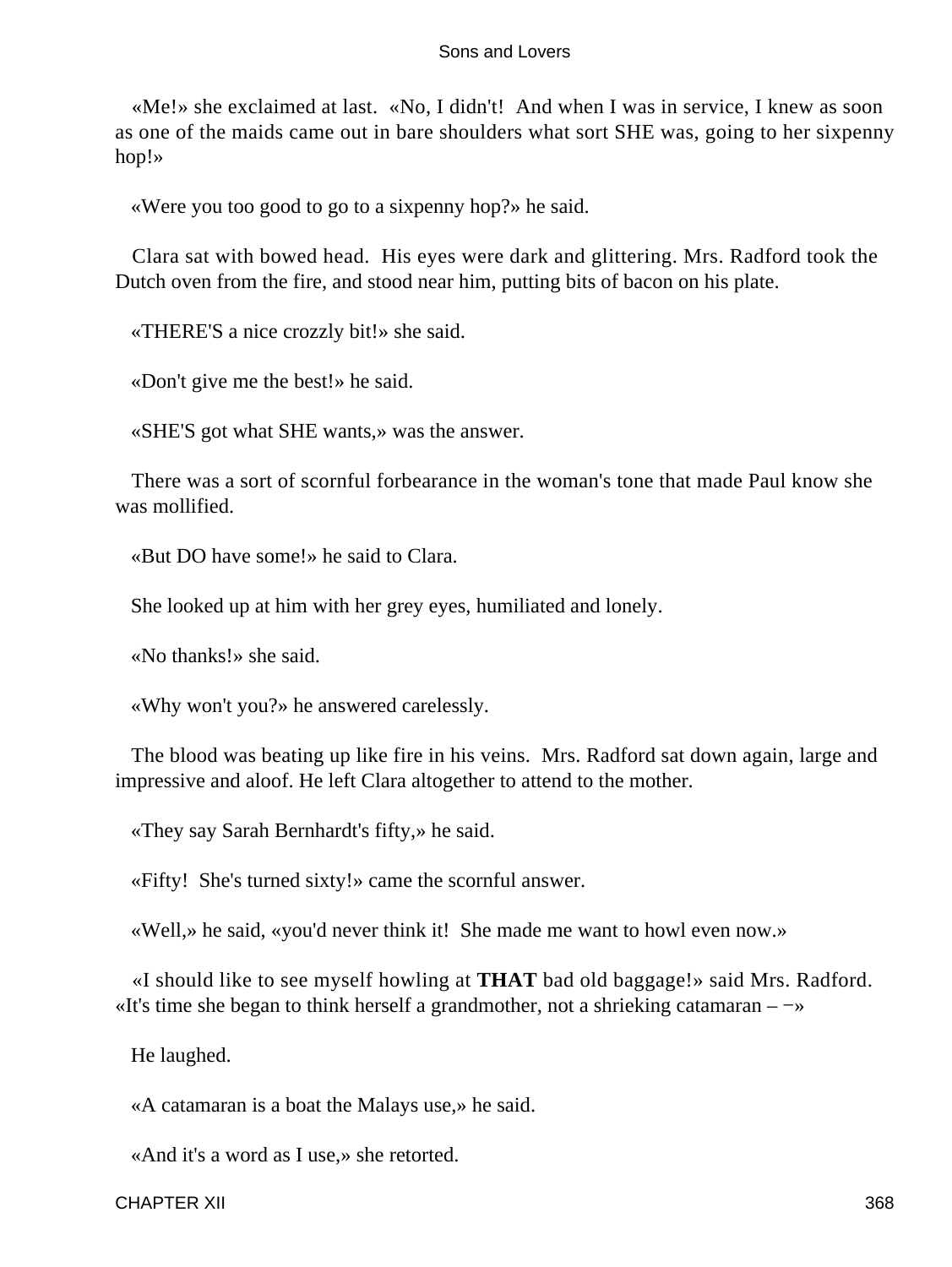«Me!» she exclaimed at last. «No, I didn't! And when I was in service, I knew as soon as one of the maids came out in bare shoulders what sort SHE was, going to her sixpenny hop!»

«Were you too good to go to a sixpenny hop?» he said.

Clara sat with bowed head. His eyes were dark and glittering. Mrs. Radford took the Dutch oven from the fire, and stood near him, putting bits of bacon on his plate.

«THERE'S a nice crozzly bit!» she said.

«Don't give me the best!» he said.

«SHE'S got what SHE wants,» was the answer.

There was a sort of scornful forbearance in the woman's tone that made Paul know she was mollified.

«But DO have some!» he said to Clara.

She looked up at him with her grey eyes, humiliated and lonely.

«No thanks!» she said.

«Why won't you?» he answered carelessly.

The blood was beating up like fire in his veins. Mrs. Radford sat down again, large and impressive and aloof. He left Clara altogether to attend to the mother.

«They say Sarah Bernhardt's fifty,» he said.

«Fifty! She's turned sixty!» came the scornful answer.

«Well,» he said, «you'd never think it! She made me want to howl even now.»

«I should like to see myself howling at **THAT** bad old baggage!» said Mrs. Radford. «It's time she began to think herself a grandmother, not a shrieking catamaran – −»

He laughed.

«A catamaran is a boat the Malays use,» he said.

«And it's a word as I use,» she retorted.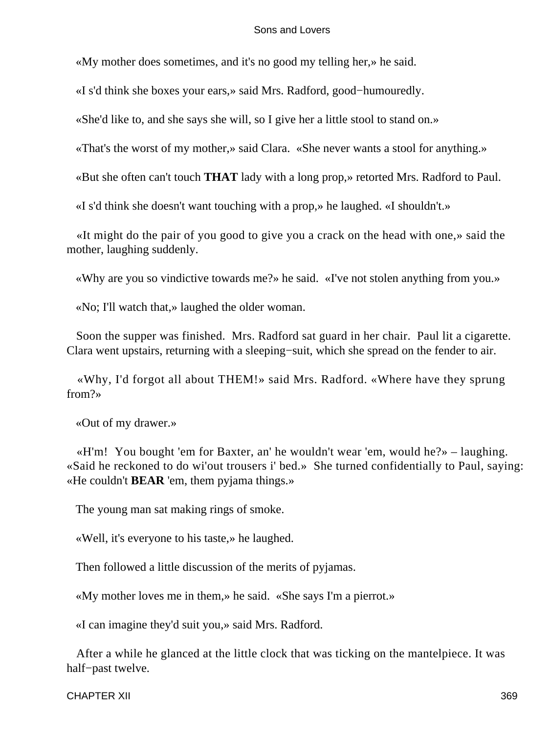«My mother does sometimes, and it's no good my telling her,» he said.

«I s'd think she boxes your ears,» said Mrs. Radford, good−humouredly.

«She'd like to, and she says she will, so I give her a little stool to stand on.»

«That's the worst of my mother,» said Clara. «She never wants a stool for anything.»

«But she often can't touch **THAT** lady with a long prop,» retorted Mrs. Radford to Paul.

«I s'd think she doesn't want touching with a prop,» he laughed. «I shouldn't.»

«It might do the pair of you good to give you a crack on the head with one,» said the mother, laughing suddenly.

«Why are you so vindictive towards me?» he said. «I've not stolen anything from you.»

«No; I'll watch that,» laughed the older woman.

Soon the supper was finished. Mrs. Radford sat guard in her chair. Paul lit a cigarette. Clara went upstairs, returning with a sleeping−suit, which she spread on the fender to air.

«Why, I'd forgot all about THEM!» said Mrs. Radford. «Where have they sprung from?»

«Out of my drawer.»

«H'm! You bought 'em for Baxter, an' he wouldn't wear 'em, would he?» – laughing. «Said he reckoned to do wi'out trousers i' bed.» She turned confidentially to Paul, saying: «He couldn't **BEAR** 'em, them pyjama things.»

The young man sat making rings of smoke.

«Well, it's everyone to his taste,» he laughed.

Then followed a little discussion of the merits of pyjamas.

«My mother loves me in them,» he said. «She says I'm a pierrot.»

«I can imagine they'd suit you,» said Mrs. Radford.

After a while he glanced at the little clock that was ticking on the mantelpiece. It was half−past twelve.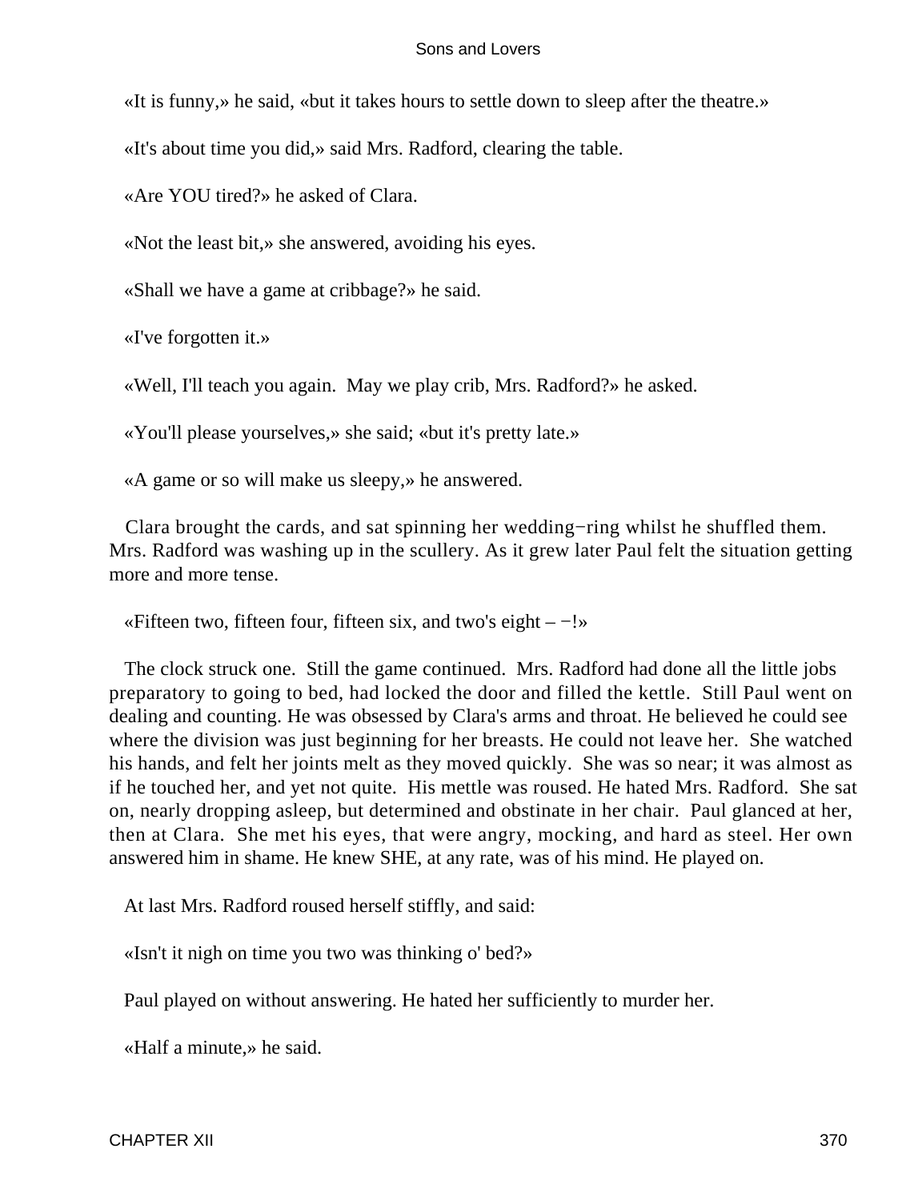«It is funny,» he said, «but it takes hours to settle down to sleep after the theatre.»

«It's about time you did,» said Mrs. Radford, clearing the table.

«Are YOU tired?» he asked of Clara.

«Not the least bit,» she answered, avoiding his eyes.

«Shall we have a game at cribbage?» he said.

«I've forgotten it.»

«Well, I'll teach you again. May we play crib, Mrs. Radford?» he asked.

«You'll please yourselves,» she said; «but it's pretty late.»

«A game or so will make us sleepy,» he answered.

Clara brought the cards, and sat spinning her wedding−ring whilst he shuffled them. Mrs. Radford was washing up in the scullery. As it grew later Paul felt the situation getting more and more tense.

«Fifteen two, fifteen four, fifteen six, and two's eight – −!»

The clock struck one. Still the game continued. Mrs. Radford had done all the little jobs preparatory to going to bed, had locked the door and filled the kettle. Still Paul went on dealing and counting. He was obsessed by Clara's arms and throat. He believed he could see where the division was just beginning for her breasts. He could not leave her. She watched his hands, and felt her joints melt as they moved quickly. She was so near; it was almost as if he touched her, and yet not quite. His mettle was roused. He hated Mrs. Radford. She sat on, nearly dropping asleep, but determined and obstinate in her chair. Paul glanced at her, then at Clara. She met his eyes, that were angry, mocking, and hard as steel. Her own answered him in shame. He knew SHE, at any rate, was of his mind. He played on.

At last Mrs. Radford roused herself stiffly, and said:

«Isn't it nigh on time you two was thinking o' bed?»

Paul played on without answering. He hated her sufficiently to murder her.

«Half a minute,» he said.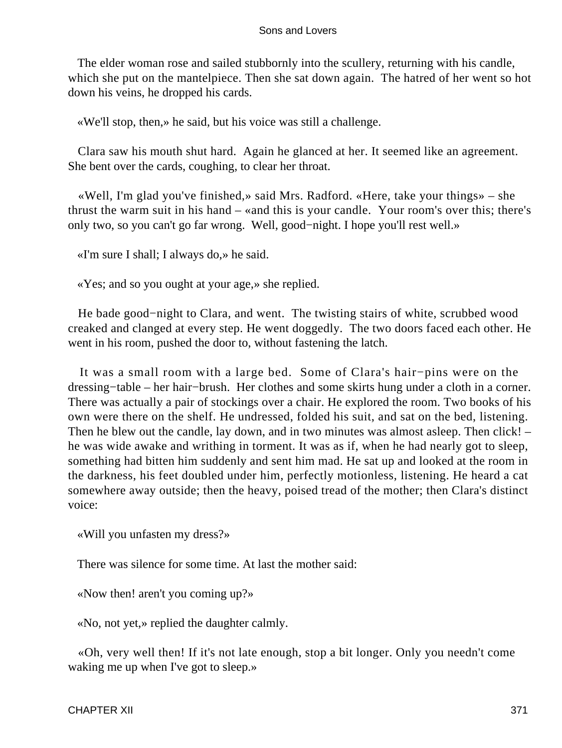The elder woman rose and sailed stubbornly into the scullery, returning with his candle, which she put on the mantelpiece. Then she sat down again. The hatred of her went so hot down his veins, he dropped his cards.

«We'll stop, then,» he said, but his voice was still a challenge.

Clara saw his mouth shut hard. Again he glanced at her. It seemed like an agreement. She bent over the cards, coughing, to clear her throat.

«Well, I'm glad you've finished,» said Mrs. Radford. «Here, take your things» – she thrust the warm suit in his hand – «and this is your candle. Your room's over this; there's only two, so you can't go far wrong. Well, good−night. I hope you'll rest well.»

«I'm sure I shall; I always do,» he said.

«Yes; and so you ought at your age,» she replied.

He bade good−night to Clara, and went. The twisting stairs of white, scrubbed wood creaked and clanged at every step. He went doggedly. The two doors faced each other. He went in his room, pushed the door to, without fastening the latch.

It was a small room with a large bed. Some of Clara's hair−pins were on the dressing−table – her hair−brush. Her clothes and some skirts hung under a cloth in a corner. There was actually a pair of stockings over a chair. He explored the room. Two books of his own were there on the shelf. He undressed, folded his suit, and sat on the bed, listening. Then he blew out the candle, lay down, and in two minutes was almost asleep. Then click! – he was wide awake and writhing in torment. It was as if, when he had nearly got to sleep, something had bitten him suddenly and sent him mad. He sat up and looked at the room in the darkness, his feet doubled under him, perfectly motionless, listening. He heard a cat somewhere away outside; then the heavy, poised tread of the mother; then Clara's distinct voice:

«Will you unfasten my dress?»

There was silence for some time. At last the mother said:

«Now then! aren't you coming up?»

«No, not yet,» replied the daughter calmly.

«Oh, very well then! If it's not late enough, stop a bit longer. Only you needn't come waking me up when I've got to sleep.»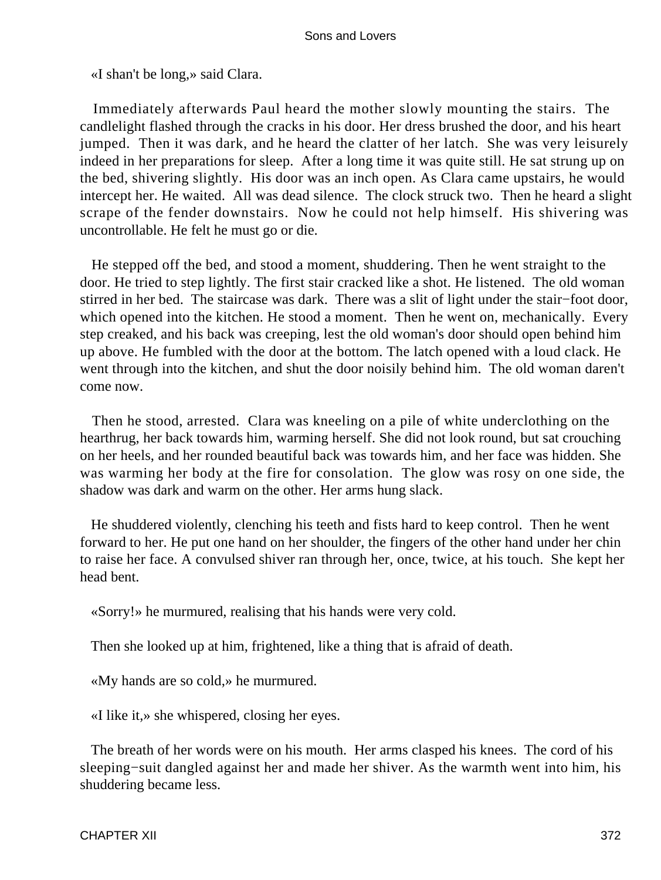«I shan't be long,» said Clara.

Immediately afterwards Paul heard the mother slowly mounting the stairs. The candlelight flashed through the cracks in his door. Her dress brushed the door, and his heart jumped. Then it was dark, and he heard the clatter of her latch. She was very leisurely indeed in her preparations for sleep. After a long time it was quite still. He sat strung up on the bed, shivering slightly. His door was an inch open. As Clara came upstairs, he would intercept her. He waited. All was dead silence. The clock struck two. Then he heard a slight scrape of the fender downstairs. Now he could not help himself. His shivering was uncontrollable. He felt he must go or die.

He stepped off the bed, and stood a moment, shuddering. Then he went straight to the door. He tried to step lightly. The first stair cracked like a shot. He listened. The old woman stirred in her bed. The staircase was dark. There was a slit of light under the stair−foot door, which opened into the kitchen. He stood a moment. Then he went on, mechanically. Every step creaked, and his back was creeping, lest the old woman's door should open behind him up above. He fumbled with the door at the bottom. The latch opened with a loud clack. He went through into the kitchen, and shut the door noisily behind him. The old woman daren't come now.

Then he stood, arrested. Clara was kneeling on a pile of white underclothing on the hearthrug, her back towards him, warming herself. She did not look round, but sat crouching on her heels, and her rounded beautiful back was towards him, and her face was hidden. She was warming her body at the fire for consolation. The glow was rosy on one side, the shadow was dark and warm on the other. Her arms hung slack.

He shuddered violently, clenching his teeth and fists hard to keep control. Then he went forward to her. He put one hand on her shoulder, the fingers of the other hand under her chin to raise her face. A convulsed shiver ran through her, once, twice, at his touch. She kept her head bent.

«Sorry!» he murmured, realising that his hands were very cold.

Then she looked up at him, frightened, like a thing that is afraid of death.

«My hands are so cold,» he murmured.

«I like it,» she whispered, closing her eyes.

The breath of her words were on his mouth. Her arms clasped his knees. The cord of his sleeping−suit dangled against her and made her shiver. As the warmth went into him, his shuddering became less.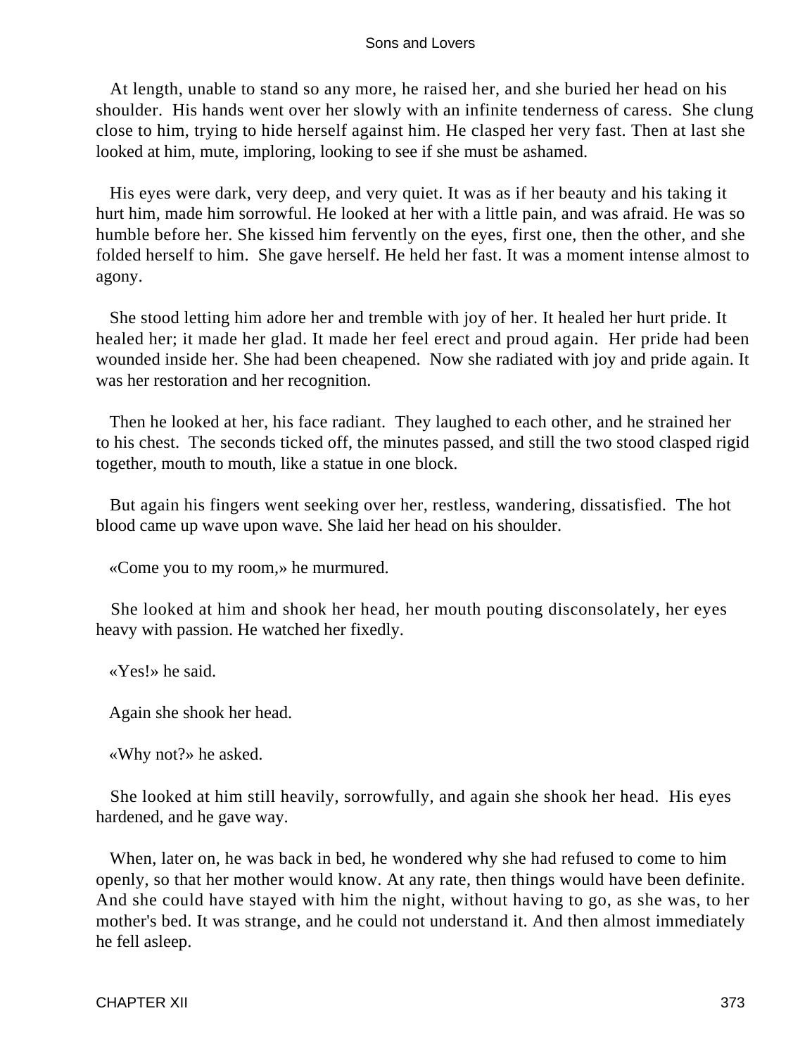At length, unable to stand so any more, he raised her, and she buried her head on his shoulder. His hands went over her slowly with an infinite tenderness of caress. She clung close to him, trying to hide herself against him. He clasped her very fast. Then at last she looked at him, mute, imploring, looking to see if she must be ashamed.

His eyes were dark, very deep, and very quiet. It was as if her beauty and his taking it hurt him, made him sorrowful. He looked at her with a little pain, and was afraid. He was so humble before her. She kissed him fervently on the eyes, first one, then the other, and she folded herself to him. She gave herself. He held her fast. It was a moment intense almost to agony.

She stood letting him adore her and tremble with joy of her. It healed her hurt pride. It healed her; it made her glad. It made her feel erect and proud again. Her pride had been wounded inside her. She had been cheapened. Now she radiated with joy and pride again. It was her restoration and her recognition.

Then he looked at her, his face radiant. They laughed to each other, and he strained her to his chest. The seconds ticked off, the minutes passed, and still the two stood clasped rigid together, mouth to mouth, like a statue in one block.

But again his fingers went seeking over her, restless, wandering, dissatisfied. The hot blood came up wave upon wave. She laid her head on his shoulder.

«Come you to my room,» he murmured.

She looked at him and shook her head, her mouth pouting disconsolately, her eyes heavy with passion. He watched her fixedly.

«Yes!» he said.

Again she shook her head.

«Why not?» he asked.

She looked at him still heavily, sorrowfully, and again she shook her head. His eyes hardened, and he gave way.

When, later on, he was back in bed, he wondered why she had refused to come to him openly, so that her mother would know. At any rate, then things would have been definite. And she could have stayed with him the night, without having to go, as she was, to her mother's bed. It was strange, and he could not understand it. And then almost immediately he fell asleep.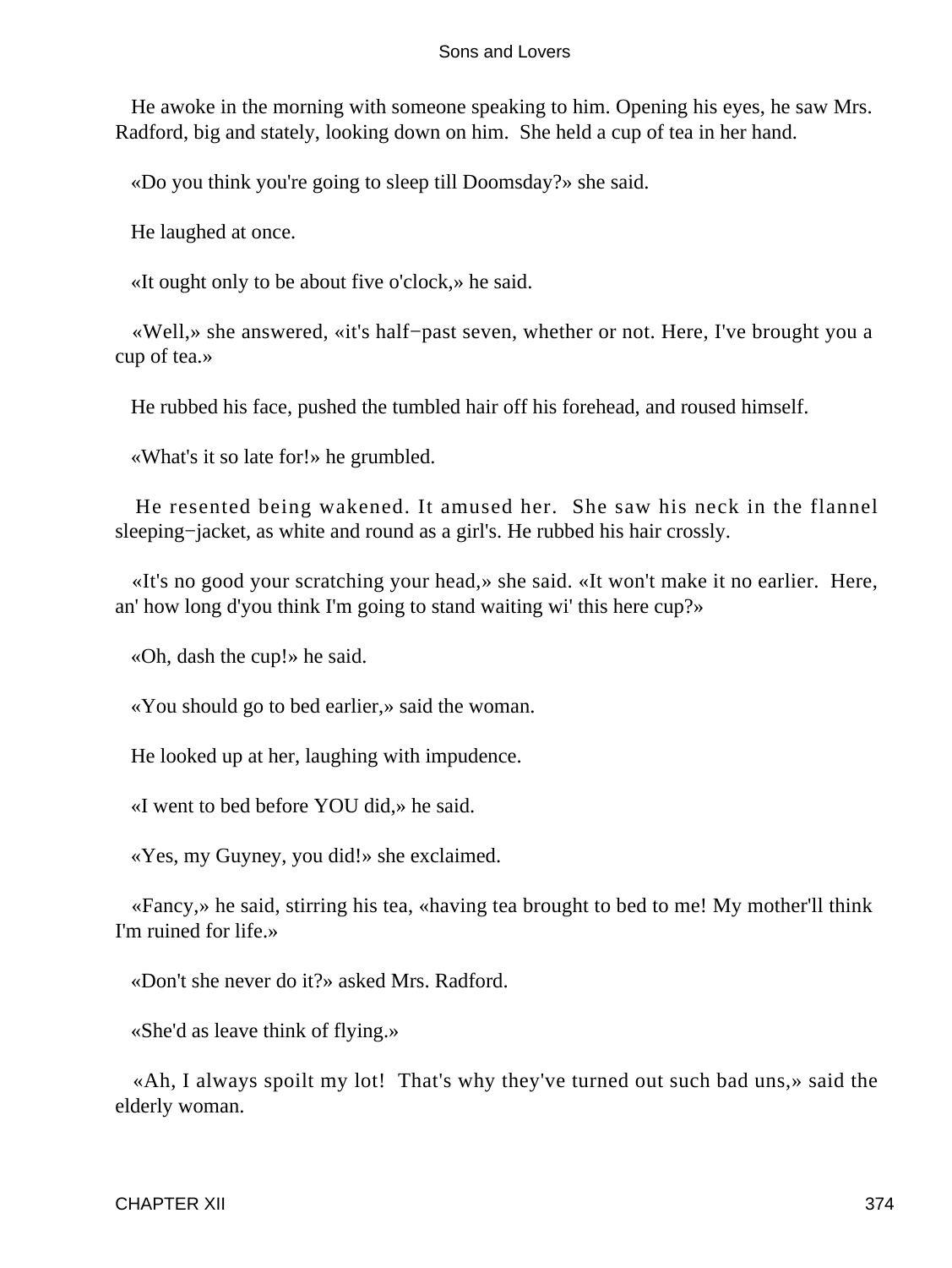He awoke in the morning with someone speaking to him. Opening his eyes, he saw Mrs. Radford, big and stately, looking down on him. She held a cup of tea in her hand.

«Do you think you're going to sleep till Doomsday?» she said.

He laughed at once.

«It ought only to be about five o'clock,» he said.

«Well,» she answered, «it's half−past seven, whether or not. Here, I've brought you a cup of tea.»

He rubbed his face, pushed the tumbled hair off his forehead, and roused himself.

«What's it so late for!» he grumbled.

He resented being wakened. It amused her. She saw his neck in the flannel sleeping−jacket, as white and round as a girl's. He rubbed his hair crossly.

«It's no good your scratching your head,» she said. «It won't make it no earlier. Here, an' how long d'you think I'm going to stand waiting wi' this here cup?»

«Oh, dash the cup!» he said.

«You should go to bed earlier,» said the woman.

He looked up at her, laughing with impudence.

«I went to bed before YOU did,» he said.

«Yes, my Guyney, you did!» she exclaimed.

«Fancy,» he said, stirring his tea, «having tea brought to bed to me! My mother'll think I'm ruined for life.»

«Don't she never do it?» asked Mrs. Radford.

«She'd as leave think of flying.»

«Ah, I always spoilt my lot! That's why they've turned out such bad uns,» said the elderly woman.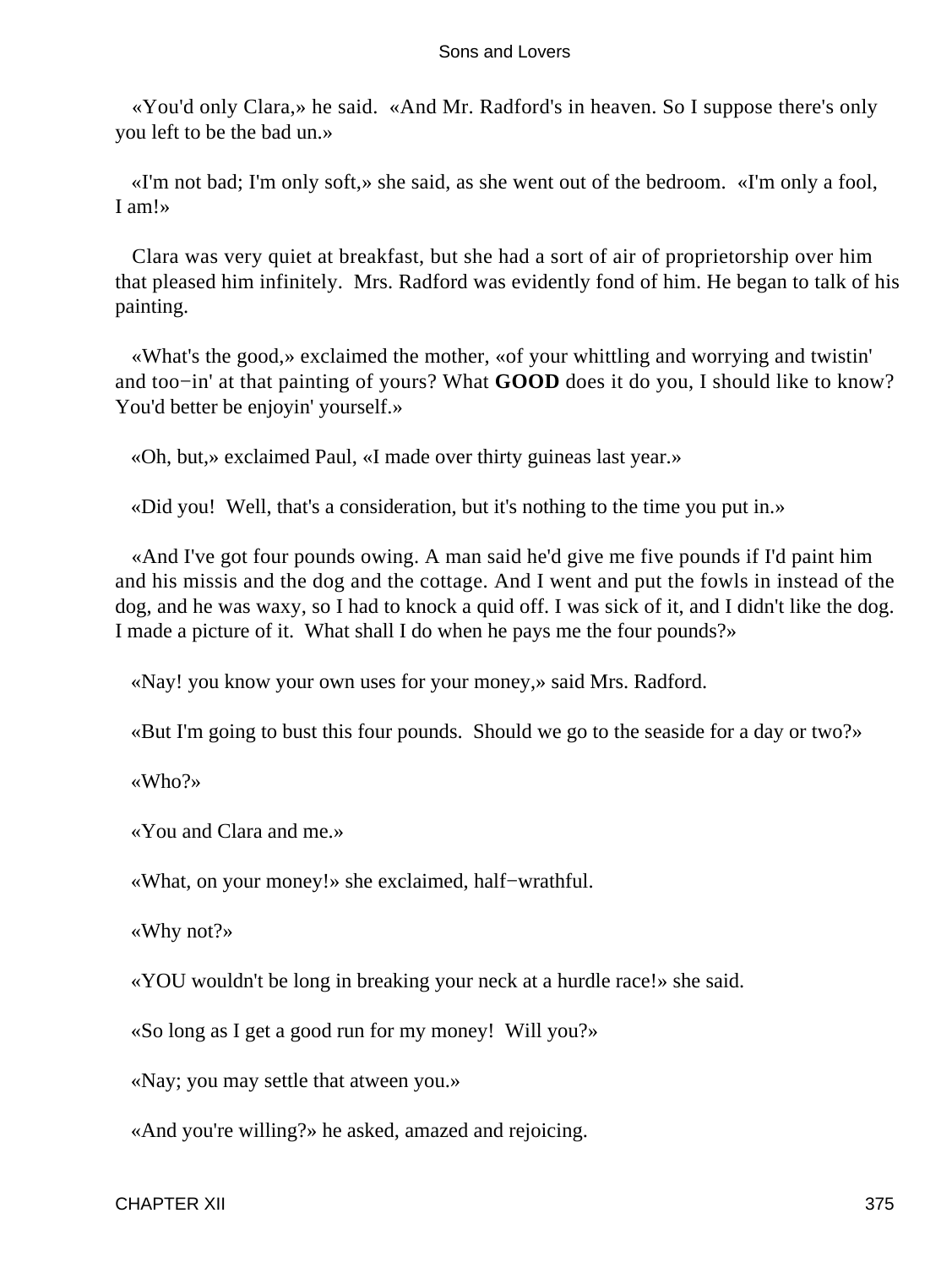«You'd only Clara,» he said. «And Mr. Radford's in heaven. So I suppose there's only you left to be the bad un.»

«I'm not bad; I'm only soft,» she said, as she went out of the bedroom. «I'm only a fool, I am!»

Clara was very quiet at breakfast, but she had a sort of air of proprietorship over him that pleased him infinitely. Mrs. Radford was evidently fond of him. He began to talk of his painting.

«What's the good,» exclaimed the mother, «of your whittling and worrying and twistin' and too−in' at that painting of yours? What **GOOD** does it do you, I should like to know? You'd better be enjoyin' yourself.»

«Oh, but,» exclaimed Paul, «I made over thirty guineas last year.»

«Did you! Well, that's a consideration, but it's nothing to the time you put in.»

«And I've got four pounds owing. A man said he'd give me five pounds if I'd paint him and his missis and the dog and the cottage. And I went and put the fowls in instead of the dog, and he was waxy, so I had to knock a quid off. I was sick of it, and I didn't like the dog. I made a picture of it. What shall I do when he pays me the four pounds?»

«Nay! you know your own uses for your money,» said Mrs. Radford.

«But I'm going to bust this four pounds. Should we go to the seaside for a day or two?»

«Who?»

«You and Clara and me.»

«What, on your money!» she exclaimed, half−wrathful.

«Why not?»

«YOU wouldn't be long in breaking your neck at a hurdle race!» she said.

«So long as I get a good run for my money! Will you?»

«Nay; you may settle that atween you.»

«And you're willing?» he asked, amazed and rejoicing.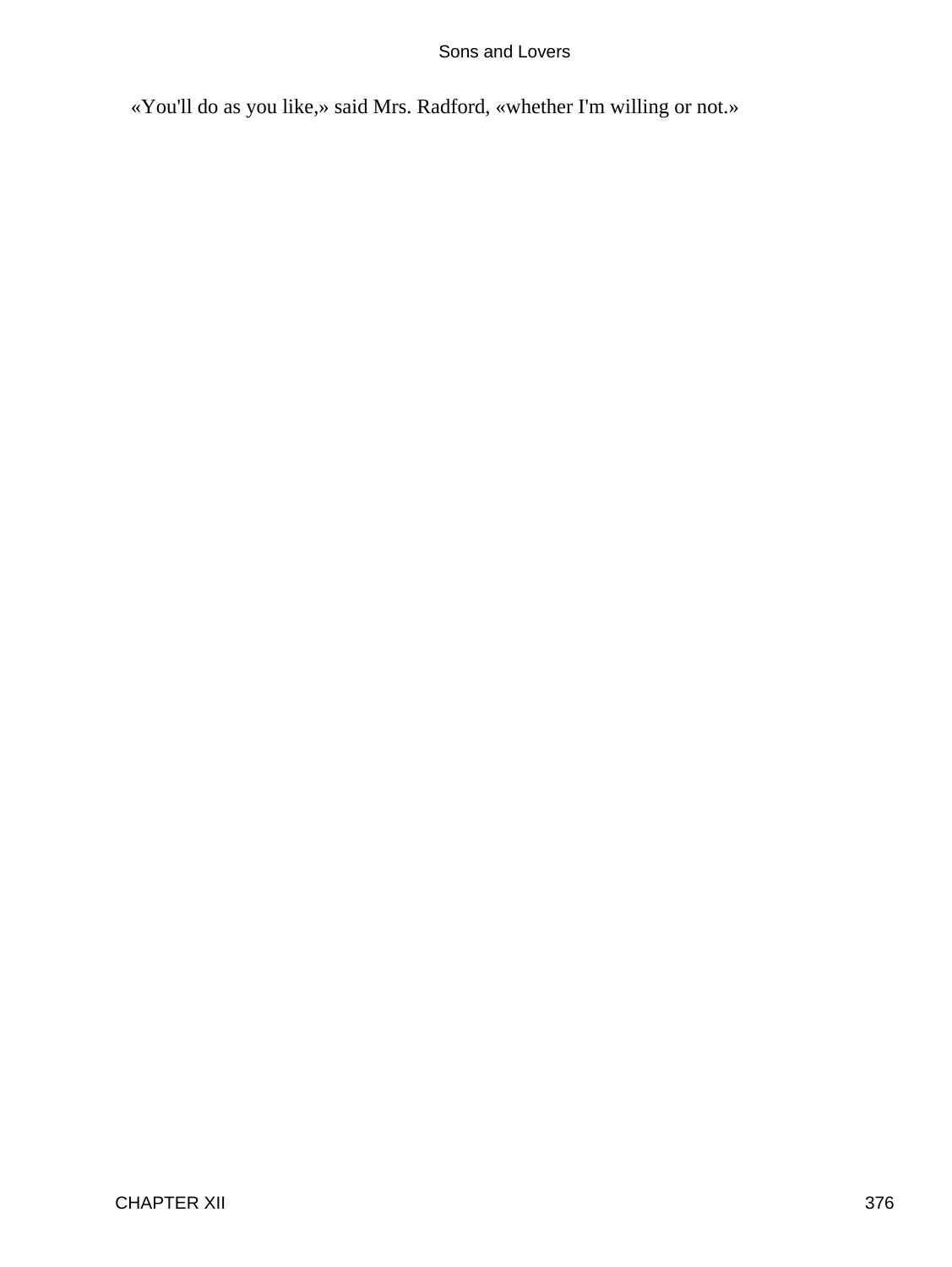«You'll do as you like,» said Mrs. Radford, «whether I'm willing or not.»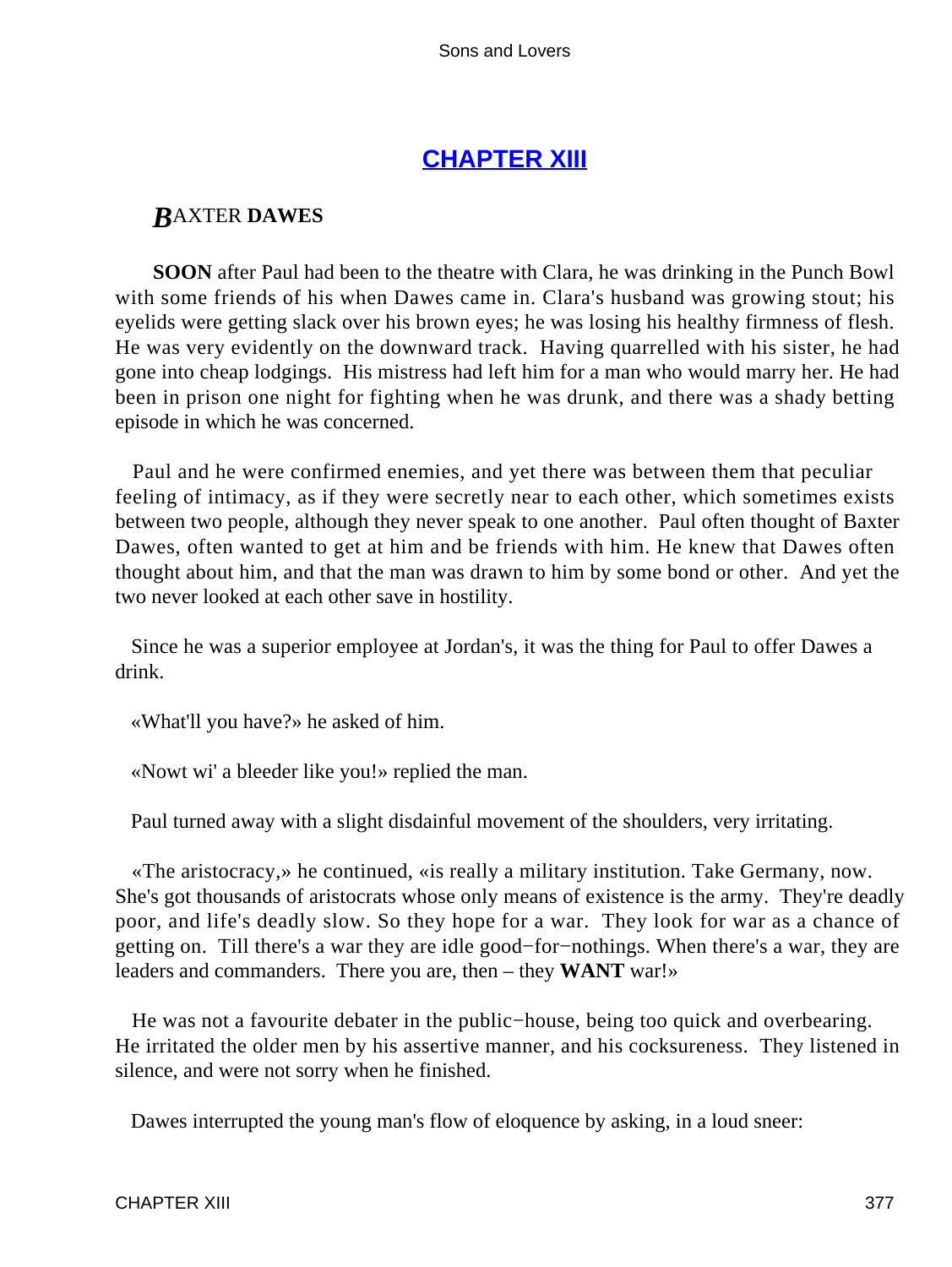## [CHAPTER XIII](#)

### *B*AXTER **DAWES**

**SOON** after Paul had been to the theatre with Clara, he was drinking in the Punch Bowl with some friends of his when Dawes came in. Clara's husband was growing stout; his eyelids were getting slack over his brown eyes; he was losing his healthy firmness of flesh. He was very evidently on the downward track. Having quarrelled with his sister, he had gone into cheap lodgings. His mistress had left him for a man who would marry her. He had been in prison one night for fighting when he was drunk, and there was a shady betting episode in which he was concerned.

Paul and he were confirmed enemies, and yet there was between them that peculiar feeling of intimacy, as if they were secretly near to each other, which sometimes exists between two people, although they never speak to one another. Paul often thought of Baxter Dawes, often wanted to get at him and be friends with him. He knew that Dawes often thought about him, and that the man was drawn to him by some bond or other. And yet the two never looked at each other save in hostility.

Since he was a superior employee at Jordan's, it was the thing for Paul to offer Dawes a drink.

«What'll you have?» he asked of him.

«Nowt wi' a bleeder like you!» replied the man.

Paul turned away with a slight disdainful movement of the shoulders, very irritating.

«The aristocracy,» he continued, «is really a military institution. Take Germany, now. She's got thousands of aristocrats whose only means of existence is the army. They're deadly poor, and life's deadly slow. So they hope for a war. They look for war as a chance of getting on. Till there's a war they are idle good−for−nothings. When there's a war, they are leaders and commanders. There you are, then – they **WANT** war!»

He was not a favourite debater in the public−house, being too quick and overbearing. He irritated the older men by his assertive manner, and his cocksureness. They listened in silence, and were not sorry when he finished.

Dawes interrupted the young man's flow of eloquence by asking, in a loud sneer: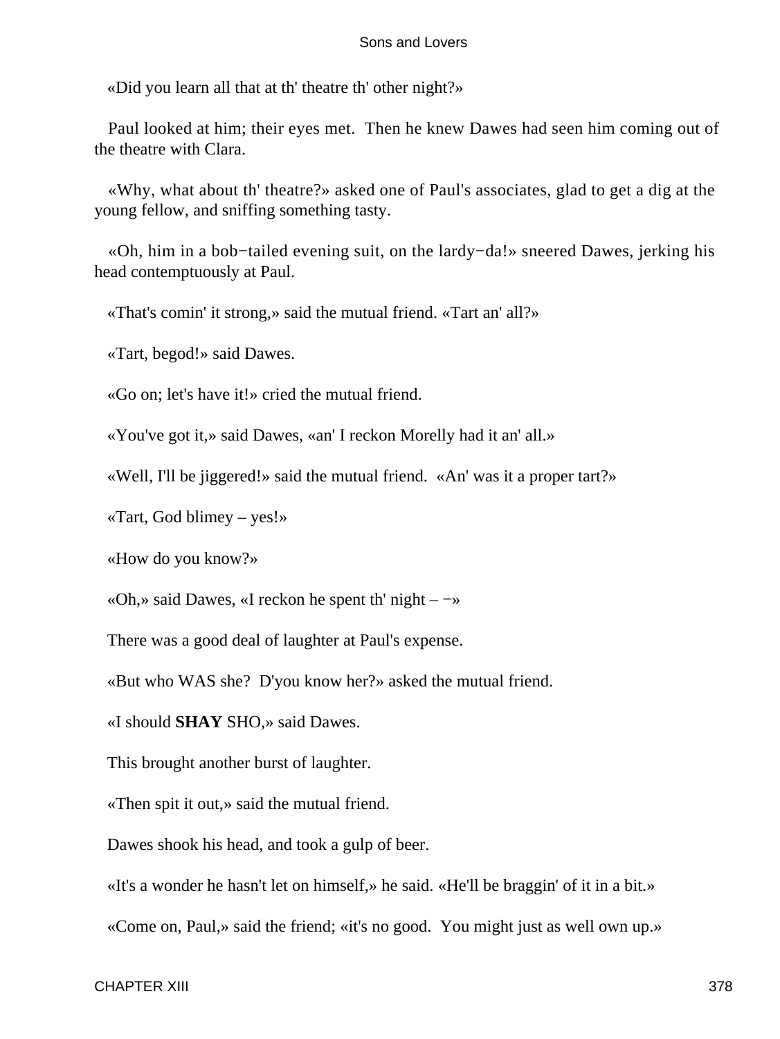«Did you learn all that at th' theatre th' other night?»

Paul looked at him; their eyes met. Then he knew Dawes had seen him coming out of the theatre with Clara.

«Why, what about th' theatre?» asked one of Paul's associates, glad to get a dig at the young fellow, and sniffing something tasty.

«Oh, him in a bob−tailed evening suit, on the lardy−da!» sneered Dawes, jerking his head contemptuously at Paul.

«That's comin' it strong,» said the mutual friend. «Tart an' all?»

«Tart, begod!» said Dawes.

«Go on; let's have it!» cried the mutual friend.

«You've got it,» said Dawes, «an' I reckon Morelly had it an' all.»

«Well, I'll be jiggered!» said the mutual friend. «An' was it a proper tart?»

«Tart, God blimey – yes!»

«How do you know?»

«Oh,» said Dawes, «I reckon he spent th' night – −»

There was a good deal of laughter at Paul's expense.

«But who WAS she? D'you know her?» asked the mutual friend.

«I should **SHAY** SHO,» said Dawes.

This brought another burst of laughter.

«Then spit it out,» said the mutual friend.

Dawes shook his head, and took a gulp of beer.

«It's a wonder he hasn't let on himself,» he said. «He'll be braggin' of it in a bit.»

«Come on, Paul,» said the friend; «it's no good. You might just as well own up.»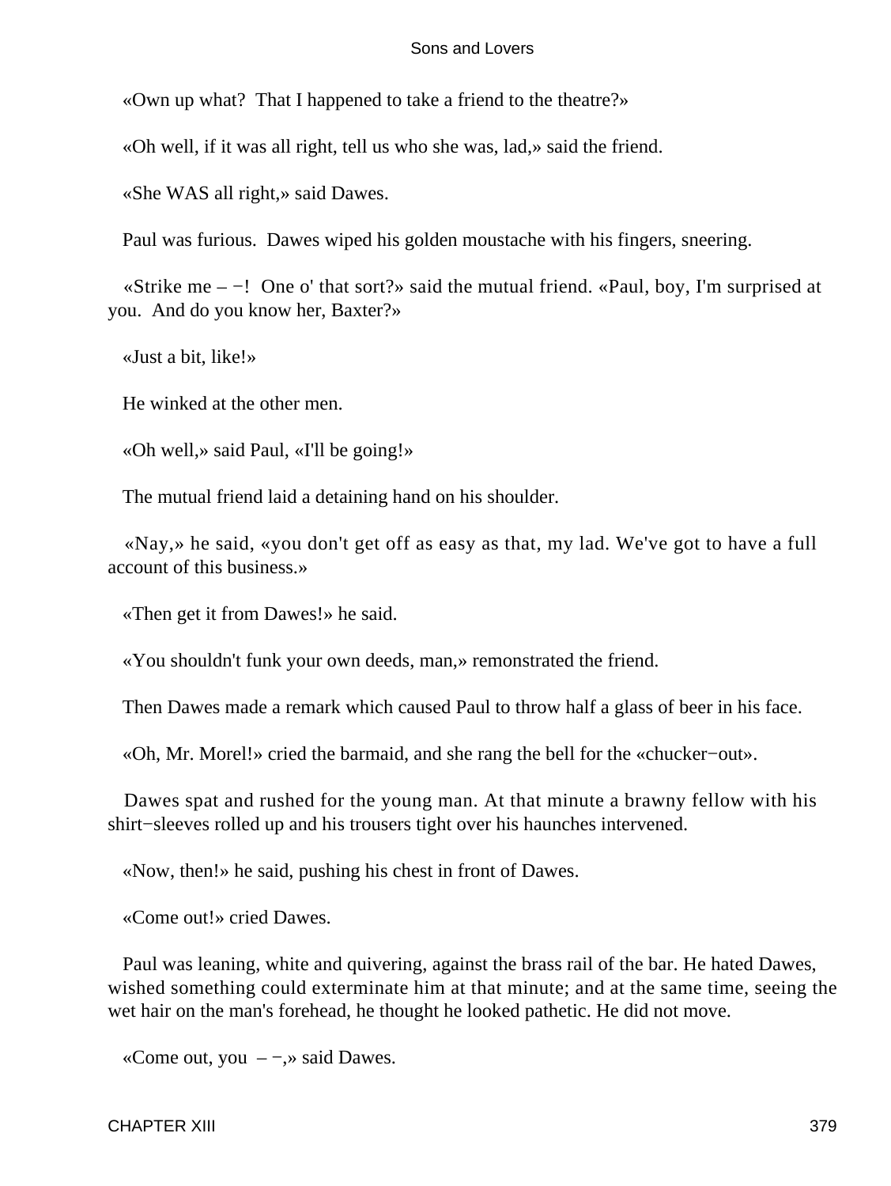«Own up what?  That I happened to take a friend to the theatre?»

«Oh well, if it was all right, tell us who she was, lad,» said the friend.

«She WAS all right,» said Dawes.

Paul was furious.  Dawes wiped his golden moustache with his fingers, sneering.

«Strike me – −!  One o' that sort?» said the mutual friend. «Paul, boy, I'm surprised at you.  And do you know her, Baxter?»

«Just a bit, like!»

He winked at the other men.

«Oh well,» said Paul, «I'll be going!»

The mutual friend laid a detaining hand on his shoulder.

«Nay,» he said, «you don't get off as easy as that, my lad. We've got to have a full account of this business.»

«Then get it from Dawes!» he said.

«You shouldn't funk your own deeds, man,» remonstrated the friend.

Then Dawes made a remark which caused Paul to throw half a glass of beer in his face.

«Oh, Mr. Morel!» cried the barmaid, and she rang the bell for the «chucker−out».

Dawes spat and rushed for the young man. At that minute a brawny fellow with his shirt−sleeves rolled up and his trousers tight over his haunches intervened.

«Now, then!» he said, pushing his chest in front of Dawes.

«Come out!» cried Dawes.

Paul was leaning, white and quivering, against the brass rail of the bar. He hated Dawes, wished something could exterminate him at that minute; and at the same time, seeing the wet hair on the man's forehead, he thought he looked pathetic. He did not move.

«Come out, you – −,» said Dawes.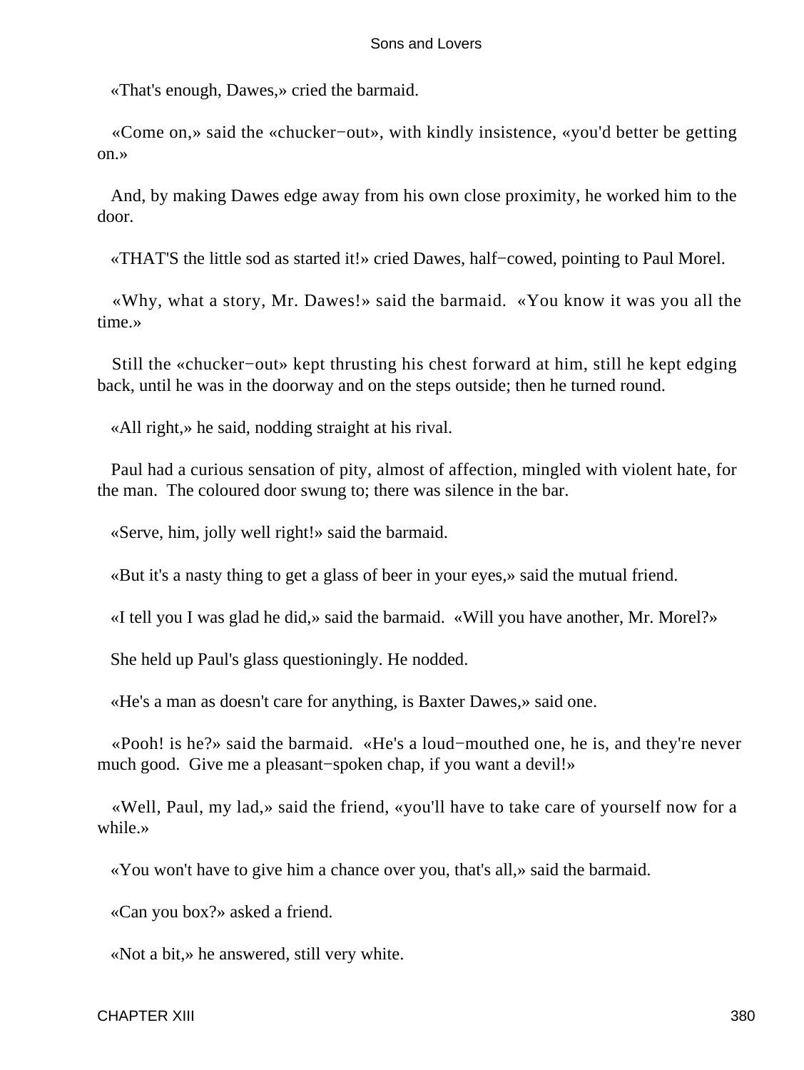«That's enough, Dawes,» cried the barmaid.

«Come on,» said the «chucker−out», with kindly insistence, «you'd better be getting on.»

And, by making Dawes edge away from his own close proximity, he worked him to the door.

«THAT'S the little sod as started it!» cried Dawes, half−cowed, pointing to Paul Morel.

«Why, what a story, Mr. Dawes!» said the barmaid. «You know it was you all the time.»

Still the «chucker−out» kept thrusting his chest forward at him, still he kept edging back, until he was in the doorway and on the steps outside; then he turned round.

«All right,» he said, nodding straight at his rival.

Paul had a curious sensation of pity, almost of affection, mingled with violent hate, for the man. The coloured door swung to; there was silence in the bar.

«Serve, him, jolly well right!» said the barmaid.

«But it's a nasty thing to get a glass of beer in your eyes,» said the mutual friend.

«I tell you I was glad he did,» said the barmaid. «Will you have another, Mr. Morel?»

She held up Paul's glass questioningly. He nodded.

«He's a man as doesn't care for anything, is Baxter Dawes,» said one.

«Pooh! is he?» said the barmaid. «He's a loud−mouthed one, he is, and they're never much good. Give me a pleasant−spoken chap, if you want a devil!»

«Well, Paul, my lad,» said the friend, «you'll have to take care of yourself now for a while.»

«You won't have to give him a chance over you, that's all,» said the barmaid.

«Can you box?» asked a friend.

«Not a bit,» he answered, still very white.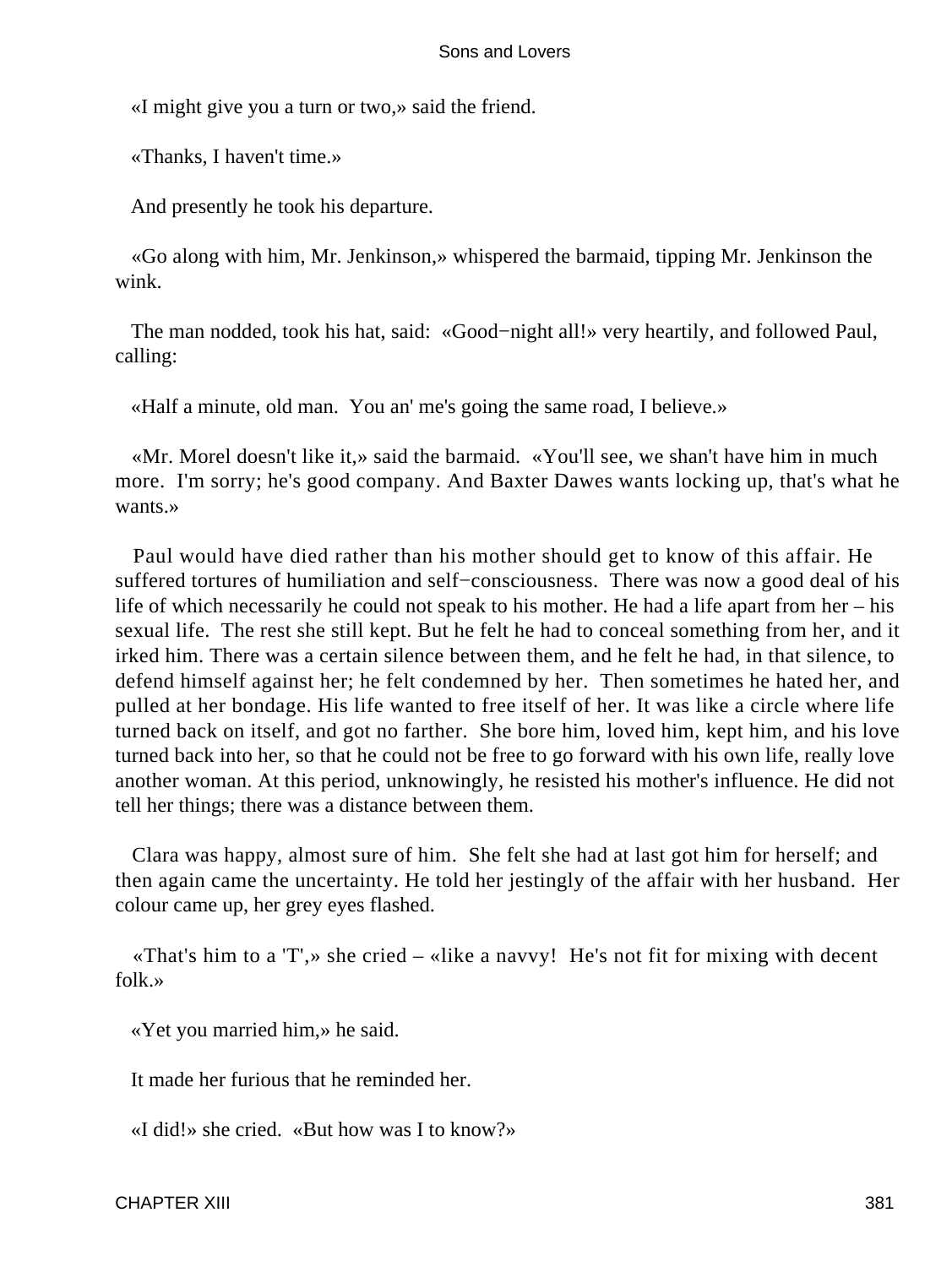«I might give you a turn or two,» said the friend.

«Thanks, I haven't time.»

And presently he took his departure.

«Go along with him, Mr. Jenkinson,» whispered the barmaid, tipping Mr. Jenkinson the wink.

The man nodded, took his hat, said: «Good−night all!» very heartily, and followed Paul, calling:

«Half a minute, old man. You an' me's going the same road, I believe.»

«Mr. Morel doesn't like it,» said the barmaid. «You'll see, we shan't have him in much more. I'm sorry; he's good company. And Baxter Dawes wants locking up, that's what he wants.»

Paul would have died rather than his mother should get to know of this affair. He suffered tortures of humiliation and self−consciousness. There was now a good deal of his life of which necessarily he could not speak to his mother. He had a life apart from her – his sexual life. The rest she still kept. But he felt he had to conceal something from her, and it irked him. There was a certain silence between them, and he felt he had, in that silence, to defend himself against her; he felt condemned by her. Then sometimes he hated her, and pulled at her bondage. His life wanted to free itself of her. It was like a circle where life turned back on itself, and got no farther. She bore him, loved him, kept him, and his love turned back into her, so that he could not be free to go forward with his own life, really love another woman. At this period, unknowingly, he resisted his mother's influence. He did not tell her things; there was a distance between them.

Clara was happy, almost sure of him. She felt she had at last got him for herself; and then again came the uncertainty. He told her jestingly of the affair with her husband. Her colour came up, her grey eyes flashed.

«That's him to a 'T',» she cried – «like a navvy! He's not fit for mixing with decent folk.»

«Yet you married him,» he said.

It made her furious that he reminded her.

«I did!» she cried. «But how was I to know?»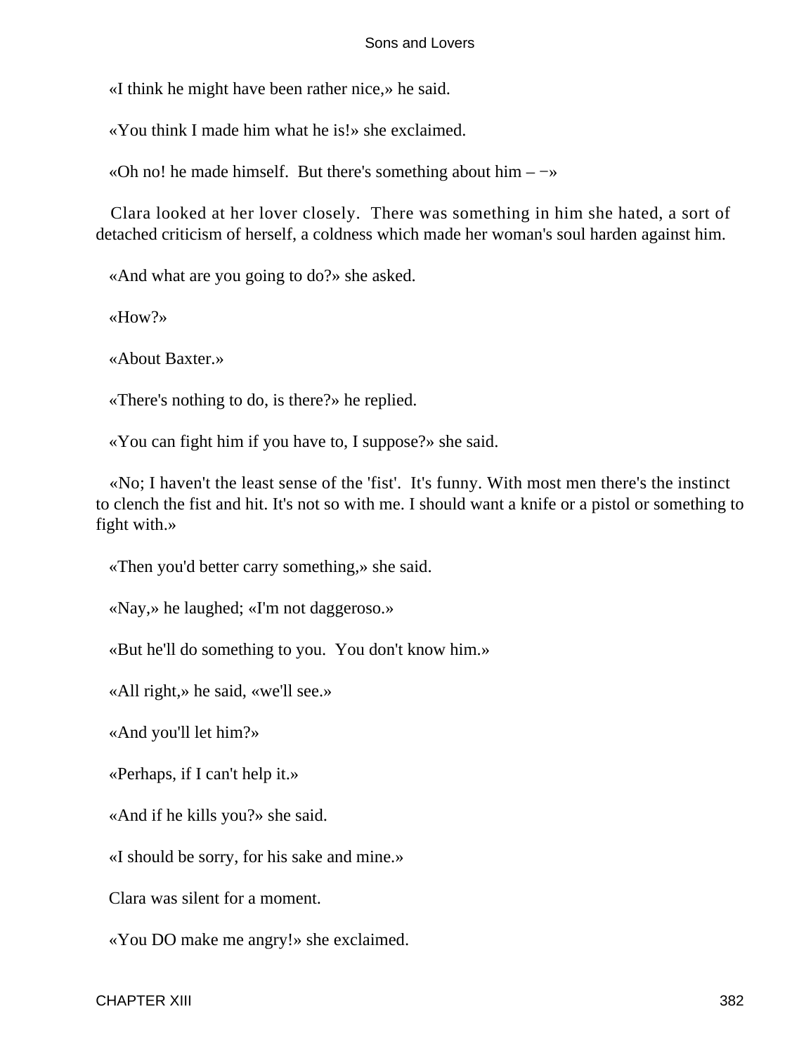«I think he might have been rather nice,» he said.

«You think I made him what he is!» she exclaimed.

«Oh no! he made himself. But there's something about him – −»

Clara looked at her lover closely. There was something in him she hated, a sort of detached criticism of herself, a coldness which made her woman's soul harden against him.

«And what are you going to do?» she asked.

«How?»

«About Baxter.»

«There's nothing to do, is there?» he replied.

«You can fight him if you have to, I suppose?» she said.

«No; I haven't the least sense of the 'fist'. It's funny. With most men there's the instinct to clench the fist and hit. It's not so with me. I should want a knife or a pistol or something to fight with.»

«Then you'd better carry something,» she said.

«Nay,» he laughed; «I'm not daggeroso.»

«But he'll do something to you. You don't know him.»

«All right,» he said, «we'll see.»

«And you'll let him?»

«Perhaps, if I can't help it.»

«And if he kills you?» she said.

«I should be sorry, for his sake and mine.»

Clara was silent for a moment.

«You DO make me angry!» she exclaimed.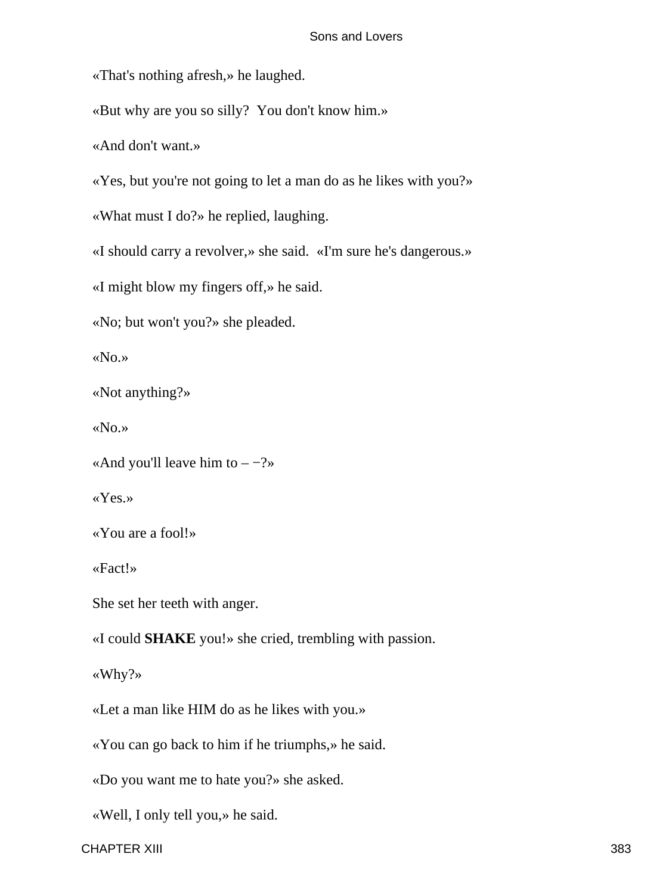«That's nothing afresh,» he laughed.

«But why are you so silly?  You don't know him.»

«And don't want.»

«Yes, but you're not going to let a man do as he likes with you?»

«What must I do?» he replied, laughing.

«I should carry a revolver,» she said.  «I'm sure he's dangerous.»

«I might blow my fingers off,» he said.

«No; but won't you?» she pleaded.

«No.»

«Not anything?»

«No.»

«And you'll leave him to – −?»

«Yes.»

«You are a fool!»

«Fact!»

She set her teeth with anger.

«I could **SHAKE** you!» she cried, trembling with passion.

«Why?»

«Let a man like HIM do as he likes with you.»

«You can go back to him if he triumphs,» he said.

«Do you want me to hate you?» she asked.

«Well, I only tell you,» he said.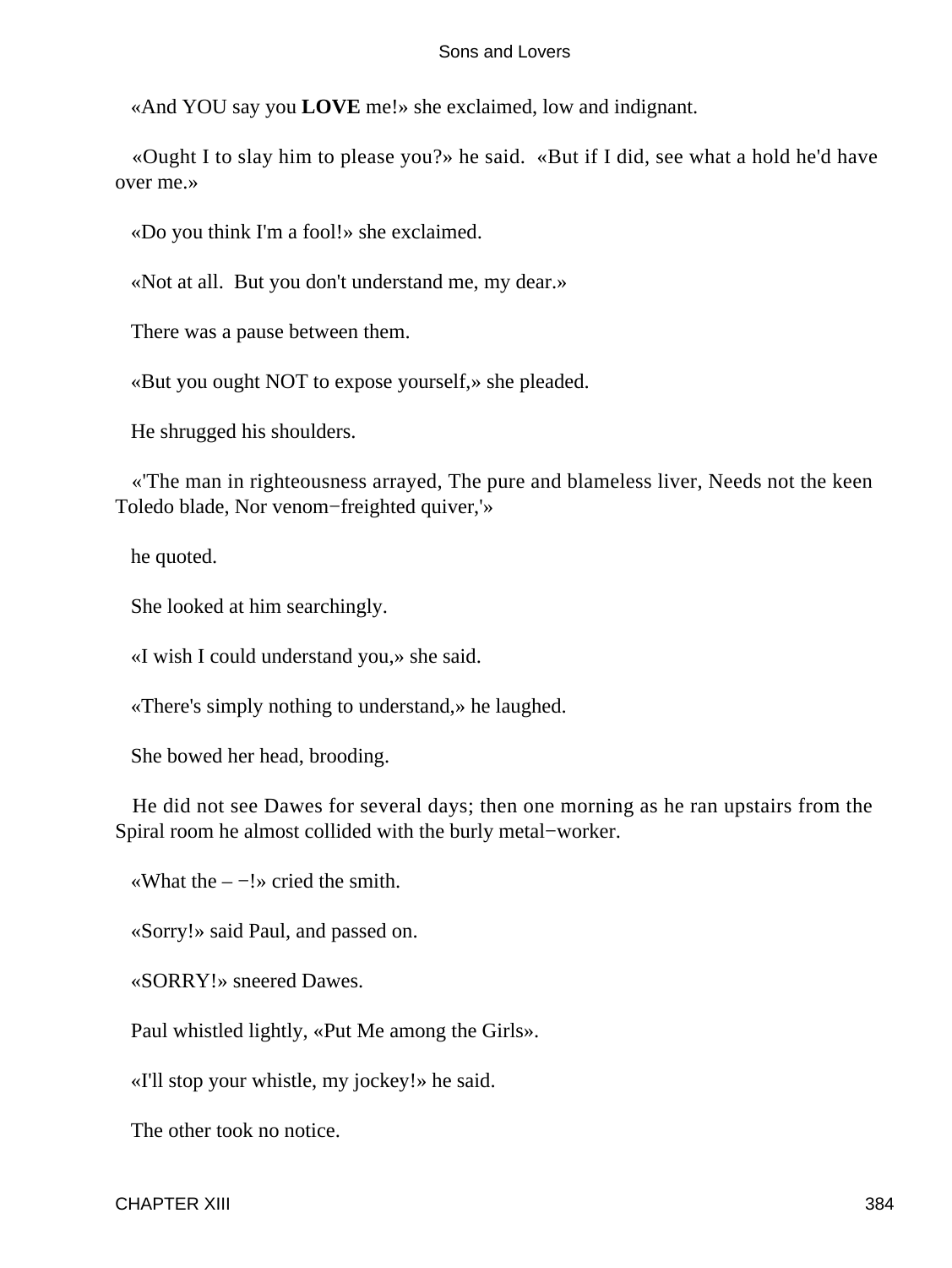«And YOU say you **LOVE** me!» she exclaimed, low and indignant.

«Ought I to slay him to please you?» he said. «But if I did, see what a hold he'd have over me.»

«Do you think I'm a fool!» she exclaimed.

«Not at all. But you don't understand me, my dear.»

There was a pause between them.

«But you ought NOT to expose yourself,» she pleaded.

He shrugged his shoulders.

«'The man in righteousness arrayed, The pure and blameless liver, Needs not the keen Toledo blade, Nor venom−freighted quiver,'»

he quoted.

She looked at him searchingly.

«I wish I could understand you,» she said.

«There's simply nothing to understand,» he laughed.

She bowed her head, brooding.

He did not see Dawes for several days; then one morning as he ran upstairs from the Spiral room he almost collided with the burly metal−worker.

«What the – −!» cried the smith.

«Sorry!» said Paul, and passed on.

«SORRY!» sneered Dawes.

Paul whistled lightly, «Put Me among the Girls».

«I'll stop your whistle, my jockey!» he said.

The other took no notice.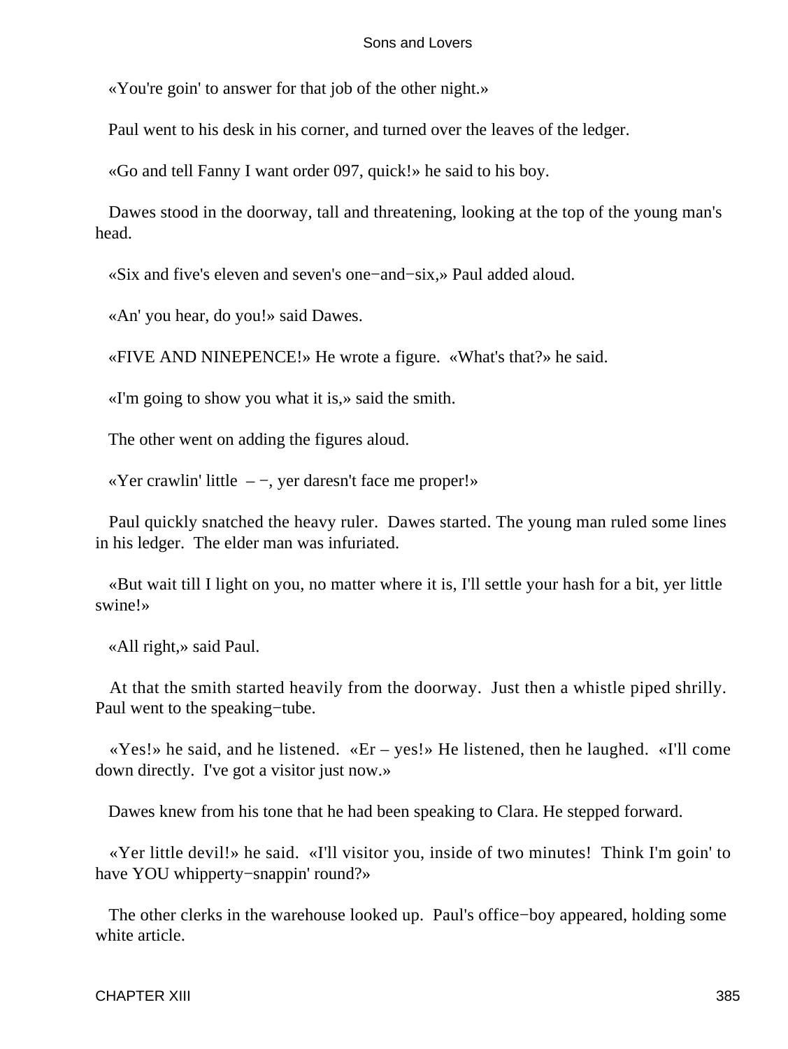«You're goin' to answer for that job of the other night.»

Paul went to his desk in his corner, and turned over the leaves of the ledger.

«Go and tell Fanny I want order 097, quick!» he said to his boy.

Dawes stood in the doorway, tall and threatening, looking at the top of the young man's head.

«Six and five's eleven and seven's one−and−six,» Paul added aloud.

«An' you hear, do you!» said Dawes.

«FIVE AND NINEPENCE!» He wrote a figure. «What's that?» he said.

«I'm going to show you what it is,» said the smith.

The other went on adding the figures aloud.

«Yer crawlin' little – −, yer daresn't face me proper!»

Paul quickly snatched the heavy ruler. Dawes started. The young man ruled some lines in his ledger. The elder man was infuriated.

«But wait till I light on you, no matter where it is, I'll settle your hash for a bit, yer little swine!»

«All right,» said Paul.

At that the smith started heavily from the doorway. Just then a whistle piped shrilly. Paul went to the speaking−tube.

«Yes!» he said, and he listened. «Er – yes!» He listened, then he laughed. «I'll come down directly. I've got a visitor just now.»

Dawes knew from his tone that he had been speaking to Clara. He stepped forward.

«Yer little devil!» he said. «I'll visitor you, inside of two minutes! Think I'm goin' to have YOU whipperty−snappin' round?»

The other clerks in the warehouse looked up. Paul's office−boy appeared, holding some white article.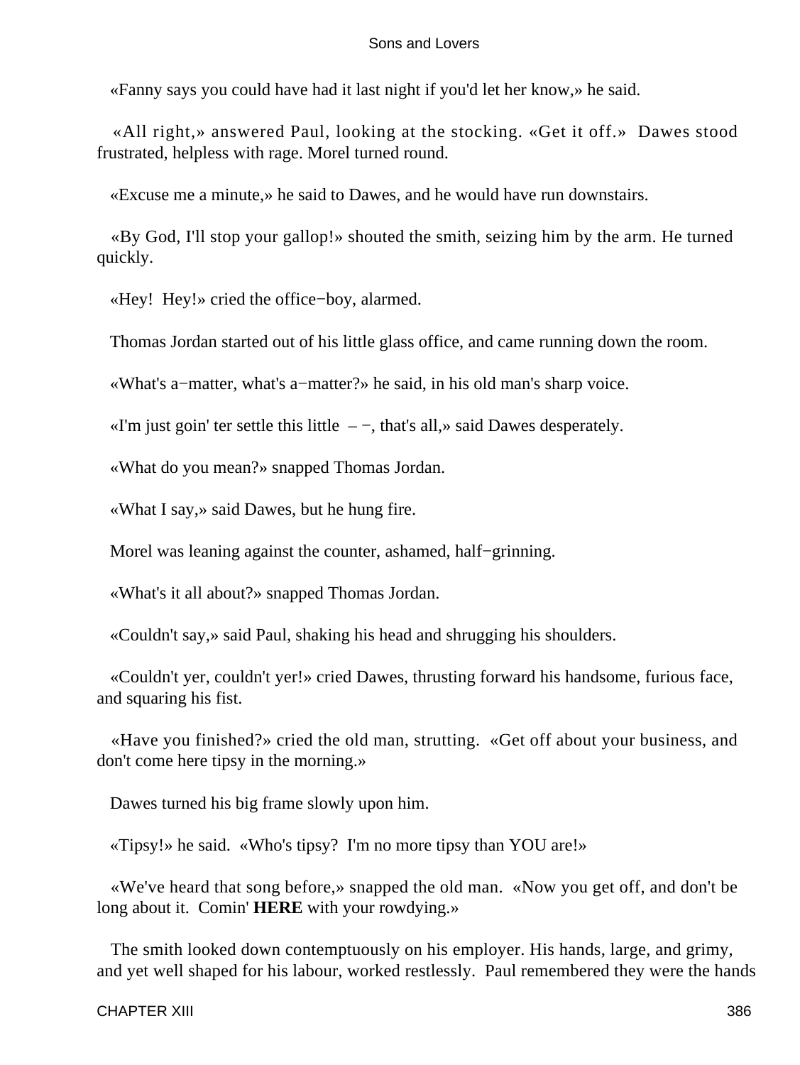«Fanny says you could have had it last night if you'd let her know,» he said.

«All right,» answered Paul, looking at the stocking. «Get it off.» Dawes stood frustrated, helpless with rage. Morel turned round.

«Excuse me a minute,» he said to Dawes, and he would have run downstairs.

«By God, I'll stop your gallop!» shouted the smith, seizing him by the arm. He turned quickly.

«Hey! Hey!» cried the office−boy, alarmed.

Thomas Jordan started out of his little glass office, and came running down the room.

«What's a−matter, what's a−matter?» he said, in his old man's sharp voice.

«I'm just goin' ter settle this little – −, that's all,» said Dawes desperately.

«What do you mean?» snapped Thomas Jordan.

«What I say,» said Dawes, but he hung fire.

Morel was leaning against the counter, ashamed, half−grinning.

«What's it all about?» snapped Thomas Jordan.

«Couldn't say,» said Paul, shaking his head and shrugging his shoulders.

«Couldn't yer, couldn't yer!» cried Dawes, thrusting forward his handsome, furious face, and squaring his fist.

«Have you finished?» cried the old man, strutting. «Get off about your business, and don't come here tipsy in the morning.»

Dawes turned his big frame slowly upon him.

«Tipsy!» he said. «Who's tipsy? I'm no more tipsy than YOU are!»

«We've heard that song before,» snapped the old man. «Now you get off, and don't be long about it. Comin' **HERE** with your rowdying.»

The smith looked down contemptuously on his employer. His hands, large, and grimy, and yet well shaped for his labour, worked restlessly. Paul remembered they were the hands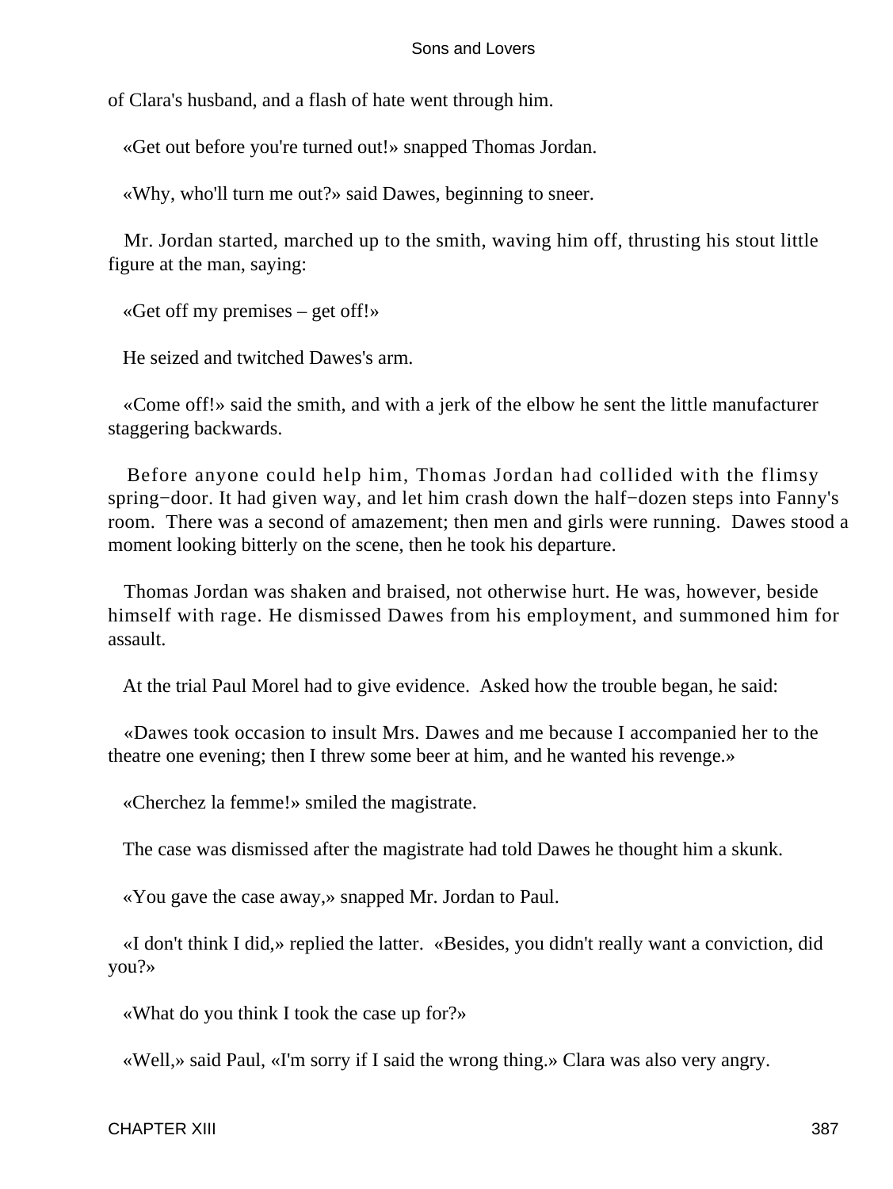of Clara's husband, and a flash of hate went through him.

«Get out before you're turned out!» snapped Thomas Jordan.

«Why, who'll turn me out?» said Dawes, beginning to sneer.

Mr. Jordan started, marched up to the smith, waving him off, thrusting his stout little figure at the man, saying:

«Get off my premises – get off!»

He seized and twitched Dawes's arm.

«Come off!» said the smith, and with a jerk of the elbow he sent the little manufacturer staggering backwards.

Before anyone could help him, Thomas Jordan had collided with the flimsy spring−door. It had given way, and let him crash down the half−dozen steps into Fanny's room. There was a second of amazement; then men and girls were running. Dawes stood a moment looking bitterly on the scene, then he took his departure.

Thomas Jordan was shaken and braised, not otherwise hurt. He was, however, beside himself with rage. He dismissed Dawes from his employment, and summoned him for assault.

At the trial Paul Morel had to give evidence. Asked how the trouble began, he said:

«Dawes took occasion to insult Mrs. Dawes and me because I accompanied her to the theatre one evening; then I threw some beer at him, and he wanted his revenge.»

«Cherchez la femme!» smiled the magistrate.

The case was dismissed after the magistrate had told Dawes he thought him a skunk.

«You gave the case away,» snapped Mr. Jordan to Paul.

«I don't think I did,» replied the latter. «Besides, you didn't really want a conviction, did you?»

«What do you think I took the case up for?»

«Well,» said Paul, «I'm sorry if I said the wrong thing.» Clara was also very angry.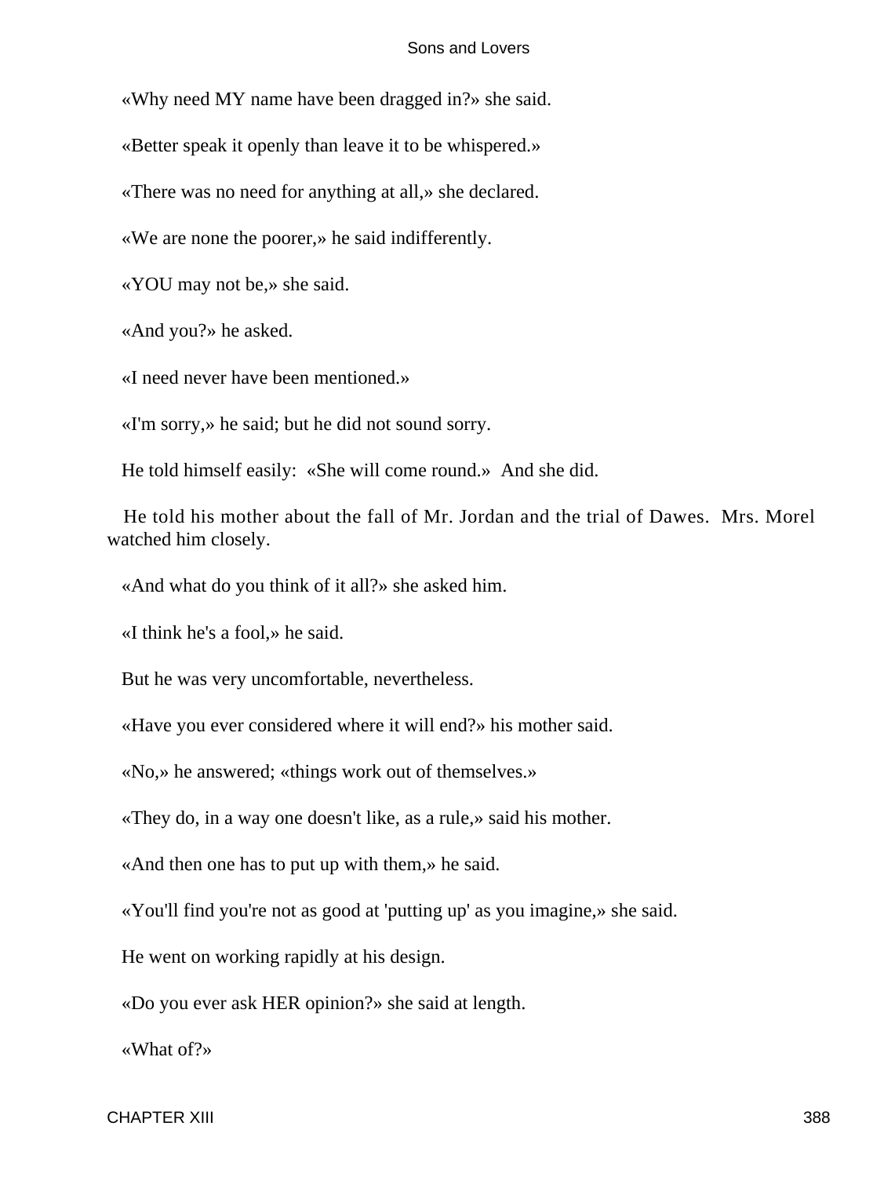«Why need MY name have been dragged in?» she said.

«Better speak it openly than leave it to be whispered.»

«There was no need for anything at all,» she declared.

«We are none the poorer,» he said indifferently.

«YOU may not be,» she said.

«And you?» he asked.

«I need never have been mentioned.»

«I'm sorry,» he said; but he did not sound sorry.

He told himself easily: «She will come round.» And she did.

He told his mother about the fall of Mr. Jordan and the trial of Dawes. Mrs. Morel watched him closely.

«And what do you think of it all?» she asked him.

«I think he's a fool,» he said.

But he was very uncomfortable, nevertheless.

«Have you ever considered where it will end?» his mother said.

«No,» he answered; «things work out of themselves.»

«They do, in a way one doesn't like, as a rule,» said his mother.

«And then one has to put up with them,» he said.

«You'll find you're not as good at 'putting up' as you imagine,» she said.

He went on working rapidly at his design.

«Do you ever ask HER opinion?» she said at length.

«What of?»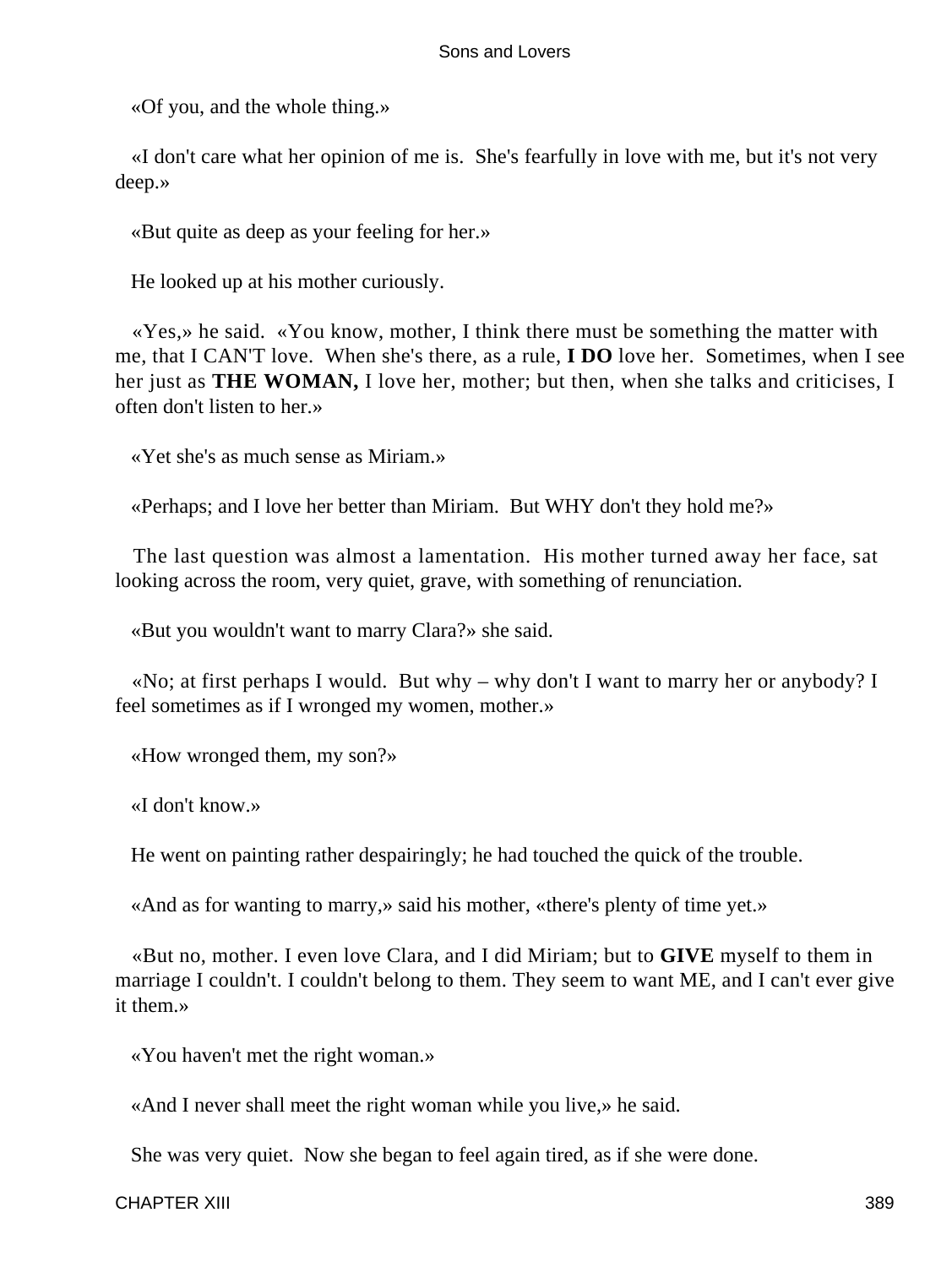«Of you, and the whole thing.»

«I don't care what her opinion of me is. She's fearfully in love with me, but it's not very deep.»

«But quite as deep as your feeling for her.»

He looked up at his mother curiously.

«Yes,» he said. «You know, mother, I think there must be something the matter with me, that I CAN'T love. When she's there, as a rule, **I DO** love her. Sometimes, when I see her just as **THE WOMAN,** I love her, mother; but then, when she talks and criticises, I often don't listen to her.»

«Yet she's as much sense as Miriam.»

«Perhaps; and I love her better than Miriam. But WHY don't they hold me?»

The last question was almost a lamentation. His mother turned away her face, sat looking across the room, very quiet, grave, with something of renunciation.

«But you wouldn't want to marry Clara?» she said.

«No; at first perhaps I would. But why – why don't I want to marry her or anybody? I feel sometimes as if I wronged my women, mother.»

«How wronged them, my son?»

«I don't know.»

He went on painting rather despairingly; he had touched the quick of the trouble.

«And as for wanting to marry,» said his mother, «there's plenty of time yet.»

«But no, mother. I even love Clara, and I did Miriam; but to **GIVE** myself to them in marriage I couldn't. I couldn't belong to them. They seem to want ME, and I can't ever give it them.»

«You haven't met the right woman.»

«And I never shall meet the right woman while you live,» he said.

She was very quiet. Now she began to feel again tired, as if she were done.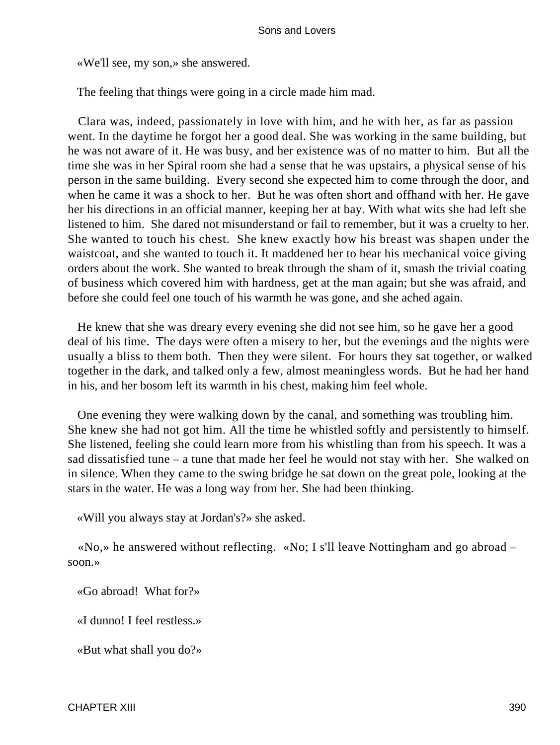«We'll see, my son,» she answered.

The feeling that things were going in a circle made him mad.

Clara was, indeed, passionately in love with him, and he with her, as far as passion went. In the daytime he forgot her a good deal. She was working in the same building, but he was not aware of it. He was busy, and her existence was of no matter to him. But all the time she was in her Spiral room she had a sense that he was upstairs, a physical sense of his person in the same building. Every second she expected him to come through the door, and when he came it was a shock to her. But he was often short and offhand with her. He gave her his directions in an official manner, keeping her at bay. With what wits she had left she listened to him. She dared not misunderstand or fail to remember, but it was a cruelty to her. She wanted to touch his chest. She knew exactly how his breast was shapen under the waistcoat, and she wanted to touch it. It maddened her to hear his mechanical voice giving orders about the work. She wanted to break through the sham of it, smash the trivial coating of business which covered him with hardness, get at the man again; but she was afraid, and before she could feel one touch of his warmth he was gone, and she ached again.

He knew that she was dreary every evening she did not see him, so he gave her a good deal of his time. The days were often a misery to her, but the evenings and the nights were usually a bliss to them both. Then they were silent. For hours they sat together, or walked together in the dark, and talked only a few, almost meaningless words. But he had her hand in his, and her bosom left its warmth in his chest, making him feel whole.

One evening they were walking down by the canal, and something was troubling him. She knew she had not got him. All the time he whistled softly and persistently to himself. She listened, feeling she could learn more from his whistling than from his speech. It was a sad dissatisfied tune – a tune that made her feel he would not stay with her. She walked on in silence. When they came to the swing bridge he sat down on the great pole, looking at the stars in the water. He was a long way from her. She had been thinking.

«Will you always stay at Jordan's?» she asked.

«No,» he answered without reflecting. «No; I s'll leave Nottingham and go abroad – soon.»

«Go abroad! What for?»

«I dunno! I feel restless.»

«But what shall you do?»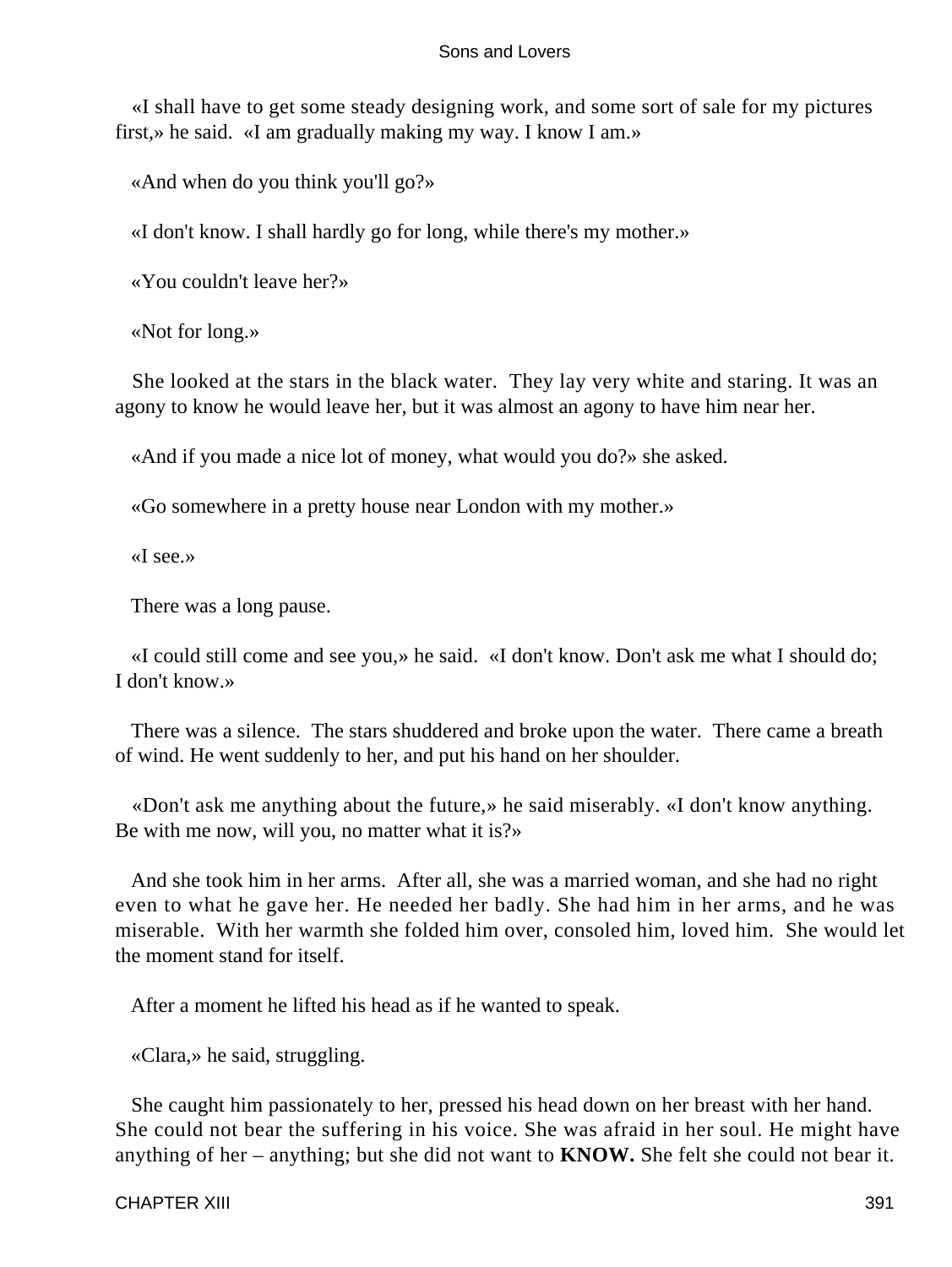«I shall have to get some steady designing work, and some sort of sale for my pictures first,» he said. «I am gradually making my way. I know I am.»

«And when do you think you'll go?»

«I don't know. I shall hardly go for long, while there's my mother.»

«You couldn't leave her?»

«Not for long.»

She looked at the stars in the black water. They lay very white and staring. It was an agony to know he would leave her, but it was almost an agony to have him near her.

«And if you made a nice lot of money, what would you do?» she asked.

«Go somewhere in a pretty house near London with my mother.»

«I see.»

There was a long pause.

«I could still come and see you,» he said. «I don't know. Don't ask me what I should do; I don't know.»

There was a silence. The stars shuddered and broke upon the water. There came a breath of wind. He went suddenly to her, and put his hand on her shoulder.

«Don't ask me anything about the future,» he said miserably. «I don't know anything. Be with me now, will you, no matter what it is?»

And she took him in her arms. After all, she was a married woman, and she had no right even to what he gave her. He needed her badly. She had him in her arms, and he was miserable. With her warmth she folded him over, consoled him, loved him. She would let the moment stand for itself.

After a moment he lifted his head as if he wanted to speak.

«Clara,» he said, struggling.

She caught him passionately to her, pressed his head down on her breast with her hand. She could not bear the suffering in his voice. She was afraid in her soul. He might have anything of her – anything; but she did not want to **KNOW.** She felt she could not bear it.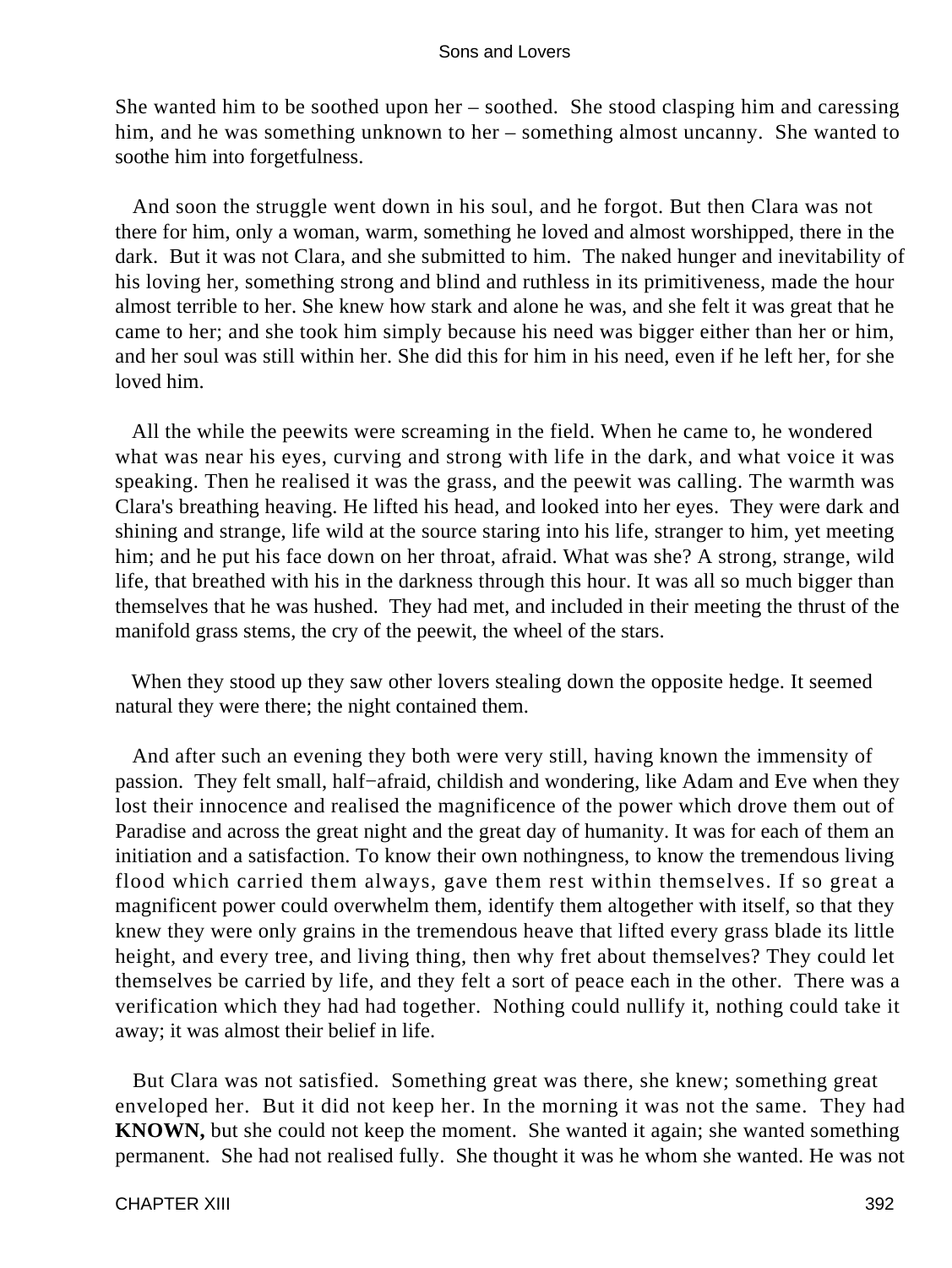She wanted him to be soothed upon her – soothed. She stood clasping him and caressing him, and he was something unknown to her – something almost uncanny. She wanted to soothe him into forgetfulness.

And soon the struggle went down in his soul, and he forgot. But then Clara was not there for him, only a woman, warm, something he loved and almost worshipped, there in the dark. But it was not Clara, and she submitted to him. The naked hunger and inevitability of his loving her, something strong and blind and ruthless in its primitiveness, made the hour almost terrible to her. She knew how stark and alone he was, and she felt it was great that he came to her; and she took him simply because his need was bigger either than her or him, and her soul was still within her. She did this for him in his need, even if he left her, for she loved him.

All the while the peewits were screaming in the field. When he came to, he wondered what was near his eyes, curving and strong with life in the dark, and what voice it was speaking. Then he realised it was the grass, and the peewit was calling. The warmth was Clara's breathing heaving. He lifted his head, and looked into her eyes. They were dark and shining and strange, life wild at the source staring into his life, stranger to him, yet meeting him; and he put his face down on her throat, afraid. What was she? A strong, strange, wild life, that breathed with his in the darkness through this hour. It was all so much bigger than themselves that he was hushed. They had met, and included in their meeting the thrust of the manifold grass stems, the cry of the peewit, the wheel of the stars.

When they stood up they saw other lovers stealing down the opposite hedge. It seemed natural they were there; the night contained them.

And after such an evening they both were very still, having known the immensity of passion. They felt small, half-afraid, childish and wondering, like Adam and Eve when they lost their innocence and realised the magnificence of the power which drove them out of Paradise and across the great night and the great day of humanity. It was for each of them an initiation and a satisfaction. To know their own nothingness, to know the tremendous living flood which carried them always, gave them rest within themselves. If so great a magnificent power could overwhelm them, identify them altogether with itself, so that they knew they were only grains in the tremendous heave that lifted every grass blade its little height, and every tree, and living thing, then why fret about themselves? They could let themselves be carried by life, and they felt a sort of peace each in the other. There was a verification which they had had together. Nothing could nullify it, nothing could take it away; it was almost their belief in life.

But Clara was not satisfied. Something great was there, she knew; something great enveloped her. But it did not keep her. In the morning it was not the same. They had **KNOWN,** but she could not keep the moment. She wanted it again; she wanted something permanent. She had not realised fully. She thought it was he whom she wanted. He was not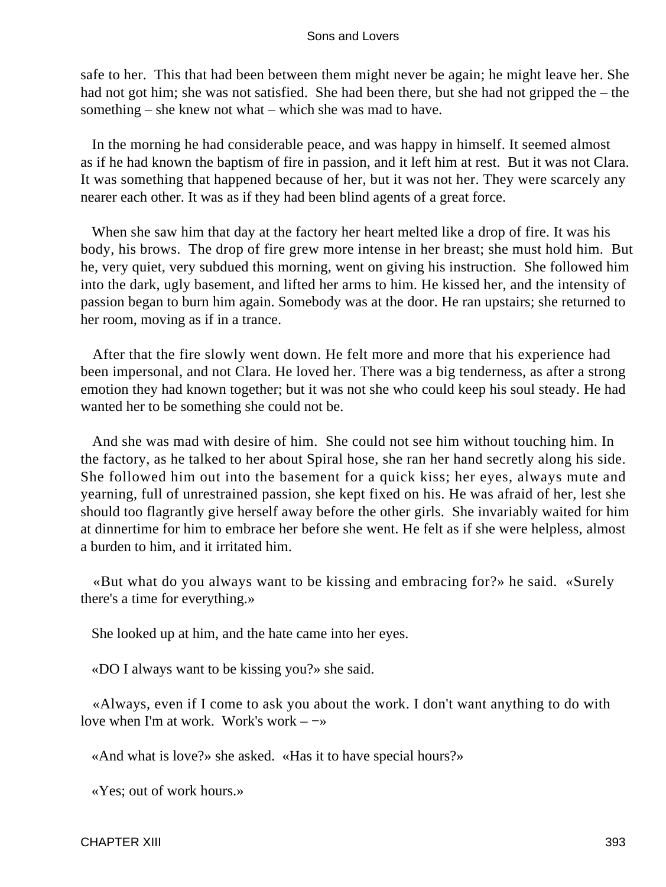safe to her. This that had been between them might never be again; he might leave her. She had not got him; she was not satisfied. She had been there, but she had not gripped the – the something – she knew not what – which she was mad to have.

In the morning he had considerable peace, and was happy in himself. It seemed almost as if he had known the baptism of fire in passion, and it left him at rest. But it was not Clara. It was something that happened because of her, but it was not her. They were scarcely any nearer each other. It was as if they had been blind agents of a great force.

When she saw him that day at the factory her heart melted like a drop of fire. It was his body, his brows. The drop of fire grew more intense in her breast; she must hold him. But he, very quiet, very subdued this morning, went on giving his instruction. She followed him into the dark, ugly basement, and lifted her arms to him. He kissed her, and the intensity of passion began to burn him again. Somebody was at the door. He ran upstairs; she returned to her room, moving as if in a trance.

After that the fire slowly went down. He felt more and more that his experience had been impersonal, and not Clara. He loved her. There was a big tenderness, as after a strong emotion they had known together; but it was not she who could keep his soul steady. He had wanted her to be something she could not be.

And she was mad with desire of him. She could not see him without touching him. In the factory, as he talked to her about Spiral hose, she ran her hand secretly along his side. She followed him out into the basement for a quick kiss; her eyes, always mute and yearning, full of unrestrained passion, she kept fixed on his. He was afraid of her, lest she should too flagrantly give herself away before the other girls. She invariably waited for him at dinnertime for him to embrace her before she went. He felt as if she were helpless, almost a burden to him, and it irritated him.

«But what do you always want to be kissing and embracing for?» he said. «Surely there's a time for everything.»

She looked up at him, and the hate came into her eyes.

«DO I always want to be kissing you?» she said.

«Always, even if I come to ask you about the work. I don't want anything to do with love when I'm at work. Work's work – −»

«And what is love?» she asked. «Has it to have special hours?»

«Yes; out of work hours.»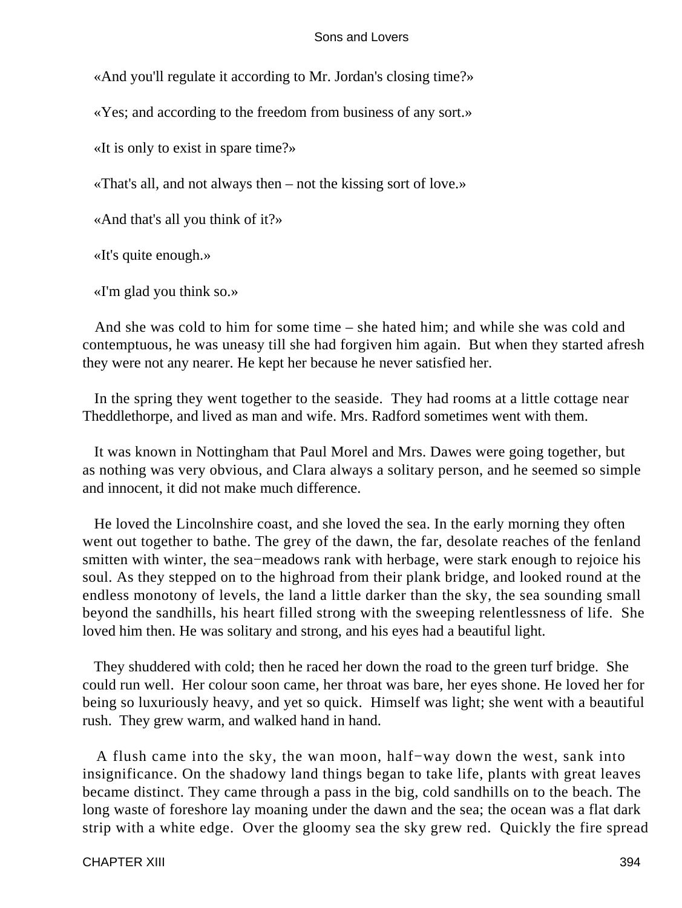«And you'll regulate it according to Mr. Jordan's closing time?»

«Yes; and according to the freedom from business of any sort.»

«It is only to exist in spare time?»

«That's all, and not always then – not the kissing sort of love.»

«And that's all you think of it?»

«It's quite enough.»

«I'm glad you think so.»

And she was cold to him for some time – she hated him; and while she was cold and contemptuous, he was uneasy till she had forgiven him again. But when they started afresh they were not any nearer. He kept her because he never satisfied her.

In the spring they went together to the seaside. They had rooms at a little cottage near Theddlethorpe, and lived as man and wife. Mrs. Radford sometimes went with them.

It was known in Nottingham that Paul Morel and Mrs. Dawes were going together, but as nothing was very obvious, and Clara always a solitary person, and he seemed so simple and innocent, it did not make much difference.

He loved the Lincolnshire coast, and she loved the sea. In the early morning they often went out together to bathe. The grey of the dawn, the far, desolate reaches of the fenland smitten with winter, the sea−meadows rank with herbage, were stark enough to rejoice his soul. As they stepped on to the highroad from their plank bridge, and looked round at the endless monotony of levels, the land a little darker than the sky, the sea sounding small beyond the sandhills, his heart filled strong with the sweeping relentlessness of life. She loved him then. He was solitary and strong, and his eyes had a beautiful light.

They shuddered with cold; then he raced her down the road to the green turf bridge. She could run well. Her colour soon came, her throat was bare, her eyes shone. He loved her for being so luxuriously heavy, and yet so quick. Himself was light; she went with a beautiful rush. They grew warm, and walked hand in hand.

A flush came into the sky, the wan moon, half−way down the west, sank into insignificance. On the shadowy land things began to take life, plants with great leaves became distinct. They came through a pass in the big, cold sandhills on to the beach. The long waste of foreshore lay moaning under the dawn and the sea; the ocean was a flat dark strip with a white edge. Over the gloomy sea the sky grew red. Quickly the fire spread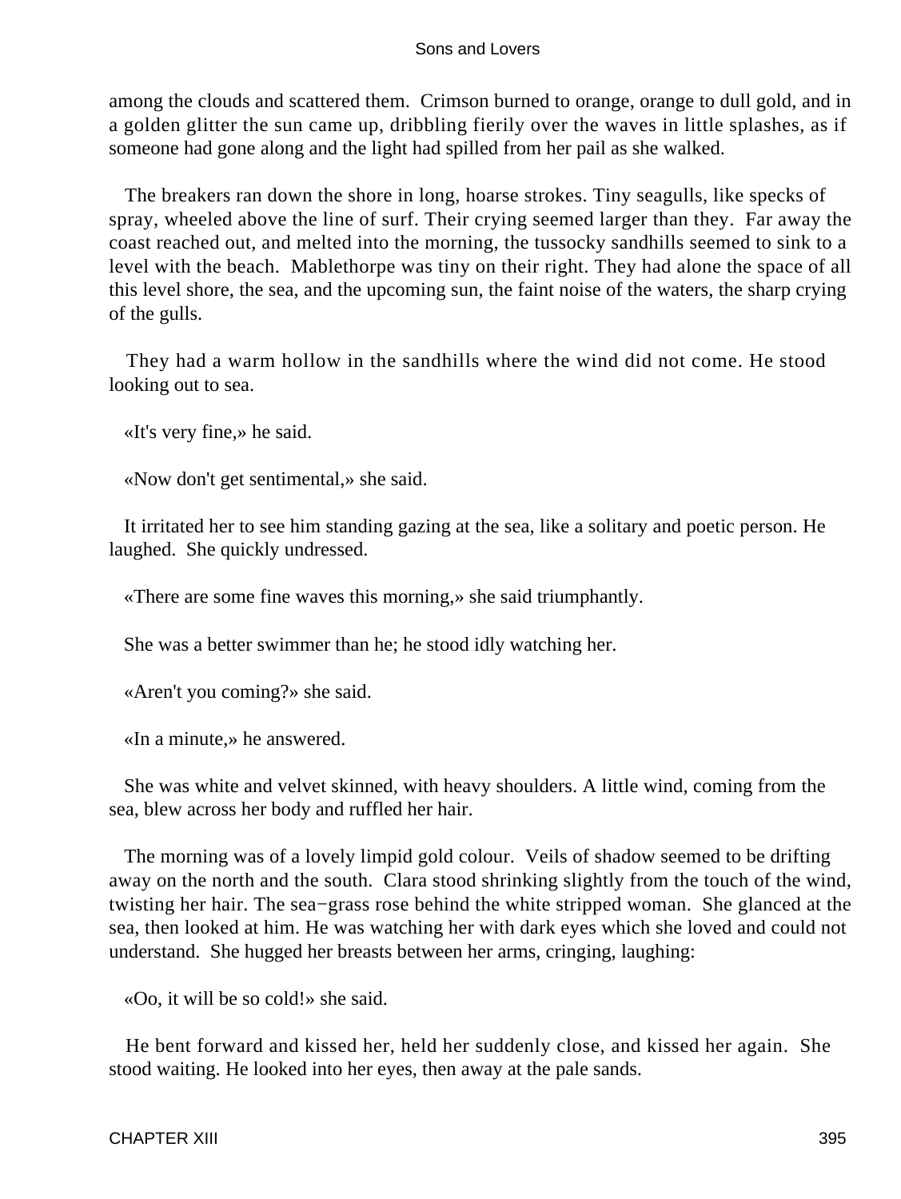among the clouds and scattered them. Crimson burned to orange, orange to dull gold, and in a golden glitter the sun came up, dribbling fierily over the waves in little splashes, as if someone had gone along and the light had spilled from her pail as she walked.

The breakers ran down the shore in long, hoarse strokes. Tiny seagulls, like specks of spray, wheeled above the line of surf. Their crying seemed larger than they. Far away the coast reached out, and melted into the morning, the tussocky sandhills seemed to sink to a level with the beach. Mablethorpe was tiny on their right. They had alone the space of all this level shore, the sea, and the upcoming sun, the faint noise of the waters, the sharp crying of the gulls.

They had a warm hollow in the sandhills where the wind did not come. He stood looking out to sea.

«It's very fine,» he said.

«Now don't get sentimental,» she said.

It irritated her to see him standing gazing at the sea, like a solitary and poetic person. He laughed. She quickly undressed.

«There are some fine waves this morning,» she said triumphantly.

She was a better swimmer than he; he stood idly watching her.

«Aren't you coming?» she said.

«In a minute,» he answered.

She was white and velvet skinned, with heavy shoulders. A little wind, coming from the sea, blew across her body and ruffled her hair.

The morning was of a lovely limpid gold colour. Veils of shadow seemed to be drifting away on the north and the south. Clara stood shrinking slightly from the touch of the wind, twisting her hair. The sea−grass rose behind the white stripped woman. She glanced at the sea, then looked at him. He was watching her with dark eyes which she loved and could not understand. She hugged her breasts between her arms, cringing, laughing:

«Oo, it will be so cold!» she said.

He bent forward and kissed her, held her suddenly close, and kissed her again. She stood waiting. He looked into her eyes, then away at the pale sands.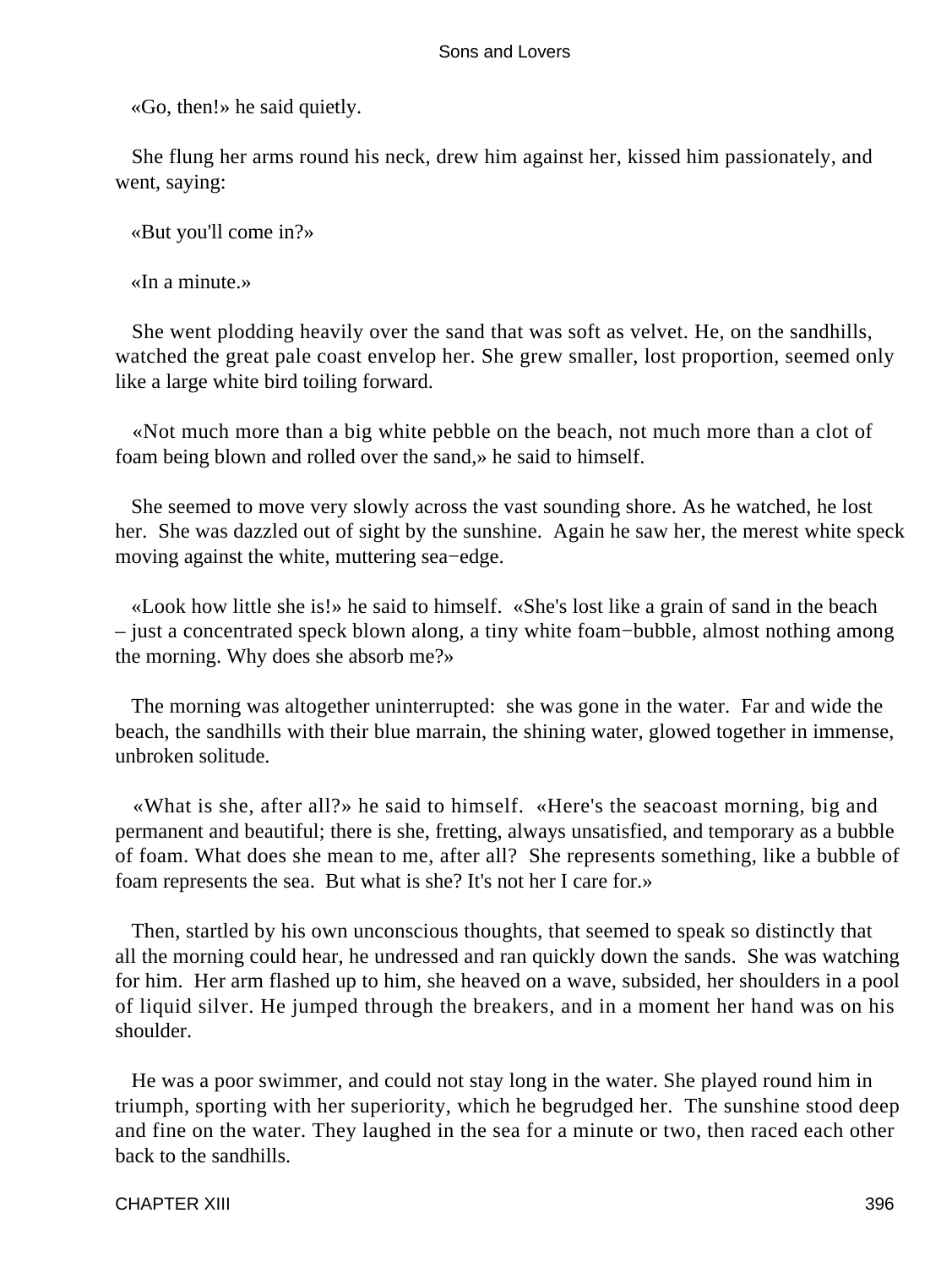«Go, then!» he said quietly.

She flung her arms round his neck, drew him against her, kissed him passionately, and went, saying:

«But you'll come in?»

«In a minute.»

She went plodding heavily over the sand that was soft as velvet. He, on the sandhills, watched the great pale coast envelop her. She grew smaller, lost proportion, seemed only like a large white bird toiling forward.

«Not much more than a big white pebble on the beach, not much more than a clot of foam being blown and rolled over the sand,» he said to himself.

She seemed to move very slowly across the vast sounding shore. As he watched, he lost her. She was dazzled out of sight by the sunshine. Again he saw her, the merest white speck moving against the white, muttering sea−edge.

«Look how little she is!» he said to himself. «She's lost like a grain of sand in the beach – just a concentrated speck blown along, a tiny white foam−bubble, almost nothing among the morning. Why does she absorb me?»

The morning was altogether uninterrupted: she was gone in the water. Far and wide the beach, the sandhills with their blue marrain, the shining water, glowed together in immense, unbroken solitude.

«What is she, after all?» he said to himself. «Here's the seacoast morning, big and permanent and beautiful; there is she, fretting, always unsatisfied, and temporary as a bubble of foam. What does she mean to me, after all? She represents something, like a bubble of foam represents the sea. But what is she? It's not her I care for.»

Then, startled by his own unconscious thoughts, that seemed to speak so distinctly that all the morning could hear, he undressed and ran quickly down the sands. She was watching for him. Her arm flashed up to him, she heaved on a wave, subsided, her shoulders in a pool of liquid silver. He jumped through the breakers, and in a moment her hand was on his shoulder.

He was a poor swimmer, and could not stay long in the water. She played round him in triumph, sporting with her superiority, which he begrudged her. The sunshine stood deep and fine on the water. They laughed in the sea for a minute or two, then raced each other back to the sandhills.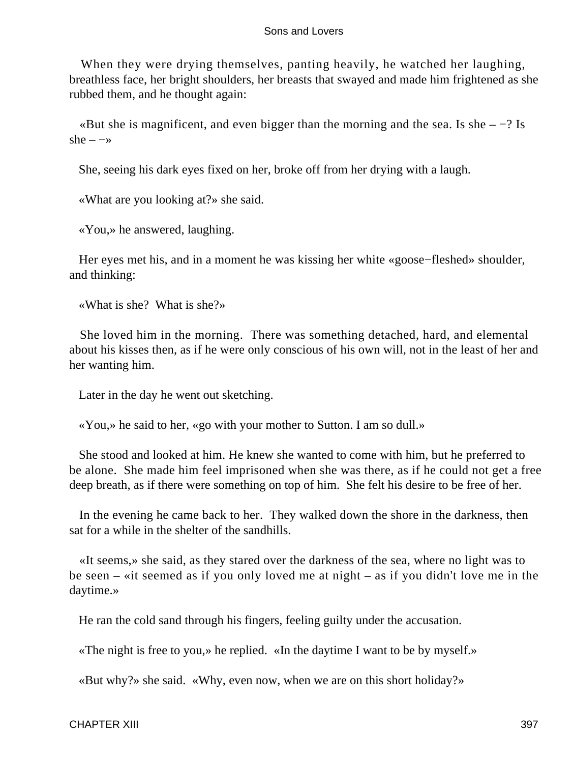When they were drying themselves, panting heavily, he watched her laughing, breathless face, her bright shoulders, her breasts that swayed and made him frightened as she rubbed them, and he thought again:

«But she is magnificent, and even bigger than the morning and the sea. Is she – −? Is she – −»

She, seeing his dark eyes fixed on her, broke off from her drying with a laugh.

«What are you looking at?» she said.

«You,» he answered, laughing.

Her eyes met his, and in a moment he was kissing her white «goose−fleshed» shoulder, and thinking:

«What is she? What is she?»

She loved him in the morning. There was something detached, hard, and elemental about his kisses then, as if he were only conscious of his own will, not in the least of her and her wanting him.

Later in the day he went out sketching.

«You,» he said to her, «go with your mother to Sutton. I am so dull.»

She stood and looked at him. He knew she wanted to come with him, but he preferred to be alone. She made him feel imprisoned when she was there, as if he could not get a free deep breath, as if there were something on top of him. She felt his desire to be free of her.

In the evening he came back to her. They walked down the shore in the darkness, then sat for a while in the shelter of the sandhills.

«It seems,» she said, as they stared over the darkness of the sea, where no light was to be seen – «it seemed as if you only loved me at night – as if you didn't love me in the daytime.»

He ran the cold sand through his fingers, feeling guilty under the accusation.

«The night is free to you,» he replied. «In the daytime I want to be by myself.»

«But why?» she said. «Why, even now, when we are on this short holiday?»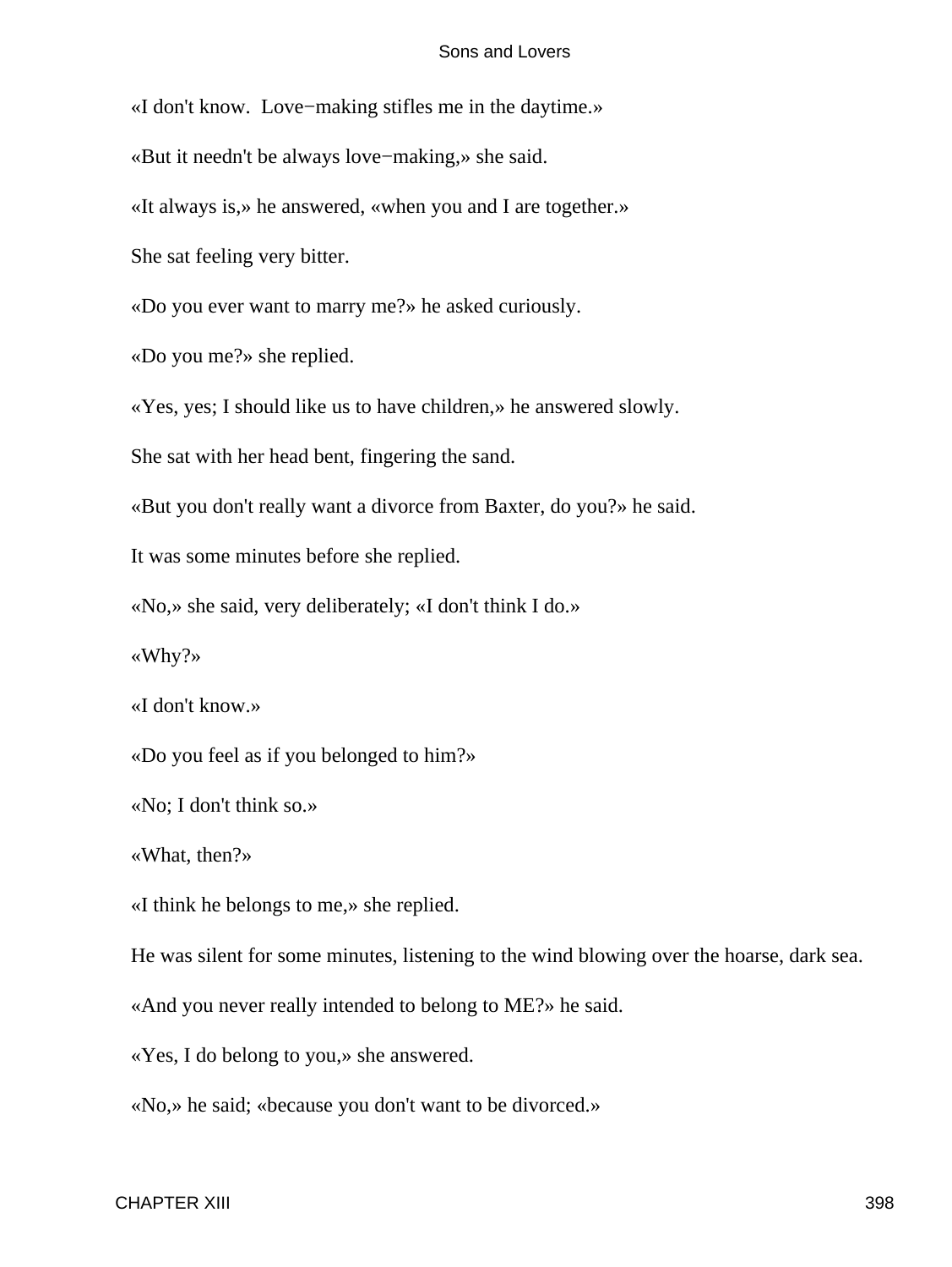«I don't know.  Love−making stifles me in the daytime.»

«But it needn't be always love−making,» she said.

«It always is,» he answered, «when you and I are together.»

She sat feeling very bitter.

«Do you ever want to marry me?» he asked curiously.

«Do you me?» she replied.

«Yes, yes; I should like us to have children,» he answered slowly.

She sat with her head bent, fingering the sand.

«But you don't really want a divorce from Baxter, do you?» he said.

It was some minutes before she replied.

«No,» she said, very deliberately; «I don't think I do.»

«Why?»

«I don't know.»

«Do you feel as if you belonged to him?»

«No; I don't think so.»

«What, then?»

«I think he belongs to me,» she replied.

He was silent for some minutes, listening to the wind blowing over the hoarse, dark sea.

«And you never really intended to belong to ME?» he said.

«Yes, I do belong to you,» she answered.

«No,» he said; «because you don't want to be divorced.»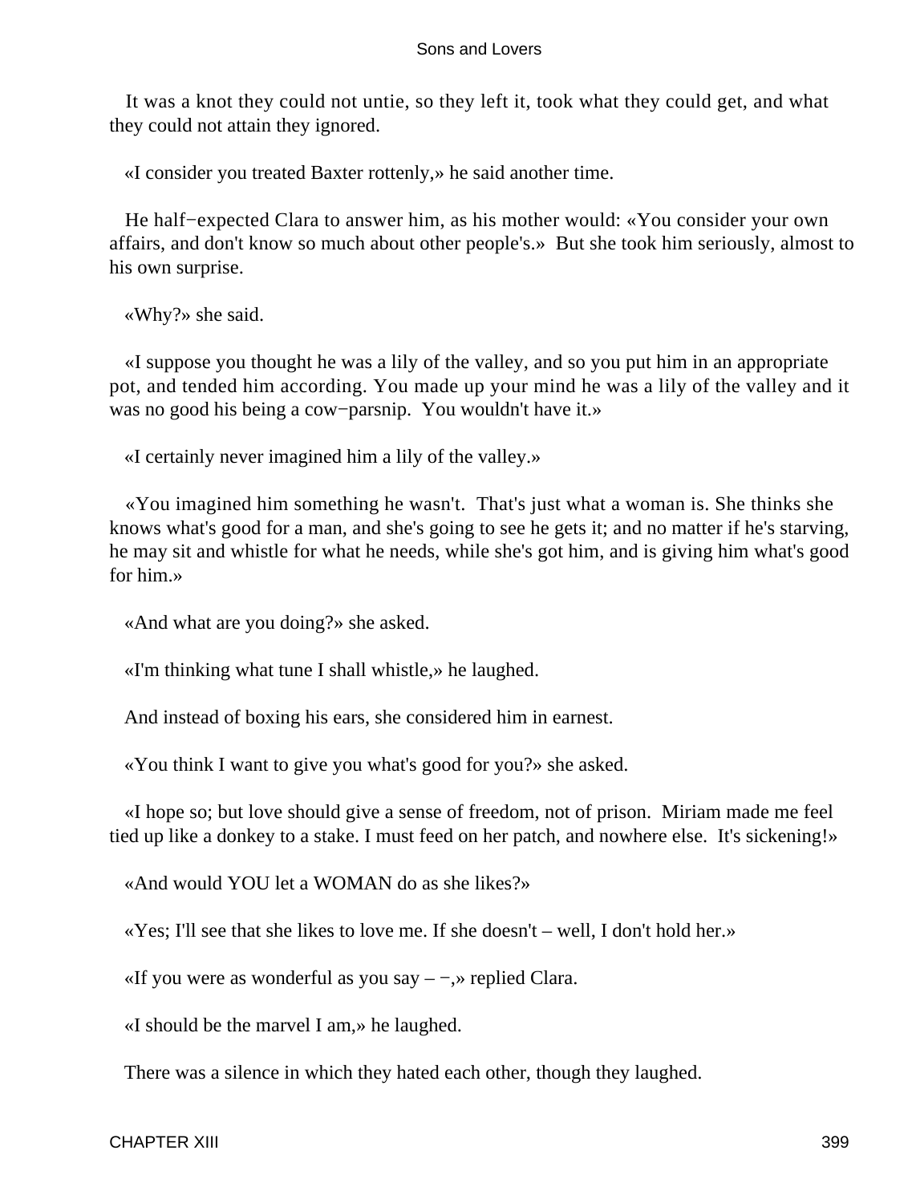It was a knot they could not untie, so they left it, took what they could get, and what they could not attain they ignored.

«I consider you treated Baxter rottenly,» he said another time.

He half−expected Clara to answer him, as his mother would: «You consider your own affairs, and don't know so much about other people's.» But she took him seriously, almost to his own surprise.

«Why?» she said.

«I suppose you thought he was a lily of the valley, and so you put him in an appropriate pot, and tended him according. You made up your mind he was a lily of the valley and it was no good his being a cow−parsnip. You wouldn't have it.»

«I certainly never imagined him a lily of the valley.»

«You imagined him something he wasn't. That's just what a woman is. She thinks she knows what's good for a man, and she's going to see he gets it; and no matter if he's starving, he may sit and whistle for what he needs, while she's got him, and is giving him what's good for him.»

«And what are you doing?» she asked.

«I'm thinking what tune I shall whistle,» he laughed.

And instead of boxing his ears, she considered him in earnest.

«You think I want to give you what's good for you?» she asked.

«I hope so; but love should give a sense of freedom, not of prison. Miriam made me feel tied up like a donkey to a stake. I must feed on her patch, and nowhere else. It's sickening!»

«And would YOU let a WOMAN do as she likes?»

«Yes; I'll see that she likes to love me. If she doesn't – well, I don't hold her.»

«If you were as wonderful as you say – −,» replied Clara.

«I should be the marvel I am,» he laughed.

There was a silence in which they hated each other, though they laughed.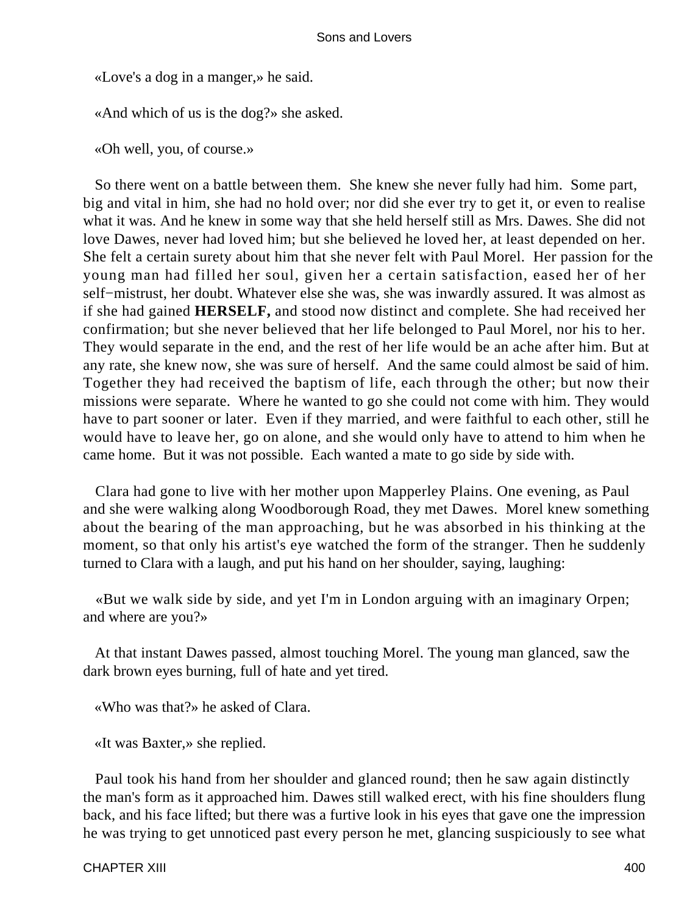«Love's a dog in a manger,» he said.

«And which of us is the dog?» she asked.

«Oh well, you, of course.»

So there went on a battle between them. She knew she never fully had him. Some part, big and vital in him, she had no hold over; nor did she ever try to get it, or even to realise what it was. And he knew in some way that she held herself still as Mrs. Dawes. She did not love Dawes, never had loved him; but she believed he loved her, at least depended on her. She felt a certain surety about him that she never felt with Paul Morel. Her passion for the young man had filled her soul, given her a certain satisfaction, eased her of her self−mistrust, her doubt. Whatever else she was, she was inwardly assured. It was almost as if she had gained **HERSELF,** and stood now distinct and complete. She had received her confirmation; but she never believed that her life belonged to Paul Morel, nor his to her. They would separate in the end, and the rest of her life would be an ache after him. But at any rate, she knew now, she was sure of herself. And the same could almost be said of him. Together they had received the baptism of life, each through the other; but now their missions were separate. Where he wanted to go she could not come with him. They would have to part sooner or later. Even if they married, and were faithful to each other, still he would have to leave her, go on alone, and she would only have to attend to him when he came home. But it was not possible. Each wanted a mate to go side by side with.

Clara had gone to live with her mother upon Mapperley Plains. One evening, as Paul and she were walking along Woodborough Road, they met Dawes. Morel knew something about the bearing of the man approaching, but he was absorbed in his thinking at the moment, so that only his artist's eye watched the form of the stranger. Then he suddenly turned to Clara with a laugh, and put his hand on her shoulder, saying, laughing:

«But we walk side by side, and yet I'm in London arguing with an imaginary Orpen; and where are you?»

At that instant Dawes passed, almost touching Morel. The young man glanced, saw the dark brown eyes burning, full of hate and yet tired.

«Who was that?» he asked of Clara.

«It was Baxter,» she replied.

Paul took his hand from her shoulder and glanced round; then he saw again distinctly the man's form as it approached him. Dawes still walked erect, with his fine shoulders flung back, and his face lifted; but there was a furtive look in his eyes that gave one the impression he was trying to get unnoticed past every person he met, glancing suspiciously to see what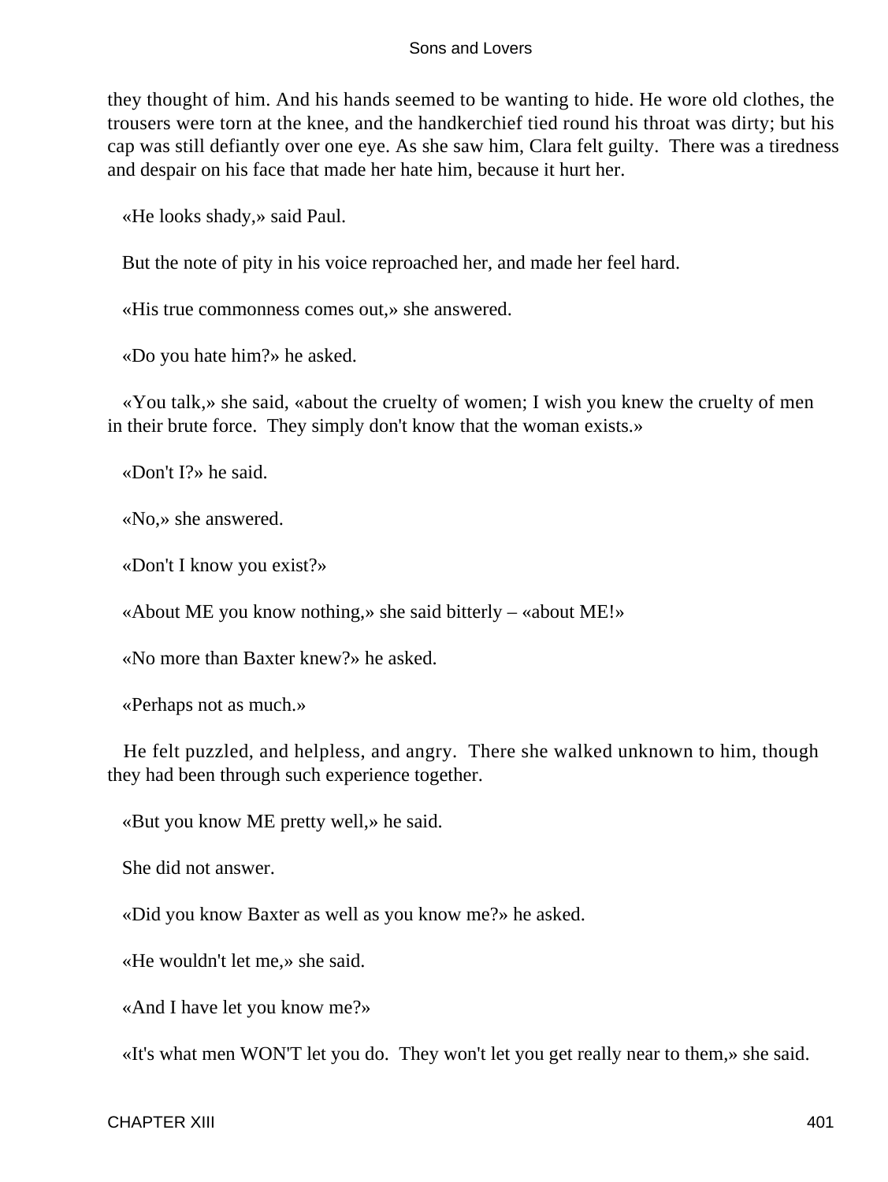they thought of him. And his hands seemed to be wanting to hide. He wore old clothes, the trousers were torn at the knee, and the handkerchief tied round his throat was dirty; but his cap was still defiantly over one eye. As she saw him, Clara felt guilty. There was a tiredness and despair on his face that made her hate him, because it hurt her.

«He looks shady,» said Paul.

But the note of pity in his voice reproached her, and made her feel hard.

«His true commonness comes out,» she answered.

«Do you hate him?» he asked.

«You talk,» she said, «about the cruelty of women; I wish you knew the cruelty of men in their brute force. They simply don't know that the woman exists.»

«Don't I?» he said.

«No,» she answered.

«Don't I know you exist?»

«About ME you know nothing,» she said bitterly – «about ME!»

«No more than Baxter knew?» he asked.

«Perhaps not as much.»

He felt puzzled, and helpless, and angry. There she walked unknown to him, though they had been through such experience together.

«But you know ME pretty well,» he said.

She did not answer.

«Did you know Baxter as well as you know me?» he asked.

«He wouldn't let me,» she said.

«And I have let you know me?»

«It's what men WON'T let you do. They won't let you get really near to them,» she said.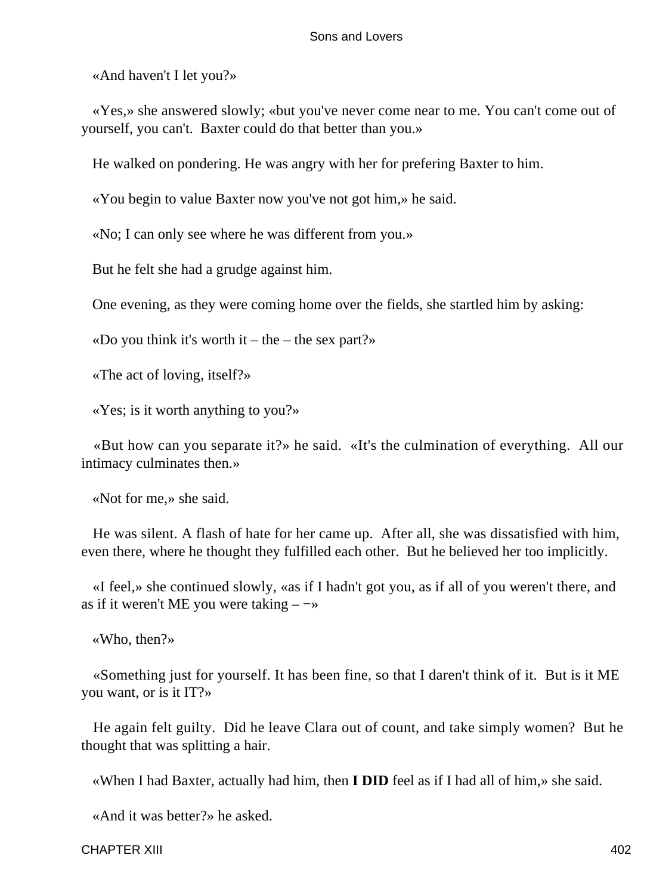«And haven't I let you?»

«Yes,» she answered slowly; «but you've never come near to me. You can't come out of yourself, you can't. Baxter could do that better than you.»

He walked on pondering. He was angry with her for prefering Baxter to him.

«You begin to value Baxter now you've not got him,» he said.

«No; I can only see where he was different from you.»

But he felt she had a grudge against him.

One evening, as they were coming home over the fields, she startled him by asking:

«Do you think it's worth it – the – the sex part?»

«The act of loving, itself?»

«Yes; is it worth anything to you?»

«But how can you separate it?» he said. «It's the culmination of everything. All our intimacy culminates then.»

«Not for me,» she said.

He was silent. A flash of hate for her came up. After all, she was dissatisfied with him, even there, where he thought they fulfilled each other. But he believed her too implicitly.

«I feel,» she continued slowly, «as if I hadn't got you, as if all of you weren't there, and as if it weren't ME you were taking – −»

«Who, then?»

«Something just for yourself. It has been fine, so that I daren't think of it. But is it ME you want, or is it IT?»

He again felt guilty. Did he leave Clara out of count, and take simply women? But he thought that was splitting a hair.

«When I had Baxter, actually had him, then **I DID** feel as if I had all of him,» she said.

«And it was better?» he asked.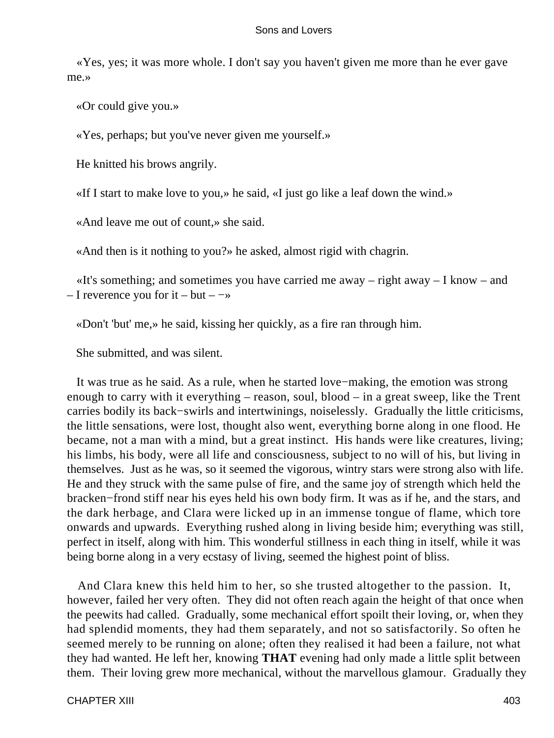«Yes, yes; it was more whole. I don't say you haven't given me more than he ever gave me.»

«Or could give you.»

«Yes, perhaps; but you've never given me yourself.»

He knitted his brows angrily.

«If I start to make love to you,» he said, «I just go like a leaf down the wind.»

«And leave me out of count,» she said.

«And then is it nothing to you?» he asked, almost rigid with chagrin.

«It's something; and sometimes you have carried me away – right away – I know – and – I reverence you for it – but – −»

«Don't 'but' me,» he said, kissing her quickly, as a fire ran through him.

She submitted, and was silent.

It was true as he said. As a rule, when he started love−making, the emotion was strong enough to carry with it everything – reason, soul, blood – in a great sweep, like the Trent carries bodily its back−swirls and intertwinings, noiselessly. Gradually the little criticisms, the little sensations, were lost, thought also went, everything borne along in one flood. He became, not a man with a mind, but a great instinct. His hands were like creatures, living; his limbs, his body, were all life and consciousness, subject to no will of his, but living in themselves. Just as he was, so it seemed the vigorous, wintry stars were strong also with life. He and they struck with the same pulse of fire, and the same joy of strength which held the bracken−frond stiff near his eyes held his own body firm. It was as if he, and the stars, and the dark herbage, and Clara were licked up in an immense tongue of flame, which tore onwards and upwards. Everything rushed along in living beside him; everything was still, perfect in itself, along with him. This wonderful stillness in each thing in itself, while it was being borne along in a very ecstasy of living, seemed the highest point of bliss.

And Clara knew this held him to her, so she trusted altogether to the passion. It, however, failed her very often. They did not often reach again the height of that once when the peewits had called. Gradually, some mechanical effort spoilt their loving, or, when they had splendid moments, they had them separately, and not so satisfactorily. So often he seemed merely to be running on alone; often they realised it had been a failure, not what they had wanted. He left her, knowing **THAT** evening had only made a little split between them. Their loving grew more mechanical, without the marvellous glamour. Gradually they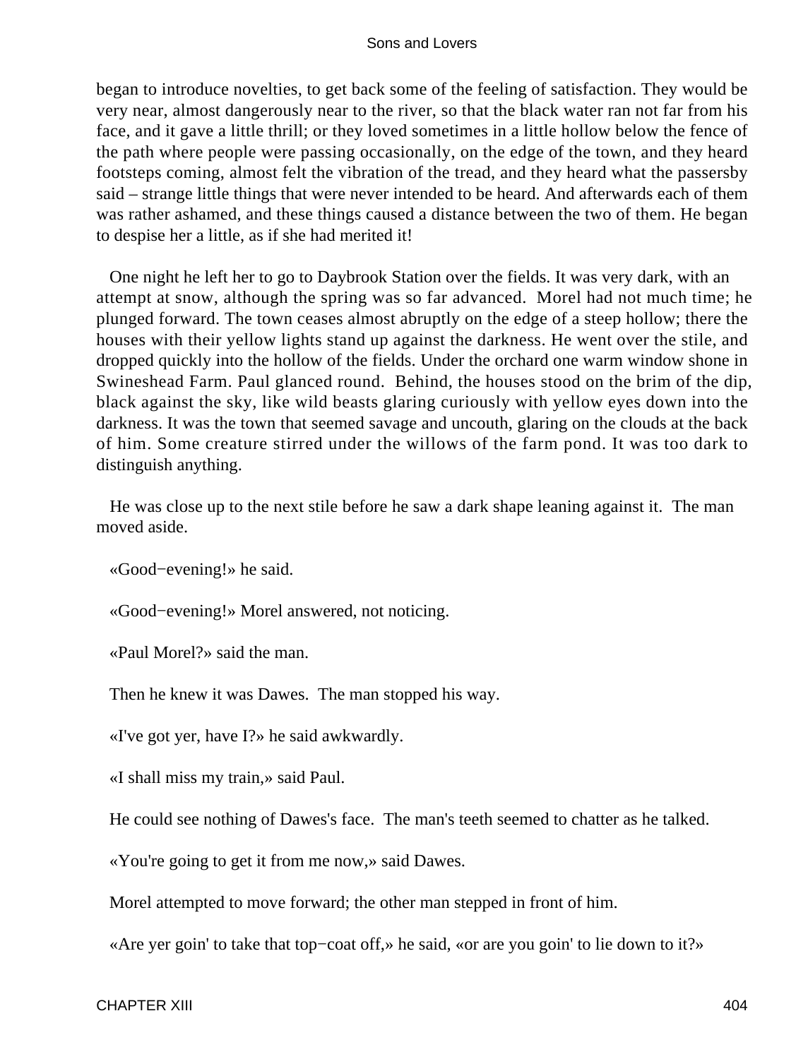began to introduce novelties, to get back some of the feeling of satisfaction. They would be very near, almost dangerously near to the river, so that the black water ran not far from his face, and it gave a little thrill; or they loved sometimes in a little hollow below the fence of the path where people were passing occasionally, on the edge of the town, and they heard footsteps coming, almost felt the vibration of the tread, and they heard what the passersby said – strange little things that were never intended to be heard. And afterwards each of them was rather ashamed, and these things caused a distance between the two of them. He began to despise her a little, as if she had merited it!

One night he left her to go to Daybrook Station over the fields. It was very dark, with an attempt at snow, although the spring was so far advanced. Morel had not much time; he plunged forward. The town ceases almost abruptly on the edge of a steep hollow; there the houses with their yellow lights stand up against the darkness. He went over the stile, and dropped quickly into the hollow of the fields. Under the orchard one warm window shone in Swineshead Farm. Paul glanced round. Behind, the houses stood on the brim of the dip, black against the sky, like wild beasts glaring curiously with yellow eyes down into the darkness. It was the town that seemed savage and uncouth, glaring on the clouds at the back of him. Some creature stirred under the willows of the farm pond. It was too dark to distinguish anything.

He was close up to the next stile before he saw a dark shape leaning against it. The man moved aside.

«Good−evening!» he said.

«Good−evening!» Morel answered, not noticing.

«Paul Morel?» said the man.

Then he knew it was Dawes. The man stopped his way.

«I've got yer, have I?» he said awkwardly.

«I shall miss my train,» said Paul.

He could see nothing of Dawes's face. The man's teeth seemed to chatter as he talked.

«You're going to get it from me now,» said Dawes.

Morel attempted to move forward; the other man stepped in front of him.

«Are yer goin' to take that top−coat off,» he said, «or are you goin' to lie down to it?»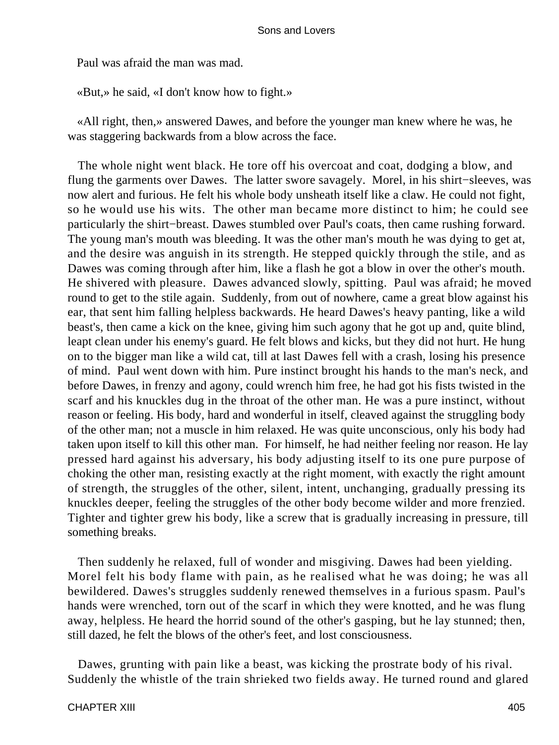Paul was afraid the man was mad.

«But,» he said, «I don't know how to fight.»

«All right, then,» answered Dawes, and before the younger man knew where he was, he was staggering backwards from a blow across the face.

The whole night went black. He tore off his overcoat and coat, dodging a blow, and flung the garments over Dawes. The latter swore savagely. Morel, in his shirt−sleeves, was now alert and furious. He felt his whole body unsheath itself like a claw. He could not fight, so he would use his wits. The other man became more distinct to him; he could see particularly the shirt−breast. Dawes stumbled over Paul's coats, then came rushing forward. The young man's mouth was bleeding. It was the other man's mouth he was dying to get at, and the desire was anguish in its strength. He stepped quickly through the stile, and as Dawes was coming through after him, like a flash he got a blow in over the other's mouth. He shivered with pleasure. Dawes advanced slowly, spitting. Paul was afraid; he moved round to get to the stile again. Suddenly, from out of nowhere, came a great blow against his ear, that sent him falling helpless backwards. He heard Dawes's heavy panting, like a wild beast's, then came a kick on the knee, giving him such agony that he got up and, quite blind, leapt clean under his enemy's guard. He felt blows and kicks, but they did not hurt. He hung on to the bigger man like a wild cat, till at last Dawes fell with a crash, losing his presence of mind. Paul went down with him. Pure instinct brought his hands to the man's neck, and before Dawes, in frenzy and agony, could wrench him free, he had got his fists twisted in the scarf and his knuckles dug in the throat of the other man. He was a pure instinct, without reason or feeling. His body, hard and wonderful in itself, cleaved against the struggling body of the other man; not a muscle in him relaxed. He was quite unconscious, only his body had taken upon itself to kill this other man. For himself, he had neither feeling nor reason. He lay pressed hard against his adversary, his body adjusting itself to its one pure purpose of choking the other man, resisting exactly at the right moment, with exactly the right amount of strength, the struggles of the other, silent, intent, unchanging, gradually pressing its knuckles deeper, feeling the struggles of the other body become wilder and more frenzied. Tighter and tighter grew his body, like a screw that is gradually increasing in pressure, till something breaks.

Then suddenly he relaxed, full of wonder and misgiving. Dawes had been yielding. Morel felt his body flame with pain, as he realised what he was doing; he was all bewildered. Dawes's struggles suddenly renewed themselves in a furious spasm. Paul's hands were wrenched, torn out of the scarf in which they were knotted, and he was flung away, helpless. He heard the horrid sound of the other's gasping, but he lay stunned; then, still dazed, he felt the blows of the other's feet, and lost consciousness.

Dawes, grunting with pain like a beast, was kicking the prostrate body of his rival. Suddenly the whistle of the train shrieked two fields away. He turned round and glared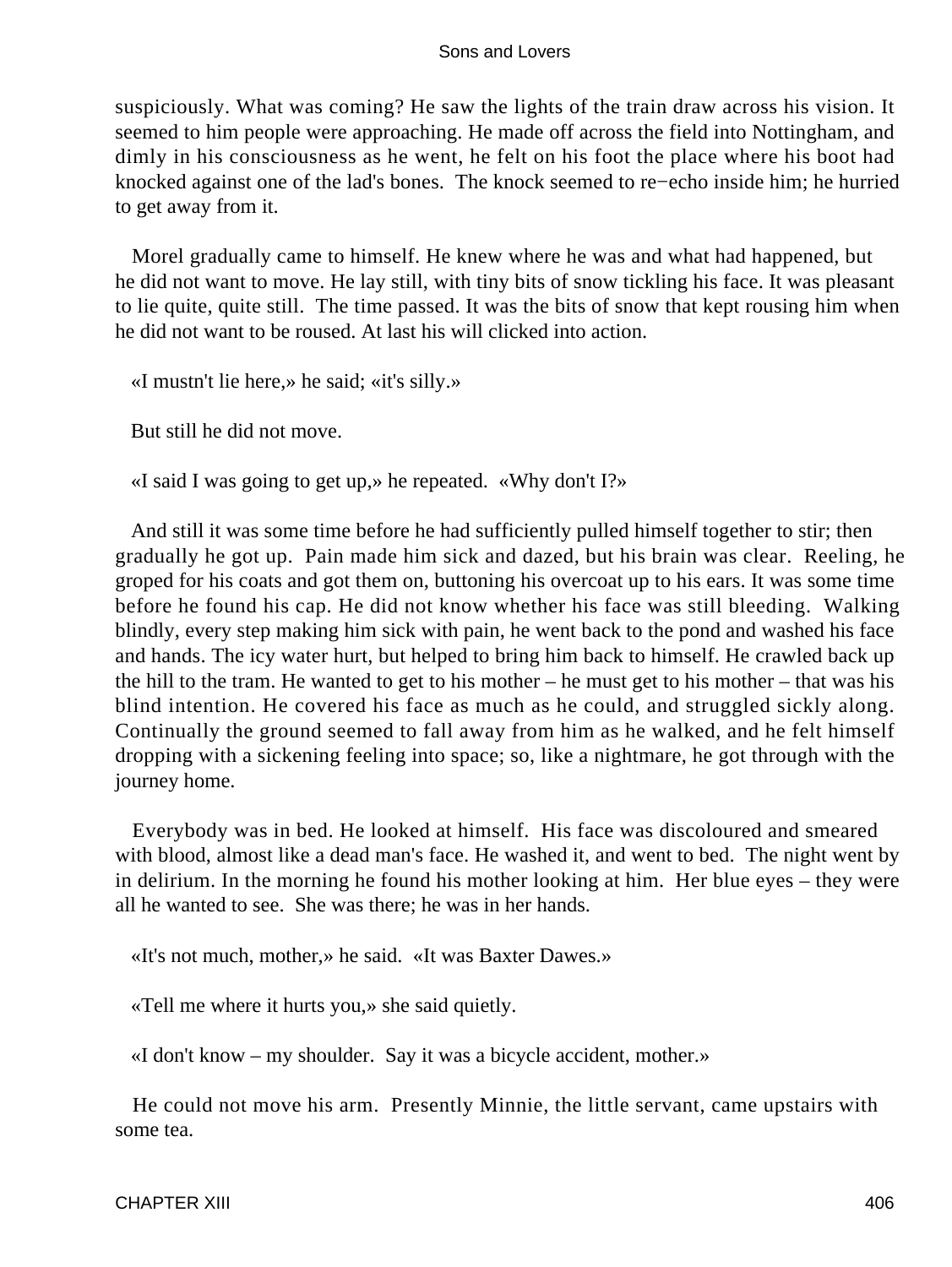suspiciously. What was coming? He saw the lights of the train draw across his vision. It seemed to him people were approaching. He made off across the field into Nottingham, and dimly in his consciousness as he went, he felt on his foot the place where his boot had knocked against one of the lad's bones. The knock seemed to re−echo inside him; he hurried to get away from it.

Morel gradually came to himself. He knew where he was and what had happened, but he did not want to move. He lay still, with tiny bits of snow tickling his face. It was pleasant to lie quite, quite still. The time passed. It was the bits of snow that kept rousing him when he did not want to be roused. At last his will clicked into action.

«I mustn't lie here,» he said; «it's silly.»

But still he did not move.

«I said I was going to get up,» he repeated. «Why don't I?»

And still it was some time before he had sufficiently pulled himself together to stir; then gradually he got up. Pain made him sick and dazed, but his brain was clear. Reeling, he groped for his coats and got them on, buttoning his overcoat up to his ears. It was some time before he found his cap. He did not know whether his face was still bleeding. Walking blindly, every step making him sick with pain, he went back to the pond and washed his face and hands. The icy water hurt, but helped to bring him back to himself. He crawled back up the hill to the tram. He wanted to get to his mother – he must get to his mother – that was his blind intention. He covered his face as much as he could, and struggled sickly along. Continually the ground seemed to fall away from him as he walked, and he felt himself dropping with a sickening feeling into space; so, like a nightmare, he got through with the journey home.

Everybody was in bed. He looked at himself. His face was discoloured and smeared with blood, almost like a dead man's face. He washed it, and went to bed. The night went by in delirium. In the morning he found his mother looking at him. Her blue eyes – they were all he wanted to see. She was there; he was in her hands.

«It's not much, mother,» he said. «It was Baxter Dawes.»

«Tell me where it hurts you,» she said quietly.

«I don't know – my shoulder. Say it was a bicycle accident, mother.»

He could not move his arm. Presently Minnie, the little servant, came upstairs with some tea.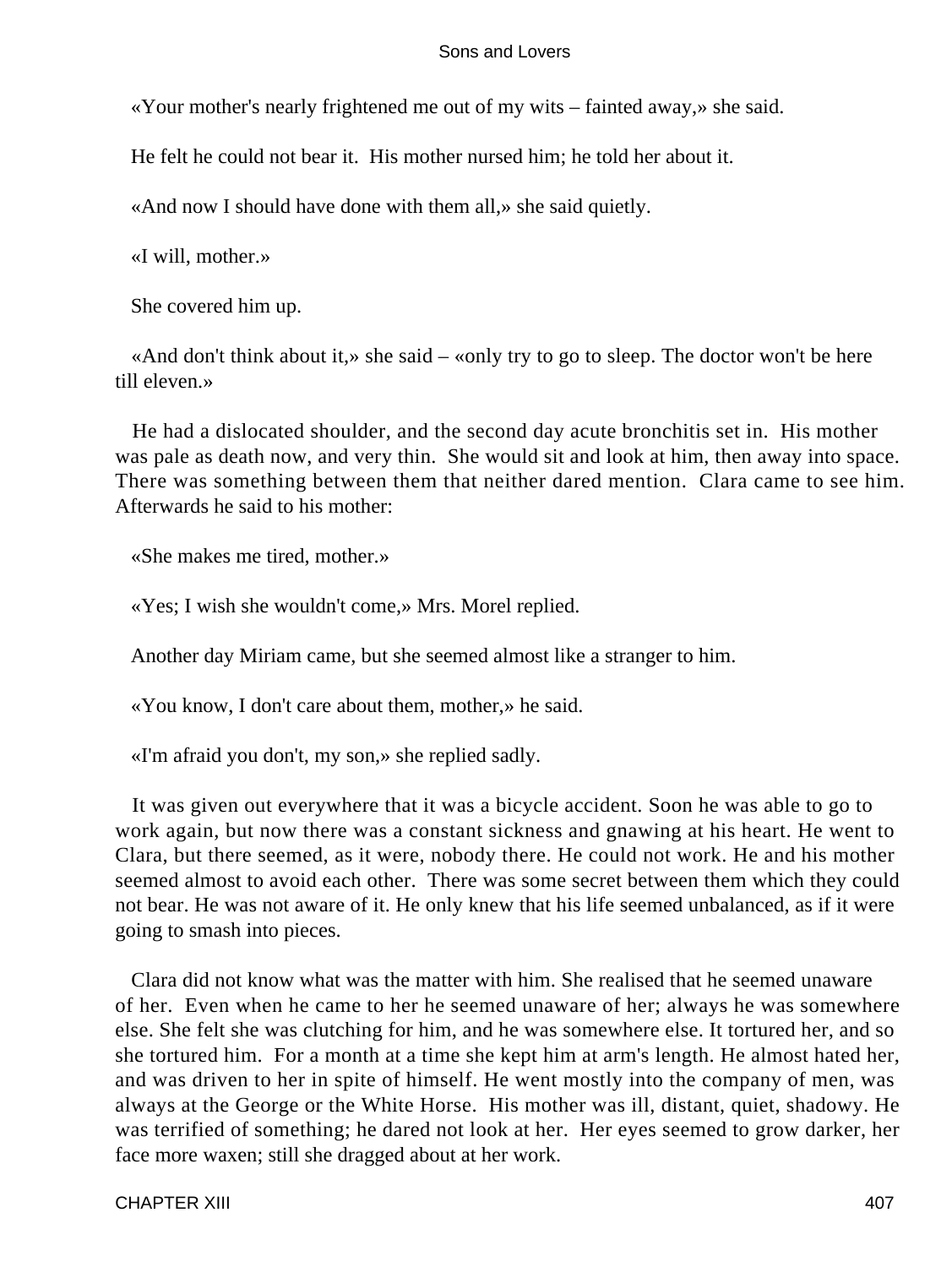«Your mother's nearly frightened me out of my wits – fainted away,» she said.

He felt he could not bear it. His mother nursed him; he told her about it.

«And now I should have done with them all,» she said quietly.

«I will, mother.»

She covered him up.

«And don't think about it,» she said – «only try to go to sleep. The doctor won't be here till eleven.»

He had a dislocated shoulder, and the second day acute bronchitis set in. His mother was pale as death now, and very thin. She would sit and look at him, then away into space. There was something between them that neither dared mention. Clara came to see him. Afterwards he said to his mother:

«She makes me tired, mother.»

«Yes; I wish she wouldn't come,» Mrs. Morel replied.

Another day Miriam came, but she seemed almost like a stranger to him.

«You know, I don't care about them, mother,» he said.

«I'm afraid you don't, my son,» she replied sadly.

It was given out everywhere that it was a bicycle accident. Soon he was able to go to work again, but now there was a constant sickness and gnawing at his heart. He went to Clara, but there seemed, as it were, nobody there. He could not work. He and his mother seemed almost to avoid each other. There was some secret between them which they could not bear. He was not aware of it. He only knew that his life seemed unbalanced, as if it were going to smash into pieces.

Clara did not know what was the matter with him. She realised that he seemed unaware of her. Even when he came to her he seemed unaware of her; always he was somewhere else. She felt she was clutching for him, and he was somewhere else. It tortured her, and so she tortured him. For a month at a time she kept him at arm's length. He almost hated her, and was driven to her in spite of himself. He went mostly into the company of men, was always at the George or the White Horse. His mother was ill, distant, quiet, shadowy. He was terrified of something; he dared not look at her. Her eyes seemed to grow darker, her face more waxen; still she dragged about at her work.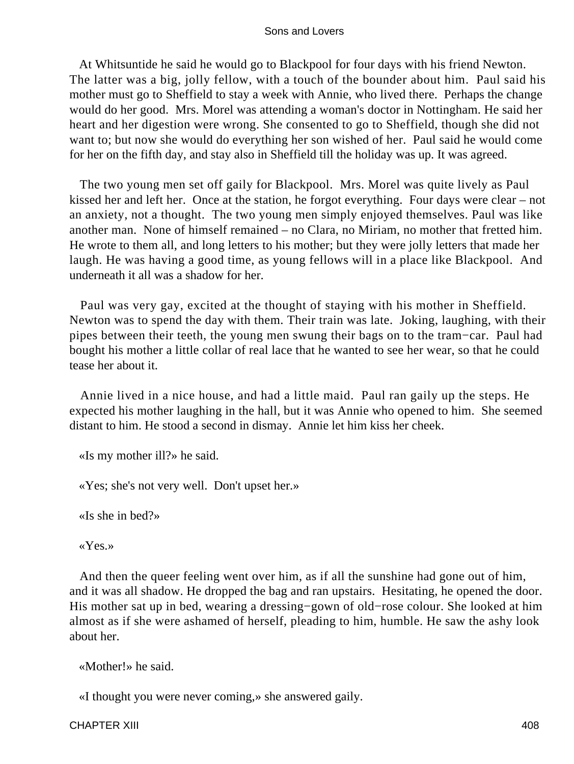At Whitsuntide he said he would go to Blackpool for four days with his friend Newton. The latter was a big, jolly fellow, with a touch of the bounder about him. Paul said his mother must go to Sheffield to stay a week with Annie, who lived there. Perhaps the change would do her good. Mrs. Morel was attending a woman's doctor in Nottingham. He said her heart and her digestion were wrong. She consented to go to Sheffield, though she did not want to; but now she would do everything her son wished of her. Paul said he would come for her on the fifth day, and stay also in Sheffield till the holiday was up. It was agreed.

The two young men set off gaily for Blackpool. Mrs. Morel was quite lively as Paul kissed her and left her. Once at the station, he forgot everything. Four days were clear – not an anxiety, not a thought. The two young men simply enjoyed themselves. Paul was like another man. None of himself remained – no Clara, no Miriam, no mother that fretted him. He wrote to them all, and long letters to his mother; but they were jolly letters that made her laugh. He was having a good time, as young fellows will in a place like Blackpool. And underneath it all was a shadow for her.

Paul was very gay, excited at the thought of staying with his mother in Sheffield. Newton was to spend the day with them. Their train was late. Joking, laughing, with their pipes between their teeth, the young men swung their bags on to the tram−car. Paul had bought his mother a little collar of real lace that he wanted to see her wear, so that he could tease her about it.

Annie lived in a nice house, and had a little maid. Paul ran gaily up the steps. He expected his mother laughing in the hall, but it was Annie who opened to him. She seemed distant to him. He stood a second in dismay. Annie let him kiss her cheek.

«Is my mother ill?» he said.

«Yes; she's not very well. Don't upset her.»

«Is she in bed?»

«Yes.»

And then the queer feeling went over him, as if all the sunshine had gone out of him, and it was all shadow. He dropped the bag and ran upstairs. Hesitating, he opened the door. His mother sat up in bed, wearing a dressing−gown of old−rose colour. She looked at him almost as if she were ashamed of herself, pleading to him, humble. He saw the ashy look about her.

«Mother!» he said.

«I thought you were never coming,» she answered gaily.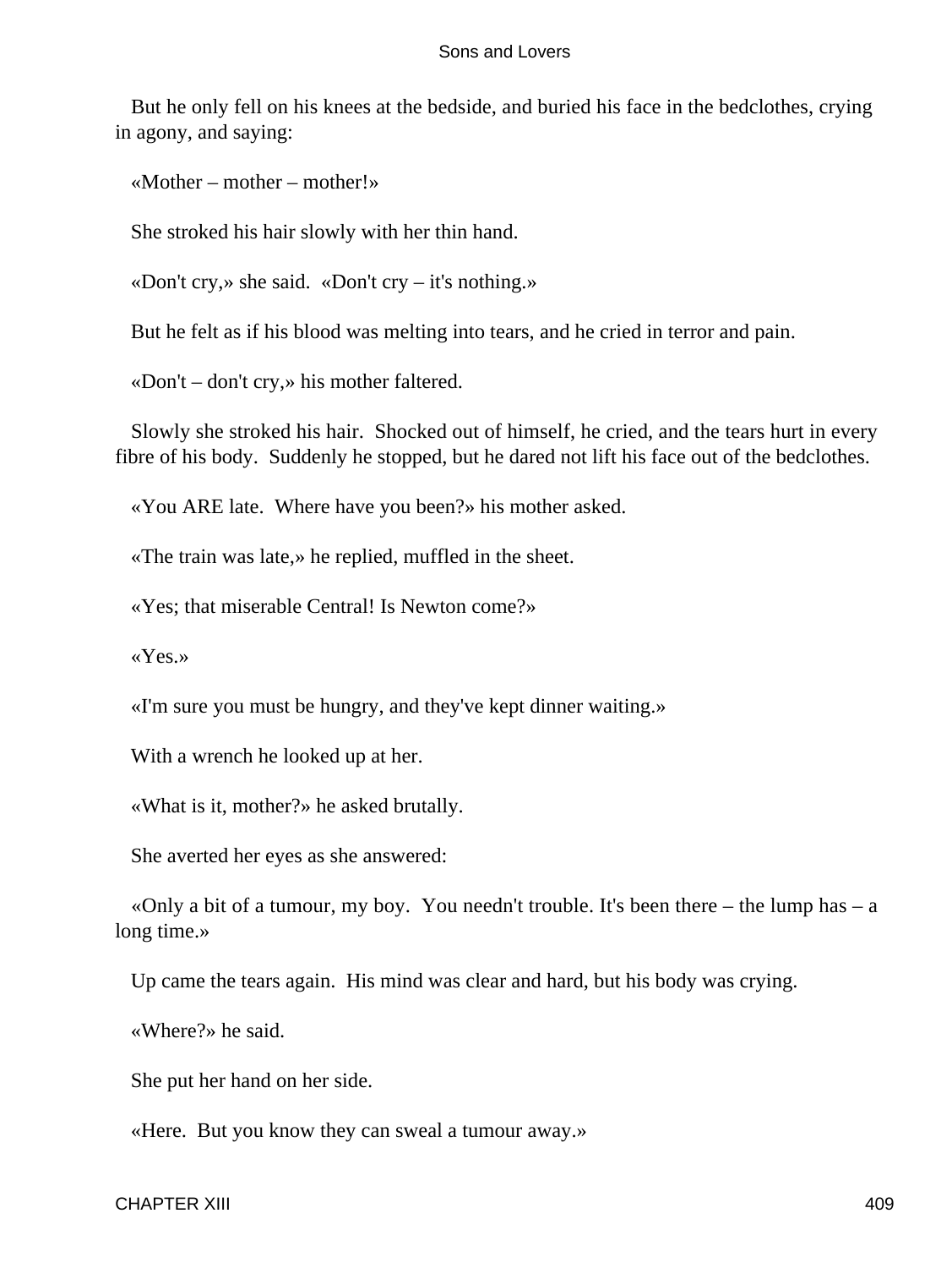But he only fell on his knees at the bedside, and buried his face in the bedclothes, crying in agony, and saying:

«Mother – mother – mother!»

She stroked his hair slowly with her thin hand.

«Don't cry,» she said. «Don't cry – it's nothing.»

But he felt as if his blood was melting into tears, and he cried in terror and pain.

«Don't – don't cry,» his mother faltered.

Slowly she stroked his hair. Shocked out of himself, he cried, and the tears hurt in every fibre of his body. Suddenly he stopped, but he dared not lift his face out of the bedclothes.

«You ARE late. Where have you been?» his mother asked.

«The train was late,» he replied, muffled in the sheet.

«Yes; that miserable Central! Is Newton come?»

«Yes.»

«I'm sure you must be hungry, and they've kept dinner waiting.»

With a wrench he looked up at her.

«What is it, mother?» he asked brutally.

She averted her eyes as she answered:

«Only a bit of a tumour, my boy. You needn't trouble. It's been there – the lump has – a long time.»

Up came the tears again. His mind was clear and hard, but his body was crying.

«Where?» he said.

She put her hand on her side.

«Here. But you know they can sweal a tumour away.»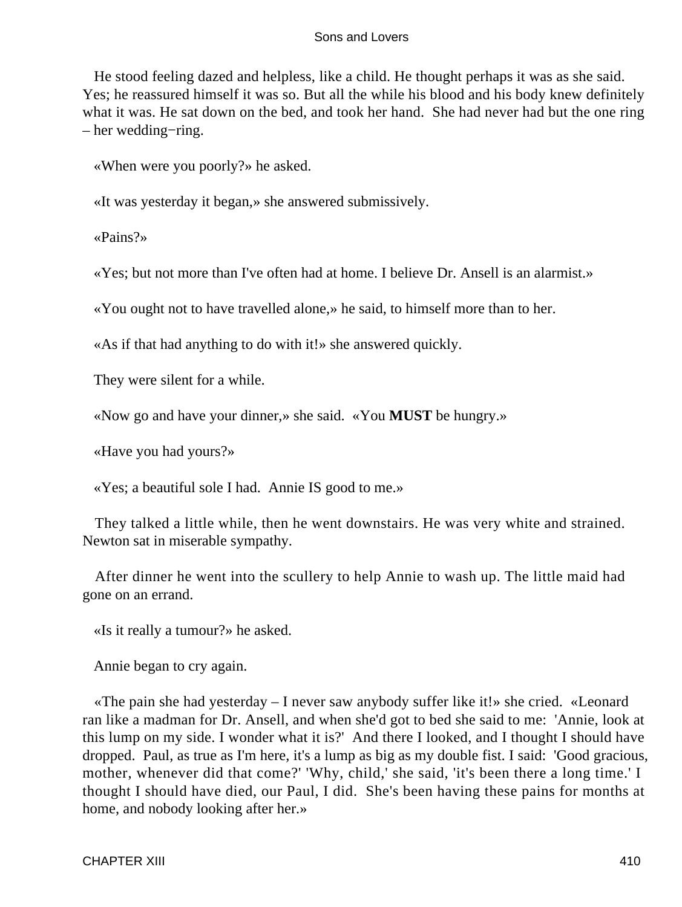He stood feeling dazed and helpless, like a child. He thought perhaps it was as she said. Yes; he reassured himself it was so. But all the while his blood and his body knew definitely what it was. He sat down on the bed, and took her hand. She had never had but the one ring – her wedding−ring.

«When were you poorly?» he asked.

«It was yesterday it began,» she answered submissively.

«Pains?»

«Yes; but not more than I've often had at home. I believe Dr. Ansell is an alarmist.»

«You ought not to have travelled alone,» he said, to himself more than to her.

«As if that had anything to do with it!» she answered quickly.

They were silent for a while.

«Now go and have your dinner,» she said. «You **MUST** be hungry.»

«Have you had yours?»

«Yes; a beautiful sole I had. Annie IS good to me.»

They talked a little while, then he went downstairs. He was very white and strained. Newton sat in miserable sympathy.

After dinner he went into the scullery to help Annie to wash up. The little maid had gone on an errand.

«Is it really a tumour?» he asked.

Annie began to cry again.

«The pain she had yesterday – I never saw anybody suffer like it!» she cried. «Leonard ran like a madman for Dr. Ansell, and when she'd got to bed she said to me: 'Annie, look at this lump on my side. I wonder what it is?' And there I looked, and I thought I should have dropped. Paul, as true as I'm here, it's a lump as big as my double fist. I said: 'Good gracious, mother, whenever did that come?' 'Why, child,' she said, 'it's been there a long time.' I thought I should have died, our Paul, I did. She's been having these pains for months at home, and nobody looking after her.»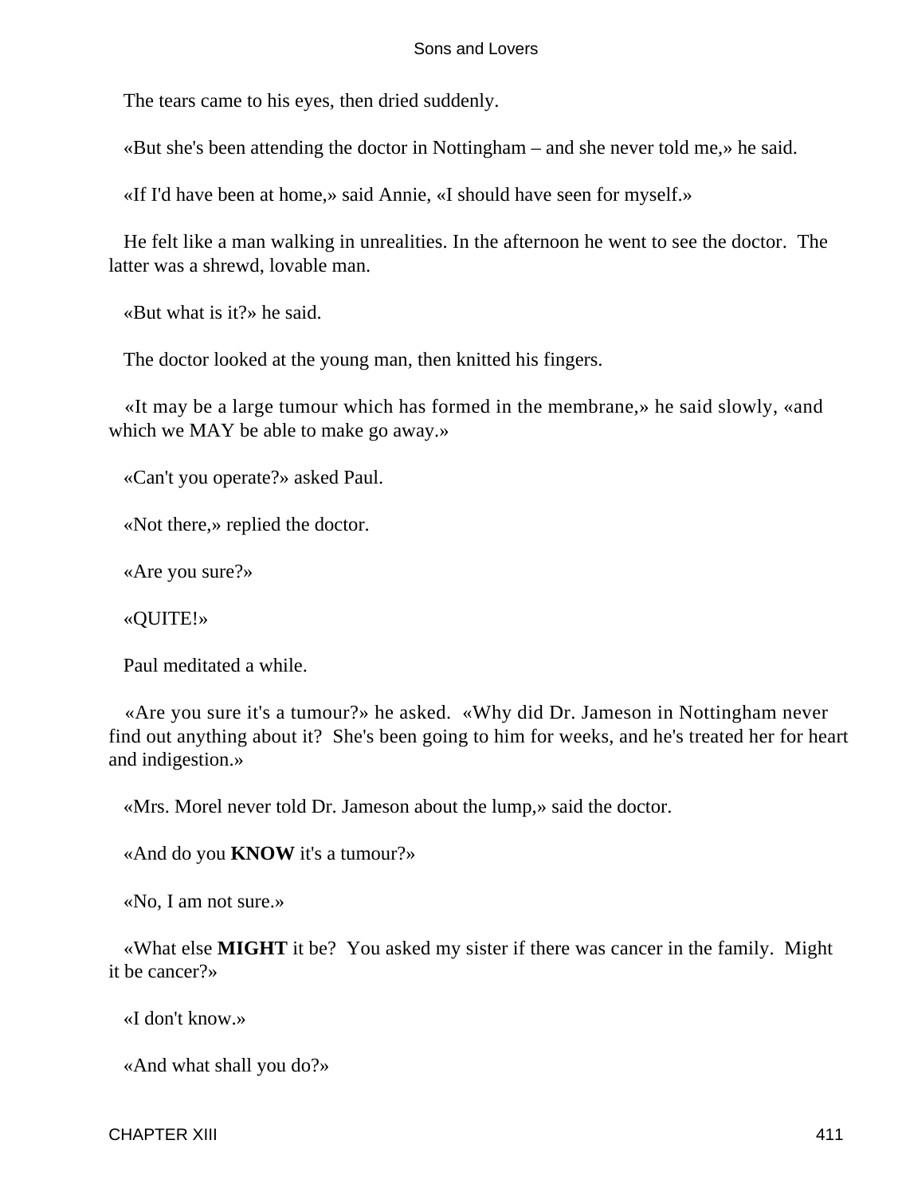The tears came to his eyes, then dried suddenly.

«But she's been attending the doctor in Nottingham – and she never told me,» he said.

«If I'd have been at home,» said Annie, «I should have seen for myself.»

He felt like a man walking in unrealities. In the afternoon he went to see the doctor. The latter was a shrewd, lovable man.

«But what is it?» he said.

The doctor looked at the young man, then knitted his fingers.

«It may be a large tumour which has formed in the membrane,» he said slowly, «and which we MAY be able to make go away.»

«Can't you operate?» asked Paul.

«Not there,» replied the doctor.

«Are you sure?»

«QUITE!»

Paul meditated a while.

«Are you sure it's a tumour?» he asked. «Why did Dr. Jameson in Nottingham never find out anything about it? She's been going to him for weeks, and he's treated her for heart and indigestion.»

«Mrs. Morel never told Dr. Jameson about the lump,» said the doctor.

«And do you **KNOW** it's a tumour?»

«No, I am not sure.»

«What else **MIGHT** it be? You asked my sister if there was cancer in the family. Might it be cancer?»

«I don't know.»

«And what shall you do?»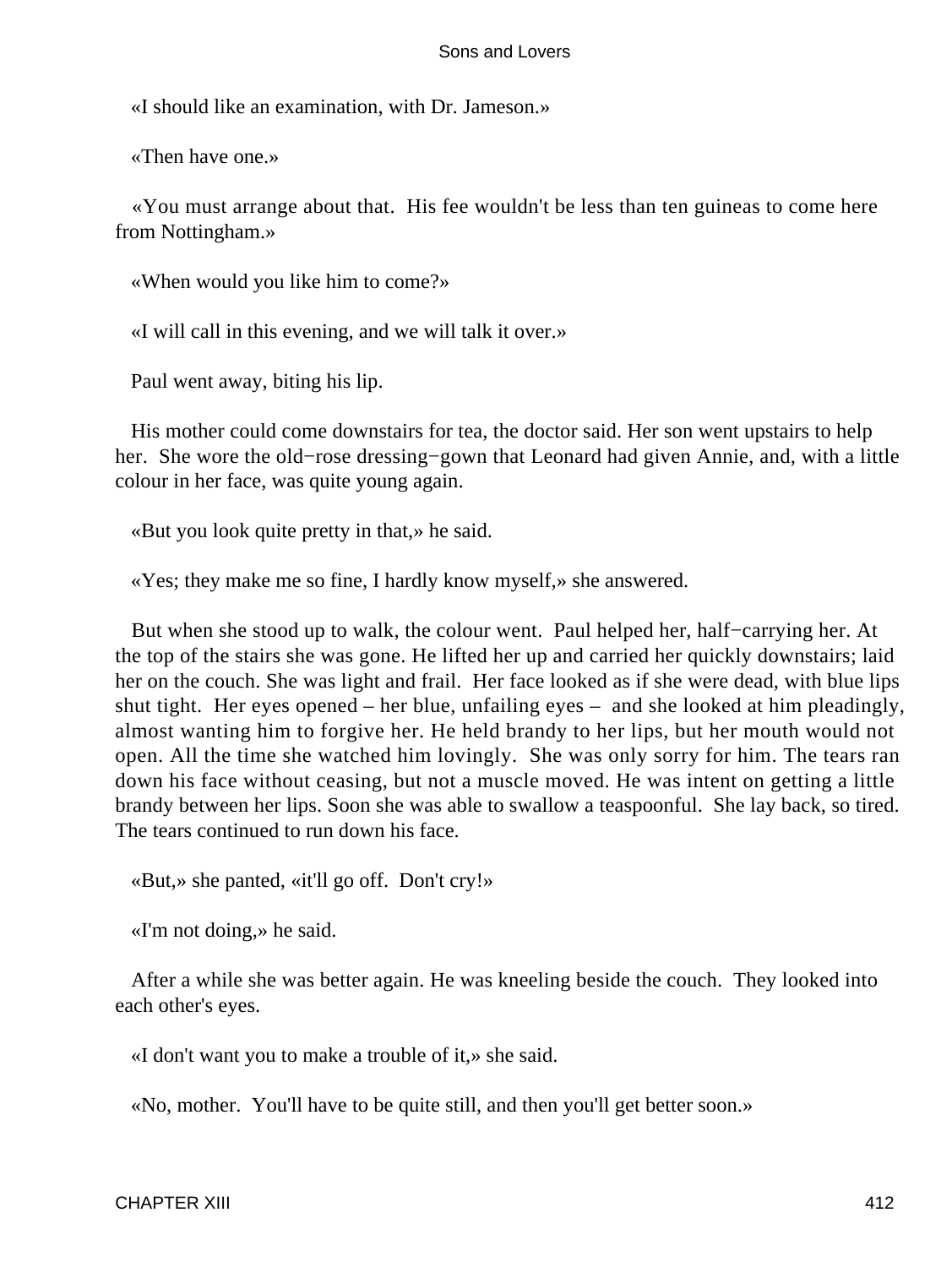«I should like an examination, with Dr. Jameson.»

«Then have one.»

«You must arrange about that. His fee wouldn't be less than ten guineas to come here from Nottingham.»

«When would you like him to come?»

«I will call in this evening, and we will talk it over.»

Paul went away, biting his lip.

His mother could come downstairs for tea, the doctor said. Her son went upstairs to help her. She wore the old−rose dressing−gown that Leonard had given Annie, and, with a little colour in her face, was quite young again.

«But you look quite pretty in that,» he said.

«Yes; they make me so fine, I hardly know myself,» she answered.

But when she stood up to walk, the colour went. Paul helped her, half−carrying her. At the top of the stairs she was gone. He lifted her up and carried her quickly downstairs; laid her on the couch. She was light and frail. Her face looked as if she were dead, with blue lips shut tight. Her eyes opened – her blue, unfailing eyes – and she looked at him pleadingly, almost wanting him to forgive her. He held brandy to her lips, but her mouth would not open. All the time she watched him lovingly. She was only sorry for him. The tears ran down his face without ceasing, but not a muscle moved. He was intent on getting a little brandy between her lips. Soon she was able to swallow a teaspoonful. She lay back, so tired. The tears continued to run down his face.

«But,» she panted, «it'll go off. Don't cry!»

«I'm not doing,» he said.

After a while she was better again. He was kneeling beside the couch. They looked into each other's eyes.

«I don't want you to make a trouble of it,» she said.

«No, mother. You'll have to be quite still, and then you'll get better soon.»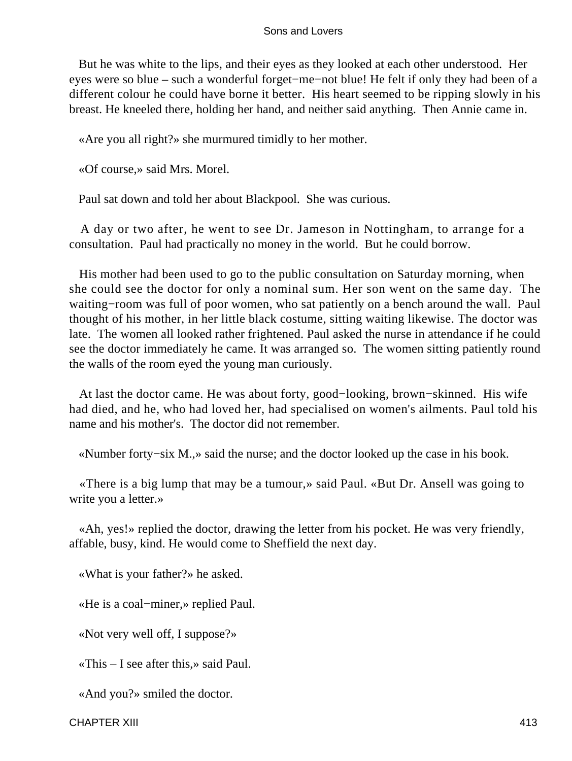But he was white to the lips, and their eyes as they looked at each other understood. Her eyes were so blue – such a wonderful forget−me−not blue! He felt if only they had been of a different colour he could have borne it better. His heart seemed to be ripping slowly in his breast. He kneeled there, holding her hand, and neither said anything. Then Annie came in.

«Are you all right?» she murmured timidly to her mother.

«Of course,» said Mrs. Morel.

Paul sat down and told her about Blackpool. She was curious.

A day or two after, he went to see Dr. Jameson in Nottingham, to arrange for a consultation. Paul had practically no money in the world. But he could borrow.

His mother had been used to go to the public consultation on Saturday morning, when she could see the doctor for only a nominal sum. Her son went on the same day. The waiting−room was full of poor women, who sat patiently on a bench around the wall. Paul thought of his mother, in her little black costume, sitting waiting likewise. The doctor was late. The women all looked rather frightened. Paul asked the nurse in attendance if he could see the doctor immediately he came. It was arranged so. The women sitting patiently round the walls of the room eyed the young man curiously.

At last the doctor came. He was about forty, good−looking, brown−skinned. His wife had died, and he, who had loved her, had specialised on women's ailments. Paul told his name and his mother's. The doctor did not remember.

«Number forty−six M.,» said the nurse; and the doctor looked up the case in his book.

«There is a big lump that may be a tumour,» said Paul. «But Dr. Ansell was going to write you a letter.»

«Ah, yes!» replied the doctor, drawing the letter from his pocket. He was very friendly, affable, busy, kind. He would come to Sheffield the next day.

«What is your father?» he asked.

«He is a coal−miner,» replied Paul.

«Not very well off, I suppose?»

«This – I see after this,» said Paul.

«And you?» smiled the doctor.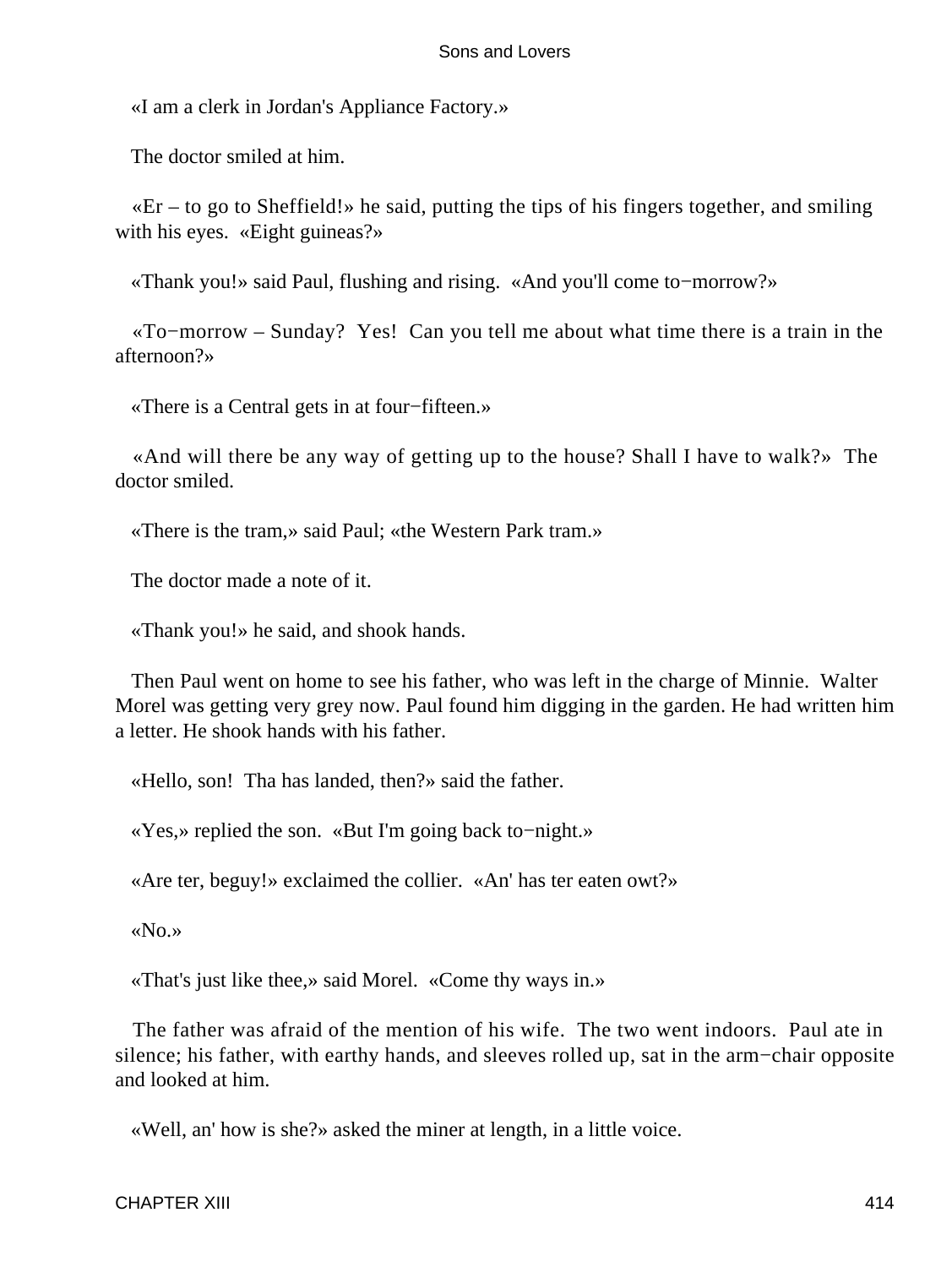«I am a clerk in Jordan's Appliance Factory.»

The doctor smiled at him.

«Er – to go to Sheffield!» he said, putting the tips of his fingers together, and smiling with his eyes. «Eight guineas?»

«Thank you!» said Paul, flushing and rising. «And you'll come to−morrow?»

«To−morrow – Sunday? Yes! Can you tell me about what time there is a train in the afternoon?»

«There is a Central gets in at four−fifteen.»

«And will there be any way of getting up to the house? Shall I have to walk?» The doctor smiled.

«There is the tram,» said Paul; «the Western Park tram.»

The doctor made a note of it.

«Thank you!» he said, and shook hands.

Then Paul went on home to see his father, who was left in the charge of Minnie. Walter Morel was getting very grey now. Paul found him digging in the garden. He had written him a letter. He shook hands with his father.

«Hello, son! Tha has landed, then?» said the father.

«Yes,» replied the son. «But I'm going back to−night.»

«Are ter, beguy!» exclaimed the collier. «An' has ter eaten owt?»

«No.»

«That's just like thee,» said Morel. «Come thy ways in.»

The father was afraid of the mention of his wife. The two went indoors. Paul ate in silence; his father, with earthy hands, and sleeves rolled up, sat in the arm−chair opposite and looked at him.

«Well, an' how is she?» asked the miner at length, in a little voice.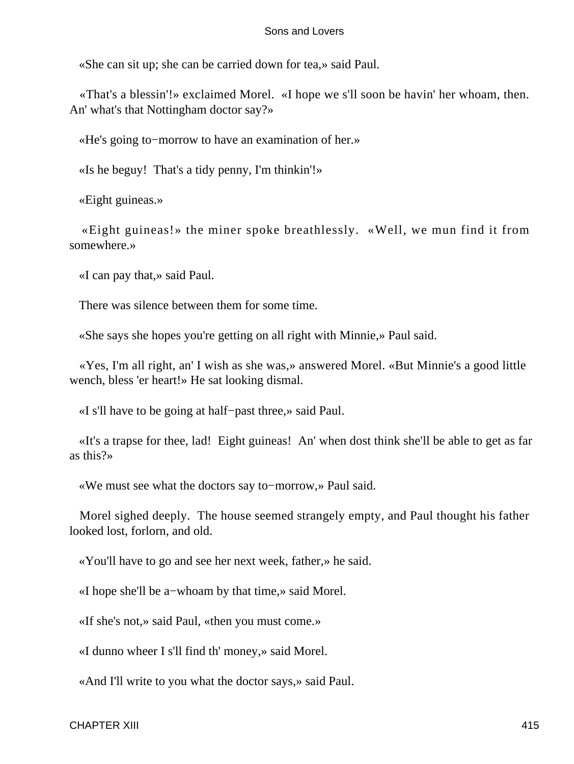«She can sit up; she can be carried down for tea,» said Paul.

«That's a blessin'!» exclaimed Morel. «I hope we s'll soon be havin' her whoam, then. An' what's that Nottingham doctor say?»

«He's going to−morrow to have an examination of her.»

«Is he beguy! That's a tidy penny, I'm thinkin'!»

«Eight guineas.»

«Eight guineas!» the miner spoke breathlessly. «Well, we mun find it from somewhere.»

«I can pay that,» said Paul.

There was silence between them for some time.

«She says she hopes you're getting on all right with Minnie,» Paul said.

«Yes, I'm all right, an' I wish as she was,» answered Morel. «But Minnie's a good little wench, bless 'er heart!» He sat looking dismal.

«I s'll have to be going at half−past three,» said Paul.

«It's a trapse for thee, lad! Eight guineas! An' when dost think she'll be able to get as far as this?»

«We must see what the doctors say to−morrow,» Paul said.

Morel sighed deeply. The house seemed strangely empty, and Paul thought his father looked lost, forlorn, and old.

«You'll have to go and see her next week, father,» he said.

«I hope she'll be a−whoam by that time,» said Morel.

«If she's not,» said Paul, «then you must come.»

«I dunno wheer I s'll find th' money,» said Morel.

«And I'll write to you what the doctor says,» said Paul.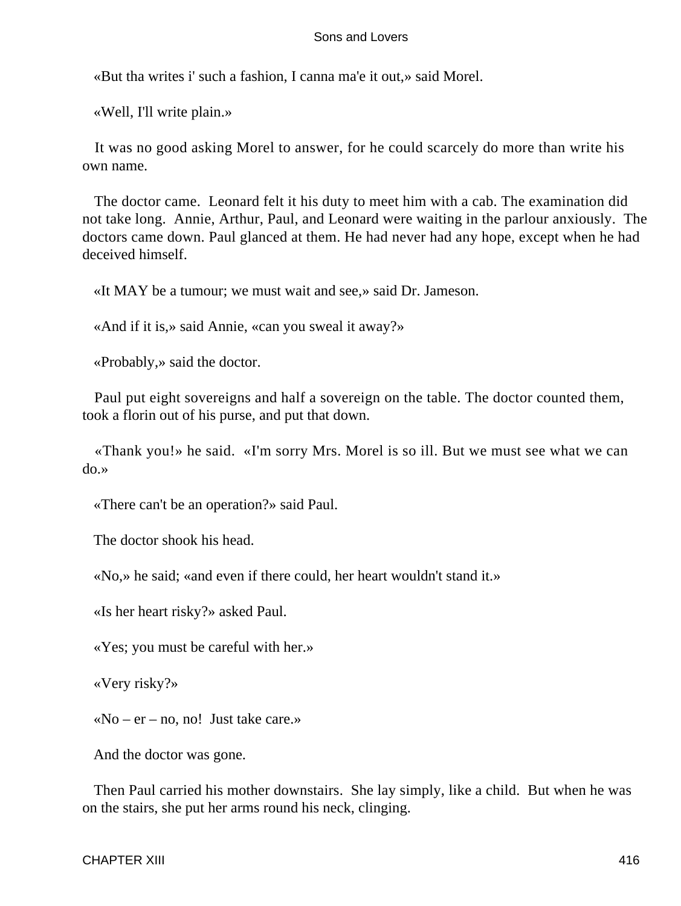«But tha writes i' such a fashion, I canna ma'e it out,» said Morel.

«Well, I'll write plain.»

It was no good asking Morel to answer, for he could scarcely do more than write his own name.

The doctor came. Leonard felt it his duty to meet him with a cab. The examination did not take long. Annie, Arthur, Paul, and Leonard were waiting in the parlour anxiously. The doctors came down. Paul glanced at them. He had never had any hope, except when he had deceived himself.

«It MAY be a tumour; we must wait and see,» said Dr. Jameson.

«And if it is,» said Annie, «can you sweal it away?»

«Probably,» said the doctor.

Paul put eight sovereigns and half a sovereign on the table. The doctor counted them, took a florin out of his purse, and put that down.

«Thank you!» he said. «I'm sorry Mrs. Morel is so ill. But we must see what we can do.»

«There can't be an operation?» said Paul.

The doctor shook his head.

«No,» he said; «and even if there could, her heart wouldn't stand it.»

«Is her heart risky?» asked Paul.

«Yes; you must be careful with her.»

«Very risky?»

«No – er – no, no! Just take care.»

And the doctor was gone.

Then Paul carried his mother downstairs. She lay simply, like a child. But when he was on the stairs, she put her arms round his neck, clinging.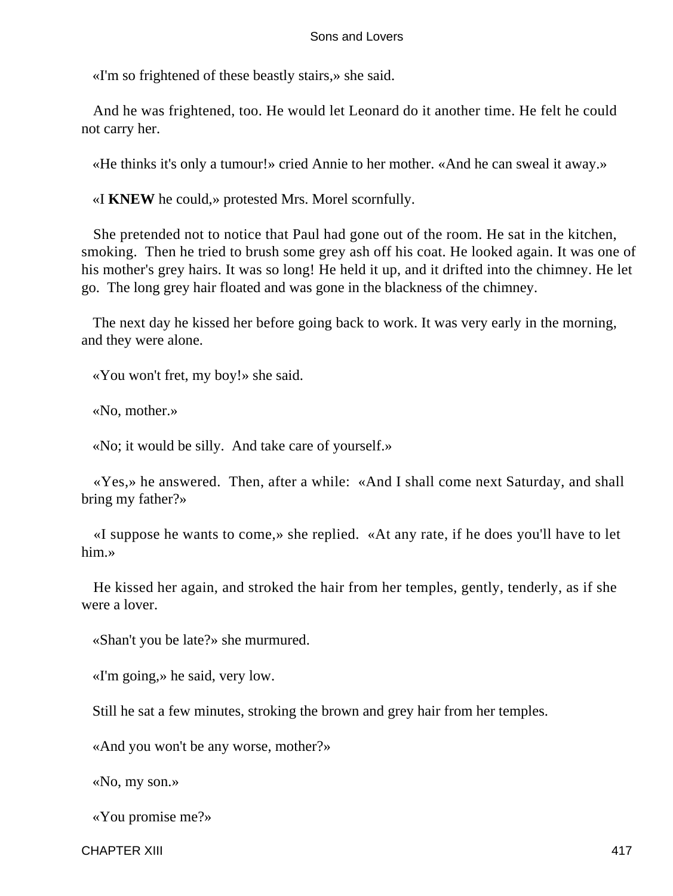«I'm so frightened of these beastly stairs,» she said.

And he was frightened, too. He would let Leonard do it another time. He felt he could not carry her.

«He thinks it's only a tumour!» cried Annie to her mother. «And he can sweal it away.»

«I **KNEW** he could,» protested Mrs. Morel scornfully.

She pretended not to notice that Paul had gone out of the room. He sat in the kitchen, smoking. Then he tried to brush some grey ash off his coat. He looked again. It was one of his mother's grey hairs. It was so long! He held it up, and it drifted into the chimney. He let go. The long grey hair floated and was gone in the blackness of the chimney.

The next day he kissed her before going back to work. It was very early in the morning, and they were alone.

«You won't fret, my boy!» she said.

«No, mother.»

«No; it would be silly. And take care of yourself.»

«Yes,» he answered. Then, after a while: «And I shall come next Saturday, and shall bring my father?»

«I suppose he wants to come,» she replied. «At any rate, if he does you'll have to let him.»

He kissed her again, and stroked the hair from her temples, gently, tenderly, as if she were a lover.

«Shan't you be late?» she murmured.

«I'm going,» he said, very low.

Still he sat a few minutes, stroking the brown and grey hair from her temples.

«And you won't be any worse, mother?»

«No, my son.»

«You promise me?»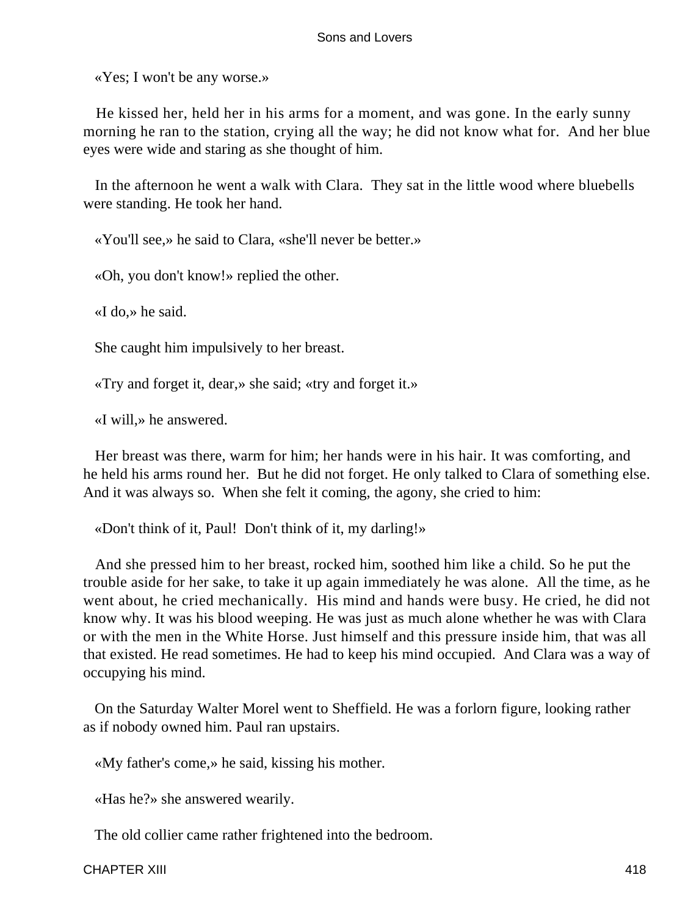«Yes; I won't be any worse.»

He kissed her, held her in his arms for a moment, and was gone. In the early sunny morning he ran to the station, crying all the way; he did not know what for. And her blue eyes were wide and staring as she thought of him.

In the afternoon he went a walk with Clara. They sat in the little wood where bluebells were standing. He took her hand.

«You'll see,» he said to Clara, «she'll never be better.»

«Oh, you don't know!» replied the other.

«I do,» he said.

She caught him impulsively to her breast.

«Try and forget it, dear,» she said; «try and forget it.»

«I will,» he answered.

Her breast was there, warm for him; her hands were in his hair. It was comforting, and he held his arms round her. But he did not forget. He only talked to Clara of something else. And it was always so. When she felt it coming, the agony, she cried to him:

«Don't think of it, Paul! Don't think of it, my darling!»

And she pressed him to her breast, rocked him, soothed him like a child. So he put the trouble aside for her sake, to take it up again immediately he was alone. All the time, as he went about, he cried mechanically. His mind and hands were busy. He cried, he did not know why. It was his blood weeping. He was just as much alone whether he was with Clara or with the men in the White Horse. Just himself and this pressure inside him, that was all that existed. He read sometimes. He had to keep his mind occupied. And Clara was a way of occupying his mind.

On the Saturday Walter Morel went to Sheffield. He was a forlorn figure, looking rather as if nobody owned him. Paul ran upstairs.

«My father's come,» he said, kissing his mother.

«Has he?» she answered wearily.

The old collier came rather frightened into the bedroom.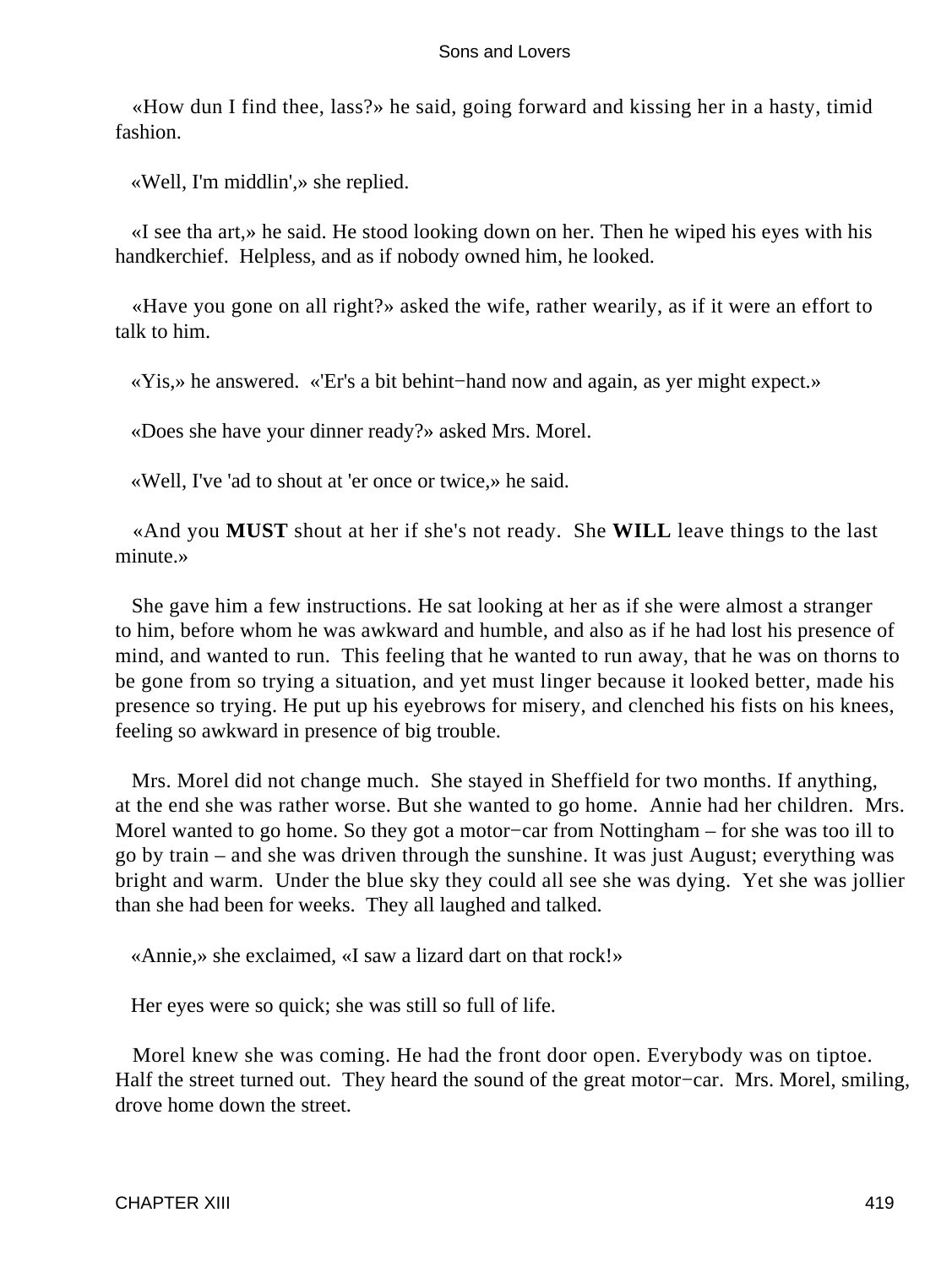«How dun I find thee, lass?» he said, going forward and kissing her in a hasty, timid fashion.

«Well, I'm middlin',» she replied.

«I see tha art,» he said. He stood looking down on her. Then he wiped his eyes with his handkerchief. Helpless, and as if nobody owned him, he looked.

«Have you gone on all right?» asked the wife, rather wearily, as if it were an effort to talk to him.

«Yis,» he answered. «'Er's a bit behint−hand now and again, as yer might expect.»

«Does she have your dinner ready?» asked Mrs. Morel.

«Well, I've 'ad to shout at 'er once or twice,» he said.

«And you **MUST** shout at her if she's not ready. She **WILL** leave things to the last minute.»

She gave him a few instructions. He sat looking at her as if she were almost a stranger to him, before whom he was awkward and humble, and also as if he had lost his presence of mind, and wanted to run. This feeling that he wanted to run away, that he was on thorns to be gone from so trying a situation, and yet must linger because it looked better, made his presence so trying. He put up his eyebrows for misery, and clenched his fists on his knees, feeling so awkward in presence of big trouble.

Mrs. Morel did not change much. She stayed in Sheffield for two months. If anything, at the end she was rather worse. But she wanted to go home. Annie had her children. Mrs. Morel wanted to go home. So they got a motor−car from Nottingham – for she was too ill to go by train – and she was driven through the sunshine. It was just August; everything was bright and warm. Under the blue sky they could all see she was dying. Yet she was jollier than she had been for weeks. They all laughed and talked.

«Annie,» she exclaimed, «I saw a lizard dart on that rock!»

Her eyes were so quick; she was still so full of life.

Morel knew she was coming. He had the front door open. Everybody was on tiptoe. Half the street turned out. They heard the sound of the great motor−car. Mrs. Morel, smiling, drove home down the street.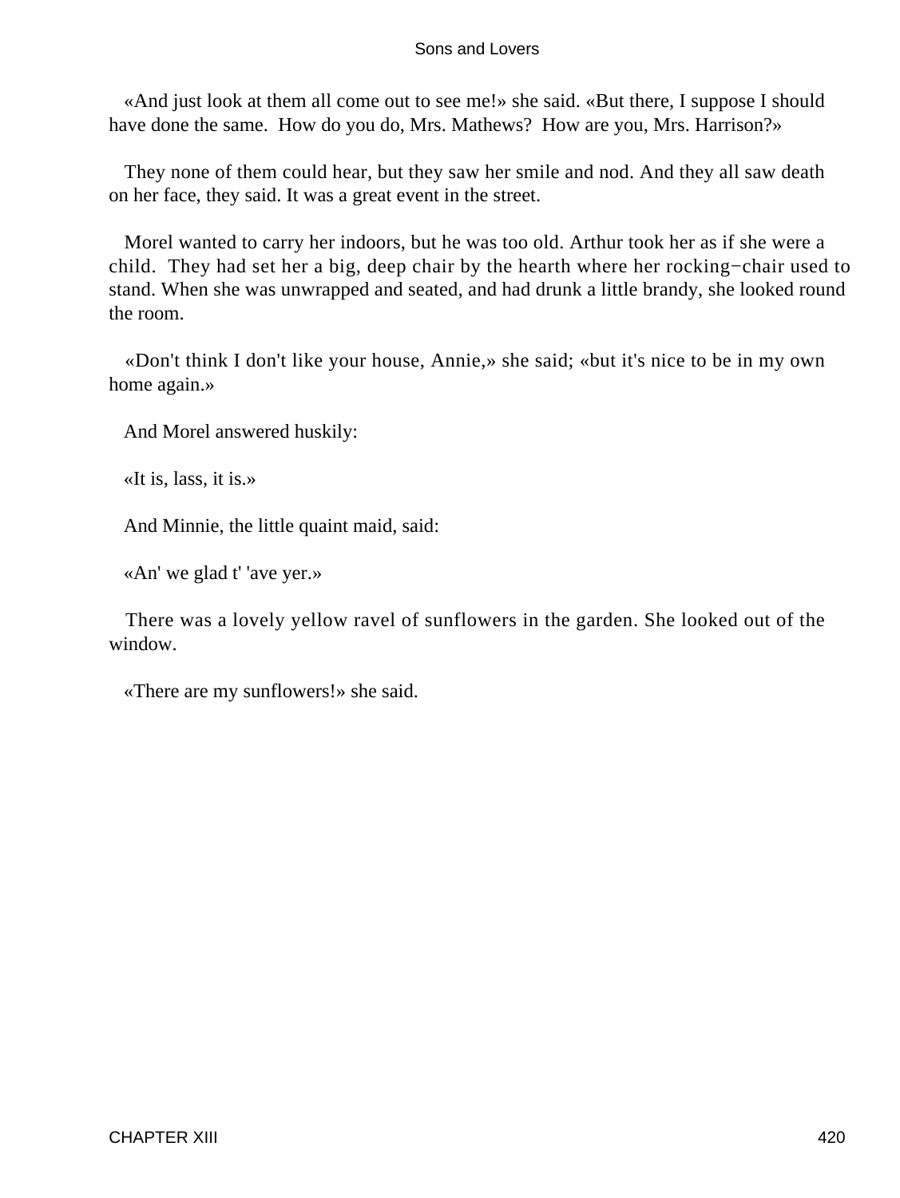«And just look at them all come out to see me!» she said. «But there, I suppose I should have done the same. How do you do, Mrs. Mathews? How are you, Mrs. Harrison?»

They none of them could hear, but they saw her smile and nod. And they all saw death on her face, they said. It was a great event in the street.

Morel wanted to carry her indoors, but he was too old. Arthur took her as if she were a child. They had set her a big, deep chair by the hearth where her rocking−chair used to stand. When she was unwrapped and seated, and had drunk a little brandy, she looked round the room.

«Don't think I don't like your house, Annie,» she said; «but it's nice to be in my own home again.»

And Morel answered huskily:

«It is, lass, it is.»

And Minnie, the little quaint maid, said:

«An' we glad t' 'ave yer.»

There was a lovely yellow ravel of sunflowers in the garden. She looked out of the window.

«There are my sunflowers!» she said.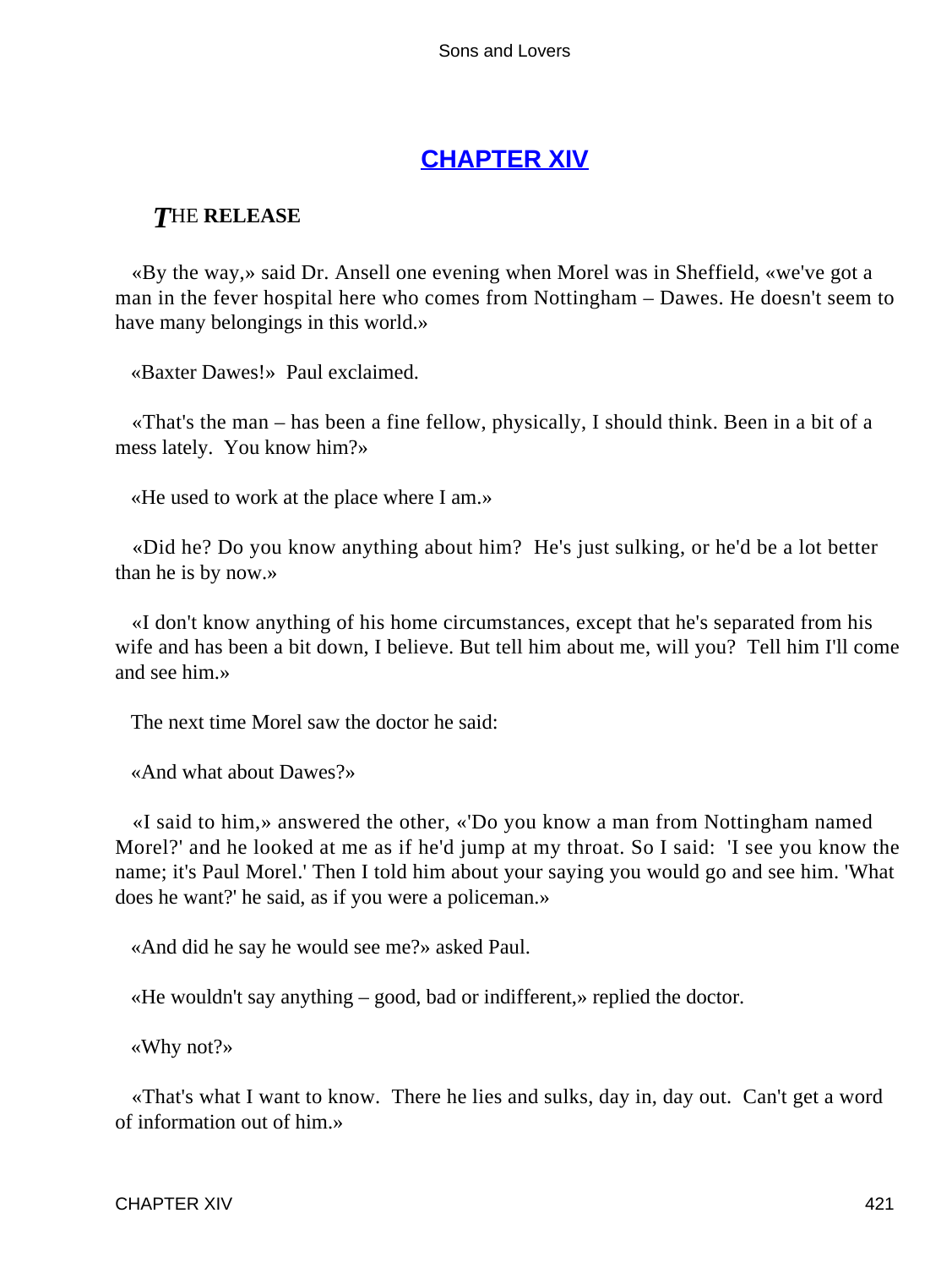## CHAPTER XIV

### *T*HE **RELEASE**

«By the way,» said Dr. Ansell one evening when Morel was in Sheffield, «we've got a man in the fever hospital here who comes from Nottingham – Dawes. He doesn't seem to have many belongings in this world.»

«Baxter Dawes!» Paul exclaimed.

«That's the man – has been a fine fellow, physically, I should think. Been in a bit of a mess lately. You know him?»

«He used to work at the place where I am.»

«Did he? Do you know anything about him? He's just sulking, or he'd be a lot better than he is by now.»

«I don't know anything of his home circumstances, except that he's separated from his wife and has been a bit down, I believe. But tell him about me, will you? Tell him I'll come and see him.»

The next time Morel saw the doctor he said:

«And what about Dawes?»

«I said to him,» answered the other, «'Do you know a man from Nottingham named Morel?' and he looked at me as if he'd jump at my throat. So I said: 'I see you know the name; it's Paul Morel.' Then I told him about your saying you would go and see him. 'What does he want?' he said, as if you were a policeman.»

«And did he say he would see me?» asked Paul.

«He wouldn't say anything – good, bad or indifferent,» replied the doctor.

«Why not?»

«That's what I want to know. There he lies and sulks, day in, day out. Can't get a word of information out of him.»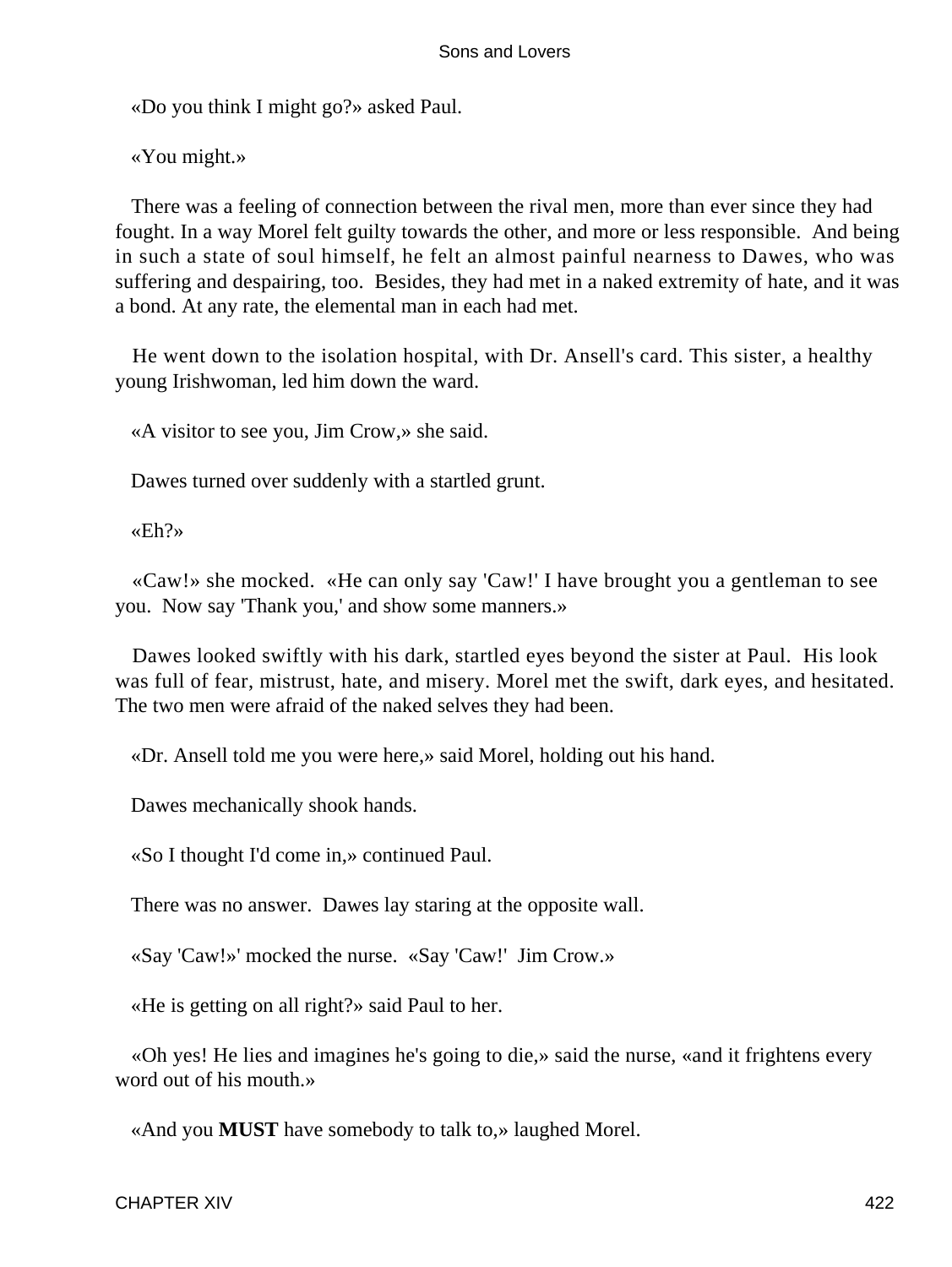«Do you think I might go?» asked Paul.

«You might.»

There was a feeling of connection between the rival men, more than ever since they had fought. In a way Morel felt guilty towards the other, and more or less responsible. And being in such a state of soul himself, he felt an almost painful nearness to Dawes, who was suffering and despairing, too. Besides, they had met in a naked extremity of hate, and it was a bond. At any rate, the elemental man in each had met.

He went down to the isolation hospital, with Dr. Ansell's card. This sister, a healthy young Irishwoman, led him down the ward.

«A visitor to see you, Jim Crow,» she said.

Dawes turned over suddenly with a startled grunt.

«Eh?»

«Caw!» she mocked. «He can only say 'Caw!' I have brought you a gentleman to see you. Now say 'Thank you,' and show some manners.»

Dawes looked swiftly with his dark, startled eyes beyond the sister at Paul. His look was full of fear, mistrust, hate, and misery. Morel met the swift, dark eyes, and hesitated. The two men were afraid of the naked selves they had been.

«Dr. Ansell told me you were here,» said Morel, holding out his hand.

Dawes mechanically shook hands.

«So I thought I'd come in,» continued Paul.

There was no answer. Dawes lay staring at the opposite wall.

«Say 'Caw!»' mocked the nurse. «Say 'Caw!' Jim Crow.»

«He is getting on all right?» said Paul to her.

«Oh yes! He lies and imagines he's going to die,» said the nurse, «and it frightens every word out of his mouth.»

«And you **MUST** have somebody to talk to,» laughed Morel.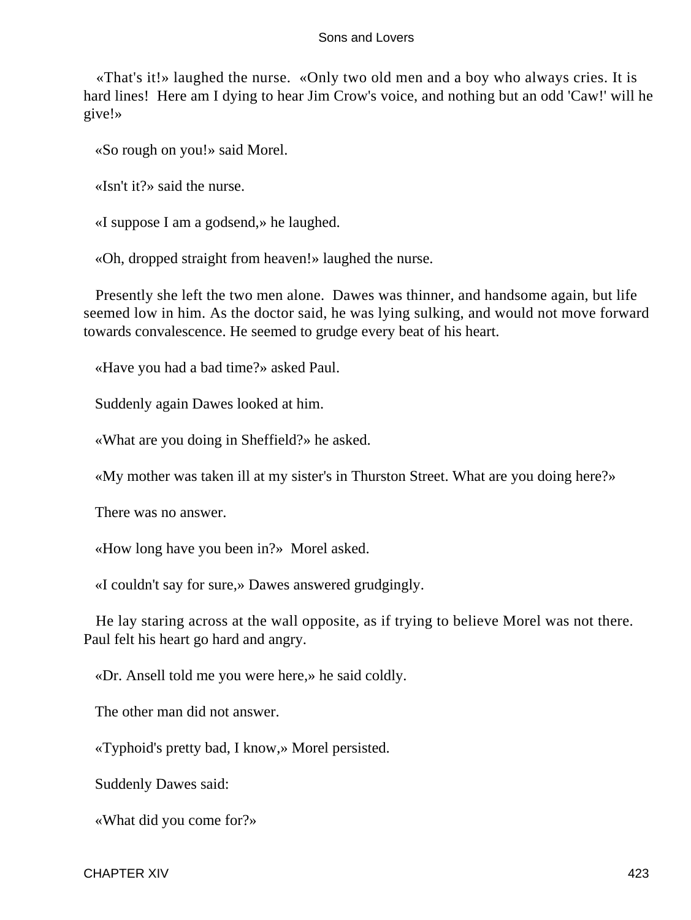«That's it!» laughed the nurse. «Only two old men and a boy who always cries. It is hard lines! Here am I dying to hear Jim Crow's voice, and nothing but an odd 'Caw!' will he give!»

«So rough on you!» said Morel.

«Isn't it?» said the nurse.

«I suppose I am a godsend,» he laughed.

«Oh, dropped straight from heaven!» laughed the nurse.

Presently she left the two men alone. Dawes was thinner, and handsome again, but life seemed low in him. As the doctor said, he was lying sulking, and would not move forward towards convalescence. He seemed to grudge every beat of his heart.

«Have you had a bad time?» asked Paul.

Suddenly again Dawes looked at him.

«What are you doing in Sheffield?» he asked.

«My mother was taken ill at my sister's in Thurston Street. What are you doing here?»

There was no answer.

«How long have you been in?» Morel asked.

«I couldn't say for sure,» Dawes answered grudgingly.

He lay staring across at the wall opposite, as if trying to believe Morel was not there. Paul felt his heart go hard and angry.

«Dr. Ansell told me you were here,» he said coldly.

The other man did not answer.

«Typhoid's pretty bad, I know,» Morel persisted.

Suddenly Dawes said:

«What did you come for?»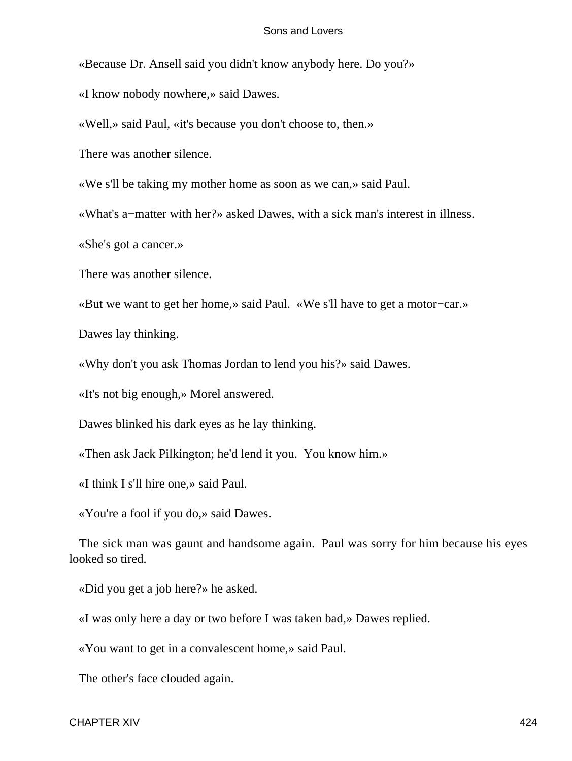«Because Dr. Ansell said you didn't know anybody here. Do you?»

«I know nobody nowhere,» said Dawes.

«Well,» said Paul, «it's because you don't choose to, then.»

There was another silence.

«We s'll be taking my mother home as soon as we can,» said Paul.

«What's a−matter with her?» asked Dawes, with a sick man's interest in illness.

«She's got a cancer.»

There was another silence.

«But we want to get her home,» said Paul. «We s'll have to get a motor−car.»

Dawes lay thinking.

«Why don't you ask Thomas Jordan to lend you his?» said Dawes.

«It's not big enough,» Morel answered.

Dawes blinked his dark eyes as he lay thinking.

«Then ask Jack Pilkington; he'd lend it you. You know him.»

«I think I s'll hire one,» said Paul.

«You're a fool if you do,» said Dawes.

The sick man was gaunt and handsome again. Paul was sorry for him because his eyes looked so tired.

«Did you get a job here?» he asked.

«I was only here a day or two before I was taken bad,» Dawes replied.

«You want to get in a convalescent home,» said Paul.

The other's face clouded again.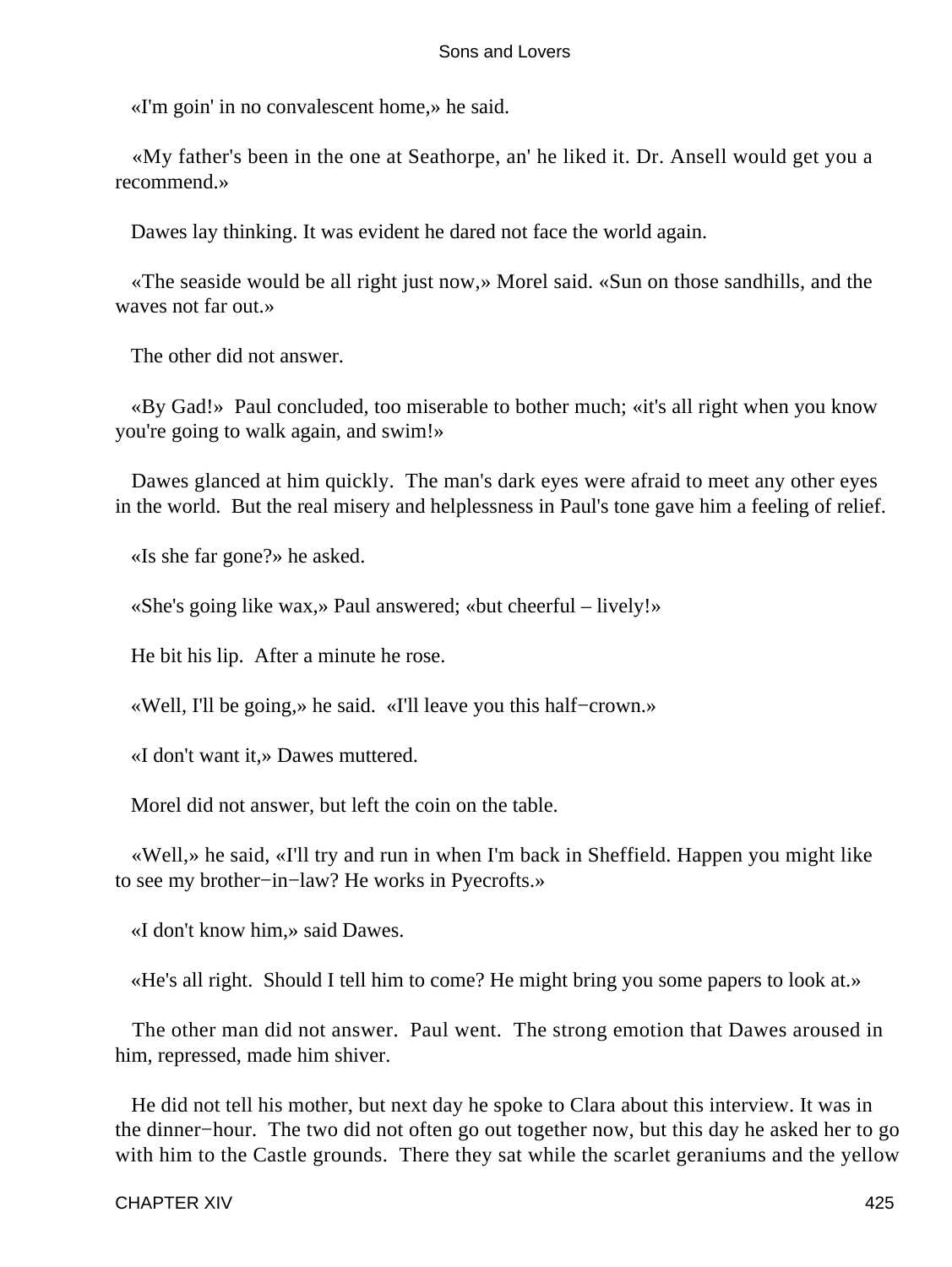«I'm goin' in no convalescent home,» he said.

«My father's been in the one at Seathorpe, an' he liked it. Dr. Ansell would get you a recommend.»

Dawes lay thinking. It was evident he dared not face the world again.

«The seaside would be all right just now,» Morel said. «Sun on those sandhills, and the waves not far out.»

The other did not answer.

«By Gad!» Paul concluded, too miserable to bother much; «it's all right when you know you're going to walk again, and swim!»

Dawes glanced at him quickly. The man's dark eyes were afraid to meet any other eyes in the world. But the real misery and helplessness in Paul's tone gave him a feeling of relief.

«Is she far gone?» he asked.

«She's going like wax,» Paul answered; «but cheerful – lively!»

He bit his lip. After a minute he rose.

«Well, I'll be going,» he said. «I'll leave you this half−crown.»

«I don't want it,» Dawes muttered.

Morel did not answer, but left the coin on the table.

«Well,» he said, «I'll try and run in when I'm back in Sheffield. Happen you might like to see my brother−in−law? He works in Pyecrofts.»

«I don't know him,» said Dawes.

«He's all right. Should I tell him to come? He might bring you some papers to look at.»

The other man did not answer. Paul went. The strong emotion that Dawes aroused in him, repressed, made him shiver.

He did not tell his mother, but next day he spoke to Clara about this interview. It was in the dinner−hour. The two did not often go out together now, but this day he asked her to go with him to the Castle grounds. There they sat while the scarlet geraniums and the yellow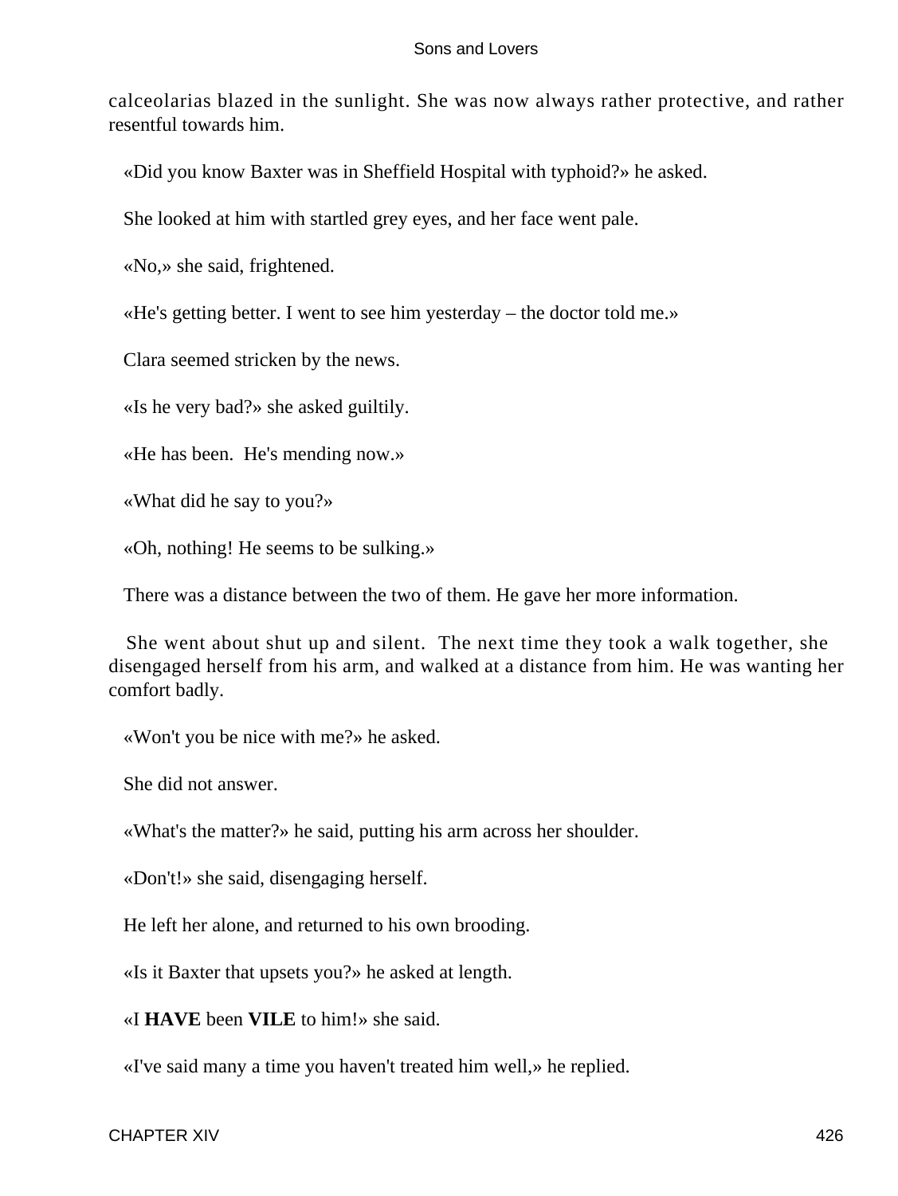calceolarias blazed in the sunlight. She was now always rather protective, and rather resentful towards him.

«Did you know Baxter was in Sheffield Hospital with typhoid?» he asked.

She looked at him with startled grey eyes, and her face went pale.

«No,» she said, frightened.

«He's getting better. I went to see him yesterday – the doctor told me.»

Clara seemed stricken by the news.

«Is he very bad?» she asked guiltily.

«He has been. He's mending now.»

«What did he say to you?»

«Oh, nothing! He seems to be sulking.»

There was a distance between the two of them. He gave her more information.

She went about shut up and silent. The next time they took a walk together, she disengaged herself from his arm, and walked at a distance from him. He was wanting her comfort badly.

«Won't you be nice with me?» he asked.

She did not answer.

«What's the matter?» he said, putting his arm across her shoulder.

«Don't!» she said, disengaging herself.

He left her alone, and returned to his own brooding.

«Is it Baxter that upsets you?» he asked at length.

«I **HAVE** been **VILE** to him!» she said.

«I've said many a time you haven't treated him well,» he replied.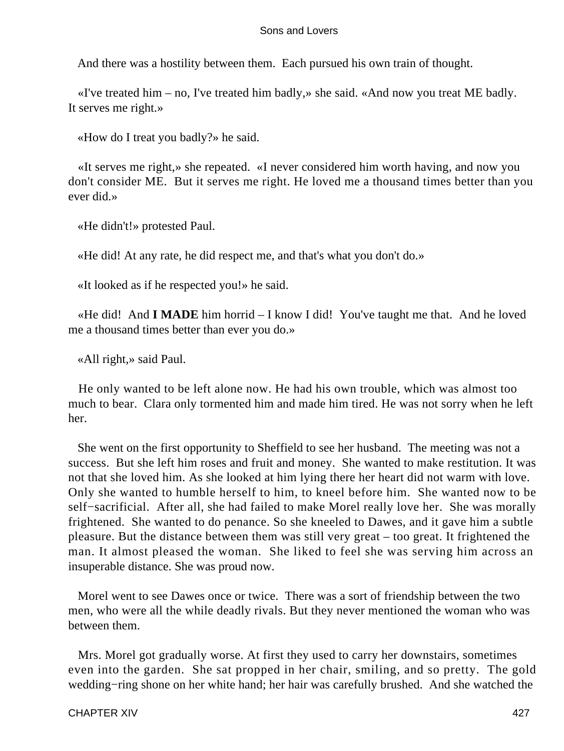And there was a hostility between them. Each pursued his own train of thought.

«I've treated him – no, I've treated him badly,» she said. «And now you treat ME badly. It serves me right.»

«How do I treat you badly?» he said.

«It serves me right,» she repeated. «I never considered him worth having, and now you don't consider ME. But it serves me right. He loved me a thousand times better than you ever did.»

«He didn't!» protested Paul.

«He did! At any rate, he did respect me, and that's what you don't do.»

«It looked as if he respected you!» he said.

«He did! And **I MADE** him horrid – I know I did! You've taught me that. And he loved me a thousand times better than ever you do.»

«All right,» said Paul.

He only wanted to be left alone now. He had his own trouble, which was almost too much to bear. Clara only tormented him and made him tired. He was not sorry when he left her.

She went on the first opportunity to Sheffield to see her husband. The meeting was not a success. But she left him roses and fruit and money. She wanted to make restitution. It was not that she loved him. As she looked at him lying there her heart did not warm with love. Only she wanted to humble herself to him, to kneel before him. She wanted now to be self−sacrificial. After all, she had failed to make Morel really love her. She was morally frightened. She wanted to do penance. So she kneeled to Dawes, and it gave him a subtle pleasure. But the distance between them was still very great – too great. It frightened the man. It almost pleased the woman. She liked to feel she was serving him across an insuperable distance. She was proud now.

Morel went to see Dawes once or twice. There was a sort of friendship between the two men, who were all the while deadly rivals. But they never mentioned the woman who was between them.

Mrs. Morel got gradually worse. At first they used to carry her downstairs, sometimes even into the garden. She sat propped in her chair, smiling, and so pretty. The gold wedding−ring shone on her white hand; her hair was carefully brushed. And she watched the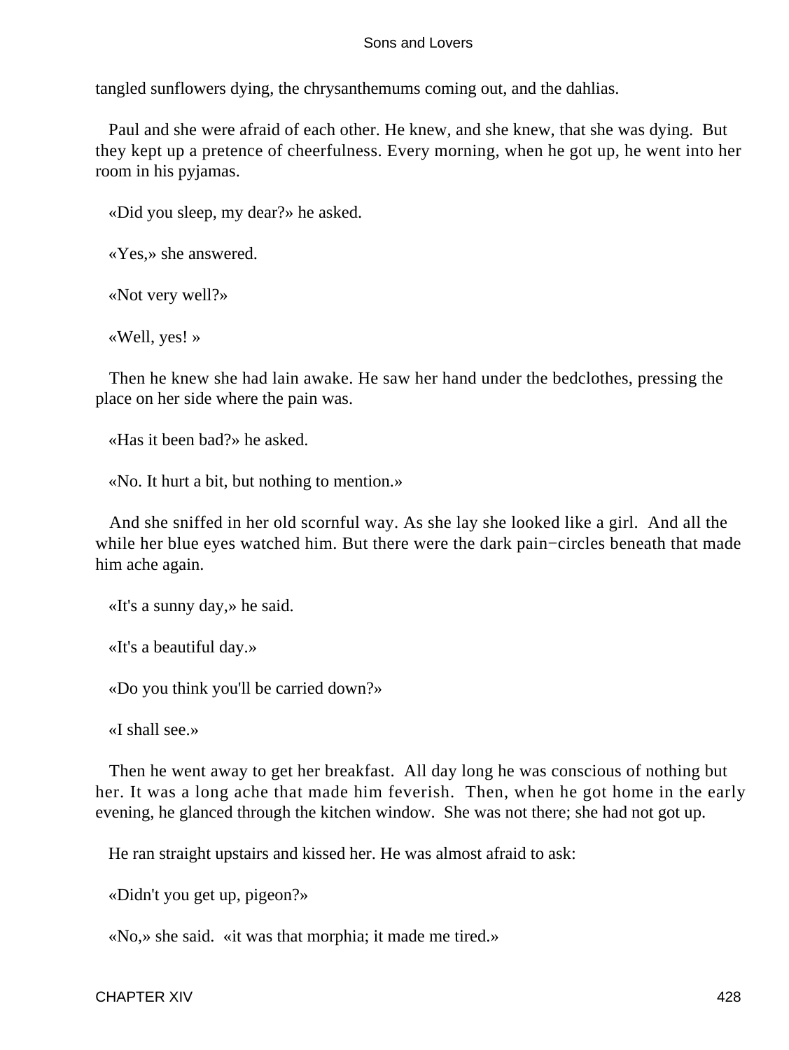tangled sunflowers dying, the chrysanthemums coming out, and the dahlias.

Paul and she were afraid of each other. He knew, and she knew, that she was dying. But they kept up a pretence of cheerfulness. Every morning, when he got up, he went into her room in his pyjamas.

«Did you sleep, my dear?» he asked.

«Yes,» she answered.

«Not very well?»

«Well, yes! »

Then he knew she had lain awake. He saw her hand under the bedclothes, pressing the place on her side where the pain was.

«Has it been bad?» he asked.

«No. It hurt a bit, but nothing to mention.»

And she sniffed in her old scornful way. As she lay she looked like a girl. And all the while her blue eyes watched him. But there were the dark pain−circles beneath that made him ache again.

«It's a sunny day,» he said.

«It's a beautiful day.»

«Do you think you'll be carried down?»

«I shall see.»

Then he went away to get her breakfast. All day long he was conscious of nothing but her. It was a long ache that made him feverish. Then, when he got home in the early evening, he glanced through the kitchen window. She was not there; she had not got up.

He ran straight upstairs and kissed her. He was almost afraid to ask:

«Didn't you get up, pigeon?»

«No,» she said. «it was that morphia; it made me tired.»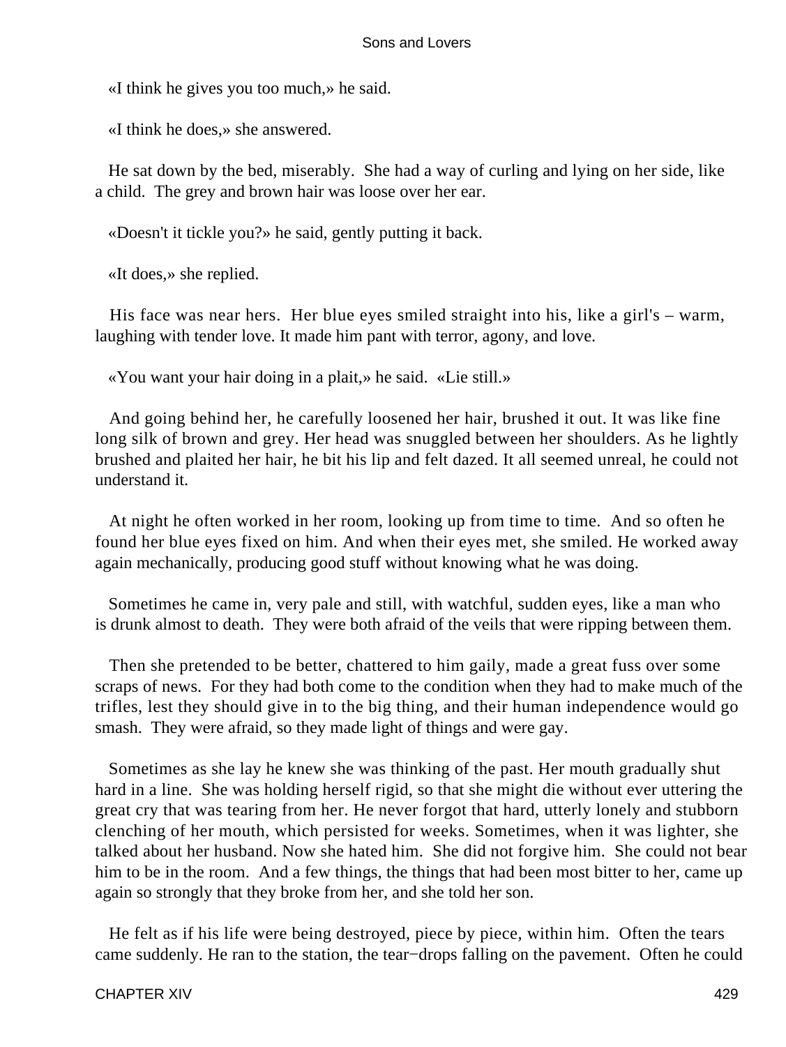«I think he gives you too much,» he said.

«I think he does,» she answered.

He sat down by the bed, miserably. She had a way of curling and lying on her side, like a child. The grey and brown hair was loose over her ear.

«Doesn't it tickle you?» he said, gently putting it back.

«It does,» she replied.

His face was near hers. Her blue eyes smiled straight into his, like a girl's – warm, laughing with tender love. It made him pant with terror, agony, and love.

«You want your hair doing in a plait,» he said. «Lie still.»

And going behind her, he carefully loosened her hair, brushed it out. It was like fine long silk of brown and grey. Her head was snuggled between her shoulders. As he lightly brushed and plaited her hair, he bit his lip and felt dazed. It all seemed unreal, he could not understand it.

At night he often worked in her room, looking up from time to time. And so often he found her blue eyes fixed on him. And when their eyes met, she smiled. He worked away again mechanically, producing good stuff without knowing what he was doing.

Sometimes he came in, very pale and still, with watchful, sudden eyes, like a man who is drunk almost to death. They were both afraid of the veils that were ripping between them.

Then she pretended to be better, chattered to him gaily, made a great fuss over some scraps of news. For they had both come to the condition when they had to make much of the trifles, lest they should give in to the big thing, and their human independence would go smash. They were afraid, so they made light of things and were gay.

Sometimes as she lay he knew she was thinking of the past. Her mouth gradually shut hard in a line. She was holding herself rigid, so that she might die without ever uttering the great cry that was tearing from her. He never forgot that hard, utterly lonely and stubborn clenching of her mouth, which persisted for weeks. Sometimes, when it was lighter, she talked about her husband. Now she hated him. She did not forgive him. She could not bear him to be in the room. And a few things, the things that had been most bitter to her, came up again so strongly that they broke from her, and she told her son.

He felt as if his life were being destroyed, piece by piece, within him. Often the tears came suddenly. He ran to the station, the tear-drops falling on the pavement. Often he could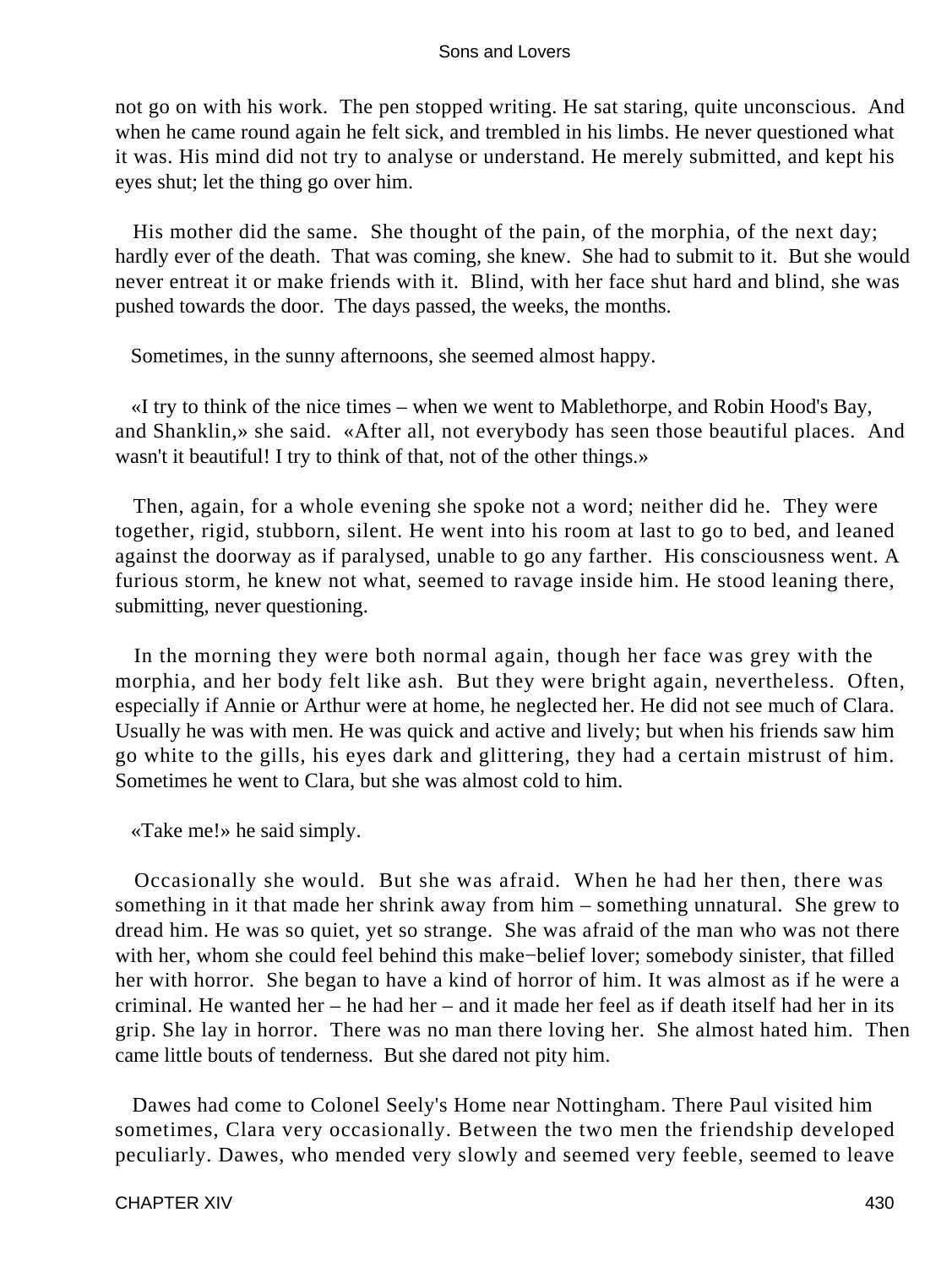not go on with his work. The pen stopped writing. He sat staring, quite unconscious. And when he came round again he felt sick, and trembled in his limbs. He never questioned what it was. His mind did not try to analyse or understand. He merely submitted, and kept his eyes shut; let the thing go over him.

His mother did the same. She thought of the pain, of the morphia, of the next day; hardly ever of the death. That was coming, she knew. She had to submit to it. But she would never entreat it or make friends with it. Blind, with her face shut hard and blind, she was pushed towards the door. The days passed, the weeks, the months.

Sometimes, in the sunny afternoons, she seemed almost happy.

«I try to think of the nice times – when we went to Mablethorpe, and Robin Hood's Bay, and Shanklin,» she said. «After all, not everybody has seen those beautiful places. And wasn't it beautiful! I try to think of that, not of the other things.»

Then, again, for a whole evening she spoke not a word; neither did he. They were together, rigid, stubborn, silent. He went into his room at last to go to bed, and leaned against the doorway as if paralysed, unable to go any farther. His consciousness went. A furious storm, he knew not what, seemed to ravage inside him. He stood leaning there, submitting, never questioning.

In the morning they were both normal again, though her face was grey with the morphia, and her body felt like ash. But they were bright again, nevertheless. Often, especially if Annie or Arthur were at home, he neglected her. He did not see much of Clara. Usually he was with men. He was quick and active and lively; but when his friends saw him go white to the gills, his eyes dark and glittering, they had a certain mistrust of him. Sometimes he went to Clara, but she was almost cold to him.

«Take me!» he said simply.

Occasionally she would. But she was afraid. When he had her then, there was something in it that made her shrink away from him – something unnatural. She grew to dread him. He was so quiet, yet so strange. She was afraid of the man who was not there with her, whom she could feel behind this make−belief lover; somebody sinister, that filled her with horror. She began to have a kind of horror of him. It was almost as if he were a criminal. He wanted her – he had her – and it made her feel as if death itself had her in its grip. She lay in horror. There was no man there loving her. She almost hated him. Then came little bouts of tenderness. But she dared not pity him.

Dawes had come to Colonel Seely's Home near Nottingham. There Paul visited him sometimes, Clara very occasionally. Between the two men the friendship developed peculiarly. Dawes, who mended very slowly and seemed very feeble, seemed to leave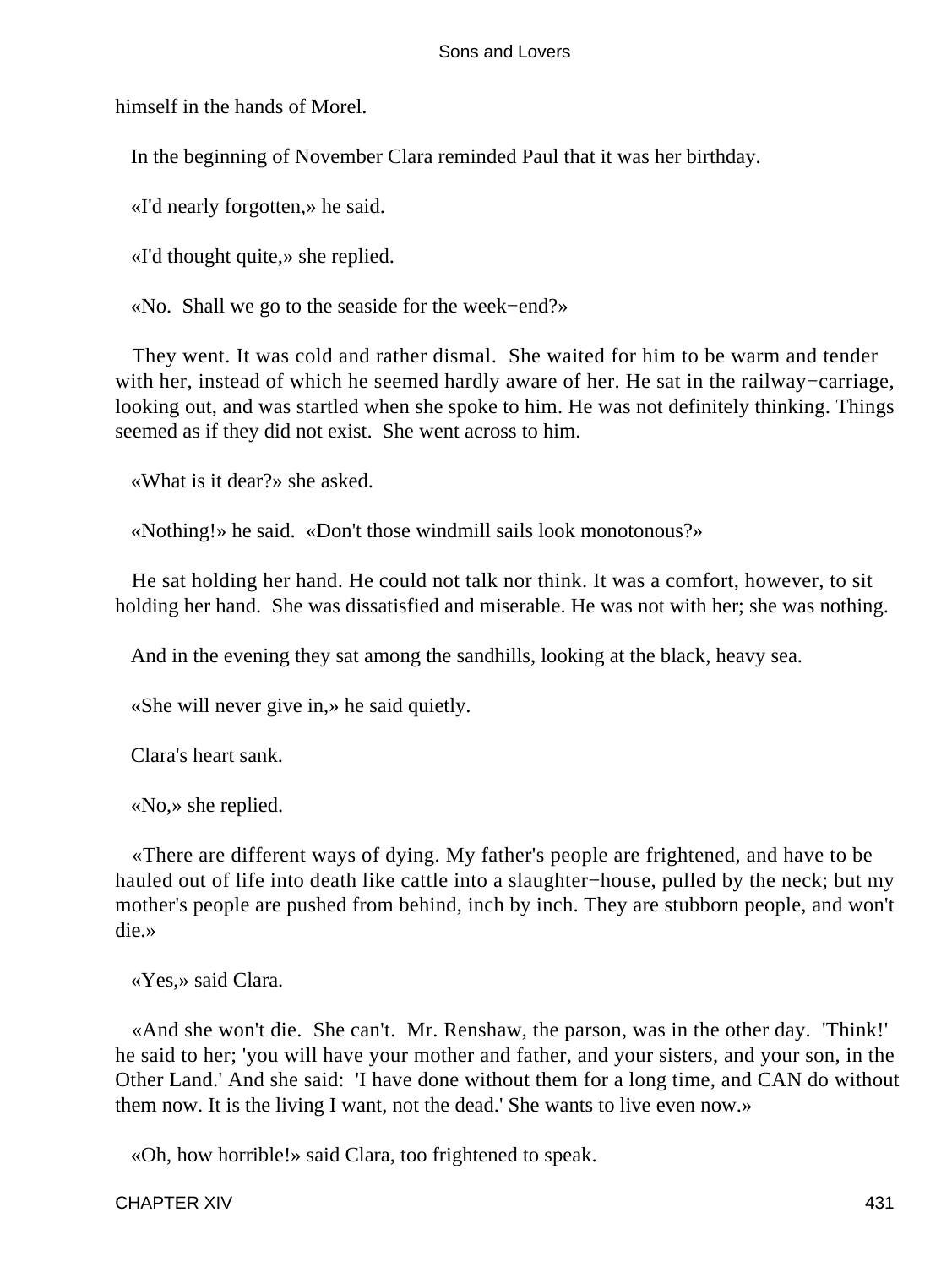himself in the hands of Morel.

In the beginning of November Clara reminded Paul that it was her birthday.

«I'd nearly forgotten,» he said.

«I'd thought quite,» she replied.

«No. Shall we go to the seaside for the week−end?»

They went. It was cold and rather dismal. She waited for him to be warm and tender with her, instead of which he seemed hardly aware of her. He sat in the railway−carriage, looking out, and was startled when she spoke to him. He was not definitely thinking. Things seemed as if they did not exist. She went across to him.

«What is it dear?» she asked.

«Nothing!» he said. «Don't those windmill sails look monotonous?»

He sat holding her hand. He could not talk nor think. It was a comfort, however, to sit holding her hand. She was dissatisfied and miserable. He was not with her; she was nothing.

And in the evening they sat among the sandhills, looking at the black, heavy sea.

«She will never give in,» he said quietly.

Clara's heart sank.

«No,» she replied.

«There are different ways of dying. My father's people are frightened, and have to be hauled out of life into death like cattle into a slaughter−house, pulled by the neck; but my mother's people are pushed from behind, inch by inch. They are stubborn people, and won't die.»

«Yes,» said Clara.

«And she won't die. She can't. Mr. Renshaw, the parson, was in the other day. 'Think!' he said to her; 'you will have your mother and father, and your sisters, and your son, in the Other Land.' And she said: 'I have done without them for a long time, and CAN do without them now. It is the living I want, not the dead.' She wants to live even now.»

«Oh, how horrible!» said Clara, too frightened to speak.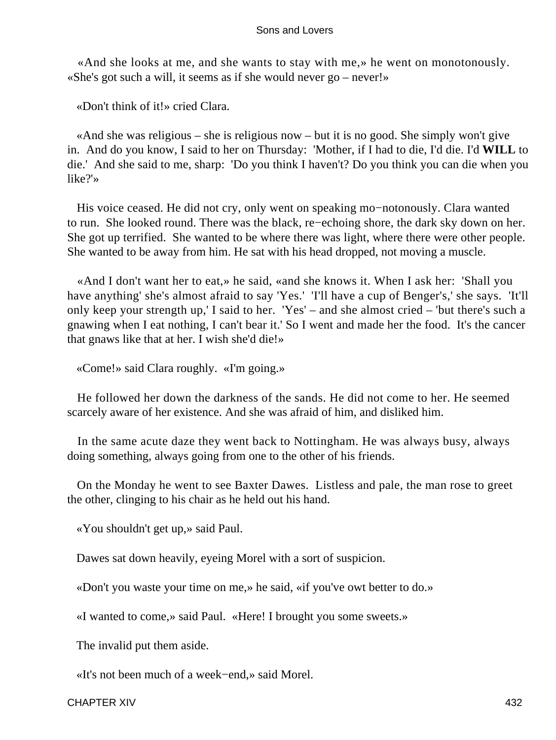«And she looks at me, and she wants to stay with me,» he went on monotonously. «She's got such a will, it seems as if she would never go – never!»

«Don't think of it!» cried Clara.

«And she was religious – she is religious now – but it is no good. She simply won't give in. And do you know, I said to her on Thursday: 'Mother, if I had to die, I'd die. I'd **WILL** to die.' And she said to me, sharp: 'Do you think I haven't? Do you think you can die when you like?'»

His voice ceased. He did not cry, only went on speaking mo−notonously. Clara wanted to run. She looked round. There was the black, re−echoing shore, the dark sky down on her. She got up terrified. She wanted to be where there was light, where there were other people. She wanted to be away from him. He sat with his head dropped, not moving a muscle.

«And I don't want her to eat,» he said, «and she knows it. When I ask her: 'Shall you have anything' she's almost afraid to say 'Yes.' 'I'll have a cup of Benger's,' she says. 'It'll only keep your strength up,' I said to her. 'Yes' – and she almost cried – 'but there's such a gnawing when I eat nothing, I can't bear it.' So I went and made her the food. It's the cancer that gnaws like that at her. I wish she'd die!»

«Come!» said Clara roughly. «I'm going.»

He followed her down the darkness of the sands. He did not come to her. He seemed scarcely aware of her existence. And she was afraid of him, and disliked him.

In the same acute daze they went back to Nottingham. He was always busy, always doing something, always going from one to the other of his friends.

On the Monday he went to see Baxter Dawes. Listless and pale, the man rose to greet the other, clinging to his chair as he held out his hand.

«You shouldn't get up,» said Paul.

Dawes sat down heavily, eyeing Morel with a sort of suspicion.

«Don't you waste your time on me,» he said, «if you've owt better to do.»

«I wanted to come,» said Paul. «Here! I brought you some sweets.»

The invalid put them aside.

«It's not been much of a week−end,» said Morel.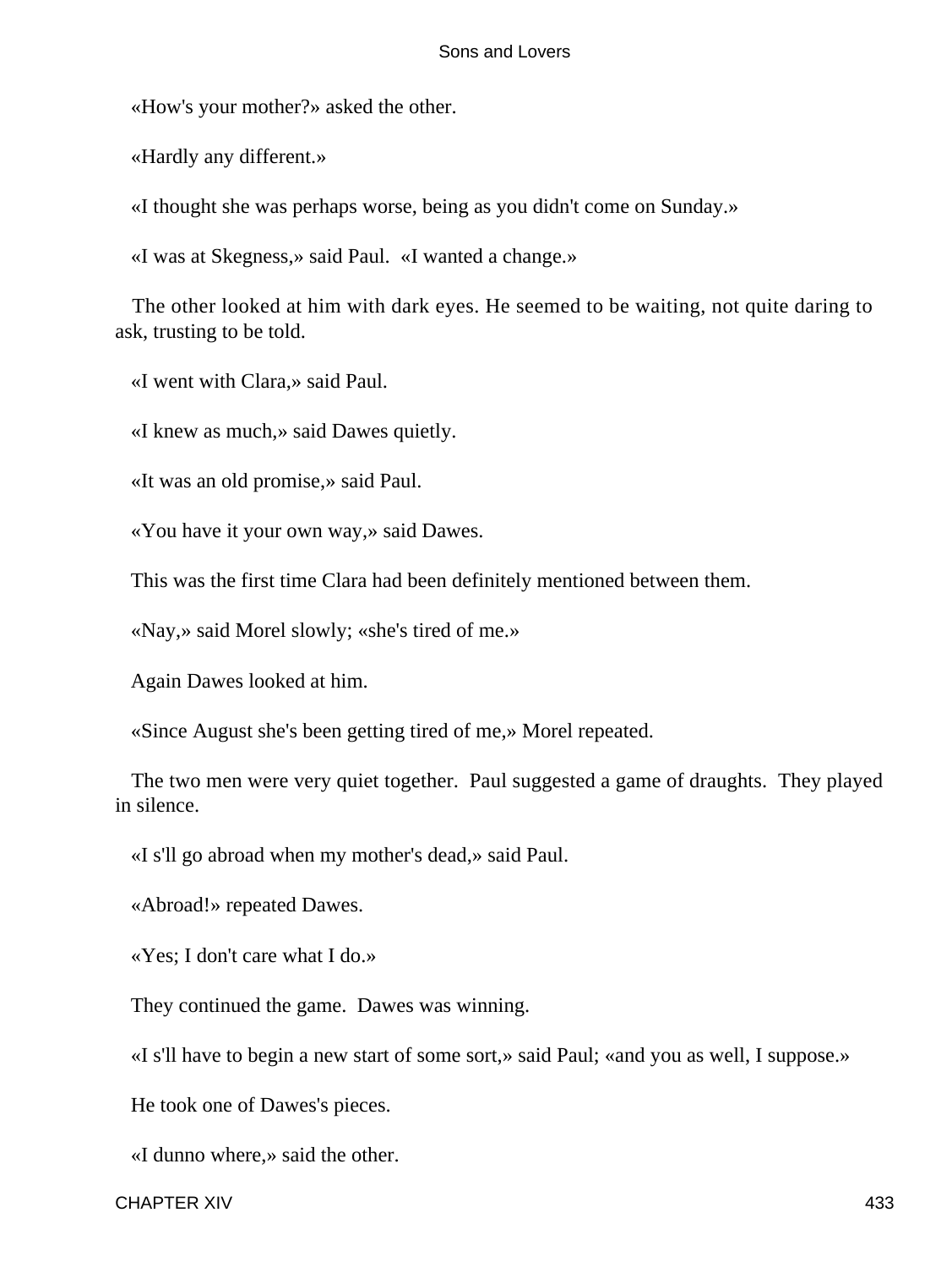«How's your mother?» asked the other.

«Hardly any different.»

«I thought she was perhaps worse, being as you didn't come on Sunday.»

«I was at Skegness,» said Paul. «I wanted a change.»

The other looked at him with dark eyes. He seemed to be waiting, not quite daring to ask, trusting to be told.

«I went with Clara,» said Paul.

«I knew as much,» said Dawes quietly.

«It was an old promise,» said Paul.

«You have it your own way,» said Dawes.

This was the first time Clara had been definitely mentioned between them.

«Nay,» said Morel slowly; «she's tired of me.»

Again Dawes looked at him.

«Since August she's been getting tired of me,» Morel repeated.

The two men were very quiet together. Paul suggested a game of draughts. They played in silence.

«I s'll go abroad when my mother's dead,» said Paul.

«Abroad!» repeated Dawes.

«Yes; I don't care what I do.»

They continued the game. Dawes was winning.

«I s'll have to begin a new start of some sort,» said Paul; «and you as well, I suppose.»

He took one of Dawes's pieces.

«I dunno where,» said the other.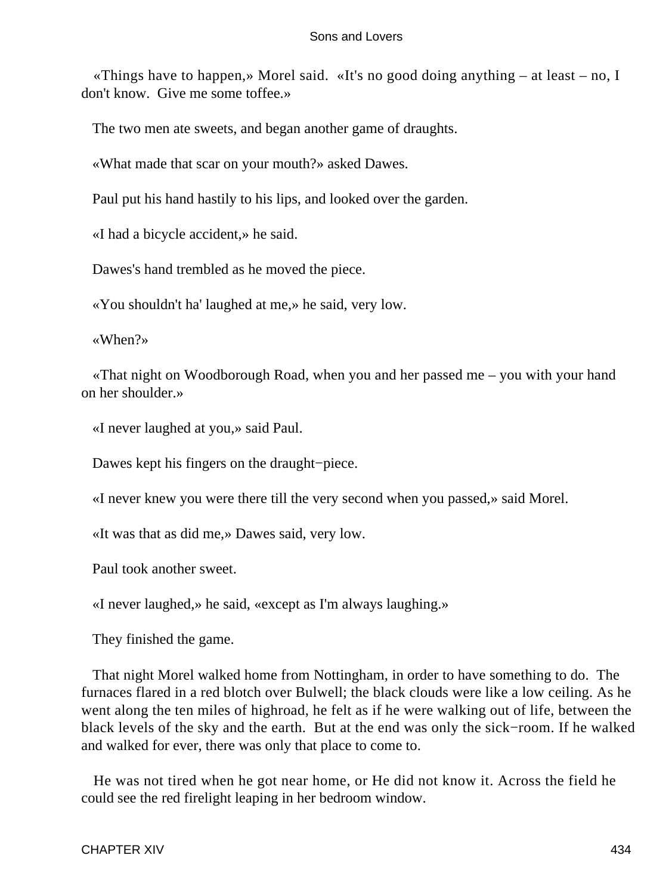«Things have to happen,» Morel said. «It's no good doing anything – at least – no, I don't know. Give me some toffee.»

The two men ate sweets, and began another game of draughts.

«What made that scar on your mouth?» asked Dawes.

Paul put his hand hastily to his lips, and looked over the garden.

«I had a bicycle accident,» he said.

Dawes's hand trembled as he moved the piece.

«You shouldn't ha' laughed at me,» he said, very low.

«When?»

«That night on Woodborough Road, when you and her passed me – you with your hand on her shoulder.»

«I never laughed at you,» said Paul.

Dawes kept his fingers on the draught−piece.

«I never knew you were there till the very second when you passed,» said Morel.

«It was that as did me,» Dawes said, very low.

Paul took another sweet.

«I never laughed,» he said, «except as I'm always laughing.»

They finished the game.

That night Morel walked home from Nottingham, in order to have something to do. The furnaces flared in a red blotch over Bulwell; the black clouds were like a low ceiling. As he went along the ten miles of highroad, he felt as if he were walking out of life, between the black levels of the sky and the earth. But at the end was only the sick−room. If he walked and walked for ever, there was only that place to come to.

He was not tired when he got near home, or He did not know it. Across the field he could see the red firelight leaping in her bedroom window.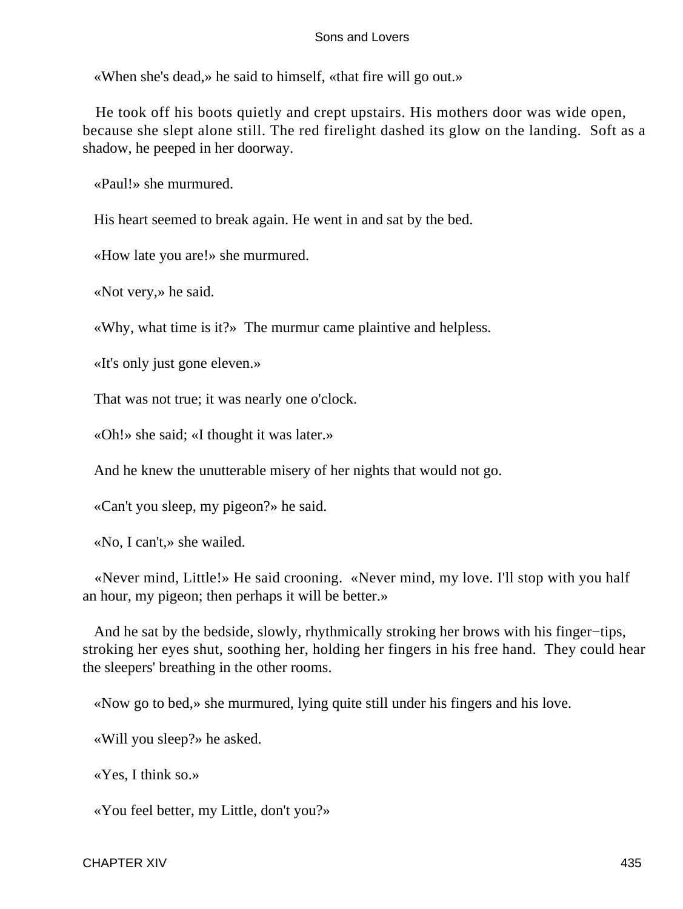«When she's dead,» he said to himself, «that fire will go out.»

He took off his boots quietly and crept upstairs. His mothers door was wide open, because she slept alone still. The red firelight dashed its glow on the landing. Soft as a shadow, he peeped in her doorway.

«Paul!» she murmured.

His heart seemed to break again. He went in and sat by the bed.

«How late you are!» she murmured.

«Not very,» he said.

«Why, what time is it?» The murmur came plaintive and helpless.

«It's only just gone eleven.»

That was not true; it was nearly one o'clock.

«Oh!» she said; «I thought it was later.»

And he knew the unutterable misery of her nights that would not go.

«Can't you sleep, my pigeon?» he said.

«No, I can't,» she wailed.

«Never mind, Little!» He said crooning. «Never mind, my love. I'll stop with you half an hour, my pigeon; then perhaps it will be better.»

And he sat by the bedside, slowly, rhythmically stroking her brows with his finger−tips, stroking her eyes shut, soothing her, holding her fingers in his free hand. They could hear the sleepers' breathing in the other rooms.

«Now go to bed,» she murmured, lying quite still under his fingers and his love.

«Will you sleep?» he asked.

«Yes, I think so.»

«You feel better, my Little, don't you?»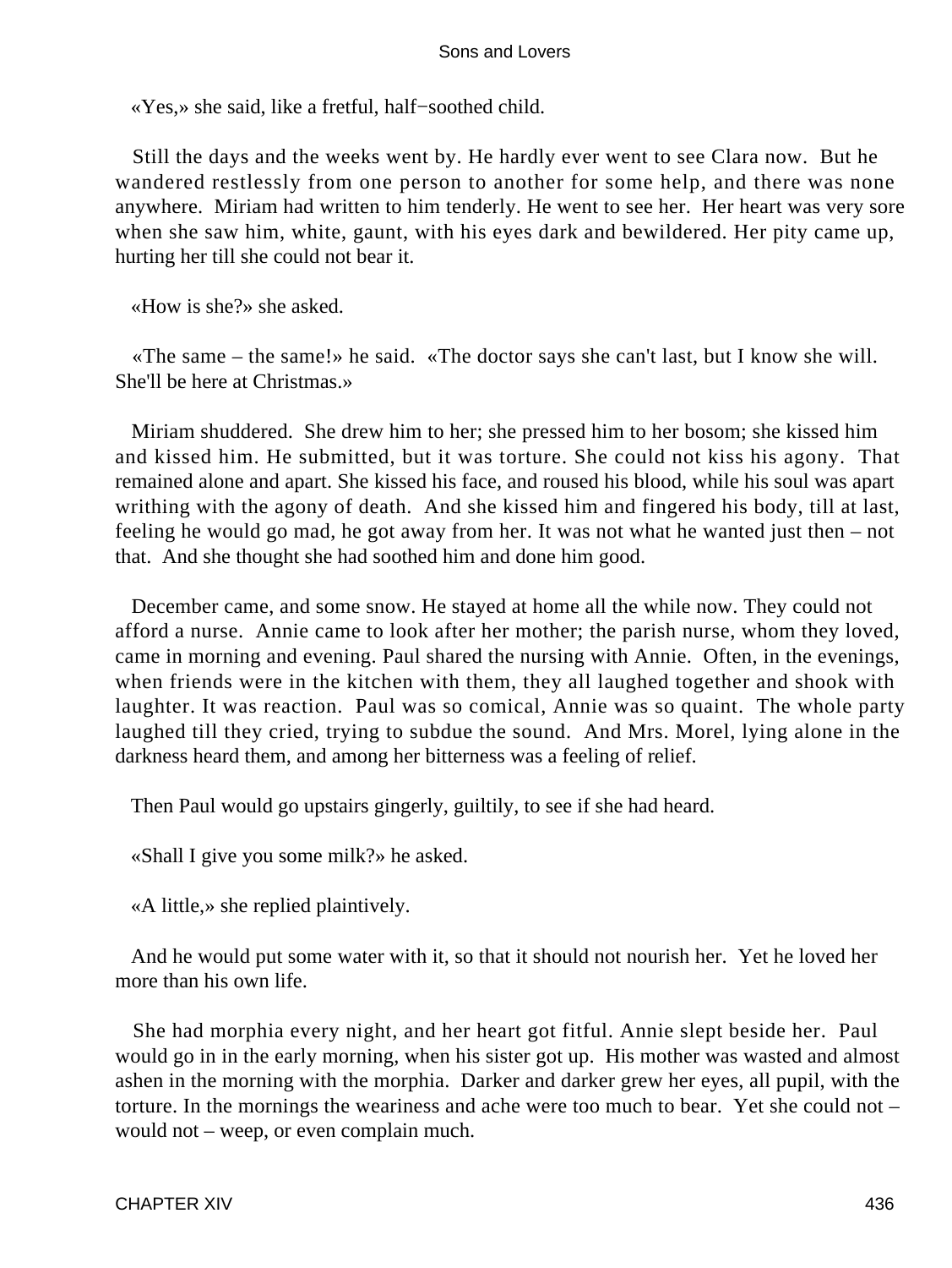«Yes,» she said, like a fretful, half−soothed child.

Still the days and the weeks went by. He hardly ever went to see Clara now. But he wandered restlessly from one person to another for some help, and there was none anywhere. Miriam had written to him tenderly. He went to see her. Her heart was very sore when she saw him, white, gaunt, with his eyes dark and bewildered. Her pity came up, hurting her till she could not bear it.

«How is she?» she asked.

«The same – the same!» he said. «The doctor says she can't last, but I know she will. She'll be here at Christmas.»

Miriam shuddered. She drew him to her; she pressed him to her bosom; she kissed him and kissed him. He submitted, but it was torture. She could not kiss his agony. That remained alone and apart. She kissed his face, and roused his blood, while his soul was apart writhing with the agony of death. And she kissed him and fingered his body, till at last, feeling he would go mad, he got away from her. It was not what he wanted just then – not that. And she thought she had soothed him and done him good.

December came, and some snow. He stayed at home all the while now. They could not afford a nurse. Annie came to look after her mother; the parish nurse, whom they loved, came in morning and evening. Paul shared the nursing with Annie. Often, in the evenings, when friends were in the kitchen with them, they all laughed together and shook with laughter. It was reaction. Paul was so comical, Annie was so quaint. The whole party laughed till they cried, trying to subdue the sound. And Mrs. Morel, lying alone in the darkness heard them, and among her bitterness was a feeling of relief.

Then Paul would go upstairs gingerly, guiltily, to see if she had heard.

«Shall I give you some milk?» he asked.

«A little,» she replied plaintively.

And he would put some water with it, so that it should not nourish her. Yet he loved her more than his own life.

She had morphia every night, and her heart got fitful. Annie slept beside her. Paul would go in in the early morning, when his sister got up. His mother was wasted and almost ashen in the morning with the morphia. Darker and darker grew her eyes, all pupil, with the torture. In the mornings the weariness and ache were too much to bear. Yet she could not – would not – weep, or even complain much.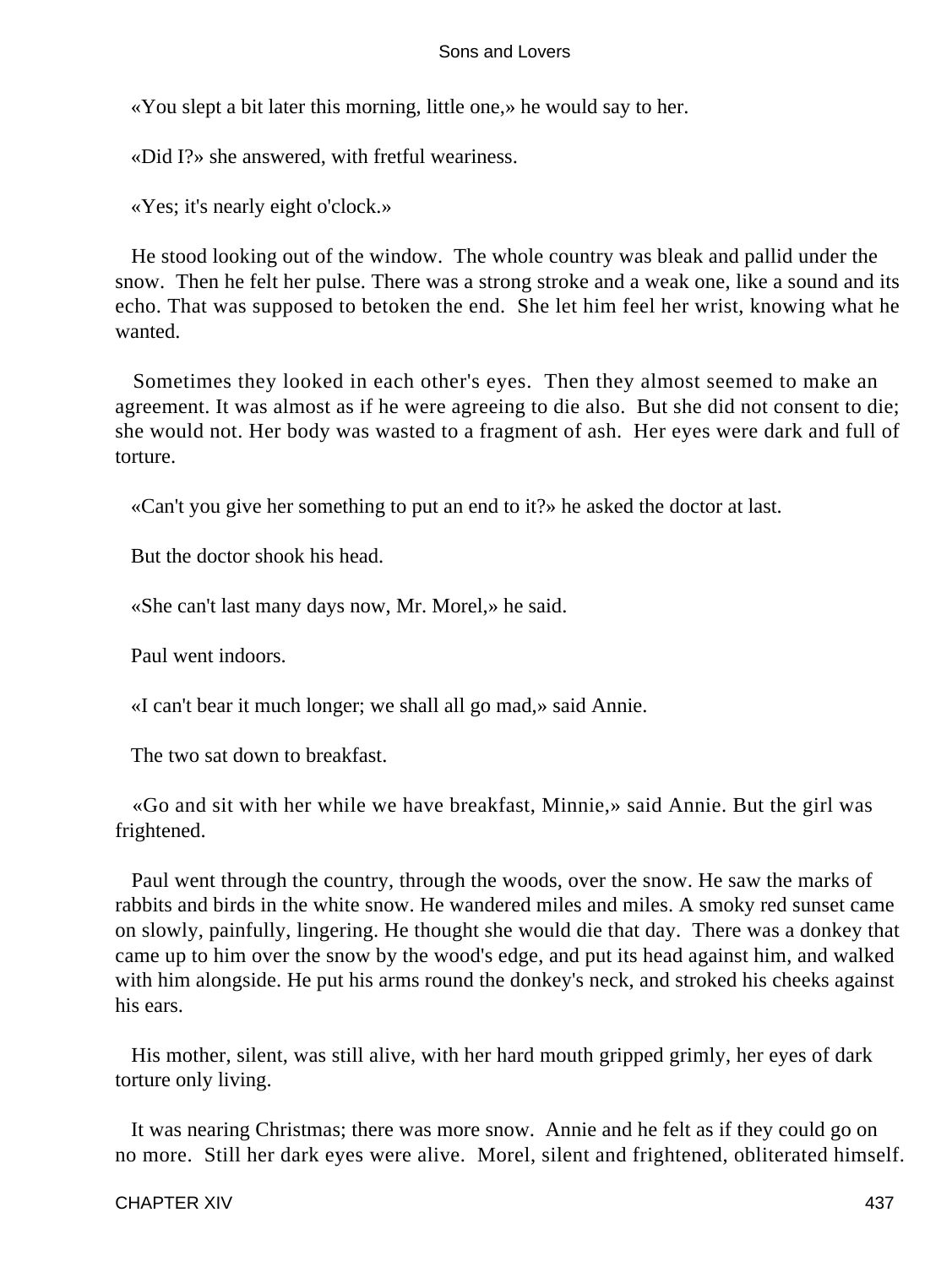«You slept a bit later this morning, little one,» he would say to her.

«Did I?» she answered, with fretful weariness.

«Yes; it's nearly eight o'clock.»

He stood looking out of the window. The whole country was bleak and pallid under the snow. Then he felt her pulse. There was a strong stroke and a weak one, like a sound and its echo. That was supposed to betoken the end. She let him feel her wrist, knowing what he wanted.

Sometimes they looked in each other's eyes. Then they almost seemed to make an agreement. It was almost as if he were agreeing to die also. But she did not consent to die; she would not. Her body was wasted to a fragment of ash. Her eyes were dark and full of torture.

«Can't you give her something to put an end to it?» he asked the doctor at last.

But the doctor shook his head.

«She can't last many days now, Mr. Morel,» he said.

Paul went indoors.

«I can't bear it much longer; we shall all go mad,» said Annie.

The two sat down to breakfast.

«Go and sit with her while we have breakfast, Minnie,» said Annie. But the girl was frightened.

Paul went through the country, through the woods, over the snow. He saw the marks of rabbits and birds in the white snow. He wandered miles and miles. A smoky red sunset came on slowly, painfully, lingering. He thought she would die that day. There was a donkey that came up to him over the snow by the wood's edge, and put its head against him, and walked with him alongside. He put his arms round the donkey's neck, and stroked his cheeks against his ears.

His mother, silent, was still alive, with her hard mouth gripped grimly, her eyes of dark torture only living.

It was nearing Christmas; there was more snow. Annie and he felt as if they could go on no more. Still her dark eyes were alive. Morel, silent and frightened, obliterated himself.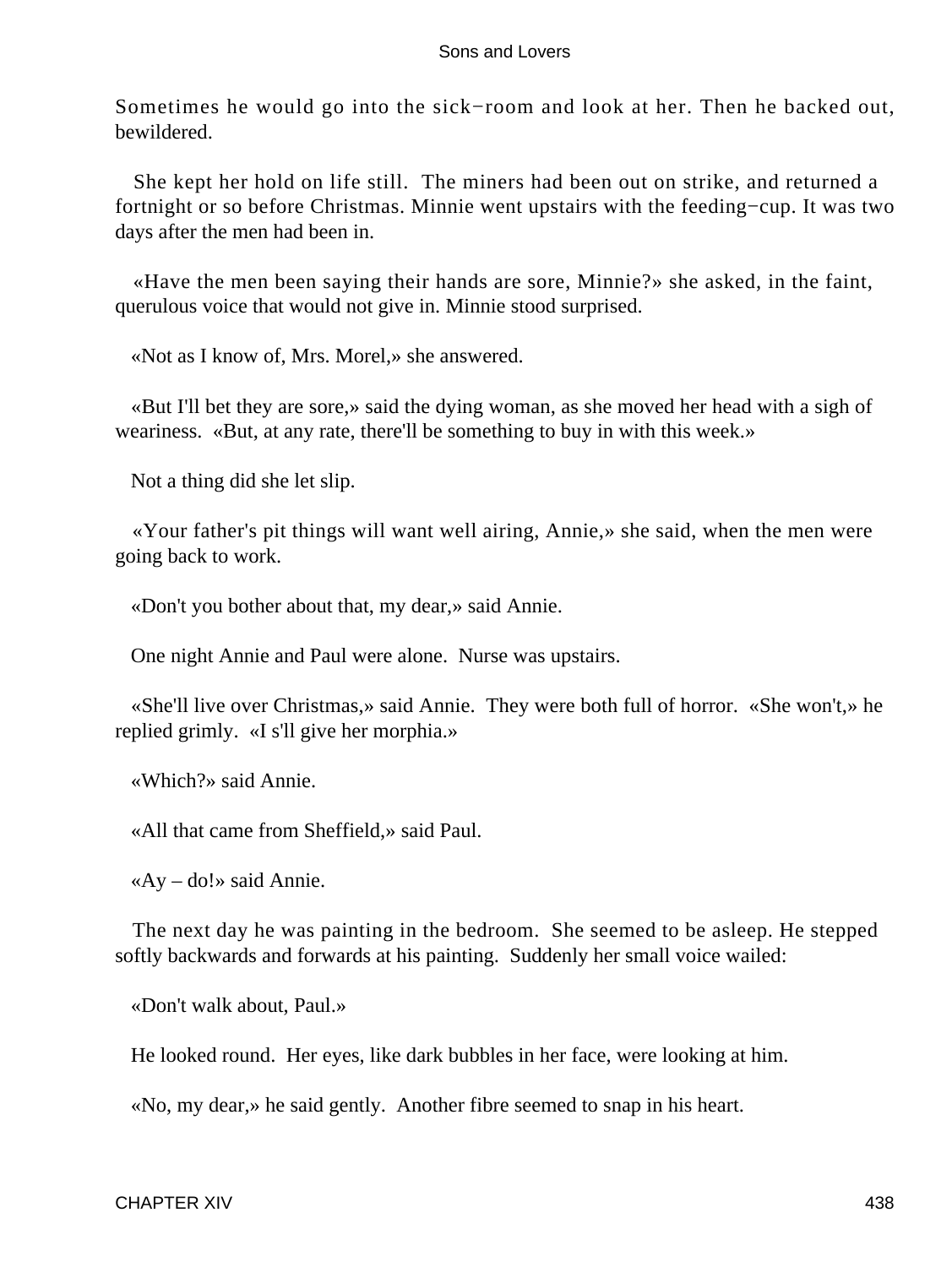Sometimes he would go into the sick−room and look at her. Then he backed out, bewildered.

She kept her hold on life still. The miners had been out on strike, and returned a fortnight or so before Christmas. Minnie went upstairs with the feeding−cup. It was two days after the men had been in.

«Have the men been saying their hands are sore, Minnie?» she asked, in the faint, querulous voice that would not give in. Minnie stood surprised.

«Not as I know of, Mrs. Morel,» she answered.

«But I'll bet they are sore,» said the dying woman, as she moved her head with a sigh of weariness. «But, at any rate, there'll be something to buy in with this week.»

Not a thing did she let slip.

«Your father's pit things will want well airing, Annie,» she said, when the men were going back to work.

«Don't you bother about that, my dear,» said Annie.

One night Annie and Paul were alone. Nurse was upstairs.

«She'll live over Christmas,» said Annie. They were both full of horror. «She won't,» he replied grimly. «I s'll give her morphia.»

«Which?» said Annie.

«All that came from Sheffield,» said Paul.

«Ay – do!» said Annie.

The next day he was painting in the bedroom. She seemed to be asleep. He stepped softly backwards and forwards at his painting. Suddenly her small voice wailed:

«Don't walk about, Paul.»

He looked round. Her eyes, like dark bubbles in her face, were looking at him.

«No, my dear,» he said gently. Another fibre seemed to snap in his heart.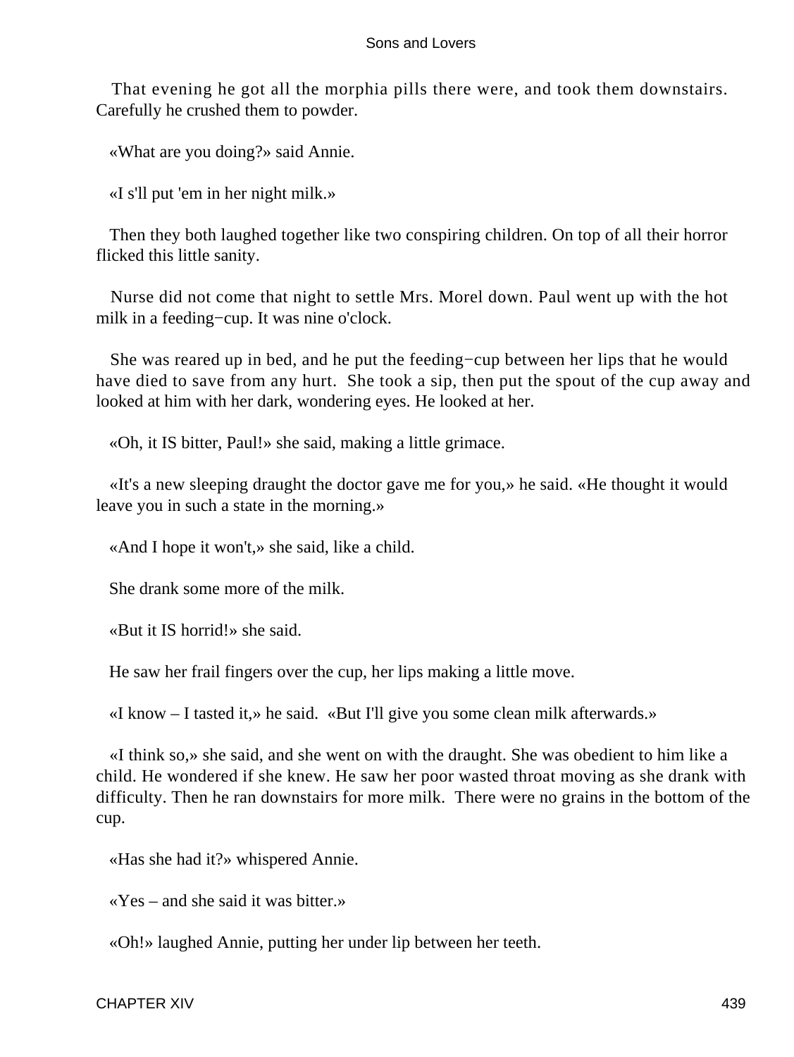That evening he got all the morphia pills there were, and took them downstairs. Carefully he crushed them to powder.

«What are you doing?» said Annie.

«I s'll put 'em in her night milk.»

Then they both laughed together like two conspiring children. On top of all their horror flicked this little sanity.

Nurse did not come that night to settle Mrs. Morel down. Paul went up with the hot milk in a feeding−cup. It was nine o'clock.

She was reared up in bed, and he put the feeding−cup between her lips that he would have died to save from any hurt. She took a sip, then put the spout of the cup away and looked at him with her dark, wondering eyes. He looked at her.

«Oh, it IS bitter, Paul!» she said, making a little grimace.

«It's a new sleeping draught the doctor gave me for you,» he said. «He thought it would leave you in such a state in the morning.»

«And I hope it won't,» she said, like a child.

She drank some more of the milk.

«But it IS horrid!» she said.

He saw her frail fingers over the cup, her lips making a little move.

«I know – I tasted it,» he said. «But I'll give you some clean milk afterwards.»

«I think so,» she said, and she went on with the draught. She was obedient to him like a child. He wondered if she knew. He saw her poor wasted throat moving as she drank with difficulty. Then he ran downstairs for more milk. There were no grains in the bottom of the cup.

«Has she had it?» whispered Annie.

«Yes – and she said it was bitter.»

«Oh!» laughed Annie, putting her under lip between her teeth.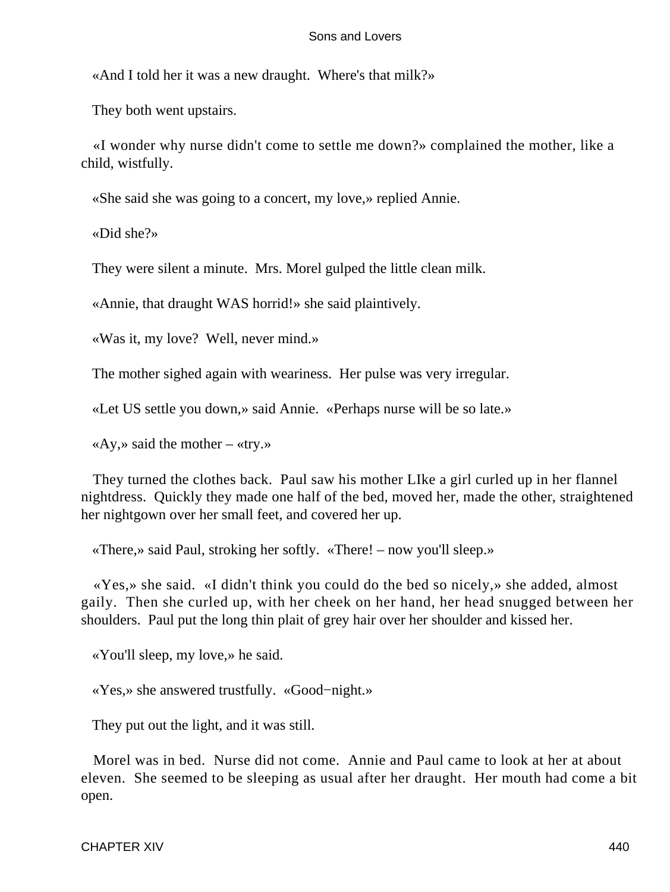«And I told her it was a new draught. Where's that milk?»

They both went upstairs.

«I wonder why nurse didn't come to settle me down?» complained the mother, like a child, wistfully.

«She said she was going to a concert, my love,» replied Annie.

«Did she?»

They were silent a minute. Mrs. Morel gulped the little clean milk.

«Annie, that draught WAS horrid!» she said plaintively.

«Was it, my love? Well, never mind.»

The mother sighed again with weariness. Her pulse was very irregular.

«Let US settle you down,» said Annie. «Perhaps nurse will be so late.»

«Ay,» said the mother – «try.»

They turned the clothes back. Paul saw his mother LIke a girl curled up in her flannel nightdress. Quickly they made one half of the bed, moved her, made the other, straightened her nightgown over her small feet, and covered her up.

«There,» said Paul, stroking her softly. «There! – now you'll sleep.»

«Yes,» she said. «I didn't think you could do the bed so nicely,» she added, almost gaily. Then she curled up, with her cheek on her hand, her head snugged between her shoulders. Paul put the long thin plait of grey hair over her shoulder and kissed her.

«You'll sleep, my love,» he said.

«Yes,» she answered trustfully. «Good−night.»

They put out the light, and it was still.

Morel was in bed. Nurse did not come. Annie and Paul came to look at her at about eleven. She seemed to be sleeping as usual after her draught. Her mouth had come a bit open.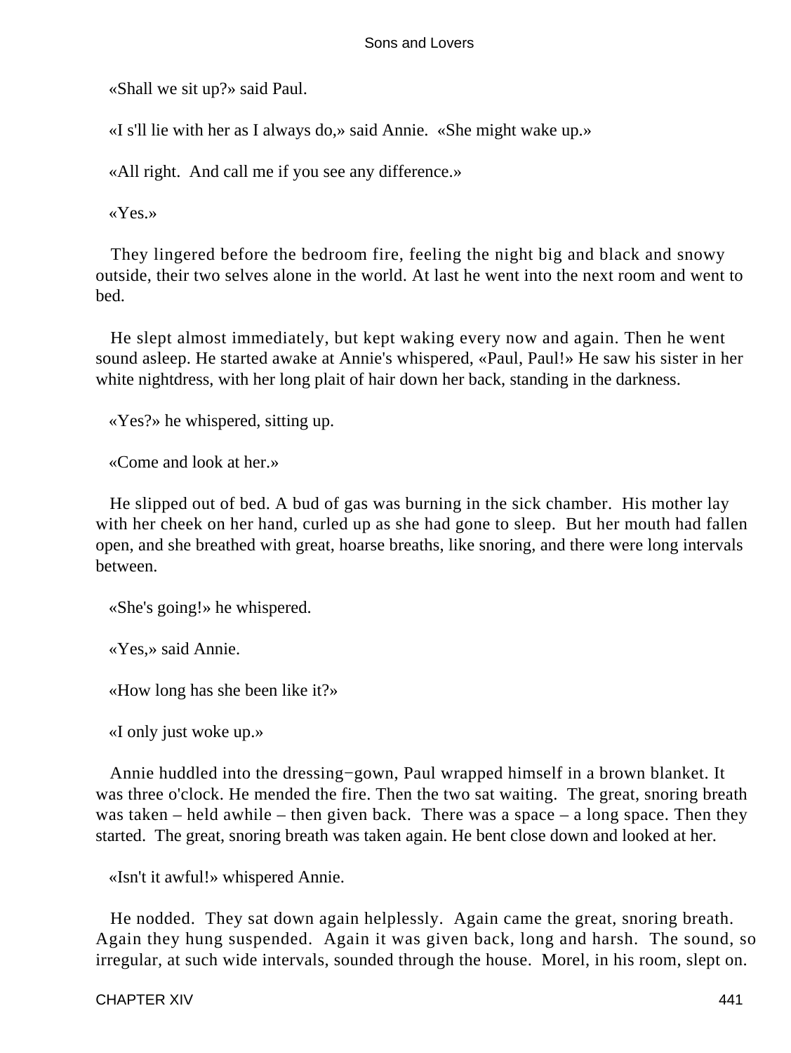«Shall we sit up?» said Paul.

«I s'll lie with her as I always do,» said Annie. «She might wake up.»

«All right. And call me if you see any difference.»

«Yes.»

They lingered before the bedroom fire, feeling the night big and black and snowy outside, their two selves alone in the world. At last he went into the next room and went to bed.

He slept almost immediately, but kept waking every now and again. Then he went sound asleep. He started awake at Annie's whispered, «Paul, Paul!» He saw his sister in her white nightdress, with her long plait of hair down her back, standing in the darkness.

«Yes?» he whispered, sitting up.

«Come and look at her.»

He slipped out of bed. A bud of gas was burning in the sick chamber. His mother lay with her cheek on her hand, curled up as she had gone to sleep. But her mouth had fallen open, and she breathed with great, hoarse breaths, like snoring, and there were long intervals between.

«She's going!» he whispered.

«Yes,» said Annie.

«How long has she been like it?»

«I only just woke up.»

Annie huddled into the dressing−gown, Paul wrapped himself in a brown blanket. It was three o'clock. He mended the fire. Then the two sat waiting. The great, snoring breath was taken – held awhile – then given back. There was a space – a long space. Then they started. The great, snoring breath was taken again. He bent close down and looked at her.

«Isn't it awful!» whispered Annie.

He nodded. They sat down again helplessly. Again came the great, snoring breath. Again they hung suspended. Again it was given back, long and harsh. The sound, so irregular, at such wide intervals, sounded through the house. Morel, in his room, slept on.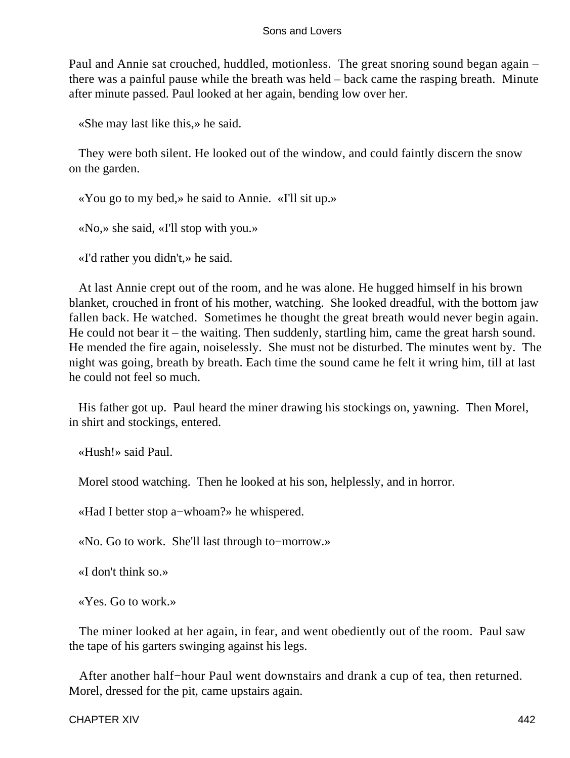Paul and Annie sat crouched, huddled, motionless. The great snoring sound began again – there was a painful pause while the breath was held – back came the rasping breath. Minute after minute passed. Paul looked at her again, bending low over her.

«She may last like this,» he said.

They were both silent. He looked out of the window, and could faintly discern the snow on the garden.

«You go to my bed,» he said to Annie. «I'll sit up.»

«No,» she said, «I'll stop with you.»

«I'd rather you didn't,» he said.

At last Annie crept out of the room, and he was alone. He hugged himself in his brown blanket, crouched in front of his mother, watching. She looked dreadful, with the bottom jaw fallen back. He watched. Sometimes he thought the great breath would never begin again. He could not bear it – the waiting. Then suddenly, startling him, came the great harsh sound. He mended the fire again, noiselessly. She must not be disturbed. The minutes went by. The night was going, breath by breath. Each time the sound came he felt it wring him, till at last he could not feel so much.

His father got up. Paul heard the miner drawing his stockings on, yawning. Then Morel, in shirt and stockings, entered.

«Hush!» said Paul.

Morel stood watching. Then he looked at his son, helplessly, and in horror.

«Had I better stop a−whoam?» he whispered.

«No. Go to work. She'll last through to−morrow.»

«I don't think so.»

«Yes. Go to work.»

The miner looked at her again, in fear, and went obediently out of the room. Paul saw the tape of his garters swinging against his legs.

After another half−hour Paul went downstairs and drank a cup of tea, then returned. Morel, dressed for the pit, came upstairs again.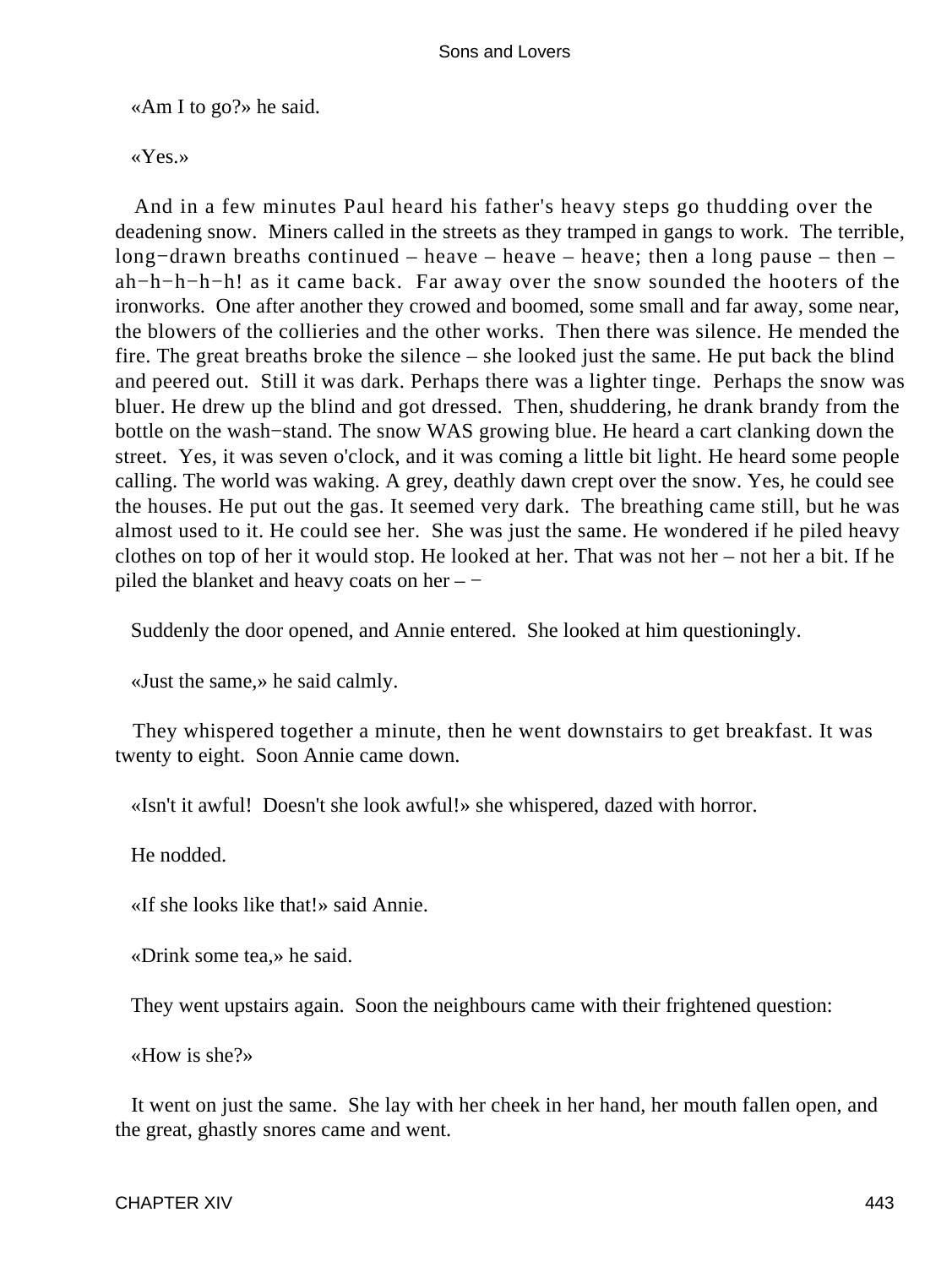«Am I to go?» he said.

«Yes.»

And in a few minutes Paul heard his father's heavy steps go thudding over the deadening snow. Miners called in the streets as they tramped in gangs to work. The terrible, long−drawn breaths continued – heave – heave – heave; then a long pause – then – ah−h−h−h! as it came back. Far away over the snow sounded the hooters of the ironworks. One after another they crowed and boomed, some small and far away, some near, the blowers of the collieries and the other works. Then there was silence. He mended the fire. The great breaths broke the silence – she looked just the same. He put back the blind and peered out. Still it was dark. Perhaps there was a lighter tinge. Perhaps the snow was bluer. He drew up the blind and got dressed. Then, shuddering, he drank brandy from the bottle on the wash−stand. The snow WAS growing blue. He heard a cart clanking down the street. Yes, it was seven o'clock, and it was coming a little bit light. He heard some people calling. The world was waking. A grey, deathly dawn crept over the snow. Yes, he could see the houses. He put out the gas. It seemed very dark. The breathing came still, but he was almost used to it. He could see her. She was just the same. He wondered if he piled heavy clothes on top of her it would stop. He looked at her. That was not her – not her a bit. If he piled the blanket and heavy coats on her – −

Suddenly the door opened, and Annie entered. She looked at him questioningly.

«Just the same,» he said calmly.

They whispered together a minute, then he went downstairs to get breakfast. It was twenty to eight. Soon Annie came down.

«Isn't it awful! Doesn't she look awful!» she whispered, dazed with horror.

He nodded.

«If she looks like that!» said Annie.

«Drink some tea,» he said.

They went upstairs again. Soon the neighbours came with their frightened question:

«How is she?»

It went on just the same. She lay with her cheek in her hand, her mouth fallen open, and the great, ghastly snores came and went.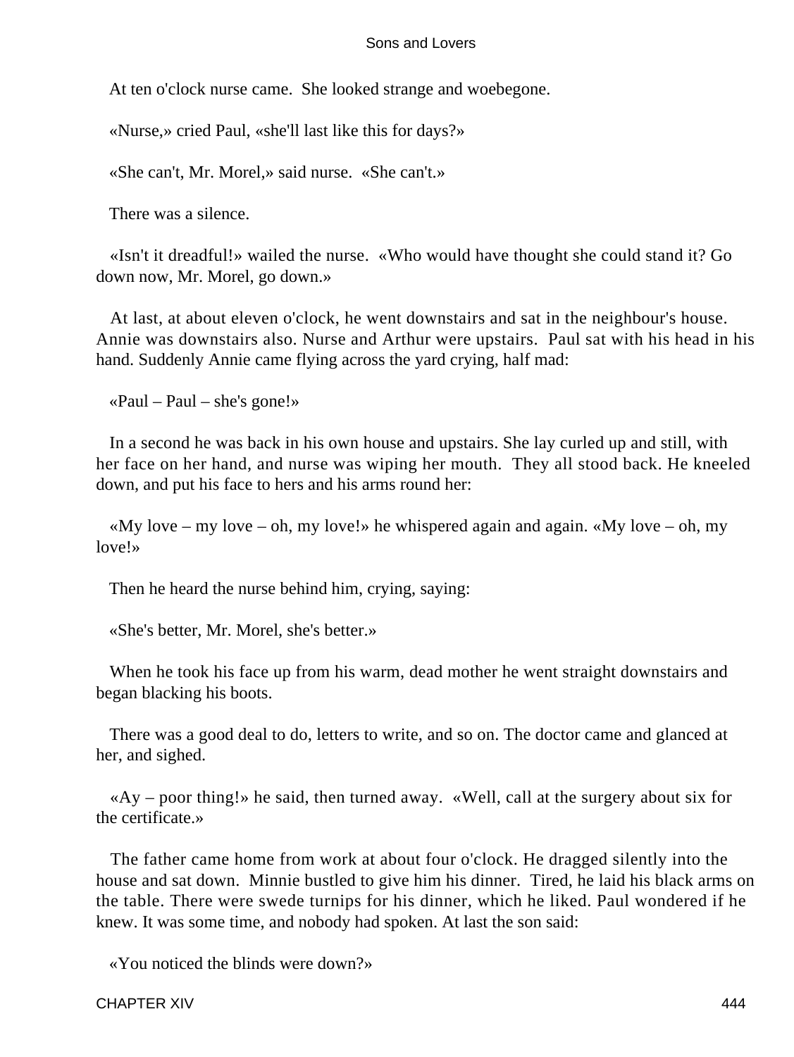At ten o'clock nurse came. She looked strange and woebegone.

«Nurse,» cried Paul, «she'll last like this for days?»

«She can't, Mr. Morel,» said nurse. «She can't.»

There was a silence.

«Isn't it dreadful!» wailed the nurse. «Who would have thought she could stand it? Go down now, Mr. Morel, go down.»

At last, at about eleven o'clock, he went downstairs and sat in the neighbour's house. Annie was downstairs also. Nurse and Arthur were upstairs. Paul sat with his head in his hand. Suddenly Annie came flying across the yard crying, half mad:

«Paul – Paul – she's gone!»

In a second he was back in his own house and upstairs. She lay curled up and still, with her face on her hand, and nurse was wiping her mouth. They all stood back. He kneeled down, and put his face to hers and his arms round her:

«My love – my love – oh, my love!» he whispered again and again. «My love – oh, my love!»

Then he heard the nurse behind him, crying, saying:

«She's better, Mr. Morel, she's better.»

When he took his face up from his warm, dead mother he went straight downstairs and began blacking his boots.

There was a good deal to do, letters to write, and so on. The doctor came and glanced at her, and sighed.

«Ay – poor thing!» he said, then turned away. «Well, call at the surgery about six for the certificate.»

The father came home from work at about four o'clock. He dragged silently into the house and sat down. Minnie bustled to give him his dinner. Tired, he laid his black arms on the table. There were swede turnips for his dinner, which he liked. Paul wondered if he knew. It was some time, and nobody had spoken. At last the son said:

«You noticed the blinds were down?»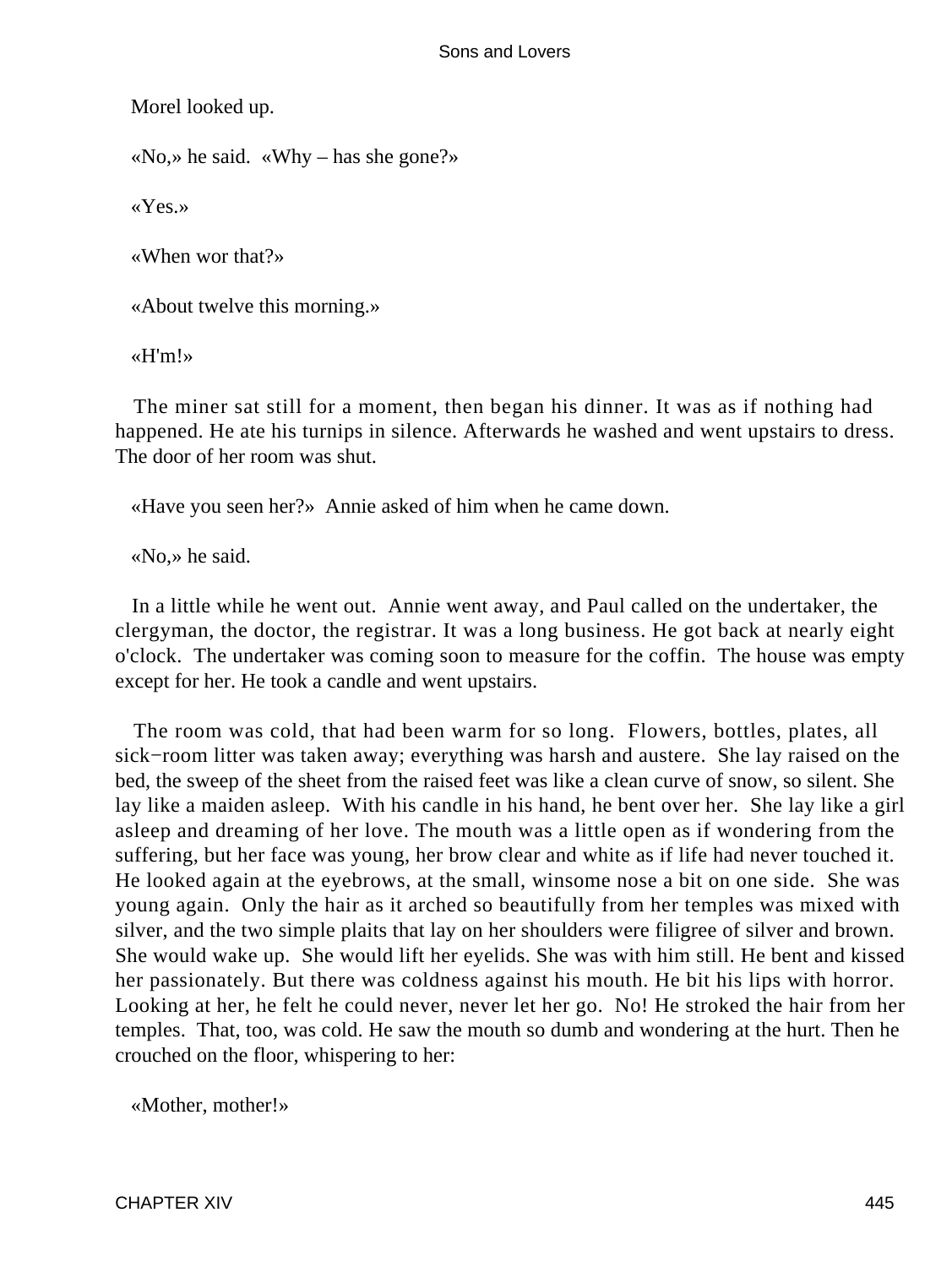Morel looked up.

«No,» he said. «Why – has she gone?»

«Yes.»

«When wor that?»

«About twelve this morning.»

«H'm!»

The miner sat still for a moment, then began his dinner. It was as if nothing had happened. He ate his turnips in silence. Afterwards he washed and went upstairs to dress. The door of her room was shut.

«Have you seen her?» Annie asked of him when he came down.

«No,» he said.

In a little while he went out. Annie went away, and Paul called on the undertaker, the clergyman, the doctor, the registrar. It was a long business. He got back at nearly eight o'clock. The undertaker was coming soon to measure for the coffin. The house was empty except for her. He took a candle and went upstairs.

The room was cold, that had been warm for so long. Flowers, bottles, plates, all sick−room litter was taken away; everything was harsh and austere. She lay raised on the bed, the sweep of the sheet from the raised feet was like a clean curve of snow, so silent. She lay like a maiden asleep. With his candle in his hand, he bent over her. She lay like a girl asleep and dreaming of her love. The mouth was a little open as if wondering from the suffering, but her face was young, her brow clear and white as if life had never touched it. He looked again at the eyebrows, at the small, winsome nose a bit on one side. She was young again. Only the hair as it arched so beautifully from her temples was mixed with silver, and the two simple plaits that lay on her shoulders were filigree of silver and brown. She would wake up. She would lift her eyelids. She was with him still. He bent and kissed her passionately. But there was coldness against his mouth. He bit his lips with horror. Looking at her, he felt he could never, never let her go. No! He stroked the hair from her temples. That, too, was cold. He saw the mouth so dumb and wondering at the hurt. Then he crouched on the floor, whispering to her:

«Mother, mother!»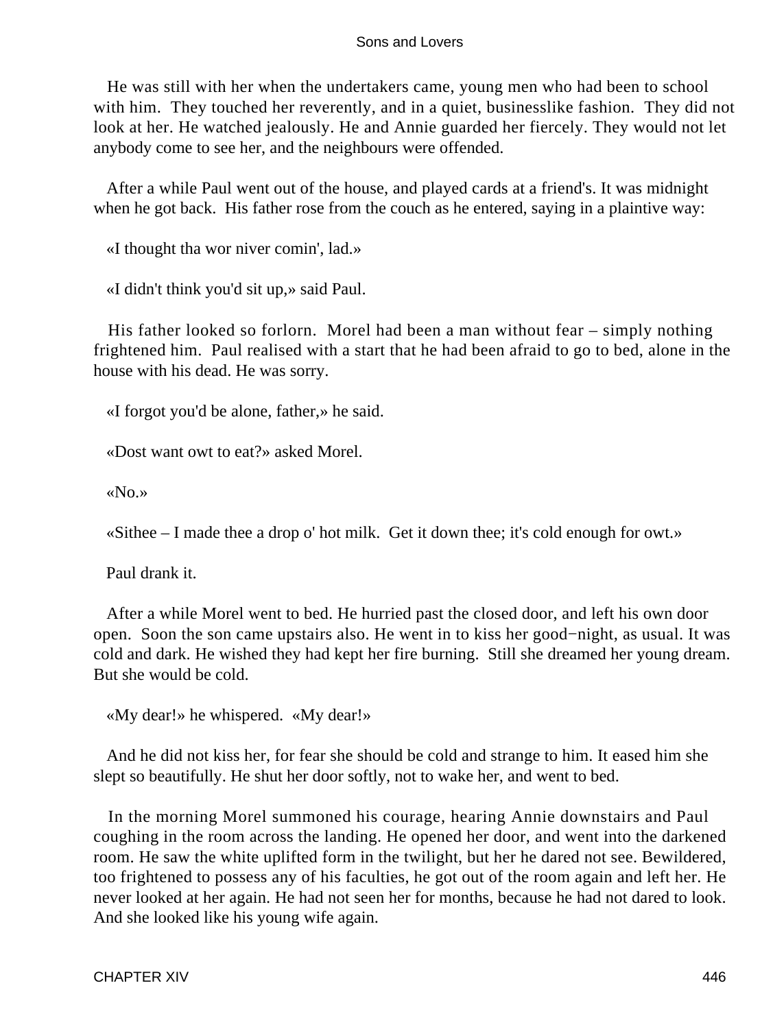He was still with her when the undertakers came, young men who had been to school with him. They touched her reverently, and in a quiet, businesslike fashion. They did not look at her. He watched jealously. He and Annie guarded her fiercely. They would not let anybody come to see her, and the neighbours were offended.

After a while Paul went out of the house, and played cards at a friend's. It was midnight when he got back. His father rose from the couch as he entered, saying in a plaintive way:

«I thought tha wor niver comin', lad.»

«I didn't think you'd sit up,» said Paul.

His father looked so forlorn. Morel had been a man without fear – simply nothing frightened him. Paul realised with a start that he had been afraid to go to bed, alone in the house with his dead. He was sorry.

«I forgot you'd be alone, father,» he said.

«Dost want owt to eat?» asked Morel.

«No.»

«Sithee – I made thee a drop o' hot milk. Get it down thee; it's cold enough for owt.»

Paul drank it.

After a while Morel went to bed. He hurried past the closed door, and left his own door open. Soon the son came upstairs also. He went in to kiss her good−night, as usual. It was cold and dark. He wished they had kept her fire burning. Still she dreamed her young dream. But she would be cold.

«My dear!» he whispered. «My dear!»

And he did not kiss her, for fear she should be cold and strange to him. It eased him she slept so beautifully. He shut her door softly, not to wake her, and went to bed.

In the morning Morel summoned his courage, hearing Annie downstairs and Paul coughing in the room across the landing. He opened her door, and went into the darkened room. He saw the white uplifted form in the twilight, but her he dared not see. Bewildered, too frightened to possess any of his faculties, he got out of the room again and left her. He never looked at her again. He had not seen her for months, because he had not dared to look. And she looked like his young wife again.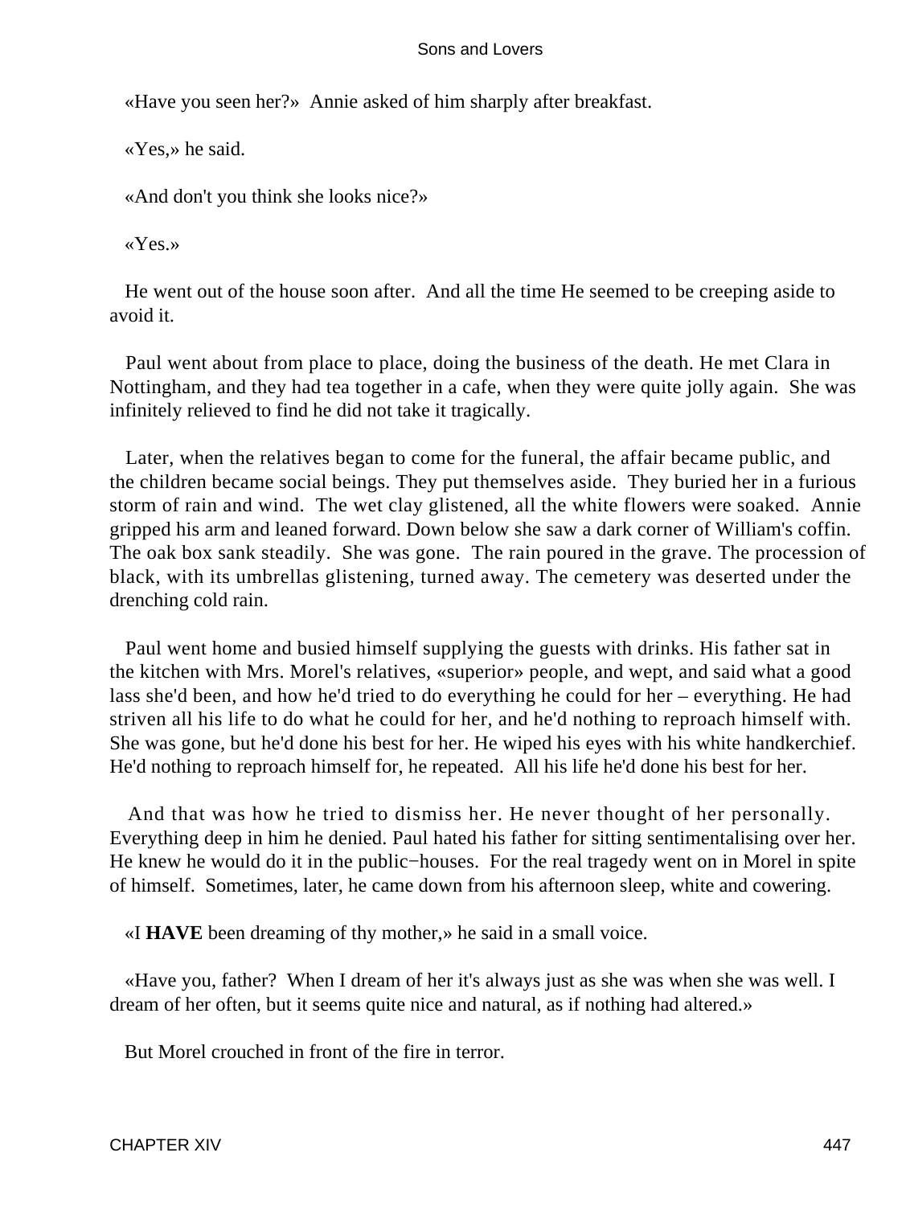«Have you seen her?» Annie asked of him sharply after breakfast.

«Yes,» he said.

«And don't you think she looks nice?»

«Yes.»

He went out of the house soon after. And all the time He seemed to be creeping aside to avoid it.

Paul went about from place to place, doing the business of the death. He met Clara in Nottingham, and they had tea together in a cafe, when they were quite jolly again. She was infinitely relieved to find he did not take it tragically.

Later, when the relatives began to come for the funeral, the affair became public, and the children became social beings. They put themselves aside. They buried her in a furious storm of rain and wind. The wet clay glistened, all the white flowers were soaked. Annie gripped his arm and leaned forward. Down below she saw a dark corner of William's coffin. The oak box sank steadily. She was gone. The rain poured in the grave. The procession of black, with its umbrellas glistening, turned away. The cemetery was deserted under the drenching cold rain.

Paul went home and busied himself supplying the guests with drinks. His father sat in the kitchen with Mrs. Morel's relatives, «superior» people, and wept, and said what a good lass she'd been, and how he'd tried to do everything he could for her – everything. He had striven all his life to do what he could for her, and he'd nothing to reproach himself with. She was gone, but he'd done his best for her. He wiped his eyes with his white handkerchief. He'd nothing to reproach himself for, he repeated. All his life he'd done his best for her.

And that was how he tried to dismiss her. He never thought of her personally. Everything deep in him he denied. Paul hated his father for sitting sentimentalising over her. He knew he would do it in the public−houses. For the real tragedy went on in Morel in spite of himself. Sometimes, later, he came down from his afternoon sleep, white and cowering.

«I **HAVE** been dreaming of thy mother,» he said in a small voice.

«Have you, father? When I dream of her it's always just as she was when she was well. I dream of her often, but it seems quite nice and natural, as if nothing had altered.»

But Morel crouched in front of the fire in terror.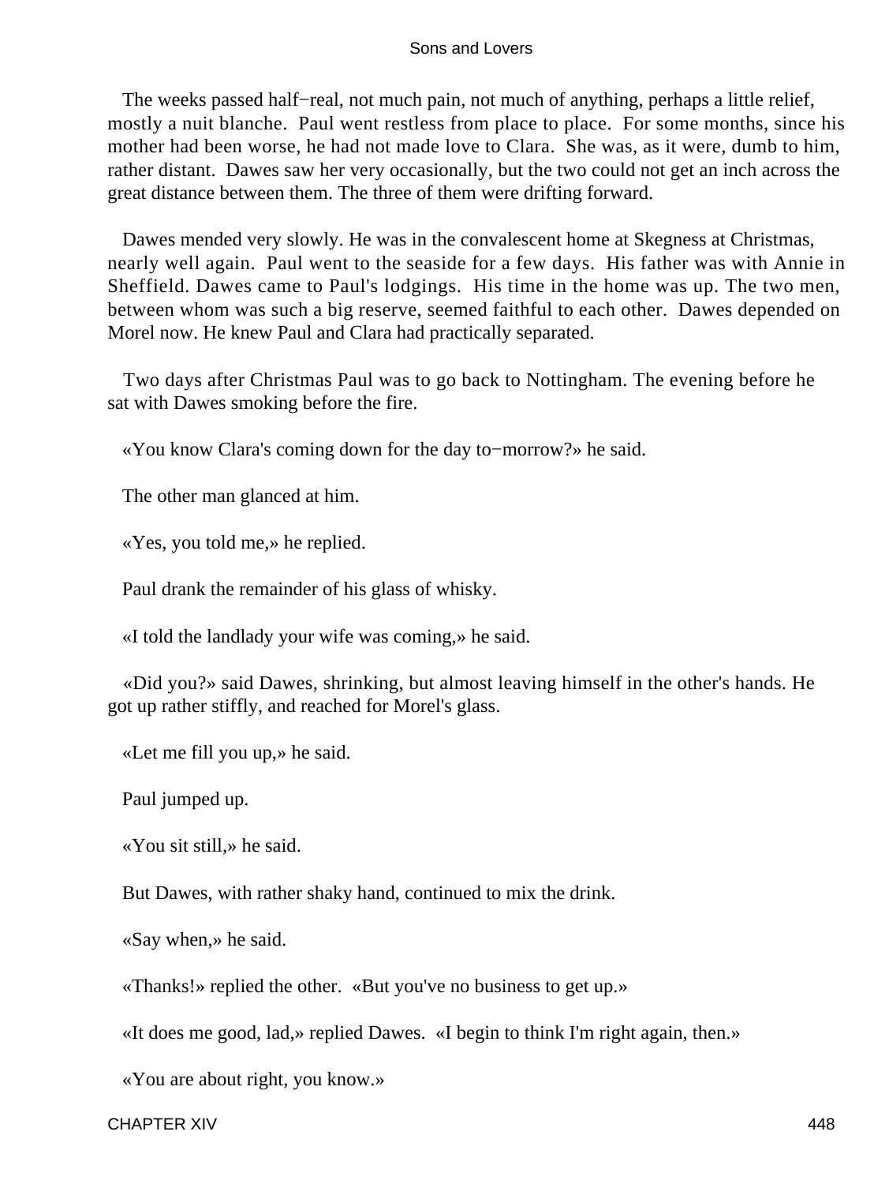The weeks passed half−real, not much pain, not much of anything, perhaps a little relief, mostly a nuit blanche. Paul went restless from place to place. For some months, since his mother had been worse, he had not made love to Clara. She was, as it were, dumb to him, rather distant. Dawes saw her very occasionally, but the two could not get an inch across the great distance between them. The three of them were drifting forward.

Dawes mended very slowly. He was in the convalescent home at Skegness at Christmas, nearly well again. Paul went to the seaside for a few days. His father was with Annie in Sheffield. Dawes came to Paul's lodgings. His time in the home was up. The two men, between whom was such a big reserve, seemed faithful to each other. Dawes depended on Morel now. He knew Paul and Clara had practically separated.

Two days after Christmas Paul was to go back to Nottingham. The evening before he sat with Dawes smoking before the fire.

«You know Clara's coming down for the day to−morrow?» he said.

The other man glanced at him.

«Yes, you told me,» he replied.

Paul drank the remainder of his glass of whisky.

«I told the landlady your wife was coming,» he said.

«Did you?» said Dawes, shrinking, but almost leaving himself in the other's hands. He got up rather stiffly, and reached for Morel's glass.

«Let me fill you up,» he said.

Paul jumped up.

«You sit still,» he said.

But Dawes, with rather shaky hand, continued to mix the drink.

«Say when,» he said.

«Thanks!» replied the other. «But you've no business to get up.»

«It does me good, lad,» replied Dawes. «I begin to think I'm right again, then.»

«You are about right, you know.»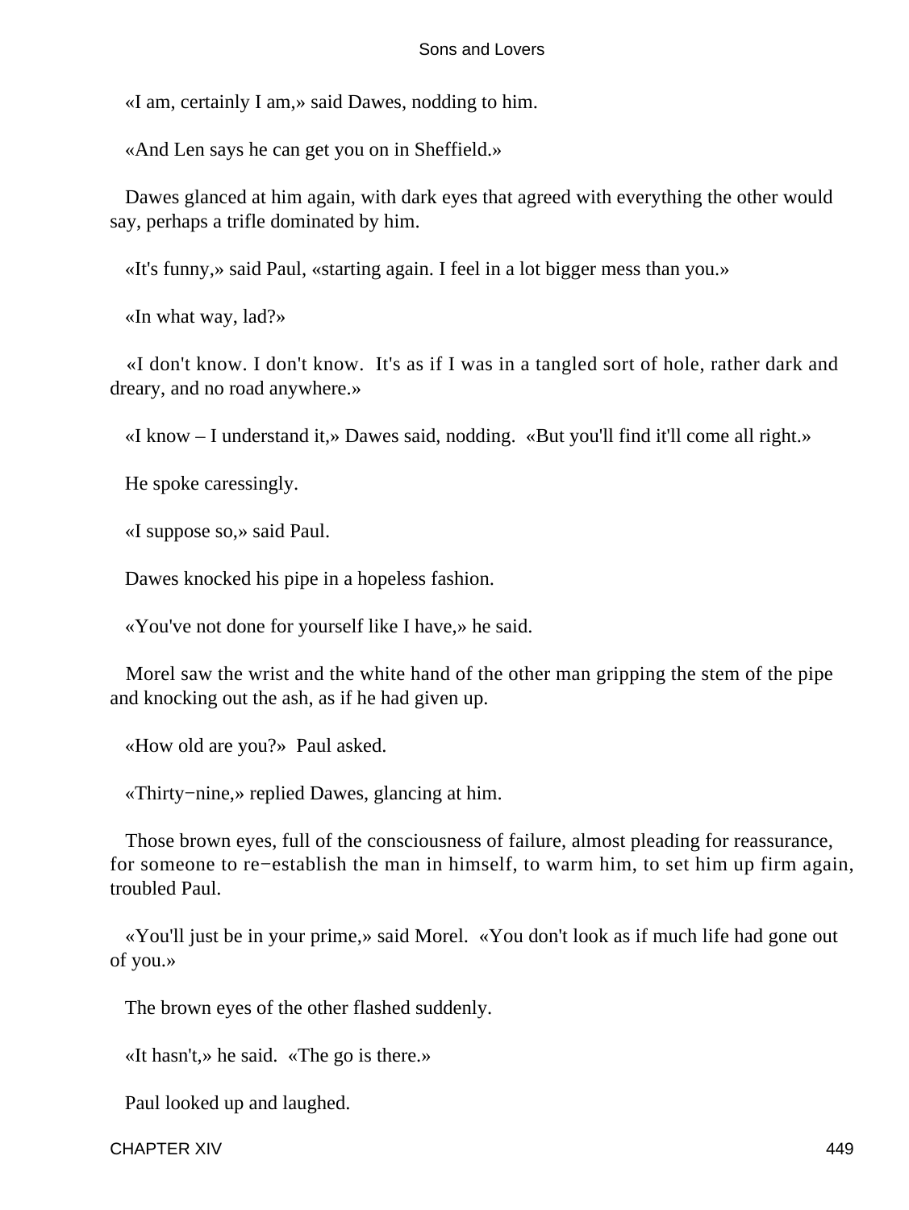«I am, certainly I am,» said Dawes, nodding to him.

«And Len says he can get you on in Sheffield.»

Dawes glanced at him again, with dark eyes that agreed with everything the other would say, perhaps a trifle dominated by him.

«It's funny,» said Paul, «starting again. I feel in a lot bigger mess than you.»

«In what way, lad?»

«I don't know. I don't know. It's as if I was in a tangled sort of hole, rather dark and dreary, and no road anywhere.»

«I know – I understand it,» Dawes said, nodding. «But you'll find it'll come all right.»

He spoke caressingly.

«I suppose so,» said Paul.

Dawes knocked his pipe in a hopeless fashion.

«You've not done for yourself like I have,» he said.

Morel saw the wrist and the white hand of the other man gripping the stem of the pipe and knocking out the ash, as if he had given up.

«How old are you?» Paul asked.

«Thirty−nine,» replied Dawes, glancing at him.

Those brown eyes, full of the consciousness of failure, almost pleading for reassurance, for someone to re−establish the man in himself, to warm him, to set him up firm again, troubled Paul.

«You'll just be in your prime,» said Morel. «You don't look as if much life had gone out of you.»

The brown eyes of the other flashed suddenly.

«It hasn't,» he said. «The go is there.»

Paul looked up and laughed.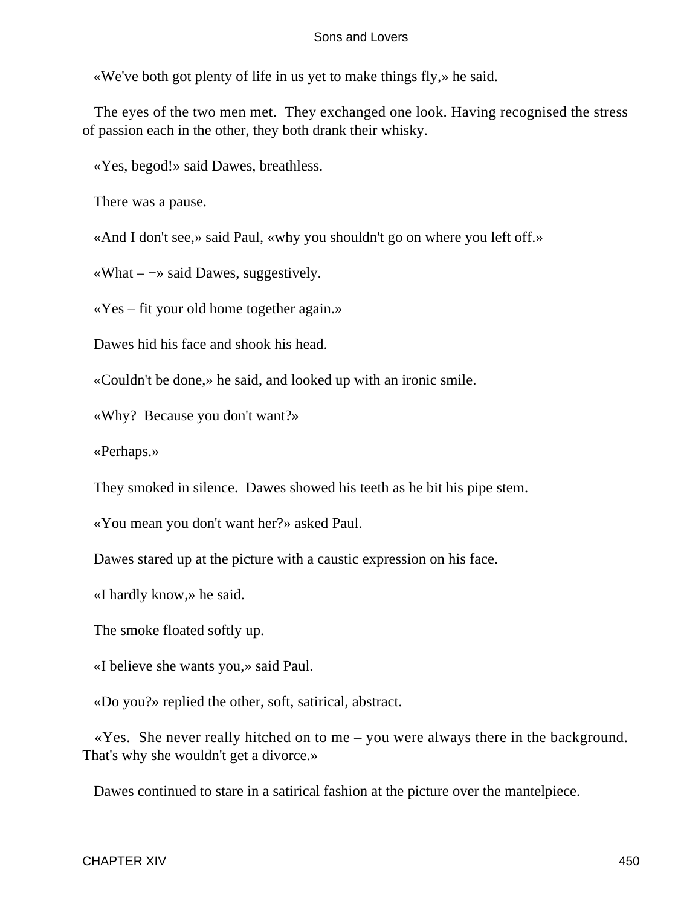«We've both got plenty of life in us yet to make things fly,» he said.

The eyes of the two men met. They exchanged one look. Having recognised the stress of passion each in the other, they both drank their whisky.

«Yes, begod!» said Dawes, breathless.

There was a pause.

«And I don't see,» said Paul, «why you shouldn't go on where you left off.»

«What – −» said Dawes, suggestively.

«Yes – fit your old home together again.»

Dawes hid his face and shook his head.

«Couldn't be done,» he said, and looked up with an ironic smile.

«Why? Because you don't want?»

«Perhaps.»

They smoked in silence. Dawes showed his teeth as he bit his pipe stem.

«You mean you don't want her?» asked Paul.

Dawes stared up at the picture with a caustic expression on his face.

«I hardly know,» he said.

The smoke floated softly up.

«I believe she wants you,» said Paul.

«Do you?» replied the other, soft, satirical, abstract.

«Yes. She never really hitched on to me – you were always there in the background. That's why she wouldn't get a divorce.»

Dawes continued to stare in a satirical fashion at the picture over the mantelpiece.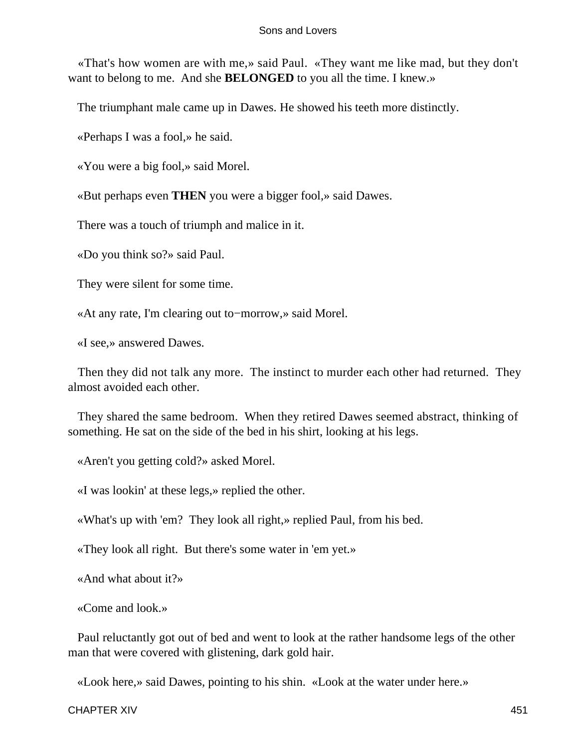«That's how women are with me,» said Paul. «They want me like mad, but they don't want to belong to me. And she **BELONGED** to you all the time. I knew.»

The triumphant male came up in Dawes. He showed his teeth more distinctly.

«Perhaps I was a fool,» he said.

«You were a big fool,» said Morel.

«But perhaps even **THEN** you were a bigger fool,» said Dawes.

There was a touch of triumph and malice in it.

«Do you think so?» said Paul.

They were silent for some time.

«At any rate, I'm clearing out to−morrow,» said Morel.

«I see,» answered Dawes.

Then they did not talk any more. The instinct to murder each other had returned. They almost avoided each other.

They shared the same bedroom. When they retired Dawes seemed abstract, thinking of something. He sat on the side of the bed in his shirt, looking at his legs.

«Aren't you getting cold?» asked Morel.

«I was lookin' at these legs,» replied the other.

«What's up with 'em? They look all right,» replied Paul, from his bed.

«They look all right. But there's some water in 'em yet.»

«And what about it?»

«Come and look.»

Paul reluctantly got out of bed and went to look at the rather handsome legs of the other man that were covered with glistening, dark gold hair.

«Look here,» said Dawes, pointing to his shin. «Look at the water under here.»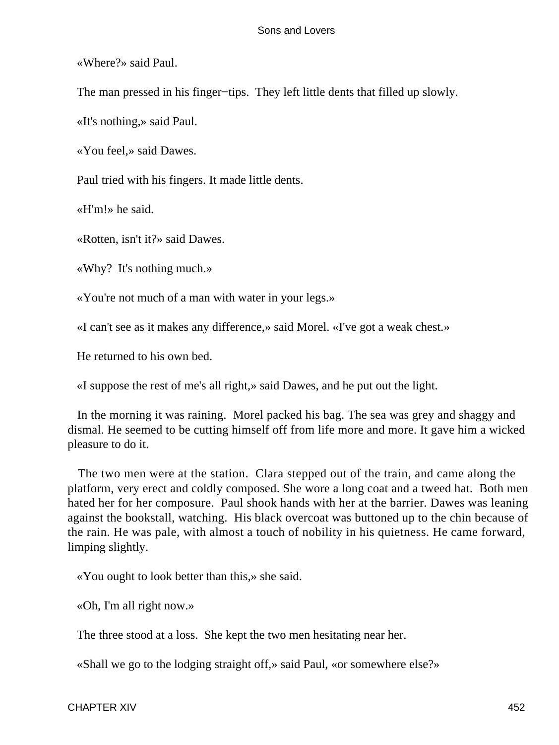«Where?» said Paul.

The man pressed in his finger−tips. They left little dents that filled up slowly.

«It's nothing,» said Paul.

«You feel,» said Dawes.

Paul tried with his fingers. It made little dents.

«H'm!» he said.

«Rotten, isn't it?» said Dawes.

«Why? It's nothing much.»

«You're not much of a man with water in your legs.»

«I can't see as it makes any difference,» said Morel. «I've got a weak chest.»

He returned to his own bed.

«I suppose the rest of me's all right,» said Dawes, and he put out the light.

In the morning it was raining. Morel packed his bag. The sea was grey and shaggy and dismal. He seemed to be cutting himself off from life more and more. It gave him a wicked pleasure to do it.

The two men were at the station. Clara stepped out of the train, and came along the platform, very erect and coldly composed. She wore a long coat and a tweed hat. Both men hated her for her composure. Paul shook hands with her at the barrier. Dawes was leaning against the bookstall, watching. His black overcoat was buttoned up to the chin because of the rain. He was pale, with almost a touch of nobility in his quietness. He came forward, limping slightly.

«You ought to look better than this,» she said.

«Oh, I'm all right now.»

The three stood at a loss. She kept the two men hesitating near her.

«Shall we go to the lodging straight off,» said Paul, «or somewhere else?»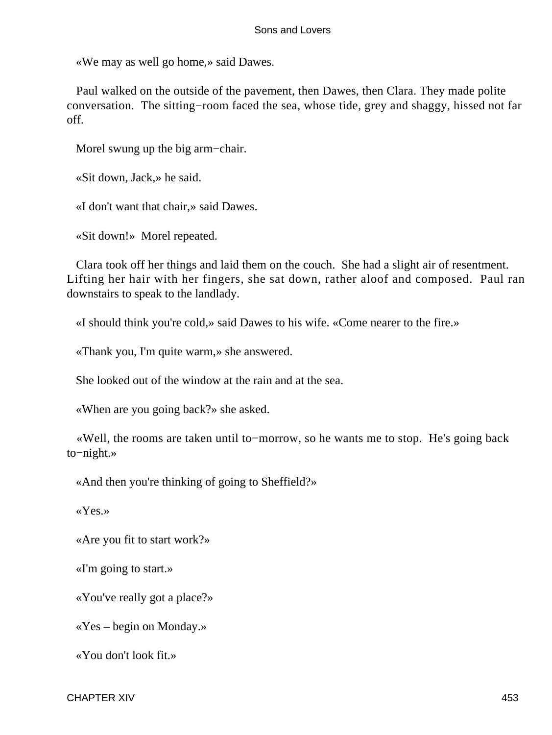«We may as well go home,» said Dawes.

Paul walked on the outside of the pavement, then Dawes, then Clara. They made polite conversation. The sitting−room faced the sea, whose tide, grey and shaggy, hissed not far off.

Morel swung up the big arm−chair.

«Sit down, Jack,» he said.

«I don't want that chair,» said Dawes.

«Sit down!» Morel repeated.

Clara took off her things and laid them on the couch. She had a slight air of resentment. Lifting her hair with her fingers, she sat down, rather aloof and composed. Paul ran downstairs to speak to the landlady.

«I should think you're cold,» said Dawes to his wife. «Come nearer to the fire.»

«Thank you, I'm quite warm,» she answered.

She looked out of the window at the rain and at the sea.

«When are you going back?» she asked.

«Well, the rooms are taken until to−morrow, so he wants me to stop. He's going back to−night.»

«And then you're thinking of going to Sheffield?»

«Yes.»

«Are you fit to start work?»

«I'm going to start.»

«You've really got a place?»

«Yes – begin on Monday.»

«You don't look fit.»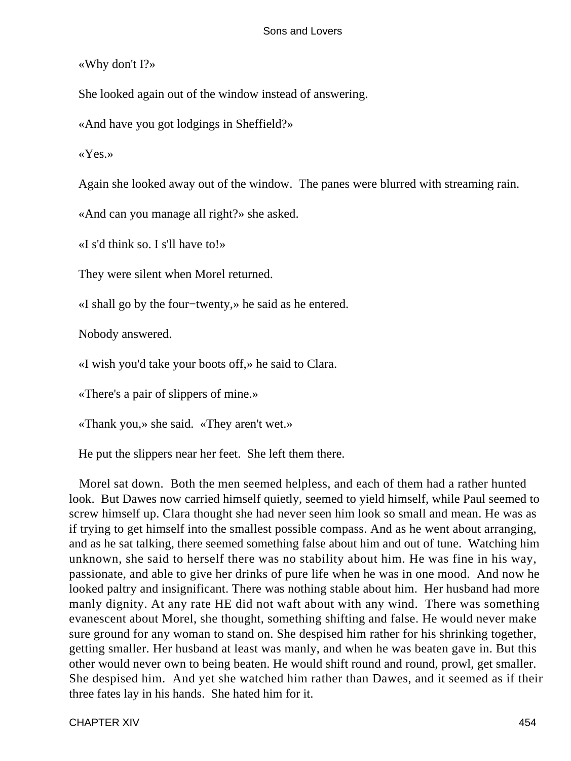«Why don't I?»

She looked again out of the window instead of answering.

«And have you got lodgings in Sheffield?»

«Yes.»

Again she looked away out of the window. The panes were blurred with streaming rain.

«And can you manage all right?» she asked.

«I s'd think so. I s'll have to!»

They were silent when Morel returned.

«I shall go by the four−twenty,» he said as he entered.

Nobody answered.

«I wish you'd take your boots off,» he said to Clara.

«There's a pair of slippers of mine.»

«Thank you,» she said. «They aren't wet.»

He put the slippers near her feet. She left them there.

Morel sat down. Both the men seemed helpless, and each of them had a rather hunted look. But Dawes now carried himself quietly, seemed to yield himself, while Paul seemed to screw himself up. Clara thought she had never seen him look so small and mean. He was as if trying to get himself into the smallest possible compass. And as he went about arranging, and as he sat talking, there seemed something false about him and out of tune. Watching him unknown, she said to herself there was no stability about him. He was fine in his way, passionate, and able to give her drinks of pure life when he was in one mood. And now he looked paltry and insignificant. There was nothing stable about him. Her husband had more manly dignity. At any rate HE did not waft about with any wind. There was something evanescent about Morel, she thought, something shifting and false. He would never make sure ground for any woman to stand on. She despised him rather for his shrinking together, getting smaller. Her husband at least was manly, and when he was beaten gave in. But this other would never own to being beaten. He would shift round and round, prowl, get smaller. She despised him. And yet she watched him rather than Dawes, and it seemed as if their three fates lay in his hands. She hated him for it.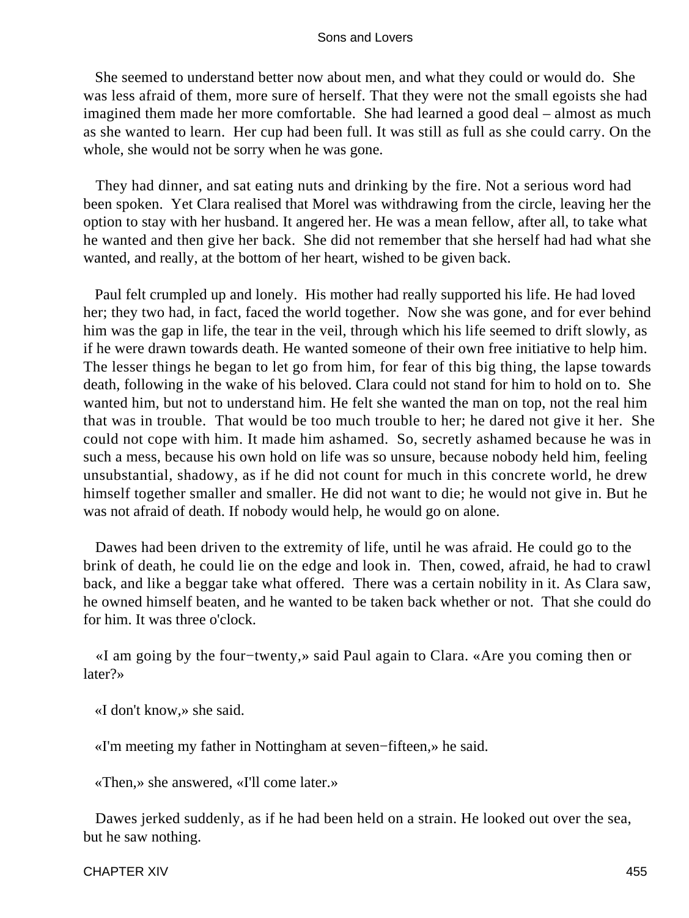She seemed to understand better now about men, and what they could or would do. She was less afraid of them, more sure of herself. That they were not the small egoists she had imagined them made her more comfortable. She had learned a good deal – almost as much as she wanted to learn. Her cup had been full. It was still as full as she could carry. On the whole, she would not be sorry when he was gone.

They had dinner, and sat eating nuts and drinking by the fire. Not a serious word had been spoken. Yet Clara realised that Morel was withdrawing from the circle, leaving her the option to stay with her husband. It angered her. He was a mean fellow, after all, to take what he wanted and then give her back. She did not remember that she herself had had what she wanted, and really, at the bottom of her heart, wished to be given back.

Paul felt crumpled up and lonely. His mother had really supported his life. He had loved her; they two had, in fact, faced the world together. Now she was gone, and for ever behind him was the gap in life, the tear in the veil, through which his life seemed to drift slowly, as if he were drawn towards death. He wanted someone of their own free initiative to help him. The lesser things he began to let go from him, for fear of this big thing, the lapse towards death, following in the wake of his beloved. Clara could not stand for him to hold on to. She wanted him, but not to understand him. He felt she wanted the man on top, not the real him that was in trouble. That would be too much trouble to her; he dared not give it her. She could not cope with him. It made him ashamed. So, secretly ashamed because he was in such a mess, because his own hold on life was so unsure, because nobody held him, feeling unsubstantial, shadowy, as if he did not count for much in this concrete world, he drew himself together smaller and smaller. He did not want to die; he would not give in. But he was not afraid of death. If nobody would help, he would go on alone.

Dawes had been driven to the extremity of life, until he was afraid. He could go to the brink of death, he could lie on the edge and look in. Then, cowed, afraid, he had to crawl back, and like a beggar take what offered. There was a certain nobility in it. As Clara saw, he owned himself beaten, and he wanted to be taken back whether or not. That she could do for him. It was three o'clock.

«I am going by the four−twenty,» said Paul again to Clara. «Are you coming then or later?»

«I don't know,» she said.

«I'm meeting my father in Nottingham at seven−fifteen,» he said.

«Then,» she answered, «I'll come later.»

Dawes jerked suddenly, as if he had been held on a strain. He looked out over the sea, but he saw nothing.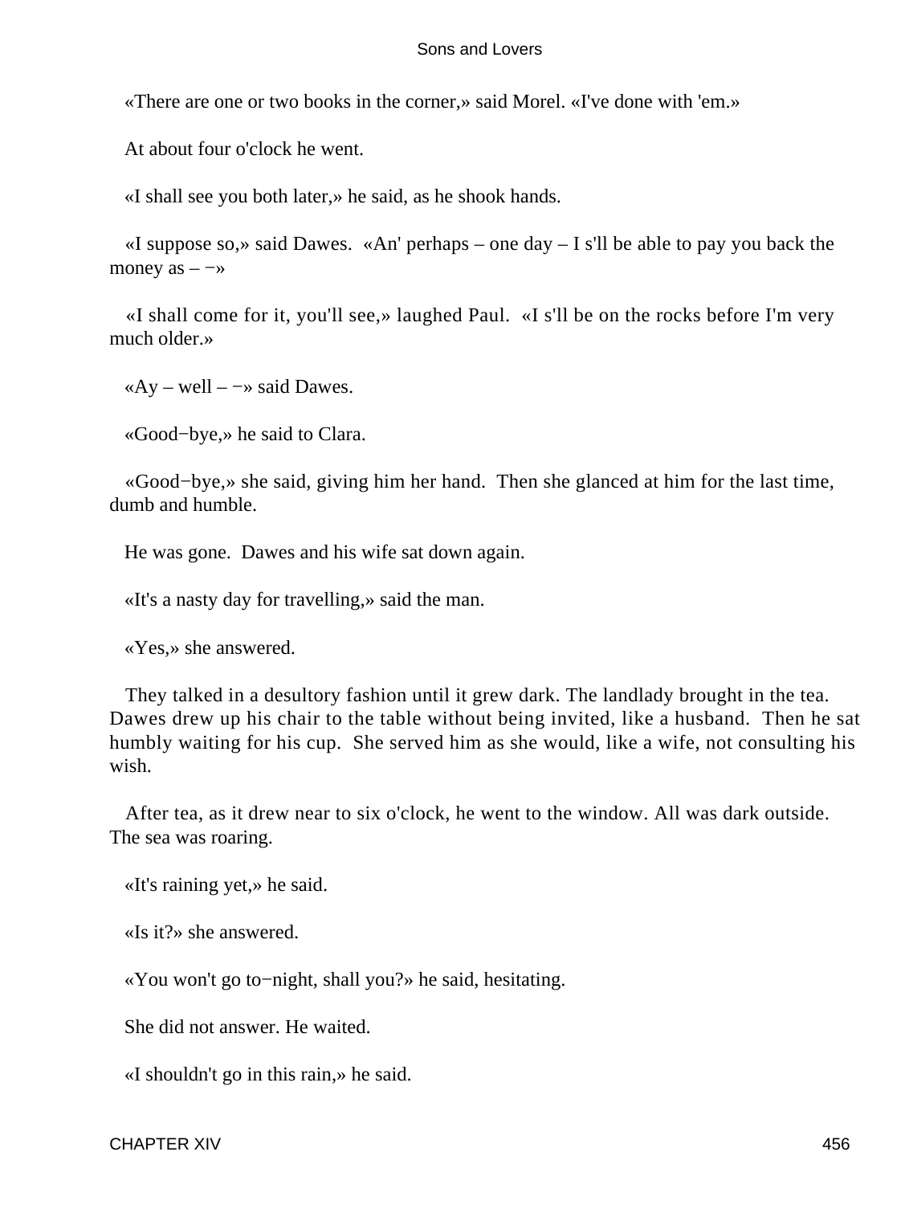«There are one or two books in the corner,» said Morel. «I've done with 'em.»

At about four o'clock he went.

«I shall see you both later,» he said, as he shook hands.

«I suppose so,» said Dawes. «An' perhaps – one day – I s'll be able to pay you back the money as – −»

«I shall come for it, you'll see,» laughed Paul. «I s'll be on the rocks before I'm very much older.»

«Ay – well – −» said Dawes.

«Good−bye,» he said to Clara.

«Good−bye,» she said, giving him her hand. Then she glanced at him for the last time, dumb and humble.

He was gone. Dawes and his wife sat down again.

«It's a nasty day for travelling,» said the man.

«Yes,» she answered.

They talked in a desultory fashion until it grew dark. The landlady brought in the tea. Dawes drew up his chair to the table without being invited, like a husband. Then he sat humbly waiting for his cup. She served him as she would, like a wife, not consulting his wish.

After tea, as it drew near to six o'clock, he went to the window. All was dark outside. The sea was roaring.

«It's raining yet,» he said.

«Is it?» she answered.

«You won't go to−night, shall you?» he said, hesitating.

She did not answer. He waited.

«I shouldn't go in this rain,» he said.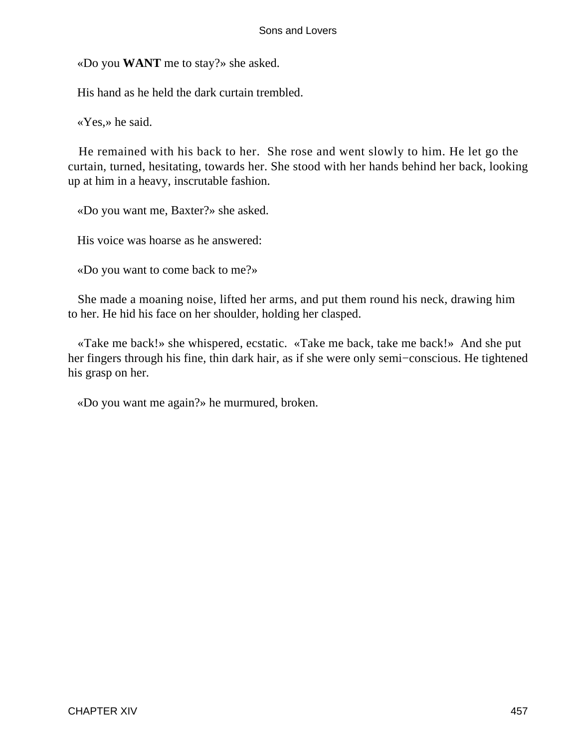«Do you **WANT** me to stay?» she asked.

His hand as he held the dark curtain trembled.

«Yes,» he said.

He remained with his back to her. She rose and went slowly to him. He let go the curtain, turned, hesitating, towards her. She stood with her hands behind her back, looking up at him in a heavy, inscrutable fashion.

«Do you want me, Baxter?» she asked.

His voice was hoarse as he answered:

«Do you want to come back to me?»

She made a moaning noise, lifted her arms, and put them round his neck, drawing him to her. He hid his face on her shoulder, holding her clasped.

«Take me back!» she whispered, ecstatic. «Take me back, take me back!» And she put her fingers through his fine, thin dark hair, as if she were only semi−conscious. He tightened his grasp on her.

«Do you want me again?» he murmured, broken.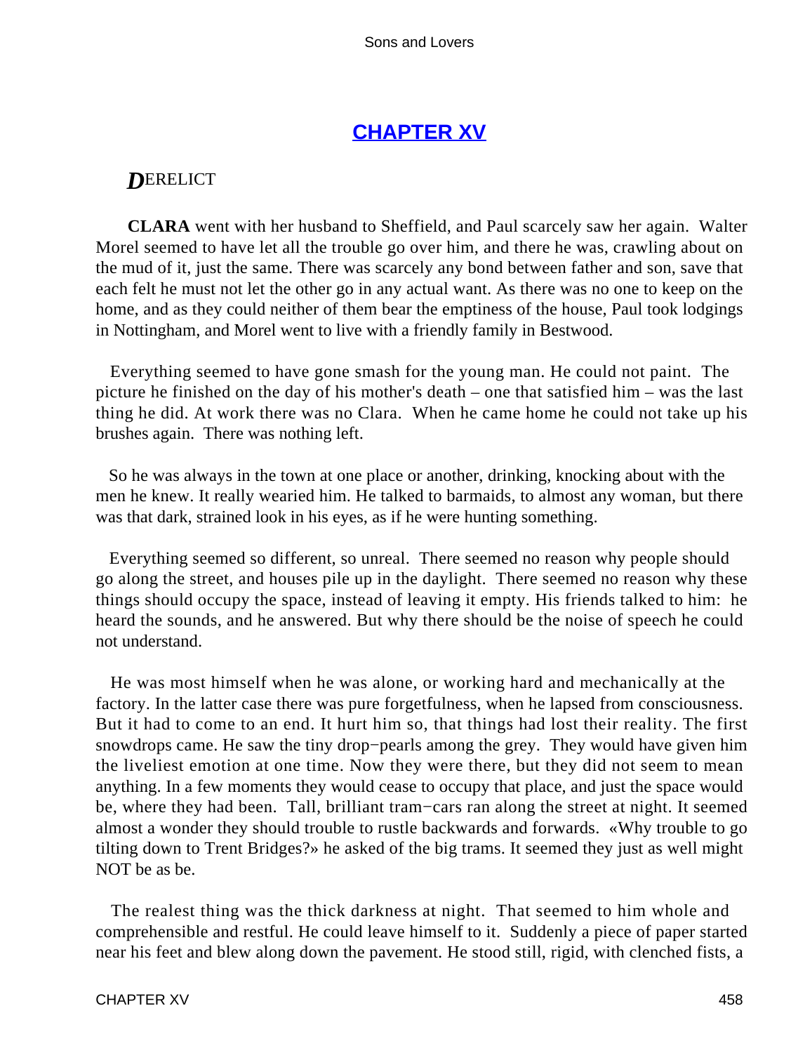## [CHAPTER XV](#)

***D***ERELICT

**CLARA** went with her husband to Sheffield, and Paul scarcely saw her again. Walter Morel seemed to have let all the trouble go over him, and there he was, crawling about on the mud of it, just the same. There was scarcely any bond between father and son, save that each felt he must not let the other go in any actual want. As there was no one to keep on the home, and as they could neither of them bear the emptiness of the house, Paul took lodgings in Nottingham, and Morel went to live with a friendly family in Bestwood.

Everything seemed to have gone smash for the young man. He could not paint. The picture he finished on the day of his mother's death – one that satisfied him – was the last thing he did. At work there was no Clara. When he came home he could not take up his brushes again. There was nothing left.

So he was always in the town at one place or another, drinking, knocking about with the men he knew. It really wearied him. He talked to barmaids, to almost any woman, but there was that dark, strained look in his eyes, as if he were hunting something.

Everything seemed so different, so unreal. There seemed no reason why people should go along the street, and houses pile up in the daylight. There seemed no reason why these things should occupy the space, instead of leaving it empty. His friends talked to him: he heard the sounds, and he answered. But why there should be the noise of speech he could not understand.

He was most himself when he was alone, or working hard and mechanically at the factory. In the latter case there was pure forgetfulness, when he lapsed from consciousness. But it had to come to an end. It hurt him so, that things had lost their reality. The first snowdrops came. He saw the tiny drop−pearls among the grey. They would have given him the liveliest emotion at one time. Now they were there, but they did not seem to mean anything. In a few moments they would cease to occupy that place, and just the space would be, where they had been. Tall, brilliant tram−cars ran along the street at night. It seemed almost a wonder they should trouble to rustle backwards and forwards. «Why trouble to go tilting down to Trent Bridges?» he asked of the big trams. It seemed they just as well might NOT be as be.

The realest thing was the thick darkness at night. That seemed to him whole and comprehensible and restful. He could leave himself to it. Suddenly a piece of paper started near his feet and blew along down the pavement. He stood still, rigid, with clenched fists, a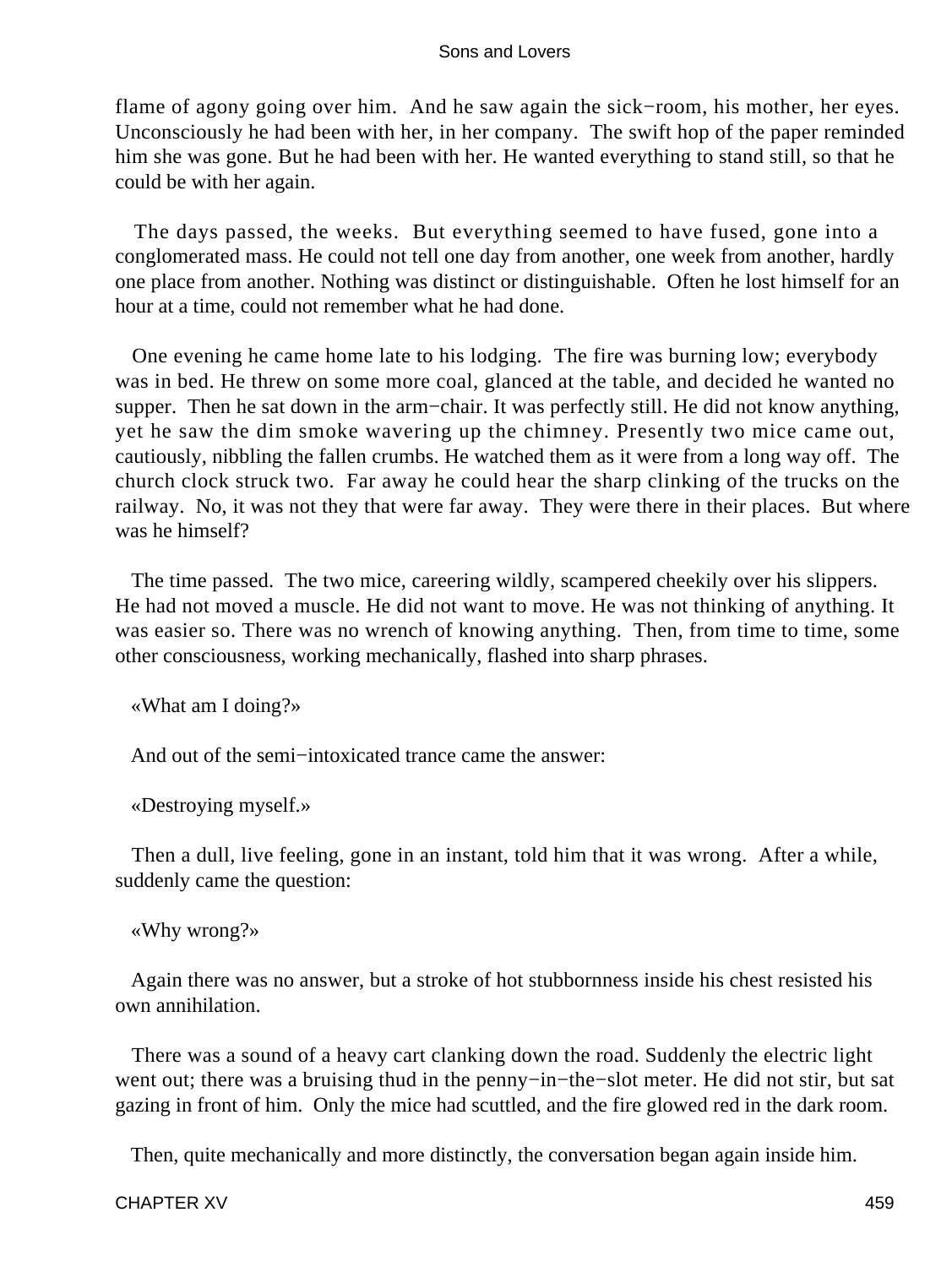flame of agony going over him. And he saw again the sick−room, his mother, her eyes. Unconsciously he had been with her, in her company. The swift hop of the paper reminded him she was gone. But he had been with her. He wanted everything to stand still, so that he could be with her again.

The days passed, the weeks. But everything seemed to have fused, gone into a conglomerated mass. He could not tell one day from another, one week from another, hardly one place from another. Nothing was distinct or distinguishable. Often he lost himself for an hour at a time, could not remember what he had done.

One evening he came home late to his lodging. The fire was burning low; everybody was in bed. He threw on some more coal, glanced at the table, and decided he wanted no supper. Then he sat down in the arm−chair. It was perfectly still. He did not know anything, yet he saw the dim smoke wavering up the chimney. Presently two mice came out, cautiously, nibbling the fallen crumbs. He watched them as it were from a long way off. The church clock struck two. Far away he could hear the sharp clinking of the trucks on the railway. No, it was not they that were far away. They were there in their places. But where was he himself?

The time passed. The two mice, careering wildly, scampered cheekily over his slippers. He had not moved a muscle. He did not want to move. He was not thinking of anything. It was easier so. There was no wrench of knowing anything. Then, from time to time, some other consciousness, working mechanically, flashed into sharp phrases.

«What am I doing?»

And out of the semi−intoxicated trance came the answer:

«Destroying myself.»

Then a dull, live feeling, gone in an instant, told him that it was wrong. After a while, suddenly came the question:

«Why wrong?»

Again there was no answer, but a stroke of hot stubbornness inside his chest resisted his own annihilation.

There was a sound of a heavy cart clanking down the road. Suddenly the electric light went out; there was a bruising thud in the penny−in−the−slot meter. He did not stir, but sat gazing in front of him. Only the mice had scuttled, and the fire glowed red in the dark room.

Then, quite mechanically and more distinctly, the conversation began again inside him.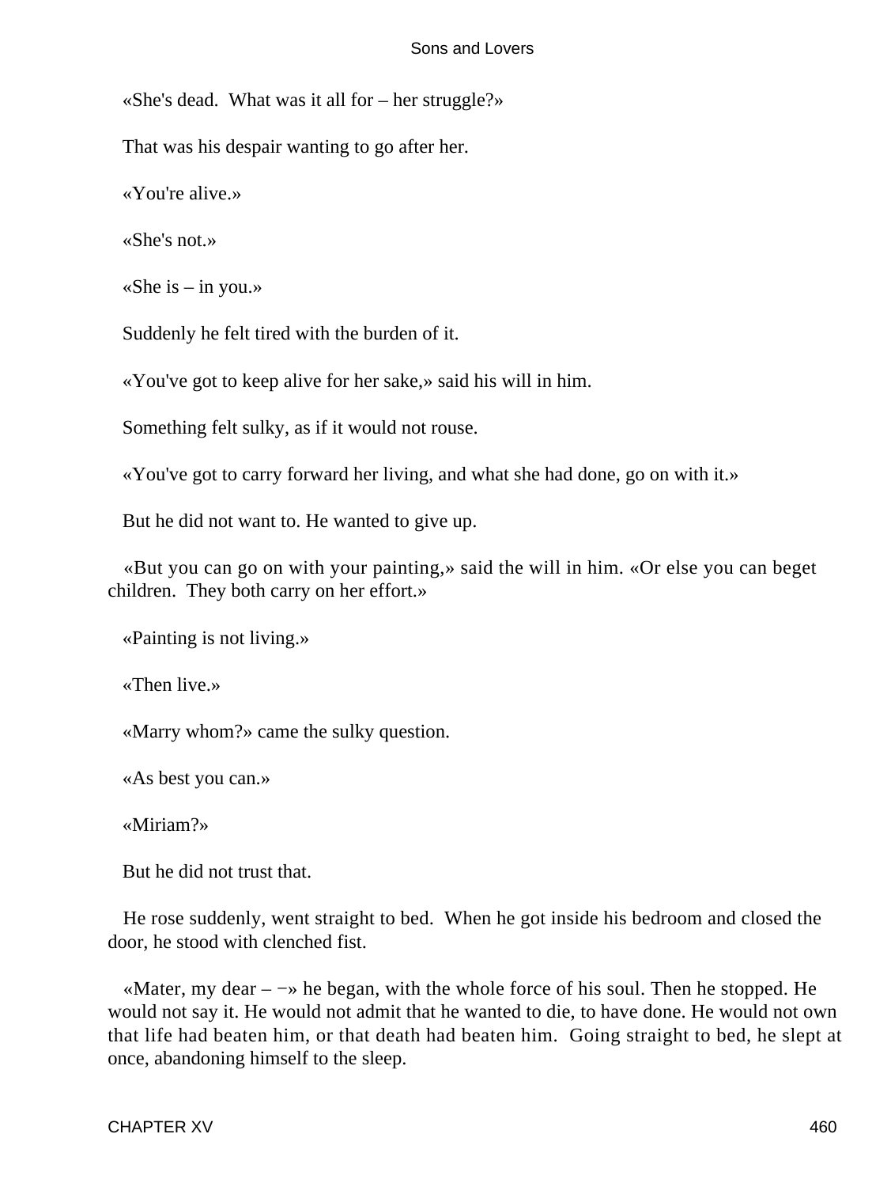«She's dead. What was it all for – her struggle?»

That was his despair wanting to go after her.

«You're alive.»

«She's not.»

«She is – in you.»

Suddenly he felt tired with the burden of it.

«You've got to keep alive for her sake,» said his will in him.

Something felt sulky, as if it would not rouse.

«You've got to carry forward her living, and what she had done, go on with it.»

But he did not want to. He wanted to give up.

«But you can go on with your painting,» said the will in him. «Or else you can beget children. They both carry on her effort.»

«Painting is not living.»

«Then live.»

«Marry whom?» came the sulky question.

«As best you can.»

«Miriam?»

But he did not trust that.

He rose suddenly, went straight to bed. When he got inside his bedroom and closed the door, he stood with clenched fist.

«Mater, my dear – −» he began, with the whole force of his soul. Then he stopped. He would not say it. He would not admit that he wanted to die, to have done. He would not own that life had beaten him, or that death had beaten him. Going straight to bed, he slept at once, abandoning himself to the sleep.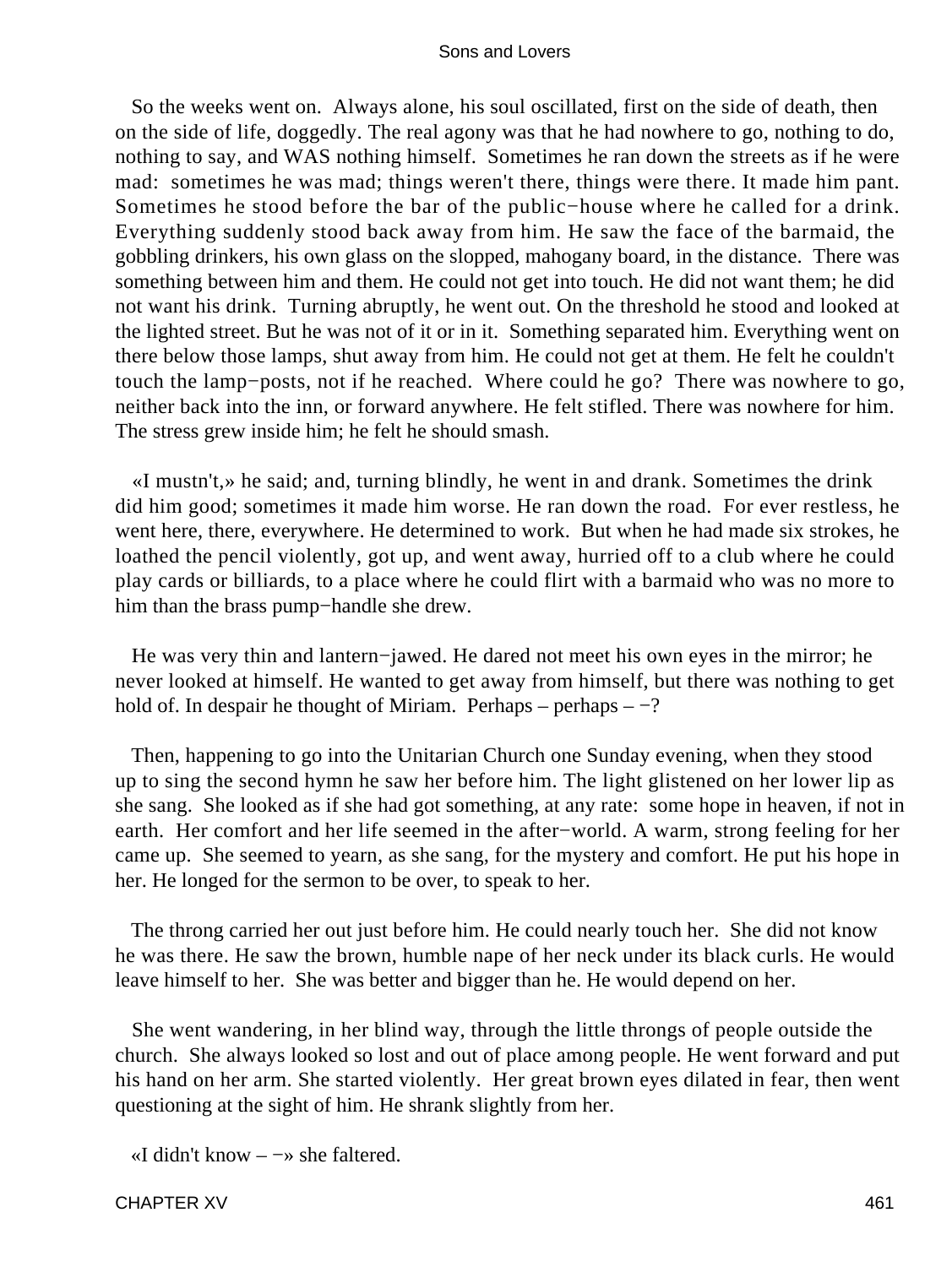So the weeks went on. Always alone, his soul oscillated, first on the side of death, then on the side of life, doggedly. The real agony was that he had nowhere to go, nothing to do, nothing to say, and WAS nothing himself. Sometimes he ran down the streets as if he were mad: sometimes he was mad; things weren't there, things were there. It made him pant. Sometimes he stood before the bar of the public−house where he called for a drink. Everything suddenly stood back away from him. He saw the face of the barmaid, the gobbling drinkers, his own glass on the slopped, mahogany board, in the distance. There was something between him and them. He could not get into touch. He did not want them; he did not want his drink. Turning abruptly, he went out. On the threshold he stood and looked at the lighted street. But he was not of it or in it. Something separated him. Everything went on there below those lamps, shut away from him. He could not get at them. He felt he couldn't touch the lamp−posts, not if he reached. Where could he go? There was nowhere to go, neither back into the inn, or forward anywhere. He felt stifled. There was nowhere for him. The stress grew inside him; he felt he should smash.

«I mustn't,» he said; and, turning blindly, he went in and drank. Sometimes the drink did him good; sometimes it made him worse. He ran down the road. For ever restless, he went here, there, everywhere. He determined to work. But when he had made six strokes, he loathed the pencil violently, got up, and went away, hurried off to a club where he could play cards or billiards, to a place where he could flirt with a barmaid who was no more to him than the brass pump−handle she drew.

He was very thin and lantern−jawed. He dared not meet his own eyes in the mirror; he never looked at himself. He wanted to get away from himself, but there was nothing to get hold of. In despair he thought of Miriam. Perhaps – perhaps – −?

Then, happening to go into the Unitarian Church one Sunday evening, when they stood up to sing the second hymn he saw her before him. The light glistened on her lower lip as she sang. She looked as if she had got something, at any rate: some hope in heaven, if not in earth. Her comfort and her life seemed in the after−world. A warm, strong feeling for her came up. She seemed to yearn, as she sang, for the mystery and comfort. He put his hope in her. He longed for the sermon to be over, to speak to her.

The throng carried her out just before him. He could nearly touch her. She did not know he was there. He saw the brown, humble nape of her neck under its black curls. He would leave himself to her. She was better and bigger than he. He would depend on her.

She went wandering, in her blind way, through the little throngs of people outside the church. She always looked so lost and out of place among people. He went forward and put his hand on her arm. She started violently. Her great brown eyes dilated in fear, then went questioning at the sight of him. He shrank slightly from her.

«I didn't know – −» she faltered.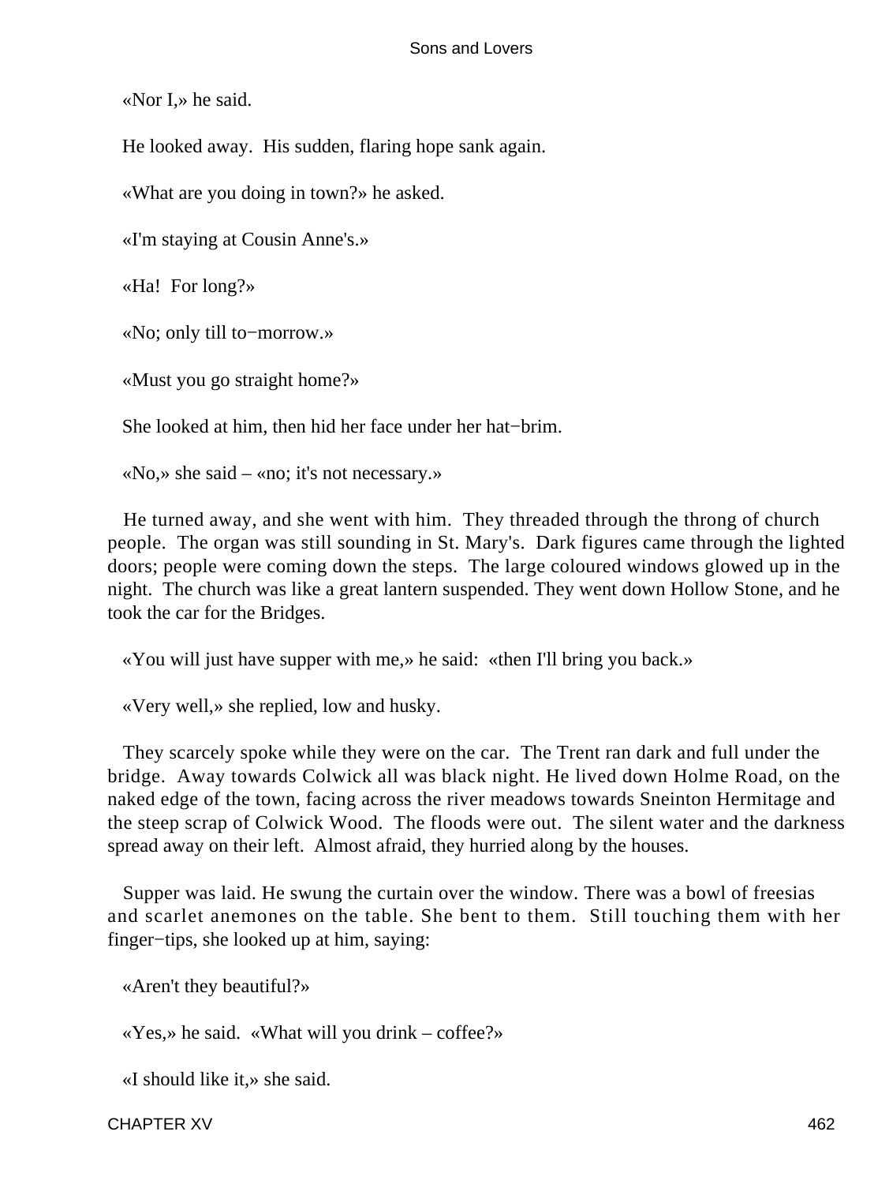«Nor I,» he said.

He looked away. His sudden, flaring hope sank again.

«What are you doing in town?» he asked.

«I'm staying at Cousin Anne's.»

«Ha! For long?»

«No; only till to−morrow.»

«Must you go straight home?»

She looked at him, then hid her face under her hat−brim.

«No,» she said – «no; it's not necessary.»

He turned away, and she went with him. They threaded through the throng of church people. The organ was still sounding in St. Mary's. Dark figures came through the lighted doors; people were coming down the steps. The large coloured windows glowed up in the night. The church was like a great lantern suspended. They went down Hollow Stone, and he took the car for the Bridges.

«You will just have supper with me,» he said: «then I'll bring you back.»

«Very well,» she replied, low and husky.

They scarcely spoke while they were on the car. The Trent ran dark and full under the bridge. Away towards Colwick all was black night. He lived down Holme Road, on the naked edge of the town, facing across the river meadows towards Sneinton Hermitage and the steep scrap of Colwick Wood. The floods were out. The silent water and the darkness spread away on their left. Almost afraid, they hurried along by the houses.

Supper was laid. He swung the curtain over the window. There was a bowl of freesias and scarlet anemones on the table. She bent to them. Still touching them with her finger−tips, she looked up at him, saying:

«Aren't they beautiful?»

«Yes,» he said. «What will you drink – coffee?»

«I should like it,» she said.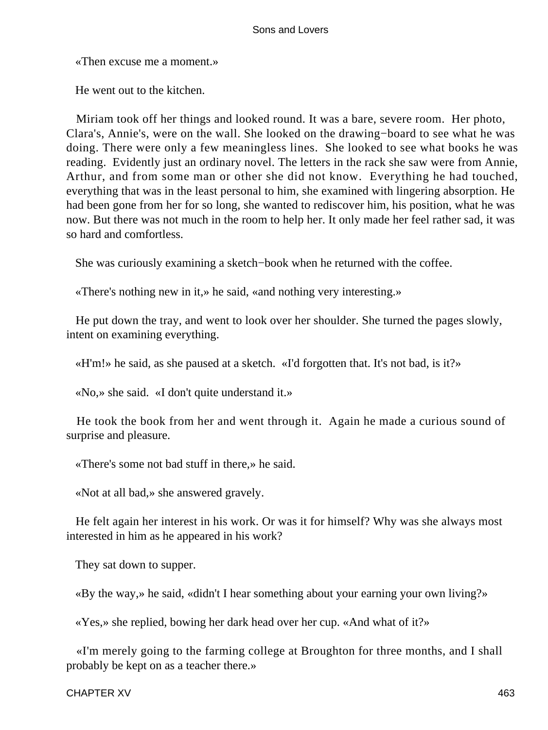«Then excuse me a moment.»

He went out to the kitchen.

Miriam took off her things and looked round. It was a bare, severe room. Her photo, Clara's, Annie's, were on the wall. She looked on the drawing−board to see what he was doing. There were only a few meaningless lines. She looked to see what books he was reading. Evidently just an ordinary novel. The letters in the rack she saw were from Annie, Arthur, and from some man or other she did not know. Everything he had touched, everything that was in the least personal to him, she examined with lingering absorption. He had been gone from her for so long, she wanted to rediscover him, his position, what he was now. But there was not much in the room to help her. It only made her feel rather sad, it was so hard and comfortless.

She was curiously examining a sketch−book when he returned with the coffee.

«There's nothing new in it,» he said, «and nothing very interesting.»

He put down the tray, and went to look over her shoulder. She turned the pages slowly, intent on examining everything.

«H'm!» he said, as she paused at a sketch. «I'd forgotten that. It's not bad, is it?»

«No,» she said. «I don't quite understand it.»

He took the book from her and went through it. Again he made a curious sound of surprise and pleasure.

«There's some not bad stuff in there,» he said.

«Not at all bad,» she answered gravely.

He felt again her interest in his work. Or was it for himself? Why was she always most interested in him as he appeared in his work?

They sat down to supper.

«By the way,» he said, «didn't I hear something about your earning your own living?»

«Yes,» she replied, bowing her dark head over her cup. «And what of it?»

«I'm merely going to the farming college at Broughton for three months, and I shall probably be kept on as a teacher there.»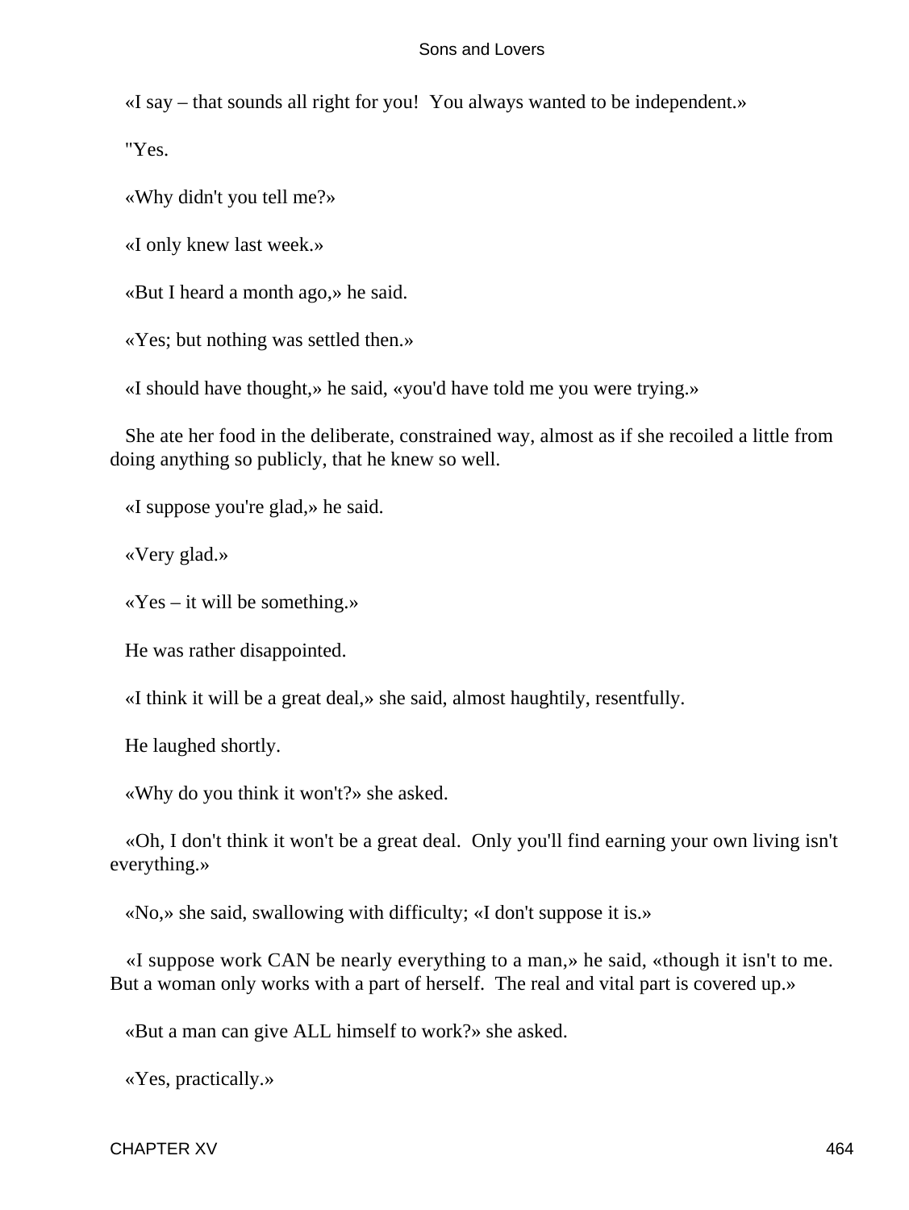«I say – that sounds all right for you!  You always wanted to be independent.»

"Yes.

«Why didn't you tell me?»

«I only knew last week.»

«But I heard a month ago,» he said.

«Yes; but nothing was settled then.»

«I should have thought,» he said, «you'd have told me you were trying.»

She ate her food in the deliberate, constrained way, almost as if she recoiled a little from doing anything so publicly, that he knew so well.

«I suppose you're glad,» he said.

«Very glad.»

«Yes – it will be something.»

He was rather disappointed.

«I think it will be a great deal,» she said, almost haughtily, resentfully.

He laughed shortly.

«Why do you think it won't?» she asked.

«Oh, I don't think it won't be a great deal.  Only you'll find earning your own living isn't everything.»

«No,» she said, swallowing with difficulty; «I don't suppose it is.»

«I suppose work CAN be nearly everything to a man,» he said, «though it isn't to me.  But a woman only works with a part of herself.  The real and vital part is covered up.»

«But a man can give ALL himself to work?» she asked.

«Yes, practically.»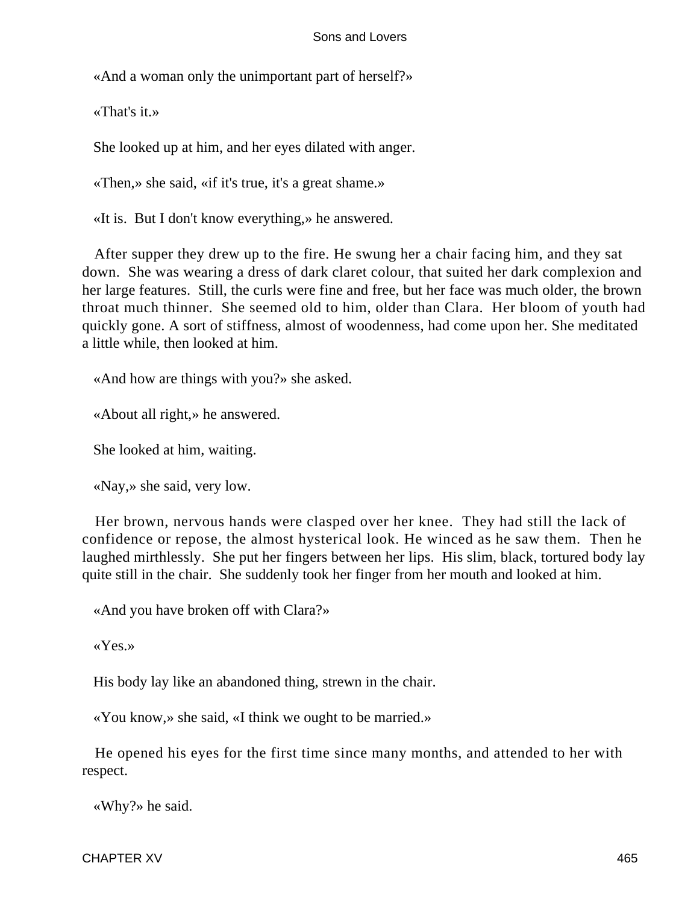«And a woman only the unimportant part of herself?»

«That's it.»

She looked up at him, and her eyes dilated with anger.

«Then,» she said, «if it's true, it's a great shame.»

«It is. But I don't know everything,» he answered.

After supper they drew up to the fire. He swung her a chair facing him, and they sat down. She was wearing a dress of dark claret colour, that suited her dark complexion and her large features. Still, the curls were fine and free, but her face was much older, the brown throat much thinner. She seemed old to him, older than Clara. Her bloom of youth had quickly gone. A sort of stiffness, almost of woodenness, had come upon her. She meditated a little while, then looked at him.

«And how are things with you?» she asked.

«About all right,» he answered.

She looked at him, waiting.

«Nay,» she said, very low.

Her brown, nervous hands were clasped over her knee. They had still the lack of confidence or repose, the almost hysterical look. He winced as he saw them. Then he laughed mirthlessly. She put her fingers between her lips. His slim, black, tortured body lay quite still in the chair. She suddenly took her finger from her mouth and looked at him.

«And you have broken off with Clara?»

«Yes.»

His body lay like an abandoned thing, strewn in the chair.

«You know,» she said, «I think we ought to be married.»

He opened his eyes for the first time since many months, and attended to her with respect.

«Why?» he said.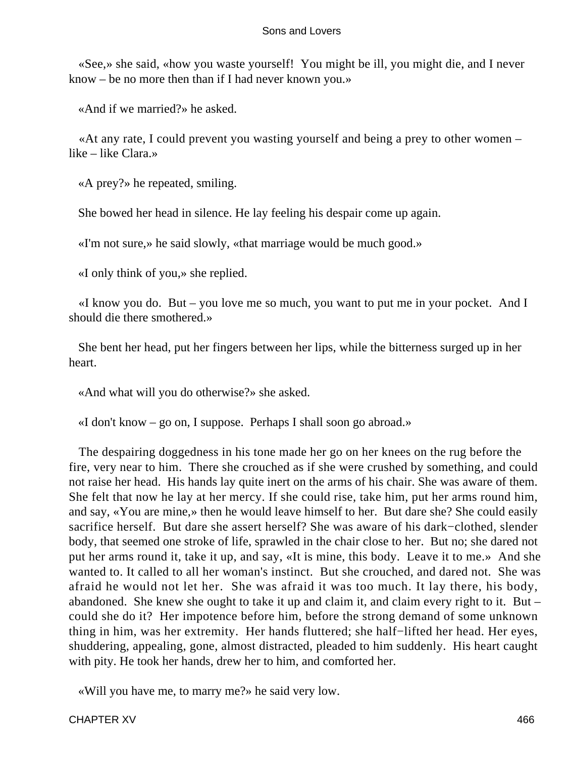«See,» she said, «how you waste yourself!  You might be ill, you might die, and I never know – be no more then than if I had never known you.»

«And if we married?» he asked.

«At any rate, I could prevent you wasting yourself and being a prey to other women – like – like Clara.»

«A prey?» he repeated, smiling.

She bowed her head in silence. He lay feeling his despair come up again.

«I'm not sure,» he said slowly, «that marriage would be much good.»

«I only think of you,» she replied.

«I know you do.  But – you love me so much, you want to put me in your pocket.  And I should die there smothered.»

She bent her head, put her fingers between her lips, while the bitterness surged up in her heart.

«And what will you do otherwise?» she asked.

«I don't know – go on, I suppose.  Perhaps I shall soon go abroad.»

The despairing doggedness in his tone made her go on her knees on the rug before the fire, very near to him.  There she crouched as if she were crushed by something, and could not raise her head.  His hands lay quite inert on the arms of his chair. She was aware of them.  She felt that now he lay at her mercy. If she could rise, take him, put her arms round him, and say, «You are mine,» then he would leave himself to her.  But dare she? She could easily sacrifice herself.  But dare she assert herself? She was aware of his dark−clothed, slender body, that seemed one stroke of life, sprawled in the chair close to her.  But no; she dared not put her arms round it, take it up, and say, «It is mine, this body.  Leave it to me.»  And she wanted to. It called to all her woman's instinct.  But she crouched, and dared not.  She was afraid he would not let her.  She was afraid it was too much. It lay there, his body, abandoned.  She knew she ought to take it up and claim it, and claim every right to it.  But – could she do it?  Her impotence before him, before the strong demand of some unknown thing in him, was her extremity.  Her hands fluttered; she half−lifted her head. Her eyes, shuddering, appealing, gone, almost distracted, pleaded to him suddenly.  His heart caught with pity. He took her hands, drew her to him, and comforted her.

«Will you have me, to marry me?» he said very low.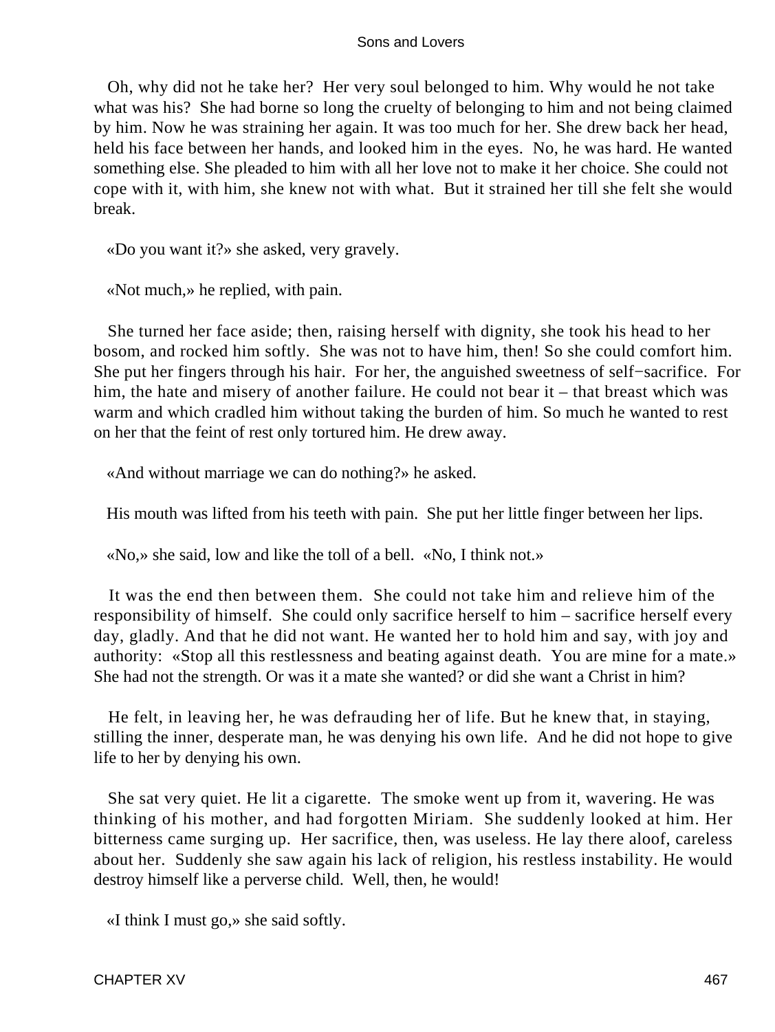Oh, why did not he take her? Her very soul belonged to him. Why would he not take what was his? She had borne so long the cruelty of belonging to him and not being claimed by him. Now he was straining her again. It was too much for her. She drew back her head, held his face between her hands, and looked him in the eyes. No, he was hard. He wanted something else. She pleaded to him with all her love not to make it her choice. She could not cope with it, with him, she knew not with what. But it strained her till she felt she would break.

«Do you want it?» she asked, very gravely.

«Not much,» he replied, with pain.

She turned her face aside; then, raising herself with dignity, she took his head to her bosom, and rocked him softly. She was not to have him, then! So she could comfort him. She put her fingers through his hair. For her, the anguished sweetness of self−sacrifice. For him, the hate and misery of another failure. He could not bear it – that breast which was warm and which cradled him without taking the burden of him. So much he wanted to rest on her that the feint of rest only tortured him. He drew away.

«And without marriage we can do nothing?» he asked.

His mouth was lifted from his teeth with pain. She put her little finger between her lips.

«No,» she said, low and like the toll of a bell. «No, I think not.»

It was the end then between them. She could not take him and relieve him of the responsibility of himself. She could only sacrifice herself to him – sacrifice herself every day, gladly. And that he did not want. He wanted her to hold him and say, with joy and authority: «Stop all this restlessness and beating against death. You are mine for a mate.» She had not the strength. Or was it a mate she wanted? or did she want a Christ in him?

He felt, in leaving her, he was defrauding her of life. But he knew that, in staying, stilling the inner, desperate man, he was denying his own life. And he did not hope to give life to her by denying his own.

She sat very quiet. He lit a cigarette. The smoke went up from it, wavering. He was thinking of his mother, and had forgotten Miriam. She suddenly looked at him. Her bitterness came surging up. Her sacrifice, then, was useless. He lay there aloof, careless about her. Suddenly she saw again his lack of religion, his restless instability. He would destroy himself like a perverse child. Well, then, he would!

«I think I must go,» she said softly.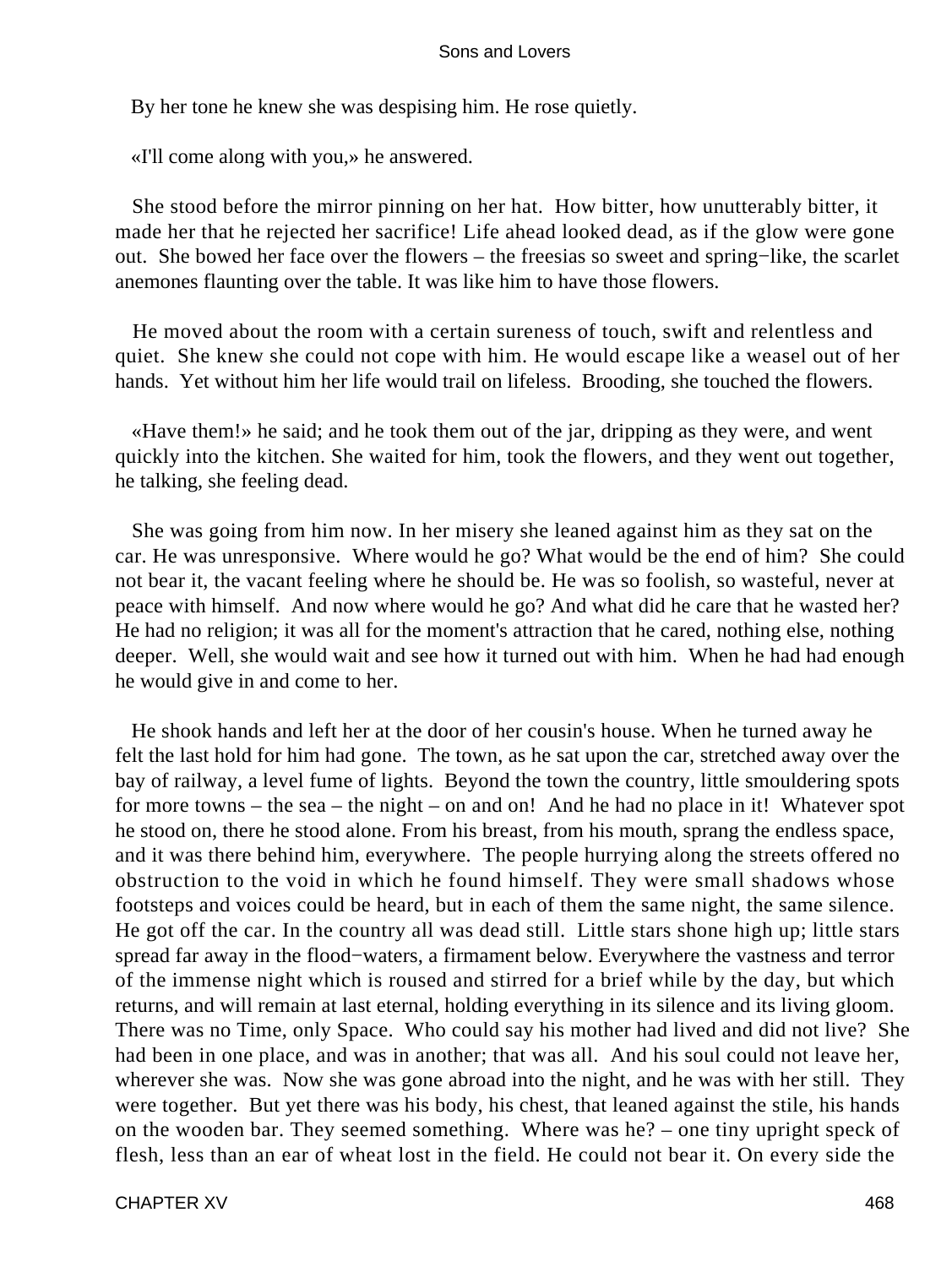By her tone he knew she was despising him. He rose quietly.

«I'll come along with you,» he answered.

She stood before the mirror pinning on her hat. How bitter, how unutterably bitter, it made her that he rejected her sacrifice! Life ahead looked dead, as if the glow were gone out. She bowed her face over the flowers – the freesias so sweet and spring−like, the scarlet anemones flaunting over the table. It was like him to have those flowers.

He moved about the room with a certain sureness of touch, swift and relentless and quiet. She knew she could not cope with him. He would escape like a weasel out of her hands. Yet without him her life would trail on lifeless. Brooding, she touched the flowers.

«Have them!» he said; and he took them out of the jar, dripping as they were, and went quickly into the kitchen. She waited for him, took the flowers, and they went out together, he talking, she feeling dead.

She was going from him now. In her misery she leaned against him as they sat on the car. He was unresponsive. Where would he go? What would be the end of him? She could not bear it, the vacant feeling where he should be. He was so foolish, so wasteful, never at peace with himself. And now where would he go? And what did he care that he wasted her? He had no religion; it was all for the moment's attraction that he cared, nothing else, nothing deeper. Well, she would wait and see how it turned out with him. When he had had enough he would give in and come to her.

He shook hands and left her at the door of her cousin's house. When he turned away he felt the last hold for him had gone. The town, as he sat upon the car, stretched away over the bay of railway, a level fume of lights. Beyond the town the country, little smouldering spots for more towns – the sea – the night – on and on! And he had no place in it! Whatever spot he stood on, there he stood alone. From his breast, from his mouth, sprang the endless space, and it was there behind him, everywhere. The people hurrying along the streets offered no obstruction to the void in which he found himself. They were small shadows whose footsteps and voices could be heard, but in each of them the same night, the same silence. He got off the car. In the country all was dead still. Little stars shone high up; little stars spread far away in the flood−waters, a firmament below. Everywhere the vastness and terror of the immense night which is roused and stirred for a brief while by the day, but which returns, and will remain at last eternal, holding everything in its silence and its living gloom. There was no Time, only Space. Who could say his mother had lived and did not live? She had been in one place, and was in another; that was all. And his soul could not leave her, wherever she was. Now she was gone abroad into the night, and he was with her still. They were together. But yet there was his body, his chest, that leaned against the stile, his hands on the wooden bar. They seemed something. Where was he? – one tiny upright speck of flesh, less than an ear of wheat lost in the field. He could not bear it. On every side the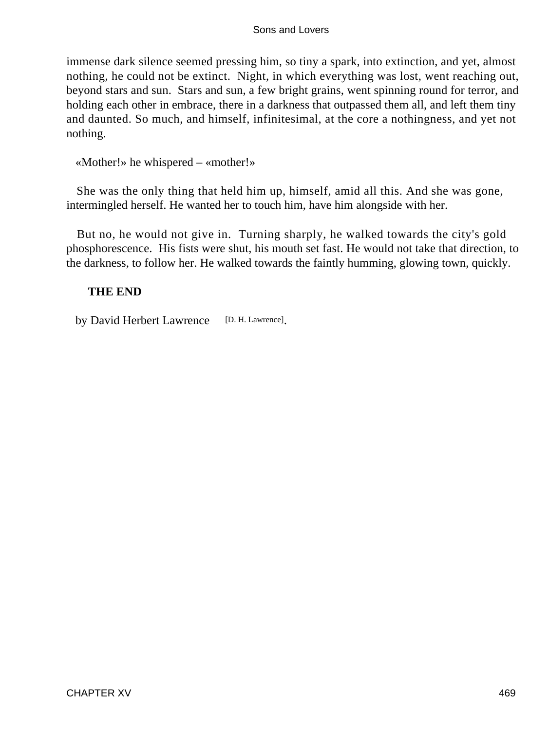immense dark silence seemed pressing him, so tiny a spark, into extinction, and yet, almost nothing, he could not be extinct. Night, in which everything was lost, went reaching out, beyond stars and sun. Stars and sun, a few bright grains, went spinning round for terror, and holding each other in embrace, there in a darkness that outpassed them all, and left them tiny and daunted. So much, and himself, infinitesimal, at the core a nothingness, and yet not nothing.

«Mother!» he whispered – «mother!»

She was the only thing that held him up, himself, amid all this. And she was gone, intermingled herself. He wanted her to touch him, have him alongside with her.

But no, he would not give in. Turning sharply, he walked towards the city's gold phosphorescence. His fists were shut, his mouth set fast. He would not take that direction, to the darkness, to follow her. He walked towards the faintly humming, glowing town, quickly.

**THE END**

by David Herbert Lawrence [D. H. Lawrence].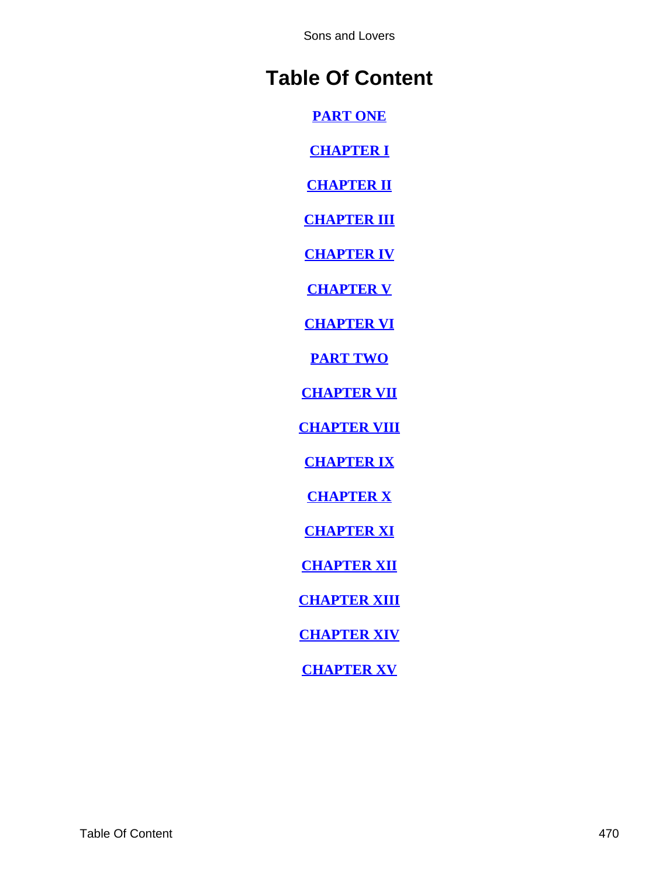# Table Of Content

PART ONE

CHAPTER I

CHAPTER II

CHAPTER III

CHAPTER IV

CHAPTER V

CHAPTER VI

PART TWO

CHAPTER VII

CHAPTER VIII

CHAPTER IX

CHAPTER X

CHAPTER XI

CHAPTER XII

CHAPTER XIII

CHAPTER XIV

CHAPTER XV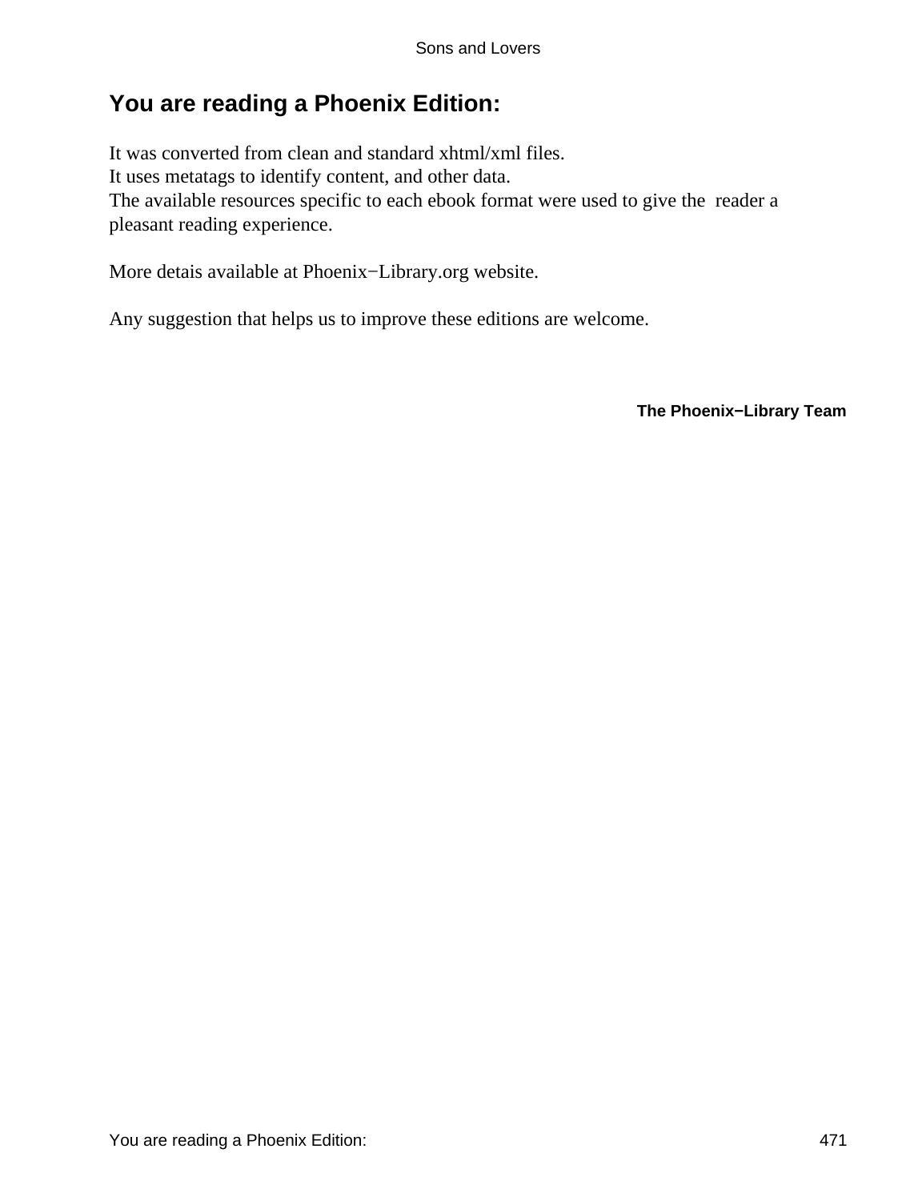## You are reading a Phoenix Edition:

It was converted from clean and standard xhtml/xml files.
It uses metatags to identify content, and other data.
The available resources specific to each ebook format were used to give the reader a pleasant reading experience.

More detais available at Phoenix−Library.org website.

Any suggestion that helps us to improve these editions are welcome.

**The Phoenix−Library Team**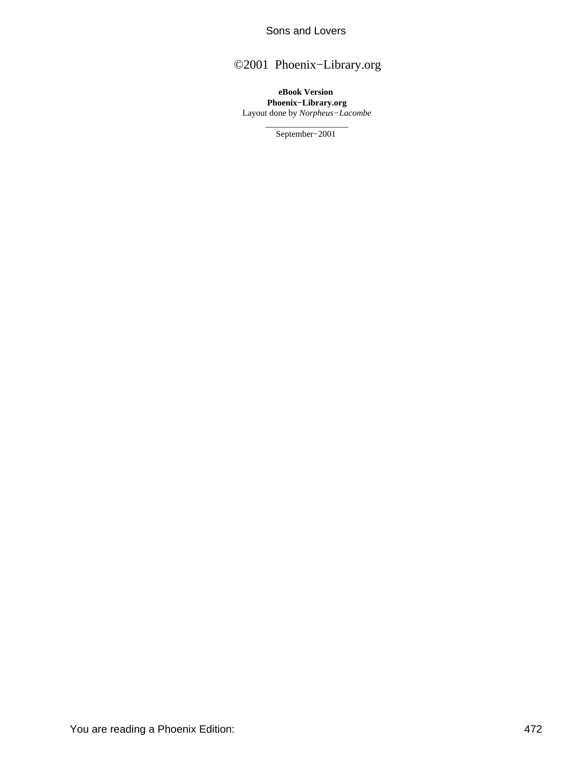©2001 Phoenix−Library.org

**eBook Version**
**Phoenix−Library.org**
Layout done by *Norpheus−Lacombe*

___________________

September−2001